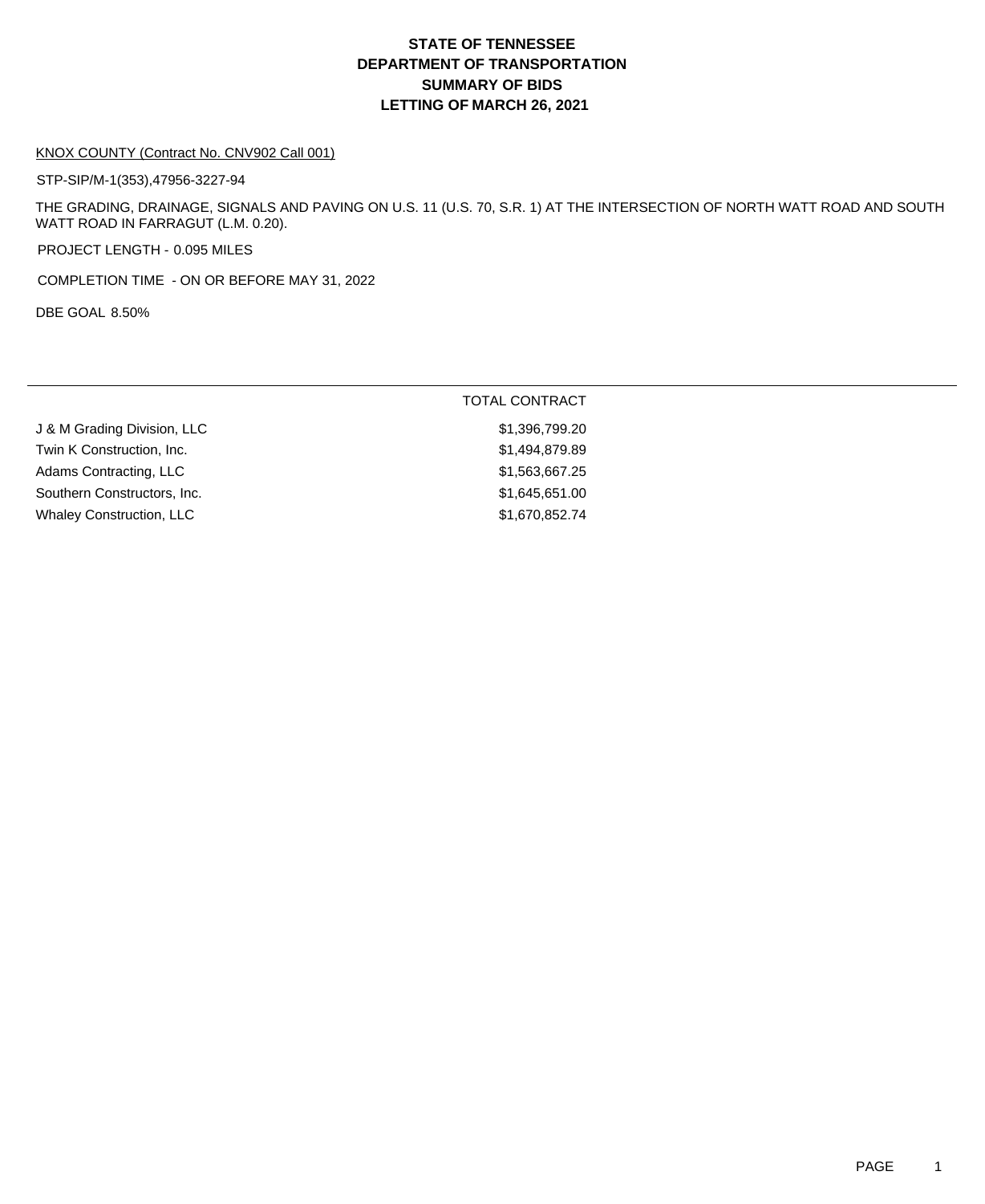# STATE OF TENNESSEE
# DEPARTMENT OF TRANSPORTATION
# SUMMARY OF BIDS
# LETTING OF MARCH 26, 2021

KNOX COUNTY (Contract No. CNV902 Call 001)

STP-SIP/M-1(353),47956-3227-94

THE GRADING, DRAINAGE, SIGNALS AND PAVING ON U.S. 11 (U.S. 70, S.R. 1) AT THE INTERSECTION OF NORTH WATT ROAD AND SOUTH WATT ROAD IN FARRAGUT (L.M. 0.20).

PROJECT LENGTH - 0.095 MILES

COMPLETION TIME - ON OR BEFORE MAY 31, 2022

DBE GOAL 8.50%

| | TOTAL CONTRACT |
|---|---|
| J & M Grading Division, LLC | $1,396,799.20 |
| Twin K Construction, Inc. | $1,494,879.89 |
| Adams Contracting, LLC | $1,563,667.25 |
| Southern Constructors, Inc. | $1,645,651.00 |
| Whaley Construction, LLC | $1,670,852.74 |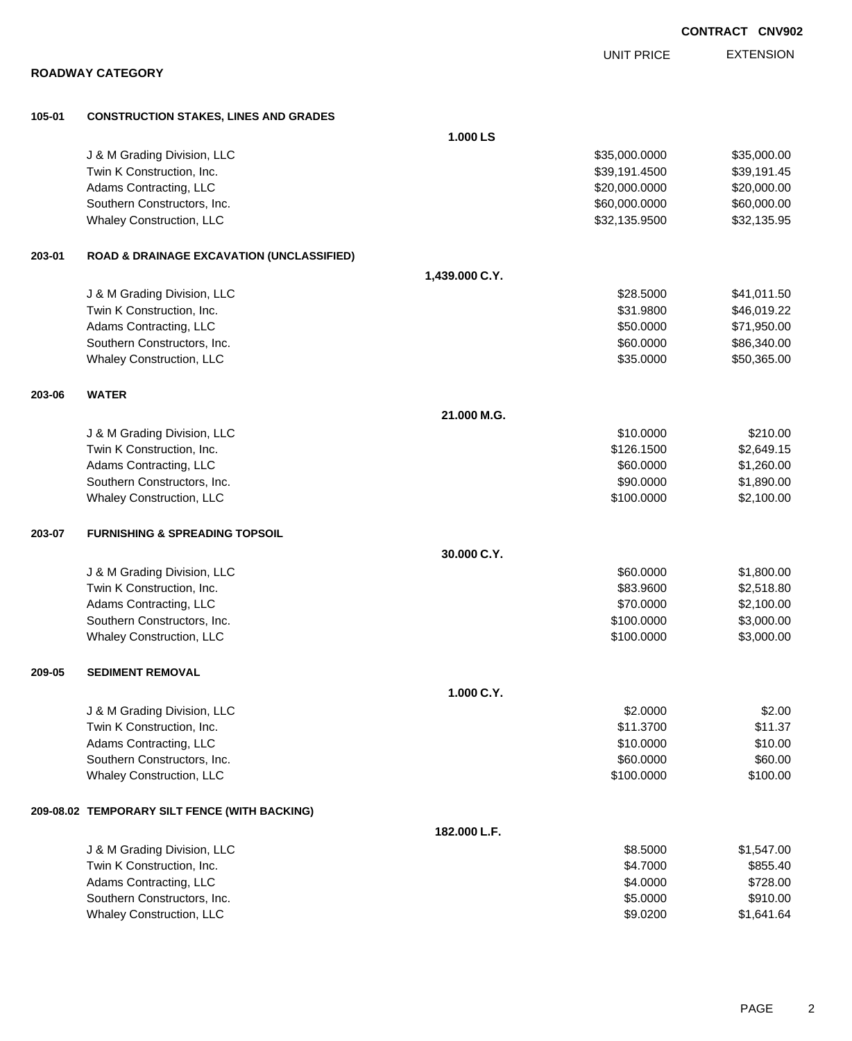**CONTRACT CNV902**

## ROADWAY CATEGORY

| | | | UNIT PRICE | EXTENSION |
|---|---|---|---|---|
| **105-01** | **CONSTRUCTION STAKES, LINES AND GRADES** | | | |
| | | **1.000 LS** | | |
| | J & M Grading Division, LLC | | $35,000.0000 | $35,000.00 |
| | Twin K Construction, Inc. | | $39,191.4500 | $39,191.45 |
| | Adams Contracting, LLC | | $20,000.0000 | $20,000.00 |
| | Southern Constructors, Inc. | | $60,000.0000 | $60,000.00 |
| | Whaley Construction, LLC | | $32,135.9500 | $32,135.95 |
| **203-01** | **ROAD & DRAINAGE EXCAVATION (UNCLASSIFIED)** | | | |
| | | **1,439.000 C.Y.** | | |
| | J & M Grading Division, LLC | | $28.5000 | $41,011.50 |
| | Twin K Construction, Inc. | | $31.9800 | $46,019.22 |
| | Adams Contracting, LLC | | $50.0000 | $71,950.00 |
| | Southern Constructors, Inc. | | $60.0000 | $86,340.00 |
| | Whaley Construction, LLC | | $35.0000 | $50,365.00 |
| **203-06** | **WATER** | | | |
| | | **21.000 M.G.** | | |
| | J & M Grading Division, LLC | | $10.0000 | $210.00 |
| | Twin K Construction, Inc. | | $126.1500 | $2,649.15 |
| | Adams Contracting, LLC | | $60.0000 | $1,260.00 |
| | Southern Constructors, Inc. | | $90.0000 | $1,890.00 |
| | Whaley Construction, LLC | | $100.0000 | $2,100.00 |
| **203-07** | **FURNISHING & SPREADING TOPSOIL** | | | |
| | | **30.000 C.Y.** | | |
| | J & M Grading Division, LLC | | $60.0000 | $1,800.00 |
| | Twin K Construction, Inc. | | $83.9600 | $2,518.80 |
| | Adams Contracting, LLC | | $70.0000 | $2,100.00 |
| | Southern Constructors, Inc. | | $100.0000 | $3,000.00 |
| | Whaley Construction, LLC | | $100.0000 | $3,000.00 |
| **209-05** | **SEDIMENT REMOVAL** | | | |
| | | **1.000 C.Y.** | | |
| | J & M Grading Division, LLC | | $2.0000 | $2.00 |
| | Twin K Construction, Inc. | | $11.3700 | $11.37 |
| | Adams Contracting, LLC | | $10.0000 | $10.00 |
| | Southern Constructors, Inc. | | $60.0000 | $60.00 |
| | Whaley Construction, LLC | | $100.0000 | $100.00 |
| **209-08.02** | **TEMPORARY SILT FENCE (WITH BACKING)** | | | |
| | | **182.000 L.F.** | | |
| | J & M Grading Division, LLC | | $8.5000 | $1,547.00 |
| | Twin K Construction, Inc. | | $4.7000 | $855.40 |
| | Adams Contracting, LLC | | $4.0000 | $728.00 |
| | Southern Constructors, Inc. | | $5.0000 | $910.00 |
| | Whaley Construction, LLC | | $9.0200 | $1,641.64 |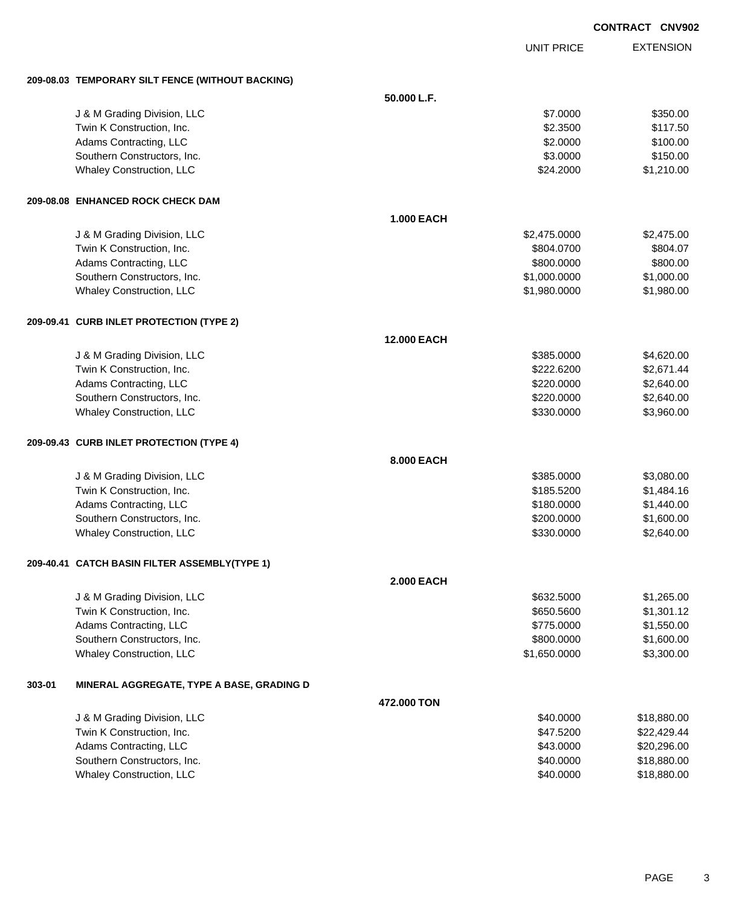**CONTRACT CNV902**

| | | UNIT PRICE | EXTENSION |
|---|---|---|---|
| **209-08.03 TEMPORARY SILT FENCE (WITHOUT BACKING)** | | | |
| | **50.000 L.F.** | | |
| J & M Grading Division, LLC | | $7.0000 | $350.00 |
| Twin K Construction, Inc. | | $2.3500 | $117.50 |
| Adams Contracting, LLC | | $2.0000 | $100.00 |
| Southern Constructors, Inc. | | $3.0000 | $150.00 |
| Whaley Construction, LLC | | $24.2000 | $1,210.00 |
| **209-08.08 ENHANCED ROCK CHECK DAM** | | | |
| | **1.000 EACH** | | |
| J & M Grading Division, LLC | | $2,475.0000 | $2,475.00 |
| Twin K Construction, Inc. | | $804.0700 | $804.07 |
| Adams Contracting, LLC | | $800.0000 | $800.00 |
| Southern Constructors, Inc. | | $1,000.0000 | $1,000.00 |
| Whaley Construction, LLC | | $1,980.0000 | $1,980.00 |
| **209-09.41 CURB INLET PROTECTION (TYPE 2)** | | | |
| | **12.000 EACH** | | |
| J & M Grading Division, LLC | | $385.0000 | $4,620.00 |
| Twin K Construction, Inc. | | $222.6200 | $2,671.44 |
| Adams Contracting, LLC | | $220.0000 | $2,640.00 |
| Southern Constructors, Inc. | | $220.0000 | $2,640.00 |
| Whaley Construction, LLC | | $330.0000 | $3,960.00 |
| **209-09.43 CURB INLET PROTECTION (TYPE 4)** | | | |
| | **8.000 EACH** | | |
| J & M Grading Division, LLC | | $385.0000 | $3,080.00 |
| Twin K Construction, Inc. | | $185.5200 | $1,484.16 |
| Adams Contracting, LLC | | $180.0000 | $1,440.00 |
| Southern Constructors, Inc. | | $200.0000 | $1,600.00 |
| Whaley Construction, LLC | | $330.0000 | $2,640.00 |
| **209-40.41 CATCH BASIN FILTER ASSEMBLY(TYPE 1)** | | | |
| | **2.000 EACH** | | |
| J & M Grading Division, LLC | | $632.5000 | $1,265.00 |
| Twin K Construction, Inc. | | $650.5600 | $1,301.12 |
| Adams Contracting, LLC | | $775.0000 | $1,550.00 |
| Southern Constructors, Inc. | | $800.0000 | $1,600.00 |
| Whaley Construction, LLC | | $1,650.0000 | $3,300.00 |
| **303-01 MINERAL AGGREGATE, TYPE A BASE, GRADING D** | | | |
| | **472.000 TON** | | |
| J & M Grading Division, LLC | | $40.0000 | $18,880.00 |
| Twin K Construction, Inc. | | $47.5200 | $22,429.44 |
| Adams Contracting, LLC | | $43.0000 | $20,296.00 |
| Southern Constructors, Inc. | | $40.0000 | $18,880.00 |
| Whaley Construction, LLC | | $40.0000 | $18,880.00 |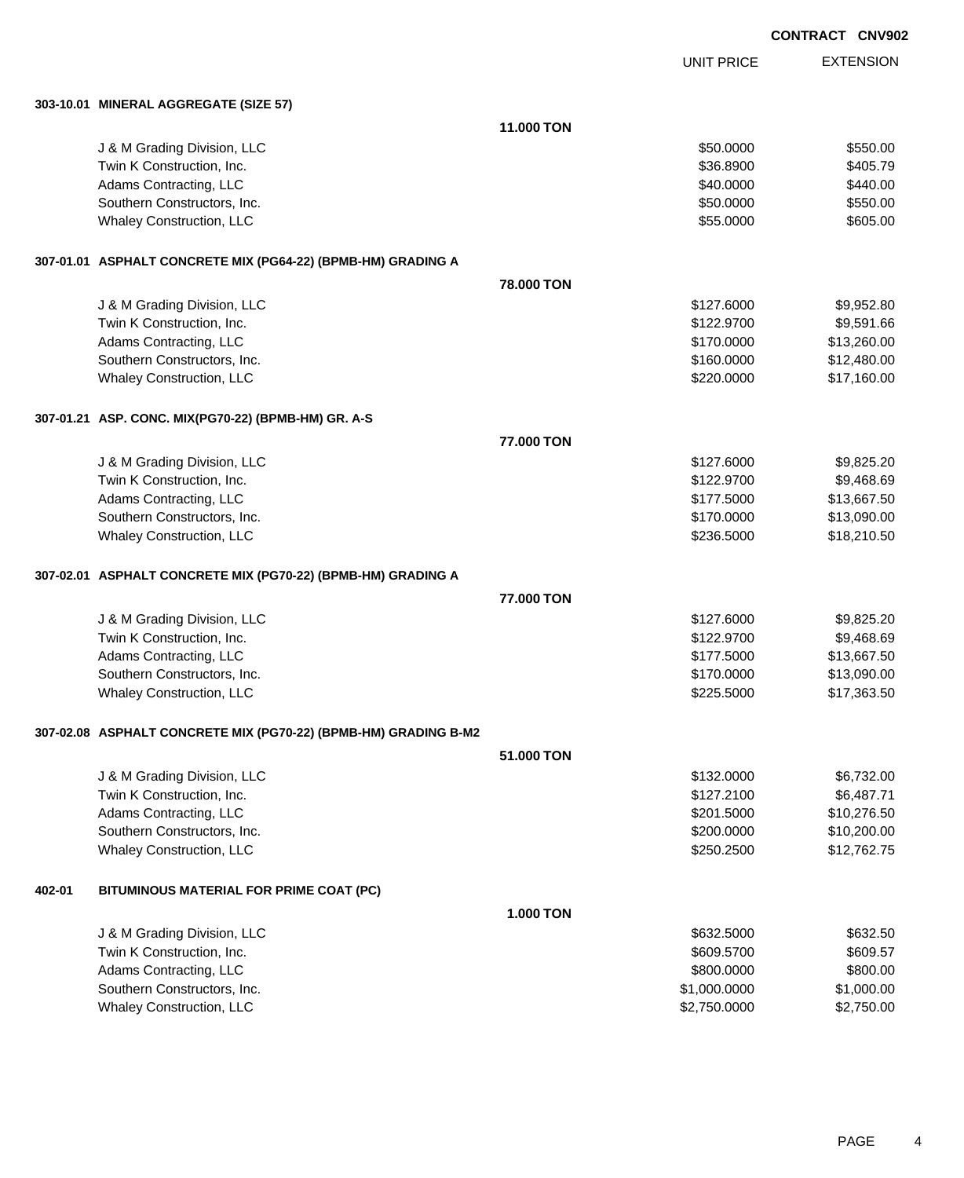**CONTRACT CNV902**

| | | UNIT PRICE | EXTENSION |
|---|---|---|---|
| **303-10.01 MINERAL AGGREGATE (SIZE 57)** | | | |
| | **11.000 TON** | | |
| J & M Grading Division, LLC | | $50.0000 | $550.00 |
| Twin K Construction, Inc. | | $36.8900 | $405.79 |
| Adams Contracting, LLC | | $40.0000 | $440.00 |
| Southern Constructors, Inc. | | $50.0000 | $550.00 |
| Whaley Construction, LLC | | $55.0000 | $605.00 |
| **307-01.01 ASPHALT CONCRETE MIX (PG64-22) (BPMB-HM) GRADING A** | | | |
| | **78.000 TON** | | |
| J & M Grading Division, LLC | | $127.6000 | $9,952.80 |
| Twin K Construction, Inc. | | $122.9700 | $9,591.66 |
| Adams Contracting, LLC | | $170.0000 | $13,260.00 |
| Southern Constructors, Inc. | | $160.0000 | $12,480.00 |
| Whaley Construction, LLC | | $220.0000 | $17,160.00 |
| **307-01.21 ASP. CONC. MIX(PG70-22) (BPMB-HM) GR. A-S** | | | |
| | **77.000 TON** | | |
| J & M Grading Division, LLC | | $127.6000 | $9,825.20 |
| Twin K Construction, Inc. | | $122.9700 | $9,468.69 |
| Adams Contracting, LLC | | $177.5000 | $13,667.50 |
| Southern Constructors, Inc. | | $170.0000 | $13,090.00 |
| Whaley Construction, LLC | | $236.5000 | $18,210.50 |
| **307-02.01 ASPHALT CONCRETE MIX (PG70-22) (BPMB-HM) GRADING A** | | | |
| | **77.000 TON** | | |
| J & M Grading Division, LLC | | $127.6000 | $9,825.20 |
| Twin K Construction, Inc. | | $122.9700 | $9,468.69 |
| Adams Contracting, LLC | | $177.5000 | $13,667.50 |
| Southern Constructors, Inc. | | $170.0000 | $13,090.00 |
| Whaley Construction, LLC | | $225.5000 | $17,363.50 |
| **307-02.08 ASPHALT CONCRETE MIX (PG70-22) (BPMB-HM) GRADING B-M2** | | | |
| | **51.000 TON** | | |
| J & M Grading Division, LLC | | $132.0000 | $6,732.00 |
| Twin K Construction, Inc. | | $127.2100 | $6,487.71 |
| Adams Contracting, LLC | | $201.5000 | $10,276.50 |
| Southern Constructors, Inc. | | $200.0000 | $10,200.00 |
| Whaley Construction, LLC | | $250.2500 | $12,762.75 |
| **402-01 BITUMINOUS MATERIAL FOR PRIME COAT (PC)** | | | |
| | **1.000 TON** | | |
| J & M Grading Division, LLC | | $632.5000 | $632.50 |
| Twin K Construction, Inc. | | $609.5700 | $609.57 |
| Adams Contracting, LLC | | $800.0000 | $800.00 |
| Southern Constructors, Inc. | | $1,000.0000 | $1,000.00 |
| Whaley Construction, LLC | | $2,750.0000 | $2,750.00 |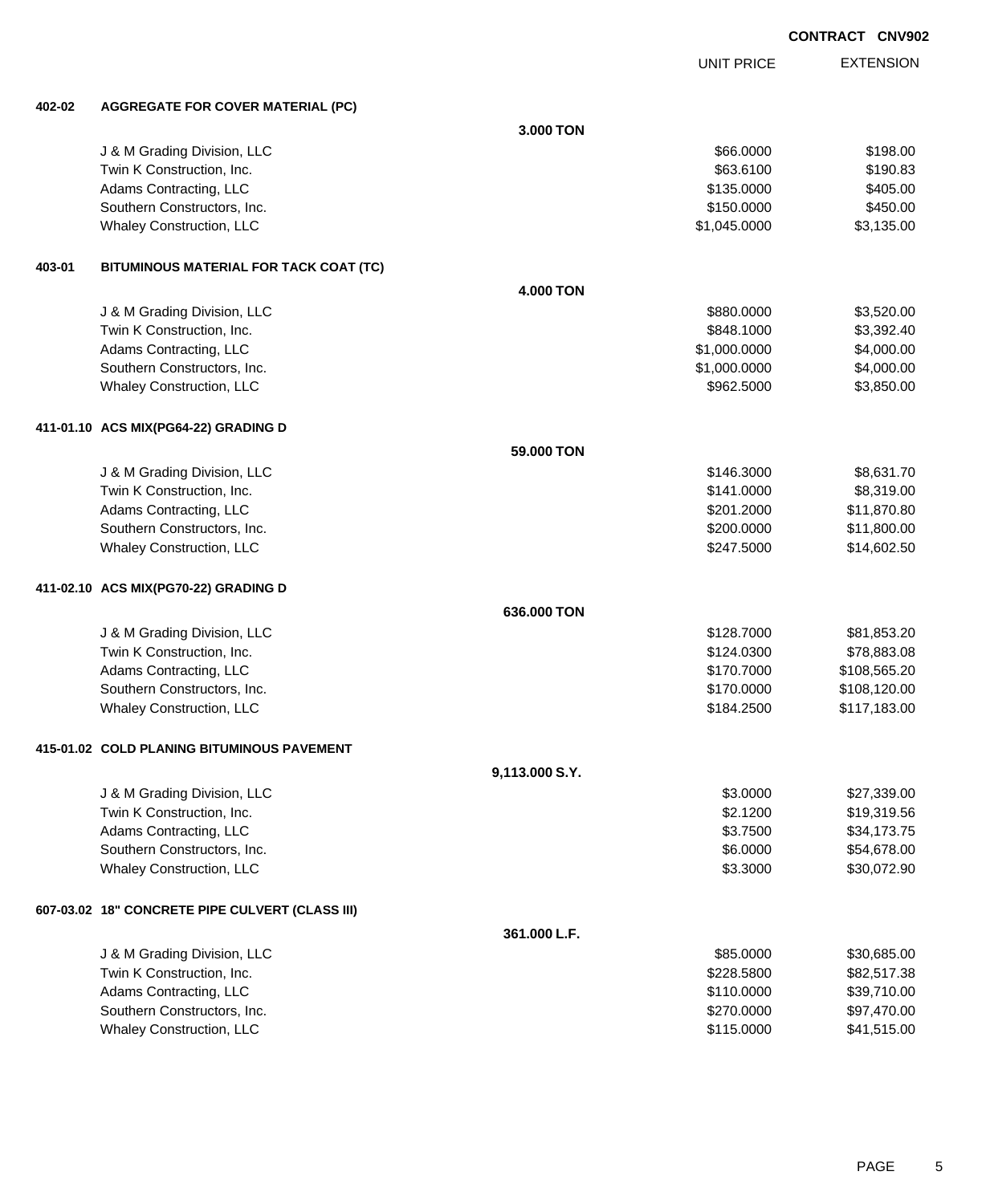**CONTRACT CNV902**

| | | UNIT PRICE | EXTENSION |
|---|---|---|---|
| **402-02** | **AGGREGATE FOR COVER MATERIAL (PC)** | | |
| | **3.000 TON** | | |
| | J & M Grading Division, LLC | $66.0000 | $198.00 |
| | Twin K Construction, Inc. | $63.6100 | $190.83 |
| | Adams Contracting, LLC | $135.0000 | $405.00 |
| | Southern Constructors, Inc. | $150.0000 | $450.00 |
| | Whaley Construction, LLC | $1,045.0000 | $3,135.00 |
| **403-01** | **BITUMINOUS MATERIAL FOR TACK COAT (TC)** | | |
| | **4.000 TON** | | |
| | J & M Grading Division, LLC | $880.0000 | $3,520.00 |
| | Twin K Construction, Inc. | $848.1000 | $3,392.40 |
| | Adams Contracting, LLC | $1,000.0000 | $4,000.00 |
| | Southern Constructors, Inc. | $1,000.0000 | $4,000.00 |
| | Whaley Construction, LLC | $962.5000 | $3,850.00 |
| **411-01.10** | **ACS MIX(PG64-22) GRADING D** | | |
| | **59.000 TON** | | |
| | J & M Grading Division, LLC | $146.3000 | $8,631.70 |
| | Twin K Construction, Inc. | $141.0000 | $8,319.00 |
| | Adams Contracting, LLC | $201.2000 | $11,870.80 |
| | Southern Constructors, Inc. | $200.0000 | $11,800.00 |
| | Whaley Construction, LLC | $247.5000 | $14,602.50 |
| **411-02.10** | **ACS MIX(PG70-22) GRADING D** | | |
| | **636.000 TON** | | |
| | J & M Grading Division, LLC | $128.7000 | $81,853.20 |
| | Twin K Construction, Inc. | $124.0300 | $78,883.08 |
| | Adams Contracting, LLC | $170.7000 | $108,565.20 |
| | Southern Constructors, Inc. | $170.0000 | $108,120.00 |
| | Whaley Construction, LLC | $184.2500 | $117,183.00 |
| **415-01.02** | **COLD PLANING BITUMINOUS PAVEMENT** | | |
| | **9,113.000 S.Y.** | | |
| | J & M Grading Division, LLC | $3.0000 | $27,339.00 |
| | Twin K Construction, Inc. | $2.1200 | $19,319.56 |
| | Adams Contracting, LLC | $3.7500 | $34,173.75 |
| | Southern Constructors, Inc. | $6.0000 | $54,678.00 |
| | Whaley Construction, LLC | $3.3000 | $30,072.90 |
| **607-03.02** | **18" CONCRETE PIPE CULVERT (CLASS III)** | | |
| | **361.000 L.F.** | | |
| | J & M Grading Division, LLC | $85.0000 | $30,685.00 |
| | Twin K Construction, Inc. | $228.5800 | $82,517.38 |
| | Adams Contracting, LLC | $110.0000 | $39,710.00 |
| | Southern Constructors, Inc. | $270.0000 | $97,470.00 |
| | Whaley Construction, LLC | $115.0000 | $41,515.00 |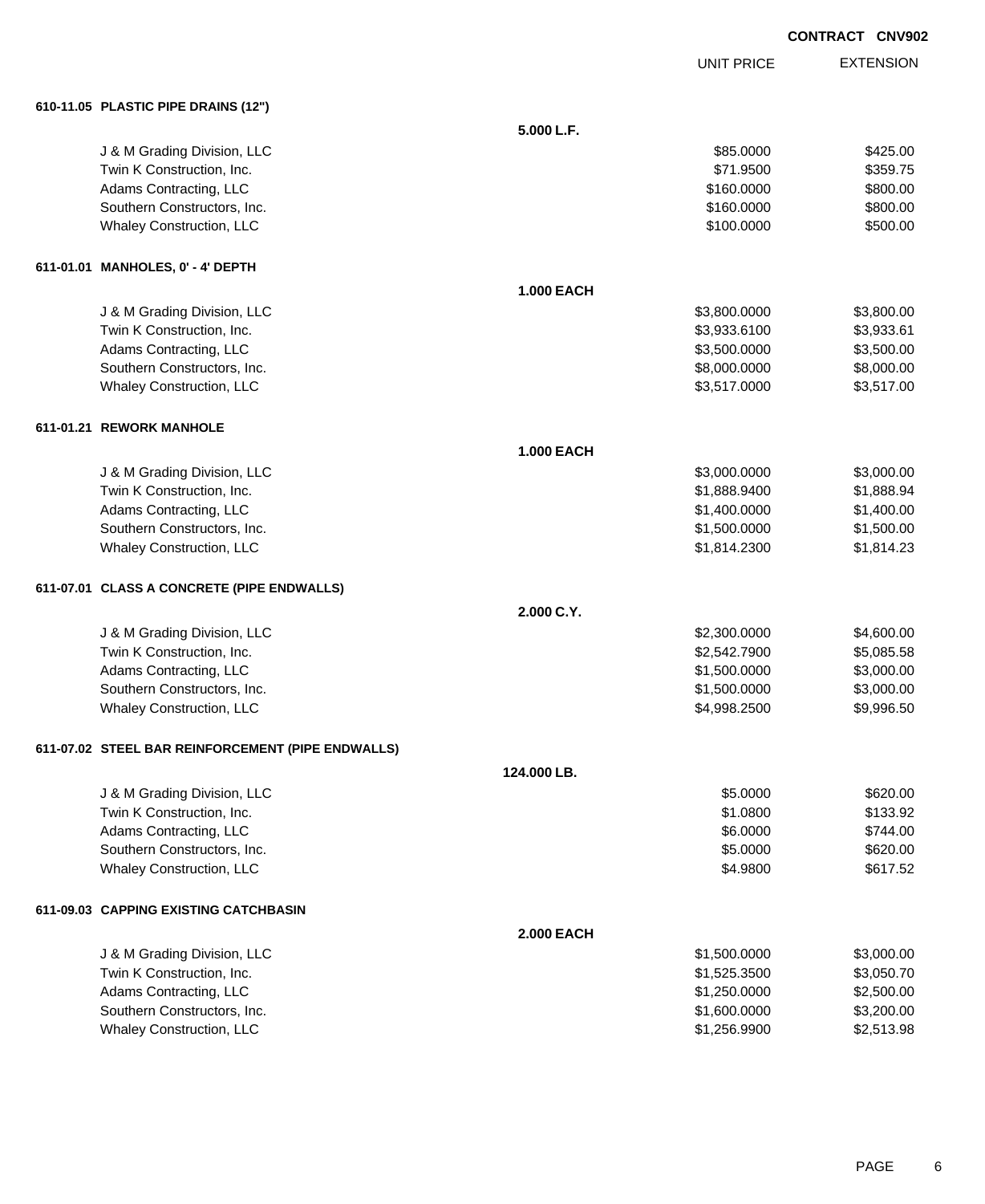CONTRACT CNV902

| | | UNIT PRICE | EXTENSION |
|---|---|---|---|
| **610-11.05 PLASTIC PIPE DRAINS (12")** | | | |
| | **5.000 L.F.** | | |
| J & M Grading Division, LLC | | $85.0000 | $425.00 |
| Twin K Construction, Inc. | | $71.9500 | $359.75 |
| Adams Contracting, LLC | | $160.0000 | $800.00 |
| Southern Constructors, Inc. | | $160.0000 | $800.00 |
| Whaley Construction, LLC | | $100.0000 | $500.00 |
| **611-01.01 MANHOLES, 0' - 4' DEPTH** | | | |
| | **1.000 EACH** | | |
| J & M Grading Division, LLC | | $3,800.0000 | $3,800.00 |
| Twin K Construction, Inc. | | $3,933.6100 | $3,933.61 |
| Adams Contracting, LLC | | $3,500.0000 | $3,500.00 |
| Southern Constructors, Inc. | | $8,000.0000 | $8,000.00 |
| Whaley Construction, LLC | | $3,517.0000 | $3,517.00 |
| **611-01.21 REWORK MANHOLE** | | | |
| | **1.000 EACH** | | |
| J & M Grading Division, LLC | | $3,000.0000 | $3,000.00 |
| Twin K Construction, Inc. | | $1,888.9400 | $1,888.94 |
| Adams Contracting, LLC | | $1,400.0000 | $1,400.00 |
| Southern Constructors, Inc. | | $1,500.0000 | $1,500.00 |
| Whaley Construction, LLC | | $1,814.2300 | $1,814.23 |
| **611-07.01 CLASS A CONCRETE (PIPE ENDWALLS)** | | | |
| | **2.000 C.Y.** | | |
| J & M Grading Division, LLC | | $2,300.0000 | $4,600.00 |
| Twin K Construction, Inc. | | $2,542.7900 | $5,085.58 |
| Adams Contracting, LLC | | $1,500.0000 | $3,000.00 |
| Southern Constructors, Inc. | | $1,500.0000 | $3,000.00 |
| Whaley Construction, LLC | | $4,998.2500 | $9,996.50 |
| **611-07.02 STEEL BAR REINFORCEMENT (PIPE ENDWALLS)** | | | |
| | **124.000 LB.** | | |
| J & M Grading Division, LLC | | $5.0000 | $620.00 |
| Twin K Construction, Inc. | | $1.0800 | $133.92 |
| Adams Contracting, LLC | | $6.0000 | $744.00 |
| Southern Constructors, Inc. | | $5.0000 | $620.00 |
| Whaley Construction, LLC | | $4.9800 | $617.52 |
| **611-09.03 CAPPING EXISTING CATCHBASIN** | | | |
| | **2.000 EACH** | | |
| J & M Grading Division, LLC | | $1,500.0000 | $3,000.00 |
| Twin K Construction, Inc. | | $1,525.3500 | $3,050.70 |
| Adams Contracting, LLC | | $1,250.0000 | $2,500.00 |
| Southern Constructors, Inc. | | $1,600.0000 | $3,200.00 |
| Whaley Construction, LLC | | $1,256.9900 | $2,513.98 |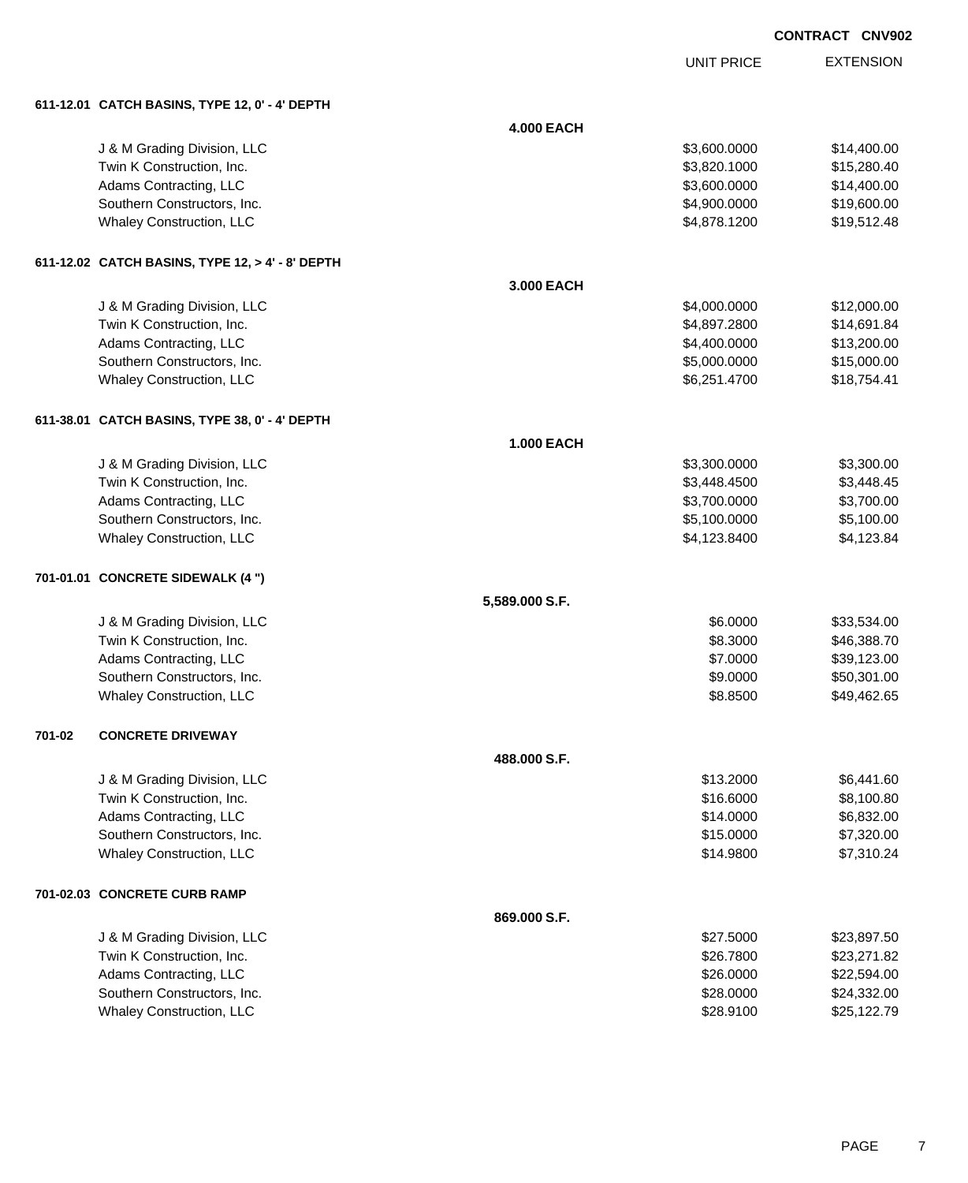CONTRACT CNV902

| | UNIT PRICE | EXTENSION |
|---|---|---|
| **611-12.01 CATCH BASINS, TYPE 12, 0' - 4' DEPTH** | | |
| **4.000 EACH** | | |
| J & M Grading Division, LLC | $3,600.0000 | $14,400.00 |
| Twin K Construction, Inc. | $3,820.1000 | $15,280.40 |
| Adams Contracting, LLC | $3,600.0000 | $14,400.00 |
| Southern Constructors, Inc. | $4,900.0000 | $19,600.00 |
| Whaley Construction, LLC | $4,878.1200 | $19,512.48 |
| **611-12.02 CATCH BASINS, TYPE 12, > 4' - 8' DEPTH** | | |
| **3.000 EACH** | | |
| J & M Grading Division, LLC | $4,000.0000 | $12,000.00 |
| Twin K Construction, Inc. | $4,897.2800 | $14,691.84 |
| Adams Contracting, LLC | $4,400.0000 | $13,200.00 |
| Southern Constructors, Inc. | $5,000.0000 | $15,000.00 |
| Whaley Construction, LLC | $6,251.4700 | $18,754.41 |
| **611-38.01 CATCH BASINS, TYPE 38, 0' - 4' DEPTH** | | |
| **1.000 EACH** | | |
| J & M Grading Division, LLC | $3,300.0000 | $3,300.00 |
| Twin K Construction, Inc. | $3,448.4500 | $3,448.45 |
| Adams Contracting, LLC | $3,700.0000 | $3,700.00 |
| Southern Constructors, Inc. | $5,100.0000 | $5,100.00 |
| Whaley Construction, LLC | $4,123.8400 | $4,123.84 |
| **701-01.01 CONCRETE SIDEWALK (4 ")** | | |
| **5,589.000 S.F.** | | |
| J & M Grading Division, LLC | $6.0000 | $33,534.00 |
| Twin K Construction, Inc. | $8.3000 | $46,388.70 |
| Adams Contracting, LLC | $7.0000 | $39,123.00 |
| Southern Constructors, Inc. | $9.0000 | $50,301.00 |
| Whaley Construction, LLC | $8.8500 | $49,462.65 |
| **701-02 CONCRETE DRIVEWAY** | | |
| **488.000 S.F.** | | |
| J & M Grading Division, LLC | $13.2000 | $6,441.60 |
| Twin K Construction, Inc. | $16.6000 | $8,100.80 |
| Adams Contracting, LLC | $14.0000 | $6,832.00 |
| Southern Constructors, Inc. | $15.0000 | $7,320.00 |
| Whaley Construction, LLC | $14.9800 | $7,310.24 |
| **701-02.03 CONCRETE CURB RAMP** | | |
| **869.000 S.F.** | | |
| J & M Grading Division, LLC | $27.5000 | $23,897.50 |
| Twin K Construction, Inc. | $26.7800 | $23,271.82 |
| Adams Contracting, LLC | $26.0000 | $22,594.00 |
| Southern Constructors, Inc. | $28.0000 | $24,332.00 |
| Whaley Construction, LLC | $28.9100 | $25,122.79 |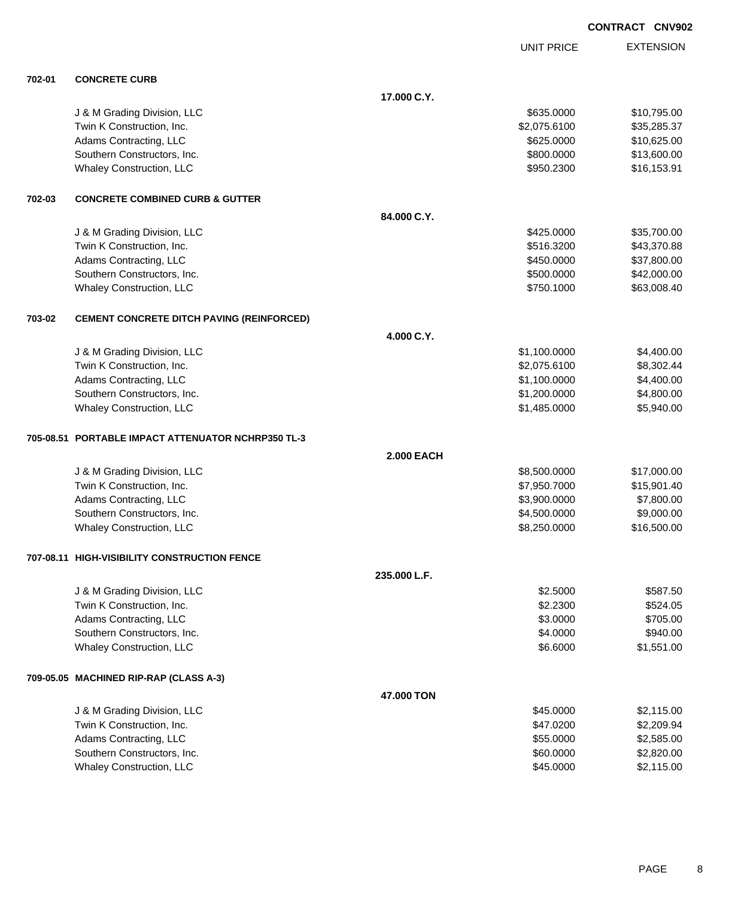**CONTRACT CNV902**

| | | | UNIT PRICE | EXTENSION |
|---|---|---|---|---|
| **702-01** | **CONCRETE CURB** | | | |
| | | **17.000 C.Y.** | | |
| | J & M Grading Division, LLC | | $635.0000 | $10,795.00 |
| | Twin K Construction, Inc. | | $2,075.6100 | $35,285.37 |
| | Adams Contracting, LLC | | $625.0000 | $10,625.00 |
| | Southern Constructors, Inc. | | $800.0000 | $13,600.00 |
| | Whaley Construction, LLC | | $950.2300 | $16,153.91 |
| **702-03** | **CONCRETE COMBINED CURB & GUTTER** | | | |
| | | **84.000 C.Y.** | | |
| | J & M Grading Division, LLC | | $425.0000 | $35,700.00 |
| | Twin K Construction, Inc. | | $516.3200 | $43,370.88 |
| | Adams Contracting, LLC | | $450.0000 | $37,800.00 |
| | Southern Constructors, Inc. | | $500.0000 | $42,000.00 |
| | Whaley Construction, LLC | | $750.1000 | $63,008.40 |
| **703-02** | **CEMENT CONCRETE DITCH PAVING (REINFORCED)** | | | |
| | | **4.000 C.Y.** | | |
| | J & M Grading Division, LLC | | $1,100.0000 | $4,400.00 |
| | Twin K Construction, Inc. | | $2,075.6100 | $8,302.44 |
| | Adams Contracting, LLC | | $1,100.0000 | $4,400.00 |
| | Southern Constructors, Inc. | | $1,200.0000 | $4,800.00 |
| | Whaley Construction, LLC | | $1,485.0000 | $5,940.00 |
| **705-08.51** | **PORTABLE IMPACT ATTENUATOR NCHRP350 TL-3** | | | |
| | | **2.000 EACH** | | |
| | J & M Grading Division, LLC | | $8,500.0000 | $17,000.00 |
| | Twin K Construction, Inc. | | $7,950.7000 | $15,901.40 |
| | Adams Contracting, LLC | | $3,900.0000 | $7,800.00 |
| | Southern Constructors, Inc. | | $4,500.0000 | $9,000.00 |
| | Whaley Construction, LLC | | $8,250.0000 | $16,500.00 |
| **707-08.11** | **HIGH-VISIBILITY CONSTRUCTION FENCE** | | | |
| | | **235.000 L.F.** | | |
| | J & M Grading Division, LLC | | $2.5000 | $587.50 |
| | Twin K Construction, Inc. | | $2.2300 | $524.05 |
| | Adams Contracting, LLC | | $3.0000 | $705.00 |
| | Southern Constructors, Inc. | | $4.0000 | $940.00 |
| | Whaley Construction, LLC | | $6.6000 | $1,551.00 |
| **709-05.05** | **MACHINED RIP-RAP (CLASS A-3)** | | | |
| | | **47.000 TON** | | |
| | J & M Grading Division, LLC | | $45.0000 | $2,115.00 |
| | Twin K Construction, Inc. | | $47.0200 | $2,209.94 |
| | Adams Contracting, LLC | | $55.0000 | $2,585.00 |
| | Southern Constructors, Inc. | | $60.0000 | $2,820.00 |
| | Whaley Construction, LLC | | $45.0000 | $2,115.00 |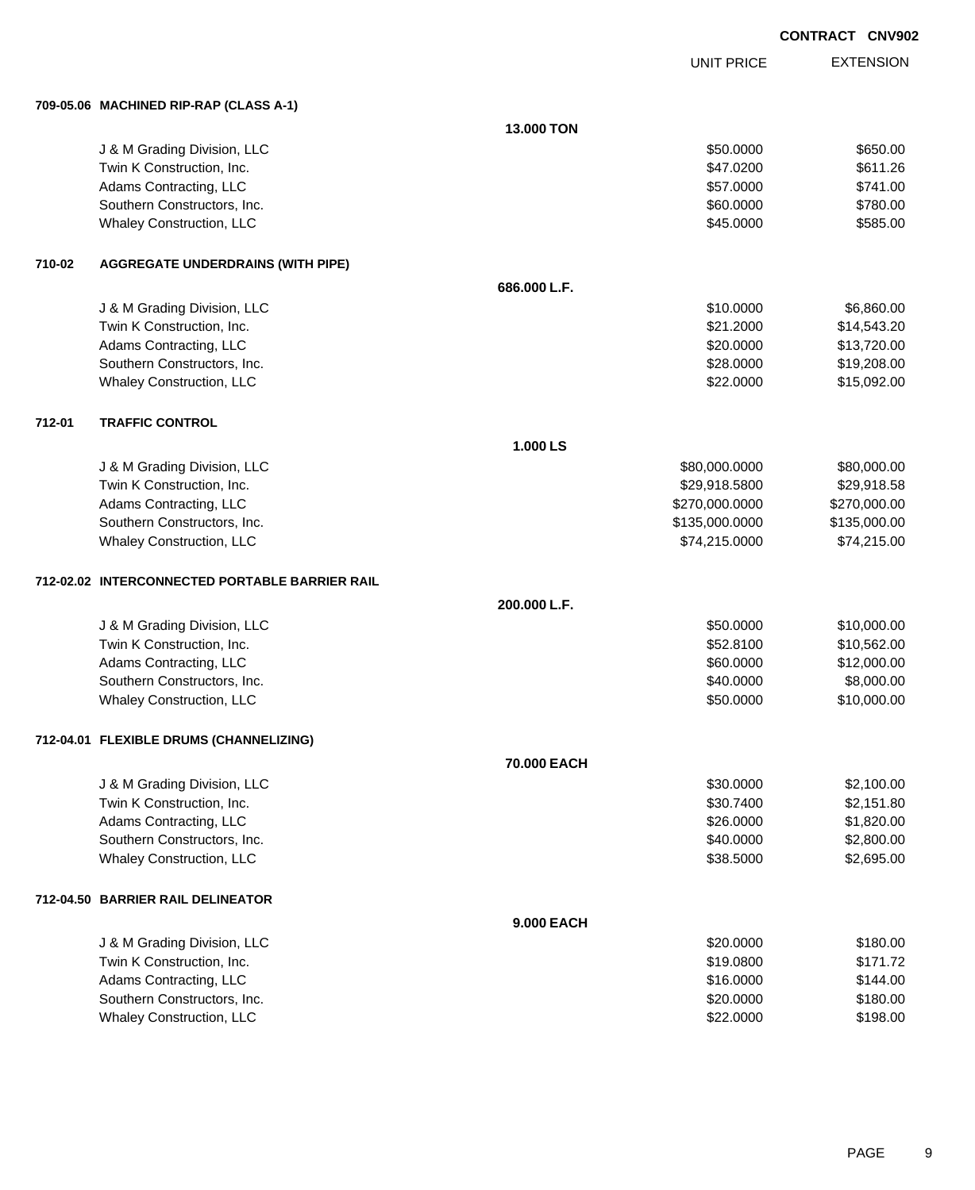**CONTRACT CNV902**

| | | | UNIT PRICE | EXTENSION |
|---|---|---|---|---|
| **709-05.06** | **MACHINED RIP-RAP (CLASS A-1)** | | | |
| | | **13.000 TON** | | |
| | J & M Grading Division, LLC | | $50.0000 | $650.00 |
| | Twin K Construction, Inc. | | $47.0200 | $611.26 |
| | Adams Contracting, LLC | | $57.0000 | $741.00 |
| | Southern Constructors, Inc. | | $60.0000 | $780.00 |
| | Whaley Construction, LLC | | $45.0000 | $585.00 |
| **710-02** | **AGGREGATE UNDERDRAINS (WITH PIPE)** | | | |
| | | **686.000 L.F.** | | |
| | J & M Grading Division, LLC | | $10.0000 | $6,860.00 |
| | Twin K Construction, Inc. | | $21.2000 | $14,543.20 |
| | Adams Contracting, LLC | | $20.0000 | $13,720.00 |
| | Southern Constructors, Inc. | | $28.0000 | $19,208.00 |
| | Whaley Construction, LLC | | $22.0000 | $15,092.00 |
| **712-01** | **TRAFFIC CONTROL** | | | |
| | | **1.000 LS** | | |
| | J & M Grading Division, LLC | | $80,000.0000 | $80,000.00 |
| | Twin K Construction, Inc. | | $29,918.5800 | $29,918.58 |
| | Adams Contracting, LLC | | $270,000.0000 | $270,000.00 |
| | Southern Constructors, Inc. | | $135,000.0000 | $135,000.00 |
| | Whaley Construction, LLC | | $74,215.0000 | $74,215.00 |
| **712-02.02** | **INTERCONNECTED PORTABLE BARRIER RAIL** | | | |
| | | **200.000 L.F.** | | |
| | J & M Grading Division, LLC | | $50.0000 | $10,000.00 |
| | Twin K Construction, Inc. | | $52.8100 | $10,562.00 |
| | Adams Contracting, LLC | | $60.0000 | $12,000.00 |
| | Southern Constructors, Inc. | | $40.0000 | $8,000.00 |
| | Whaley Construction, LLC | | $50.0000 | $10,000.00 |
| **712-04.01** | **FLEXIBLE DRUMS (CHANNELIZING)** | | | |
| | | **70.000 EACH** | | |
| | J & M Grading Division, LLC | | $30.0000 | $2,100.00 |
| | Twin K Construction, Inc. | | $30.7400 | $2,151.80 |
| | Adams Contracting, LLC | | $26.0000 | $1,820.00 |
| | Southern Constructors, Inc. | | $40.0000 | $2,800.00 |
| | Whaley Construction, LLC | | $38.5000 | $2,695.00 |
| **712-04.50** | **BARRIER RAIL DELINEATOR** | | | |
| | | **9.000 EACH** | | |
| | J & M Grading Division, LLC | | $20.0000 | $180.00 |
| | Twin K Construction, Inc. | | $19.0800 | $171.72 |
| | Adams Contracting, LLC | | $16.0000 | $144.00 |
| | Southern Constructors, Inc. | | $20.0000 | $180.00 |
| | Whaley Construction, LLC | | $22.0000 | $198.00 |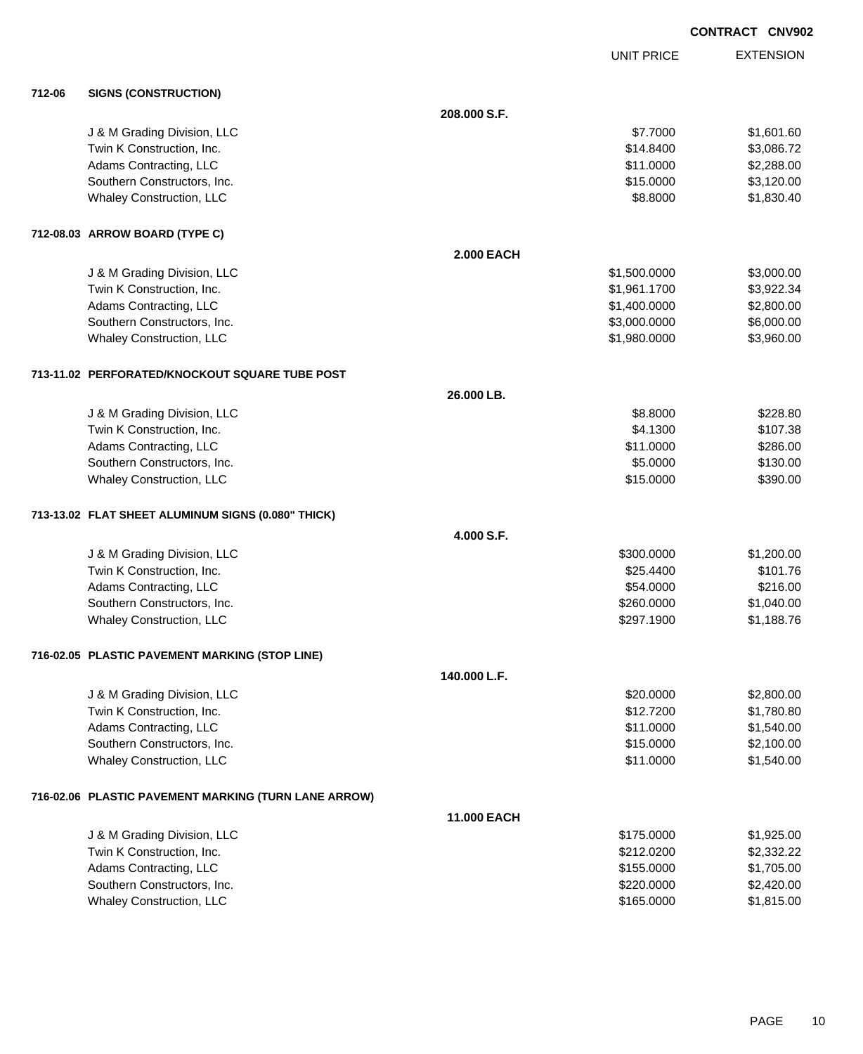**CONTRACT CNV902**

| | | | UNIT PRICE | EXTENSION |
|---|---|---|---|---|
| **712-06** | **SIGNS (CONSTRUCTION)** | | | |
| | | **208.000 S.F.** | | |
| | J & M Grading Division, LLC | | $7.7000 | $1,601.60 |
| | Twin K Construction, Inc. | | $14.8400 | $3,086.72 |
| | Adams Contracting, LLC | | $11.0000 | $2,288.00 |
| | Southern Constructors, Inc. | | $15.0000 | $3,120.00 |
| | Whaley Construction, LLC | | $8.8000 | $1,830.40 |
| **712-08.03** | **ARROW BOARD (TYPE C)** | | | |
| | | **2.000 EACH** | | |
| | J & M Grading Division, LLC | | $1,500.0000 | $3,000.00 |
| | Twin K Construction, Inc. | | $1,961.1700 | $3,922.34 |
| | Adams Contracting, LLC | | $1,400.0000 | $2,800.00 |
| | Southern Constructors, Inc. | | $3,000.0000 | $6,000.00 |
| | Whaley Construction, LLC | | $1,980.0000 | $3,960.00 |
| **713-11.02** | **PERFORATED/KNOCKOUT SQUARE TUBE POST** | | | |
| | | **26.000 LB.** | | |
| | J & M Grading Division, LLC | | $8.8000 | $228.80 |
| | Twin K Construction, Inc. | | $4.1300 | $107.38 |
| | Adams Contracting, LLC | | $11.0000 | $286.00 |
| | Southern Constructors, Inc. | | $5.0000 | $130.00 |
| | Whaley Construction, LLC | | $15.0000 | $390.00 |
| **713-13.02** | **FLAT SHEET ALUMINUM SIGNS (0.080" THICK)** | | | |
| | | **4.000 S.F.** | | |
| | J & M Grading Division, LLC | | $300.0000 | $1,200.00 |
| | Twin K Construction, Inc. | | $25.4400 | $101.76 |
| | Adams Contracting, LLC | | $54.0000 | $216.00 |
| | Southern Constructors, Inc. | | $260.0000 | $1,040.00 |
| | Whaley Construction, LLC | | $297.1900 | $1,188.76 |
| **716-02.05** | **PLASTIC PAVEMENT MARKING (STOP LINE)** | | | |
| | | **140.000 L.F.** | | |
| | J & M Grading Division, LLC | | $20.0000 | $2,800.00 |
| | Twin K Construction, Inc. | | $12.7200 | $1,780.80 |
| | Adams Contracting, LLC | | $11.0000 | $1,540.00 |
| | Southern Constructors, Inc. | | $15.0000 | $2,100.00 |
| | Whaley Construction, LLC | | $11.0000 | $1,540.00 |
| **716-02.06** | **PLASTIC PAVEMENT MARKING (TURN LANE ARROW)** | | | |
| | | **11.000 EACH** | | |
| | J & M Grading Division, LLC | | $175.0000 | $1,925.00 |
| | Twin K Construction, Inc. | | $212.0200 | $2,332.22 |
| | Adams Contracting, LLC | | $155.0000 | $1,705.00 |
| | Southern Constructors, Inc. | | $220.0000 | $2,420.00 |
| | Whaley Construction, LLC | | $165.0000 | $1,815.00 |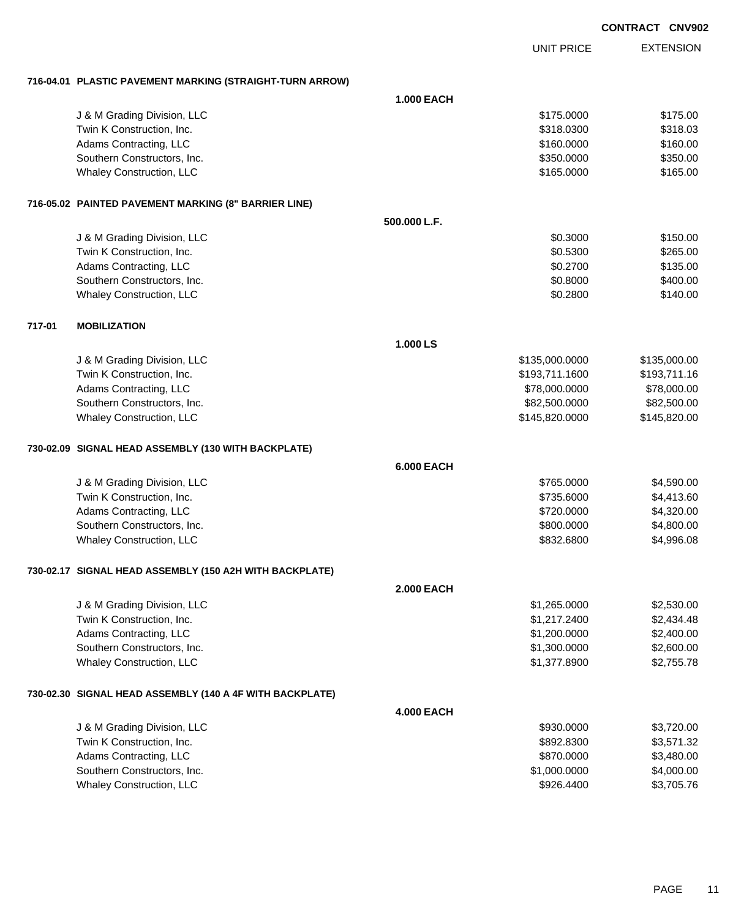**CONTRACT CNV902**

| | | UNIT PRICE | EXTENSION |
|---|---|---|---|
| **716-04.01 PLASTIC PAVEMENT MARKING (STRAIGHT-TURN ARROW)** | | | |
| | **1.000 EACH** | | |
| J & M Grading Division, LLC | | $175.0000 | $175.00 |
| Twin K Construction, Inc. | | $318.0300 | $318.03 |
| Adams Contracting, LLC | | $160.0000 | $160.00 |
| Southern Constructors, Inc. | | $350.0000 | $350.00 |
| Whaley Construction, LLC | | $165.0000 | $165.00 |
| **716-05.02 PAINTED PAVEMENT MARKING (8" BARRIER LINE)** | | | |
| | **500.000 L.F.** | | |
| J & M Grading Division, LLC | | $0.3000 | $150.00 |
| Twin K Construction, Inc. | | $0.5300 | $265.00 |
| Adams Contracting, LLC | | $0.2700 | $135.00 |
| Southern Constructors, Inc. | | $0.8000 | $400.00 |
| Whaley Construction, LLC | | $0.2800 | $140.00 |
| **717-01 MOBILIZATION** | | | |
| | **1.000 LS** | | |
| J & M Grading Division, LLC | | $135,000.0000 | $135,000.00 |
| Twin K Construction, Inc. | | $193,711.1600 | $193,711.16 |
| Adams Contracting, LLC | | $78,000.0000 | $78,000.00 |
| Southern Constructors, Inc. | | $82,500.0000 | $82,500.00 |
| Whaley Construction, LLC | | $145,820.0000 | $145,820.00 |
| **730-02.09 SIGNAL HEAD ASSEMBLY (130 WITH BACKPLATE)** | | | |
| | **6.000 EACH** | | |
| J & M Grading Division, LLC | | $765.0000 | $4,590.00 |
| Twin K Construction, Inc. | | $735.6000 | $4,413.60 |
| Adams Contracting, LLC | | $720.0000 | $4,320.00 |
| Southern Constructors, Inc. | | $800.0000 | $4,800.00 |
| Whaley Construction, LLC | | $832.6800 | $4,996.08 |
| **730-02.17 SIGNAL HEAD ASSEMBLY (150 A2H WITH BACKPLATE)** | | | |
| | **2.000 EACH** | | |
| J & M Grading Division, LLC | | $1,265.0000 | $2,530.00 |
| Twin K Construction, Inc. | | $1,217.2400 | $2,434.48 |
| Adams Contracting, LLC | | $1,200.0000 | $2,400.00 |
| Southern Constructors, Inc. | | $1,300.0000 | $2,600.00 |
| Whaley Construction, LLC | | $1,377.8900 | $2,755.78 |
| **730-02.30 SIGNAL HEAD ASSEMBLY (140 A 4F WITH BACKPLATE)** | | | |
| | **4.000 EACH** | | |
| J & M Grading Division, LLC | | $930.0000 | $3,720.00 |
| Twin K Construction, Inc. | | $892.8300 | $3,571.32 |
| Adams Contracting, LLC | | $870.0000 | $3,480.00 |
| Southern Constructors, Inc. | | $1,000.0000 | $4,000.00 |
| Whaley Construction, LLC | | $926.4400 | $3,705.76 |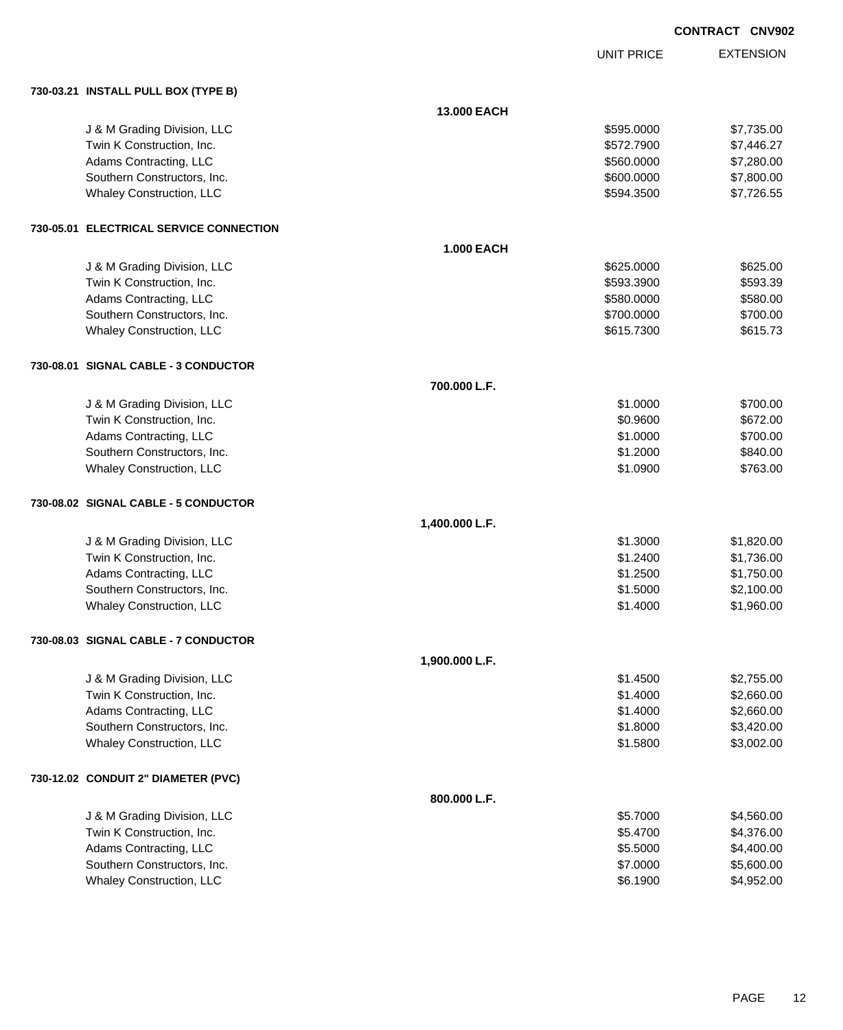**CONTRACT CNV902**

| | | UNIT PRICE | EXTENSION |
|---|---|---|---|
| **730-03.21 INSTALL PULL BOX (TYPE B)** | | | |
| | **13.000 EACH** | | |
| J & M Grading Division, LLC | | $595.0000 | $7,735.00 |
| Twin K Construction, Inc. | | $572.7900 | $7,446.27 |
| Adams Contracting, LLC | | $560.0000 | $7,280.00 |
| Southern Constructors, Inc. | | $600.0000 | $7,800.00 |
| Whaley Construction, LLC | | $594.3500 | $7,726.55 |
| **730-05.01 ELECTRICAL SERVICE CONNECTION** | | | |
| | **1.000 EACH** | | |
| J & M Grading Division, LLC | | $625.0000 | $625.00 |
| Twin K Construction, Inc. | | $593.3900 | $593.39 |
| Adams Contracting, LLC | | $580.0000 | $580.00 |
| Southern Constructors, Inc. | | $700.0000 | $700.00 |
| Whaley Construction, LLC | | $615.7300 | $615.73 |
| **730-08.01 SIGNAL CABLE - 3 CONDUCTOR** | | | |
| | **700.000 L.F.** | | |
| J & M Grading Division, LLC | | $1.0000 | $700.00 |
| Twin K Construction, Inc. | | $0.9600 | $672.00 |
| Adams Contracting, LLC | | $1.0000 | $700.00 |
| Southern Constructors, Inc. | | $1.2000 | $840.00 |
| Whaley Construction, LLC | | $1.0900 | $763.00 |
| **730-08.02 SIGNAL CABLE - 5 CONDUCTOR** | | | |
| | **1,400.000 L.F.** | | |
| J & M Grading Division, LLC | | $1.3000 | $1,820.00 |
| Twin K Construction, Inc. | | $1.2400 | $1,736.00 |
| Adams Contracting, LLC | | $1.2500 | $1,750.00 |
| Southern Constructors, Inc. | | $1.5000 | $2,100.00 |
| Whaley Construction, LLC | | $1.4000 | $1,960.00 |
| **730-08.03 SIGNAL CABLE - 7 CONDUCTOR** | | | |
| | **1,900.000 L.F.** | | |
| J & M Grading Division, LLC | | $1.4500 | $2,755.00 |
| Twin K Construction, Inc. | | $1.4000 | $2,660.00 |
| Adams Contracting, LLC | | $1.4000 | $2,660.00 |
| Southern Constructors, Inc. | | $1.8000 | $3,420.00 |
| Whaley Construction, LLC | | $1.5800 | $3,002.00 |
| **730-12.02 CONDUIT 2" DIAMETER (PVC)** | | | |
| | **800.000 L.F.** | | |
| J & M Grading Division, LLC | | $5.7000 | $4,560.00 |
| Twin K Construction, Inc. | | $5.4700 | $4,376.00 |
| Adams Contracting, LLC | | $5.5000 | $4,400.00 |
| Southern Constructors, Inc. | | $7.0000 | $5,600.00 |
| Whaley Construction, LLC | | $6.1900 | $4,952.00 |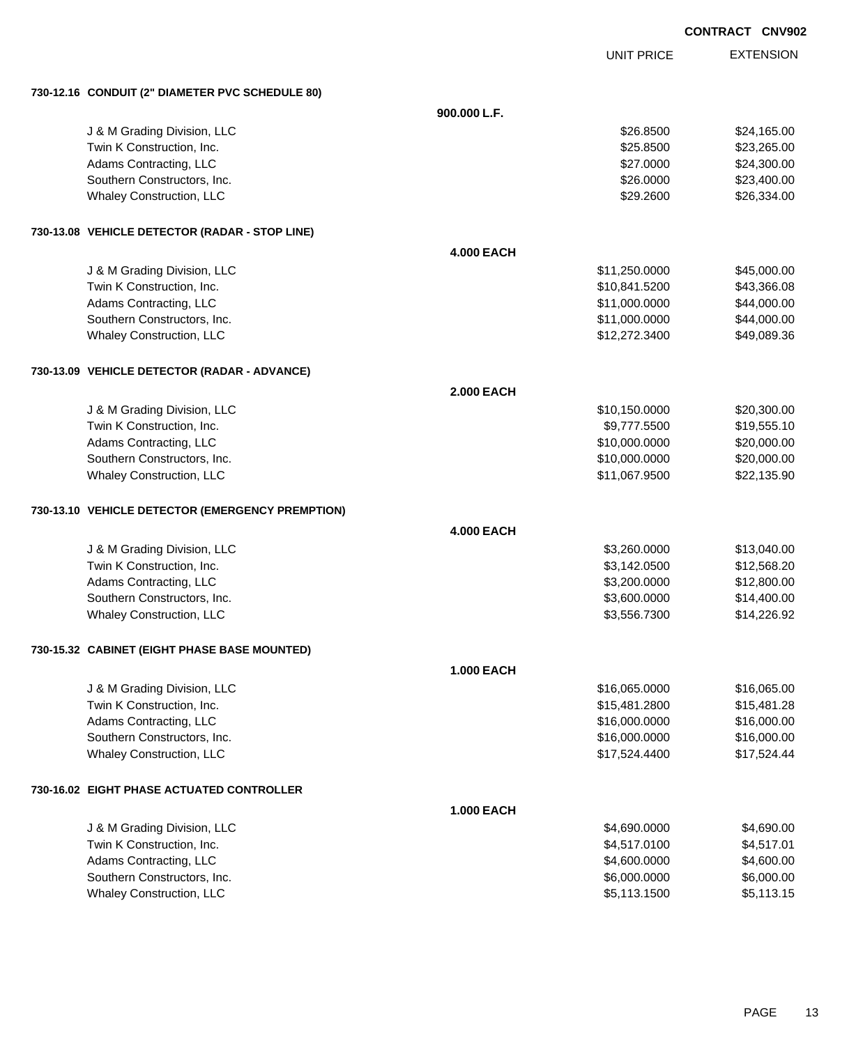**CONTRACT CNV902**

| | | UNIT PRICE | EXTENSION |
|---|---|---|---|
| **730-12.16 CONDUIT (2" DIAMETER PVC SCHEDULE 80)** | | | |
| | **900.000 L.F.** | | |
| J & M Grading Division, LLC | | $26.8500 | $24,165.00 |
| Twin K Construction, Inc. | | $25.8500 | $23,265.00 |
| Adams Contracting, LLC | | $27.0000 | $24,300.00 |
| Southern Constructors, Inc. | | $26.0000 | $23,400.00 |
| Whaley Construction, LLC | | $29.2600 | $26,334.00 |
| **730-13.08 VEHICLE DETECTOR (RADAR - STOP LINE)** | | | |
| | **4.000 EACH** | | |
| J & M Grading Division, LLC | | $11,250.0000 | $45,000.00 |
| Twin K Construction, Inc. | | $10,841.5200 | $43,366.08 |
| Adams Contracting, LLC | | $11,000.0000 | $44,000.00 |
| Southern Constructors, Inc. | | $11,000.0000 | $44,000.00 |
| Whaley Construction, LLC | | $12,272.3400 | $49,089.36 |
| **730-13.09 VEHICLE DETECTOR (RADAR - ADVANCE)** | | | |
| | **2.000 EACH** | | |
| J & M Grading Division, LLC | | $10,150.0000 | $20,300.00 |
| Twin K Construction, Inc. | | $9,777.5500 | $19,555.10 |
| Adams Contracting, LLC | | $10,000.0000 | $20,000.00 |
| Southern Constructors, Inc. | | $10,000.0000 | $20,000.00 |
| Whaley Construction, LLC | | $11,067.9500 | $22,135.90 |
| **730-13.10 VEHICLE DETECTOR (EMERGENCY PREMPTION)** | | | |
| | **4.000 EACH** | | |
| J & M Grading Division, LLC | | $3,260.0000 | $13,040.00 |
| Twin K Construction, Inc. | | $3,142.0500 | $12,568.20 |
| Adams Contracting, LLC | | $3,200.0000 | $12,800.00 |
| Southern Constructors, Inc. | | $3,600.0000 | $14,400.00 |
| Whaley Construction, LLC | | $3,556.7300 | $14,226.92 |
| **730-15.32 CABINET (EIGHT PHASE BASE MOUNTED)** | | | |
| | **1.000 EACH** | | |
| J & M Grading Division, LLC | | $16,065.0000 | $16,065.00 |
| Twin K Construction, Inc. | | $15,481.2800 | $15,481.28 |
| Adams Contracting, LLC | | $16,000.0000 | $16,000.00 |
| Southern Constructors, Inc. | | $16,000.0000 | $16,000.00 |
| Whaley Construction, LLC | | $17,524.4400 | $17,524.44 |
| **730-16.02 EIGHT PHASE ACTUATED CONTROLLER** | | | |
| | **1.000 EACH** | | |
| J & M Grading Division, LLC | | $4,690.0000 | $4,690.00 |
| Twin K Construction, Inc. | | $4,517.0100 | $4,517.01 |
| Adams Contracting, LLC | | $4,600.0000 | $4,600.00 |
| Southern Constructors, Inc. | | $6,000.0000 | $6,000.00 |
| Whaley Construction, LLC | | $5,113.1500 | $5,113.15 |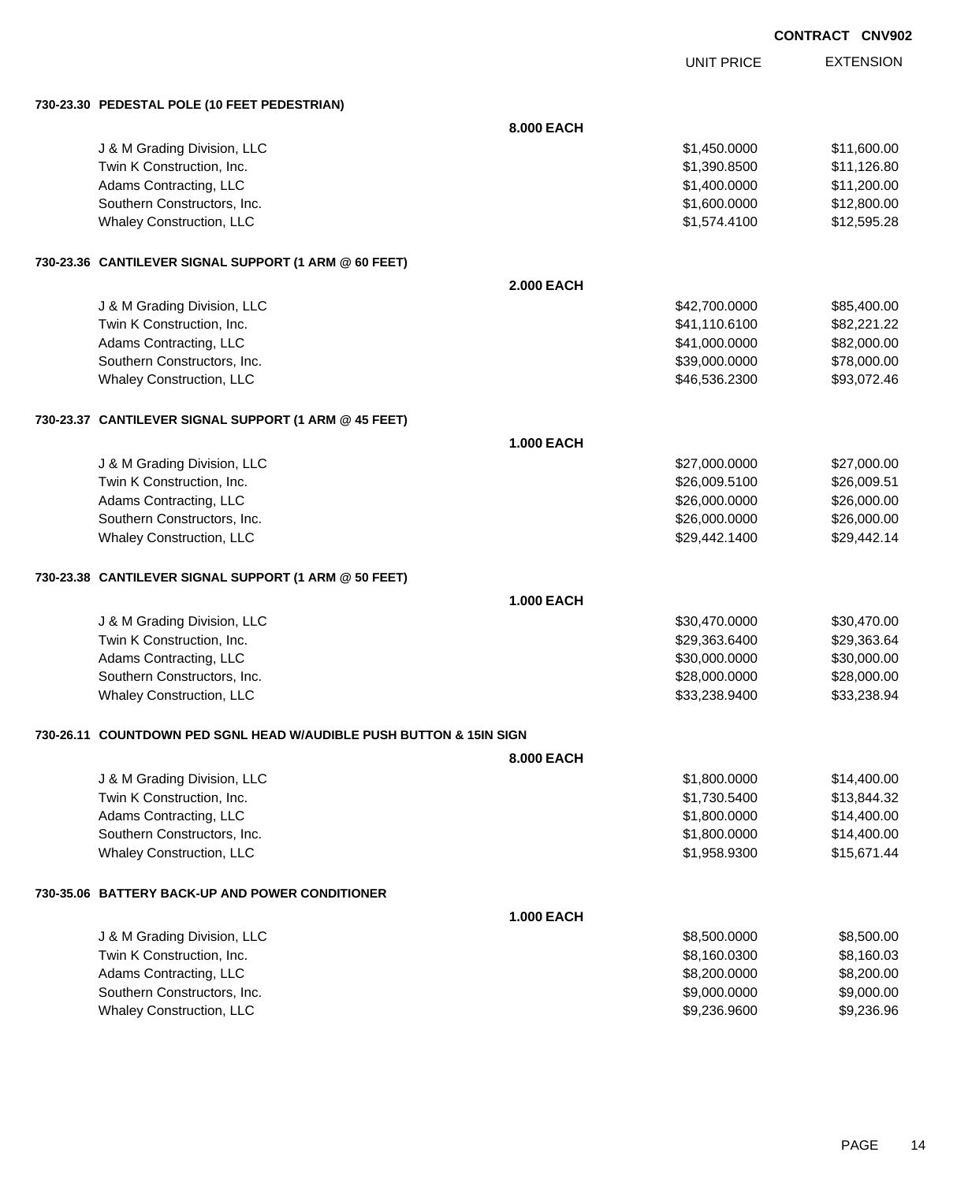**CONTRACT CNV902**

| | | UNIT PRICE | EXTENSION |
|---|---|---|---|
| **730-23.30 PEDESTAL POLE (10 FEET PEDESTRIAN)** | | | |
| | **8.000 EACH** | | |
| J & M Grading Division, LLC | | $1,450.0000 | $11,600.00 |
| Twin K Construction, Inc. | | $1,390.8500 | $11,126.80 |
| Adams Contracting, LLC | | $1,400.0000 | $11,200.00 |
| Southern Constructors, Inc. | | $1,600.0000 | $12,800.00 |
| Whaley Construction, LLC | | $1,574.4100 | $12,595.28 |
| **730-23.36 CANTILEVER SIGNAL SUPPORT (1 ARM @ 60 FEET)** | | | |
| | **2.000 EACH** | | |
| J & M Grading Division, LLC | | $42,700.0000 | $85,400.00 |
| Twin K Construction, Inc. | | $41,110.6100 | $82,221.22 |
| Adams Contracting, LLC | | $41,000.0000 | $82,000.00 |
| Southern Constructors, Inc. | | $39,000.0000 | $78,000.00 |
| Whaley Construction, LLC | | $46,536.2300 | $93,072.46 |
| **730-23.37 CANTILEVER SIGNAL SUPPORT (1 ARM @ 45 FEET)** | | | |
| | **1.000 EACH** | | |
| J & M Grading Division, LLC | | $27,000.0000 | $27,000.00 |
| Twin K Construction, Inc. | | $26,009.5100 | $26,009.51 |
| Adams Contracting, LLC | | $26,000.0000 | $26,000.00 |
| Southern Constructors, Inc. | | $26,000.0000 | $26,000.00 |
| Whaley Construction, LLC | | $29,442.1400 | $29,442.14 |
| **730-23.38 CANTILEVER SIGNAL SUPPORT (1 ARM @ 50 FEET)** | | | |
| | **1.000 EACH** | | |
| J & M Grading Division, LLC | | $30,470.0000 | $30,470.00 |
| Twin K Construction, Inc. | | $29,363.6400 | $29,363.64 |
| Adams Contracting, LLC | | $30,000.0000 | $30,000.00 |
| Southern Constructors, Inc. | | $28,000.0000 | $28,000.00 |
| Whaley Construction, LLC | | $33,238.9400 | $33,238.94 |
| **730-26.11 COUNTDOWN PED SGNL HEAD W/AUDIBLE PUSH BUTTON & 15IN SIGN** | | | |
| | **8.000 EACH** | | |
| J & M Grading Division, LLC | | $1,800.0000 | $14,400.00 |
| Twin K Construction, Inc. | | $1,730.5400 | $13,844.32 |
| Adams Contracting, LLC | | $1,800.0000 | $14,400.00 |
| Southern Constructors, Inc. | | $1,800.0000 | $14,400.00 |
| Whaley Construction, LLC | | $1,958.9300 | $15,671.44 |
| **730-35.06 BATTERY BACK-UP AND POWER CONDITIONER** | | | |
| | **1.000 EACH** | | |
| J & M Grading Division, LLC | | $8,500.0000 | $8,500.00 |
| Twin K Construction, Inc. | | $8,160.0300 | $8,160.03 |
| Adams Contracting, LLC | | $8,200.0000 | $8,200.00 |
| Southern Constructors, Inc. | | $9,000.0000 | $9,000.00 |
| Whaley Construction, LLC | | $9,236.9600 | $9,236.96 |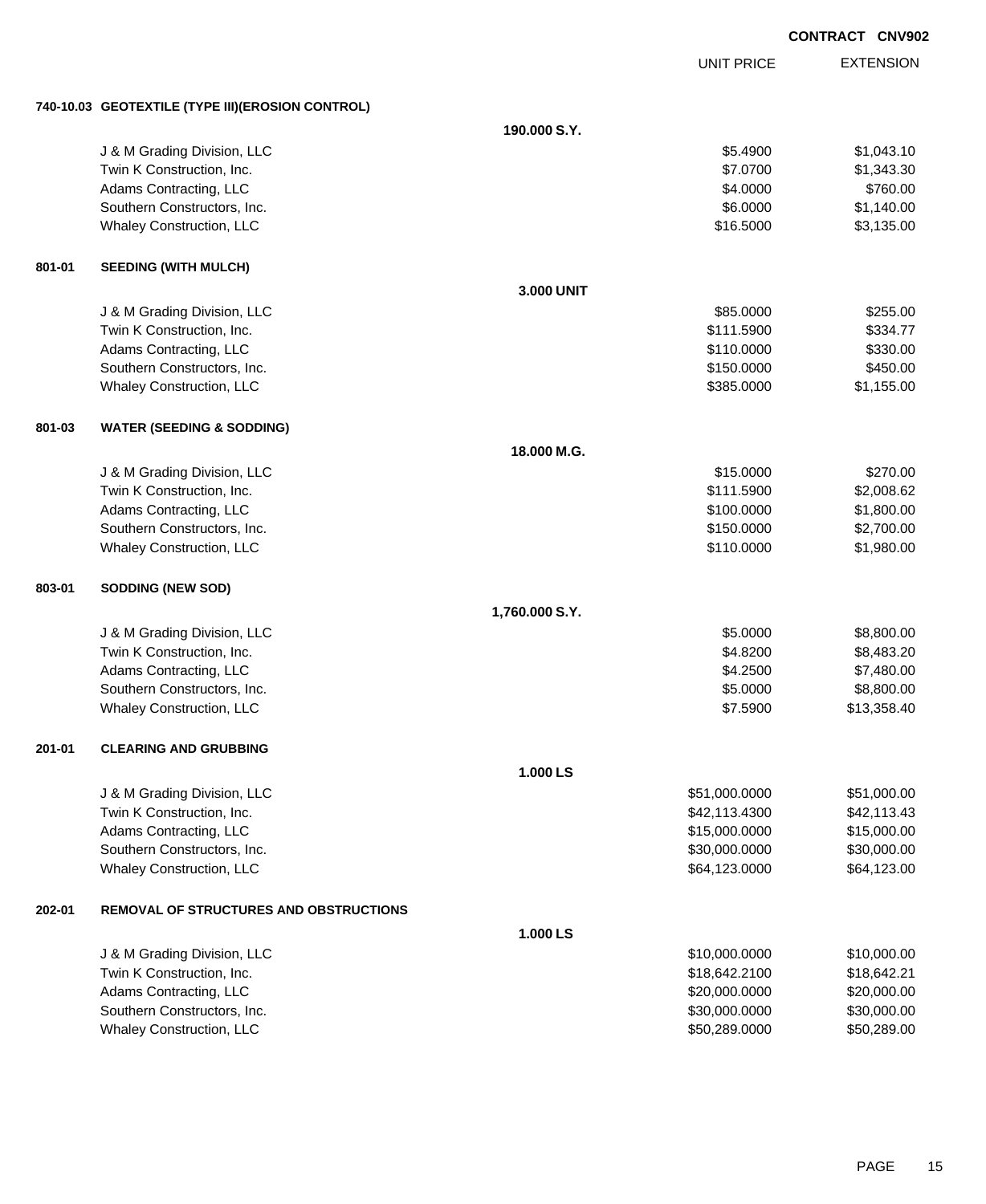**CONTRACT CNV902**

| | | | UNIT PRICE | EXTENSION |
|---|---|---|---|---|
| **740-10.03** | **GEOTEXTILE (TYPE III)(EROSION CONTROL)** | | | |
| | | **190.000 S.Y.** | | |
| | J & M Grading Division, LLC | | $5.4900 | $1,043.10 |
| | Twin K Construction, Inc. | | $7.0700 | $1,343.30 |
| | Adams Contracting, LLC | | $4.0000 | $760.00 |
| | Southern Constructors, Inc. | | $6.0000 | $1,140.00 |
| | Whaley Construction, LLC | | $16.5000 | $3,135.00 |
| **801-01** | **SEEDING (WITH MULCH)** | | | |
| | | **3.000 UNIT** | | |
| | J & M Grading Division, LLC | | $85.0000 | $255.00 |
| | Twin K Construction, Inc. | | $111.5900 | $334.77 |
| | Adams Contracting, LLC | | $110.0000 | $330.00 |
| | Southern Constructors, Inc. | | $150.0000 | $450.00 |
| | Whaley Construction, LLC | | $385.0000 | $1,155.00 |
| **801-03** | **WATER (SEEDING & SODDING)** | | | |
| | | **18.000 M.G.** | | |
| | J & M Grading Division, LLC | | $15.0000 | $270.00 |
| | Twin K Construction, Inc. | | $111.5900 | $2,008.62 |
| | Adams Contracting, LLC | | $100.0000 | $1,800.00 |
| | Southern Constructors, Inc. | | $150.0000 | $2,700.00 |
| | Whaley Construction, LLC | | $110.0000 | $1,980.00 |
| **803-01** | **SODDING (NEW SOD)** | | | |
| | | **1,760.000 S.Y.** | | |
| | J & M Grading Division, LLC | | $5.0000 | $8,800.00 |
| | Twin K Construction, Inc. | | $4.8200 | $8,483.20 |
| | Adams Contracting, LLC | | $4.2500 | $7,480.00 |
| | Southern Constructors, Inc. | | $5.0000 | $8,800.00 |
| | Whaley Construction, LLC | | $7.5900 | $13,358.40 |
| **201-01** | **CLEARING AND GRUBBING** | | | |
| | | **1.000 LS** | | |
| | J & M Grading Division, LLC | | $51,000.0000 | $51,000.00 |
| | Twin K Construction, Inc. | | $42,113.4300 | $42,113.43 |
| | Adams Contracting, LLC | | $15,000.0000 | $15,000.00 |
| | Southern Constructors, Inc. | | $30,000.0000 | $30,000.00 |
| | Whaley Construction, LLC | | $64,123.0000 | $64,123.00 |
| **202-01** | **REMOVAL OF STRUCTURES AND OBSTRUCTIONS** | | | |
| | | **1.000 LS** | | |
| | J & M Grading Division, LLC | | $10,000.0000 | $10,000.00 |
| | Twin K Construction, Inc. | | $18,642.2100 | $18,642.21 |
| | Adams Contracting, LLC | | $20,000.0000 | $20,000.00 |
| | Southern Constructors, Inc. | | $30,000.0000 | $30,000.00 |
| | Whaley Construction, LLC | | $50,289.0000 | $50,289.00 |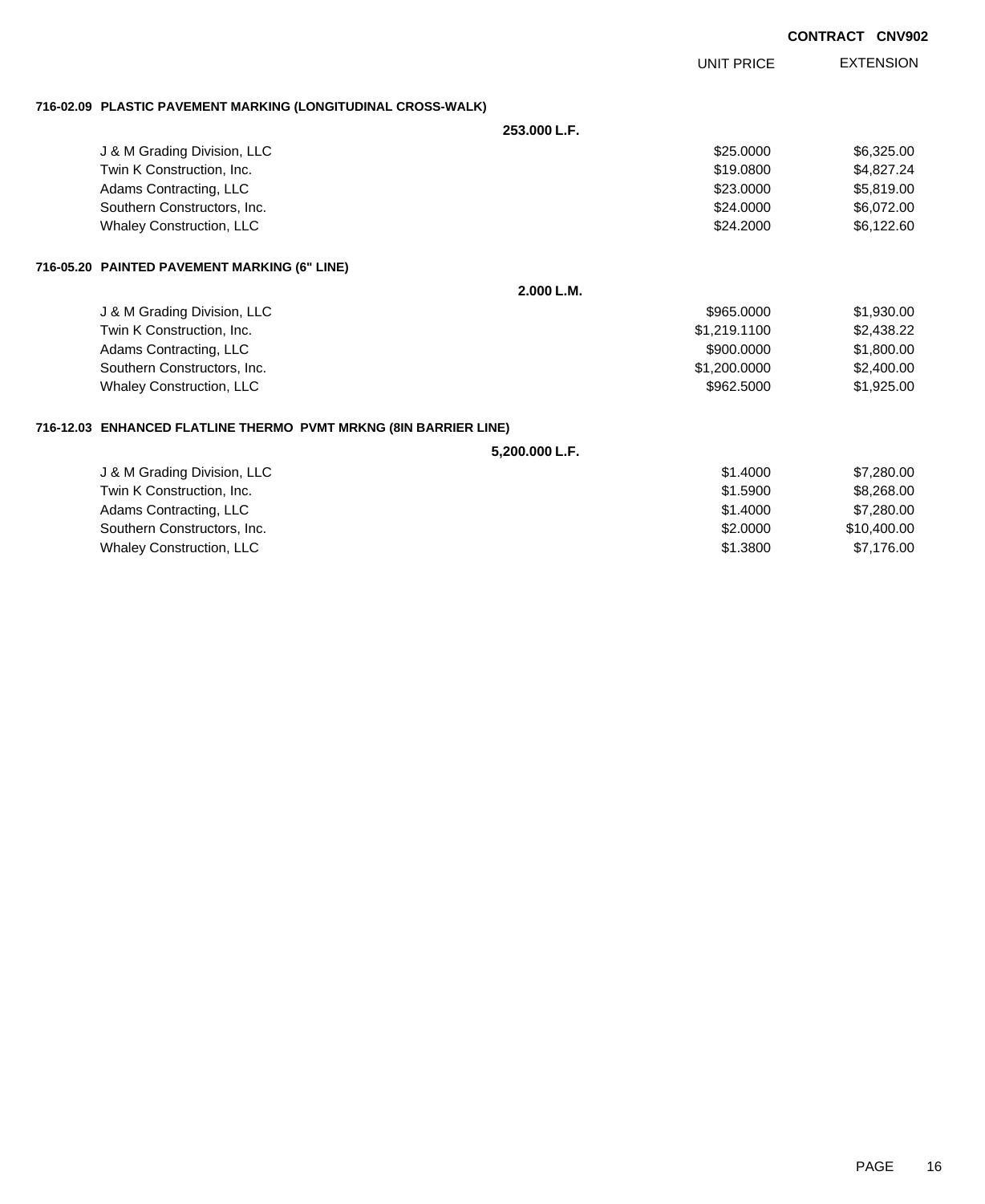CONTRACT CNV902

| | UNIT PRICE | EXTENSION |
|---|---|---|
| **716-02.09 PLASTIC PAVEMENT MARKING (LONGITUDINAL CROSS-WALK)** | | |
| **253.000 L.F.** | | |
| J & M Grading Division, LLC | $25.0000 | $6,325.00 |
| Twin K Construction, Inc. | $19.0800 | $4,827.24 |
| Adams Contracting, LLC | $23.0000 | $5,819.00 |
| Southern Constructors, Inc. | $24.0000 | $6,072.00 |
| Whaley Construction, LLC | $24.2000 | $6,122.60 |
| **716-05.20 PAINTED PAVEMENT MARKING (6" LINE)** | | |
| **2.000 L.M.** | | |
| J & M Grading Division, LLC | $965.0000 | $1,930.00 |
| Twin K Construction, Inc. | $1,219.1100 | $2,438.22 |
| Adams Contracting, LLC | $900.0000 | $1,800.00 |
| Southern Constructors, Inc. | $1,200.0000 | $2,400.00 |
| Whaley Construction, LLC | $962.5000 | $1,925.00 |
| **716-12.03 ENHANCED FLATLINE THERMO PVMT MRKNG (8IN BARRIER LINE)** | | |
| **5,200.000 L.F.** | | |
| J & M Grading Division, LLC | $1.4000 | $7,280.00 |
| Twin K Construction, Inc. | $1.5900 | $8,268.00 |
| Adams Contracting, LLC | $1.4000 | $7,280.00 |
| Southern Constructors, Inc. | $2.0000 | $10,400.00 |
| Whaley Construction, LLC | $1.3800 | $7,176.00 |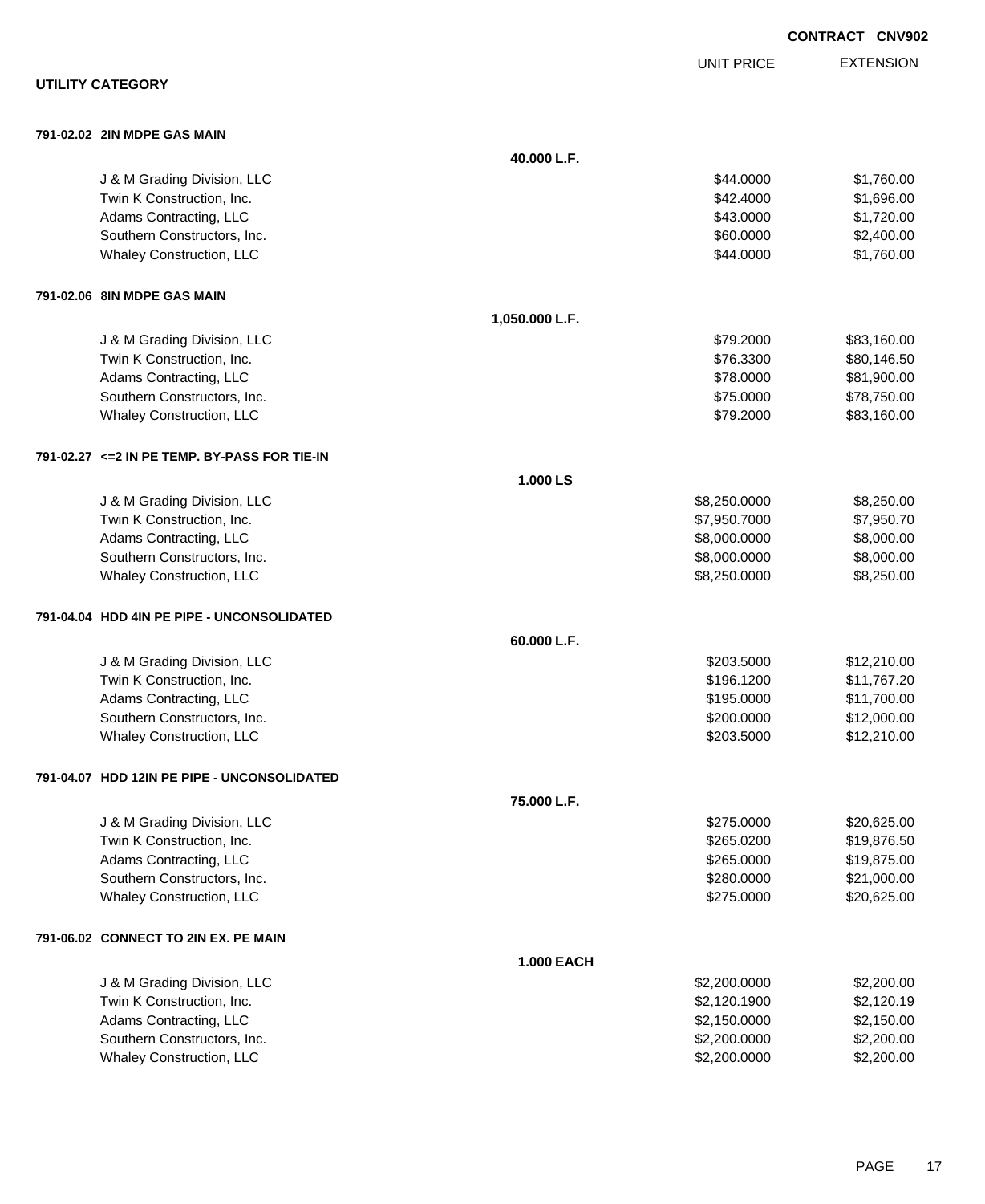**CONTRACT CNV902**

## UTILITY CATEGORY

### 791-02.02 2IN MDPE GAS MAIN

**40.000 L.F.**

| Bidder | UNIT PRICE | EXTENSION |
|---|---|---|
| J & M Grading Division, LLC | $44.0000 | $1,760.00 |
| Twin K Construction, Inc. | $42.4000 | $1,696.00 |
| Adams Contracting, LLC | $43.0000 | $1,720.00 |
| Southern Constructors, Inc. | $60.0000 | $2,400.00 |
| Whaley Construction, LLC | $44.0000 | $1,760.00 |

### 791-02.06 8IN MDPE GAS MAIN

**1,050.000 L.F.**

| Bidder | UNIT PRICE | EXTENSION |
|---|---|---|
| J & M Grading Division, LLC | $79.2000 | $83,160.00 |
| Twin K Construction, Inc. | $76.3300 | $80,146.50 |
| Adams Contracting, LLC | $78.0000 | $81,900.00 |
| Southern Constructors, Inc. | $75.0000 | $78,750.00 |
| Whaley Construction, LLC | $79.2000 | $83,160.00 |

### 791-02.27 <=2 IN PE TEMP. BY-PASS FOR TIE-IN

**1.000 LS**

| Bidder | UNIT PRICE | EXTENSION |
|---|---|---|
| J & M Grading Division, LLC | $8,250.0000 | $8,250.00 |
| Twin K Construction, Inc. | $7,950.7000 | $7,950.70 |
| Adams Contracting, LLC | $8,000.0000 | $8,000.00 |
| Southern Constructors, Inc. | $8,000.0000 | $8,000.00 |
| Whaley Construction, LLC | $8,250.0000 | $8,250.00 |

### 791-04.04 HDD 4IN PE PIPE - UNCONSOLIDATED

**60.000 L.F.**

| Bidder | UNIT PRICE | EXTENSION |
|---|---|---|
| J & M Grading Division, LLC | $203.5000 | $12,210.00 |
| Twin K Construction, Inc. | $196.1200 | $11,767.20 |
| Adams Contracting, LLC | $195.0000 | $11,700.00 |
| Southern Constructors, Inc. | $200.0000 | $12,000.00 |
| Whaley Construction, LLC | $203.5000 | $12,210.00 |

### 791-04.07 HDD 12IN PE PIPE - UNCONSOLIDATED

**75.000 L.F.**

| Bidder | UNIT PRICE | EXTENSION |
|---|---|---|
| J & M Grading Division, LLC | $275.0000 | $20,625.00 |
| Twin K Construction, Inc. | $265.0200 | $19,876.50 |
| Adams Contracting, LLC | $265.0000 | $19,875.00 |
| Southern Constructors, Inc. | $280.0000 | $21,000.00 |
| Whaley Construction, LLC | $275.0000 | $20,625.00 |

### 791-06.02 CONNECT TO 2IN EX. PE MAIN

**1.000 EACH**

| Bidder | UNIT PRICE | EXTENSION |
|---|---|---|
| J & M Grading Division, LLC | $2,200.0000 | $2,200.00 |
| Twin K Construction, Inc. | $2,120.1900 | $2,120.19 |
| Adams Contracting, LLC | $2,150.0000 | $2,150.00 |
| Southern Constructors, Inc. | $2,200.0000 | $2,200.00 |
| Whaley Construction, LLC | $2,200.0000 | $2,200.00 |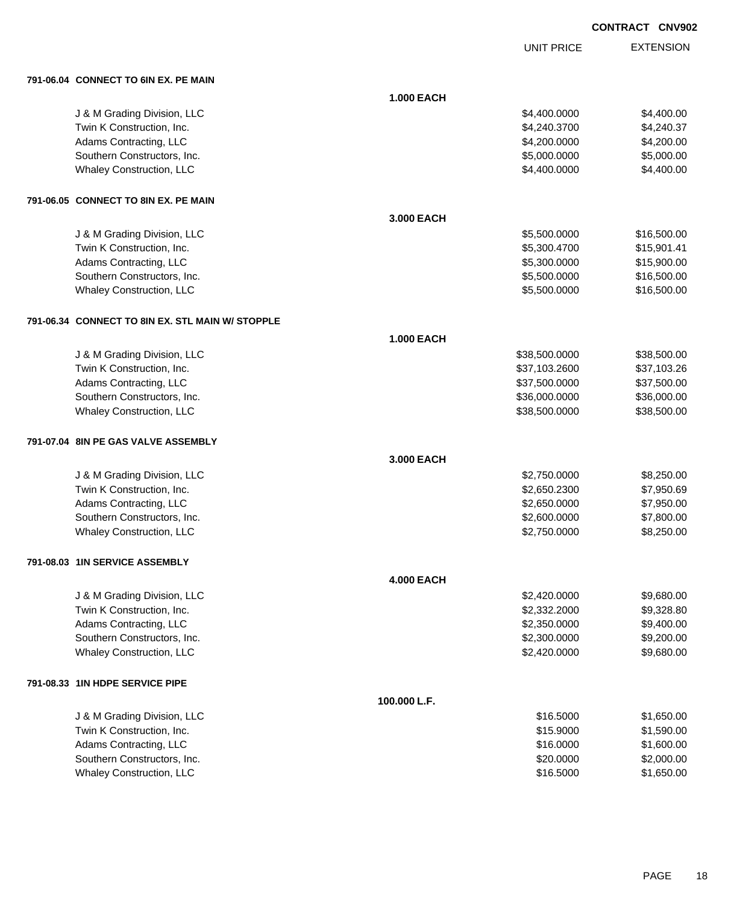**CONTRACT CNV902**

| | UNIT PRICE | EXTENSION |
|---|---|---|
| **791-06.04 CONNECT TO 6IN EX. PE MAIN** | | |
| **1.000 EACH** | | |
| J & M Grading Division, LLC | $4,400.0000 | $4,400.00 |
| Twin K Construction, Inc. | $4,240.3700 | $4,240.37 |
| Adams Contracting, LLC | $4,200.0000 | $4,200.00 |
| Southern Constructors, Inc. | $5,000.0000 | $5,000.00 |
| Whaley Construction, LLC | $4,400.0000 | $4,400.00 |
| **791-06.05 CONNECT TO 8IN EX. PE MAIN** | | |
| **3.000 EACH** | | |
| J & M Grading Division, LLC | $5,500.0000 | $16,500.00 |
| Twin K Construction, Inc. | $5,300.4700 | $15,901.41 |
| Adams Contracting, LLC | $5,300.0000 | $15,900.00 |
| Southern Constructors, Inc. | $5,500.0000 | $16,500.00 |
| Whaley Construction, LLC | $5,500.0000 | $16,500.00 |
| **791-06.34 CONNECT TO 8IN EX. STL MAIN W/ STOPPLE** | | |
| **1.000 EACH** | | |
| J & M Grading Division, LLC | $38,500.0000 | $38,500.00 |
| Twin K Construction, Inc. | $37,103.2600 | $37,103.26 |
| Adams Contracting, LLC | $37,500.0000 | $37,500.00 |
| Southern Constructors, Inc. | $36,000.0000 | $36,000.00 |
| Whaley Construction, LLC | $38,500.0000 | $38,500.00 |
| **791-07.04 8IN PE GAS VALVE ASSEMBLY** | | |
| **3.000 EACH** | | |
| J & M Grading Division, LLC | $2,750.0000 | $8,250.00 |
| Twin K Construction, Inc. | $2,650.2300 | $7,950.69 |
| Adams Contracting, LLC | $2,650.0000 | $7,950.00 |
| Southern Constructors, Inc. | $2,600.0000 | $7,800.00 |
| Whaley Construction, LLC | $2,750.0000 | $8,250.00 |
| **791-08.03 1IN SERVICE ASSEMBLY** | | |
| **4.000 EACH** | | |
| J & M Grading Division, LLC | $2,420.0000 | $9,680.00 |
| Twin K Construction, Inc. | $2,332.2000 | $9,328.80 |
| Adams Contracting, LLC | $2,350.0000 | $9,400.00 |
| Southern Constructors, Inc. | $2,300.0000 | $9,200.00 |
| Whaley Construction, LLC | $2,420.0000 | $9,680.00 |
| **791-08.33 1IN HDPE SERVICE PIPE** | | |
| **100.000 L.F.** | | |
| J & M Grading Division, LLC | $16.5000 | $1,650.00 |
| Twin K Construction, Inc. | $15.9000 | $1,590.00 |
| Adams Contracting, LLC | $16.0000 | $1,600.00 |
| Southern Constructors, Inc. | $20.0000 | $2,000.00 |
| Whaley Construction, LLC | $16.5000 | $1,650.00 |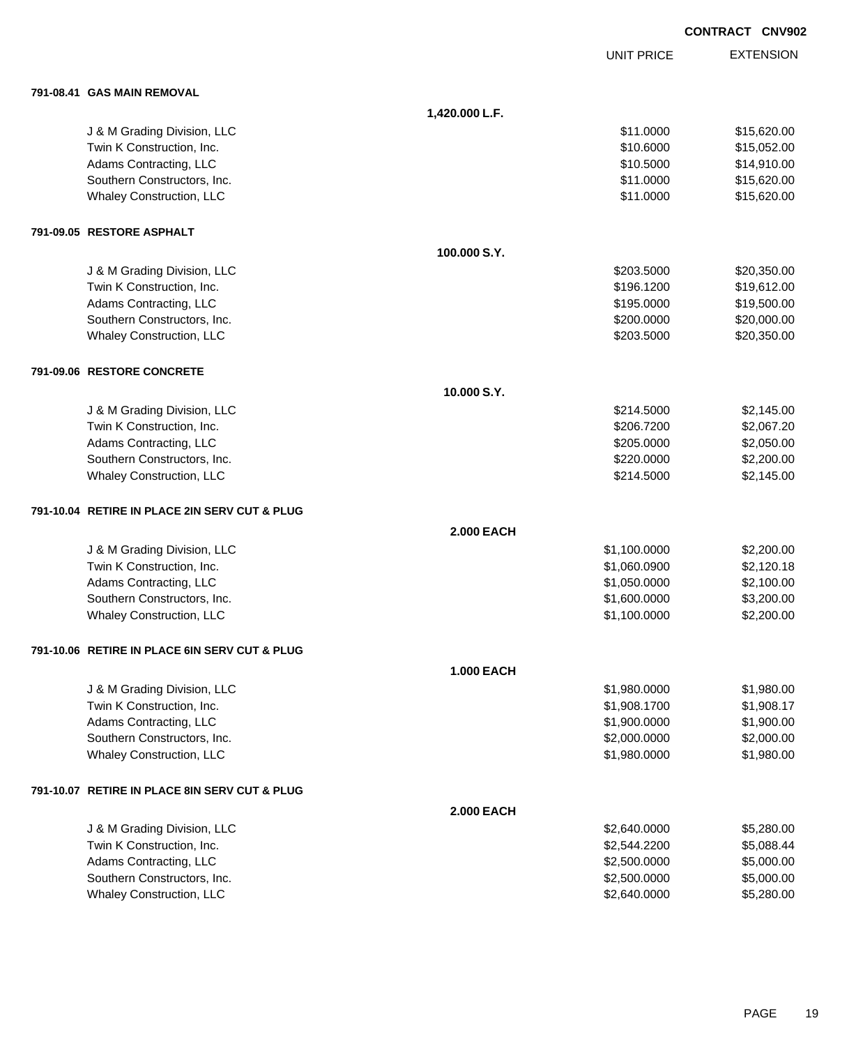CONTRACT CNV902

| | | UNIT PRICE | EXTENSION |
|---|---|---|---|
| **791-08.41 GAS MAIN REMOVAL** | | | |
| | **1,420.000 L.F.** | | |
| J & M Grading Division, LLC | | $11.0000 | $15,620.00 |
| Twin K Construction, Inc. | | $10.6000 | $15,052.00 |
| Adams Contracting, LLC | | $10.5000 | $14,910.00 |
| Southern Constructors, Inc. | | $11.0000 | $15,620.00 |
| Whaley Construction, LLC | | $11.0000 | $15,620.00 |
| **791-09.05 RESTORE ASPHALT** | | | |
| | **100.000 S.Y.** | | |
| J & M Grading Division, LLC | | $203.5000 | $20,350.00 |
| Twin K Construction, Inc. | | $196.1200 | $19,612.00 |
| Adams Contracting, LLC | | $195.0000 | $19,500.00 |
| Southern Constructors, Inc. | | $200.0000 | $20,000.00 |
| Whaley Construction, LLC | | $203.5000 | $20,350.00 |
| **791-09.06 RESTORE CONCRETE** | | | |
| | **10.000 S.Y.** | | |
| J & M Grading Division, LLC | | $214.5000 | $2,145.00 |
| Twin K Construction, Inc. | | $206.7200 | $2,067.20 |
| Adams Contracting, LLC | | $205.0000 | $2,050.00 |
| Southern Constructors, Inc. | | $220.0000 | $2,200.00 |
| Whaley Construction, LLC | | $214.5000 | $2,145.00 |
| **791-10.04 RETIRE IN PLACE 2IN SERV CUT & PLUG** | | | |
| | **2.000 EACH** | | |
| J & M Grading Division, LLC | | $1,100.0000 | $2,200.00 |
| Twin K Construction, Inc. | | $1,060.0900 | $2,120.18 |
| Adams Contracting, LLC | | $1,050.0000 | $2,100.00 |
| Southern Constructors, Inc. | | $1,600.0000 | $3,200.00 |
| Whaley Construction, LLC | | $1,100.0000 | $2,200.00 |
| **791-10.06 RETIRE IN PLACE 6IN SERV CUT & PLUG** | | | |
| | **1.000 EACH** | | |
| J & M Grading Division, LLC | | $1,980.0000 | $1,980.00 |
| Twin K Construction, Inc. | | $1,908.1700 | $1,908.17 |
| Adams Contracting, LLC | | $1,900.0000 | $1,900.00 |
| Southern Constructors, Inc. | | $2,000.0000 | $2,000.00 |
| Whaley Construction, LLC | | $1,980.0000 | $1,980.00 |
| **791-10.07 RETIRE IN PLACE 8IN SERV CUT & PLUG** | | | |
| | **2.000 EACH** | | |
| J & M Grading Division, LLC | | $2,640.0000 | $5,280.00 |
| Twin K Construction, Inc. | | $2,544.2200 | $5,088.44 |
| Adams Contracting, LLC | | $2,500.0000 | $5,000.00 |
| Southern Constructors, Inc. | | $2,500.0000 | $5,000.00 |
| Whaley Construction, LLC | | $2,640.0000 | $5,280.00 |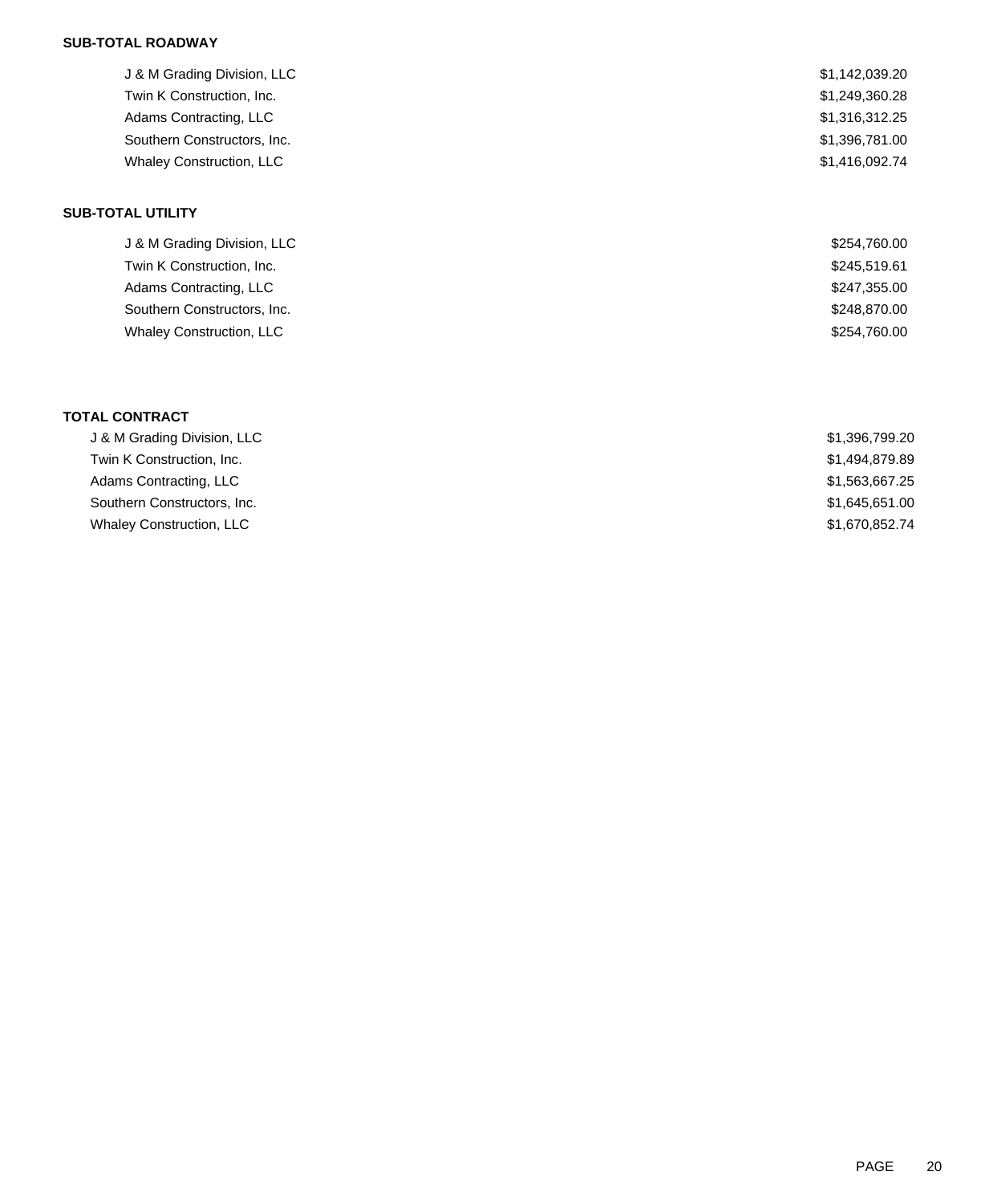**SUB-TOTAL ROADWAY**

| | |
|---|---|
| J & M Grading Division, LLC | $1,142,039.20 |
| Twin K Construction, Inc. | $1,249,360.28 |
| Adams Contracting, LLC | $1,316,312.25 |
| Southern Constructors, Inc. | $1,396,781.00 |
| Whaley Construction, LLC | $1,416,092.74 |

**SUB-TOTAL UTILITY**

| | |
|---|---|
| J & M Grading Division, LLC | $254,760.00 |
| Twin K Construction, Inc. | $245,519.61 |
| Adams Contracting, LLC | $247,355.00 |
| Southern Constructors, Inc. | $248,870.00 |
| Whaley Construction, LLC | $254,760.00 |

**TOTAL CONTRACT**

| | |
|---|---|
| J & M Grading Division, LLC | $1,396,799.20 |
| Twin K Construction, Inc. | $1,494,879.89 |
| Adams Contracting, LLC | $1,563,667.25 |
| Southern Constructors, Inc. | $1,645,651.00 |
| Whaley Construction, LLC | $1,670,852.74 |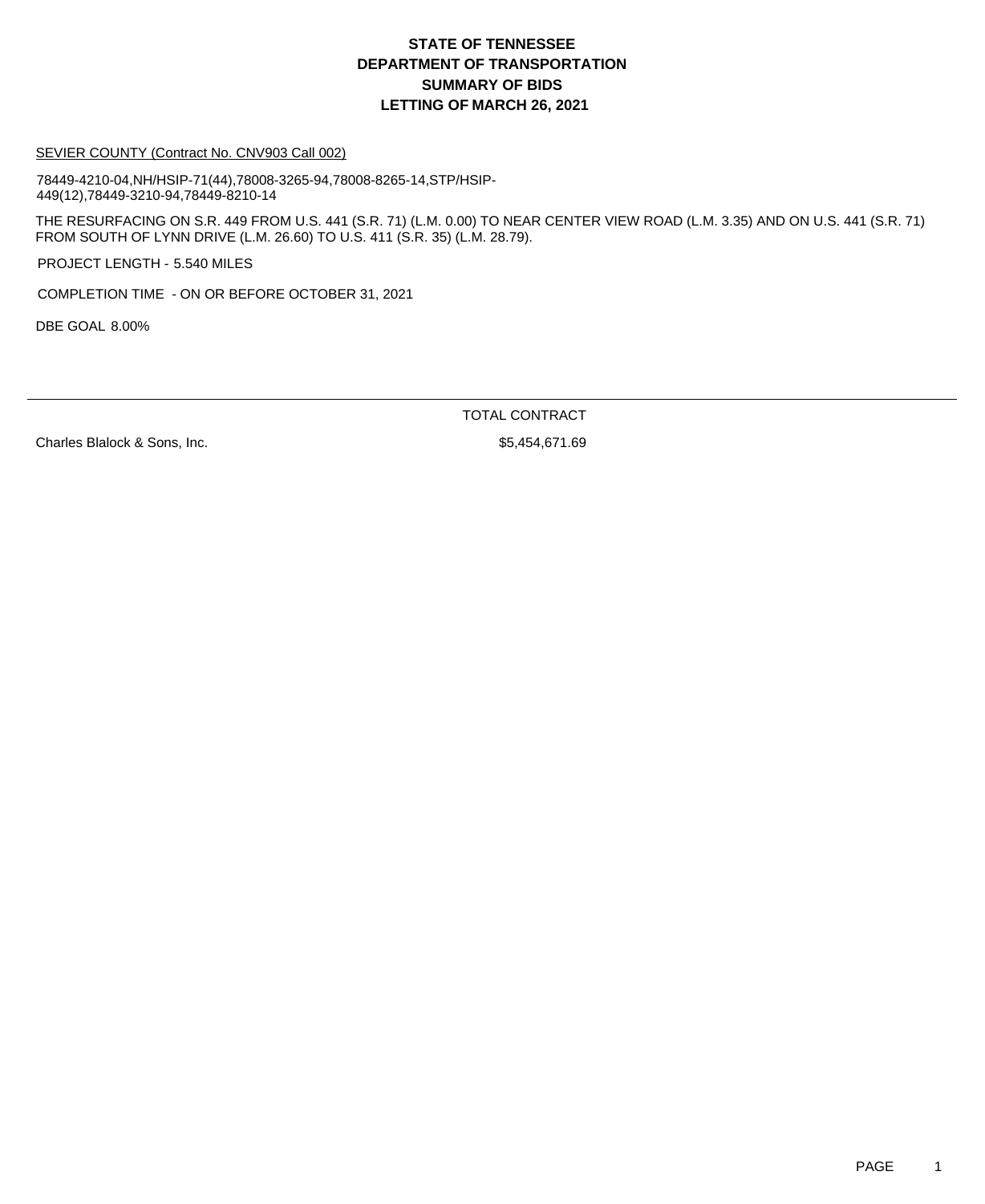# STATE OF TENNESSEE
# DEPARTMENT OF TRANSPORTATION
# SUMMARY OF BIDS
# LETTING OF MARCH 26, 2021

SEVIER COUNTY (Contract No. CNV903 Call 002)

78449-4210-04,NH/HSIP-71(44),78008-3265-94,78008-8265-14,STP/HSIP-449(12),78449-3210-94,78449-8210-14

THE RESURFACING ON S.R. 449 FROM U.S. 441 (S.R. 71) (L.M. 0.00) TO NEAR CENTER VIEW ROAD (L.M. 3.35) AND ON U.S. 441 (S.R. 71) FROM SOUTH OF LYNN DRIVE (L.M. 26.60) TO U.S. 411 (S.R. 35) (L.M. 28.79).

PROJECT LENGTH - 5.540 MILES

COMPLETION TIME - ON OR BEFORE OCTOBER 31, 2021

DBE GOAL 8.00%

| | TOTAL CONTRACT |
|---|---|
| Charles Blalock & Sons, Inc. | $5,454,671.69 |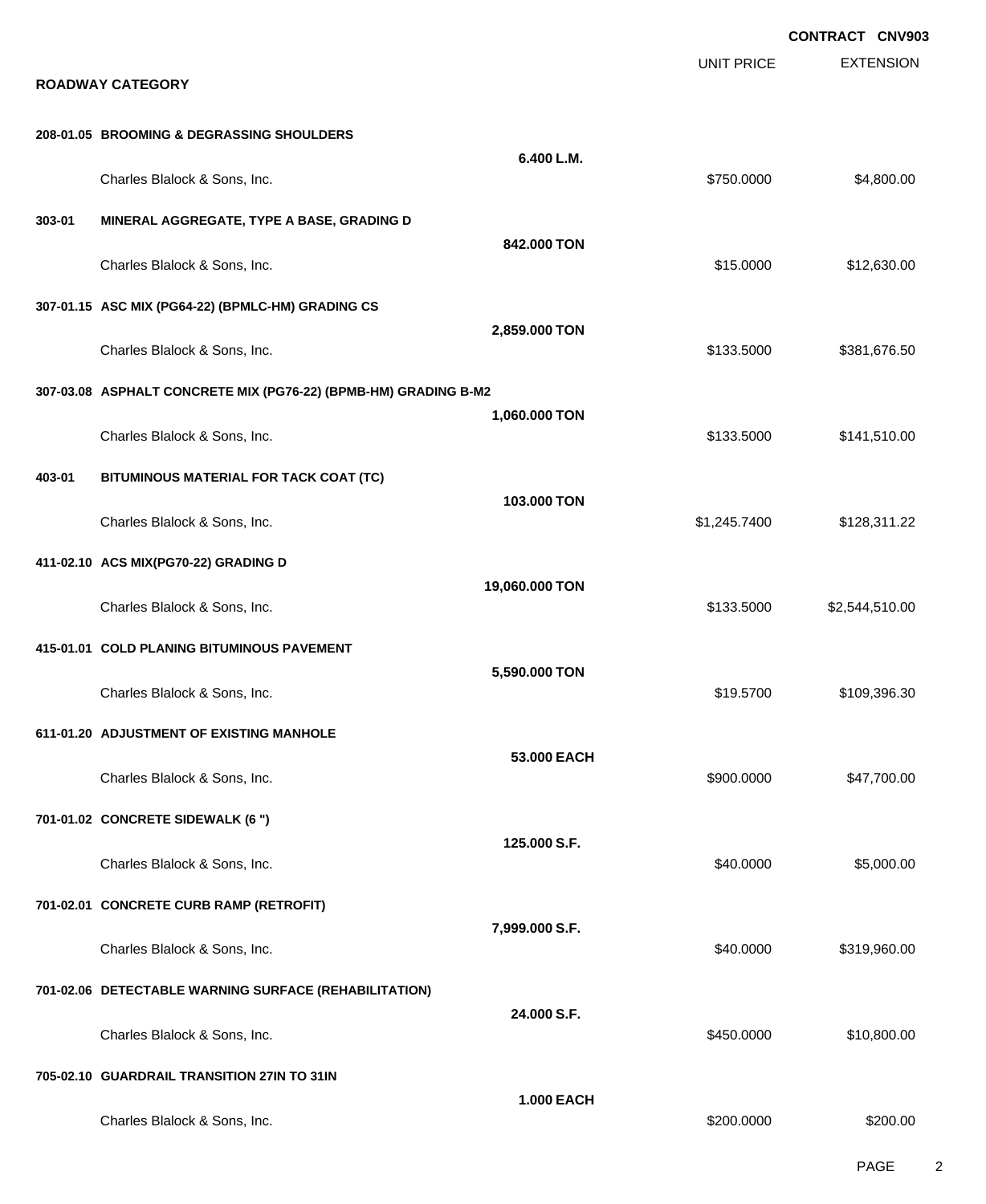**CONTRACT CNV903**

| | | UNIT PRICE | EXTENSION |
|---|---|---|---|
| **ROADWAY CATEGORY** | | | |
| **208-01.05 BROOMING & DEGRASSING SHOULDERS** | | | |
| | **6.400 L.M.** | | |
| Charles Blalock & Sons, Inc. | | $750.0000 | $4,800.00 |
| **303-01 MINERAL AGGREGATE, TYPE A BASE, GRADING D** | | | |
| | **842.000 TON** | | |
| Charles Blalock & Sons, Inc. | | $15.0000 | $12,630.00 |
| **307-01.15 ASC MIX (PG64-22) (BPMLC-HM) GRADING CS** | | | |
| | **2,859.000 TON** | | |
| Charles Blalock & Sons, Inc. | | $133.5000 | $381,676.50 |
| **307-03.08 ASPHALT CONCRETE MIX (PG76-22) (BPMB-HM) GRADING B-M2** | | | |
| | **1,060.000 TON** | | |
| Charles Blalock & Sons, Inc. | | $133.5000 | $141,510.00 |
| **403-01 BITUMINOUS MATERIAL FOR TACK COAT (TC)** | | | |
| | **103.000 TON** | | |
| Charles Blalock & Sons, Inc. | | $1,245.7400 | $128,311.22 |
| **411-02.10 ACS MIX(PG70-22) GRADING D** | | | |
| | **19,060.000 TON** | | |
| Charles Blalock & Sons, Inc. | | $133.5000 | $2,544,510.00 |
| **415-01.01 COLD PLANING BITUMINOUS PAVEMENT** | | | |
| | **5,590.000 TON** | | |
| Charles Blalock & Sons, Inc. | | $19.5700 | $109,396.30 |
| **611-01.20 ADJUSTMENT OF EXISTING MANHOLE** | | | |
| | **53.000 EACH** | | |
| Charles Blalock & Sons, Inc. | | $900.0000 | $47,700.00 |
| **701-01.02 CONCRETE SIDEWALK (6 ")** | | | |
| | **125.000 S.F.** | | |
| Charles Blalock & Sons, Inc. | | $40.0000 | $5,000.00 |
| **701-02.01 CONCRETE CURB RAMP (RETROFIT)** | | | |
| | **7,999.000 S.F.** | | |
| Charles Blalock & Sons, Inc. | | $40.0000 | $319,960.00 |
| **701-02.06 DETECTABLE WARNING SURFACE (REHABILITATION)** | | | |
| | **24.000 S.F.** | | |
| Charles Blalock & Sons, Inc. | | $450.0000 | $10,800.00 |
| **705-02.10 GUARDRAIL TRANSITION 27IN TO 31IN** | | | |
| | **1.000 EACH** | | |
| Charles Blalock & Sons, Inc. | | $200.0000 | $200.00 |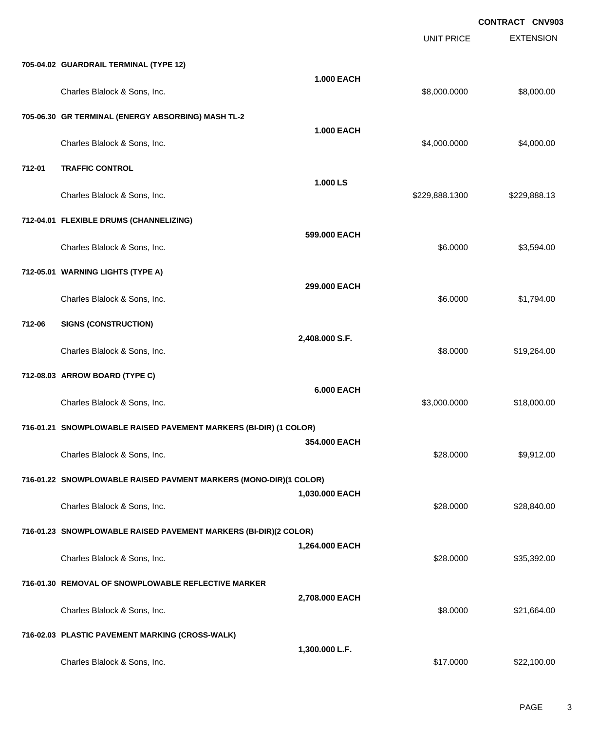**CONTRACT CNV903**

| | | | UNIT PRICE | EXTENSION |
|---|---|---|---|---|
| **705-04.02** | **GUARDRAIL TERMINAL (TYPE 12)** | **1.000 EACH** | | |
| | Charles Blalock & Sons, Inc. | | $8,000.0000 | $8,000.00 |
| **705-06.30** | **GR TERMINAL (ENERGY ABSORBING) MASH TL-2** | **1.000 EACH** | | |
| | Charles Blalock & Sons, Inc. | | $4,000.0000 | $4,000.00 |
| **712-01** | **TRAFFIC CONTROL** | **1.000 LS** | | |
| | Charles Blalock & Sons, Inc. | | $229,888.1300 | $229,888.13 |
| **712-04.01** | **FLEXIBLE DRUMS (CHANNELIZING)** | **599.000 EACH** | | |
| | Charles Blalock & Sons, Inc. | | $6.0000 | $3,594.00 |
| **712-05.01** | **WARNING LIGHTS (TYPE A)** | **299.000 EACH** | | |
| | Charles Blalock & Sons, Inc. | | $6.0000 | $1,794.00 |
| **712-06** | **SIGNS (CONSTRUCTION)** | **2,408.000 S.F.** | | |
| | Charles Blalock & Sons, Inc. | | $8.0000 | $19,264.00 |
| **712-08.03** | **ARROW BOARD (TYPE C)** | **6.000 EACH** | | |
| | Charles Blalock & Sons, Inc. | | $3,000.0000 | $18,000.00 |
| **716-01.21** | **SNOWPLOWABLE RAISED PAVEMENT MARKERS (BI-DIR) (1 COLOR)** | **354.000 EACH** | | |
| | Charles Blalock & Sons, Inc. | | $28.0000 | $9,912.00 |
| **716-01.22** | **SNOWPLOWABLE RAISED PAVMENT MARKERS (MONO-DIR)(1 COLOR)** | **1,030.000 EACH** | | |
| | Charles Blalock & Sons, Inc. | | $28.0000 | $28,840.00 |
| **716-01.23** | **SNOWPLOWABLE RAISED PAVEMENT MARKERS (BI-DIR)(2 COLOR)** | **1,264.000 EACH** | | |
| | Charles Blalock & Sons, Inc. | | $28.0000 | $35,392.00 |
| **716-01.30** | **REMOVAL OF SNOWPLOWABLE REFLECTIVE MARKER** | **2,708.000 EACH** | | |
| | Charles Blalock & Sons, Inc. | | $8.0000 | $21,664.00 |
| **716-02.03** | **PLASTIC PAVEMENT MARKING (CROSS-WALK)** | **1,300.000 L.F.** | | |
| | Charles Blalock & Sons, Inc. | | $17.0000 | $22,100.00 |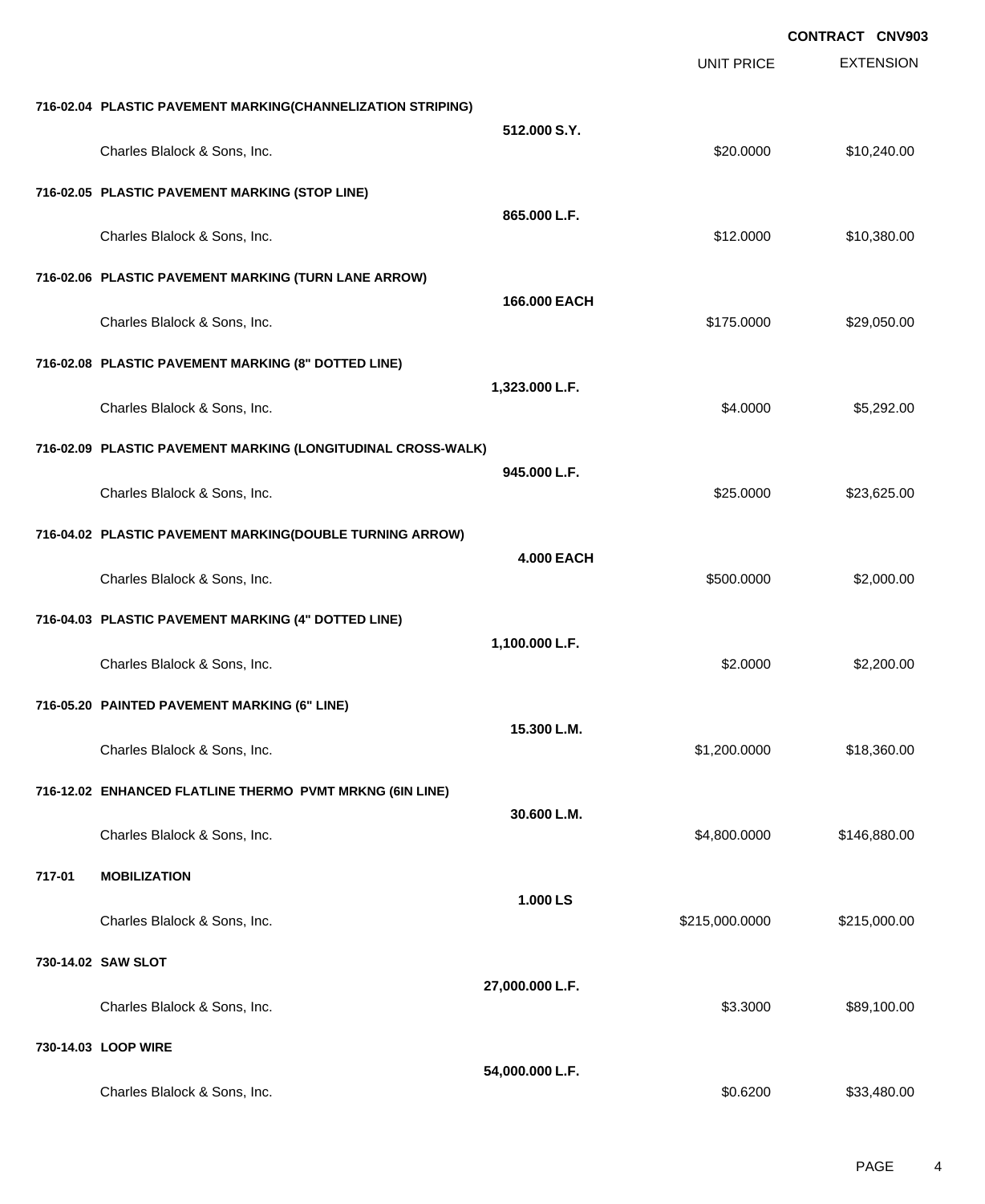**CONTRACT CNV903**

| | | UNIT PRICE | EXTENSION |
|---|---|---|---|
| **716-02.04 PLASTIC PAVEMENT MARKING(CHANNELIZATION STRIPING)** | **512.000 S.Y.** | | |
| Charles Blalock & Sons, Inc. | | $20.0000 | $10,240.00 |
| **716-02.05 PLASTIC PAVEMENT MARKING (STOP LINE)** | **865.000 L.F.** | | |
| Charles Blalock & Sons, Inc. | | $12.0000 | $10,380.00 |
| **716-02.06 PLASTIC PAVEMENT MARKING (TURN LANE ARROW)** | **166.000 EACH** | | |
| Charles Blalock & Sons, Inc. | | $175.0000 | $29,050.00 |
| **716-02.08 PLASTIC PAVEMENT MARKING (8" DOTTED LINE)** | **1,323.000 L.F.** | | |
| Charles Blalock & Sons, Inc. | | $4.0000 | $5,292.00 |
| **716-02.09 PLASTIC PAVEMENT MARKING (LONGITUDINAL CROSS-WALK)** | **945.000 L.F.** | | |
| Charles Blalock & Sons, Inc. | | $25.0000 | $23,625.00 |
| **716-04.02 PLASTIC PAVEMENT MARKING(DOUBLE TURNING ARROW)** | **4.000 EACH** | | |
| Charles Blalock & Sons, Inc. | | $500.0000 | $2,000.00 |
| **716-04.03 PLASTIC PAVEMENT MARKING (4" DOTTED LINE)** | **1,100.000 L.F.** | | |
| Charles Blalock & Sons, Inc. | | $2.0000 | $2,200.00 |
| **716-05.20 PAINTED PAVEMENT MARKING (6" LINE)** | **15.300 L.M.** | | |
| Charles Blalock & Sons, Inc. | | $1,200.0000 | $18,360.00 |
| **716-12.02 ENHANCED FLATLINE THERMO PVMT MRKNG (6IN LINE)** | **30.600 L.M.** | | |
| Charles Blalock & Sons, Inc. | | $4,800.0000 | $146,880.00 |
| **717-01 MOBILIZATION** | **1.000 LS** | | |
| Charles Blalock & Sons, Inc. | | $215,000.0000 | $215,000.00 |
| **730-14.02 SAW SLOT** | **27,000.000 L.F.** | | |
| Charles Blalock & Sons, Inc. | | $3.3000 | $89,100.00 |
| **730-14.03 LOOP WIRE** | **54,000.000 L.F.** | | |
| Charles Blalock & Sons, Inc. | | $0.6200 | $33,480.00 |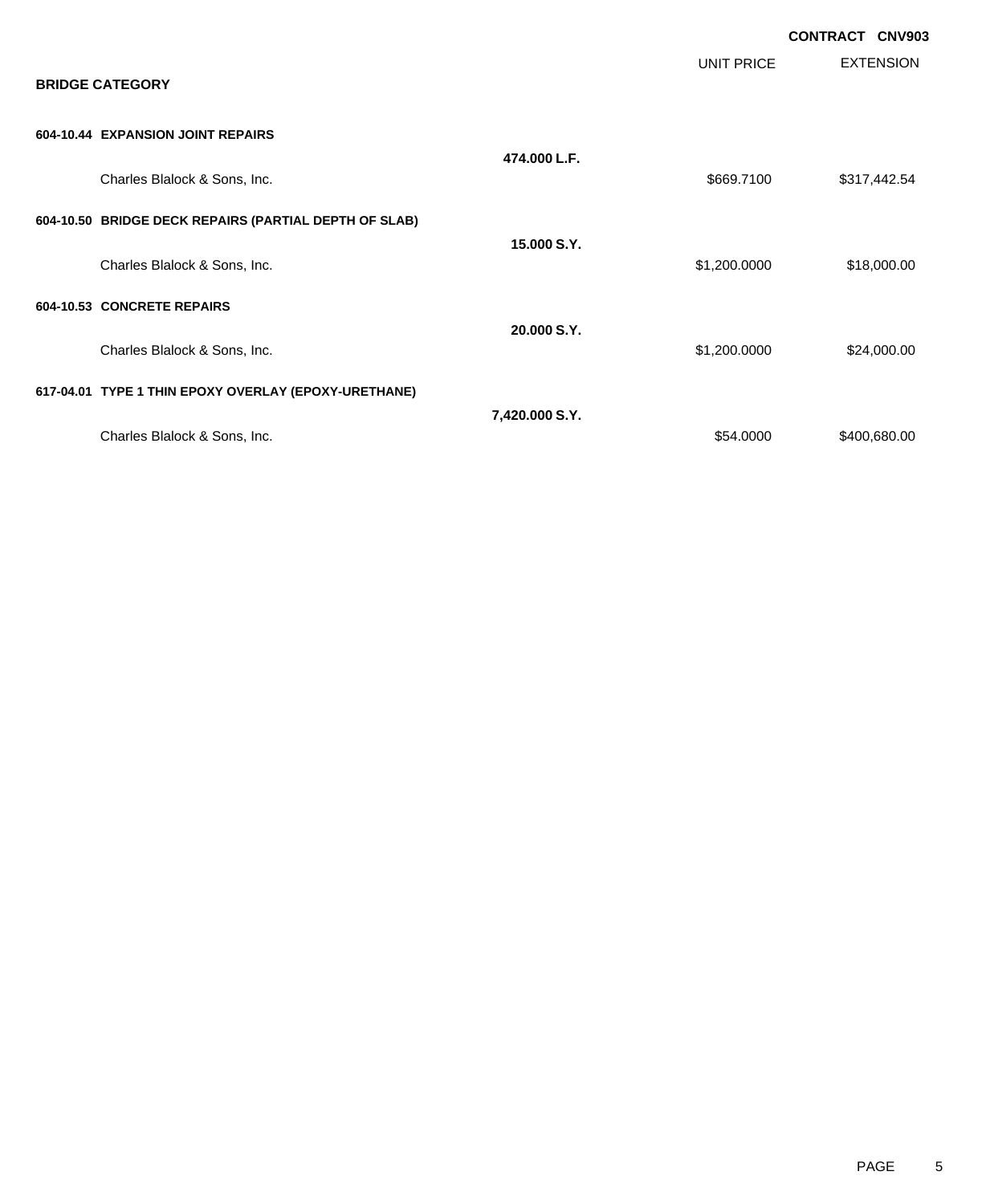**CONTRACT CNV903**

## BRIDGE CATEGORY

| | | UNIT PRICE | EXTENSION |
|---|---|---|---|
| **604-10.44 EXPANSION JOINT REPAIRS** | | | |
| | **474.000 L.F.** | | |
| Charles Blalock & Sons, Inc. | | $669.7100 | $317,442.54 |
| **604-10.50 BRIDGE DECK REPAIRS (PARTIAL DEPTH OF SLAB)** | | | |
| | **15.000 S.Y.** | | |
| Charles Blalock & Sons, Inc. | | $1,200.0000 | $18,000.00 |
| **604-10.53 CONCRETE REPAIRS** | | | |
| | **20.000 S.Y.** | | |
| Charles Blalock & Sons, Inc. | | $1,200.0000 | $24,000.00 |
| **617-04.01 TYPE 1 THIN EPOXY OVERLAY (EPOXY-URETHANE)** | | | |
| | **7,420.000 S.Y.** | | |
| Charles Blalock & Sons, Inc. | | $54.0000 | $400,680.00 |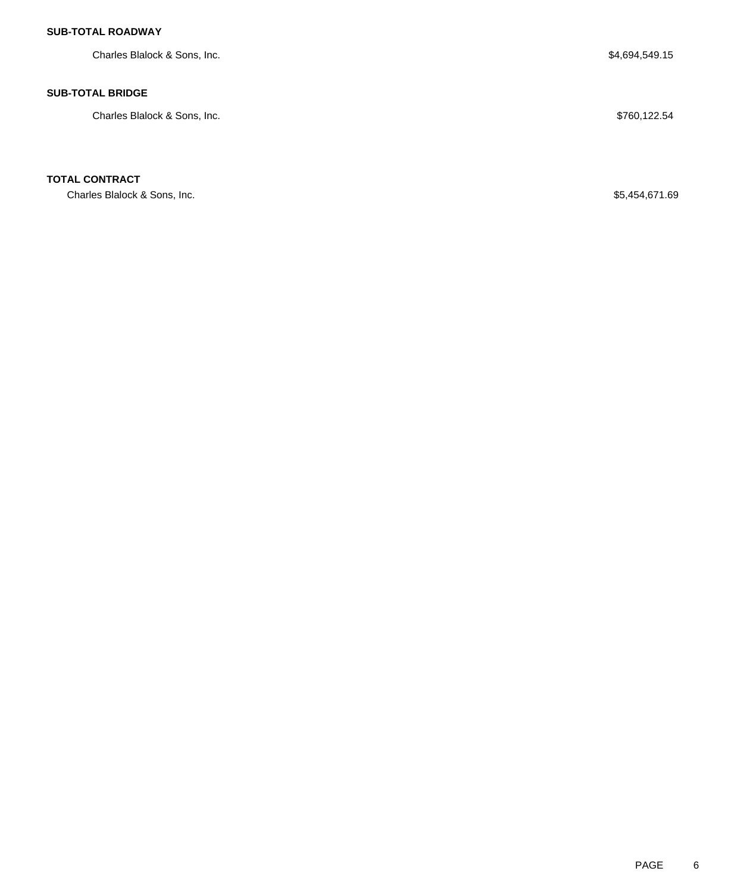**SUB-TOTAL ROADWAY**

Charles Blalock & Sons, Inc. $4,694,549.15

**SUB-TOTAL BRIDGE**

Charles Blalock & Sons, Inc. $760,122.54

**TOTAL CONTRACT**

Charles Blalock & Sons, Inc. $5,454,671.69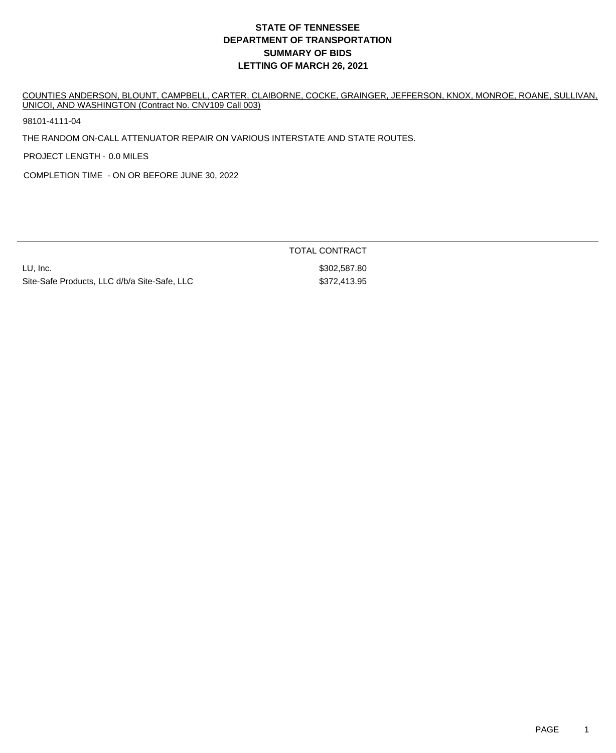# STATE OF TENNESSEE
# DEPARTMENT OF TRANSPORTATION
# SUMMARY OF BIDS
# LETTING OF MARCH 26, 2021

COUNTIES ANDERSON, BLOUNT, CAMPBELL, CARTER, CLAIBORNE, COCKE, GRAINGER, JEFFERSON, KNOX, MONROE, ROANE, SULLIVAN, UNICOI, AND WASHINGTON (Contract No. CNV109 Call 003)

98101-4111-04

THE RANDOM ON-CALL ATTENUATOR REPAIR ON VARIOUS INTERSTATE AND STATE ROUTES.

PROJECT LENGTH - 0.0 MILES

COMPLETION TIME - ON OR BEFORE JUNE 30, 2022

| | TOTAL CONTRACT |
|---|---|
| LU, Inc. | $302,587.80 |
| Site-Safe Products, LLC d/b/a Site-Safe, LLC | $372,413.95 |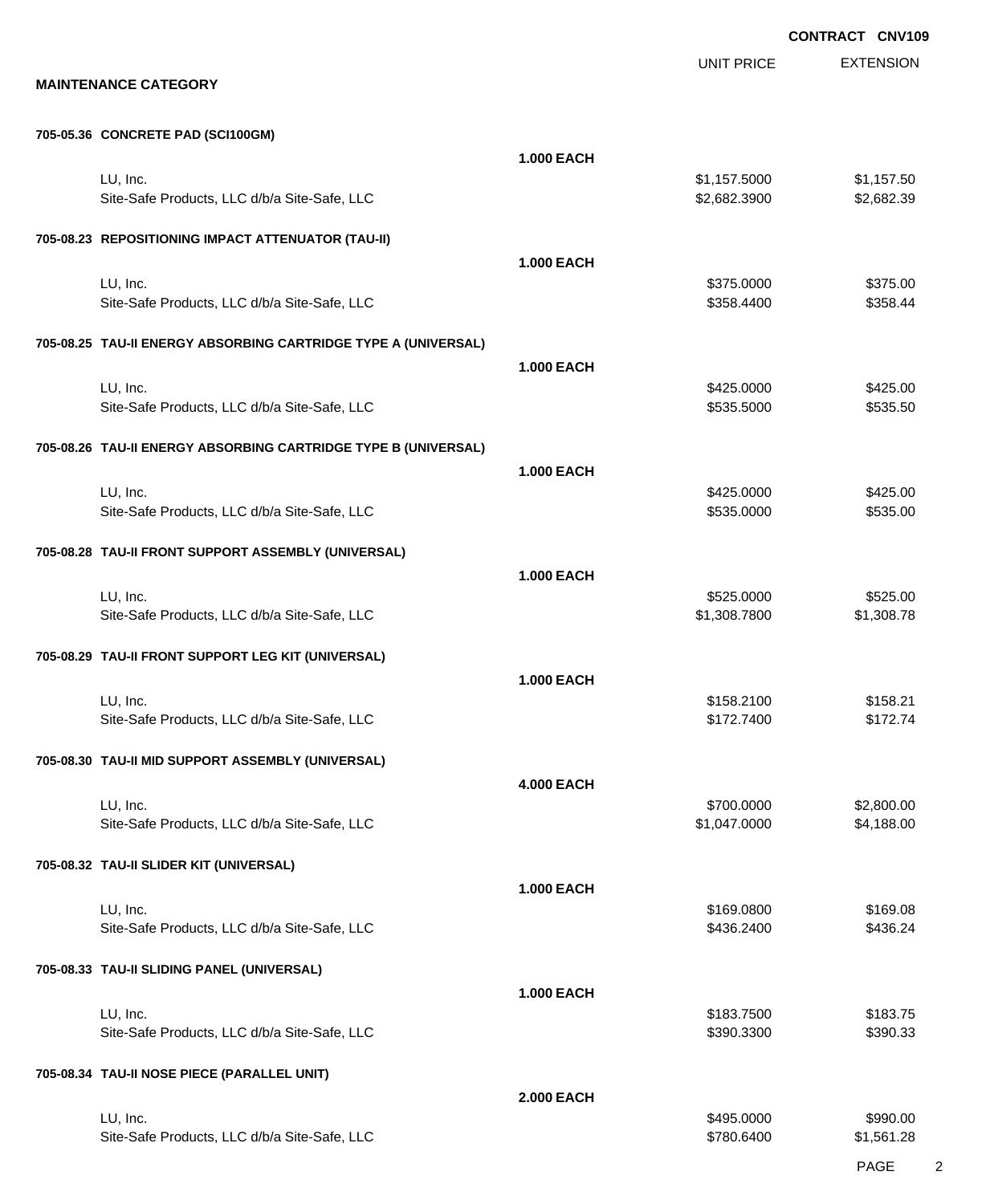**CONTRACT CNV109**

## MAINTENANCE CATEGORY

| | | UNIT PRICE | EXTENSION |
|---|---|---|---|
| **705-05.36 CONCRETE PAD (SCI100GM)** | | | |
| | **1.000 EACH** | | |
| LU, Inc. | | $1,157.5000 | $1,157.50 |
| Site-Safe Products, LLC d/b/a Site-Safe, LLC | | $2,682.3900 | $2,682.39 |
| **705-08.23 REPOSITIONING IMPACT ATTENUATOR (TAU-II)** | | | |
| | **1.000 EACH** | | |
| LU, Inc. | | $375.0000 | $375.00 |
| Site-Safe Products, LLC d/b/a Site-Safe, LLC | | $358.4400 | $358.44 |
| **705-08.25 TAU-II ENERGY ABSORBING CARTRIDGE TYPE A (UNIVERSAL)** | | | |
| | **1.000 EACH** | | |
| LU, Inc. | | $425.0000 | $425.00 |
| Site-Safe Products, LLC d/b/a Site-Safe, LLC | | $535.5000 | $535.50 |
| **705-08.26 TAU-II ENERGY ABSORBING CARTRIDGE TYPE B (UNIVERSAL)** | | | |
| | **1.000 EACH** | | |
| LU, Inc. | | $425.0000 | $425.00 |
| Site-Safe Products, LLC d/b/a Site-Safe, LLC | | $535.0000 | $535.00 |
| **705-08.28 TAU-II FRONT SUPPORT ASSEMBLY (UNIVERSAL)** | | | |
| | **1.000 EACH** | | |
| LU, Inc. | | $525.0000 | $525.00 |
| Site-Safe Products, LLC d/b/a Site-Safe, LLC | | $1,308.7800 | $1,308.78 |
| **705-08.29 TAU-II FRONT SUPPORT LEG KIT (UNIVERSAL)** | | | |
| | **1.000 EACH** | | |
| LU, Inc. | | $158.2100 | $158.21 |
| Site-Safe Products, LLC d/b/a Site-Safe, LLC | | $172.7400 | $172.74 |
| **705-08.30 TAU-II MID SUPPORT ASSEMBLY (UNIVERSAL)** | | | |
| | **4.000 EACH** | | |
| LU, Inc. | | $700.0000 | $2,800.00 |
| Site-Safe Products, LLC d/b/a Site-Safe, LLC | | $1,047.0000 | $4,188.00 |
| **705-08.32 TAU-II SLIDER KIT (UNIVERSAL)** | | | |
| | **1.000 EACH** | | |
| LU, Inc. | | $169.0800 | $169.08 |
| Site-Safe Products, LLC d/b/a Site-Safe, LLC | | $436.2400 | $436.24 |
| **705-08.33 TAU-II SLIDING PANEL (UNIVERSAL)** | | | |
| | **1.000 EACH** | | |
| LU, Inc. | | $183.7500 | $183.75 |
| Site-Safe Products, LLC d/b/a Site-Safe, LLC | | $390.3300 | $390.33 |
| **705-08.34 TAU-II NOSE PIECE (PARALLEL UNIT)** | | | |
| | **2.000 EACH** | | |
| LU, Inc. | | $495.0000 | $990.00 |
| Site-Safe Products, LLC d/b/a Site-Safe, LLC | | $780.6400 | $1,561.28 |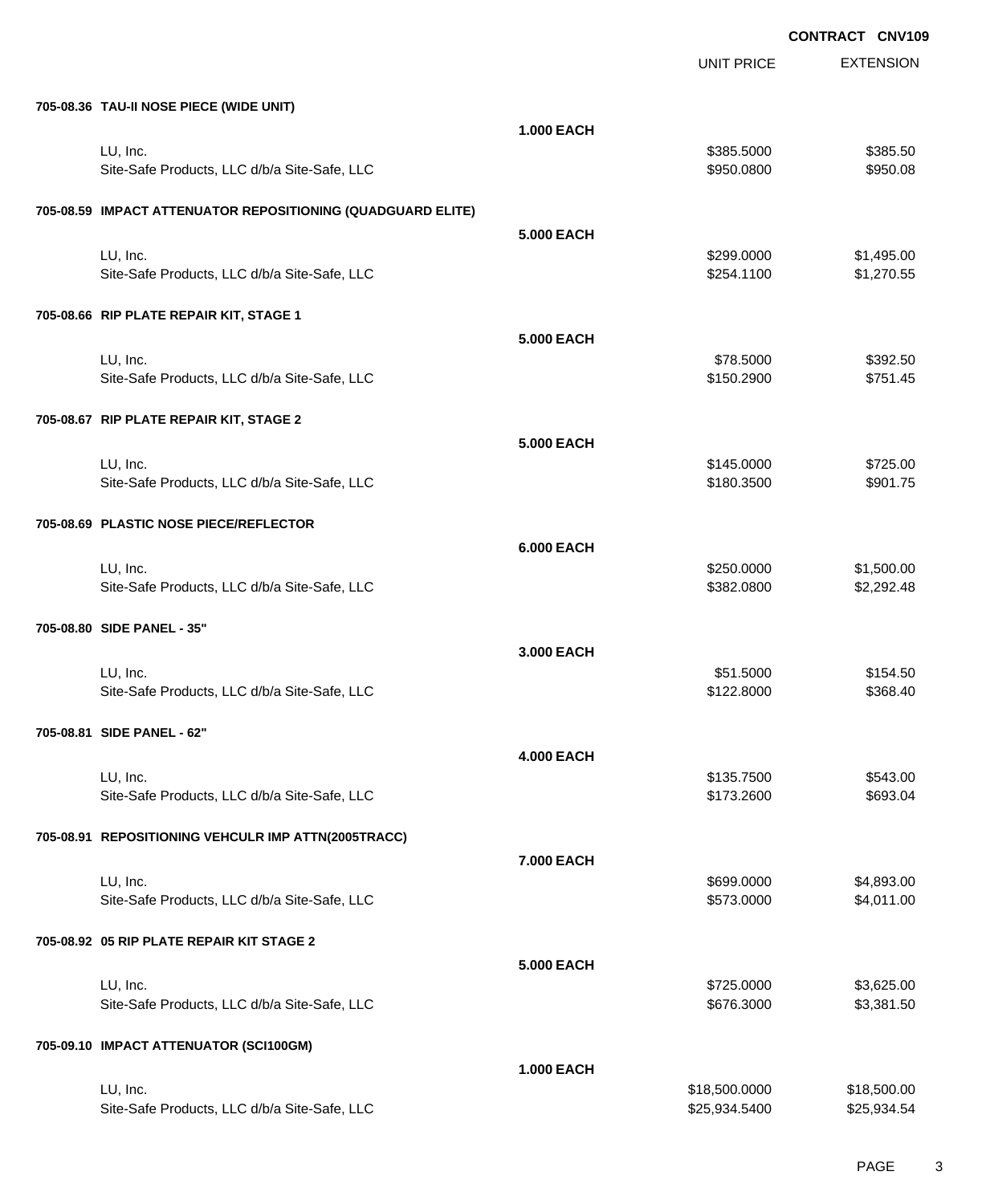CONTRACT CNV109

| | | UNIT PRICE | EXTENSION |
|---|---|---|---|
| **705-08.36 TAU-II NOSE PIECE (WIDE UNIT)** | | | |
| | **1.000 EACH** | | |
| LU, Inc. | | $385.5000 | $385.50 |
| Site-Safe Products, LLC d/b/a Site-Safe, LLC | | $950.0800 | $950.08 |
| **705-08.59 IMPACT ATTENUATOR REPOSITIONING (QUADGUARD ELITE)** | | | |
| | **5.000 EACH** | | |
| LU, Inc. | | $299.0000 | $1,495.00 |
| Site-Safe Products, LLC d/b/a Site-Safe, LLC | | $254.1100 | $1,270.55 |
| **705-08.66 RIP PLATE REPAIR KIT, STAGE 1** | | | |
| | **5.000 EACH** | | |
| LU, Inc. | | $78.5000 | $392.50 |
| Site-Safe Products, LLC d/b/a Site-Safe, LLC | | $150.2900 | $751.45 |
| **705-08.67 RIP PLATE REPAIR KIT, STAGE 2** | | | |
| | **5.000 EACH** | | |
| LU, Inc. | | $145.0000 | $725.00 |
| Site-Safe Products, LLC d/b/a Site-Safe, LLC | | $180.3500 | $901.75 |
| **705-08.69 PLASTIC NOSE PIECE/REFLECTOR** | | | |
| | **6.000 EACH** | | |
| LU, Inc. | | $250.0000 | $1,500.00 |
| Site-Safe Products, LLC d/b/a Site-Safe, LLC | | $382.0800 | $2,292.48 |
| **705-08.80 SIDE PANEL - 35"** | | | |
| | **3.000 EACH** | | |
| LU, Inc. | | $51.5000 | $154.50 |
| Site-Safe Products, LLC d/b/a Site-Safe, LLC | | $122.8000 | $368.40 |
| **705-08.81 SIDE PANEL - 62"** | | | |
| | **4.000 EACH** | | |
| LU, Inc. | | $135.7500 | $543.00 |
| Site-Safe Products, LLC d/b/a Site-Safe, LLC | | $173.2600 | $693.04 |
| **705-08.91 REPOSITIONING VEHCULR IMP ATTN(2005TRACC)** | | | |
| | **7.000 EACH** | | |
| LU, Inc. | | $699.0000 | $4,893.00 |
| Site-Safe Products, LLC d/b/a Site-Safe, LLC | | $573.0000 | $4,011.00 |
| **705-08.92 05 RIP PLATE REPAIR KIT STAGE 2** | | | |
| | **5.000 EACH** | | |
| LU, Inc. | | $725.0000 | $3,625.00 |
| Site-Safe Products, LLC d/b/a Site-Safe, LLC | | $676.3000 | $3,381.50 |
| **705-09.10 IMPACT ATTENUATOR (SCI100GM)** | | | |
| | **1.000 EACH** | | |
| LU, Inc. | | $18,500.0000 | $18,500.00 |
| Site-Safe Products, LLC d/b/a Site-Safe, LLC | | $25,934.5400 | $25,934.54 |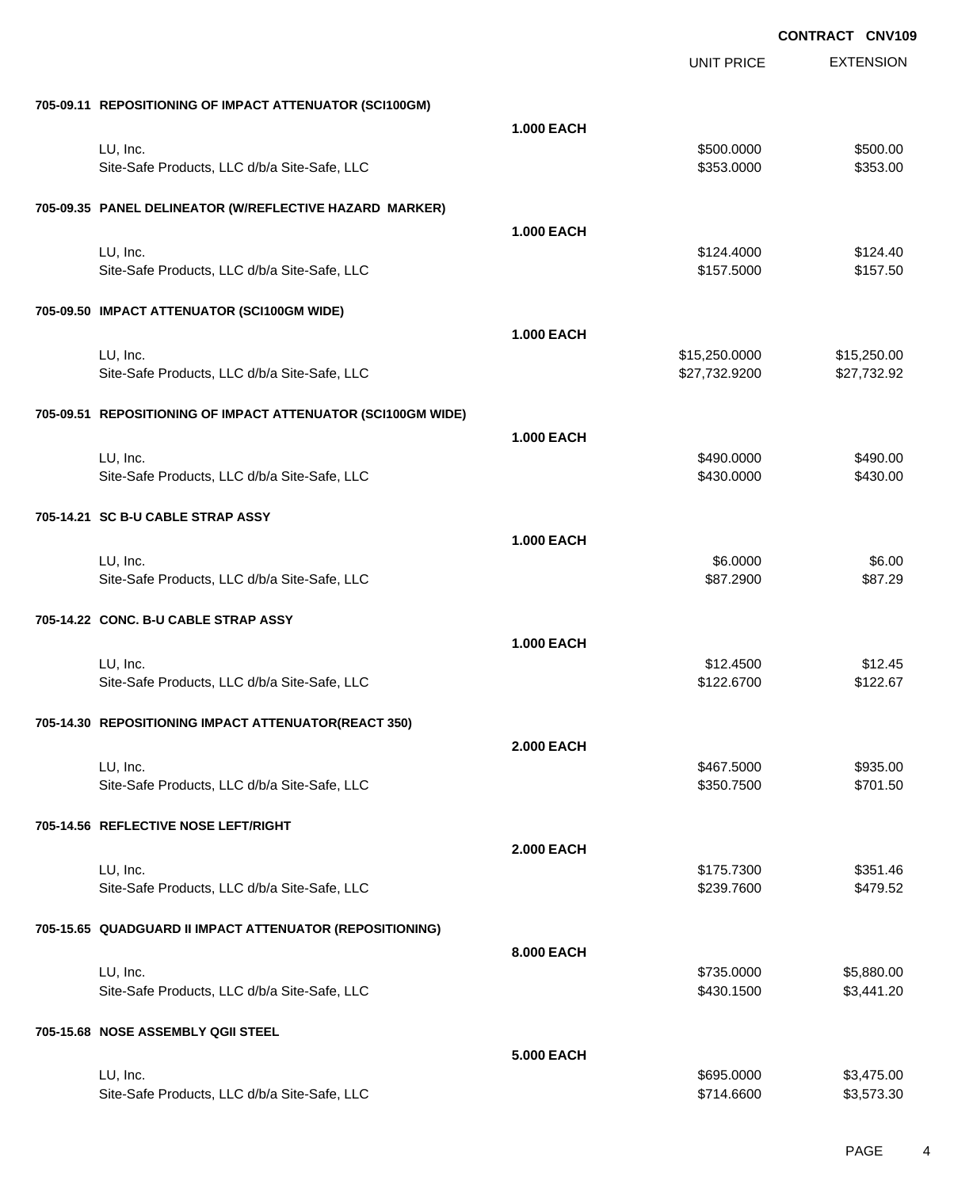**CONTRACT CNV109**

| | | UNIT PRICE | EXTENSION |
|---|---|---|---|
| **705-09.11 REPOSITIONING OF IMPACT ATTENUATOR (SCI100GM)** | | | |
| | **1.000 EACH** | | |
| LU, Inc. | | $500.0000 | $500.00 |
| Site-Safe Products, LLC d/b/a Site-Safe, LLC | | $353.0000 | $353.00 |
| **705-09.35 PANEL DELINEATOR (W/REFLECTIVE HAZARD MARKER)** | | | |
| | **1.000 EACH** | | |
| LU, Inc. | | $124.4000 | $124.40 |
| Site-Safe Products, LLC d/b/a Site-Safe, LLC | | $157.5000 | $157.50 |
| **705-09.50 IMPACT ATTENUATOR (SCI100GM WIDE)** | | | |
| | **1.000 EACH** | | |
| LU, Inc. | | $15,250.0000 | $15,250.00 |
| Site-Safe Products, LLC d/b/a Site-Safe, LLC | | $27,732.9200 | $27,732.92 |
| **705-09.51 REPOSITIONING OF IMPACT ATTENUATOR (SCI100GM WIDE)** | | | |
| | **1.000 EACH** | | |
| LU, Inc. | | $490.0000 | $490.00 |
| Site-Safe Products, LLC d/b/a Site-Safe, LLC | | $430.0000 | $430.00 |
| **705-14.21 SC B-U CABLE STRAP ASSY** | | | |
| | **1.000 EACH** | | |
| LU, Inc. | | $6.0000 | $6.00 |
| Site-Safe Products, LLC d/b/a Site-Safe, LLC | | $87.2900 | $87.29 |
| **705-14.22 CONC. B-U CABLE STRAP ASSY** | | | |
| | **1.000 EACH** | | |
| LU, Inc. | | $12.4500 | $12.45 |
| Site-Safe Products, LLC d/b/a Site-Safe, LLC | | $122.6700 | $122.67 |
| **705-14.30 REPOSITIONING IMPACT ATTENUATOR(REACT 350)** | | | |
| | **2.000 EACH** | | |
| LU, Inc. | | $467.5000 | $935.00 |
| Site-Safe Products, LLC d/b/a Site-Safe, LLC | | $350.7500 | $701.50 |
| **705-14.56 REFLECTIVE NOSE LEFT/RIGHT** | | | |
| | **2.000 EACH** | | |
| LU, Inc. | | $175.7300 | $351.46 |
| Site-Safe Products, LLC d/b/a Site-Safe, LLC | | $239.7600 | $479.52 |
| **705-15.65 QUADGUARD II IMPACT ATTENUATOR (REPOSITIONING)** | | | |
| | **8.000 EACH** | | |
| LU, Inc. | | $735.0000 | $5,880.00 |
| Site-Safe Products, LLC d/b/a Site-Safe, LLC | | $430.1500 | $3,441.20 |
| **705-15.68 NOSE ASSEMBLY QGII STEEL** | | | |
| | **5.000 EACH** | | |
| LU, Inc. | | $695.0000 | $3,475.00 |
| Site-Safe Products, LLC d/b/a Site-Safe, LLC | | $714.6600 | $3,573.30 |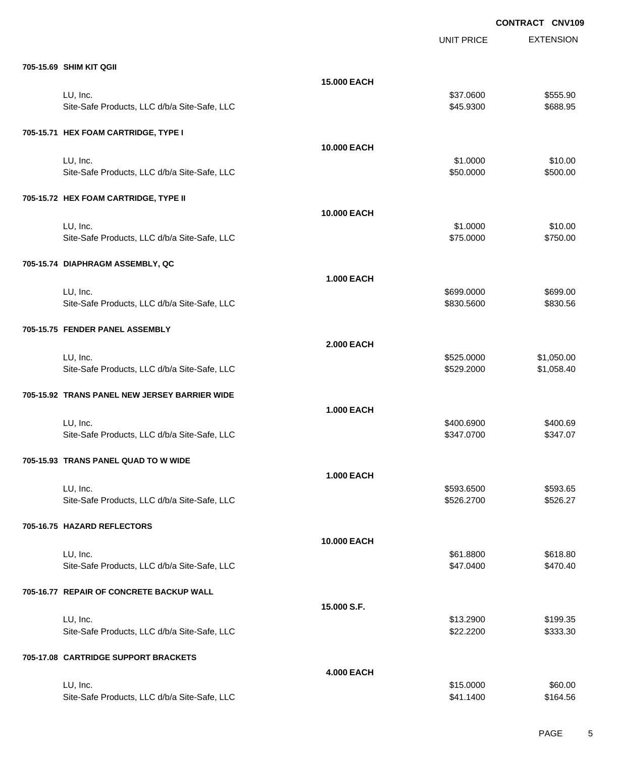**CONTRACT CNV109**

| | | UNIT PRICE | EXTENSION |
|---|---|---|---|
| **705-15.69 SHIM KIT QGII** | | | |
| | **15.000 EACH** | | |
| LU, Inc. | | $37.0600 | $555.90 |
| Site-Safe Products, LLC d/b/a Site-Safe, LLC | | $45.9300 | $688.95 |
| **705-15.71 HEX FOAM CARTRIDGE, TYPE I** | | | |
| | **10.000 EACH** | | |
| LU, Inc. | | $1.0000 | $10.00 |
| Site-Safe Products, LLC d/b/a Site-Safe, LLC | | $50.0000 | $500.00 |
| **705-15.72 HEX FOAM CARTRIDGE, TYPE II** | | | |
| | **10.000 EACH** | | |
| LU, Inc. | | $1.0000 | $10.00 |
| Site-Safe Products, LLC d/b/a Site-Safe, LLC | | $75.0000 | $750.00 |
| **705-15.74 DIAPHRAGM ASSEMBLY, QC** | | | |
| | **1.000 EACH** | | |
| LU, Inc. | | $699.0000 | $699.00 |
| Site-Safe Products, LLC d/b/a Site-Safe, LLC | | $830.5600 | $830.56 |
| **705-15.75 FENDER PANEL ASSEMBLY** | | | |
| | **2.000 EACH** | | |
| LU, Inc. | | $525.0000 | $1,050.00 |
| Site-Safe Products, LLC d/b/a Site-Safe, LLC | | $529.2000 | $1,058.40 |
| **705-15.92 TRANS PANEL NEW JERSEY BARRIER WIDE** | | | |
| | **1.000 EACH** | | |
| LU, Inc. | | $400.6900 | $400.69 |
| Site-Safe Products, LLC d/b/a Site-Safe, LLC | | $347.0700 | $347.07 |
| **705-15.93 TRANS PANEL QUAD TO W WIDE** | | | |
| | **1.000 EACH** | | |
| LU, Inc. | | $593.6500 | $593.65 |
| Site-Safe Products, LLC d/b/a Site-Safe, LLC | | $526.2700 | $526.27 |
| **705-16.75 HAZARD REFLECTORS** | | | |
| | **10.000 EACH** | | |
| LU, Inc. | | $61.8800 | $618.80 |
| Site-Safe Products, LLC d/b/a Site-Safe, LLC | | $47.0400 | $470.40 |
| **705-16.77 REPAIR OF CONCRETE BACKUP WALL** | | | |
| | **15.000 S.F.** | | |
| LU, Inc. | | $13.2900 | $199.35 |
| Site-Safe Products, LLC d/b/a Site-Safe, LLC | | $22.2200 | $333.30 |
| **705-17.08 CARTRIDGE SUPPORT BRACKETS** | | | |
| | **4.000 EACH** | | |
| LU, Inc. | | $15.0000 | $60.00 |
| Site-Safe Products, LLC d/b/a Site-Safe, LLC | | $41.1400 | $164.56 |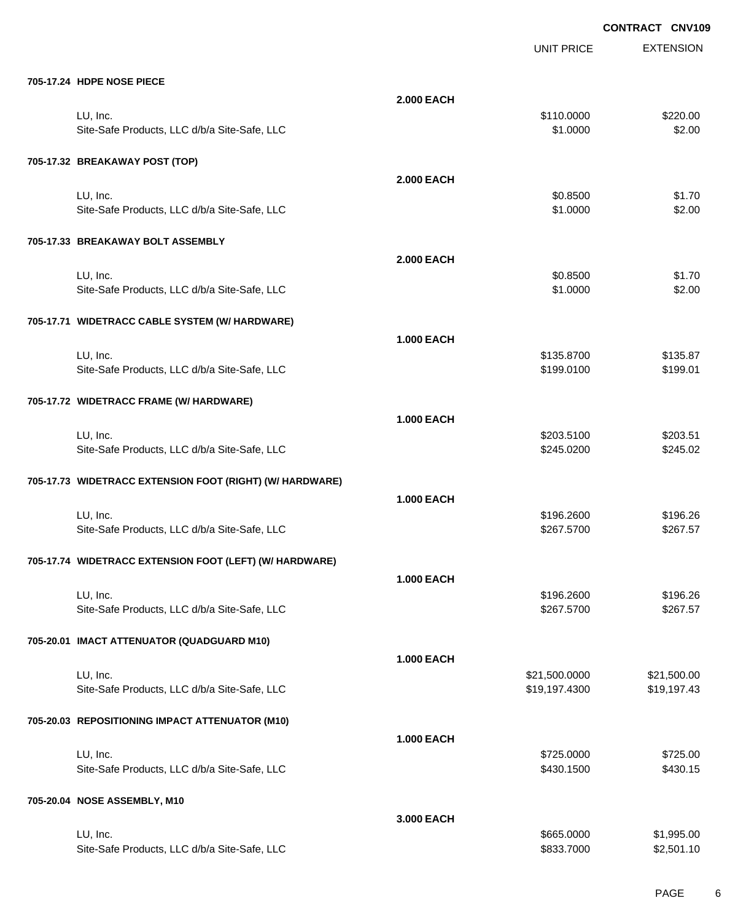**CONTRACT CNV109**

| | | UNIT PRICE | EXTENSION |
|---|---|---|---|
| **705-17.24 HDPE NOSE PIECE** | | | |
| | **2.000 EACH** | | |
| LU, Inc. | | $110.0000 | $220.00 |
| Site-Safe Products, LLC d/b/a Site-Safe, LLC | | $1.0000 | $2.00 |
| **705-17.32 BREAKAWAY POST (TOP)** | | | |
| | **2.000 EACH** | | |
| LU, Inc. | | $0.8500 | $1.70 |
| Site-Safe Products, LLC d/b/a Site-Safe, LLC | | $1.0000 | $2.00 |
| **705-17.33 BREAKAWAY BOLT ASSEMBLY** | | | |
| | **2.000 EACH** | | |
| LU, Inc. | | $0.8500 | $1.70 |
| Site-Safe Products, LLC d/b/a Site-Safe, LLC | | $1.0000 | $2.00 |
| **705-17.71 WIDETRACC CABLE SYSTEM (W/ HARDWARE)** | | | |
| | **1.000 EACH** | | |
| LU, Inc. | | $135.8700 | $135.87 |
| Site-Safe Products, LLC d/b/a Site-Safe, LLC | | $199.0100 | $199.01 |
| **705-17.72 WIDETRACC FRAME (W/ HARDWARE)** | | | |
| | **1.000 EACH** | | |
| LU, Inc. | | $203.5100 | $203.51 |
| Site-Safe Products, LLC d/b/a Site-Safe, LLC | | $245.0200 | $245.02 |
| **705-17.73 WIDETRACC EXTENSION FOOT (RIGHT) (W/ HARDWARE)** | | | |
| | **1.000 EACH** | | |
| LU, Inc. | | $196.2600 | $196.26 |
| Site-Safe Products, LLC d/b/a Site-Safe, LLC | | $267.5700 | $267.57 |
| **705-17.74 WIDETRACC EXTENSION FOOT (LEFT) (W/ HARDWARE)** | | | |
| | **1.000 EACH** | | |
| LU, Inc. | | $196.2600 | $196.26 |
| Site-Safe Products, LLC d/b/a Site-Safe, LLC | | $267.5700 | $267.57 |
| **705-20.01 IMACT ATTENUATOR (QUADGUARD M10)** | | | |
| | **1.000 EACH** | | |
| LU, Inc. | | $21,500.0000 | $21,500.00 |
| Site-Safe Products, LLC d/b/a Site-Safe, LLC | | $19,197.4300 | $19,197.43 |
| **705-20.03 REPOSITIONING IMPACT ATTENUATOR (M10)** | | | |
| | **1.000 EACH** | | |
| LU, Inc. | | $725.0000 | $725.00 |
| Site-Safe Products, LLC d/b/a Site-Safe, LLC | | $430.1500 | $430.15 |
| **705-20.04 NOSE ASSEMBLY, M10** | | | |
| | **3.000 EACH** | | |
| LU, Inc. | | $665.0000 | $1,995.00 |
| Site-Safe Products, LLC d/b/a Site-Safe, LLC | | $833.7000 | $2,501.10 |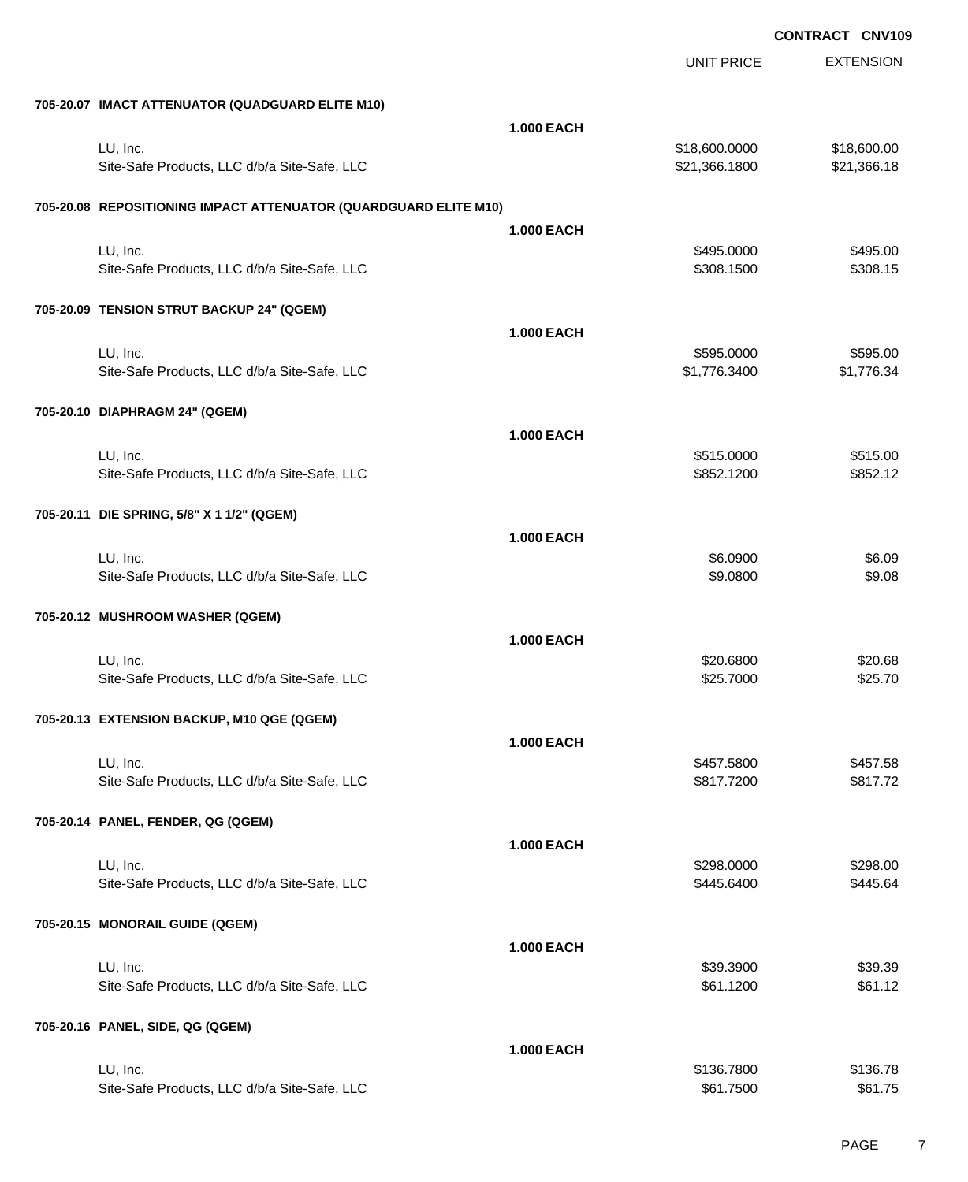**CONTRACT CNV109**

| | | UNIT PRICE | EXTENSION |
|---|---|---|---|
| **705-20.07 IMACT ATTENUATOR (QUADGUARD ELITE M10)** | | | |
| | **1.000 EACH** | | |
| LU, Inc. | | $18,600.0000 | $18,600.00 |
| Site-Safe Products, LLC d/b/a Site-Safe, LLC | | $21,366.1800 | $21,366.18 |
| **705-20.08 REPOSITIONING IMPACT ATTENUATOR (QUARDGUARD ELITE M10)** | | | |
| | **1.000 EACH** | | |
| LU, Inc. | | $495.0000 | $495.00 |
| Site-Safe Products, LLC d/b/a Site-Safe, LLC | | $308.1500 | $308.15 |
| **705-20.09 TENSION STRUT BACKUP 24" (QGEM)** | | | |
| | **1.000 EACH** | | |
| LU, Inc. | | $595.0000 | $595.00 |
| Site-Safe Products, LLC d/b/a Site-Safe, LLC | | $1,776.3400 | $1,776.34 |
| **705-20.10 DIAPHRAGM 24" (QGEM)** | | | |
| | **1.000 EACH** | | |
| LU, Inc. | | $515.0000 | $515.00 |
| Site-Safe Products, LLC d/b/a Site-Safe, LLC | | $852.1200 | $852.12 |
| **705-20.11 DIE SPRING, 5/8" X 1 1/2" (QGEM)** | | | |
| | **1.000 EACH** | | |
| LU, Inc. | | $6.0900 | $6.09 |
| Site-Safe Products, LLC d/b/a Site-Safe, LLC | | $9.0800 | $9.08 |
| **705-20.12 MUSHROOM WASHER (QGEM)** | | | |
| | **1.000 EACH** | | |
| LU, Inc. | | $20.6800 | $20.68 |
| Site-Safe Products, LLC d/b/a Site-Safe, LLC | | $25.7000 | $25.70 |
| **705-20.13 EXTENSION BACKUP, M10 QGE (QGEM)** | | | |
| | **1.000 EACH** | | |
| LU, Inc. | | $457.5800 | $457.58 |
| Site-Safe Products, LLC d/b/a Site-Safe, LLC | | $817.7200 | $817.72 |
| **705-20.14 PANEL, FENDER, QG (QGEM)** | | | |
| | **1.000 EACH** | | |
| LU, Inc. | | $298.0000 | $298.00 |
| Site-Safe Products, LLC d/b/a Site-Safe, LLC | | $445.6400 | $445.64 |
| **705-20.15 MONORAIL GUIDE (QGEM)** | | | |
| | **1.000 EACH** | | |
| LU, Inc. | | $39.3900 | $39.39 |
| Site-Safe Products, LLC d/b/a Site-Safe, LLC | | $61.1200 | $61.12 |
| **705-20.16 PANEL, SIDE, QG (QGEM)** | | | |
| | **1.000 EACH** | | |
| LU, Inc. | | $136.7800 | $136.78 |
| Site-Safe Products, LLC d/b/a Site-Safe, LLC | | $61.7500 | $61.75 |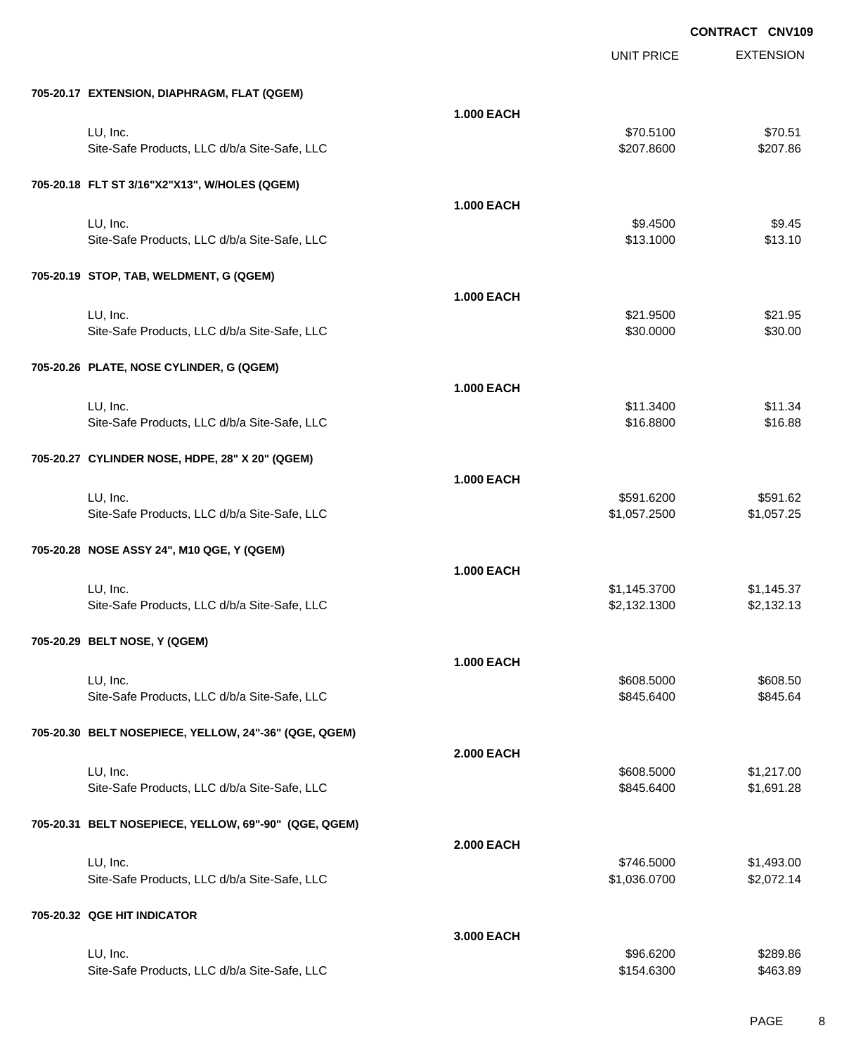CONTRACT CNV109

| | | UNIT PRICE | EXTENSION |
|---|---|---|---|
| **705-20.17 EXTENSION, DIAPHRAGM, FLAT (QGEM)** | | | |
| | **1.000 EACH** | | |
| LU, Inc. | | $70.5100 | $70.51 |
| Site-Safe Products, LLC d/b/a Site-Safe, LLC | | $207.8600 | $207.86 |
| **705-20.18 FLT ST 3/16"X2"X13", W/HOLES (QGEM)** | | | |
| | **1.000 EACH** | | |
| LU, Inc. | | $9.4500 | $9.45 |
| Site-Safe Products, LLC d/b/a Site-Safe, LLC | | $13.1000 | $13.10 |
| **705-20.19 STOP, TAB, WELDMENT, G (QGEM)** | | | |
| | **1.000 EACH** | | |
| LU, Inc. | | $21.9500 | $21.95 |
| Site-Safe Products, LLC d/b/a Site-Safe, LLC | | $30.0000 | $30.00 |
| **705-20.26 PLATE, NOSE CYLINDER, G (QGEM)** | | | |
| | **1.000 EACH** | | |
| LU, Inc. | | $11.3400 | $11.34 |
| Site-Safe Products, LLC d/b/a Site-Safe, LLC | | $16.8800 | $16.88 |
| **705-20.27 CYLINDER NOSE, HDPE, 28" X 20" (QGEM)** | | | |
| | **1.000 EACH** | | |
| LU, Inc. | | $591.6200 | $591.62 |
| Site-Safe Products, LLC d/b/a Site-Safe, LLC | | $1,057.2500 | $1,057.25 |
| **705-20.28 NOSE ASSY 24", M10 QGE, Y (QGEM)** | | | |
| | **1.000 EACH** | | |
| LU, Inc. | | $1,145.3700 | $1,145.37 |
| Site-Safe Products, LLC d/b/a Site-Safe, LLC | | $2,132.1300 | $2,132.13 |
| **705-20.29 BELT NOSE, Y (QGEM)** | | | |
| | **1.000 EACH** | | |
| LU, Inc. | | $608.5000 | $608.50 |
| Site-Safe Products, LLC d/b/a Site-Safe, LLC | | $845.6400 | $845.64 |
| **705-20.30 BELT NOSEPIECE, YELLOW, 24"-36" (QGE, QGEM)** | | | |
| | **2.000 EACH** | | |
| LU, Inc. | | $608.5000 | $1,217.00 |
| Site-Safe Products, LLC d/b/a Site-Safe, LLC | | $845.6400 | $1,691.28 |
| **705-20.31 BELT NOSEPIECE, YELLOW, 69"-90" (QGE, QGEM)** | | | |
| | **2.000 EACH** | | |
| LU, Inc. | | $746.5000 | $1,493.00 |
| Site-Safe Products, LLC d/b/a Site-Safe, LLC | | $1,036.0700 | $2,072.14 |
| **705-20.32 QGE HIT INDICATOR** | | | |
| | **3.000 EACH** | | |
| LU, Inc. | | $96.6200 | $289.86 |
| Site-Safe Products, LLC d/b/a Site-Safe, LLC | | $154.6300 | $463.89 |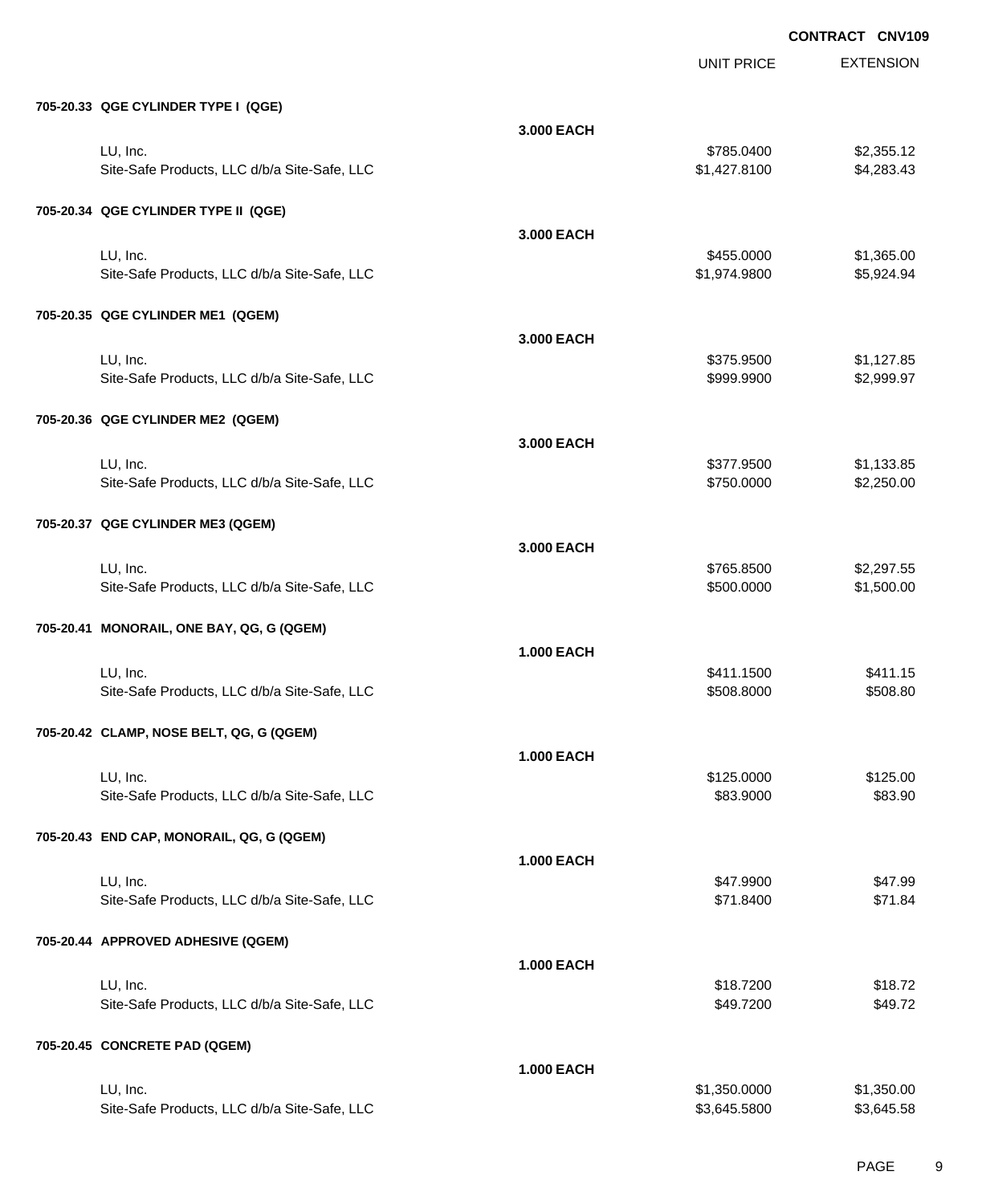**CONTRACT CNV109**

| | | UNIT PRICE | EXTENSION |
|---|---|---|---|
| **705-20.33 QGE CYLINDER TYPE I (QGE)** | | | |
| | **3.000 EACH** | | |
| LU, Inc. | | $785.0400 | $2,355.12 |
| Site-Safe Products, LLC d/b/a Site-Safe, LLC | | $1,427.8100 | $4,283.43 |
| **705-20.34 QGE CYLINDER TYPE II (QGE)** | | | |
| | **3.000 EACH** | | |
| LU, Inc. | | $455.0000 | $1,365.00 |
| Site-Safe Products, LLC d/b/a Site-Safe, LLC | | $1,974.9800 | $5,924.94 |
| **705-20.35 QGE CYLINDER ME1 (QGEM)** | | | |
| | **3.000 EACH** | | |
| LU, Inc. | | $375.9500 | $1,127.85 |
| Site-Safe Products, LLC d/b/a Site-Safe, LLC | | $999.9900 | $2,999.97 |
| **705-20.36 QGE CYLINDER ME2 (QGEM)** | | | |
| | **3.000 EACH** | | |
| LU, Inc. | | $377.9500 | $1,133.85 |
| Site-Safe Products, LLC d/b/a Site-Safe, LLC | | $750.0000 | $2,250.00 |
| **705-20.37 QGE CYLINDER ME3 (QGEM)** | | | |
| | **3.000 EACH** | | |
| LU, Inc. | | $765.8500 | $2,297.55 |
| Site-Safe Products, LLC d/b/a Site-Safe, LLC | | $500.0000 | $1,500.00 |
| **705-20.41 MONORAIL, ONE BAY, QG, G (QGEM)** | | | |
| | **1.000 EACH** | | |
| LU, Inc. | | $411.1500 | $411.15 |
| Site-Safe Products, LLC d/b/a Site-Safe, LLC | | $508.8000 | $508.80 |
| **705-20.42 CLAMP, NOSE BELT, QG, G (QGEM)** | | | |
| | **1.000 EACH** | | |
| LU, Inc. | | $125.0000 | $125.00 |
| Site-Safe Products, LLC d/b/a Site-Safe, LLC | | $83.9000 | $83.90 |
| **705-20.43 END CAP, MONORAIL, QG, G (QGEM)** | | | |
| | **1.000 EACH** | | |
| LU, Inc. | | $47.9900 | $47.99 |
| Site-Safe Products, LLC d/b/a Site-Safe, LLC | | $71.8400 | $71.84 |
| **705-20.44 APPROVED ADHESIVE (QGEM)** | | | |
| | **1.000 EACH** | | |
| LU, Inc. | | $18.7200 | $18.72 |
| Site-Safe Products, LLC d/b/a Site-Safe, LLC | | $49.7200 | $49.72 |
| **705-20.45 CONCRETE PAD (QGEM)** | | | |
| | **1.000 EACH** | | |
| LU, Inc. | | $1,350.0000 | $1,350.00 |
| Site-Safe Products, LLC d/b/a Site-Safe, LLC | | $3,645.5800 | $3,645.58 |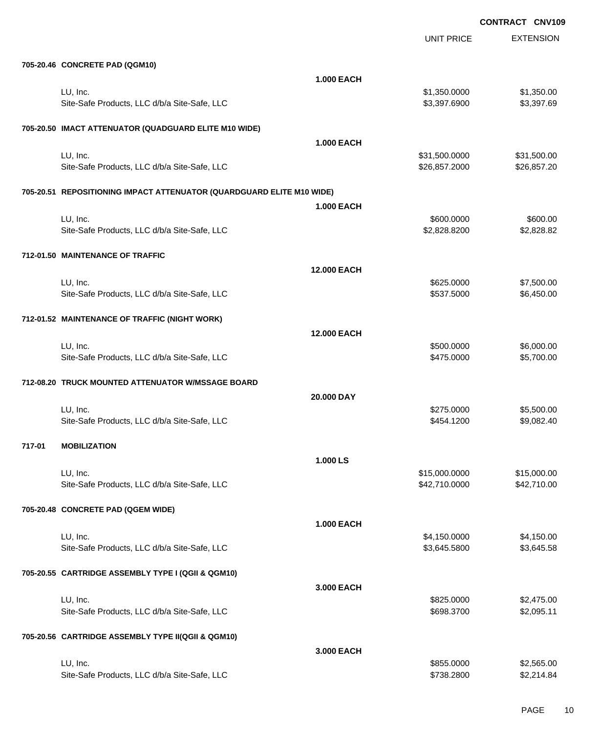**CONTRACT CNV109**

| | | UNIT PRICE | EXTENSION |
|---|---|---|---|
| **705-20.46 CONCRETE PAD (QGM10)** | | | |
| | **1.000 EACH** | | |
| LU, Inc. | | $1,350.0000 | $1,350.00 |
| Site-Safe Products, LLC d/b/a Site-Safe, LLC | | $3,397.6900 | $3,397.69 |
| **705-20.50 IMACT ATTENUATOR (QUADGUARD ELITE M10 WIDE)** | | | |
| | **1.000 EACH** | | |
| LU, Inc. | | $31,500.0000 | $31,500.00 |
| Site-Safe Products, LLC d/b/a Site-Safe, LLC | | $26,857.2000 | $26,857.20 |
| **705-20.51 REPOSITIONING IMPACT ATTENUATOR (QUARDGUARD ELITE M10 WIDE)** | | | |
| | **1.000 EACH** | | |
| LU, Inc. | | $600.0000 | $600.00 |
| Site-Safe Products, LLC d/b/a Site-Safe, LLC | | $2,828.8200 | $2,828.82 |
| **712-01.50 MAINTENANCE OF TRAFFIC** | | | |
| | **12.000 EACH** | | |
| LU, Inc. | | $625.0000 | $7,500.00 |
| Site-Safe Products, LLC d/b/a Site-Safe, LLC | | $537.5000 | $6,450.00 |
| **712-01.52 MAINTENANCE OF TRAFFIC (NIGHT WORK)** | | | |
| | **12.000 EACH** | | |
| LU, Inc. | | $500.0000 | $6,000.00 |
| Site-Safe Products, LLC d/b/a Site-Safe, LLC | | $475.0000 | $5,700.00 |
| **712-08.20 TRUCK MOUNTED ATTENUATOR W/MSSAGE BOARD** | | | |
| | **20.000 DAY** | | |
| LU, Inc. | | $275.0000 | $5,500.00 |
| Site-Safe Products, LLC d/b/a Site-Safe, LLC | | $454.1200 | $9,082.40 |
| **717-01 MOBILIZATION** | | | |
| | **1.000 LS** | | |
| LU, Inc. | | $15,000.0000 | $15,000.00 |
| Site-Safe Products, LLC d/b/a Site-Safe, LLC | | $42,710.0000 | $42,710.00 |
| **705-20.48 CONCRETE PAD (QGEM WIDE)** | | | |
| | **1.000 EACH** | | |
| LU, Inc. | | $4,150.0000 | $4,150.00 |
| Site-Safe Products, LLC d/b/a Site-Safe, LLC | | $3,645.5800 | $3,645.58 |
| **705-20.55 CARTRIDGE ASSEMBLY TYPE I (QGII & QGM10)** | | | |
| | **3.000 EACH** | | |
| LU, Inc. | | $825.0000 | $2,475.00 |
| Site-Safe Products, LLC d/b/a Site-Safe, LLC | | $698.3700 | $2,095.11 |
| **705-20.56 CARTRIDGE ASSEMBLY TYPE II(QGII & QGM10)** | | | |
| | **3.000 EACH** | | |
| LU, Inc. | | $855.0000 | $2,565.00 |
| Site-Safe Products, LLC d/b/a Site-Safe, LLC | | $738.2800 | $2,214.84 |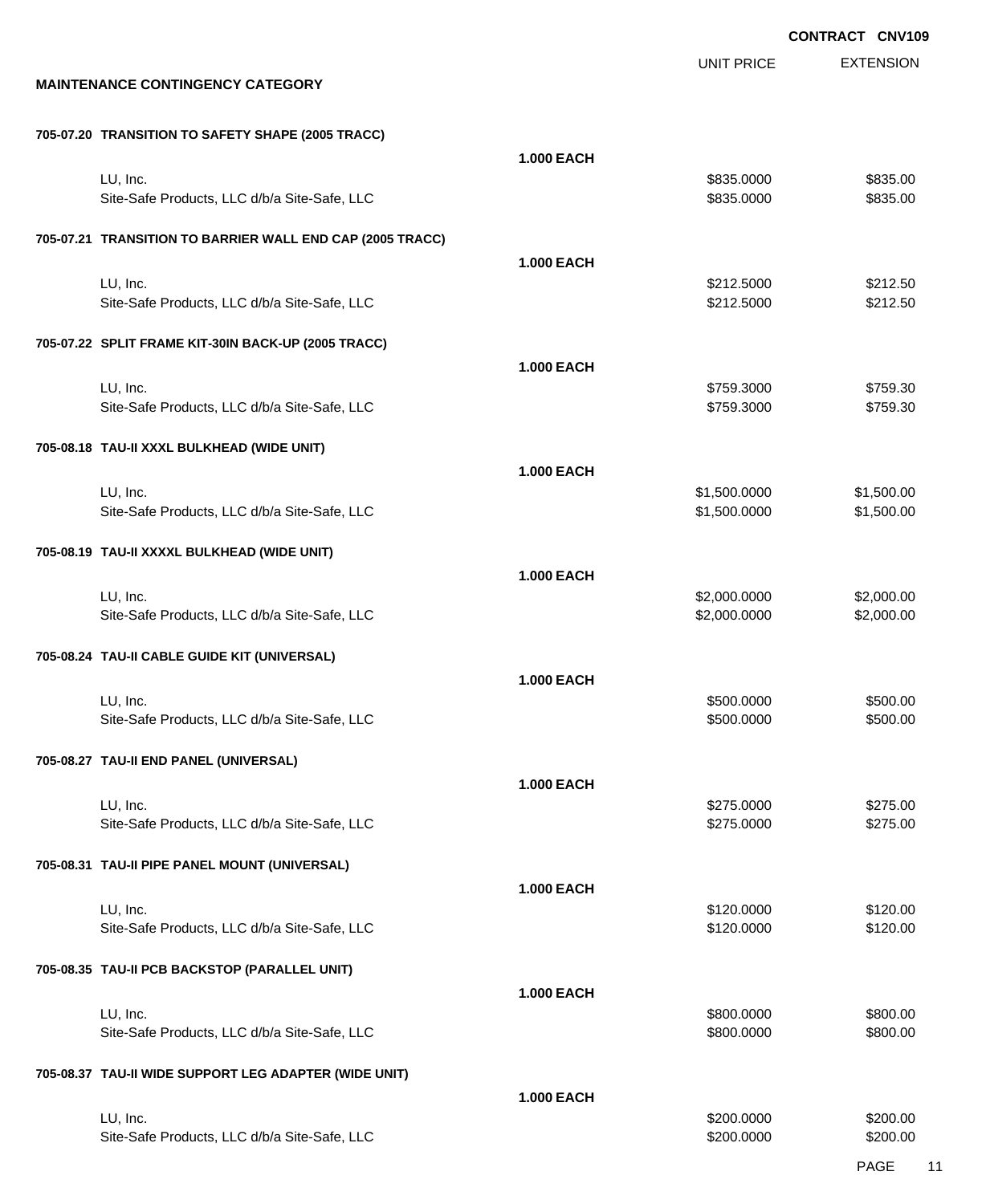CONTRACT CNV109

| | | UNIT PRICE | EXTENSION |
|---|---|---|---|
| **MAINTENANCE CONTINGENCY CATEGORY** | | | |
| **705-07.20 TRANSITION TO SAFETY SHAPE (2005 TRACC)** | | | |
| | **1.000 EACH** | | |
| LU, Inc. | | $835.0000 | $835.00 |
| Site-Safe Products, LLC d/b/a Site-Safe, LLC | | $835.0000 | $835.00 |
| **705-07.21 TRANSITION TO BARRIER WALL END CAP (2005 TRACC)** | | | |
| | **1.000 EACH** | | |
| LU, Inc. | | $212.5000 | $212.50 |
| Site-Safe Products, LLC d/b/a Site-Safe, LLC | | $212.5000 | $212.50 |
| **705-07.22 SPLIT FRAME KIT-30IN BACK-UP (2005 TRACC)** | | | |
| | **1.000 EACH** | | |
| LU, Inc. | | $759.3000 | $759.30 |
| Site-Safe Products, LLC d/b/a Site-Safe, LLC | | $759.3000 | $759.30 |
| **705-08.18 TAU-II XXXL BULKHEAD (WIDE UNIT)** | | | |
| | **1.000 EACH** | | |
| LU, Inc. | | $1,500.0000 | $1,500.00 |
| Site-Safe Products, LLC d/b/a Site-Safe, LLC | | $1,500.0000 | $1,500.00 |
| **705-08.19 TAU-II XXXXL BULKHEAD (WIDE UNIT)** | | | |
| | **1.000 EACH** | | |
| LU, Inc. | | $2,000.0000 | $2,000.00 |
| Site-Safe Products, LLC d/b/a Site-Safe, LLC | | $2,000.0000 | $2,000.00 |
| **705-08.24 TAU-II CABLE GUIDE KIT (UNIVERSAL)** | | | |
| | **1.000 EACH** | | |
| LU, Inc. | | $500.0000 | $500.00 |
| Site-Safe Products, LLC d/b/a Site-Safe, LLC | | $500.0000 | $500.00 |
| **705-08.27 TAU-II END PANEL (UNIVERSAL)** | | | |
| | **1.000 EACH** | | |
| LU, Inc. | | $275.0000 | $275.00 |
| Site-Safe Products, LLC d/b/a Site-Safe, LLC | | $275.0000 | $275.00 |
| **705-08.31 TAU-II PIPE PANEL MOUNT (UNIVERSAL)** | | | |
| | **1.000 EACH** | | |
| LU, Inc. | | $120.0000 | $120.00 |
| Site-Safe Products, LLC d/b/a Site-Safe, LLC | | $120.0000 | $120.00 |
| **705-08.35 TAU-II PCB BACKSTOP (PARALLEL UNIT)** | | | |
| | **1.000 EACH** | | |
| LU, Inc. | | $800.0000 | $800.00 |
| Site-Safe Products, LLC d/b/a Site-Safe, LLC | | $800.0000 | $800.00 |
| **705-08.37 TAU-II WIDE SUPPORT LEG ADAPTER (WIDE UNIT)** | | | |
| | **1.000 EACH** | | |
| LU, Inc. | | $200.0000 | $200.00 |
| Site-Safe Products, LLC d/b/a Site-Safe, LLC | | $200.0000 | $200.00 |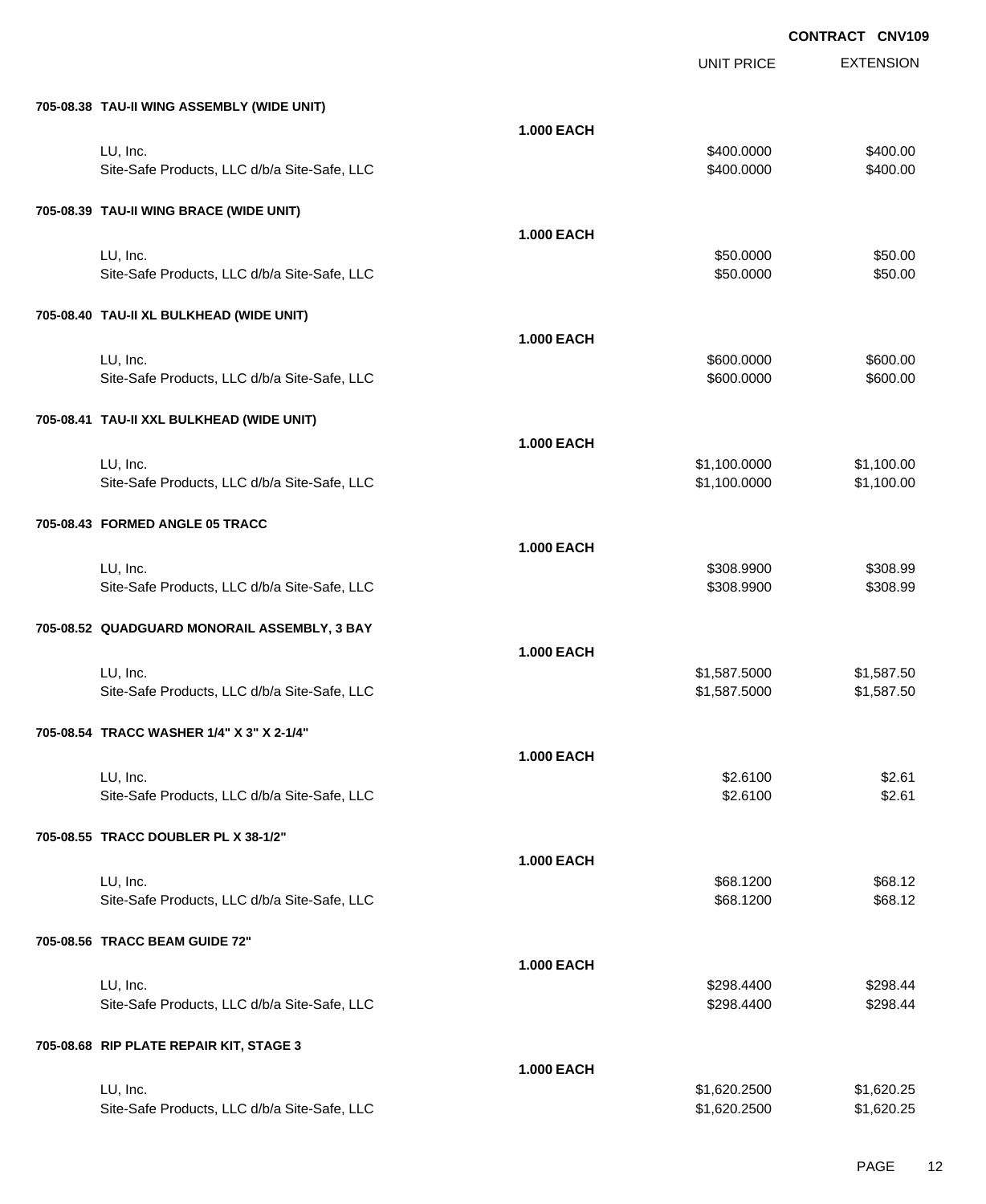**CONTRACT CNV109**

| | | UNIT PRICE | EXTENSION |
|---|---|---|---|
| **705-08.38 TAU-II WING ASSEMBLY (WIDE UNIT)** | | | |
| | **1.000 EACH** | | |
| LU, Inc. | | $400.0000 | $400.00 |
| Site-Safe Products, LLC d/b/a Site-Safe, LLC | | $400.0000 | $400.00 |
| **705-08.39 TAU-II WING BRACE (WIDE UNIT)** | | | |
| | **1.000 EACH** | | |
| LU, Inc. | | $50.0000 | $50.00 |
| Site-Safe Products, LLC d/b/a Site-Safe, LLC | | $50.0000 | $50.00 |
| **705-08.40 TAU-II XL BULKHEAD (WIDE UNIT)** | | | |
| | **1.000 EACH** | | |
| LU, Inc. | | $600.0000 | $600.00 |
| Site-Safe Products, LLC d/b/a Site-Safe, LLC | | $600.0000 | $600.00 |
| **705-08.41 TAU-II XXL BULKHEAD (WIDE UNIT)** | | | |
| | **1.000 EACH** | | |
| LU, Inc. | | $1,100.0000 | $1,100.00 |
| Site-Safe Products, LLC d/b/a Site-Safe, LLC | | $1,100.0000 | $1,100.00 |
| **705-08.43 FORMED ANGLE 05 TRACC** | | | |
| | **1.000 EACH** | | |
| LU, Inc. | | $308.9900 | $308.99 |
| Site-Safe Products, LLC d/b/a Site-Safe, LLC | | $308.9900 | $308.99 |
| **705-08.52 QUADGUARD MONORAIL ASSEMBLY, 3 BAY** | | | |
| | **1.000 EACH** | | |
| LU, Inc. | | $1,587.5000 | $1,587.50 |
| Site-Safe Products, LLC d/b/a Site-Safe, LLC | | $1,587.5000 | $1,587.50 |
| **705-08.54 TRACC WASHER 1/4" X 3" X 2-1/4"** | | | |
| | **1.000 EACH** | | |
| LU, Inc. | | $2.6100 | $2.61 |
| Site-Safe Products, LLC d/b/a Site-Safe, LLC | | $2.6100 | $2.61 |
| **705-08.55 TRACC DOUBLER PL X 38-1/2"** | | | |
| | **1.000 EACH** | | |
| LU, Inc. | | $68.1200 | $68.12 |
| Site-Safe Products, LLC d/b/a Site-Safe, LLC | | $68.1200 | $68.12 |
| **705-08.56 TRACC BEAM GUIDE 72"** | | | |
| | **1.000 EACH** | | |
| LU, Inc. | | $298.4400 | $298.44 |
| Site-Safe Products, LLC d/b/a Site-Safe, LLC | | $298.4400 | $298.44 |
| **705-08.68 RIP PLATE REPAIR KIT, STAGE 3** | | | |
| | **1.000 EACH** | | |
| LU, Inc. | | $1,620.2500 | $1,620.25 |
| Site-Safe Products, LLC d/b/a Site-Safe, LLC | | $1,620.2500 | $1,620.25 |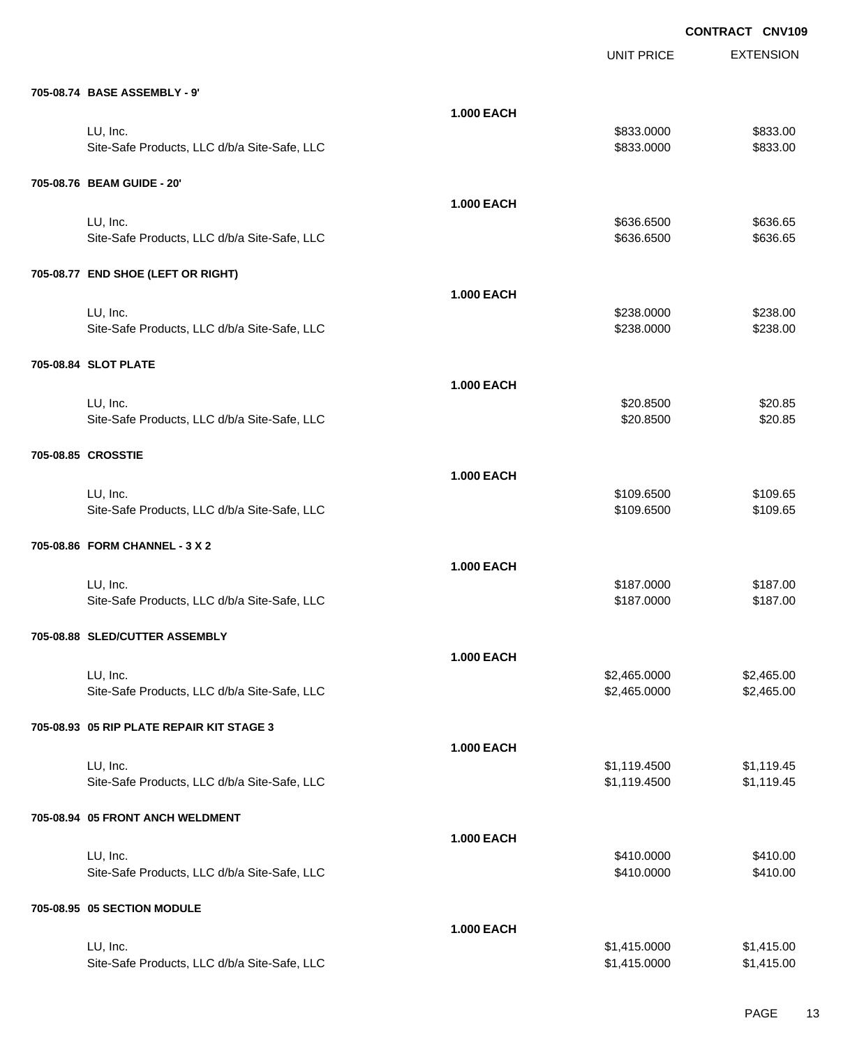**CONTRACT CNV109**

| | | UNIT PRICE | EXTENSION |
|---|---|---|---|
| **705-08.74 BASE ASSEMBLY - 9'** | | | |
| | **1.000 EACH** | | |
| LU, Inc. | | $833.0000 | $833.00 |
| Site-Safe Products, LLC d/b/a Site-Safe, LLC | | $833.0000 | $833.00 |
| **705-08.76 BEAM GUIDE - 20'** | | | |
| | **1.000 EACH** | | |
| LU, Inc. | | $636.6500 | $636.65 |
| Site-Safe Products, LLC d/b/a Site-Safe, LLC | | $636.6500 | $636.65 |
| **705-08.77 END SHOE (LEFT OR RIGHT)** | | | |
| | **1.000 EACH** | | |
| LU, Inc. | | $238.0000 | $238.00 |
| Site-Safe Products, LLC d/b/a Site-Safe, LLC | | $238.0000 | $238.00 |
| **705-08.84 SLOT PLATE** | | | |
| | **1.000 EACH** | | |
| LU, Inc. | | $20.8500 | $20.85 |
| Site-Safe Products, LLC d/b/a Site-Safe, LLC | | $20.8500 | $20.85 |
| **705-08.85 CROSSTIE** | | | |
| | **1.000 EACH** | | |
| LU, Inc. | | $109.6500 | $109.65 |
| Site-Safe Products, LLC d/b/a Site-Safe, LLC | | $109.6500 | $109.65 |
| **705-08.86 FORM CHANNEL - 3 X 2** | | | |
| | **1.000 EACH** | | |
| LU, Inc. | | $187.0000 | $187.00 |
| Site-Safe Products, LLC d/b/a Site-Safe, LLC | | $187.0000 | $187.00 |
| **705-08.88 SLED/CUTTER ASSEMBLY** | | | |
| | **1.000 EACH** | | |
| LU, Inc. | | $2,465.0000 | $2,465.00 |
| Site-Safe Products, LLC d/b/a Site-Safe, LLC | | $2,465.0000 | $2,465.00 |
| **705-08.93 05 RIP PLATE REPAIR KIT STAGE 3** | | | |
| | **1.000 EACH** | | |
| LU, Inc. | | $1,119.4500 | $1,119.45 |
| Site-Safe Products, LLC d/b/a Site-Safe, LLC | | $1,119.4500 | $1,119.45 |
| **705-08.94 05 FRONT ANCH WELDMENT** | | | |
| | **1.000 EACH** | | |
| LU, Inc. | | $410.0000 | $410.00 |
| Site-Safe Products, LLC d/b/a Site-Safe, LLC | | $410.0000 | $410.00 |
| **705-08.95 05 SECTION MODULE** | | | |
| | **1.000 EACH** | | |
| LU, Inc. | | $1,415.0000 | $1,415.00 |
| Site-Safe Products, LLC d/b/a Site-Safe, LLC | | $1,415.0000 | $1,415.00 |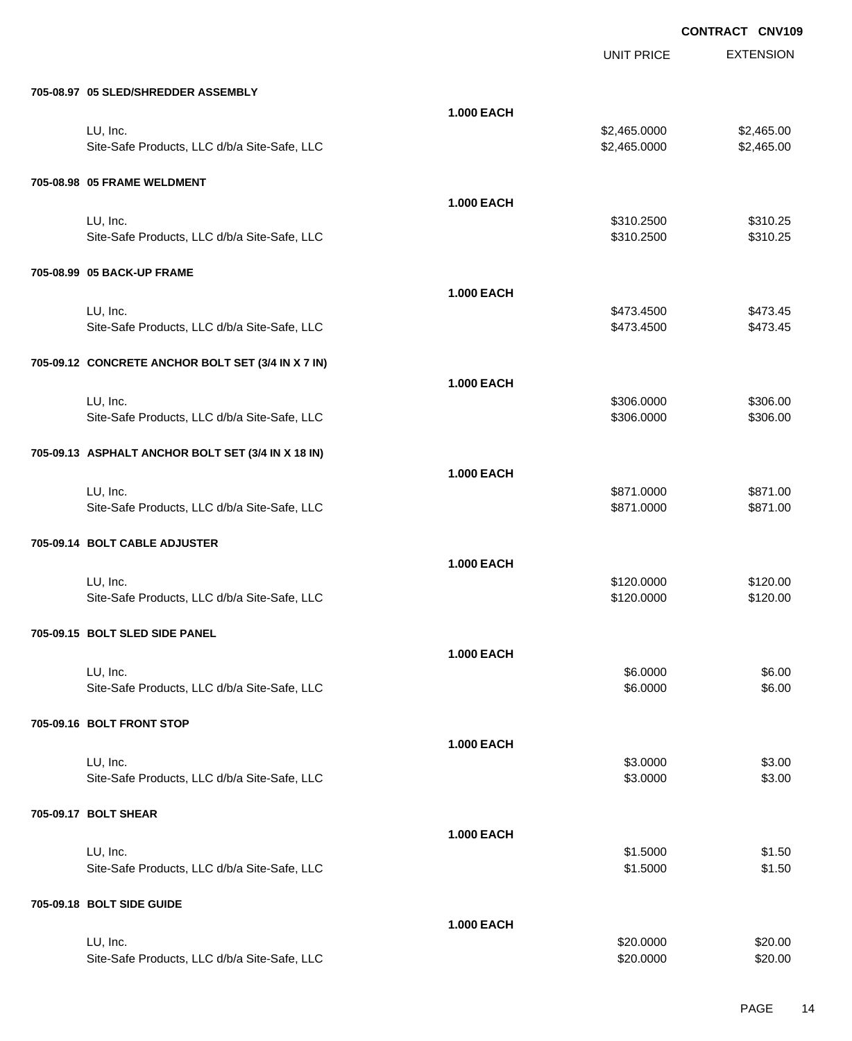**CONTRACT CNV109**

| | | UNIT PRICE | EXTENSION |
|---|---|---|---|
| **705-08.97 05 SLED/SHREDDER ASSEMBLY** | | | |
| | **1.000 EACH** | | |
| LU, Inc. | | $2,465.0000 | $2,465.00 |
| Site-Safe Products, LLC d/b/a Site-Safe, LLC | | $2,465.0000 | $2,465.00 |
| **705-08.98 05 FRAME WELDMENT** | | | |
| | **1.000 EACH** | | |
| LU, Inc. | | $310.2500 | $310.25 |
| Site-Safe Products, LLC d/b/a Site-Safe, LLC | | $310.2500 | $310.25 |
| **705-08.99 05 BACK-UP FRAME** | | | |
| | **1.000 EACH** | | |
| LU, Inc. | | $473.4500 | $473.45 |
| Site-Safe Products, LLC d/b/a Site-Safe, LLC | | $473.4500 | $473.45 |
| **705-09.12 CONCRETE ANCHOR BOLT SET (3/4 IN X 7 IN)** | | | |
| | **1.000 EACH** | | |
| LU, Inc. | | $306.0000 | $306.00 |
| Site-Safe Products, LLC d/b/a Site-Safe, LLC | | $306.0000 | $306.00 |
| **705-09.13 ASPHALT ANCHOR BOLT SET (3/4 IN X 18 IN)** | | | |
| | **1.000 EACH** | | |
| LU, Inc. | | $871.0000 | $871.00 |
| Site-Safe Products, LLC d/b/a Site-Safe, LLC | | $871.0000 | $871.00 |
| **705-09.14 BOLT CABLE ADJUSTER** | | | |
| | **1.000 EACH** | | |
| LU, Inc. | | $120.0000 | $120.00 |
| Site-Safe Products, LLC d/b/a Site-Safe, LLC | | $120.0000 | $120.00 |
| **705-09.15 BOLT SLED SIDE PANEL** | | | |
| | **1.000 EACH** | | |
| LU, Inc. | | $6.0000 | $6.00 |
| Site-Safe Products, LLC d/b/a Site-Safe, LLC | | $6.0000 | $6.00 |
| **705-09.16 BOLT FRONT STOP** | | | |
| | **1.000 EACH** | | |
| LU, Inc. | | $3.0000 | $3.00 |
| Site-Safe Products, LLC d/b/a Site-Safe, LLC | | $3.0000 | $3.00 |
| **705-09.17 BOLT SHEAR** | | | |
| | **1.000 EACH** | | |
| LU, Inc. | | $1.5000 | $1.50 |
| Site-Safe Products, LLC d/b/a Site-Safe, LLC | | $1.5000 | $1.50 |
| **705-09.18 BOLT SIDE GUIDE** | | | |
| | **1.000 EACH** | | |
| LU, Inc. | | $20.0000 | $20.00 |
| Site-Safe Products, LLC d/b/a Site-Safe, LLC | | $20.0000 | $20.00 |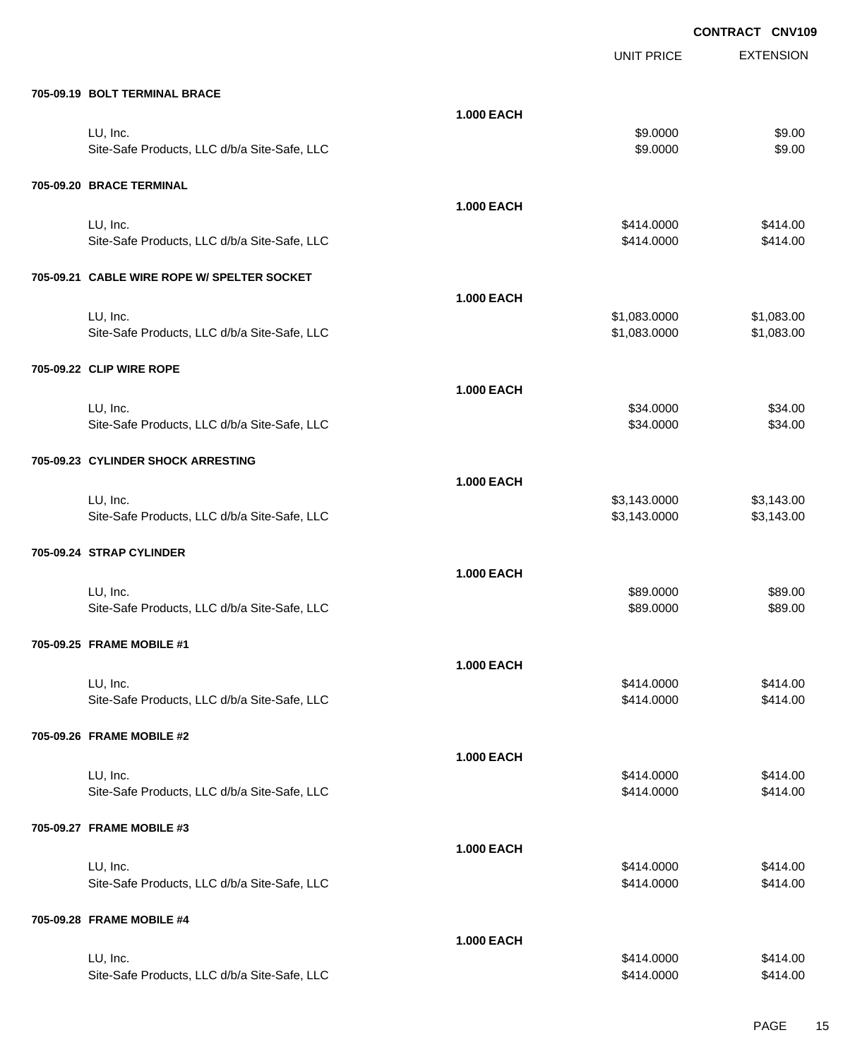**CONTRACT CNV109**

| | | UNIT PRICE | EXTENSION |
|---|---|---|---|
| **705-09.19 BOLT TERMINAL BRACE** | | | |
| | **1.000 EACH** | | |
| LU, Inc. | | $9.0000 | $9.00 |
| Site-Safe Products, LLC d/b/a Site-Safe, LLC | | $9.0000 | $9.00 |
| **705-09.20 BRACE TERMINAL** | | | |
| | **1.000 EACH** | | |
| LU, Inc. | | $414.0000 | $414.00 |
| Site-Safe Products, LLC d/b/a Site-Safe, LLC | | $414.0000 | $414.00 |
| **705-09.21 CABLE WIRE ROPE W/ SPELTER SOCKET** | | | |
| | **1.000 EACH** | | |
| LU, Inc. | | $1,083.0000 | $1,083.00 |
| Site-Safe Products, LLC d/b/a Site-Safe, LLC | | $1,083.0000 | $1,083.00 |
| **705-09.22 CLIP WIRE ROPE** | | | |
| | **1.000 EACH** | | |
| LU, Inc. | | $34.0000 | $34.00 |
| Site-Safe Products, LLC d/b/a Site-Safe, LLC | | $34.0000 | $34.00 |
| **705-09.23 CYLINDER SHOCK ARRESTING** | | | |
| | **1.000 EACH** | | |
| LU, Inc. | | $3,143.0000 | $3,143.00 |
| Site-Safe Products, LLC d/b/a Site-Safe, LLC | | $3,143.0000 | $3,143.00 |
| **705-09.24 STRAP CYLINDER** | | | |
| | **1.000 EACH** | | |
| LU, Inc. | | $89.0000 | $89.00 |
| Site-Safe Products, LLC d/b/a Site-Safe, LLC | | $89.0000 | $89.00 |
| **705-09.25 FRAME MOBILE #1** | | | |
| | **1.000 EACH** | | |
| LU, Inc. | | $414.0000 | $414.00 |
| Site-Safe Products, LLC d/b/a Site-Safe, LLC | | $414.0000 | $414.00 |
| **705-09.26 FRAME MOBILE #2** | | | |
| | **1.000 EACH** | | |
| LU, Inc. | | $414.0000 | $414.00 |
| Site-Safe Products, LLC d/b/a Site-Safe, LLC | | $414.0000 | $414.00 |
| **705-09.27 FRAME MOBILE #3** | | | |
| | **1.000 EACH** | | |
| LU, Inc. | | $414.0000 | $414.00 |
| Site-Safe Products, LLC d/b/a Site-Safe, LLC | | $414.0000 | $414.00 |
| **705-09.28 FRAME MOBILE #4** | | | |
| | **1.000 EACH** | | |
| LU, Inc. | | $414.0000 | $414.00 |
| Site-Safe Products, LLC d/b/a Site-Safe, LLC | | $414.0000 | $414.00 |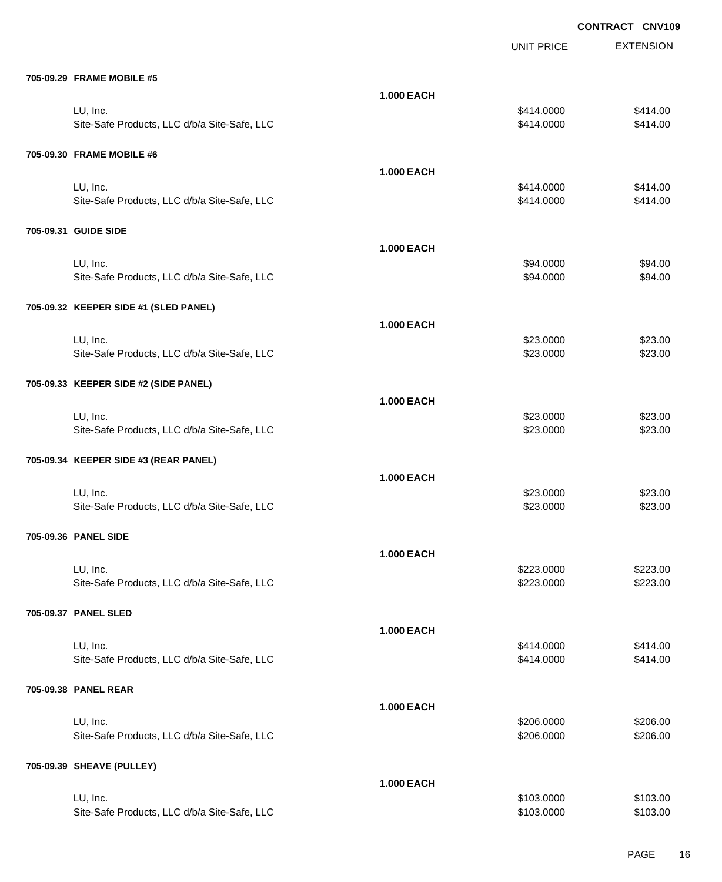**CONTRACT CNV109**

| | | UNIT PRICE | EXTENSION |
|---|---|---|---|
| **705-09.29 FRAME MOBILE #5** | | | |
| | **1.000 EACH** | | |
| LU, Inc. | | $414.0000 | $414.00 |
| Site-Safe Products, LLC d/b/a Site-Safe, LLC | | $414.0000 | $414.00 |
| **705-09.30 FRAME MOBILE #6** | | | |
| | **1.000 EACH** | | |
| LU, Inc. | | $414.0000 | $414.00 |
| Site-Safe Products, LLC d/b/a Site-Safe, LLC | | $414.0000 | $414.00 |
| **705-09.31 GUIDE SIDE** | | | |
| | **1.000 EACH** | | |
| LU, Inc. | | $94.0000 | $94.00 |
| Site-Safe Products, LLC d/b/a Site-Safe, LLC | | $94.0000 | $94.00 |
| **705-09.32 KEEPER SIDE #1 (SLED PANEL)** | | | |
| | **1.000 EACH** | | |
| LU, Inc. | | $23.0000 | $23.00 |
| Site-Safe Products, LLC d/b/a Site-Safe, LLC | | $23.0000 | $23.00 |
| **705-09.33 KEEPER SIDE #2 (SIDE PANEL)** | | | |
| | **1.000 EACH** | | |
| LU, Inc. | | $23.0000 | $23.00 |
| Site-Safe Products, LLC d/b/a Site-Safe, LLC | | $23.0000 | $23.00 |
| **705-09.34 KEEPER SIDE #3 (REAR PANEL)** | | | |
| | **1.000 EACH** | | |
| LU, Inc. | | $23.0000 | $23.00 |
| Site-Safe Products, LLC d/b/a Site-Safe, LLC | | $23.0000 | $23.00 |
| **705-09.36 PANEL SIDE** | | | |
| | **1.000 EACH** | | |
| LU, Inc. | | $223.0000 | $223.00 |
| Site-Safe Products, LLC d/b/a Site-Safe, LLC | | $223.0000 | $223.00 |
| **705-09.37 PANEL SLED** | | | |
| | **1.000 EACH** | | |
| LU, Inc. | | $414.0000 | $414.00 |
| Site-Safe Products, LLC d/b/a Site-Safe, LLC | | $414.0000 | $414.00 |
| **705-09.38 PANEL REAR** | | | |
| | **1.000 EACH** | | |
| LU, Inc. | | $206.0000 | $206.00 |
| Site-Safe Products, LLC d/b/a Site-Safe, LLC | | $206.0000 | $206.00 |
| **705-09.39 SHEAVE (PULLEY)** | | | |
| | **1.000 EACH** | | |
| LU, Inc. | | $103.0000 | $103.00 |
| Site-Safe Products, LLC d/b/a Site-Safe, LLC | | $103.0000 | $103.00 |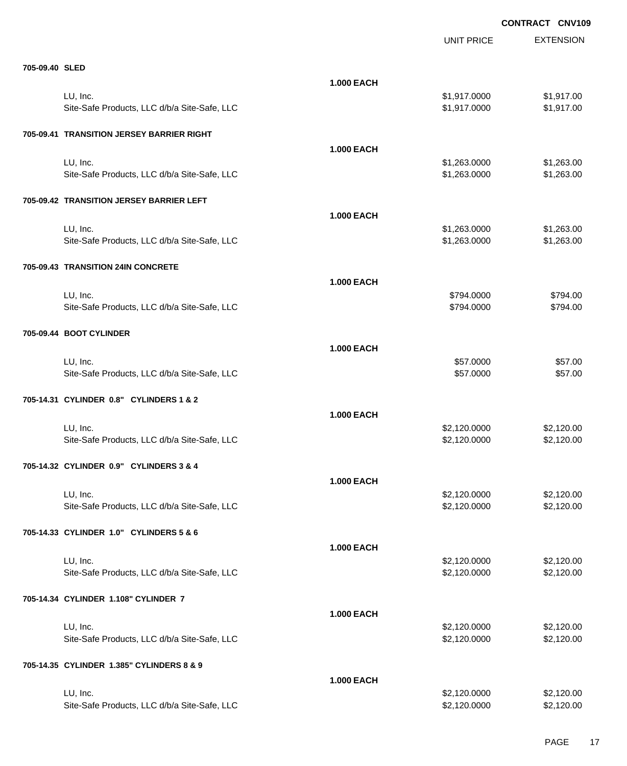**CONTRACT CNV109**

| | | UNIT PRICE | EXTENSION |
|---|---|---|---|
| **705-09.40 SLED** | | | |
| | **1.000 EACH** | | |
| LU, Inc. | | $1,917.0000 | $1,917.00 |
| Site-Safe Products, LLC d/b/a Site-Safe, LLC | | $1,917.0000 | $1,917.00 |
| **705-09.41 TRANSITION JERSEY BARRIER RIGHT** | | | |
| | **1.000 EACH** | | |
| LU, Inc. | | $1,263.0000 | $1,263.00 |
| Site-Safe Products, LLC d/b/a Site-Safe, LLC | | $1,263.0000 | $1,263.00 |
| **705-09.42 TRANSITION JERSEY BARRIER LEFT** | | | |
| | **1.000 EACH** | | |
| LU, Inc. | | $1,263.0000 | $1,263.00 |
| Site-Safe Products, LLC d/b/a Site-Safe, LLC | | $1,263.0000 | $1,263.00 |
| **705-09.43 TRANSITION 24IN CONCRETE** | | | |
| | **1.000 EACH** | | |
| LU, Inc. | | $794.0000 | $794.00 |
| Site-Safe Products, LLC d/b/a Site-Safe, LLC | | $794.0000 | $794.00 |
| **705-09.44 BOOT CYLINDER** | | | |
| | **1.000 EACH** | | |
| LU, Inc. | | $57.0000 | $57.00 |
| Site-Safe Products, LLC d/b/a Site-Safe, LLC | | $57.0000 | $57.00 |
| **705-14.31 CYLINDER 0.8" CYLINDERS 1 & 2** | | | |
| | **1.000 EACH** | | |
| LU, Inc. | | $2,120.0000 | $2,120.00 |
| Site-Safe Products, LLC d/b/a Site-Safe, LLC | | $2,120.0000 | $2,120.00 |
| **705-14.32 CYLINDER 0.9" CYLINDERS 3 & 4** | | | |
| | **1.000 EACH** | | |
| LU, Inc. | | $2,120.0000 | $2,120.00 |
| Site-Safe Products, LLC d/b/a Site-Safe, LLC | | $2,120.0000 | $2,120.00 |
| **705-14.33 CYLINDER 1.0" CYLINDERS 5 & 6** | | | |
| | **1.000 EACH** | | |
| LU, Inc. | | $2,120.0000 | $2,120.00 |
| Site-Safe Products, LLC d/b/a Site-Safe, LLC | | $2,120.0000 | $2,120.00 |
| **705-14.34 CYLINDER 1.108" CYLINDER 7** | | | |
| | **1.000 EACH** | | |
| LU, Inc. | | $2,120.0000 | $2,120.00 |
| Site-Safe Products, LLC d/b/a Site-Safe, LLC | | $2,120.0000 | $2,120.00 |
| **705-14.35 CYLINDER 1.385" CYLINDERS 8 & 9** | | | |
| | **1.000 EACH** | | |
| LU, Inc. | | $2,120.0000 | $2,120.00 |
| Site-Safe Products, LLC d/b/a Site-Safe, LLC | | $2,120.0000 | $2,120.00 |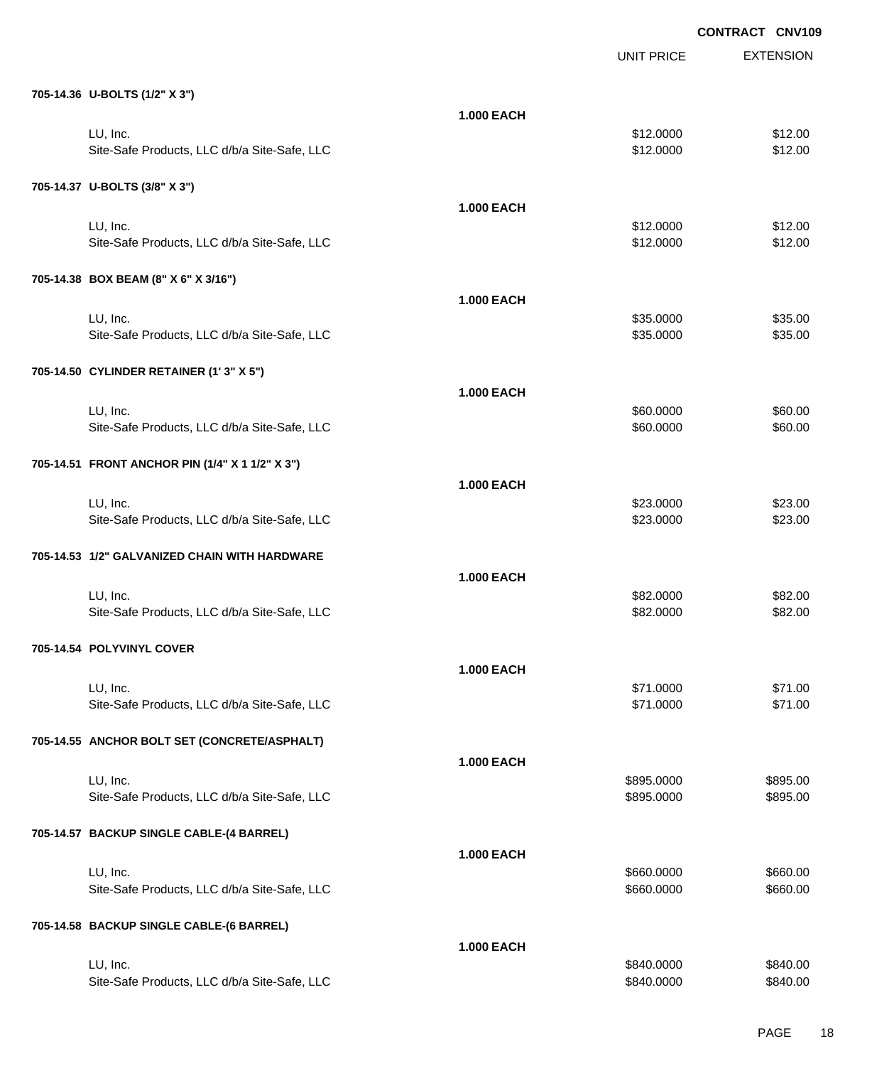**CONTRACT CNV109**

| | | UNIT PRICE | EXTENSION |
|---|---|---|---|
| **705-14.36 U-BOLTS (1/2" X 3")** | | | |
| | **1.000 EACH** | | |
| LU, Inc. | | $12.0000 | $12.00 |
| Site-Safe Products, LLC d/b/a Site-Safe, LLC | | $12.0000 | $12.00 |
| **705-14.37 U-BOLTS (3/8" X 3")** | | | |
| | **1.000 EACH** | | |
| LU, Inc. | | $12.0000 | $12.00 |
| Site-Safe Products, LLC d/b/a Site-Safe, LLC | | $12.0000 | $12.00 |
| **705-14.38 BOX BEAM (8" X 6" X 3/16")** | | | |
| | **1.000 EACH** | | |
| LU, Inc. | | $35.0000 | $35.00 |
| Site-Safe Products, LLC d/b/a Site-Safe, LLC | | $35.0000 | $35.00 |
| **705-14.50 CYLINDER RETAINER (1' 3" X 5")** | | | |
| | **1.000 EACH** | | |
| LU, Inc. | | $60.0000 | $60.00 |
| Site-Safe Products, LLC d/b/a Site-Safe, LLC | | $60.0000 | $60.00 |
| **705-14.51 FRONT ANCHOR PIN (1/4" X 1 1/2" X 3")** | | | |
| | **1.000 EACH** | | |
| LU, Inc. | | $23.0000 | $23.00 |
| Site-Safe Products, LLC d/b/a Site-Safe, LLC | | $23.0000 | $23.00 |
| **705-14.53 1/2" GALVANIZED CHAIN WITH HARDWARE** | | | |
| | **1.000 EACH** | | |
| LU, Inc. | | $82.0000 | $82.00 |
| Site-Safe Products, LLC d/b/a Site-Safe, LLC | | $82.0000 | $82.00 |
| **705-14.54 POLYVINYL COVER** | | | |
| | **1.000 EACH** | | |
| LU, Inc. | | $71.0000 | $71.00 |
| Site-Safe Products, LLC d/b/a Site-Safe, LLC | | $71.0000 | $71.00 |
| **705-14.55 ANCHOR BOLT SET (CONCRETE/ASPHALT)** | | | |
| | **1.000 EACH** | | |
| LU, Inc. | | $895.0000 | $895.00 |
| Site-Safe Products, LLC d/b/a Site-Safe, LLC | | $895.0000 | $895.00 |
| **705-14.57 BACKUP SINGLE CABLE-(4 BARREL)** | | | |
| | **1.000 EACH** | | |
| LU, Inc. | | $660.0000 | $660.00 |
| Site-Safe Products, LLC d/b/a Site-Safe, LLC | | $660.0000 | $660.00 |
| **705-14.58 BACKUP SINGLE CABLE-(6 BARREL)** | | | |
| | **1.000 EACH** | | |
| LU, Inc. | | $840.0000 | $840.00 |
| Site-Safe Products, LLC d/b/a Site-Safe, LLC | | $840.0000 | $840.00 |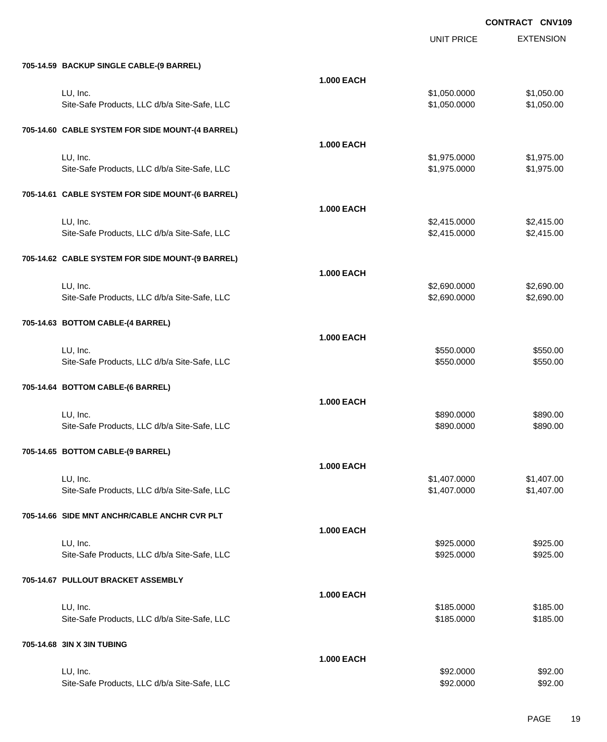**CONTRACT CNV109**

| | | UNIT PRICE | EXTENSION |
|---|---|---|---|
| **705-14.59 BACKUP SINGLE CABLE-(9 BARREL)** | | | |
| | **1.000 EACH** | | |
| LU, Inc. | | $1,050.0000 | $1,050.00 |
| Site-Safe Products, LLC d/b/a Site-Safe, LLC | | $1,050.0000 | $1,050.00 |
| **705-14.60 CABLE SYSTEM FOR SIDE MOUNT-(4 BARREL)** | | | |
| | **1.000 EACH** | | |
| LU, Inc. | | $1,975.0000 | $1,975.00 |
| Site-Safe Products, LLC d/b/a Site-Safe, LLC | | $1,975.0000 | $1,975.00 |
| **705-14.61 CABLE SYSTEM FOR SIDE MOUNT-(6 BARREL)** | | | |
| | **1.000 EACH** | | |
| LU, Inc. | | $2,415.0000 | $2,415.00 |
| Site-Safe Products, LLC d/b/a Site-Safe, LLC | | $2,415.0000 | $2,415.00 |
| **705-14.62 CABLE SYSTEM FOR SIDE MOUNT-(9 BARREL)** | | | |
| | **1.000 EACH** | | |
| LU, Inc. | | $2,690.0000 | $2,690.00 |
| Site-Safe Products, LLC d/b/a Site-Safe, LLC | | $2,690.0000 | $2,690.00 |
| **705-14.63 BOTTOM CABLE-(4 BARREL)** | | | |
| | **1.000 EACH** | | |
| LU, Inc. | | $550.0000 | $550.00 |
| Site-Safe Products, LLC d/b/a Site-Safe, LLC | | $550.0000 | $550.00 |
| **705-14.64 BOTTOM CABLE-(6 BARREL)** | | | |
| | **1.000 EACH** | | |
| LU, Inc. | | $890.0000 | $890.00 |
| Site-Safe Products, LLC d/b/a Site-Safe, LLC | | $890.0000 | $890.00 |
| **705-14.65 BOTTOM CABLE-(9 BARREL)** | | | |
| | **1.000 EACH** | | |
| LU, Inc. | | $1,407.0000 | $1,407.00 |
| Site-Safe Products, LLC d/b/a Site-Safe, LLC | | $1,407.0000 | $1,407.00 |
| **705-14.66 SIDE MNT ANCHR/CABLE ANCHR CVR PLT** | | | |
| | **1.000 EACH** | | |
| LU, Inc. | | $925.0000 | $925.00 |
| Site-Safe Products, LLC d/b/a Site-Safe, LLC | | $925.0000 | $925.00 |
| **705-14.67 PULLOUT BRACKET ASSEMBLY** | | | |
| | **1.000 EACH** | | |
| LU, Inc. | | $185.0000 | $185.00 |
| Site-Safe Products, LLC d/b/a Site-Safe, LLC | | $185.0000 | $185.00 |
| **705-14.68 3IN X 3IN TUBING** | | | |
| | **1.000 EACH** | | |
| LU, Inc. | | $92.0000 | $92.00 |
| Site-Safe Products, LLC d/b/a Site-Safe, LLC | | $92.0000 | $92.00 |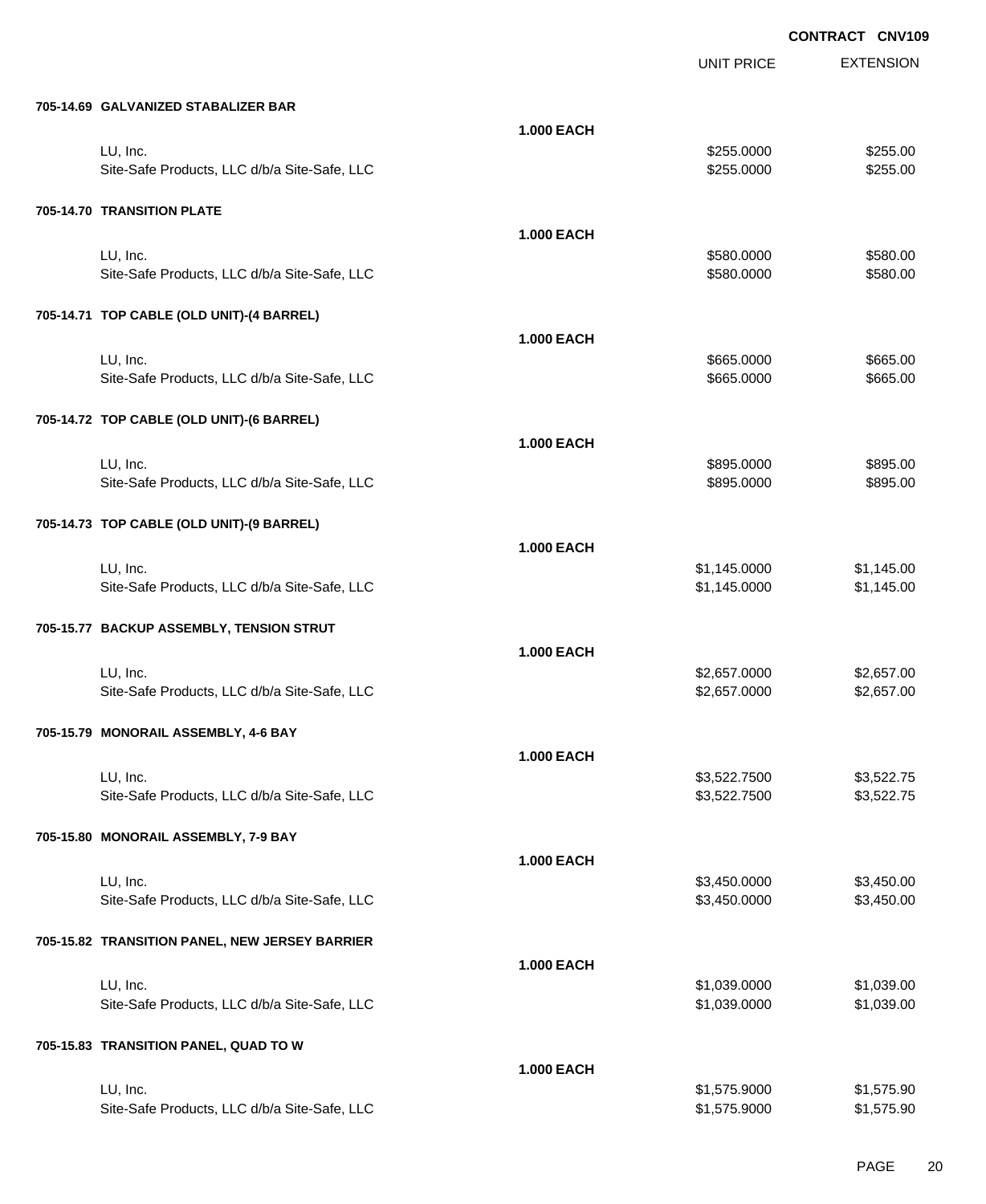CONTRACT CNV109

| | | UNIT PRICE | EXTENSION |
|---|---|---|---|
| **705-14.69 GALVANIZED STABALIZER BAR** | | | |
| | **1.000 EACH** | | |
| LU, Inc. | | $255.0000 | $255.00 |
| Site-Safe Products, LLC d/b/a Site-Safe, LLC | | $255.0000 | $255.00 |
| **705-14.70 TRANSITION PLATE** | | | |
| | **1.000 EACH** | | |
| LU, Inc. | | $580.0000 | $580.00 |
| Site-Safe Products, LLC d/b/a Site-Safe, LLC | | $580.0000 | $580.00 |
| **705-14.71 TOP CABLE (OLD UNIT)-(4 BARREL)** | | | |
| | **1.000 EACH** | | |
| LU, Inc. | | $665.0000 | $665.00 |
| Site-Safe Products, LLC d/b/a Site-Safe, LLC | | $665.0000 | $665.00 |
| **705-14.72 TOP CABLE (OLD UNIT)-(6 BARREL)** | | | |
| | **1.000 EACH** | | |
| LU, Inc. | | $895.0000 | $895.00 |
| Site-Safe Products, LLC d/b/a Site-Safe, LLC | | $895.0000 | $895.00 |
| **705-14.73 TOP CABLE (OLD UNIT)-(9 BARREL)** | | | |
| | **1.000 EACH** | | |
| LU, Inc. | | $1,145.0000 | $1,145.00 |
| Site-Safe Products, LLC d/b/a Site-Safe, LLC | | $1,145.0000 | $1,145.00 |
| **705-15.77 BACKUP ASSEMBLY, TENSION STRUT** | | | |
| | **1.000 EACH** | | |
| LU, Inc. | | $2,657.0000 | $2,657.00 |
| Site-Safe Products, LLC d/b/a Site-Safe, LLC | | $2,657.0000 | $2,657.00 |
| **705-15.79 MONORAIL ASSEMBLY, 4-6 BAY** | | | |
| | **1.000 EACH** | | |
| LU, Inc. | | $3,522.7500 | $3,522.75 |
| Site-Safe Products, LLC d/b/a Site-Safe, LLC | | $3,522.7500 | $3,522.75 |
| **705-15.80 MONORAIL ASSEMBLY, 7-9 BAY** | | | |
| | **1.000 EACH** | | |
| LU, Inc. | | $3,450.0000 | $3,450.00 |
| Site-Safe Products, LLC d/b/a Site-Safe, LLC | | $3,450.0000 | $3,450.00 |
| **705-15.82 TRANSITION PANEL, NEW JERSEY BARRIER** | | | |
| | **1.000 EACH** | | |
| LU, Inc. | | $1,039.0000 | $1,039.00 |
| Site-Safe Products, LLC d/b/a Site-Safe, LLC | | $1,039.0000 | $1,039.00 |
| **705-15.83 TRANSITION PANEL, QUAD TO W** | | | |
| | **1.000 EACH** | | |
| LU, Inc. | | $1,575.9000 | $1,575.90 |
| Site-Safe Products, LLC d/b/a Site-Safe, LLC | | $1,575.9000 | $1,575.90 |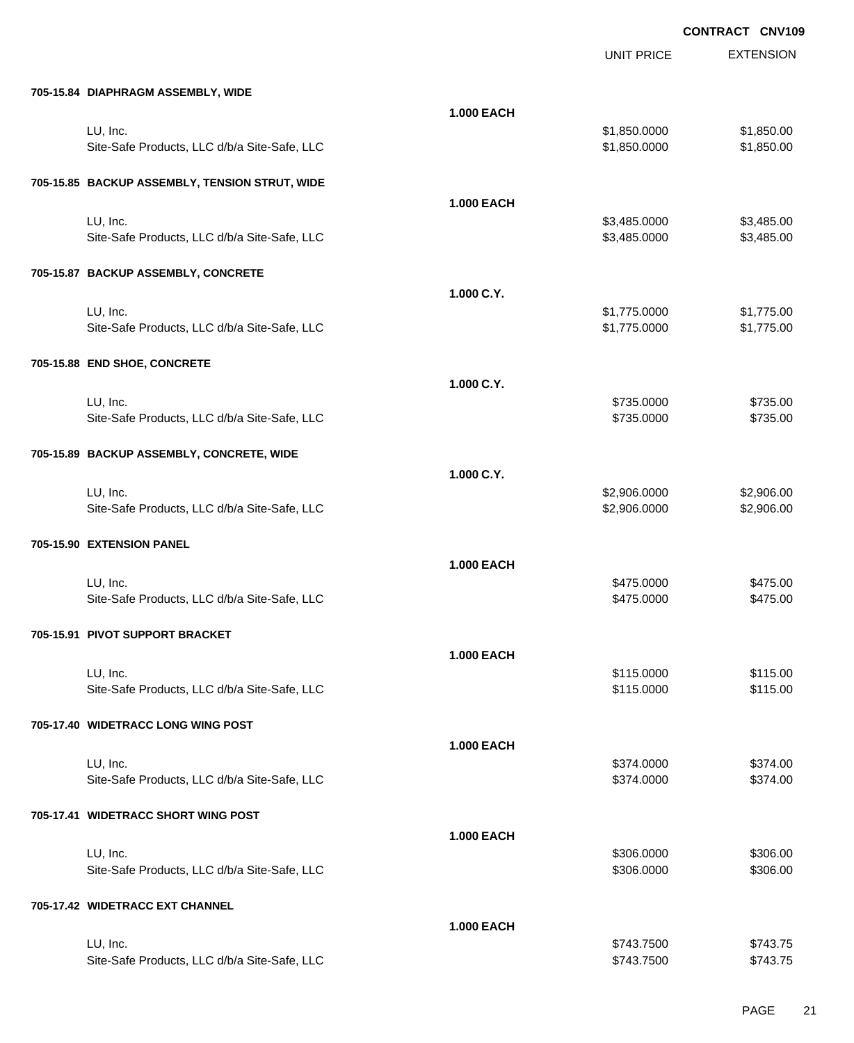**CONTRACT CNV109**

| | | UNIT PRICE | EXTENSION |
|---|---|---|---|
| **705-15.84 DIAPHRAGM ASSEMBLY, WIDE** | | | |
| | **1.000 EACH** | | |
| LU, Inc. | | $1,850.0000 | $1,850.00 |
| Site-Safe Products, LLC d/b/a Site-Safe, LLC | | $1,850.0000 | $1,850.00 |
| **705-15.85 BACKUP ASSEMBLY, TENSION STRUT, WIDE** | | | |
| | **1.000 EACH** | | |
| LU, Inc. | | $3,485.0000 | $3,485.00 |
| Site-Safe Products, LLC d/b/a Site-Safe, LLC | | $3,485.0000 | $3,485.00 |
| **705-15.87 BACKUP ASSEMBLY, CONCRETE** | | | |
| | **1.000 C.Y.** | | |
| LU, Inc. | | $1,775.0000 | $1,775.00 |
| Site-Safe Products, LLC d/b/a Site-Safe, LLC | | $1,775.0000 | $1,775.00 |
| **705-15.88 END SHOE, CONCRETE** | | | |
| | **1.000 C.Y.** | | |
| LU, Inc. | | $735.0000 | $735.00 |
| Site-Safe Products, LLC d/b/a Site-Safe, LLC | | $735.0000 | $735.00 |
| **705-15.89 BACKUP ASSEMBLY, CONCRETE, WIDE** | | | |
| | **1.000 C.Y.** | | |
| LU, Inc. | | $2,906.0000 | $2,906.00 |
| Site-Safe Products, LLC d/b/a Site-Safe, LLC | | $2,906.0000 | $2,906.00 |
| **705-15.90 EXTENSION PANEL** | | | |
| | **1.000 EACH** | | |
| LU, Inc. | | $475.0000 | $475.00 |
| Site-Safe Products, LLC d/b/a Site-Safe, LLC | | $475.0000 | $475.00 |
| **705-15.91 PIVOT SUPPORT BRACKET** | | | |
| | **1.000 EACH** | | |
| LU, Inc. | | $115.0000 | $115.00 |
| Site-Safe Products, LLC d/b/a Site-Safe, LLC | | $115.0000 | $115.00 |
| **705-17.40 WIDETRACC LONG WING POST** | | | |
| | **1.000 EACH** | | |
| LU, Inc. | | $374.0000 | $374.00 |
| Site-Safe Products, LLC d/b/a Site-Safe, LLC | | $374.0000 | $374.00 |
| **705-17.41 WIDETRACC SHORT WING POST** | | | |
| | **1.000 EACH** | | |
| LU, Inc. | | $306.0000 | $306.00 |
| Site-Safe Products, LLC d/b/a Site-Safe, LLC | | $306.0000 | $306.00 |
| **705-17.42 WIDETRACC EXT CHANNEL** | | | |
| | **1.000 EACH** | | |
| LU, Inc. | | $743.7500 | $743.75 |
| Site-Safe Products, LLC d/b/a Site-Safe, LLC | | $743.7500 | $743.75 |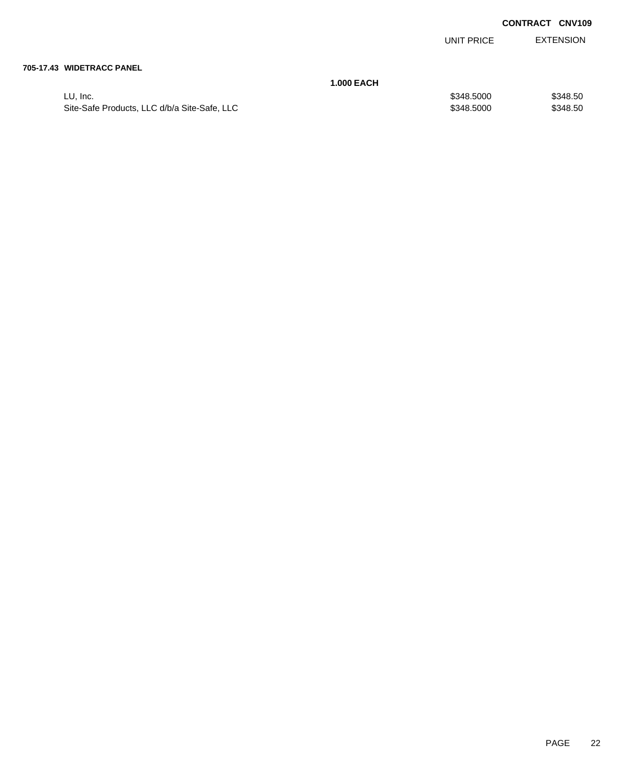**CONTRACT CNV109**

| | | UNIT PRICE | EXTENSION |
|---|---|---|---|
| **705-17.43 WIDETRACC PANEL** | | | |
| | **1.000 EACH** | | |
| LU, Inc. | | $348.5000 | $348.50 |
| Site-Safe Products, LLC d/b/a Site-Safe, LLC | | $348.5000 | $348.50 |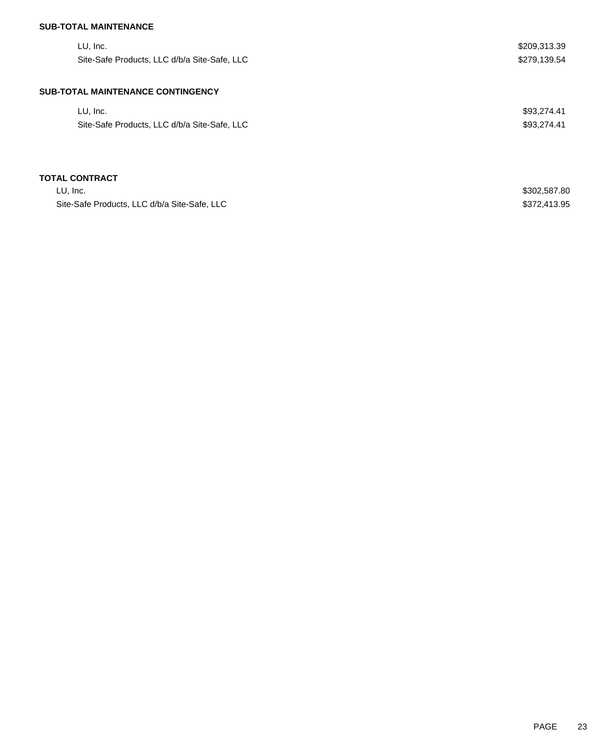**SUB-TOTAL MAINTENANCE**

| | |
|---|---|
| LU, Inc. | $209,313.39 |
| Site-Safe Products, LLC d/b/a Site-Safe, LLC | $279,139.54 |

**SUB-TOTAL MAINTENANCE CONTINGENCY**

| | |
|---|---|
| LU, Inc. | $93,274.41 |
| Site-Safe Products, LLC d/b/a Site-Safe, LLC | $93,274.41 |

**TOTAL CONTRACT**

| | |
|---|---|
| LU, Inc. | $302,587.80 |
| Site-Safe Products, LLC d/b/a Site-Safe, LLC | $372,413.95 |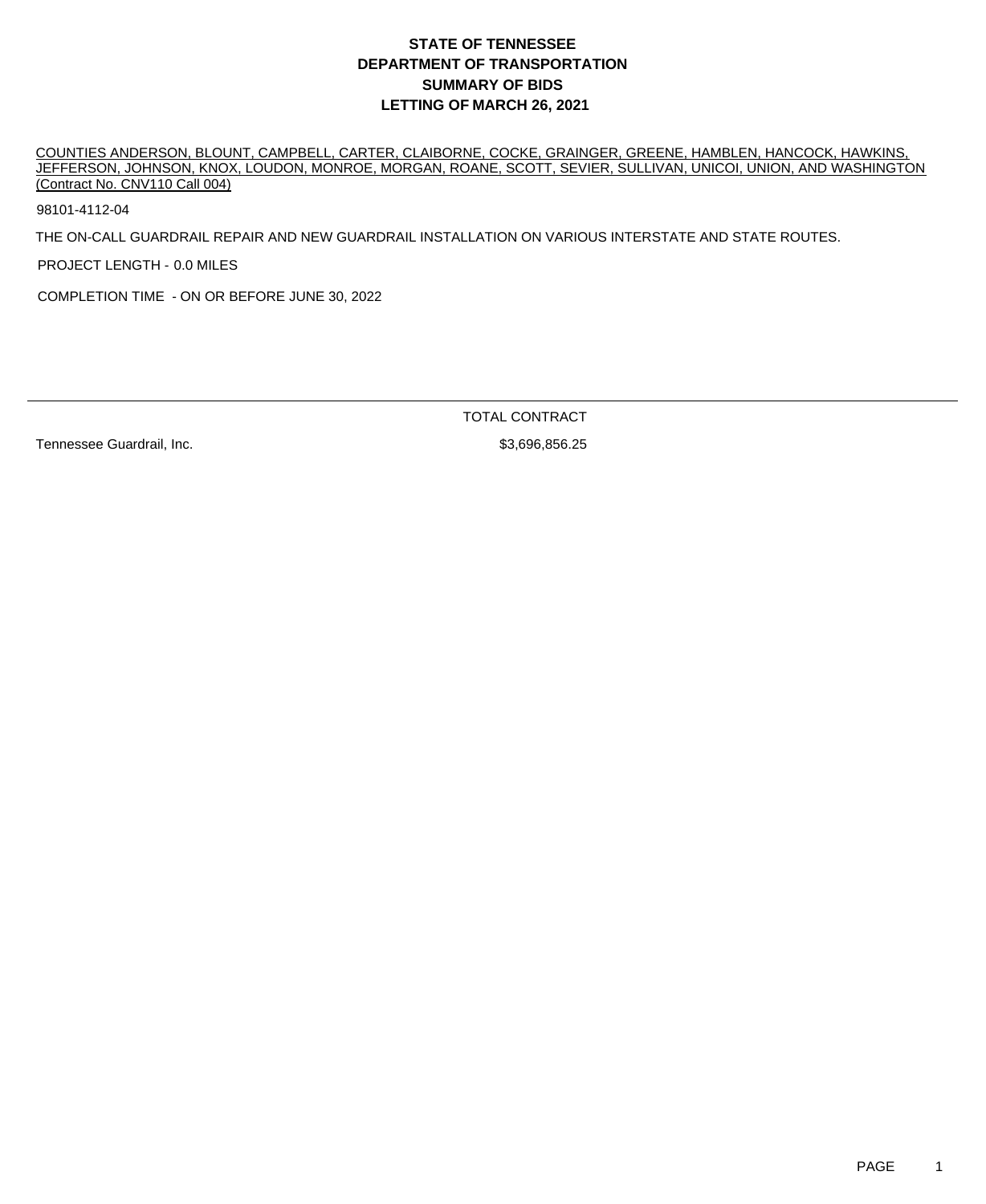# STATE OF TENNESSEE
# DEPARTMENT OF TRANSPORTATION
# SUMMARY OF BIDS
# LETTING OF MARCH 26, 2021

COUNTIES ANDERSON, BLOUNT, CAMPBELL, CARTER, CLAIBORNE, COCKE, GRAINGER, GREENE, HAMBLEN, HANCOCK, HAWKINS, JEFFERSON, JOHNSON, KNOX, LOUDON, MONROE, MORGAN, ROANE, SCOTT, SEVIER, SULLIVAN, UNICOI, UNION, AND WASHINGTON (Contract No. CNV110 Call 004)

98101-4112-04

THE ON-CALL GUARDRAIL REPAIR AND NEW GUARDRAIL INSTALLATION ON VARIOUS INTERSTATE AND STATE ROUTES.

PROJECT LENGTH - 0.0 MILES

COMPLETION TIME - ON OR BEFORE JUNE 30, 2022

| | TOTAL CONTRACT |
|---|---|
| Tennessee Guardrail, Inc. | $3,696,856.25 |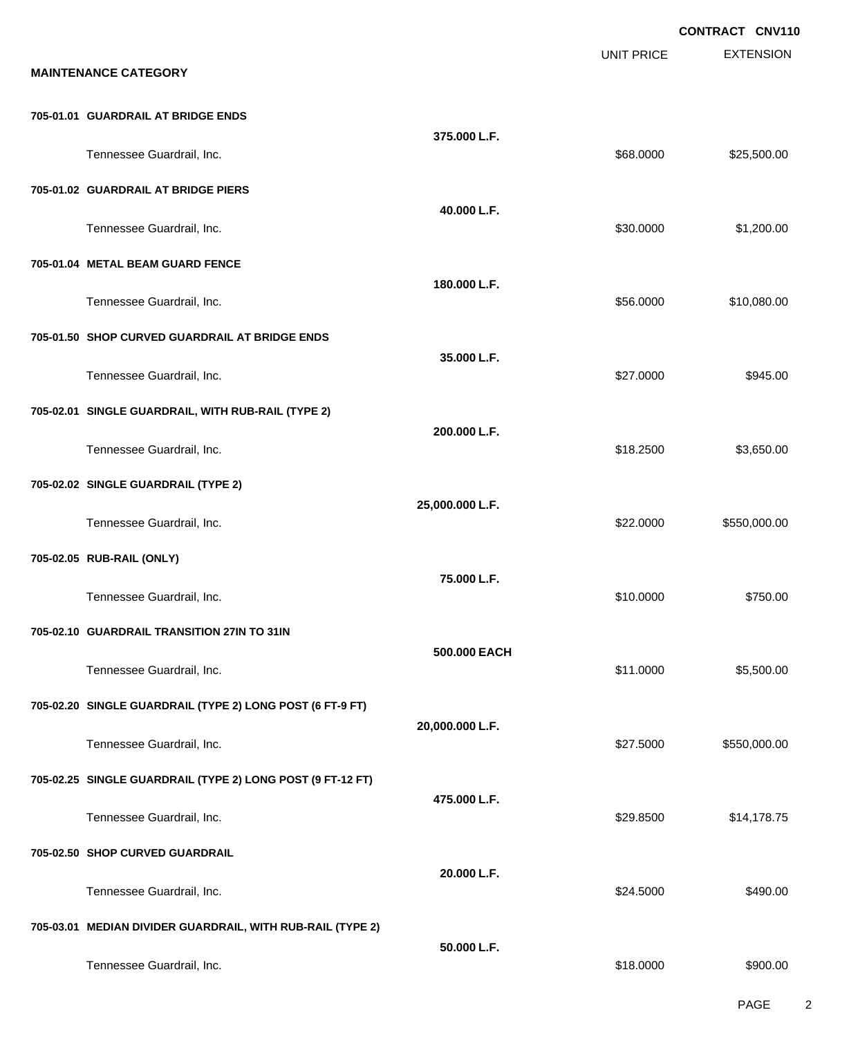**CONTRACT CNV110**

**MAINTENANCE CATEGORY**

| Item | Quantity | Unit Price | Extension |
|---|---|---|---|
| **705-01.01 GUARDRAIL AT BRIDGE ENDS** | **375.000 L.F.** | | |
| Tennessee Guardrail, Inc. | | $68.0000 | $25,500.00 |
| **705-01.02 GUARDRAIL AT BRIDGE PIERS** | **40.000 L.F.** | | |
| Tennessee Guardrail, Inc. | | $30.0000 | $1,200.00 |
| **705-01.04 METAL BEAM GUARD FENCE** | **180.000 L.F.** | | |
| Tennessee Guardrail, Inc. | | $56.0000 | $10,080.00 |
| **705-01.50 SHOP CURVED GUARDRAIL AT BRIDGE ENDS** | **35.000 L.F.** | | |
| Tennessee Guardrail, Inc. | | $27.0000 | $945.00 |
| **705-02.01 SINGLE GUARDRAIL, WITH RUB-RAIL (TYPE 2)** | **200.000 L.F.** | | |
| Tennessee Guardrail, Inc. | | $18.2500 | $3,650.00 |
| **705-02.02 SINGLE GUARDRAIL (TYPE 2)** | **25,000.000 L.F.** | | |
| Tennessee Guardrail, Inc. | | $22.0000 | $550,000.00 |
| **705-02.05 RUB-RAIL (ONLY)** | **75.000 L.F.** | | |
| Tennessee Guardrail, Inc. | | $10.0000 | $750.00 |
| **705-02.10 GUARDRAIL TRANSITION 27IN TO 31IN** | **500.000 EACH** | | |
| Tennessee Guardrail, Inc. | | $11.0000 | $5,500.00 |
| **705-02.20 SINGLE GUARDRAIL (TYPE 2) LONG POST (6 FT-9 FT)** | **20,000.000 L.F.** | | |
| Tennessee Guardrail, Inc. | | $27.5000 | $550,000.00 |
| **705-02.25 SINGLE GUARDRAIL (TYPE 2) LONG POST (9 FT-12 FT)** | **475.000 L.F.** | | |
| Tennessee Guardrail, Inc. | | $29.8500 | $14,178.75 |
| **705-02.50 SHOP CURVED GUARDRAIL** | **20.000 L.F.** | | |
| Tennessee Guardrail, Inc. | | $24.5000 | $490.00 |
| **705-03.01 MEDIAN DIVIDER GUARDRAIL, WITH RUB-RAIL (TYPE 2)** | **50.000 L.F.** | | |
| Tennessee Guardrail, Inc. | | $18.0000 | $900.00 |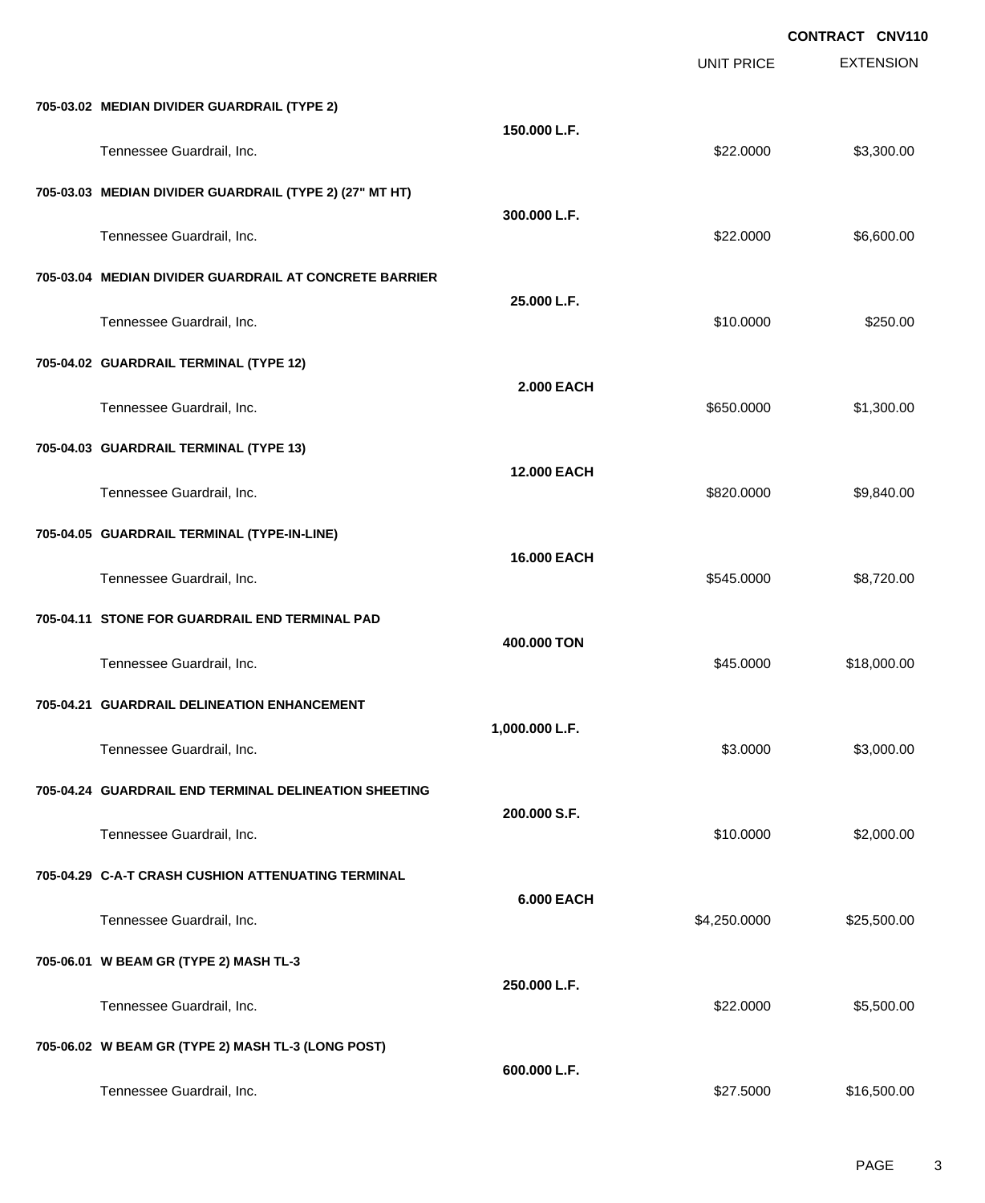**CONTRACT CNV110**

| | | UNIT PRICE | EXTENSION |
|---|---|---|---|
| **705-03.02 MEDIAN DIVIDER GUARDRAIL (TYPE 2)** | **150.000 L.F.** | | |
| Tennessee Guardrail, Inc. | | $22.0000 | $3,300.00 |
| **705-03.03 MEDIAN DIVIDER GUARDRAIL (TYPE 2) (27" MT HT)** | **300.000 L.F.** | | |
| Tennessee Guardrail, Inc. | | $22.0000 | $6,600.00 |
| **705-03.04 MEDIAN DIVIDER GUARDRAIL AT CONCRETE BARRIER** | **25.000 L.F.** | | |
| Tennessee Guardrail, Inc. | | $10.0000 | $250.00 |
| **705-04.02 GUARDRAIL TERMINAL (TYPE 12)** | **2.000 EACH** | | |
| Tennessee Guardrail, Inc. | | $650.0000 | $1,300.00 |
| **705-04.03 GUARDRAIL TERMINAL (TYPE 13)** | **12.000 EACH** | | |
| Tennessee Guardrail, Inc. | | $820.0000 | $9,840.00 |
| **705-04.05 GUARDRAIL TERMINAL (TYPE-IN-LINE)** | **16.000 EACH** | | |
| Tennessee Guardrail, Inc. | | $545.0000 | $8,720.00 |
| **705-04.11 STONE FOR GUARDRAIL END TERMINAL PAD** | **400.000 TON** | | |
| Tennessee Guardrail, Inc. | | $45.0000 | $18,000.00 |
| **705-04.21 GUARDRAIL DELINEATION ENHANCEMENT** | **1,000.000 L.F.** | | |
| Tennessee Guardrail, Inc. | | $3.0000 | $3,000.00 |
| **705-04.24 GUARDRAIL END TERMINAL DELINEATION SHEETING** | **200.000 S.F.** | | |
| Tennessee Guardrail, Inc. | | $10.0000 | $2,000.00 |
| **705-04.29 C-A-T CRASH CUSHION ATTENUATING TERMINAL** | **6.000 EACH** | | |
| Tennessee Guardrail, Inc. | | $4,250.0000 | $25,500.00 |
| **705-06.01 W BEAM GR (TYPE 2) MASH TL-3** | **250.000 L.F.** | | |
| Tennessee Guardrail, Inc. | | $22.0000 | $5,500.00 |
| **705-06.02 W BEAM GR (TYPE 2) MASH TL-3 (LONG POST)** | **600.000 L.F.** | | |
| Tennessee Guardrail, Inc. | | $27.5000 | $16,500.00 |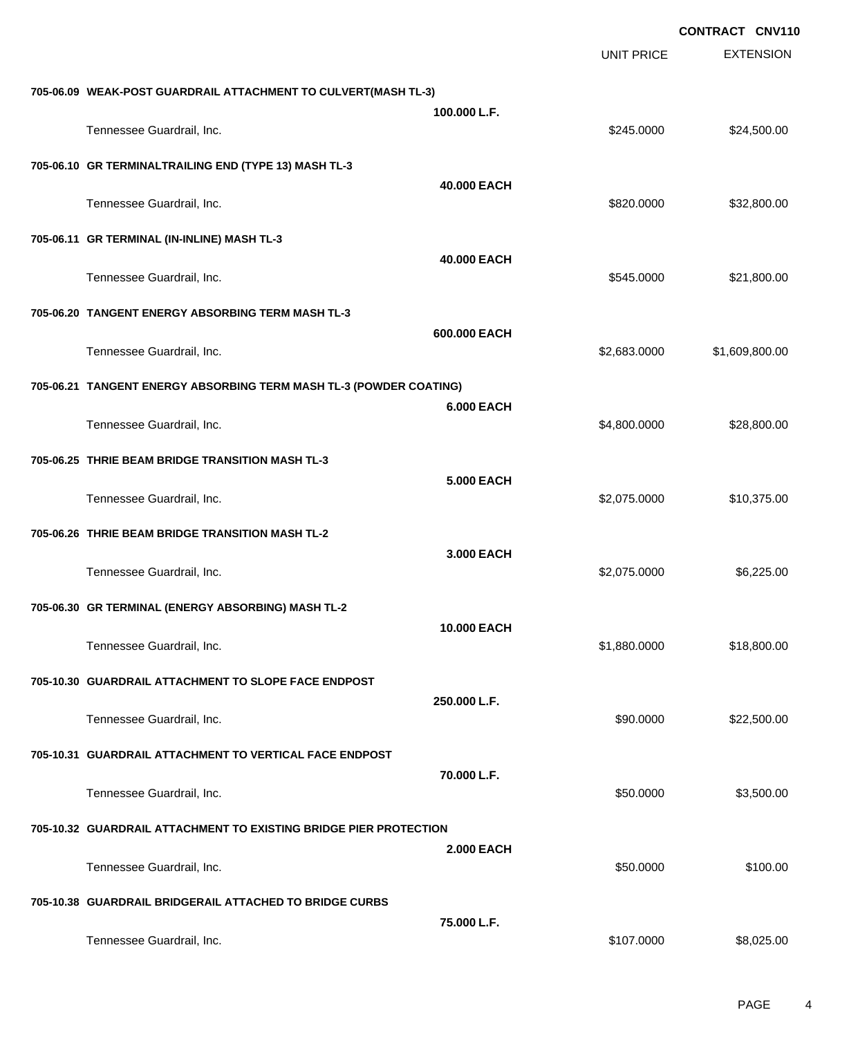**CONTRACT CNV110**

| | | UNIT PRICE | EXTENSION |
|---|---|---|---|
| **705-06.09 WEAK-POST GUARDRAIL ATTACHMENT TO CULVERT(MASH TL-3)** | | | |
| | **100.000 L.F.** | | |
| Tennessee Guardrail, Inc. | | $245.0000 | $24,500.00 |
| **705-06.10 GR TERMINALTRAILING END (TYPE 13) MASH TL-3** | | | |
| | **40.000 EACH** | | |
| Tennessee Guardrail, Inc. | | $820.0000 | $32,800.00 |
| **705-06.11 GR TERMINAL (IN-INLINE) MASH TL-3** | | | |
| | **40.000 EACH** | | |
| Tennessee Guardrail, Inc. | | $545.0000 | $21,800.00 |
| **705-06.20 TANGENT ENERGY ABSORBING TERM MASH TL-3** | | | |
| | **600.000 EACH** | | |
| Tennessee Guardrail, Inc. | | $2,683.0000 | $1,609,800.00 |
| **705-06.21 TANGENT ENERGY ABSORBING TERM MASH TL-3 (POWDER COATING)** | | | |
| | **6.000 EACH** | | |
| Tennessee Guardrail, Inc. | | $4,800.0000 | $28,800.00 |
| **705-06.25 THRIE BEAM BRIDGE TRANSITION MASH TL-3** | | | |
| | **5.000 EACH** | | |
| Tennessee Guardrail, Inc. | | $2,075.0000 | $10,375.00 |
| **705-06.26 THRIE BEAM BRIDGE TRANSITION MASH TL-2** | | | |
| | **3.000 EACH** | | |
| Tennessee Guardrail, Inc. | | $2,075.0000 | $6,225.00 |
| **705-06.30 GR TERMINAL (ENERGY ABSORBING) MASH TL-2** | | | |
| | **10.000 EACH** | | |
| Tennessee Guardrail, Inc. | | $1,880.0000 | $18,800.00 |
| **705-10.30 GUARDRAIL ATTACHMENT TO SLOPE FACE ENDPOST** | | | |
| | **250.000 L.F.** | | |
| Tennessee Guardrail, Inc. | | $90.0000 | $22,500.00 |
| **705-10.31 GUARDRAIL ATTACHMENT TO VERTICAL FACE ENDPOST** | | | |
| | **70.000 L.F.** | | |
| Tennessee Guardrail, Inc. | | $50.0000 | $3,500.00 |
| **705-10.32 GUARDRAIL ATTACHMENT TO EXISTING BRIDGE PIER PROTECTION** | | | |
| | **2.000 EACH** | | |
| Tennessee Guardrail, Inc. | | $50.0000 | $100.00 |
| **705-10.38 GUARDRAIL BRIDGERAIL ATTACHED TO BRIDGE CURBS** | | | |
| | **75.000 L.F.** | | |
| Tennessee Guardrail, Inc. | | $107.0000 | $8,025.00 |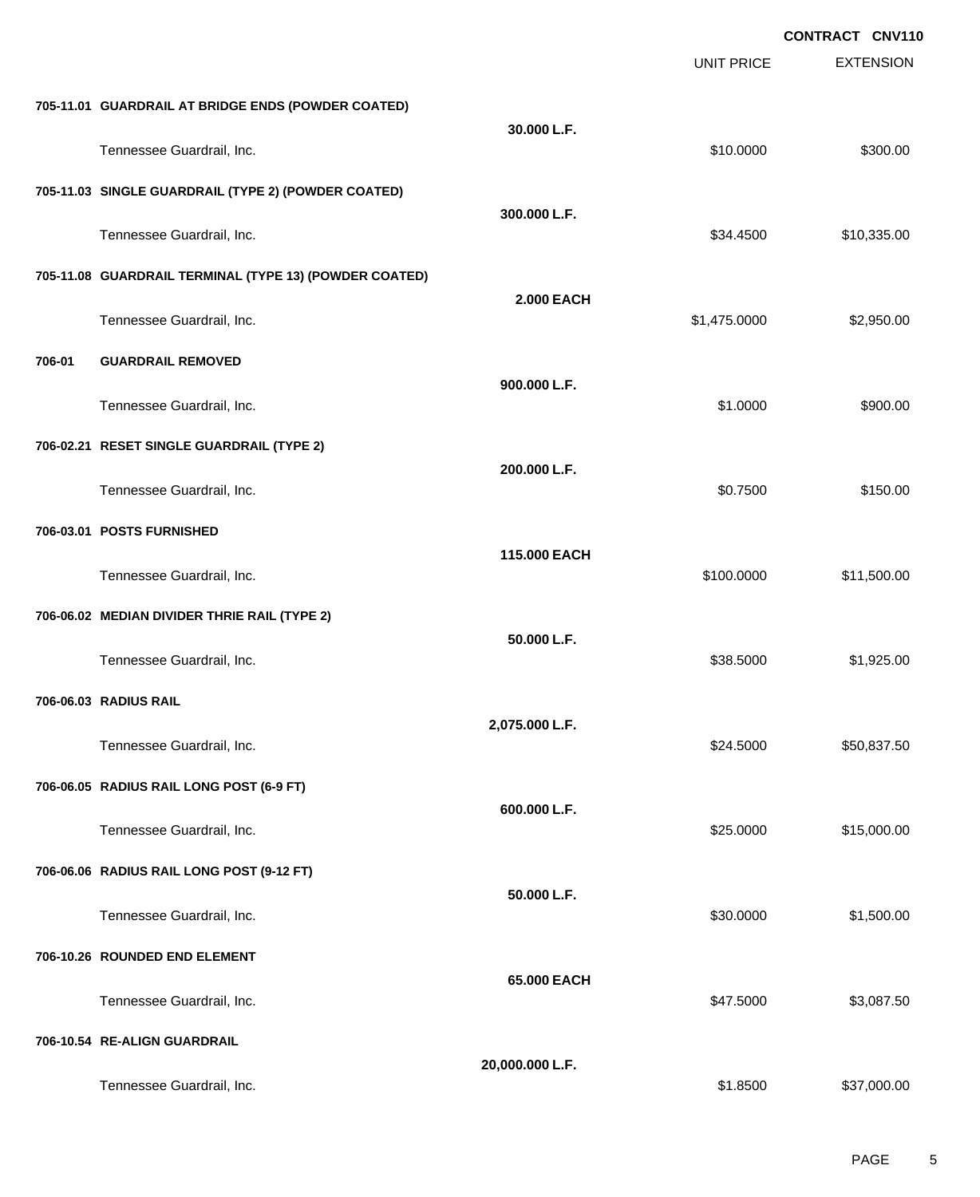**CONTRACT CNV110**

| | | UNIT PRICE | EXTENSION |
|---|---|---|---|
| **705-11.01 GUARDRAIL AT BRIDGE ENDS (POWDER COATED)** | **30.000 L.F.** | | |
| Tennessee Guardrail, Inc. | | $10.0000 | $300.00 |
| **705-11.03 SINGLE GUARDRAIL (TYPE 2) (POWDER COATED)** | **300.000 L.F.** | | |
| Tennessee Guardrail, Inc. | | $34.4500 | $10,335.00 |
| **705-11.08 GUARDRAIL TERMINAL (TYPE 13) (POWDER COATED)** | **2.000 EACH** | | |
| Tennessee Guardrail, Inc. | | $1,475.0000 | $2,950.00 |
| **706-01 GUARDRAIL REMOVED** | **900.000 L.F.** | | |
| Tennessee Guardrail, Inc. | | $1.0000 | $900.00 |
| **706-02.21 RESET SINGLE GUARDRAIL (TYPE 2)** | **200.000 L.F.** | | |
| Tennessee Guardrail, Inc. | | $0.7500 | $150.00 |
| **706-03.01 POSTS FURNISHED** | **115.000 EACH** | | |
| Tennessee Guardrail, Inc. | | $100.0000 | $11,500.00 |
| **706-06.02 MEDIAN DIVIDER THRIE RAIL (TYPE 2)** | **50.000 L.F.** | | |
| Tennessee Guardrail, Inc. | | $38.5000 | $1,925.00 |
| **706-06.03 RADIUS RAIL** | **2,075.000 L.F.** | | |
| Tennessee Guardrail, Inc. | | $24.5000 | $50,837.50 |
| **706-06.05 RADIUS RAIL LONG POST (6-9 FT)** | **600.000 L.F.** | | |
| Tennessee Guardrail, Inc. | | $25.0000 | $15,000.00 |
| **706-06.06 RADIUS RAIL LONG POST (9-12 FT)** | **50.000 L.F.** | | |
| Tennessee Guardrail, Inc. | | $30.0000 | $1,500.00 |
| **706-10.26 ROUNDED END ELEMENT** | **65.000 EACH** | | |
| Tennessee Guardrail, Inc. | | $47.5000 | $3,087.50 |
| **706-10.54 RE-ALIGN GUARDRAIL** | **20,000.000 L.F.** | | |
| Tennessee Guardrail, Inc. | | $1.8500 | $37,000.00 |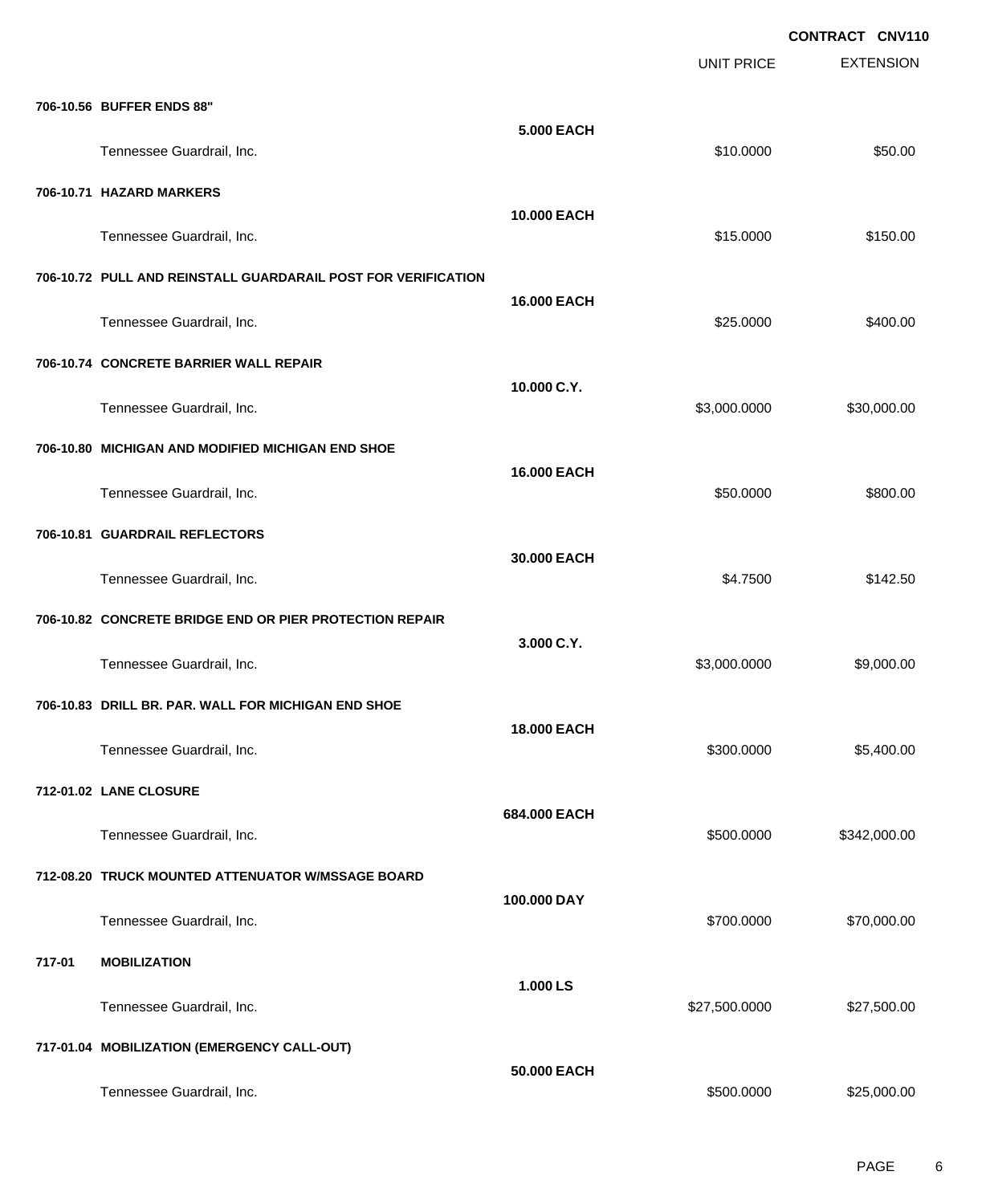**CONTRACT CNV110**

| | | UNIT PRICE | EXTENSION |
|---|---|---|---|
| **706-10.56 BUFFER ENDS 88"** | | | |
| | **5.000 EACH** | | |
| Tennessee Guardrail, Inc. | | $10.0000 | $50.00 |
| **706-10.71 HAZARD MARKERS** | | | |
| | **10.000 EACH** | | |
| Tennessee Guardrail, Inc. | | $15.0000 | $150.00 |
| **706-10.72 PULL AND REINSTALL GUARDARAIL POST FOR VERIFICATION** | | | |
| | **16.000 EACH** | | |
| Tennessee Guardrail, Inc. | | $25.0000 | $400.00 |
| **706-10.74 CONCRETE BARRIER WALL REPAIR** | | | |
| | **10.000 C.Y.** | | |
| Tennessee Guardrail, Inc. | | $3,000.0000 | $30,000.00 |
| **706-10.80 MICHIGAN AND MODIFIED MICHIGAN END SHOE** | | | |
| | **16.000 EACH** | | |
| Tennessee Guardrail, Inc. | | $50.0000 | $800.00 |
| **706-10.81 GUARDRAIL REFLECTORS** | | | |
| | **30.000 EACH** | | |
| Tennessee Guardrail, Inc. | | $4.7500 | $142.50 |
| **706-10.82 CONCRETE BRIDGE END OR PIER PROTECTION REPAIR** | | | |
| | **3.000 C.Y.** | | |
| Tennessee Guardrail, Inc. | | $3,000.0000 | $9,000.00 |
| **706-10.83 DRILL BR. PAR. WALL FOR MICHIGAN END SHOE** | | | |
| | **18.000 EACH** | | |
| Tennessee Guardrail, Inc. | | $300.0000 | $5,400.00 |
| **712-01.02 LANE CLOSURE** | | | |
| | **684.000 EACH** | | |
| Tennessee Guardrail, Inc. | | $500.0000 | $342,000.00 |
| **712-08.20 TRUCK MOUNTED ATTENUATOR W/MSSAGE BOARD** | | | |
| | **100.000 DAY** | | |
| Tennessee Guardrail, Inc. | | $700.0000 | $70,000.00 |
| **717-01 MOBILIZATION** | | | |
| | **1.000 LS** | | |
| Tennessee Guardrail, Inc. | | $27,500.0000 | $27,500.00 |
| **717-01.04 MOBILIZATION (EMERGENCY CALL-OUT)** | | | |
| | **50.000 EACH** | | |
| Tennessee Guardrail, Inc. | | $500.0000 | $25,000.00 |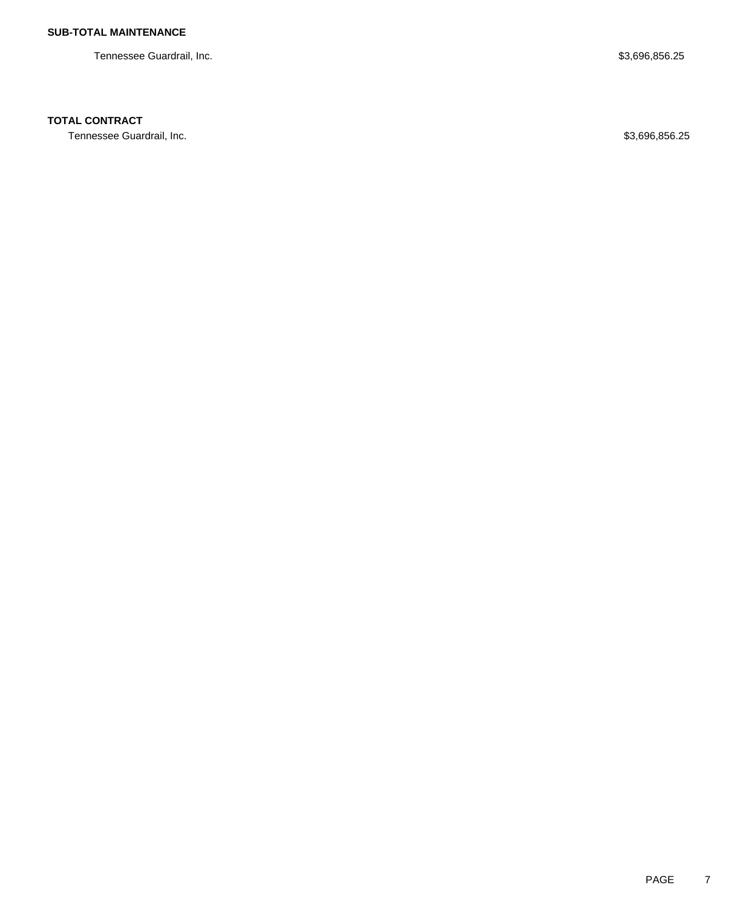**SUB-TOTAL MAINTENANCE**

| | |
|---|---|
| Tennessee Guardrail, Inc. | $3,696,856.25 |

**TOTAL CONTRACT**

| | |
|---|---|
| Tennessee Guardrail, Inc. | $3,696,856.25 |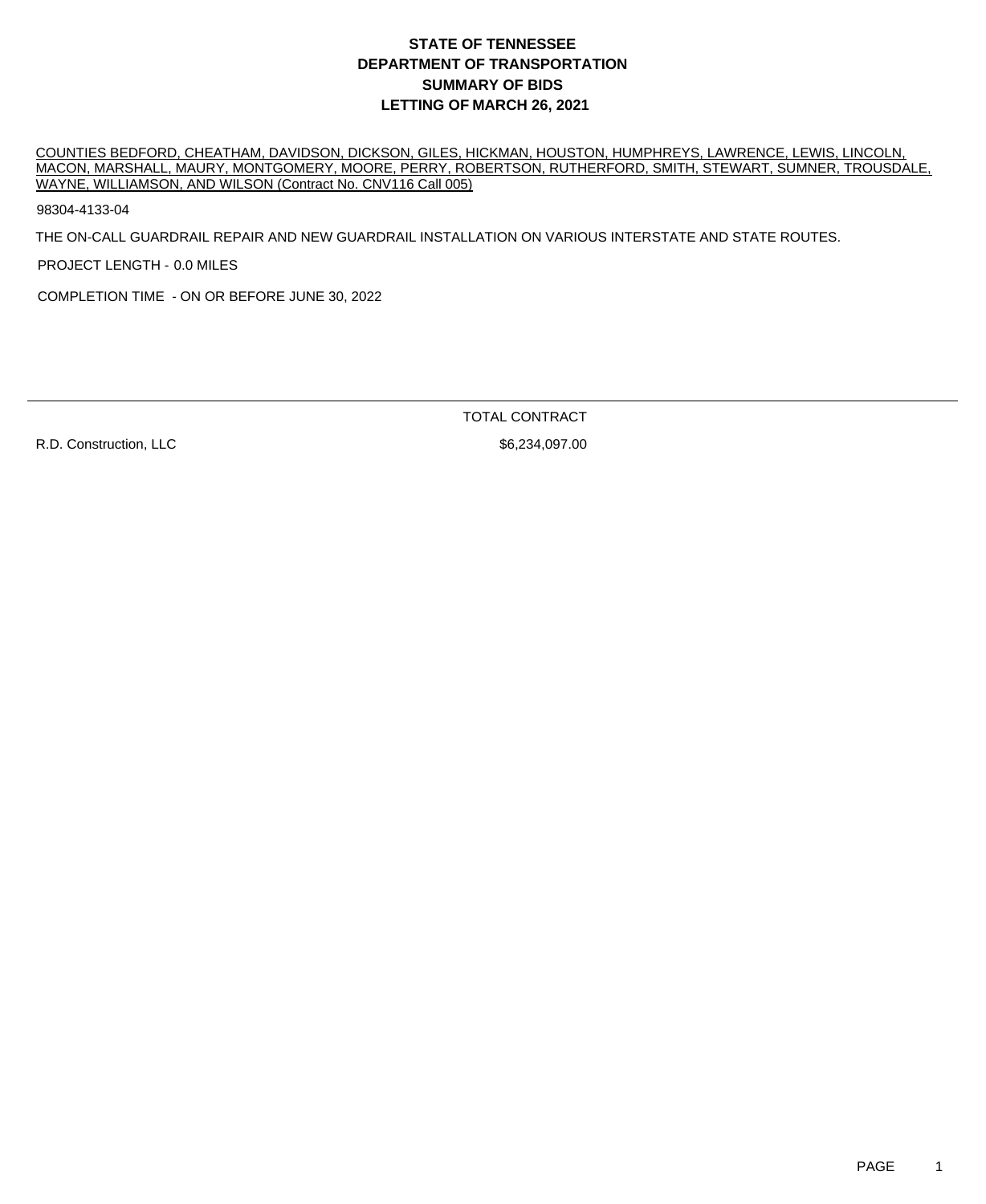# STATE OF TENNESSEE
# DEPARTMENT OF TRANSPORTATION
# SUMMARY OF BIDS
# LETTING OF MARCH 26, 2021

COUNTIES BEDFORD, CHEATHAM, DAVIDSON, DICKSON, GILES, HICKMAN, HOUSTON, HUMPHREYS, LAWRENCE, LEWIS, LINCOLN, MACON, MARSHALL, MAURY, MONTGOMERY, MOORE, PERRY, ROBERTSON, RUTHERFORD, SMITH, STEWART, SUMNER, TROUSDALE, WAYNE, WILLIAMSON, AND WILSON (Contract No. CNV116 Call 005)

98304-4133-04

THE ON-CALL GUARDRAIL REPAIR AND NEW GUARDRAIL INSTALLATION ON VARIOUS INTERSTATE AND STATE ROUTES.

PROJECT LENGTH - 0.0 MILES

COMPLETION TIME - ON OR BEFORE JUNE 30, 2022

| | TOTAL CONTRACT |
|---|---|
| R.D. Construction, LLC | $6,234,097.00 |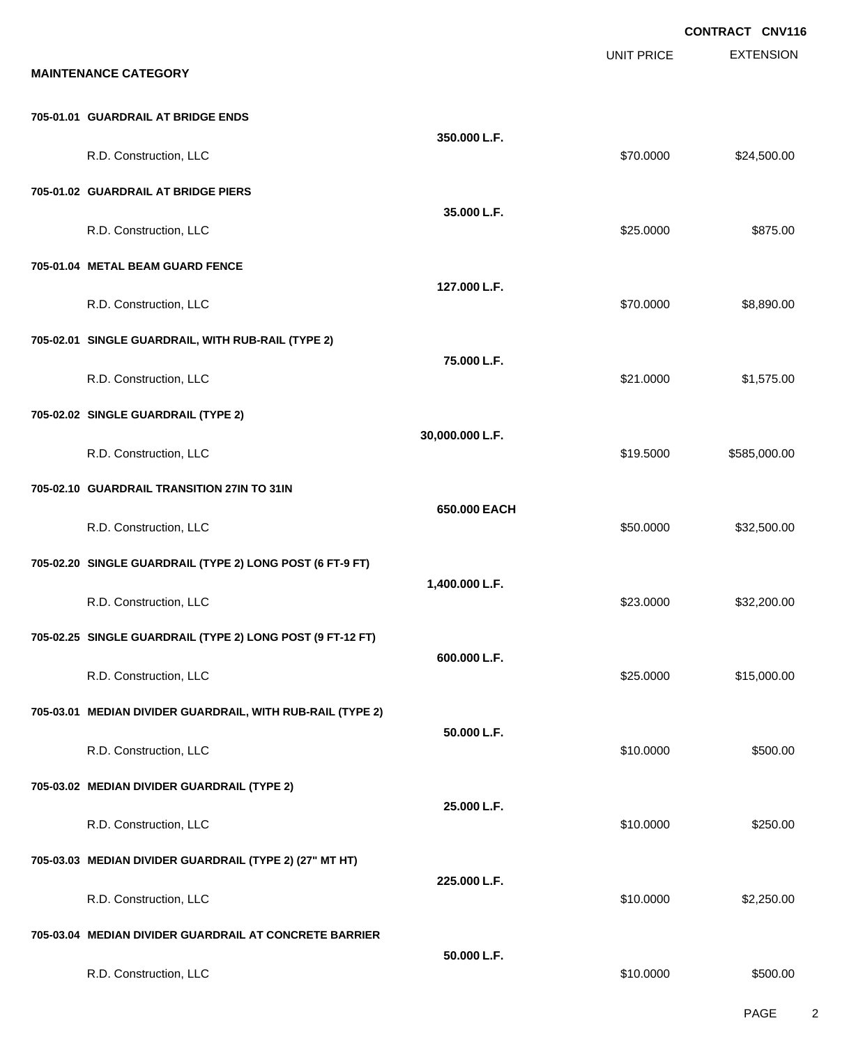**CONTRACT CNV116**

| MAINTENANCE CATEGORY | QUANTITY | UNIT PRICE | EXTENSION |
|---|---|---|---|
| **705-01.01 GUARDRAIL AT BRIDGE ENDS** | **350.000 L.F.** | | |
| R.D. Construction, LLC | | $70.0000 | $24,500.00 |
| **705-01.02 GUARDRAIL AT BRIDGE PIERS** | **35.000 L.F.** | | |
| R.D. Construction, LLC | | $25.0000 | $875.00 |
| **705-01.04 METAL BEAM GUARD FENCE** | **127.000 L.F.** | | |
| R.D. Construction, LLC | | $70.0000 | $8,890.00 |
| **705-02.01 SINGLE GUARDRAIL, WITH RUB-RAIL (TYPE 2)** | **75.000 L.F.** | | |
| R.D. Construction, LLC | | $21.0000 | $1,575.00 |
| **705-02.02 SINGLE GUARDRAIL (TYPE 2)** | **30,000.000 L.F.** | | |
| R.D. Construction, LLC | | $19.5000 | $585,000.00 |
| **705-02.10 GUARDRAIL TRANSITION 27IN TO 31IN** | **650.000 EACH** | | |
| R.D. Construction, LLC | | $50.0000 | $32,500.00 |
| **705-02.20 SINGLE GUARDRAIL (TYPE 2) LONG POST (6 FT-9 FT)** | **1,400.000 L.F.** | | |
| R.D. Construction, LLC | | $23.0000 | $32,200.00 |
| **705-02.25 SINGLE GUARDRAIL (TYPE 2) LONG POST (9 FT-12 FT)** | **600.000 L.F.** | | |
| R.D. Construction, LLC | | $25.0000 | $15,000.00 |
| **705-03.01 MEDIAN DIVIDER GUARDRAIL, WITH RUB-RAIL (TYPE 2)** | **50.000 L.F.** | | |
| R.D. Construction, LLC | | $10.0000 | $500.00 |
| **705-03.02 MEDIAN DIVIDER GUARDRAIL (TYPE 2)** | **25.000 L.F.** | | |
| R.D. Construction, LLC | | $10.0000 | $250.00 |
| **705-03.03 MEDIAN DIVIDER GUARDRAIL (TYPE 2) (27" MT HT)** | **225.000 L.F.** | | |
| R.D. Construction, LLC | | $10.0000 | $2,250.00 |
| **705-03.04 MEDIAN DIVIDER GUARDRAIL AT CONCRETE BARRIER** | **50.000 L.F.** | | |
| R.D. Construction, LLC | | $10.0000 | $500.00 |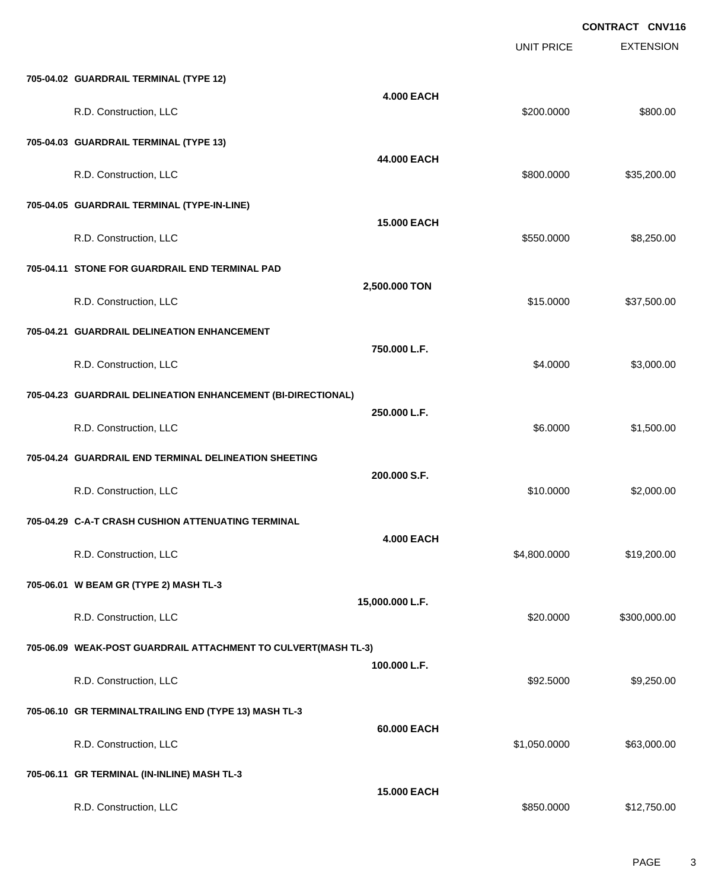**CONTRACT CNV116**

| | | UNIT PRICE | EXTENSION |
|---|---|---|---|
| **705-04.02 GUARDRAIL TERMINAL (TYPE 12)** | **4.000 EACH** | | |
| R.D. Construction, LLC | | $200.0000 | $800.00 |
| **705-04.03 GUARDRAIL TERMINAL (TYPE 13)** | **44.000 EACH** | | |
| R.D. Construction, LLC | | $800.0000 | $35,200.00 |
| **705-04.05 GUARDRAIL TERMINAL (TYPE-IN-LINE)** | **15.000 EACH** | | |
| R.D. Construction, LLC | | $550.0000 | $8,250.00 |
| **705-04.11 STONE FOR GUARDRAIL END TERMINAL PAD** | **2,500.000 TON** | | |
| R.D. Construction, LLC | | $15.0000 | $37,500.00 |
| **705-04.21 GUARDRAIL DELINEATION ENHANCEMENT** | **750.000 L.F.** | | |
| R.D. Construction, LLC | | $4.0000 | $3,000.00 |
| **705-04.23 GUARDRAIL DELINEATION ENHANCEMENT (BI-DIRECTIONAL)** | **250.000 L.F.** | | |
| R.D. Construction, LLC | | $6.0000 | $1,500.00 |
| **705-04.24 GUARDRAIL END TERMINAL DELINEATION SHEETING** | **200.000 S.F.** | | |
| R.D. Construction, LLC | | $10.0000 | $2,000.00 |
| **705-04.29 C-A-T CRASH CUSHION ATTENUATING TERMINAL** | **4.000 EACH** | | |
| R.D. Construction, LLC | | $4,800.0000 | $19,200.00 |
| **705-06.01 W BEAM GR (TYPE 2) MASH TL-3** | **15,000.000 L.F.** | | |
| R.D. Construction, LLC | | $20.0000 | $300,000.00 |
| **705-06.09 WEAK-POST GUARDRAIL ATTACHMENT TO CULVERT(MASH TL-3)** | **100.000 L.F.** | | |
| R.D. Construction, LLC | | $92.5000 | $9,250.00 |
| **705-06.10 GR TERMINALTRAILING END (TYPE 13) MASH TL-3** | **60.000 EACH** | | |
| R.D. Construction, LLC | | $1,050.0000 | $63,000.00 |
| **705-06.11 GR TERMINAL (IN-INLINE) MASH TL-3** | **15.000 EACH** | | |
| R.D. Construction, LLC | | $850.0000 | $12,750.00 |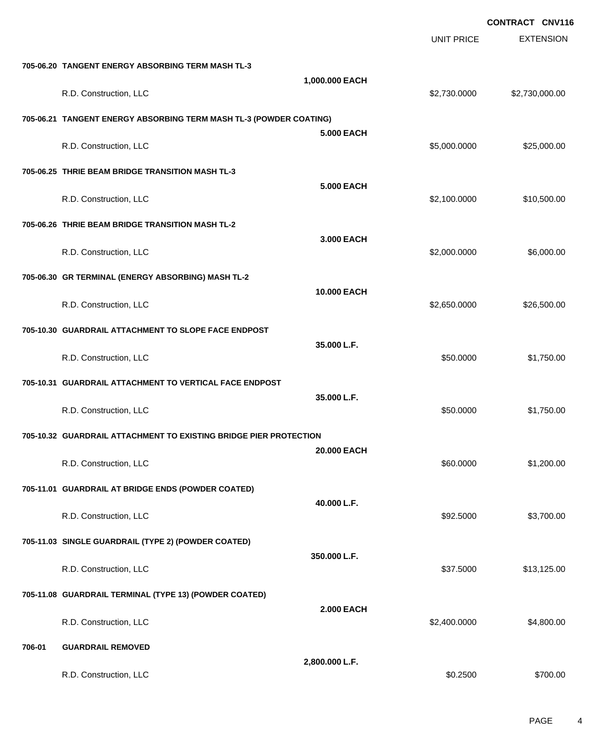**CONTRACT CNV116**

| | | UNIT PRICE | EXTENSION |
|---|---|---|---|
| **705-06.20 TANGENT ENERGY ABSORBING TERM MASH TL-3** | | | |
| | **1,000.000 EACH** | | |
| R.D. Construction, LLC | | $2,730.0000 | $2,730,000.00 |
| **705-06.21 TANGENT ENERGY ABSORBING TERM MASH TL-3 (POWDER COATING)** | | | |
| | **5.000 EACH** | | |
| R.D. Construction, LLC | | $5,000.0000 | $25,000.00 |
| **705-06.25 THRIE BEAM BRIDGE TRANSITION MASH TL-3** | | | |
| | **5.000 EACH** | | |
| R.D. Construction, LLC | | $2,100.0000 | $10,500.00 |
| **705-06.26 THRIE BEAM BRIDGE TRANSITION MASH TL-2** | | | |
| | **3.000 EACH** | | |
| R.D. Construction, LLC | | $2,000.0000 | $6,000.00 |
| **705-06.30 GR TERMINAL (ENERGY ABSORBING) MASH TL-2** | | | |
| | **10.000 EACH** | | |
| R.D. Construction, LLC | | $2,650.0000 | $26,500.00 |
| **705-10.30 GUARDRAIL ATTACHMENT TO SLOPE FACE ENDPOST** | | | |
| | **35.000 L.F.** | | |
| R.D. Construction, LLC | | $50.0000 | $1,750.00 |
| **705-10.31 GUARDRAIL ATTACHMENT TO VERTICAL FACE ENDPOST** | | | |
| | **35.000 L.F.** | | |
| R.D. Construction, LLC | | $50.0000 | $1,750.00 |
| **705-10.32 GUARDRAIL ATTACHMENT TO EXISTING BRIDGE PIER PROTECTION** | | | |
| | **20.000 EACH** | | |
| R.D. Construction, LLC | | $60.0000 | $1,200.00 |
| **705-11.01 GUARDRAIL AT BRIDGE ENDS (POWDER COATED)** | | | |
| | **40.000 L.F.** | | |
| R.D. Construction, LLC | | $92.5000 | $3,700.00 |
| **705-11.03 SINGLE GUARDRAIL (TYPE 2) (POWDER COATED)** | | | |
| | **350.000 L.F.** | | |
| R.D. Construction, LLC | | $37.5000 | $13,125.00 |
| **705-11.08 GUARDRAIL TERMINAL (TYPE 13) (POWDER COATED)** | | | |
| | **2.000 EACH** | | |
| R.D. Construction, LLC | | $2,400.0000 | $4,800.00 |
| **706-01 GUARDRAIL REMOVED** | | | |
| | **2,800.000 L.F.** | | |
| R.D. Construction, LLC | | $0.2500 | $700.00 |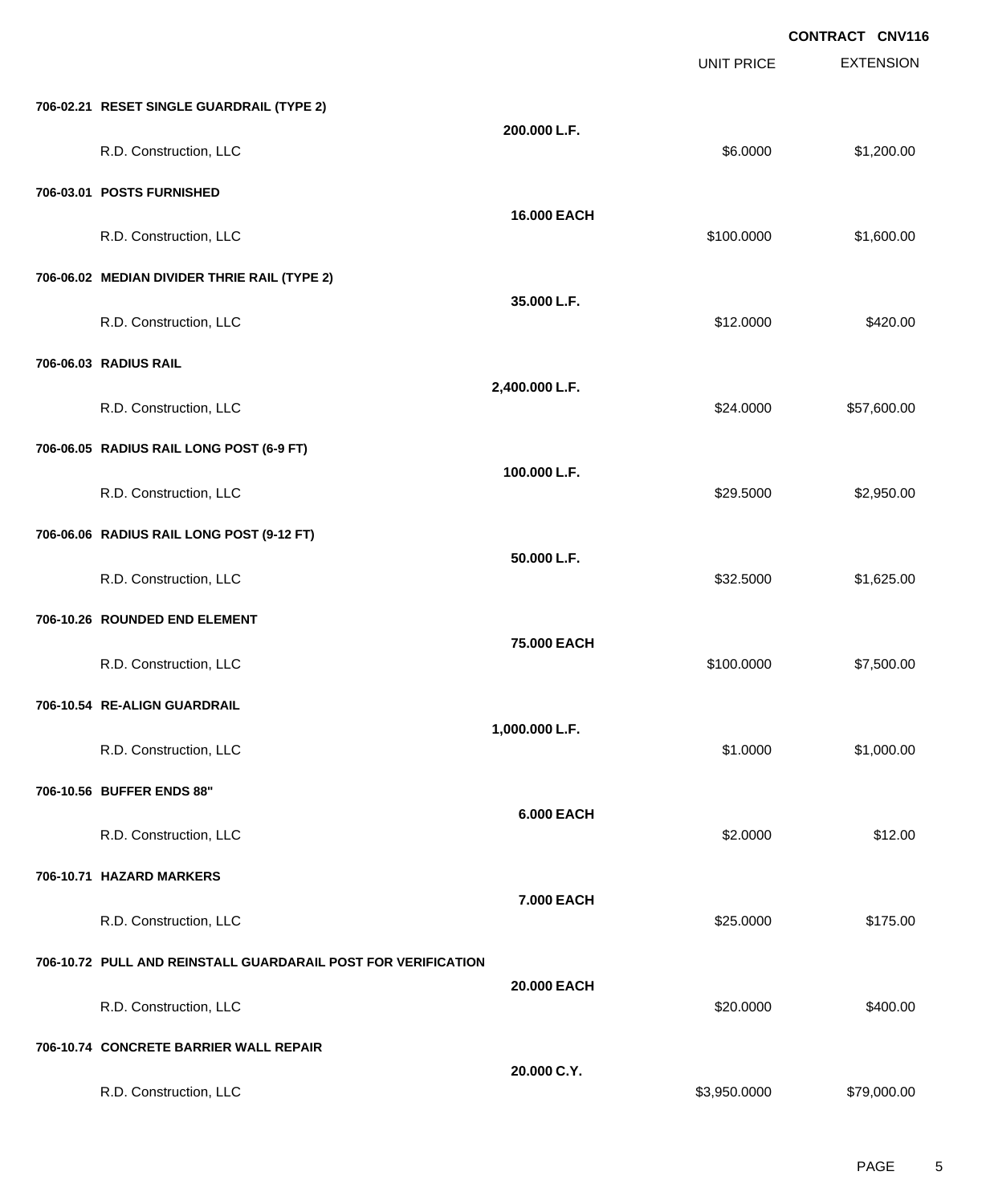**CONTRACT CNV116**

| | | UNIT PRICE | EXTENSION |
|---|---|---|---|
| **706-02.21 RESET SINGLE GUARDRAIL (TYPE 2)** | | | |
| | **200.000 L.F.** | | |
| R.D. Construction, LLC | | $6.0000 | $1,200.00 |
| **706-03.01 POSTS FURNISHED** | | | |
| | **16.000 EACH** | | |
| R.D. Construction, LLC | | $100.0000 | $1,600.00 |
| **706-06.02 MEDIAN DIVIDER THRIE RAIL (TYPE 2)** | | | |
| | **35.000 L.F.** | | |
| R.D. Construction, LLC | | $12.0000 | $420.00 |
| **706-06.03 RADIUS RAIL** | | | |
| | **2,400.000 L.F.** | | |
| R.D. Construction, LLC | | $24.0000 | $57,600.00 |
| **706-06.05 RADIUS RAIL LONG POST (6-9 FT)** | | | |
| | **100.000 L.F.** | | |
| R.D. Construction, LLC | | $29.5000 | $2,950.00 |
| **706-06.06 RADIUS RAIL LONG POST (9-12 FT)** | | | |
| | **50.000 L.F.** | | |
| R.D. Construction, LLC | | $32.5000 | $1,625.00 |
| **706-10.26 ROUNDED END ELEMENT** | | | |
| | **75.000 EACH** | | |
| R.D. Construction, LLC | | $100.0000 | $7,500.00 |
| **706-10.54 RE-ALIGN GUARDRAIL** | | | |
| | **1,000.000 L.F.** | | |
| R.D. Construction, LLC | | $1.0000 | $1,000.00 |
| **706-10.56 BUFFER ENDS 88"** | | | |
| | **6.000 EACH** | | |
| R.D. Construction, LLC | | $2.0000 | $12.00 |
| **706-10.71 HAZARD MARKERS** | | | |
| | **7.000 EACH** | | |
| R.D. Construction, LLC | | $25.0000 | $175.00 |
| **706-10.72 PULL AND REINSTALL GUARDARAIL POST FOR VERIFICATION** | | | |
| | **20.000 EACH** | | |
| R.D. Construction, LLC | | $20.0000 | $400.00 |
| **706-10.74 CONCRETE BARRIER WALL REPAIR** | | | |
| | **20.000 C.Y.** | | |
| R.D. Construction, LLC | | $3,950.0000 | $79,000.00 |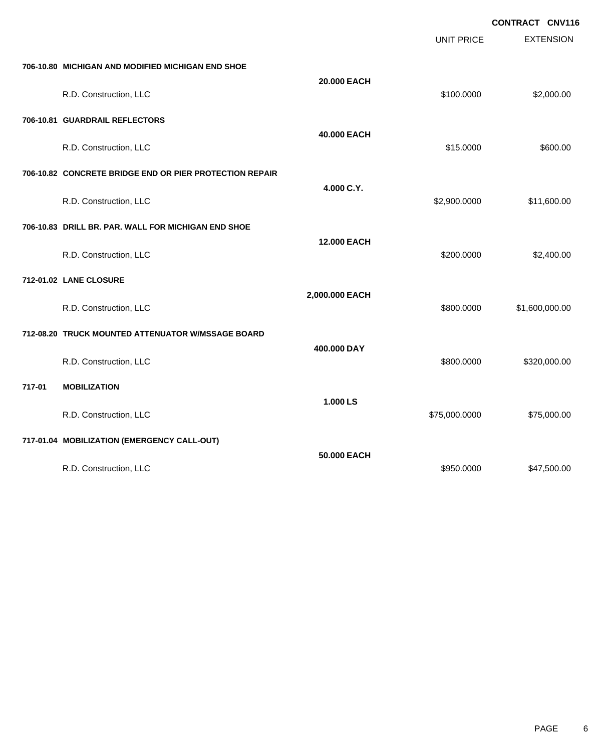**CONTRACT CNV116**

| | | UNIT PRICE | EXTENSION |
|---|---|---|---|
| **706-10.80 MICHIGAN AND MODIFIED MICHIGAN END SHOE** | | | |
| | **20.000 EACH** | | |
| R.D. Construction, LLC | | $100.0000 | $2,000.00 |
| **706-10.81 GUARDRAIL REFLECTORS** | | | |
| | **40.000 EACH** | | |
| R.D. Construction, LLC | | $15.0000 | $600.00 |
| **706-10.82 CONCRETE BRIDGE END OR PIER PROTECTION REPAIR** | | | |
| | **4.000 C.Y.** | | |
| R.D. Construction, LLC | | $2,900.0000 | $11,600.00 |
| **706-10.83 DRILL BR. PAR. WALL FOR MICHIGAN END SHOE** | | | |
| | **12.000 EACH** | | |
| R.D. Construction, LLC | | $200.0000 | $2,400.00 |
| **712-01.02 LANE CLOSURE** | | | |
| | **2,000.000 EACH** | | |
| R.D. Construction, LLC | | $800.0000 | $1,600,000.00 |
| **712-08.20 TRUCK MOUNTED ATTENUATOR W/MSSAGE BOARD** | | | |
| | **400.000 DAY** | | |
| R.D. Construction, LLC | | $800.0000 | $320,000.00 |
| **717-01 MOBILIZATION** | | | |
| | **1.000 LS** | | |
| R.D. Construction, LLC | | $75,000.0000 | $75,000.00 |
| **717-01.04 MOBILIZATION (EMERGENCY CALL-OUT)** | | | |
| | **50.000 EACH** | | |
| R.D. Construction, LLC | | $950.0000 | $47,500.00 |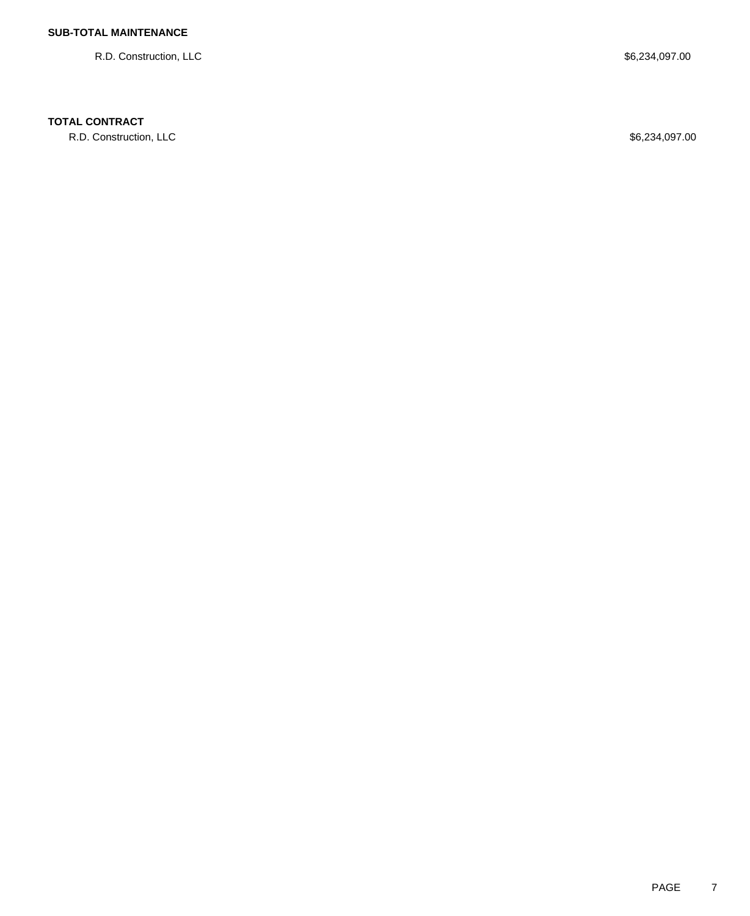**SUB-TOTAL MAINTENANCE**

| | |
|---|---|
| R.D. Construction, LLC | $6,234,097.00 |

**TOTAL CONTRACT**

| | |
|---|---|
| R.D. Construction, LLC | $6,234,097.00 |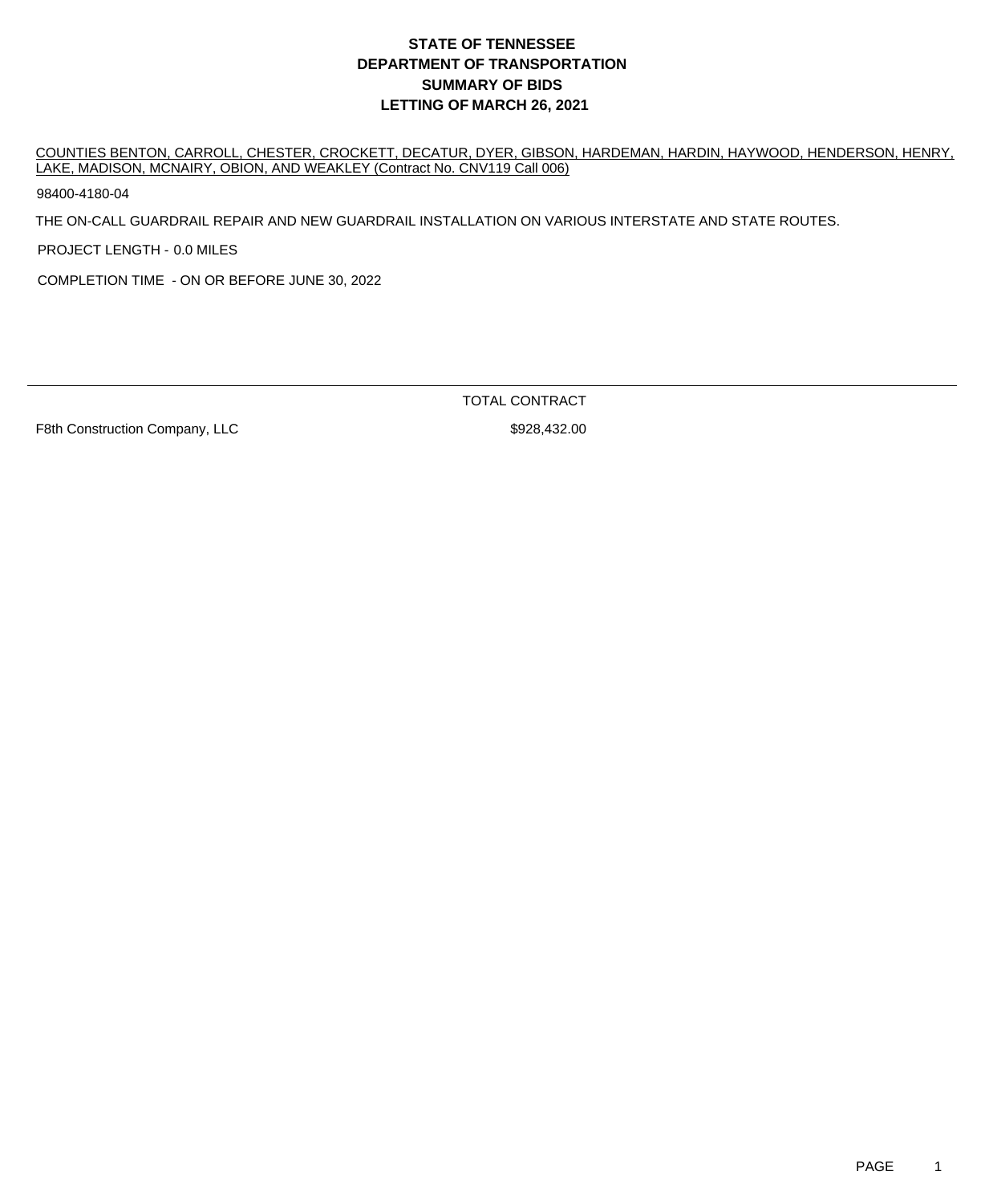# STATE OF TENNESSEE
# DEPARTMENT OF TRANSPORTATION
# SUMMARY OF BIDS
# LETTING OF MARCH 26, 2021

COUNTIES BENTON, CARROLL, CHESTER, CROCKETT, DECATUR, DYER, GIBSON, HARDEMAN, HARDIN, HAYWOOD, HENDERSON, HENRY, LAKE, MADISON, MCNAIRY, OBION, AND WEAKLEY (Contract No. CNV119 Call 006)

98400-4180-04

THE ON-CALL GUARDRAIL REPAIR AND NEW GUARDRAIL INSTALLATION ON VARIOUS INTERSTATE AND STATE ROUTES.

PROJECT LENGTH - 0.0 MILES

COMPLETION TIME - ON OR BEFORE JUNE 30, 2022

| | TOTAL CONTRACT |
|---|---|
| F8th Construction Company, LLC | $928,432.00 |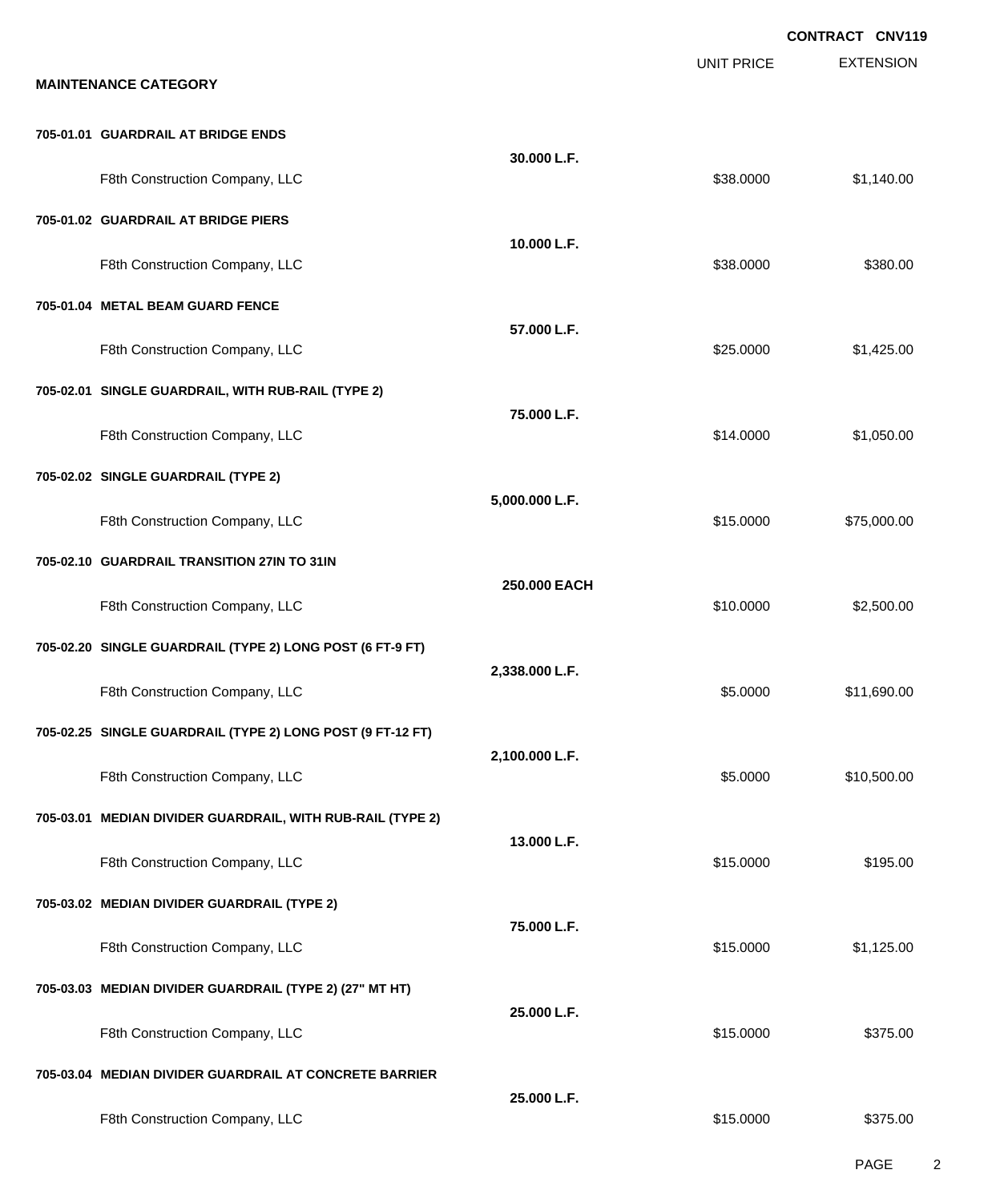**CONTRACT CNV119**

| | | UNIT PRICE | EXTENSION |
|---|---|---|---|
| **MAINTENANCE CATEGORY** | | | |
| **705-01.01 GUARDRAIL AT BRIDGE ENDS** | **30.000 L.F.** | | |
| F8th Construction Company, LLC | | $38.0000 | $1,140.00 |
| **705-01.02 GUARDRAIL AT BRIDGE PIERS** | **10.000 L.F.** | | |
| F8th Construction Company, LLC | | $38.0000 | $380.00 |
| **705-01.04 METAL BEAM GUARD FENCE** | **57.000 L.F.** | | |
| F8th Construction Company, LLC | | $25.0000 | $1,425.00 |
| **705-02.01 SINGLE GUARDRAIL, WITH RUB-RAIL (TYPE 2)** | **75.000 L.F.** | | |
| F8th Construction Company, LLC | | $14.0000 | $1,050.00 |
| **705-02.02 SINGLE GUARDRAIL (TYPE 2)** | **5,000.000 L.F.** | | |
| F8th Construction Company, LLC | | $15.0000 | $75,000.00 |
| **705-02.10 GUARDRAIL TRANSITION 27IN TO 31IN** | **250.000 EACH** | | |
| F8th Construction Company, LLC | | $10.0000 | $2,500.00 |
| **705-02.20 SINGLE GUARDRAIL (TYPE 2) LONG POST (6 FT-9 FT)** | **2,338.000 L.F.** | | |
| F8th Construction Company, LLC | | $5.0000 | $11,690.00 |
| **705-02.25 SINGLE GUARDRAIL (TYPE 2) LONG POST (9 FT-12 FT)** | **2,100.000 L.F.** | | |
| F8th Construction Company, LLC | | $5.0000 | $10,500.00 |
| **705-03.01 MEDIAN DIVIDER GUARDRAIL, WITH RUB-RAIL (TYPE 2)** | **13.000 L.F.** | | |
| F8th Construction Company, LLC | | $15.0000 | $195.00 |
| **705-03.02 MEDIAN DIVIDER GUARDRAIL (TYPE 2)** | **75.000 L.F.** | | |
| F8th Construction Company, LLC | | $15.0000 | $1,125.00 |
| **705-03.03 MEDIAN DIVIDER GUARDRAIL (TYPE 2) (27" MT HT)** | **25.000 L.F.** | | |
| F8th Construction Company, LLC | | $15.0000 | $375.00 |
| **705-03.04 MEDIAN DIVIDER GUARDRAIL AT CONCRETE BARRIER** | **25.000 L.F.** | | |
| F8th Construction Company, LLC | | $15.0000 | $375.00 |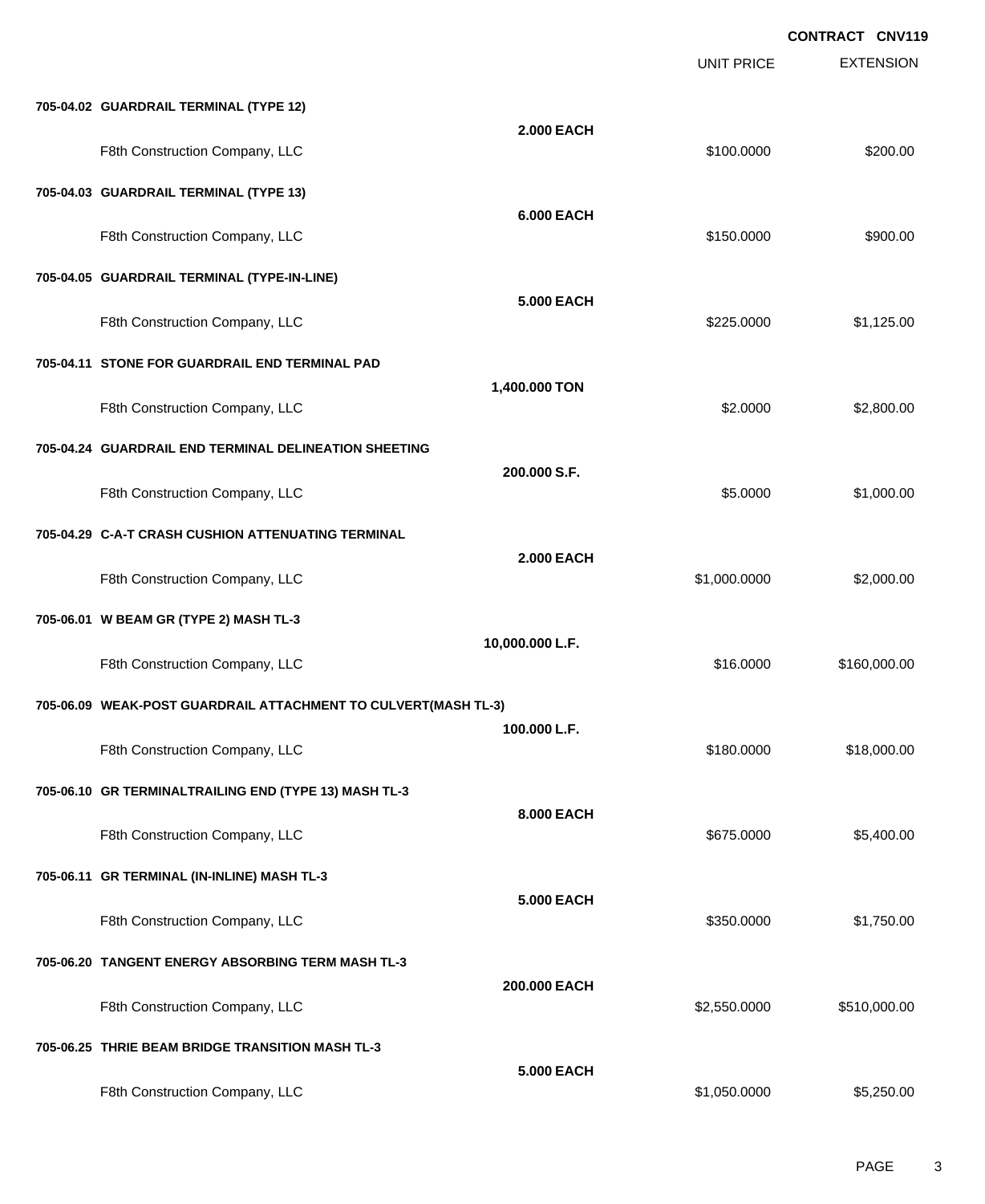**CONTRACT CNV119**

| | UNIT PRICE | EXTENSION |
|---|---|---|
| **705-04.02 GUARDRAIL TERMINAL (TYPE 12)** | | |
| **2.000 EACH** | | |
| F8th Construction Company, LLC | $100.0000 | $200.00 |
| **705-04.03 GUARDRAIL TERMINAL (TYPE 13)** | | |
| **6.000 EACH** | | |
| F8th Construction Company, LLC | $150.0000 | $900.00 |
| **705-04.05 GUARDRAIL TERMINAL (TYPE-IN-LINE)** | | |
| **5.000 EACH** | | |
| F8th Construction Company, LLC | $225.0000 | $1,125.00 |
| **705-04.11 STONE FOR GUARDRAIL END TERMINAL PAD** | | |
| **1,400.000 TON** | | |
| F8th Construction Company, LLC | $2.0000 | $2,800.00 |
| **705-04.24 GUARDRAIL END TERMINAL DELINEATION SHEETING** | | |
| **200.000 S.F.** | | |
| F8th Construction Company, LLC | $5.0000 | $1,000.00 |
| **705-04.29 C-A-T CRASH CUSHION ATTENUATING TERMINAL** | | |
| **2.000 EACH** | | |
| F8th Construction Company, LLC | $1,000.0000 | $2,000.00 |
| **705-06.01 W BEAM GR (TYPE 2) MASH TL-3** | | |
| **10,000.000 L.F.** | | |
| F8th Construction Company, LLC | $16.0000 | $160,000.00 |
| **705-06.09 WEAK-POST GUARDRAIL ATTACHMENT TO CULVERT(MASH TL-3)** | | |
| **100.000 L.F.** | | |
| F8th Construction Company, LLC | $180.0000 | $18,000.00 |
| **705-06.10 GR TERMINALTRAILING END (TYPE 13) MASH TL-3** | | |
| **8.000 EACH** | | |
| F8th Construction Company, LLC | $675.0000 | $5,400.00 |
| **705-06.11 GR TERMINAL (IN-INLINE) MASH TL-3** | | |
| **5.000 EACH** | | |
| F8th Construction Company, LLC | $350.0000 | $1,750.00 |
| **705-06.20 TANGENT ENERGY ABSORBING TERM MASH TL-3** | | |
| **200.000 EACH** | | |
| F8th Construction Company, LLC | $2,550.0000 | $510,000.00 |
| **705-06.25 THRIE BEAM BRIDGE TRANSITION MASH TL-3** | | |
| **5.000 EACH** | | |
| F8th Construction Company, LLC | $1,050.0000 | $5,250.00 |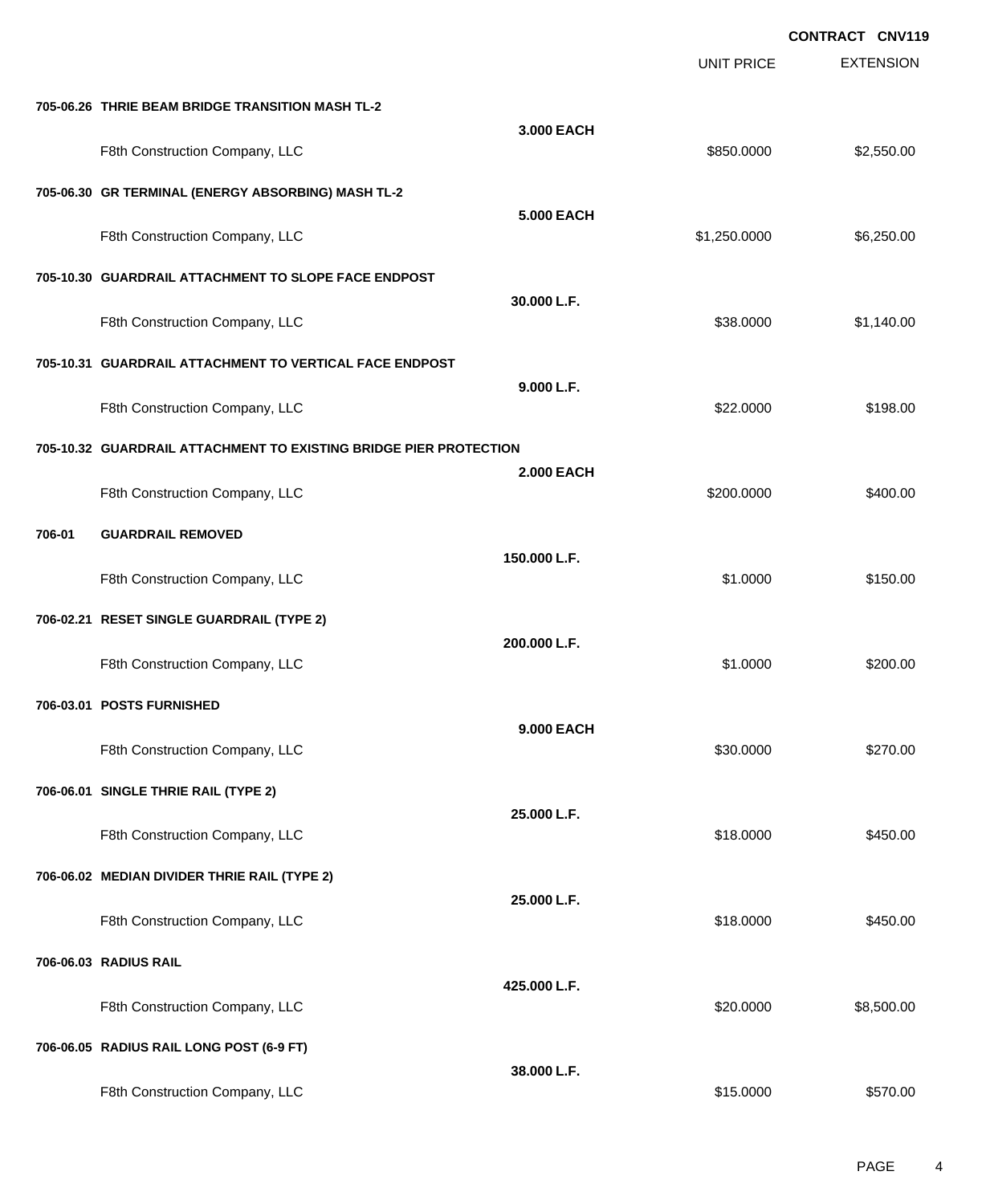**CONTRACT CNV119**

| | | | UNIT PRICE | EXTENSION |
|---|---|---|---|---|
| **705-06.26** | **THRIE BEAM BRIDGE TRANSITION MASH TL-2** | | | |
| | | **3.000 EACH** | | |
| | F8th Construction Company, LLC | | $850.0000 | $2,550.00 |
| **705-06.30** | **GR TERMINAL (ENERGY ABSORBING) MASH TL-2** | | | |
| | | **5.000 EACH** | | |
| | F8th Construction Company, LLC | | $1,250.0000 | $6,250.00 |
| **705-10.30** | **GUARDRAIL ATTACHMENT TO SLOPE FACE ENDPOST** | | | |
| | | **30.000 L.F.** | | |
| | F8th Construction Company, LLC | | $38.0000 | $1,140.00 |
| **705-10.31** | **GUARDRAIL ATTACHMENT TO VERTICAL FACE ENDPOST** | | | |
| | | **9.000 L.F.** | | |
| | F8th Construction Company, LLC | | $22.0000 | $198.00 |
| **705-10.32** | **GUARDRAIL ATTACHMENT TO EXISTING BRIDGE PIER PROTECTION** | | | |
| | | **2.000 EACH** | | |
| | F8th Construction Company, LLC | | $200.0000 | $400.00 |
| **706-01** | **GUARDRAIL REMOVED** | | | |
| | | **150.000 L.F.** | | |
| | F8th Construction Company, LLC | | $1.0000 | $150.00 |
| **706-02.21** | **RESET SINGLE GUARDRAIL (TYPE 2)** | | | |
| | | **200.000 L.F.** | | |
| | F8th Construction Company, LLC | | $1.0000 | $200.00 |
| **706-03.01** | **POSTS FURNISHED** | | | |
| | | **9.000 EACH** | | |
| | F8th Construction Company, LLC | | $30.0000 | $270.00 |
| **706-06.01** | **SINGLE THRIE RAIL (TYPE 2)** | | | |
| | | **25.000 L.F.** | | |
| | F8th Construction Company, LLC | | $18.0000 | $450.00 |
| **706-06.02** | **MEDIAN DIVIDER THRIE RAIL (TYPE 2)** | | | |
| | | **25.000 L.F.** | | |
| | F8th Construction Company, LLC | | $18.0000 | $450.00 |
| **706-06.03** | **RADIUS RAIL** | | | |
| | | **425.000 L.F.** | | |
| | F8th Construction Company, LLC | | $20.0000 | $8,500.00 |
| **706-06.05** | **RADIUS RAIL LONG POST (6-9 FT)** | | | |
| | | **38.000 L.F.** | | |
| | F8th Construction Company, LLC | | $15.0000 | $570.00 |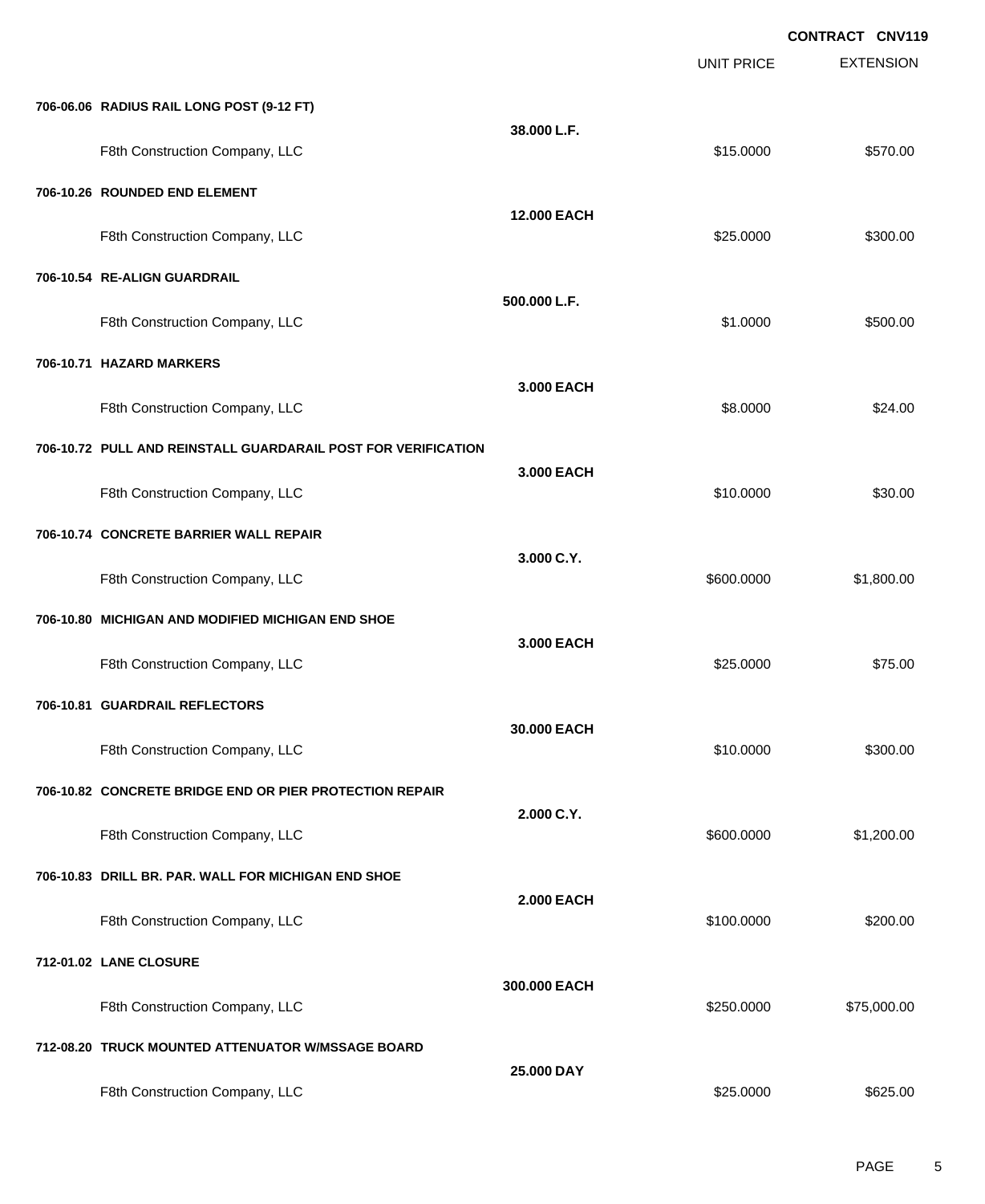**CONTRACT CNV119**

| | | UNIT PRICE | EXTENSION |
|---|---|---|---|
| **706-06.06 RADIUS RAIL LONG POST (9-12 FT)** | | | |
| | **38.000 L.F.** | | |
| F8th Construction Company, LLC | | $15.0000 | $570.00 |
| **706-10.26 ROUNDED END ELEMENT** | | | |
| | **12.000 EACH** | | |
| F8th Construction Company, LLC | | $25.0000 | $300.00 |
| **706-10.54 RE-ALIGN GUARDRAIL** | | | |
| | **500.000 L.F.** | | |
| F8th Construction Company, LLC | | $1.0000 | $500.00 |
| **706-10.71 HAZARD MARKERS** | | | |
| | **3.000 EACH** | | |
| F8th Construction Company, LLC | | $8.0000 | $24.00 |
| **706-10.72 PULL AND REINSTALL GUARDARAIL POST FOR VERIFICATION** | | | |
| | **3.000 EACH** | | |
| F8th Construction Company, LLC | | $10.0000 | $30.00 |
| **706-10.74 CONCRETE BARRIER WALL REPAIR** | | | |
| | **3.000 C.Y.** | | |
| F8th Construction Company, LLC | | $600.0000 | $1,800.00 |
| **706-10.80 MICHIGAN AND MODIFIED MICHIGAN END SHOE** | | | |
| | **3.000 EACH** | | |
| F8th Construction Company, LLC | | $25.0000 | $75.00 |
| **706-10.81 GUARDRAIL REFLECTORS** | | | |
| | **30.000 EACH** | | |
| F8th Construction Company, LLC | | $10.0000 | $300.00 |
| **706-10.82 CONCRETE BRIDGE END OR PIER PROTECTION REPAIR** | | | |
| | **2.000 C.Y.** | | |
| F8th Construction Company, LLC | | $600.0000 | $1,200.00 |
| **706-10.83 DRILL BR. PAR. WALL FOR MICHIGAN END SHOE** | | | |
| | **2.000 EACH** | | |
| F8th Construction Company, LLC | | $100.0000 | $200.00 |
| **712-01.02 LANE CLOSURE** | | | |
| | **300.000 EACH** | | |
| F8th Construction Company, LLC | | $250.0000 | $75,000.00 |
| **712-08.20 TRUCK MOUNTED ATTENUATOR W/MSSAGE BOARD** | | | |
| | **25.000 DAY** | | |
| F8th Construction Company, LLC | | $25.0000 | $625.00 |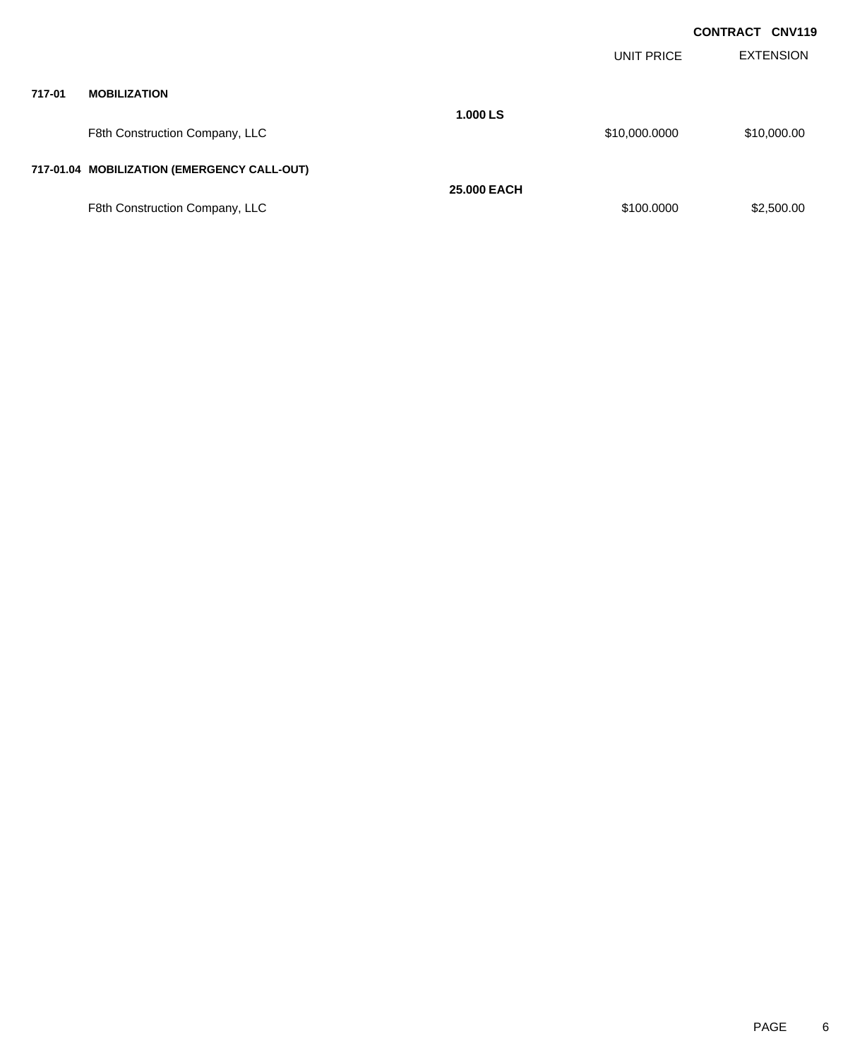**CONTRACT CNV119**

| | | | UNIT PRICE | EXTENSION |
|---|---|---|---|---|
| **717-01** | **MOBILIZATION** | | | |
| | | **1.000 LS** | | |
| | F8th Construction Company, LLC | | $10,000.0000 | $10,000.00 |
| **717-01.04** | **MOBILIZATION (EMERGENCY CALL-OUT)** | | | |
| | | **25.000 EACH** | | |
| | F8th Construction Company, LLC | | $100.0000 | $2,500.00 |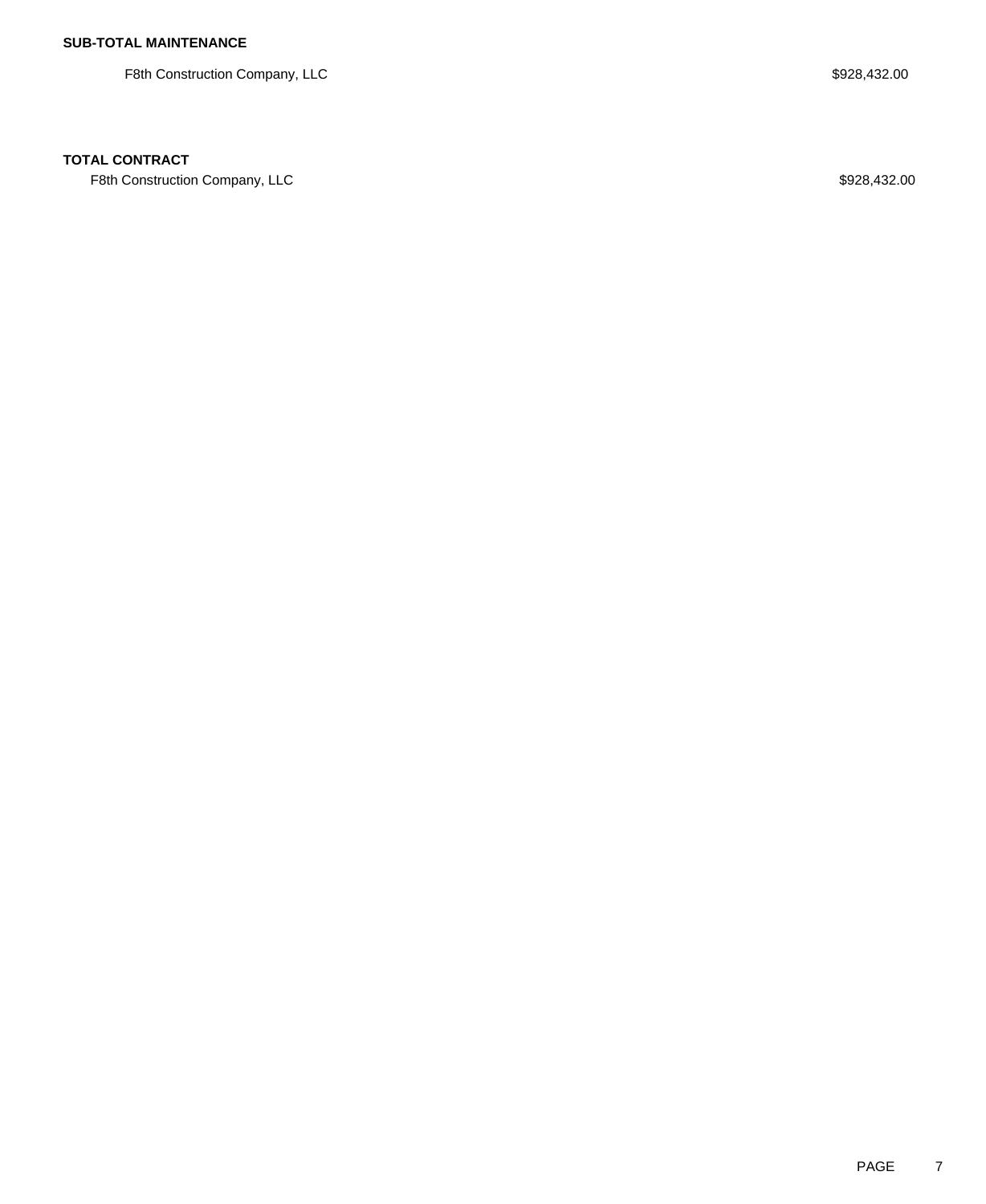**SUB-TOTAL MAINTENANCE**

| | |
|---|---|
| F8th Construction Company, LLC | $928,432.00 |

**TOTAL CONTRACT**

| | |
|---|---|
| F8th Construction Company, LLC | $928,432.00 |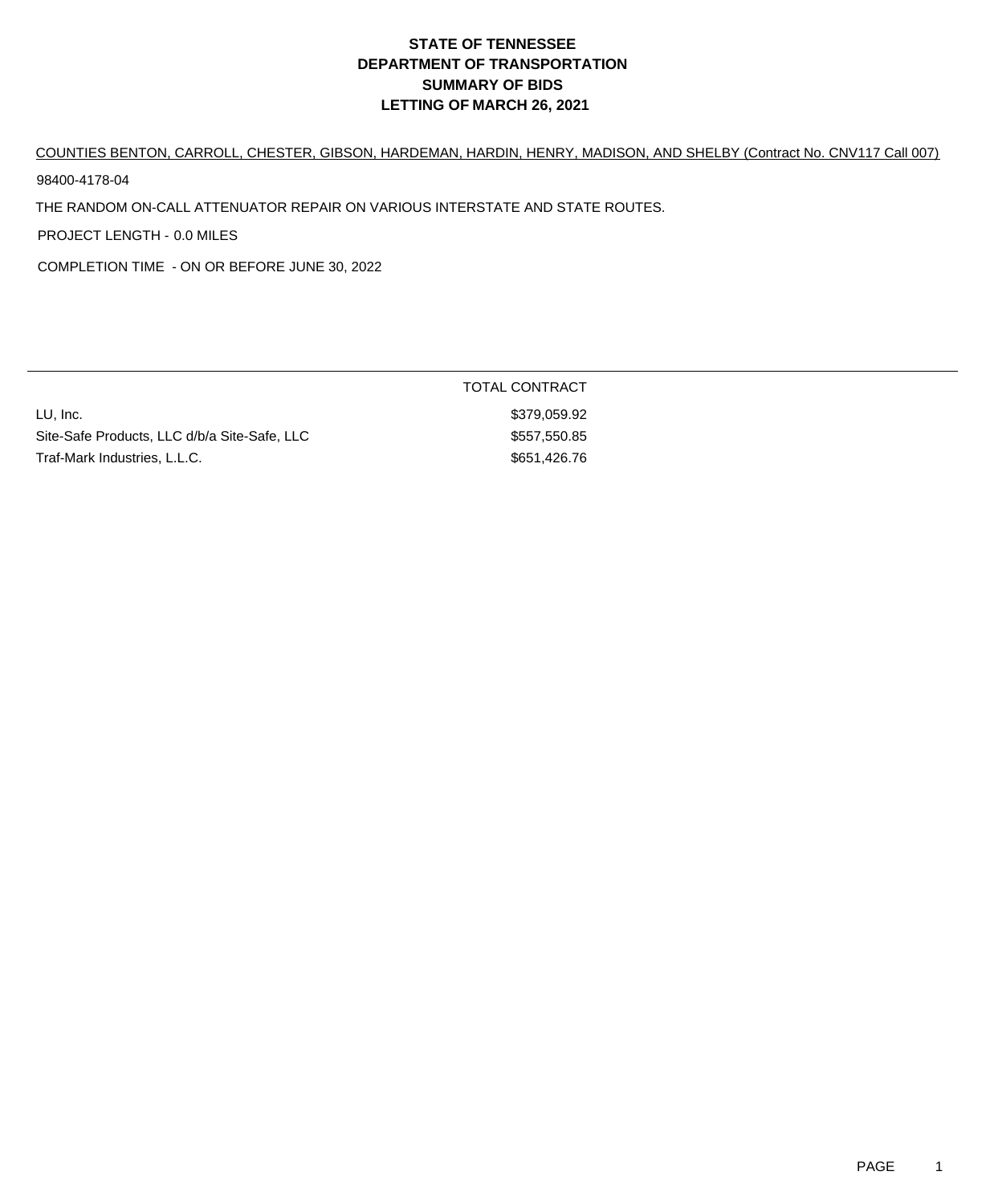# STATE OF TENNESSEE
# DEPARTMENT OF TRANSPORTATION
# SUMMARY OF BIDS
# LETTING OF MARCH 26, 2021

COUNTIES BENTON, CARROLL, CHESTER, GIBSON, HARDEMAN, HARDIN, HENRY, MADISON, AND SHELBY (Contract No. CNV117 Call 007)

98400-4178-04

THE RANDOM ON-CALL ATTENUATOR REPAIR ON VARIOUS INTERSTATE AND STATE ROUTES.

PROJECT LENGTH - 0.0 MILES

COMPLETION TIME - ON OR BEFORE JUNE 30, 2022

| | TOTAL CONTRACT |
|---|---|
| LU, Inc. | $379,059.92 |
| Site-Safe Products, LLC d/b/a Site-Safe, LLC | $557,550.85 |
| Traf-Mark Industries, L.L.C. | $651,426.76 |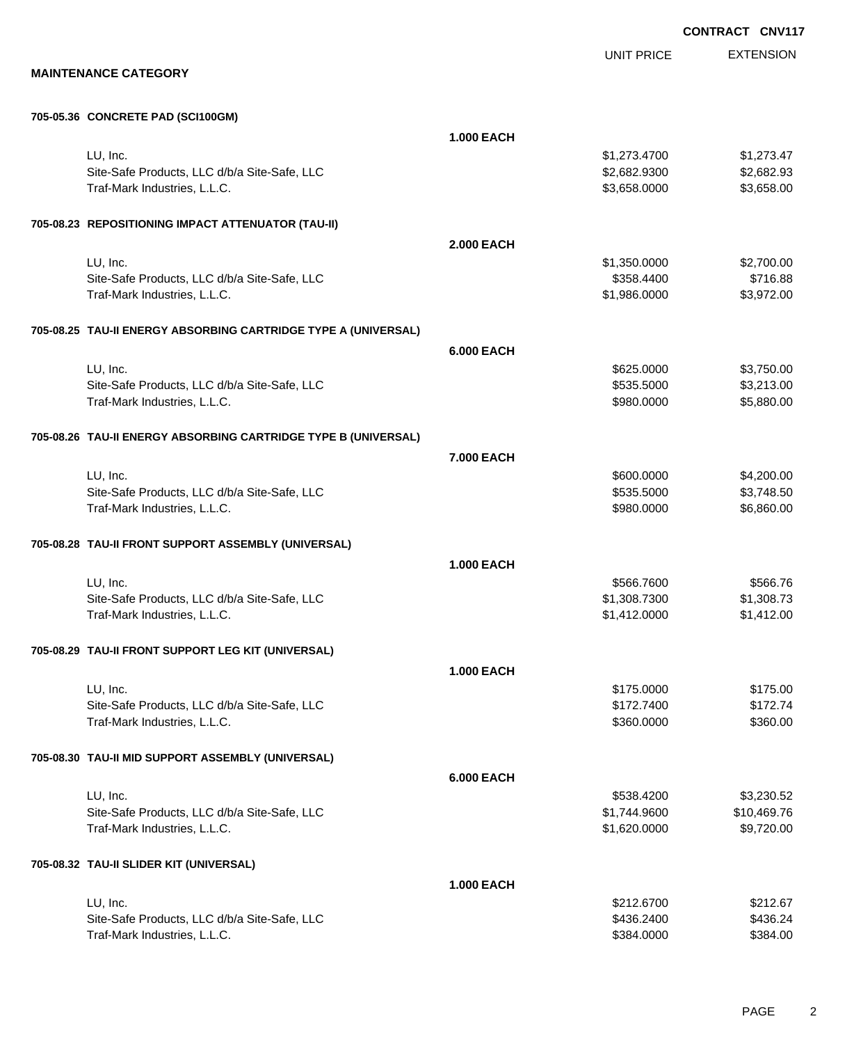**CONTRACT CNV117**

## MAINTENANCE CATEGORY

| | | UNIT PRICE | EXTENSION |
|---|---|---|---|
| **705-05.36 CONCRETE PAD (SCI100GM)** | | | |
| | **1.000 EACH** | | |
| LU, Inc. | | $1,273.4700 | $1,273.47 |
| Site-Safe Products, LLC d/b/a Site-Safe, LLC | | $2,682.9300 | $2,682.93 |
| Traf-Mark Industries, L.L.C. | | $3,658.0000 | $3,658.00 |
| **705-08.23 REPOSITIONING IMPACT ATTENUATOR (TAU-II)** | | | |
| | **2.000 EACH** | | |
| LU, Inc. | | $1,350.0000 | $2,700.00 |
| Site-Safe Products, LLC d/b/a Site-Safe, LLC | | $358.4400 | $716.88 |
| Traf-Mark Industries, L.L.C. | | $1,986.0000 | $3,972.00 |
| **705-08.25 TAU-II ENERGY ABSORBING CARTRIDGE TYPE A (UNIVERSAL)** | | | |
| | **6.000 EACH** | | |
| LU, Inc. | | $625.0000 | $3,750.00 |
| Site-Safe Products, LLC d/b/a Site-Safe, LLC | | $535.5000 | $3,213.00 |
| Traf-Mark Industries, L.L.C. | | $980.0000 | $5,880.00 |
| **705-08.26 TAU-II ENERGY ABSORBING CARTRIDGE TYPE B (UNIVERSAL)** | | | |
| | **7.000 EACH** | | |
| LU, Inc. | | $600.0000 | $4,200.00 |
| Site-Safe Products, LLC d/b/a Site-Safe, LLC | | $535.5000 | $3,748.50 |
| Traf-Mark Industries, L.L.C. | | $980.0000 | $6,860.00 |
| **705-08.28 TAU-II FRONT SUPPORT ASSEMBLY (UNIVERSAL)** | | | |
| | **1.000 EACH** | | |
| LU, Inc. | | $566.7600 | $566.76 |
| Site-Safe Products, LLC d/b/a Site-Safe, LLC | | $1,308.7300 | $1,308.73 |
| Traf-Mark Industries, L.L.C. | | $1,412.0000 | $1,412.00 |
| **705-08.29 TAU-II FRONT SUPPORT LEG KIT (UNIVERSAL)** | | | |
| | **1.000 EACH** | | |
| LU, Inc. | | $175.0000 | $175.00 |
| Site-Safe Products, LLC d/b/a Site-Safe, LLC | | $172.7400 | $172.74 |
| Traf-Mark Industries, L.L.C. | | $360.0000 | $360.00 |
| **705-08.30 TAU-II MID SUPPORT ASSEMBLY (UNIVERSAL)** | | | |
| | **6.000 EACH** | | |
| LU, Inc. | | $538.4200 | $3,230.52 |
| Site-Safe Products, LLC d/b/a Site-Safe, LLC | | $1,744.9600 | $10,469.76 |
| Traf-Mark Industries, L.L.C. | | $1,620.0000 | $9,720.00 |
| **705-08.32 TAU-II SLIDER KIT (UNIVERSAL)** | | | |
| | **1.000 EACH** | | |
| LU, Inc. | | $212.6700 | $212.67 |
| Site-Safe Products, LLC d/b/a Site-Safe, LLC | | $436.2400 | $436.24 |
| Traf-Mark Industries, L.L.C. | | $384.0000 | $384.00 |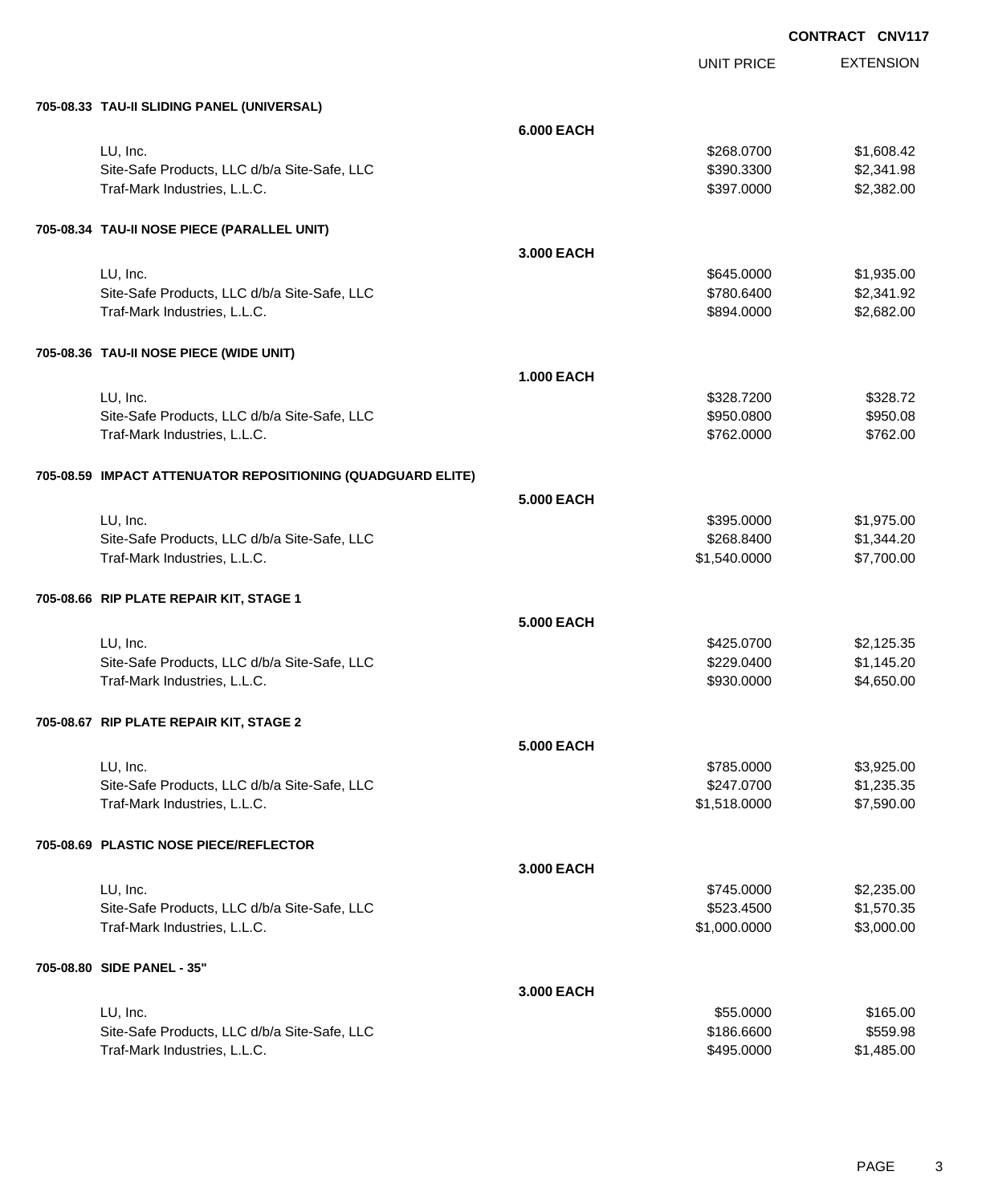**CONTRACT CNV117**

| | | UNIT PRICE | EXTENSION |
|---|---|---|---|
| **705-08.33 TAU-II SLIDING PANEL (UNIVERSAL)** | | | |
| | **6.000 EACH** | | |
| LU, Inc. | | $268.0700 | $1,608.42 |
| Site-Safe Products, LLC d/b/a Site-Safe, LLC | | $390.3300 | $2,341.98 |
| Traf-Mark Industries, L.L.C. | | $397.0000 | $2,382.00 |
| **705-08.34 TAU-II NOSE PIECE (PARALLEL UNIT)** | | | |
| | **3.000 EACH** | | |
| LU, Inc. | | $645.0000 | $1,935.00 |
| Site-Safe Products, LLC d/b/a Site-Safe, LLC | | $780.6400 | $2,341.92 |
| Traf-Mark Industries, L.L.C. | | $894.0000 | $2,682.00 |
| **705-08.36 TAU-II NOSE PIECE (WIDE UNIT)** | | | |
| | **1.000 EACH** | | |
| LU, Inc. | | $328.7200 | $328.72 |
| Site-Safe Products, LLC d/b/a Site-Safe, LLC | | $950.0800 | $950.08 |
| Traf-Mark Industries, L.L.C. | | $762.0000 | $762.00 |
| **705-08.59 IMPACT ATTENUATOR REPOSITIONING (QUADGUARD ELITE)** | | | |
| | **5.000 EACH** | | |
| LU, Inc. | | $395.0000 | $1,975.00 |
| Site-Safe Products, LLC d/b/a Site-Safe, LLC | | $268.8400 | $1,344.20 |
| Traf-Mark Industries, L.L.C. | | $1,540.0000 | $7,700.00 |
| **705-08.66 RIP PLATE REPAIR KIT, STAGE 1** | | | |
| | **5.000 EACH** | | |
| LU, Inc. | | $425.0700 | $2,125.35 |
| Site-Safe Products, LLC d/b/a Site-Safe, LLC | | $229.0400 | $1,145.20 |
| Traf-Mark Industries, L.L.C. | | $930.0000 | $4,650.00 |
| **705-08.67 RIP PLATE REPAIR KIT, STAGE 2** | | | |
| | **5.000 EACH** | | |
| LU, Inc. | | $785.0000 | $3,925.00 |
| Site-Safe Products, LLC d/b/a Site-Safe, LLC | | $247.0700 | $1,235.35 |
| Traf-Mark Industries, L.L.C. | | $1,518.0000 | $7,590.00 |
| **705-08.69 PLASTIC NOSE PIECE/REFLECTOR** | | | |
| | **3.000 EACH** | | |
| LU, Inc. | | $745.0000 | $2,235.00 |
| Site-Safe Products, LLC d/b/a Site-Safe, LLC | | $523.4500 | $1,570.35 |
| Traf-Mark Industries, L.L.C. | | $1,000.0000 | $3,000.00 |
| **705-08.80 SIDE PANEL - 35"** | | | |
| | **3.000 EACH** | | |
| LU, Inc. | | $55.0000 | $165.00 |
| Site-Safe Products, LLC d/b/a Site-Safe, LLC | | $186.6600 | $559.98 |
| Traf-Mark Industries, L.L.C. | | $495.0000 | $1,485.00 |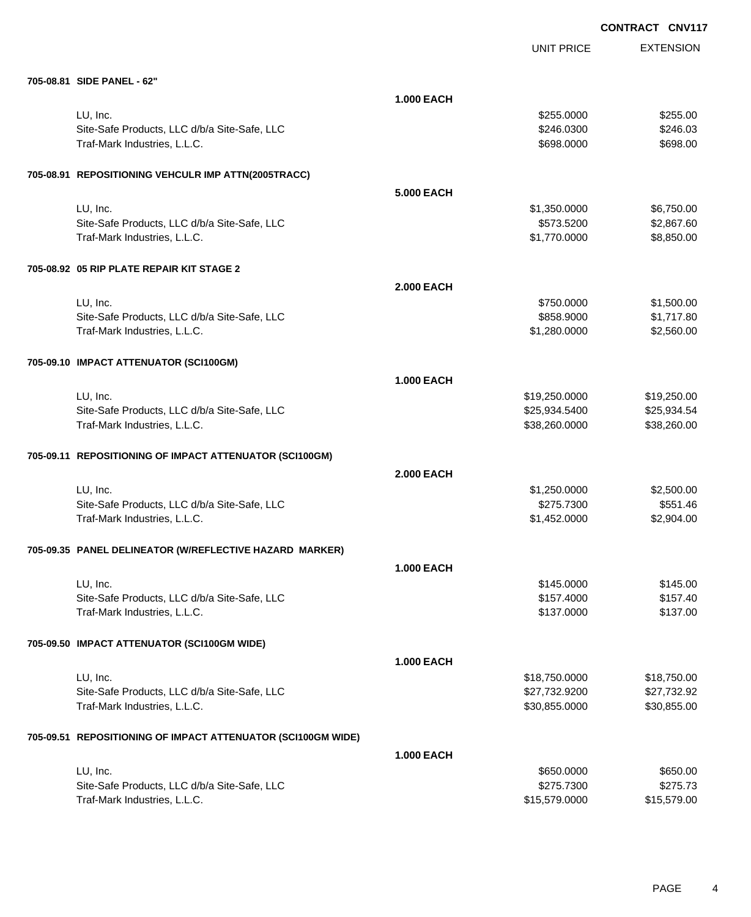**CONTRACT CNV117**

| | | UNIT PRICE | EXTENSION |
|---|---|---|---|
| **705-08.81 SIDE PANEL - 62"** | | | |
| | **1.000 EACH** | | |
| LU, Inc. | | $255.0000 | $255.00 |
| Site-Safe Products, LLC d/b/a Site-Safe, LLC | | $246.0300 | $246.03 |
| Traf-Mark Industries, L.L.C. | | $698.0000 | $698.00 |
| **705-08.91 REPOSITIONING VEHCULR IMP ATTN(2005TRACC)** | | | |
| | **5.000 EACH** | | |
| LU, Inc. | | $1,350.0000 | $6,750.00 |
| Site-Safe Products, LLC d/b/a Site-Safe, LLC | | $573.5200 | $2,867.60 |
| Traf-Mark Industries, L.L.C. | | $1,770.0000 | $8,850.00 |
| **705-08.92 05 RIP PLATE REPAIR KIT STAGE 2** | | | |
| | **2.000 EACH** | | |
| LU, Inc. | | $750.0000 | $1,500.00 |
| Site-Safe Products, LLC d/b/a Site-Safe, LLC | | $858.9000 | $1,717.80 |
| Traf-Mark Industries, L.L.C. | | $1,280.0000 | $2,560.00 |
| **705-09.10 IMPACT ATTENUATOR (SCI100GM)** | | | |
| | **1.000 EACH** | | |
| LU, Inc. | | $19,250.0000 | $19,250.00 |
| Site-Safe Products, LLC d/b/a Site-Safe, LLC | | $25,934.5400 | $25,934.54 |
| Traf-Mark Industries, L.L.C. | | $38,260.0000 | $38,260.00 |
| **705-09.11 REPOSITIONING OF IMPACT ATTENUATOR (SCI100GM)** | | | |
| | **2.000 EACH** | | |
| LU, Inc. | | $1,250.0000 | $2,500.00 |
| Site-Safe Products, LLC d/b/a Site-Safe, LLC | | $275.7300 | $551.46 |
| Traf-Mark Industries, L.L.C. | | $1,452.0000 | $2,904.00 |
| **705-09.35 PANEL DELINEATOR (W/REFLECTIVE HAZARD MARKER)** | | | |
| | **1.000 EACH** | | |
| LU, Inc. | | $145.0000 | $145.00 |
| Site-Safe Products, LLC d/b/a Site-Safe, LLC | | $157.4000 | $157.40 |
| Traf-Mark Industries, L.L.C. | | $137.0000 | $137.00 |
| **705-09.50 IMPACT ATTENUATOR (SCI100GM WIDE)** | | | |
| | **1.000 EACH** | | |
| LU, Inc. | | $18,750.0000 | $18,750.00 |
| Site-Safe Products, LLC d/b/a Site-Safe, LLC | | $27,732.9200 | $27,732.92 |
| Traf-Mark Industries, L.L.C. | | $30,855.0000 | $30,855.00 |
| **705-09.51 REPOSITIONING OF IMPACT ATTENUATOR (SCI100GM WIDE)** | | | |
| | **1.000 EACH** | | |
| LU, Inc. | | $650.0000 | $650.00 |
| Site-Safe Products, LLC d/b/a Site-Safe, LLC | | $275.7300 | $275.73 |
| Traf-Mark Industries, L.L.C. | | $15,579.0000 | $15,579.00 |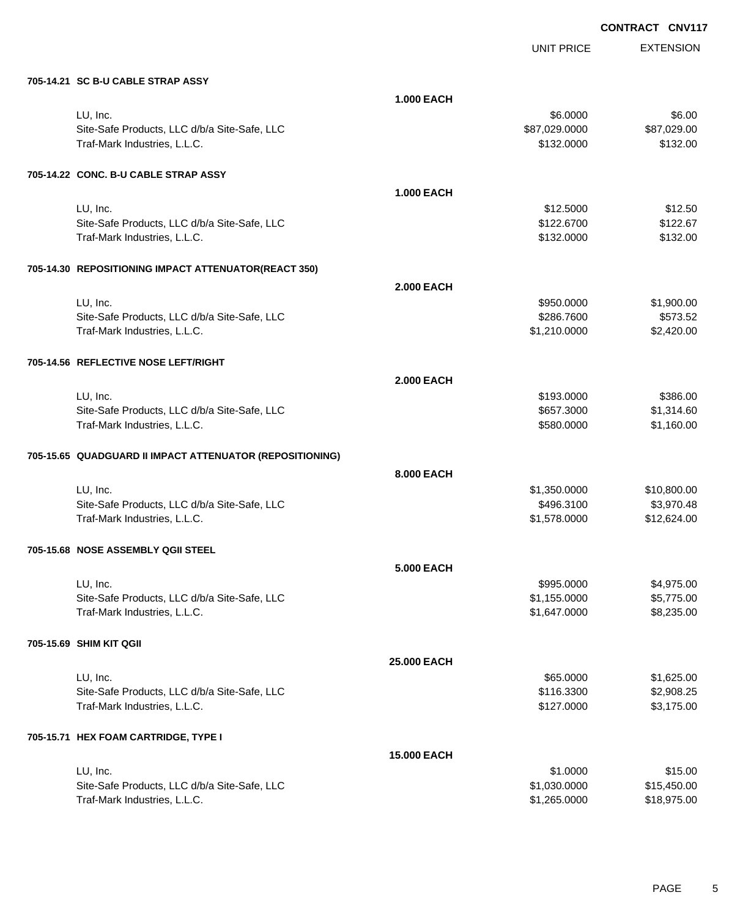**CONTRACT CNV117**

| | | UNIT PRICE | EXTENSION |
|---|---|---|---|
| **705-14.21 SC B-U CABLE STRAP ASSY** | | | |
| | **1.000 EACH** | | |
| LU, Inc. | | $6.0000 | $6.00 |
| Site-Safe Products, LLC d/b/a Site-Safe, LLC | | $87,029.0000 | $87,029.00 |
| Traf-Mark Industries, L.L.C. | | $132.0000 | $132.00 |
| **705-14.22 CONC. B-U CABLE STRAP ASSY** | | | |
| | **1.000 EACH** | | |
| LU, Inc. | | $12.5000 | $12.50 |
| Site-Safe Products, LLC d/b/a Site-Safe, LLC | | $122.6700 | $122.67 |
| Traf-Mark Industries, L.L.C. | | $132.0000 | $132.00 |
| **705-14.30 REPOSITIONING IMPACT ATTENUATOR(REACT 350)** | | | |
| | **2.000 EACH** | | |
| LU, Inc. | | $950.0000 | $1,900.00 |
| Site-Safe Products, LLC d/b/a Site-Safe, LLC | | $286.7600 | $573.52 |
| Traf-Mark Industries, L.L.C. | | $1,210.0000 | $2,420.00 |
| **705-14.56 REFLECTIVE NOSE LEFT/RIGHT** | | | |
| | **2.000 EACH** | | |
| LU, Inc. | | $193.0000 | $386.00 |
| Site-Safe Products, LLC d/b/a Site-Safe, LLC | | $657.3000 | $1,314.60 |
| Traf-Mark Industries, L.L.C. | | $580.0000 | $1,160.00 |
| **705-15.65 QUADGUARD II IMPACT ATTENUATOR (REPOSITIONING)** | | | |
| | **8.000 EACH** | | |
| LU, Inc. | | $1,350.0000 | $10,800.00 |
| Site-Safe Products, LLC d/b/a Site-Safe, LLC | | $496.3100 | $3,970.48 |
| Traf-Mark Industries, L.L.C. | | $1,578.0000 | $12,624.00 |
| **705-15.68 NOSE ASSEMBLY QGII STEEL** | | | |
| | **5.000 EACH** | | |
| LU, Inc. | | $995.0000 | $4,975.00 |
| Site-Safe Products, LLC d/b/a Site-Safe, LLC | | $1,155.0000 | $5,775.00 |
| Traf-Mark Industries, L.L.C. | | $1,647.0000 | $8,235.00 |
| **705-15.69 SHIM KIT QGII** | | | |
| | **25.000 EACH** | | |
| LU, Inc. | | $65.0000 | $1,625.00 |
| Site-Safe Products, LLC d/b/a Site-Safe, LLC | | $116.3300 | $2,908.25 |
| Traf-Mark Industries, L.L.C. | | $127.0000 | $3,175.00 |
| **705-15.71 HEX FOAM CARTRIDGE, TYPE I** | | | |
| | **15.000 EACH** | | |
| LU, Inc. | | $1.0000 | $15.00 |
| Site-Safe Products, LLC d/b/a Site-Safe, LLC | | $1,030.0000 | $15,450.00 |
| Traf-Mark Industries, L.L.C. | | $1,265.0000 | $18,975.00 |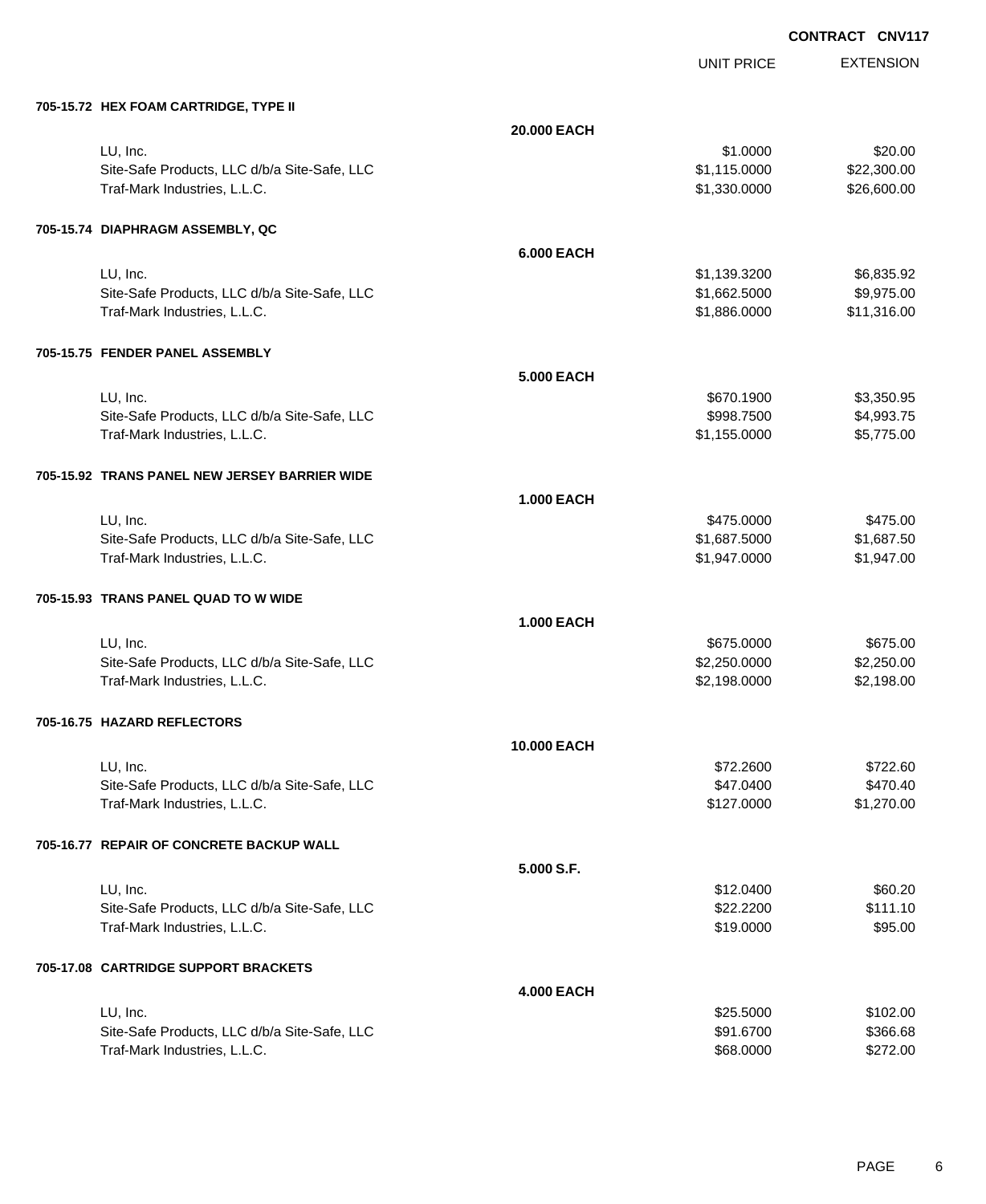**CONTRACT CNV117**

| | | UNIT PRICE | EXTENSION |
|---|---|---|---|
| **705-15.72 HEX FOAM CARTRIDGE, TYPE II** | | | |
| | **20.000 EACH** | | |
| LU, Inc. | | $1.0000 | $20.00 |
| Site-Safe Products, LLC d/b/a Site-Safe, LLC | | $1,115.0000 | $22,300.00 |
| Traf-Mark Industries, L.L.C. | | $1,330.0000 | $26,600.00 |
| **705-15.74 DIAPHRAGM ASSEMBLY, QC** | | | |
| | **6.000 EACH** | | |
| LU, Inc. | | $1,139.3200 | $6,835.92 |
| Site-Safe Products, LLC d/b/a Site-Safe, LLC | | $1,662.5000 | $9,975.00 |
| Traf-Mark Industries, L.L.C. | | $1,886.0000 | $11,316.00 |
| **705-15.75 FENDER PANEL ASSEMBLY** | | | |
| | **5.000 EACH** | | |
| LU, Inc. | | $670.1900 | $3,350.95 |
| Site-Safe Products, LLC d/b/a Site-Safe, LLC | | $998.7500 | $4,993.75 |
| Traf-Mark Industries, L.L.C. | | $1,155.0000 | $5,775.00 |
| **705-15.92 TRANS PANEL NEW JERSEY BARRIER WIDE** | | | |
| | **1.000 EACH** | | |
| LU, Inc. | | $475.0000 | $475.00 |
| Site-Safe Products, LLC d/b/a Site-Safe, LLC | | $1,687.5000 | $1,687.50 |
| Traf-Mark Industries, L.L.C. | | $1,947.0000 | $1,947.00 |
| **705-15.93 TRANS PANEL QUAD TO W WIDE** | | | |
| | **1.000 EACH** | | |
| LU, Inc. | | $675.0000 | $675.00 |
| Site-Safe Products, LLC d/b/a Site-Safe, LLC | | $2,250.0000 | $2,250.00 |
| Traf-Mark Industries, L.L.C. | | $2,198.0000 | $2,198.00 |
| **705-16.75 HAZARD REFLECTORS** | | | |
| | **10.000 EACH** | | |
| LU, Inc. | | $72.2600 | $722.60 |
| Site-Safe Products, LLC d/b/a Site-Safe, LLC | | $47.0400 | $470.40 |
| Traf-Mark Industries, L.L.C. | | $127.0000 | $1,270.00 |
| **705-16.77 REPAIR OF CONCRETE BACKUP WALL** | | | |
| | **5.000 S.F.** | | |
| LU, Inc. | | $12.0400 | $60.20 |
| Site-Safe Products, LLC d/b/a Site-Safe, LLC | | $22.2200 | $111.10 |
| Traf-Mark Industries, L.L.C. | | $19.0000 | $95.00 |
| **705-17.08 CARTRIDGE SUPPORT BRACKETS** | | | |
| | **4.000 EACH** | | |
| LU, Inc. | | $25.5000 | $102.00 |
| Site-Safe Products, LLC d/b/a Site-Safe, LLC | | $91.6700 | $366.68 |
| Traf-Mark Industries, L.L.C. | | $68.0000 | $272.00 |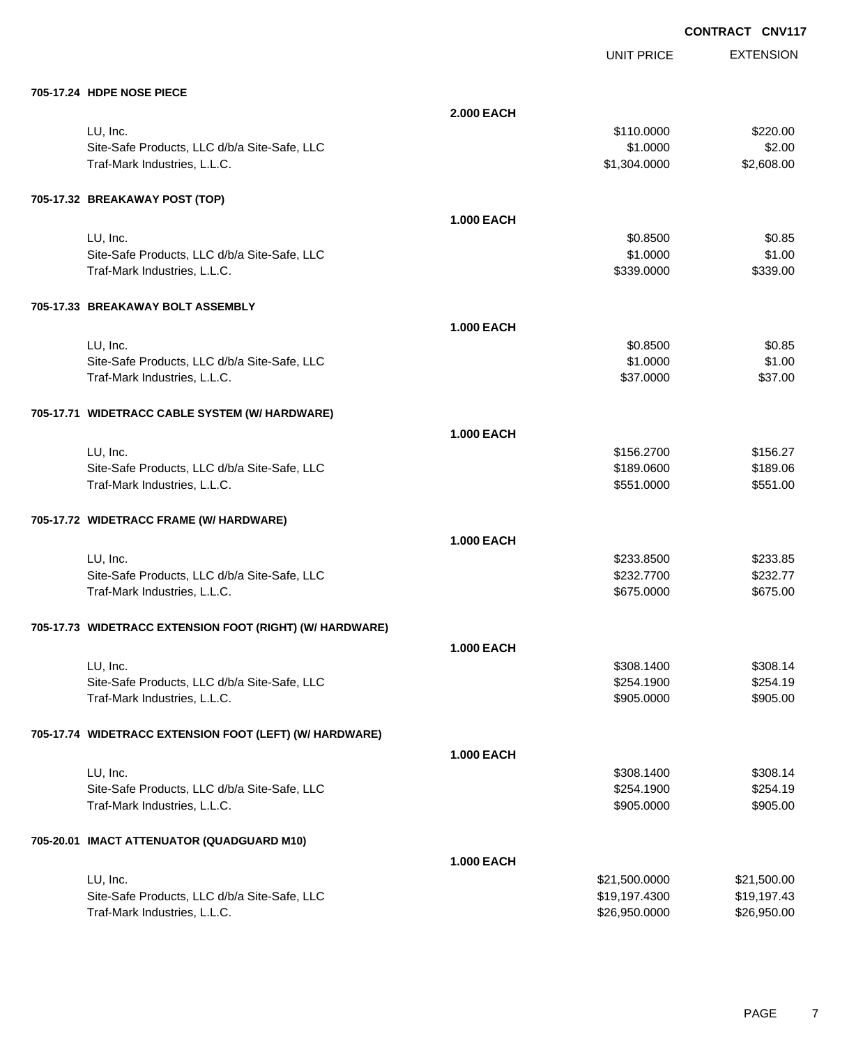**CONTRACT CNV117**

| | | UNIT PRICE | EXTENSION |
|---|---|---|---|
| **705-17.24 HDPE NOSE PIECE** | | | |
| | **2.000 EACH** | | |
| LU, Inc. | | $110.0000 | $220.00 |
| Site-Safe Products, LLC d/b/a Site-Safe, LLC | | $1.0000 | $2.00 |
| Traf-Mark Industries, L.L.C. | | $1,304.0000 | $2,608.00 |
| **705-17.32 BREAKAWAY POST (TOP)** | | | |
| | **1.000 EACH** | | |
| LU, Inc. | | $0.8500 | $0.85 |
| Site-Safe Products, LLC d/b/a Site-Safe, LLC | | $1.0000 | $1.00 |
| Traf-Mark Industries, L.L.C. | | $339.0000 | $339.00 |
| **705-17.33 BREAKAWAY BOLT ASSEMBLY** | | | |
| | **1.000 EACH** | | |
| LU, Inc. | | $0.8500 | $0.85 |
| Site-Safe Products, LLC d/b/a Site-Safe, LLC | | $1.0000 | $1.00 |
| Traf-Mark Industries, L.L.C. | | $37.0000 | $37.00 |
| **705-17.71 WIDETRACC CABLE SYSTEM (W/ HARDWARE)** | | | |
| | **1.000 EACH** | | |
| LU, Inc. | | $156.2700 | $156.27 |
| Site-Safe Products, LLC d/b/a Site-Safe, LLC | | $189.0600 | $189.06 |
| Traf-Mark Industries, L.L.C. | | $551.0000 | $551.00 |
| **705-17.72 WIDETRACC FRAME (W/ HARDWARE)** | | | |
| | **1.000 EACH** | | |
| LU, Inc. | | $233.8500 | $233.85 |
| Site-Safe Products, LLC d/b/a Site-Safe, LLC | | $232.7700 | $232.77 |
| Traf-Mark Industries, L.L.C. | | $675.0000 | $675.00 |
| **705-17.73 WIDETRACC EXTENSION FOOT (RIGHT) (W/ HARDWARE)** | | | |
| | **1.000 EACH** | | |
| LU, Inc. | | $308.1400 | $308.14 |
| Site-Safe Products, LLC d/b/a Site-Safe, LLC | | $254.1900 | $254.19 |
| Traf-Mark Industries, L.L.C. | | $905.0000 | $905.00 |
| **705-17.74 WIDETRACC EXTENSION FOOT (LEFT) (W/ HARDWARE)** | | | |
| | **1.000 EACH** | | |
| LU, Inc. | | $308.1400 | $308.14 |
| Site-Safe Products, LLC d/b/a Site-Safe, LLC | | $254.1900 | $254.19 |
| Traf-Mark Industries, L.L.C. | | $905.0000 | $905.00 |
| **705-20.01 IMACT ATTENUATOR (QUADGUARD M10)** | | | |
| | **1.000 EACH** | | |
| LU, Inc. | | $21,500.0000 | $21,500.00 |
| Site-Safe Products, LLC d/b/a Site-Safe, LLC | | $19,197.4300 | $19,197.43 |
| Traf-Mark Industries, L.L.C. | | $26,950.0000 | $26,950.00 |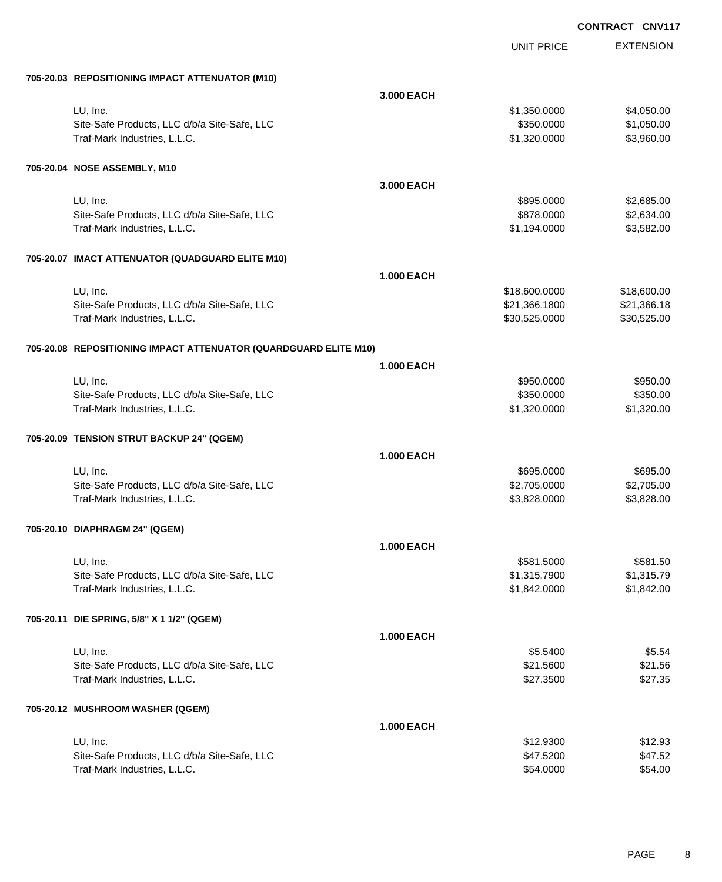**CONTRACT CNV117**

| | | UNIT PRICE | EXTENSION |
|---|---|---|---|
| **705-20.03 REPOSITIONING IMPACT ATTENUATOR (M10)** | | | |
| | **3.000 EACH** | | |
| LU, Inc. | | $1,350.0000 | $4,050.00 |
| Site-Safe Products, LLC d/b/a Site-Safe, LLC | | $350.0000 | $1,050.00 |
| Traf-Mark Industries, L.L.C. | | $1,320.0000 | $3,960.00 |
| **705-20.04 NOSE ASSEMBLY, M10** | | | |
| | **3.000 EACH** | | |
| LU, Inc. | | $895.0000 | $2,685.00 |
| Site-Safe Products, LLC d/b/a Site-Safe, LLC | | $878.0000 | $2,634.00 |
| Traf-Mark Industries, L.L.C. | | $1,194.0000 | $3,582.00 |
| **705-20.07 IMACT ATTENUATOR (QUADGUARD ELITE M10)** | | | |
| | **1.000 EACH** | | |
| LU, Inc. | | $18,600.0000 | $18,600.00 |
| Site-Safe Products, LLC d/b/a Site-Safe, LLC | | $21,366.1800 | $21,366.18 |
| Traf-Mark Industries, L.L.C. | | $30,525.0000 | $30,525.00 |
| **705-20.08 REPOSITIONING IMPACT ATTENUATOR (QUARDGUARD ELITE M10)** | | | |
| | **1.000 EACH** | | |
| LU, Inc. | | $950.0000 | $950.00 |
| Site-Safe Products, LLC d/b/a Site-Safe, LLC | | $350.0000 | $350.00 |
| Traf-Mark Industries, L.L.C. | | $1,320.0000 | $1,320.00 |
| **705-20.09 TENSION STRUT BACKUP 24" (QGEM)** | | | |
| | **1.000 EACH** | | |
| LU, Inc. | | $695.0000 | $695.00 |
| Site-Safe Products, LLC d/b/a Site-Safe, LLC | | $2,705.0000 | $2,705.00 |
| Traf-Mark Industries, L.L.C. | | $3,828.0000 | $3,828.00 |
| **705-20.10 DIAPHRAGM 24" (QGEM)** | | | |
| | **1.000 EACH** | | |
| LU, Inc. | | $581.5000 | $581.50 |
| Site-Safe Products, LLC d/b/a Site-Safe, LLC | | $1,315.7900 | $1,315.79 |
| Traf-Mark Industries, L.L.C. | | $1,842.0000 | $1,842.00 |
| **705-20.11 DIE SPRING, 5/8" X 1 1/2" (QGEM)** | | | |
| | **1.000 EACH** | | |
| LU, Inc. | | $5.5400 | $5.54 |
| Site-Safe Products, LLC d/b/a Site-Safe, LLC | | $21.5600 | $21.56 |
| Traf-Mark Industries, L.L.C. | | $27.3500 | $27.35 |
| **705-20.12 MUSHROOM WASHER (QGEM)** | | | |
| | **1.000 EACH** | | |
| LU, Inc. | | $12.9300 | $12.93 |
| Site-Safe Products, LLC d/b/a Site-Safe, LLC | | $47.5200 | $47.52 |
| Traf-Mark Industries, L.L.C. | | $54.0000 | $54.00 |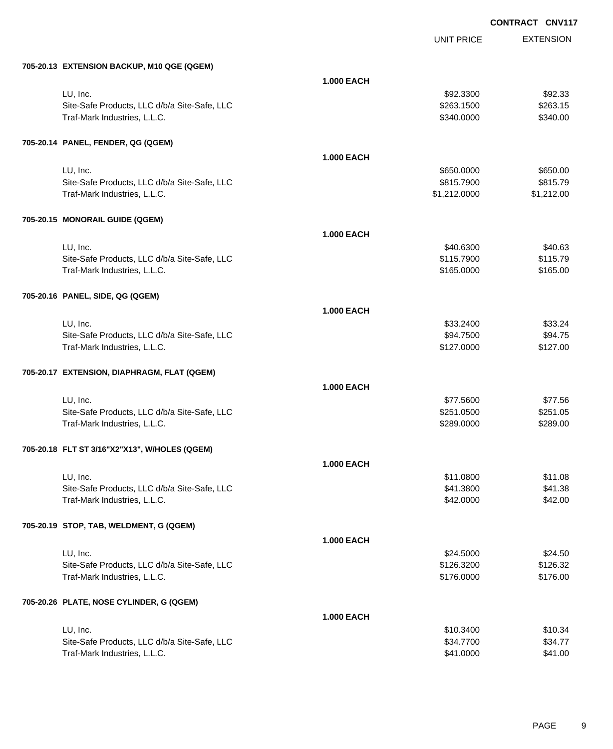**CONTRACT CNV117**

| | | UNIT PRICE | EXTENSION |
|---|---|---|---|
| **705-20.13 EXTENSION BACKUP, M10 QGE (QGEM)** | | | |
| | **1.000 EACH** | | |
| LU, Inc. | | $92.3300 | $92.33 |
| Site-Safe Products, LLC d/b/a Site-Safe, LLC | | $263.1500 | $263.15 |
| Traf-Mark Industries, L.L.C. | | $340.0000 | $340.00 |
| **705-20.14 PANEL, FENDER, QG (QGEM)** | | | |
| | **1.000 EACH** | | |
| LU, Inc. | | $650.0000 | $650.00 |
| Site-Safe Products, LLC d/b/a Site-Safe, LLC | | $815.7900 | $815.79 |
| Traf-Mark Industries, L.L.C. | | $1,212.0000 | $1,212.00 |
| **705-20.15 MONORAIL GUIDE (QGEM)** | | | |
| | **1.000 EACH** | | |
| LU, Inc. | | $40.6300 | $40.63 |
| Site-Safe Products, LLC d/b/a Site-Safe, LLC | | $115.7900 | $115.79 |
| Traf-Mark Industries, L.L.C. | | $165.0000 | $165.00 |
| **705-20.16 PANEL, SIDE, QG (QGEM)** | | | |
| | **1.000 EACH** | | |
| LU, Inc. | | $33.2400 | $33.24 |
| Site-Safe Products, LLC d/b/a Site-Safe, LLC | | $94.7500 | $94.75 |
| Traf-Mark Industries, L.L.C. | | $127.0000 | $127.00 |
| **705-20.17 EXTENSION, DIAPHRAGM, FLAT (QGEM)** | | | |
| | **1.000 EACH** | | |
| LU, Inc. | | $77.5600 | $77.56 |
| Site-Safe Products, LLC d/b/a Site-Safe, LLC | | $251.0500 | $251.05 |
| Traf-Mark Industries, L.L.C. | | $289.0000 | $289.00 |
| **705-20.18 FLT ST 3/16"X2"X13", W/HOLES (QGEM)** | | | |
| | **1.000 EACH** | | |
| LU, Inc. | | $11.0800 | $11.08 |
| Site-Safe Products, LLC d/b/a Site-Safe, LLC | | $41.3800 | $41.38 |
| Traf-Mark Industries, L.L.C. | | $42.0000 | $42.00 |
| **705-20.19 STOP, TAB, WELDMENT, G (QGEM)** | | | |
| | **1.000 EACH** | | |
| LU, Inc. | | $24.5000 | $24.50 |
| Site-Safe Products, LLC d/b/a Site-Safe, LLC | | $126.3200 | $126.32 |
| Traf-Mark Industries, L.L.C. | | $176.0000 | $176.00 |
| **705-20.26 PLATE, NOSE CYLINDER, G (QGEM)** | | | |
| | **1.000 EACH** | | |
| LU, Inc. | | $10.3400 | $10.34 |
| Site-Safe Products, LLC d/b/a Site-Safe, LLC | | $34.7700 | $34.77 |
| Traf-Mark Industries, L.L.C. | | $41.0000 | $41.00 |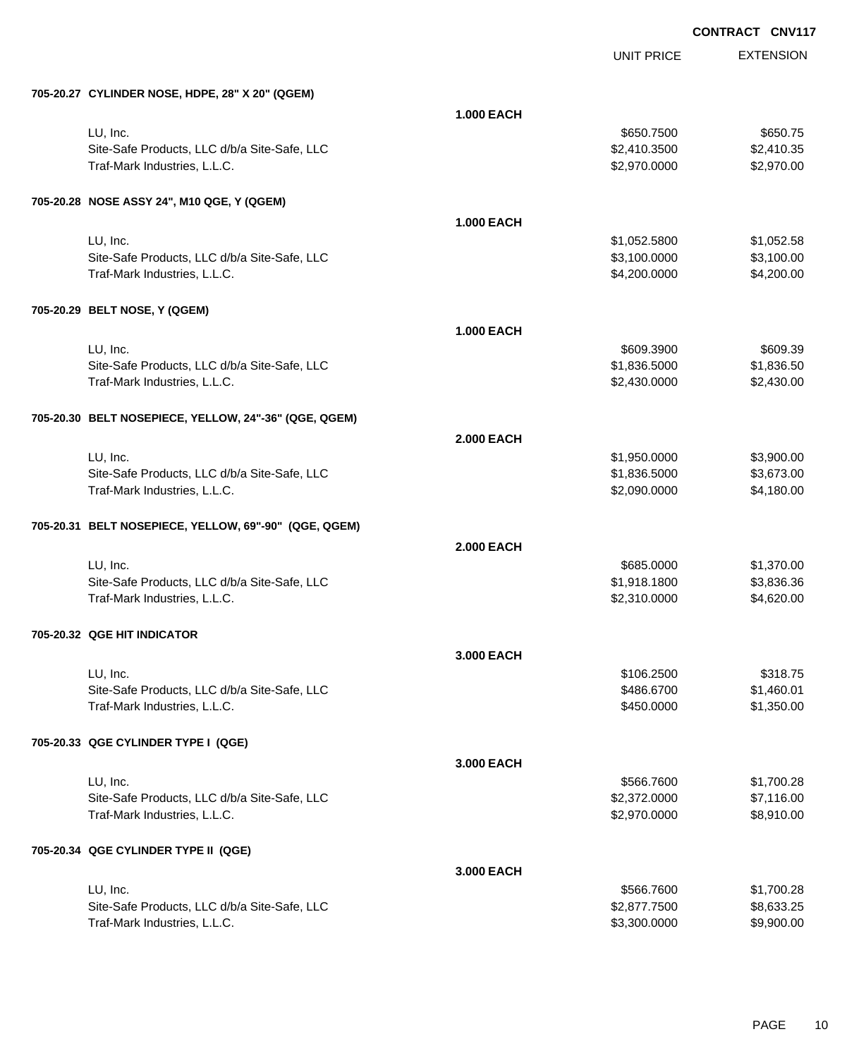**CONTRACT CNV117**

| | | UNIT PRICE | EXTENSION |
|---|---|---|---|
| **705-20.27 CYLINDER NOSE, HDPE, 28" X 20" (QGEM)** | | | |
| | **1.000 EACH** | | |
| LU, Inc. | | $650.7500 | $650.75 |
| Site-Safe Products, LLC d/b/a Site-Safe, LLC | | $2,410.3500 | $2,410.35 |
| Traf-Mark Industries, L.L.C. | | $2,970.0000 | $2,970.00 |
| **705-20.28 NOSE ASSY 24", M10 QGE, Y (QGEM)** | | | |
| | **1.000 EACH** | | |
| LU, Inc. | | $1,052.5800 | $1,052.58 |
| Site-Safe Products, LLC d/b/a Site-Safe, LLC | | $3,100.0000 | $3,100.00 |
| Traf-Mark Industries, L.L.C. | | $4,200.0000 | $4,200.00 |
| **705-20.29 BELT NOSE, Y (QGEM)** | | | |
| | **1.000 EACH** | | |
| LU, Inc. | | $609.3900 | $609.39 |
| Site-Safe Products, LLC d/b/a Site-Safe, LLC | | $1,836.5000 | $1,836.50 |
| Traf-Mark Industries, L.L.C. | | $2,430.0000 | $2,430.00 |
| **705-20.30 BELT NOSEPIECE, YELLOW, 24"-36" (QGE, QGEM)** | | | |
| | **2.000 EACH** | | |
| LU, Inc. | | $1,950.0000 | $3,900.00 |
| Site-Safe Products, LLC d/b/a Site-Safe, LLC | | $1,836.5000 | $3,673.00 |
| Traf-Mark Industries, L.L.C. | | $2,090.0000 | $4,180.00 |
| **705-20.31 BELT NOSEPIECE, YELLOW, 69"-90" (QGE, QGEM)** | | | |
| | **2.000 EACH** | | |
| LU, Inc. | | $685.0000 | $1,370.00 |
| Site-Safe Products, LLC d/b/a Site-Safe, LLC | | $1,918.1800 | $3,836.36 |
| Traf-Mark Industries, L.L.C. | | $2,310.0000 | $4,620.00 |
| **705-20.32 QGE HIT INDICATOR** | | | |
| | **3.000 EACH** | | |
| LU, Inc. | | $106.2500 | $318.75 |
| Site-Safe Products, LLC d/b/a Site-Safe, LLC | | $486.6700 | $1,460.01 |
| Traf-Mark Industries, L.L.C. | | $450.0000 | $1,350.00 |
| **705-20.33 QGE CYLINDER TYPE I (QGE)** | | | |
| | **3.000 EACH** | | |
| LU, Inc. | | $566.7600 | $1,700.28 |
| Site-Safe Products, LLC d/b/a Site-Safe, LLC | | $2,372.0000 | $7,116.00 |
| Traf-Mark Industries, L.L.C. | | $2,970.0000 | $8,910.00 |
| **705-20.34 QGE CYLINDER TYPE II (QGE)** | | | |
| | **3.000 EACH** | | |
| LU, Inc. | | $566.7600 | $1,700.28 |
| Site-Safe Products, LLC d/b/a Site-Safe, LLC | | $2,877.7500 | $8,633.25 |
| Traf-Mark Industries, L.L.C. | | $3,300.0000 | $9,900.00 |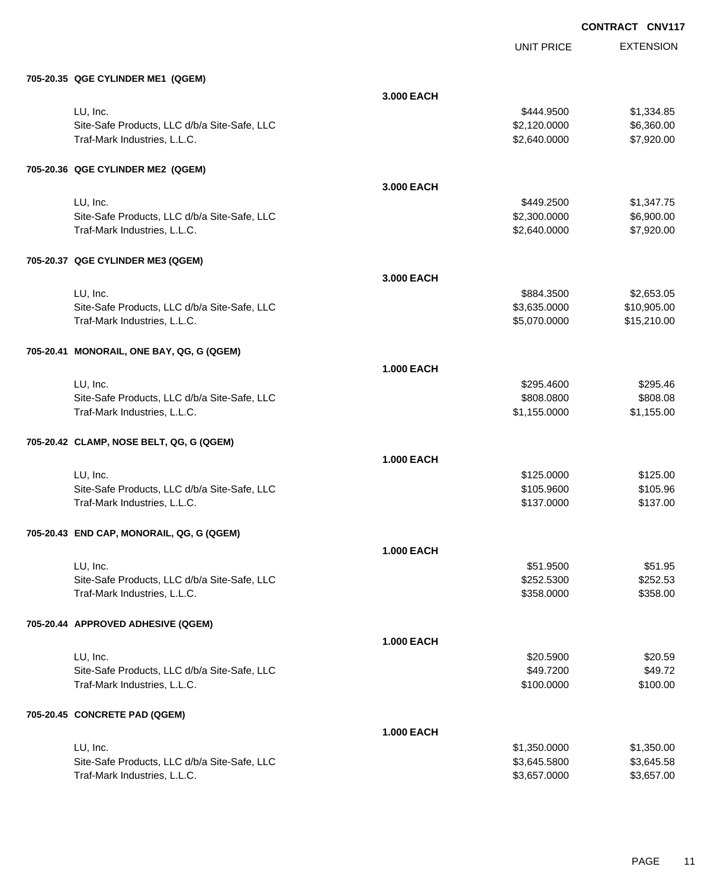**CONTRACT CNV117**

| | | UNIT PRICE | EXTENSION |
|---|---|---|---|
| **705-20.35 QGE CYLINDER ME1 (QGEM)** | | | |
| | **3.000 EACH** | | |
| LU, Inc. | | $444.9500 | $1,334.85 |
| Site-Safe Products, LLC d/b/a Site-Safe, LLC | | $2,120.0000 | $6,360.00 |
| Traf-Mark Industries, L.L.C. | | $2,640.0000 | $7,920.00 |
| **705-20.36 QGE CYLINDER ME2 (QGEM)** | | | |
| | **3.000 EACH** | | |
| LU, Inc. | | $449.2500 | $1,347.75 |
| Site-Safe Products, LLC d/b/a Site-Safe, LLC | | $2,300.0000 | $6,900.00 |
| Traf-Mark Industries, L.L.C. | | $2,640.0000 | $7,920.00 |
| **705-20.37 QGE CYLINDER ME3 (QGEM)** | | | |
| | **3.000 EACH** | | |
| LU, Inc. | | $884.3500 | $2,653.05 |
| Site-Safe Products, LLC d/b/a Site-Safe, LLC | | $3,635.0000 | $10,905.00 |
| Traf-Mark Industries, L.L.C. | | $5,070.0000 | $15,210.00 |
| **705-20.41 MONORAIL, ONE BAY, QG, G (QGEM)** | | | |
| | **1.000 EACH** | | |
| LU, Inc. | | $295.4600 | $295.46 |
| Site-Safe Products, LLC d/b/a Site-Safe, LLC | | $808.0800 | $808.08 |
| Traf-Mark Industries, L.L.C. | | $1,155.0000 | $1,155.00 |
| **705-20.42 CLAMP, NOSE BELT, QG, G (QGEM)** | | | |
| | **1.000 EACH** | | |
| LU, Inc. | | $125.0000 | $125.00 |
| Site-Safe Products, LLC d/b/a Site-Safe, LLC | | $105.9600 | $105.96 |
| Traf-Mark Industries, L.L.C. | | $137.0000 | $137.00 |
| **705-20.43 END CAP, MONORAIL, QG, G (QGEM)** | | | |
| | **1.000 EACH** | | |
| LU, Inc. | | $51.9500 | $51.95 |
| Site-Safe Products, LLC d/b/a Site-Safe, LLC | | $252.5300 | $252.53 |
| Traf-Mark Industries, L.L.C. | | $358.0000 | $358.00 |
| **705-20.44 APPROVED ADHESIVE (QGEM)** | | | |
| | **1.000 EACH** | | |
| LU, Inc. | | $20.5900 | $20.59 |
| Site-Safe Products, LLC d/b/a Site-Safe, LLC | | $49.7200 | $49.72 |
| Traf-Mark Industries, L.L.C. | | $100.0000 | $100.00 |
| **705-20.45 CONCRETE PAD (QGEM)** | | | |
| | **1.000 EACH** | | |
| LU, Inc. | | $1,350.0000 | $1,350.00 |
| Site-Safe Products, LLC d/b/a Site-Safe, LLC | | $3,645.5800 | $3,645.58 |
| Traf-Mark Industries, L.L.C. | | $3,657.0000 | $3,657.00 |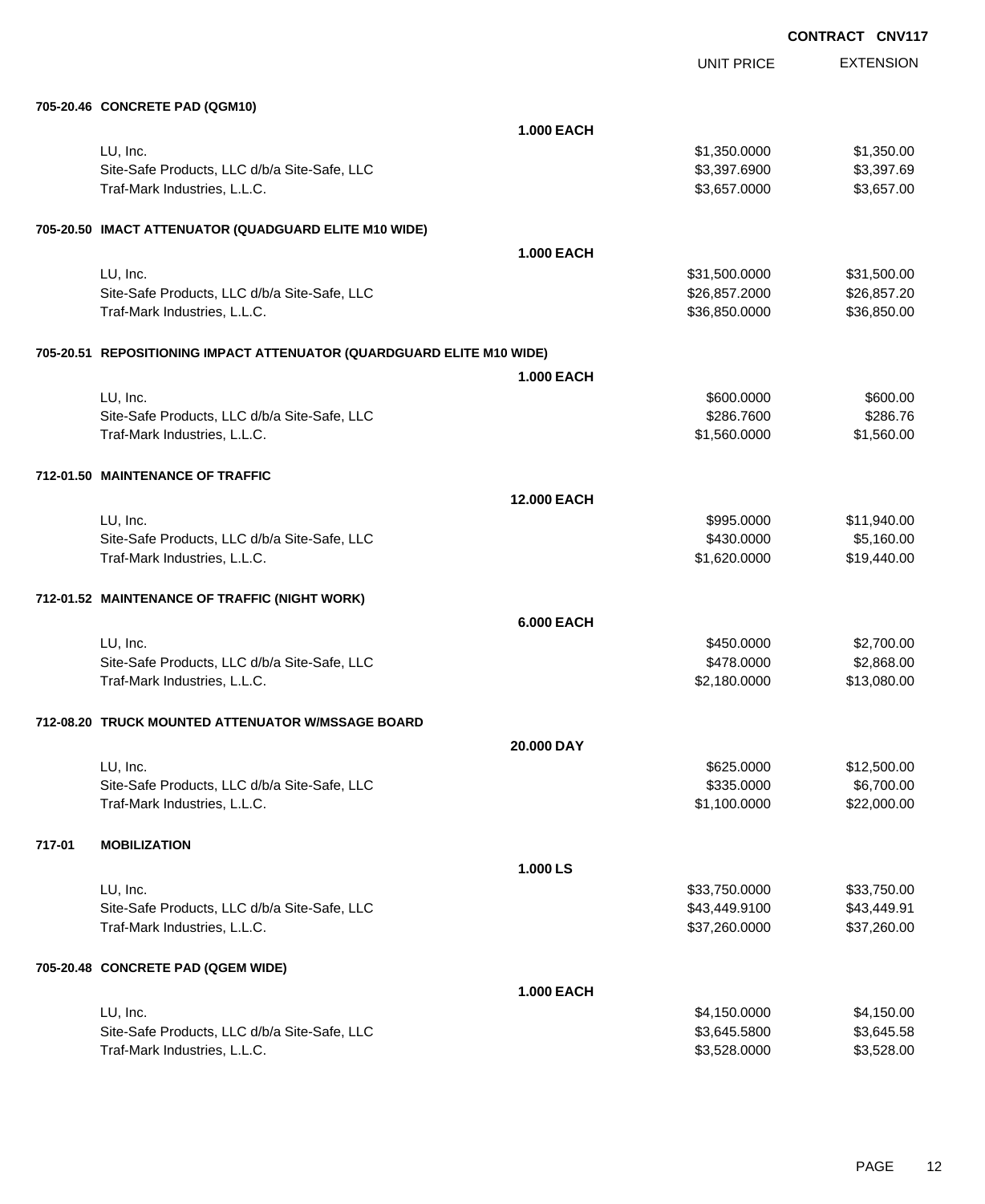**CONTRACT CNV117**

| | | UNIT PRICE | EXTENSION |
|---|---|---|---|
| **705-20.46 CONCRETE PAD (QGM10)** | | | |
| | **1.000 EACH** | | |
| LU, Inc. | | $1,350.0000 | $1,350.00 |
| Site-Safe Products, LLC d/b/a Site-Safe, LLC | | $3,397.6900 | $3,397.69 |
| Traf-Mark Industries, L.L.C. | | $3,657.0000 | $3,657.00 |
| **705-20.50 IMACT ATTENUATOR (QUADGUARD ELITE M10 WIDE)** | | | |
| | **1.000 EACH** | | |
| LU, Inc. | | $31,500.0000 | $31,500.00 |
| Site-Safe Products, LLC d/b/a Site-Safe, LLC | | $26,857.2000 | $26,857.20 |
| Traf-Mark Industries, L.L.C. | | $36,850.0000 | $36,850.00 |
| **705-20.51 REPOSITIONING IMPACT ATTENUATOR (QUARDGUARD ELITE M10 WIDE)** | | | |
| | **1.000 EACH** | | |
| LU, Inc. | | $600.0000 | $600.00 |
| Site-Safe Products, LLC d/b/a Site-Safe, LLC | | $286.7600 | $286.76 |
| Traf-Mark Industries, L.L.C. | | $1,560.0000 | $1,560.00 |
| **712-01.50 MAINTENANCE OF TRAFFIC** | | | |
| | **12.000 EACH** | | |
| LU, Inc. | | $995.0000 | $11,940.00 |
| Site-Safe Products, LLC d/b/a Site-Safe, LLC | | $430.0000 | $5,160.00 |
| Traf-Mark Industries, L.L.C. | | $1,620.0000 | $19,440.00 |
| **712-01.52 MAINTENANCE OF TRAFFIC (NIGHT WORK)** | | | |
| | **6.000 EACH** | | |
| LU, Inc. | | $450.0000 | $2,700.00 |
| Site-Safe Products, LLC d/b/a Site-Safe, LLC | | $478.0000 | $2,868.00 |
| Traf-Mark Industries, L.L.C. | | $2,180.0000 | $13,080.00 |
| **712-08.20 TRUCK MOUNTED ATTENUATOR W/MSSAGE BOARD** | | | |
| | **20.000 DAY** | | |
| LU, Inc. | | $625.0000 | $12,500.00 |
| Site-Safe Products, LLC d/b/a Site-Safe, LLC | | $335.0000 | $6,700.00 |
| Traf-Mark Industries, L.L.C. | | $1,100.0000 | $22,000.00 |
| **717-01 MOBILIZATION** | | | |
| | **1.000 LS** | | |
| LU, Inc. | | $33,750.0000 | $33,750.00 |
| Site-Safe Products, LLC d/b/a Site-Safe, LLC | | $43,449.9100 | $43,449.91 |
| Traf-Mark Industries, L.L.C. | | $37,260.0000 | $37,260.00 |
| **705-20.48 CONCRETE PAD (QGEM WIDE)** | | | |
| | **1.000 EACH** | | |
| LU, Inc. | | $4,150.0000 | $4,150.00 |
| Site-Safe Products, LLC d/b/a Site-Safe, LLC | | $3,645.5800 | $3,645.58 |
| Traf-Mark Industries, L.L.C. | | $3,528.0000 | $3,528.00 |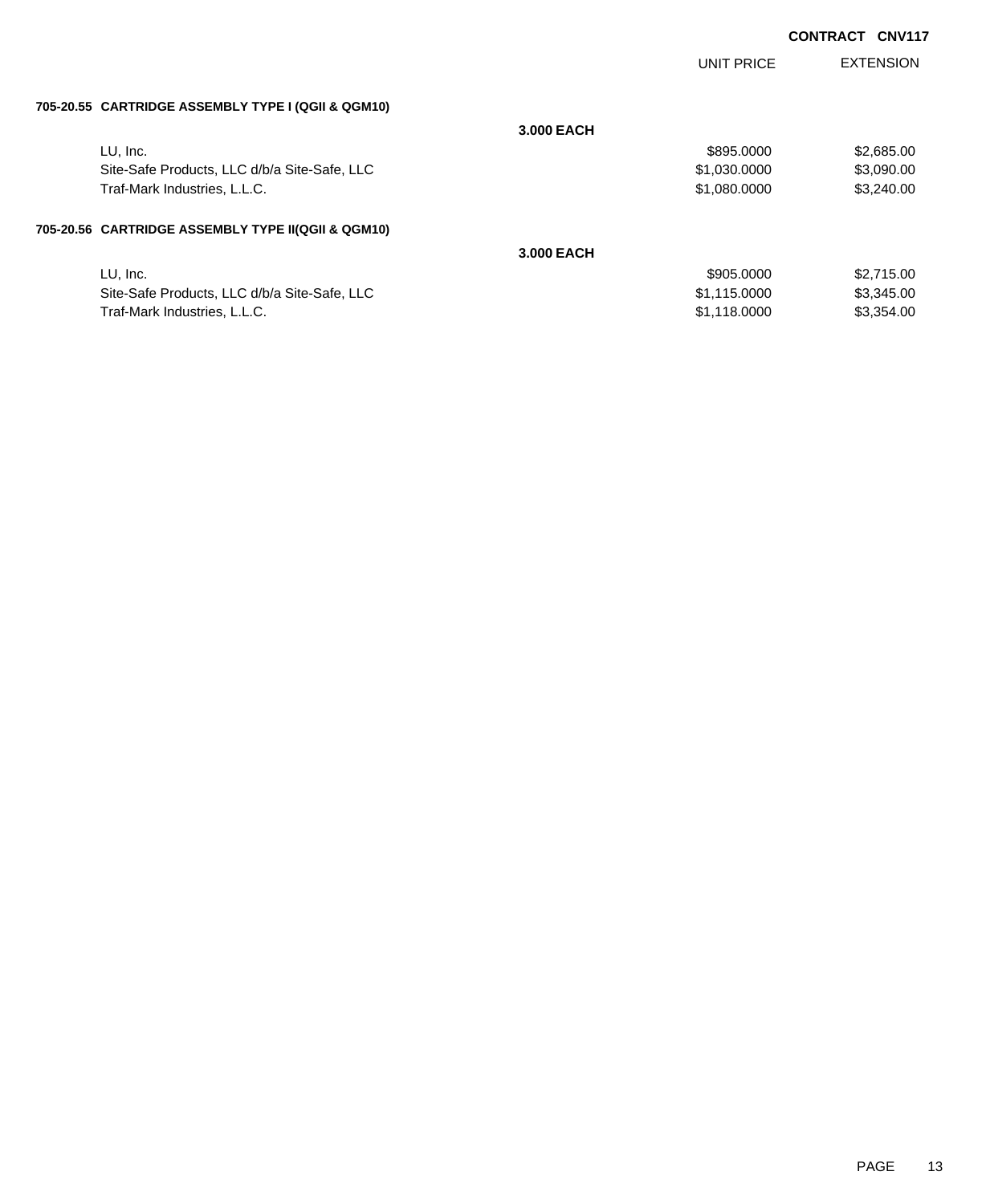**CONTRACT CNV117**

| | UNIT PRICE | EXTENSION |
|---|---|---|
| **705-20.55 CARTRIDGE ASSEMBLY TYPE I (QGII & QGM10)** | | |
| **3.000 EACH** | | |
| LU, Inc. | $895.0000 | $2,685.00 |
| Site-Safe Products, LLC d/b/a Site-Safe, LLC | $1,030.0000 | $3,090.00 |
| Traf-Mark Industries, L.L.C. | $1,080.0000 | $3,240.00 |
| **705-20.56 CARTRIDGE ASSEMBLY TYPE II(QGII & QGM10)** | | |
| **3.000 EACH** | | |
| LU, Inc. | $905.0000 | $2,715.00 |
| Site-Safe Products, LLC d/b/a Site-Safe, LLC | $1,115.0000 | $3,345.00 |
| Traf-Mark Industries, L.L.C. | $1,118.0000 | $3,354.00 |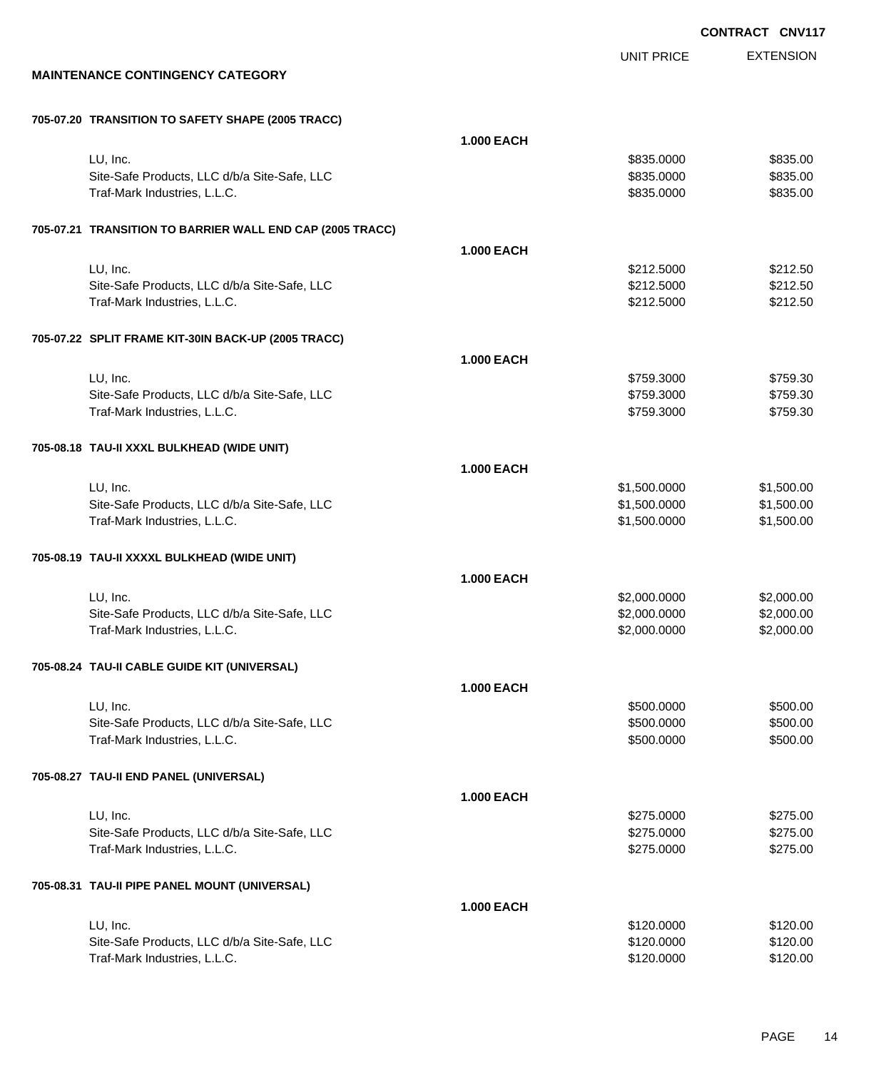CONTRACT CNV117

**MAINTENANCE CONTINGENCY CATEGORY**

| | | UNIT PRICE | EXTENSION |
|---|---|---|---|
| **705-07.20 TRANSITION TO SAFETY SHAPE (2005 TRACC)** | | | |
| | **1.000 EACH** | | |
| LU, Inc. | | $835.0000 | $835.00 |
| Site-Safe Products, LLC d/b/a Site-Safe, LLC | | $835.0000 | $835.00 |
| Traf-Mark Industries, L.L.C. | | $835.0000 | $835.00 |
| **705-07.21 TRANSITION TO BARRIER WALL END CAP (2005 TRACC)** | | | |
| | **1.000 EACH** | | |
| LU, Inc. | | $212.5000 | $212.50 |
| Site-Safe Products, LLC d/b/a Site-Safe, LLC | | $212.5000 | $212.50 |
| Traf-Mark Industries, L.L.C. | | $212.5000 | $212.50 |
| **705-07.22 SPLIT FRAME KIT-30IN BACK-UP (2005 TRACC)** | | | |
| | **1.000 EACH** | | |
| LU, Inc. | | $759.3000 | $759.30 |
| Site-Safe Products, LLC d/b/a Site-Safe, LLC | | $759.3000 | $759.30 |
| Traf-Mark Industries, L.L.C. | | $759.3000 | $759.30 |
| **705-08.18 TAU-II XXXL BULKHEAD (WIDE UNIT)** | | | |
| | **1.000 EACH** | | |
| LU, Inc. | | $1,500.0000 | $1,500.00 |
| Site-Safe Products, LLC d/b/a Site-Safe, LLC | | $1,500.0000 | $1,500.00 |
| Traf-Mark Industries, L.L.C. | | $1,500.0000 | $1,500.00 |
| **705-08.19 TAU-II XXXXL BULKHEAD (WIDE UNIT)** | | | |
| | **1.000 EACH** | | |
| LU, Inc. | | $2,000.0000 | $2,000.00 |
| Site-Safe Products, LLC d/b/a Site-Safe, LLC | | $2,000.0000 | $2,000.00 |
| Traf-Mark Industries, L.L.C. | | $2,000.0000 | $2,000.00 |
| **705-08.24 TAU-II CABLE GUIDE KIT (UNIVERSAL)** | | | |
| | **1.000 EACH** | | |
| LU, Inc. | | $500.0000 | $500.00 |
| Site-Safe Products, LLC d/b/a Site-Safe, LLC | | $500.0000 | $500.00 |
| Traf-Mark Industries, L.L.C. | | $500.0000 | $500.00 |
| **705-08.27 TAU-II END PANEL (UNIVERSAL)** | | | |
| | **1.000 EACH** | | |
| LU, Inc. | | $275.0000 | $275.00 |
| Site-Safe Products, LLC d/b/a Site-Safe, LLC | | $275.0000 | $275.00 |
| Traf-Mark Industries, L.L.C. | | $275.0000 | $275.00 |
| **705-08.31 TAU-II PIPE PANEL MOUNT (UNIVERSAL)** | | | |
| | **1.000 EACH** | | |
| LU, Inc. | | $120.0000 | $120.00 |
| Site-Safe Products, LLC d/b/a Site-Safe, LLC | | $120.0000 | $120.00 |
| Traf-Mark Industries, L.L.C. | | $120.0000 | $120.00 |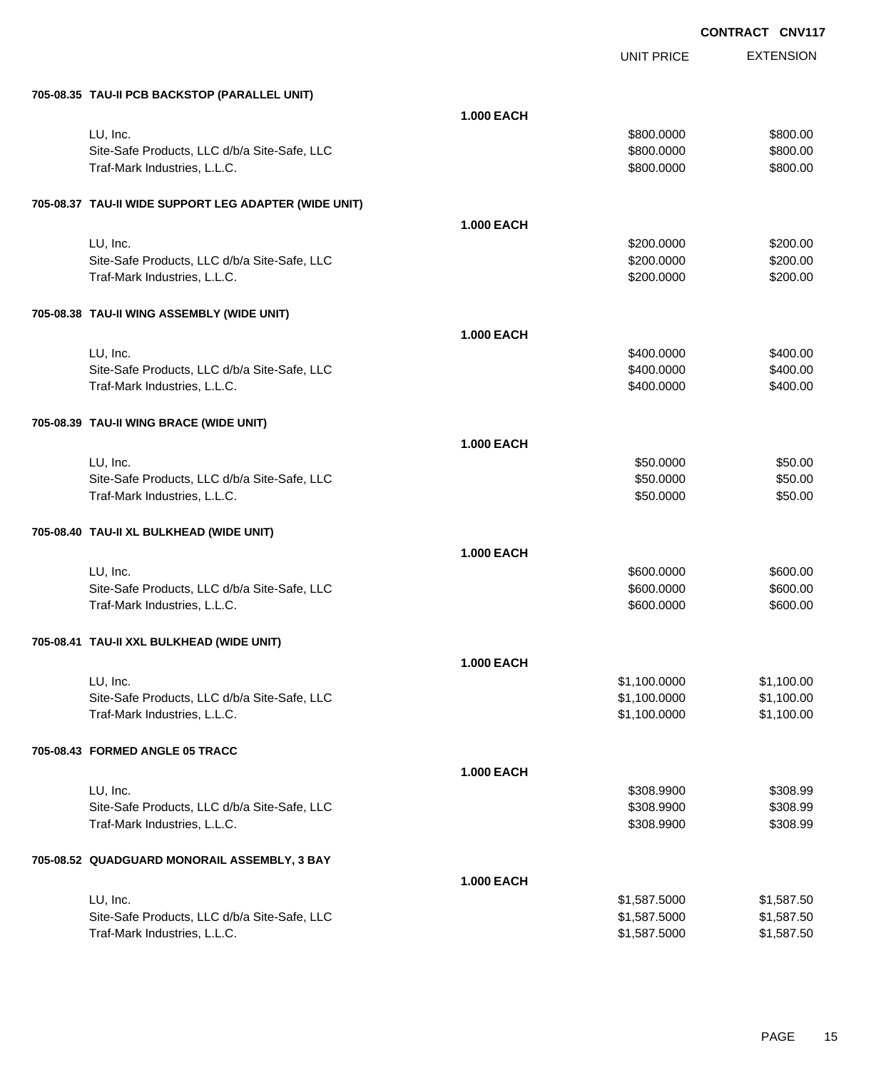**CONTRACT CNV117**

| | | UNIT PRICE | EXTENSION |
|---|---|---|---|
| **705-08.35 TAU-II PCB BACKSTOP (PARALLEL UNIT)** | | | |
| | **1.000 EACH** | | |
| LU, Inc. | | $800.0000 | $800.00 |
| Site-Safe Products, LLC d/b/a Site-Safe, LLC | | $800.0000 | $800.00 |
| Traf-Mark Industries, L.L.C. | | $800.0000 | $800.00 |
| **705-08.37 TAU-II WIDE SUPPORT LEG ADAPTER (WIDE UNIT)** | | | |
| | **1.000 EACH** | | |
| LU, Inc. | | $200.0000 | $200.00 |
| Site-Safe Products, LLC d/b/a Site-Safe, LLC | | $200.0000 | $200.00 |
| Traf-Mark Industries, L.L.C. | | $200.0000 | $200.00 |
| **705-08.38 TAU-II WING ASSEMBLY (WIDE UNIT)** | | | |
| | **1.000 EACH** | | |
| LU, Inc. | | $400.0000 | $400.00 |
| Site-Safe Products, LLC d/b/a Site-Safe, LLC | | $400.0000 | $400.00 |
| Traf-Mark Industries, L.L.C. | | $400.0000 | $400.00 |
| **705-08.39 TAU-II WING BRACE (WIDE UNIT)** | | | |
| | **1.000 EACH** | | |
| LU, Inc. | | $50.0000 | $50.00 |
| Site-Safe Products, LLC d/b/a Site-Safe, LLC | | $50.0000 | $50.00 |
| Traf-Mark Industries, L.L.C. | | $50.0000 | $50.00 |
| **705-08.40 TAU-II XL BULKHEAD (WIDE UNIT)** | | | |
| | **1.000 EACH** | | |
| LU, Inc. | | $600.0000 | $600.00 |
| Site-Safe Products, LLC d/b/a Site-Safe, LLC | | $600.0000 | $600.00 |
| Traf-Mark Industries, L.L.C. | | $600.0000 | $600.00 |
| **705-08.41 TAU-II XXL BULKHEAD (WIDE UNIT)** | | | |
| | **1.000 EACH** | | |
| LU, Inc. | | $1,100.0000 | $1,100.00 |
| Site-Safe Products, LLC d/b/a Site-Safe, LLC | | $1,100.0000 | $1,100.00 |
| Traf-Mark Industries, L.L.C. | | $1,100.0000 | $1,100.00 |
| **705-08.43 FORMED ANGLE 05 TRACC** | | | |
| | **1.000 EACH** | | |
| LU, Inc. | | $308.9900 | $308.99 |
| Site-Safe Products, LLC d/b/a Site-Safe, LLC | | $308.9900 | $308.99 |
| Traf-Mark Industries, L.L.C. | | $308.9900 | $308.99 |
| **705-08.52 QUADGUARD MONORAIL ASSEMBLY, 3 BAY** | | | |
| | **1.000 EACH** | | |
| LU, Inc. | | $1,587.5000 | $1,587.50 |
| Site-Safe Products, LLC d/b/a Site-Safe, LLC | | $1,587.5000 | $1,587.50 |
| Traf-Mark Industries, L.L.C. | | $1,587.5000 | $1,587.50 |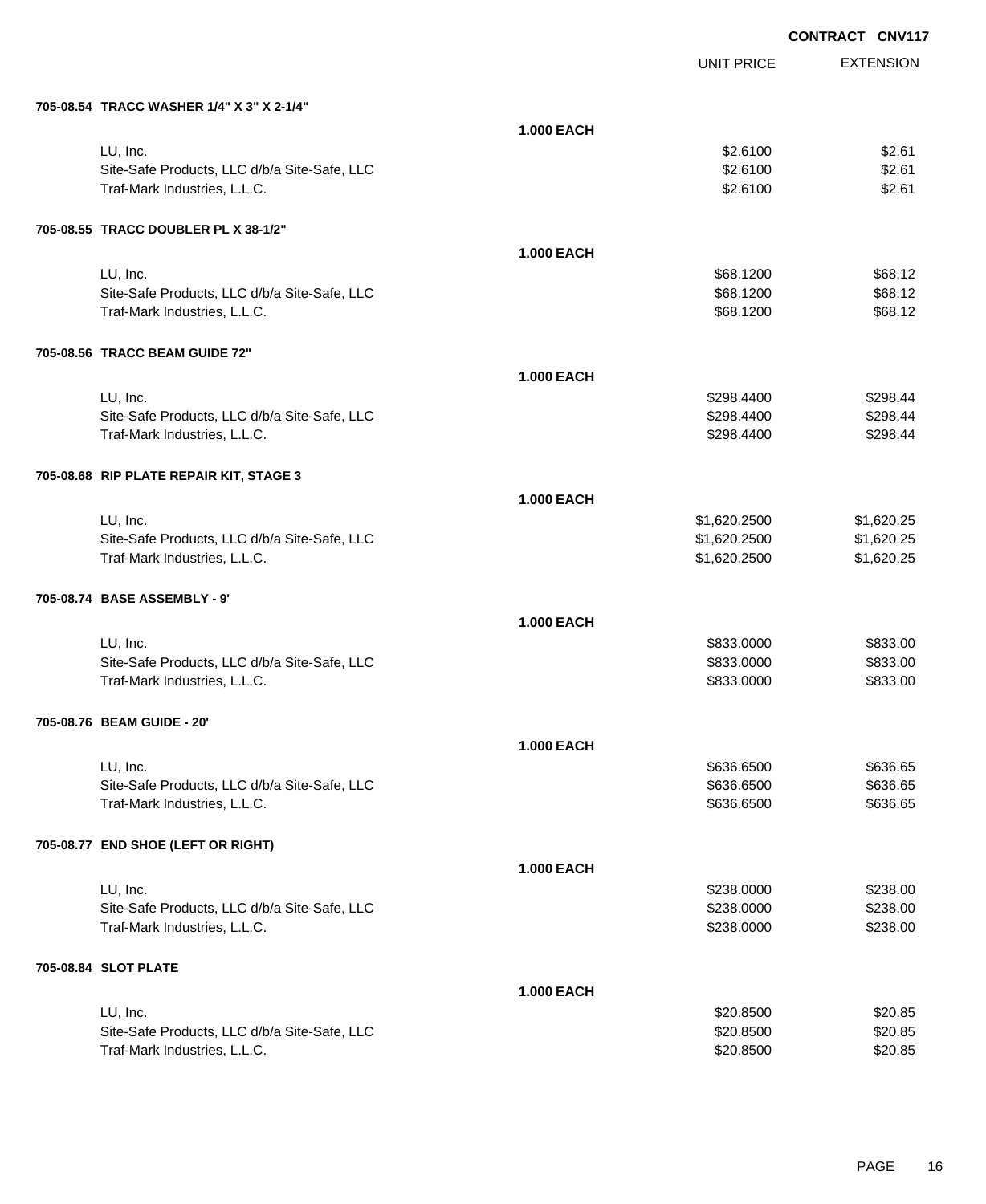**CONTRACT CNV117**

| | | UNIT PRICE | EXTENSION |
|---|---|---|---|
| **705-08.54 TRACC WASHER 1/4" X 3" X 2-1/4"** | | | |
| | **1.000 EACH** | | |
| LU, Inc. | | $2.6100 | $2.61 |
| Site-Safe Products, LLC d/b/a Site-Safe, LLC | | $2.6100 | $2.61 |
| Traf-Mark Industries, L.L.C. | | $2.6100 | $2.61 |
| **705-08.55 TRACC DOUBLER PL X 38-1/2"** | | | |
| | **1.000 EACH** | | |
| LU, Inc. | | $68.1200 | $68.12 |
| Site-Safe Products, LLC d/b/a Site-Safe, LLC | | $68.1200 | $68.12 |
| Traf-Mark Industries, L.L.C. | | $68.1200 | $68.12 |
| **705-08.56 TRACC BEAM GUIDE 72"** | | | |
| | **1.000 EACH** | | |
| LU, Inc. | | $298.4400 | $298.44 |
| Site-Safe Products, LLC d/b/a Site-Safe, LLC | | $298.4400 | $298.44 |
| Traf-Mark Industries, L.L.C. | | $298.4400 | $298.44 |
| **705-08.68 RIP PLATE REPAIR KIT, STAGE 3** | | | |
| | **1.000 EACH** | | |
| LU, Inc. | | $1,620.2500 | $1,620.25 |
| Site-Safe Products, LLC d/b/a Site-Safe, LLC | | $1,620.2500 | $1,620.25 |
| Traf-Mark Industries, L.L.C. | | $1,620.2500 | $1,620.25 |
| **705-08.74 BASE ASSEMBLY - 9'** | | | |
| | **1.000 EACH** | | |
| LU, Inc. | | $833.0000 | $833.00 |
| Site-Safe Products, LLC d/b/a Site-Safe, LLC | | $833.0000 | $833.00 |
| Traf-Mark Industries, L.L.C. | | $833.0000 | $833.00 |
| **705-08.76 BEAM GUIDE - 20'** | | | |
| | **1.000 EACH** | | |
| LU, Inc. | | $636.6500 | $636.65 |
| Site-Safe Products, LLC d/b/a Site-Safe, LLC | | $636.6500 | $636.65 |
| Traf-Mark Industries, L.L.C. | | $636.6500 | $636.65 |
| **705-08.77 END SHOE (LEFT OR RIGHT)** | | | |
| | **1.000 EACH** | | |
| LU, Inc. | | $238.0000 | $238.00 |
| Site-Safe Products, LLC d/b/a Site-Safe, LLC | | $238.0000 | $238.00 |
| Traf-Mark Industries, L.L.C. | | $238.0000 | $238.00 |
| **705-08.84 SLOT PLATE** | | | |
| | **1.000 EACH** | | |
| LU, Inc. | | $20.8500 | $20.85 |
| Site-Safe Products, LLC d/b/a Site-Safe, LLC | | $20.8500 | $20.85 |
| Traf-Mark Industries, L.L.C. | | $20.8500 | $20.85 |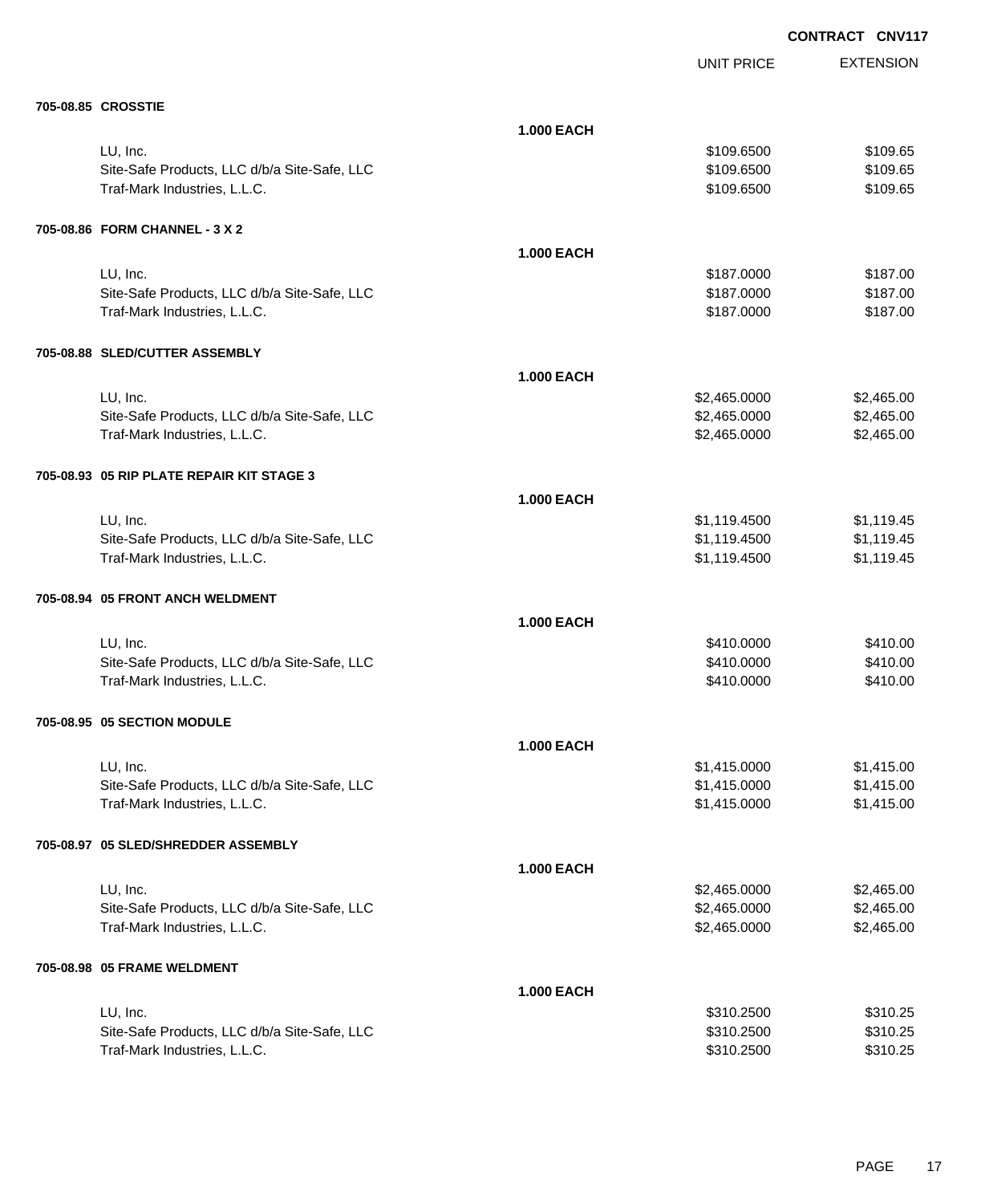**CONTRACT CNV117**

| | | UNIT PRICE | EXTENSION |
|---|---|---|---|
| **705-08.85 CROSSTIE** | | | |
| | **1.000 EACH** | | |
| LU, Inc. | | $109.6500 | $109.65 |
| Site-Safe Products, LLC d/b/a Site-Safe, LLC | | $109.6500 | $109.65 |
| Traf-Mark Industries, L.L.C. | | $109.6500 | $109.65 |
| **705-08.86 FORM CHANNEL - 3 X 2** | | | |
| | **1.000 EACH** | | |
| LU, Inc. | | $187.0000 | $187.00 |
| Site-Safe Products, LLC d/b/a Site-Safe, LLC | | $187.0000 | $187.00 |
| Traf-Mark Industries, L.L.C. | | $187.0000 | $187.00 |
| **705-08.88 SLED/CUTTER ASSEMBLY** | | | |
| | **1.000 EACH** | | |
| LU, Inc. | | $2,465.0000 | $2,465.00 |
| Site-Safe Products, LLC d/b/a Site-Safe, LLC | | $2,465.0000 | $2,465.00 |
| Traf-Mark Industries, L.L.C. | | $2,465.0000 | $2,465.00 |
| **705-08.93 05 RIP PLATE REPAIR KIT STAGE 3** | | | |
| | **1.000 EACH** | | |
| LU, Inc. | | $1,119.4500 | $1,119.45 |
| Site-Safe Products, LLC d/b/a Site-Safe, LLC | | $1,119.4500 | $1,119.45 |
| Traf-Mark Industries, L.L.C. | | $1,119.4500 | $1,119.45 |
| **705-08.94 05 FRONT ANCH WELDMENT** | | | |
| | **1.000 EACH** | | |
| LU, Inc. | | $410.0000 | $410.00 |
| Site-Safe Products, LLC d/b/a Site-Safe, LLC | | $410.0000 | $410.00 |
| Traf-Mark Industries, L.L.C. | | $410.0000 | $410.00 |
| **705-08.95 05 SECTION MODULE** | | | |
| | **1.000 EACH** | | |
| LU, Inc. | | $1,415.0000 | $1,415.00 |
| Site-Safe Products, LLC d/b/a Site-Safe, LLC | | $1,415.0000 | $1,415.00 |
| Traf-Mark Industries, L.L.C. | | $1,415.0000 | $1,415.00 |
| **705-08.97 05 SLED/SHREDDER ASSEMBLY** | | | |
| | **1.000 EACH** | | |
| LU, Inc. | | $2,465.0000 | $2,465.00 |
| Site-Safe Products, LLC d/b/a Site-Safe, LLC | | $2,465.0000 | $2,465.00 |
| Traf-Mark Industries, L.L.C. | | $2,465.0000 | $2,465.00 |
| **705-08.98 05 FRAME WELDMENT** | | | |
| | **1.000 EACH** | | |
| LU, Inc. | | $310.2500 | $310.25 |
| Site-Safe Products, LLC d/b/a Site-Safe, LLC | | $310.2500 | $310.25 |
| Traf-Mark Industries, L.L.C. | | $310.2500 | $310.25 |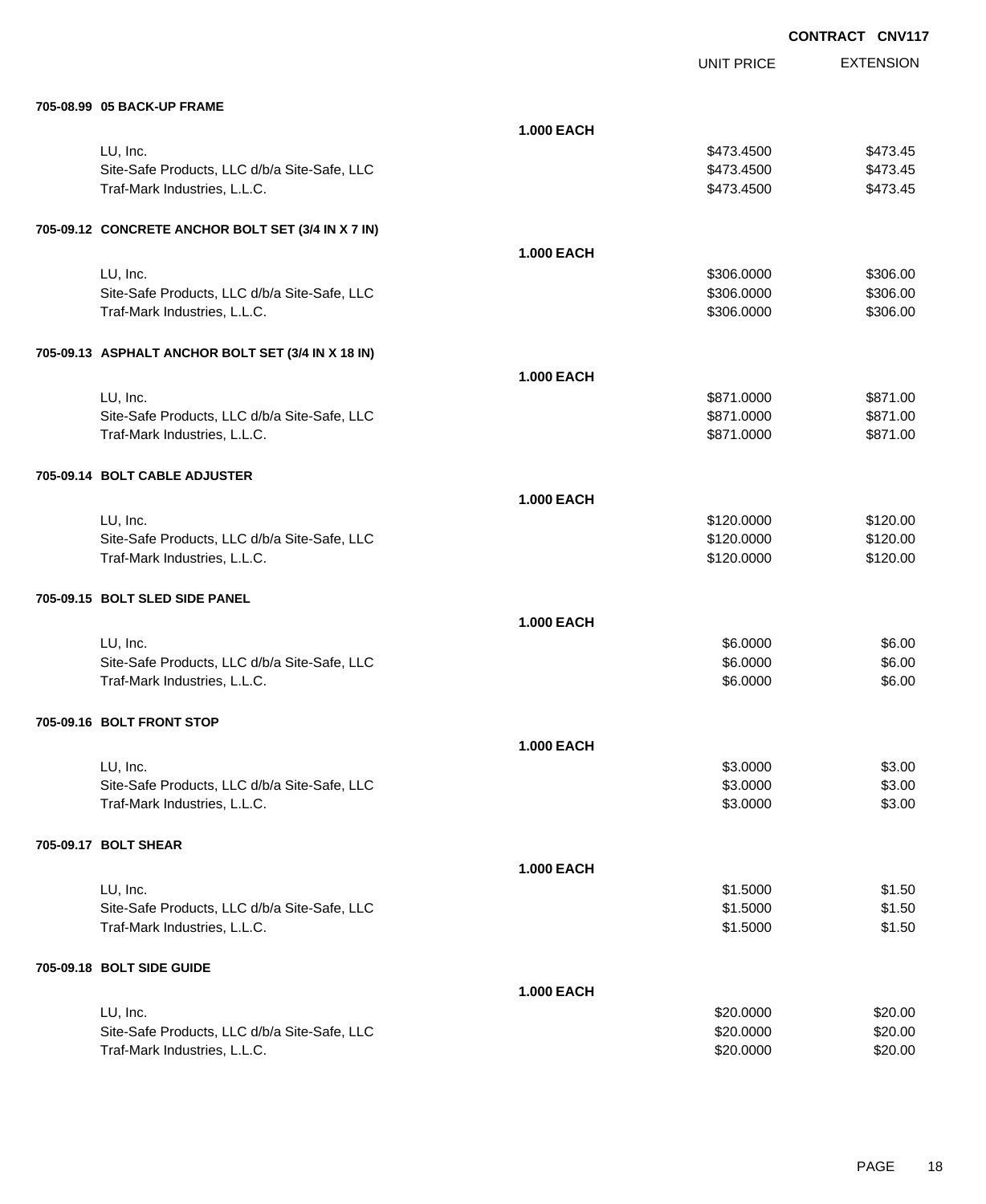**CONTRACT CNV117**

| | | UNIT PRICE | EXTENSION |
|---|---|---|---|
| **705-08.99 05 BACK-UP FRAME** | | | |
| | **1.000 EACH** | | |
| LU, Inc. | | $473.4500 | $473.45 |
| Site-Safe Products, LLC d/b/a Site-Safe, LLC | | $473.4500 | $473.45 |
| Traf-Mark Industries, L.L.C. | | $473.4500 | $473.45 |
| **705-09.12 CONCRETE ANCHOR BOLT SET (3/4 IN X 7 IN)** | | | |
| | **1.000 EACH** | | |
| LU, Inc. | | $306.0000 | $306.00 |
| Site-Safe Products, LLC d/b/a Site-Safe, LLC | | $306.0000 | $306.00 |
| Traf-Mark Industries, L.L.C. | | $306.0000 | $306.00 |
| **705-09.13 ASPHALT ANCHOR BOLT SET (3/4 IN X 18 IN)** | | | |
| | **1.000 EACH** | | |
| LU, Inc. | | $871.0000 | $871.00 |
| Site-Safe Products, LLC d/b/a Site-Safe, LLC | | $871.0000 | $871.00 |
| Traf-Mark Industries, L.L.C. | | $871.0000 | $871.00 |
| **705-09.14 BOLT CABLE ADJUSTER** | | | |
| | **1.000 EACH** | | |
| LU, Inc. | | $120.0000 | $120.00 |
| Site-Safe Products, LLC d/b/a Site-Safe, LLC | | $120.0000 | $120.00 |
| Traf-Mark Industries, L.L.C. | | $120.0000 | $120.00 |
| **705-09.15 BOLT SLED SIDE PANEL** | | | |
| | **1.000 EACH** | | |
| LU, Inc. | | $6.0000 | $6.00 |
| Site-Safe Products, LLC d/b/a Site-Safe, LLC | | $6.0000 | $6.00 |
| Traf-Mark Industries, L.L.C. | | $6.0000 | $6.00 |
| **705-09.16 BOLT FRONT STOP** | | | |
| | **1.000 EACH** | | |
| LU, Inc. | | $3.0000 | $3.00 |
| Site-Safe Products, LLC d/b/a Site-Safe, LLC | | $3.0000 | $3.00 |
| Traf-Mark Industries, L.L.C. | | $3.0000 | $3.00 |
| **705-09.17 BOLT SHEAR** | | | |
| | **1.000 EACH** | | |
| LU, Inc. | | $1.5000 | $1.50 |
| Site-Safe Products, LLC d/b/a Site-Safe, LLC | | $1.5000 | $1.50 |
| Traf-Mark Industries, L.L.C. | | $1.5000 | $1.50 |
| **705-09.18 BOLT SIDE GUIDE** | | | |
| | **1.000 EACH** | | |
| LU, Inc. | | $20.0000 | $20.00 |
| Site-Safe Products, LLC d/b/a Site-Safe, LLC | | $20.0000 | $20.00 |
| Traf-Mark Industries, L.L.C. | | $20.0000 | $20.00 |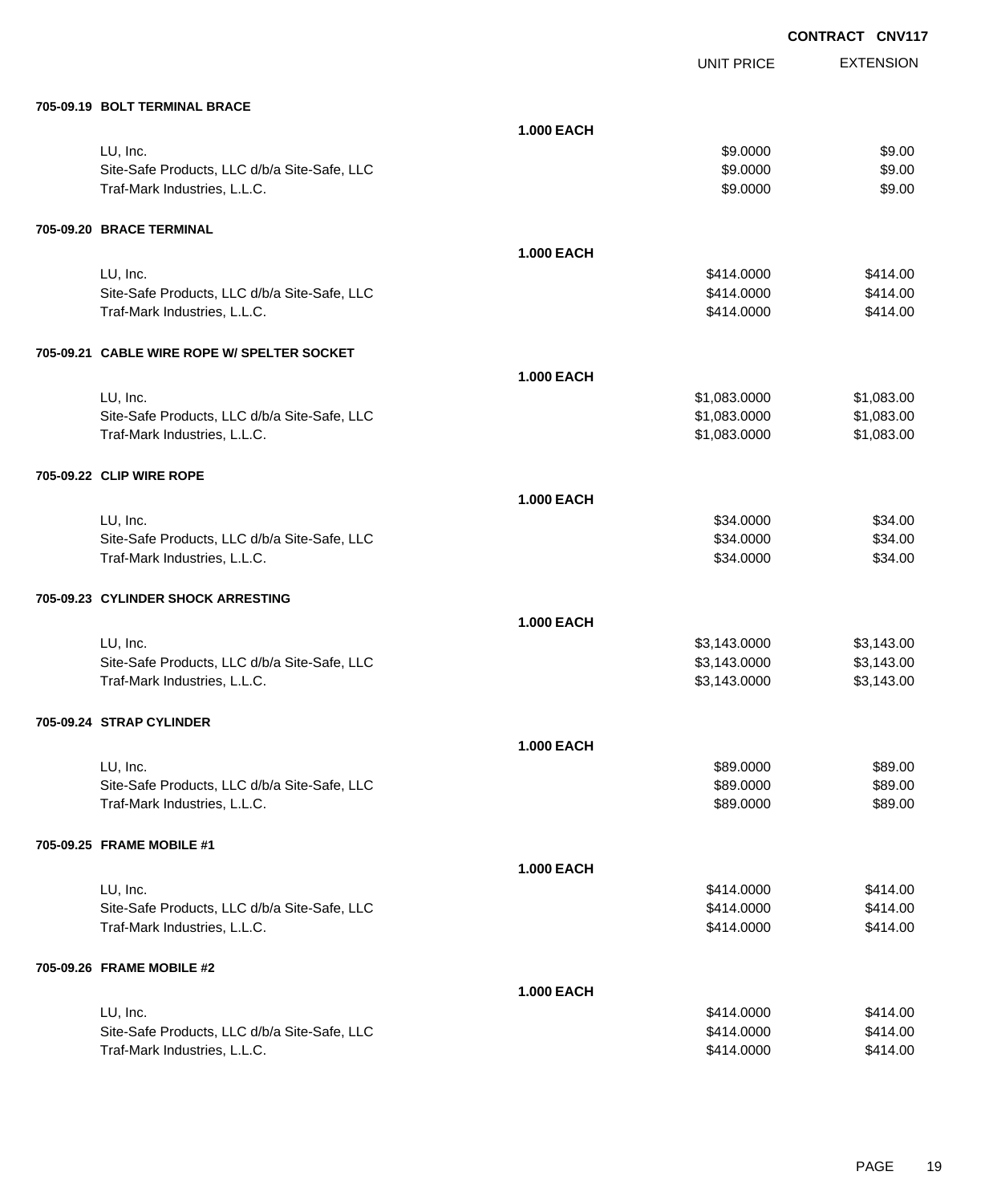**CONTRACT CNV117**

| | | UNIT PRICE | EXTENSION |
|---|---|---|---|
| **705-09.19 BOLT TERMINAL BRACE** | | | |
| | **1.000 EACH** | | |
| LU, Inc. | | $9.0000 | $9.00 |
| Site-Safe Products, LLC d/b/a Site-Safe, LLC | | $9.0000 | $9.00 |
| Traf-Mark Industries, L.L.C. | | $9.0000 | $9.00 |
| **705-09.20 BRACE TERMINAL** | | | |
| | **1.000 EACH** | | |
| LU, Inc. | | $414.0000 | $414.00 |
| Site-Safe Products, LLC d/b/a Site-Safe, LLC | | $414.0000 | $414.00 |
| Traf-Mark Industries, L.L.C. | | $414.0000 | $414.00 |
| **705-09.21 CABLE WIRE ROPE W/ SPELTER SOCKET** | | | |
| | **1.000 EACH** | | |
| LU, Inc. | | $1,083.0000 | $1,083.00 |
| Site-Safe Products, LLC d/b/a Site-Safe, LLC | | $1,083.0000 | $1,083.00 |
| Traf-Mark Industries, L.L.C. | | $1,083.0000 | $1,083.00 |
| **705-09.22 CLIP WIRE ROPE** | | | |
| | **1.000 EACH** | | |
| LU, Inc. | | $34.0000 | $34.00 |
| Site-Safe Products, LLC d/b/a Site-Safe, LLC | | $34.0000 | $34.00 |
| Traf-Mark Industries, L.L.C. | | $34.0000 | $34.00 |
| **705-09.23 CYLINDER SHOCK ARRESTING** | | | |
| | **1.000 EACH** | | |
| LU, Inc. | | $3,143.0000 | $3,143.00 |
| Site-Safe Products, LLC d/b/a Site-Safe, LLC | | $3,143.0000 | $3,143.00 |
| Traf-Mark Industries, L.L.C. | | $3,143.0000 | $3,143.00 |
| **705-09.24 STRAP CYLINDER** | | | |
| | **1.000 EACH** | | |
| LU, Inc. | | $89.0000 | $89.00 |
| Site-Safe Products, LLC d/b/a Site-Safe, LLC | | $89.0000 | $89.00 |
| Traf-Mark Industries, L.L.C. | | $89.0000 | $89.00 |
| **705-09.25 FRAME MOBILE #1** | | | |
| | **1.000 EACH** | | |
| LU, Inc. | | $414.0000 | $414.00 |
| Site-Safe Products, LLC d/b/a Site-Safe, LLC | | $414.0000 | $414.00 |
| Traf-Mark Industries, L.L.C. | | $414.0000 | $414.00 |
| **705-09.26 FRAME MOBILE #2** | | | |
| | **1.000 EACH** | | |
| LU, Inc. | | $414.0000 | $414.00 |
| Site-Safe Products, LLC d/b/a Site-Safe, LLC | | $414.0000 | $414.00 |
| Traf-Mark Industries, L.L.C. | | $414.0000 | $414.00 |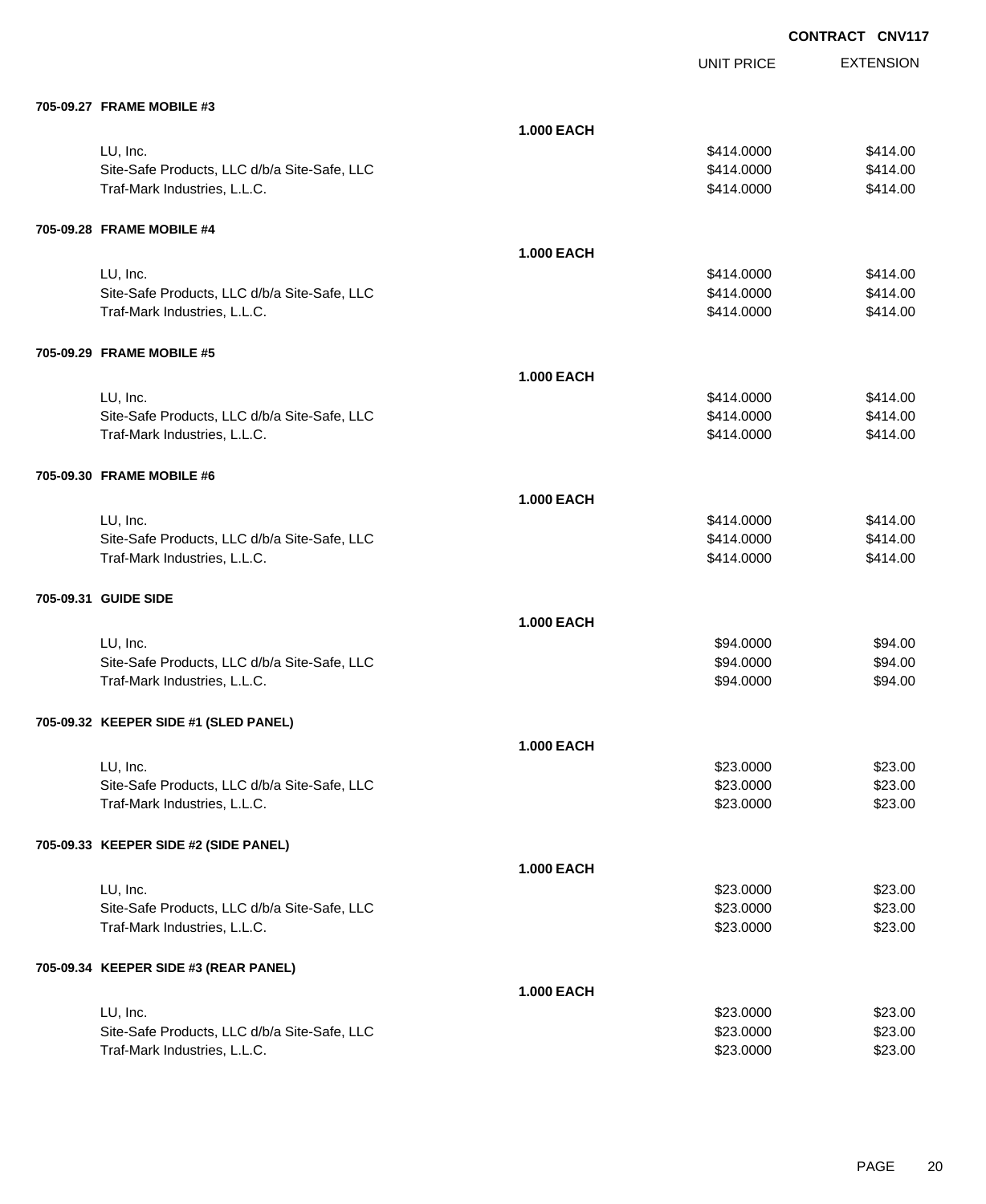**CONTRACT CNV117**

| | | UNIT PRICE | EXTENSION |
|---|---|---|---|
| **705-09.27 FRAME MOBILE #3** | | | |
| | **1.000 EACH** | | |
| LU, Inc. | | $414.0000 | $414.00 |
| Site-Safe Products, LLC d/b/a Site-Safe, LLC | | $414.0000 | $414.00 |
| Traf-Mark Industries, L.L.C. | | $414.0000 | $414.00 |
| **705-09.28 FRAME MOBILE #4** | | | |
| | **1.000 EACH** | | |
| LU, Inc. | | $414.0000 | $414.00 |
| Site-Safe Products, LLC d/b/a Site-Safe, LLC | | $414.0000 | $414.00 |
| Traf-Mark Industries, L.L.C. | | $414.0000 | $414.00 |
| **705-09.29 FRAME MOBILE #5** | | | |
| | **1.000 EACH** | | |
| LU, Inc. | | $414.0000 | $414.00 |
| Site-Safe Products, LLC d/b/a Site-Safe, LLC | | $414.0000 | $414.00 |
| Traf-Mark Industries, L.L.C. | | $414.0000 | $414.00 |
| **705-09.30 FRAME MOBILE #6** | | | |
| | **1.000 EACH** | | |
| LU, Inc. | | $414.0000 | $414.00 |
| Site-Safe Products, LLC d/b/a Site-Safe, LLC | | $414.0000 | $414.00 |
| Traf-Mark Industries, L.L.C. | | $414.0000 | $414.00 |
| **705-09.31 GUIDE SIDE** | | | |
| | **1.000 EACH** | | |
| LU, Inc. | | $94.0000 | $94.00 |
| Site-Safe Products, LLC d/b/a Site-Safe, LLC | | $94.0000 | $94.00 |
| Traf-Mark Industries, L.L.C. | | $94.0000 | $94.00 |
| **705-09.32 KEEPER SIDE #1 (SLED PANEL)** | | | |
| | **1.000 EACH** | | |
| LU, Inc. | | $23.0000 | $23.00 |
| Site-Safe Products, LLC d/b/a Site-Safe, LLC | | $23.0000 | $23.00 |
| Traf-Mark Industries, L.L.C. | | $23.0000 | $23.00 |
| **705-09.33 KEEPER SIDE #2 (SIDE PANEL)** | | | |
| | **1.000 EACH** | | |
| LU, Inc. | | $23.0000 | $23.00 |
| Site-Safe Products, LLC d/b/a Site-Safe, LLC | | $23.0000 | $23.00 |
| Traf-Mark Industries, L.L.C. | | $23.0000 | $23.00 |
| **705-09.34 KEEPER SIDE #3 (REAR PANEL)** | | | |
| | **1.000 EACH** | | |
| LU, Inc. | | $23.0000 | $23.00 |
| Site-Safe Products, LLC d/b/a Site-Safe, LLC | | $23.0000 | $23.00 |
| Traf-Mark Industries, L.L.C. | | $23.0000 | $23.00 |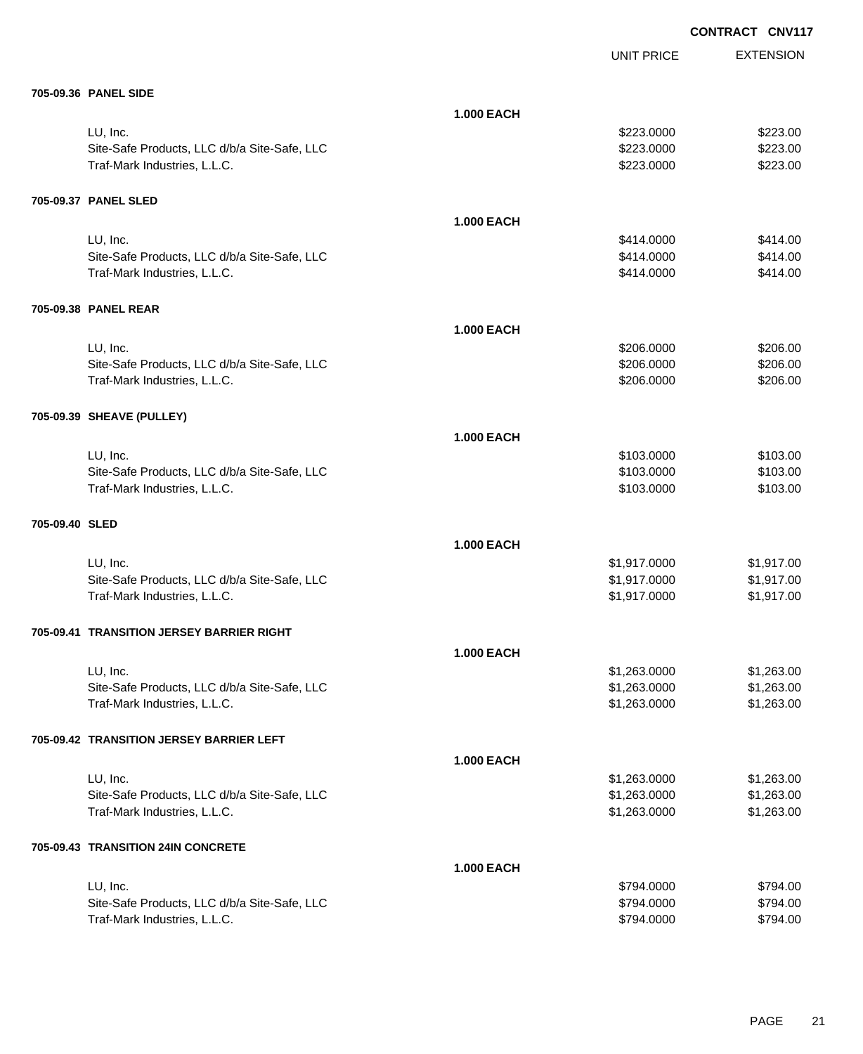**CONTRACT CNV117**

| | | UNIT PRICE | EXTENSION |
|---|---|---|---|
| **705-09.36 PANEL SIDE** | | | |
| | **1.000 EACH** | | |
| LU, Inc. | | $223.0000 | $223.00 |
| Site-Safe Products, LLC d/b/a Site-Safe, LLC | | $223.0000 | $223.00 |
| Traf-Mark Industries, L.L.C. | | $223.0000 | $223.00 |
| **705-09.37 PANEL SLED** | | | |
| | **1.000 EACH** | | |
| LU, Inc. | | $414.0000 | $414.00 |
| Site-Safe Products, LLC d/b/a Site-Safe, LLC | | $414.0000 | $414.00 |
| Traf-Mark Industries, L.L.C. | | $414.0000 | $414.00 |
| **705-09.38 PANEL REAR** | | | |
| | **1.000 EACH** | | |
| LU, Inc. | | $206.0000 | $206.00 |
| Site-Safe Products, LLC d/b/a Site-Safe, LLC | | $206.0000 | $206.00 |
| Traf-Mark Industries, L.L.C. | | $206.0000 | $206.00 |
| **705-09.39 SHEAVE (PULLEY)** | | | |
| | **1.000 EACH** | | |
| LU, Inc. | | $103.0000 | $103.00 |
| Site-Safe Products, LLC d/b/a Site-Safe, LLC | | $103.0000 | $103.00 |
| Traf-Mark Industries, L.L.C. | | $103.0000 | $103.00 |
| **705-09.40 SLED** | | | |
| | **1.000 EACH** | | |
| LU, Inc. | | $1,917.0000 | $1,917.00 |
| Site-Safe Products, LLC d/b/a Site-Safe, LLC | | $1,917.0000 | $1,917.00 |
| Traf-Mark Industries, L.L.C. | | $1,917.0000 | $1,917.00 |
| **705-09.41 TRANSITION JERSEY BARRIER RIGHT** | | | |
| | **1.000 EACH** | | |
| LU, Inc. | | $1,263.0000 | $1,263.00 |
| Site-Safe Products, LLC d/b/a Site-Safe, LLC | | $1,263.0000 | $1,263.00 |
| Traf-Mark Industries, L.L.C. | | $1,263.0000 | $1,263.00 |
| **705-09.42 TRANSITION JERSEY BARRIER LEFT** | | | |
| | **1.000 EACH** | | |
| LU, Inc. | | $1,263.0000 | $1,263.00 |
| Site-Safe Products, LLC d/b/a Site-Safe, LLC | | $1,263.0000 | $1,263.00 |
| Traf-Mark Industries, L.L.C. | | $1,263.0000 | $1,263.00 |
| **705-09.43 TRANSITION 24IN CONCRETE** | | | |
| | **1.000 EACH** | | |
| LU, Inc. | | $794.0000 | $794.00 |
| Site-Safe Products, LLC d/b/a Site-Safe, LLC | | $794.0000 | $794.00 |
| Traf-Mark Industries, L.L.C. | | $794.0000 | $794.00 |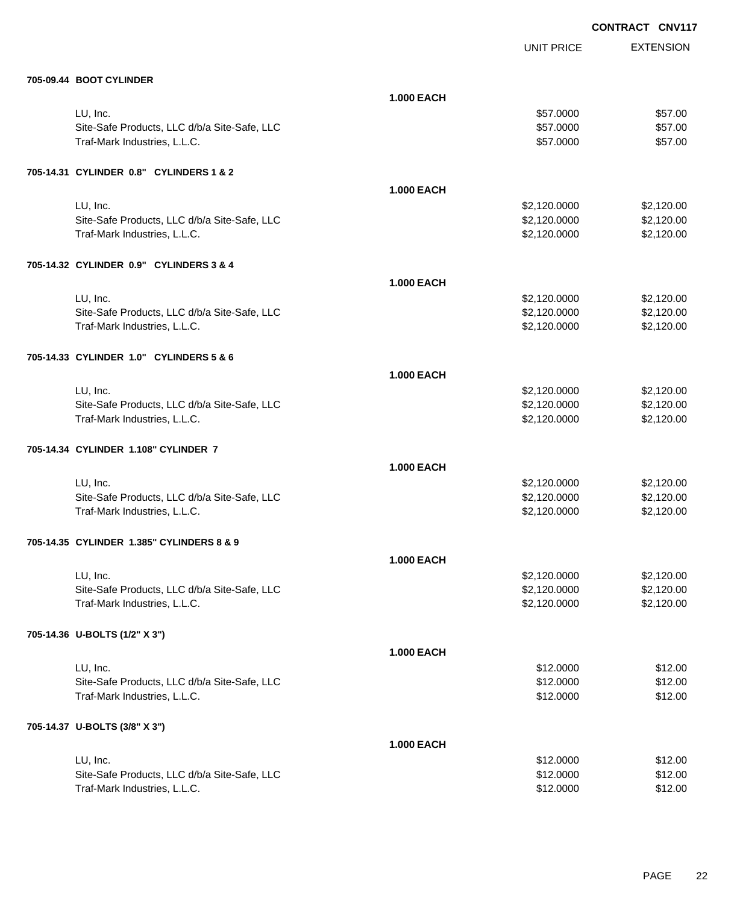**CONTRACT CNV117**

| | | UNIT PRICE | EXTENSION |
|---|---|---|---|
| **705-09.44 BOOT CYLINDER** | | | |
| | **1.000 EACH** | | |
| LU, Inc. | | $57.0000 | $57.00 |
| Site-Safe Products, LLC d/b/a Site-Safe, LLC | | $57.0000 | $57.00 |
| Traf-Mark Industries, L.L.C. | | $57.0000 | $57.00 |
| **705-14.31 CYLINDER 0.8" CYLINDERS 1 & 2** | | | |
| | **1.000 EACH** | | |
| LU, Inc. | | $2,120.0000 | $2,120.00 |
| Site-Safe Products, LLC d/b/a Site-Safe, LLC | | $2,120.0000 | $2,120.00 |
| Traf-Mark Industries, L.L.C. | | $2,120.0000 | $2,120.00 |
| **705-14.32 CYLINDER 0.9" CYLINDERS 3 & 4** | | | |
| | **1.000 EACH** | | |
| LU, Inc. | | $2,120.0000 | $2,120.00 |
| Site-Safe Products, LLC d/b/a Site-Safe, LLC | | $2,120.0000 | $2,120.00 |
| Traf-Mark Industries, L.L.C. | | $2,120.0000 | $2,120.00 |
| **705-14.33 CYLINDER 1.0" CYLINDERS 5 & 6** | | | |
| | **1.000 EACH** | | |
| LU, Inc. | | $2,120.0000 | $2,120.00 |
| Site-Safe Products, LLC d/b/a Site-Safe, LLC | | $2,120.0000 | $2,120.00 |
| Traf-Mark Industries, L.L.C. | | $2,120.0000 | $2,120.00 |
| **705-14.34 CYLINDER 1.108" CYLINDER 7** | | | |
| | **1.000 EACH** | | |
| LU, Inc. | | $2,120.0000 | $2,120.00 |
| Site-Safe Products, LLC d/b/a Site-Safe, LLC | | $2,120.0000 | $2,120.00 |
| Traf-Mark Industries, L.L.C. | | $2,120.0000 | $2,120.00 |
| **705-14.35 CYLINDER 1.385" CYLINDERS 8 & 9** | | | |
| | **1.000 EACH** | | |
| LU, Inc. | | $2,120.0000 | $2,120.00 |
| Site-Safe Products, LLC d/b/a Site-Safe, LLC | | $2,120.0000 | $2,120.00 |
| Traf-Mark Industries, L.L.C. | | $2,120.0000 | $2,120.00 |
| **705-14.36 U-BOLTS (1/2" X 3")** | | | |
| | **1.000 EACH** | | |
| LU, Inc. | | $12.0000 | $12.00 |
| Site-Safe Products, LLC d/b/a Site-Safe, LLC | | $12.0000 | $12.00 |
| Traf-Mark Industries, L.L.C. | | $12.0000 | $12.00 |
| **705-14.37 U-BOLTS (3/8" X 3")** | | | |
| | **1.000 EACH** | | |
| LU, Inc. | | $12.0000 | $12.00 |
| Site-Safe Products, LLC d/b/a Site-Safe, LLC | | $12.0000 | $12.00 |
| Traf-Mark Industries, L.L.C. | | $12.0000 | $12.00 |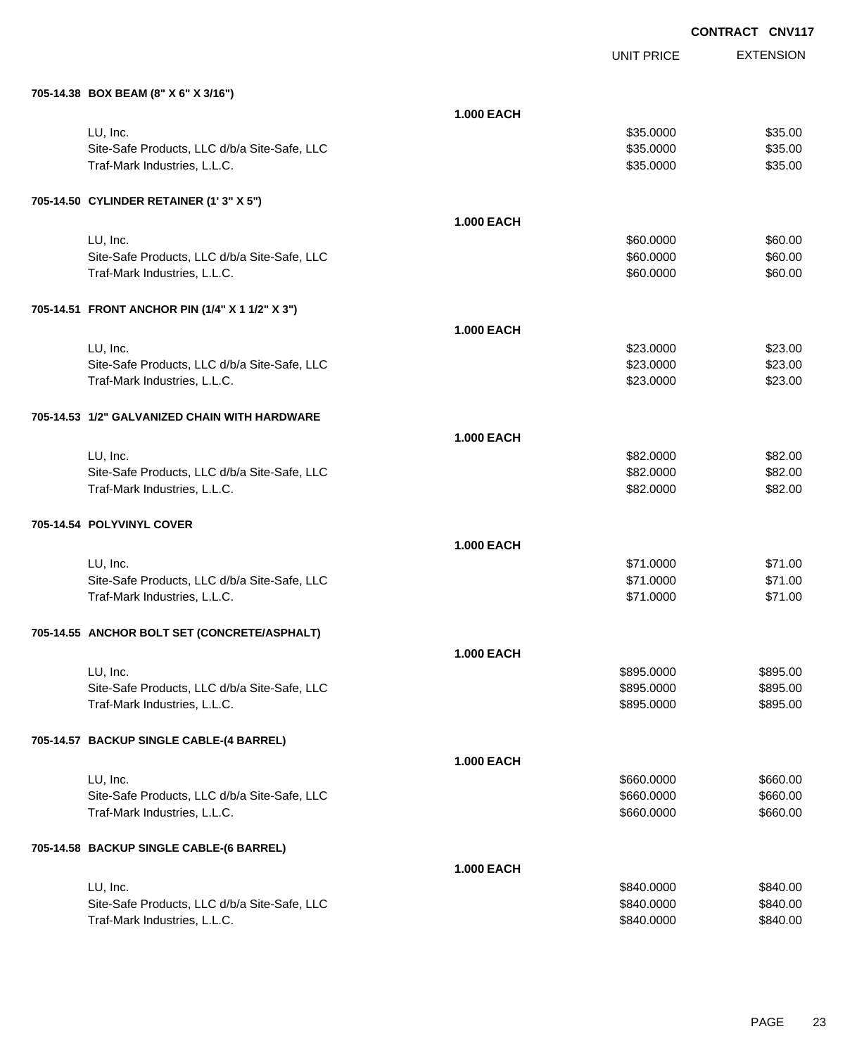**CONTRACT CNV117**

| | | UNIT PRICE | EXTENSION |
|---|---|---|---|
| **705-14.38 BOX BEAM (8" X 6" X 3/16")** | | | |
| | **1.000 EACH** | | |
| LU, Inc. | | $35.0000 | $35.00 |
| Site-Safe Products, LLC d/b/a Site-Safe, LLC | | $35.0000 | $35.00 |
| Traf-Mark Industries, L.L.C. | | $35.0000 | $35.00 |
| **705-14.50 CYLINDER RETAINER (1' 3" X 5")** | | | |
| | **1.000 EACH** | | |
| LU, Inc. | | $60.0000 | $60.00 |
| Site-Safe Products, LLC d/b/a Site-Safe, LLC | | $60.0000 | $60.00 |
| Traf-Mark Industries, L.L.C. | | $60.0000 | $60.00 |
| **705-14.51 FRONT ANCHOR PIN (1/4" X 1 1/2" X 3")** | | | |
| | **1.000 EACH** | | |
| LU, Inc. | | $23.0000 | $23.00 |
| Site-Safe Products, LLC d/b/a Site-Safe, LLC | | $23.0000 | $23.00 |
| Traf-Mark Industries, L.L.C. | | $23.0000 | $23.00 |
| **705-14.53 1/2" GALVANIZED CHAIN WITH HARDWARE** | | | |
| | **1.000 EACH** | | |
| LU, Inc. | | $82.0000 | $82.00 |
| Site-Safe Products, LLC d/b/a Site-Safe, LLC | | $82.0000 | $82.00 |
| Traf-Mark Industries, L.L.C. | | $82.0000 | $82.00 |
| **705-14.54 POLYVINYL COVER** | | | |
| | **1.000 EACH** | | |
| LU, Inc. | | $71.0000 | $71.00 |
| Site-Safe Products, LLC d/b/a Site-Safe, LLC | | $71.0000 | $71.00 |
| Traf-Mark Industries, L.L.C. | | $71.0000 | $71.00 |
| **705-14.55 ANCHOR BOLT SET (CONCRETE/ASPHALT)** | | | |
| | **1.000 EACH** | | |
| LU, Inc. | | $895.0000 | $895.00 |
| Site-Safe Products, LLC d/b/a Site-Safe, LLC | | $895.0000 | $895.00 |
| Traf-Mark Industries, L.L.C. | | $895.0000 | $895.00 |
| **705-14.57 BACKUP SINGLE CABLE-(4 BARREL)** | | | |
| | **1.000 EACH** | | |
| LU, Inc. | | $660.0000 | $660.00 |
| Site-Safe Products, LLC d/b/a Site-Safe, LLC | | $660.0000 | $660.00 |
| Traf-Mark Industries, L.L.C. | | $660.0000 | $660.00 |
| **705-14.58 BACKUP SINGLE CABLE-(6 BARREL)** | | | |
| | **1.000 EACH** | | |
| LU, Inc. | | $840.0000 | $840.00 |
| Site-Safe Products, LLC d/b/a Site-Safe, LLC | | $840.0000 | $840.00 |
| Traf-Mark Industries, L.L.C. | | $840.0000 | $840.00 |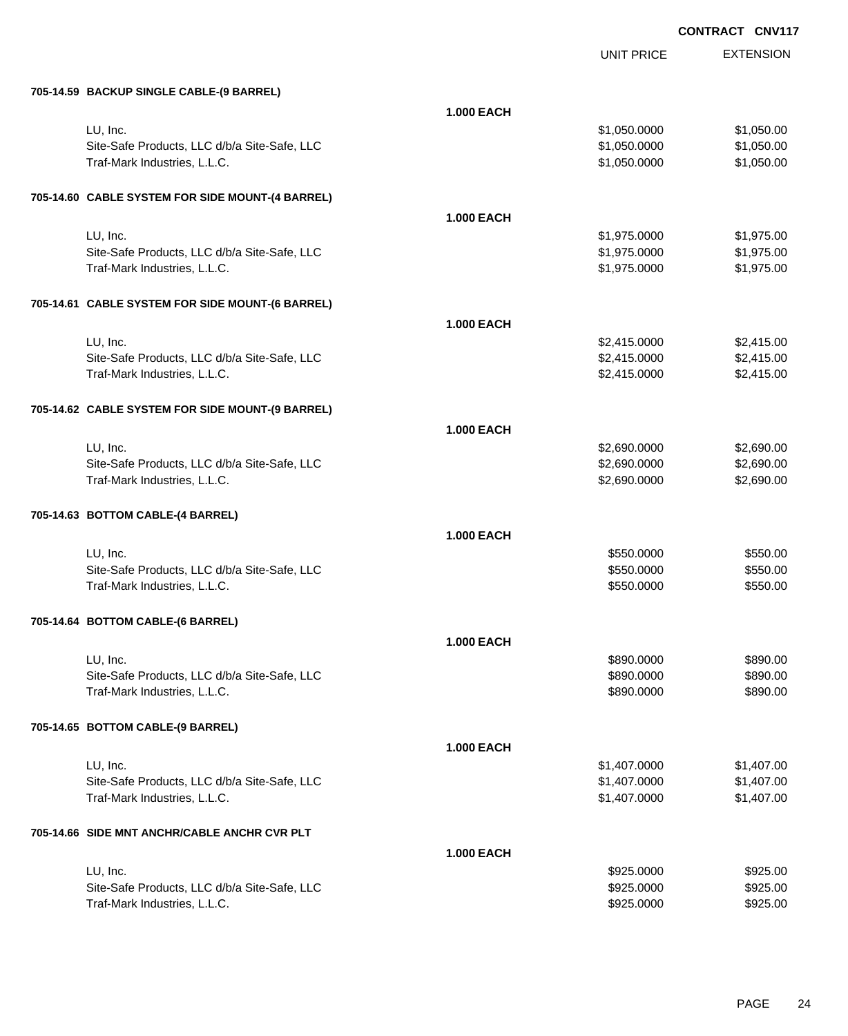**CONTRACT CNV117**

| | | UNIT PRICE | EXTENSION |
|---|---|---|---|
| **705-14.59 BACKUP SINGLE CABLE-(9 BARREL)** | | | |
| | **1.000 EACH** | | |
| LU, Inc. | | $1,050.0000 | $1,050.00 |
| Site-Safe Products, LLC d/b/a Site-Safe, LLC | | $1,050.0000 | $1,050.00 |
| Traf-Mark Industries, L.L.C. | | $1,050.0000 | $1,050.00 |
| **705-14.60 CABLE SYSTEM FOR SIDE MOUNT-(4 BARREL)** | | | |
| | **1.000 EACH** | | |
| LU, Inc. | | $1,975.0000 | $1,975.00 |
| Site-Safe Products, LLC d/b/a Site-Safe, LLC | | $1,975.0000 | $1,975.00 |
| Traf-Mark Industries, L.L.C. | | $1,975.0000 | $1,975.00 |
| **705-14.61 CABLE SYSTEM FOR SIDE MOUNT-(6 BARREL)** | | | |
| | **1.000 EACH** | | |
| LU, Inc. | | $2,415.0000 | $2,415.00 |
| Site-Safe Products, LLC d/b/a Site-Safe, LLC | | $2,415.0000 | $2,415.00 |
| Traf-Mark Industries, L.L.C. | | $2,415.0000 | $2,415.00 |
| **705-14.62 CABLE SYSTEM FOR SIDE MOUNT-(9 BARREL)** | | | |
| | **1.000 EACH** | | |
| LU, Inc. | | $2,690.0000 | $2,690.00 |
| Site-Safe Products, LLC d/b/a Site-Safe, LLC | | $2,690.0000 | $2,690.00 |
| Traf-Mark Industries, L.L.C. | | $2,690.0000 | $2,690.00 |
| **705-14.63 BOTTOM CABLE-(4 BARREL)** | | | |
| | **1.000 EACH** | | |
| LU, Inc. | | $550.0000 | $550.00 |
| Site-Safe Products, LLC d/b/a Site-Safe, LLC | | $550.0000 | $550.00 |
| Traf-Mark Industries, L.L.C. | | $550.0000 | $550.00 |
| **705-14.64 BOTTOM CABLE-(6 BARREL)** | | | |
| | **1.000 EACH** | | |
| LU, Inc. | | $890.0000 | $890.00 |
| Site-Safe Products, LLC d/b/a Site-Safe, LLC | | $890.0000 | $890.00 |
| Traf-Mark Industries, L.L.C. | | $890.0000 | $890.00 |
| **705-14.65 BOTTOM CABLE-(9 BARREL)** | | | |
| | **1.000 EACH** | | |
| LU, Inc. | | $1,407.0000 | $1,407.00 |
| Site-Safe Products, LLC d/b/a Site-Safe, LLC | | $1,407.0000 | $1,407.00 |
| Traf-Mark Industries, L.L.C. | | $1,407.0000 | $1,407.00 |
| **705-14.66 SIDE MNT ANCHR/CABLE ANCHR CVR PLT** | | | |
| | **1.000 EACH** | | |
| LU, Inc. | | $925.0000 | $925.00 |
| Site-Safe Products, LLC d/b/a Site-Safe, LLC | | $925.0000 | $925.00 |
| Traf-Mark Industries, L.L.C. | | $925.0000 | $925.00 |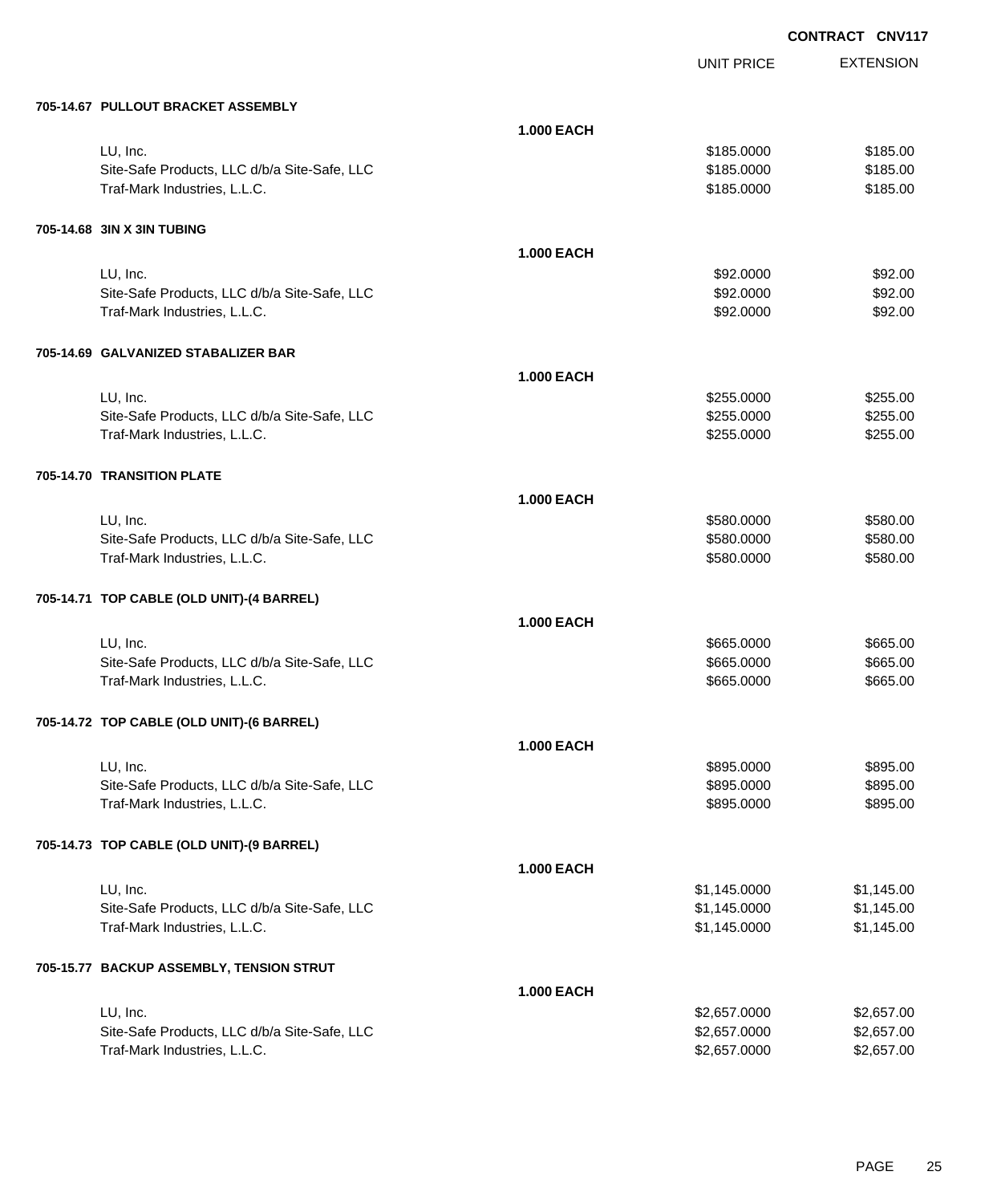**CONTRACT CNV117**

| | | UNIT PRICE | EXTENSION |
|---|---|---|---|
| **705-14.67 PULLOUT BRACKET ASSEMBLY** | | | |
| | **1.000 EACH** | | |
| LU, Inc. | | $185.0000 | $185.00 |
| Site-Safe Products, LLC d/b/a Site-Safe, LLC | | $185.0000 | $185.00 |
| Traf-Mark Industries, L.L.C. | | $185.0000 | $185.00 |
| **705-14.68 3IN X 3IN TUBING** | | | |
| | **1.000 EACH** | | |
| LU, Inc. | | $92.0000 | $92.00 |
| Site-Safe Products, LLC d/b/a Site-Safe, LLC | | $92.0000 | $92.00 |
| Traf-Mark Industries, L.L.C. | | $92.0000 | $92.00 |
| **705-14.69 GALVANIZED STABALIZER BAR** | | | |
| | **1.000 EACH** | | |
| LU, Inc. | | $255.0000 | $255.00 |
| Site-Safe Products, LLC d/b/a Site-Safe, LLC | | $255.0000 | $255.00 |
| Traf-Mark Industries, L.L.C. | | $255.0000 | $255.00 |
| **705-14.70 TRANSITION PLATE** | | | |
| | **1.000 EACH** | | |
| LU, Inc. | | $580.0000 | $580.00 |
| Site-Safe Products, LLC d/b/a Site-Safe, LLC | | $580.0000 | $580.00 |
| Traf-Mark Industries, L.L.C. | | $580.0000 | $580.00 |
| **705-14.71 TOP CABLE (OLD UNIT)-(4 BARREL)** | | | |
| | **1.000 EACH** | | |
| LU, Inc. | | $665.0000 | $665.00 |
| Site-Safe Products, LLC d/b/a Site-Safe, LLC | | $665.0000 | $665.00 |
| Traf-Mark Industries, L.L.C. | | $665.0000 | $665.00 |
| **705-14.72 TOP CABLE (OLD UNIT)-(6 BARREL)** | | | |
| | **1.000 EACH** | | |
| LU, Inc. | | $895.0000 | $895.00 |
| Site-Safe Products, LLC d/b/a Site-Safe, LLC | | $895.0000 | $895.00 |
| Traf-Mark Industries, L.L.C. | | $895.0000 | $895.00 |
| **705-14.73 TOP CABLE (OLD UNIT)-(9 BARREL)** | | | |
| | **1.000 EACH** | | |
| LU, Inc. | | $1,145.0000 | $1,145.00 |
| Site-Safe Products, LLC d/b/a Site-Safe, LLC | | $1,145.0000 | $1,145.00 |
| Traf-Mark Industries, L.L.C. | | $1,145.0000 | $1,145.00 |
| **705-15.77 BACKUP ASSEMBLY, TENSION STRUT** | | | |
| | **1.000 EACH** | | |
| LU, Inc. | | $2,657.0000 | $2,657.00 |
| Site-Safe Products, LLC d/b/a Site-Safe, LLC | | $2,657.0000 | $2,657.00 |
| Traf-Mark Industries, L.L.C. | | $2,657.0000 | $2,657.00 |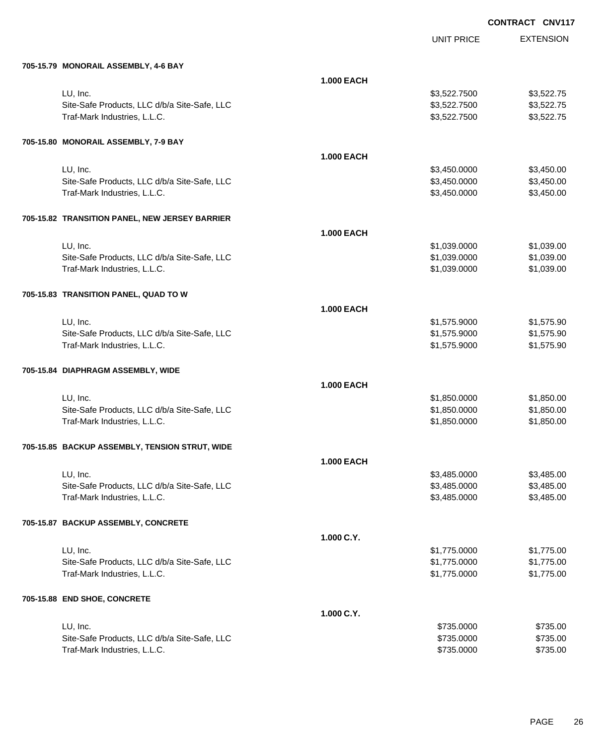**CONTRACT CNV117**

| | | UNIT PRICE | EXTENSION |
|---|---|---|---|
| **705-15.79 MONORAIL ASSEMBLY, 4-6 BAY** | | | |
| | **1.000 EACH** | | |
| LU, Inc. | | $3,522.7500 | $3,522.75 |
| Site-Safe Products, LLC d/b/a Site-Safe, LLC | | $3,522.7500 | $3,522.75 |
| Traf-Mark Industries, L.L.C. | | $3,522.7500 | $3,522.75 |
| **705-15.80 MONORAIL ASSEMBLY, 7-9 BAY** | | | |
| | **1.000 EACH** | | |
| LU, Inc. | | $3,450.0000 | $3,450.00 |
| Site-Safe Products, LLC d/b/a Site-Safe, LLC | | $3,450.0000 | $3,450.00 |
| Traf-Mark Industries, L.L.C. | | $3,450.0000 | $3,450.00 |
| **705-15.82 TRANSITION PANEL, NEW JERSEY BARRIER** | | | |
| | **1.000 EACH** | | |
| LU, Inc. | | $1,039.0000 | $1,039.00 |
| Site-Safe Products, LLC d/b/a Site-Safe, LLC | | $1,039.0000 | $1,039.00 |
| Traf-Mark Industries, L.L.C. | | $1,039.0000 | $1,039.00 |
| **705-15.83 TRANSITION PANEL, QUAD TO W** | | | |
| | **1.000 EACH** | | |
| LU, Inc. | | $1,575.9000 | $1,575.90 |
| Site-Safe Products, LLC d/b/a Site-Safe, LLC | | $1,575.9000 | $1,575.90 |
| Traf-Mark Industries, L.L.C. | | $1,575.9000 | $1,575.90 |
| **705-15.84 DIAPHRAGM ASSEMBLY, WIDE** | | | |
| | **1.000 EACH** | | |
| LU, Inc. | | $1,850.0000 | $1,850.00 |
| Site-Safe Products, LLC d/b/a Site-Safe, LLC | | $1,850.0000 | $1,850.00 |
| Traf-Mark Industries, L.L.C. | | $1,850.0000 | $1,850.00 |
| **705-15.85 BACKUP ASSEMBLY, TENSION STRUT, WIDE** | | | |
| | **1.000 EACH** | | |
| LU, Inc. | | $3,485.0000 | $3,485.00 |
| Site-Safe Products, LLC d/b/a Site-Safe, LLC | | $3,485.0000 | $3,485.00 |
| Traf-Mark Industries, L.L.C. | | $3,485.0000 | $3,485.00 |
| **705-15.87 BACKUP ASSEMBLY, CONCRETE** | | | |
| | **1.000 C.Y.** | | |
| LU, Inc. | | $1,775.0000 | $1,775.00 |
| Site-Safe Products, LLC d/b/a Site-Safe, LLC | | $1,775.0000 | $1,775.00 |
| Traf-Mark Industries, L.L.C. | | $1,775.0000 | $1,775.00 |
| **705-15.88 END SHOE, CONCRETE** | | | |
| | **1.000 C.Y.** | | |
| LU, Inc. | | $735.0000 | $735.00 |
| Site-Safe Products, LLC d/b/a Site-Safe, LLC | | $735.0000 | $735.00 |
| Traf-Mark Industries, L.L.C. | | $735.0000 | $735.00 |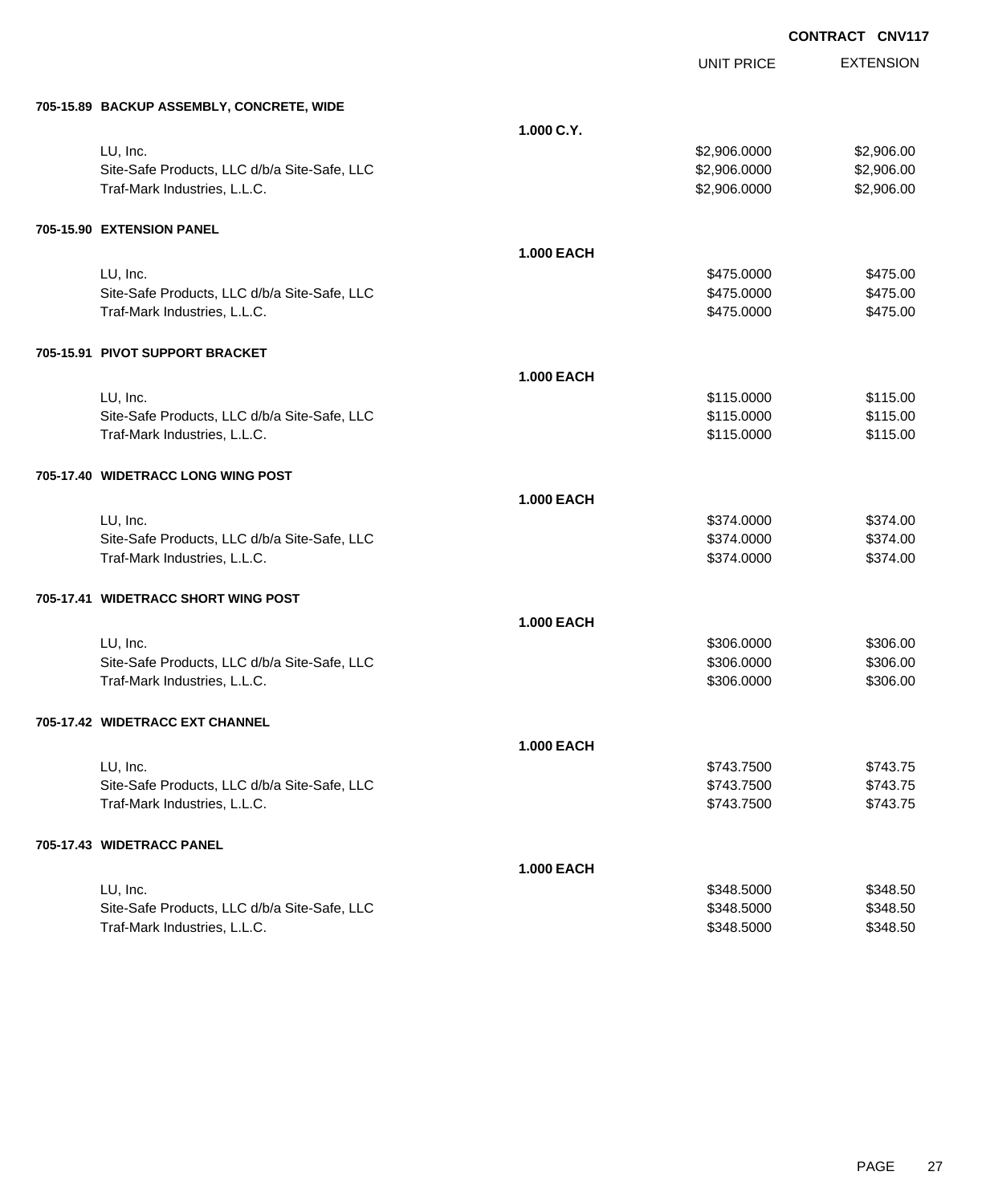**CONTRACT CNV117**

| | | UNIT PRICE | EXTENSION |
|---|---|---|---|
| **705-15.89 BACKUP ASSEMBLY, CONCRETE, WIDE** | | | |
| | **1.000 C.Y.** | | |
| LU, Inc. | | $2,906.0000 | $2,906.00 |
| Site-Safe Products, LLC d/b/a Site-Safe, LLC | | $2,906.0000 | $2,906.00 |
| Traf-Mark Industries, L.L.C. | | $2,906.0000 | $2,906.00 |
| **705-15.90 EXTENSION PANEL** | | | |
| | **1.000 EACH** | | |
| LU, Inc. | | $475.0000 | $475.00 |
| Site-Safe Products, LLC d/b/a Site-Safe, LLC | | $475.0000 | $475.00 |
| Traf-Mark Industries, L.L.C. | | $475.0000 | $475.00 |
| **705-15.91 PIVOT SUPPORT BRACKET** | | | |
| | **1.000 EACH** | | |
| LU, Inc. | | $115.0000 | $115.00 |
| Site-Safe Products, LLC d/b/a Site-Safe, LLC | | $115.0000 | $115.00 |
| Traf-Mark Industries, L.L.C. | | $115.0000 | $115.00 |
| **705-17.40 WIDETRACC LONG WING POST** | | | |
| | **1.000 EACH** | | |
| LU, Inc. | | $374.0000 | $374.00 |
| Site-Safe Products, LLC d/b/a Site-Safe, LLC | | $374.0000 | $374.00 |
| Traf-Mark Industries, L.L.C. | | $374.0000 | $374.00 |
| **705-17.41 WIDETRACC SHORT WING POST** | | | |
| | **1.000 EACH** | | |
| LU, Inc. | | $306.0000 | $306.00 |
| Site-Safe Products, LLC d/b/a Site-Safe, LLC | | $306.0000 | $306.00 |
| Traf-Mark Industries, L.L.C. | | $306.0000 | $306.00 |
| **705-17.42 WIDETRACC EXT CHANNEL** | | | |
| | **1.000 EACH** | | |
| LU, Inc. | | $743.7500 | $743.75 |
| Site-Safe Products, LLC d/b/a Site-Safe, LLC | | $743.7500 | $743.75 |
| Traf-Mark Industries, L.L.C. | | $743.7500 | $743.75 |
| **705-17.43 WIDETRACC PANEL** | | | |
| | **1.000 EACH** | | |
| LU, Inc. | | $348.5000 | $348.50 |
| Site-Safe Products, LLC d/b/a Site-Safe, LLC | | $348.5000 | $348.50 |
| Traf-Mark Industries, L.L.C. | | $348.5000 | $348.50 |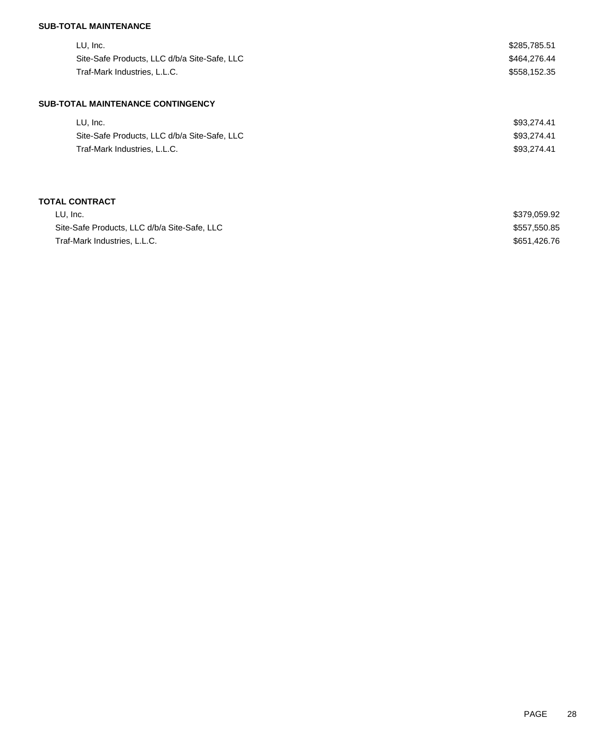**SUB-TOTAL MAINTENANCE**

| | |
|---|---|
| LU, Inc. | $285,785.51 |
| Site-Safe Products, LLC d/b/a Site-Safe, LLC | $464,276.44 |
| Traf-Mark Industries, L.L.C. | $558,152.35 |

**SUB-TOTAL MAINTENANCE CONTINGENCY**

| | |
|---|---|
| LU, Inc. | $93,274.41 |
| Site-Safe Products, LLC d/b/a Site-Safe, LLC | $93,274.41 |
| Traf-Mark Industries, L.L.C. | $93,274.41 |

**TOTAL CONTRACT**

| | |
|---|---|
| LU, Inc. | $379,059.92 |
| Site-Safe Products, LLC d/b/a Site-Safe, LLC | $557,550.85 |
| Traf-Mark Industries, L.L.C. | $651,426.76 |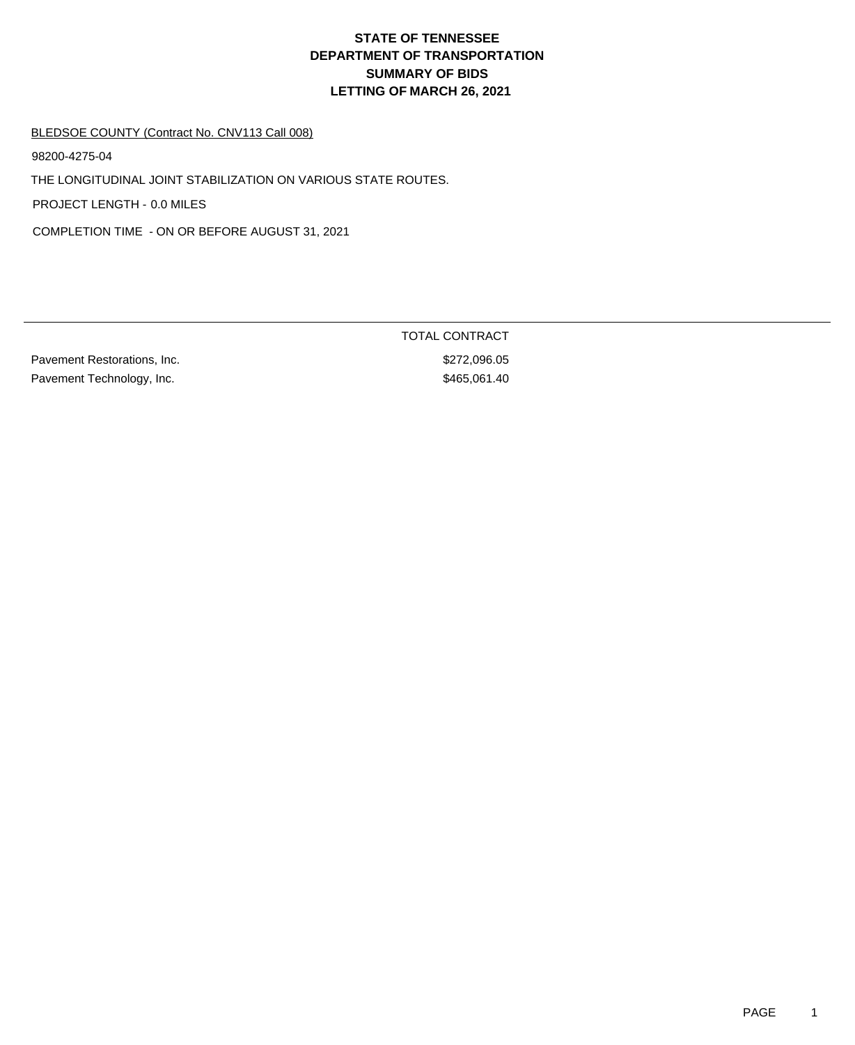# STATE OF TENNESSEE
# DEPARTMENT OF TRANSPORTATION
# SUMMARY OF BIDS
# LETTING OF MARCH 26, 2021

BLEDSOE COUNTY (Contract No. CNV113 Call 008)

98200-4275-04

THE LONGITUDINAL JOINT STABILIZATION ON VARIOUS STATE ROUTES.

PROJECT LENGTH - 0.0 MILES

COMPLETION TIME - ON OR BEFORE AUGUST 31, 2021

| | TOTAL CONTRACT |
|---|---|
| Pavement Restorations, Inc. | $272,096.05 |
| Pavement Technology, Inc. | $465,061.40 |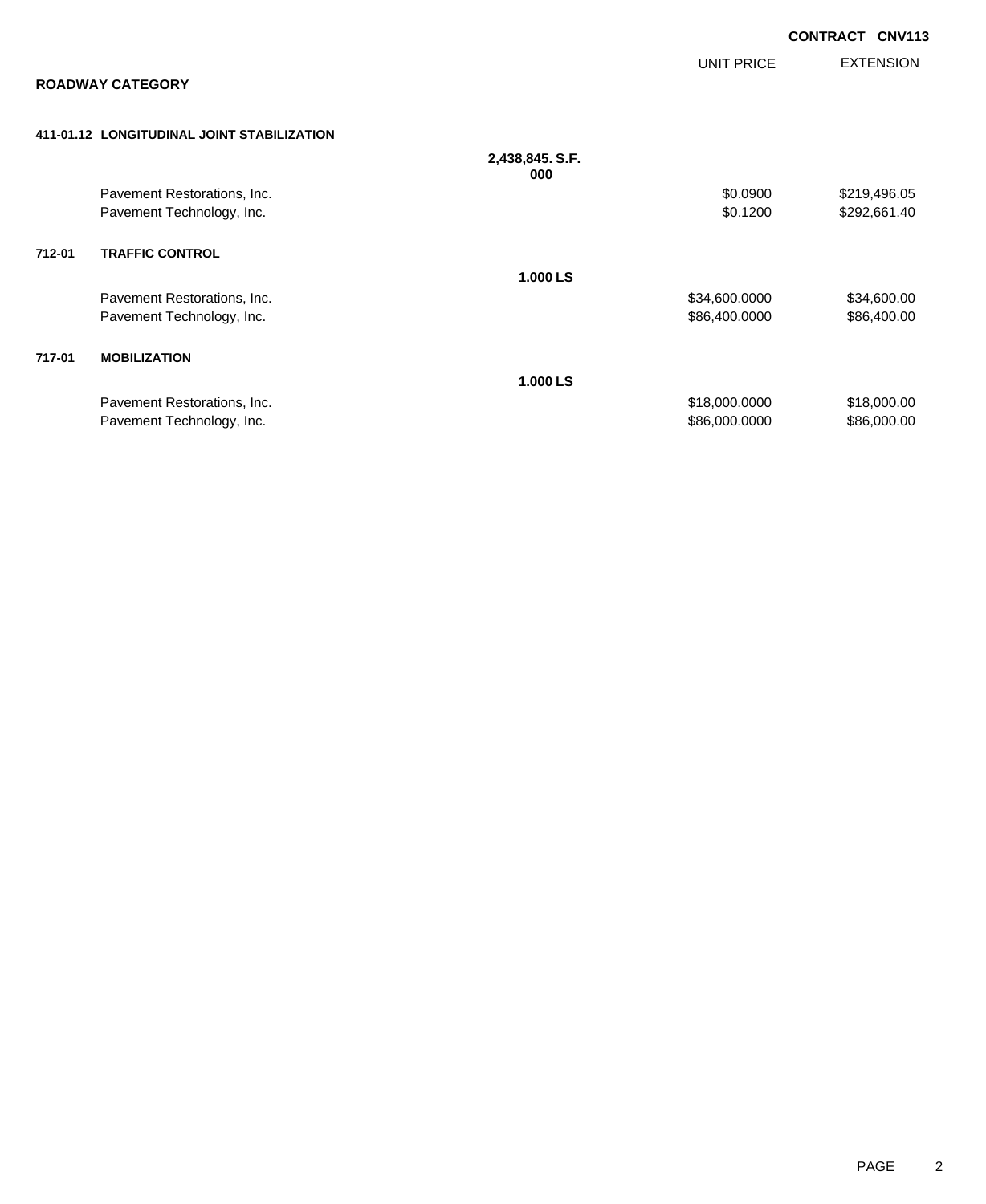**CONTRACT CNV113**

## ROADWAY CATEGORY

| | | QUANTITY | UNIT PRICE | EXTENSION |
|---|---|---|---|---|
| **411-01.12** | **LONGITUDINAL JOINT STABILIZATION** | | | |
| | | **2,438,845.000 S.F.** | | |
| | Pavement Restorations, Inc. | | $0.0900 | $219,496.05 |
| | Pavement Technology, Inc. | | $0.1200 | $292,661.40 |
| **712-01** | **TRAFFIC CONTROL** | | | |
| | | **1.000 LS** | | |
| | Pavement Restorations, Inc. | | $34,600.0000 | $34,600.00 |
| | Pavement Technology, Inc. | | $86,400.0000 | $86,400.00 |
| **717-01** | **MOBILIZATION** | | | |
| | | **1.000 LS** | | |
| | Pavement Restorations, Inc. | | $18,000.0000 | $18,000.00 |
| | Pavement Technology, Inc. | | $86,000.0000 | $86,000.00 |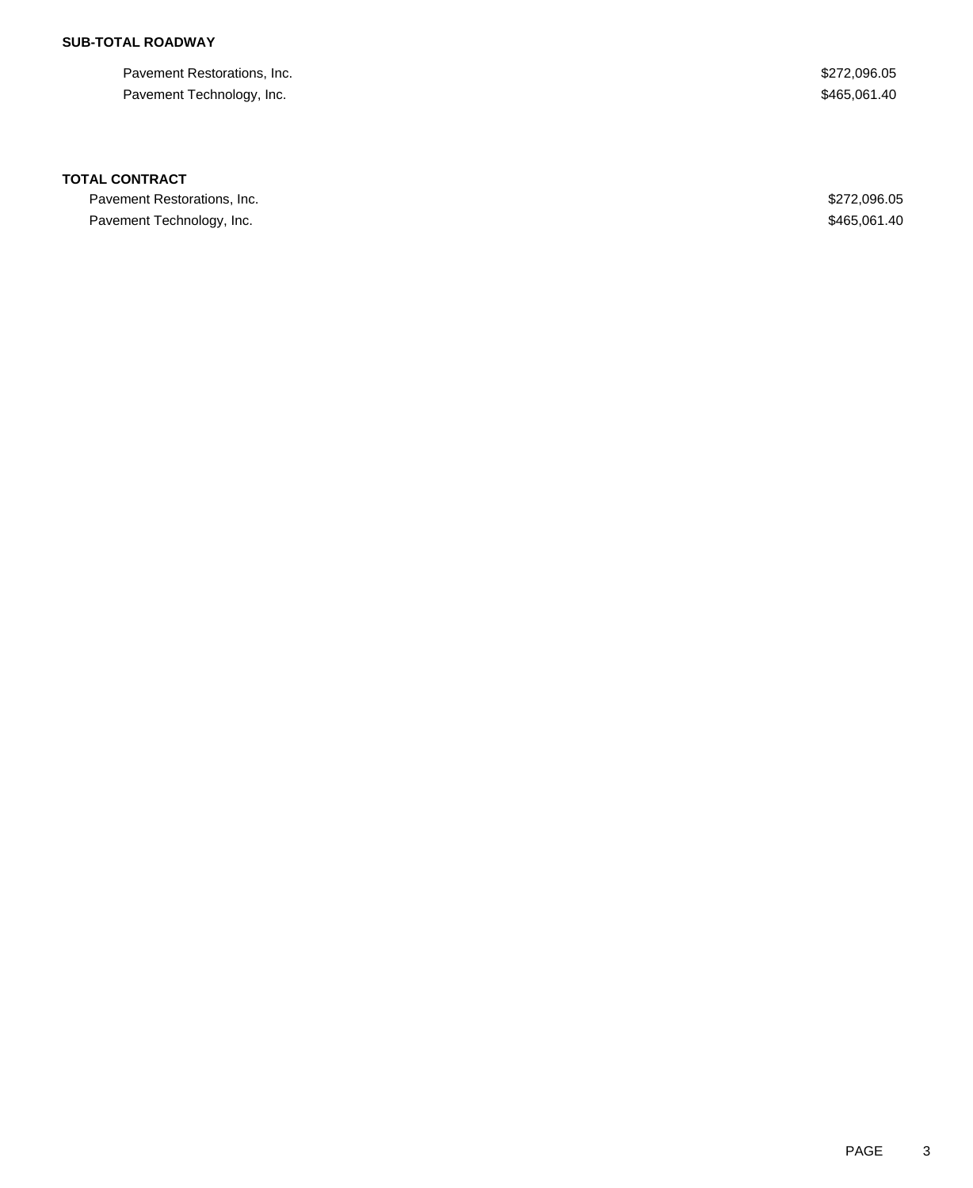**SUB-TOTAL ROADWAY**

| | |
|---|---|
| Pavement Restorations, Inc. | $272,096.05 |
| Pavement Technology, Inc. | $465,061.40 |

**TOTAL CONTRACT**

| | |
|---|---|
| Pavement Restorations, Inc. | $272,096.05 |
| Pavement Technology, Inc. | $465,061.40 |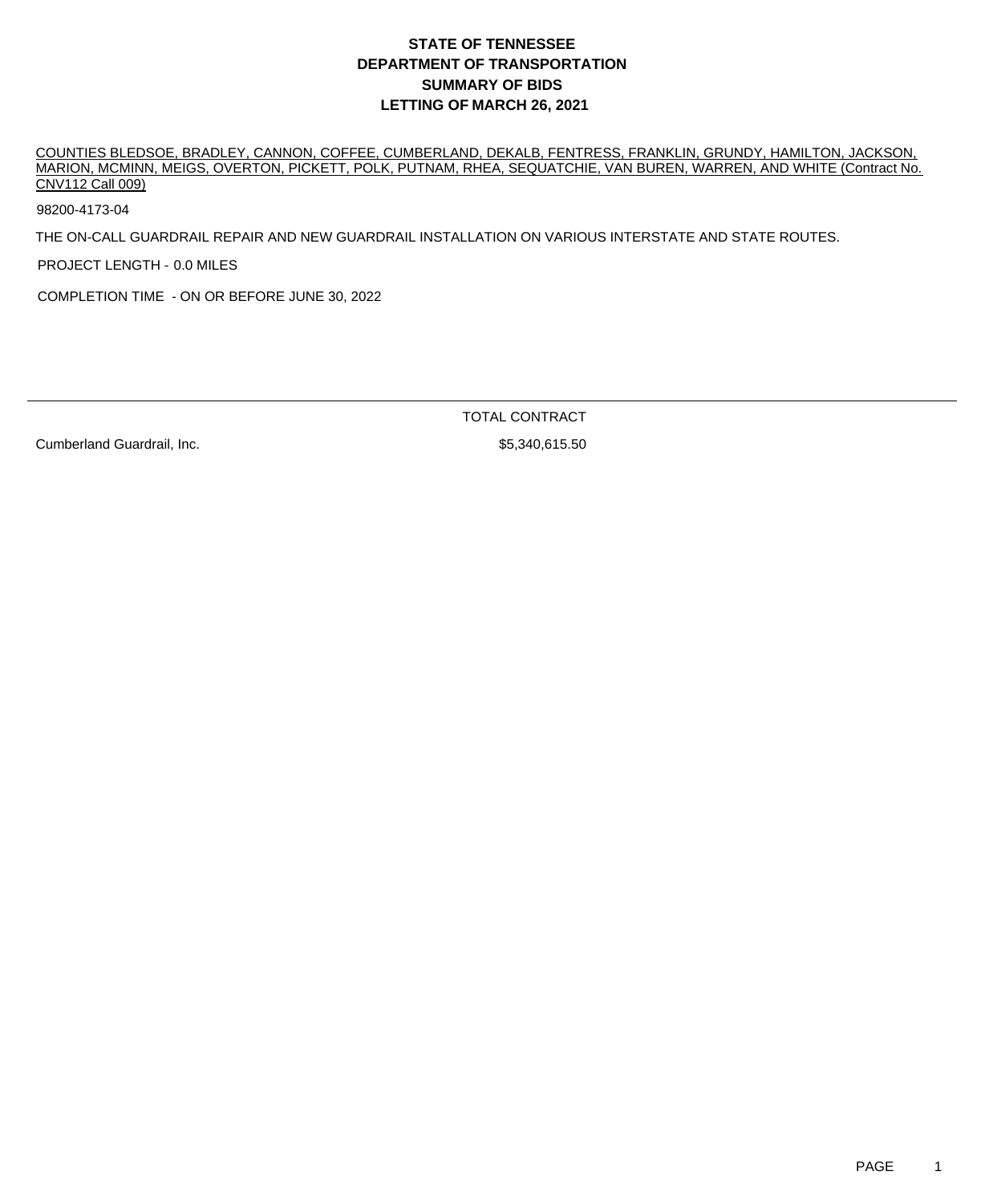# STATE OF TENNESSEE
# DEPARTMENT OF TRANSPORTATION
# SUMMARY OF BIDS
# LETTING OF MARCH 26, 2021

COUNTIES BLEDSOE, BRADLEY, CANNON, COFFEE, CUMBERLAND, DEKALB, FENTRESS, FRANKLIN, GRUNDY, HAMILTON, JACKSON, MARION, MCMINN, MEIGS, OVERTON, PICKETT, POLK, PUTNAM, RHEA, SEQUATCHIE, VAN BUREN, WARREN, AND WHITE (Contract No. CNV112 Call 009)

98200-4173-04

THE ON-CALL GUARDRAIL REPAIR AND NEW GUARDRAIL INSTALLATION ON VARIOUS INTERSTATE AND STATE ROUTES.

PROJECT LENGTH - 0.0 MILES

COMPLETION TIME - ON OR BEFORE JUNE 30, 2022

| | TOTAL CONTRACT |
|---|---|
| Cumberland Guardrail, Inc. | $5,340,615.50 |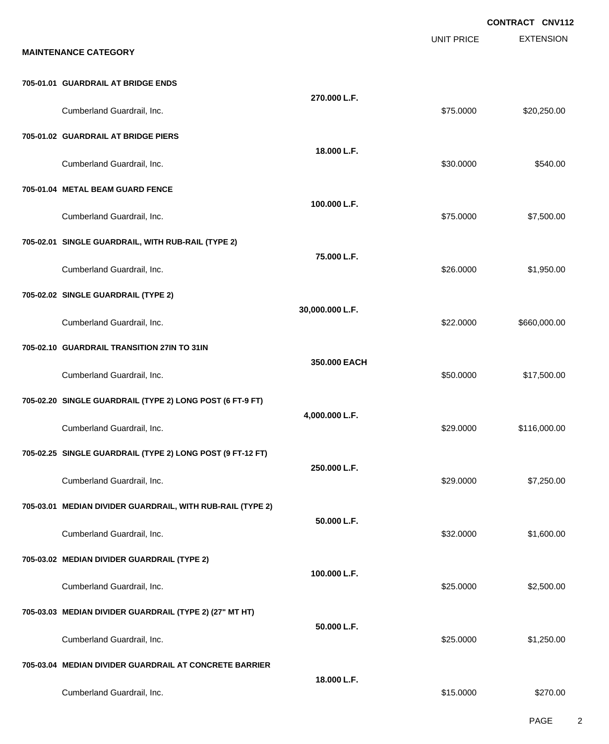**CONTRACT CNV112**

**MAINTENANCE CATEGORY**

| | | UNIT PRICE | EXTENSION |
|---|---|---|---|
| **705-01.01 GUARDRAIL AT BRIDGE ENDS** | | | |
| | **270.000 L.F.** | | |
| Cumberland Guardrail, Inc. | | $75.0000 | $20,250.00 |
| **705-01.02 GUARDRAIL AT BRIDGE PIERS** | | | |
| | **18.000 L.F.** | | |
| Cumberland Guardrail, Inc. | | $30.0000 | $540.00 |
| **705-01.04 METAL BEAM GUARD FENCE** | | | |
| | **100.000 L.F.** | | |
| Cumberland Guardrail, Inc. | | $75.0000 | $7,500.00 |
| **705-02.01 SINGLE GUARDRAIL, WITH RUB-RAIL (TYPE 2)** | | | |
| | **75.000 L.F.** | | |
| Cumberland Guardrail, Inc. | | $26.0000 | $1,950.00 |
| **705-02.02 SINGLE GUARDRAIL (TYPE 2)** | | | |
| | **30,000.000 L.F.** | | |
| Cumberland Guardrail, Inc. | | $22.0000 | $660,000.00 |
| **705-02.10 GUARDRAIL TRANSITION 27IN TO 31IN** | | | |
| | **350.000 EACH** | | |
| Cumberland Guardrail, Inc. | | $50.0000 | $17,500.00 |
| **705-02.20 SINGLE GUARDRAIL (TYPE 2) LONG POST (6 FT-9 FT)** | | | |
| | **4,000.000 L.F.** | | |
| Cumberland Guardrail, Inc. | | $29.0000 | $116,000.00 |
| **705-02.25 SINGLE GUARDRAIL (TYPE 2) LONG POST (9 FT-12 FT)** | | | |
| | **250.000 L.F.** | | |
| Cumberland Guardrail, Inc. | | $29.0000 | $7,250.00 |
| **705-03.01 MEDIAN DIVIDER GUARDRAIL, WITH RUB-RAIL (TYPE 2)** | | | |
| | **50.000 L.F.** | | |
| Cumberland Guardrail, Inc. | | $32.0000 | $1,600.00 |
| **705-03.02 MEDIAN DIVIDER GUARDRAIL (TYPE 2)** | | | |
| | **100.000 L.F.** | | |
| Cumberland Guardrail, Inc. | | $25.0000 | $2,500.00 |
| **705-03.03 MEDIAN DIVIDER GUARDRAIL (TYPE 2) (27" MT HT)** | | | |
| | **50.000 L.F.** | | |
| Cumberland Guardrail, Inc. | | $25.0000 | $1,250.00 |
| **705-03.04 MEDIAN DIVIDER GUARDRAIL AT CONCRETE BARRIER** | | | |
| | **18.000 L.F.** | | |
| Cumberland Guardrail, Inc. | | $15.0000 | $270.00 |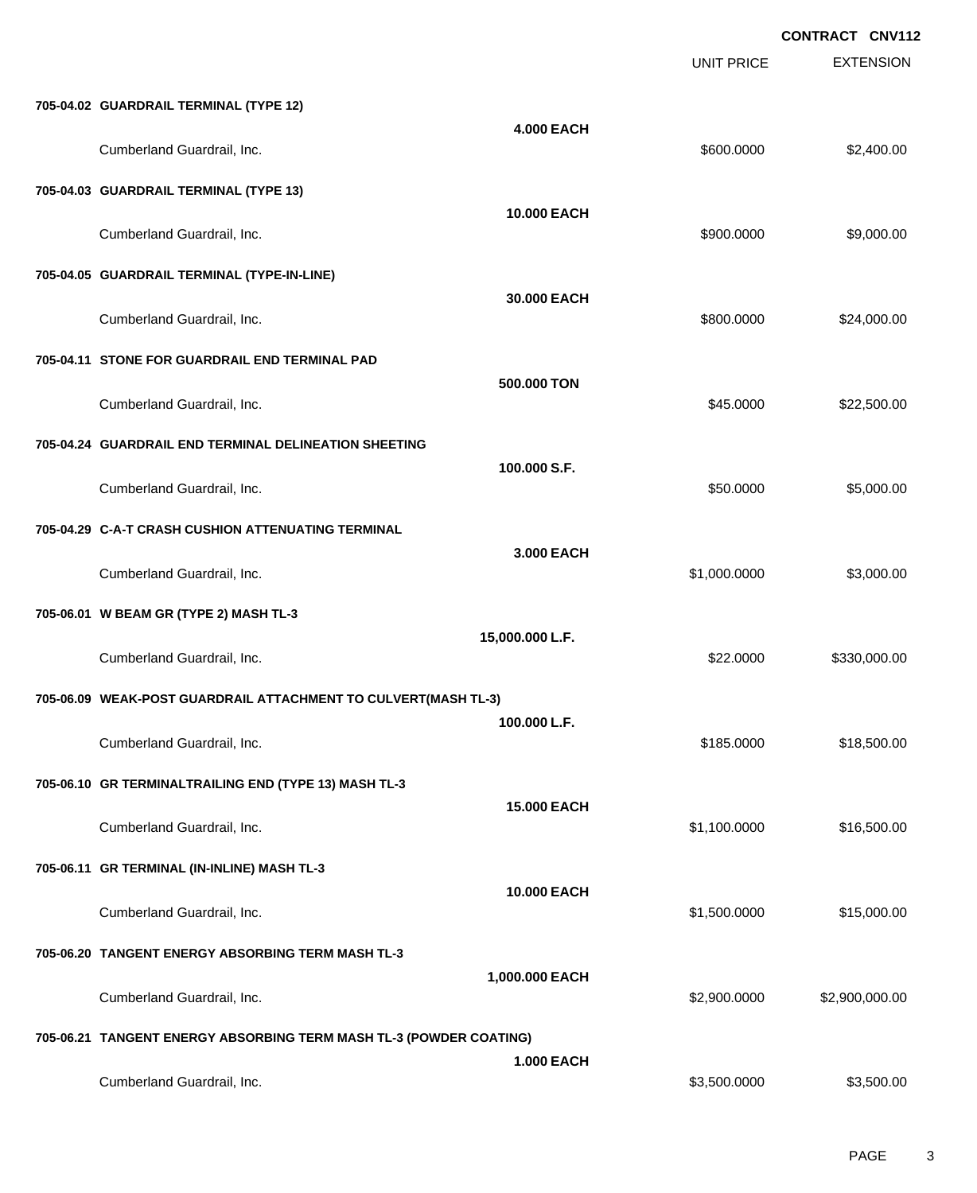**CONTRACT CNV112**

| | | UNIT PRICE | EXTENSION |
|---|---|---|---|
| **705-04.02 GUARDRAIL TERMINAL (TYPE 12)** | | | |
| | **4.000 EACH** | | |
| Cumberland Guardrail, Inc. | | $600.0000 | $2,400.00 |
| **705-04.03 GUARDRAIL TERMINAL (TYPE 13)** | | | |
| | **10.000 EACH** | | |
| Cumberland Guardrail, Inc. | | $900.0000 | $9,000.00 |
| **705-04.05 GUARDRAIL TERMINAL (TYPE-IN-LINE)** | | | |
| | **30.000 EACH** | | |
| Cumberland Guardrail, Inc. | | $800.0000 | $24,000.00 |
| **705-04.11 STONE FOR GUARDRAIL END TERMINAL PAD** | | | |
| | **500.000 TON** | | |
| Cumberland Guardrail, Inc. | | $45.0000 | $22,500.00 |
| **705-04.24 GUARDRAIL END TERMINAL DELINEATION SHEETING** | | | |
| | **100.000 S.F.** | | |
| Cumberland Guardrail, Inc. | | $50.0000 | $5,000.00 |
| **705-04.29 C-A-T CRASH CUSHION ATTENUATING TERMINAL** | | | |
| | **3.000 EACH** | | |
| Cumberland Guardrail, Inc. | | $1,000.0000 | $3,000.00 |
| **705-06.01 W BEAM GR (TYPE 2) MASH TL-3** | | | |
| | **15,000.000 L.F.** | | |
| Cumberland Guardrail, Inc. | | $22.0000 | $330,000.00 |
| **705-06.09 WEAK-POST GUARDRAIL ATTACHMENT TO CULVERT(MASH TL-3)** | | | |
| | **100.000 L.F.** | | |
| Cumberland Guardrail, Inc. | | $185.0000 | $18,500.00 |
| **705-06.10 GR TERMINALTRAILING END (TYPE 13) MASH TL-3** | | | |
| | **15.000 EACH** | | |
| Cumberland Guardrail, Inc. | | $1,100.0000 | $16,500.00 |
| **705-06.11 GR TERMINAL (IN-INLINE) MASH TL-3** | | | |
| | **10.000 EACH** | | |
| Cumberland Guardrail, Inc. | | $1,500.0000 | $15,000.00 |
| **705-06.20 TANGENT ENERGY ABSORBING TERM MASH TL-3** | | | |
| | **1,000.000 EACH** | | |
| Cumberland Guardrail, Inc. | | $2,900.0000 | $2,900,000.00 |
| **705-06.21 TANGENT ENERGY ABSORBING TERM MASH TL-3 (POWDER COATING)** | | | |
| | **1.000 EACH** | | |
| Cumberland Guardrail, Inc. | | $3,500.0000 | $3,500.00 |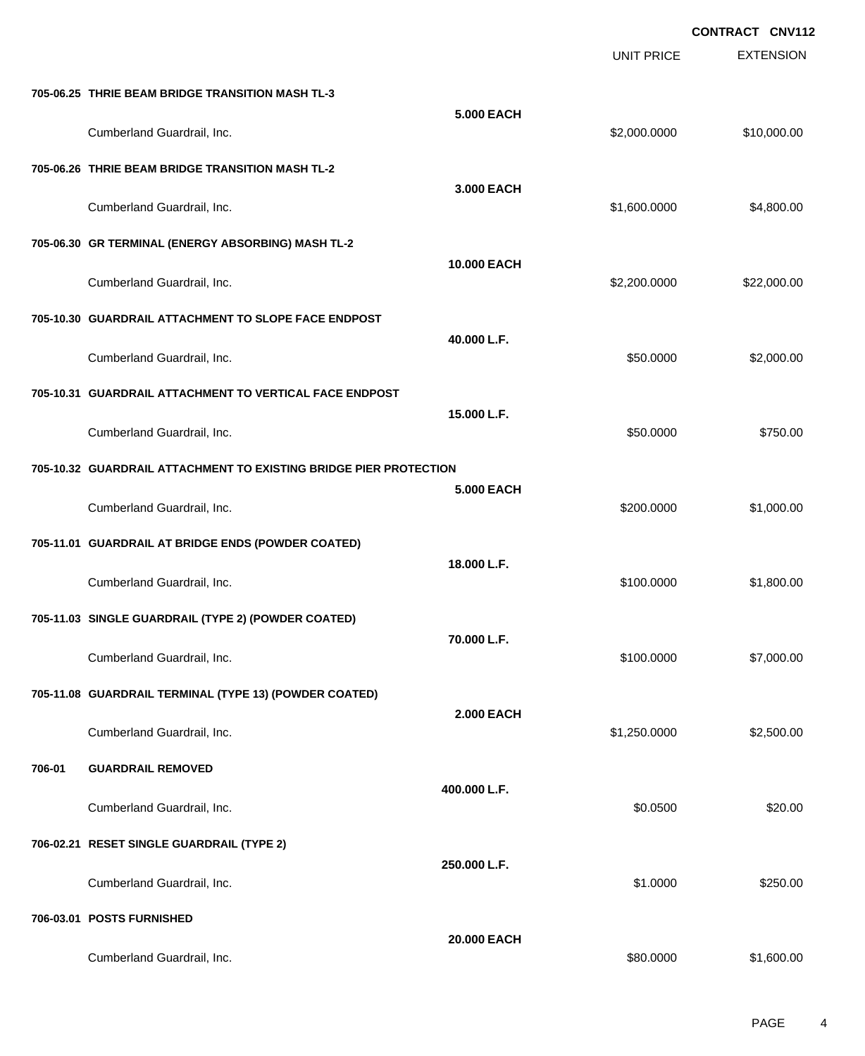**CONTRACT CNV112**

| | | | UNIT PRICE | EXTENSION |
|---|---|---|---|---|
| **705-06.25** | **THRIE BEAM BRIDGE TRANSITION MASH TL-3** | | | |
| | | **5.000 EACH** | | |
| | Cumberland Guardrail, Inc. | | $2,000.0000 | $10,000.00 |
| **705-06.26** | **THRIE BEAM BRIDGE TRANSITION MASH TL-2** | | | |
| | | **3.000 EACH** | | |
| | Cumberland Guardrail, Inc. | | $1,600.0000 | $4,800.00 |
| **705-06.30** | **GR TERMINAL (ENERGY ABSORBING) MASH TL-2** | | | |
| | | **10.000 EACH** | | |
| | Cumberland Guardrail, Inc. | | $2,200.0000 | $22,000.00 |
| **705-10.30** | **GUARDRAIL ATTACHMENT TO SLOPE FACE ENDPOST** | | | |
| | | **40.000 L.F.** | | |
| | Cumberland Guardrail, Inc. | | $50.0000 | $2,000.00 |
| **705-10.31** | **GUARDRAIL ATTACHMENT TO VERTICAL FACE ENDPOST** | | | |
| | | **15.000 L.F.** | | |
| | Cumberland Guardrail, Inc. | | $50.0000 | $750.00 |
| **705-10.32** | **GUARDRAIL ATTACHMENT TO EXISTING BRIDGE PIER PROTECTION** | | | |
| | | **5.000 EACH** | | |
| | Cumberland Guardrail, Inc. | | $200.0000 | $1,000.00 |
| **705-11.01** | **GUARDRAIL AT BRIDGE ENDS (POWDER COATED)** | | | |
| | | **18.000 L.F.** | | |
| | Cumberland Guardrail, Inc. | | $100.0000 | $1,800.00 |
| **705-11.03** | **SINGLE GUARDRAIL (TYPE 2) (POWDER COATED)** | | | |
| | | **70.000 L.F.** | | |
| | Cumberland Guardrail, Inc. | | $100.0000 | $7,000.00 |
| **705-11.08** | **GUARDRAIL TERMINAL (TYPE 13) (POWDER COATED)** | | | |
| | | **2.000 EACH** | | |
| | Cumberland Guardrail, Inc. | | $1,250.0000 | $2,500.00 |
| **706-01** | **GUARDRAIL REMOVED** | | | |
| | | **400.000 L.F.** | | |
| | Cumberland Guardrail, Inc. | | $0.0500 | $20.00 |
| **706-02.21** | **RESET SINGLE GUARDRAIL (TYPE 2)** | | | |
| | | **250.000 L.F.** | | |
| | Cumberland Guardrail, Inc. | | $1.0000 | $250.00 |
| **706-03.01** | **POSTS FURNISHED** | | | |
| | | **20.000 EACH** | | |
| | Cumberland Guardrail, Inc. | | $80.0000 | $1,600.00 |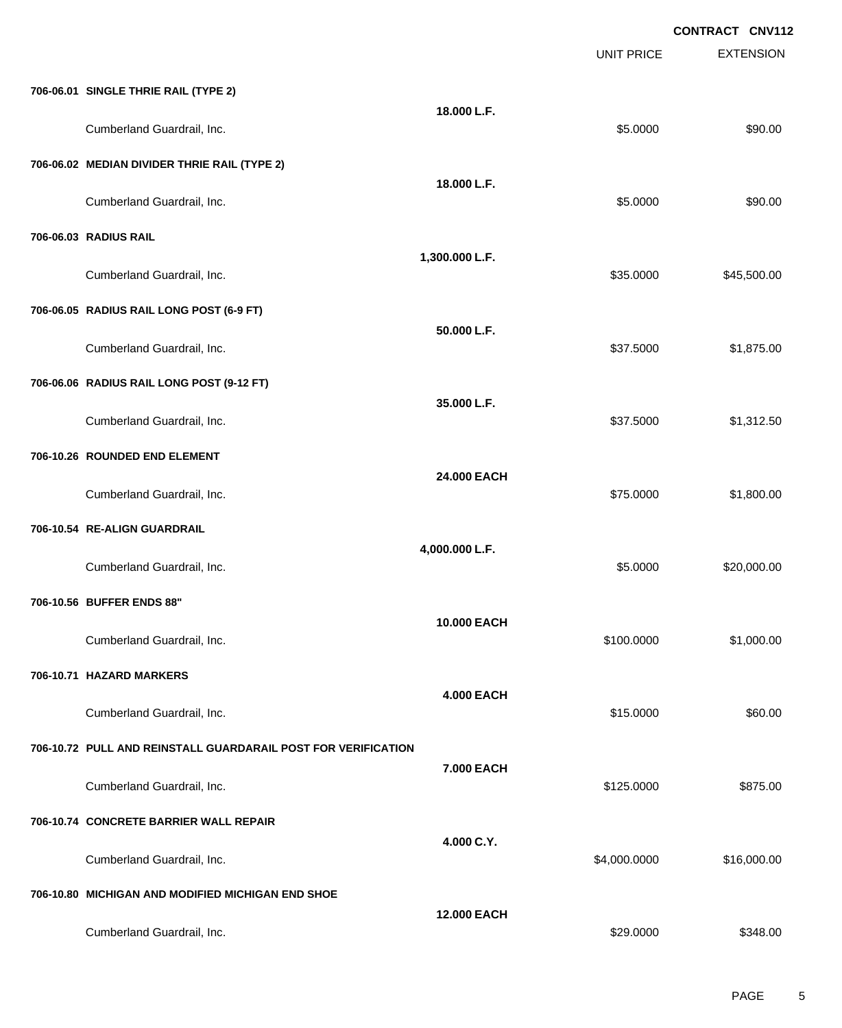**CONTRACT CNV112**

| | | UNIT PRICE | EXTENSION |
|---|---|---|---|
| **706-06.01 SINGLE THRIE RAIL (TYPE 2)** | | | |
| | **18.000 L.F.** | | |
| Cumberland Guardrail, Inc. | | $5.0000 | $90.00 |
| **706-06.02 MEDIAN DIVIDER THRIE RAIL (TYPE 2)** | | | |
| | **18.000 L.F.** | | |
| Cumberland Guardrail, Inc. | | $5.0000 | $90.00 |
| **706-06.03 RADIUS RAIL** | | | |
| | **1,300.000 L.F.** | | |
| Cumberland Guardrail, Inc. | | $35.0000 | $45,500.00 |
| **706-06.05 RADIUS RAIL LONG POST (6-9 FT)** | | | |
| | **50.000 L.F.** | | |
| Cumberland Guardrail, Inc. | | $37.5000 | $1,875.00 |
| **706-06.06 RADIUS RAIL LONG POST (9-12 FT)** | | | |
| | **35.000 L.F.** | | |
| Cumberland Guardrail, Inc. | | $37.5000 | $1,312.50 |
| **706-10.26 ROUNDED END ELEMENT** | | | |
| | **24.000 EACH** | | |
| Cumberland Guardrail, Inc. | | $75.0000 | $1,800.00 |
| **706-10.54 RE-ALIGN GUARDRAIL** | | | |
| | **4,000.000 L.F.** | | |
| Cumberland Guardrail, Inc. | | $5.0000 | $20,000.00 |
| **706-10.56 BUFFER ENDS 88"** | | | |
| | **10.000 EACH** | | |
| Cumberland Guardrail, Inc. | | $100.0000 | $1,000.00 |
| **706-10.71 HAZARD MARKERS** | | | |
| | **4.000 EACH** | | |
| Cumberland Guardrail, Inc. | | $15.0000 | $60.00 |
| **706-10.72 PULL AND REINSTALL GUARDARAIL POST FOR VERIFICATION** | | | |
| | **7.000 EACH** | | |
| Cumberland Guardrail, Inc. | | $125.0000 | $875.00 |
| **706-10.74 CONCRETE BARRIER WALL REPAIR** | | | |
| | **4.000 C.Y.** | | |
| Cumberland Guardrail, Inc. | | $4,000.0000 | $16,000.00 |
| **706-10.80 MICHIGAN AND MODIFIED MICHIGAN END SHOE** | | | |
| | **12.000 EACH** | | |
| Cumberland Guardrail, Inc. | | $29.0000 | $348.00 |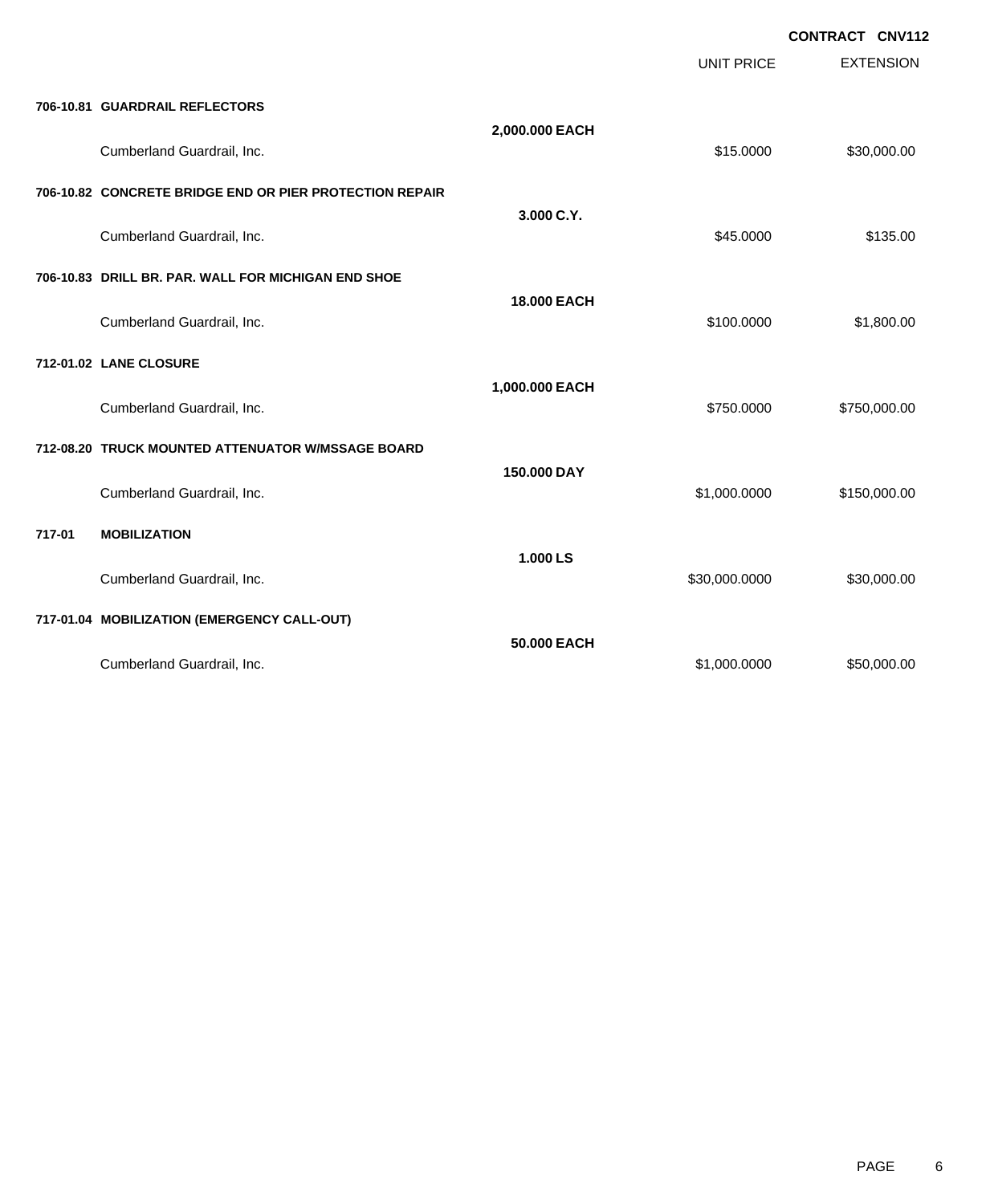**CONTRACT CNV112**

| | | UNIT PRICE | EXTENSION |
|---|---|---|---|
| **706-10.81 GUARDRAIL REFLECTORS** | | | |
| | **2,000.000 EACH** | | |
| Cumberland Guardrail, Inc. | | $15.0000 | $30,000.00 |
| **706-10.82 CONCRETE BRIDGE END OR PIER PROTECTION REPAIR** | | | |
| | **3.000 C.Y.** | | |
| Cumberland Guardrail, Inc. | | $45.0000 | $135.00 |
| **706-10.83 DRILL BR. PAR. WALL FOR MICHIGAN END SHOE** | | | |
| | **18.000 EACH** | | |
| Cumberland Guardrail, Inc. | | $100.0000 | $1,800.00 |
| **712-01.02 LANE CLOSURE** | | | |
| | **1,000.000 EACH** | | |
| Cumberland Guardrail, Inc. | | $750.0000 | $750,000.00 |
| **712-08.20 TRUCK MOUNTED ATTENUATOR W/MSSAGE BOARD** | | | |
| | **150.000 DAY** | | |
| Cumberland Guardrail, Inc. | | $1,000.0000 | $150,000.00 |
| **717-01 MOBILIZATION** | | | |
| | **1.000 LS** | | |
| Cumberland Guardrail, Inc. | | $30,000.0000 | $30,000.00 |
| **717-01.04 MOBILIZATION (EMERGENCY CALL-OUT)** | | | |
| | **50.000 EACH** | | |
| Cumberland Guardrail, Inc. | | $1,000.0000 | $50,000.00 |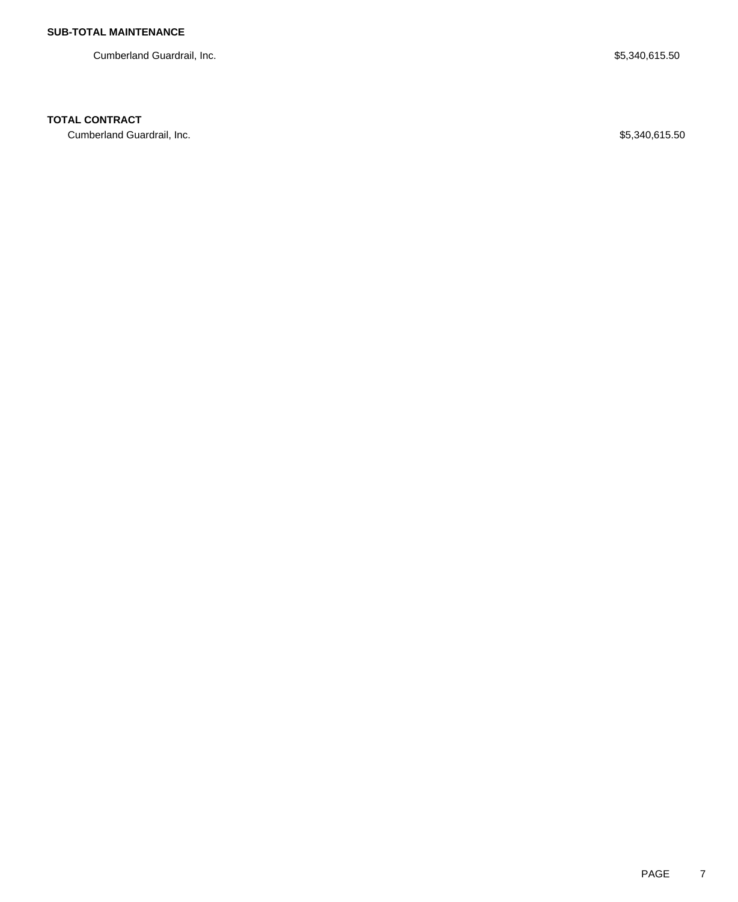**SUB-TOTAL MAINTENANCE**

| | |
|---|---|
| Cumberland Guardrail, Inc. | $5,340,615.50 |

**TOTAL CONTRACT**

| | |
|---|---|
| Cumberland Guardrail, Inc. | $5,340,615.50 |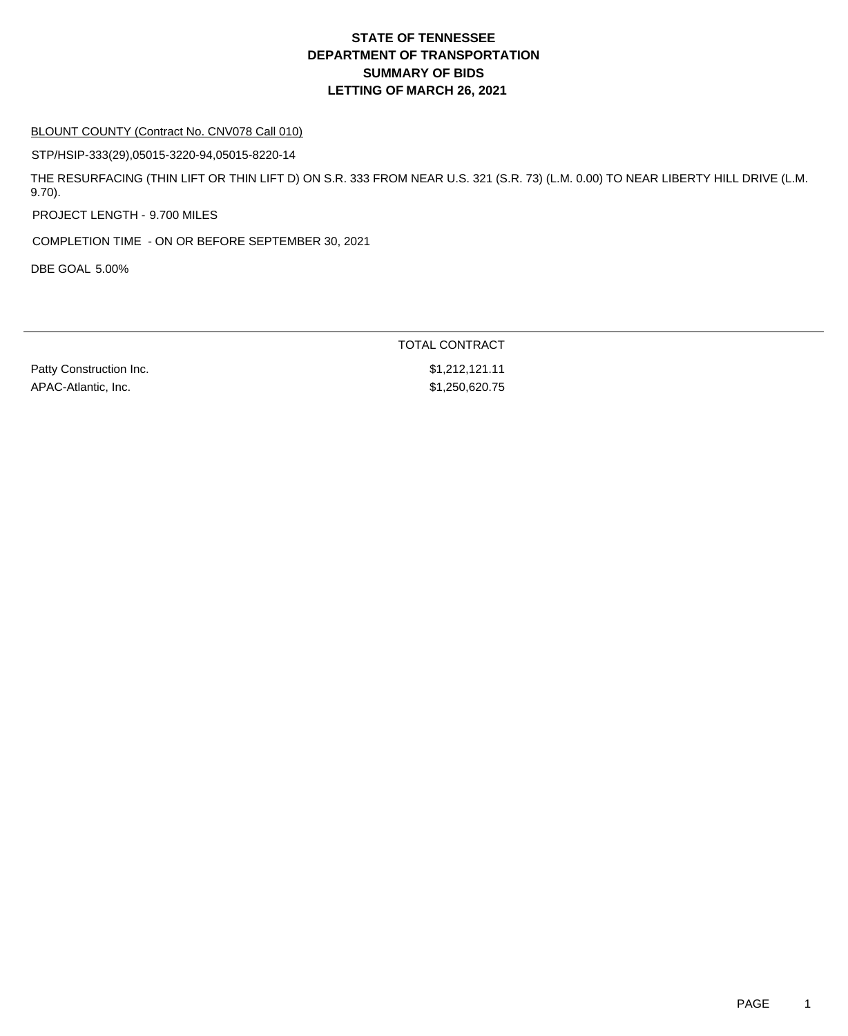# STATE OF TENNESSEE
# DEPARTMENT OF TRANSPORTATION
# SUMMARY OF BIDS
# LETTING OF MARCH 26, 2021

BLOUNT COUNTY (Contract No. CNV078 Call 010)

STP/HSIP-333(29),05015-3220-94,05015-8220-14

THE RESURFACING (THIN LIFT OR THIN LIFT D) ON S.R. 333 FROM NEAR U.S. 321 (S.R. 73) (L.M. 0.00) TO NEAR LIBERTY HILL DRIVE (L.M. 9.70).

PROJECT LENGTH - 9.700 MILES

COMPLETION TIME - ON OR BEFORE SEPTEMBER 30, 2021

DBE GOAL 5.00%

| | TOTAL CONTRACT |
|---|---|
| Patty Construction Inc. | $1,212,121.11 |
| APAC-Atlantic, Inc. | $1,250,620.75 |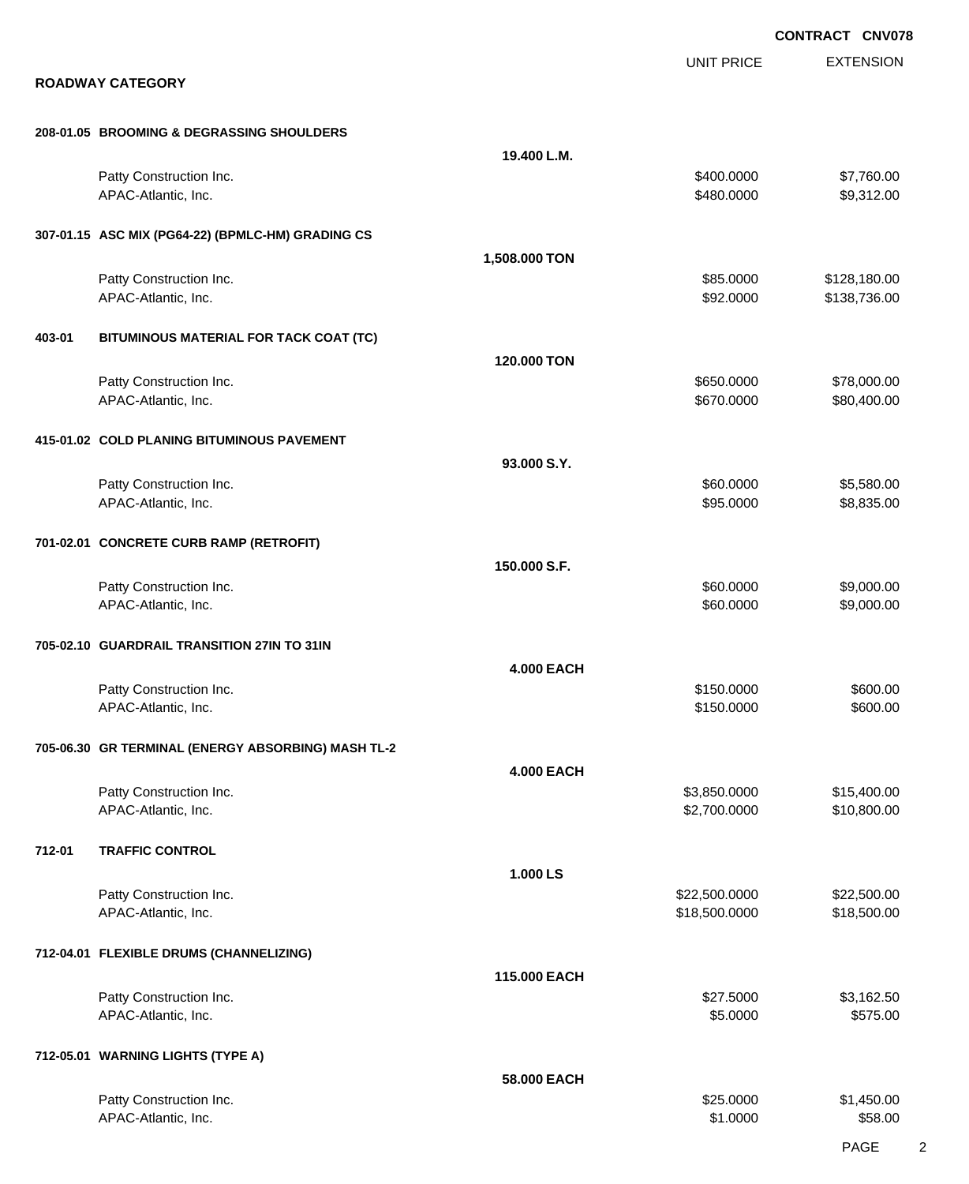**CONTRACT CNV078**

## ROADWAY CATEGORY

| | | | UNIT PRICE | EXTENSION |
|---|---|---|---|---|
| **208-01.05** | **BROOMING & DEGRASSING SHOULDERS** | | | |
| | | **19.400 L.M.** | | |
| | Patty Construction Inc. | | $400.0000 | $7,760.00 |
| | APAC-Atlantic, Inc. | | $480.0000 | $9,312.00 |
| **307-01.15** | **ASC MIX (PG64-22) (BPMLC-HM) GRADING CS** | | | |
| | | **1,508.000 TON** | | |
| | Patty Construction Inc. | | $85.0000 | $128,180.00 |
| | APAC-Atlantic, Inc. | | $92.0000 | $138,736.00 |
| **403-01** | **BITUMINOUS MATERIAL FOR TACK COAT (TC)** | | | |
| | | **120.000 TON** | | |
| | Patty Construction Inc. | | $650.0000 | $78,000.00 |
| | APAC-Atlantic, Inc. | | $670.0000 | $80,400.00 |
| **415-01.02** | **COLD PLANING BITUMINOUS PAVEMENT** | | | |
| | | **93.000 S.Y.** | | |
| | Patty Construction Inc. | | $60.0000 | $5,580.00 |
| | APAC-Atlantic, Inc. | | $95.0000 | $8,835.00 |
| **701-02.01** | **CONCRETE CURB RAMP (RETROFIT)** | | | |
| | | **150.000 S.F.** | | |
| | Patty Construction Inc. | | $60.0000 | $9,000.00 |
| | APAC-Atlantic, Inc. | | $60.0000 | $9,000.00 |
| **705-02.10** | **GUARDRAIL TRANSITION 27IN TO 31IN** | | | |
| | | **4.000 EACH** | | |
| | Patty Construction Inc. | | $150.0000 | $600.00 |
| | APAC-Atlantic, Inc. | | $150.0000 | $600.00 |
| **705-06.30** | **GR TERMINAL (ENERGY ABSORBING) MASH TL-2** | | | |
| | | **4.000 EACH** | | |
| | Patty Construction Inc. | | $3,850.0000 | $15,400.00 |
| | APAC-Atlantic, Inc. | | $2,700.0000 | $10,800.00 |
| **712-01** | **TRAFFIC CONTROL** | | | |
| | | **1.000 LS** | | |
| | Patty Construction Inc. | | $22,500.0000 | $22,500.00 |
| | APAC-Atlantic, Inc. | | $18,500.0000 | $18,500.00 |
| **712-04.01** | **FLEXIBLE DRUMS (CHANNELIZING)** | | | |
| | | **115.000 EACH** | | |
| | Patty Construction Inc. | | $27.5000 | $3,162.50 |
| | APAC-Atlantic, Inc. | | $5.0000 | $575.00 |
| **712-05.01** | **WARNING LIGHTS (TYPE A)** | | | |
| | | **58.000 EACH** | | |
| | Patty Construction Inc. | | $25.0000 | $1,450.00 |
| | APAC-Atlantic, Inc. | | $1.0000 | $58.00 |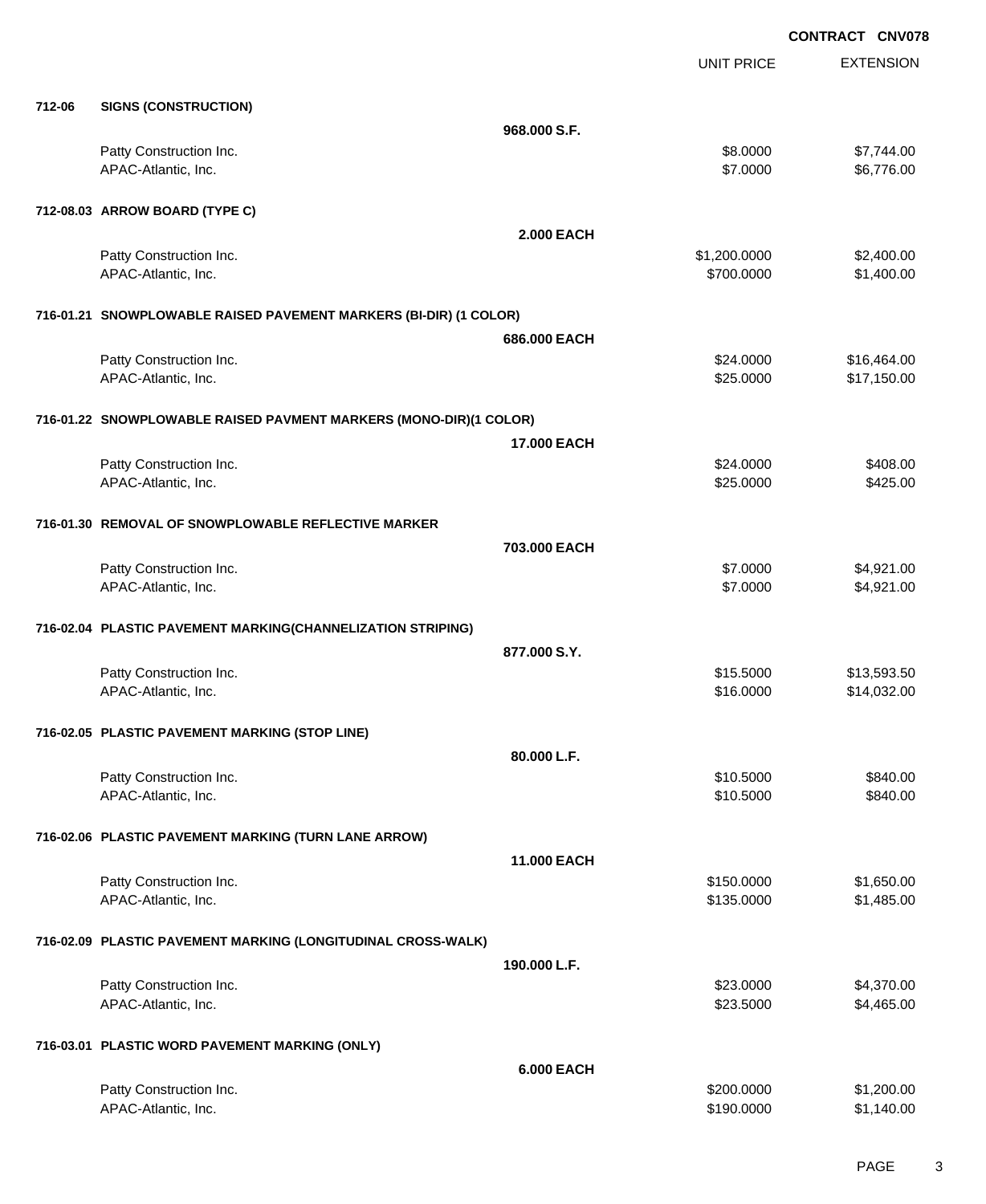**CONTRACT CNV078**

| | | UNIT PRICE | EXTENSION |
|---|---|---|---|
| **712-06** | **SIGNS (CONSTRUCTION)** | | |
| | **968.000 S.F.** | | |
| | Patty Construction Inc. | $8.0000 | $7,744.00 |
| | APAC-Atlantic, Inc. | $7.0000 | $6,776.00 |
| **712-08.03** | **ARROW BOARD (TYPE C)** | | |
| | **2.000 EACH** | | |
| | Patty Construction Inc. | $1,200.0000 | $2,400.00 |
| | APAC-Atlantic, Inc. | $700.0000 | $1,400.00 |
| **716-01.21** | **SNOWPLOWABLE RAISED PAVEMENT MARKERS (BI-DIR) (1 COLOR)** | | |
| | **686.000 EACH** | | |
| | Patty Construction Inc. | $24.0000 | $16,464.00 |
| | APAC-Atlantic, Inc. | $25.0000 | $17,150.00 |
| **716-01.22** | **SNOWPLOWABLE RAISED PAVMENT MARKERS (MONO-DIR)(1 COLOR)** | | |
| | **17.000 EACH** | | |
| | Patty Construction Inc. | $24.0000 | $408.00 |
| | APAC-Atlantic, Inc. | $25.0000 | $425.00 |
| **716-01.30** | **REMOVAL OF SNOWPLOWABLE REFLECTIVE MARKER** | | |
| | **703.000 EACH** | | |
| | Patty Construction Inc. | $7.0000 | $4,921.00 |
| | APAC-Atlantic, Inc. | $7.0000 | $4,921.00 |
| **716-02.04** | **PLASTIC PAVEMENT MARKING(CHANNELIZATION STRIPING)** | | |
| | **877.000 S.Y.** | | |
| | Patty Construction Inc. | $15.5000 | $13,593.50 |
| | APAC-Atlantic, Inc. | $16.0000 | $14,032.00 |
| **716-02.05** | **PLASTIC PAVEMENT MARKING (STOP LINE)** | | |
| | **80.000 L.F.** | | |
| | Patty Construction Inc. | $10.5000 | $840.00 |
| | APAC-Atlantic, Inc. | $10.5000 | $840.00 |
| **716-02.06** | **PLASTIC PAVEMENT MARKING (TURN LANE ARROW)** | | |
| | **11.000 EACH** | | |
| | Patty Construction Inc. | $150.0000 | $1,650.00 |
| | APAC-Atlantic, Inc. | $135.0000 | $1,485.00 |
| **716-02.09** | **PLASTIC PAVEMENT MARKING (LONGITUDINAL CROSS-WALK)** | | |
| | **190.000 L.F.** | | |
| | Patty Construction Inc. | $23.0000 | $4,370.00 |
| | APAC-Atlantic, Inc. | $23.5000 | $4,465.00 |
| **716-03.01** | **PLASTIC WORD PAVEMENT MARKING (ONLY)** | | |
| | **6.000 EACH** | | |
| | Patty Construction Inc. | $200.0000 | $1,200.00 |
| | APAC-Atlantic, Inc. | $190.0000 | $1,140.00 |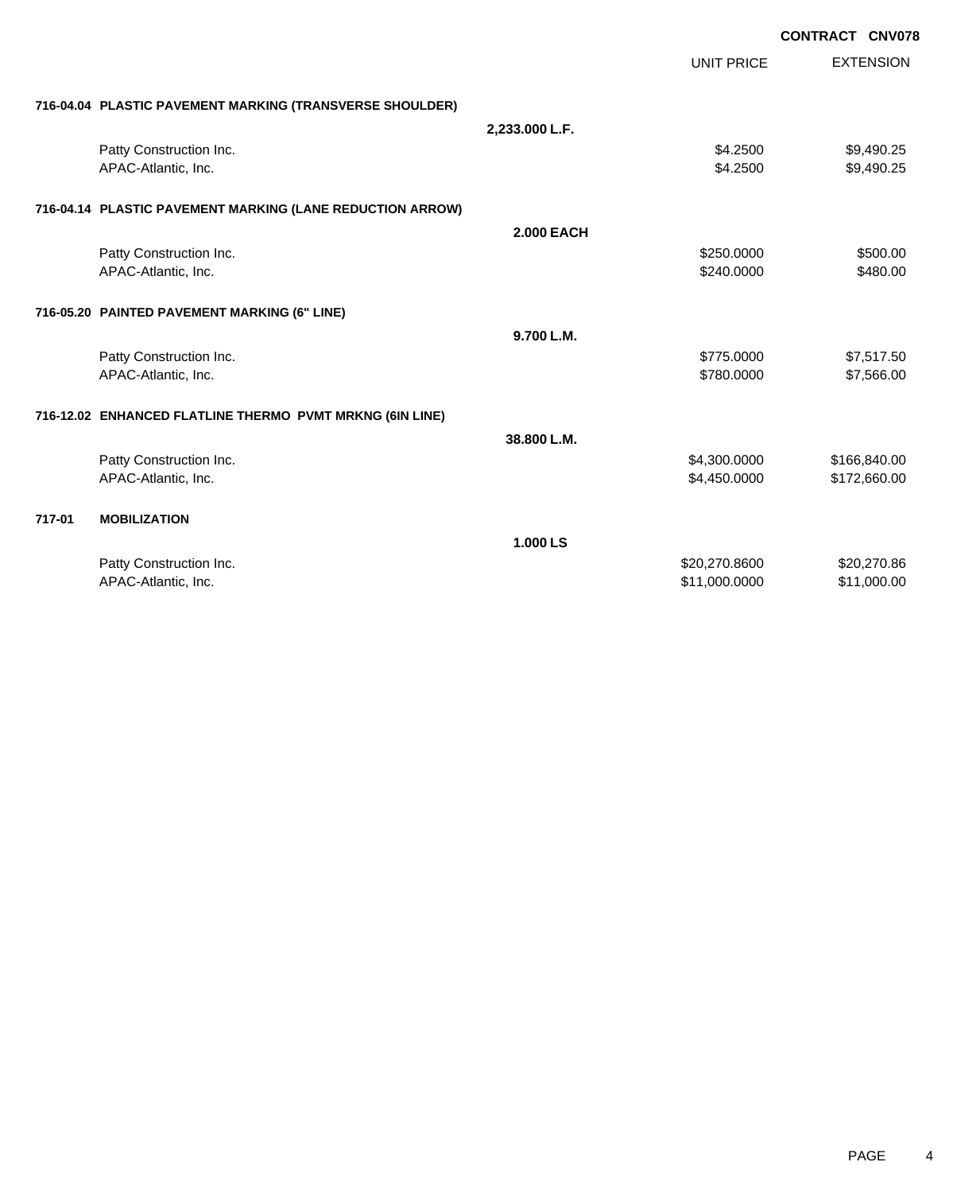**CONTRACT CNV078**

| | | UNIT PRICE | EXTENSION |
|---|---|---|---|
| **716-04.04 PLASTIC PAVEMENT MARKING (TRANSVERSE SHOULDER)** | | | |
| | **2,233.000 L.F.** | | |
| Patty Construction Inc. | | $4.2500 | $9,490.25 |
| APAC-Atlantic, Inc. | | $4.2500 | $9,490.25 |
| **716-04.14 PLASTIC PAVEMENT MARKING (LANE REDUCTION ARROW)** | | | |
| | **2.000 EACH** | | |
| Patty Construction Inc. | | $250.0000 | $500.00 |
| APAC-Atlantic, Inc. | | $240.0000 | $480.00 |
| **716-05.20 PAINTED PAVEMENT MARKING (6" LINE)** | | | |
| | **9.700 L.M.** | | |
| Patty Construction Inc. | | $775.0000 | $7,517.50 |
| APAC-Atlantic, Inc. | | $780.0000 | $7,566.00 |
| **716-12.02 ENHANCED FLATLINE THERMO PVMT MRKNG (6IN LINE)** | | | |
| | **38.800 L.M.** | | |
| Patty Construction Inc. | | $4,300.0000 | $166,840.00 |
| APAC-Atlantic, Inc. | | $4,450.0000 | $172,660.00 |
| **717-01 MOBILIZATION** | | | |
| | **1.000 LS** | | |
| Patty Construction Inc. | | $20,270.8600 | $20,270.86 |
| APAC-Atlantic, Inc. | | $11,000.0000 | $11,000.00 |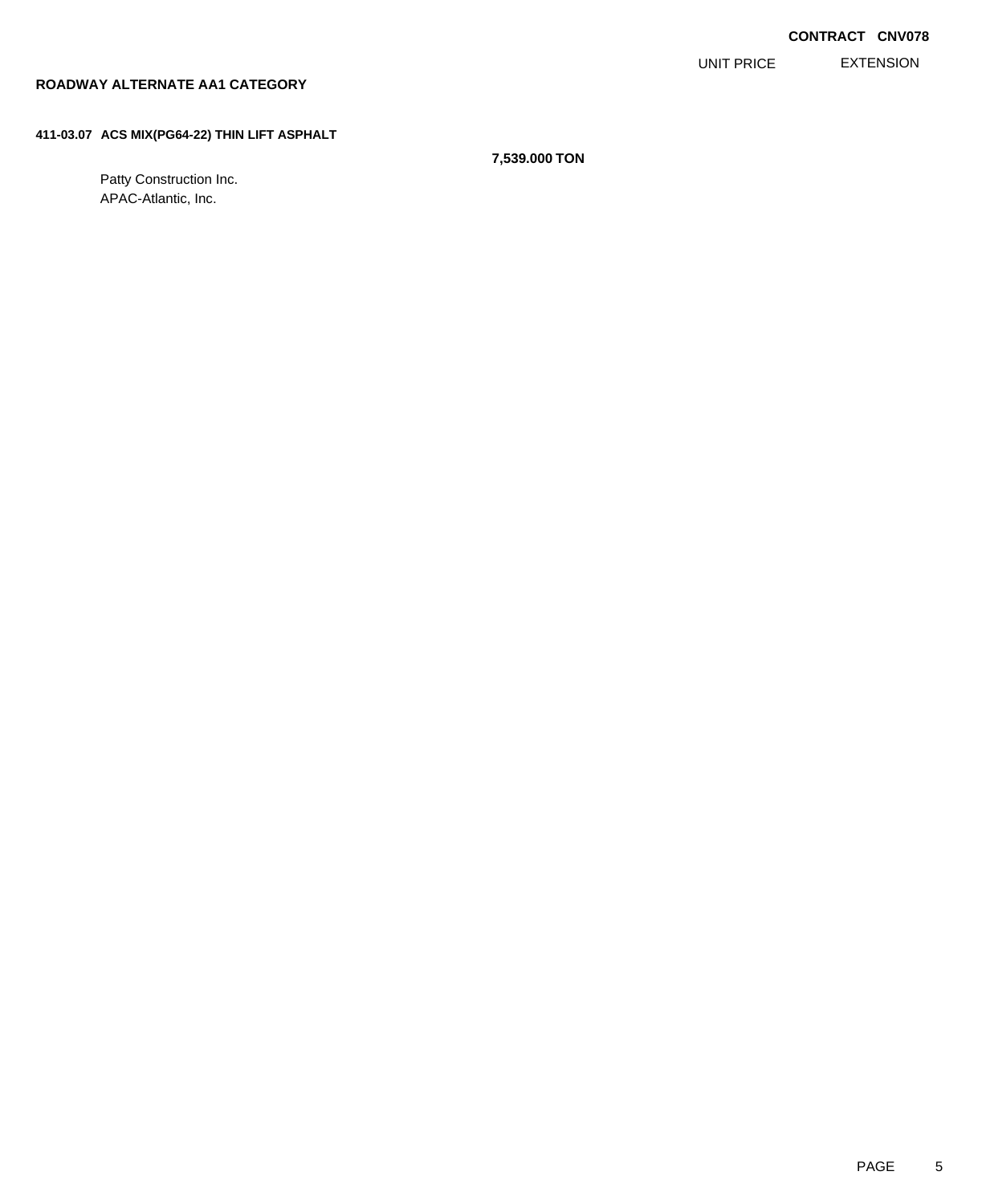**CONTRACT CNV078**

| | | UNIT PRICE | EXTENSION |
|---|---|---|---|

## ROADWAY ALTERNATE AA1 CATEGORY

**411-03.07 ACS MIX(PG64-22) THIN LIFT ASPHALT**

**7,539.000 TON**

Patty Construction Inc.
APAC-Atlantic, Inc.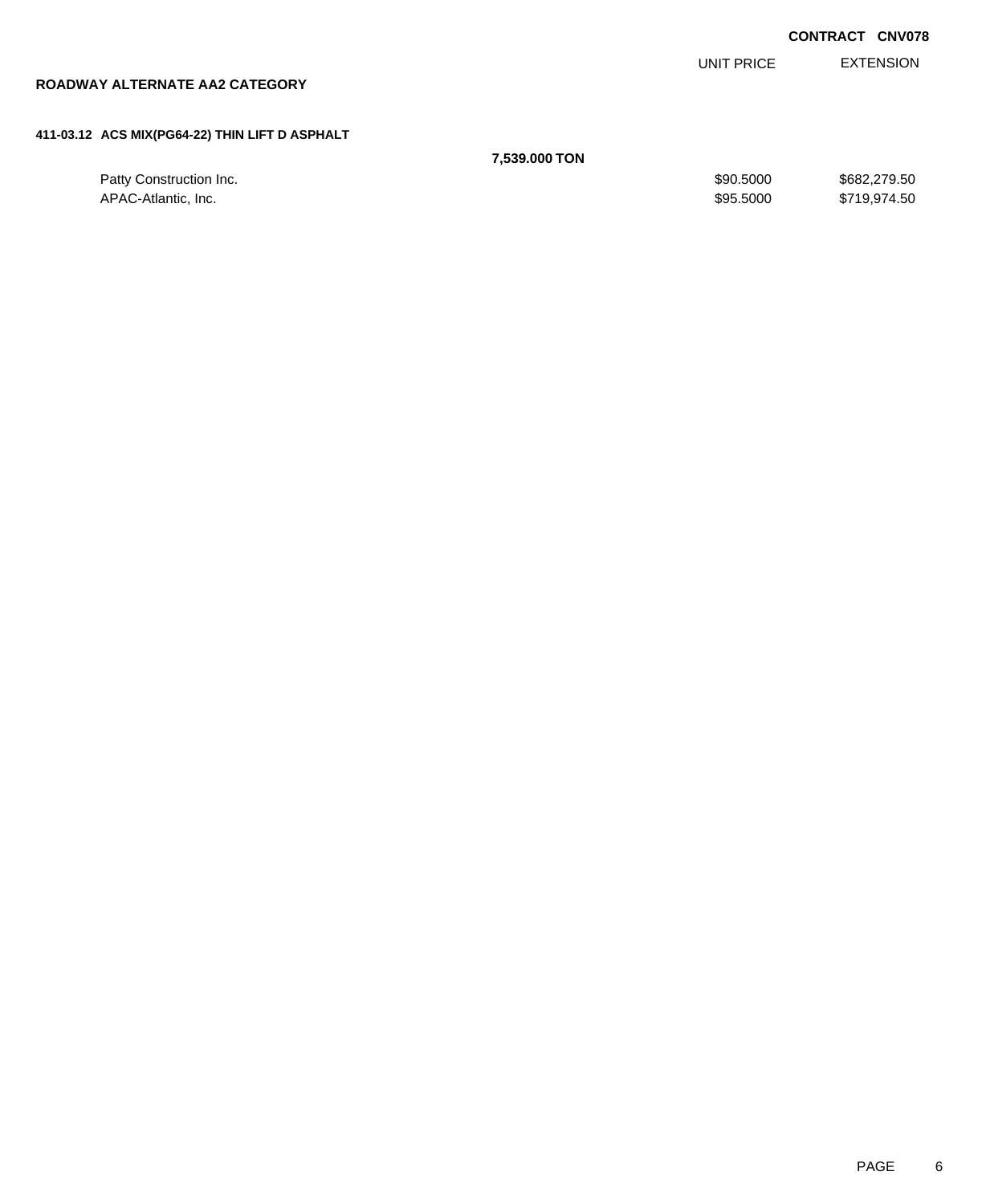**CONTRACT CNV078**

## ROADWAY ALTERNATE AA2 CATEGORY

### 411-03.12 ACS MIX(PG64-22) THIN LIFT D ASPHALT

**7,539.000 TON**

| | UNIT PRICE | EXTENSION |
|---|---|---|
| Patty Construction Inc. | $90.5000 | $682,279.50 |
| APAC-Atlantic, Inc. | $95.5000 | $719,974.50 |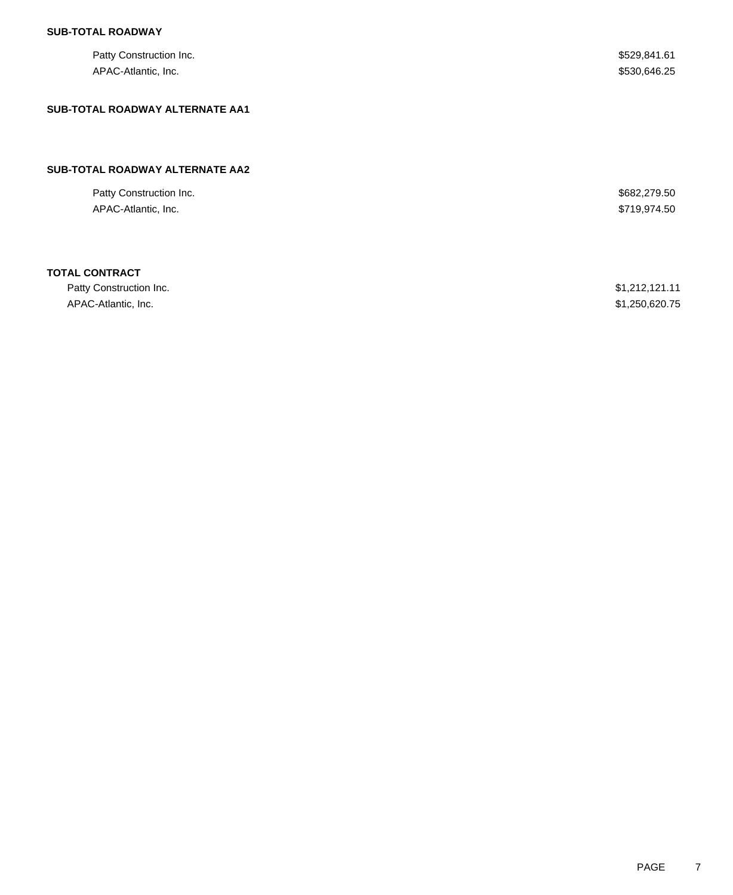**SUB-TOTAL ROADWAY**

| | |
|---|---|
| Patty Construction Inc. | $529,841.61 |
| APAC-Atlantic, Inc. | $530,646.25 |

**SUB-TOTAL ROADWAY ALTERNATE AA1**

**SUB-TOTAL ROADWAY ALTERNATE AA2**

| | |
|---|---|
| Patty Construction Inc. | $682,279.50 |
| APAC-Atlantic, Inc. | $719,974.50 |

**TOTAL CONTRACT**

| | |
|---|---|
| Patty Construction Inc. | $1,212,121.11 |
| APAC-Atlantic, Inc. | $1,250,620.75 |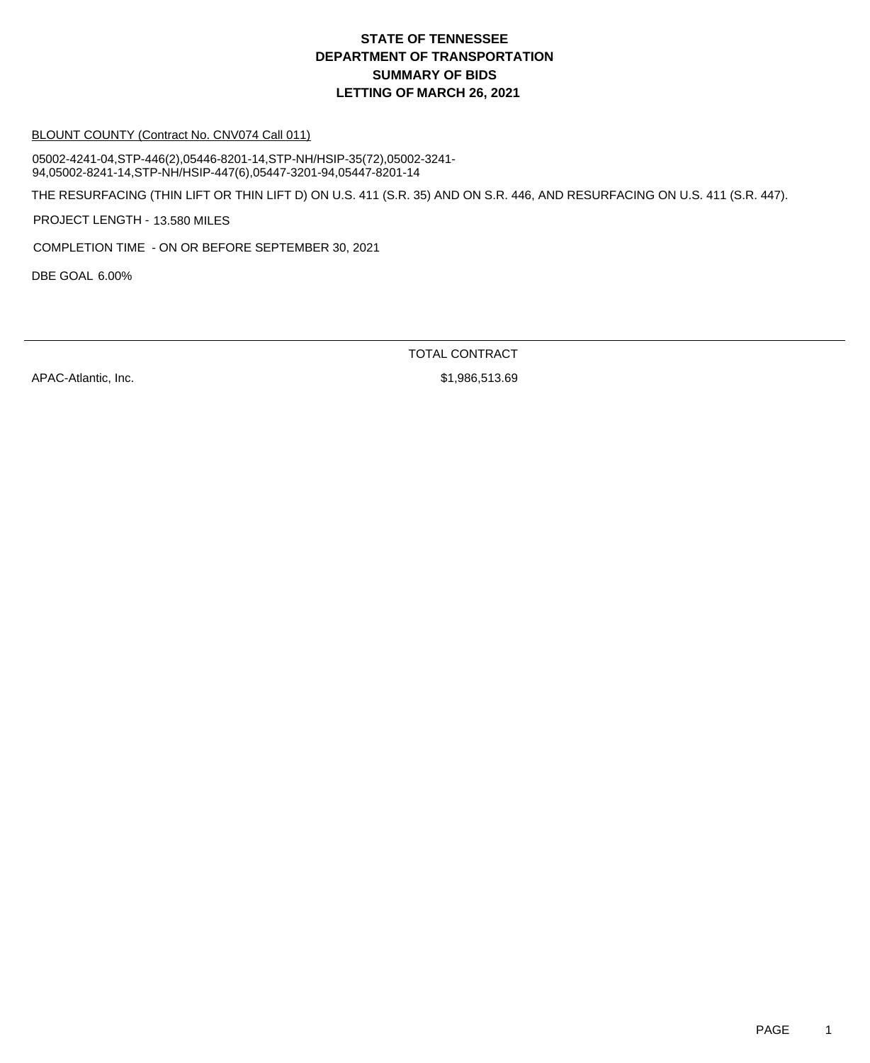# STATE OF TENNESSEE
# DEPARTMENT OF TRANSPORTATION
# SUMMARY OF BIDS
# LETTING OF MARCH 26, 2021

BLOUNT COUNTY (Contract No. CNV074 Call 011)

05002-4241-04,STP-446(2),05446-8201-14,STP-NH/HSIP-35(72),05002-3241-94,05002-8241-14,STP-NH/HSIP-447(6),05447-3201-94,05447-8201-14

THE RESURFACING (THIN LIFT OR THIN LIFT D) ON U.S. 411 (S.R. 35) AND ON S.R. 446, AND RESURFACING ON U.S. 411 (S.R. 447).

PROJECT LENGTH - 13.580 MILES

COMPLETION TIME - ON OR BEFORE SEPTEMBER 30, 2021

DBE GOAL 6.00%

| | TOTAL CONTRACT |
|---|---|
| APAC-Atlantic, Inc. | $1,986,513.69 |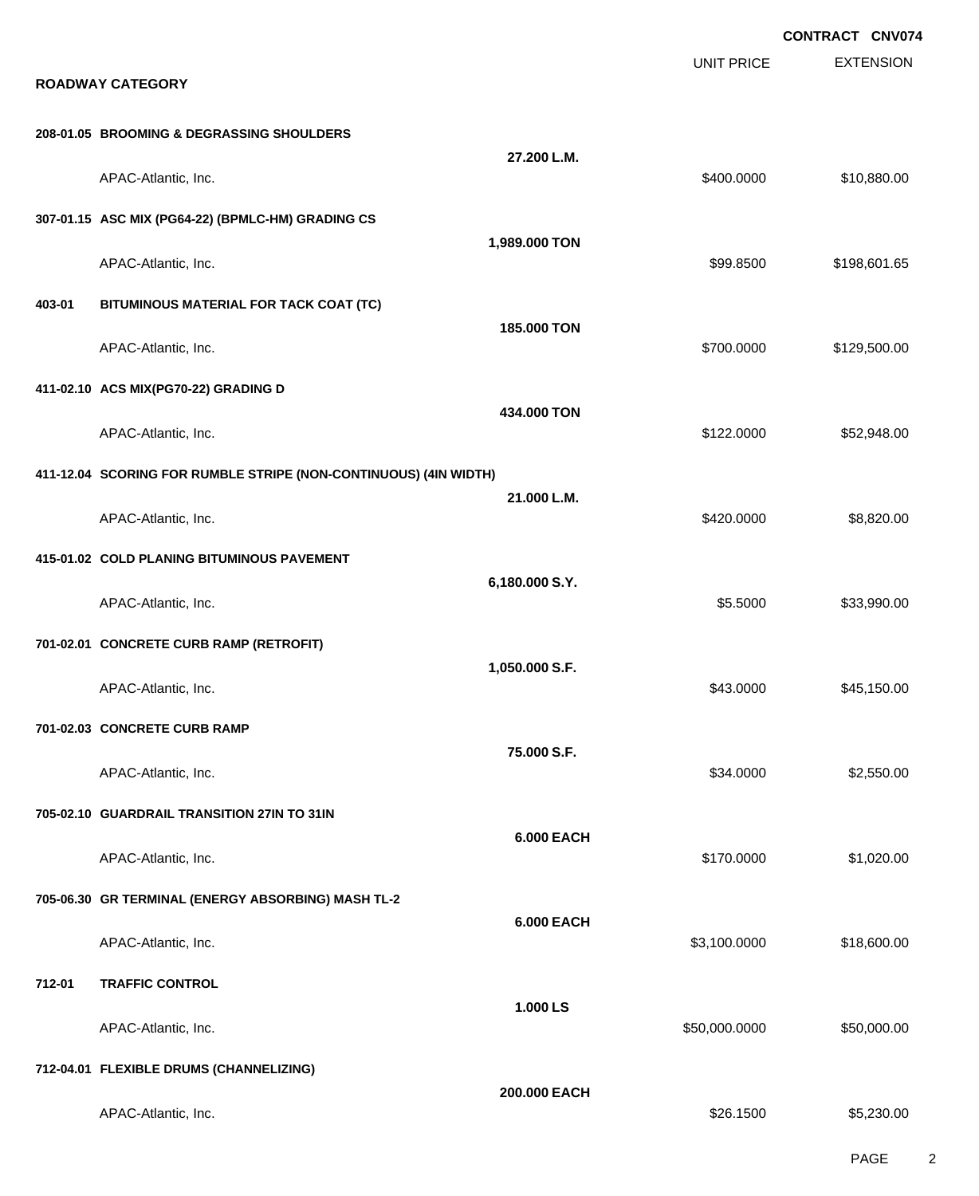**CONTRACT CNV074**

## ROADWAY CATEGORY

| | | UNIT PRICE | EXTENSION |
|---|---|---|---|
| **208-01.05 BROOMING & DEGRASSING SHOULDERS** | | | |
| | **27.200 L.M.** | | |
| APAC-Atlantic, Inc. | | $400.0000 | $10,880.00 |
| **307-01.15 ASC MIX (PG64-22) (BPMLC-HM) GRADING CS** | | | |
| | **1,989.000 TON** | | |
| APAC-Atlantic, Inc. | | $99.8500 | $198,601.65 |
| **403-01 BITUMINOUS MATERIAL FOR TACK COAT (TC)** | | | |
| | **185.000 TON** | | |
| APAC-Atlantic, Inc. | | $700.0000 | $129,500.00 |
| **411-02.10 ACS MIX(PG70-22) GRADING D** | | | |
| | **434.000 TON** | | |
| APAC-Atlantic, Inc. | | $122.0000 | $52,948.00 |
| **411-12.04 SCORING FOR RUMBLE STRIPE (NON-CONTINUOUS) (4IN WIDTH)** | | | |
| | **21.000 L.M.** | | |
| APAC-Atlantic, Inc. | | $420.0000 | $8,820.00 |
| **415-01.02 COLD PLANING BITUMINOUS PAVEMENT** | | | |
| | **6,180.000 S.Y.** | | |
| APAC-Atlantic, Inc. | | $5.5000 | $33,990.00 |
| **701-02.01 CONCRETE CURB RAMP (RETROFIT)** | | | |
| | **1,050.000 S.F.** | | |
| APAC-Atlantic, Inc. | | $43.0000 | $45,150.00 |
| **701-02.03 CONCRETE CURB RAMP** | | | |
| | **75.000 S.F.** | | |
| APAC-Atlantic, Inc. | | $34.0000 | $2,550.00 |
| **705-02.10 GUARDRAIL TRANSITION 27IN TO 31IN** | | | |
| | **6.000 EACH** | | |
| APAC-Atlantic, Inc. | | $170.0000 | $1,020.00 |
| **705-06.30 GR TERMINAL (ENERGY ABSORBING) MASH TL-2** | | | |
| | **6.000 EACH** | | |
| APAC-Atlantic, Inc. | | $3,100.0000 | $18,600.00 |
| **712-01 TRAFFIC CONTROL** | | | |
| | **1.000 LS** | | |
| APAC-Atlantic, Inc. | | $50,000.0000 | $50,000.00 |
| **712-04.01 FLEXIBLE DRUMS (CHANNELIZING)** | | | |
| | **200.000 EACH** | | |
| APAC-Atlantic, Inc. | | $26.1500 | $5,230.00 |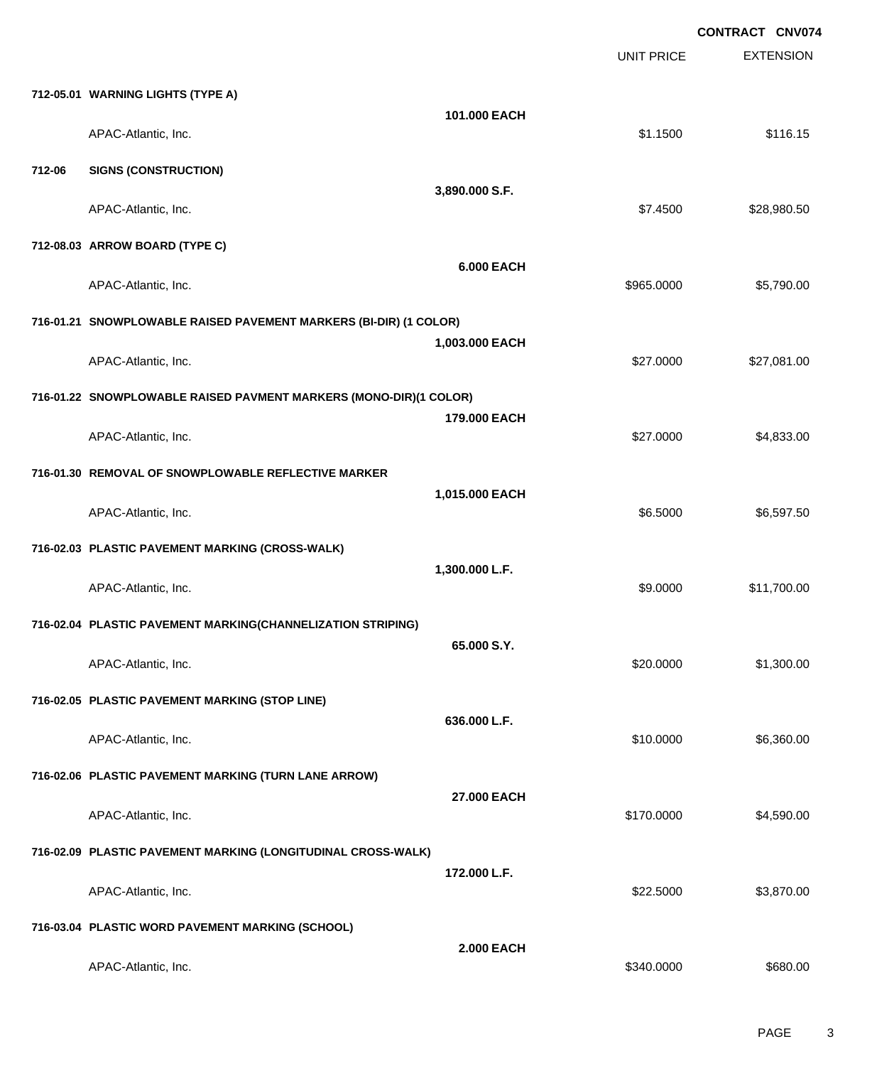**CONTRACT CNV074**

| | | UNIT PRICE | EXTENSION |
|---|---|---|---|
| **712-05.01 WARNING LIGHTS (TYPE A)** | | | |
| | **101.000 EACH** | | |
| APAC-Atlantic, Inc. | | $1.1500 | $116.15 |
| **712-06 SIGNS (CONSTRUCTION)** | | | |
| | **3,890.000 S.F.** | | |
| APAC-Atlantic, Inc. | | $7.4500 | $28,980.50 |
| **712-08.03 ARROW BOARD (TYPE C)** | | | |
| | **6.000 EACH** | | |
| APAC-Atlantic, Inc. | | $965.0000 | $5,790.00 |
| **716-01.21 SNOWPLOWABLE RAISED PAVEMENT MARKERS (BI-DIR) (1 COLOR)** | | | |
| | **1,003.000 EACH** | | |
| APAC-Atlantic, Inc. | | $27.0000 | $27,081.00 |
| **716-01.22 SNOWPLOWABLE RAISED PAVMENT MARKERS (MONO-DIR)(1 COLOR)** | | | |
| | **179.000 EACH** | | |
| APAC-Atlantic, Inc. | | $27.0000 | $4,833.00 |
| **716-01.30 REMOVAL OF SNOWPLOWABLE REFLECTIVE MARKER** | | | |
| | **1,015.000 EACH** | | |
| APAC-Atlantic, Inc. | | $6.5000 | $6,597.50 |
| **716-02.03 PLASTIC PAVEMENT MARKING (CROSS-WALK)** | | | |
| | **1,300.000 L.F.** | | |
| APAC-Atlantic, Inc. | | $9.0000 | $11,700.00 |
| **716-02.04 PLASTIC PAVEMENT MARKING(CHANNELIZATION STRIPING)** | | | |
| | **65.000 S.Y.** | | |
| APAC-Atlantic, Inc. | | $20.0000 | $1,300.00 |
| **716-02.05 PLASTIC PAVEMENT MARKING (STOP LINE)** | | | |
| | **636.000 L.F.** | | |
| APAC-Atlantic, Inc. | | $10.0000 | $6,360.00 |
| **716-02.06 PLASTIC PAVEMENT MARKING (TURN LANE ARROW)** | | | |
| | **27.000 EACH** | | |
| APAC-Atlantic, Inc. | | $170.0000 | $4,590.00 |
| **716-02.09 PLASTIC PAVEMENT MARKING (LONGITUDINAL CROSS-WALK)** | | | |
| | **172.000 L.F.** | | |
| APAC-Atlantic, Inc. | | $22.5000 | $3,870.00 |
| **716-03.04 PLASTIC WORD PAVEMENT MARKING (SCHOOL)** | | | |
| | **2.000 EACH** | | |
| APAC-Atlantic, Inc. | | $340.0000 | $680.00 |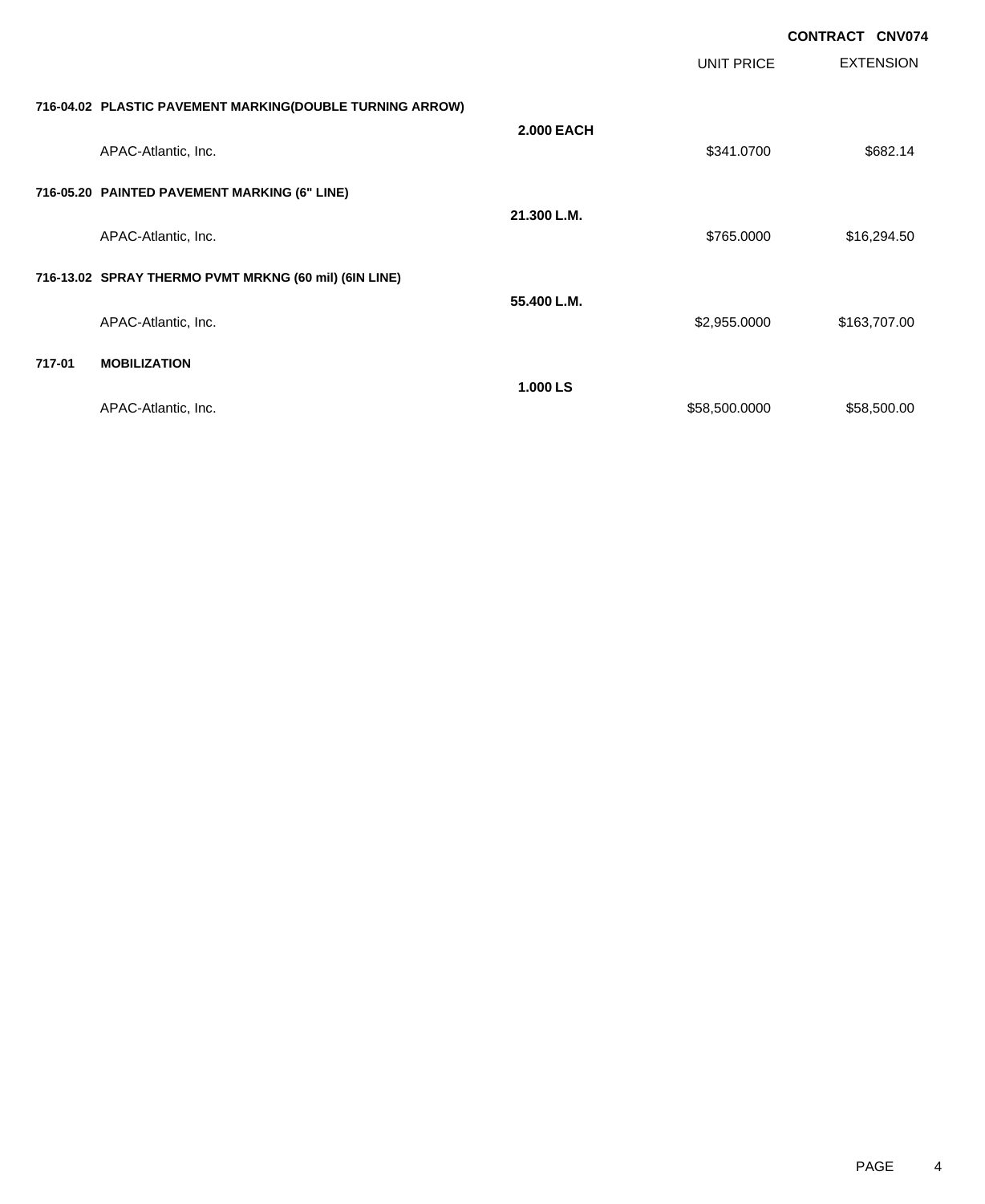**CONTRACT CNV074**

| | | | UNIT PRICE | EXTENSION |
|---|---|---|---|---|
| **716-04.02** | **PLASTIC PAVEMENT MARKING(DOUBLE TURNING ARROW)** | | | |
| | | **2.000 EACH** | | |
| | APAC-Atlantic, Inc. | | $341.0700 | $682.14 |
| **716-05.20** | **PAINTED PAVEMENT MARKING (6" LINE)** | | | |
| | | **21.300 L.M.** | | |
| | APAC-Atlantic, Inc. | | $765.0000 | $16,294.50 |
| **716-13.02** | **SPRAY THERMO PVMT MRKNG (60 mil) (6IN LINE)** | | | |
| | | **55.400 L.M.** | | |
| | APAC-Atlantic, Inc. | | $2,955.0000 | $163,707.00 |
| **717-01** | **MOBILIZATION** | | | |
| | | **1.000 LS** | | |
| | APAC-Atlantic, Inc. | | $58,500.0000 | $58,500.00 |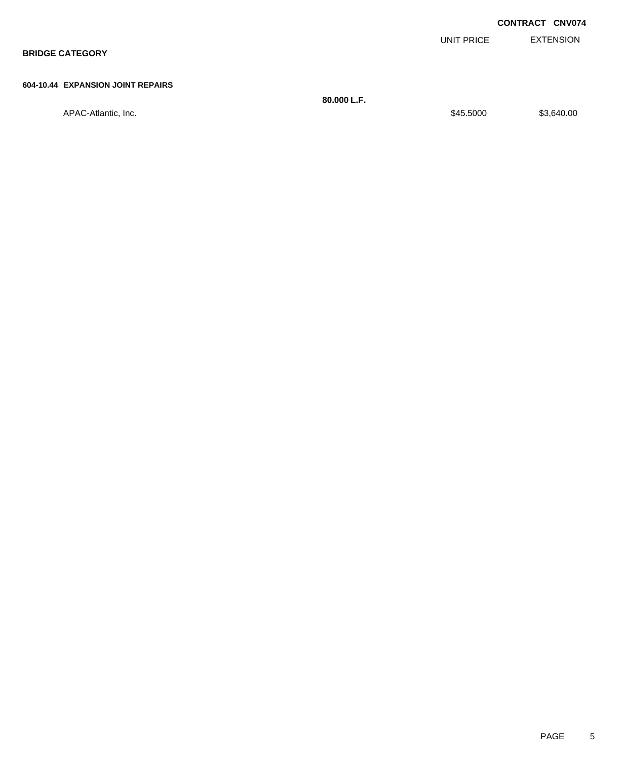**CONTRACT CNV074**

**BRIDGE CATEGORY**

**604-10.44 EXPANSION JOINT REPAIRS**

| | Quantity | UNIT PRICE | EXTENSION |
|---|---|---|---|
| | **80.000 L.F.** | | |
| APAC-Atlantic, Inc. | | $45.5000 | $3,640.00 |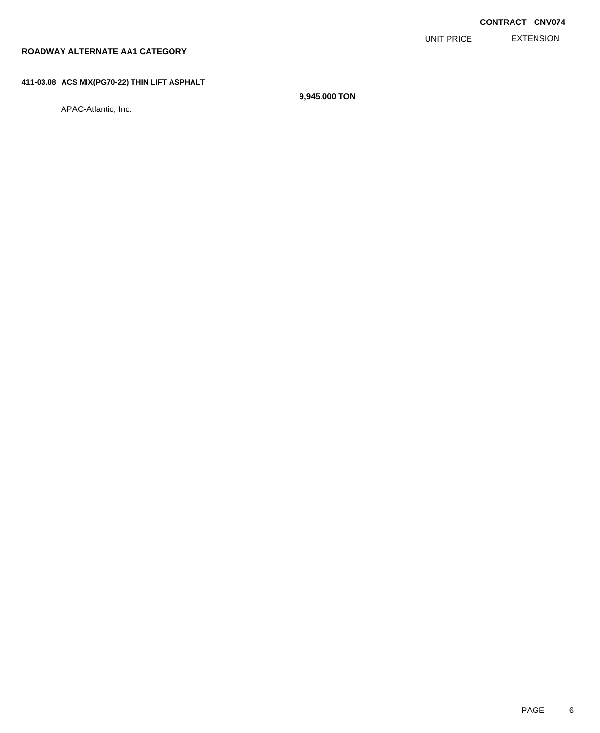**CONTRACT CNV074**

| | | UNIT PRICE | EXTENSION |
|---|---|---|---|
| **ROADWAY ALTERNATE AA1 CATEGORY** | | | |
| **411-03.08 ACS MIX(PG70-22) THIN LIFT ASPHALT** | | | |
| | **9,945.000 TON** | | |
| APAC-Atlantic, Inc. | | | |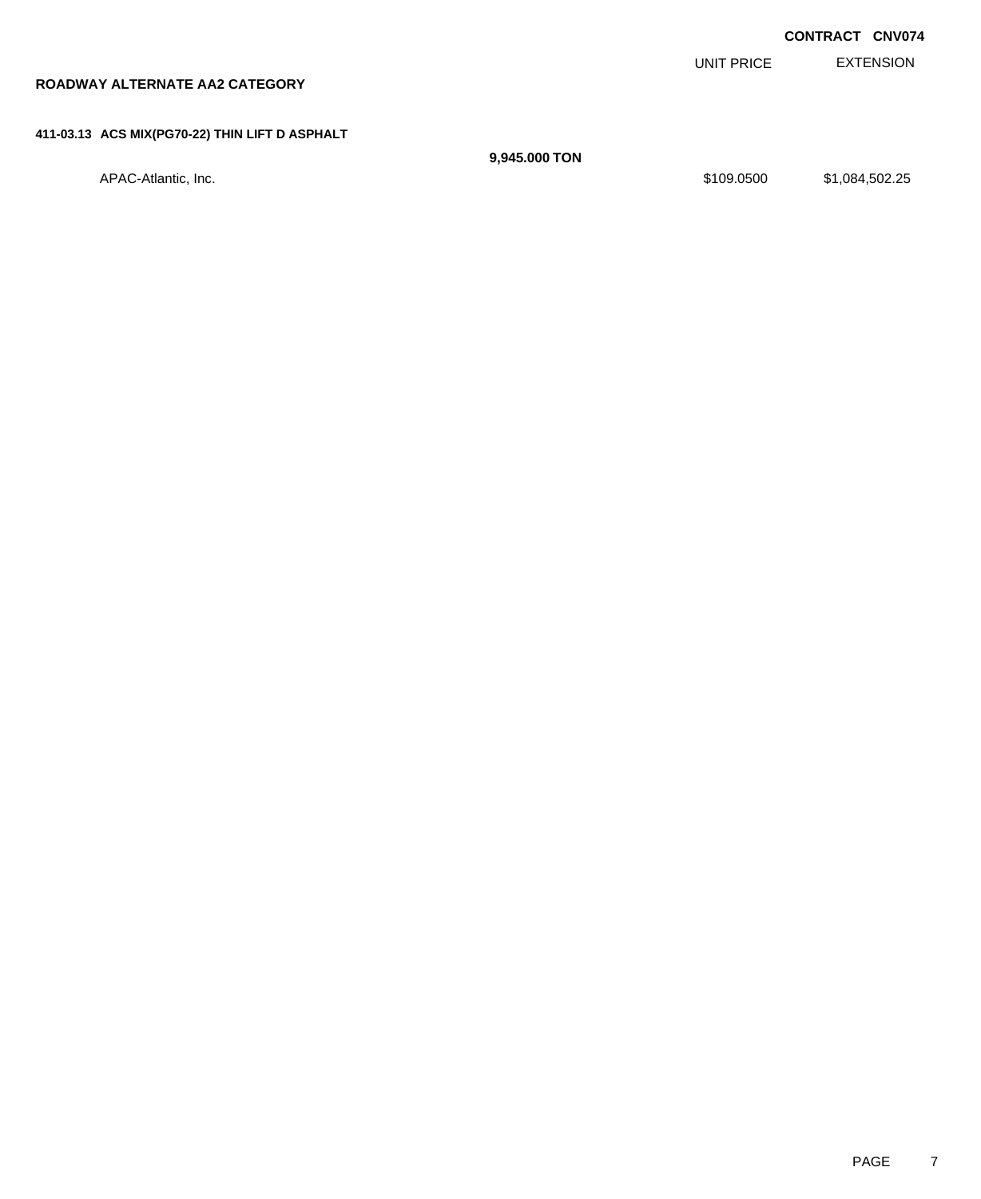**CONTRACT CNV074**

## ROADWAY ALTERNATE AA2 CATEGORY

| | | UNIT PRICE | EXTENSION |
|---|---|---|---|
| **411-03.13 ACS MIX(PG70-22) THIN LIFT D ASPHALT** | | | |
| | **9,945.000 TON** | | |
| APAC-Atlantic, Inc. | | $109.0500 | $1,084,502.25 |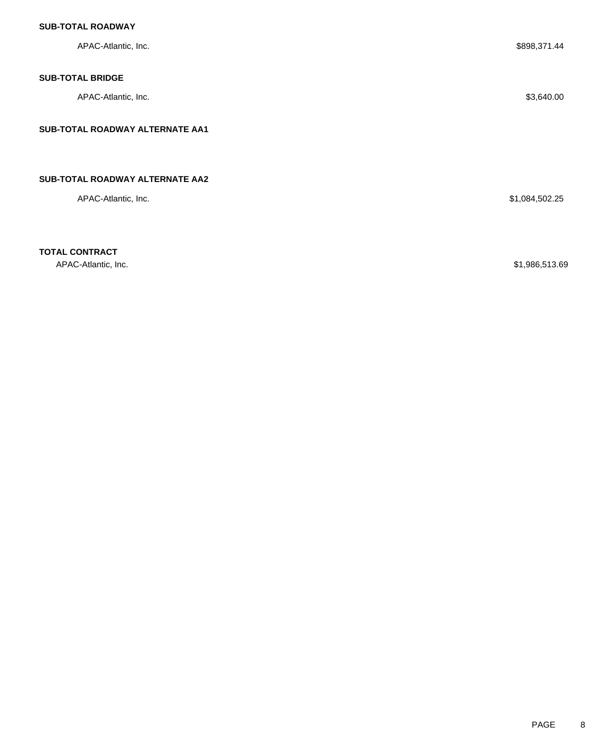**SUB-TOTAL ROADWAY**

APAC-Atlantic, Inc. $898,371.44

**SUB-TOTAL BRIDGE**

APAC-Atlantic, Inc. $3,640.00

**SUB-TOTAL ROADWAY ALTERNATE AA1**

**SUB-TOTAL ROADWAY ALTERNATE AA2**

APAC-Atlantic, Inc. $1,084,502.25

**TOTAL CONTRACT**

APAC-Atlantic, Inc. $1,986,513.69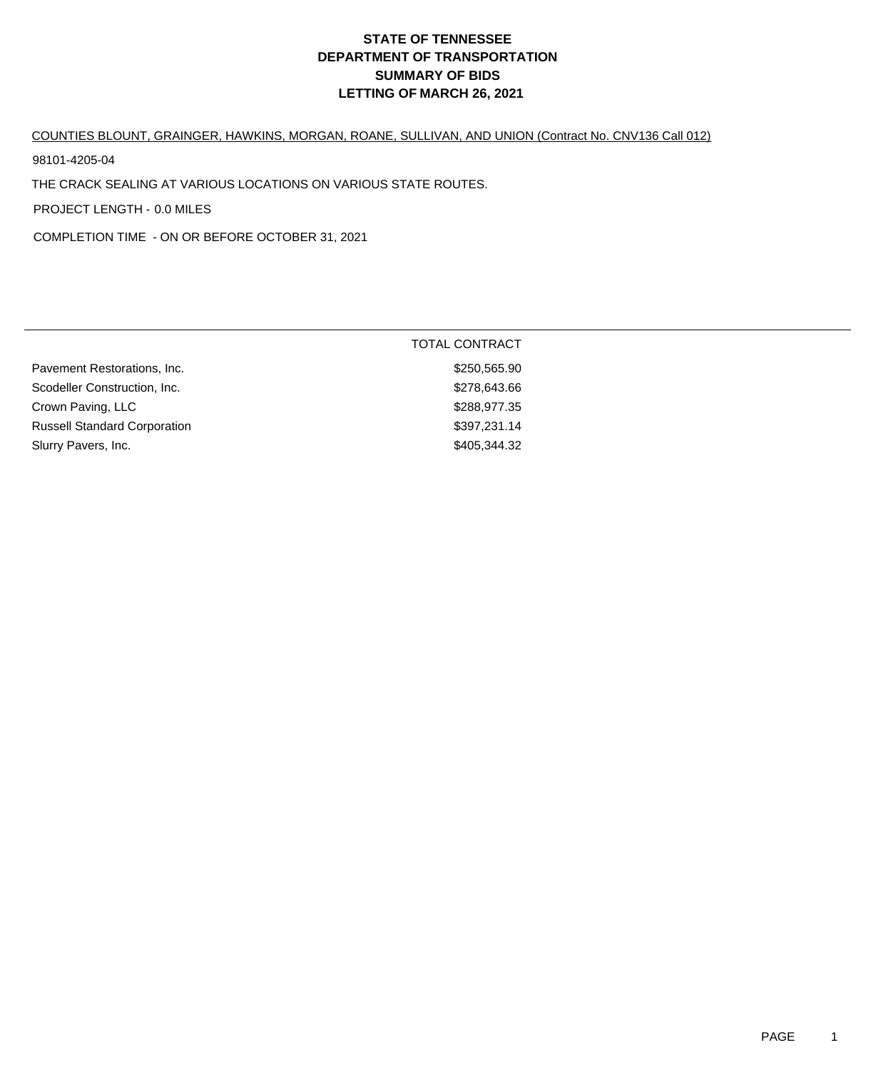# STATE OF TENNESSEE
# DEPARTMENT OF TRANSPORTATION
# SUMMARY OF BIDS
# LETTING OF MARCH 26, 2021

COUNTIES BLOUNT, GRAINGER, HAWKINS, MORGAN, ROANE, SULLIVAN, AND UNION (Contract No. CNV136 Call 012)

98101-4205-04

THE CRACK SEALING AT VARIOUS LOCATIONS ON VARIOUS STATE ROUTES.

PROJECT LENGTH - 0.0 MILES

COMPLETION TIME - ON OR BEFORE OCTOBER 31, 2021

| | TOTAL CONTRACT |
|---|---|
| Pavement Restorations, Inc. | $250,565.90 |
| Scodeller Construction, Inc. | $278,643.66 |
| Crown Paving, LLC | $288,977.35 |
| Russell Standard Corporation | $397,231.14 |
| Slurry Pavers, Inc. | $405,344.32 |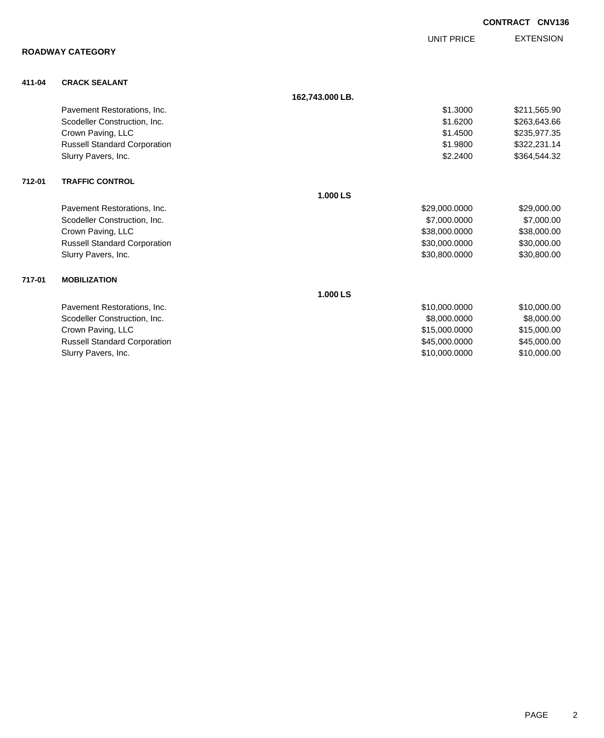**CONTRACT CNV136**

## ROADWAY CATEGORY

### 411-04 CRACK SEALANT

**162,743.000 LB.**

| | UNIT PRICE | EXTENSION |
|---|---|---|
| Pavement Restorations, Inc. | $1.3000 | $211,565.90 |
| Scodeller Construction, Inc. | $1.6200 | $263,643.66 |
| Crown Paving, LLC | $1.4500 | $235,977.35 |
| Russell Standard Corporation | $1.9800 | $322,231.14 |
| Slurry Pavers, Inc. | $2.2400 | $364,544.32 |

### 712-01 TRAFFIC CONTROL

**1.000 LS**

| | UNIT PRICE | EXTENSION |
|---|---|---|
| Pavement Restorations, Inc. | $29,000.0000 | $29,000.00 |
| Scodeller Construction, Inc. | $7,000.0000 | $7,000.00 |
| Crown Paving, LLC | $38,000.0000 | $38,000.00 |
| Russell Standard Corporation | $30,000.0000 | $30,000.00 |
| Slurry Pavers, Inc. | $30,800.0000 | $30,800.00 |

### 717-01 MOBILIZATION

**1.000 LS**

| | UNIT PRICE | EXTENSION |
|---|---|---|
| Pavement Restorations, Inc. | $10,000.0000 | $10,000.00 |
| Scodeller Construction, Inc. | $8,000.0000 | $8,000.00 |
| Crown Paving, LLC | $15,000.0000 | $15,000.00 |
| Russell Standard Corporation | $45,000.0000 | $45,000.00 |
| Slurry Pavers, Inc. | $10,000.0000 | $10,000.00 |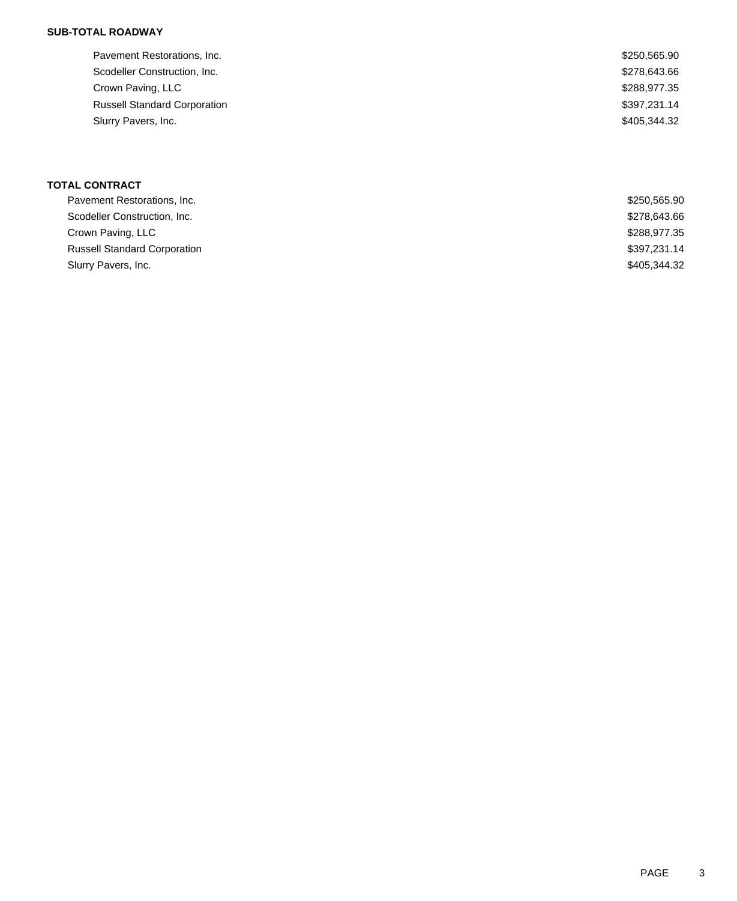**SUB-TOTAL ROADWAY**

| | |
|---|---|
| Pavement Restorations, Inc. | $250,565.90 |
| Scodeller Construction, Inc. | $278,643.66 |
| Crown Paving, LLC | $288,977.35 |
| Russell Standard Corporation | $397,231.14 |
| Slurry Pavers, Inc. | $405,344.32 |

**TOTAL CONTRACT**

| | |
|---|---|
| Pavement Restorations, Inc. | $250,565.90 |
| Scodeller Construction, Inc. | $278,643.66 |
| Crown Paving, LLC | $288,977.35 |
| Russell Standard Corporation | $397,231.14 |
| Slurry Pavers, Inc. | $405,344.32 |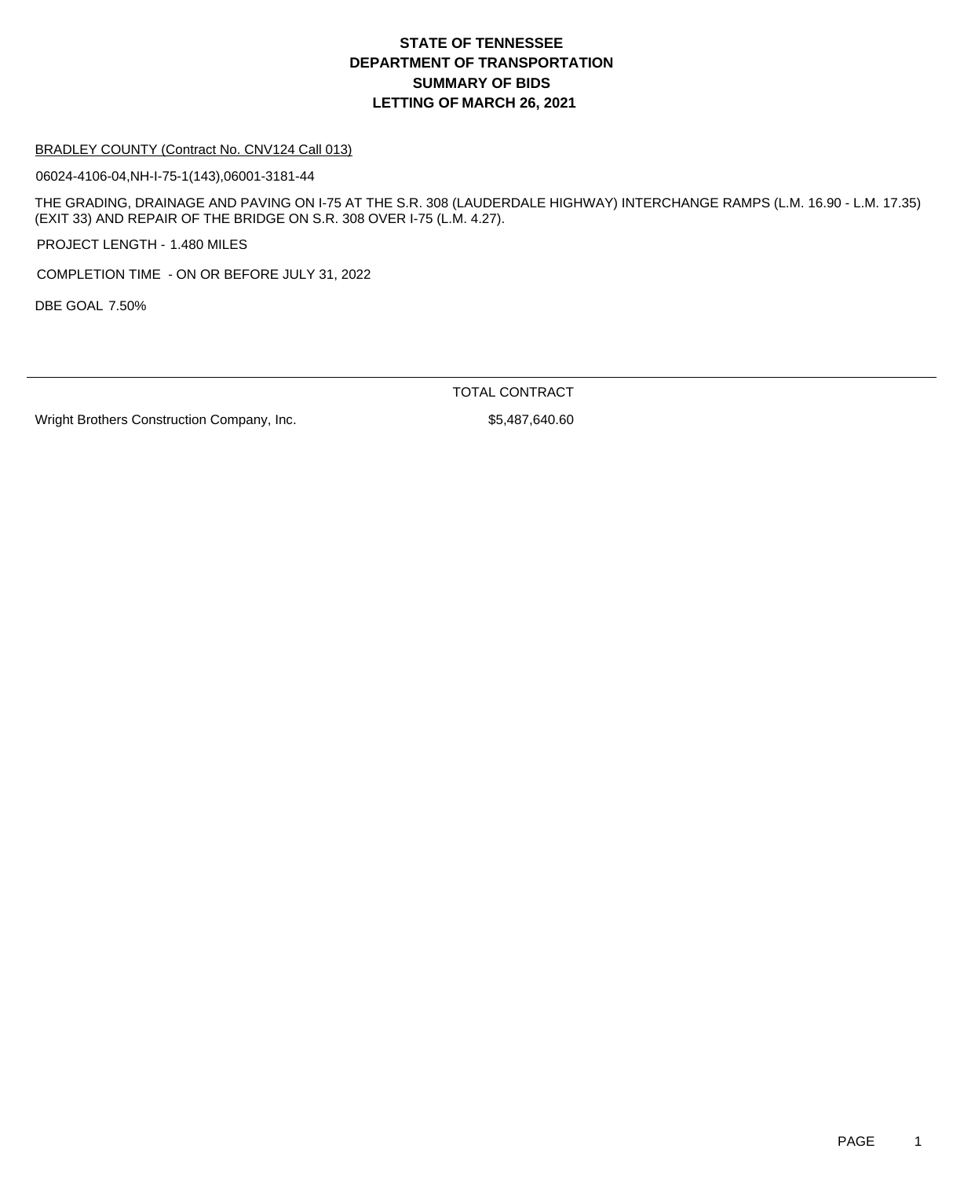# STATE OF TENNESSEE
# DEPARTMENT OF TRANSPORTATION
# SUMMARY OF BIDS
# LETTING OF MARCH 26, 2021

BRADLEY COUNTY (Contract No. CNV124 Call 013)

06024-4106-04,NH-I-75-1(143),06001-3181-44

THE GRADING, DRAINAGE AND PAVING ON I-75 AT THE S.R. 308 (LAUDERDALE HIGHWAY) INTERCHANGE RAMPS (L.M. 16.90 - L.M. 17.35) (EXIT 33) AND REPAIR OF THE BRIDGE ON S.R. 308 OVER I-75 (L.M. 4.27).

PROJECT LENGTH - 1.480 MILES

COMPLETION TIME - ON OR BEFORE JULY 31, 2022

DBE GOAL 7.50%

| | TOTAL CONTRACT |
|---|---|
| Wright Brothers Construction Company, Inc. | $5,487,640.60 |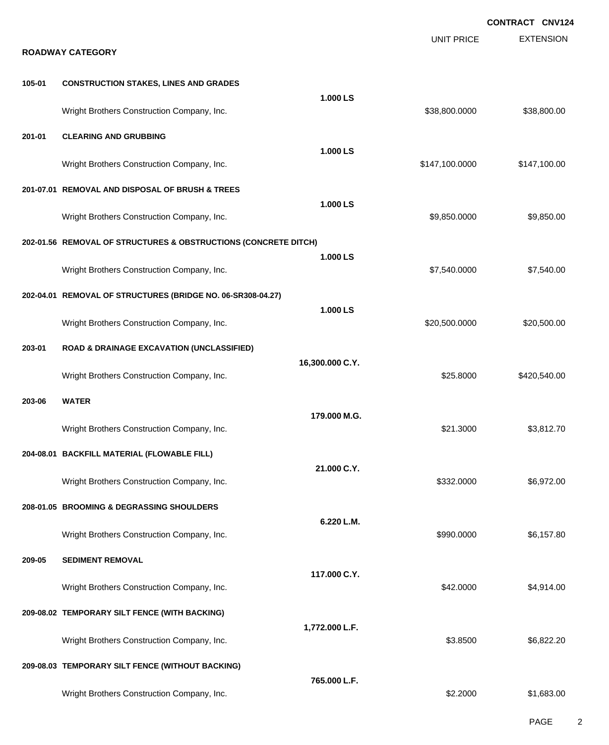**CONTRACT CNV124**

## ROADWAY CATEGORY

| | | Quantity | UNIT PRICE | EXTENSION |
|---|---|---|---|---|
| **105-01** | **CONSTRUCTION STAKES, LINES AND GRADES** | | | |
| | | **1.000 LS** | | |
| | Wright Brothers Construction Company, Inc. | | $38,800.0000 | $38,800.00 |
| **201-01** | **CLEARING AND GRUBBING** | | | |
| | | **1.000 LS** | | |
| | Wright Brothers Construction Company, Inc. | | $147,100.0000 | $147,100.00 |
| **201-07.01** | **REMOVAL AND DISPOSAL OF BRUSH & TREES** | | | |
| | | **1.000 LS** | | |
| | Wright Brothers Construction Company, Inc. | | $9,850.0000 | $9,850.00 |
| **202-01.56** | **REMOVAL OF STRUCTURES & OBSTRUCTIONS (CONCRETE DITCH)** | | | |
| | | **1.000 LS** | | |
| | Wright Brothers Construction Company, Inc. | | $7,540.0000 | $7,540.00 |
| **202-04.01** | **REMOVAL OF STRUCTURES (BRIDGE NO. 06-SR308-04.27)** | | | |
| | | **1.000 LS** | | |
| | Wright Brothers Construction Company, Inc. | | $20,500.0000 | $20,500.00 |
| **203-01** | **ROAD & DRAINAGE EXCAVATION (UNCLASSIFIED)** | | | |
| | | **16,300.000 C.Y.** | | |
| | Wright Brothers Construction Company, Inc. | | $25.8000 | $420,540.00 |
| **203-06** | **WATER** | | | |
| | | **179.000 M.G.** | | |
| | Wright Brothers Construction Company, Inc. | | $21.3000 | $3,812.70 |
| **204-08.01** | **BACKFILL MATERIAL (FLOWABLE FILL)** | | | |
| | | **21.000 C.Y.** | | |
| | Wright Brothers Construction Company, Inc. | | $332.0000 | $6,972.00 |
| **208-01.05** | **BROOMING & DEGRASSING SHOULDERS** | | | |
| | | **6.220 L.M.** | | |
| | Wright Brothers Construction Company, Inc. | | $990.0000 | $6,157.80 |
| **209-05** | **SEDIMENT REMOVAL** | | | |
| | | **117.000 C.Y.** | | |
| | Wright Brothers Construction Company, Inc. | | $42.0000 | $4,914.00 |
| **209-08.02** | **TEMPORARY SILT FENCE (WITH BACKING)** | | | |
| | | **1,772.000 L.F.** | | |
| | Wright Brothers Construction Company, Inc. | | $3.8500 | $6,822.20 |
| **209-08.03** | **TEMPORARY SILT FENCE (WITHOUT BACKING)** | | | |
| | | **765.000 L.F.** | | |
| | Wright Brothers Construction Company, Inc. | | $2.2000 | $1,683.00 |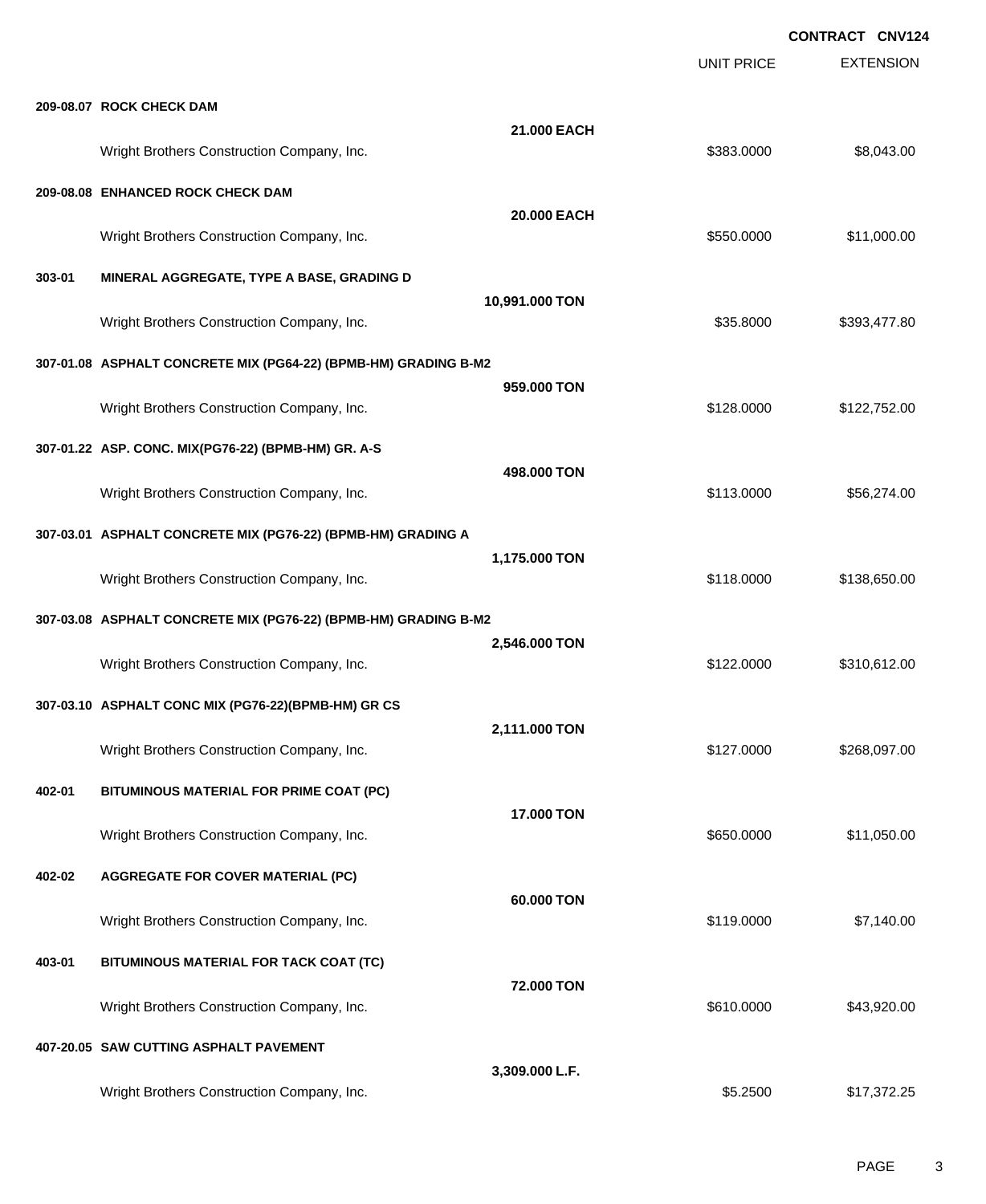**CONTRACT CNV124**

| | | | UNIT PRICE | EXTENSION |
|---|---|---|---|---|
| **209-08.07** | **ROCK CHECK DAM** | | | |
| | | **21.000 EACH** | | |
| | Wright Brothers Construction Company, Inc. | | $383.0000 | $8,043.00 |
| **209-08.08** | **ENHANCED ROCK CHECK DAM** | | | |
| | | **20.000 EACH** | | |
| | Wright Brothers Construction Company, Inc. | | $550.0000 | $11,000.00 |
| **303-01** | **MINERAL AGGREGATE, TYPE A BASE, GRADING D** | | | |
| | | **10,991.000 TON** | | |
| | Wright Brothers Construction Company, Inc. | | $35.8000 | $393,477.80 |
| **307-01.08** | **ASPHALT CONCRETE MIX (PG64-22) (BPMB-HM) GRADING B-M2** | | | |
| | | **959.000 TON** | | |
| | Wright Brothers Construction Company, Inc. | | $128.0000 | $122,752.00 |
| **307-01.22** | **ASP. CONC. MIX(PG76-22) (BPMB-HM) GR. A-S** | | | |
| | | **498.000 TON** | | |
| | Wright Brothers Construction Company, Inc. | | $113.0000 | $56,274.00 |
| **307-03.01** | **ASPHALT CONCRETE MIX (PG76-22) (BPMB-HM) GRADING A** | | | |
| | | **1,175.000 TON** | | |
| | Wright Brothers Construction Company, Inc. | | $118.0000 | $138,650.00 |
| **307-03.08** | **ASPHALT CONCRETE MIX (PG76-22) (BPMB-HM) GRADING B-M2** | | | |
| | | **2,546.000 TON** | | |
| | Wright Brothers Construction Company, Inc. | | $122.0000 | $310,612.00 |
| **307-03.10** | **ASPHALT CONC MIX (PG76-22)(BPMB-HM) GR CS** | | | |
| | | **2,111.000 TON** | | |
| | Wright Brothers Construction Company, Inc. | | $127.0000 | $268,097.00 |
| **402-01** | **BITUMINOUS MATERIAL FOR PRIME COAT (PC)** | | | |
| | | **17.000 TON** | | |
| | Wright Brothers Construction Company, Inc. | | $650.0000 | $11,050.00 |
| **402-02** | **AGGREGATE FOR COVER MATERIAL (PC)** | | | |
| | | **60.000 TON** | | |
| | Wright Brothers Construction Company, Inc. | | $119.0000 | $7,140.00 |
| **403-01** | **BITUMINOUS MATERIAL FOR TACK COAT (TC)** | | | |
| | | **72.000 TON** | | |
| | Wright Brothers Construction Company, Inc. | | $610.0000 | $43,920.00 |
| **407-20.05** | **SAW CUTTING ASPHALT PAVEMENT** | | | |
| | | **3,309.000 L.F.** | | |
| | Wright Brothers Construction Company, Inc. | | $5.2500 | $17,372.25 |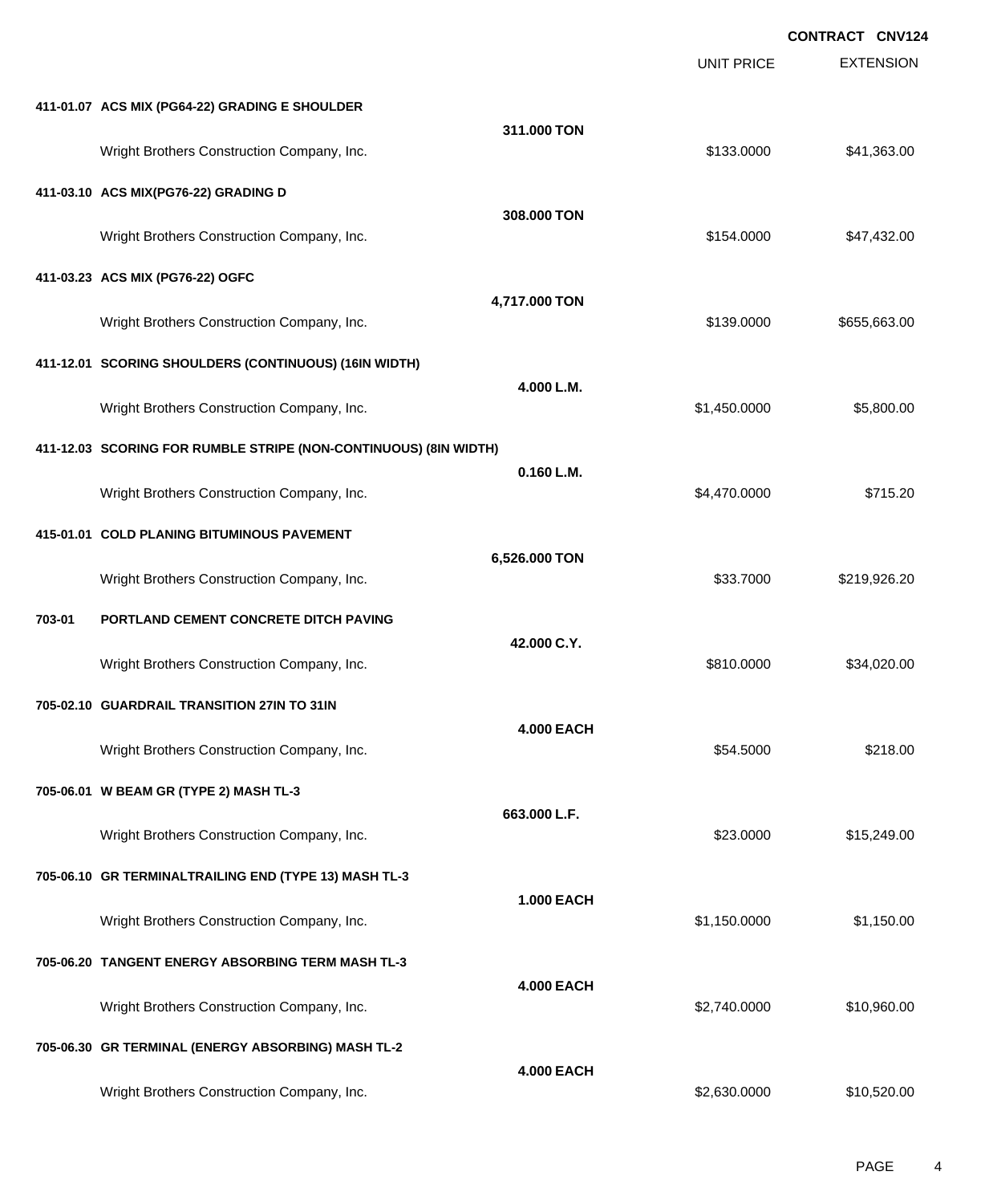**CONTRACT CNV124**

| | | UNIT PRICE | EXTENSION |
|---|---|---|---|
| **411-01.07 ACS MIX (PG64-22) GRADING E SHOULDER** | | | |
| | **311.000 TON** | | |
| Wright Brothers Construction Company, Inc. | | $133.0000 | $41,363.00 |
| **411-03.10 ACS MIX(PG76-22) GRADING D** | | | |
| | **308.000 TON** | | |
| Wright Brothers Construction Company, Inc. | | $154.0000 | $47,432.00 |
| **411-03.23 ACS MIX (PG76-22) OGFC** | | | |
| | **4,717.000 TON** | | |
| Wright Brothers Construction Company, Inc. | | $139.0000 | $655,663.00 |
| **411-12.01 SCORING SHOULDERS (CONTINUOUS) (16IN WIDTH)** | | | |
| | **4.000 L.M.** | | |
| Wright Brothers Construction Company, Inc. | | $1,450.0000 | $5,800.00 |
| **411-12.03 SCORING FOR RUMBLE STRIPE (NON-CONTINUOUS) (8IN WIDTH)** | | | |
| | **0.160 L.M.** | | |
| Wright Brothers Construction Company, Inc. | | $4,470.0000 | $715.20 |
| **415-01.01 COLD PLANING BITUMINOUS PAVEMENT** | | | |
| | **6,526.000 TON** | | |
| Wright Brothers Construction Company, Inc. | | $33.7000 | $219,926.20 |
| **703-01 PORTLAND CEMENT CONCRETE DITCH PAVING** | | | |
| | **42.000 C.Y.** | | |
| Wright Brothers Construction Company, Inc. | | $810.0000 | $34,020.00 |
| **705-02.10 GUARDRAIL TRANSITION 27IN TO 31IN** | | | |
| | **4.000 EACH** | | |
| Wright Brothers Construction Company, Inc. | | $54.5000 | $218.00 |
| **705-06.01 W BEAM GR (TYPE 2) MASH TL-3** | | | |
| | **663.000 L.F.** | | |
| Wright Brothers Construction Company, Inc. | | $23.0000 | $15,249.00 |
| **705-06.10 GR TERMINALTRAILING END (TYPE 13) MASH TL-3** | | | |
| | **1.000 EACH** | | |
| Wright Brothers Construction Company, Inc. | | $1,150.0000 | $1,150.00 |
| **705-06.20 TANGENT ENERGY ABSORBING TERM MASH TL-3** | | | |
| | **4.000 EACH** | | |
| Wright Brothers Construction Company, Inc. | | $2,740.0000 | $10,960.00 |
| **705-06.30 GR TERMINAL (ENERGY ABSORBING) MASH TL-2** | | | |
| | **4.000 EACH** | | |
| Wright Brothers Construction Company, Inc. | | $2,630.0000 | $10,520.00 |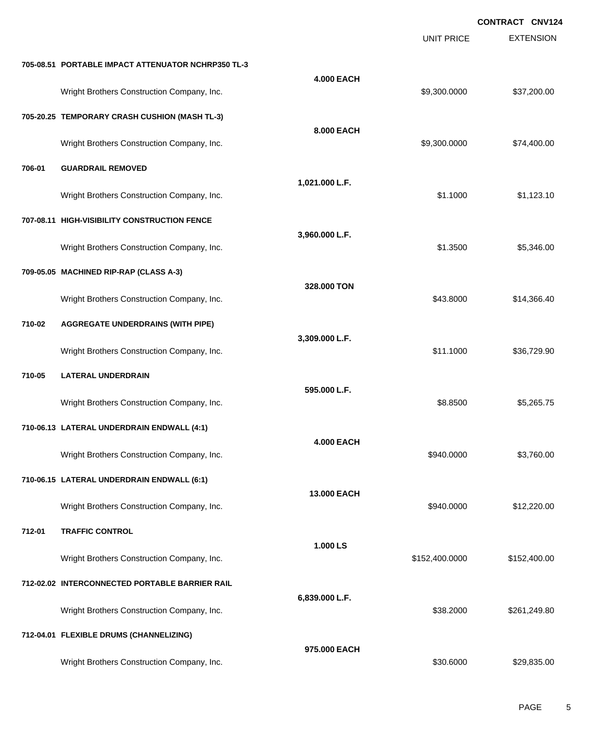**CONTRACT CNV124**

| | | | UNIT PRICE | EXTENSION |
|---|---|---|---|---|
| **705-08.51** | **PORTABLE IMPACT ATTENUATOR NCHRP350 TL-3** | | | |
| | | **4.000 EACH** | | |
| | Wright Brothers Construction Company, Inc. | | $9,300.0000 | $37,200.00 |
| **705-20.25** | **TEMPORARY CRASH CUSHION (MASH TL-3)** | | | |
| | | **8.000 EACH** | | |
| | Wright Brothers Construction Company, Inc. | | $9,300.0000 | $74,400.00 |
| **706-01** | **GUARDRAIL REMOVED** | | | |
| | | **1,021.000 L.F.** | | |
| | Wright Brothers Construction Company, Inc. | | $1.1000 | $1,123.10 |
| **707-08.11** | **HIGH-VISIBILITY CONSTRUCTION FENCE** | | | |
| | | **3,960.000 L.F.** | | |
| | Wright Brothers Construction Company, Inc. | | $1.3500 | $5,346.00 |
| **709-05.05** | **MACHINED RIP-RAP (CLASS A-3)** | | | |
| | | **328.000 TON** | | |
| | Wright Brothers Construction Company, Inc. | | $43.8000 | $14,366.40 |
| **710-02** | **AGGREGATE UNDERDRAINS (WITH PIPE)** | | | |
| | | **3,309.000 L.F.** | | |
| | Wright Brothers Construction Company, Inc. | | $11.1000 | $36,729.90 |
| **710-05** | **LATERAL UNDERDRAIN** | | | |
| | | **595.000 L.F.** | | |
| | Wright Brothers Construction Company, Inc. | | $8.8500 | $5,265.75 |
| **710-06.13** | **LATERAL UNDERDRAIN ENDWALL (4:1)** | | | |
| | | **4.000 EACH** | | |
| | Wright Brothers Construction Company, Inc. | | $940.0000 | $3,760.00 |
| **710-06.15** | **LATERAL UNDERDRAIN ENDWALL (6:1)** | | | |
| | | **13.000 EACH** | | |
| | Wright Brothers Construction Company, Inc. | | $940.0000 | $12,220.00 |
| **712-01** | **TRAFFIC CONTROL** | | | |
| | | **1.000 LS** | | |
| | Wright Brothers Construction Company, Inc. | | $152,400.0000 | $152,400.00 |
| **712-02.02** | **INTERCONNECTED PORTABLE BARRIER RAIL** | | | |
| | | **6,839.000 L.F.** | | |
| | Wright Brothers Construction Company, Inc. | | $38.2000 | $261,249.80 |
| **712-04.01** | **FLEXIBLE DRUMS (CHANNELIZING)** | | | |
| | | **975.000 EACH** | | |
| | Wright Brothers Construction Company, Inc. | | $30.6000 | $29,835.00 |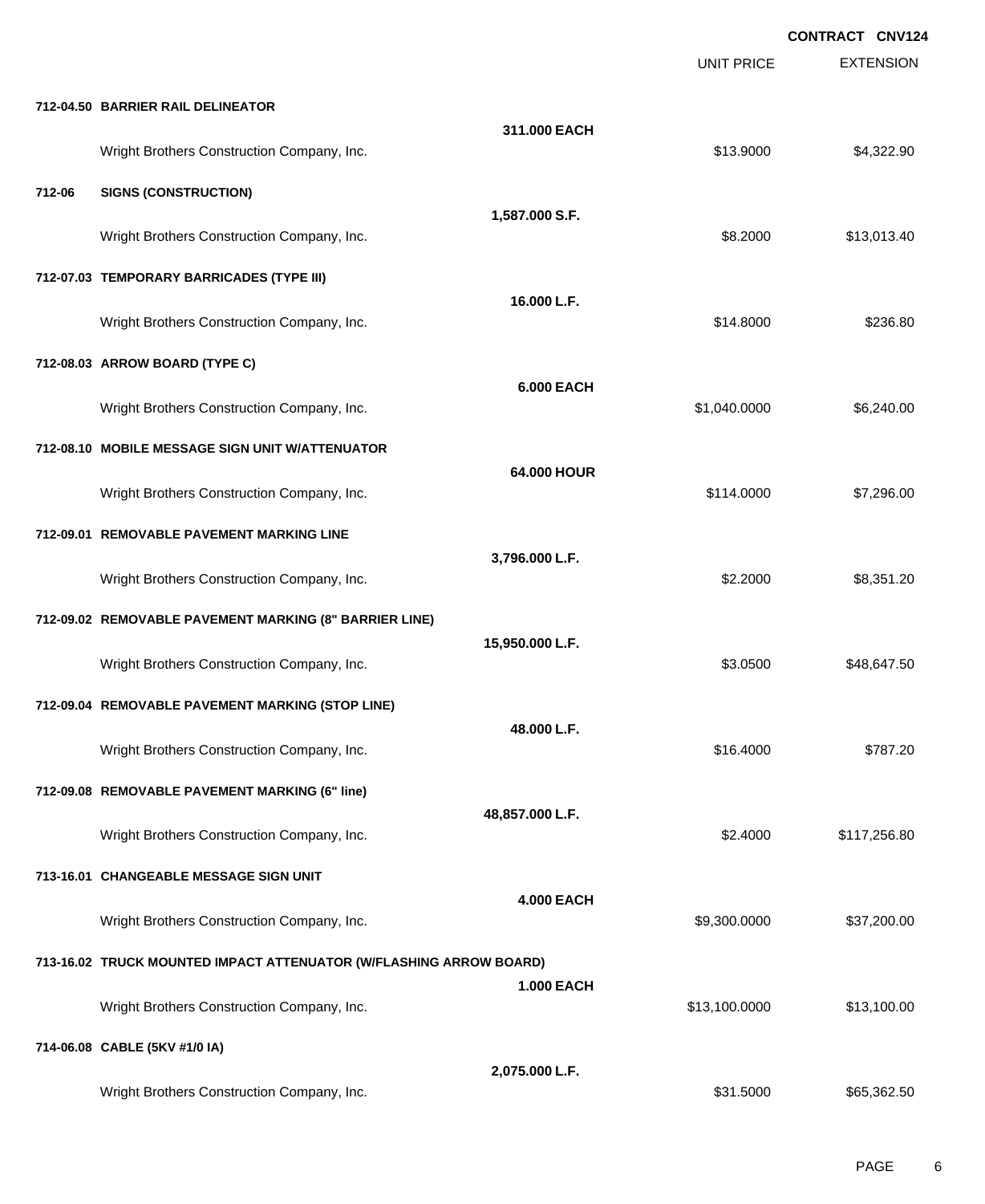**CONTRACT CNV124**

| | | | UNIT PRICE | EXTENSION |
|---|---|---|---|---|
| **712-04.50** | **BARRIER RAIL DELINEATOR** | | | |
| | | **311.000 EACH** | | |
| | Wright Brothers Construction Company, Inc. | | $13.9000 | $4,322.90 |
| **712-06** | **SIGNS (CONSTRUCTION)** | | | |
| | | **1,587.000 S.F.** | | |
| | Wright Brothers Construction Company, Inc. | | $8.2000 | $13,013.40 |
| **712-07.03** | **TEMPORARY BARRICADES (TYPE III)** | | | |
| | | **16.000 L.F.** | | |
| | Wright Brothers Construction Company, Inc. | | $14.8000 | $236.80 |
| **712-08.03** | **ARROW BOARD (TYPE C)** | | | |
| | | **6.000 EACH** | | |
| | Wright Brothers Construction Company, Inc. | | $1,040.0000 | $6,240.00 |
| **712-08.10** | **MOBILE MESSAGE SIGN UNIT W/ATTENUATOR** | | | |
| | | **64.000 HOUR** | | |
| | Wright Brothers Construction Company, Inc. | | $114.0000 | $7,296.00 |
| **712-09.01** | **REMOVABLE PAVEMENT MARKING LINE** | | | |
| | | **3,796.000 L.F.** | | |
| | Wright Brothers Construction Company, Inc. | | $2.2000 | $8,351.20 |
| **712-09.02** | **REMOVABLE PAVEMENT MARKING (8" BARRIER LINE)** | | | |
| | | **15,950.000 L.F.** | | |
| | Wright Brothers Construction Company, Inc. | | $3.0500 | $48,647.50 |
| **712-09.04** | **REMOVABLE PAVEMENT MARKING (STOP LINE)** | | | |
| | | **48.000 L.F.** | | |
| | Wright Brothers Construction Company, Inc. | | $16.4000 | $787.20 |
| **712-09.08** | **REMOVABLE PAVEMENT MARKING (6" line)** | | | |
| | | **48,857.000 L.F.** | | |
| | Wright Brothers Construction Company, Inc. | | $2.4000 | $117,256.80 |
| **713-16.01** | **CHANGEABLE MESSAGE SIGN UNIT** | | | |
| | | **4.000 EACH** | | |
| | Wright Brothers Construction Company, Inc. | | $9,300.0000 | $37,200.00 |
| **713-16.02** | **TRUCK MOUNTED IMPACT ATTENUATOR (W/FLASHING ARROW BOARD)** | | | |
| | | **1.000 EACH** | | |
| | Wright Brothers Construction Company, Inc. | | $13,100.0000 | $13,100.00 |
| **714-06.08** | **CABLE (5KV #1/0 IA)** | | | |
| | | **2,075.000 L.F.** | | |
| | Wright Brothers Construction Company, Inc. | | $31.5000 | $65,362.50 |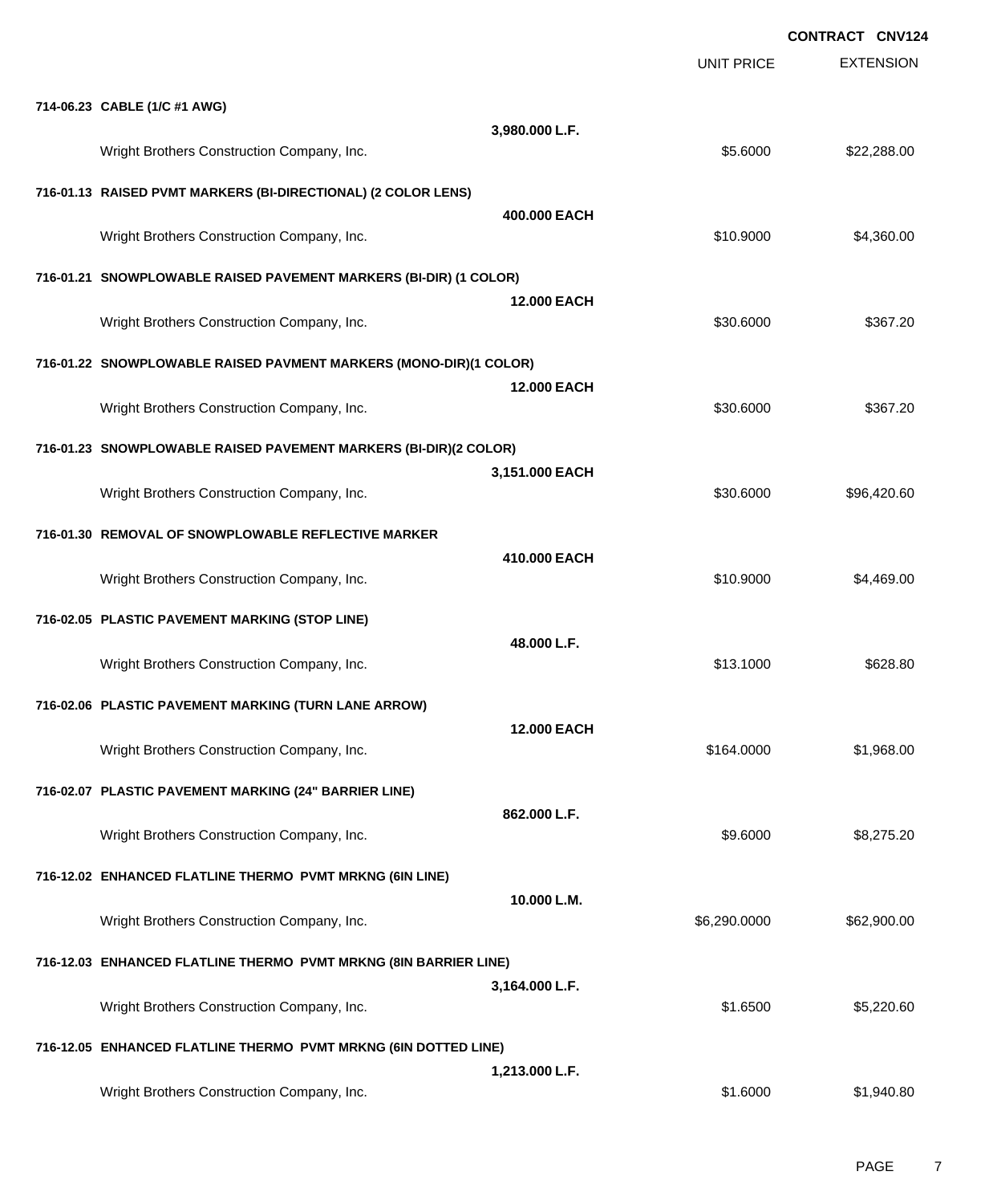**CONTRACT CNV124**

| | | UNIT PRICE | EXTENSION |
|---|---|---|---|
| **714-06.23 CABLE (1/C #1 AWG)** | | | |
| | **3,980.000 L.F.** | | |
| Wright Brothers Construction Company, Inc. | | $5.6000 | $22,288.00 |
| **716-01.13 RAISED PVMT MARKERS (BI-DIRECTIONAL) (2 COLOR LENS)** | | | |
| | **400.000 EACH** | | |
| Wright Brothers Construction Company, Inc. | | $10.9000 | $4,360.00 |
| **716-01.21 SNOWPLOWABLE RAISED PAVEMENT MARKERS (BI-DIR) (1 COLOR)** | | | |
| | **12.000 EACH** | | |
| Wright Brothers Construction Company, Inc. | | $30.6000 | $367.20 |
| **716-01.22 SNOWPLOWABLE RAISED PAVMENT MARKERS (MONO-DIR)(1 COLOR)** | | | |
| | **12.000 EACH** | | |
| Wright Brothers Construction Company, Inc. | | $30.6000 | $367.20 |
| **716-01.23 SNOWPLOWABLE RAISED PAVEMENT MARKERS (BI-DIR)(2 COLOR)** | | | |
| | **3,151.000 EACH** | | |
| Wright Brothers Construction Company, Inc. | | $30.6000 | $96,420.60 |
| **716-01.30 REMOVAL OF SNOWPLOWABLE REFLECTIVE MARKER** | | | |
| | **410.000 EACH** | | |
| Wright Brothers Construction Company, Inc. | | $10.9000 | $4,469.00 |
| **716-02.05 PLASTIC PAVEMENT MARKING (STOP LINE)** | | | |
| | **48.000 L.F.** | | |
| Wright Brothers Construction Company, Inc. | | $13.1000 | $628.80 |
| **716-02.06 PLASTIC PAVEMENT MARKING (TURN LANE ARROW)** | | | |
| | **12.000 EACH** | | |
| Wright Brothers Construction Company, Inc. | | $164.0000 | $1,968.00 |
| **716-02.07 PLASTIC PAVEMENT MARKING (24" BARRIER LINE)** | | | |
| | **862.000 L.F.** | | |
| Wright Brothers Construction Company, Inc. | | $9.6000 | $8,275.20 |
| **716-12.02 ENHANCED FLATLINE THERMO PVMT MRKNG (6IN LINE)** | | | |
| | **10.000 L.M.** | | |
| Wright Brothers Construction Company, Inc. | | $6,290.0000 | $62,900.00 |
| **716-12.03 ENHANCED FLATLINE THERMO PVMT MRKNG (8IN BARRIER LINE)** | | | |
| | **3,164.000 L.F.** | | |
| Wright Brothers Construction Company, Inc. | | $1.6500 | $5,220.60 |
| **716-12.05 ENHANCED FLATLINE THERMO PVMT MRKNG (6IN DOTTED LINE)** | | | |
| | **1,213.000 L.F.** | | |
| Wright Brothers Construction Company, Inc. | | $1.6000 | $1,940.80 |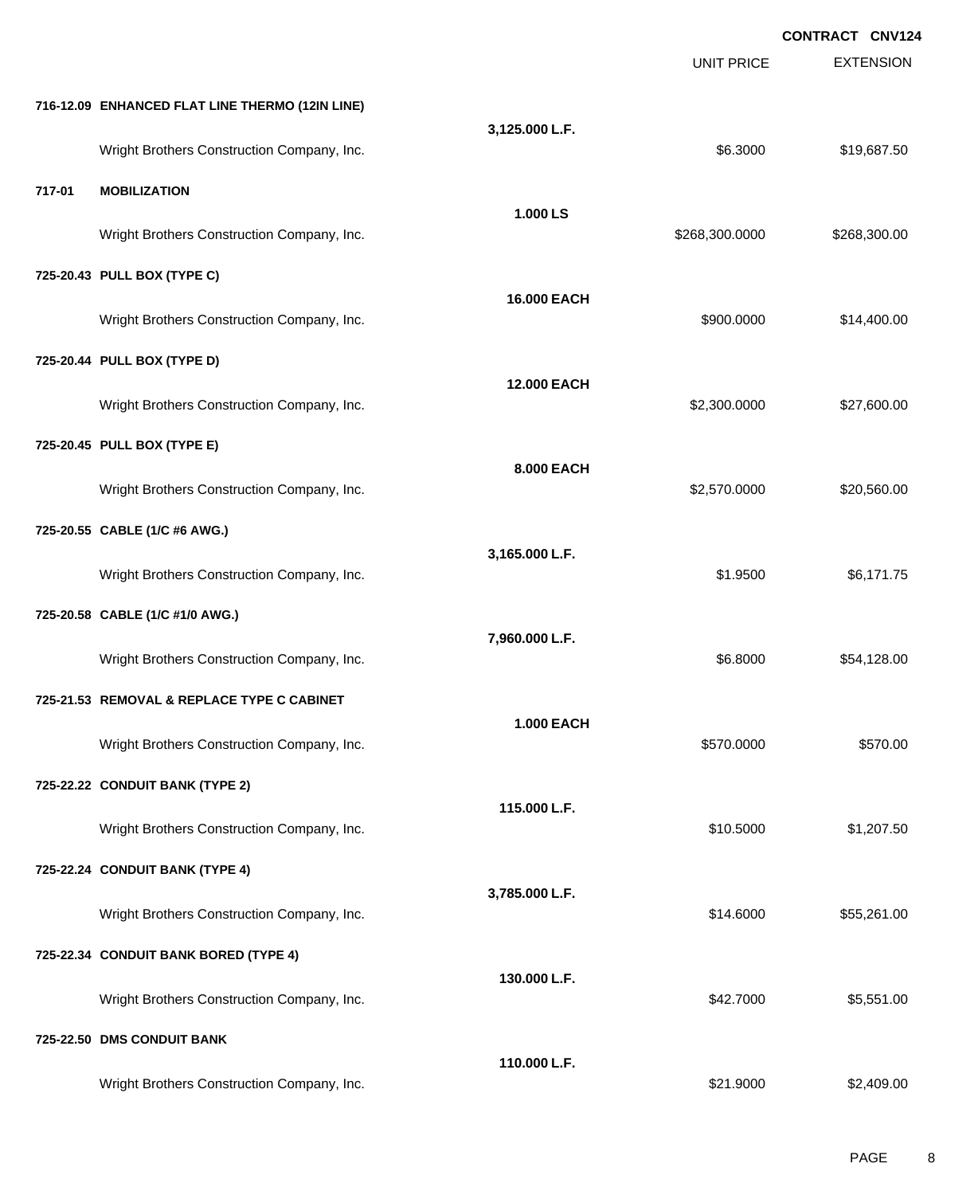**CONTRACT CNV124**

| | | UNIT PRICE | EXTENSION |
|---|---|---|---|
| **716-12.09 ENHANCED FLAT LINE THERMO (12IN LINE)** | **3,125.000 L.F.** | | |
| Wright Brothers Construction Company, Inc. | | $6.3000 | $19,687.50 |
| **717-01 MOBILIZATION** | **1.000 LS** | | |
| Wright Brothers Construction Company, Inc. | | $268,300.0000 | $268,300.00 |
| **725-20.43 PULL BOX (TYPE C)** | **16.000 EACH** | | |
| Wright Brothers Construction Company, Inc. | | $900.0000 | $14,400.00 |
| **725-20.44 PULL BOX (TYPE D)** | **12.000 EACH** | | |
| Wright Brothers Construction Company, Inc. | | $2,300.0000 | $27,600.00 |
| **725-20.45 PULL BOX (TYPE E)** | **8.000 EACH** | | |
| Wright Brothers Construction Company, Inc. | | $2,570.0000 | $20,560.00 |
| **725-20.55 CABLE (1/C #6 AWG.)** | **3,165.000 L.F.** | | |
| Wright Brothers Construction Company, Inc. | | $1.9500 | $6,171.75 |
| **725-20.58 CABLE (1/C #1/0 AWG.)** | **7,960.000 L.F.** | | |
| Wright Brothers Construction Company, Inc. | | $6.8000 | $54,128.00 |
| **725-21.53 REMOVAL & REPLACE TYPE C CABINET** | **1.000 EACH** | | |
| Wright Brothers Construction Company, Inc. | | $570.0000 | $570.00 |
| **725-22.22 CONDUIT BANK (TYPE 2)** | **115.000 L.F.** | | |
| Wright Brothers Construction Company, Inc. | | $10.5000 | $1,207.50 |
| **725-22.24 CONDUIT BANK (TYPE 4)** | **3,785.000 L.F.** | | |
| Wright Brothers Construction Company, Inc. | | $14.6000 | $55,261.00 |
| **725-22.34 CONDUIT BANK BORED (TYPE 4)** | **130.000 L.F.** | | |
| Wright Brothers Construction Company, Inc. | | $42.7000 | $5,551.00 |
| **725-22.50 DMS CONDUIT BANK** | **110.000 L.F.** | | |
| Wright Brothers Construction Company, Inc. | | $21.9000 | $2,409.00 |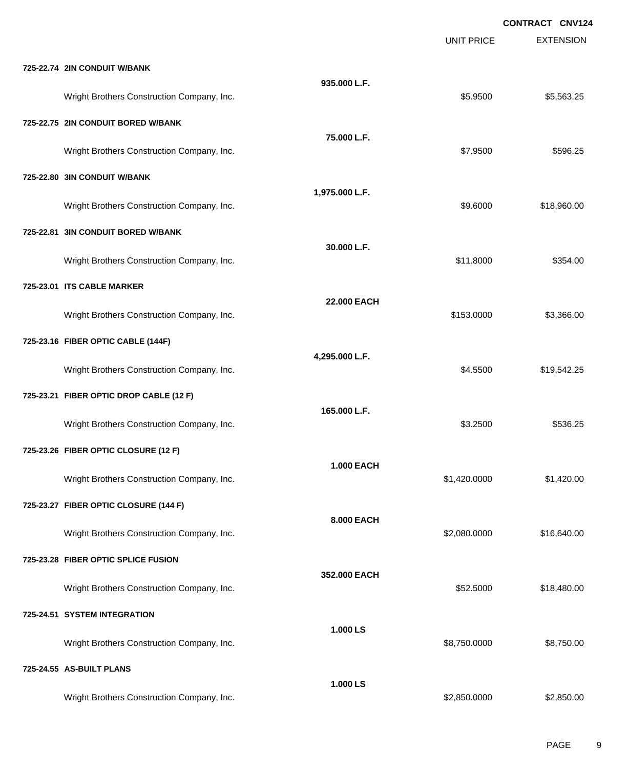**CONTRACT CNV124**

| | | UNIT PRICE | EXTENSION |
|---|---|---|---|
| **725-22.74 2IN CONDUIT W/BANK** | | | |
| | **935.000 L.F.** | | |
| Wright Brothers Construction Company, Inc. | | $5.9500 | $5,563.25 |
| **725-22.75 2IN CONDUIT BORED W/BANK** | | | |
| | **75.000 L.F.** | | |
| Wright Brothers Construction Company, Inc. | | $7.9500 | $596.25 |
| **725-22.80 3IN CONDUIT W/BANK** | | | |
| | **1,975.000 L.F.** | | |
| Wright Brothers Construction Company, Inc. | | $9.6000 | $18,960.00 |
| **725-22.81 3IN CONDUIT BORED W/BANK** | | | |
| | **30.000 L.F.** | | |
| Wright Brothers Construction Company, Inc. | | $11.8000 | $354.00 |
| **725-23.01 ITS CABLE MARKER** | | | |
| | **22.000 EACH** | | |
| Wright Brothers Construction Company, Inc. | | $153.0000 | $3,366.00 |
| **725-23.16 FIBER OPTIC CABLE (144F)** | | | |
| | **4,295.000 L.F.** | | |
| Wright Brothers Construction Company, Inc. | | $4.5500 | $19,542.25 |
| **725-23.21 FIBER OPTIC DROP CABLE (12 F)** | | | |
| | **165.000 L.F.** | | |
| Wright Brothers Construction Company, Inc. | | $3.2500 | $536.25 |
| **725-23.26 FIBER OPTIC CLOSURE (12 F)** | | | |
| | **1.000 EACH** | | |
| Wright Brothers Construction Company, Inc. | | $1,420.0000 | $1,420.00 |
| **725-23.27 FIBER OPTIC CLOSURE (144 F)** | | | |
| | **8.000 EACH** | | |
| Wright Brothers Construction Company, Inc. | | $2,080.0000 | $16,640.00 |
| **725-23.28 FIBER OPTIC SPLICE FUSION** | | | |
| | **352.000 EACH** | | |
| Wright Brothers Construction Company, Inc. | | $52.5000 | $18,480.00 |
| **725-24.51 SYSTEM INTEGRATION** | | | |
| | **1.000 LS** | | |
| Wright Brothers Construction Company, Inc. | | $8,750.0000 | $8,750.00 |
| **725-24.55 AS-BUILT PLANS** | | | |
| | **1.000 LS** | | |
| Wright Brothers Construction Company, Inc. | | $2,850.0000 | $2,850.00 |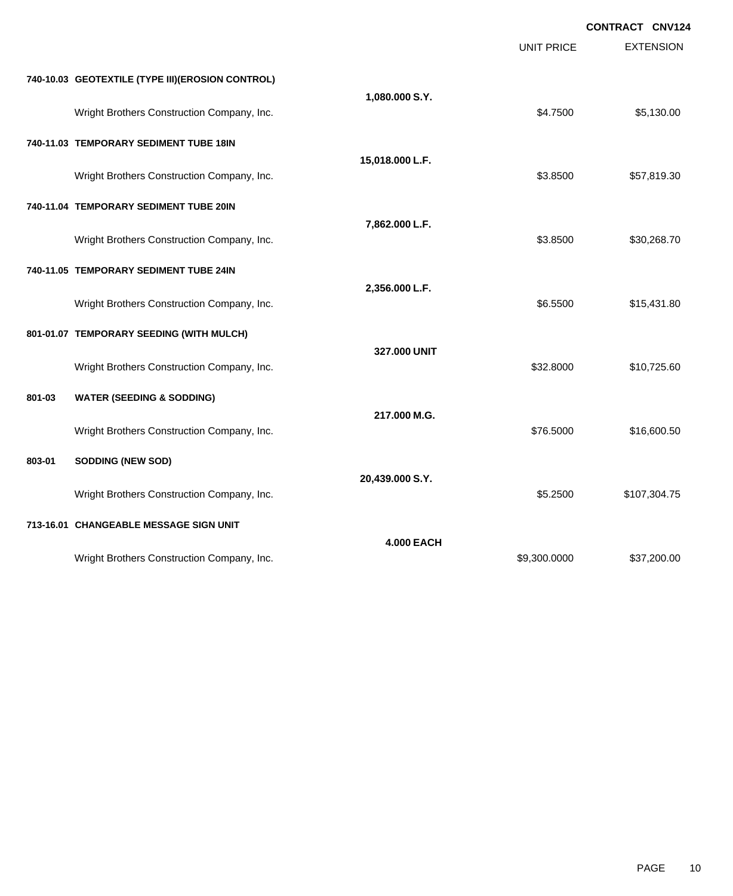**CONTRACT CNV124**

| | | UNIT PRICE | EXTENSION |
|---|---|---|---|
| **740-10.03 GEOTEXTILE (TYPE III)(EROSION CONTROL)** | | | |
| | **1,080.000 S.Y.** | | |
| Wright Brothers Construction Company, Inc. | | $4.7500 | $5,130.00 |
| **740-11.03 TEMPORARY SEDIMENT TUBE 18IN** | | | |
| | **15,018.000 L.F.** | | |
| Wright Brothers Construction Company, Inc. | | $3.8500 | $57,819.30 |
| **740-11.04 TEMPORARY SEDIMENT TUBE 20IN** | | | |
| | **7,862.000 L.F.** | | |
| Wright Brothers Construction Company, Inc. | | $3.8500 | $30,268.70 |
| **740-11.05 TEMPORARY SEDIMENT TUBE 24IN** | | | |
| | **2,356.000 L.F.** | | |
| Wright Brothers Construction Company, Inc. | | $6.5500 | $15,431.80 |
| **801-01.07 TEMPORARY SEEDING (WITH MULCH)** | | | |
| | **327.000 UNIT** | | |
| Wright Brothers Construction Company, Inc. | | $32.8000 | $10,725.60 |
| **801-03 WATER (SEEDING & SODDING)** | | | |
| | **217.000 M.G.** | | |
| Wright Brothers Construction Company, Inc. | | $76.5000 | $16,600.50 |
| **803-01 SODDING (NEW SOD)** | | | |
| | **20,439.000 S.Y.** | | |
| Wright Brothers Construction Company, Inc. | | $5.2500 | $107,304.75 |
| **713-16.01 CHANGEABLE MESSAGE SIGN UNIT** | | | |
| | **4.000 EACH** | | |
| Wright Brothers Construction Company, Inc. | | $9,300.0000 | $37,200.00 |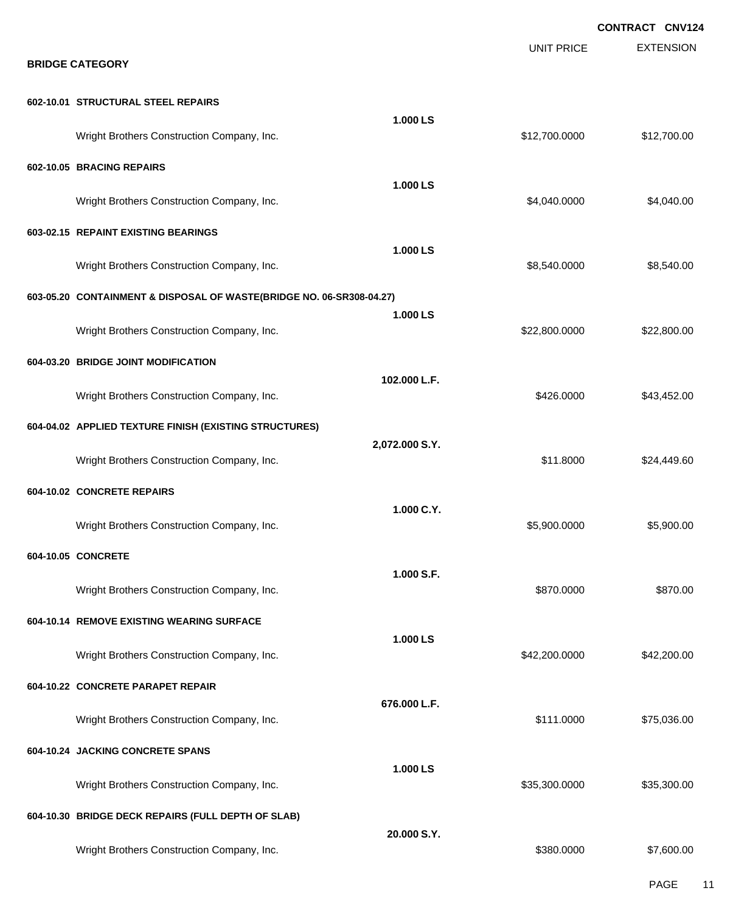**CONTRACT CNV124**

**BRIDGE CATEGORY**

| | | UNIT PRICE | EXTENSION |
|---|---|---|---|
| **602-10.01 STRUCTURAL STEEL REPAIRS** | | | |
| | **1.000 LS** | | |
| Wright Brothers Construction Company, Inc. | | $12,700.0000 | $12,700.00 |
| **602-10.05 BRACING REPAIRS** | | | |
| | **1.000 LS** | | |
| Wright Brothers Construction Company, Inc. | | $4,040.0000 | $4,040.00 |
| **603-02.15 REPAINT EXISTING BEARINGS** | | | |
| | **1.000 LS** | | |
| Wright Brothers Construction Company, Inc. | | $8,540.0000 | $8,540.00 |
| **603-05.20 CONTAINMENT & DISPOSAL OF WASTE(BRIDGE NO. 06-SR308-04.27)** | | | |
| | **1.000 LS** | | |
| Wright Brothers Construction Company, Inc. | | $22,800.0000 | $22,800.00 |
| **604-03.20 BRIDGE JOINT MODIFICATION** | | | |
| | **102.000 L.F.** | | |
| Wright Brothers Construction Company, Inc. | | $426.0000 | $43,452.00 |
| **604-04.02 APPLIED TEXTURE FINISH (EXISTING STRUCTURES)** | | | |
| | **2,072.000 S.Y.** | | |
| Wright Brothers Construction Company, Inc. | | $11.8000 | $24,449.60 |
| **604-10.02 CONCRETE REPAIRS** | | | |
| | **1.000 C.Y.** | | |
| Wright Brothers Construction Company, Inc. | | $5,900.0000 | $5,900.00 |
| **604-10.05 CONCRETE** | | | |
| | **1.000 S.F.** | | |
| Wright Brothers Construction Company, Inc. | | $870.0000 | $870.00 |
| **604-10.14 REMOVE EXISTING WEARING SURFACE** | | | |
| | **1.000 LS** | | |
| Wright Brothers Construction Company, Inc. | | $42,200.0000 | $42,200.00 |
| **604-10.22 CONCRETE PARAPET REPAIR** | | | |
| | **676.000 L.F.** | | |
| Wright Brothers Construction Company, Inc. | | $111.0000 | $75,036.00 |
| **604-10.24 JACKING CONCRETE SPANS** | | | |
| | **1.000 LS** | | |
| Wright Brothers Construction Company, Inc. | | $35,300.0000 | $35,300.00 |
| **604-10.30 BRIDGE DECK REPAIRS (FULL DEPTH OF SLAB)** | | | |
| | **20.000 S.Y.** | | |
| Wright Brothers Construction Company, Inc. | | $380.0000 | $7,600.00 |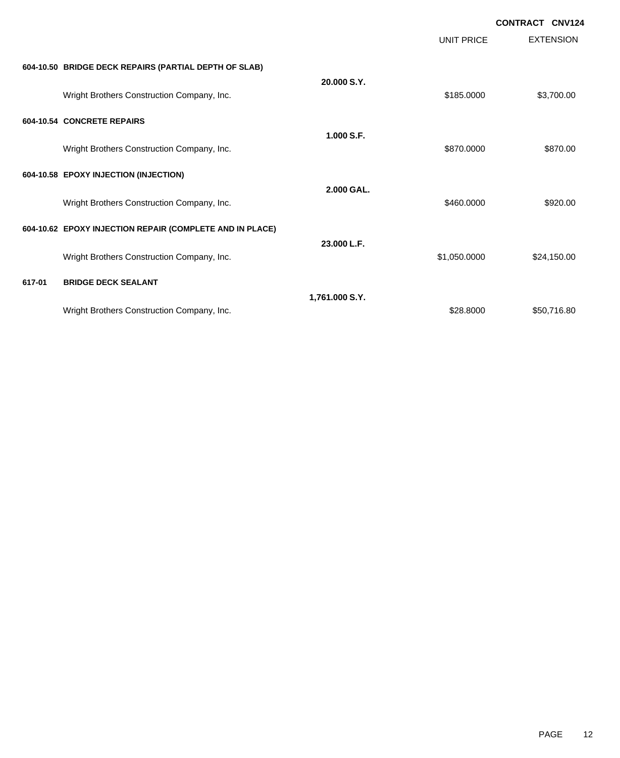**CONTRACT CNV124**

| | | | UNIT PRICE | EXTENSION |
|---|---|---|---|---|
| **604-10.50** | **BRIDGE DECK REPAIRS (PARTIAL DEPTH OF SLAB)** | | | |
| | | **20.000 S.Y.** | | |
| | Wright Brothers Construction Company, Inc. | | $185.0000 | $3,700.00 |
| **604-10.54** | **CONCRETE REPAIRS** | | | |
| | | **1.000 S.F.** | | |
| | Wright Brothers Construction Company, Inc. | | $870.0000 | $870.00 |
| **604-10.58** | **EPOXY INJECTION (INJECTION)** | | | |
| | | **2.000 GAL.** | | |
| | Wright Brothers Construction Company, Inc. | | $460.0000 | $920.00 |
| **604-10.62** | **EPOXY INJECTION REPAIR (COMPLETE AND IN PLACE)** | | | |
| | | **23.000 L.F.** | | |
| | Wright Brothers Construction Company, Inc. | | $1,050.0000 | $24,150.00 |
| **617-01** | **BRIDGE DECK SEALANT** | | | |
| | | **1,761.000 S.Y.** | | |
| | Wright Brothers Construction Company, Inc. | | $28.8000 | $50,716.80 |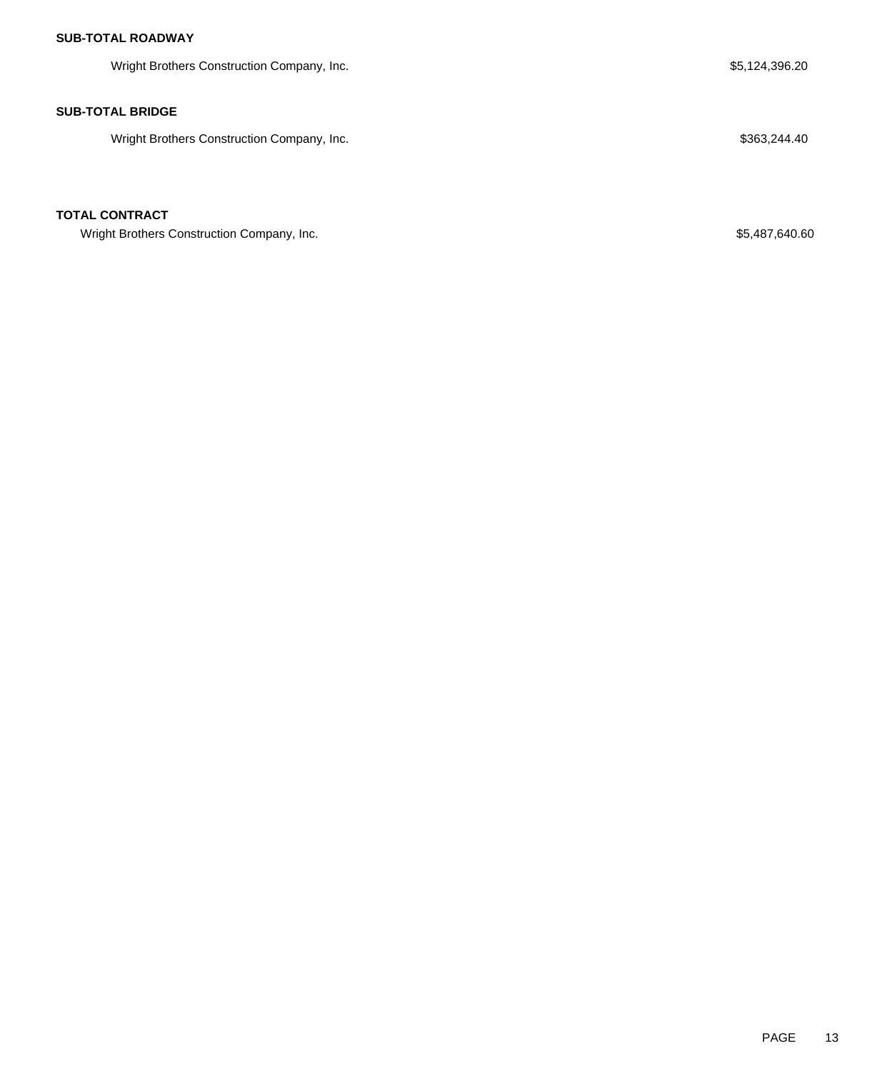**SUB-TOTAL ROADWAY**

| | |
|---|---|
| Wright Brothers Construction Company, Inc. | $5,124,396.20 |

**SUB-TOTAL BRIDGE**

| | |
|---|---|
| Wright Brothers Construction Company, Inc. | $363,244.40 |

**TOTAL CONTRACT**

| | |
|---|---|
| Wright Brothers Construction Company, Inc. | $5,487,640.60 |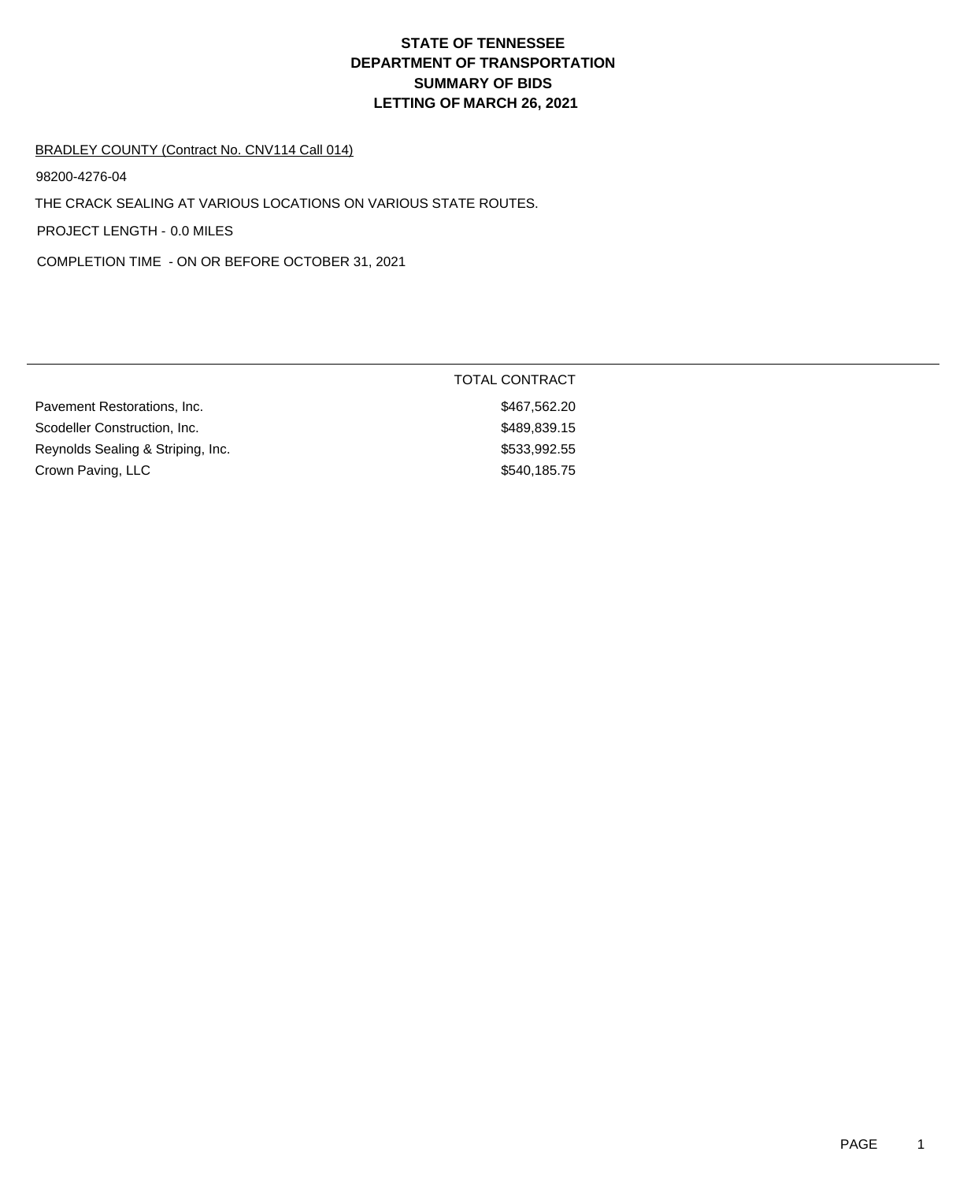# STATE OF TENNESSEE
# DEPARTMENT OF TRANSPORTATION
# SUMMARY OF BIDS
# LETTING OF MARCH 26, 2021

BRADLEY COUNTY (Contract No. CNV114 Call 014)

98200-4276-04

THE CRACK SEALING AT VARIOUS LOCATIONS ON VARIOUS STATE ROUTES.

PROJECT LENGTH - 0.0 MILES

COMPLETION TIME - ON OR BEFORE OCTOBER 31, 2021

| | TOTAL CONTRACT |
|---|---|
| Pavement Restorations, Inc. | $467,562.20 |
| Scodeller Construction, Inc. | $489,839.15 |
| Reynolds Sealing & Striping, Inc. | $533,992.55 |
| Crown Paving, LLC | $540,185.75 |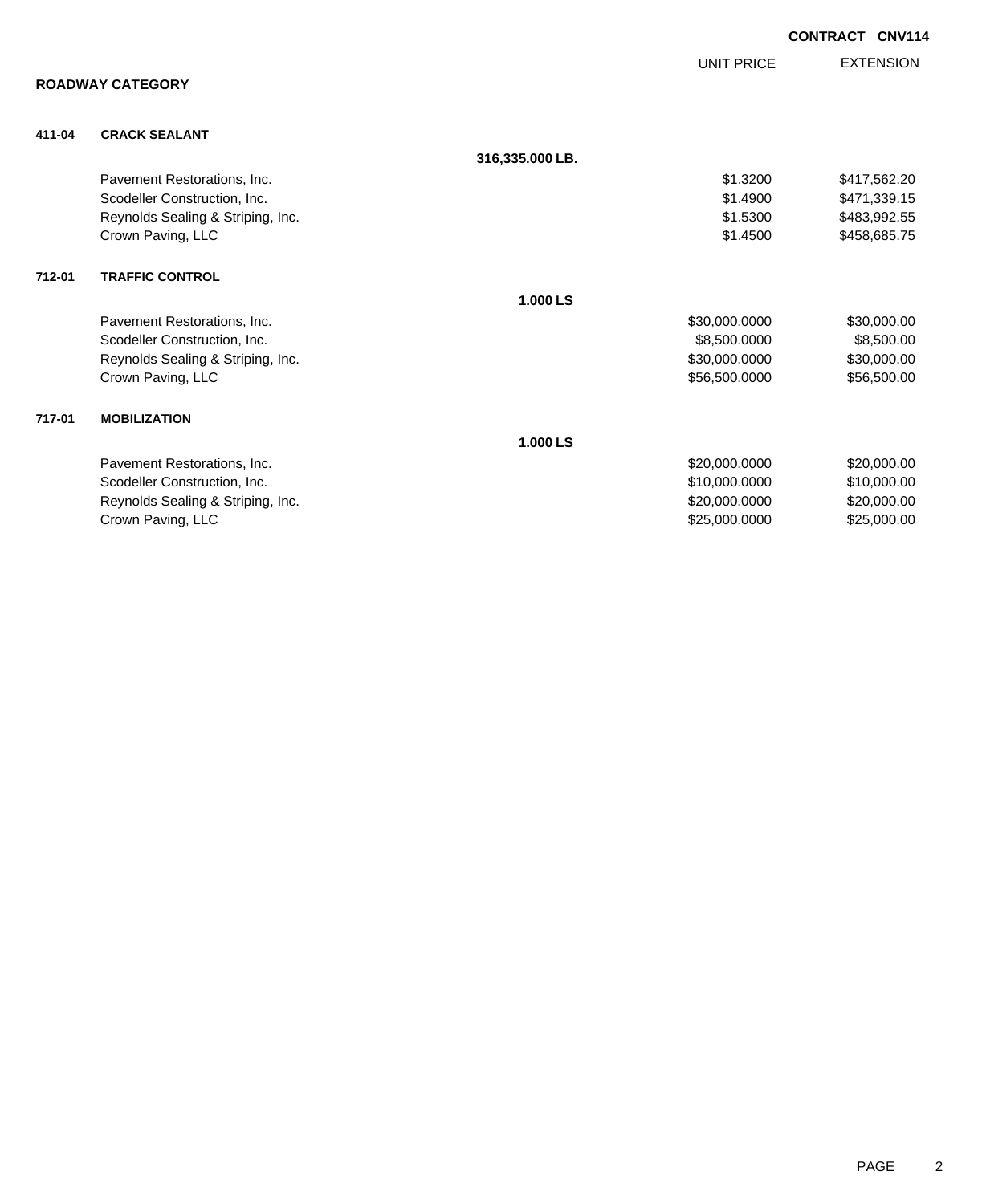**CONTRACT CNV114**

## ROADWAY CATEGORY

| | | | UNIT PRICE | EXTENSION |
|---|---|---|---|---|
| **411-04** | **CRACK SEALANT** | | | |
| | | **316,335.000 LB.** | | |
| | Pavement Restorations, Inc. | | $1.3200 | $417,562.20 |
| | Scodeller Construction, Inc. | | $1.4900 | $471,339.15 |
| | Reynolds Sealing & Striping, Inc. | | $1.5300 | $483,992.55 |
| | Crown Paving, LLC | | $1.4500 | $458,685.75 |
| **712-01** | **TRAFFIC CONTROL** | | | |
| | | **1.000 LS** | | |
| | Pavement Restorations, Inc. | | $30,000.0000 | $30,000.00 |
| | Scodeller Construction, Inc. | | $8,500.0000 | $8,500.00 |
| | Reynolds Sealing & Striping, Inc. | | $30,000.0000 | $30,000.00 |
| | Crown Paving, LLC | | $56,500.0000 | $56,500.00 |
| **717-01** | **MOBILIZATION** | | | |
| | | **1.000 LS** | | |
| | Pavement Restorations, Inc. | | $20,000.0000 | $20,000.00 |
| | Scodeller Construction, Inc. | | $10,000.0000 | $10,000.00 |
| | Reynolds Sealing & Striping, Inc. | | $20,000.0000 | $20,000.00 |
| | Crown Paving, LLC | | $25,000.0000 | $25,000.00 |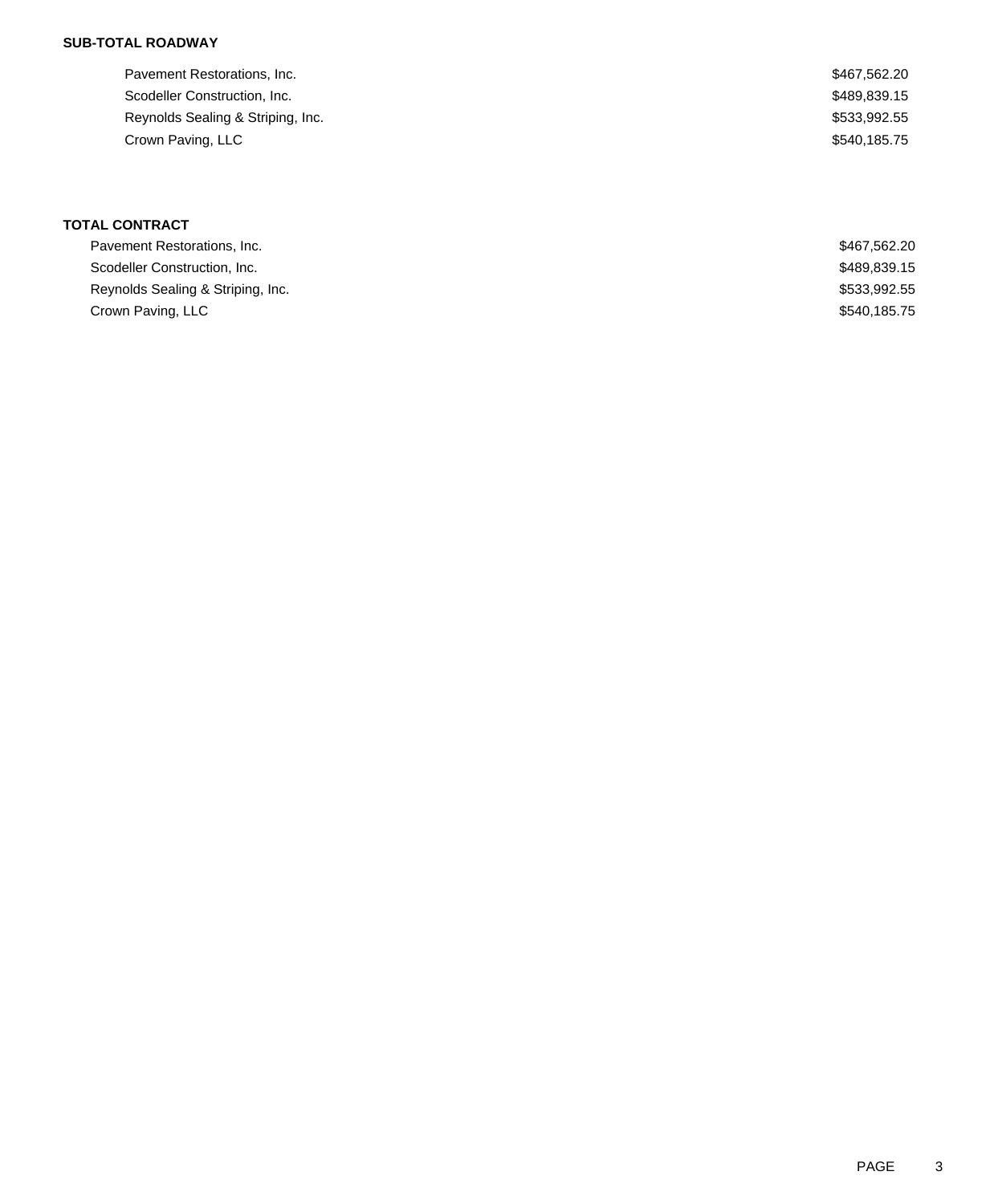**SUB-TOTAL ROADWAY**

| | |
|---|---|
| Pavement Restorations, Inc. | $467,562.20 |
| Scodeller Construction, Inc. | $489,839.15 |
| Reynolds Sealing & Striping, Inc. | $533,992.55 |
| Crown Paving, LLC | $540,185.75 |

**TOTAL CONTRACT**

| | |
|---|---|
| Pavement Restorations, Inc. | $467,562.20 |
| Scodeller Construction, Inc. | $489,839.15 |
| Reynolds Sealing & Striping, Inc. | $533,992.55 |
| Crown Paving, LLC | $540,185.75 |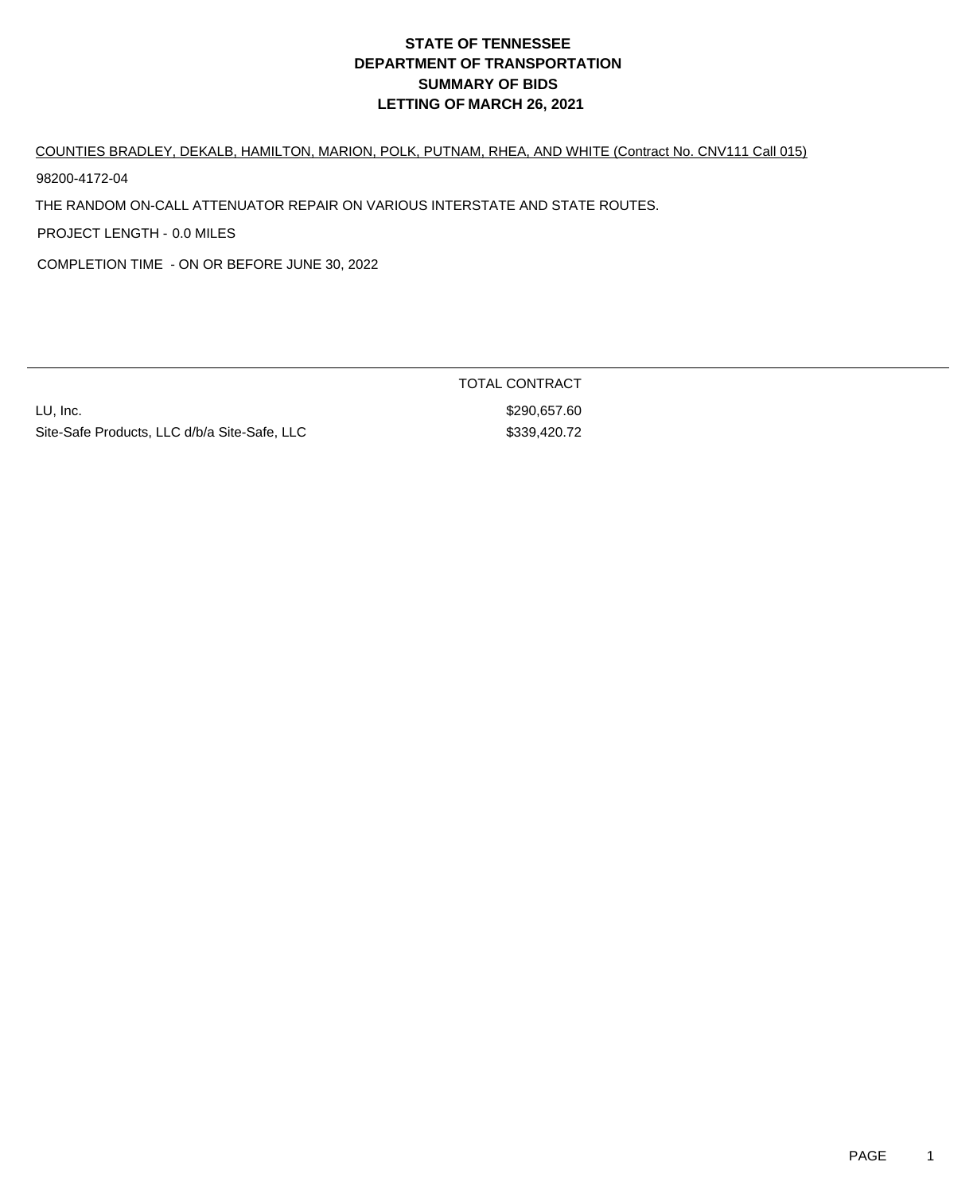# STATE OF TENNESSEE
# DEPARTMENT OF TRANSPORTATION
# SUMMARY OF BIDS
# LETTING OF MARCH 26, 2021

COUNTIES BRADLEY, DEKALB, HAMILTON, MARION, POLK, PUTNAM, RHEA, AND WHITE (Contract No. CNV111 Call 015)

98200-4172-04

THE RANDOM ON-CALL ATTENUATOR REPAIR ON VARIOUS INTERSTATE AND STATE ROUTES.

PROJECT LENGTH - 0.0 MILES

COMPLETION TIME - ON OR BEFORE JUNE 30, 2022

| | TOTAL CONTRACT |
|---|---|
| LU, Inc. | $290,657.60 |
| Site-Safe Products, LLC d/b/a Site-Safe, LLC | $339,420.72 |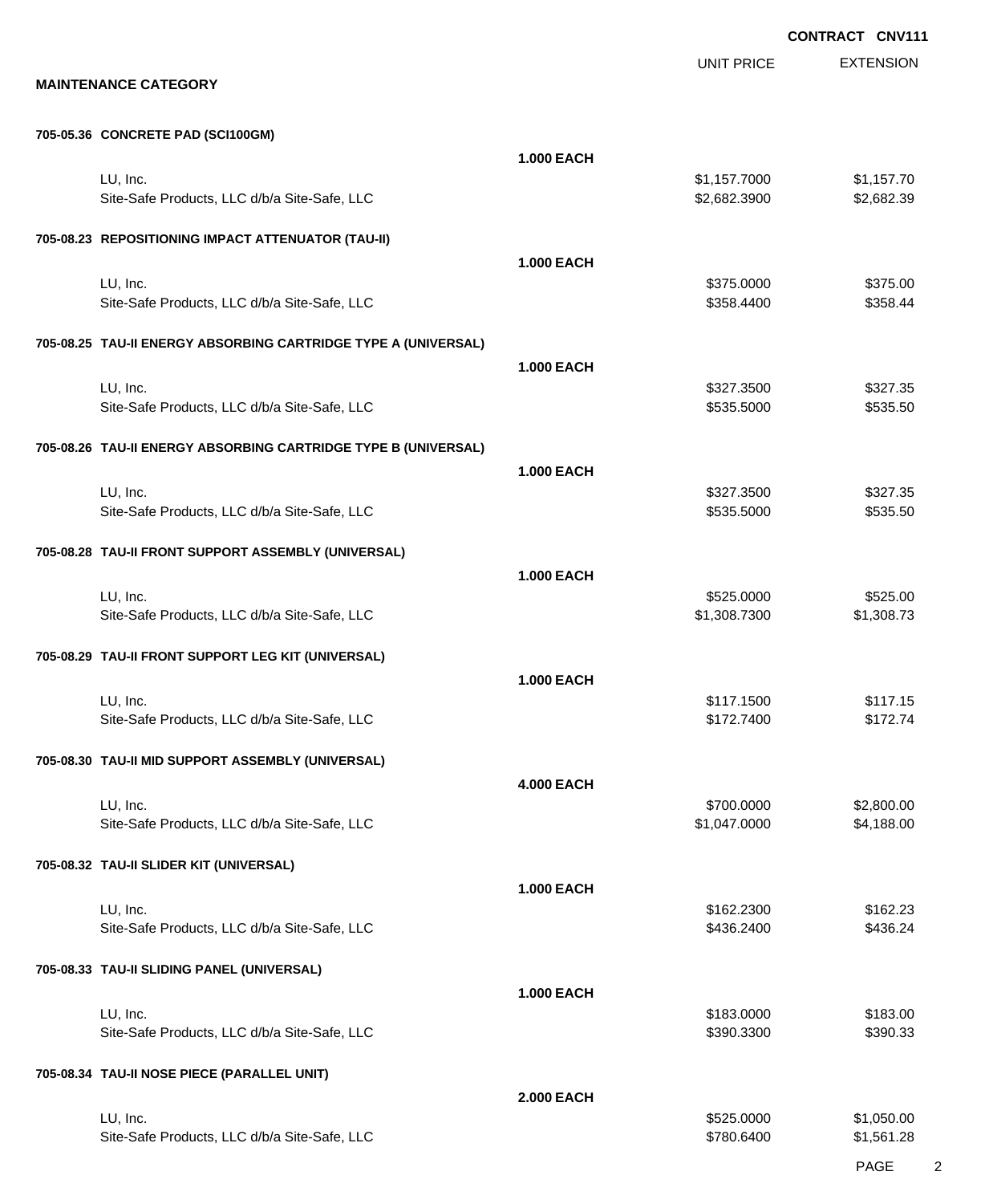**CONTRACT CNV111**

**MAINTENANCE CATEGORY**

| | | UNIT PRICE | EXTENSION |
|---|---|---|---|
| **705-05.36 CONCRETE PAD (SCI100GM)** | | | |
| | **1.000 EACH** | | |
| LU, Inc. | | $1,157.7000 | $1,157.70 |
| Site-Safe Products, LLC d/b/a Site-Safe, LLC | | $2,682.3900 | $2,682.39 |
| **705-08.23 REPOSITIONING IMPACT ATTENUATOR (TAU-II)** | | | |
| | **1.000 EACH** | | |
| LU, Inc. | | $375.0000 | $375.00 |
| Site-Safe Products, LLC d/b/a Site-Safe, LLC | | $358.4400 | $358.44 |
| **705-08.25 TAU-II ENERGY ABSORBING CARTRIDGE TYPE A (UNIVERSAL)** | | | |
| | **1.000 EACH** | | |
| LU, Inc. | | $327.3500 | $327.35 |
| Site-Safe Products, LLC d/b/a Site-Safe, LLC | | $535.5000 | $535.50 |
| **705-08.26 TAU-II ENERGY ABSORBING CARTRIDGE TYPE B (UNIVERSAL)** | | | |
| | **1.000 EACH** | | |
| LU, Inc. | | $327.3500 | $327.35 |
| Site-Safe Products, LLC d/b/a Site-Safe, LLC | | $535.5000 | $535.50 |
| **705-08.28 TAU-II FRONT SUPPORT ASSEMBLY (UNIVERSAL)** | | | |
| | **1.000 EACH** | | |
| LU, Inc. | | $525.0000 | $525.00 |
| Site-Safe Products, LLC d/b/a Site-Safe, LLC | | $1,308.7300 | $1,308.73 |
| **705-08.29 TAU-II FRONT SUPPORT LEG KIT (UNIVERSAL)** | | | |
| | **1.000 EACH** | | |
| LU, Inc. | | $117.1500 | $117.15 |
| Site-Safe Products, LLC d/b/a Site-Safe, LLC | | $172.7400 | $172.74 |
| **705-08.30 TAU-II MID SUPPORT ASSEMBLY (UNIVERSAL)** | | | |
| | **4.000 EACH** | | |
| LU, Inc. | | $700.0000 | $2,800.00 |
| Site-Safe Products, LLC d/b/a Site-Safe, LLC | | $1,047.0000 | $4,188.00 |
| **705-08.32 TAU-II SLIDER KIT (UNIVERSAL)** | | | |
| | **1.000 EACH** | | |
| LU, Inc. | | $162.2300 | $162.23 |
| Site-Safe Products, LLC d/b/a Site-Safe, LLC | | $436.2400 | $436.24 |
| **705-08.33 TAU-II SLIDING PANEL (UNIVERSAL)** | | | |
| | **1.000 EACH** | | |
| LU, Inc. | | $183.0000 | $183.00 |
| Site-Safe Products, LLC d/b/a Site-Safe, LLC | | $390.3300 | $390.33 |
| **705-08.34 TAU-II NOSE PIECE (PARALLEL UNIT)** | | | |
| | **2.000 EACH** | | |
| LU, Inc. | | $525.0000 | $1,050.00 |
| Site-Safe Products, LLC d/b/a Site-Safe, LLC | | $780.6400 | $1,561.28 |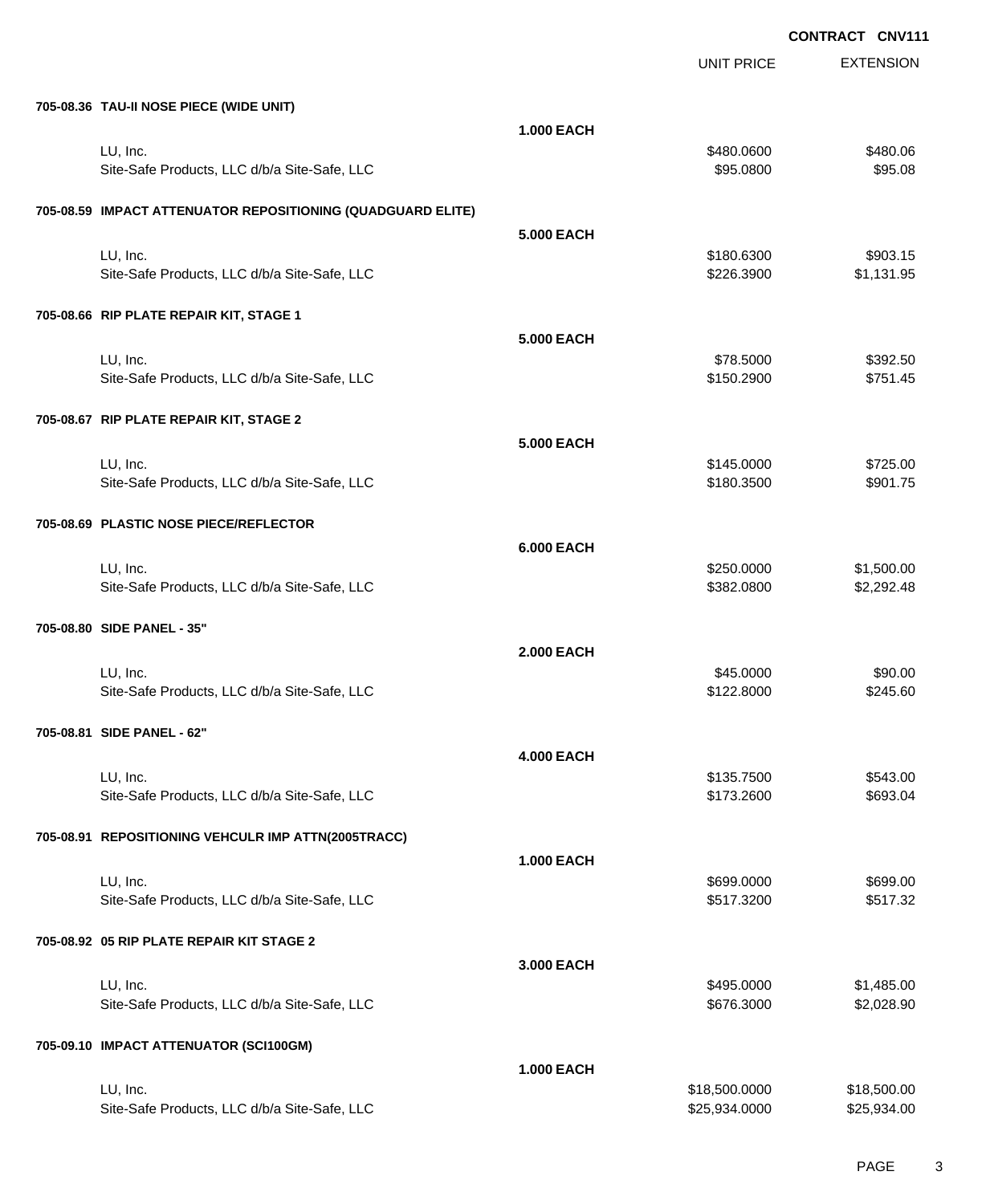**CONTRACT CNV111**

| | | UNIT PRICE | EXTENSION |
|---|---|---|---|
| **705-08.36 TAU-II NOSE PIECE (WIDE UNIT)** | | | |
| | **1.000 EACH** | | |
| LU, Inc. | | $480.0600 | $480.06 |
| Site-Safe Products, LLC d/b/a Site-Safe, LLC | | $95.0800 | $95.08 |
| **705-08.59 IMPACT ATTENUATOR REPOSITIONING (QUADGUARD ELITE)** | | | |
| | **5.000 EACH** | | |
| LU, Inc. | | $180.6300 | $903.15 |
| Site-Safe Products, LLC d/b/a Site-Safe, LLC | | $226.3900 | $1,131.95 |
| **705-08.66 RIP PLATE REPAIR KIT, STAGE 1** | | | |
| | **5.000 EACH** | | |
| LU, Inc. | | $78.5000 | $392.50 |
| Site-Safe Products, LLC d/b/a Site-Safe, LLC | | $150.2900 | $751.45 |
| **705-08.67 RIP PLATE REPAIR KIT, STAGE 2** | | | |
| | **5.000 EACH** | | |
| LU, Inc. | | $145.0000 | $725.00 |
| Site-Safe Products, LLC d/b/a Site-Safe, LLC | | $180.3500 | $901.75 |
| **705-08.69 PLASTIC NOSE PIECE/REFLECTOR** | | | |
| | **6.000 EACH** | | |
| LU, Inc. | | $250.0000 | $1,500.00 |
| Site-Safe Products, LLC d/b/a Site-Safe, LLC | | $382.0800 | $2,292.48 |
| **705-08.80 SIDE PANEL - 35"** | | | |
| | **2.000 EACH** | | |
| LU, Inc. | | $45.0000 | $90.00 |
| Site-Safe Products, LLC d/b/a Site-Safe, LLC | | $122.8000 | $245.60 |
| **705-08.81 SIDE PANEL - 62"** | | | |
| | **4.000 EACH** | | |
| LU, Inc. | | $135.7500 | $543.00 |
| Site-Safe Products, LLC d/b/a Site-Safe, LLC | | $173.2600 | $693.04 |
| **705-08.91 REPOSITIONING VEHCULR IMP ATTN(2005TRACC)** | | | |
| | **1.000 EACH** | | |
| LU, Inc. | | $699.0000 | $699.00 |
| Site-Safe Products, LLC d/b/a Site-Safe, LLC | | $517.3200 | $517.32 |
| **705-08.92 05 RIP PLATE REPAIR KIT STAGE 2** | | | |
| | **3.000 EACH** | | |
| LU, Inc. | | $495.0000 | $1,485.00 |
| Site-Safe Products, LLC d/b/a Site-Safe, LLC | | $676.3000 | $2,028.90 |
| **705-09.10 IMPACT ATTENUATOR (SCI100GM)** | | | |
| | **1.000 EACH** | | |
| LU, Inc. | | $18,500.0000 | $18,500.00 |
| Site-Safe Products, LLC d/b/a Site-Safe, LLC | | $25,934.0000 | $25,934.00 |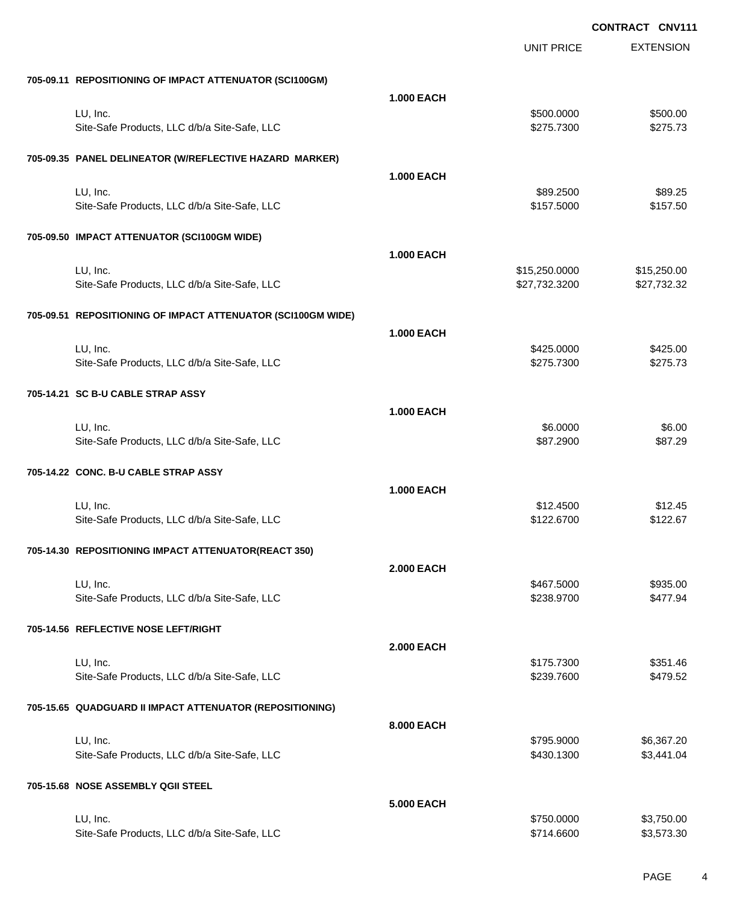**CONTRACT CNV111**

| | | UNIT PRICE | EXTENSION |
|---|---|---|---|
| **705-09.11 REPOSITIONING OF IMPACT ATTENUATOR (SCI100GM)** | | | |
| | **1.000 EACH** | | |
| LU, Inc. | | $500.0000 | $500.00 |
| Site-Safe Products, LLC d/b/a Site-Safe, LLC | | $275.7300 | $275.73 |
| **705-09.35 PANEL DELINEATOR (W/REFLECTIVE HAZARD MARKER)** | | | |
| | **1.000 EACH** | | |
| LU, Inc. | | $89.2500 | $89.25 |
| Site-Safe Products, LLC d/b/a Site-Safe, LLC | | $157.5000 | $157.50 |
| **705-09.50 IMPACT ATTENUATOR (SCI100GM WIDE)** | | | |
| | **1.000 EACH** | | |
| LU, Inc. | | $15,250.0000 | $15,250.00 |
| Site-Safe Products, LLC d/b/a Site-Safe, LLC | | $27,732.3200 | $27,732.32 |
| **705-09.51 REPOSITIONING OF IMPACT ATTENUATOR (SCI100GM WIDE)** | | | |
| | **1.000 EACH** | | |
| LU, Inc. | | $425.0000 | $425.00 |
| Site-Safe Products, LLC d/b/a Site-Safe, LLC | | $275.7300 | $275.73 |
| **705-14.21 SC B-U CABLE STRAP ASSY** | | | |
| | **1.000 EACH** | | |
| LU, Inc. | | $6.0000 | $6.00 |
| Site-Safe Products, LLC d/b/a Site-Safe, LLC | | $87.2900 | $87.29 |
| **705-14.22 CONC. B-U CABLE STRAP ASSY** | | | |
| | **1.000 EACH** | | |
| LU, Inc. | | $12.4500 | $12.45 |
| Site-Safe Products, LLC d/b/a Site-Safe, LLC | | $122.6700 | $122.67 |
| **705-14.30 REPOSITIONING IMPACT ATTENUATOR(REACT 350)** | | | |
| | **2.000 EACH** | | |
| LU, Inc. | | $467.5000 | $935.00 |
| Site-Safe Products, LLC d/b/a Site-Safe, LLC | | $238.9700 | $477.94 |
| **705-14.56 REFLECTIVE NOSE LEFT/RIGHT** | | | |
| | **2.000 EACH** | | |
| LU, Inc. | | $175.7300 | $351.46 |
| Site-Safe Products, LLC d/b/a Site-Safe, LLC | | $239.7600 | $479.52 |
| **705-15.65 QUADGUARD II IMPACT ATTENUATOR (REPOSITIONING)** | | | |
| | **8.000 EACH** | | |
| LU, Inc. | | $795.9000 | $6,367.20 |
| Site-Safe Products, LLC d/b/a Site-Safe, LLC | | $430.1300 | $3,441.04 |
| **705-15.68 NOSE ASSEMBLY QGII STEEL** | | | |
| | **5.000 EACH** | | |
| LU, Inc. | | $750.0000 | $3,750.00 |
| Site-Safe Products, LLC d/b/a Site-Safe, LLC | | $714.6600 | $3,573.30 |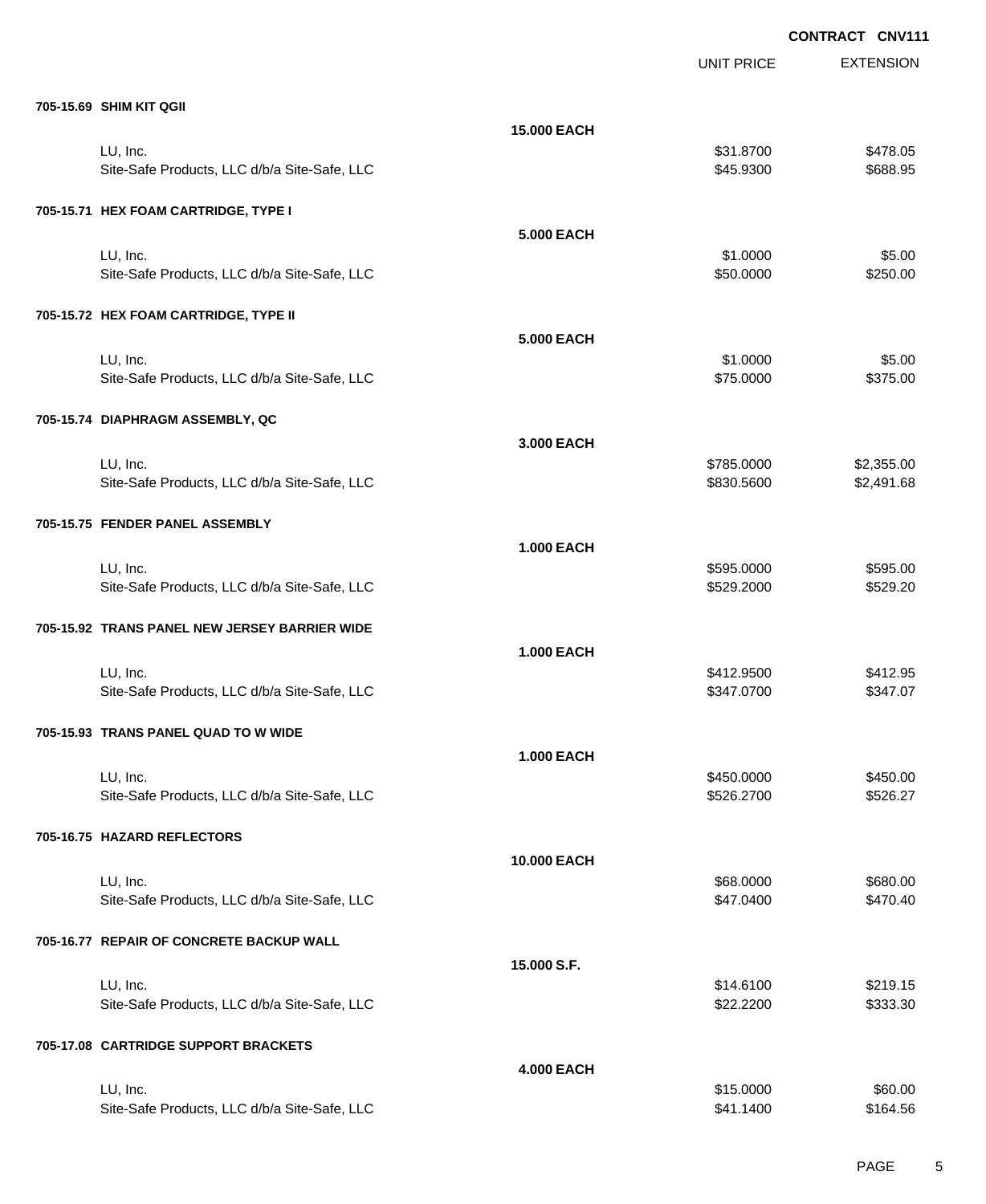**CONTRACT CNV111**

| | | UNIT PRICE | EXTENSION |
|---|---|---|---|
| **705-15.69 SHIM KIT QGII** | | | |
| | **15.000 EACH** | | |
| LU, Inc. | | $31.8700 | $478.05 |
| Site-Safe Products, LLC d/b/a Site-Safe, LLC | | $45.9300 | $688.95 |
| **705-15.71 HEX FOAM CARTRIDGE, TYPE I** | | | |
| | **5.000 EACH** | | |
| LU, Inc. | | $1.0000 | $5.00 |
| Site-Safe Products, LLC d/b/a Site-Safe, LLC | | $50.0000 | $250.00 |
| **705-15.72 HEX FOAM CARTRIDGE, TYPE II** | | | |
| | **5.000 EACH** | | |
| LU, Inc. | | $1.0000 | $5.00 |
| Site-Safe Products, LLC d/b/a Site-Safe, LLC | | $75.0000 | $375.00 |
| **705-15.74 DIAPHRAGM ASSEMBLY, QC** | | | |
| | **3.000 EACH** | | |
| LU, Inc. | | $785.0000 | $2,355.00 |
| Site-Safe Products, LLC d/b/a Site-Safe, LLC | | $830.5600 | $2,491.68 |
| **705-15.75 FENDER PANEL ASSEMBLY** | | | |
| | **1.000 EACH** | | |
| LU, Inc. | | $595.0000 | $595.00 |
| Site-Safe Products, LLC d/b/a Site-Safe, LLC | | $529.2000 | $529.20 |
| **705-15.92 TRANS PANEL NEW JERSEY BARRIER WIDE** | | | |
| | **1.000 EACH** | | |
| LU, Inc. | | $412.9500 | $412.95 |
| Site-Safe Products, LLC d/b/a Site-Safe, LLC | | $347.0700 | $347.07 |
| **705-15.93 TRANS PANEL QUAD TO W WIDE** | | | |
| | **1.000 EACH** | | |
| LU, Inc. | | $450.0000 | $450.00 |
| Site-Safe Products, LLC d/b/a Site-Safe, LLC | | $526.2700 | $526.27 |
| **705-16.75 HAZARD REFLECTORS** | | | |
| | **10.000 EACH** | | |
| LU, Inc. | | $68.0000 | $680.00 |
| Site-Safe Products, LLC d/b/a Site-Safe, LLC | | $47.0400 | $470.40 |
| **705-16.77 REPAIR OF CONCRETE BACKUP WALL** | | | |
| | **15.000 S.F.** | | |
| LU, Inc. | | $14.6100 | $219.15 |
| Site-Safe Products, LLC d/b/a Site-Safe, LLC | | $22.2200 | $333.30 |
| **705-17.08 CARTRIDGE SUPPORT BRACKETS** | | | |
| | **4.000 EACH** | | |
| LU, Inc. | | $15.0000 | $60.00 |
| Site-Safe Products, LLC d/b/a Site-Safe, LLC | | $41.1400 | $164.56 |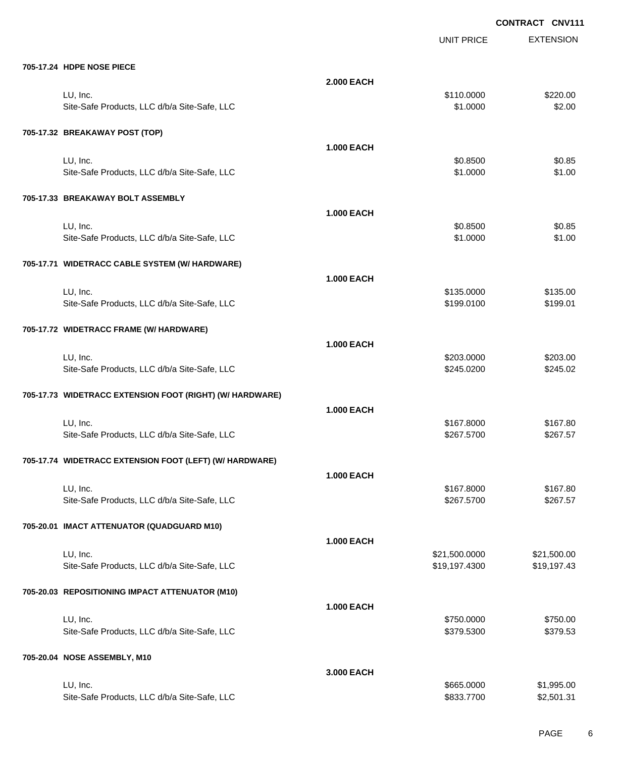**CONTRACT CNV111**

| | | UNIT PRICE | EXTENSION |
|---|---|---|---|
| **705-17.24 HDPE NOSE PIECE** | | | |
| | **2.000 EACH** | | |
| LU, Inc. | | $110.0000 | $220.00 |
| Site-Safe Products, LLC d/b/a Site-Safe, LLC | | $1.0000 | $2.00 |
| **705-17.32 BREAKAWAY POST (TOP)** | | | |
| | **1.000 EACH** | | |
| LU, Inc. | | $0.8500 | $0.85 |
| Site-Safe Products, LLC d/b/a Site-Safe, LLC | | $1.0000 | $1.00 |
| **705-17.33 BREAKAWAY BOLT ASSEMBLY** | | | |
| | **1.000 EACH** | | |
| LU, Inc. | | $0.8500 | $0.85 |
| Site-Safe Products, LLC d/b/a Site-Safe, LLC | | $1.0000 | $1.00 |
| **705-17.71 WIDETRACC CABLE SYSTEM (W/ HARDWARE)** | | | |
| | **1.000 EACH** | | |
| LU, Inc. | | $135.0000 | $135.00 |
| Site-Safe Products, LLC d/b/a Site-Safe, LLC | | $199.0100 | $199.01 |
| **705-17.72 WIDETRACC FRAME (W/ HARDWARE)** | | | |
| | **1.000 EACH** | | |
| LU, Inc. | | $203.0000 | $203.00 |
| Site-Safe Products, LLC d/b/a Site-Safe, LLC | | $245.0200 | $245.02 |
| **705-17.73 WIDETRACC EXTENSION FOOT (RIGHT) (W/ HARDWARE)** | | | |
| | **1.000 EACH** | | |
| LU, Inc. | | $167.8000 | $167.80 |
| Site-Safe Products, LLC d/b/a Site-Safe, LLC | | $267.5700 | $267.57 |
| **705-17.74 WIDETRACC EXTENSION FOOT (LEFT) (W/ HARDWARE)** | | | |
| | **1.000 EACH** | | |
| LU, Inc. | | $167.8000 | $167.80 |
| Site-Safe Products, LLC d/b/a Site-Safe, LLC | | $267.5700 | $267.57 |
| **705-20.01 IMACT ATTENUATOR (QUADGUARD M10)** | | | |
| | **1.000 EACH** | | |
| LU, Inc. | | $21,500.0000 | $21,500.00 |
| Site-Safe Products, LLC d/b/a Site-Safe, LLC | | $19,197.4300 | $19,197.43 |
| **705-20.03 REPOSITIONING IMPACT ATTENUATOR (M10)** | | | |
| | **1.000 EACH** | | |
| LU, Inc. | | $750.0000 | $750.00 |
| Site-Safe Products, LLC d/b/a Site-Safe, LLC | | $379.5300 | $379.53 |
| **705-20.04 NOSE ASSEMBLY, M10** | | | |
| | **3.000 EACH** | | |
| LU, Inc. | | $665.0000 | $1,995.00 |
| Site-Safe Products, LLC d/b/a Site-Safe, LLC | | $833.7700 | $2,501.31 |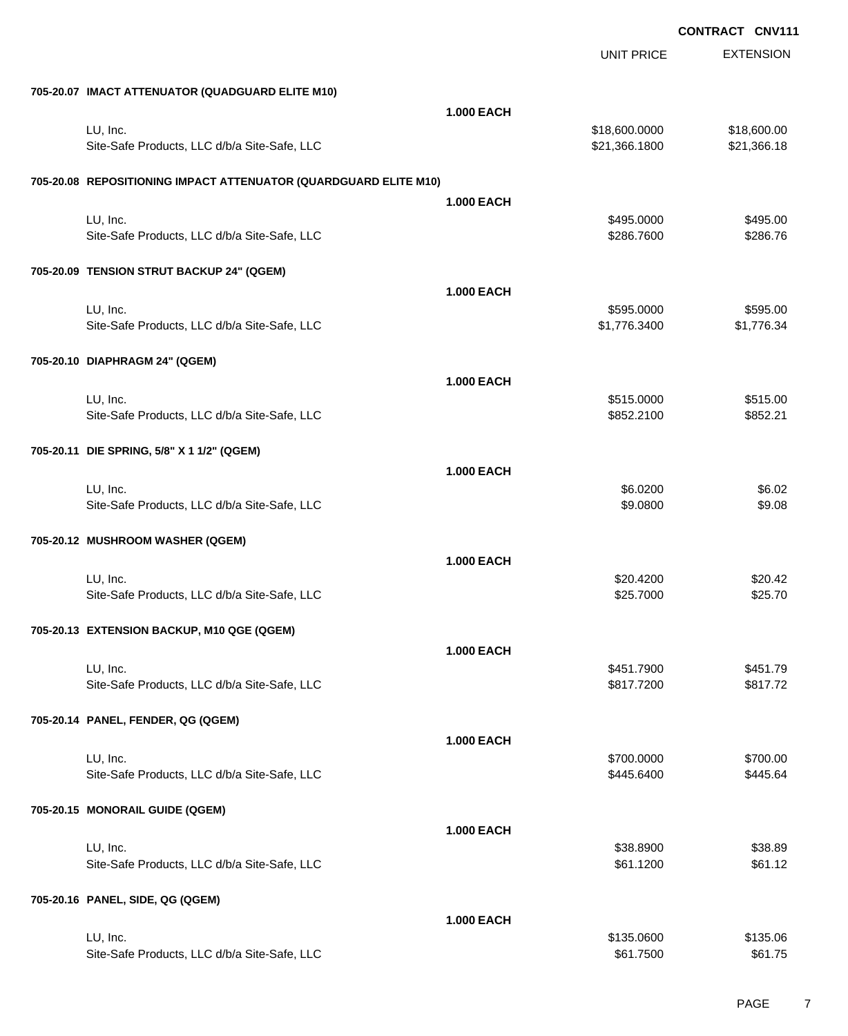**CONTRACT CNV111**

| | | UNIT PRICE | EXTENSION |
|---|---|---|---|
| **705-20.07 IMACT ATTENUATOR (QUADGUARD ELITE M10)** | | | |
| | **1.000 EACH** | | |
| LU, Inc. | | $18,600.0000 | $18,600.00 |
| Site-Safe Products, LLC d/b/a Site-Safe, LLC | | $21,366.1800 | $21,366.18 |
| **705-20.08 REPOSITIONING IMPACT ATTENUATOR (QUARDGUARD ELITE M10)** | | | |
| | **1.000 EACH** | | |
| LU, Inc. | | $495.0000 | $495.00 |
| Site-Safe Products, LLC d/b/a Site-Safe, LLC | | $286.7600 | $286.76 |
| **705-20.09 TENSION STRUT BACKUP 24" (QGEM)** | | | |
| | **1.000 EACH** | | |
| LU, Inc. | | $595.0000 | $595.00 |
| Site-Safe Products, LLC d/b/a Site-Safe, LLC | | $1,776.3400 | $1,776.34 |
| **705-20.10 DIAPHRAGM 24" (QGEM)** | | | |
| | **1.000 EACH** | | |
| LU, Inc. | | $515.0000 | $515.00 |
| Site-Safe Products, LLC d/b/a Site-Safe, LLC | | $852.2100 | $852.21 |
| **705-20.11 DIE SPRING, 5/8" X 1 1/2" (QGEM)** | | | |
| | **1.000 EACH** | | |
| LU, Inc. | | $6.0200 | $6.02 |
| Site-Safe Products, LLC d/b/a Site-Safe, LLC | | $9.0800 | $9.08 |
| **705-20.12 MUSHROOM WASHER (QGEM)** | | | |
| | **1.000 EACH** | | |
| LU, Inc. | | $20.4200 | $20.42 |
| Site-Safe Products, LLC d/b/a Site-Safe, LLC | | $25.7000 | $25.70 |
| **705-20.13 EXTENSION BACKUP, M10 QGE (QGEM)** | | | |
| | **1.000 EACH** | | |
| LU, Inc. | | $451.7900 | $451.79 |
| Site-Safe Products, LLC d/b/a Site-Safe, LLC | | $817.7200 | $817.72 |
| **705-20.14 PANEL, FENDER, QG (QGEM)** | | | |
| | **1.000 EACH** | | |
| LU, Inc. | | $700.0000 | $700.00 |
| Site-Safe Products, LLC d/b/a Site-Safe, LLC | | $445.6400 | $445.64 |
| **705-20.15 MONORAIL GUIDE (QGEM)** | | | |
| | **1.000 EACH** | | |
| LU, Inc. | | $38.8900 | $38.89 |
| Site-Safe Products, LLC d/b/a Site-Safe, LLC | | $61.1200 | $61.12 |
| **705-20.16 PANEL, SIDE, QG (QGEM)** | | | |
| | **1.000 EACH** | | |
| LU, Inc. | | $135.0600 | $135.06 |
| Site-Safe Products, LLC d/b/a Site-Safe, LLC | | $61.7500 | $61.75 |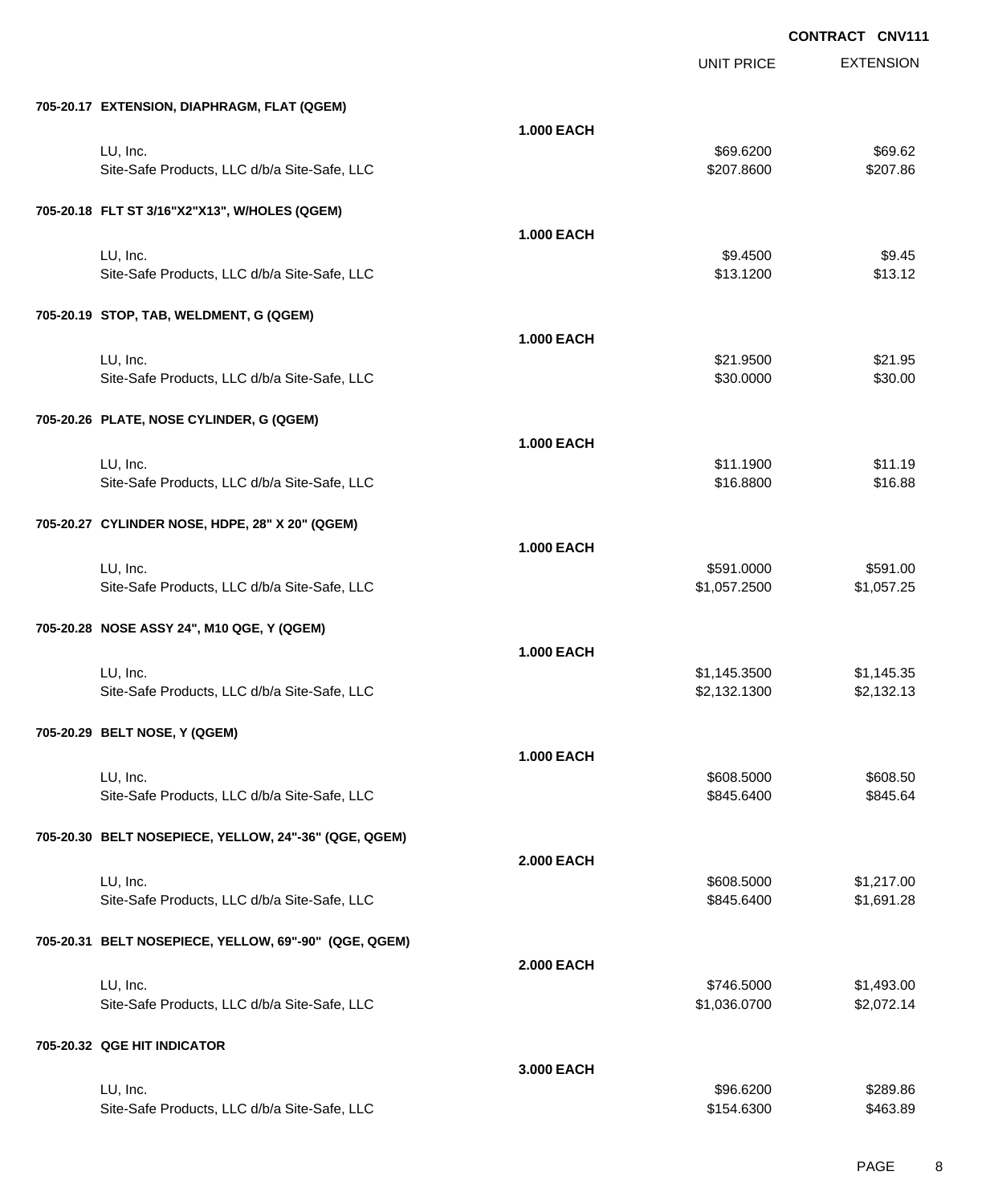**CONTRACT CNV111**

| | | UNIT PRICE | EXTENSION |
|---|---|---|---|
| **705-20.17 EXTENSION, DIAPHRAGM, FLAT (QGEM)** | | | |
| | **1.000 EACH** | | |
| LU, Inc. | | $69.6200 | $69.62 |
| Site-Safe Products, LLC d/b/a Site-Safe, LLC | | $207.8600 | $207.86 |
| **705-20.18 FLT ST 3/16"X2"X13", W/HOLES (QGEM)** | | | |
| | **1.000 EACH** | | |
| LU, Inc. | | $9.4500 | $9.45 |
| Site-Safe Products, LLC d/b/a Site-Safe, LLC | | $13.1200 | $13.12 |
| **705-20.19 STOP, TAB, WELDMENT, G (QGEM)** | | | |
| | **1.000 EACH** | | |
| LU, Inc. | | $21.9500 | $21.95 |
| Site-Safe Products, LLC d/b/a Site-Safe, LLC | | $30.0000 | $30.00 |
| **705-20.26 PLATE, NOSE CYLINDER, G (QGEM)** | | | |
| | **1.000 EACH** | | |
| LU, Inc. | | $11.1900 | $11.19 |
| Site-Safe Products, LLC d/b/a Site-Safe, LLC | | $16.8800 | $16.88 |
| **705-20.27 CYLINDER NOSE, HDPE, 28" X 20" (QGEM)** | | | |
| | **1.000 EACH** | | |
| LU, Inc. | | $591.0000 | $591.00 |
| Site-Safe Products, LLC d/b/a Site-Safe, LLC | | $1,057.2500 | $1,057.25 |
| **705-20.28 NOSE ASSY 24", M10 QGE, Y (QGEM)** | | | |
| | **1.000 EACH** | | |
| LU, Inc. | | $1,145.3500 | $1,145.35 |
| Site-Safe Products, LLC d/b/a Site-Safe, LLC | | $2,132.1300 | $2,132.13 |
| **705-20.29 BELT NOSE, Y (QGEM)** | | | |
| | **1.000 EACH** | | |
| LU, Inc. | | $608.5000 | $608.50 |
| Site-Safe Products, LLC d/b/a Site-Safe, LLC | | $845.6400 | $845.64 |
| **705-20.30 BELT NOSEPIECE, YELLOW, 24"-36" (QGE, QGEM)** | | | |
| | **2.000 EACH** | | |
| LU, Inc. | | $608.5000 | $1,217.00 |
| Site-Safe Products, LLC d/b/a Site-Safe, LLC | | $845.6400 | $1,691.28 |
| **705-20.31 BELT NOSEPIECE, YELLOW, 69"-90" (QGE, QGEM)** | | | |
| | **2.000 EACH** | | |
| LU, Inc. | | $746.5000 | $1,493.00 |
| Site-Safe Products, LLC d/b/a Site-Safe, LLC | | $1,036.0700 | $2,072.14 |
| **705-20.32 QGE HIT INDICATOR** | | | |
| | **3.000 EACH** | | |
| LU, Inc. | | $96.6200 | $289.86 |
| Site-Safe Products, LLC d/b/a Site-Safe, LLC | | $154.6300 | $463.89 |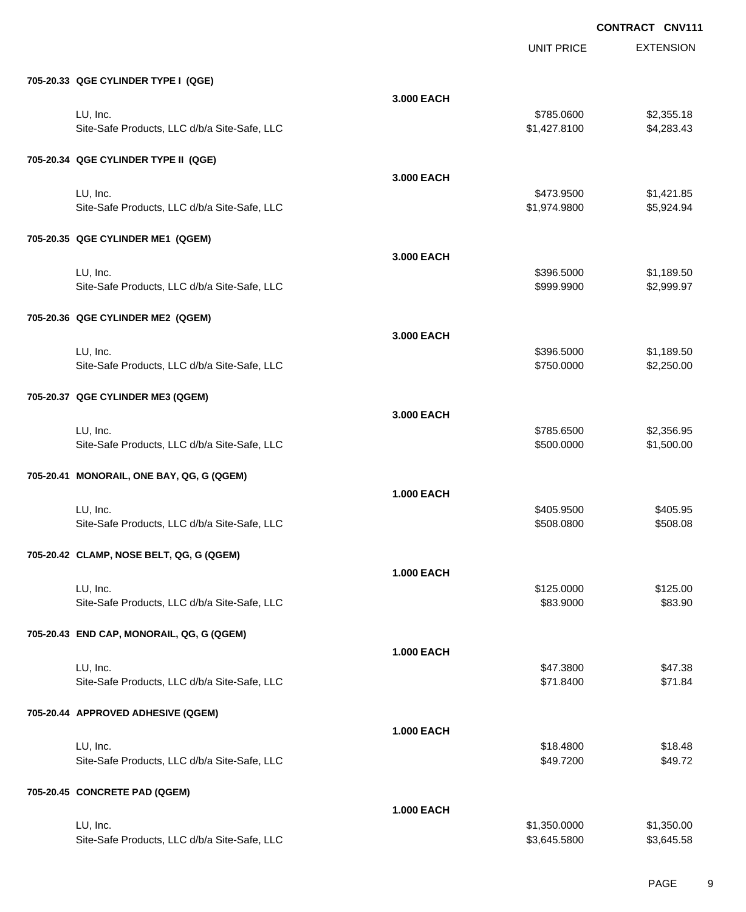**CONTRACT CNV111**

| | | UNIT PRICE | EXTENSION |
|---|---|---|---|
| **705-20.33 QGE CYLINDER TYPE I (QGE)** | | | |
| | **3.000 EACH** | | |
| LU, Inc. | | $785.0600 | $2,355.18 |
| Site-Safe Products, LLC d/b/a Site-Safe, LLC | | $1,427.8100 | $4,283.43 |
| **705-20.34 QGE CYLINDER TYPE II (QGE)** | | | |
| | **3.000 EACH** | | |
| LU, Inc. | | $473.9500 | $1,421.85 |
| Site-Safe Products, LLC d/b/a Site-Safe, LLC | | $1,974.9800 | $5,924.94 |
| **705-20.35 QGE CYLINDER ME1 (QGEM)** | | | |
| | **3.000 EACH** | | |
| LU, Inc. | | $396.5000 | $1,189.50 |
| Site-Safe Products, LLC d/b/a Site-Safe, LLC | | $999.9900 | $2,999.97 |
| **705-20.36 QGE CYLINDER ME2 (QGEM)** | | | |
| | **3.000 EACH** | | |
| LU, Inc. | | $396.5000 | $1,189.50 |
| Site-Safe Products, LLC d/b/a Site-Safe, LLC | | $750.0000 | $2,250.00 |
| **705-20.37 QGE CYLINDER ME3 (QGEM)** | | | |
| | **3.000 EACH** | | |
| LU, Inc. | | $785.6500 | $2,356.95 |
| Site-Safe Products, LLC d/b/a Site-Safe, LLC | | $500.0000 | $1,500.00 |
| **705-20.41 MONORAIL, ONE BAY, QG, G (QGEM)** | | | |
| | **1.000 EACH** | | |
| LU, Inc. | | $405.9500 | $405.95 |
| Site-Safe Products, LLC d/b/a Site-Safe, LLC | | $508.0800 | $508.08 |
| **705-20.42 CLAMP, NOSE BELT, QG, G (QGEM)** | | | |
| | **1.000 EACH** | | |
| LU, Inc. | | $125.0000 | $125.00 |
| Site-Safe Products, LLC d/b/a Site-Safe, LLC | | $83.9000 | $83.90 |
| **705-20.43 END CAP, MONORAIL, QG, G (QGEM)** | | | |
| | **1.000 EACH** | | |
| LU, Inc. | | $47.3800 | $47.38 |
| Site-Safe Products, LLC d/b/a Site-Safe, LLC | | $71.8400 | $71.84 |
| **705-20.44 APPROVED ADHESIVE (QGEM)** | | | |
| | **1.000 EACH** | | |
| LU, Inc. | | $18.4800 | $18.48 |
| Site-Safe Products, LLC d/b/a Site-Safe, LLC | | $49.7200 | $49.72 |
| **705-20.45 CONCRETE PAD (QGEM)** | | | |
| | **1.000 EACH** | | |
| LU, Inc. | | $1,350.0000 | $1,350.00 |
| Site-Safe Products, LLC d/b/a Site-Safe, LLC | | $3,645.5800 | $3,645.58 |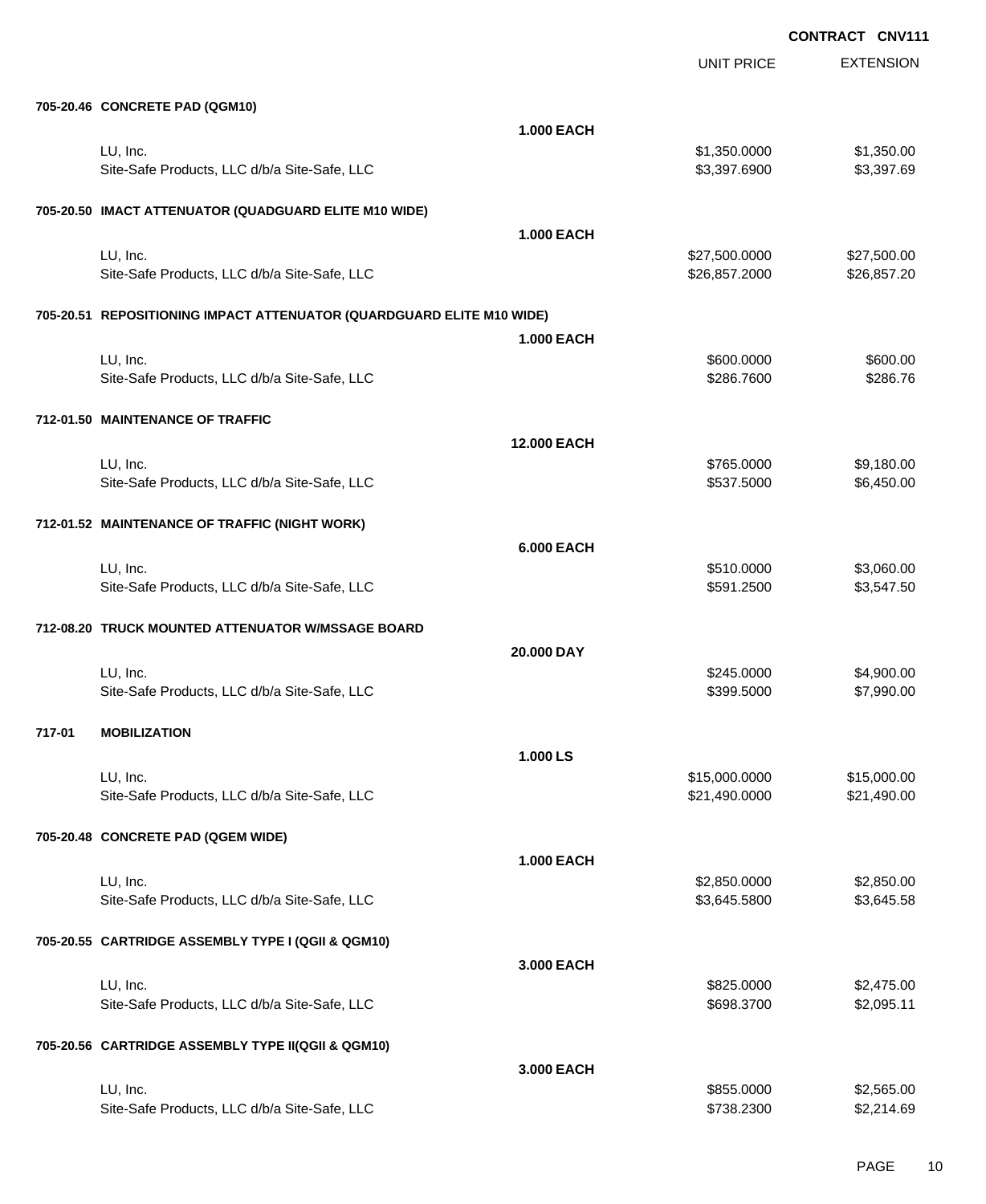**CONTRACT CNV111**

| | | UNIT PRICE | EXTENSION |
|---|---|---|---|
| **705-20.46 CONCRETE PAD (QGM10)** | | | |
| | **1.000 EACH** | | |
| LU, Inc. | | $1,350.0000 | $1,350.00 |
| Site-Safe Products, LLC d/b/a Site-Safe, LLC | | $3,397.6900 | $3,397.69 |
| **705-20.50 IMACT ATTENUATOR (QUADGUARD ELITE M10 WIDE)** | | | |
| | **1.000 EACH** | | |
| LU, Inc. | | $27,500.0000 | $27,500.00 |
| Site-Safe Products, LLC d/b/a Site-Safe, LLC | | $26,857.2000 | $26,857.20 |
| **705-20.51 REPOSITIONING IMPACT ATTENUATOR (QUARDGUARD ELITE M10 WIDE)** | | | |
| | **1.000 EACH** | | |
| LU, Inc. | | $600.0000 | $600.00 |
| Site-Safe Products, LLC d/b/a Site-Safe, LLC | | $286.7600 | $286.76 |
| **712-01.50 MAINTENANCE OF TRAFFIC** | | | |
| | **12.000 EACH** | | |
| LU, Inc. | | $765.0000 | $9,180.00 |
| Site-Safe Products, LLC d/b/a Site-Safe, LLC | | $537.5000 | $6,450.00 |
| **712-01.52 MAINTENANCE OF TRAFFIC (NIGHT WORK)** | | | |
| | **6.000 EACH** | | |
| LU, Inc. | | $510.0000 | $3,060.00 |
| Site-Safe Products, LLC d/b/a Site-Safe, LLC | | $591.2500 | $3,547.50 |
| **712-08.20 TRUCK MOUNTED ATTENUATOR W/MSSAGE BOARD** | | | |
| | **20.000 DAY** | | |
| LU, Inc. | | $245.0000 | $4,900.00 |
| Site-Safe Products, LLC d/b/a Site-Safe, LLC | | $399.5000 | $7,990.00 |
| **717-01 MOBILIZATION** | | | |
| | **1.000 LS** | | |
| LU, Inc. | | $15,000.0000 | $15,000.00 |
| Site-Safe Products, LLC d/b/a Site-Safe, LLC | | $21,490.0000 | $21,490.00 |
| **705-20.48 CONCRETE PAD (QGEM WIDE)** | | | |
| | **1.000 EACH** | | |
| LU, Inc. | | $2,850.0000 | $2,850.00 |
| Site-Safe Products, LLC d/b/a Site-Safe, LLC | | $3,645.5800 | $3,645.58 |
| **705-20.55 CARTRIDGE ASSEMBLY TYPE I (QGII & QGM10)** | | | |
| | **3.000 EACH** | | |
| LU, Inc. | | $825.0000 | $2,475.00 |
| Site-Safe Products, LLC d/b/a Site-Safe, LLC | | $698.3700 | $2,095.11 |
| **705-20.56 CARTRIDGE ASSEMBLY TYPE II(QGII & QGM10)** | | | |
| | **3.000 EACH** | | |
| LU, Inc. | | $855.0000 | $2,565.00 |
| Site-Safe Products, LLC d/b/a Site-Safe, LLC | | $738.2300 | $2,214.69 |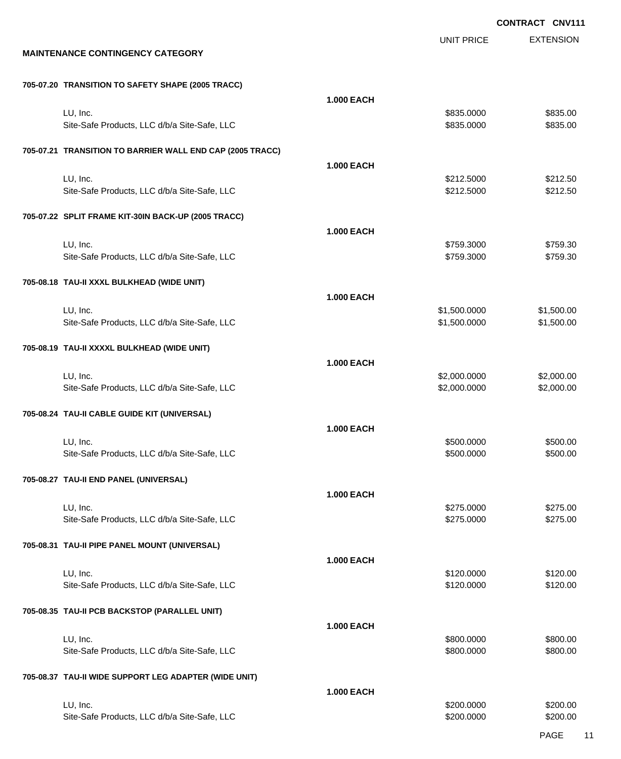**CONTRACT CNV111**

| | | UNIT PRICE | EXTENSION |
|---|---|---|---|
| **MAINTENANCE CONTINGENCY CATEGORY** | | | |
| **705-07.20 TRANSITION TO SAFETY SHAPE (2005 TRACC)** | | | |
| | **1.000 EACH** | | |
| LU, Inc. | | $835.0000 | $835.00 |
| Site-Safe Products, LLC d/b/a Site-Safe, LLC | | $835.0000 | $835.00 |
| **705-07.21 TRANSITION TO BARRIER WALL END CAP (2005 TRACC)** | | | |
| | **1.000 EACH** | | |
| LU, Inc. | | $212.5000 | $212.50 |
| Site-Safe Products, LLC d/b/a Site-Safe, LLC | | $212.5000 | $212.50 |
| **705-07.22 SPLIT FRAME KIT-30IN BACK-UP (2005 TRACC)** | | | |
| | **1.000 EACH** | | |
| LU, Inc. | | $759.3000 | $759.30 |
| Site-Safe Products, LLC d/b/a Site-Safe, LLC | | $759.3000 | $759.30 |
| **705-08.18 TAU-II XXXL BULKHEAD (WIDE UNIT)** | | | |
| | **1.000 EACH** | | |
| LU, Inc. | | $1,500.0000 | $1,500.00 |
| Site-Safe Products, LLC d/b/a Site-Safe, LLC | | $1,500.0000 | $1,500.00 |
| **705-08.19 TAU-II XXXXL BULKHEAD (WIDE UNIT)** | | | |
| | **1.000 EACH** | | |
| LU, Inc. | | $2,000.0000 | $2,000.00 |
| Site-Safe Products, LLC d/b/a Site-Safe, LLC | | $2,000.0000 | $2,000.00 |
| **705-08.24 TAU-II CABLE GUIDE KIT (UNIVERSAL)** | | | |
| | **1.000 EACH** | | |
| LU, Inc. | | $500.0000 | $500.00 |
| Site-Safe Products, LLC d/b/a Site-Safe, LLC | | $500.0000 | $500.00 |
| **705-08.27 TAU-II END PANEL (UNIVERSAL)** | | | |
| | **1.000 EACH** | | |
| LU, Inc. | | $275.0000 | $275.00 |
| Site-Safe Products, LLC d/b/a Site-Safe, LLC | | $275.0000 | $275.00 |
| **705-08.31 TAU-II PIPE PANEL MOUNT (UNIVERSAL)** | | | |
| | **1.000 EACH** | | |
| LU, Inc. | | $120.0000 | $120.00 |
| Site-Safe Products, LLC d/b/a Site-Safe, LLC | | $120.0000 | $120.00 |
| **705-08.35 TAU-II PCB BACKSTOP (PARALLEL UNIT)** | | | |
| | **1.000 EACH** | | |
| LU, Inc. | | $800.0000 | $800.00 |
| Site-Safe Products, LLC d/b/a Site-Safe, LLC | | $800.0000 | $800.00 |
| **705-08.37 TAU-II WIDE SUPPORT LEG ADAPTER (WIDE UNIT)** | | | |
| | **1.000 EACH** | | |
| LU, Inc. | | $200.0000 | $200.00 |
| Site-Safe Products, LLC d/b/a Site-Safe, LLC | | $200.0000 | $200.00 |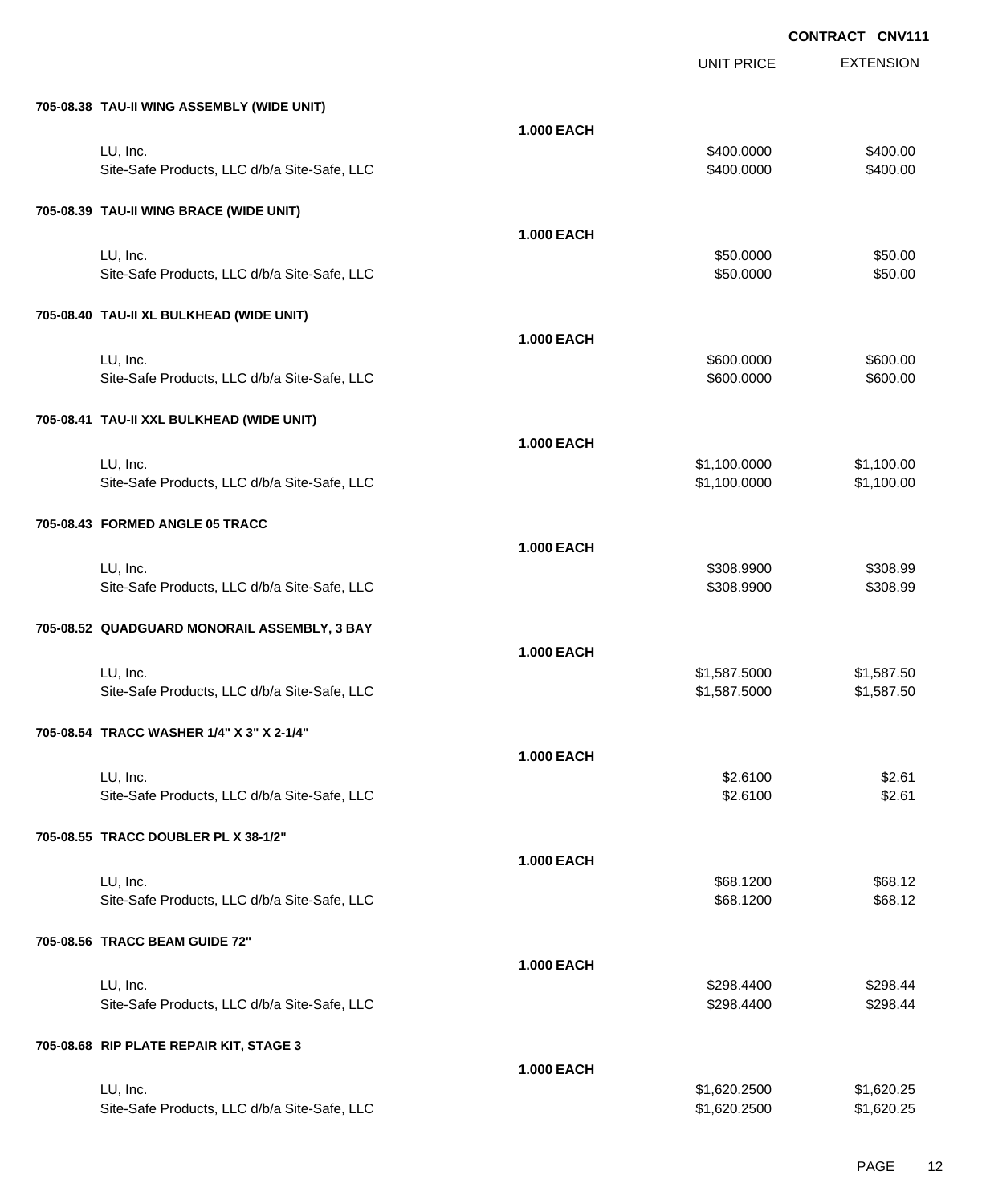**CONTRACT CNV111**

| | | UNIT PRICE | EXTENSION |
|---|---|---|---|
| **705-08.38 TAU-II WING ASSEMBLY (WIDE UNIT)** | | | |
| | **1.000 EACH** | | |
| LU, Inc. | | $400.0000 | $400.00 |
| Site-Safe Products, LLC d/b/a Site-Safe, LLC | | $400.0000 | $400.00 |
| **705-08.39 TAU-II WING BRACE (WIDE UNIT)** | | | |
| | **1.000 EACH** | | |
| LU, Inc. | | $50.0000 | $50.00 |
| Site-Safe Products, LLC d/b/a Site-Safe, LLC | | $50.0000 | $50.00 |
| **705-08.40 TAU-II XL BULKHEAD (WIDE UNIT)** | | | |
| | **1.000 EACH** | | |
| LU, Inc. | | $600.0000 | $600.00 |
| Site-Safe Products, LLC d/b/a Site-Safe, LLC | | $600.0000 | $600.00 |
| **705-08.41 TAU-II XXL BULKHEAD (WIDE UNIT)** | | | |
| | **1.000 EACH** | | |
| LU, Inc. | | $1,100.0000 | $1,100.00 |
| Site-Safe Products, LLC d/b/a Site-Safe, LLC | | $1,100.0000 | $1,100.00 |
| **705-08.43 FORMED ANGLE 05 TRACC** | | | |
| | **1.000 EACH** | | |
| LU, Inc. | | $308.9900 | $308.99 |
| Site-Safe Products, LLC d/b/a Site-Safe, LLC | | $308.9900 | $308.99 |
| **705-08.52 QUADGUARD MONORAIL ASSEMBLY, 3 BAY** | | | |
| | **1.000 EACH** | | |
| LU, Inc. | | $1,587.5000 | $1,587.50 |
| Site-Safe Products, LLC d/b/a Site-Safe, LLC | | $1,587.5000 | $1,587.50 |
| **705-08.54 TRACC WASHER 1/4" X 3" X 2-1/4"** | | | |
| | **1.000 EACH** | | |
| LU, Inc. | | $2.6100 | $2.61 |
| Site-Safe Products, LLC d/b/a Site-Safe, LLC | | $2.6100 | $2.61 |
| **705-08.55 TRACC DOUBLER PL X 38-1/2"** | | | |
| | **1.000 EACH** | | |
| LU, Inc. | | $68.1200 | $68.12 |
| Site-Safe Products, LLC d/b/a Site-Safe, LLC | | $68.1200 | $68.12 |
| **705-08.56 TRACC BEAM GUIDE 72"** | | | |
| | **1.000 EACH** | | |
| LU, Inc. | | $298.4400 | $298.44 |
| Site-Safe Products, LLC d/b/a Site-Safe, LLC | | $298.4400 | $298.44 |
| **705-08.68 RIP PLATE REPAIR KIT, STAGE 3** | | | |
| | **1.000 EACH** | | |
| LU, Inc. | | $1,620.2500 | $1,620.25 |
| Site-Safe Products, LLC d/b/a Site-Safe, LLC | | $1,620.2500 | $1,620.25 |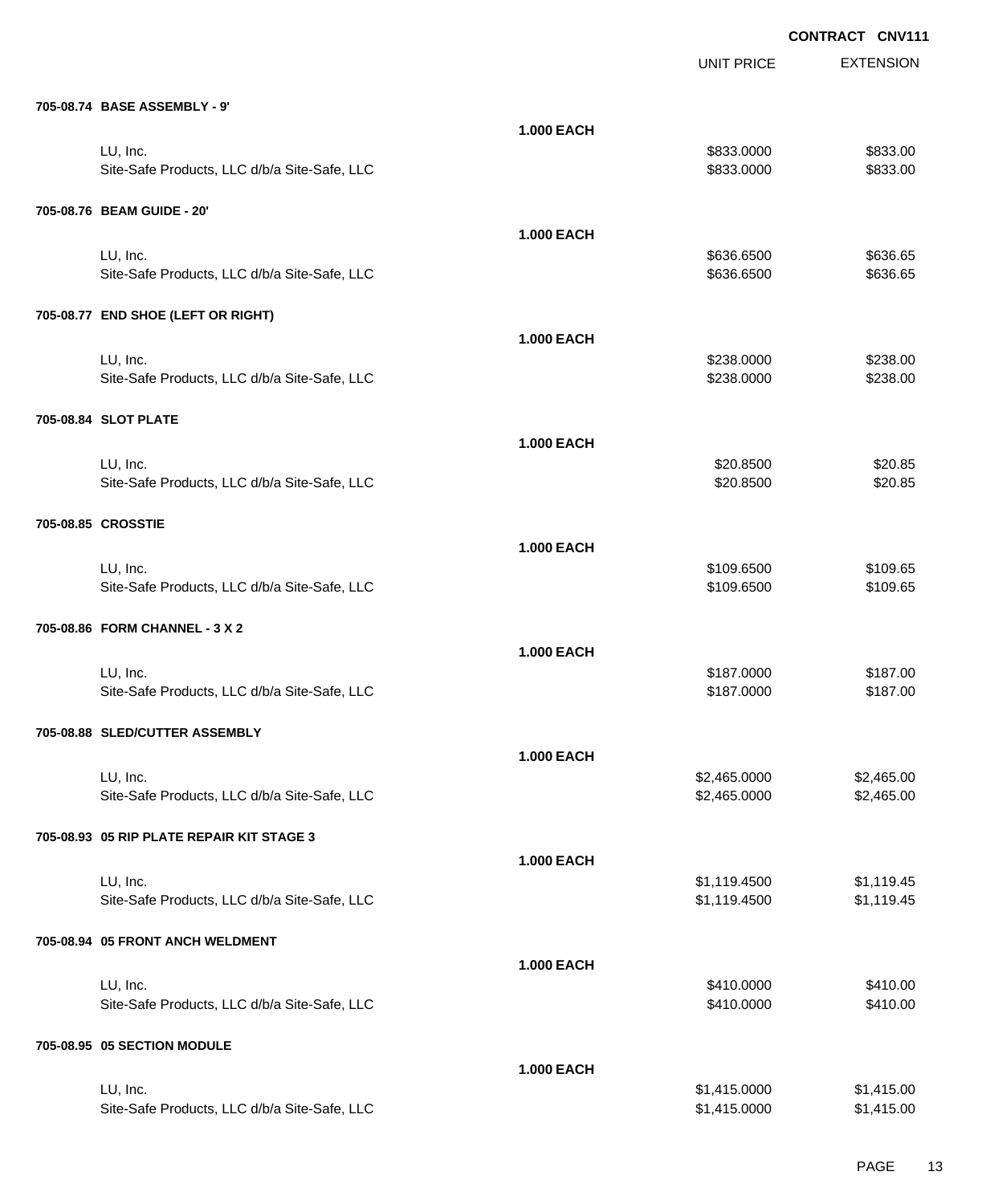**CONTRACT CNV111**

| | | UNIT PRICE | EXTENSION |
|---|---|---|---|
| **705-08.74 BASE ASSEMBLY - 9'** | | | |
| | **1.000 EACH** | | |
| LU, Inc. | | $833.0000 | $833.00 |
| Site-Safe Products, LLC d/b/a Site-Safe, LLC | | $833.0000 | $833.00 |
| **705-08.76 BEAM GUIDE - 20'** | | | |
| | **1.000 EACH** | | |
| LU, Inc. | | $636.6500 | $636.65 |
| Site-Safe Products, LLC d/b/a Site-Safe, LLC | | $636.6500 | $636.65 |
| **705-08.77 END SHOE (LEFT OR RIGHT)** | | | |
| | **1.000 EACH** | | |
| LU, Inc. | | $238.0000 | $238.00 |
| Site-Safe Products, LLC d/b/a Site-Safe, LLC | | $238.0000 | $238.00 |
| **705-08.84 SLOT PLATE** | | | |
| | **1.000 EACH** | | |
| LU, Inc. | | $20.8500 | $20.85 |
| Site-Safe Products, LLC d/b/a Site-Safe, LLC | | $20.8500 | $20.85 |
| **705-08.85 CROSSTIE** | | | |
| | **1.000 EACH** | | |
| LU, Inc. | | $109.6500 | $109.65 |
| Site-Safe Products, LLC d/b/a Site-Safe, LLC | | $109.6500 | $109.65 |
| **705-08.86 FORM CHANNEL - 3 X 2** | | | |
| | **1.000 EACH** | | |
| LU, Inc. | | $187.0000 | $187.00 |
| Site-Safe Products, LLC d/b/a Site-Safe, LLC | | $187.0000 | $187.00 |
| **705-08.88 SLED/CUTTER ASSEMBLY** | | | |
| | **1.000 EACH** | | |
| LU, Inc. | | $2,465.0000 | $2,465.00 |
| Site-Safe Products, LLC d/b/a Site-Safe, LLC | | $2,465.0000 | $2,465.00 |
| **705-08.93 05 RIP PLATE REPAIR KIT STAGE 3** | | | |
| | **1.000 EACH** | | |
| LU, Inc. | | $1,119.4500 | $1,119.45 |
| Site-Safe Products, LLC d/b/a Site-Safe, LLC | | $1,119.4500 | $1,119.45 |
| **705-08.94 05 FRONT ANCH WELDMENT** | | | |
| | **1.000 EACH** | | |
| LU, Inc. | | $410.0000 | $410.00 |
| Site-Safe Products, LLC d/b/a Site-Safe, LLC | | $410.0000 | $410.00 |
| **705-08.95 05 SECTION MODULE** | | | |
| | **1.000 EACH** | | |
| LU, Inc. | | $1,415.0000 | $1,415.00 |
| Site-Safe Products, LLC d/b/a Site-Safe, LLC | | $1,415.0000 | $1,415.00 |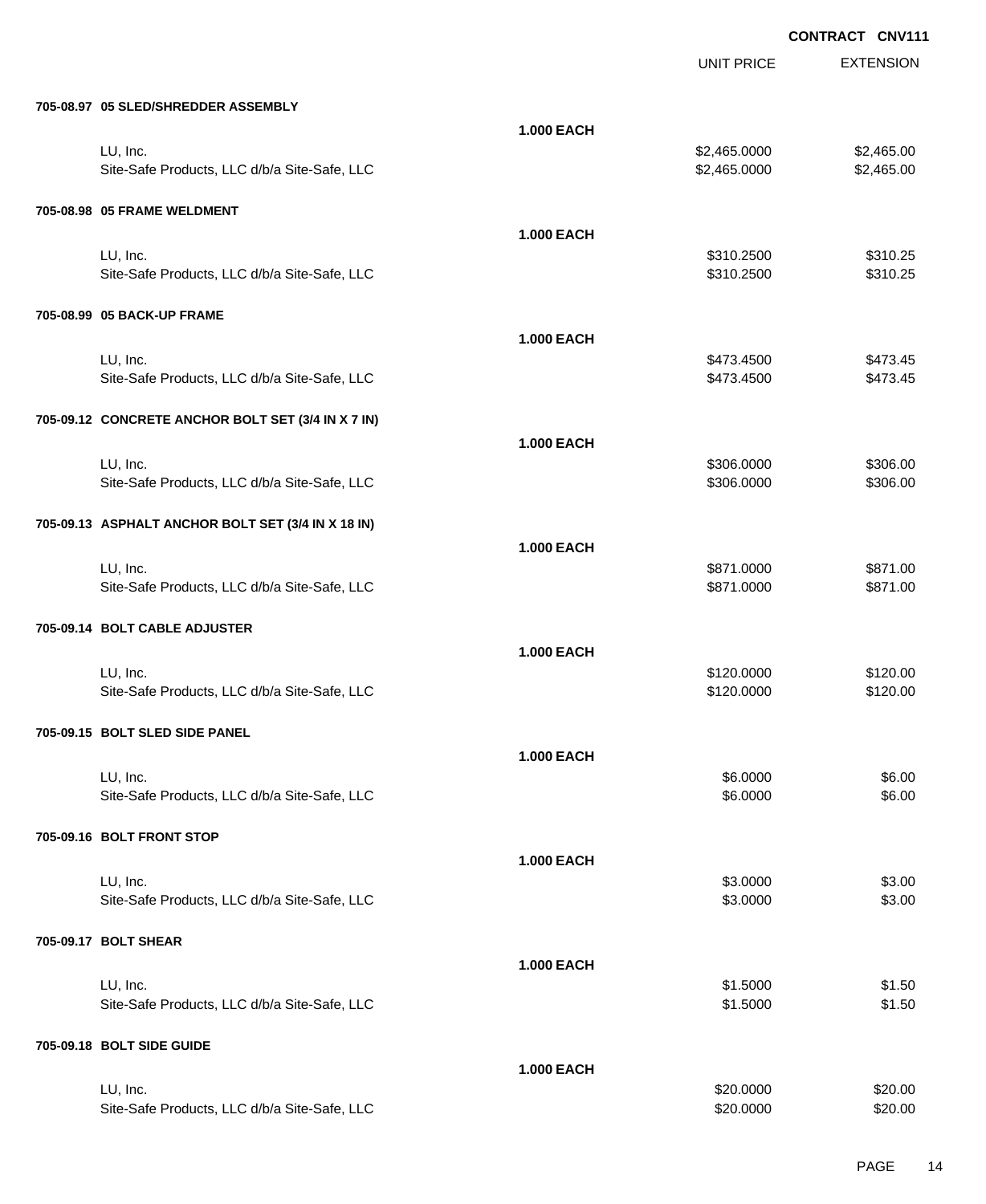**CONTRACT CNV111**

| | | UNIT PRICE | EXTENSION |
|---|---|---|---|
| **705-08.97 05 SLED/SHREDDER ASSEMBLY** | | | |
| | **1.000 EACH** | | |
| LU, Inc. | | $2,465.0000 | $2,465.00 |
| Site-Safe Products, LLC d/b/a Site-Safe, LLC | | $2,465.0000 | $2,465.00 |
| **705-08.98 05 FRAME WELDMENT** | | | |
| | **1.000 EACH** | | |
| LU, Inc. | | $310.2500 | $310.25 |
| Site-Safe Products, LLC d/b/a Site-Safe, LLC | | $310.2500 | $310.25 |
| **705-08.99 05 BACK-UP FRAME** | | | |
| | **1.000 EACH** | | |
| LU, Inc. | | $473.4500 | $473.45 |
| Site-Safe Products, LLC d/b/a Site-Safe, LLC | | $473.4500 | $473.45 |
| **705-09.12 CONCRETE ANCHOR BOLT SET (3/4 IN X 7 IN)** | | | |
| | **1.000 EACH** | | |
| LU, Inc. | | $306.0000 | $306.00 |
| Site-Safe Products, LLC d/b/a Site-Safe, LLC | | $306.0000 | $306.00 |
| **705-09.13 ASPHALT ANCHOR BOLT SET (3/4 IN X 18 IN)** | | | |
| | **1.000 EACH** | | |
| LU, Inc. | | $871.0000 | $871.00 |
| Site-Safe Products, LLC d/b/a Site-Safe, LLC | | $871.0000 | $871.00 |
| **705-09.14 BOLT CABLE ADJUSTER** | | | |
| | **1.000 EACH** | | |
| LU, Inc. | | $120.0000 | $120.00 |
| Site-Safe Products, LLC d/b/a Site-Safe, LLC | | $120.0000 | $120.00 |
| **705-09.15 BOLT SLED SIDE PANEL** | | | |
| | **1.000 EACH** | | |
| LU, Inc. | | $6.0000 | $6.00 |
| Site-Safe Products, LLC d/b/a Site-Safe, LLC | | $6.0000 | $6.00 |
| **705-09.16 BOLT FRONT STOP** | | | |
| | **1.000 EACH** | | |
| LU, Inc. | | $3.0000 | $3.00 |
| Site-Safe Products, LLC d/b/a Site-Safe, LLC | | $3.0000 | $3.00 |
| **705-09.17 BOLT SHEAR** | | | |
| | **1.000 EACH** | | |
| LU, Inc. | | $1.5000 | $1.50 |
| Site-Safe Products, LLC d/b/a Site-Safe, LLC | | $1.5000 | $1.50 |
| **705-09.18 BOLT SIDE GUIDE** | | | |
| | **1.000 EACH** | | |
| LU, Inc. | | $20.0000 | $20.00 |
| Site-Safe Products, LLC d/b/a Site-Safe, LLC | | $20.0000 | $20.00 |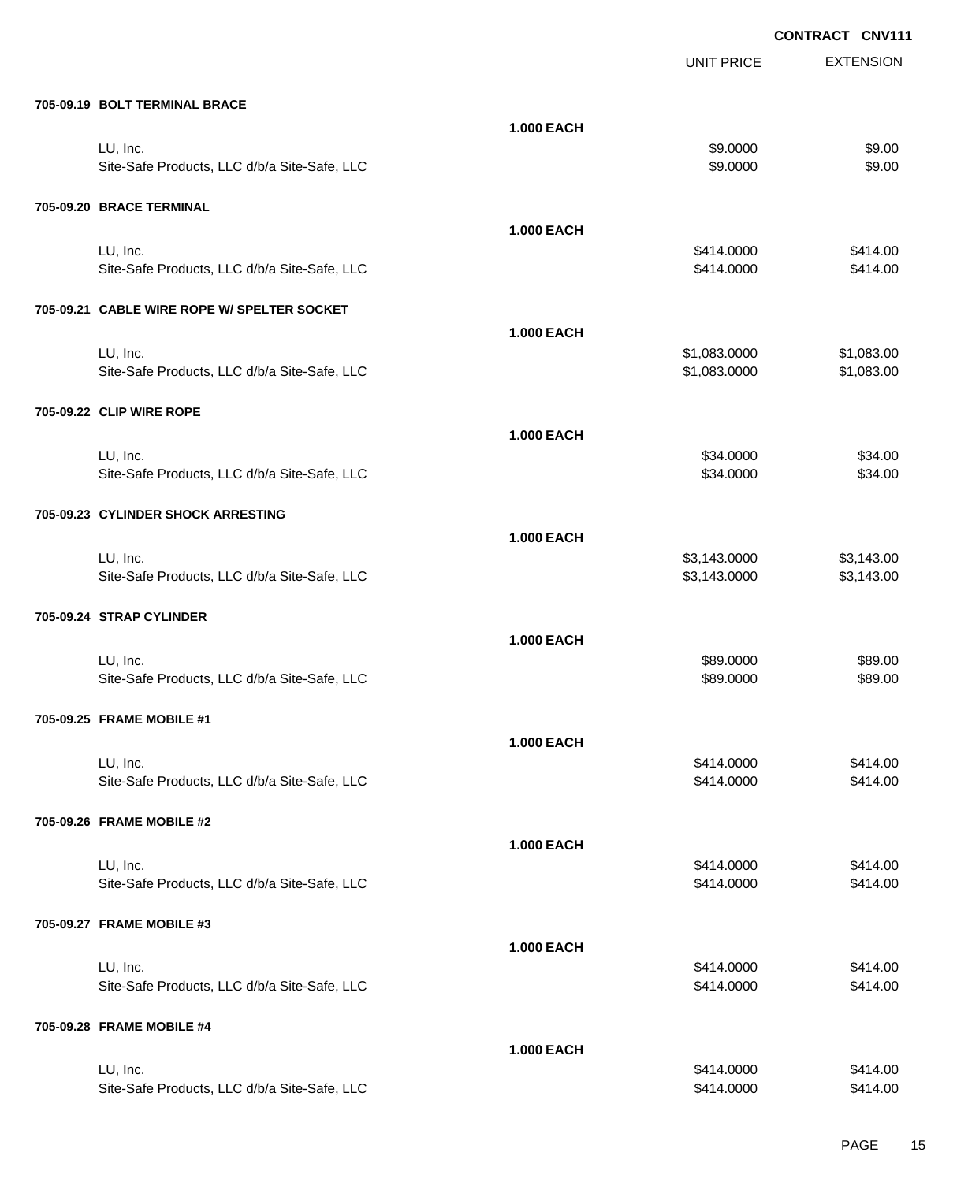**CONTRACT CNV111**

| | | UNIT PRICE | EXTENSION |
|---|---|---|---|
| **705-09.19 BOLT TERMINAL BRACE** | | | |
| | **1.000 EACH** | | |
| LU, Inc. | | $9.0000 | $9.00 |
| Site-Safe Products, LLC d/b/a Site-Safe, LLC | | $9.0000 | $9.00 |
| **705-09.20 BRACE TERMINAL** | | | |
| | **1.000 EACH** | | |
| LU, Inc. | | $414.0000 | $414.00 |
| Site-Safe Products, LLC d/b/a Site-Safe, LLC | | $414.0000 | $414.00 |
| **705-09.21 CABLE WIRE ROPE W/ SPELTER SOCKET** | | | |
| | **1.000 EACH** | | |
| LU, Inc. | | $1,083.0000 | $1,083.00 |
| Site-Safe Products, LLC d/b/a Site-Safe, LLC | | $1,083.0000 | $1,083.00 |
| **705-09.22 CLIP WIRE ROPE** | | | |
| | **1.000 EACH** | | |
| LU, Inc. | | $34.0000 | $34.00 |
| Site-Safe Products, LLC d/b/a Site-Safe, LLC | | $34.0000 | $34.00 |
| **705-09.23 CYLINDER SHOCK ARRESTING** | | | |
| | **1.000 EACH** | | |
| LU, Inc. | | $3,143.0000 | $3,143.00 |
| Site-Safe Products, LLC d/b/a Site-Safe, LLC | | $3,143.0000 | $3,143.00 |
| **705-09.24 STRAP CYLINDER** | | | |
| | **1.000 EACH** | | |
| LU, Inc. | | $89.0000 | $89.00 |
| Site-Safe Products, LLC d/b/a Site-Safe, LLC | | $89.0000 | $89.00 |
| **705-09.25 FRAME MOBILE #1** | | | |
| | **1.000 EACH** | | |
| LU, Inc. | | $414.0000 | $414.00 |
| Site-Safe Products, LLC d/b/a Site-Safe, LLC | | $414.0000 | $414.00 |
| **705-09.26 FRAME MOBILE #2** | | | |
| | **1.000 EACH** | | |
| LU, Inc. | | $414.0000 | $414.00 |
| Site-Safe Products, LLC d/b/a Site-Safe, LLC | | $414.0000 | $414.00 |
| **705-09.27 FRAME MOBILE #3** | | | |
| | **1.000 EACH** | | |
| LU, Inc. | | $414.0000 | $414.00 |
| Site-Safe Products, LLC d/b/a Site-Safe, LLC | | $414.0000 | $414.00 |
| **705-09.28 FRAME MOBILE #4** | | | |
| | **1.000 EACH** | | |
| LU, Inc. | | $414.0000 | $414.00 |
| Site-Safe Products, LLC d/b/a Site-Safe, LLC | | $414.0000 | $414.00 |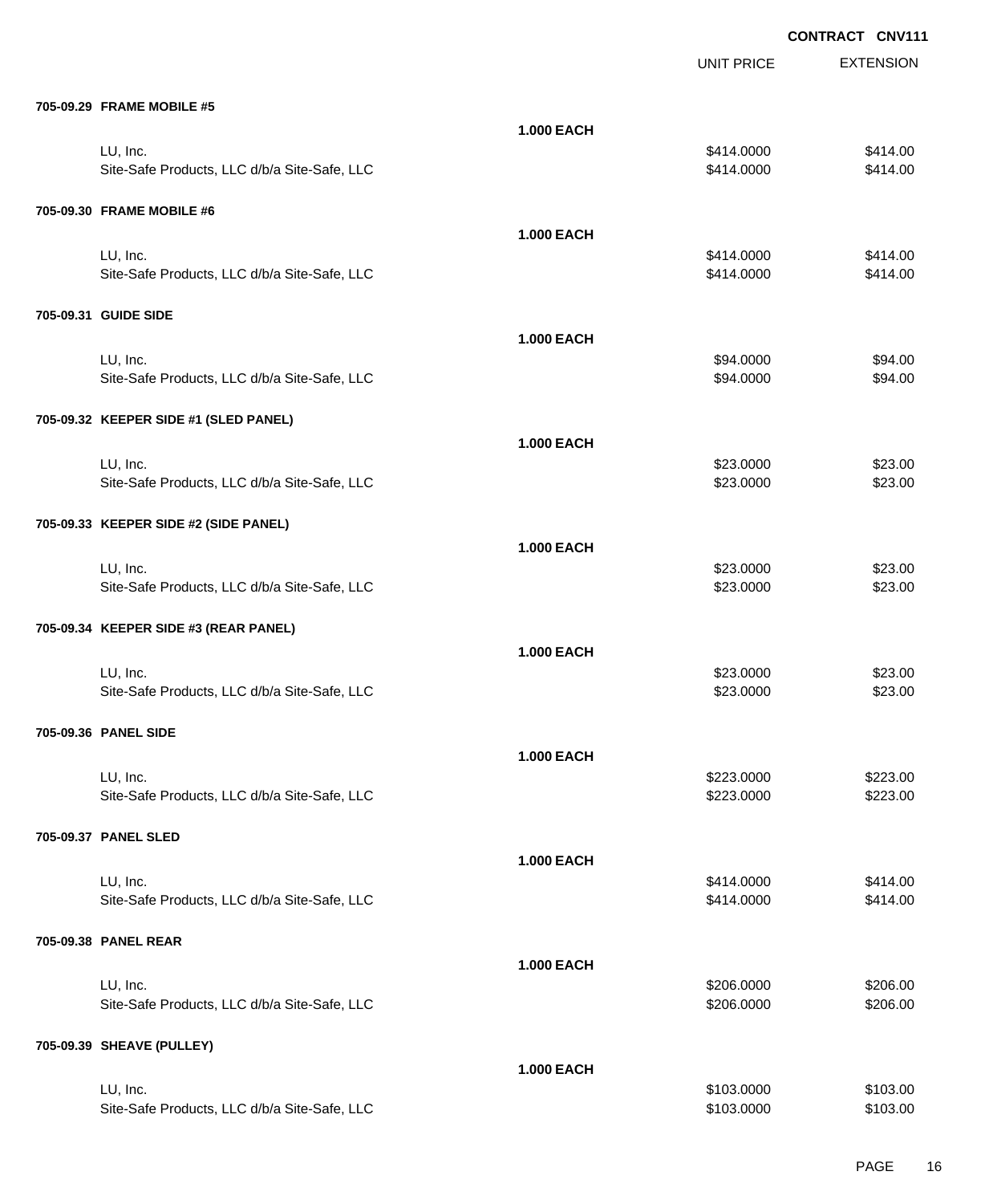**CONTRACT CNV111**

| | | UNIT PRICE | EXTENSION |
|---|---|---|---|
| **705-09.29 FRAME MOBILE #5** | | | |
| | **1.000 EACH** | | |
| LU, Inc. | | $414.0000 | $414.00 |
| Site-Safe Products, LLC d/b/a Site-Safe, LLC | | $414.0000 | $414.00 |
| **705-09.30 FRAME MOBILE #6** | | | |
| | **1.000 EACH** | | |
| LU, Inc. | | $414.0000 | $414.00 |
| Site-Safe Products, LLC d/b/a Site-Safe, LLC | | $414.0000 | $414.00 |
| **705-09.31 GUIDE SIDE** | | | |
| | **1.000 EACH** | | |
| LU, Inc. | | $94.0000 | $94.00 |
| Site-Safe Products, LLC d/b/a Site-Safe, LLC | | $94.0000 | $94.00 |
| **705-09.32 KEEPER SIDE #1 (SLED PANEL)** | | | |
| | **1.000 EACH** | | |
| LU, Inc. | | $23.0000 | $23.00 |
| Site-Safe Products, LLC d/b/a Site-Safe, LLC | | $23.0000 | $23.00 |
| **705-09.33 KEEPER SIDE #2 (SIDE PANEL)** | | | |
| | **1.000 EACH** | | |
| LU, Inc. | | $23.0000 | $23.00 |
| Site-Safe Products, LLC d/b/a Site-Safe, LLC | | $23.0000 | $23.00 |
| **705-09.34 KEEPER SIDE #3 (REAR PANEL)** | | | |
| | **1.000 EACH** | | |
| LU, Inc. | | $23.0000 | $23.00 |
| Site-Safe Products, LLC d/b/a Site-Safe, LLC | | $23.0000 | $23.00 |
| **705-09.36 PANEL SIDE** | | | |
| | **1.000 EACH** | | |
| LU, Inc. | | $223.0000 | $223.00 |
| Site-Safe Products, LLC d/b/a Site-Safe, LLC | | $223.0000 | $223.00 |
| **705-09.37 PANEL SLED** | | | |
| | **1.000 EACH** | | |
| LU, Inc. | | $414.0000 | $414.00 |
| Site-Safe Products, LLC d/b/a Site-Safe, LLC | | $414.0000 | $414.00 |
| **705-09.38 PANEL REAR** | | | |
| | **1.000 EACH** | | |
| LU, Inc. | | $206.0000 | $206.00 |
| Site-Safe Products, LLC d/b/a Site-Safe, LLC | | $206.0000 | $206.00 |
| **705-09.39 SHEAVE (PULLEY)** | | | |
| | **1.000 EACH** | | |
| LU, Inc. | | $103.0000 | $103.00 |
| Site-Safe Products, LLC d/b/a Site-Safe, LLC | | $103.0000 | $103.00 |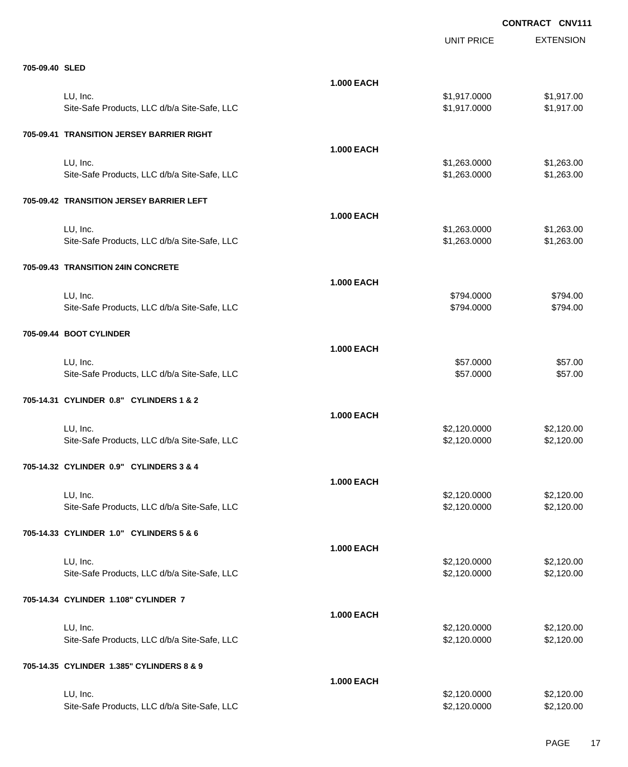**CONTRACT CNV111**

| | | UNIT PRICE | EXTENSION |
|---|---|---|---|
| **705-09.40 SLED** | | | |
| | **1.000 EACH** | | |
| LU, Inc. | | $1,917.0000 | $1,917.00 |
| Site-Safe Products, LLC d/b/a Site-Safe, LLC | | $1,917.0000 | $1,917.00 |
| **705-09.41 TRANSITION JERSEY BARRIER RIGHT** | | | |
| | **1.000 EACH** | | |
| LU, Inc. | | $1,263.0000 | $1,263.00 |
| Site-Safe Products, LLC d/b/a Site-Safe, LLC | | $1,263.0000 | $1,263.00 |
| **705-09.42 TRANSITION JERSEY BARRIER LEFT** | | | |
| | **1.000 EACH** | | |
| LU, Inc. | | $1,263.0000 | $1,263.00 |
| Site-Safe Products, LLC d/b/a Site-Safe, LLC | | $1,263.0000 | $1,263.00 |
| **705-09.43 TRANSITION 24IN CONCRETE** | | | |
| | **1.000 EACH** | | |
| LU, Inc. | | $794.0000 | $794.00 |
| Site-Safe Products, LLC d/b/a Site-Safe, LLC | | $794.0000 | $794.00 |
| **705-09.44 BOOT CYLINDER** | | | |
| | **1.000 EACH** | | |
| LU, Inc. | | $57.0000 | $57.00 |
| Site-Safe Products, LLC d/b/a Site-Safe, LLC | | $57.0000 | $57.00 |
| **705-14.31 CYLINDER 0.8" CYLINDERS 1 & 2** | | | |
| | **1.000 EACH** | | |
| LU, Inc. | | $2,120.0000 | $2,120.00 |
| Site-Safe Products, LLC d/b/a Site-Safe, LLC | | $2,120.0000 | $2,120.00 |
| **705-14.32 CYLINDER 0.9" CYLINDERS 3 & 4** | | | |
| | **1.000 EACH** | | |
| LU, Inc. | | $2,120.0000 | $2,120.00 |
| Site-Safe Products, LLC d/b/a Site-Safe, LLC | | $2,120.0000 | $2,120.00 |
| **705-14.33 CYLINDER 1.0" CYLINDERS 5 & 6** | | | |
| | **1.000 EACH** | | |
| LU, Inc. | | $2,120.0000 | $2,120.00 |
| Site-Safe Products, LLC d/b/a Site-Safe, LLC | | $2,120.0000 | $2,120.00 |
| **705-14.34 CYLINDER 1.108" CYLINDER 7** | | | |
| | **1.000 EACH** | | |
| LU, Inc. | | $2,120.0000 | $2,120.00 |
| Site-Safe Products, LLC d/b/a Site-Safe, LLC | | $2,120.0000 | $2,120.00 |
| **705-14.35 CYLINDER 1.385" CYLINDERS 8 & 9** | | | |
| | **1.000 EACH** | | |
| LU, Inc. | | $2,120.0000 | $2,120.00 |
| Site-Safe Products, LLC d/b/a Site-Safe, LLC | | $2,120.0000 | $2,120.00 |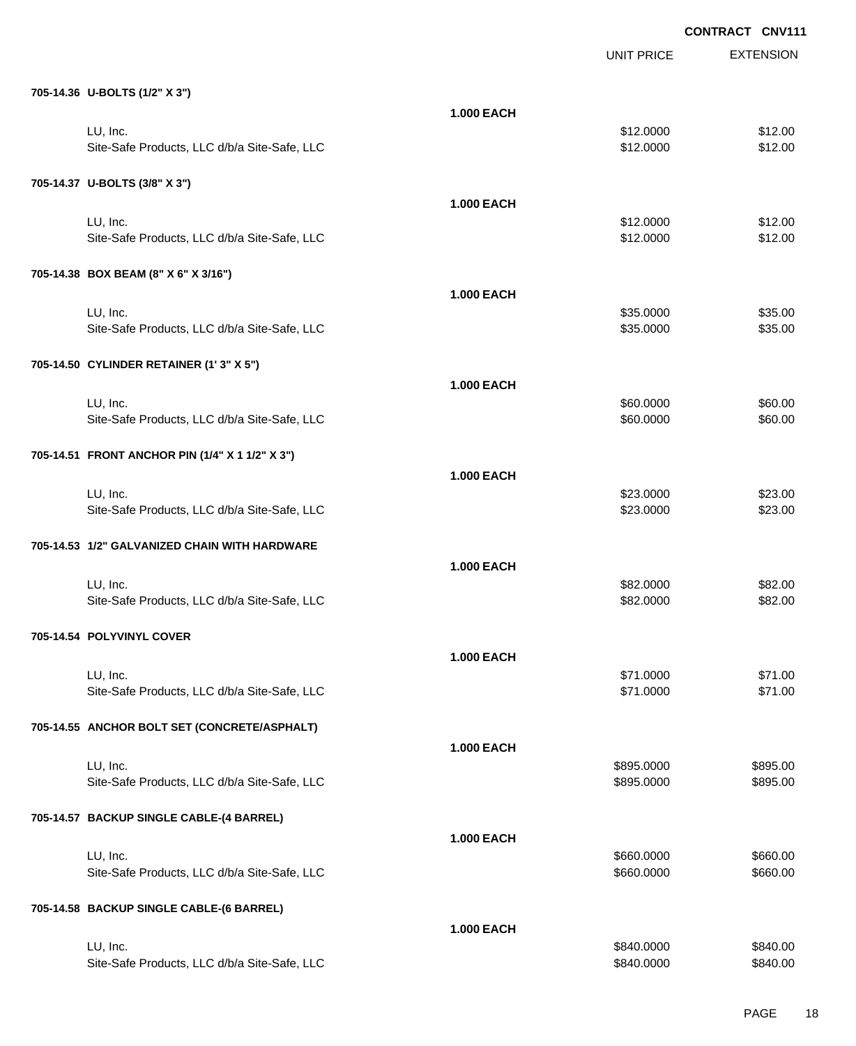**CONTRACT CNV111**

| | | UNIT PRICE | EXTENSION |
|---|---|---|---|
| **705-14.36 U-BOLTS (1/2" X 3")** | | | |
| | **1.000 EACH** | | |
| LU, Inc. | | $12.0000 | $12.00 |
| Site-Safe Products, LLC d/b/a Site-Safe, LLC | | $12.0000 | $12.00 |
| **705-14.37 U-BOLTS (3/8" X 3")** | | | |
| | **1.000 EACH** | | |
| LU, Inc. | | $12.0000 | $12.00 |
| Site-Safe Products, LLC d/b/a Site-Safe, LLC | | $12.0000 | $12.00 |
| **705-14.38 BOX BEAM (8" X 6" X 3/16")** | | | |
| | **1.000 EACH** | | |
| LU, Inc. | | $35.0000 | $35.00 |
| Site-Safe Products, LLC d/b/a Site-Safe, LLC | | $35.0000 | $35.00 |
| **705-14.50 CYLINDER RETAINER (1' 3" X 5")** | | | |
| | **1.000 EACH** | | |
| LU, Inc. | | $60.0000 | $60.00 |
| Site-Safe Products, LLC d/b/a Site-Safe, LLC | | $60.0000 | $60.00 |
| **705-14.51 FRONT ANCHOR PIN (1/4" X 1 1/2" X 3")** | | | |
| | **1.000 EACH** | | |
| LU, Inc. | | $23.0000 | $23.00 |
| Site-Safe Products, LLC d/b/a Site-Safe, LLC | | $23.0000 | $23.00 |
| **705-14.53 1/2" GALVANIZED CHAIN WITH HARDWARE** | | | |
| | **1.000 EACH** | | |
| LU, Inc. | | $82.0000 | $82.00 |
| Site-Safe Products, LLC d/b/a Site-Safe, LLC | | $82.0000 | $82.00 |
| **705-14.54 POLYVINYL COVER** | | | |
| | **1.000 EACH** | | |
| LU, Inc. | | $71.0000 | $71.00 |
| Site-Safe Products, LLC d/b/a Site-Safe, LLC | | $71.0000 | $71.00 |
| **705-14.55 ANCHOR BOLT SET (CONCRETE/ASPHALT)** | | | |
| | **1.000 EACH** | | |
| LU, Inc. | | $895.0000 | $895.00 |
| Site-Safe Products, LLC d/b/a Site-Safe, LLC | | $895.0000 | $895.00 |
| **705-14.57 BACKUP SINGLE CABLE-(4 BARREL)** | | | |
| | **1.000 EACH** | | |
| LU, Inc. | | $660.0000 | $660.00 |
| Site-Safe Products, LLC d/b/a Site-Safe, LLC | | $660.0000 | $660.00 |
| **705-14.58 BACKUP SINGLE CABLE-(6 BARREL)** | | | |
| | **1.000 EACH** | | |
| LU, Inc. | | $840.0000 | $840.00 |
| Site-Safe Products, LLC d/b/a Site-Safe, LLC | | $840.0000 | $840.00 |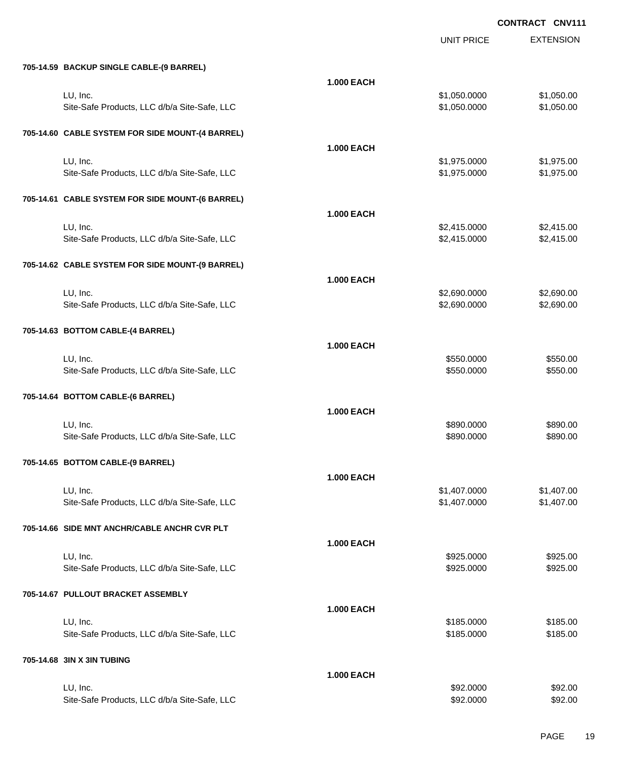**CONTRACT CNV111**

| | | UNIT PRICE | EXTENSION |
|---|---|---|---|
| **705-14.59 BACKUP SINGLE CABLE-(9 BARREL)** | | | |
| | **1.000 EACH** | | |
| LU, Inc. | | $1,050.0000 | $1,050.00 |
| Site-Safe Products, LLC d/b/a Site-Safe, LLC | | $1,050.0000 | $1,050.00 |
| **705-14.60 CABLE SYSTEM FOR SIDE MOUNT-(4 BARREL)** | | | |
| | **1.000 EACH** | | |
| LU, Inc. | | $1,975.0000 | $1,975.00 |
| Site-Safe Products, LLC d/b/a Site-Safe, LLC | | $1,975.0000 | $1,975.00 |
| **705-14.61 CABLE SYSTEM FOR SIDE MOUNT-(6 BARREL)** | | | |
| | **1.000 EACH** | | |
| LU, Inc. | | $2,415.0000 | $2,415.00 |
| Site-Safe Products, LLC d/b/a Site-Safe, LLC | | $2,415.0000 | $2,415.00 |
| **705-14.62 CABLE SYSTEM FOR SIDE MOUNT-(9 BARREL)** | | | |
| | **1.000 EACH** | | |
| LU, Inc. | | $2,690.0000 | $2,690.00 |
| Site-Safe Products, LLC d/b/a Site-Safe, LLC | | $2,690.0000 | $2,690.00 |
| **705-14.63 BOTTOM CABLE-(4 BARREL)** | | | |
| | **1.000 EACH** | | |
| LU, Inc. | | $550.0000 | $550.00 |
| Site-Safe Products, LLC d/b/a Site-Safe, LLC | | $550.0000 | $550.00 |
| **705-14.64 BOTTOM CABLE-(6 BARREL)** | | | |
| | **1.000 EACH** | | |
| LU, Inc. | | $890.0000 | $890.00 |
| Site-Safe Products, LLC d/b/a Site-Safe, LLC | | $890.0000 | $890.00 |
| **705-14.65 BOTTOM CABLE-(9 BARREL)** | | | |
| | **1.000 EACH** | | |
| LU, Inc. | | $1,407.0000 | $1,407.00 |
| Site-Safe Products, LLC d/b/a Site-Safe, LLC | | $1,407.0000 | $1,407.00 |
| **705-14.66 SIDE MNT ANCHR/CABLE ANCHR CVR PLT** | | | |
| | **1.000 EACH** | | |
| LU, Inc. | | $925.0000 | $925.00 |
| Site-Safe Products, LLC d/b/a Site-Safe, LLC | | $925.0000 | $925.00 |
| **705-14.67 PULLOUT BRACKET ASSEMBLY** | | | |
| | **1.000 EACH** | | |
| LU, Inc. | | $185.0000 | $185.00 |
| Site-Safe Products, LLC d/b/a Site-Safe, LLC | | $185.0000 | $185.00 |
| **705-14.68 3IN X 3IN TUBING** | | | |
| | **1.000 EACH** | | |
| LU, Inc. | | $92.0000 | $92.00 |
| Site-Safe Products, LLC d/b/a Site-Safe, LLC | | $92.0000 | $92.00 |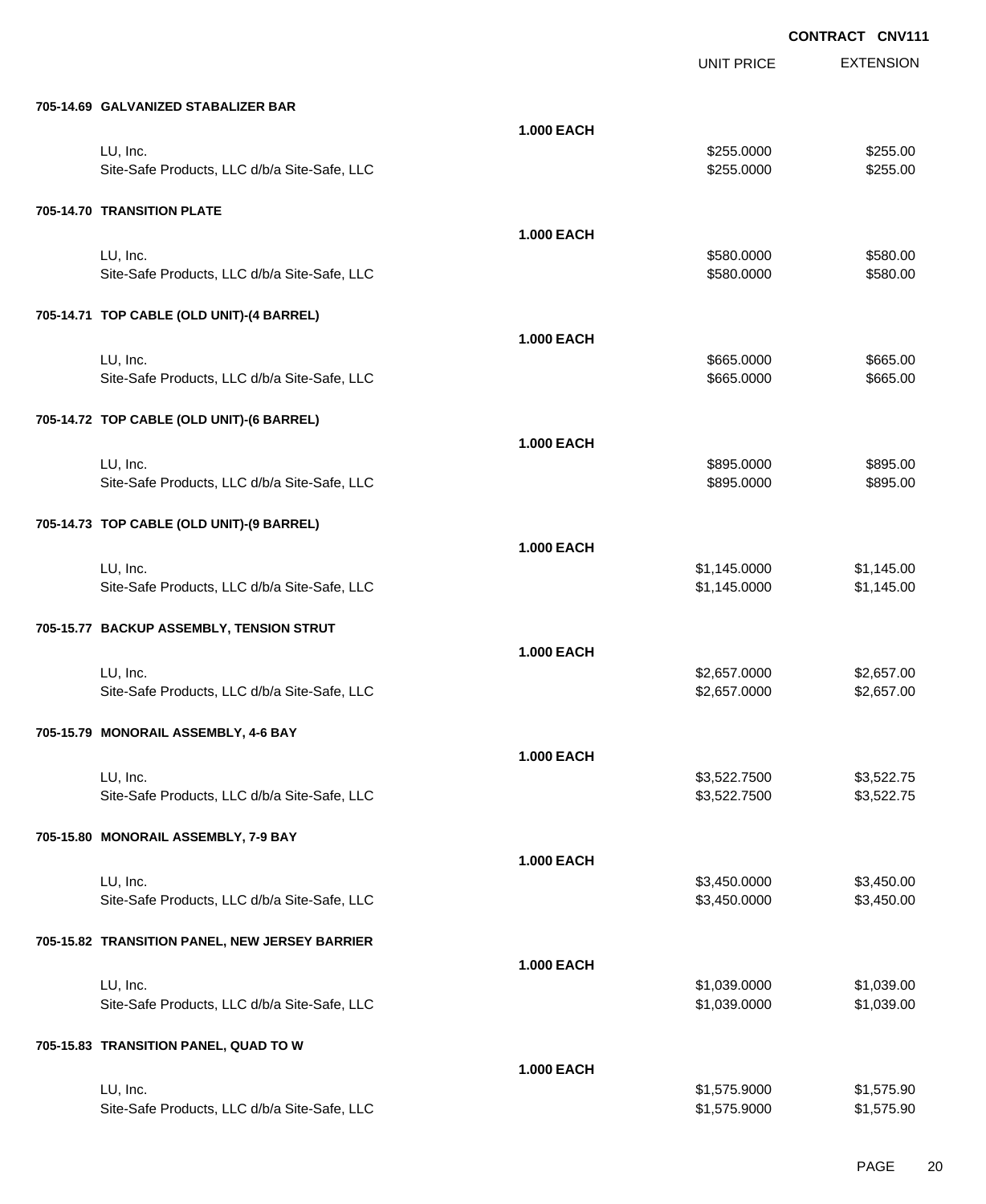**CONTRACT CNV111**

| | | UNIT PRICE | EXTENSION |
|---|---|---|---|
| **705-14.69 GALVANIZED STABALIZER BAR** | | | |
| | **1.000 EACH** | | |
| LU, Inc. | | $255.0000 | $255.00 |
| Site-Safe Products, LLC d/b/a Site-Safe, LLC | | $255.0000 | $255.00 |
| **705-14.70 TRANSITION PLATE** | | | |
| | **1.000 EACH** | | |
| LU, Inc. | | $580.0000 | $580.00 |
| Site-Safe Products, LLC d/b/a Site-Safe, LLC | | $580.0000 | $580.00 |
| **705-14.71 TOP CABLE (OLD UNIT)-(4 BARREL)** | | | |
| | **1.000 EACH** | | |
| LU, Inc. | | $665.0000 | $665.00 |
| Site-Safe Products, LLC d/b/a Site-Safe, LLC | | $665.0000 | $665.00 |
| **705-14.72 TOP CABLE (OLD UNIT)-(6 BARREL)** | | | |
| | **1.000 EACH** | | |
| LU, Inc. | | $895.0000 | $895.00 |
| Site-Safe Products, LLC d/b/a Site-Safe, LLC | | $895.0000 | $895.00 |
| **705-14.73 TOP CABLE (OLD UNIT)-(9 BARREL)** | | | |
| | **1.000 EACH** | | |
| LU, Inc. | | $1,145.0000 | $1,145.00 |
| Site-Safe Products, LLC d/b/a Site-Safe, LLC | | $1,145.0000 | $1,145.00 |
| **705-15.77 BACKUP ASSEMBLY, TENSION STRUT** | | | |
| | **1.000 EACH** | | |
| LU, Inc. | | $2,657.0000 | $2,657.00 |
| Site-Safe Products, LLC d/b/a Site-Safe, LLC | | $2,657.0000 | $2,657.00 |
| **705-15.79 MONORAIL ASSEMBLY, 4-6 BAY** | | | |
| | **1.000 EACH** | | |
| LU, Inc. | | $3,522.7500 | $3,522.75 |
| Site-Safe Products, LLC d/b/a Site-Safe, LLC | | $3,522.7500 | $3,522.75 |
| **705-15.80 MONORAIL ASSEMBLY, 7-9 BAY** | | | |
| | **1.000 EACH** | | |
| LU, Inc. | | $3,450.0000 | $3,450.00 |
| Site-Safe Products, LLC d/b/a Site-Safe, LLC | | $3,450.0000 | $3,450.00 |
| **705-15.82 TRANSITION PANEL, NEW JERSEY BARRIER** | | | |
| | **1.000 EACH** | | |
| LU, Inc. | | $1,039.0000 | $1,039.00 |
| Site-Safe Products, LLC d/b/a Site-Safe, LLC | | $1,039.0000 | $1,039.00 |
| **705-15.83 TRANSITION PANEL, QUAD TO W** | | | |
| | **1.000 EACH** | | |
| LU, Inc. | | $1,575.9000 | $1,575.90 |
| Site-Safe Products, LLC d/b/a Site-Safe, LLC | | $1,575.9000 | $1,575.90 |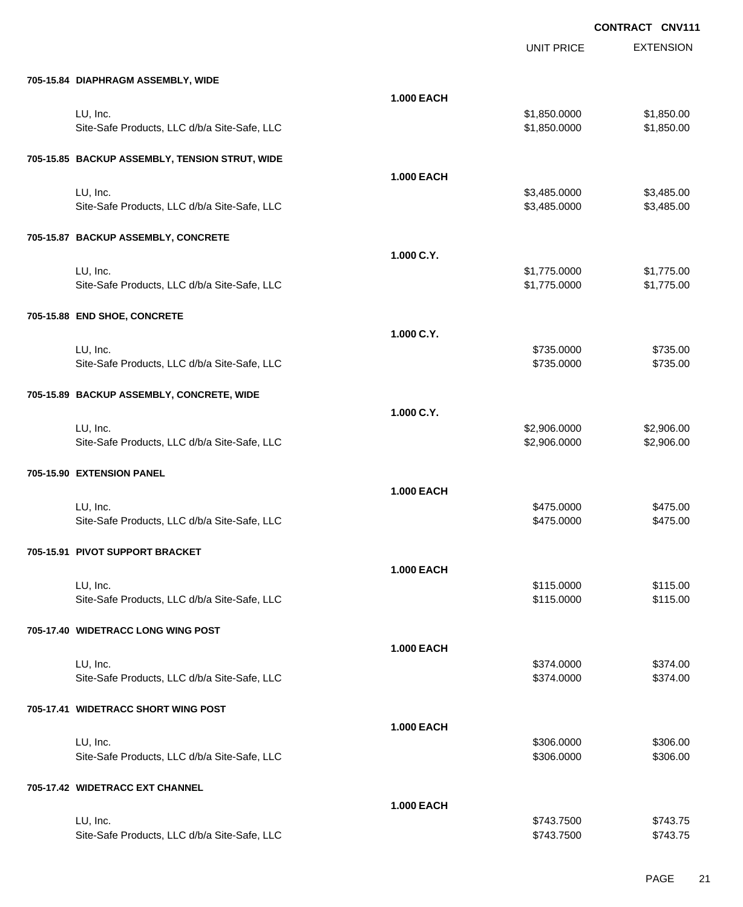**CONTRACT CNV111**

| | | UNIT PRICE | EXTENSION |
|---|---|---|---|
| **705-15.84 DIAPHRAGM ASSEMBLY, WIDE** | | | |
| | **1.000 EACH** | | |
| LU, Inc. | | $1,850.0000 | $1,850.00 |
| Site-Safe Products, LLC d/b/a Site-Safe, LLC | | $1,850.0000 | $1,850.00 |
| **705-15.85 BACKUP ASSEMBLY, TENSION STRUT, WIDE** | | | |
| | **1.000 EACH** | | |
| LU, Inc. | | $3,485.0000 | $3,485.00 |
| Site-Safe Products, LLC d/b/a Site-Safe, LLC | | $3,485.0000 | $3,485.00 |
| **705-15.87 BACKUP ASSEMBLY, CONCRETE** | | | |
| | **1.000 C.Y.** | | |
| LU, Inc. | | $1,775.0000 | $1,775.00 |
| Site-Safe Products, LLC d/b/a Site-Safe, LLC | | $1,775.0000 | $1,775.00 |
| **705-15.88 END SHOE, CONCRETE** | | | |
| | **1.000 C.Y.** | | |
| LU, Inc. | | $735.0000 | $735.00 |
| Site-Safe Products, LLC d/b/a Site-Safe, LLC | | $735.0000 | $735.00 |
| **705-15.89 BACKUP ASSEMBLY, CONCRETE, WIDE** | | | |
| | **1.000 C.Y.** | | |
| LU, Inc. | | $2,906.0000 | $2,906.00 |
| Site-Safe Products, LLC d/b/a Site-Safe, LLC | | $2,906.0000 | $2,906.00 |
| **705-15.90 EXTENSION PANEL** | | | |
| | **1.000 EACH** | | |
| LU, Inc. | | $475.0000 | $475.00 |
| Site-Safe Products, LLC d/b/a Site-Safe, LLC | | $475.0000 | $475.00 |
| **705-15.91 PIVOT SUPPORT BRACKET** | | | |
| | **1.000 EACH** | | |
| LU, Inc. | | $115.0000 | $115.00 |
| Site-Safe Products, LLC d/b/a Site-Safe, LLC | | $115.0000 | $115.00 |
| **705-17.40 WIDETRACC LONG WING POST** | | | |
| | **1.000 EACH** | | |
| LU, Inc. | | $374.0000 | $374.00 |
| Site-Safe Products, LLC d/b/a Site-Safe, LLC | | $374.0000 | $374.00 |
| **705-17.41 WIDETRACC SHORT WING POST** | | | |
| | **1.000 EACH** | | |
| LU, Inc. | | $306.0000 | $306.00 |
| Site-Safe Products, LLC d/b/a Site-Safe, LLC | | $306.0000 | $306.00 |
| **705-17.42 WIDETRACC EXT CHANNEL** | | | |
| | **1.000 EACH** | | |
| LU, Inc. | | $743.7500 | $743.75 |
| Site-Safe Products, LLC d/b/a Site-Safe, LLC | | $743.7500 | $743.75 |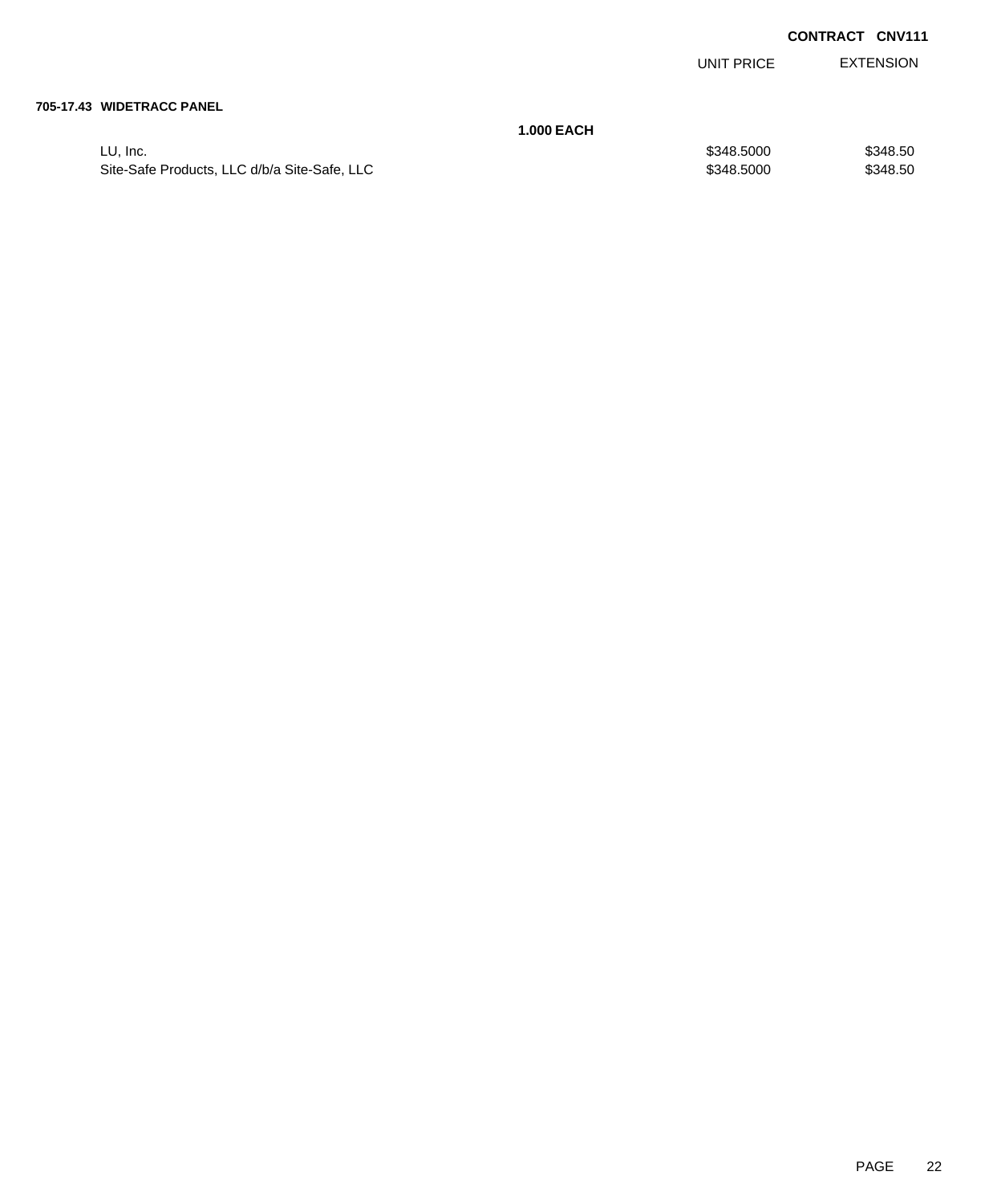**CONTRACT CNV111**

| | | UNIT PRICE | EXTENSION |
|---|---|---|---|
| **705-17.43 WIDETRACC PANEL** | | | |
| | **1.000 EACH** | | |
| LU, Inc. | | $348.5000 | $348.50 |
| Site-Safe Products, LLC d/b/a Site-Safe, LLC | | $348.5000 | $348.50 |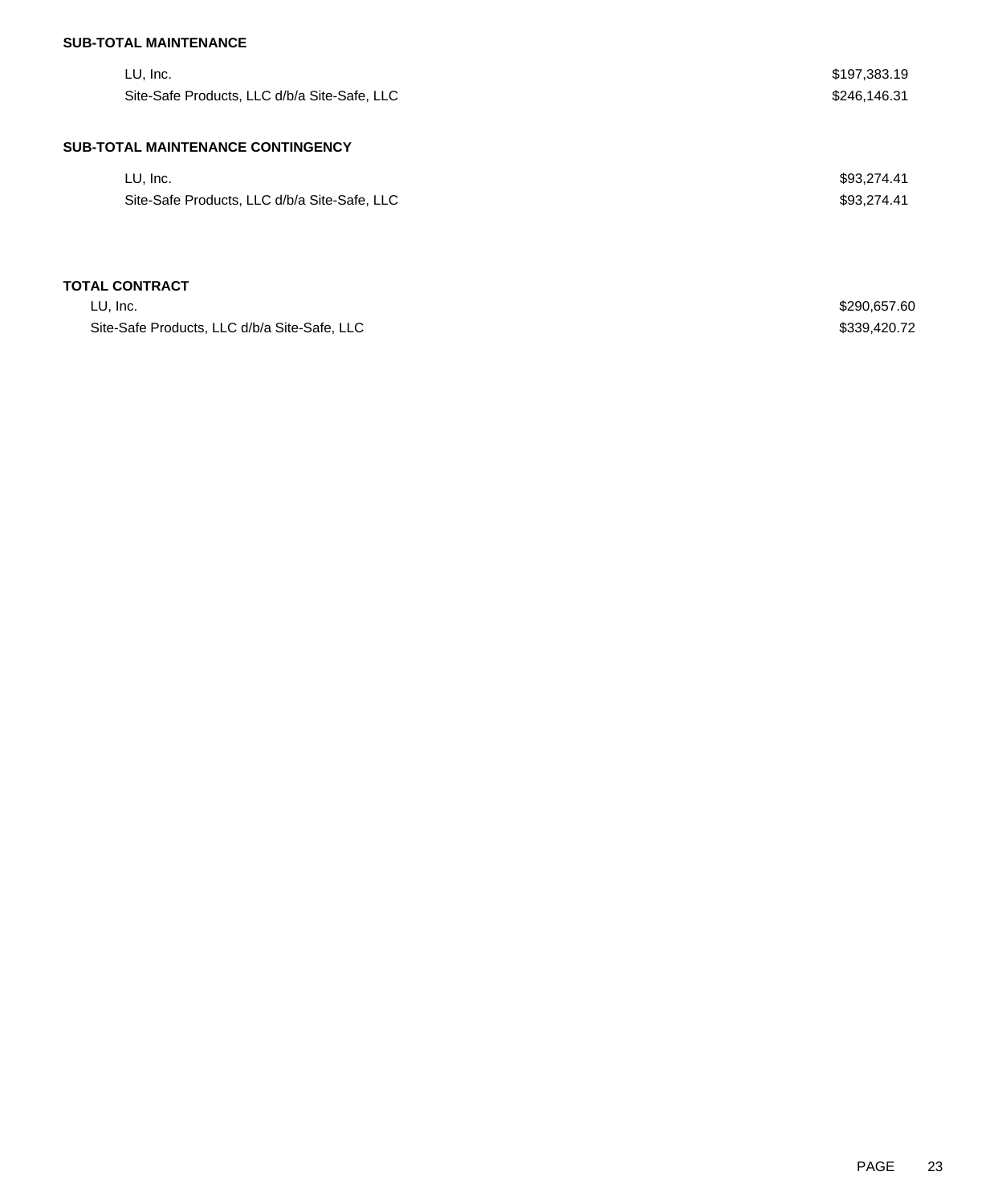**SUB-TOTAL MAINTENANCE**

| | |
|---|---|
| LU, Inc. | $197,383.19 |
| Site-Safe Products, LLC d/b/a Site-Safe, LLC | $246,146.31 |

**SUB-TOTAL MAINTENANCE CONTINGENCY**

| | |
|---|---|
| LU, Inc. | $93,274.41 |
| Site-Safe Products, LLC d/b/a Site-Safe, LLC | $93,274.41 |

**TOTAL CONTRACT**

| | |
|---|---|
| LU, Inc. | $290,657.60 |
| Site-Safe Products, LLC d/b/a Site-Safe, LLC | $339,420.72 |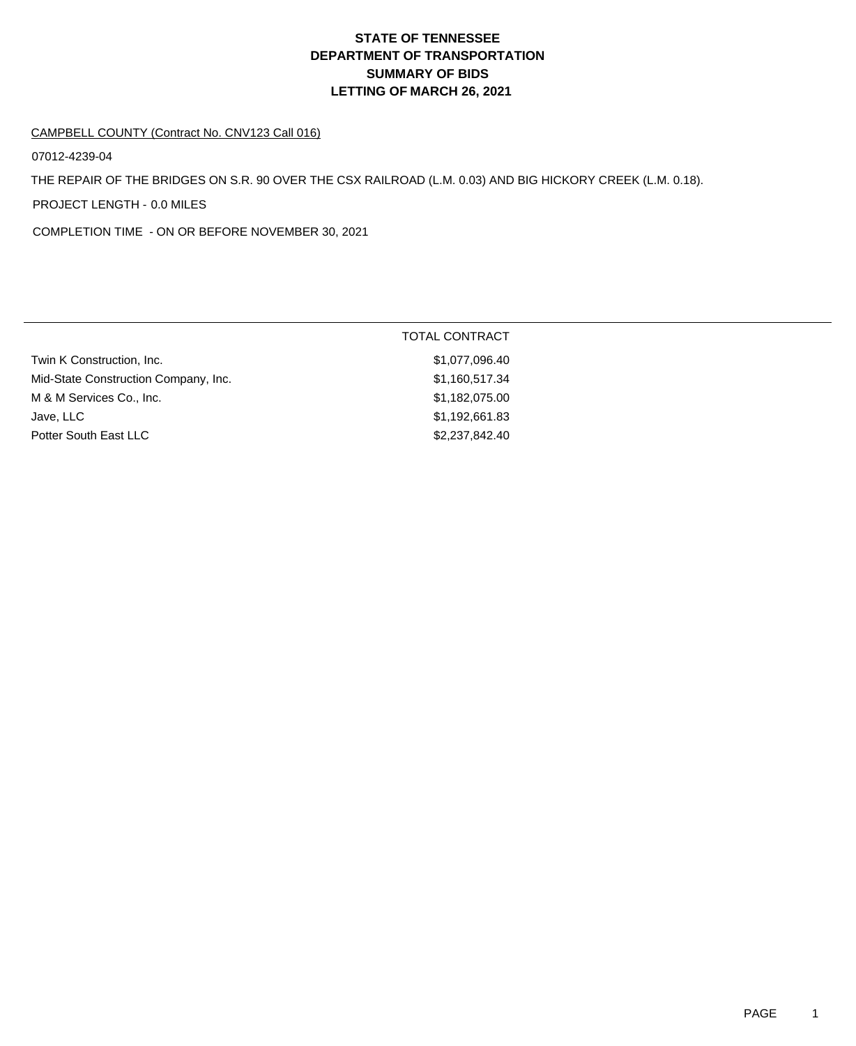# STATE OF TENNESSEE
# DEPARTMENT OF TRANSPORTATION
# SUMMARY OF BIDS
# LETTING OF MARCH 26, 2021

CAMPBELL COUNTY (Contract No. CNV123 Call 016)

07012-4239-04

THE REPAIR OF THE BRIDGES ON S.R. 90 OVER THE CSX RAILROAD (L.M. 0.03) AND BIG HICKORY CREEK (L.M. 0.18).

PROJECT LENGTH - 0.0 MILES

COMPLETION TIME - ON OR BEFORE NOVEMBER 30, 2021

| | TOTAL CONTRACT |
|---|---|
| Twin K Construction, Inc. | $1,077,096.40 |
| Mid-State Construction Company, Inc. | $1,160,517.34 |
| M & M Services Co., Inc. | $1,182,075.00 |
| Jave, LLC | $1,192,661.83 |
| Potter South East LLC | $2,237,842.40 |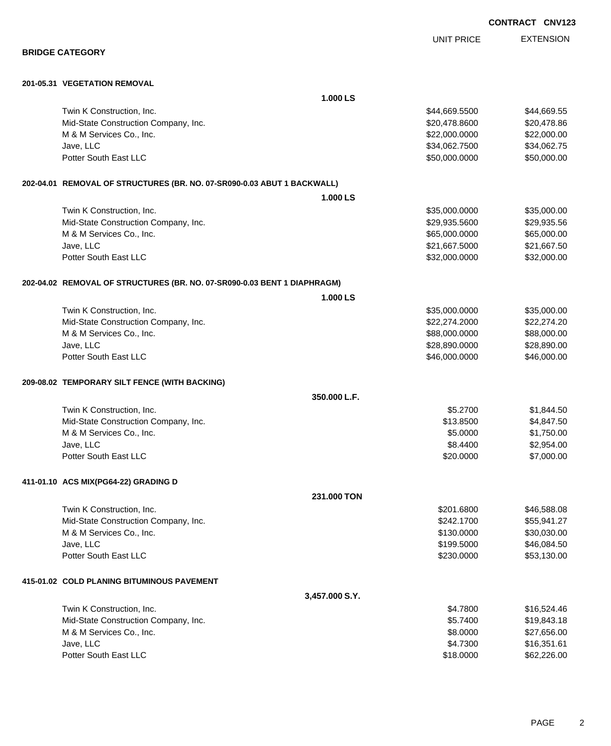**CONTRACT CNV123**

## BRIDGE CATEGORY

| | UNIT PRICE | EXTENSION |
|---|---|---|
| **201-05.31 VEGETATION REMOVAL** | | |
| **1.000 LS** | | |
| Twin K Construction, Inc. | $44,669.5500 | $44,669.55 |
| Mid-State Construction Company, Inc. | $20,478.8600 | $20,478.86 |
| M & M Services Co., Inc. | $22,000.0000 | $22,000.00 |
| Jave, LLC | $34,062.7500 | $34,062.75 |
| Potter South East LLC | $50,000.0000 | $50,000.00 |
| **202-04.01 REMOVAL OF STRUCTURES (BR. NO. 07-SR090-0.03 ABUT 1 BACKWALL)** | | |
| **1.000 LS** | | |
| Twin K Construction, Inc. | $35,000.0000 | $35,000.00 |
| Mid-State Construction Company, Inc. | $29,935.5600 | $29,935.56 |
| M & M Services Co., Inc. | $65,000.0000 | $65,000.00 |
| Jave, LLC | $21,667.5000 | $21,667.50 |
| Potter South East LLC | $32,000.0000 | $32,000.00 |
| **202-04.02 REMOVAL OF STRUCTURES (BR. NO. 07-SR090-0.03 BENT 1 DIAPHRAGM)** | | |
| **1.000 LS** | | |
| Twin K Construction, Inc. | $35,000.0000 | $35,000.00 |
| Mid-State Construction Company, Inc. | $22,274.2000 | $22,274.20 |
| M & M Services Co., Inc. | $88,000.0000 | $88,000.00 |
| Jave, LLC | $28,890.0000 | $28,890.00 |
| Potter South East LLC | $46,000.0000 | $46,000.00 |
| **209-08.02 TEMPORARY SILT FENCE (WITH BACKING)** | | |
| **350.000 L.F.** | | |
| Twin K Construction, Inc. | $5.2700 | $1,844.50 |
| Mid-State Construction Company, Inc. | $13.8500 | $4,847.50 |
| M & M Services Co., Inc. | $5.0000 | $1,750.00 |
| Jave, LLC | $8.4400 | $2,954.00 |
| Potter South East LLC | $20.0000 | $7,000.00 |
| **411-01.10 ACS MIX(PG64-22) GRADING D** | | |
| **231.000 TON** | | |
| Twin K Construction, Inc. | $201.6800 | $46,588.08 |
| Mid-State Construction Company, Inc. | $242.1700 | $55,941.27 |
| M & M Services Co., Inc. | $130.0000 | $30,030.00 |
| Jave, LLC | $199.5000 | $46,084.50 |
| Potter South East LLC | $230.0000 | $53,130.00 |
| **415-01.02 COLD PLANING BITUMINOUS PAVEMENT** | | |
| **3,457.000 S.Y.** | | |
| Twin K Construction, Inc. | $4.7800 | $16,524.46 |
| Mid-State Construction Company, Inc. | $5.7400 | $19,843.18 |
| M & M Services Co., Inc. | $8.0000 | $27,656.00 |
| Jave, LLC | $4.7300 | $16,351.61 |
| Potter South East LLC | $18.0000 | $62,226.00 |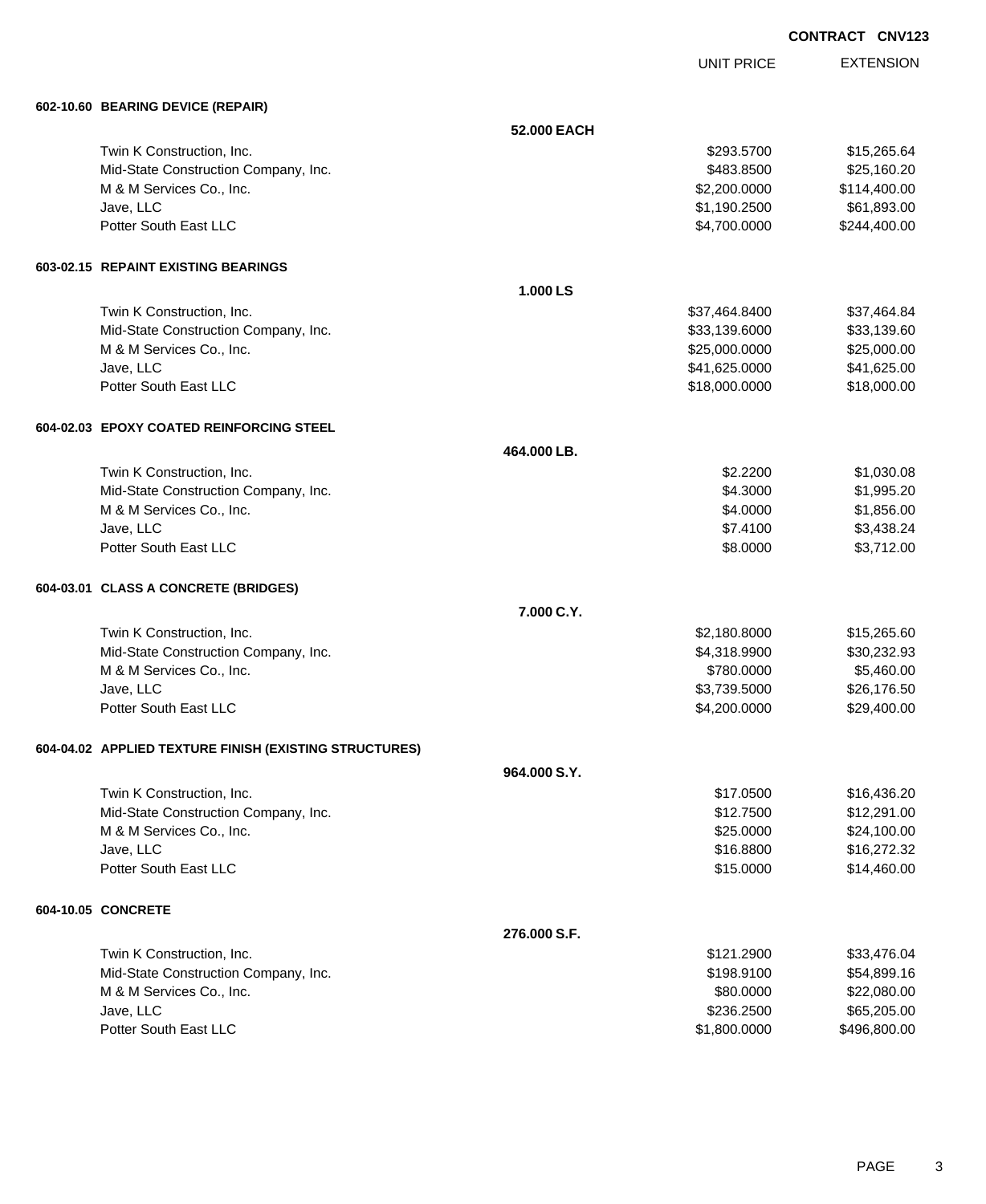**CONTRACT CNV123**

| | | UNIT PRICE | EXTENSION |
|---|---|---|---|
| **602-10.60 BEARING DEVICE (REPAIR)** | | | |
| | **52.000 EACH** | | |
| Twin K Construction, Inc. | | $293.5700 | $15,265.64 |
| Mid-State Construction Company, Inc. | | $483.8500 | $25,160.20 |
| M & M Services Co., Inc. | | $2,200.0000 | $114,400.00 |
| Jave, LLC | | $1,190.2500 | $61,893.00 |
| Potter South East LLC | | $4,700.0000 | $244,400.00 |
| **603-02.15 REPAINT EXISTING BEARINGS** | | | |
| | **1.000 LS** | | |
| Twin K Construction, Inc. | | $37,464.8400 | $37,464.84 |
| Mid-State Construction Company, Inc. | | $33,139.6000 | $33,139.60 |
| M & M Services Co., Inc. | | $25,000.0000 | $25,000.00 |
| Jave, LLC | | $41,625.0000 | $41,625.00 |
| Potter South East LLC | | $18,000.0000 | $18,000.00 |
| **604-02.03 EPOXY COATED REINFORCING STEEL** | | | |
| | **464.000 LB.** | | |
| Twin K Construction, Inc. | | $2.2200 | $1,030.08 |
| Mid-State Construction Company, Inc. | | $4.3000 | $1,995.20 |
| M & M Services Co., Inc. | | $4.0000 | $1,856.00 |
| Jave, LLC | | $7.4100 | $3,438.24 |
| Potter South East LLC | | $8.0000 | $3,712.00 |
| **604-03.01 CLASS A CONCRETE (BRIDGES)** | | | |
| | **7.000 C.Y.** | | |
| Twin K Construction, Inc. | | $2,180.8000 | $15,265.60 |
| Mid-State Construction Company, Inc. | | $4,318.9900 | $30,232.93 |
| M & M Services Co., Inc. | | $780.0000 | $5,460.00 |
| Jave, LLC | | $3,739.5000 | $26,176.50 |
| Potter South East LLC | | $4,200.0000 | $29,400.00 |
| **604-04.02 APPLIED TEXTURE FINISH (EXISTING STRUCTURES)** | | | |
| | **964.000 S.Y.** | | |
| Twin K Construction, Inc. | | $17.0500 | $16,436.20 |
| Mid-State Construction Company, Inc. | | $12.7500 | $12,291.00 |
| M & M Services Co., Inc. | | $25.0000 | $24,100.00 |
| Jave, LLC | | $16.8800 | $16,272.32 |
| Potter South East LLC | | $15.0000 | $14,460.00 |
| **604-10.05 CONCRETE** | | | |
| | **276.000 S.F.** | | |
| Twin K Construction, Inc. | | $121.2900 | $33,476.04 |
| Mid-State Construction Company, Inc. | | $198.9100 | $54,899.16 |
| M & M Services Co., Inc. | | $80.0000 | $22,080.00 |
| Jave, LLC | | $236.2500 | $65,205.00 |
| Potter South East LLC | | $1,800.0000 | $496,800.00 |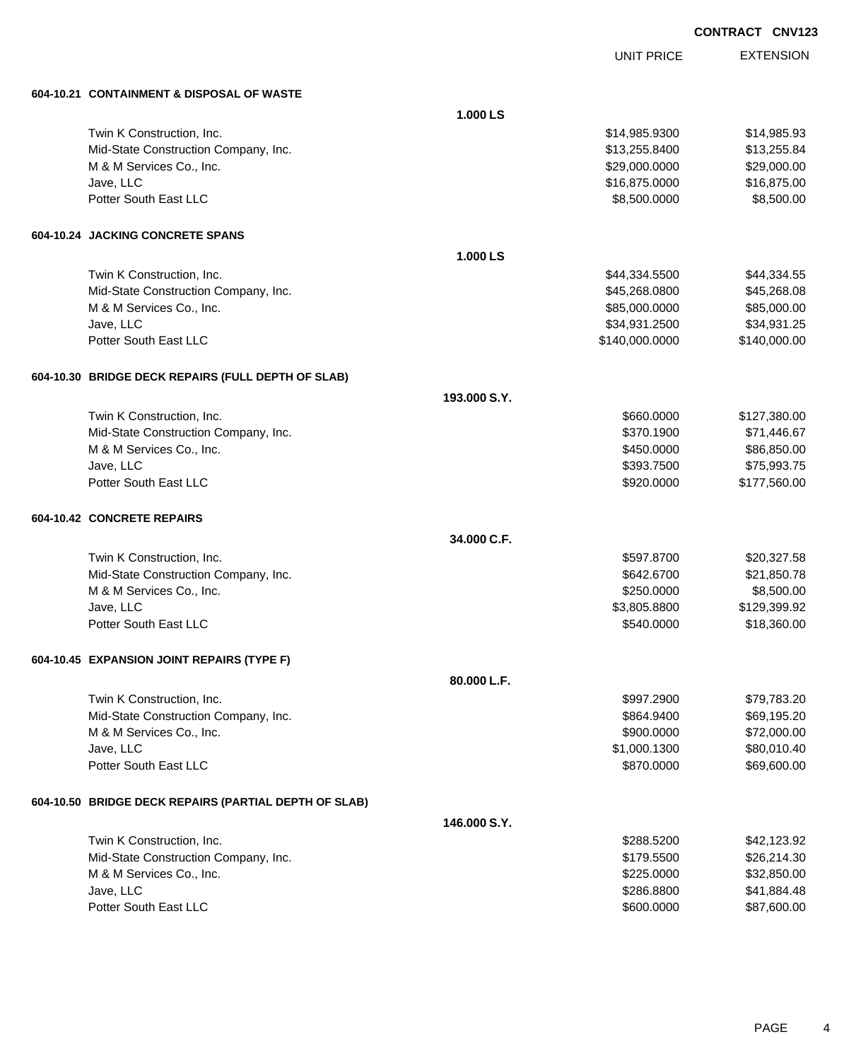**CONTRACT CNV123**

| | | UNIT PRICE | EXTENSION |
|---|---|---|---|
| **604-10.21 CONTAINMENT & DISPOSAL OF WASTE** | | | |
| | **1.000 LS** | | |
| Twin K Construction, Inc. | | $14,985.9300 | $14,985.93 |
| Mid-State Construction Company, Inc. | | $13,255.8400 | $13,255.84 |
| M & M Services Co., Inc. | | $29,000.0000 | $29,000.00 |
| Jave, LLC | | $16,875.0000 | $16,875.00 |
| Potter South East LLC | | $8,500.0000 | $8,500.00 |
| **604-10.24 JACKING CONCRETE SPANS** | | | |
| | **1.000 LS** | | |
| Twin K Construction, Inc. | | $44,334.5500 | $44,334.55 |
| Mid-State Construction Company, Inc. | | $45,268.0800 | $45,268.08 |
| M & M Services Co., Inc. | | $85,000.0000 | $85,000.00 |
| Jave, LLC | | $34,931.2500 | $34,931.25 |
| Potter South East LLC | | $140,000.0000 | $140,000.00 |
| **604-10.30 BRIDGE DECK REPAIRS (FULL DEPTH OF SLAB)** | | | |
| | **193.000 S.Y.** | | |
| Twin K Construction, Inc. | | $660.0000 | $127,380.00 |
| Mid-State Construction Company, Inc. | | $370.1900 | $71,446.67 |
| M & M Services Co., Inc. | | $450.0000 | $86,850.00 |
| Jave, LLC | | $393.7500 | $75,993.75 |
| Potter South East LLC | | $920.0000 | $177,560.00 |
| **604-10.42 CONCRETE REPAIRS** | | | |
| | **34.000 C.F.** | | |
| Twin K Construction, Inc. | | $597.8700 | $20,327.58 |
| Mid-State Construction Company, Inc. | | $642.6700 | $21,850.78 |
| M & M Services Co., Inc. | | $250.0000 | $8,500.00 |
| Jave, LLC | | $3,805.8800 | $129,399.92 |
| Potter South East LLC | | $540.0000 | $18,360.00 |
| **604-10.45 EXPANSION JOINT REPAIRS (TYPE F)** | | | |
| | **80.000 L.F.** | | |
| Twin K Construction, Inc. | | $997.2900 | $79,783.20 |
| Mid-State Construction Company, Inc. | | $864.9400 | $69,195.20 |
| M & M Services Co., Inc. | | $900.0000 | $72,000.00 |
| Jave, LLC | | $1,000.1300 | $80,010.40 |
| Potter South East LLC | | $870.0000 | $69,600.00 |
| **604-10.50 BRIDGE DECK REPAIRS (PARTIAL DEPTH OF SLAB)** | | | |
| | **146.000 S.Y.** | | |
| Twin K Construction, Inc. | | $288.5200 | $42,123.92 |
| Mid-State Construction Company, Inc. | | $179.5500 | $26,214.30 |
| M & M Services Co., Inc. | | $225.0000 | $32,850.00 |
| Jave, LLC | | $286.8800 | $41,884.48 |
| Potter South East LLC | | $600.0000 | $87,600.00 |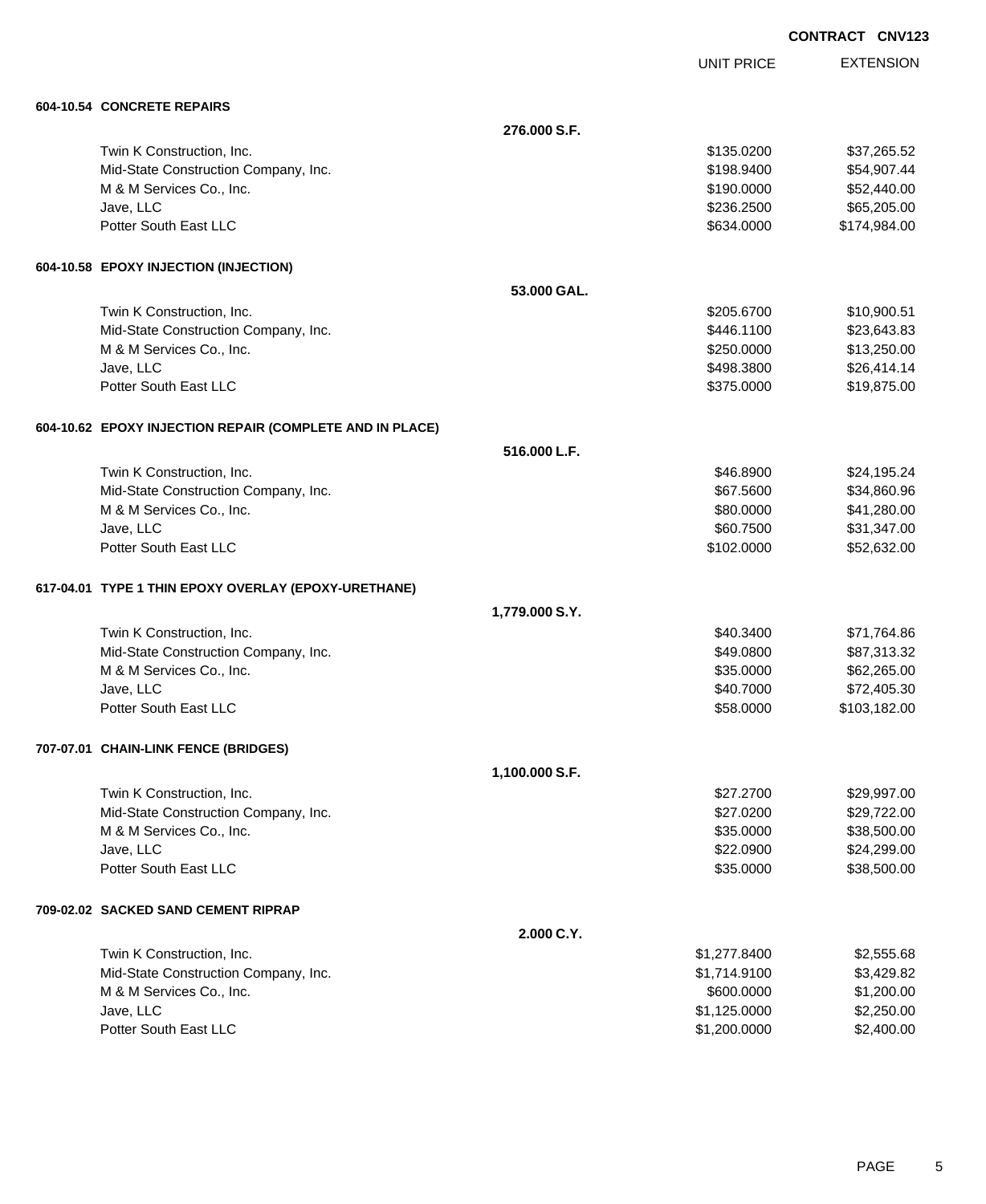**CONTRACT CNV123**

| | | UNIT PRICE | EXTENSION |
|---|---|---|---|
| **604-10.54 CONCRETE REPAIRS** | | | |
| | **276.000 S.F.** | | |
| Twin K Construction, Inc. | | $135.0200 | $37,265.52 |
| Mid-State Construction Company, Inc. | | $198.9400 | $54,907.44 |
| M & M Services Co., Inc. | | $190.0000 | $52,440.00 |
| Jave, LLC | | $236.2500 | $65,205.00 |
| Potter South East LLC | | $634.0000 | $174,984.00 |
| **604-10.58 EPOXY INJECTION (INJECTION)** | | | |
| | **53.000 GAL.** | | |
| Twin K Construction, Inc. | | $205.6700 | $10,900.51 |
| Mid-State Construction Company, Inc. | | $446.1100 | $23,643.83 |
| M & M Services Co., Inc. | | $250.0000 | $13,250.00 |
| Jave, LLC | | $498.3800 | $26,414.14 |
| Potter South East LLC | | $375.0000 | $19,875.00 |
| **604-10.62 EPOXY INJECTION REPAIR (COMPLETE AND IN PLACE)** | | | |
| | **516.000 L.F.** | | |
| Twin K Construction, Inc. | | $46.8900 | $24,195.24 |
| Mid-State Construction Company, Inc. | | $67.5600 | $34,860.96 |
| M & M Services Co., Inc. | | $80.0000 | $41,280.00 |
| Jave, LLC | | $60.7500 | $31,347.00 |
| Potter South East LLC | | $102.0000 | $52,632.00 |
| **617-04.01 TYPE 1 THIN EPOXY OVERLAY (EPOXY-URETHANE)** | | | |
| | **1,779.000 S.Y.** | | |
| Twin K Construction, Inc. | | $40.3400 | $71,764.86 |
| Mid-State Construction Company, Inc. | | $49.0800 | $87,313.32 |
| M & M Services Co., Inc. | | $35.0000 | $62,265.00 |
| Jave, LLC | | $40.7000 | $72,405.30 |
| Potter South East LLC | | $58.0000 | $103,182.00 |
| **707-07.01 CHAIN-LINK FENCE (BRIDGES)** | | | |
| | **1,100.000 S.F.** | | |
| Twin K Construction, Inc. | | $27.2700 | $29,997.00 |
| Mid-State Construction Company, Inc. | | $27.0200 | $29,722.00 |
| M & M Services Co., Inc. | | $35.0000 | $38,500.00 |
| Jave, LLC | | $22.0900 | $24,299.00 |
| Potter South East LLC | | $35.0000 | $38,500.00 |
| **709-02.02 SACKED SAND CEMENT RIPRAP** | | | |
| | **2.000 C.Y.** | | |
| Twin K Construction, Inc. | | $1,277.8400 | $2,555.68 |
| Mid-State Construction Company, Inc. | | $1,714.9100 | $3,429.82 |
| M & M Services Co., Inc. | | $600.0000 | $1,200.00 |
| Jave, LLC | | $1,125.0000 | $2,250.00 |
| Potter South East LLC | | $1,200.0000 | $2,400.00 |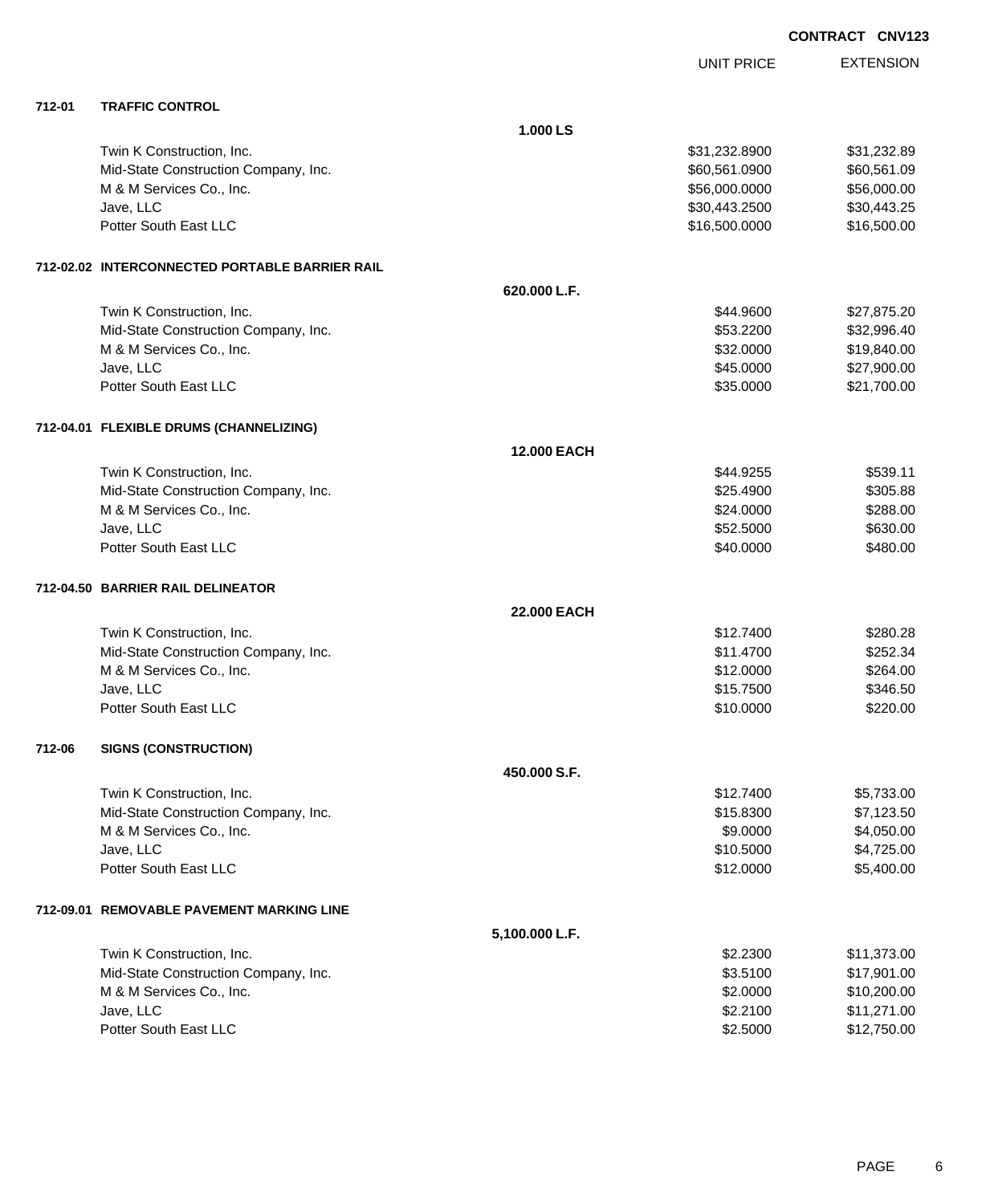**CONTRACT CNV123**

| | | UNIT PRICE | EXTENSION |
|---|---|---|---|
| **712-01** | **TRAFFIC CONTROL** | | |
| | **1.000 LS** | | |
| | Twin K Construction, Inc. | $31,232.8900 | $31,232.89 |
| | Mid-State Construction Company, Inc. | $60,561.0900 | $60,561.09 |
| | M & M Services Co., Inc. | $56,000.0000 | $56,000.00 |
| | Jave, LLC | $30,443.2500 | $30,443.25 |
| | Potter South East LLC | $16,500.0000 | $16,500.00 |
| **712-02.02** | **INTERCONNECTED PORTABLE BARRIER RAIL** | | |
| | **620.000 L.F.** | | |
| | Twin K Construction, Inc. | $44.9600 | $27,875.20 |
| | Mid-State Construction Company, Inc. | $53.2200 | $32,996.40 |
| | M & M Services Co., Inc. | $32.0000 | $19,840.00 |
| | Jave, LLC | $45.0000 | $27,900.00 |
| | Potter South East LLC | $35.0000 | $21,700.00 |
| **712-04.01** | **FLEXIBLE DRUMS (CHANNELIZING)** | | |
| | **12.000 EACH** | | |
| | Twin K Construction, Inc. | $44.9255 | $539.11 |
| | Mid-State Construction Company, Inc. | $25.4900 | $305.88 |
| | M & M Services Co., Inc. | $24.0000 | $288.00 |
| | Jave, LLC | $52.5000 | $630.00 |
| | Potter South East LLC | $40.0000 | $480.00 |
| **712-04.50** | **BARRIER RAIL DELINEATOR** | | |
| | **22.000 EACH** | | |
| | Twin K Construction, Inc. | $12.7400 | $280.28 |
| | Mid-State Construction Company, Inc. | $11.4700 | $252.34 |
| | M & M Services Co., Inc. | $12.0000 | $264.00 |
| | Jave, LLC | $15.7500 | $346.50 |
| | Potter South East LLC | $10.0000 | $220.00 |
| **712-06** | **SIGNS (CONSTRUCTION)** | | |
| | **450.000 S.F.** | | |
| | Twin K Construction, Inc. | $12.7400 | $5,733.00 |
| | Mid-State Construction Company, Inc. | $15.8300 | $7,123.50 |
| | M & M Services Co., Inc. | $9.0000 | $4,050.00 |
| | Jave, LLC | $10.5000 | $4,725.00 |
| | Potter South East LLC | $12.0000 | $5,400.00 |
| **712-09.01** | **REMOVABLE PAVEMENT MARKING LINE** | | |
| | **5,100.000 L.F.** | | |
| | Twin K Construction, Inc. | $2.2300 | $11,373.00 |
| | Mid-State Construction Company, Inc. | $3.5100 | $17,901.00 |
| | M & M Services Co., Inc. | $2.0000 | $10,200.00 |
| | Jave, LLC | $2.2100 | $11,271.00 |
| | Potter South East LLC | $2.5000 | $12,750.00 |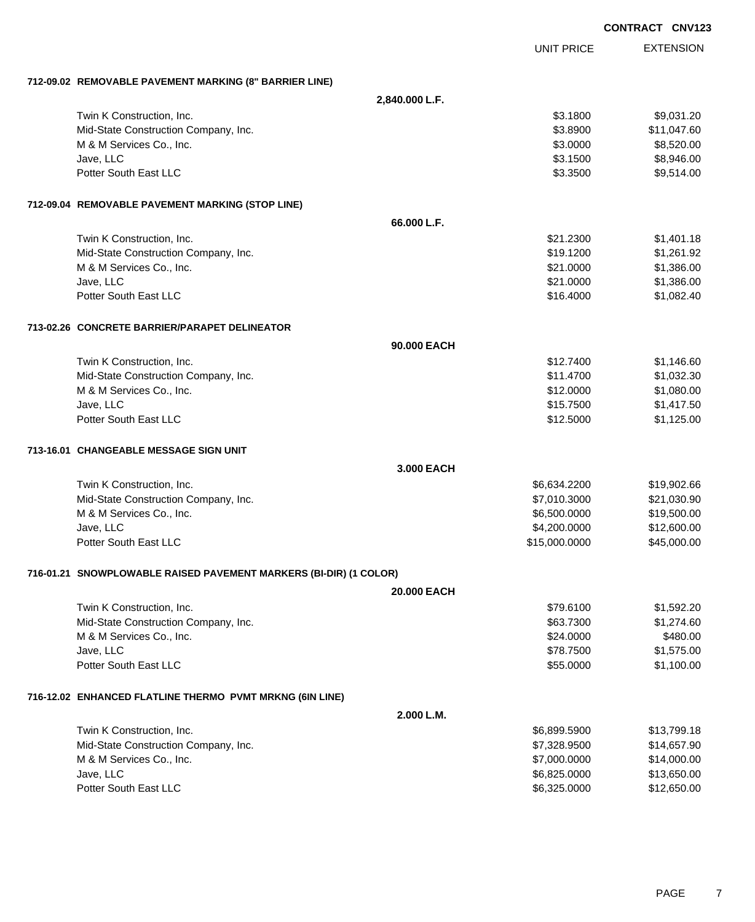**CONTRACT CNV123**

| | | UNIT PRICE | EXTENSION |
|---|---|---|---|
| **712-09.02 REMOVABLE PAVEMENT MARKING (8" BARRIER LINE)** | | | |
| | **2,840.000 L.F.** | | |
| Twin K Construction, Inc. | | $3.1800 | $9,031.20 |
| Mid-State Construction Company, Inc. | | $3.8900 | $11,047.60 |
| M & M Services Co., Inc. | | $3.0000 | $8,520.00 |
| Jave, LLC | | $3.1500 | $8,946.00 |
| Potter South East LLC | | $3.3500 | $9,514.00 |
| **712-09.04 REMOVABLE PAVEMENT MARKING (STOP LINE)** | | | |
| | **66.000 L.F.** | | |
| Twin K Construction, Inc. | | $21.2300 | $1,401.18 |
| Mid-State Construction Company, Inc. | | $19.1200 | $1,261.92 |
| M & M Services Co., Inc. | | $21.0000 | $1,386.00 |
| Jave, LLC | | $21.0000 | $1,386.00 |
| Potter South East LLC | | $16.4000 | $1,082.40 |
| **713-02.26 CONCRETE BARRIER/PARAPET DELINEATOR** | | | |
| | **90.000 EACH** | | |
| Twin K Construction, Inc. | | $12.7400 | $1,146.60 |
| Mid-State Construction Company, Inc. | | $11.4700 | $1,032.30 |
| M & M Services Co., Inc. | | $12.0000 | $1,080.00 |
| Jave, LLC | | $15.7500 | $1,417.50 |
| Potter South East LLC | | $12.5000 | $1,125.00 |
| **713-16.01 CHANGEABLE MESSAGE SIGN UNIT** | | | |
| | **3.000 EACH** | | |
| Twin K Construction, Inc. | | $6,634.2200 | $19,902.66 |
| Mid-State Construction Company, Inc. | | $7,010.3000 | $21,030.90 |
| M & M Services Co., Inc. | | $6,500.0000 | $19,500.00 |
| Jave, LLC | | $4,200.0000 | $12,600.00 |
| Potter South East LLC | | $15,000.0000 | $45,000.00 |
| **716-01.21 SNOWPLOWABLE RAISED PAVEMENT MARKERS (BI-DIR) (1 COLOR)** | | | |
| | **20.000 EACH** | | |
| Twin K Construction, Inc. | | $79.6100 | $1,592.20 |
| Mid-State Construction Company, Inc. | | $63.7300 | $1,274.60 |
| M & M Services Co., Inc. | | $24.0000 | $480.00 |
| Jave, LLC | | $78.7500 | $1,575.00 |
| Potter South East LLC | | $55.0000 | $1,100.00 |
| **716-12.02 ENHANCED FLATLINE THERMO PVMT MRKNG (6IN LINE)** | | | |
| | **2.000 L.M.** | | |
| Twin K Construction, Inc. | | $6,899.5900 | $13,799.18 |
| Mid-State Construction Company, Inc. | | $7,328.9500 | $14,657.90 |
| M & M Services Co., Inc. | | $7,000.0000 | $14,000.00 |
| Jave, LLC | | $6,825.0000 | $13,650.00 |
| Potter South East LLC | | $6,325.0000 | $12,650.00 |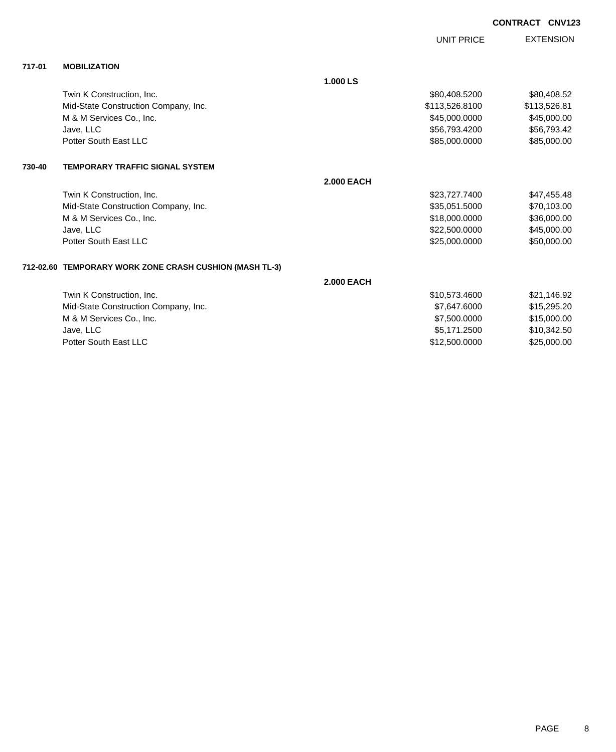**CONTRACT CNV123**

| | | | UNIT PRICE | EXTENSION |
|---|---|---|---|---|
| **717-01** | **MOBILIZATION** | | | |
| | | **1.000 LS** | | |
| | Twin K Construction, Inc. | | $80,408.5200 | $80,408.52 |
| | Mid-State Construction Company, Inc. | | $113,526.8100 | $113,526.81 |
| | M & M Services Co., Inc. | | $45,000.0000 | $45,000.00 |
| | Jave, LLC | | $56,793.4200 | $56,793.42 |
| | Potter South East LLC | | $85,000.0000 | $85,000.00 |
| **730-40** | **TEMPORARY TRAFFIC SIGNAL SYSTEM** | | | |
| | | **2.000 EACH** | | |
| | Twin K Construction, Inc. | | $23,727.7400 | $47,455.48 |
| | Mid-State Construction Company, Inc. | | $35,051.5000 | $70,103.00 |
| | M & M Services Co., Inc. | | $18,000.0000 | $36,000.00 |
| | Jave, LLC | | $22,500.0000 | $45,000.00 |
| | Potter South East LLC | | $25,000.0000 | $50,000.00 |
| **712-02.60** | **TEMPORARY WORK ZONE CRASH CUSHION (MASH TL-3)** | | | |
| | | **2.000 EACH** | | |
| | Twin K Construction, Inc. | | $10,573.4600 | $21,146.92 |
| | Mid-State Construction Company, Inc. | | $7,647.6000 | $15,295.20 |
| | M & M Services Co., Inc. | | $7,500.0000 | $15,000.00 |
| | Jave, LLC | | $5,171.2500 | $10,342.50 |
| | Potter South East LLC | | $12,500.0000 | $25,000.00 |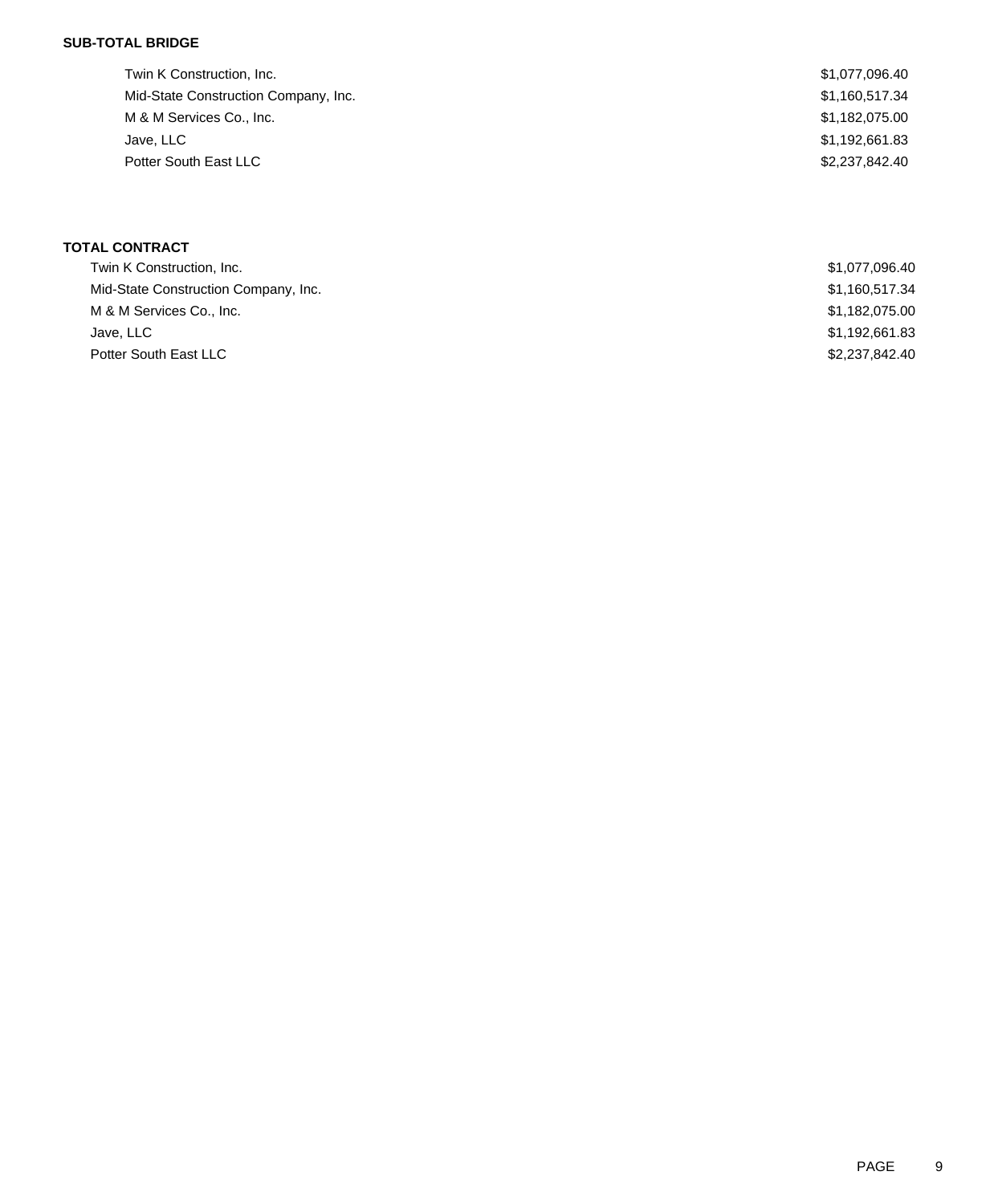**SUB-TOTAL BRIDGE**

| | |
|---|---|
| Twin K Construction, Inc. | $1,077,096.40 |
| Mid-State Construction Company, Inc. | $1,160,517.34 |
| M & M Services Co., Inc. | $1,182,075.00 |
| Jave, LLC | $1,192,661.83 |
| Potter South East LLC | $2,237,842.40 |

**TOTAL CONTRACT**

| | |
|---|---|
| Twin K Construction, Inc. | $1,077,096.40 |
| Mid-State Construction Company, Inc. | $1,160,517.34 |
| M & M Services Co., Inc. | $1,182,075.00 |
| Jave, LLC | $1,192,661.83 |
| Potter South East LLC | $2,237,842.40 |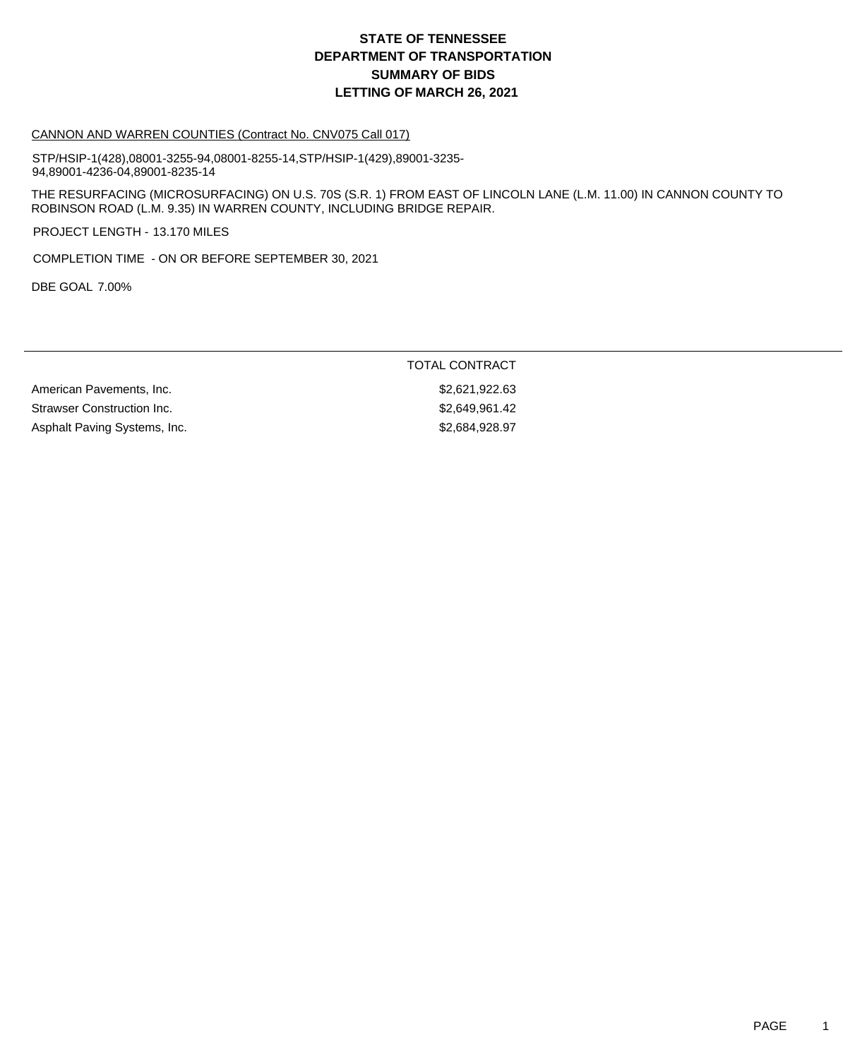# STATE OF TENNESSEE
# DEPARTMENT OF TRANSPORTATION
# SUMMARY OF BIDS
# LETTING OF MARCH 26, 2021

CANNON AND WARREN COUNTIES (Contract No. CNV075 Call 017)

STP/HSIP-1(428),08001-3255-94,08001-8255-14,STP/HSIP-1(429),89001-3235-94,89001-4236-04,89001-8235-14

THE RESURFACING (MICROSURFACING) ON U.S. 70S (S.R. 1) FROM EAST OF LINCOLN LANE (L.M. 11.00) IN CANNON COUNTY TO ROBINSON ROAD (L.M. 9.35) IN WARREN COUNTY, INCLUDING BRIDGE REPAIR.

PROJECT LENGTH - 13.170 MILES

COMPLETION TIME - ON OR BEFORE SEPTEMBER 30, 2021

DBE GOAL 7.00%

| | TOTAL CONTRACT |
|---|---|
| American Pavements, Inc. | $2,621,922.63 |
| Strawser Construction Inc. | $2,649,961.42 |
| Asphalt Paving Systems, Inc. | $2,684,928.97 |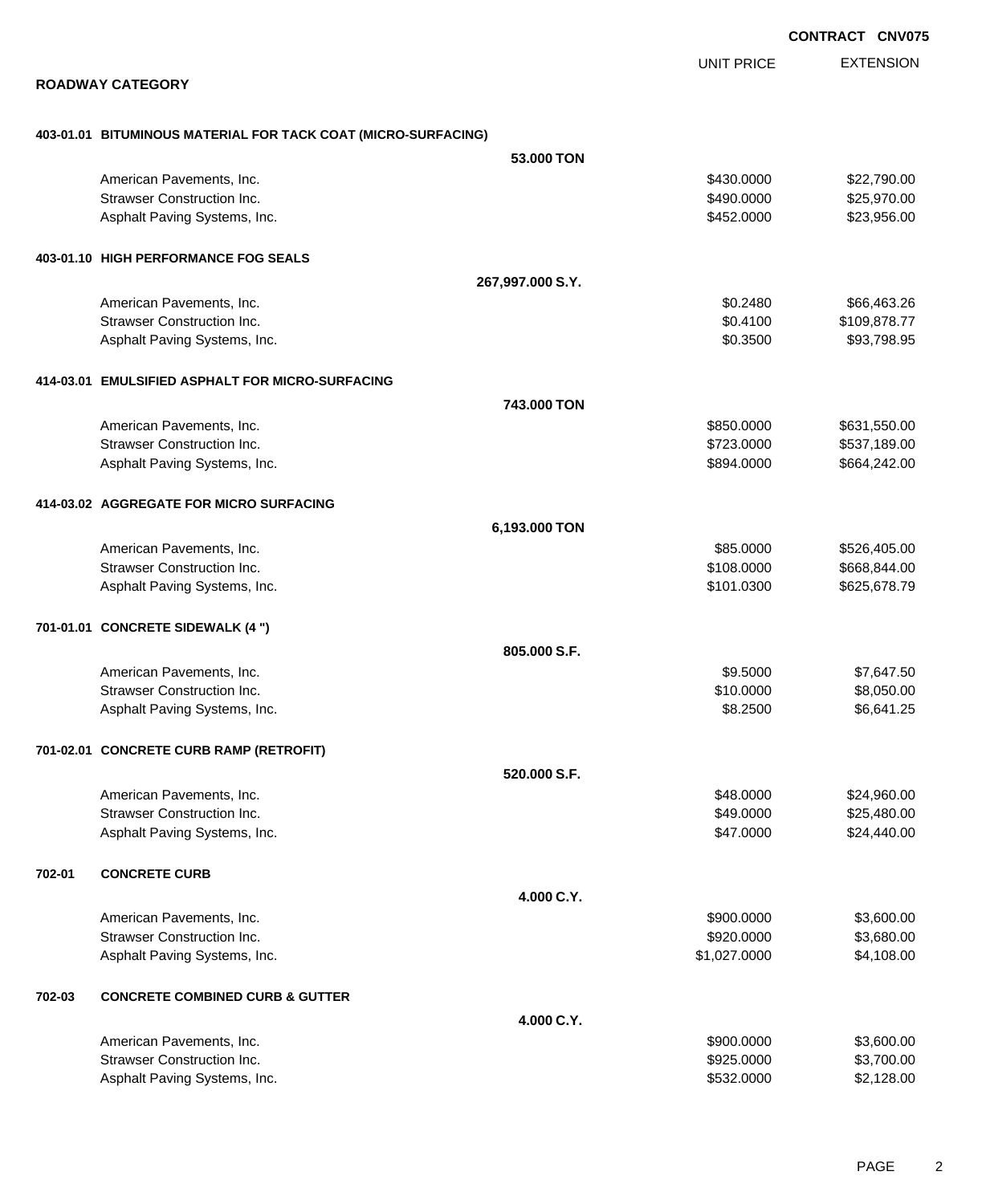**CONTRACT CNV075**

## ROADWAY CATEGORY

| | | UNIT PRICE | EXTENSION |
|---|---|---|---|
| **403-01.01 BITUMINOUS MATERIAL FOR TACK COAT (MICRO-SURFACING)** | | | |
| | **53.000 TON** | | |
| American Pavements, Inc. | | $430.0000 | $22,790.00 |
| Strawser Construction Inc. | | $490.0000 | $25,970.00 |
| Asphalt Paving Systems, Inc. | | $452.0000 | $23,956.00 |
| **403-01.10 HIGH PERFORMANCE FOG SEALS** | | | |
| | **267,997.000 S.Y.** | | |
| American Pavements, Inc. | | $0.2480 | $66,463.26 |
| Strawser Construction Inc. | | $0.4100 | $109,878.77 |
| Asphalt Paving Systems, Inc. | | $0.3500 | $93,798.95 |
| **414-03.01 EMULSIFIED ASPHALT FOR MICRO-SURFACING** | | | |
| | **743.000 TON** | | |
| American Pavements, Inc. | | $850.0000 | $631,550.00 |
| Strawser Construction Inc. | | $723.0000 | $537,189.00 |
| Asphalt Paving Systems, Inc. | | $894.0000 | $664,242.00 |
| **414-03.02 AGGREGATE FOR MICRO SURFACING** | | | |
| | **6,193.000 TON** | | |
| American Pavements, Inc. | | $85.0000 | $526,405.00 |
| Strawser Construction Inc. | | $108.0000 | $668,844.00 |
| Asphalt Paving Systems, Inc. | | $101.0300 | $625,678.79 |
| **701-01.01 CONCRETE SIDEWALK (4 ")** | | | |
| | **805.000 S.F.** | | |
| American Pavements, Inc. | | $9.5000 | $7,647.50 |
| Strawser Construction Inc. | | $10.0000 | $8,050.00 |
| Asphalt Paving Systems, Inc. | | $8.2500 | $6,641.25 |
| **701-02.01 CONCRETE CURB RAMP (RETROFIT)** | | | |
| | **520.000 S.F.** | | |
| American Pavements, Inc. | | $48.0000 | $24,960.00 |
| Strawser Construction Inc. | | $49.0000 | $25,480.00 |
| Asphalt Paving Systems, Inc. | | $47.0000 | $24,440.00 |
| **702-01 CONCRETE CURB** | | | |
| | **4.000 C.Y.** | | |
| American Pavements, Inc. | | $900.0000 | $3,600.00 |
| Strawser Construction Inc. | | $920.0000 | $3,680.00 |
| Asphalt Paving Systems, Inc. | | $1,027.0000 | $4,108.00 |
| **702-03 CONCRETE COMBINED CURB & GUTTER** | | | |
| | **4.000 C.Y.** | | |
| American Pavements, Inc. | | $900.0000 | $3,600.00 |
| Strawser Construction Inc. | | $925.0000 | $3,700.00 |
| Asphalt Paving Systems, Inc. | | $532.0000 | $2,128.00 |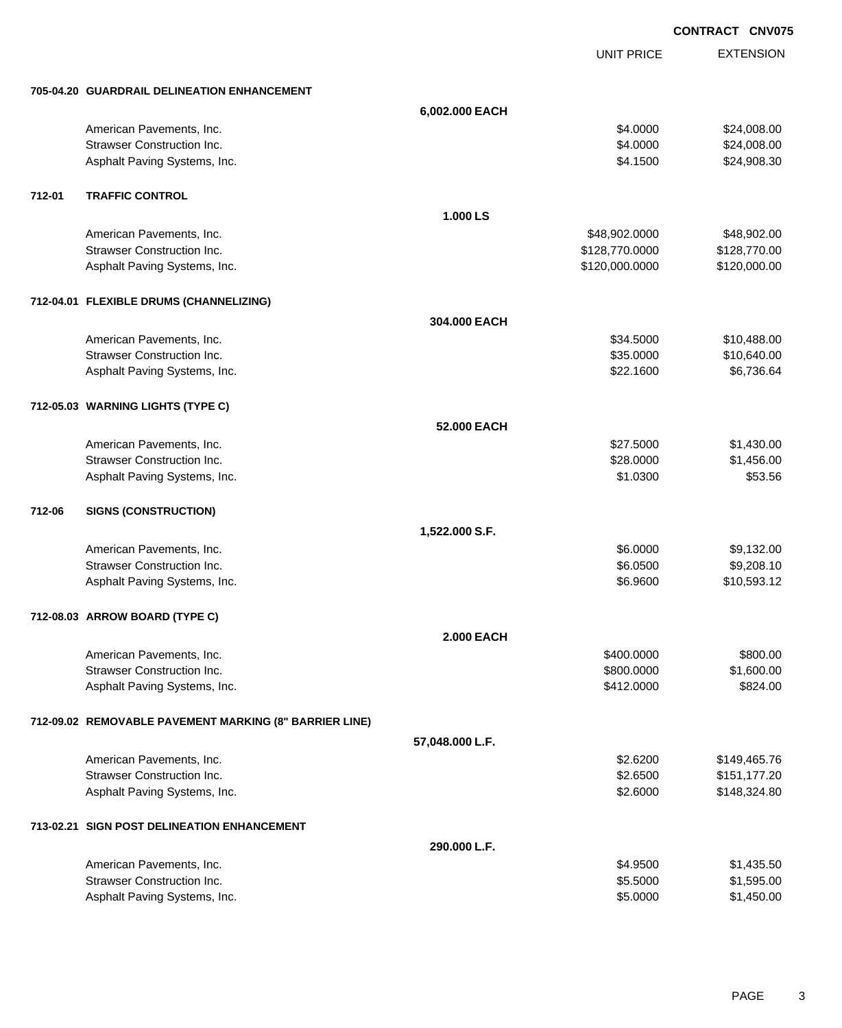**CONTRACT CNV075**

| | | UNIT PRICE | EXTENSION |
|---|---|---|---|
| **705-04.20** | **GUARDRAIL DELINEATION ENHANCEMENT** | | |
| | **6,002.000 EACH** | | |
| | American Pavements, Inc. | $4.0000 | $24,008.00 |
| | Strawser Construction Inc. | $4.0000 | $24,008.00 |
| | Asphalt Paving Systems, Inc. | $4.1500 | $24,908.30 |
| **712-01** | **TRAFFIC CONTROL** | | |
| | **1.000 LS** | | |
| | American Pavements, Inc. | $48,902.0000 | $48,902.00 |
| | Strawser Construction Inc. | $128,770.0000 | $128,770.00 |
| | Asphalt Paving Systems, Inc. | $120,000.0000 | $120,000.00 |
| **712-04.01** | **FLEXIBLE DRUMS (CHANNELIZING)** | | |
| | **304.000 EACH** | | |
| | American Pavements, Inc. | $34.5000 | $10,488.00 |
| | Strawser Construction Inc. | $35.0000 | $10,640.00 |
| | Asphalt Paving Systems, Inc. | $22.1600 | $6,736.64 |
| **712-05.03** | **WARNING LIGHTS (TYPE C)** | | |
| | **52.000 EACH** | | |
| | American Pavements, Inc. | $27.5000 | $1,430.00 |
| | Strawser Construction Inc. | $28.0000 | $1,456.00 |
| | Asphalt Paving Systems, Inc. | $1.0300 | $53.56 |
| **712-06** | **SIGNS (CONSTRUCTION)** | | |
| | **1,522.000 S.F.** | | |
| | American Pavements, Inc. | $6.0000 | $9,132.00 |
| | Strawser Construction Inc. | $6.0500 | $9,208.10 |
| | Asphalt Paving Systems, Inc. | $6.9600 | $10,593.12 |
| **712-08.03** | **ARROW BOARD (TYPE C)** | | |
| | **2.000 EACH** | | |
| | American Pavements, Inc. | $400.0000 | $800.00 |
| | Strawser Construction Inc. | $800.0000 | $1,600.00 |
| | Asphalt Paving Systems, Inc. | $412.0000 | $824.00 |
| **712-09.02** | **REMOVABLE PAVEMENT MARKING (8" BARRIER LINE)** | | |
| | **57,048.000 L.F.** | | |
| | American Pavements, Inc. | $2.6200 | $149,465.76 |
| | Strawser Construction Inc. | $2.6500 | $151,177.20 |
| | Asphalt Paving Systems, Inc. | $2.6000 | $148,324.80 |
| **713-02.21** | **SIGN POST DELINEATION ENHANCEMENT** | | |
| | **290.000 L.F.** | | |
| | American Pavements, Inc. | $4.9500 | $1,435.50 |
| | Strawser Construction Inc. | $5.5000 | $1,595.00 |
| | Asphalt Paving Systems, Inc. | $5.0000 | $1,450.00 |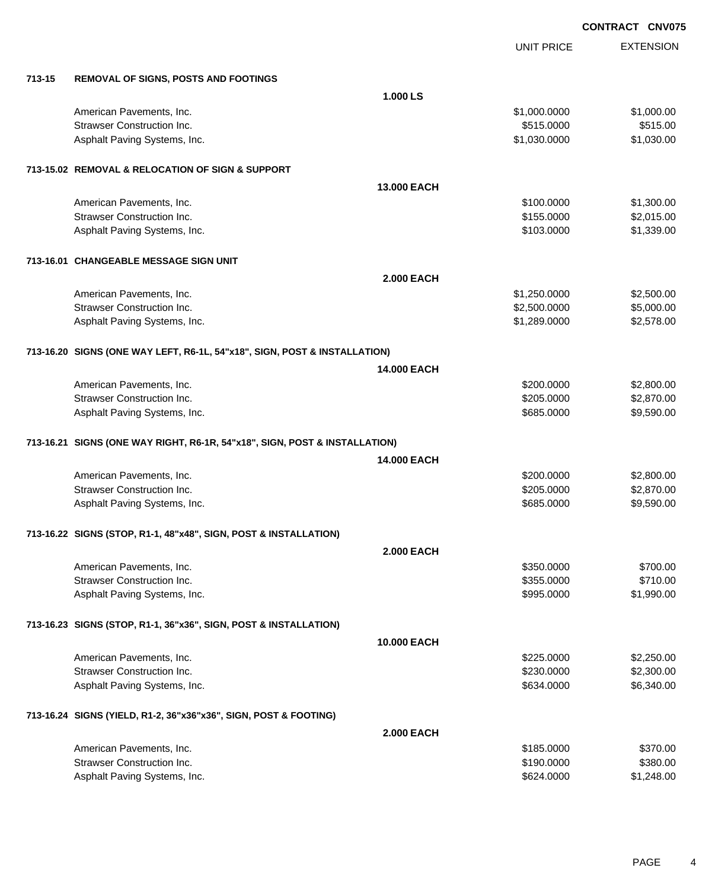**CONTRACT CNV075**

| | | | UNIT PRICE | EXTENSION |
|---|---|---|---|---|
| **713-15** | **REMOVAL OF SIGNS, POSTS AND FOOTINGS** | | | |
| | | **1.000 LS** | | |
| | American Pavements, Inc. | | $1,000.0000 | $1,000.00 |
| | Strawser Construction Inc. | | $515.0000 | $515.00 |
| | Asphalt Paving Systems, Inc. | | $1,030.0000 | $1,030.00 |
| **713-15.02** | **REMOVAL & RELOCATION OF SIGN & SUPPORT** | | | |
| | | **13.000 EACH** | | |
| | American Pavements, Inc. | | $100.0000 | $1,300.00 |
| | Strawser Construction Inc. | | $155.0000 | $2,015.00 |
| | Asphalt Paving Systems, Inc. | | $103.0000 | $1,339.00 |
| **713-16.01** | **CHANGEABLE MESSAGE SIGN UNIT** | | | |
| | | **2.000 EACH** | | |
| | American Pavements, Inc. | | $1,250.0000 | $2,500.00 |
| | Strawser Construction Inc. | | $2,500.0000 | $5,000.00 |
| | Asphalt Paving Systems, Inc. | | $1,289.0000 | $2,578.00 |
| **713-16.20** | **SIGNS (ONE WAY LEFT, R6-1L, 54"x18", SIGN, POST & INSTALLATION)** | | | |
| | | **14.000 EACH** | | |
| | American Pavements, Inc. | | $200.0000 | $2,800.00 |
| | Strawser Construction Inc. | | $205.0000 | $2,870.00 |
| | Asphalt Paving Systems, Inc. | | $685.0000 | $9,590.00 |
| **713-16.21** | **SIGNS (ONE WAY RIGHT, R6-1R, 54"x18", SIGN, POST & INSTALLATION)** | | | |
| | | **14.000 EACH** | | |
| | American Pavements, Inc. | | $200.0000 | $2,800.00 |
| | Strawser Construction Inc. | | $205.0000 | $2,870.00 |
| | Asphalt Paving Systems, Inc. | | $685.0000 | $9,590.00 |
| **713-16.22** | **SIGNS (STOP, R1-1, 48"x48", SIGN, POST & INSTALLATION)** | | | |
| | | **2.000 EACH** | | |
| | American Pavements, Inc. | | $350.0000 | $700.00 |
| | Strawser Construction Inc. | | $355.0000 | $710.00 |
| | Asphalt Paving Systems, Inc. | | $995.0000 | $1,990.00 |
| **713-16.23** | **SIGNS (STOP, R1-1, 36"x36", SIGN, POST & INSTALLATION)** | | | |
| | | **10.000 EACH** | | |
| | American Pavements, Inc. | | $225.0000 | $2,250.00 |
| | Strawser Construction Inc. | | $230.0000 | $2,300.00 |
| | Asphalt Paving Systems, Inc. | | $634.0000 | $6,340.00 |
| **713-16.24** | **SIGNS (YIELD, R1-2, 36"x36"x36", SIGN, POST & FOOTING)** | | | |
| | | **2.000 EACH** | | |
| | American Pavements, Inc. | | $185.0000 | $370.00 |
| | Strawser Construction Inc. | | $190.0000 | $380.00 |
| | Asphalt Paving Systems, Inc. | | $624.0000 | $1,248.00 |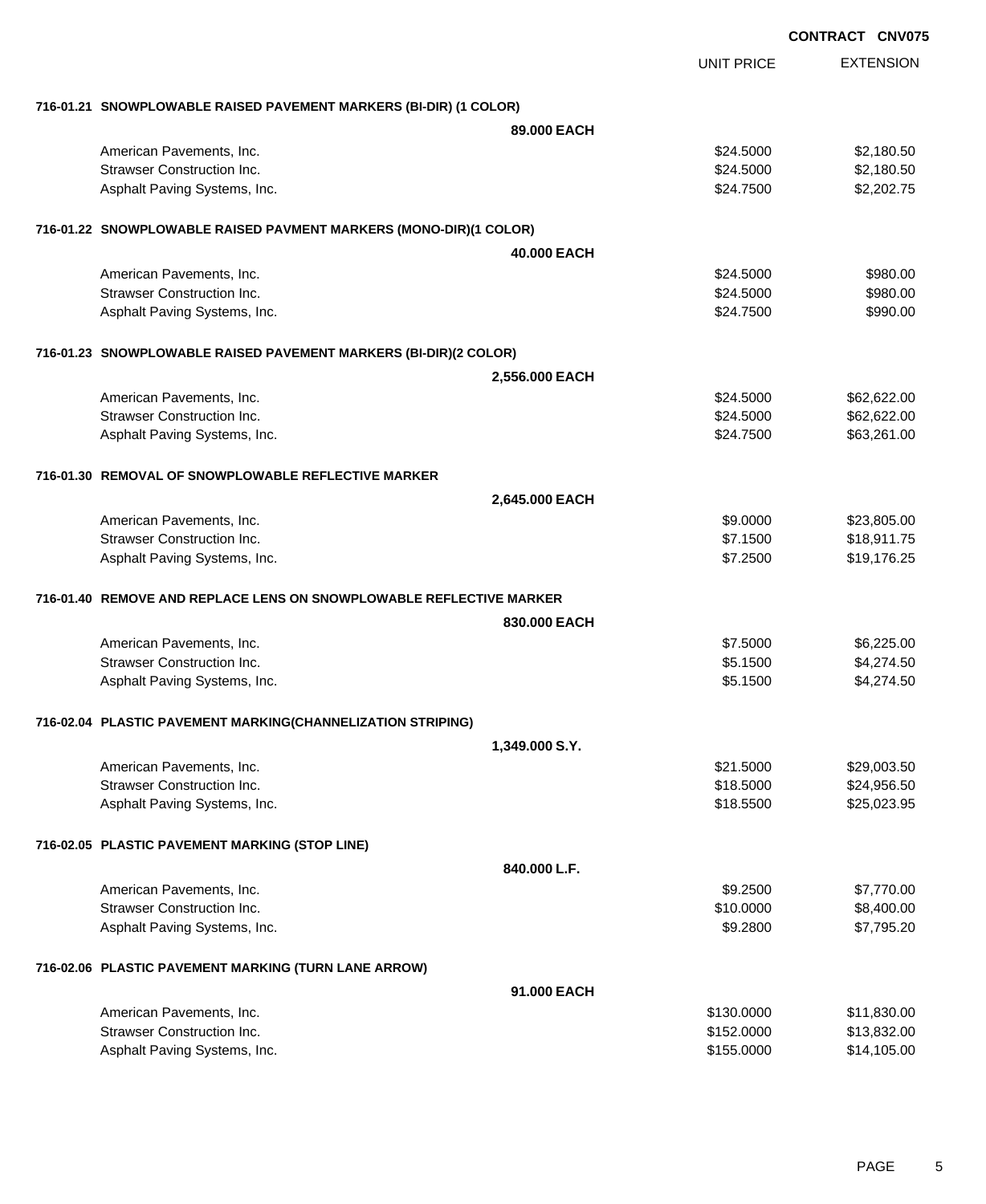**CONTRACT CNV075**

| | UNIT PRICE | EXTENSION |
|---|---|---|
| **716-01.21 SNOWPLOWABLE RAISED PAVEMENT MARKERS (BI-DIR) (1 COLOR)** | | |
| **89.000 EACH** | | |
| American Pavements, Inc. | $24.5000 | $2,180.50 |
| Strawser Construction Inc. | $24.5000 | $2,180.50 |
| Asphalt Paving Systems, Inc. | $24.7500 | $2,202.75 |
| **716-01.22 SNOWPLOWABLE RAISED PAVMENT MARKERS (MONO-DIR)(1 COLOR)** | | |
| **40.000 EACH** | | |
| American Pavements, Inc. | $24.5000 | $980.00 |
| Strawser Construction Inc. | $24.5000 | $980.00 |
| Asphalt Paving Systems, Inc. | $24.7500 | $990.00 |
| **716-01.23 SNOWPLOWABLE RAISED PAVEMENT MARKERS (BI-DIR)(2 COLOR)** | | |
| **2,556.000 EACH** | | |
| American Pavements, Inc. | $24.5000 | $62,622.00 |
| Strawser Construction Inc. | $24.5000 | $62,622.00 |
| Asphalt Paving Systems, Inc. | $24.7500 | $63,261.00 |
| **716-01.30 REMOVAL OF SNOWPLOWABLE REFLECTIVE MARKER** | | |
| **2,645.000 EACH** | | |
| American Pavements, Inc. | $9.0000 | $23,805.00 |
| Strawser Construction Inc. | $7.1500 | $18,911.75 |
| Asphalt Paving Systems, Inc. | $7.2500 | $19,176.25 |
| **716-01.40 REMOVE AND REPLACE LENS ON SNOWPLOWABLE REFLECTIVE MARKER** | | |
| **830.000 EACH** | | |
| American Pavements, Inc. | $7.5000 | $6,225.00 |
| Strawser Construction Inc. | $5.1500 | $4,274.50 |
| Asphalt Paving Systems, Inc. | $5.1500 | $4,274.50 |
| **716-02.04 PLASTIC PAVEMENT MARKING(CHANNELIZATION STRIPING)** | | |
| **1,349.000 S.Y.** | | |
| American Pavements, Inc. | $21.5000 | $29,003.50 |
| Strawser Construction Inc. | $18.5000 | $24,956.50 |
| Asphalt Paving Systems, Inc. | $18.5500 | $25,023.95 |
| **716-02.05 PLASTIC PAVEMENT MARKING (STOP LINE)** | | |
| **840.000 L.F.** | | |
| American Pavements, Inc. | $9.2500 | $7,770.00 |
| Strawser Construction Inc. | $10.0000 | $8,400.00 |
| Asphalt Paving Systems, Inc. | $9.2800 | $7,795.20 |
| **716-02.06 PLASTIC PAVEMENT MARKING (TURN LANE ARROW)** | | |
| **91.000 EACH** | | |
| American Pavements, Inc. | $130.0000 | $11,830.00 |
| Strawser Construction Inc. | $152.0000 | $13,832.00 |
| Asphalt Paving Systems, Inc. | $155.0000 | $14,105.00 |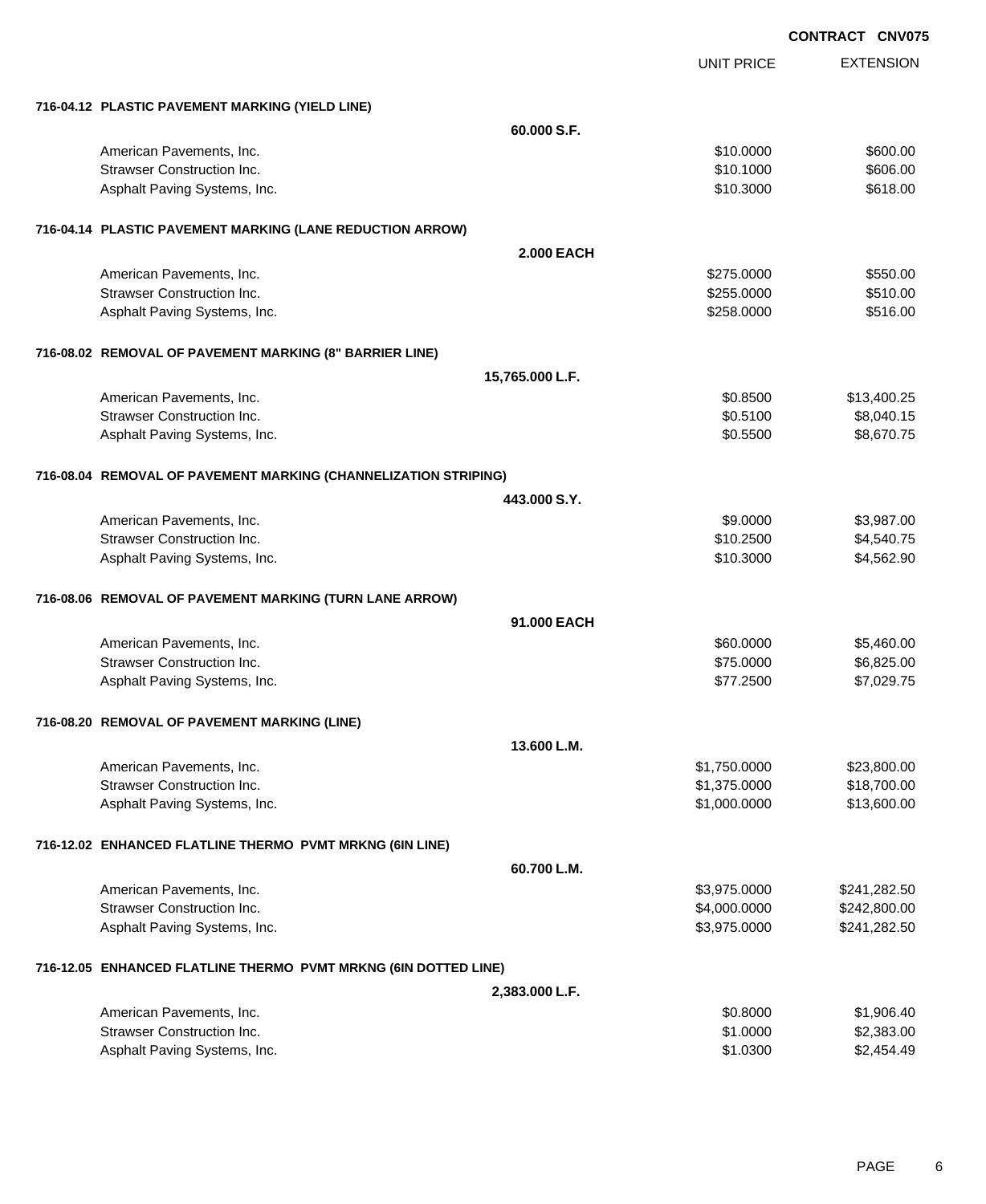**CONTRACT CNV075**

| | UNIT PRICE | EXTENSION |
|---|---|---|
| **716-04.12 PLASTIC PAVEMENT MARKING (YIELD LINE)** | | |
| **60.000 S.F.** | | |
| American Pavements, Inc. | $10.0000 | $600.00 |
| Strawser Construction Inc. | $10.1000 | $606.00 |
| Asphalt Paving Systems, Inc. | $10.3000 | $618.00 |
| **716-04.14 PLASTIC PAVEMENT MARKING (LANE REDUCTION ARROW)** | | |
| **2.000 EACH** | | |
| American Pavements, Inc. | $275.0000 | $550.00 |
| Strawser Construction Inc. | $255.0000 | $510.00 |
| Asphalt Paving Systems, Inc. | $258.0000 | $516.00 |
| **716-08.02 REMOVAL OF PAVEMENT MARKING (8" BARRIER LINE)** | | |
| **15,765.000 L.F.** | | |
| American Pavements, Inc. | $0.8500 | $13,400.25 |
| Strawser Construction Inc. | $0.5100 | $8,040.15 |
| Asphalt Paving Systems, Inc. | $0.5500 | $8,670.75 |
| **716-08.04 REMOVAL OF PAVEMENT MARKING (CHANNELIZATION STRIPING)** | | |
| **443.000 S.Y.** | | |
| American Pavements, Inc. | $9.0000 | $3,987.00 |
| Strawser Construction Inc. | $10.2500 | $4,540.75 |
| Asphalt Paving Systems, Inc. | $10.3000 | $4,562.90 |
| **716-08.06 REMOVAL OF PAVEMENT MARKING (TURN LANE ARROW)** | | |
| **91.000 EACH** | | |
| American Pavements, Inc. | $60.0000 | $5,460.00 |
| Strawser Construction Inc. | $75.0000 | $6,825.00 |
| Asphalt Paving Systems, Inc. | $77.2500 | $7,029.75 |
| **716-08.20 REMOVAL OF PAVEMENT MARKING (LINE)** | | |
| **13.600 L.M.** | | |
| American Pavements, Inc. | $1,750.0000 | $23,800.00 |
| Strawser Construction Inc. | $1,375.0000 | $18,700.00 |
| Asphalt Paving Systems, Inc. | $1,000.0000 | $13,600.00 |
| **716-12.02 ENHANCED FLATLINE THERMO PVMT MRKNG (6IN LINE)** | | |
| **60.700 L.M.** | | |
| American Pavements, Inc. | $3,975.0000 | $241,282.50 |
| Strawser Construction Inc. | $4,000.0000 | $242,800.00 |
| Asphalt Paving Systems, Inc. | $3,975.0000 | $241,282.50 |
| **716-12.05 ENHANCED FLATLINE THERMO PVMT MRKNG (6IN DOTTED LINE)** | | |
| **2,383.000 L.F.** | | |
| American Pavements, Inc. | $0.8000 | $1,906.40 |
| Strawser Construction Inc. | $1.0000 | $2,383.00 |
| Asphalt Paving Systems, Inc. | $1.0300 | $2,454.49 |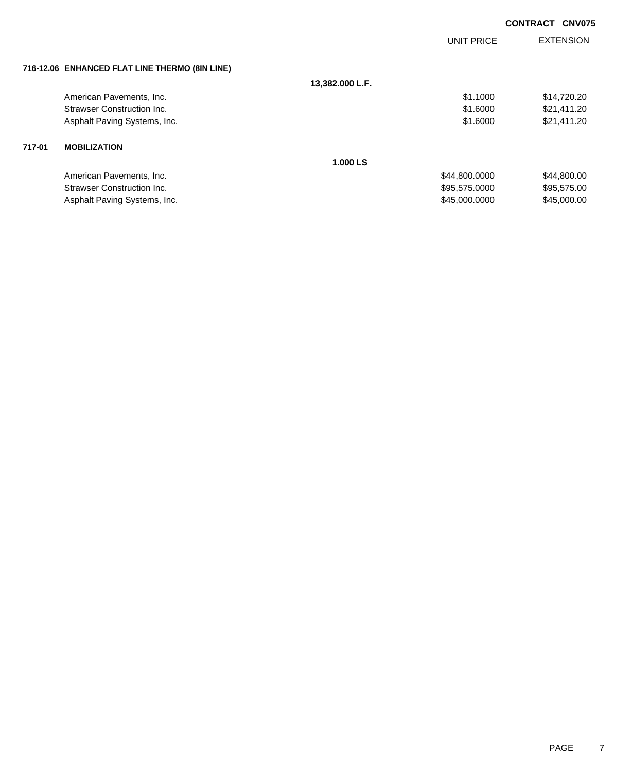**CONTRACT CNV075**

| | | UNIT PRICE | EXTENSION |
|---|---|---|---|
| **716-12.06 ENHANCED FLAT LINE THERMO (8IN LINE)** | | | |
| | **13,382.000 L.F.** | | |
| American Pavements, Inc. | | $1.1000 | $14,720.20 |
| Strawser Construction Inc. | | $1.6000 | $21,411.20 |
| Asphalt Paving Systems, Inc. | | $1.6000 | $21,411.20 |
| **717-01 MOBILIZATION** | | | |
| | **1.000 LS** | | |
| American Pavements, Inc. | | $44,800.0000 | $44,800.00 |
| Strawser Construction Inc. | | $95,575.0000 | $95,575.00 |
| Asphalt Paving Systems, Inc. | | $45,000.0000 | $45,000.00 |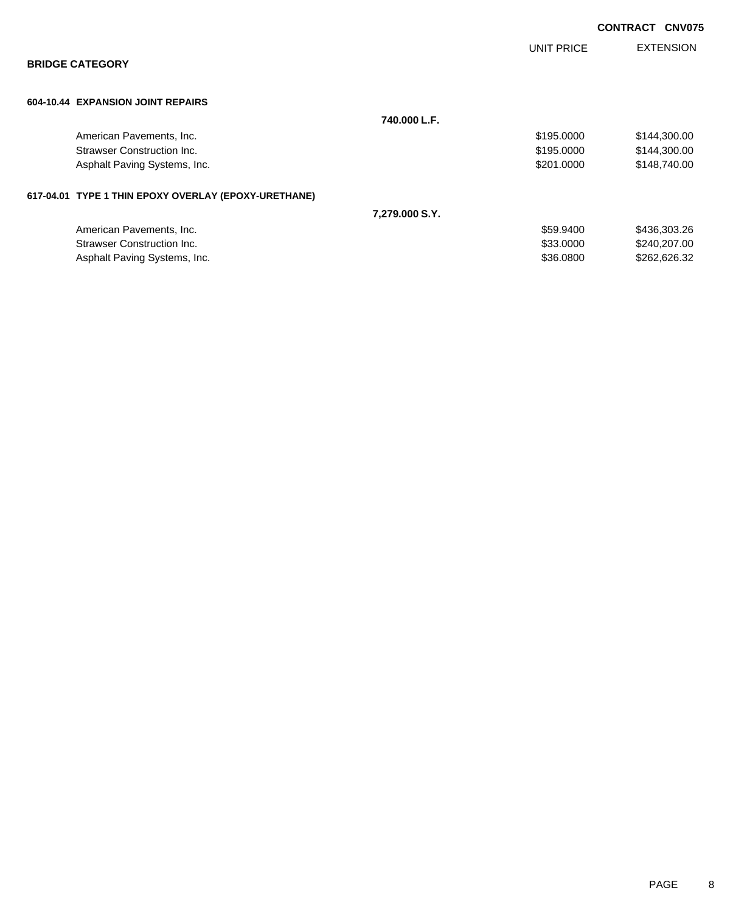**CONTRACT CNV075**

## BRIDGE CATEGORY

| | | UNIT PRICE | EXTENSION |
|---|---|---|---|
| **604-10.44 EXPANSION JOINT REPAIRS** | | | |
| | **740.000 L.F.** | | |
| American Pavements, Inc. | | $195.0000 | $144,300.00 |
| Strawser Construction Inc. | | $195.0000 | $144,300.00 |
| Asphalt Paving Systems, Inc. | | $201.0000 | $148,740.00 |
| **617-04.01 TYPE 1 THIN EPOXY OVERLAY (EPOXY-URETHANE)** | | | |
| | **7,279.000 S.Y.** | | |
| American Pavements, Inc. | | $59.9400 | $436,303.26 |
| Strawser Construction Inc. | | $33.0000 | $240,207.00 |
| Asphalt Paving Systems, Inc. | | $36.0800 | $262,626.32 |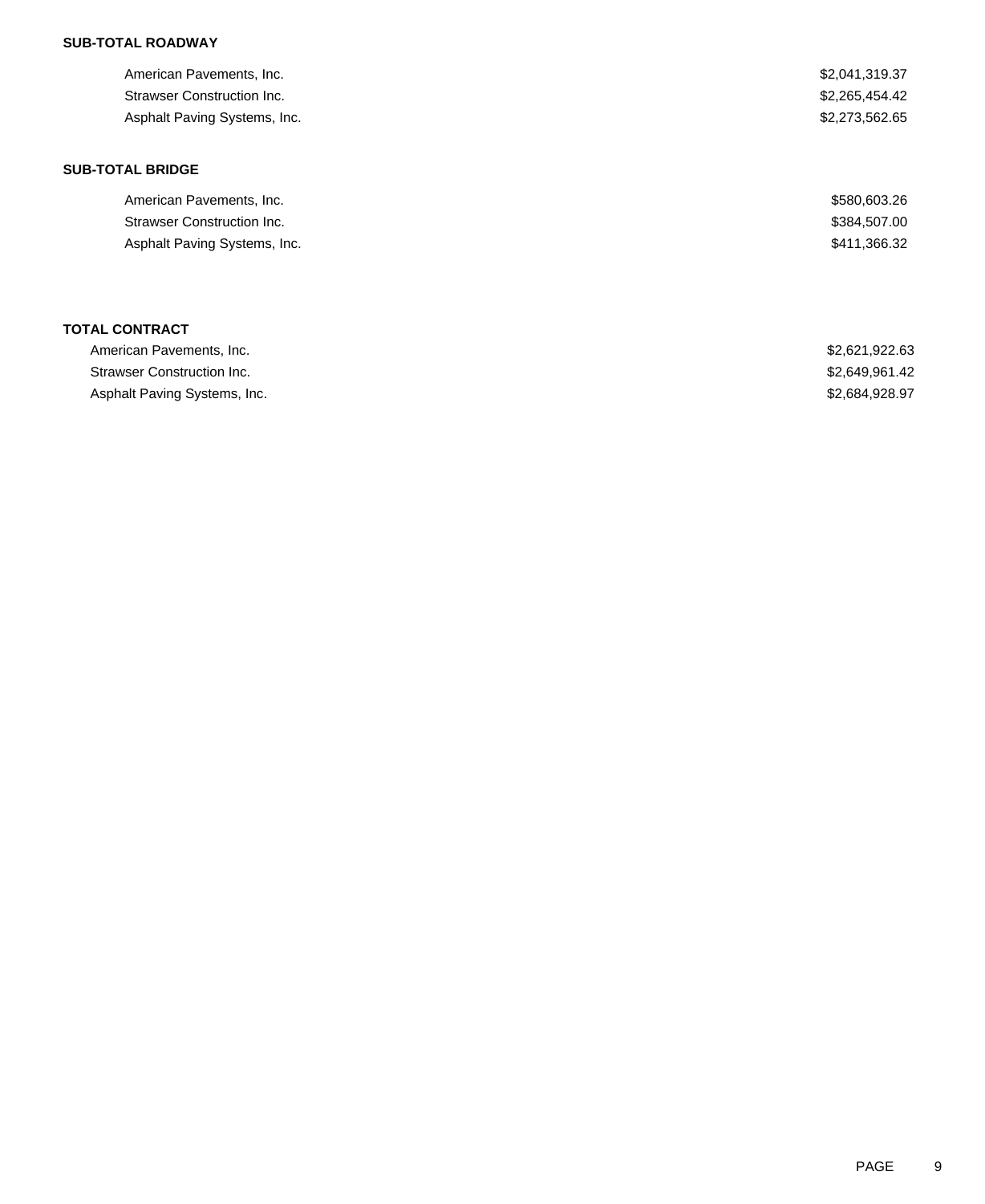**SUB-TOTAL ROADWAY**

| | |
|---|---|
| American Pavements, Inc. | $2,041,319.37 |
| Strawser Construction Inc. | $2,265,454.42 |
| Asphalt Paving Systems, Inc. | $2,273,562.65 |

**SUB-TOTAL BRIDGE**

| | |
|---|---|
| American Pavements, Inc. | $580,603.26 |
| Strawser Construction Inc. | $384,507.00 |
| Asphalt Paving Systems, Inc. | $411,366.32 |

**TOTAL CONTRACT**

| | |
|---|---|
| American Pavements, Inc. | $2,621,922.63 |
| Strawser Construction Inc. | $2,649,961.42 |
| Asphalt Paving Systems, Inc. | $2,684,928.97 |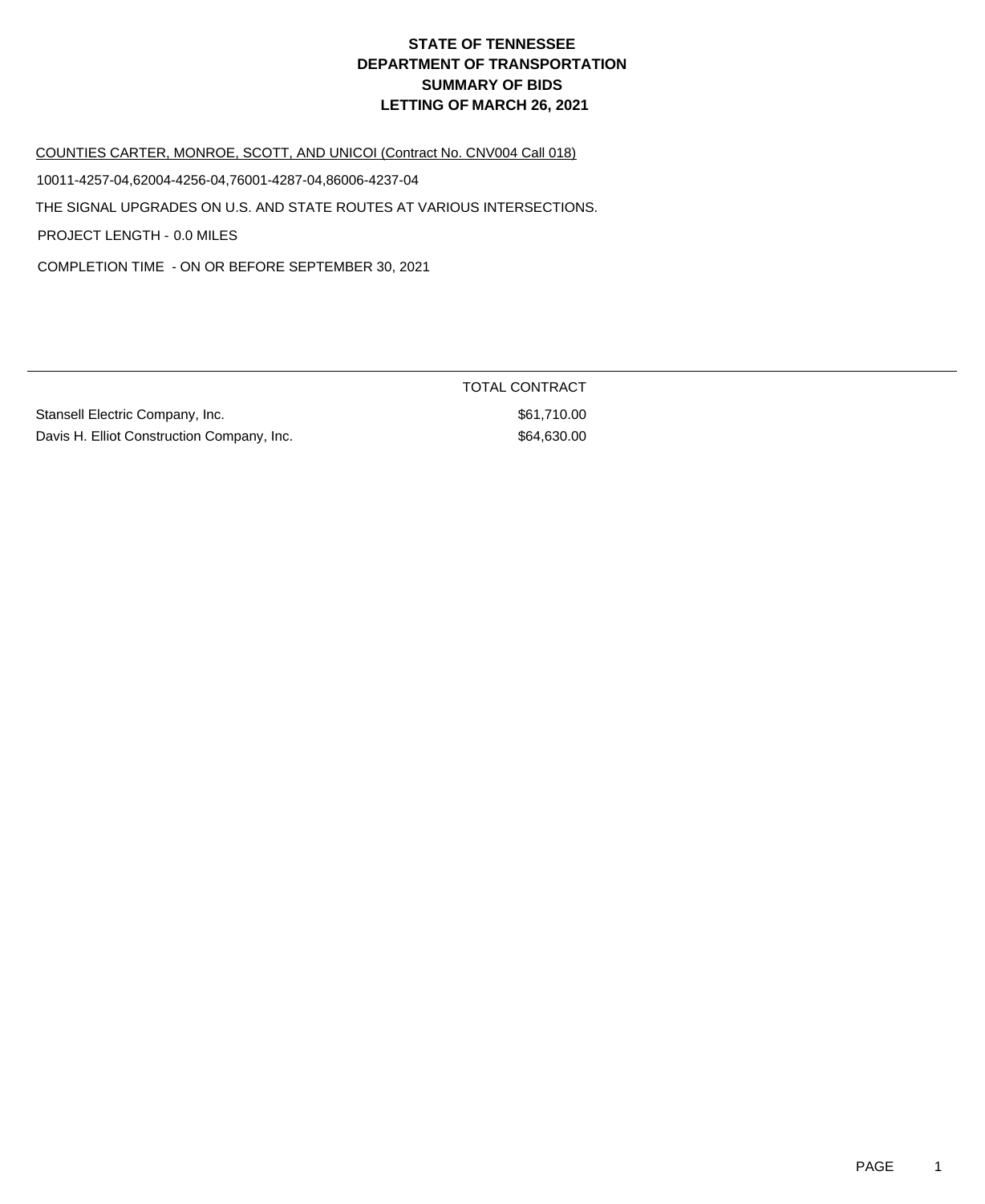# STATE OF TENNESSEE
# DEPARTMENT OF TRANSPORTATION
# SUMMARY OF BIDS
# LETTING OF MARCH 26, 2021

COUNTIES CARTER, MONROE, SCOTT, AND UNICOI (Contract No. CNV004 Call 018)

10011-4257-04,62004-4256-04,76001-4287-04,86006-4237-04

THE SIGNAL UPGRADES ON U.S. AND STATE ROUTES AT VARIOUS INTERSECTIONS.

PROJECT LENGTH - 0.0 MILES

COMPLETION TIME - ON OR BEFORE SEPTEMBER 30, 2021

| | TOTAL CONTRACT |
|---|---|
| Stansell Electric Company, Inc. | $61,710.00 |
| Davis H. Elliot Construction Company, Inc. | $64,630.00 |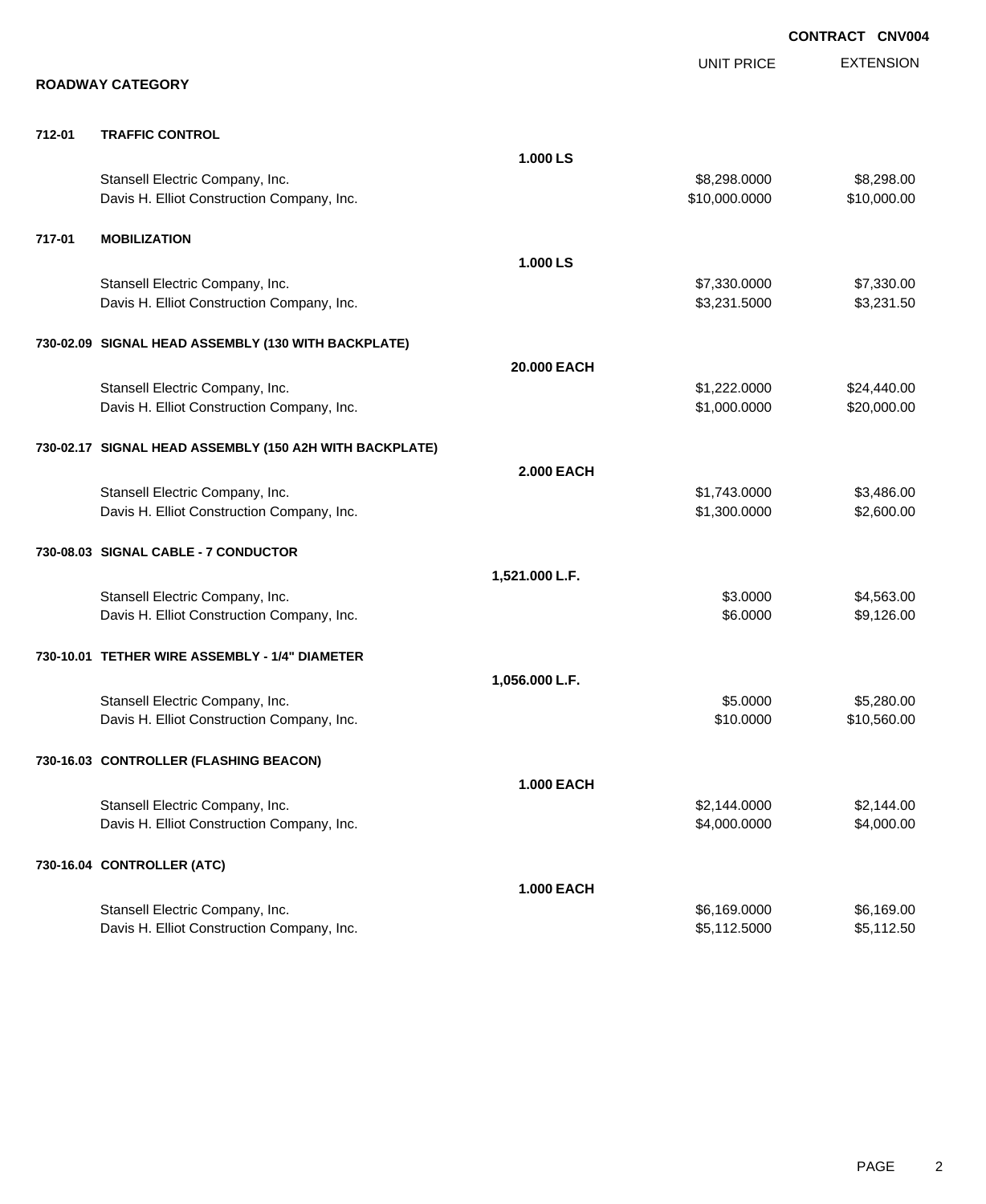**CONTRACT CNV004**

## ROADWAY CATEGORY

| | | | UNIT PRICE | EXTENSION |
|---|---|---|---|---|
| **712-01** | **TRAFFIC CONTROL** | | | |
| | | **1.000 LS** | | |
| | Stansell Electric Company, Inc. | | $8,298.0000 | $8,298.00 |
| | Davis H. Elliot Construction Company, Inc. | | $10,000.0000 | $10,000.00 |
| **717-01** | **MOBILIZATION** | | | |
| | | **1.000 LS** | | |
| | Stansell Electric Company, Inc. | | $7,330.0000 | $7,330.00 |
| | Davis H. Elliot Construction Company, Inc. | | $3,231.5000 | $3,231.50 |
| **730-02.09** | **SIGNAL HEAD ASSEMBLY (130 WITH BACKPLATE)** | | | |
| | | **20.000 EACH** | | |
| | Stansell Electric Company, Inc. | | $1,222.0000 | $24,440.00 |
| | Davis H. Elliot Construction Company, Inc. | | $1,000.0000 | $20,000.00 |
| **730-02.17** | **SIGNAL HEAD ASSEMBLY (150 A2H WITH BACKPLATE)** | | | |
| | | **2.000 EACH** | | |
| | Stansell Electric Company, Inc. | | $1,743.0000 | $3,486.00 |
| | Davis H. Elliot Construction Company, Inc. | | $1,300.0000 | $2,600.00 |
| **730-08.03** | **SIGNAL CABLE - 7 CONDUCTOR** | | | |
| | | **1,521.000 L.F.** | | |
| | Stansell Electric Company, Inc. | | $3.0000 | $4,563.00 |
| | Davis H. Elliot Construction Company, Inc. | | $6.0000 | $9,126.00 |
| **730-10.01** | **TETHER WIRE ASSEMBLY - 1/4" DIAMETER** | | | |
| | | **1,056.000 L.F.** | | |
| | Stansell Electric Company, Inc. | | $5.0000 | $5,280.00 |
| | Davis H. Elliot Construction Company, Inc. | | $10.0000 | $10,560.00 |
| **730-16.03** | **CONTROLLER (FLASHING BEACON)** | | | |
| | | **1.000 EACH** | | |
| | Stansell Electric Company, Inc. | | $2,144.0000 | $2,144.00 |
| | Davis H. Elliot Construction Company, Inc. | | $4,000.0000 | $4,000.00 |
| **730-16.04** | **CONTROLLER (ATC)** | | | |
| | | **1.000 EACH** | | |
| | Stansell Electric Company, Inc. | | $6,169.0000 | $6,169.00 |
| | Davis H. Elliot Construction Company, Inc. | | $5,112.5000 | $5,112.50 |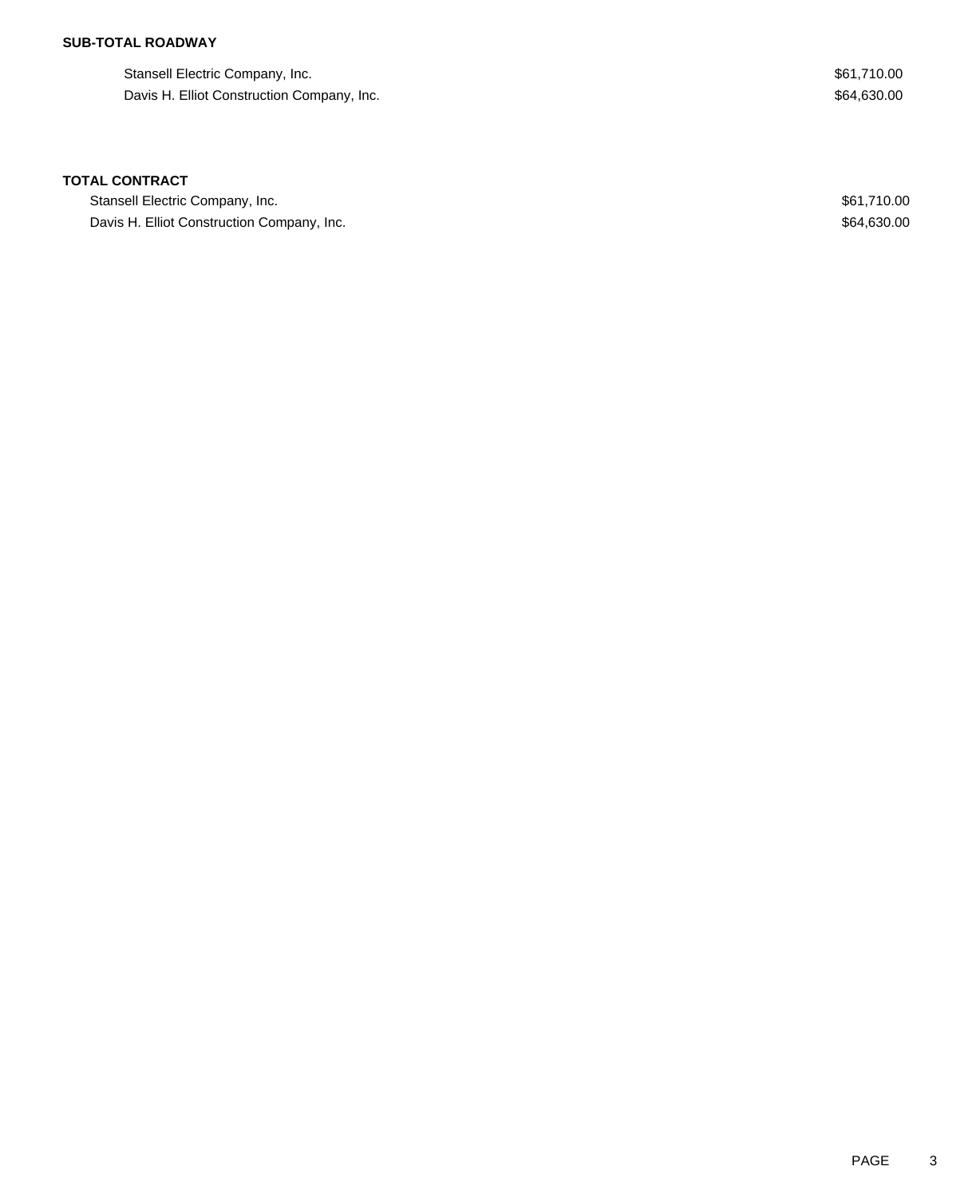**SUB-TOTAL ROADWAY**

| | |
|---|---|
| Stansell Electric Company, Inc. | $61,710.00 |
| Davis H. Elliot Construction Company, Inc. | $64,630.00 |

**TOTAL CONTRACT**

| | |
|---|---|
| Stansell Electric Company, Inc. | $61,710.00 |
| Davis H. Elliot Construction Company, Inc. | $64,630.00 |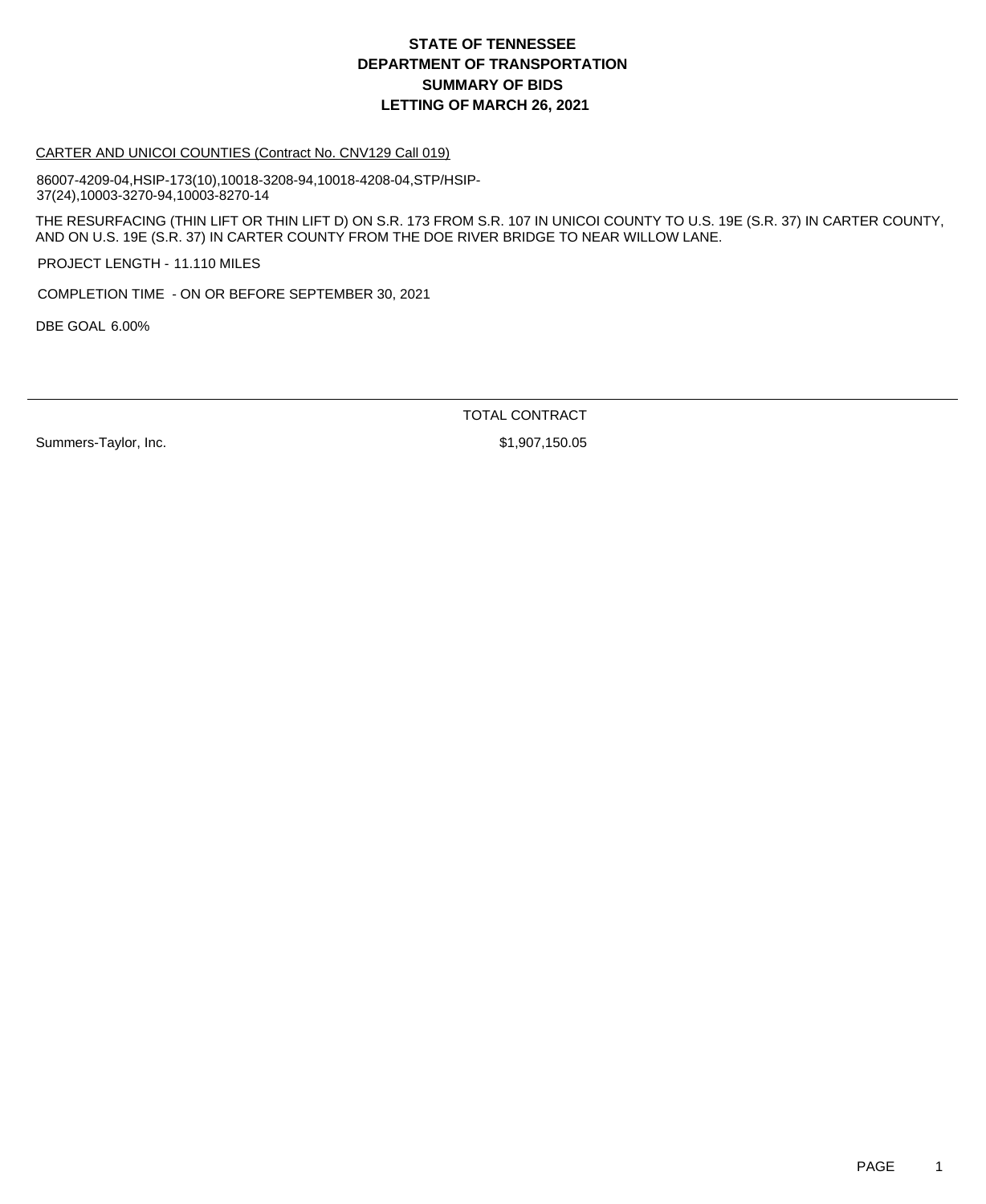# STATE OF TENNESSEE
# DEPARTMENT OF TRANSPORTATION
# SUMMARY OF BIDS
# LETTING OF MARCH 26, 2021

CARTER AND UNICOI COUNTIES (Contract No. CNV129 Call 019)

86007-4209-04,HSIP-173(10),10018-3208-94,10018-4208-04,STP/HSIP-37(24),10003-3270-94,10003-8270-14

THE RESURFACING (THIN LIFT OR THIN LIFT D) ON S.R. 173 FROM S.R. 107 IN UNICOI COUNTY TO U.S. 19E (S.R. 37) IN CARTER COUNTY, AND ON U.S. 19E (S.R. 37) IN CARTER COUNTY FROM THE DOE RIVER BRIDGE TO NEAR WILLOW LANE.

PROJECT LENGTH - 11.110 MILES

COMPLETION TIME - ON OR BEFORE SEPTEMBER 30, 2021

DBE GOAL 6.00%

| | TOTAL CONTRACT |
|---|---|
| Summers-Taylor, Inc. | $1,907,150.05 |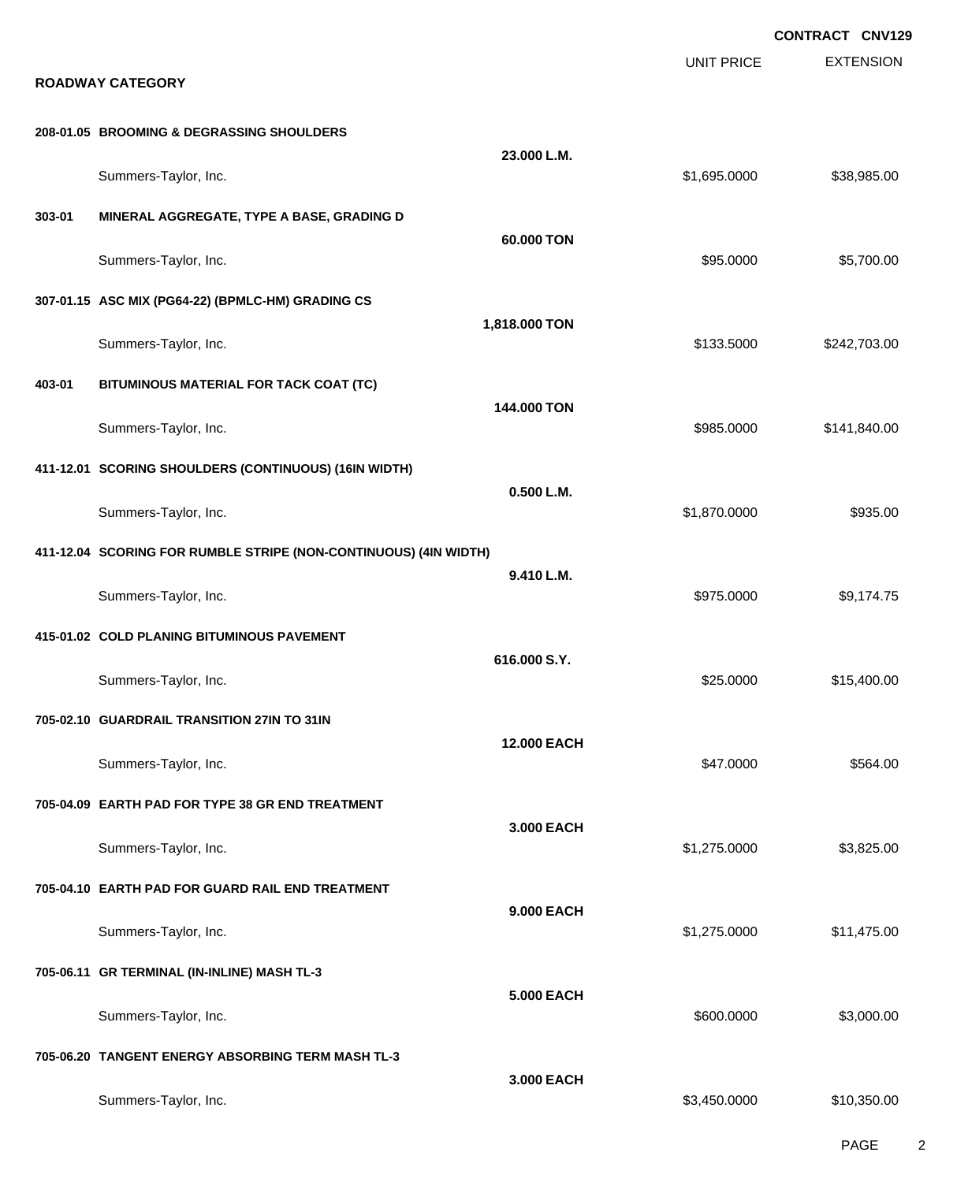**CONTRACT CNV129**

**ROADWAY CATEGORY**

| | | | UNIT PRICE | EXTENSION |
|---|---|---|---|---|
| **208-01.05** | **BROOMING & DEGRASSING SHOULDERS** | | | |
| | | **23.000 L.M.** | | |
| | Summers-Taylor, Inc. | | $1,695.0000 | $38,985.00 |
| **303-01** | **MINERAL AGGREGATE, TYPE A BASE, GRADING D** | | | |
| | | **60.000 TON** | | |
| | Summers-Taylor, Inc. | | $95.0000 | $5,700.00 |
| **307-01.15** | **ASC MIX (PG64-22) (BPMLC-HM) GRADING CS** | | | |
| | | **1,818.000 TON** | | |
| | Summers-Taylor, Inc. | | $133.5000 | $242,703.00 |
| **403-01** | **BITUMINOUS MATERIAL FOR TACK COAT (TC)** | | | |
| | | **144.000 TON** | | |
| | Summers-Taylor, Inc. | | $985.0000 | $141,840.00 |
| **411-12.01** | **SCORING SHOULDERS (CONTINUOUS) (16IN WIDTH)** | | | |
| | | **0.500 L.M.** | | |
| | Summers-Taylor, Inc. | | $1,870.0000 | $935.00 |
| **411-12.04** | **SCORING FOR RUMBLE STRIPE (NON-CONTINUOUS) (4IN WIDTH)** | | | |
| | | **9.410 L.M.** | | |
| | Summers-Taylor, Inc. | | $975.0000 | $9,174.75 |
| **415-01.02** | **COLD PLANING BITUMINOUS PAVEMENT** | | | |
| | | **616.000 S.Y.** | | |
| | Summers-Taylor, Inc. | | $25.0000 | $15,400.00 |
| **705-02.10** | **GUARDRAIL TRANSITION 27IN TO 31IN** | | | |
| | | **12.000 EACH** | | |
| | Summers-Taylor, Inc. | | $47.0000 | $564.00 |
| **705-04.09** | **EARTH PAD FOR TYPE 38 GR END TREATMENT** | | | |
| | | **3.000 EACH** | | |
| | Summers-Taylor, Inc. | | $1,275.0000 | $3,825.00 |
| **705-04.10** | **EARTH PAD FOR GUARD RAIL END TREATMENT** | | | |
| | | **9.000 EACH** | | |
| | Summers-Taylor, Inc. | | $1,275.0000 | $11,475.00 |
| **705-06.11** | **GR TERMINAL (IN-INLINE) MASH TL-3** | | | |
| | | **5.000 EACH** | | |
| | Summers-Taylor, Inc. | | $600.0000 | $3,000.00 |
| **705-06.20** | **TANGENT ENERGY ABSORBING TERM MASH TL-3** | | | |
| | | **3.000 EACH** | | |
| | Summers-Taylor, Inc. | | $3,450.0000 | $10,350.00 |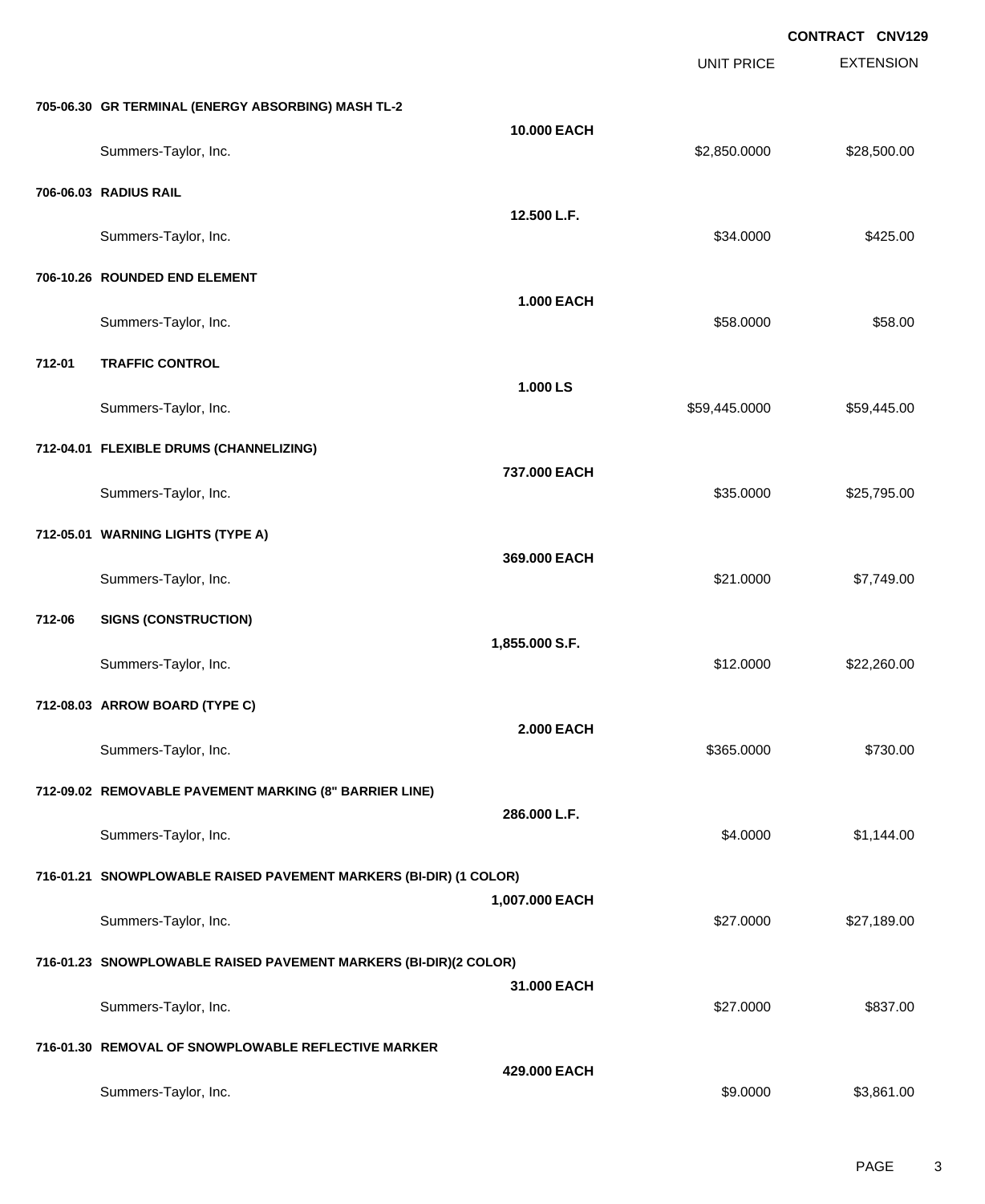**CONTRACT CNV129**

| | | UNIT PRICE | EXTENSION |
|---|---|---|---|
| **705-06.30 GR TERMINAL (ENERGY ABSORBING) MASH TL-2** | **10.000 EACH** | | |
| Summers-Taylor, Inc. | | $2,850.0000 | $28,500.00 |
| **706-06.03 RADIUS RAIL** | **12.500 L.F.** | | |
| Summers-Taylor, Inc. | | $34.0000 | $425.00 |
| **706-10.26 ROUNDED END ELEMENT** | **1.000 EACH** | | |
| Summers-Taylor, Inc. | | $58.0000 | $58.00 |
| **712-01 TRAFFIC CONTROL** | **1.000 LS** | | |
| Summers-Taylor, Inc. | | $59,445.0000 | $59,445.00 |
| **712-04.01 FLEXIBLE DRUMS (CHANNELIZING)** | **737.000 EACH** | | |
| Summers-Taylor, Inc. | | $35.0000 | $25,795.00 |
| **712-05.01 WARNING LIGHTS (TYPE A)** | **369.000 EACH** | | |
| Summers-Taylor, Inc. | | $21.0000 | $7,749.00 |
| **712-06 SIGNS (CONSTRUCTION)** | **1,855.000 S.F.** | | |
| Summers-Taylor, Inc. | | $12.0000 | $22,260.00 |
| **712-08.03 ARROW BOARD (TYPE C)** | **2.000 EACH** | | |
| Summers-Taylor, Inc. | | $365.0000 | $730.00 |
| **712-09.02 REMOVABLE PAVEMENT MARKING (8" BARRIER LINE)** | **286.000 L.F.** | | |
| Summers-Taylor, Inc. | | $4.0000 | $1,144.00 |
| **716-01.21 SNOWPLOWABLE RAISED PAVEMENT MARKERS (BI-DIR) (1 COLOR)** | **1,007.000 EACH** | | |
| Summers-Taylor, Inc. | | $27.0000 | $27,189.00 |
| **716-01.23 SNOWPLOWABLE RAISED PAVEMENT MARKERS (BI-DIR)(2 COLOR)** | **31.000 EACH** | | |
| Summers-Taylor, Inc. | | $27.0000 | $837.00 |
| **716-01.30 REMOVAL OF SNOWPLOWABLE REFLECTIVE MARKER** | **429.000 EACH** | | |
| Summers-Taylor, Inc. | | $9.0000 | $3,861.00 |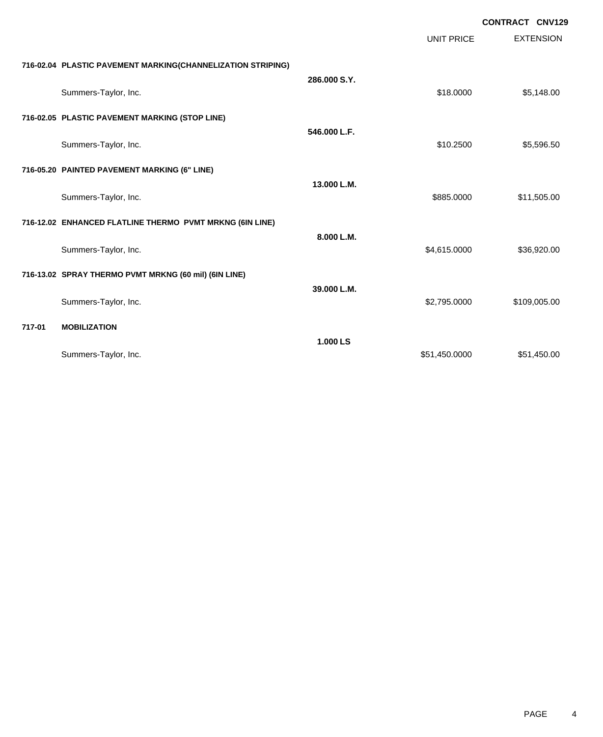**CONTRACT CNV129**

| | | | UNIT PRICE | EXTENSION |
|---|---|---|---|---|
| **716-02.04** | **PLASTIC PAVEMENT MARKING(CHANNELIZATION STRIPING)** | **286.000 S.Y.** | | |
| | Summers-Taylor, Inc. | | $18.0000 | $5,148.00 |
| **716-02.05** | **PLASTIC PAVEMENT MARKING (STOP LINE)** | **546.000 L.F.** | | |
| | Summers-Taylor, Inc. | | $10.2500 | $5,596.50 |
| **716-05.20** | **PAINTED PAVEMENT MARKING (6" LINE)** | **13.000 L.M.** | | |
| | Summers-Taylor, Inc. | | $885.0000 | $11,505.00 |
| **716-12.02** | **ENHANCED FLATLINE THERMO PVMT MRKNG (6IN LINE)** | **8.000 L.M.** | | |
| | Summers-Taylor, Inc. | | $4,615.0000 | $36,920.00 |
| **716-13.02** | **SPRAY THERMO PVMT MRKNG (60 mil) (6IN LINE)** | **39.000 L.M.** | | |
| | Summers-Taylor, Inc. | | $2,795.0000 | $109,005.00 |
| **717-01** | **MOBILIZATION** | **1.000 LS** | | |
| | Summers-Taylor, Inc. | | $51,450.0000 | $51,450.00 |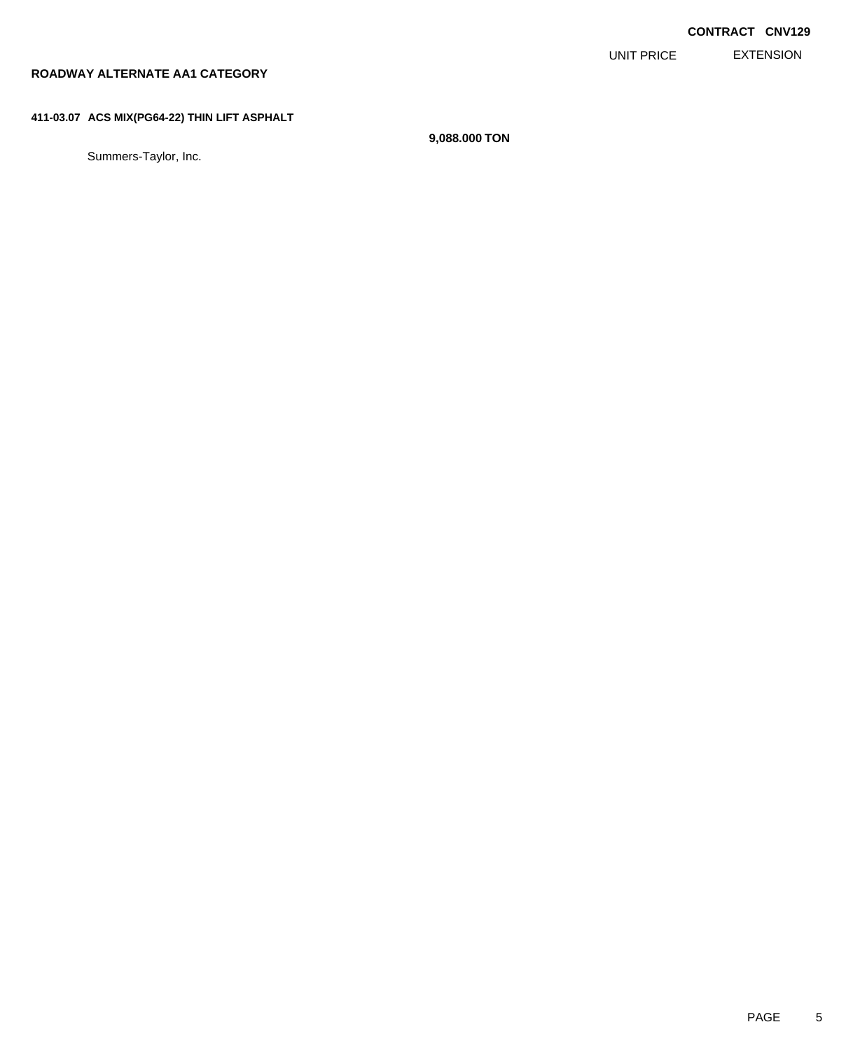**CONTRACT CNV129**

| | | UNIT PRICE | EXTENSION |
|---|---|---|---|

**ROADWAY ALTERNATE AA1 CATEGORY**

**411-03.07 ACS MIX(PG64-22) THIN LIFT ASPHALT**

| | | UNIT PRICE | EXTENSION |
|---|---|---|---|
| | **9,088.000 TON** | | |
| Summers-Taylor, Inc. | | | |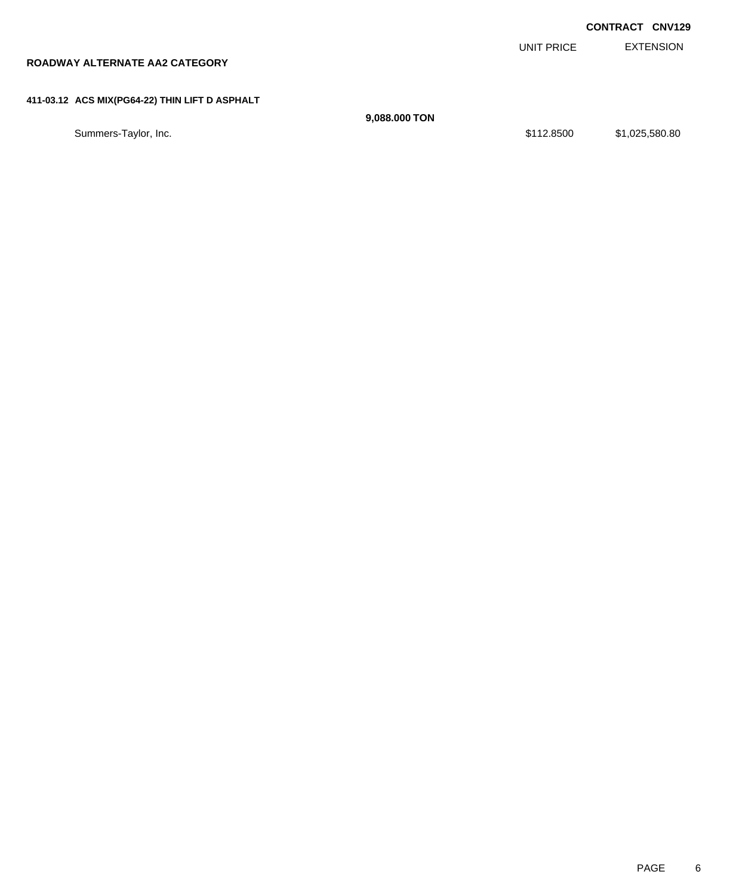**CONTRACT CNV129**

## ROADWAY ALTERNATE AA2 CATEGORY

| | | UNIT PRICE | EXTENSION |
|---|---|---|---|
| **411-03.12 ACS MIX(PG64-22) THIN LIFT D ASPHALT** | | | |
| | **9,088.000 TON** | | |
| Summers-Taylor, Inc. | | $112.8500 | $1,025,580.80 |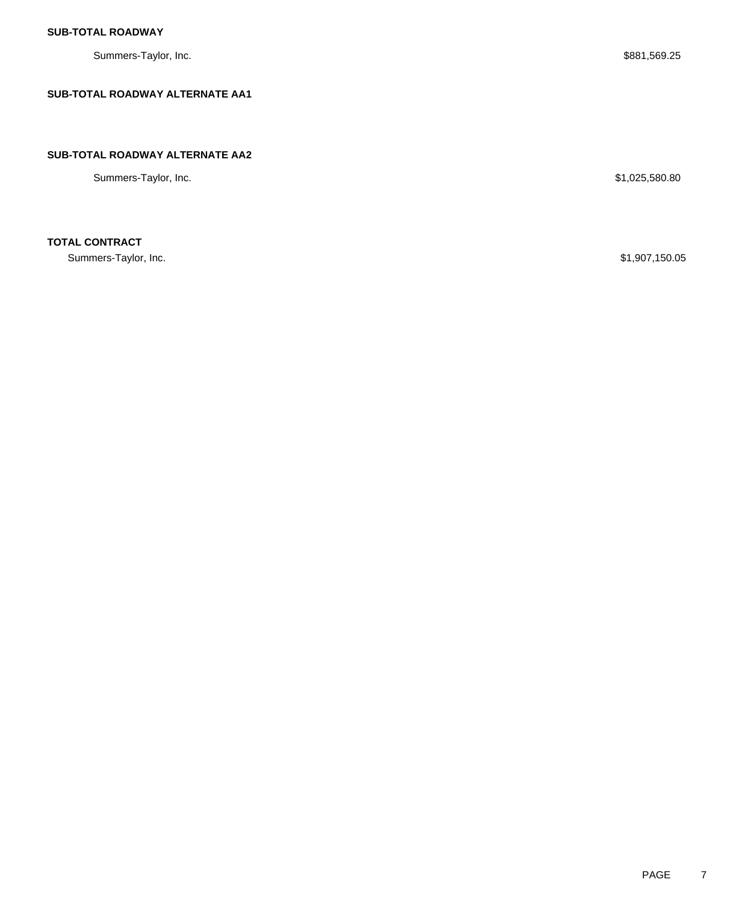**SUB-TOTAL ROADWAY**

| | |
|---|---|
| Summers-Taylor, Inc. | $881,569.25 |

**SUB-TOTAL ROADWAY ALTERNATE AA1**

**SUB-TOTAL ROADWAY ALTERNATE AA2**

| | |
|---|---|
| Summers-Taylor, Inc. | $1,025,580.80 |

**TOTAL CONTRACT**

| | |
|---|---|
| Summers-Taylor, Inc. | $1,907,150.05 |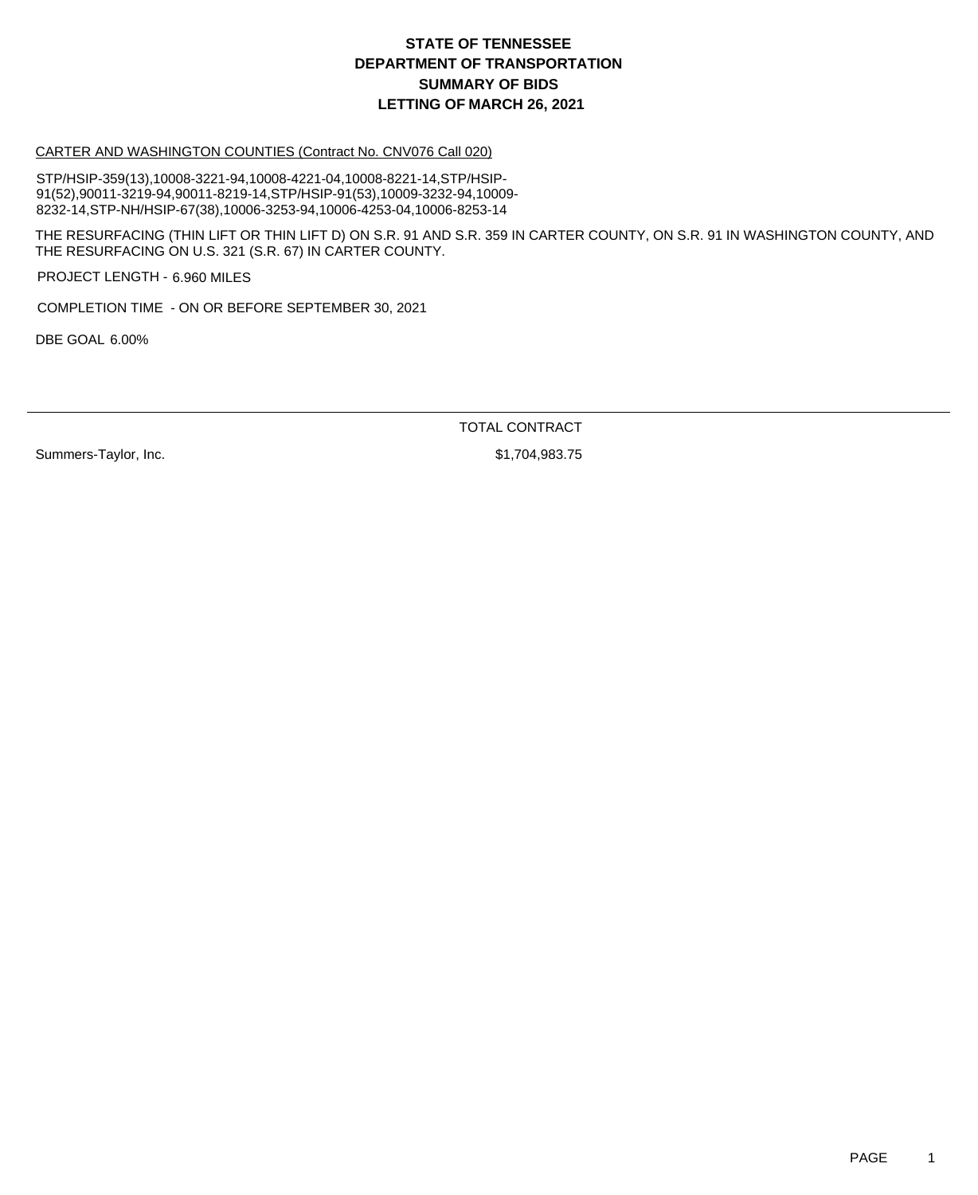# STATE OF TENNESSEE
# DEPARTMENT OF TRANSPORTATION
# SUMMARY OF BIDS
# LETTING OF MARCH 26, 2021

CARTER AND WASHINGTON COUNTIES (Contract No. CNV076 Call 020)

STP/HSIP-359(13),10008-3221-94,10008-4221-04,10008-8221-14,STP/HSIP-91(52),90011-3219-94,90011-8219-14,STP/HSIP-91(53),10009-3232-94,10009-8232-14,STP-NH/HSIP-67(38),10006-3253-94,10006-4253-04,10006-8253-14

THE RESURFACING (THIN LIFT OR THIN LIFT D) ON S.R. 91 AND S.R. 359 IN CARTER COUNTY, ON S.R. 91 IN WASHINGTON COUNTY, AND THE RESURFACING ON U.S. 321 (S.R. 67) IN CARTER COUNTY.

PROJECT LENGTH - 6.960 MILES

COMPLETION TIME - ON OR BEFORE SEPTEMBER 30, 2021

DBE GOAL 6.00%

| | TOTAL CONTRACT |
|---|---|
| Summers-Taylor, Inc. | $1,704,983.75 |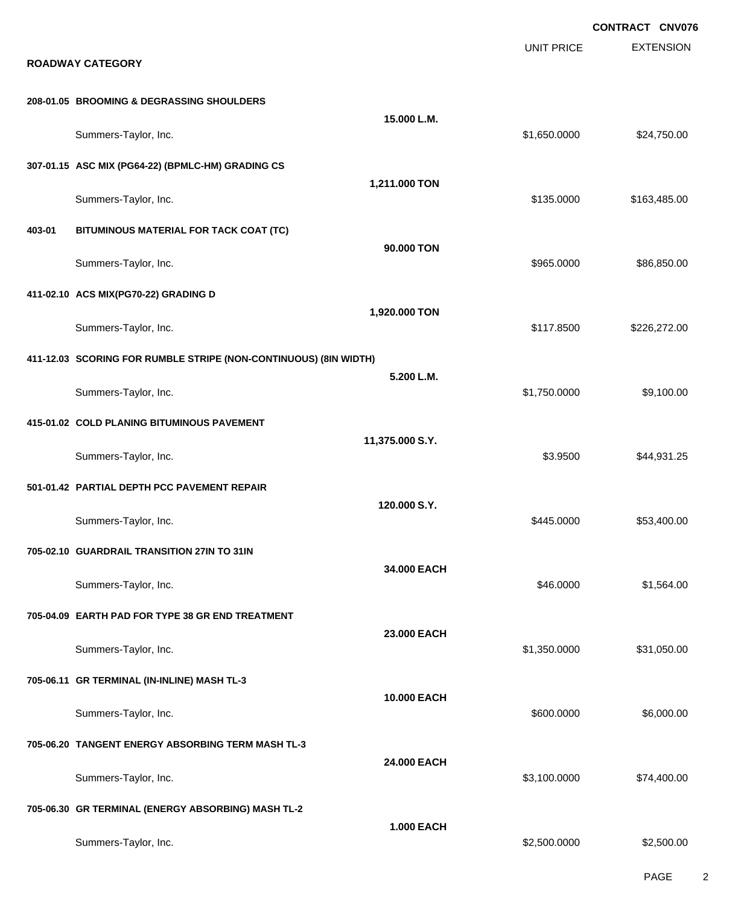**CONTRACT CNV076**

| | | UNIT PRICE | EXTENSION |
|---|---|---|---|

**ROADWAY CATEGORY**

| Item | Quantity | UNIT PRICE | EXTENSION |
|---|---|---|---|
| **208-01.05 BROOMING & DEGRASSING SHOULDERS** | **15.000 L.M.** | | |
| Summers-Taylor, Inc. | | $1,650.0000 | $24,750.00 |
| **307-01.15 ASC MIX (PG64-22) (BPMLC-HM) GRADING CS** | **1,211.000 TON** | | |
| Summers-Taylor, Inc. | | $135.0000 | $163,485.00 |
| **403-01 BITUMINOUS MATERIAL FOR TACK COAT (TC)** | **90.000 TON** | | |
| Summers-Taylor, Inc. | | $965.0000 | $86,850.00 |
| **411-02.10 ACS MIX(PG70-22) GRADING D** | **1,920.000 TON** | | |
| Summers-Taylor, Inc. | | $117.8500 | $226,272.00 |
| **411-12.03 SCORING FOR RUMBLE STRIPE (NON-CONTINUOUS) (8IN WIDTH)** | **5.200 L.M.** | | |
| Summers-Taylor, Inc. | | $1,750.0000 | $9,100.00 |
| **415-01.02 COLD PLANING BITUMINOUS PAVEMENT** | **11,375.000 S.Y.** | | |
| Summers-Taylor, Inc. | | $3.9500 | $44,931.25 |
| **501-01.42 PARTIAL DEPTH PCC PAVEMENT REPAIR** | **120.000 S.Y.** | | |
| Summers-Taylor, Inc. | | $445.0000 | $53,400.00 |
| **705-02.10 GUARDRAIL TRANSITION 27IN TO 31IN** | **34.000 EACH** | | |
| Summers-Taylor, Inc. | | $46.0000 | $1,564.00 |
| **705-04.09 EARTH PAD FOR TYPE 38 GR END TREATMENT** | **23.000 EACH** | | |
| Summers-Taylor, Inc. | | $1,350.0000 | $31,050.00 |
| **705-06.11 GR TERMINAL (IN-INLINE) MASH TL-3** | **10.000 EACH** | | |
| Summers-Taylor, Inc. | | $600.0000 | $6,000.00 |
| **705-06.20 TANGENT ENERGY ABSORBING TERM MASH TL-3** | **24.000 EACH** | | |
| Summers-Taylor, Inc. | | $3,100.0000 | $74,400.00 |
| **705-06.30 GR TERMINAL (ENERGY ABSORBING) MASH TL-2** | **1.000 EACH** | | |
| Summers-Taylor, Inc. | | $2,500.0000 | $2,500.00 |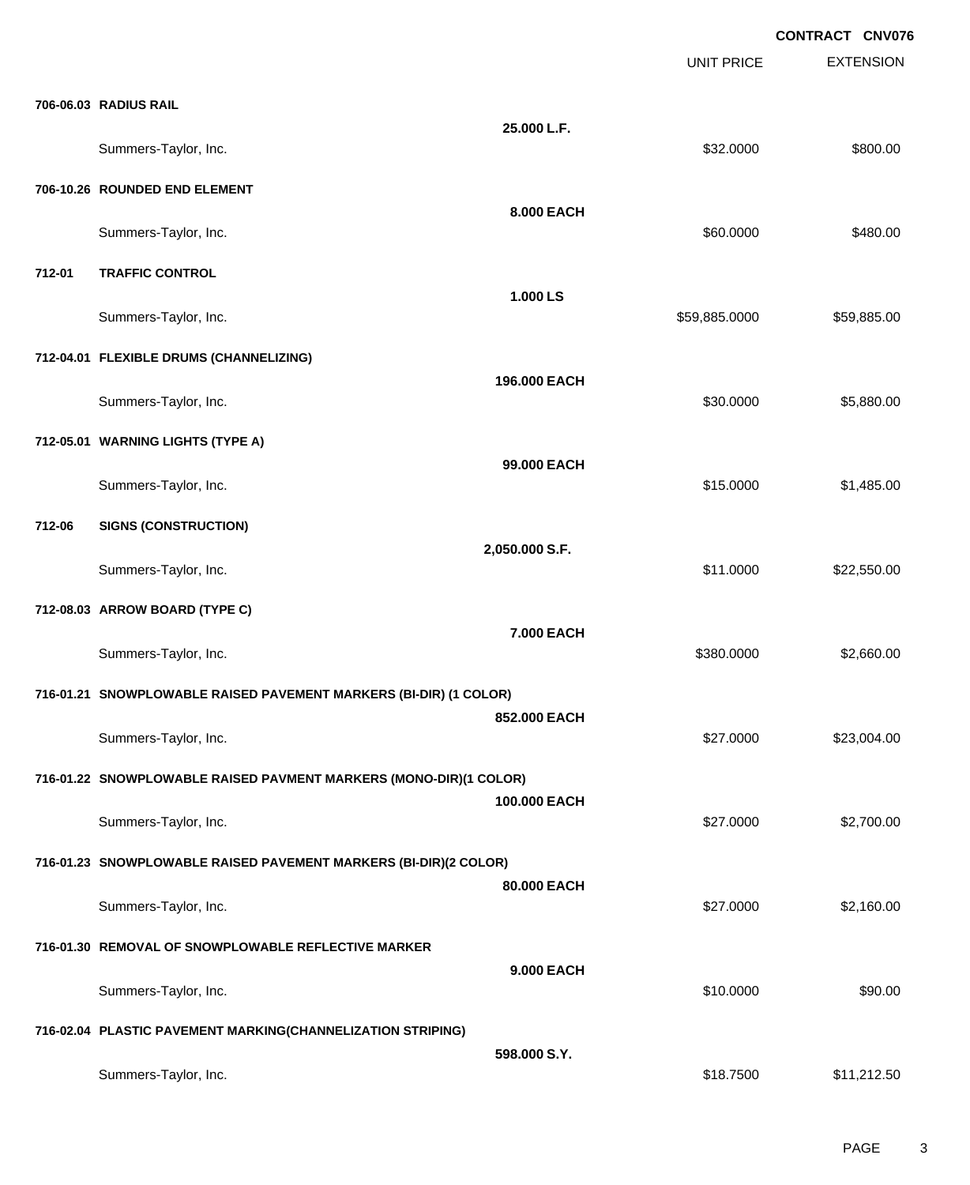**CONTRACT CNV076**

| | | | UNIT PRICE | EXTENSION |
|---|---|---|---|---|
| **706-06.03** | **RADIUS RAIL** | | | |
| | | **25.000 L.F.** | | |
| | Summers-Taylor, Inc. | | $32.0000 | $800.00 |
| **706-10.26** | **ROUNDED END ELEMENT** | | | |
| | | **8.000 EACH** | | |
| | Summers-Taylor, Inc. | | $60.0000 | $480.00 |
| **712-01** | **TRAFFIC CONTROL** | | | |
| | | **1.000 LS** | | |
| | Summers-Taylor, Inc. | | $59,885.0000 | $59,885.00 |
| **712-04.01** | **FLEXIBLE DRUMS (CHANNELIZING)** | | | |
| | | **196.000 EACH** | | |
| | Summers-Taylor, Inc. | | $30.0000 | $5,880.00 |
| **712-05.01** | **WARNING LIGHTS (TYPE A)** | | | |
| | | **99.000 EACH** | | |
| | Summers-Taylor, Inc. | | $15.0000 | $1,485.00 |
| **712-06** | **SIGNS (CONSTRUCTION)** | | | |
| | | **2,050.000 S.F.** | | |
| | Summers-Taylor, Inc. | | $11.0000 | $22,550.00 |
| **712-08.03** | **ARROW BOARD (TYPE C)** | | | |
| | | **7.000 EACH** | | |
| | Summers-Taylor, Inc. | | $380.0000 | $2,660.00 |
| **716-01.21** | **SNOWPLOWABLE RAISED PAVEMENT MARKERS (BI-DIR) (1 COLOR)** | | | |
| | | **852.000 EACH** | | |
| | Summers-Taylor, Inc. | | $27.0000 | $23,004.00 |
| **716-01.22** | **SNOWPLOWABLE RAISED PAVMENT MARKERS (MONO-DIR)(1 COLOR)** | | | |
| | | **100.000 EACH** | | |
| | Summers-Taylor, Inc. | | $27.0000 | $2,700.00 |
| **716-01.23** | **SNOWPLOWABLE RAISED PAVEMENT MARKERS (BI-DIR)(2 COLOR)** | | | |
| | | **80.000 EACH** | | |
| | Summers-Taylor, Inc. | | $27.0000 | $2,160.00 |
| **716-01.30** | **REMOVAL OF SNOWPLOWABLE REFLECTIVE MARKER** | | | |
| | | **9.000 EACH** | | |
| | Summers-Taylor, Inc. | | $10.0000 | $90.00 |
| **716-02.04** | **PLASTIC PAVEMENT MARKING(CHANNELIZATION STRIPING)** | | | |
| | | **598.000 S.Y.** | | |
| | Summers-Taylor, Inc. | | $18.7500 | $11,212.50 |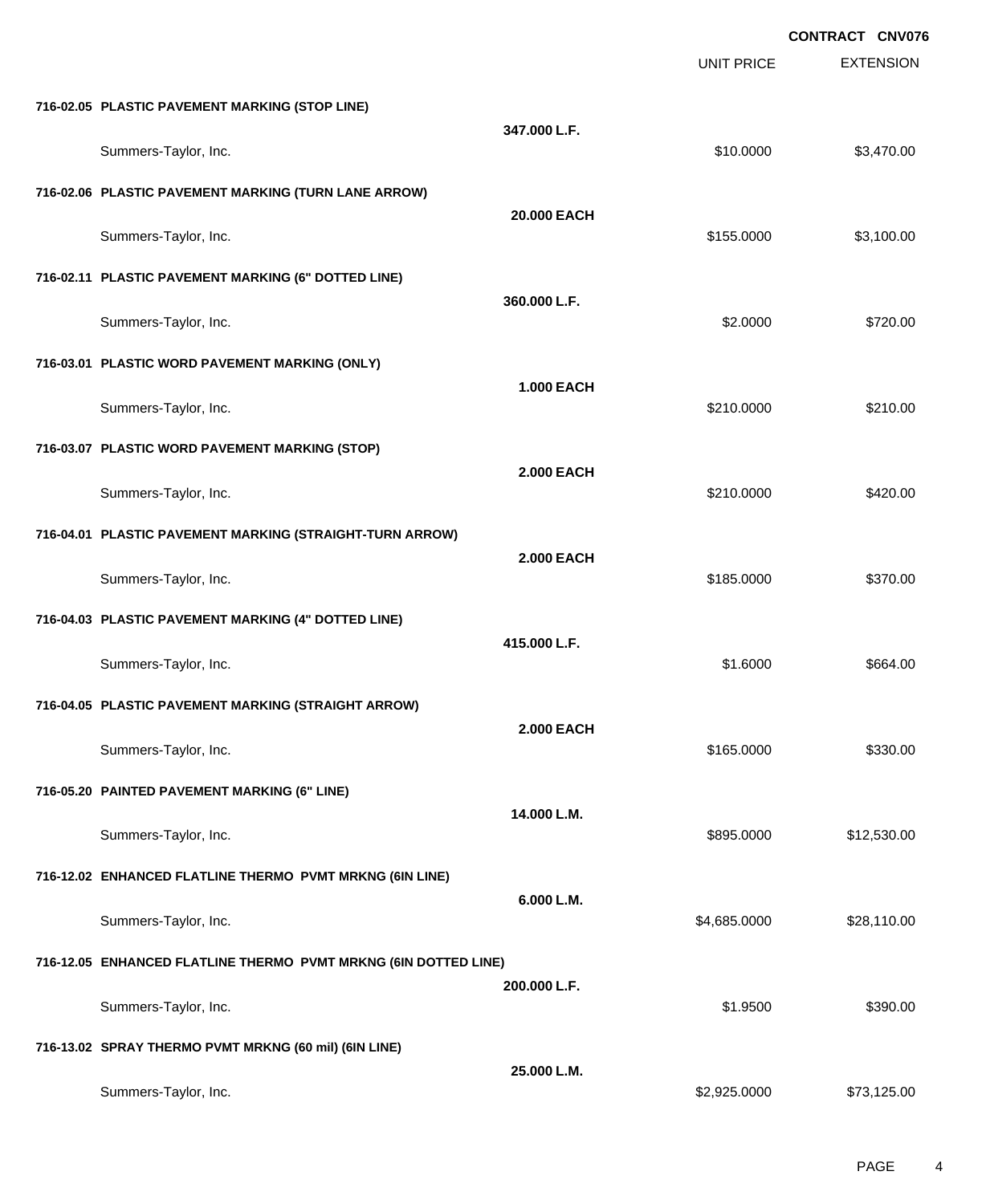**CONTRACT CNV076**

| | | UNIT PRICE | EXTENSION |
|---|---|---|---|
| **716-02.05 PLASTIC PAVEMENT MARKING (STOP LINE)** | **347.000 L.F.** | | |
| Summers-Taylor, Inc. | | $10.0000 | $3,470.00 |
| **716-02.06 PLASTIC PAVEMENT MARKING (TURN LANE ARROW)** | **20.000 EACH** | | |
| Summers-Taylor, Inc. | | $155.0000 | $3,100.00 |
| **716-02.11 PLASTIC PAVEMENT MARKING (6" DOTTED LINE)** | **360.000 L.F.** | | |
| Summers-Taylor, Inc. | | $2.0000 | $720.00 |
| **716-03.01 PLASTIC WORD PAVEMENT MARKING (ONLY)** | **1.000 EACH** | | |
| Summers-Taylor, Inc. | | $210.0000 | $210.00 |
| **716-03.07 PLASTIC WORD PAVEMENT MARKING (STOP)** | **2.000 EACH** | | |
| Summers-Taylor, Inc. | | $210.0000 | $420.00 |
| **716-04.01 PLASTIC PAVEMENT MARKING (STRAIGHT-TURN ARROW)** | **2.000 EACH** | | |
| Summers-Taylor, Inc. | | $185.0000 | $370.00 |
| **716-04.03 PLASTIC PAVEMENT MARKING (4" DOTTED LINE)** | **415.000 L.F.** | | |
| Summers-Taylor, Inc. | | $1.6000 | $664.00 |
| **716-04.05 PLASTIC PAVEMENT MARKING (STRAIGHT ARROW)** | **2.000 EACH** | | |
| Summers-Taylor, Inc. | | $165.0000 | $330.00 |
| **716-05.20 PAINTED PAVEMENT MARKING (6" LINE)** | **14.000 L.M.** | | |
| Summers-Taylor, Inc. | | $895.0000 | $12,530.00 |
| **716-12.02 ENHANCED FLATLINE THERMO PVMT MRKNG (6IN LINE)** | **6.000 L.M.** | | |
| Summers-Taylor, Inc. | | $4,685.0000 | $28,110.00 |
| **716-12.05 ENHANCED FLATLINE THERMO PVMT MRKNG (6IN DOTTED LINE)** | **200.000 L.F.** | | |
| Summers-Taylor, Inc. | | $1.9500 | $390.00 |
| **716-13.02 SPRAY THERMO PVMT MRKNG (60 mil) (6IN LINE)** | **25.000 L.M.** | | |
| Summers-Taylor, Inc. | | $2,925.0000 | $73,125.00 |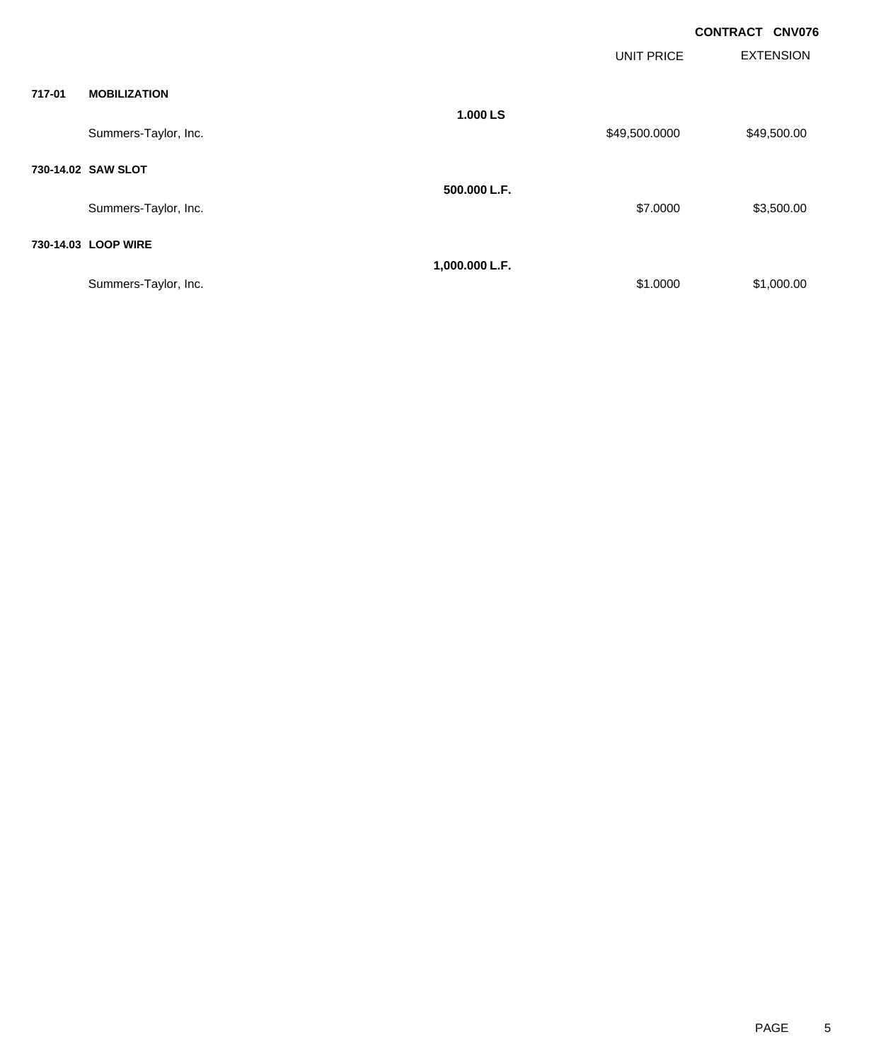**CONTRACT CNV076**

| | | | UNIT PRICE | EXTENSION |
|---|---|---|---|---|
| **717-01** | **MOBILIZATION** | | | |
| | | **1.000 LS** | | |
| | Summers-Taylor, Inc. | | $49,500.0000 | $49,500.00 |
| **730-14.02** | **SAW SLOT** | | | |
| | | **500.000 L.F.** | | |
| | Summers-Taylor, Inc. | | $7.0000 | $3,500.00 |
| **730-14.03** | **LOOP WIRE** | | | |
| | | **1,000.000 L.F.** | | |
| | Summers-Taylor, Inc. | | $1.0000 | $1,000.00 |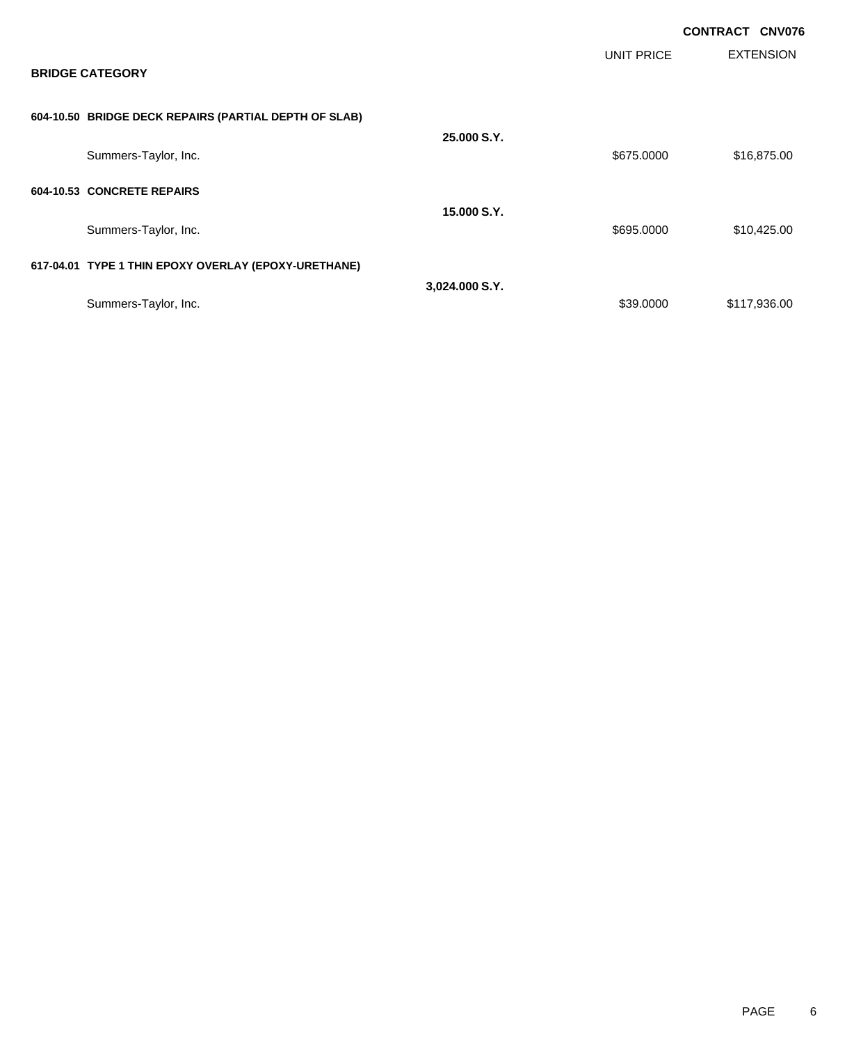**CONTRACT CNV076**

## BRIDGE CATEGORY

| | | UNIT PRICE | EXTENSION |
|---|---|---|---|
| **604-10.50 BRIDGE DECK REPAIRS (PARTIAL DEPTH OF SLAB)** | **25.000 S.Y.** | | |
| Summers-Taylor, Inc. | | $675.0000 | $16,875.00 |
| **604-10.53 CONCRETE REPAIRS** | **15.000 S.Y.** | | |
| Summers-Taylor, Inc. | | $695.0000 | $10,425.00 |
| **617-04.01 TYPE 1 THIN EPOXY OVERLAY (EPOXY-URETHANE)** | **3,024.000 S.Y.** | | |
| Summers-Taylor, Inc. | | $39.0000 | $117,936.00 |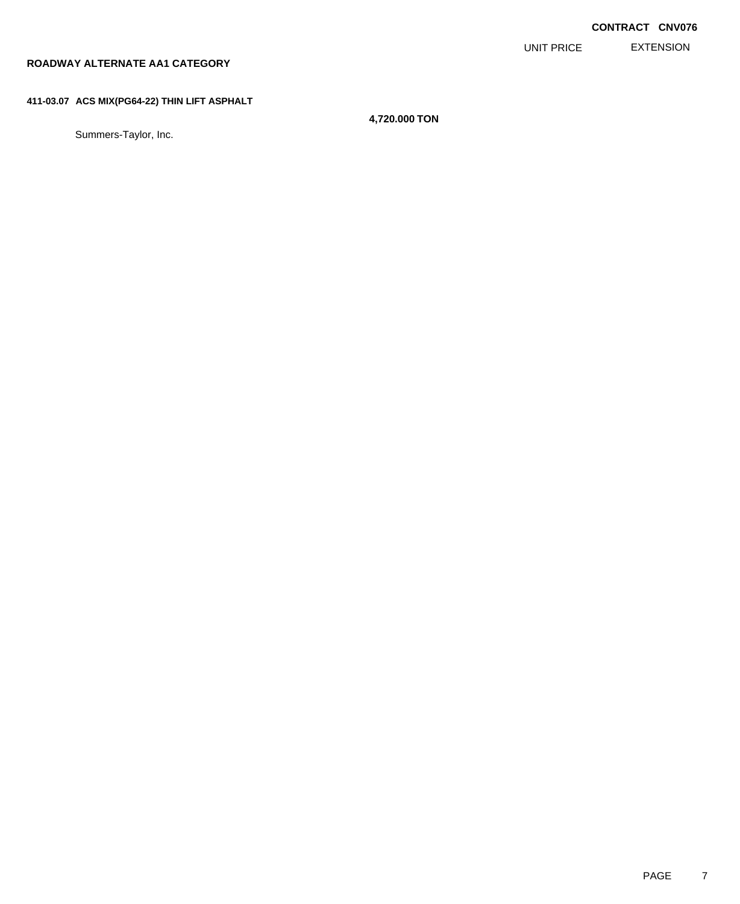**CONTRACT CNV076**

| | | UNIT PRICE | EXTENSION |
|---|---|---|---|
| **ROADWAY ALTERNATE AA1 CATEGORY** | | | |
| **411-03.07 ACS MIX(PG64-22) THIN LIFT ASPHALT** | **4,720.000 TON** | | |
| Summers-Taylor, Inc. | | | |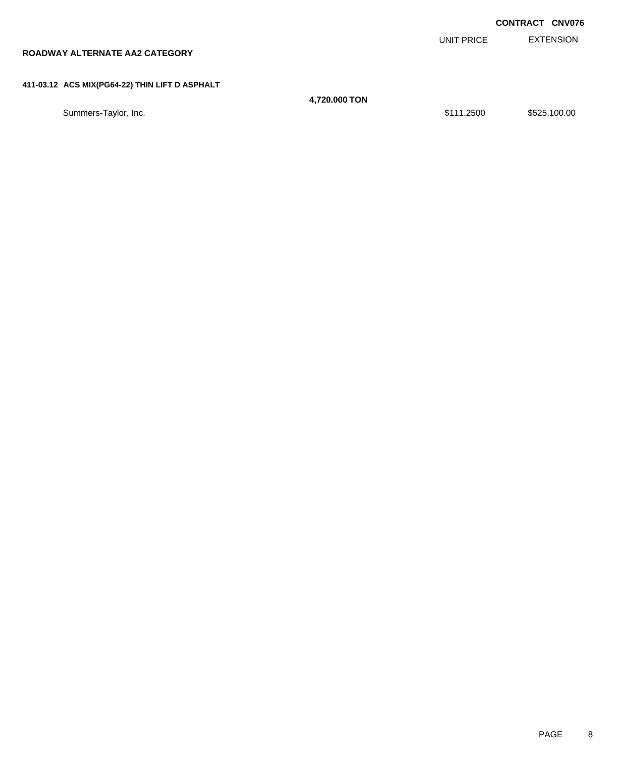**CONTRACT CNV076**

## ROADWAY ALTERNATE AA2 CATEGORY

| | | UNIT PRICE | EXTENSION |
|---|---|---|---|
| **411-03.12 ACS MIX(PG64-22) THIN LIFT D ASPHALT** | **4,720.000 TON** | | |
| Summers-Taylor, Inc. | | $111.2500 | $525,100.00 |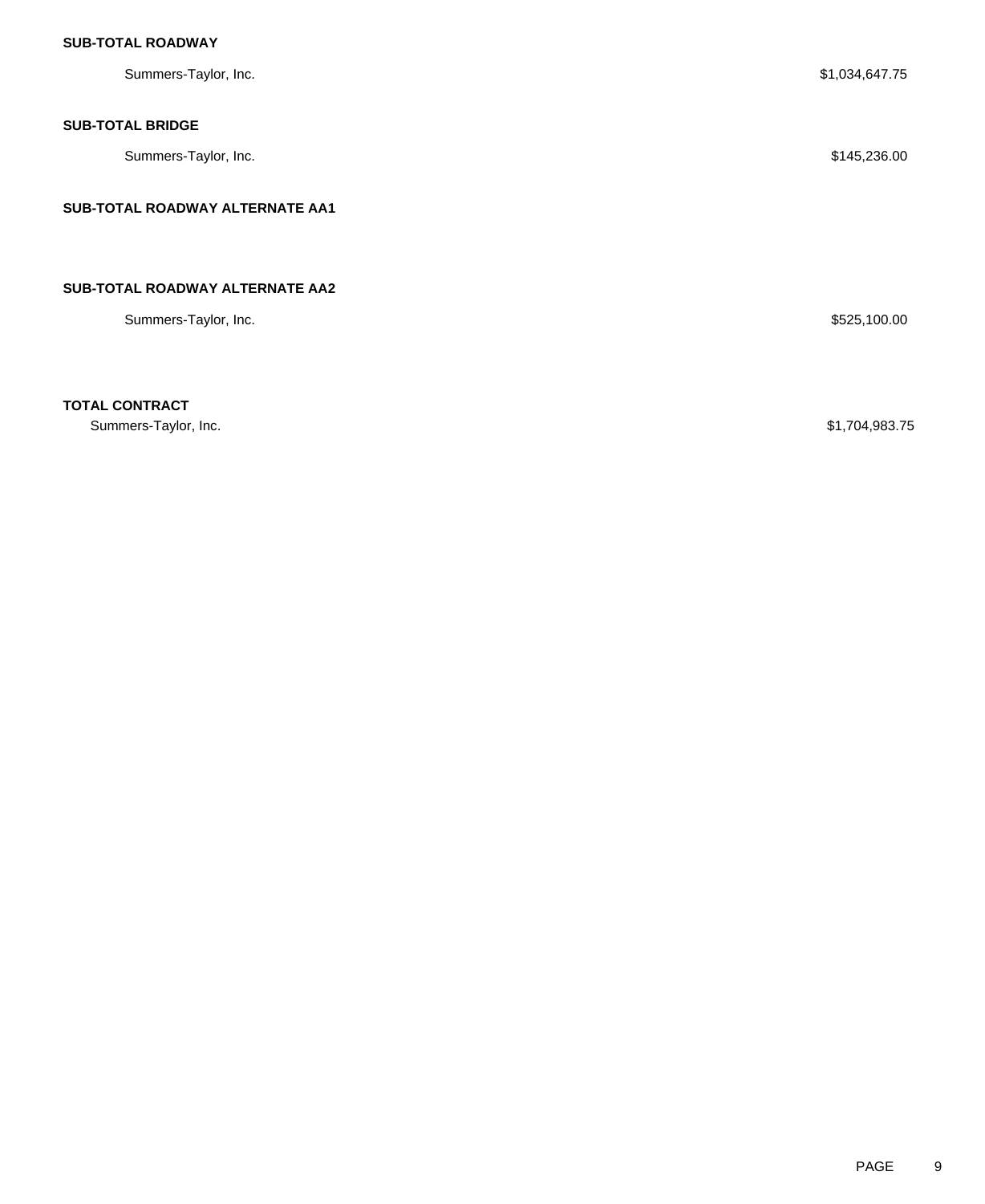**SUB-TOTAL ROADWAY**

| | |
|---|---|
| Summers-Taylor, Inc. | $1,034,647.75 |

**SUB-TOTAL BRIDGE**

| | |
|---|---|
| Summers-Taylor, Inc. | $145,236.00 |

**SUB-TOTAL ROADWAY ALTERNATE AA1**

**SUB-TOTAL ROADWAY ALTERNATE AA2**

| | |
|---|---|
| Summers-Taylor, Inc. | $525,100.00 |

**TOTAL CONTRACT**

| | |
|---|---|
| Summers-Taylor, Inc. | $1,704,983.75 |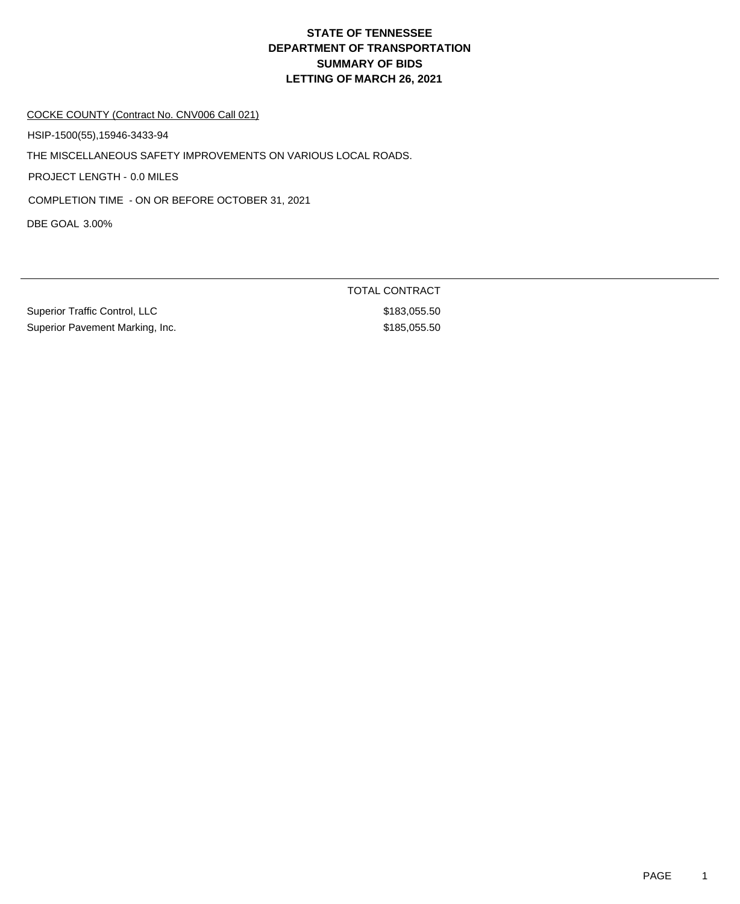# STATE OF TENNESSEE
# DEPARTMENT OF TRANSPORTATION
# SUMMARY OF BIDS
# LETTING OF MARCH 26, 2021

COCKE COUNTY (Contract No. CNV006 Call 021)

HSIP-1500(55),15946-3433-94

THE MISCELLANEOUS SAFETY IMPROVEMENTS ON VARIOUS LOCAL ROADS.

PROJECT LENGTH - 0.0 MILES

COMPLETION TIME - ON OR BEFORE OCTOBER 31, 2021

DBE GOAL 3.00%

| | TOTAL CONTRACT |
|---|---|
| Superior Traffic Control, LLC | \$183,055.50 |
| Superior Pavement Marking, Inc. | \$185,055.50 |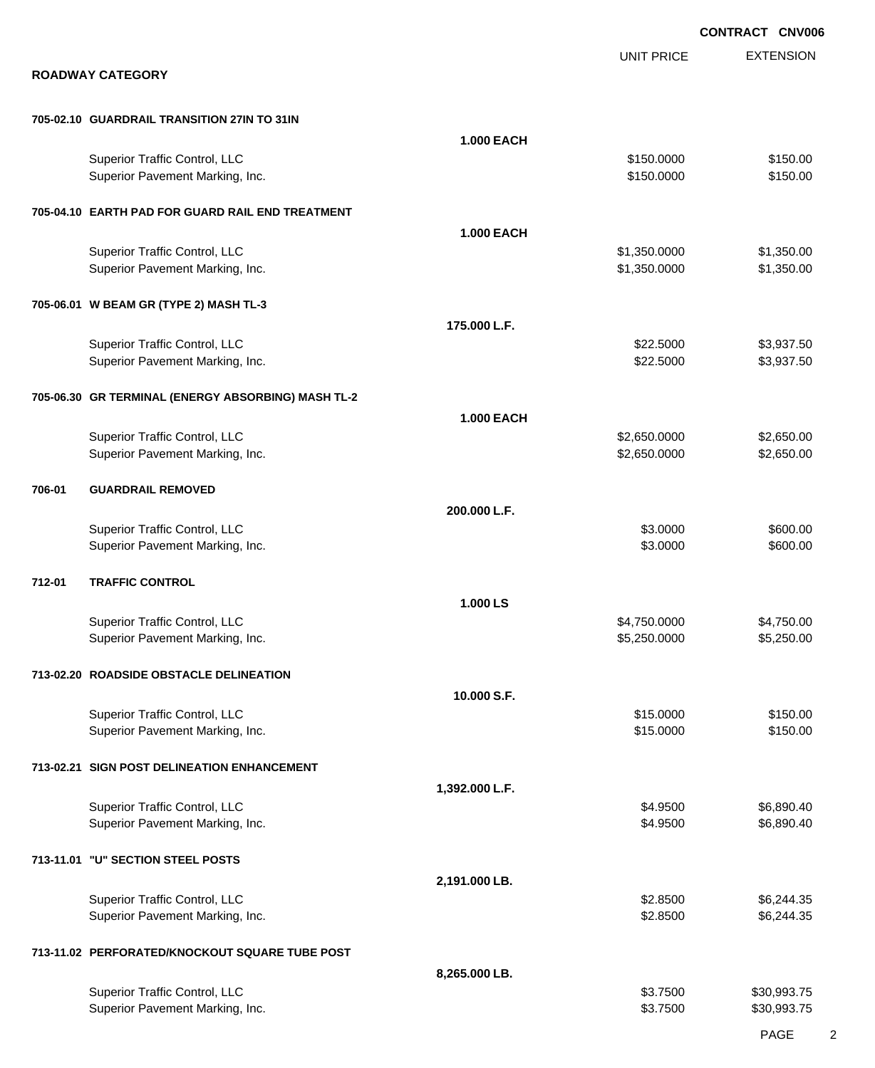**CONTRACT CNV006**

**ROADWAY CATEGORY**

| | | | UNIT PRICE | EXTENSION |
|---|---|---|---|---|
| **705-02.10** | **GUARDRAIL TRANSITION 27IN TO 31IN** | | | |
| | | **1.000 EACH** | | |
| | Superior Traffic Control, LLC | | $150.0000 | $150.00 |
| | Superior Pavement Marking, Inc. | | $150.0000 | $150.00 |
| **705-04.10** | **EARTH PAD FOR GUARD RAIL END TREATMENT** | | | |
| | | **1.000 EACH** | | |
| | Superior Traffic Control, LLC | | $1,350.0000 | $1,350.00 |
| | Superior Pavement Marking, Inc. | | $1,350.0000 | $1,350.00 |
| **705-06.01** | **W BEAM GR (TYPE 2) MASH TL-3** | | | |
| | | **175.000 L.F.** | | |
| | Superior Traffic Control, LLC | | $22.5000 | $3,937.50 |
| | Superior Pavement Marking, Inc. | | $22.5000 | $3,937.50 |
| **705-06.30** | **GR TERMINAL (ENERGY ABSORBING) MASH TL-2** | | | |
| | | **1.000 EACH** | | |
| | Superior Traffic Control, LLC | | $2,650.0000 | $2,650.00 |
| | Superior Pavement Marking, Inc. | | $2,650.0000 | $2,650.00 |
| **706-01** | **GUARDRAIL REMOVED** | | | |
| | | **200.000 L.F.** | | |
| | Superior Traffic Control, LLC | | $3.0000 | $600.00 |
| | Superior Pavement Marking, Inc. | | $3.0000 | $600.00 |
| **712-01** | **TRAFFIC CONTROL** | | | |
| | | **1.000 LS** | | |
| | Superior Traffic Control, LLC | | $4,750.0000 | $4,750.00 |
| | Superior Pavement Marking, Inc. | | $5,250.0000 | $5,250.00 |
| **713-02.20** | **ROADSIDE OBSTACLE DELINEATION** | | | |
| | | **10.000 S.F.** | | |
| | Superior Traffic Control, LLC | | $15.0000 | $150.00 |
| | Superior Pavement Marking, Inc. | | $15.0000 | $150.00 |
| **713-02.21** | **SIGN POST DELINEATION ENHANCEMENT** | | | |
| | | **1,392.000 L.F.** | | |
| | Superior Traffic Control, LLC | | $4.9500 | $6,890.40 |
| | Superior Pavement Marking, Inc. | | $4.9500 | $6,890.40 |
| **713-11.01** | **"U" SECTION STEEL POSTS** | | | |
| | | **2,191.000 LB.** | | |
| | Superior Traffic Control, LLC | | $2.8500 | $6,244.35 |
| | Superior Pavement Marking, Inc. | | $2.8500 | $6,244.35 |
| **713-11.02** | **PERFORATED/KNOCKOUT SQUARE TUBE POST** | | | |
| | | **8,265.000 LB.** | | |
| | Superior Traffic Control, LLC | | $3.7500 | $30,993.75 |
| | Superior Pavement Marking, Inc. | | $3.7500 | $30,993.75 |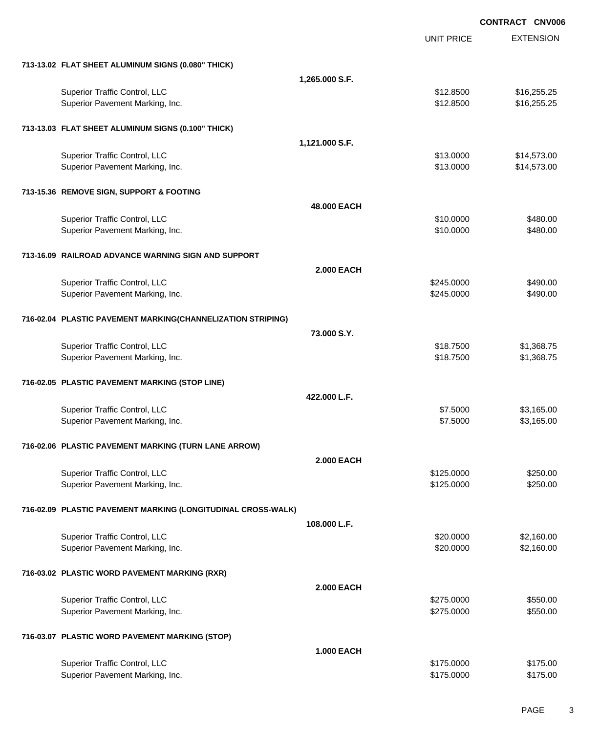**CONTRACT CNV006**

| | | UNIT PRICE | EXTENSION |
|---|---|---|---|
| **713-13.02 FLAT SHEET ALUMINUM SIGNS (0.080" THICK)** | | | |
| | **1,265.000 S.F.** | | |
| Superior Traffic Control, LLC | | $12.8500 | $16,255.25 |
| Superior Pavement Marking, Inc. | | $12.8500 | $16,255.25 |
| **713-13.03 FLAT SHEET ALUMINUM SIGNS (0.100" THICK)** | | | |
| | **1,121.000 S.F.** | | |
| Superior Traffic Control, LLC | | $13.0000 | $14,573.00 |
| Superior Pavement Marking, Inc. | | $13.0000 | $14,573.00 |
| **713-15.36 REMOVE SIGN, SUPPORT & FOOTING** | | | |
| | **48.000 EACH** | | |
| Superior Traffic Control, LLC | | $10.0000 | $480.00 |
| Superior Pavement Marking, Inc. | | $10.0000 | $480.00 |
| **713-16.09 RAILROAD ADVANCE WARNING SIGN AND SUPPORT** | | | |
| | **2.000 EACH** | | |
| Superior Traffic Control, LLC | | $245.0000 | $490.00 |
| Superior Pavement Marking, Inc. | | $245.0000 | $490.00 |
| **716-02.04 PLASTIC PAVEMENT MARKING(CHANNELIZATION STRIPING)** | | | |
| | **73.000 S.Y.** | | |
| Superior Traffic Control, LLC | | $18.7500 | $1,368.75 |
| Superior Pavement Marking, Inc. | | $18.7500 | $1,368.75 |
| **716-02.05 PLASTIC PAVEMENT MARKING (STOP LINE)** | | | |
| | **422.000 L.F.** | | |
| Superior Traffic Control, LLC | | $7.5000 | $3,165.00 |
| Superior Pavement Marking, Inc. | | $7.5000 | $3,165.00 |
| **716-02.06 PLASTIC PAVEMENT MARKING (TURN LANE ARROW)** | | | |
| | **2.000 EACH** | | |
| Superior Traffic Control, LLC | | $125.0000 | $250.00 |
| Superior Pavement Marking, Inc. | | $125.0000 | $250.00 |
| **716-02.09 PLASTIC PAVEMENT MARKING (LONGITUDINAL CROSS-WALK)** | | | |
| | **108.000 L.F.** | | |
| Superior Traffic Control, LLC | | $20.0000 | $2,160.00 |
| Superior Pavement Marking, Inc. | | $20.0000 | $2,160.00 |
| **716-03.02 PLASTIC WORD PAVEMENT MARKING (RXR)** | | | |
| | **2.000 EACH** | | |
| Superior Traffic Control, LLC | | $275.0000 | $550.00 |
| Superior Pavement Marking, Inc. | | $275.0000 | $550.00 |
| **716-03.07 PLASTIC WORD PAVEMENT MARKING (STOP)** | | | |
| | **1.000 EACH** | | |
| Superior Traffic Control, LLC | | $175.0000 | $175.00 |
| Superior Pavement Marking, Inc. | | $175.0000 | $175.00 |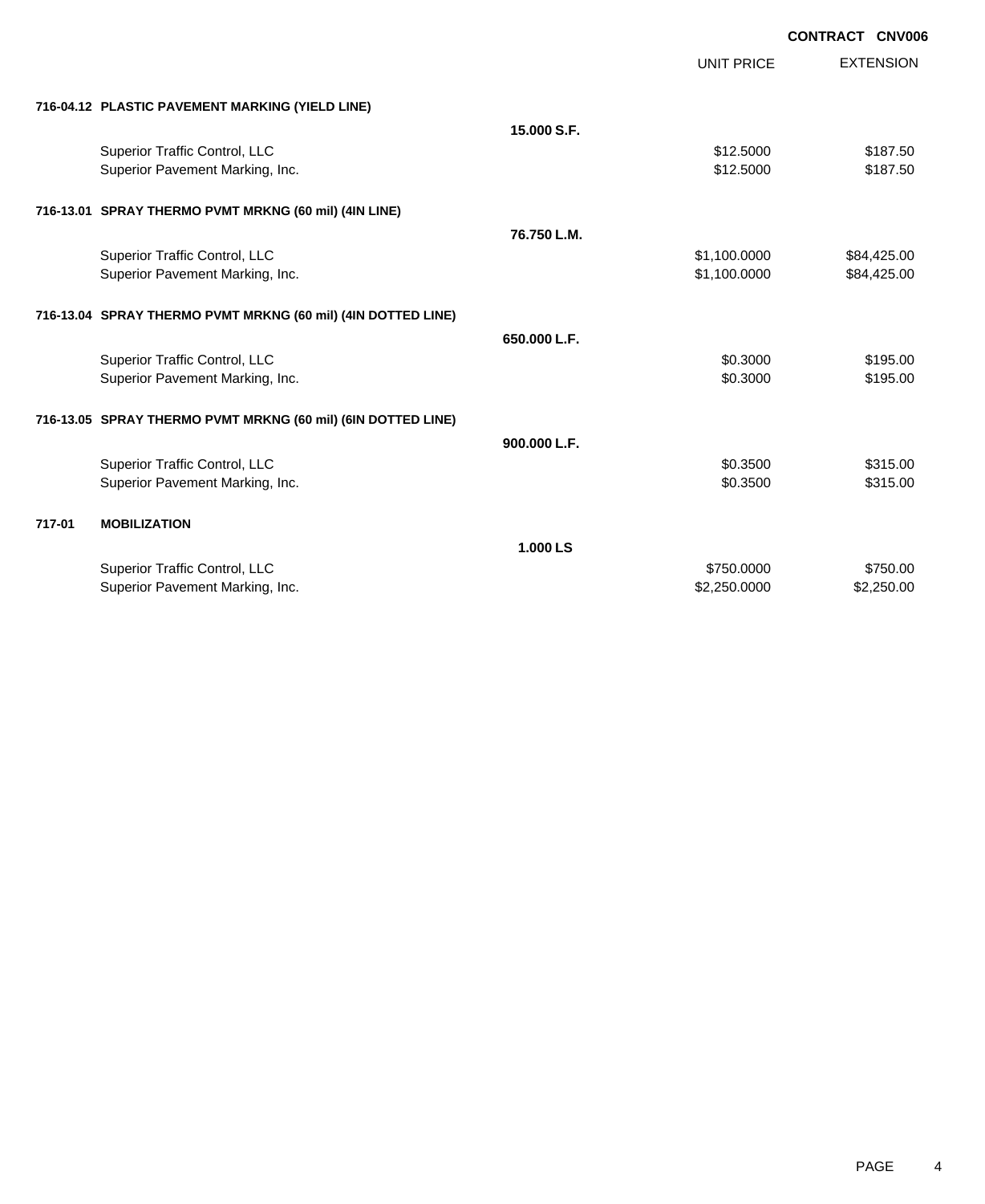**CONTRACT CNV006**

| | | UNIT PRICE | EXTENSION |
|---|---|---|---|
| **716-04.12 PLASTIC PAVEMENT MARKING (YIELD LINE)** | | | |
| | **15.000 S.F.** | | |
| Superior Traffic Control, LLC | | $12.5000 | $187.50 |
| Superior Pavement Marking, Inc. | | $12.5000 | $187.50 |
| **716-13.01 SPRAY THERMO PVMT MRKNG (60 mil) (4IN LINE)** | | | |
| | **76.750 L.M.** | | |
| Superior Traffic Control, LLC | | $1,100.0000 | $84,425.00 |
| Superior Pavement Marking, Inc. | | $1,100.0000 | $84,425.00 |
| **716-13.04 SPRAY THERMO PVMT MRKNG (60 mil) (4IN DOTTED LINE)** | | | |
| | **650.000 L.F.** | | |
| Superior Traffic Control, LLC | | $0.3000 | $195.00 |
| Superior Pavement Marking, Inc. | | $0.3000 | $195.00 |
| **716-13.05 SPRAY THERMO PVMT MRKNG (60 mil) (6IN DOTTED LINE)** | | | |
| | **900.000 L.F.** | | |
| Superior Traffic Control, LLC | | $0.3500 | $315.00 |
| Superior Pavement Marking, Inc. | | $0.3500 | $315.00 |
| **717-01 MOBILIZATION** | | | |
| | **1.000 LS** | | |
| Superior Traffic Control, LLC | | $750.0000 | $750.00 |
| Superior Pavement Marking, Inc. | | $2,250.0000 | $2,250.00 |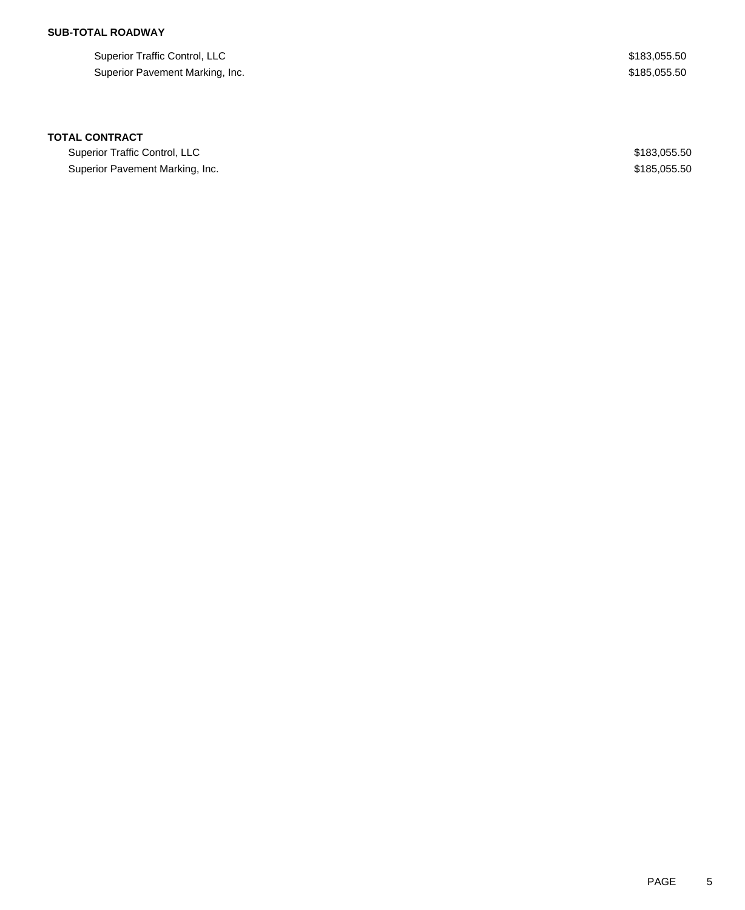**SUB-TOTAL ROADWAY**

| | |
|---|---|
| Superior Traffic Control, LLC | $183,055.50 |
| Superior Pavement Marking, Inc. | $185,055.50 |

**TOTAL CONTRACT**

| | |
|---|---|
| Superior Traffic Control, LLC | $183,055.50 |
| Superior Pavement Marking, Inc. | $185,055.50 |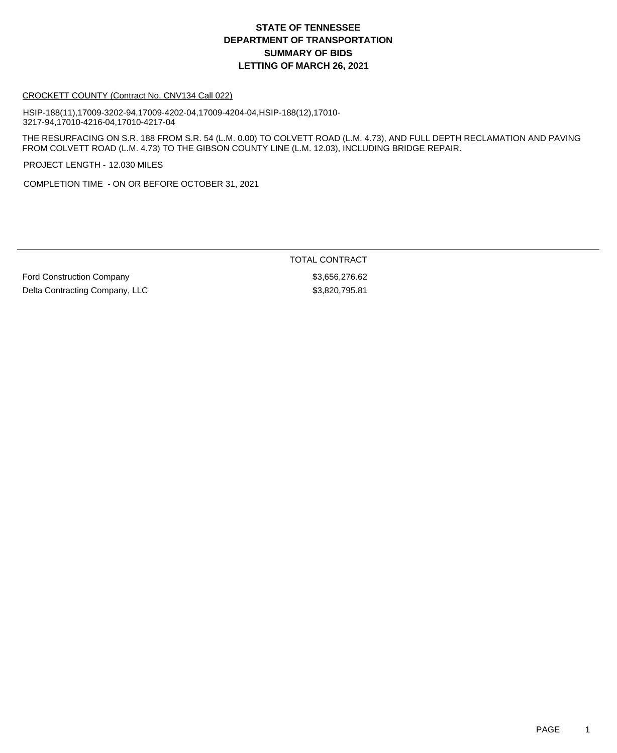# STATE OF TENNESSEE
# DEPARTMENT OF TRANSPORTATION
# SUMMARY OF BIDS
# LETTING OF MARCH 26, 2021

CROCKETT COUNTY (Contract No. CNV134 Call 022)

HSIP-188(11),17009-3202-94,17009-4202-04,17009-4204-04,HSIP-188(12),17010-3217-94,17010-4216-04,17010-4217-04

THE RESURFACING ON S.R. 188 FROM S.R. 54 (L.M. 0.00) TO COLVETT ROAD (L.M. 4.73), AND FULL DEPTH RECLAMATION AND PAVING FROM COLVETT ROAD (L.M. 4.73) TO THE GIBSON COUNTY LINE (L.M. 12.03), INCLUDING BRIDGE REPAIR.

PROJECT LENGTH - 12.030 MILES

COMPLETION TIME - ON OR BEFORE OCTOBER 31, 2021

| | TOTAL CONTRACT |
|---|---|
| Ford Construction Company | $3,656,276.62 |
| Delta Contracting Company, LLC | $3,820,795.81 |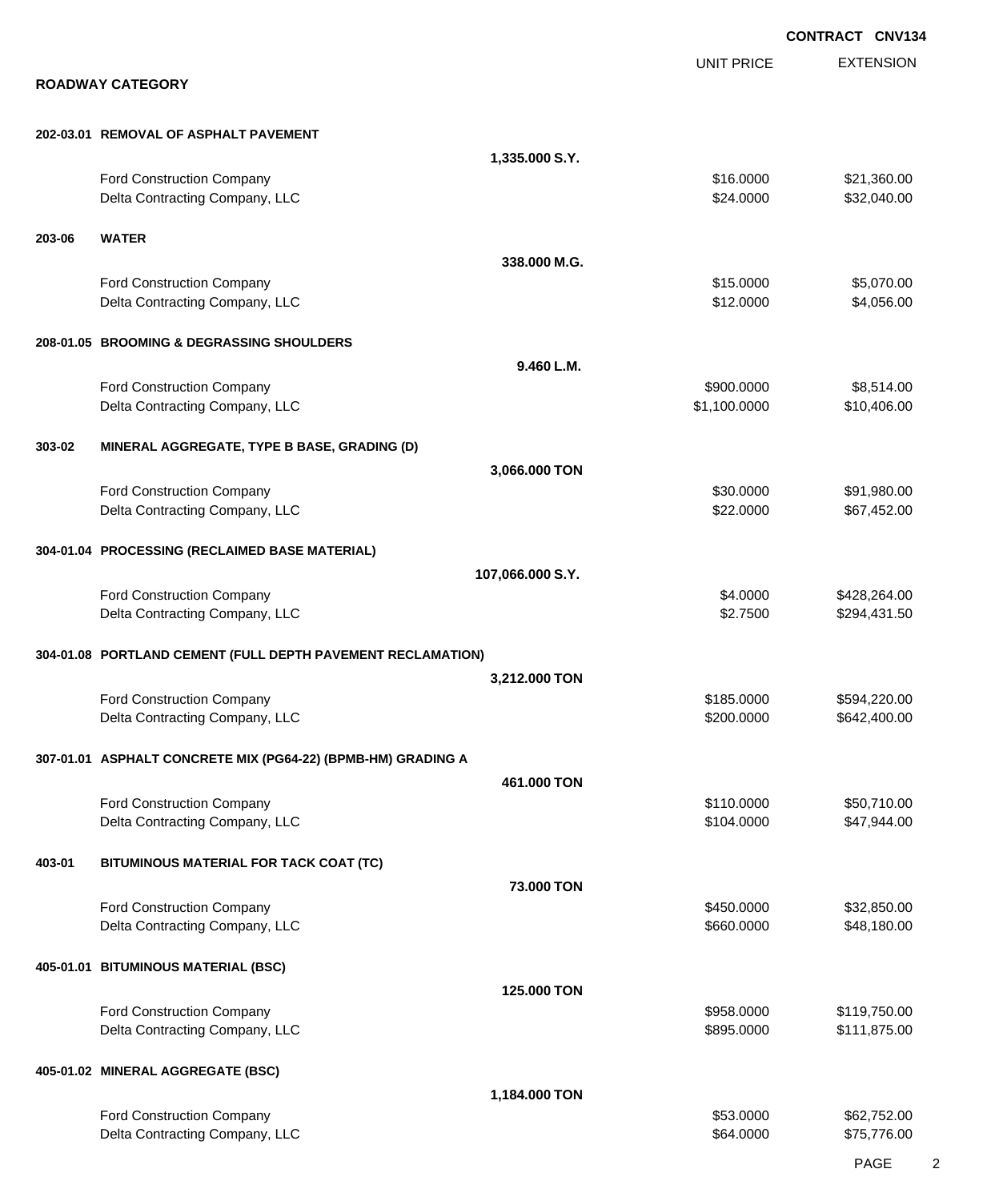CONTRACT CNV134

## ROADWAY CATEGORY

| | | UNIT PRICE | EXTENSION |
|---|---|---|---|
| **202-03.01** | **REMOVAL OF ASPHALT PAVEMENT** | | |
| | **1,335.000 S.Y.** | | |
| | Ford Construction Company | $16.0000 | $21,360.00 |
| | Delta Contracting Company, LLC | $24.0000 | $32,040.00 |
| **203-06** | **WATER** | | |
| | **338.000 M.G.** | | |
| | Ford Construction Company | $15.0000 | $5,070.00 |
| | Delta Contracting Company, LLC | $12.0000 | $4,056.00 |
| **208-01.05** | **BROOMING & DEGRASSING SHOULDERS** | | |
| | **9.460 L.M.** | | |
| | Ford Construction Company | $900.0000 | $8,514.00 |
| | Delta Contracting Company, LLC | $1,100.0000 | $10,406.00 |
| **303-02** | **MINERAL AGGREGATE, TYPE B BASE, GRADING (D)** | | |
| | **3,066.000 TON** | | |
| | Ford Construction Company | $30.0000 | $91,980.00 |
| | Delta Contracting Company, LLC | $22.0000 | $67,452.00 |
| **304-01.04** | **PROCESSING (RECLAIMED BASE MATERIAL)** | | |
| | **107,066.000 S.Y.** | | |
| | Ford Construction Company | $4.0000 | $428,264.00 |
| | Delta Contracting Company, LLC | $2.7500 | $294,431.50 |
| **304-01.08** | **PORTLAND CEMENT (FULL DEPTH PAVEMENT RECLAMATION)** | | |
| | **3,212.000 TON** | | |
| | Ford Construction Company | $185.0000 | $594,220.00 |
| | Delta Contracting Company, LLC | $200.0000 | $642,400.00 |
| **307-01.01** | **ASPHALT CONCRETE MIX (PG64-22) (BPMB-HM) GRADING A** | | |
| | **461.000 TON** | | |
| | Ford Construction Company | $110.0000 | $50,710.00 |
| | Delta Contracting Company, LLC | $104.0000 | $47,944.00 |
| **403-01** | **BITUMINOUS MATERIAL FOR TACK COAT (TC)** | | |
| | **73.000 TON** | | |
| | Ford Construction Company | $450.0000 | $32,850.00 |
| | Delta Contracting Company, LLC | $660.0000 | $48,180.00 |
| **405-01.01** | **BITUMINOUS MATERIAL (BSC)** | | |
| | **125.000 TON** | | |
| | Ford Construction Company | $958.0000 | $119,750.00 |
| | Delta Contracting Company, LLC | $895.0000 | $111,875.00 |
| **405-01.02** | **MINERAL AGGREGATE (BSC)** | | |
| | **1,184.000 TON** | | |
| | Ford Construction Company | $53.0000 | $62,752.00 |
| | Delta Contracting Company, LLC | $64.0000 | $75,776.00 |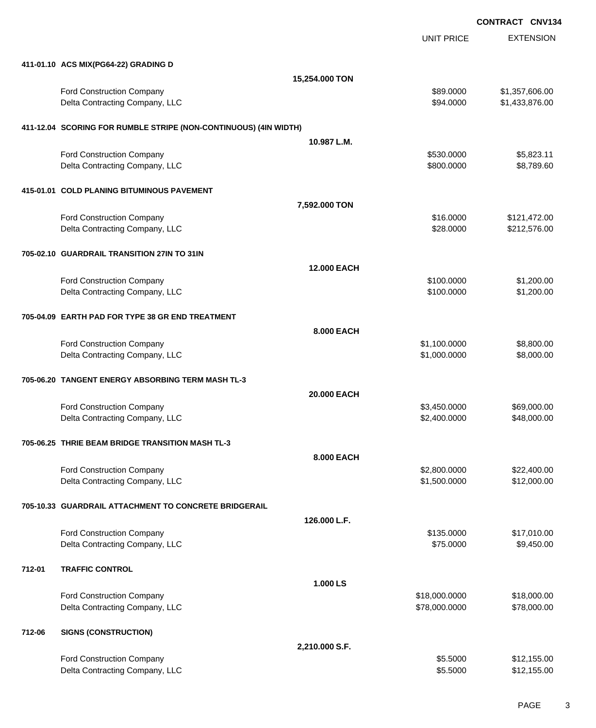**CONTRACT CNV134**

| | | UNIT PRICE | EXTENSION |
|---|---|---|---|
| **411-01.10 ACS MIX(PG64-22) GRADING D** | | | |
| | **15,254.000 TON** | | |
| Ford Construction Company | | $89.0000 | $1,357,606.00 |
| Delta Contracting Company, LLC | | $94.0000 | $1,433,876.00 |
| **411-12.04 SCORING FOR RUMBLE STRIPE (NON-CONTINUOUS) (4IN WIDTH)** | | | |
| | **10.987 L.M.** | | |
| Ford Construction Company | | $530.0000 | $5,823.11 |
| Delta Contracting Company, LLC | | $800.0000 | $8,789.60 |
| **415-01.01 COLD PLANING BITUMINOUS PAVEMENT** | | | |
| | **7,592.000 TON** | | |
| Ford Construction Company | | $16.0000 | $121,472.00 |
| Delta Contracting Company, LLC | | $28.0000 | $212,576.00 |
| **705-02.10 GUARDRAIL TRANSITION 27IN TO 31IN** | | | |
| | **12.000 EACH** | | |
| Ford Construction Company | | $100.0000 | $1,200.00 |
| Delta Contracting Company, LLC | | $100.0000 | $1,200.00 |
| **705-04.09 EARTH PAD FOR TYPE 38 GR END TREATMENT** | | | |
| | **8.000 EACH** | | |
| Ford Construction Company | | $1,100.0000 | $8,800.00 |
| Delta Contracting Company, LLC | | $1,000.0000 | $8,000.00 |
| **705-06.20 TANGENT ENERGY ABSORBING TERM MASH TL-3** | | | |
| | **20.000 EACH** | | |
| Ford Construction Company | | $3,450.0000 | $69,000.00 |
| Delta Contracting Company, LLC | | $2,400.0000 | $48,000.00 |
| **705-06.25 THRIE BEAM BRIDGE TRANSITION MASH TL-3** | | | |
| | **8.000 EACH** | | |
| Ford Construction Company | | $2,800.0000 | $22,400.00 |
| Delta Contracting Company, LLC | | $1,500.0000 | $12,000.00 |
| **705-10.33 GUARDRAIL ATTACHMENT TO CONCRETE BRIDGERAIL** | | | |
| | **126.000 L.F.** | | |
| Ford Construction Company | | $135.0000 | $17,010.00 |
| Delta Contracting Company, LLC | | $75.0000 | $9,450.00 |
| **712-01 TRAFFIC CONTROL** | | | |
| | **1.000 LS** | | |
| Ford Construction Company | | $18,000.0000 | $18,000.00 |
| Delta Contracting Company, LLC | | $78,000.0000 | $78,000.00 |
| **712-06 SIGNS (CONSTRUCTION)** | | | |
| | **2,210.000 S.F.** | | |
| Ford Construction Company | | $5.5000 | $12,155.00 |
| Delta Contracting Company, LLC | | $5.5000 | $12,155.00 |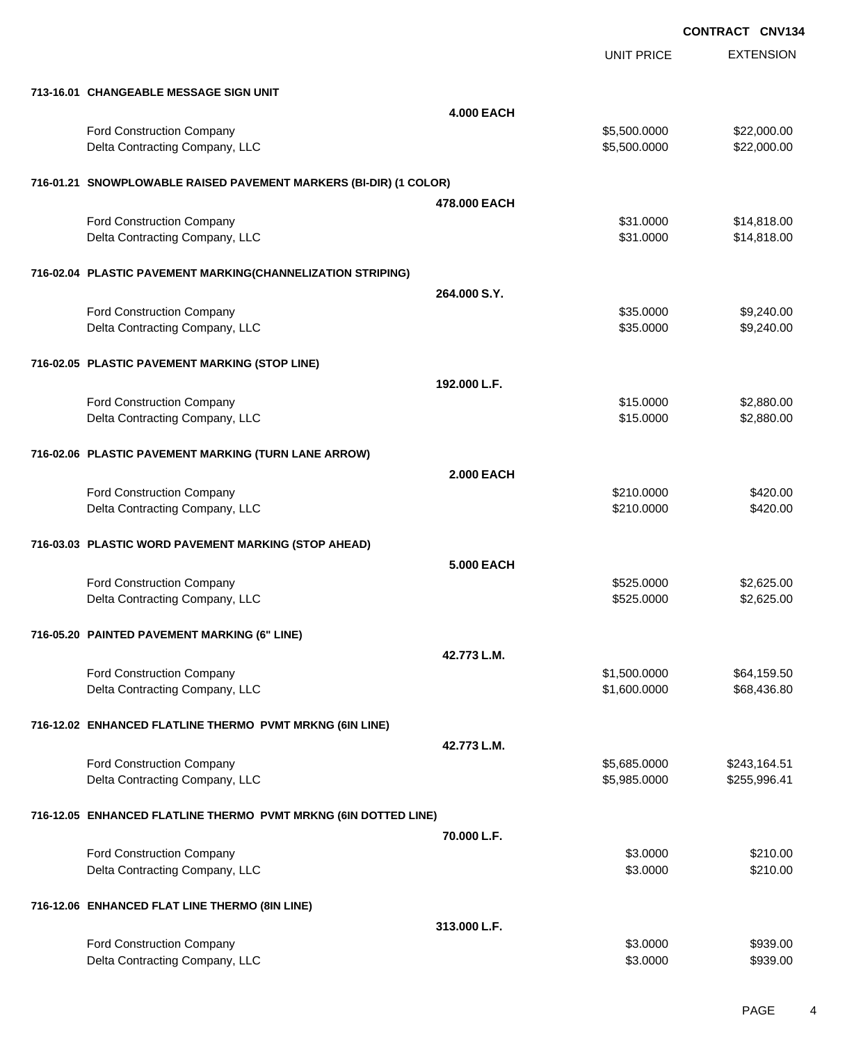**CONTRACT CNV134**

| | | UNIT PRICE | EXTENSION |
|---|---|---|---|
| **713-16.01 CHANGEABLE MESSAGE SIGN UNIT** | | | |
| | **4.000 EACH** | | |
| Ford Construction Company | | $5,500.0000 | $22,000.00 |
| Delta Contracting Company, LLC | | $5,500.0000 | $22,000.00 |
| **716-01.21 SNOWPLOWABLE RAISED PAVEMENT MARKERS (BI-DIR) (1 COLOR)** | | | |
| | **478.000 EACH** | | |
| Ford Construction Company | | $31.0000 | $14,818.00 |
| Delta Contracting Company, LLC | | $31.0000 | $14,818.00 |
| **716-02.04 PLASTIC PAVEMENT MARKING(CHANNELIZATION STRIPING)** | | | |
| | **264.000 S.Y.** | | |
| Ford Construction Company | | $35.0000 | $9,240.00 |
| Delta Contracting Company, LLC | | $35.0000 | $9,240.00 |
| **716-02.05 PLASTIC PAVEMENT MARKING (STOP LINE)** | | | |
| | **192.000 L.F.** | | |
| Ford Construction Company | | $15.0000 | $2,880.00 |
| Delta Contracting Company, LLC | | $15.0000 | $2,880.00 |
| **716-02.06 PLASTIC PAVEMENT MARKING (TURN LANE ARROW)** | | | |
| | **2.000 EACH** | | |
| Ford Construction Company | | $210.0000 | $420.00 |
| Delta Contracting Company, LLC | | $210.0000 | $420.00 |
| **716-03.03 PLASTIC WORD PAVEMENT MARKING (STOP AHEAD)** | | | |
| | **5.000 EACH** | | |
| Ford Construction Company | | $525.0000 | $2,625.00 |
| Delta Contracting Company, LLC | | $525.0000 | $2,625.00 |
| **716-05.20 PAINTED PAVEMENT MARKING (6" LINE)** | | | |
| | **42.773 L.M.** | | |
| Ford Construction Company | | $1,500.0000 | $64,159.50 |
| Delta Contracting Company, LLC | | $1,600.0000 | $68,436.80 |
| **716-12.02 ENHANCED FLATLINE THERMO PVMT MRKNG (6IN LINE)** | | | |
| | **42.773 L.M.** | | |
| Ford Construction Company | | $5,685.0000 | $243,164.51 |
| Delta Contracting Company, LLC | | $5,985.0000 | $255,996.41 |
| **716-12.05 ENHANCED FLATLINE THERMO PVMT MRKNG (6IN DOTTED LINE)** | | | |
| | **70.000 L.F.** | | |
| Ford Construction Company | | $3.0000 | $210.00 |
| Delta Contracting Company, LLC | | $3.0000 | $210.00 |
| **716-12.06 ENHANCED FLAT LINE THERMO (8IN LINE)** | | | |
| | **313.000 L.F.** | | |
| Ford Construction Company | | $3.0000 | $939.00 |
| Delta Contracting Company, LLC | | $3.0000 | $939.00 |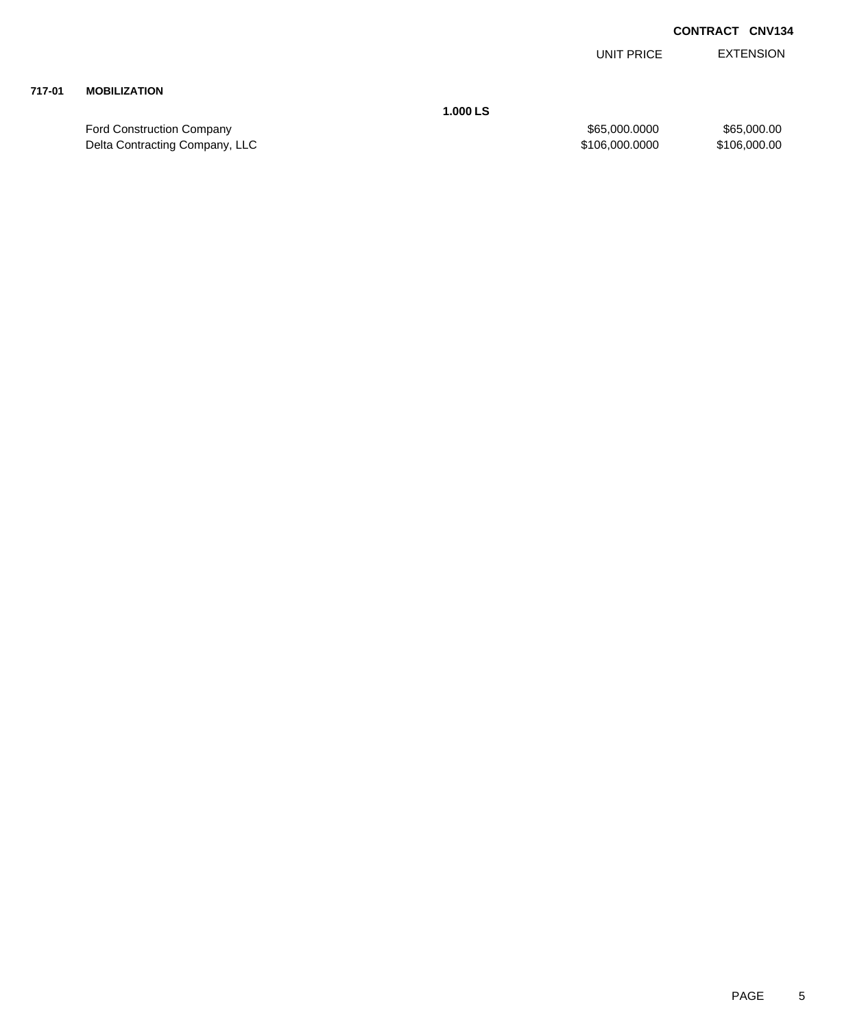**CONTRACT CNV134**

| | | | UNIT PRICE | EXTENSION |
|---|---|---|---|---|
| **717-01** | **MOBILIZATION** | | | |
| | | **1.000 LS** | | |
| | Ford Construction Company | | $65,000.0000 | $65,000.00 |
| | Delta Contracting Company, LLC | | $106,000.0000 | $106,000.00 |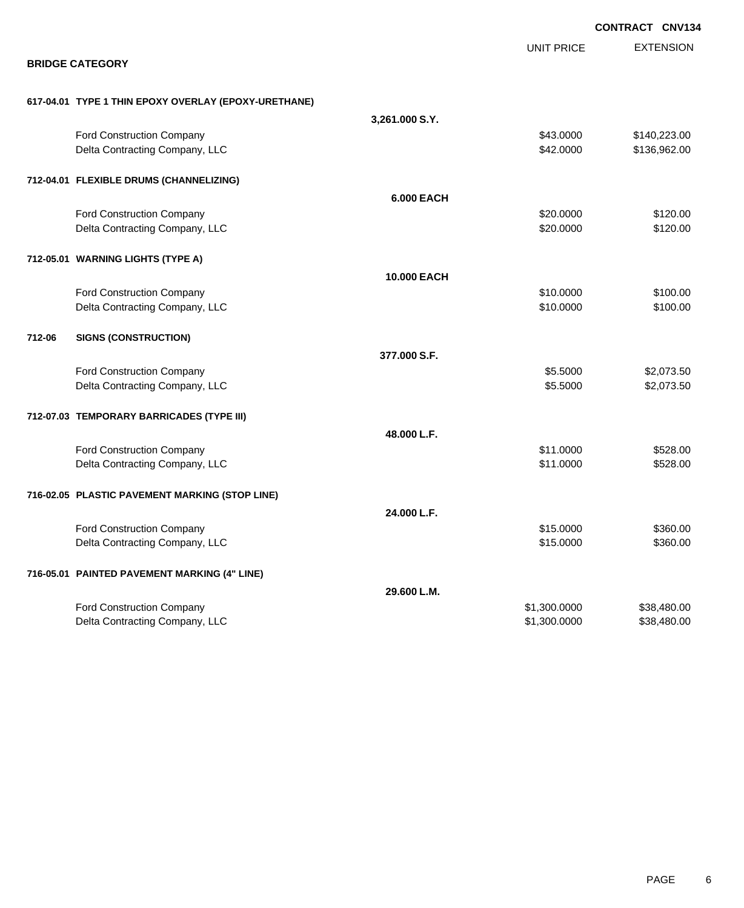**CONTRACT CNV134**

**BRIDGE CATEGORY**

| | | UNIT PRICE | EXTENSION |
|---|---|---|---|
| **617-04.01 TYPE 1 THIN EPOXY OVERLAY (EPOXY-URETHANE)** | | | |
| | **3,261.000 S.Y.** | | |
| Ford Construction Company | | $43.0000 | $140,223.00 |
| Delta Contracting Company, LLC | | $42.0000 | $136,962.00 |
| **712-04.01 FLEXIBLE DRUMS (CHANNELIZING)** | | | |
| | **6.000 EACH** | | |
| Ford Construction Company | | $20.0000 | $120.00 |
| Delta Contracting Company, LLC | | $20.0000 | $120.00 |
| **712-05.01 WARNING LIGHTS (TYPE A)** | | | |
| | **10.000 EACH** | | |
| Ford Construction Company | | $10.0000 | $100.00 |
| Delta Contracting Company, LLC | | $10.0000 | $100.00 |
| **712-06 SIGNS (CONSTRUCTION)** | | | |
| | **377.000 S.F.** | | |
| Ford Construction Company | | $5.5000 | $2,073.50 |
| Delta Contracting Company, LLC | | $5.5000 | $2,073.50 |
| **712-07.03 TEMPORARY BARRICADES (TYPE III)** | | | |
| | **48.000 L.F.** | | |
| Ford Construction Company | | $11.0000 | $528.00 |
| Delta Contracting Company, LLC | | $11.0000 | $528.00 |
| **716-02.05 PLASTIC PAVEMENT MARKING (STOP LINE)** | | | |
| | **24.000 L.F.** | | |
| Ford Construction Company | | $15.0000 | $360.00 |
| Delta Contracting Company, LLC | | $15.0000 | $360.00 |
| **716-05.01 PAINTED PAVEMENT MARKING (4" LINE)** | | | |
| | **29.600 L.M.** | | |
| Ford Construction Company | | $1,300.0000 | $38,480.00 |
| Delta Contracting Company, LLC | | $1,300.0000 | $38,480.00 |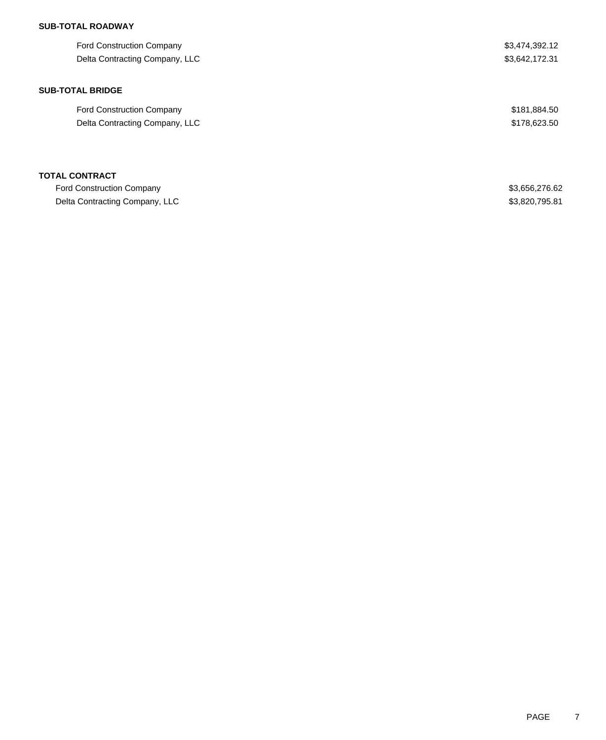**SUB-TOTAL ROADWAY**

| | |
|---|---|
| Ford Construction Company | $3,474,392.12 |
| Delta Contracting Company, LLC | $3,642,172.31 |

**SUB-TOTAL BRIDGE**

| | |
|---|---|
| Ford Construction Company | $181,884.50 |
| Delta Contracting Company, LLC | $178,623.50 |

**TOTAL CONTRACT**

| | |
|---|---|
| Ford Construction Company | $3,656,276.62 |
| Delta Contracting Company, LLC | $3,820,795.81 |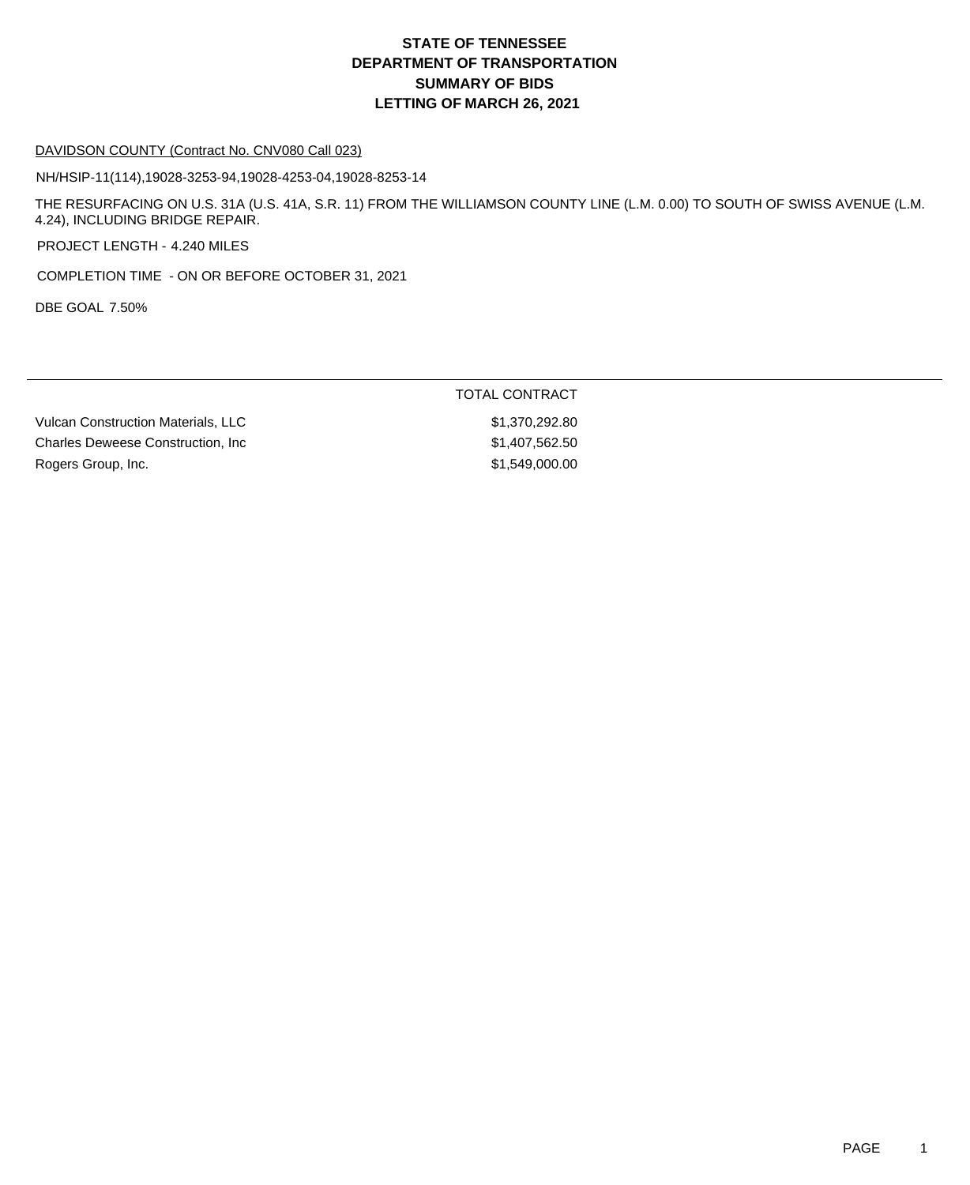# STATE OF TENNESSEE
# DEPARTMENT OF TRANSPORTATION
# SUMMARY OF BIDS
# LETTING OF MARCH 26, 2021

DAVIDSON COUNTY (Contract No. CNV080 Call 023)

NH/HSIP-11(114),19028-3253-94,19028-4253-04,19028-8253-14

THE RESURFACING ON U.S. 31A (U.S. 41A, S.R. 11) FROM THE WILLIAMSON COUNTY LINE (L.M. 0.00) TO SOUTH OF SWISS AVENUE (L.M. 4.24), INCLUDING BRIDGE REPAIR.

PROJECT LENGTH - 4.240 MILES

COMPLETION TIME - ON OR BEFORE OCTOBER 31, 2021

DBE GOAL 7.50%

| | TOTAL CONTRACT |
|---|---|
| Vulcan Construction Materials, LLC | $1,370,292.80 |
| Charles Deweese Construction, Inc | $1,407,562.50 |
| Rogers Group, Inc. | $1,549,000.00 |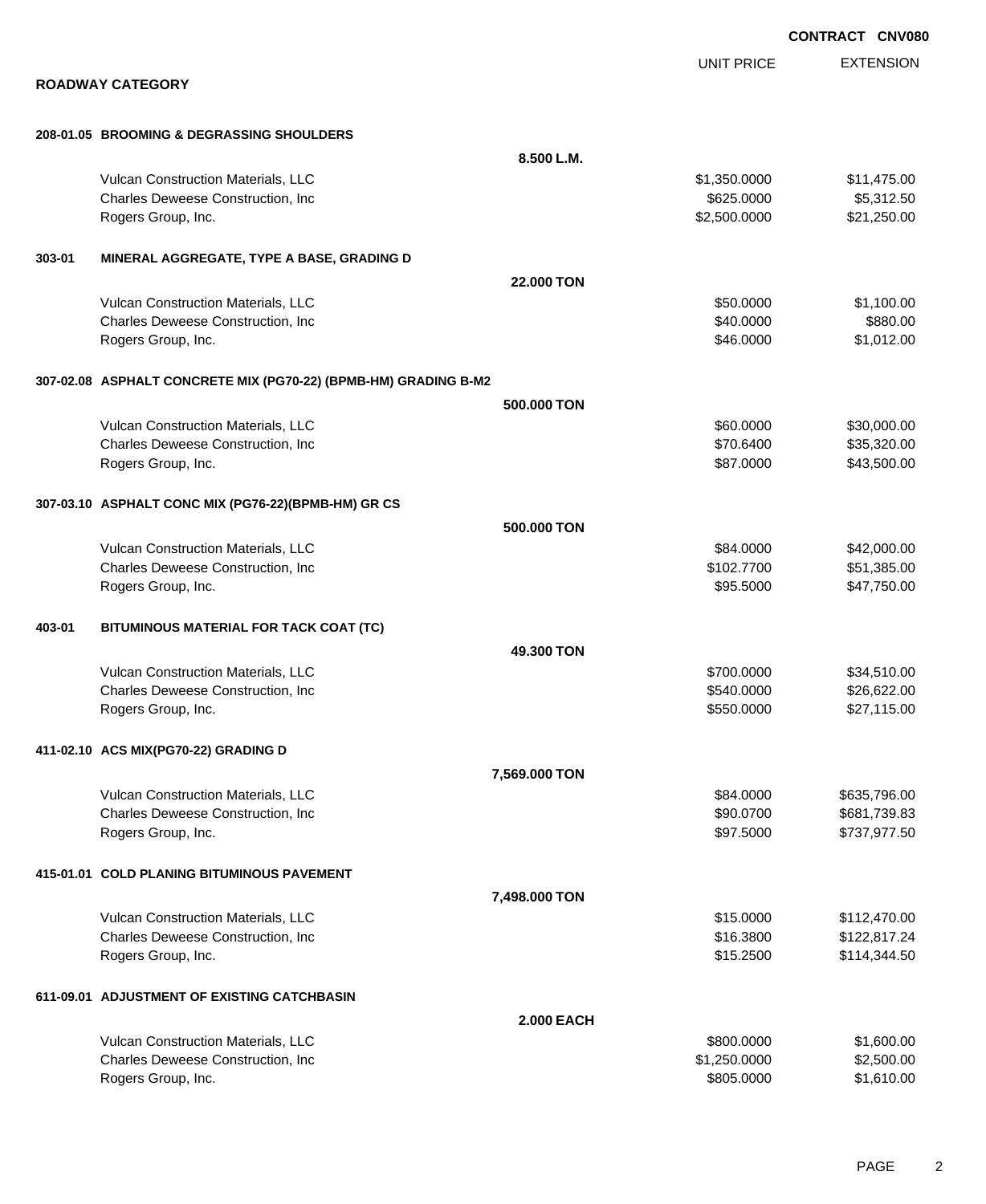**CONTRACT CNV080**

## ROADWAY CATEGORY

| | | UNIT PRICE | EXTENSION |
|---|---|---|---|
| **208-01.05 BROOMING & DEGRASSING SHOULDERS** | | | |
| | **8.500 L.M.** | | |
| Vulcan Construction Materials, LLC | | $1,350.0000 | $11,475.00 |
| Charles Deweese Construction, Inc | | $625.0000 | $5,312.50 |
| Rogers Group, Inc. | | $2,500.0000 | $21,250.00 |
| **303-01 MINERAL AGGREGATE, TYPE A BASE, GRADING D** | | | |
| | **22.000 TON** | | |
| Vulcan Construction Materials, LLC | | $50.0000 | $1,100.00 |
| Charles Deweese Construction, Inc | | $40.0000 | $880.00 |
| Rogers Group, Inc. | | $46.0000 | $1,012.00 |
| **307-02.08 ASPHALT CONCRETE MIX (PG70-22) (BPMB-HM) GRADING B-M2** | | | |
| | **500.000 TON** | | |
| Vulcan Construction Materials, LLC | | $60.0000 | $30,000.00 |
| Charles Deweese Construction, Inc | | $70.6400 | $35,320.00 |
| Rogers Group, Inc. | | $87.0000 | $43,500.00 |
| **307-03.10 ASPHALT CONC MIX (PG76-22)(BPMB-HM) GR CS** | | | |
| | **500.000 TON** | | |
| Vulcan Construction Materials, LLC | | $84.0000 | $42,000.00 |
| Charles Deweese Construction, Inc | | $102.7700 | $51,385.00 |
| Rogers Group, Inc. | | $95.5000 | $47,750.00 |
| **403-01 BITUMINOUS MATERIAL FOR TACK COAT (TC)** | | | |
| | **49.300 TON** | | |
| Vulcan Construction Materials, LLC | | $700.0000 | $34,510.00 |
| Charles Deweese Construction, Inc | | $540.0000 | $26,622.00 |
| Rogers Group, Inc. | | $550.0000 | $27,115.00 |
| **411-02.10 ACS MIX(PG70-22) GRADING D** | | | |
| | **7,569.000 TON** | | |
| Vulcan Construction Materials, LLC | | $84.0000 | $635,796.00 |
| Charles Deweese Construction, Inc | | $90.0700 | $681,739.83 |
| Rogers Group, Inc. | | $97.5000 | $737,977.50 |
| **415-01.01 COLD PLANING BITUMINOUS PAVEMENT** | | | |
| | **7,498.000 TON** | | |
| Vulcan Construction Materials, LLC | | $15.0000 | $112,470.00 |
| Charles Deweese Construction, Inc | | $16.3800 | $122,817.24 |
| Rogers Group, Inc. | | $15.2500 | $114,344.50 |
| **611-09.01 ADJUSTMENT OF EXISTING CATCHBASIN** | | | |
| | **2.000 EACH** | | |
| Vulcan Construction Materials, LLC | | $800.0000 | $1,600.00 |
| Charles Deweese Construction, Inc | | $1,250.0000 | $2,500.00 |
| Rogers Group, Inc. | | $805.0000 | $1,610.00 |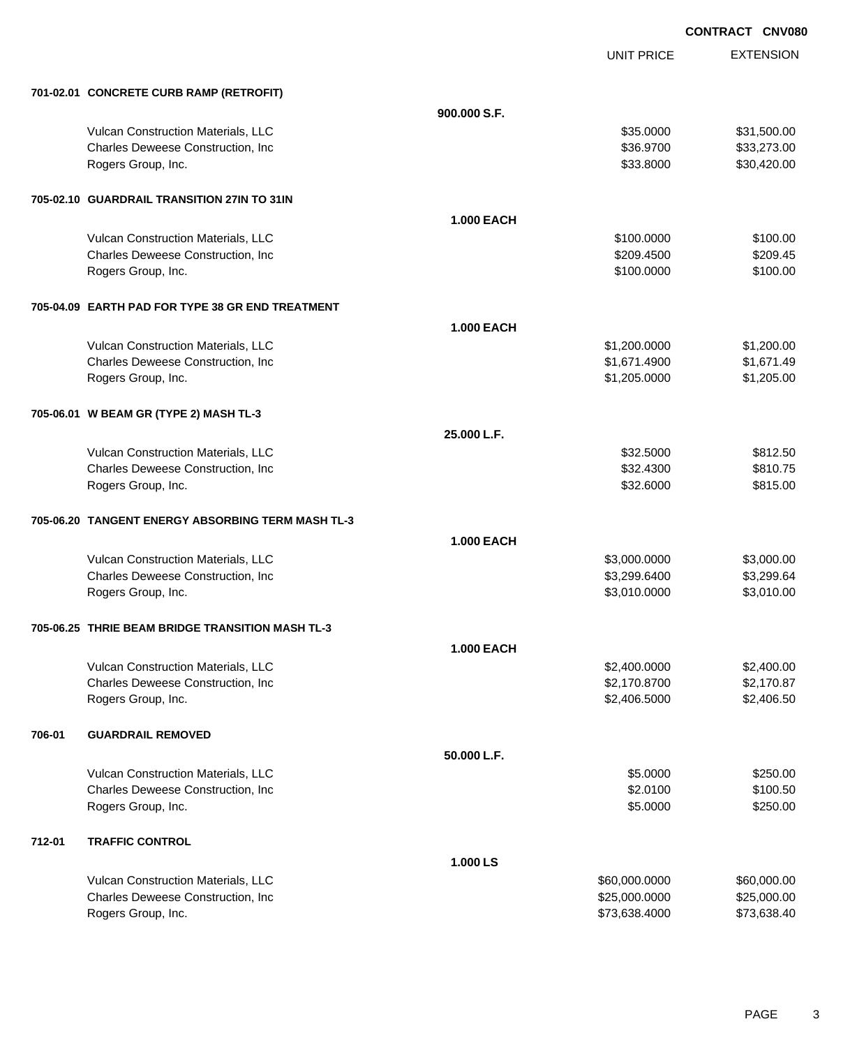**CONTRACT CNV080**

| | | | UNIT PRICE | EXTENSION |
|---|---|---|---|---|
| **701-02.01** | **CONCRETE CURB RAMP (RETROFIT)** | | | |
| | | **900.000 S.F.** | | |
| | Vulcan Construction Materials, LLC | | $35.0000 | $31,500.00 |
| | Charles Deweese Construction, Inc | | $36.9700 | $33,273.00 |
| | Rogers Group, Inc. | | $33.8000 | $30,420.00 |
| **705-02.10** | **GUARDRAIL TRANSITION 27IN TO 31IN** | | | |
| | | **1.000 EACH** | | |
| | Vulcan Construction Materials, LLC | | $100.0000 | $100.00 |
| | Charles Deweese Construction, Inc | | $209.4500 | $209.45 |
| | Rogers Group, Inc. | | $100.0000 | $100.00 |
| **705-04.09** | **EARTH PAD FOR TYPE 38 GR END TREATMENT** | | | |
| | | **1.000 EACH** | | |
| | Vulcan Construction Materials, LLC | | $1,200.0000 | $1,200.00 |
| | Charles Deweese Construction, Inc | | $1,671.4900 | $1,671.49 |
| | Rogers Group, Inc. | | $1,205.0000 | $1,205.00 |
| **705-06.01** | **W BEAM GR (TYPE 2) MASH TL-3** | | | |
| | | **25.000 L.F.** | | |
| | Vulcan Construction Materials, LLC | | $32.5000 | $812.50 |
| | Charles Deweese Construction, Inc | | $32.4300 | $810.75 |
| | Rogers Group, Inc. | | $32.6000 | $815.00 |
| **705-06.20** | **TANGENT ENERGY ABSORBING TERM MASH TL-3** | | | |
| | | **1.000 EACH** | | |
| | Vulcan Construction Materials, LLC | | $3,000.0000 | $3,000.00 |
| | Charles Deweese Construction, Inc | | $3,299.6400 | $3,299.64 |
| | Rogers Group, Inc. | | $3,010.0000 | $3,010.00 |
| **705-06.25** | **THRIE BEAM BRIDGE TRANSITION MASH TL-3** | | | |
| | | **1.000 EACH** | | |
| | Vulcan Construction Materials, LLC | | $2,400.0000 | $2,400.00 |
| | Charles Deweese Construction, Inc | | $2,170.8700 | $2,170.87 |
| | Rogers Group, Inc. | | $2,406.5000 | $2,406.50 |
| **706-01** | **GUARDRAIL REMOVED** | | | |
| | | **50.000 L.F.** | | |
| | Vulcan Construction Materials, LLC | | $5.0000 | $250.00 |
| | Charles Deweese Construction, Inc | | $2.0100 | $100.50 |
| | Rogers Group, Inc. | | $5.0000 | $250.00 |
| **712-01** | **TRAFFIC CONTROL** | | | |
| | | **1.000 LS** | | |
| | Vulcan Construction Materials, LLC | | $60,000.0000 | $60,000.00 |
| | Charles Deweese Construction, Inc | | $25,000.0000 | $25,000.00 |
| | Rogers Group, Inc. | | $73,638.4000 | $73,638.40 |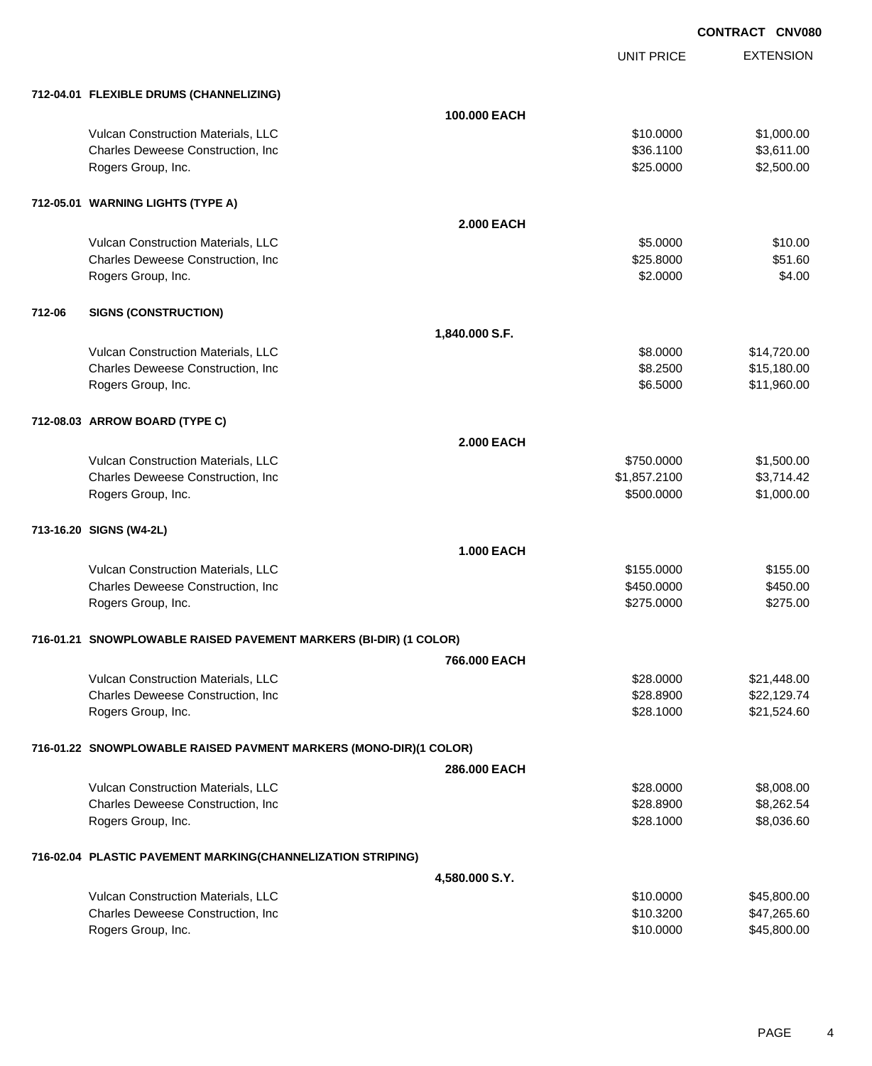**CONTRACT CNV080**

| | | UNIT PRICE | EXTENSION |
|---|---|---|---|
| **712-04.01 FLEXIBLE DRUMS (CHANNELIZING)** | | | |
| | **100.000 EACH** | | |
| Vulcan Construction Materials, LLC | | $10.0000 | $1,000.00 |
| Charles Deweese Construction, Inc | | $36.1100 | $3,611.00 |
| Rogers Group, Inc. | | $25.0000 | $2,500.00 |
| **712-05.01 WARNING LIGHTS (TYPE A)** | | | |
| | **2.000 EACH** | | |
| Vulcan Construction Materials, LLC | | $5.0000 | $10.00 |
| Charles Deweese Construction, Inc | | $25.8000 | $51.60 |
| Rogers Group, Inc. | | $2.0000 | $4.00 |
| **712-06 SIGNS (CONSTRUCTION)** | | | |
| | **1,840.000 S.F.** | | |
| Vulcan Construction Materials, LLC | | $8.0000 | $14,720.00 |
| Charles Deweese Construction, Inc | | $8.2500 | $15,180.00 |
| Rogers Group, Inc. | | $6.5000 | $11,960.00 |
| **712-08.03 ARROW BOARD (TYPE C)** | | | |
| | **2.000 EACH** | | |
| Vulcan Construction Materials, LLC | | $750.0000 | $1,500.00 |
| Charles Deweese Construction, Inc | | $1,857.2100 | $3,714.42 |
| Rogers Group, Inc. | | $500.0000 | $1,000.00 |
| **713-16.20 SIGNS (W4-2L)** | | | |
| | **1.000 EACH** | | |
| Vulcan Construction Materials, LLC | | $155.0000 | $155.00 |
| Charles Deweese Construction, Inc | | $450.0000 | $450.00 |
| Rogers Group, Inc. | | $275.0000 | $275.00 |
| **716-01.21 SNOWPLOWABLE RAISED PAVEMENT MARKERS (BI-DIR) (1 COLOR)** | | | |
| | **766.000 EACH** | | |
| Vulcan Construction Materials, LLC | | $28.0000 | $21,448.00 |
| Charles Deweese Construction, Inc | | $28.8900 | $22,129.74 |
| Rogers Group, Inc. | | $28.1000 | $21,524.60 |
| **716-01.22 SNOWPLOWABLE RAISED PAVMENT MARKERS (MONO-DIR)(1 COLOR)** | | | |
| | **286.000 EACH** | | |
| Vulcan Construction Materials, LLC | | $28.0000 | $8,008.00 |
| Charles Deweese Construction, Inc | | $28.8900 | $8,262.54 |
| Rogers Group, Inc. | | $28.1000 | $8,036.60 |
| **716-02.04 PLASTIC PAVEMENT MARKING(CHANNELIZATION STRIPING)** | | | |
| | **4,580.000 S.Y.** | | |
| Vulcan Construction Materials, LLC | | $10.0000 | $45,800.00 |
| Charles Deweese Construction, Inc | | $10.3200 | $47,265.60 |
| Rogers Group, Inc. | | $10.0000 | $45,800.00 |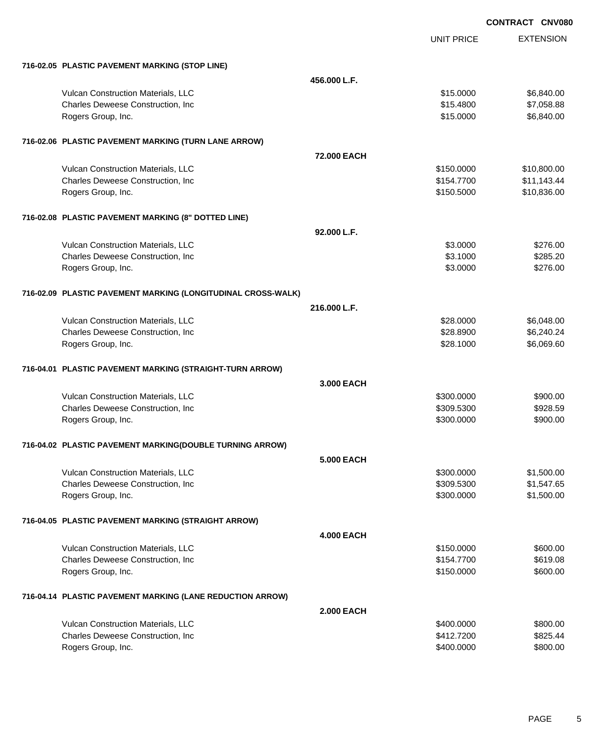**CONTRACT CNV080**

| | | UNIT PRICE | EXTENSION |
|---|---|---|---|
| **716-02.05 PLASTIC PAVEMENT MARKING (STOP LINE)** | | | |
| | **456.000 L.F.** | | |
| Vulcan Construction Materials, LLC | | $15.0000 | $6,840.00 |
| Charles Deweese Construction, Inc | | $15.4800 | $7,058.88 |
| Rogers Group, Inc. | | $15.0000 | $6,840.00 |
| **716-02.06 PLASTIC PAVEMENT MARKING (TURN LANE ARROW)** | | | |
| | **72.000 EACH** | | |
| Vulcan Construction Materials, LLC | | $150.0000 | $10,800.00 |
| Charles Deweese Construction, Inc | | $154.7700 | $11,143.44 |
| Rogers Group, Inc. | | $150.5000 | $10,836.00 |
| **716-02.08 PLASTIC PAVEMENT MARKING (8" DOTTED LINE)** | | | |
| | **92.000 L.F.** | | |
| Vulcan Construction Materials, LLC | | $3.0000 | $276.00 |
| Charles Deweese Construction, Inc | | $3.1000 | $285.20 |
| Rogers Group, Inc. | | $3.0000 | $276.00 |
| **716-02.09 PLASTIC PAVEMENT MARKING (LONGITUDINAL CROSS-WALK)** | | | |
| | **216.000 L.F.** | | |
| Vulcan Construction Materials, LLC | | $28.0000 | $6,048.00 |
| Charles Deweese Construction, Inc | | $28.8900 | $6,240.24 |
| Rogers Group, Inc. | | $28.1000 | $6,069.60 |
| **716-04.01 PLASTIC PAVEMENT MARKING (STRAIGHT-TURN ARROW)** | | | |
| | **3.000 EACH** | | |
| Vulcan Construction Materials, LLC | | $300.0000 | $900.00 |
| Charles Deweese Construction, Inc | | $309.5300 | $928.59 |
| Rogers Group, Inc. | | $300.0000 | $900.00 |
| **716-04.02 PLASTIC PAVEMENT MARKING(DOUBLE TURNING ARROW)** | | | |
| | **5.000 EACH** | | |
| Vulcan Construction Materials, LLC | | $300.0000 | $1,500.00 |
| Charles Deweese Construction, Inc | | $309.5300 | $1,547.65 |
| Rogers Group, Inc. | | $300.0000 | $1,500.00 |
| **716-04.05 PLASTIC PAVEMENT MARKING (STRAIGHT ARROW)** | | | |
| | **4.000 EACH** | | |
| Vulcan Construction Materials, LLC | | $150.0000 | $600.00 |
| Charles Deweese Construction, Inc | | $154.7700 | $619.08 |
| Rogers Group, Inc. | | $150.0000 | $600.00 |
| **716-04.14 PLASTIC PAVEMENT MARKING (LANE REDUCTION ARROW)** | | | |
| | **2.000 EACH** | | |
| Vulcan Construction Materials, LLC | | $400.0000 | $800.00 |
| Charles Deweese Construction, Inc | | $412.7200 | $825.44 |
| Rogers Group, Inc. | | $400.0000 | $800.00 |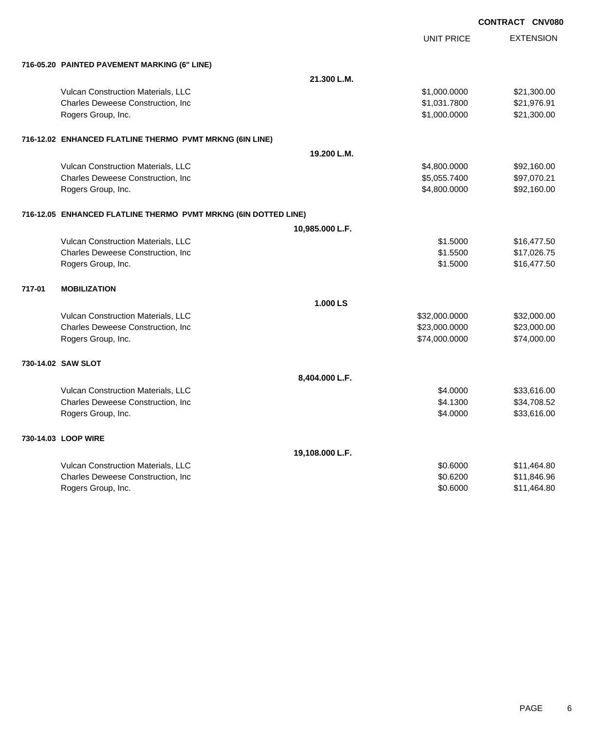**CONTRACT CNV080**

| | | UNIT PRICE | EXTENSION |
|---|---|---|---|
| **716-05.20 PAINTED PAVEMENT MARKING (6" LINE)** | | | |
| | **21.300 L.M.** | | |
| Vulcan Construction Materials, LLC | | $1,000.0000 | $21,300.00 |
| Charles Deweese Construction, Inc | | $1,031.7800 | $21,976.91 |
| Rogers Group, Inc. | | $1,000.0000 | $21,300.00 |
| **716-12.02 ENHANCED FLATLINE THERMO PVMT MRKNG (6IN LINE)** | | | |
| | **19.200 L.M.** | | |
| Vulcan Construction Materials, LLC | | $4,800.0000 | $92,160.00 |
| Charles Deweese Construction, Inc | | $5,055.7400 | $97,070.21 |
| Rogers Group, Inc. | | $4,800.0000 | $92,160.00 |
| **716-12.05 ENHANCED FLATLINE THERMO PVMT MRKNG (6IN DOTTED LINE)** | | | |
| | **10,985.000 L.F.** | | |
| Vulcan Construction Materials, LLC | | $1.5000 | $16,477.50 |
| Charles Deweese Construction, Inc | | $1.5500 | $17,026.75 |
| Rogers Group, Inc. | | $1.5000 | $16,477.50 |
| **717-01 MOBILIZATION** | | | |
| | **1.000 LS** | | |
| Vulcan Construction Materials, LLC | | $32,000.0000 | $32,000.00 |
| Charles Deweese Construction, Inc | | $23,000.0000 | $23,000.00 |
| Rogers Group, Inc. | | $74,000.0000 | $74,000.00 |
| **730-14.02 SAW SLOT** | | | |
| | **8,404.000 L.F.** | | |
| Vulcan Construction Materials, LLC | | $4.0000 | $33,616.00 |
| Charles Deweese Construction, Inc | | $4.1300 | $34,708.52 |
| Rogers Group, Inc. | | $4.0000 | $33,616.00 |
| **730-14.03 LOOP WIRE** | | | |
| | **19,108.000 L.F.** | | |
| Vulcan Construction Materials, LLC | | $0.6000 | $11,464.80 |
| Charles Deweese Construction, Inc | | $0.6200 | $11,846.96 |
| Rogers Group, Inc. | | $0.6000 | $11,464.80 |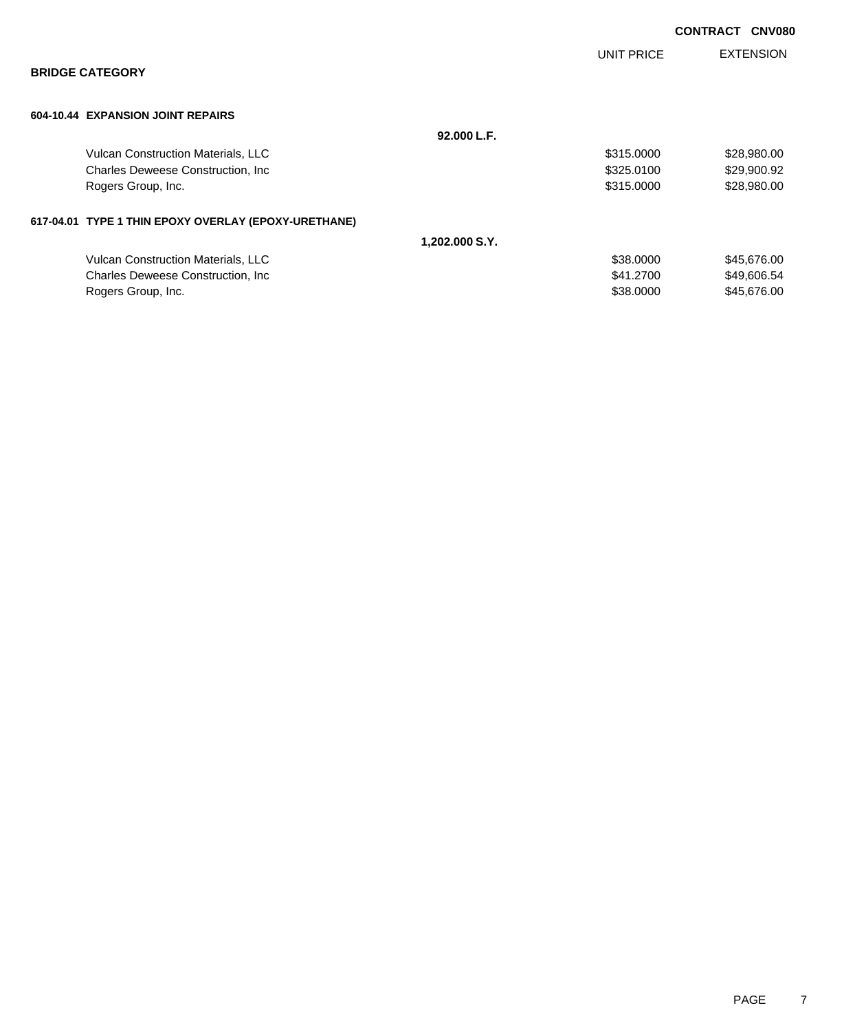**CONTRACT CNV080**

## BRIDGE CATEGORY

| | | UNIT PRICE | EXTENSION |
|---|---|---|---|
| **604-10.44 EXPANSION JOINT REPAIRS** | | | |
| | **92.000 L.F.** | | |
| Vulcan Construction Materials, LLC | | $315.0000 | $28,980.00 |
| Charles Deweese Construction, Inc | | $325.0100 | $29,900.92 |
| Rogers Group, Inc. | | $315.0000 | $28,980.00 |
| **617-04.01 TYPE 1 THIN EPOXY OVERLAY (EPOXY-URETHANE)** | | | |
| | **1,202.000 S.Y.** | | |
| Vulcan Construction Materials, LLC | | $38.0000 | $45,676.00 |
| Charles Deweese Construction, Inc | | $41.2700 | $49,606.54 |
| Rogers Group, Inc. | | $38.0000 | $45,676.00 |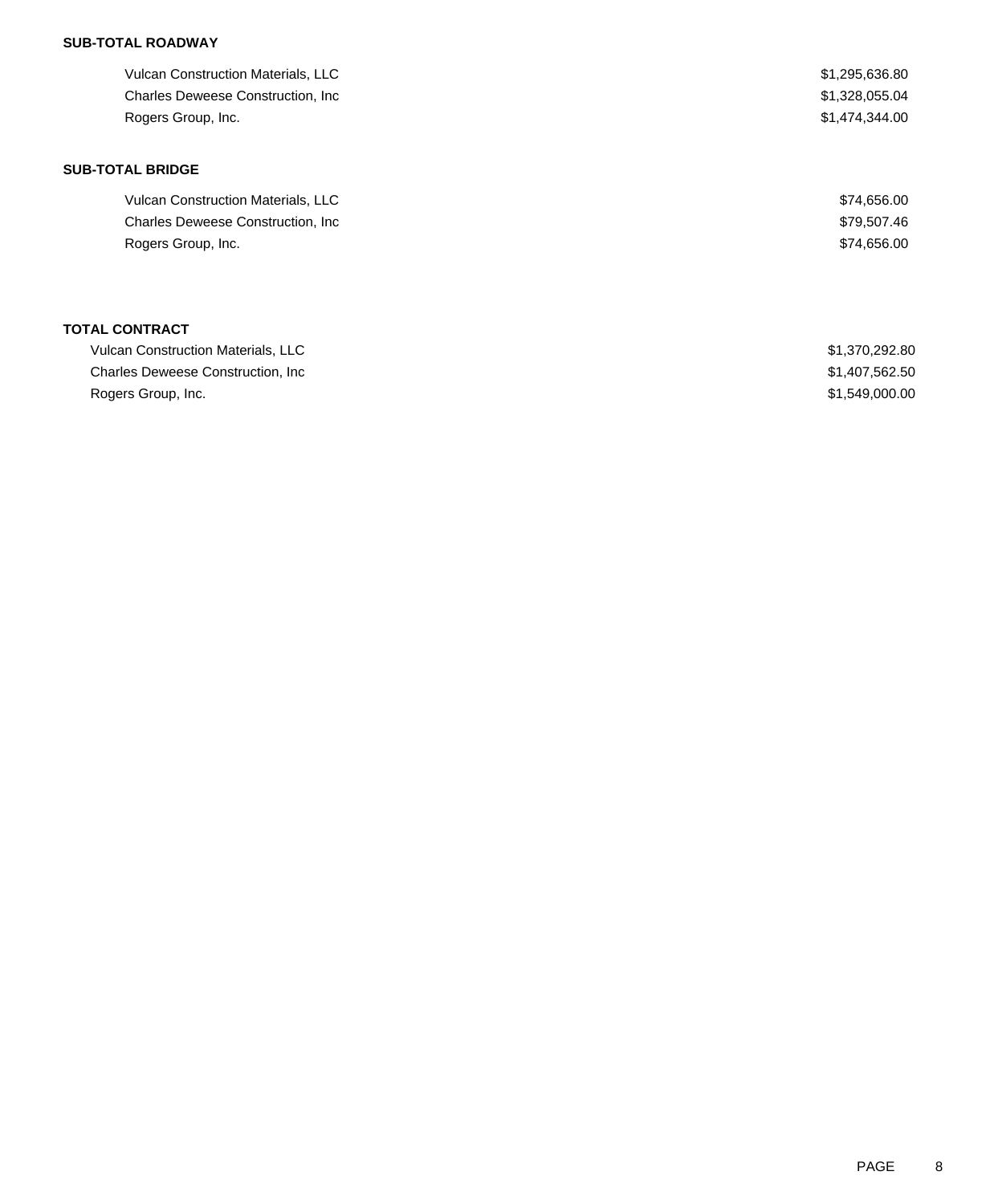**SUB-TOTAL ROADWAY**

| | |
|---|---|
| Vulcan Construction Materials, LLC | $1,295,636.80 |
| Charles Deweese Construction, Inc | $1,328,055.04 |
| Rogers Group, Inc. | $1,474,344.00 |

**SUB-TOTAL BRIDGE**

| | |
|---|---|
| Vulcan Construction Materials, LLC | $74,656.00 |
| Charles Deweese Construction, Inc | $79,507.46 |
| Rogers Group, Inc. | $74,656.00 |

**TOTAL CONTRACT**

| | |
|---|---|
| Vulcan Construction Materials, LLC | $1,370,292.80 |
| Charles Deweese Construction, Inc | $1,407,562.50 |
| Rogers Group, Inc. | $1,549,000.00 |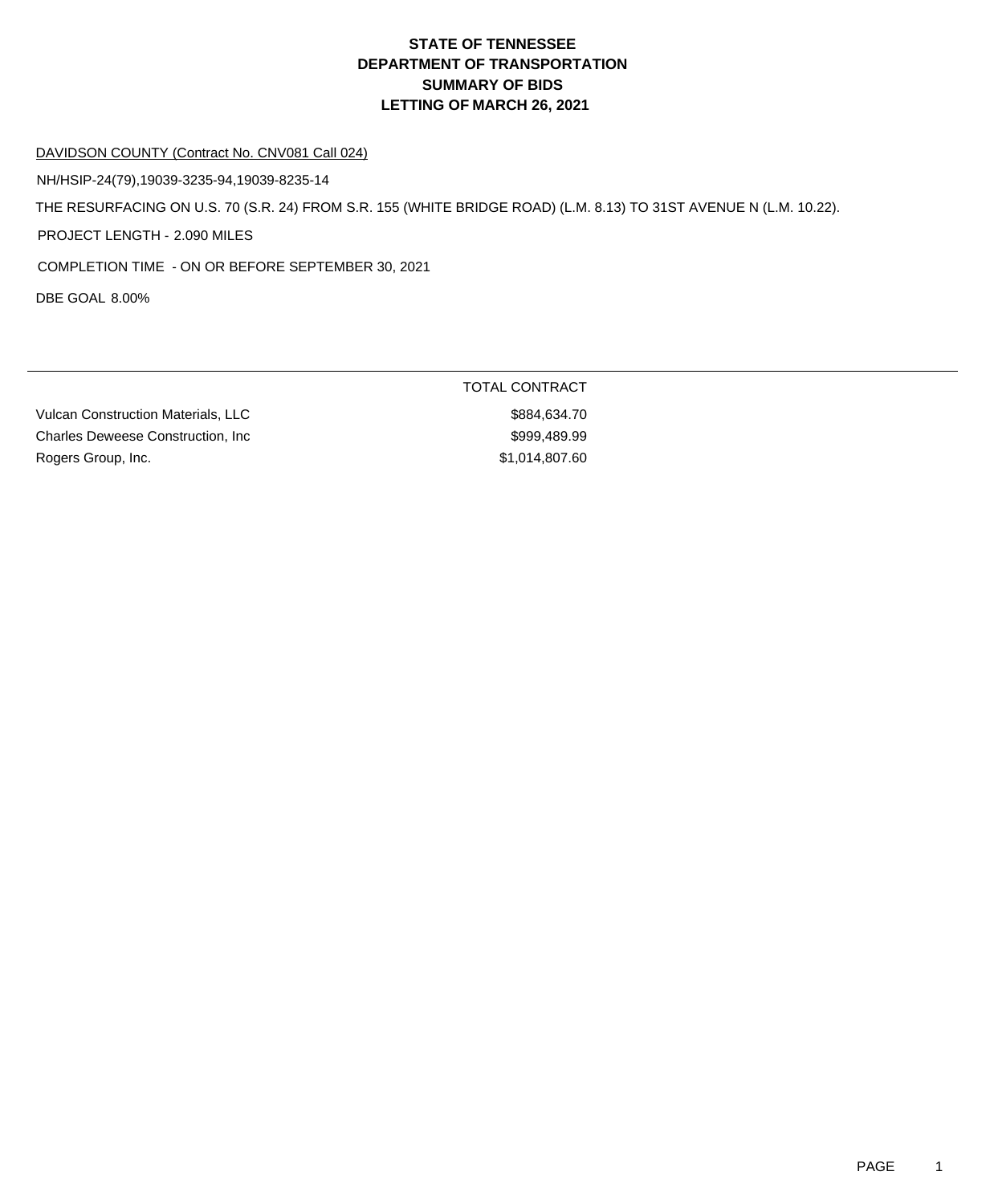# STATE OF TENNESSEE
# DEPARTMENT OF TRANSPORTATION
# SUMMARY OF BIDS
# LETTING OF MARCH 26, 2021

DAVIDSON COUNTY (Contract No. CNV081 Call 024)

NH/HSIP-24(79),19039-3235-94,19039-8235-14

THE RESURFACING ON U.S. 70 (S.R. 24) FROM S.R. 155 (WHITE BRIDGE ROAD) (L.M. 8.13) TO 31ST AVENUE N (L.M. 10.22).

PROJECT LENGTH - 2.090 MILES

COMPLETION TIME - ON OR BEFORE SEPTEMBER 30, 2021

DBE GOAL 8.00%

| | TOTAL CONTRACT |
|---|---|
| Vulcan Construction Materials, LLC | $884,634.70 |
| Charles Deweese Construction, Inc | $999,489.99 |
| Rogers Group, Inc. | $1,014,807.60 |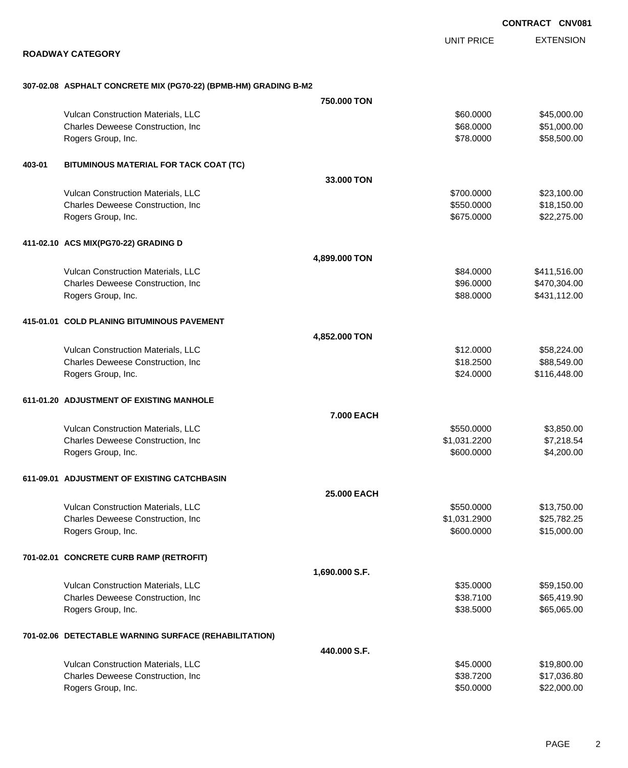**CONTRACT CNV081**

## ROADWAY CATEGORY

| | | UNIT PRICE | EXTENSION |
|---|---|---|---|
| **307-02.08 ASPHALT CONCRETE MIX (PG70-22) (BPMB-HM) GRADING B-M2** | **750.000 TON** | | |
| | Vulcan Construction Materials, LLC | $60.0000 | $45,000.00 |
| | Charles Deweese Construction, Inc | $68.0000 | $51,000.00 |
| | Rogers Group, Inc. | $78.0000 | $58,500.00 |
| **403-01 BITUMINOUS MATERIAL FOR TACK COAT (TC)** | **33.000 TON** | | |
| | Vulcan Construction Materials, LLC | $700.0000 | $23,100.00 |
| | Charles Deweese Construction, Inc | $550.0000 | $18,150.00 |
| | Rogers Group, Inc. | $675.0000 | $22,275.00 |
| **411-02.10 ACS MIX(PG70-22) GRADING D** | **4,899.000 TON** | | |
| | Vulcan Construction Materials, LLC | $84.0000 | $411,516.00 |
| | Charles Deweese Construction, Inc | $96.0000 | $470,304.00 |
| | Rogers Group, Inc. | $88.0000 | $431,112.00 |
| **415-01.01 COLD PLANING BITUMINOUS PAVEMENT** | **4,852.000 TON** | | |
| | Vulcan Construction Materials, LLC | $12.0000 | $58,224.00 |
| | Charles Deweese Construction, Inc | $18.2500 | $88,549.00 |
| | Rogers Group, Inc. | $24.0000 | $116,448.00 |
| **611-01.20 ADJUSTMENT OF EXISTING MANHOLE** | **7.000 EACH** | | |
| | Vulcan Construction Materials, LLC | $550.0000 | $3,850.00 |
| | Charles Deweese Construction, Inc | $1,031.2200 | $7,218.54 |
| | Rogers Group, Inc. | $600.0000 | $4,200.00 |
| **611-09.01 ADJUSTMENT OF EXISTING CATCHBASIN** | **25.000 EACH** | | |
| | Vulcan Construction Materials, LLC | $550.0000 | $13,750.00 |
| | Charles Deweese Construction, Inc | $1,031.2900 | $25,782.25 |
| | Rogers Group, Inc. | $600.0000 | $15,000.00 |
| **701-02.01 CONCRETE CURB RAMP (RETROFIT)** | **1,690.000 S.F.** | | |
| | Vulcan Construction Materials, LLC | $35.0000 | $59,150.00 |
| | Charles Deweese Construction, Inc | $38.7100 | $65,419.90 |
| | Rogers Group, Inc. | $38.5000 | $65,065.00 |
| **701-02.06 DETECTABLE WARNING SURFACE (REHABILITATION)** | **440.000 S.F.** | | |
| | Vulcan Construction Materials, LLC | $45.0000 | $19,800.00 |
| | Charles Deweese Construction, Inc | $38.7200 | $17,036.80 |
| | Rogers Group, Inc. | $50.0000 | $22,000.00 |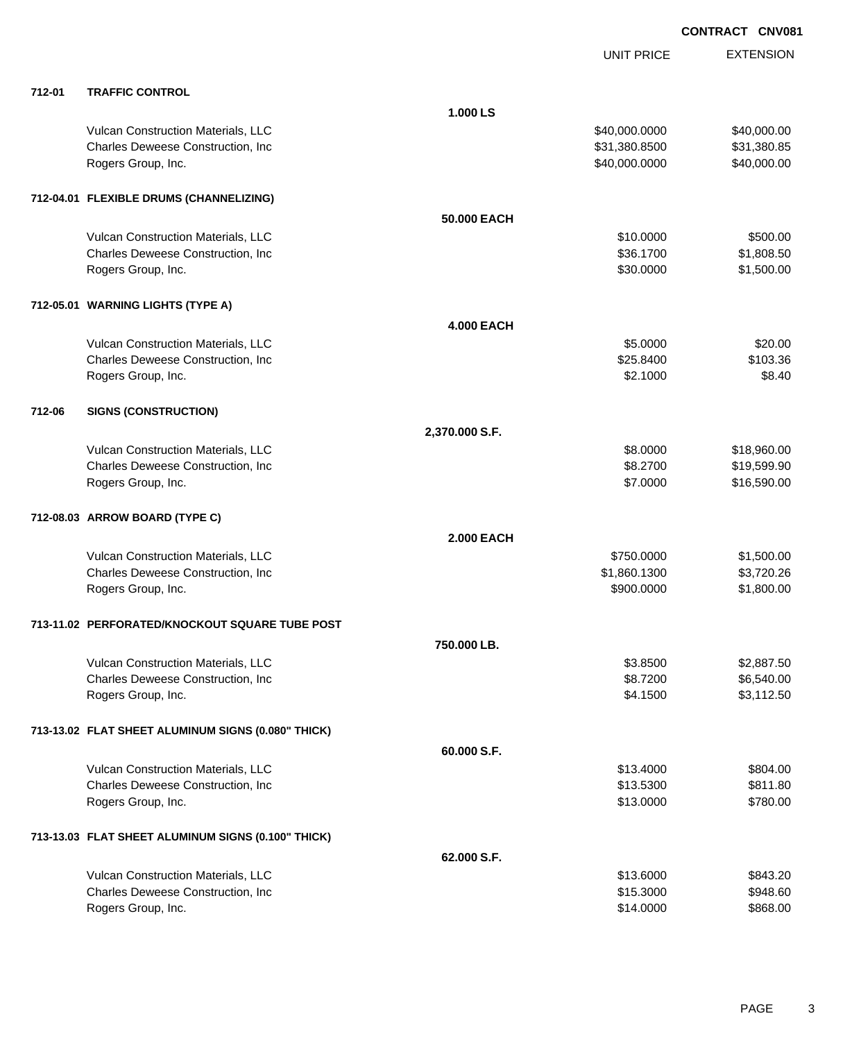**CONTRACT CNV081**

| | | | UNIT PRICE | EXTENSION |
|---|---|---|---|---|
| **712-01** | **TRAFFIC CONTROL** | | | |
| | | **1.000 LS** | | |
| | Vulcan Construction Materials, LLC | | $40,000.0000 | $40,000.00 |
| | Charles Deweese Construction, Inc | | $31,380.8500 | $31,380.85 |
| | Rogers Group, Inc. | | $40,000.0000 | $40,000.00 |
| **712-04.01** | **FLEXIBLE DRUMS (CHANNELIZING)** | | | |
| | | **50.000 EACH** | | |
| | Vulcan Construction Materials, LLC | | $10.0000 | $500.00 |
| | Charles Deweese Construction, Inc | | $36.1700 | $1,808.50 |
| | Rogers Group, Inc. | | $30.0000 | $1,500.00 |
| **712-05.01** | **WARNING LIGHTS (TYPE A)** | | | |
| | | **4.000 EACH** | | |
| | Vulcan Construction Materials, LLC | | $5.0000 | $20.00 |
| | Charles Deweese Construction, Inc | | $25.8400 | $103.36 |
| | Rogers Group, Inc. | | $2.1000 | $8.40 |
| **712-06** | **SIGNS (CONSTRUCTION)** | | | |
| | | **2,370.000 S.F.** | | |
| | Vulcan Construction Materials, LLC | | $8.0000 | $18,960.00 |
| | Charles Deweese Construction, Inc | | $8.2700 | $19,599.90 |
| | Rogers Group, Inc. | | $7.0000 | $16,590.00 |
| **712-08.03** | **ARROW BOARD (TYPE C)** | | | |
| | | **2.000 EACH** | | |
| | Vulcan Construction Materials, LLC | | $750.0000 | $1,500.00 |
| | Charles Deweese Construction, Inc | | $1,860.1300 | $3,720.26 |
| | Rogers Group, Inc. | | $900.0000 | $1,800.00 |
| **713-11.02** | **PERFORATED/KNOCKOUT SQUARE TUBE POST** | | | |
| | | **750.000 LB.** | | |
| | Vulcan Construction Materials, LLC | | $3.8500 | $2,887.50 |
| | Charles Deweese Construction, Inc | | $8.7200 | $6,540.00 |
| | Rogers Group, Inc. | | $4.1500 | $3,112.50 |
| **713-13.02** | **FLAT SHEET ALUMINUM SIGNS (0.080" THICK)** | | | |
| | | **60.000 S.F.** | | |
| | Vulcan Construction Materials, LLC | | $13.4000 | $804.00 |
| | Charles Deweese Construction, Inc | | $13.5300 | $811.80 |
| | Rogers Group, Inc. | | $13.0000 | $780.00 |
| **713-13.03** | **FLAT SHEET ALUMINUM SIGNS (0.100" THICK)** | | | |
| | | **62.000 S.F.** | | |
| | Vulcan Construction Materials, LLC | | $13.6000 | $843.20 |
| | Charles Deweese Construction, Inc | | $15.3000 | $948.60 |
| | Rogers Group, Inc. | | $14.0000 | $868.00 |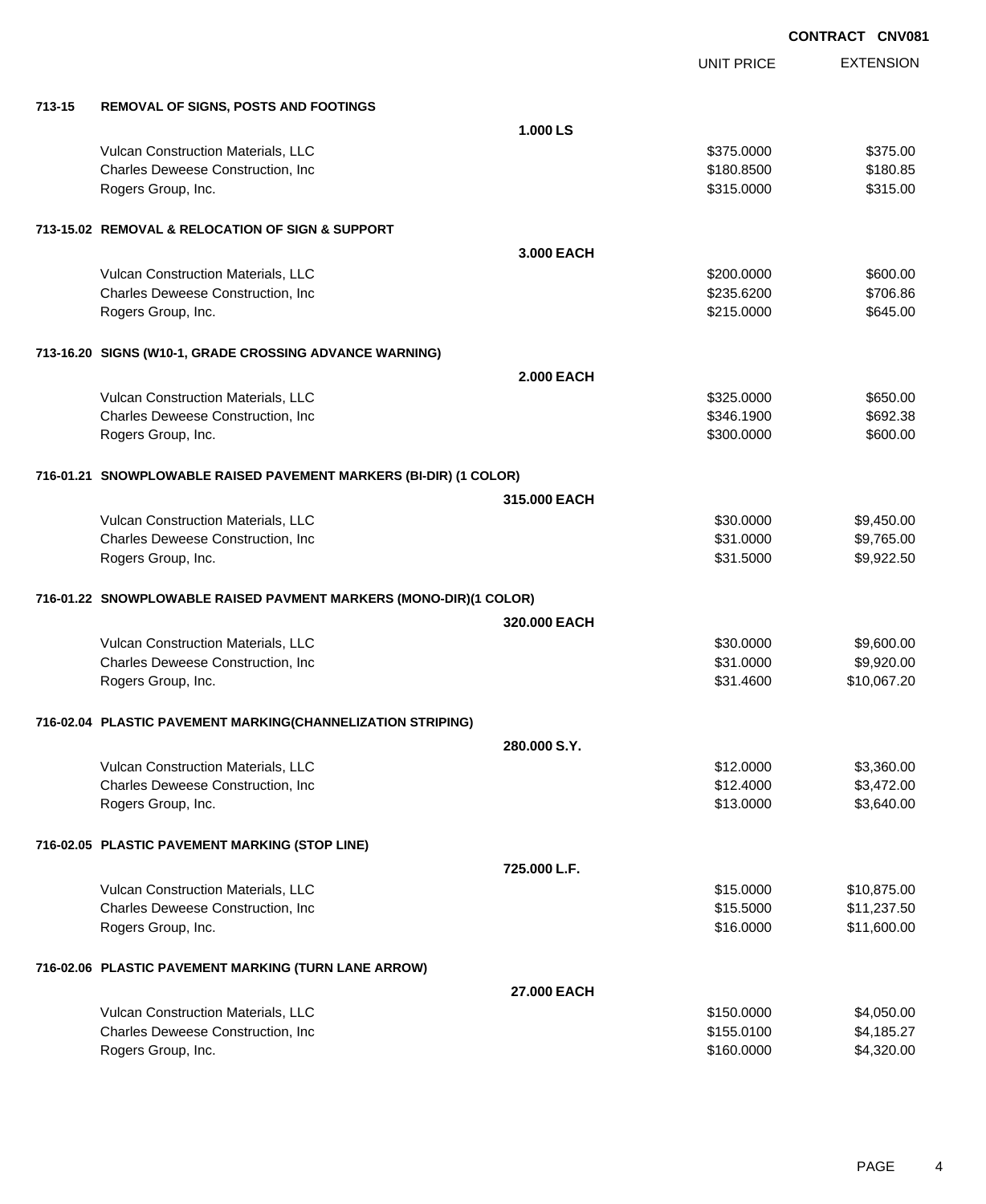**CONTRACT CNV081**

| | | | UNIT PRICE | EXTENSION |
|---|---|---|---|---|
| **713-15** | **REMOVAL OF SIGNS, POSTS AND FOOTINGS** | | | |
| | | **1.000 LS** | | |
| | Vulcan Construction Materials, LLC | | $375.0000 | $375.00 |
| | Charles Deweese Construction, Inc | | $180.8500 | $180.85 |
| | Rogers Group, Inc. | | $315.0000 | $315.00 |
| **713-15.02** | **REMOVAL & RELOCATION OF SIGN & SUPPORT** | | | |
| | | **3.000 EACH** | | |
| | Vulcan Construction Materials, LLC | | $200.0000 | $600.00 |
| | Charles Deweese Construction, Inc | | $235.6200 | $706.86 |
| | Rogers Group, Inc. | | $215.0000 | $645.00 |
| **713-16.20** | **SIGNS (W10-1, GRADE CROSSING ADVANCE WARNING)** | | | |
| | | **2.000 EACH** | | |
| | Vulcan Construction Materials, LLC | | $325.0000 | $650.00 |
| | Charles Deweese Construction, Inc | | $346.1900 | $692.38 |
| | Rogers Group, Inc. | | $300.0000 | $600.00 |
| **716-01.21** | **SNOWPLOWABLE RAISED PAVEMENT MARKERS (BI-DIR) (1 COLOR)** | | | |
| | | **315.000 EACH** | | |
| | Vulcan Construction Materials, LLC | | $30.0000 | $9,450.00 |
| | Charles Deweese Construction, Inc | | $31.0000 | $9,765.00 |
| | Rogers Group, Inc. | | $31.5000 | $9,922.50 |
| **716-01.22** | **SNOWPLOWABLE RAISED PAVMENT MARKERS (MONO-DIR)(1 COLOR)** | | | |
| | | **320.000 EACH** | | |
| | Vulcan Construction Materials, LLC | | $30.0000 | $9,600.00 |
| | Charles Deweese Construction, Inc | | $31.0000 | $9,920.00 |
| | Rogers Group, Inc. | | $31.4600 | $10,067.20 |
| **716-02.04** | **PLASTIC PAVEMENT MARKING(CHANNELIZATION STRIPING)** | | | |
| | | **280.000 S.Y.** | | |
| | Vulcan Construction Materials, LLC | | $12.0000 | $3,360.00 |
| | Charles Deweese Construction, Inc | | $12.4000 | $3,472.00 |
| | Rogers Group, Inc. | | $13.0000 | $3,640.00 |
| **716-02.05** | **PLASTIC PAVEMENT MARKING (STOP LINE)** | | | |
| | | **725.000 L.F.** | | |
| | Vulcan Construction Materials, LLC | | $15.0000 | $10,875.00 |
| | Charles Deweese Construction, Inc | | $15.5000 | $11,237.50 |
| | Rogers Group, Inc. | | $16.0000 | $11,600.00 |
| **716-02.06** | **PLASTIC PAVEMENT MARKING (TURN LANE ARROW)** | | | |
| | | **27.000 EACH** | | |
| | Vulcan Construction Materials, LLC | | $150.0000 | $4,050.00 |
| | Charles Deweese Construction, Inc | | $155.0100 | $4,185.27 |
| | Rogers Group, Inc. | | $160.0000 | $4,320.00 |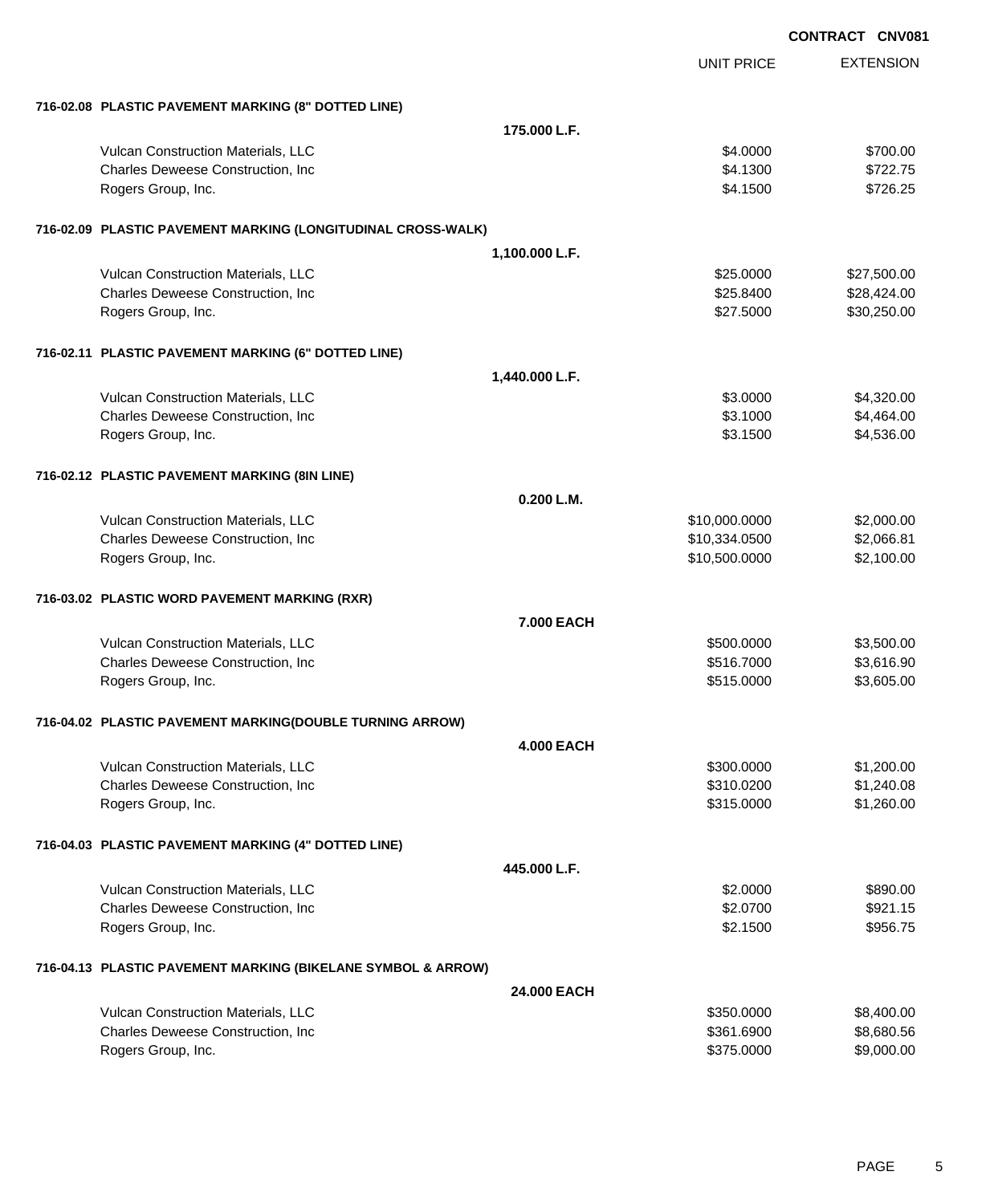**CONTRACT CNV081**

| | | UNIT PRICE | EXTENSION |
|---|---|---|---|
| **716-02.08 PLASTIC PAVEMENT MARKING (8" DOTTED LINE)** | | | |
| | **175.000 L.F.** | | |
| Vulcan Construction Materials, LLC | | $4.0000 | $700.00 |
| Charles Deweese Construction, Inc | | $4.1300 | $722.75 |
| Rogers Group, Inc. | | $4.1500 | $726.25 |
| **716-02.09 PLASTIC PAVEMENT MARKING (LONGITUDINAL CROSS-WALK)** | | | |
| | **1,100.000 L.F.** | | |
| Vulcan Construction Materials, LLC | | $25.0000 | $27,500.00 |
| Charles Deweese Construction, Inc | | $25.8400 | $28,424.00 |
| Rogers Group, Inc. | | $27.5000 | $30,250.00 |
| **716-02.11 PLASTIC PAVEMENT MARKING (6" DOTTED LINE)** | | | |
| | **1,440.000 L.F.** | | |
| Vulcan Construction Materials, LLC | | $3.0000 | $4,320.00 |
| Charles Deweese Construction, Inc | | $3.1000 | $4,464.00 |
| Rogers Group, Inc. | | $3.1500 | $4,536.00 |
| **716-02.12 PLASTIC PAVEMENT MARKING (8IN LINE)** | | | |
| | **0.200 L.M.** | | |
| Vulcan Construction Materials, LLC | | $10,000.0000 | $2,000.00 |
| Charles Deweese Construction, Inc | | $10,334.0500 | $2,066.81 |
| Rogers Group, Inc. | | $10,500.0000 | $2,100.00 |
| **716-03.02 PLASTIC WORD PAVEMENT MARKING (RXR)** | | | |
| | **7.000 EACH** | | |
| Vulcan Construction Materials, LLC | | $500.0000 | $3,500.00 |
| Charles Deweese Construction, Inc | | $516.7000 | $3,616.90 |
| Rogers Group, Inc. | | $515.0000 | $3,605.00 |
| **716-04.02 PLASTIC PAVEMENT MARKING(DOUBLE TURNING ARROW)** | | | |
| | **4.000 EACH** | | |
| Vulcan Construction Materials, LLC | | $300.0000 | $1,200.00 |
| Charles Deweese Construction, Inc | | $310.0200 | $1,240.08 |
| Rogers Group, Inc. | | $315.0000 | $1,260.00 |
| **716-04.03 PLASTIC PAVEMENT MARKING (4" DOTTED LINE)** | | | |
| | **445.000 L.F.** | | |
| Vulcan Construction Materials, LLC | | $2.0000 | $890.00 |
| Charles Deweese Construction, Inc | | $2.0700 | $921.15 |
| Rogers Group, Inc. | | $2.1500 | $956.75 |
| **716-04.13 PLASTIC PAVEMENT MARKING (BIKELANE SYMBOL & ARROW)** | | | |
| | **24.000 EACH** | | |
| Vulcan Construction Materials, LLC | | $350.0000 | $8,400.00 |
| Charles Deweese Construction, Inc | | $361.6900 | $8,680.56 |
| Rogers Group, Inc. | | $375.0000 | $9,000.00 |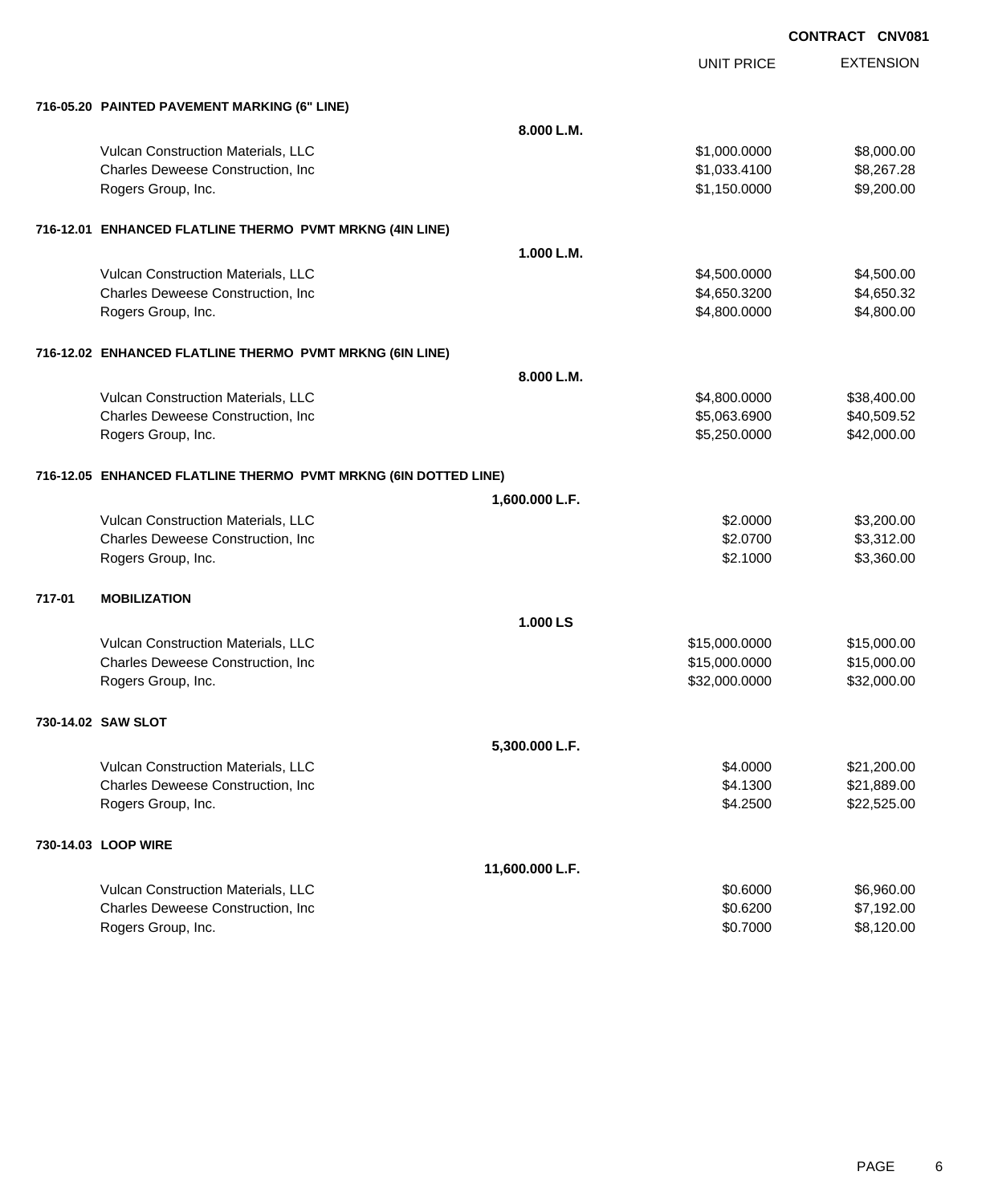**CONTRACT CNV081**

| | | UNIT PRICE | EXTENSION |
|---|---|---|---|
| **716-05.20 PAINTED PAVEMENT MARKING (6" LINE)** | | | |
| | **8.000 L.M.** | | |
| Vulcan Construction Materials, LLC | | $1,000.0000 | $8,000.00 |
| Charles Deweese Construction, Inc | | $1,033.4100 | $8,267.28 |
| Rogers Group, Inc. | | $1,150.0000 | $9,200.00 |
| **716-12.01 ENHANCED FLATLINE THERMO PVMT MRKNG (4IN LINE)** | | | |
| | **1.000 L.M.** | | |
| Vulcan Construction Materials, LLC | | $4,500.0000 | $4,500.00 |
| Charles Deweese Construction, Inc | | $4,650.3200 | $4,650.32 |
| Rogers Group, Inc. | | $4,800.0000 | $4,800.00 |
| **716-12.02 ENHANCED FLATLINE THERMO PVMT MRKNG (6IN LINE)** | | | |
| | **8.000 L.M.** | | |
| Vulcan Construction Materials, LLC | | $4,800.0000 | $38,400.00 |
| Charles Deweese Construction, Inc | | $5,063.6900 | $40,509.52 |
| Rogers Group, Inc. | | $5,250.0000 | $42,000.00 |
| **716-12.05 ENHANCED FLATLINE THERMO PVMT MRKNG (6IN DOTTED LINE)** | | | |
| | **1,600.000 L.F.** | | |
| Vulcan Construction Materials, LLC | | $2.0000 | $3,200.00 |
| Charles Deweese Construction, Inc | | $2.0700 | $3,312.00 |
| Rogers Group, Inc. | | $2.1000 | $3,360.00 |
| **717-01 MOBILIZATION** | | | |
| | **1.000 LS** | | |
| Vulcan Construction Materials, LLC | | $15,000.0000 | $15,000.00 |
| Charles Deweese Construction, Inc | | $15,000.0000 | $15,000.00 |
| Rogers Group, Inc. | | $32,000.0000 | $32,000.00 |
| **730-14.02 SAW SLOT** | | | |
| | **5,300.000 L.F.** | | |
| Vulcan Construction Materials, LLC | | $4.0000 | $21,200.00 |
| Charles Deweese Construction, Inc | | $4.1300 | $21,889.00 |
| Rogers Group, Inc. | | $4.2500 | $22,525.00 |
| **730-14.03 LOOP WIRE** | | | |
| | **11,600.000 L.F.** | | |
| Vulcan Construction Materials, LLC | | $0.6000 | $6,960.00 |
| Charles Deweese Construction, Inc | | $0.6200 | $7,192.00 |
| Rogers Group, Inc. | | $0.7000 | $8,120.00 |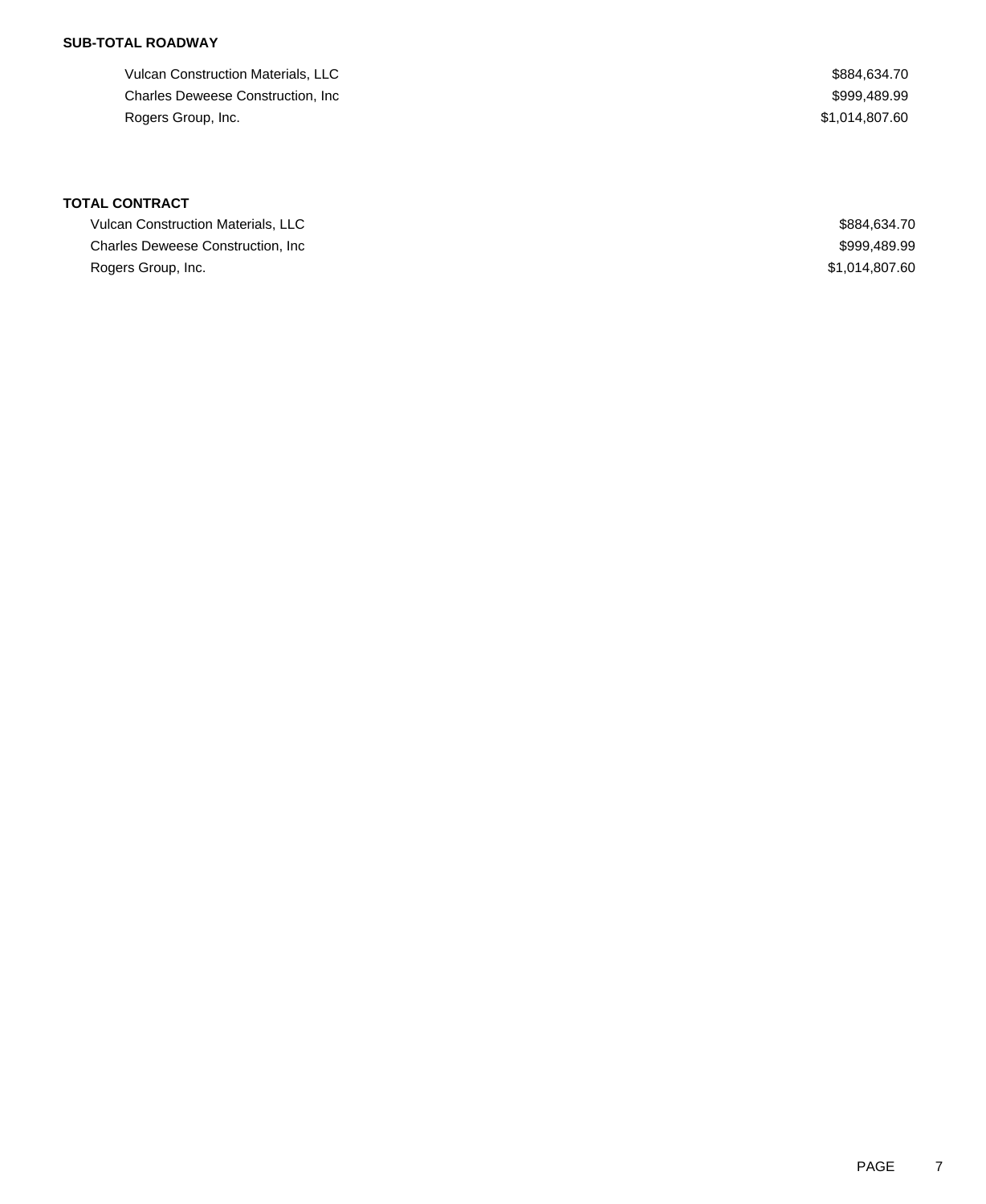**SUB-TOTAL ROADWAY**

| | |
|---|---|
| Vulcan Construction Materials, LLC | $884,634.70 |
| Charles Deweese Construction, Inc | $999,489.99 |
| Rogers Group, Inc. | $1,014,807.60 |

**TOTAL CONTRACT**

| | |
|---|---|
| Vulcan Construction Materials, LLC | $884,634.70 |
| Charles Deweese Construction, Inc | $999,489.99 |
| Rogers Group, Inc. | $1,014,807.60 |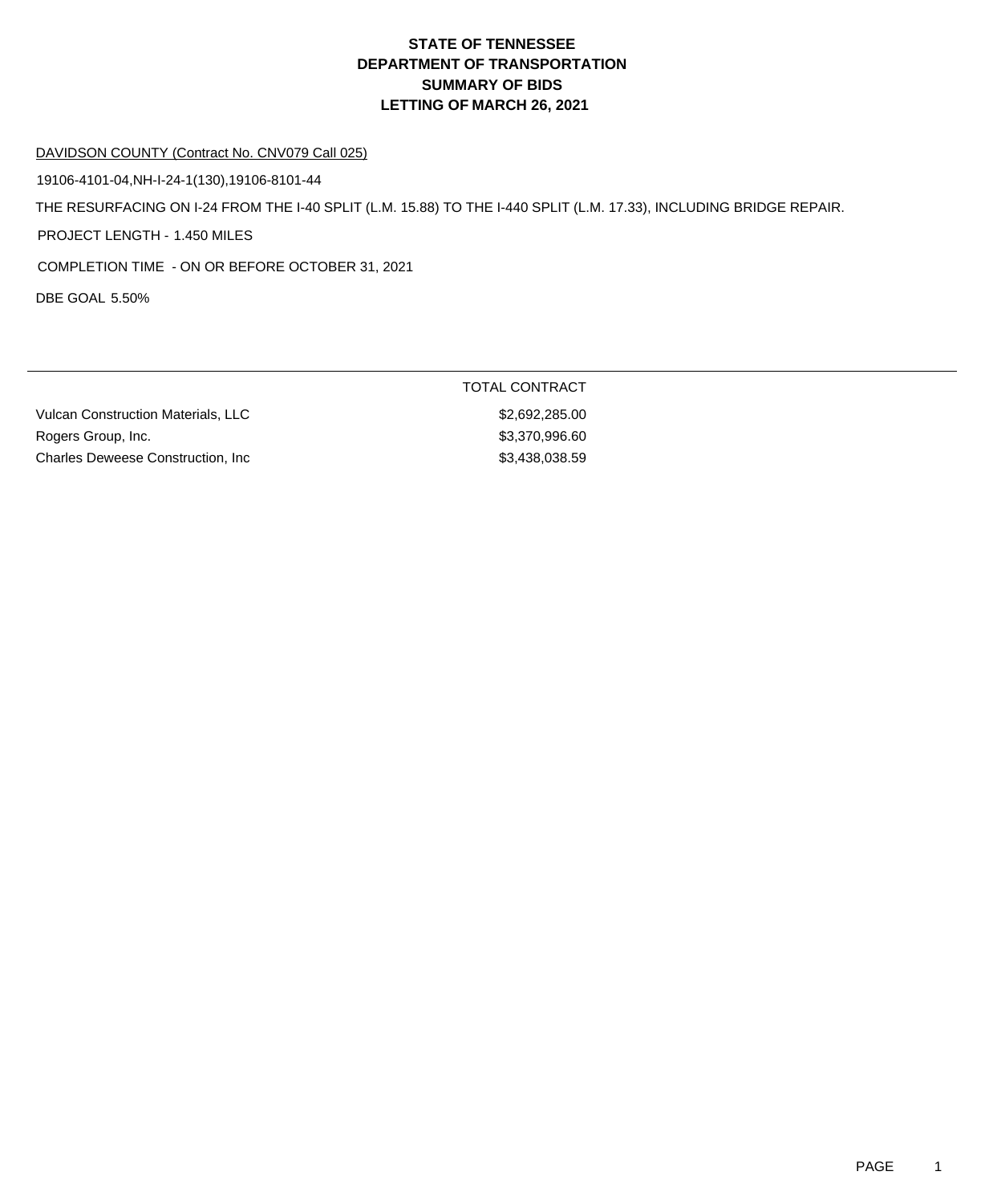# STATE OF TENNESSEE
# DEPARTMENT OF TRANSPORTATION
# SUMMARY OF BIDS
# LETTING OF MARCH 26, 2021

DAVIDSON COUNTY (Contract No. CNV079 Call 025)

19106-4101-04,NH-I-24-1(130),19106-8101-44

THE RESURFACING ON I-24 FROM THE I-40 SPLIT (L.M. 15.88) TO THE I-440 SPLIT (L.M. 17.33), INCLUDING BRIDGE REPAIR.

PROJECT LENGTH - 1.450 MILES

COMPLETION TIME - ON OR BEFORE OCTOBER 31, 2021

DBE GOAL 5.50%

| | TOTAL CONTRACT |
|---|---|
| Vulcan Construction Materials, LLC | $2,692,285.00 |
| Rogers Group, Inc. | $3,370,996.60 |
| Charles Deweese Construction, Inc | $3,438,038.59 |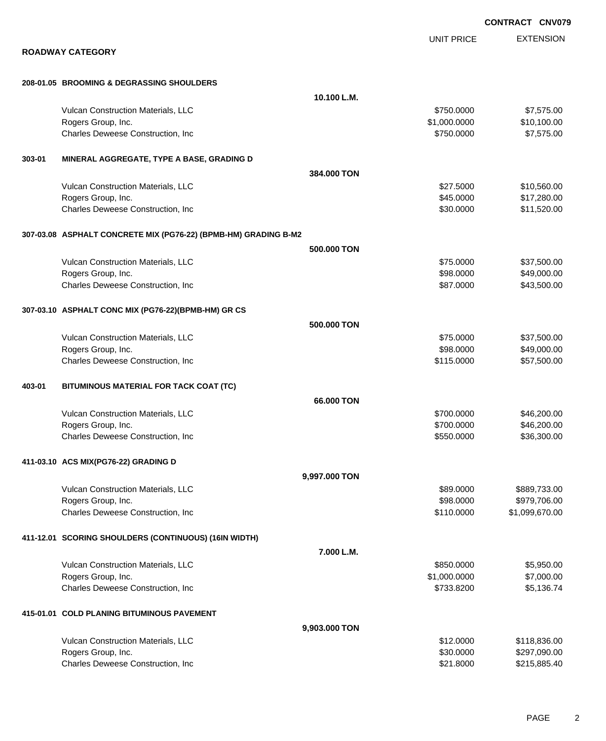**CONTRACT CNV079**

## ROADWAY CATEGORY

| | | UNIT PRICE | EXTENSION |
|---|---|---|---|
| **208-01.05 BROOMING & DEGRASSING SHOULDERS** | | | |
| | **10.100 L.M.** | | |
| Vulcan Construction Materials, LLC | | $750.0000 | $7,575.00 |
| Rogers Group, Inc. | | $1,000.0000 | $10,100.00 |
| Charles Deweese Construction, Inc | | $750.0000 | $7,575.00 |
| **303-01 MINERAL AGGREGATE, TYPE A BASE, GRADING D** | | | |
| | **384.000 TON** | | |
| Vulcan Construction Materials, LLC | | $27.5000 | $10,560.00 |
| Rogers Group, Inc. | | $45.0000 | $17,280.00 |
| Charles Deweese Construction, Inc | | $30.0000 | $11,520.00 |
| **307-03.08 ASPHALT CONCRETE MIX (PG76-22) (BPMB-HM) GRADING B-M2** | | | |
| | **500.000 TON** | | |
| Vulcan Construction Materials, LLC | | $75.0000 | $37,500.00 |
| Rogers Group, Inc. | | $98.0000 | $49,000.00 |
| Charles Deweese Construction, Inc | | $87.0000 | $43,500.00 |
| **307-03.10 ASPHALT CONC MIX (PG76-22)(BPMB-HM) GR CS** | | | |
| | **500.000 TON** | | |
| Vulcan Construction Materials, LLC | | $75.0000 | $37,500.00 |
| Rogers Group, Inc. | | $98.0000 | $49,000.00 |
| Charles Deweese Construction, Inc | | $115.0000 | $57,500.00 |
| **403-01 BITUMINOUS MATERIAL FOR TACK COAT (TC)** | | | |
| | **66.000 TON** | | |
| Vulcan Construction Materials, LLC | | $700.0000 | $46,200.00 |
| Rogers Group, Inc. | | $700.0000 | $46,200.00 |
| Charles Deweese Construction, Inc | | $550.0000 | $36,300.00 |
| **411-03.10 ACS MIX(PG76-22) GRADING D** | | | |
| | **9,997.000 TON** | | |
| Vulcan Construction Materials, LLC | | $89.0000 | $889,733.00 |
| Rogers Group, Inc. | | $98.0000 | $979,706.00 |
| Charles Deweese Construction, Inc | | $110.0000 | $1,099,670.00 |
| **411-12.01 SCORING SHOULDERS (CONTINUOUS) (16IN WIDTH)** | | | |
| | **7.000 L.M.** | | |
| Vulcan Construction Materials, LLC | | $850.0000 | $5,950.00 |
| Rogers Group, Inc. | | $1,000.0000 | $7,000.00 |
| Charles Deweese Construction, Inc | | $733.8200 | $5,136.74 |
| **415-01.01 COLD PLANING BITUMINOUS PAVEMENT** | | | |
| | **9,903.000 TON** | | |
| Vulcan Construction Materials, LLC | | $12.0000 | $118,836.00 |
| Rogers Group, Inc. | | $30.0000 | $297,090.00 |
| Charles Deweese Construction, Inc | | $21.8000 | $215,885.40 |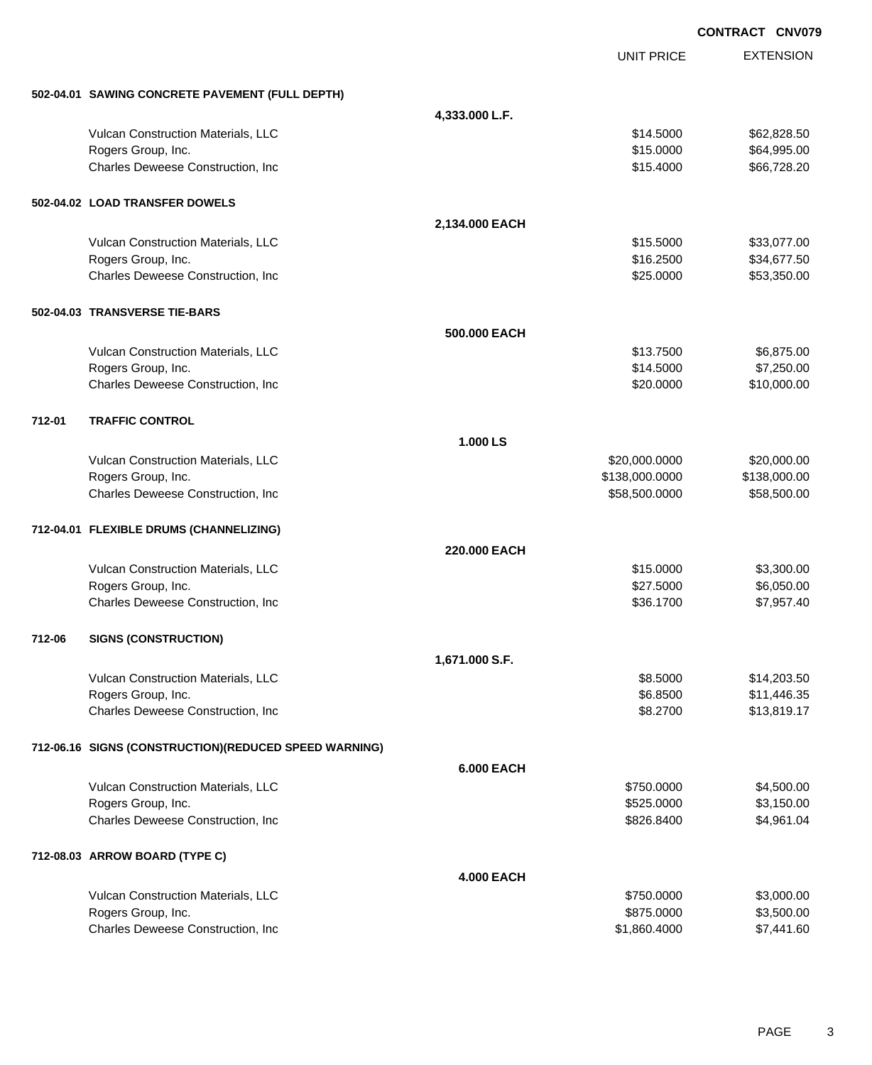**CONTRACT CNV079**

| | | UNIT PRICE | EXTENSION |
|---|---|---|---|
| **502-04.01 SAWING CONCRETE PAVEMENT (FULL DEPTH)** | | | |
| | **4,333.000 L.F.** | | |
| Vulcan Construction Materials, LLC | | $14.5000 | $62,828.50 |
| Rogers Group, Inc. | | $15.0000 | $64,995.00 |
| Charles Deweese Construction, Inc | | $15.4000 | $66,728.20 |
| **502-04.02 LOAD TRANSFER DOWELS** | | | |
| | **2,134.000 EACH** | | |
| Vulcan Construction Materials, LLC | | $15.5000 | $33,077.00 |
| Rogers Group, Inc. | | $16.2500 | $34,677.50 |
| Charles Deweese Construction, Inc | | $25.0000 | $53,350.00 |
| **502-04.03 TRANSVERSE TIE-BARS** | | | |
| | **500.000 EACH** | | |
| Vulcan Construction Materials, LLC | | $13.7500 | $6,875.00 |
| Rogers Group, Inc. | | $14.5000 | $7,250.00 |
| Charles Deweese Construction, Inc | | $20.0000 | $10,000.00 |
| **712-01 TRAFFIC CONTROL** | | | |
| | **1.000 LS** | | |
| Vulcan Construction Materials, LLC | | $20,000.0000 | $20,000.00 |
| Rogers Group, Inc. | | $138,000.0000 | $138,000.00 |
| Charles Deweese Construction, Inc | | $58,500.0000 | $58,500.00 |
| **712-04.01 FLEXIBLE DRUMS (CHANNELIZING)** | | | |
| | **220.000 EACH** | | |
| Vulcan Construction Materials, LLC | | $15.0000 | $3,300.00 |
| Rogers Group, Inc. | | $27.5000 | $6,050.00 |
| Charles Deweese Construction, Inc | | $36.1700 | $7,957.40 |
| **712-06 SIGNS (CONSTRUCTION)** | | | |
| | **1,671.000 S.F.** | | |
| Vulcan Construction Materials, LLC | | $8.5000 | $14,203.50 |
| Rogers Group, Inc. | | $6.8500 | $11,446.35 |
| Charles Deweese Construction, Inc | | $8.2700 | $13,819.17 |
| **712-06.16 SIGNS (CONSTRUCTION)(REDUCED SPEED WARNING)** | | | |
| | **6.000 EACH** | | |
| Vulcan Construction Materials, LLC | | $750.0000 | $4,500.00 |
| Rogers Group, Inc. | | $525.0000 | $3,150.00 |
| Charles Deweese Construction, Inc | | $826.8400 | $4,961.04 |
| **712-08.03 ARROW BOARD (TYPE C)** | | | |
| | **4.000 EACH** | | |
| Vulcan Construction Materials, LLC | | $750.0000 | $3,000.00 |
| Rogers Group, Inc. | | $875.0000 | $3,500.00 |
| Charles Deweese Construction, Inc | | $1,860.4000 | $7,441.60 |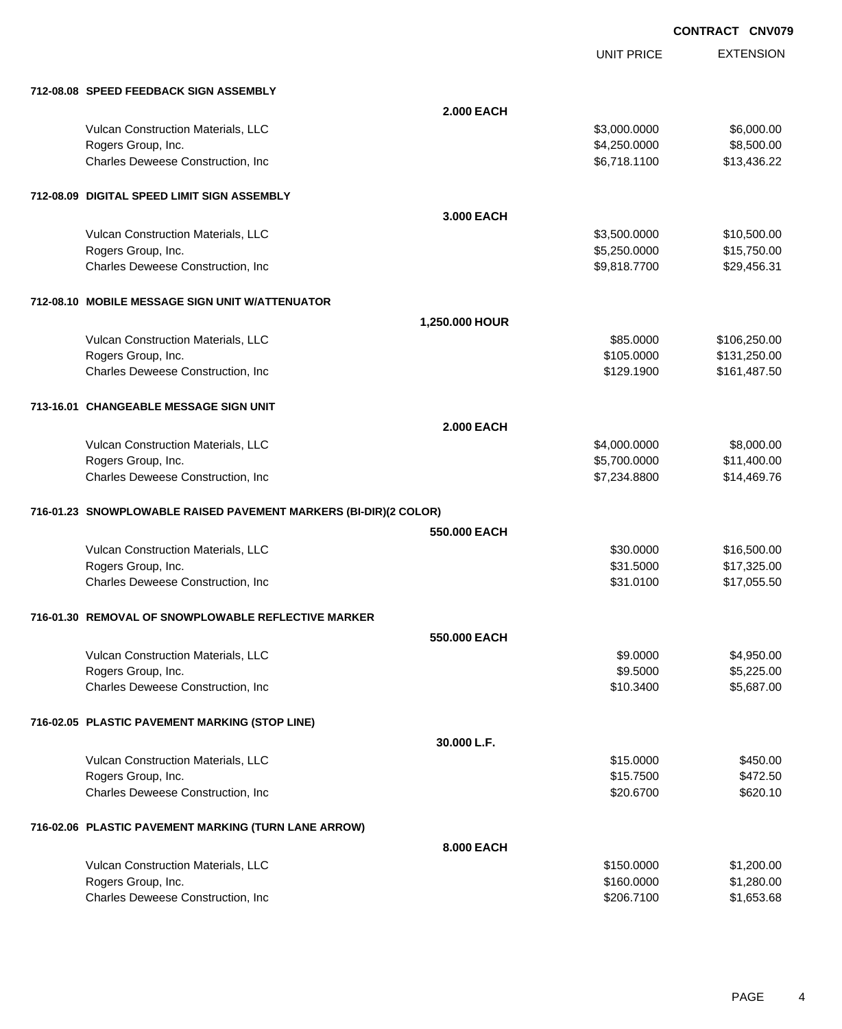**CONTRACT CNV079**

| | | UNIT PRICE | EXTENSION |
|---|---|---|---|
| **712-08.08 SPEED FEEDBACK SIGN ASSEMBLY** | | | |
| | **2.000 EACH** | | |
| Vulcan Construction Materials, LLC | | $3,000.0000 | $6,000.00 |
| Rogers Group, Inc. | | $4,250.0000 | $8,500.00 |
| Charles Deweese Construction, Inc | | $6,718.1100 | $13,436.22 |
| **712-08.09 DIGITAL SPEED LIMIT SIGN ASSEMBLY** | | | |
| | **3.000 EACH** | | |
| Vulcan Construction Materials, LLC | | $3,500.0000 | $10,500.00 |
| Rogers Group, Inc. | | $5,250.0000 | $15,750.00 |
| Charles Deweese Construction, Inc | | $9,818.7700 | $29,456.31 |
| **712-08.10 MOBILE MESSAGE SIGN UNIT W/ATTENUATOR** | | | |
| | **1,250.000 HOUR** | | |
| Vulcan Construction Materials, LLC | | $85.0000 | $106,250.00 |
| Rogers Group, Inc. | | $105.0000 | $131,250.00 |
| Charles Deweese Construction, Inc | | $129.1900 | $161,487.50 |
| **713-16.01 CHANGEABLE MESSAGE SIGN UNIT** | | | |
| | **2.000 EACH** | | |
| Vulcan Construction Materials, LLC | | $4,000.0000 | $8,000.00 |
| Rogers Group, Inc. | | $5,700.0000 | $11,400.00 |
| Charles Deweese Construction, Inc | | $7,234.8800 | $14,469.76 |
| **716-01.23 SNOWPLOWABLE RAISED PAVEMENT MARKERS (BI-DIR)(2 COLOR)** | | | |
| | **550.000 EACH** | | |
| Vulcan Construction Materials, LLC | | $30.0000 | $16,500.00 |
| Rogers Group, Inc. | | $31.5000 | $17,325.00 |
| Charles Deweese Construction, Inc | | $31.0100 | $17,055.50 |
| **716-01.30 REMOVAL OF SNOWPLOWABLE REFLECTIVE MARKER** | | | |
| | **550.000 EACH** | | |
| Vulcan Construction Materials, LLC | | $9.0000 | $4,950.00 |
| Rogers Group, Inc. | | $9.5000 | $5,225.00 |
| Charles Deweese Construction, Inc | | $10.3400 | $5,687.00 |
| **716-02.05 PLASTIC PAVEMENT MARKING (STOP LINE)** | | | |
| | **30.000 L.F.** | | |
| Vulcan Construction Materials, LLC | | $15.0000 | $450.00 |
| Rogers Group, Inc. | | $15.7500 | $472.50 |
| Charles Deweese Construction, Inc | | $20.6700 | $620.10 |
| **716-02.06 PLASTIC PAVEMENT MARKING (TURN LANE ARROW)** | | | |
| | **8.000 EACH** | | |
| Vulcan Construction Materials, LLC | | $150.0000 | $1,200.00 |
| Rogers Group, Inc. | | $160.0000 | $1,280.00 |
| Charles Deweese Construction, Inc | | $206.7100 | $1,653.68 |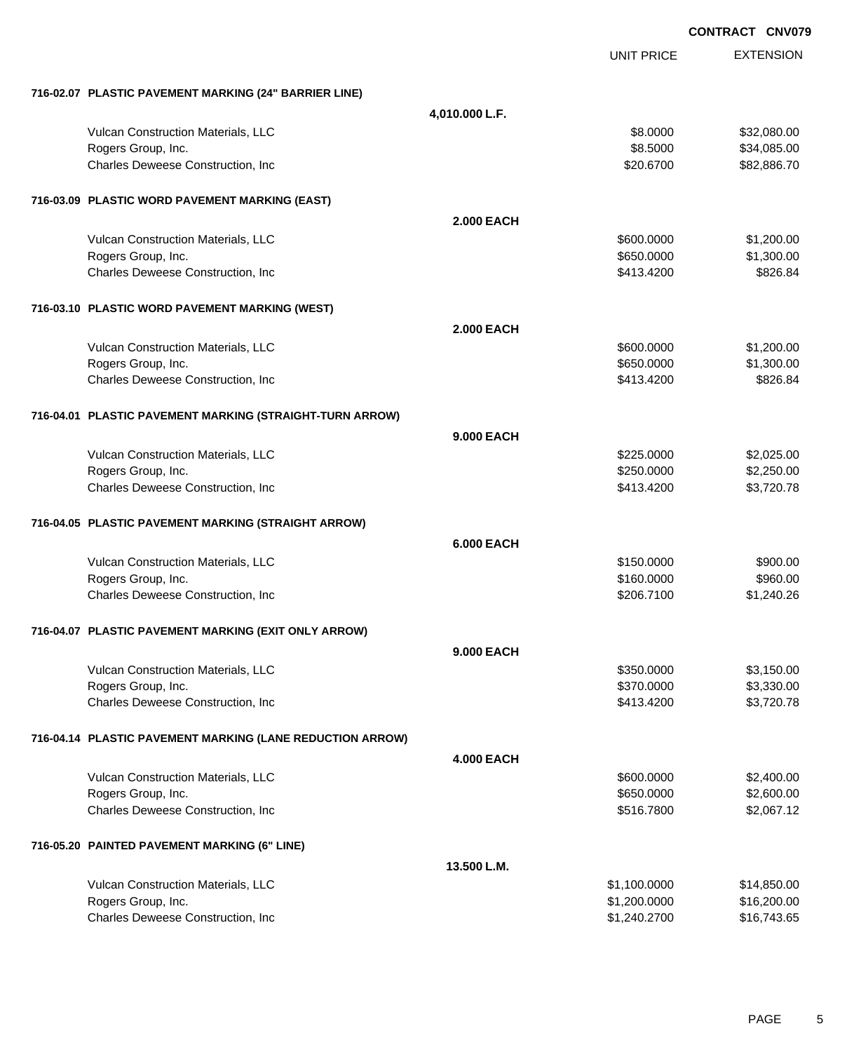**CONTRACT CNV079**

| | | UNIT PRICE | EXTENSION |
|---|---|---|---|
| **716-02.07 PLASTIC PAVEMENT MARKING (24" BARRIER LINE)** | | | |
| | **4,010.000 L.F.** | | |
| Vulcan Construction Materials, LLC | | $8.0000 | $32,080.00 |
| Rogers Group, Inc. | | $8.5000 | $34,085.00 |
| Charles Deweese Construction, Inc | | $20.6700 | $82,886.70 |
| **716-03.09 PLASTIC WORD PAVEMENT MARKING (EAST)** | | | |
| | **2.000 EACH** | | |
| Vulcan Construction Materials, LLC | | $600.0000 | $1,200.00 |
| Rogers Group, Inc. | | $650.0000 | $1,300.00 |
| Charles Deweese Construction, Inc | | $413.4200 | $826.84 |
| **716-03.10 PLASTIC WORD PAVEMENT MARKING (WEST)** | | | |
| | **2.000 EACH** | | |
| Vulcan Construction Materials, LLC | | $600.0000 | $1,200.00 |
| Rogers Group, Inc. | | $650.0000 | $1,300.00 |
| Charles Deweese Construction, Inc | | $413.4200 | $826.84 |
| **716-04.01 PLASTIC PAVEMENT MARKING (STRAIGHT-TURN ARROW)** | | | |
| | **9.000 EACH** | | |
| Vulcan Construction Materials, LLC | | $225.0000 | $2,025.00 |
| Rogers Group, Inc. | | $250.0000 | $2,250.00 |
| Charles Deweese Construction, Inc | | $413.4200 | $3,720.78 |
| **716-04.05 PLASTIC PAVEMENT MARKING (STRAIGHT ARROW)** | | | |
| | **6.000 EACH** | | |
| Vulcan Construction Materials, LLC | | $150.0000 | $900.00 |
| Rogers Group, Inc. | | $160.0000 | $960.00 |
| Charles Deweese Construction, Inc | | $206.7100 | $1,240.26 |
| **716-04.07 PLASTIC PAVEMENT MARKING (EXIT ONLY ARROW)** | | | |
| | **9.000 EACH** | | |
| Vulcan Construction Materials, LLC | | $350.0000 | $3,150.00 |
| Rogers Group, Inc. | | $370.0000 | $3,330.00 |
| Charles Deweese Construction, Inc | | $413.4200 | $3,720.78 |
| **716-04.14 PLASTIC PAVEMENT MARKING (LANE REDUCTION ARROW)** | | | |
| | **4.000 EACH** | | |
| Vulcan Construction Materials, LLC | | $600.0000 | $2,400.00 |
| Rogers Group, Inc. | | $650.0000 | $2,600.00 |
| Charles Deweese Construction, Inc | | $516.7800 | $2,067.12 |
| **716-05.20 PAINTED PAVEMENT MARKING (6" LINE)** | | | |
| | **13.500 L.M.** | | |
| Vulcan Construction Materials, LLC | | $1,100.0000 | $14,850.00 |
| Rogers Group, Inc. | | $1,200.0000 | $16,200.00 |
| Charles Deweese Construction, Inc | | $1,240.2700 | $16,743.65 |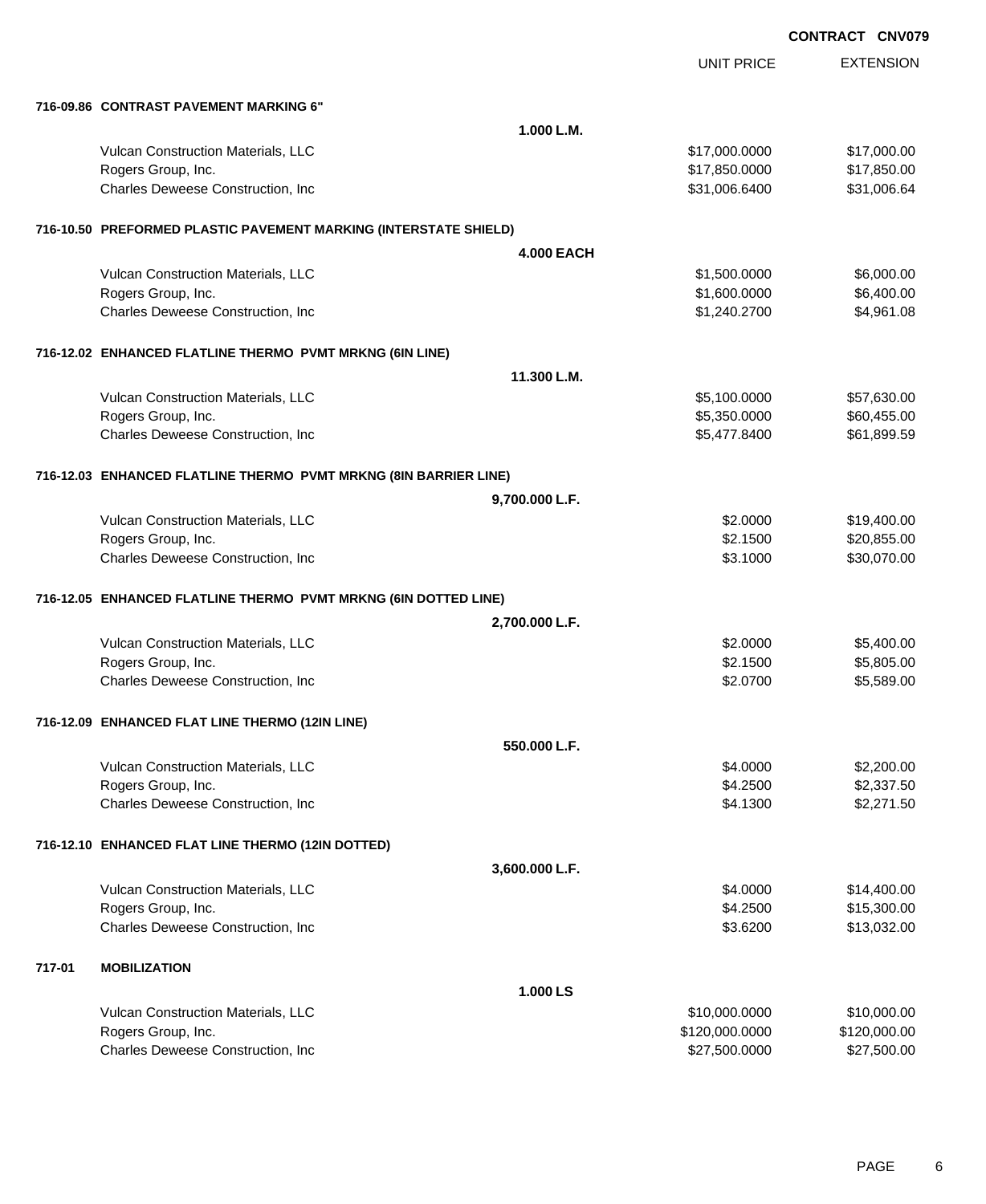**CONTRACT CNV079**

| | | UNIT PRICE | EXTENSION |
|---|---|---|---|
| **716-09.86 CONTRAST PAVEMENT MARKING 6"** | | | |
| | **1.000 L.M.** | | |
| Vulcan Construction Materials, LLC | | $17,000.0000 | $17,000.00 |
| Rogers Group, Inc. | | $17,850.0000 | $17,850.00 |
| Charles Deweese Construction, Inc | | $31,006.6400 | $31,006.64 |
| **716-10.50 PREFORMED PLASTIC PAVEMENT MARKING (INTERSTATE SHIELD)** | | | |
| | **4.000 EACH** | | |
| Vulcan Construction Materials, LLC | | $1,500.0000 | $6,000.00 |
| Rogers Group, Inc. | | $1,600.0000 | $6,400.00 |
| Charles Deweese Construction, Inc | | $1,240.2700 | $4,961.08 |
| **716-12.02 ENHANCED FLATLINE THERMO PVMT MRKNG (6IN LINE)** | | | |
| | **11.300 L.M.** | | |
| Vulcan Construction Materials, LLC | | $5,100.0000 | $57,630.00 |
| Rogers Group, Inc. | | $5,350.0000 | $60,455.00 |
| Charles Deweese Construction, Inc | | $5,477.8400 | $61,899.59 |
| **716-12.03 ENHANCED FLATLINE THERMO PVMT MRKNG (8IN BARRIER LINE)** | | | |
| | **9,700.000 L.F.** | | |
| Vulcan Construction Materials, LLC | | $2.0000 | $19,400.00 |
| Rogers Group, Inc. | | $2.1500 | $20,855.00 |
| Charles Deweese Construction, Inc | | $3.1000 | $30,070.00 |
| **716-12.05 ENHANCED FLATLINE THERMO PVMT MRKNG (6IN DOTTED LINE)** | | | |
| | **2,700.000 L.F.** | | |
| Vulcan Construction Materials, LLC | | $2.0000 | $5,400.00 |
| Rogers Group, Inc. | | $2.1500 | $5,805.00 |
| Charles Deweese Construction, Inc | | $2.0700 | $5,589.00 |
| **716-12.09 ENHANCED FLAT LINE THERMO (12IN LINE)** | | | |
| | **550.000 L.F.** | | |
| Vulcan Construction Materials, LLC | | $4.0000 | $2,200.00 |
| Rogers Group, Inc. | | $4.2500 | $2,337.50 |
| Charles Deweese Construction, Inc | | $4.1300 | $2,271.50 |
| **716-12.10 ENHANCED FLAT LINE THERMO (12IN DOTTED)** | | | |
| | **3,600.000 L.F.** | | |
| Vulcan Construction Materials, LLC | | $4.0000 | $14,400.00 |
| Rogers Group, Inc. | | $4.2500 | $15,300.00 |
| Charles Deweese Construction, Inc | | $3.6200 | $13,032.00 |
| **717-01 MOBILIZATION** | | | |
| | **1.000 LS** | | |
| Vulcan Construction Materials, LLC | | $10,000.0000 | $10,000.00 |
| Rogers Group, Inc. | | $120,000.0000 | $120,000.00 |
| Charles Deweese Construction, Inc | | $27,500.0000 | $27,500.00 |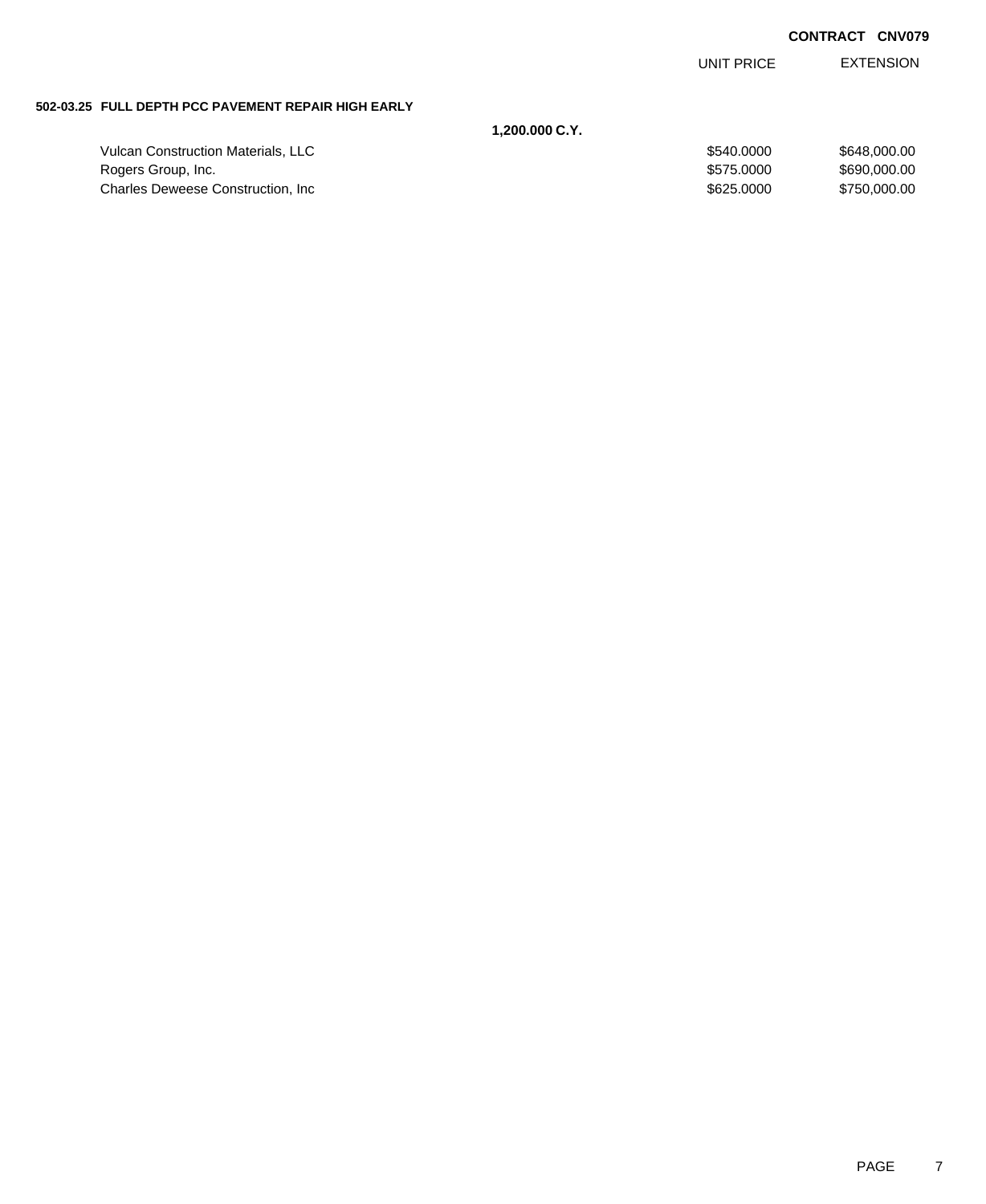**CONTRACT CNV079**

| | | UNIT PRICE | EXTENSION |
|---|---|---|---|
| **502-03.25 FULL DEPTH PCC PAVEMENT REPAIR HIGH EARLY** | | | |
| | **1,200.000 C.Y.** | | |
| Vulcan Construction Materials, LLC | | \$540.0000 | \$648,000.00 |
| Rogers Group, Inc. | | \$575.0000 | \$690,000.00 |
| Charles Deweese Construction, Inc | | \$625.0000 | \$750,000.00 |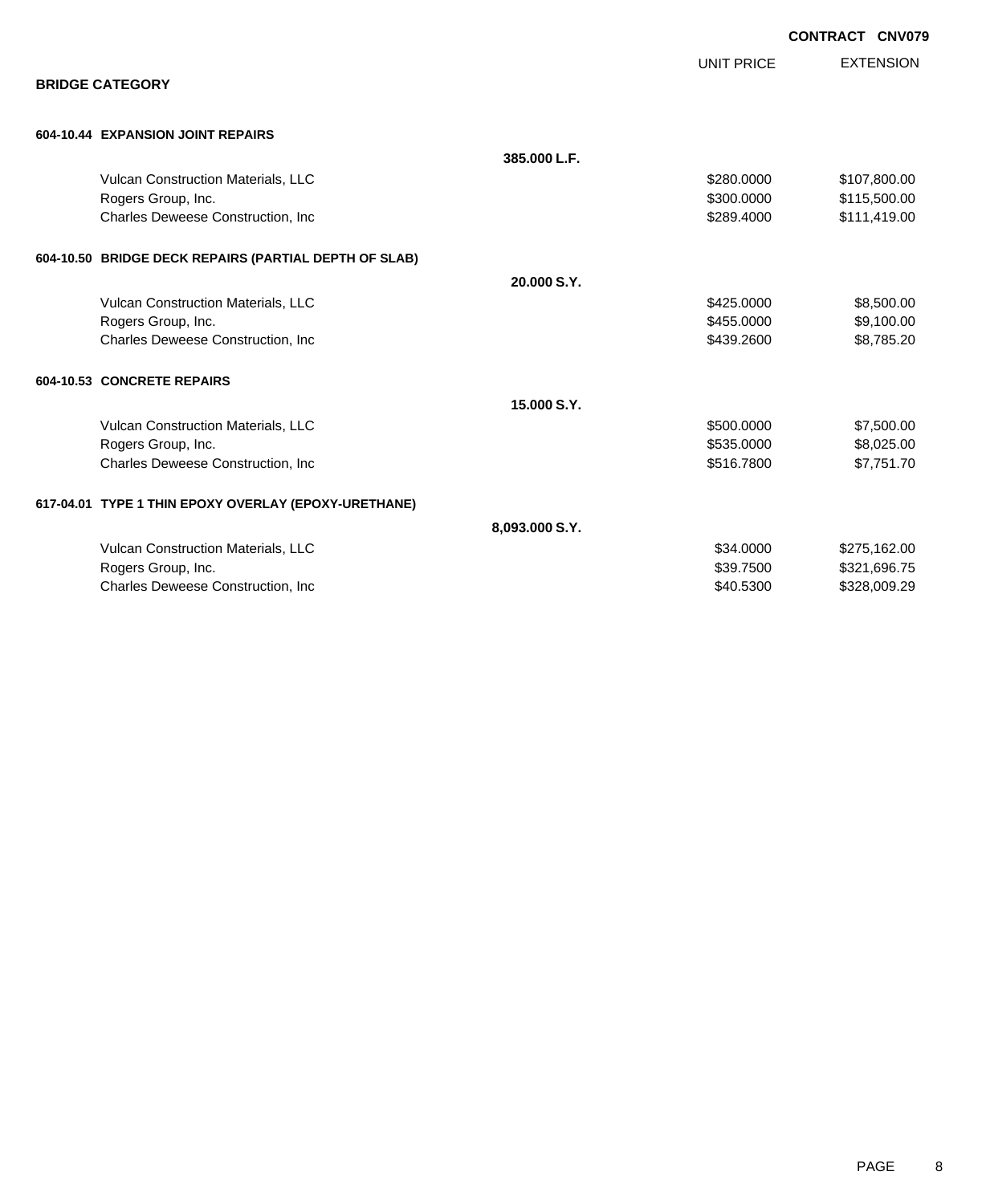**CONTRACT CNV079**

## BRIDGE CATEGORY

| | | UNIT PRICE | EXTENSION |
|---|---|---|---|
| **604-10.44 EXPANSION JOINT REPAIRS** | | | |
| | **385.000 L.F.** | | |
| Vulcan Construction Materials, LLC | | $280.0000 | $107,800.00 |
| Rogers Group, Inc. | | $300.0000 | $115,500.00 |
| Charles Deweese Construction, Inc | | $289.4000 | $111,419.00 |
| **604-10.50 BRIDGE DECK REPAIRS (PARTIAL DEPTH OF SLAB)** | | | |
| | **20.000 S.Y.** | | |
| Vulcan Construction Materials, LLC | | $425.0000 | $8,500.00 |
| Rogers Group, Inc. | | $455.0000 | $9,100.00 |
| Charles Deweese Construction, Inc | | $439.2600 | $8,785.20 |
| **604-10.53 CONCRETE REPAIRS** | | | |
| | **15.000 S.Y.** | | |
| Vulcan Construction Materials, LLC | | $500.0000 | $7,500.00 |
| Rogers Group, Inc. | | $535.0000 | $8,025.00 |
| Charles Deweese Construction, Inc | | $516.7800 | $7,751.70 |
| **617-04.01 TYPE 1 THIN EPOXY OVERLAY (EPOXY-URETHANE)** | | | |
| | **8,093.000 S.Y.** | | |
| Vulcan Construction Materials, LLC | | $34.0000 | $275,162.00 |
| Rogers Group, Inc. | | $39.7500 | $321,696.75 |
| Charles Deweese Construction, Inc | | $40.5300 | $328,009.29 |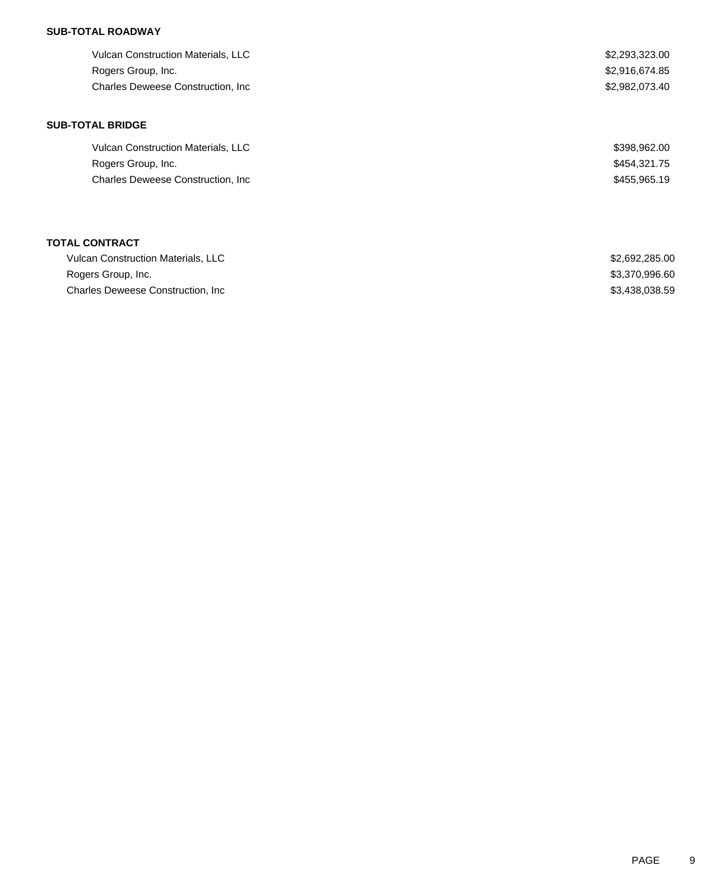**SUB-TOTAL ROADWAY**

| | |
|---|---|
| Vulcan Construction Materials, LLC | $2,293,323.00 |
| Rogers Group, Inc. | $2,916,674.85 |
| Charles Deweese Construction, Inc | $2,982,073.40 |

**SUB-TOTAL BRIDGE**

| | |
|---|---|
| Vulcan Construction Materials, LLC | $398,962.00 |
| Rogers Group, Inc. | $454,321.75 |
| Charles Deweese Construction, Inc | $455,965.19 |

**TOTAL CONTRACT**

| | |
|---|---|
| Vulcan Construction Materials, LLC | $2,692,285.00 |
| Rogers Group, Inc. | $3,370,996.60 |
| Charles Deweese Construction, Inc | $3,438,038.59 |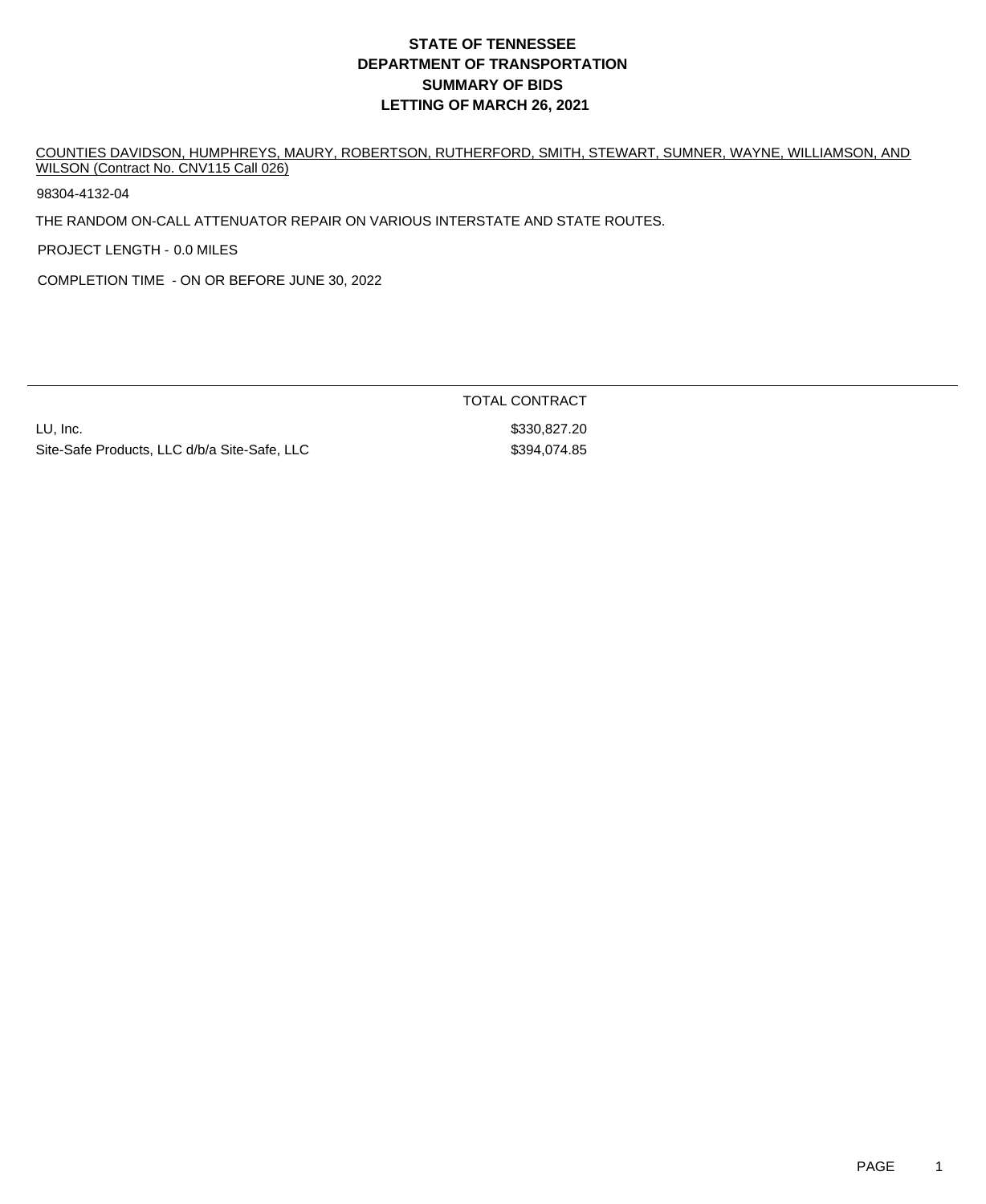# STATE OF TENNESSEE
# DEPARTMENT OF TRANSPORTATION
# SUMMARY OF BIDS
# LETTING OF MARCH 26, 2021

COUNTIES DAVIDSON, HUMPHREYS, MAURY, ROBERTSON, RUTHERFORD, SMITH, STEWART, SUMNER, WAYNE, WILLIAMSON, AND WILSON (Contract No. CNV115 Call 026)

98304-4132-04

THE RANDOM ON-CALL ATTENUATOR REPAIR ON VARIOUS INTERSTATE AND STATE ROUTES.

PROJECT LENGTH - 0.0 MILES

COMPLETION TIME - ON OR BEFORE JUNE 30, 2022

| | TOTAL CONTRACT |
|---|---|
| LU, Inc. | \$330,827.20 |
| Site-Safe Products, LLC d/b/a Site-Safe, LLC | \$394,074.85 |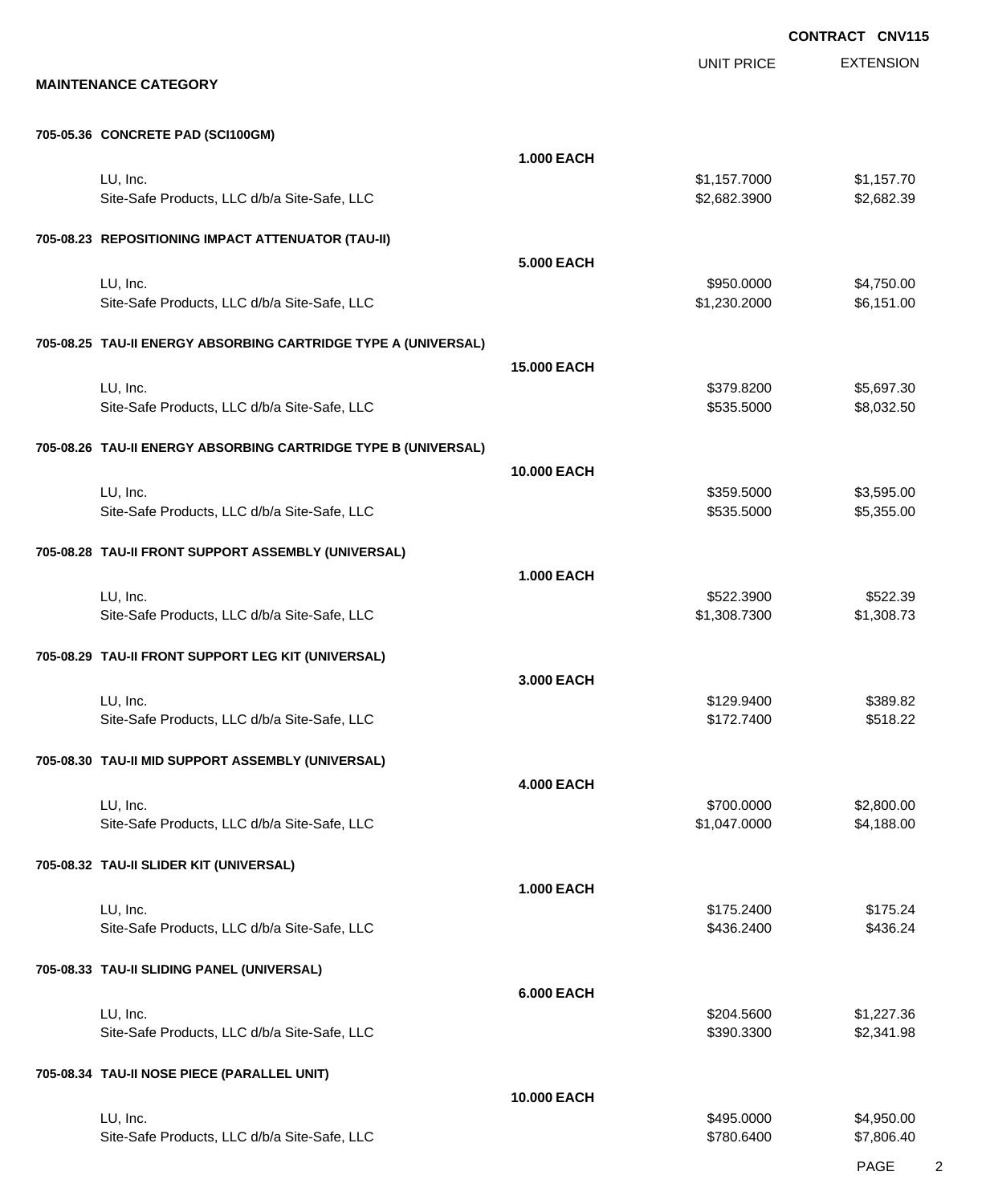**CONTRACT CNV115**

**MAINTENANCE CATEGORY**

| | | UNIT PRICE | EXTENSION |
|---|---|---|---|
| **705-05.36 CONCRETE PAD (SCI100GM)** | | | |
| | **1.000 EACH** | | |
| LU, Inc. | | $1,157.7000 | $1,157.70 |
| Site-Safe Products, LLC d/b/a Site-Safe, LLC | | $2,682.3900 | $2,682.39 |
| **705-08.23 REPOSITIONING IMPACT ATTENUATOR (TAU-II)** | | | |
| | **5.000 EACH** | | |
| LU, Inc. | | $950.0000 | $4,750.00 |
| Site-Safe Products, LLC d/b/a Site-Safe, LLC | | $1,230.2000 | $6,151.00 |
| **705-08.25 TAU-II ENERGY ABSORBING CARTRIDGE TYPE A (UNIVERSAL)** | | | |
| | **15.000 EACH** | | |
| LU, Inc. | | $379.8200 | $5,697.30 |
| Site-Safe Products, LLC d/b/a Site-Safe, LLC | | $535.5000 | $8,032.50 |
| **705-08.26 TAU-II ENERGY ABSORBING CARTRIDGE TYPE B (UNIVERSAL)** | | | |
| | **10.000 EACH** | | |
| LU, Inc. | | $359.5000 | $3,595.00 |
| Site-Safe Products, LLC d/b/a Site-Safe, LLC | | $535.5000 | $5,355.00 |
| **705-08.28 TAU-II FRONT SUPPORT ASSEMBLY (UNIVERSAL)** | | | |
| | **1.000 EACH** | | |
| LU, Inc. | | $522.3900 | $522.39 |
| Site-Safe Products, LLC d/b/a Site-Safe, LLC | | $1,308.7300 | $1,308.73 |
| **705-08.29 TAU-II FRONT SUPPORT LEG KIT (UNIVERSAL)** | | | |
| | **3.000 EACH** | | |
| LU, Inc. | | $129.9400 | $389.82 |
| Site-Safe Products, LLC d/b/a Site-Safe, LLC | | $172.7400 | $518.22 |
| **705-08.30 TAU-II MID SUPPORT ASSEMBLY (UNIVERSAL)** | | | |
| | **4.000 EACH** | | |
| LU, Inc. | | $700.0000 | $2,800.00 |
| Site-Safe Products, LLC d/b/a Site-Safe, LLC | | $1,047.0000 | $4,188.00 |
| **705-08.32 TAU-II SLIDER KIT (UNIVERSAL)** | | | |
| | **1.000 EACH** | | |
| LU, Inc. | | $175.2400 | $175.24 |
| Site-Safe Products, LLC d/b/a Site-Safe, LLC | | $436.2400 | $436.24 |
| **705-08.33 TAU-II SLIDING PANEL (UNIVERSAL)** | | | |
| | **6.000 EACH** | | |
| LU, Inc. | | $204.5600 | $1,227.36 |
| Site-Safe Products, LLC d/b/a Site-Safe, LLC | | $390.3300 | $2,341.98 |
| **705-08.34 TAU-II NOSE PIECE (PARALLEL UNIT)** | | | |
| | **10.000 EACH** | | |
| LU, Inc. | | $495.0000 | $4,950.00 |
| Site-Safe Products, LLC d/b/a Site-Safe, LLC | | $780.6400 | $7,806.40 |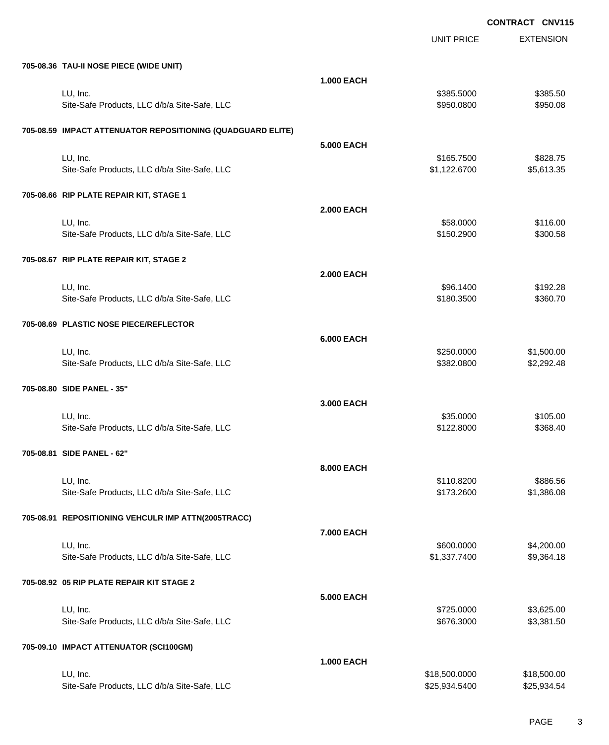**CONTRACT CNV115**

| | | UNIT PRICE | EXTENSION |
|---|---|---|---|
| **705-08.36 TAU-II NOSE PIECE (WIDE UNIT)** | | | |
| | **1.000 EACH** | | |
| LU, Inc. | | $385.5000 | $385.50 |
| Site-Safe Products, LLC d/b/a Site-Safe, LLC | | $950.0800 | $950.08 |
| **705-08.59 IMPACT ATTENUATOR REPOSITIONING (QUADGUARD ELITE)** | | | |
| | **5.000 EACH** | | |
| LU, Inc. | | $165.7500 | $828.75 |
| Site-Safe Products, LLC d/b/a Site-Safe, LLC | | $1,122.6700 | $5,613.35 |
| **705-08.66 RIP PLATE REPAIR KIT, STAGE 1** | | | |
| | **2.000 EACH** | | |
| LU, Inc. | | $58.0000 | $116.00 |
| Site-Safe Products, LLC d/b/a Site-Safe, LLC | | $150.2900 | $300.58 |
| **705-08.67 RIP PLATE REPAIR KIT, STAGE 2** | | | |
| | **2.000 EACH** | | |
| LU, Inc. | | $96.1400 | $192.28 |
| Site-Safe Products, LLC d/b/a Site-Safe, LLC | | $180.3500 | $360.70 |
| **705-08.69 PLASTIC NOSE PIECE/REFLECTOR** | | | |
| | **6.000 EACH** | | |
| LU, Inc. | | $250.0000 | $1,500.00 |
| Site-Safe Products, LLC d/b/a Site-Safe, LLC | | $382.0800 | $2,292.48 |
| **705-08.80 SIDE PANEL - 35"** | | | |
| | **3.000 EACH** | | |
| LU, Inc. | | $35.0000 | $105.00 |
| Site-Safe Products, LLC d/b/a Site-Safe, LLC | | $122.8000 | $368.40 |
| **705-08.81 SIDE PANEL - 62"** | | | |
| | **8.000 EACH** | | |
| LU, Inc. | | $110.8200 | $886.56 |
| Site-Safe Products, LLC d/b/a Site-Safe, LLC | | $173.2600 | $1,386.08 |
| **705-08.91 REPOSITIONING VEHCULR IMP ATTN(2005TRACC)** | | | |
| | **7.000 EACH** | | |
| LU, Inc. | | $600.0000 | $4,200.00 |
| Site-Safe Products, LLC d/b/a Site-Safe, LLC | | $1,337.7400 | $9,364.18 |
| **705-08.92 05 RIP PLATE REPAIR KIT STAGE 2** | | | |
| | **5.000 EACH** | | |
| LU, Inc. | | $725.0000 | $3,625.00 |
| Site-Safe Products, LLC d/b/a Site-Safe, LLC | | $676.3000 | $3,381.50 |
| **705-09.10 IMPACT ATTENUATOR (SCI100GM)** | | | |
| | **1.000 EACH** | | |
| LU, Inc. | | $18,500.0000 | $18,500.00 |
| Site-Safe Products, LLC d/b/a Site-Safe, LLC | | $25,934.5400 | $25,934.54 |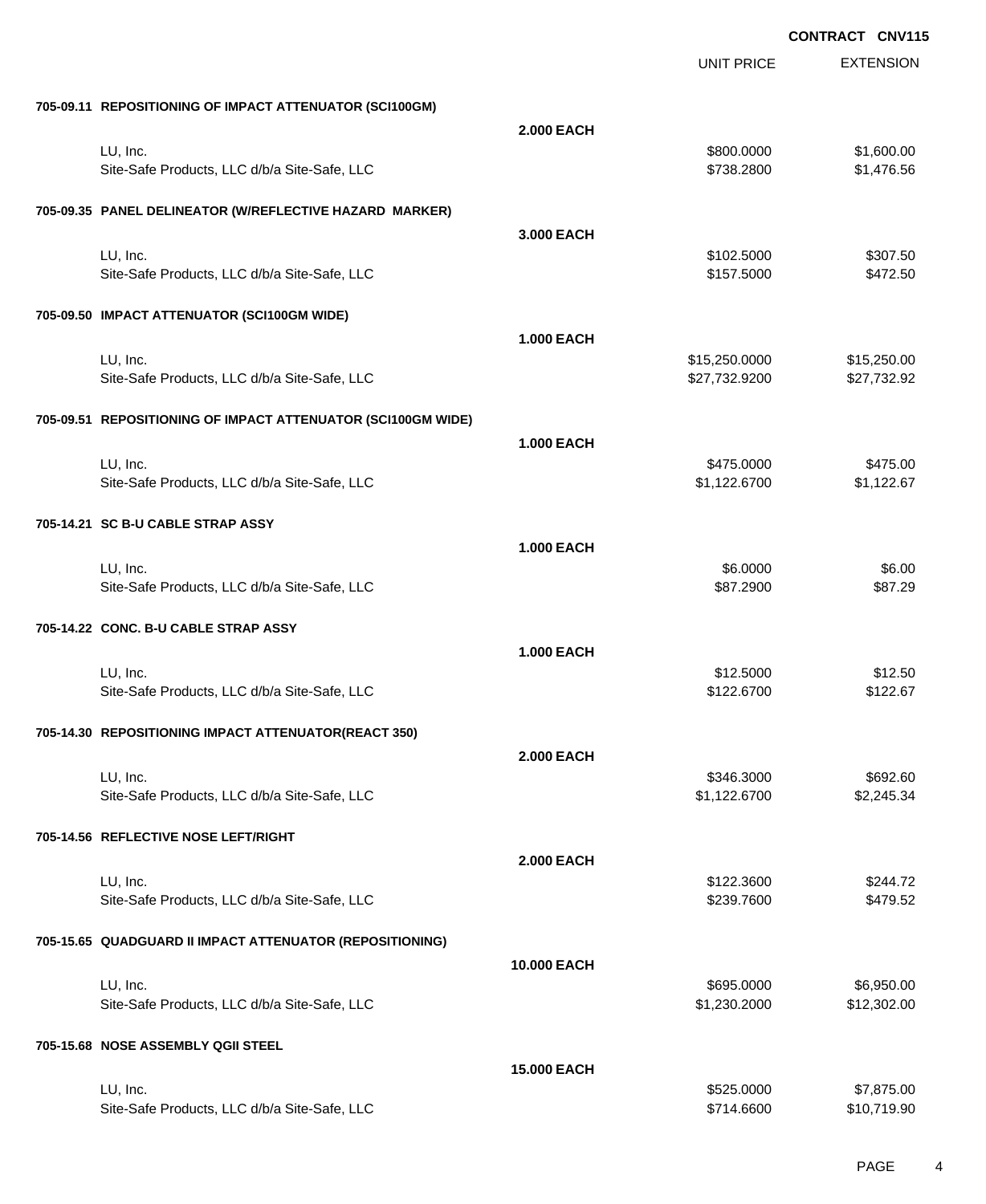**CONTRACT CNV115**

| | | UNIT PRICE | EXTENSION |
|---|---|---|---|
| **705-09.11 REPOSITIONING OF IMPACT ATTENUATOR (SCI100GM)** | | | |
| | **2.000 EACH** | | |
| LU, Inc. | | $800.0000 | $1,600.00 |
| Site-Safe Products, LLC d/b/a Site-Safe, LLC | | $738.2800 | $1,476.56 |
| **705-09.35 PANEL DELINEATOR (W/REFLECTIVE HAZARD MARKER)** | | | |
| | **3.000 EACH** | | |
| LU, Inc. | | $102.5000 | $307.50 |
| Site-Safe Products, LLC d/b/a Site-Safe, LLC | | $157.5000 | $472.50 |
| **705-09.50 IMPACT ATTENUATOR (SCI100GM WIDE)** | | | |
| | **1.000 EACH** | | |
| LU, Inc. | | $15,250.0000 | $15,250.00 |
| Site-Safe Products, LLC d/b/a Site-Safe, LLC | | $27,732.9200 | $27,732.92 |
| **705-09.51 REPOSITIONING OF IMPACT ATTENUATOR (SCI100GM WIDE)** | | | |
| | **1.000 EACH** | | |
| LU, Inc. | | $475.0000 | $475.00 |
| Site-Safe Products, LLC d/b/a Site-Safe, LLC | | $1,122.6700 | $1,122.67 |
| **705-14.21 SC B-U CABLE STRAP ASSY** | | | |
| | **1.000 EACH** | | |
| LU, Inc. | | $6.0000 | $6.00 |
| Site-Safe Products, LLC d/b/a Site-Safe, LLC | | $87.2900 | $87.29 |
| **705-14.22 CONC. B-U CABLE STRAP ASSY** | | | |
| | **1.000 EACH** | | |
| LU, Inc. | | $12.5000 | $12.50 |
| Site-Safe Products, LLC d/b/a Site-Safe, LLC | | $122.6700 | $122.67 |
| **705-14.30 REPOSITIONING IMPACT ATTENUATOR(REACT 350)** | | | |
| | **2.000 EACH** | | |
| LU, Inc. | | $346.3000 | $692.60 |
| Site-Safe Products, LLC d/b/a Site-Safe, LLC | | $1,122.6700 | $2,245.34 |
| **705-14.56 REFLECTIVE NOSE LEFT/RIGHT** | | | |
| | **2.000 EACH** | | |
| LU, Inc. | | $122.3600 | $244.72 |
| Site-Safe Products, LLC d/b/a Site-Safe, LLC | | $239.7600 | $479.52 |
| **705-15.65 QUADGUARD II IMPACT ATTENUATOR (REPOSITIONING)** | | | |
| | **10.000 EACH** | | |
| LU, Inc. | | $695.0000 | $6,950.00 |
| Site-Safe Products, LLC d/b/a Site-Safe, LLC | | $1,230.2000 | $12,302.00 |
| **705-15.68 NOSE ASSEMBLY QGII STEEL** | | | |
| | **15.000 EACH** | | |
| LU, Inc. | | $525.0000 | $7,875.00 |
| Site-Safe Products, LLC d/b/a Site-Safe, LLC | | $714.6600 | $10,719.90 |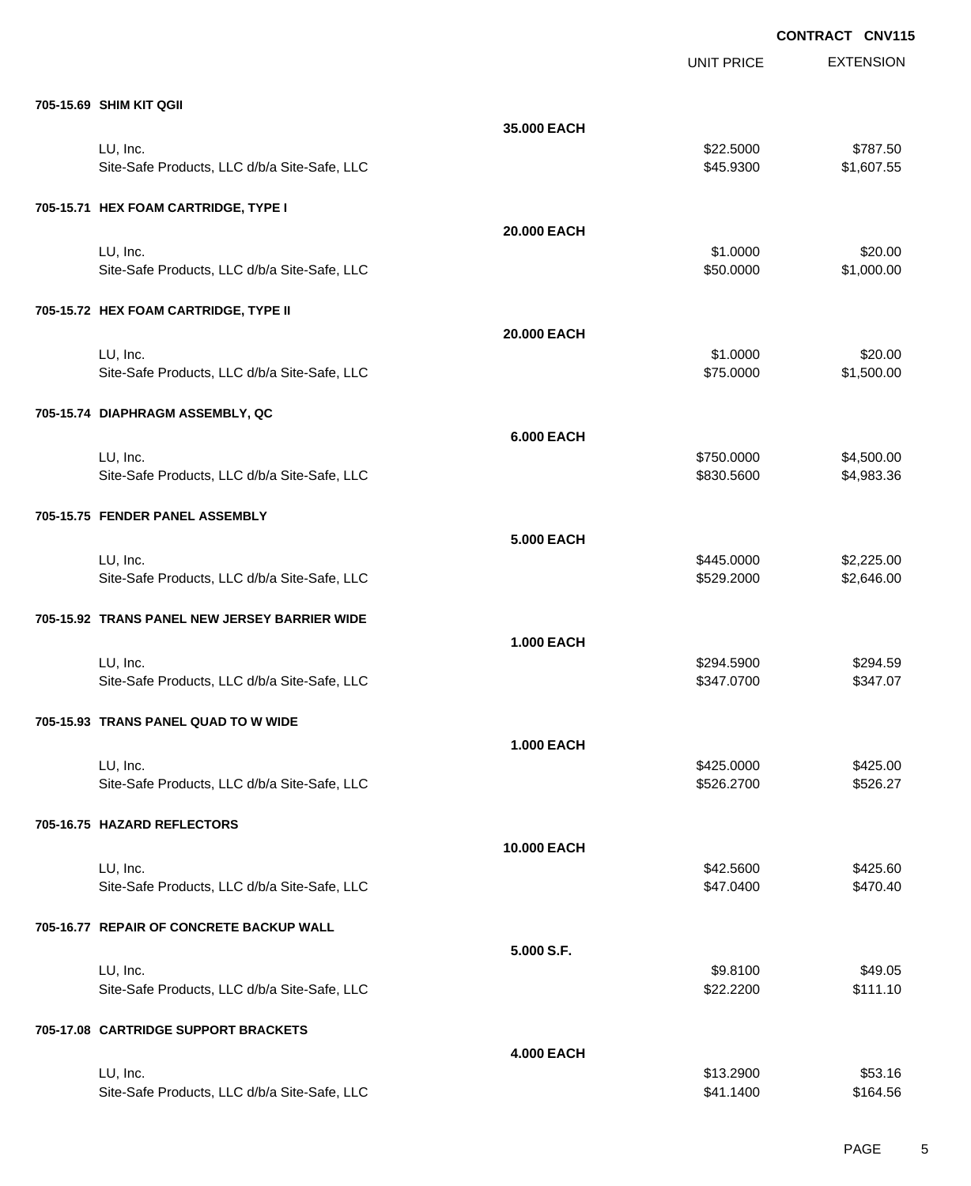**CONTRACT CNV115**

| | | UNIT PRICE | EXTENSION |
|---|---|---|---|
| **705-15.69 SHIM KIT QGII** | | | |
| | **35.000 EACH** | | |
| LU, Inc. | | $22.5000 | $787.50 |
| Site-Safe Products, LLC d/b/a Site-Safe, LLC | | $45.9300 | $1,607.55 |
| **705-15.71 HEX FOAM CARTRIDGE, TYPE I** | | | |
| | **20.000 EACH** | | |
| LU, Inc. | | $1.0000 | $20.00 |
| Site-Safe Products, LLC d/b/a Site-Safe, LLC | | $50.0000 | $1,000.00 |
| **705-15.72 HEX FOAM CARTRIDGE, TYPE II** | | | |
| | **20.000 EACH** | | |
| LU, Inc. | | $1.0000 | $20.00 |
| Site-Safe Products, LLC d/b/a Site-Safe, LLC | | $75.0000 | $1,500.00 |
| **705-15.74 DIAPHRAGM ASSEMBLY, QC** | | | |
| | **6.000 EACH** | | |
| LU, Inc. | | $750.0000 | $4,500.00 |
| Site-Safe Products, LLC d/b/a Site-Safe, LLC | | $830.5600 | $4,983.36 |
| **705-15.75 FENDER PANEL ASSEMBLY** | | | |
| | **5.000 EACH** | | |
| LU, Inc. | | $445.0000 | $2,225.00 |
| Site-Safe Products, LLC d/b/a Site-Safe, LLC | | $529.2000 | $2,646.00 |
| **705-15.92 TRANS PANEL NEW JERSEY BARRIER WIDE** | | | |
| | **1.000 EACH** | | |
| LU, Inc. | | $294.5900 | $294.59 |
| Site-Safe Products, LLC d/b/a Site-Safe, LLC | | $347.0700 | $347.07 |
| **705-15.93 TRANS PANEL QUAD TO W WIDE** | | | |
| | **1.000 EACH** | | |
| LU, Inc. | | $425.0000 | $425.00 |
| Site-Safe Products, LLC d/b/a Site-Safe, LLC | | $526.2700 | $526.27 |
| **705-16.75 HAZARD REFLECTORS** | | | |
| | **10.000 EACH** | | |
| LU, Inc. | | $42.5600 | $425.60 |
| Site-Safe Products, LLC d/b/a Site-Safe, LLC | | $47.0400 | $470.40 |
| **705-16.77 REPAIR OF CONCRETE BACKUP WALL** | | | |
| | **5.000 S.F.** | | |
| LU, Inc. | | $9.8100 | $49.05 |
| Site-Safe Products, LLC d/b/a Site-Safe, LLC | | $22.2200 | $111.10 |
| **705-17.08 CARTRIDGE SUPPORT BRACKETS** | | | |
| | **4.000 EACH** | | |
| LU, Inc. | | $13.2900 | $53.16 |
| Site-Safe Products, LLC d/b/a Site-Safe, LLC | | $41.1400 | $164.56 |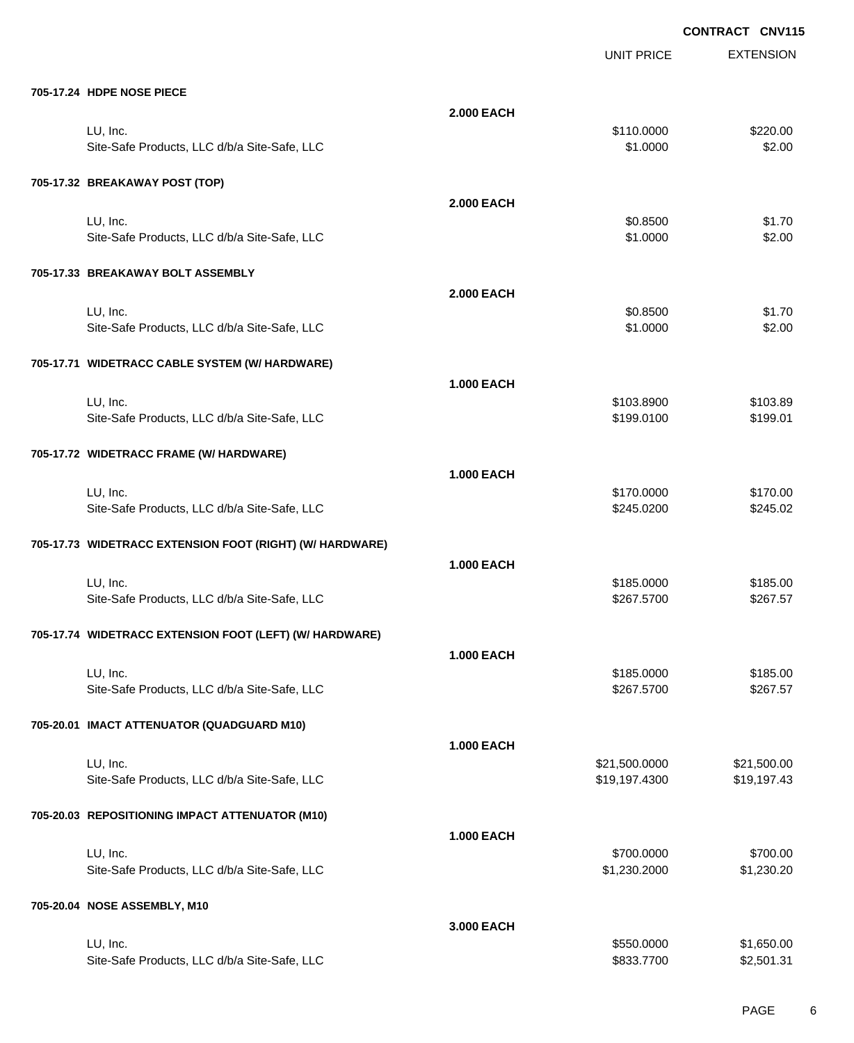CONTRACT CNV115

| | | UNIT PRICE | EXTENSION |
|---|---|---|---|
| **705-17.24 HDPE NOSE PIECE** | | | |
| | **2.000 EACH** | | |
| LU, Inc. | | $110.0000 | $220.00 |
| Site-Safe Products, LLC d/b/a Site-Safe, LLC | | $1.0000 | $2.00 |
| **705-17.32 BREAKAWAY POST (TOP)** | | | |
| | **2.000 EACH** | | |
| LU, Inc. | | $0.8500 | $1.70 |
| Site-Safe Products, LLC d/b/a Site-Safe, LLC | | $1.0000 | $2.00 |
| **705-17.33 BREAKAWAY BOLT ASSEMBLY** | | | |
| | **2.000 EACH** | | |
| LU, Inc. | | $0.8500 | $1.70 |
| Site-Safe Products, LLC d/b/a Site-Safe, LLC | | $1.0000 | $2.00 |
| **705-17.71 WIDETRACC CABLE SYSTEM (W/ HARDWARE)** | | | |
| | **1.000 EACH** | | |
| LU, Inc. | | $103.8900 | $103.89 |
| Site-Safe Products, LLC d/b/a Site-Safe, LLC | | $199.0100 | $199.01 |
| **705-17.72 WIDETRACC FRAME (W/ HARDWARE)** | | | |
| | **1.000 EACH** | | |
| LU, Inc. | | $170.0000 | $170.00 |
| Site-Safe Products, LLC d/b/a Site-Safe, LLC | | $245.0200 | $245.02 |
| **705-17.73 WIDETRACC EXTENSION FOOT (RIGHT) (W/ HARDWARE)** | | | |
| | **1.000 EACH** | | |
| LU, Inc. | | $185.0000 | $185.00 |
| Site-Safe Products, LLC d/b/a Site-Safe, LLC | | $267.5700 | $267.57 |
| **705-17.74 WIDETRACC EXTENSION FOOT (LEFT) (W/ HARDWARE)** | | | |
| | **1.000 EACH** | | |
| LU, Inc. | | $185.0000 | $185.00 |
| Site-Safe Products, LLC d/b/a Site-Safe, LLC | | $267.5700 | $267.57 |
| **705-20.01 IMACT ATTENUATOR (QUADGUARD M10)** | | | |
| | **1.000 EACH** | | |
| LU, Inc. | | $21,500.0000 | $21,500.00 |
| Site-Safe Products, LLC d/b/a Site-Safe, LLC | | $19,197.4300 | $19,197.43 |
| **705-20.03 REPOSITIONING IMPACT ATTENUATOR (M10)** | | | |
| | **1.000 EACH** | | |
| LU, Inc. | | $700.0000 | $700.00 |
| Site-Safe Products, LLC d/b/a Site-Safe, LLC | | $1,230.2000 | $1,230.20 |
| **705-20.04 NOSE ASSEMBLY, M10** | | | |
| | **3.000 EACH** | | |
| LU, Inc. | | $550.0000 | $1,650.00 |
| Site-Safe Products, LLC d/b/a Site-Safe, LLC | | $833.7700 | $2,501.31 |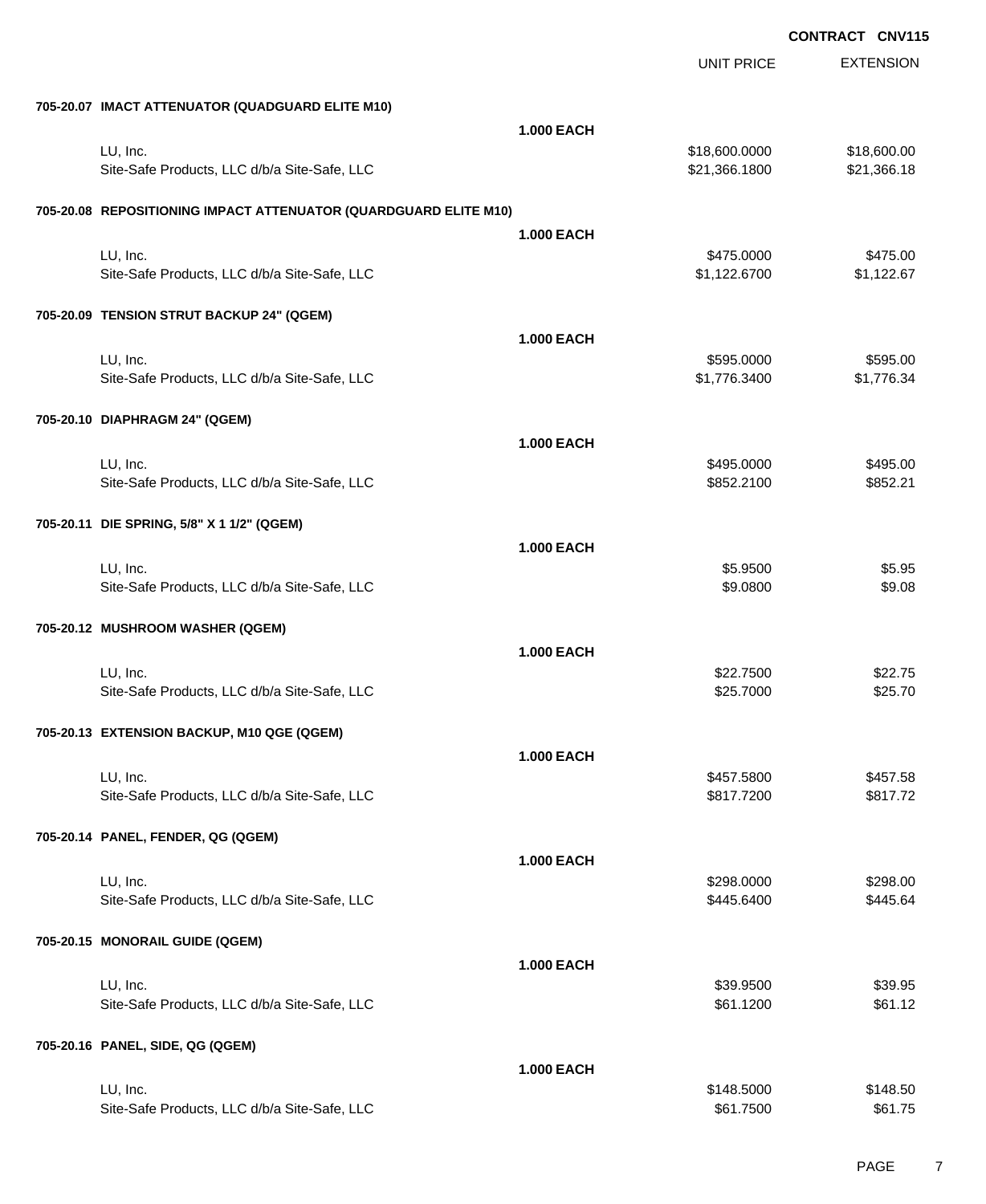**CONTRACT CNV115**

| | | UNIT PRICE | EXTENSION |
|---|---|---|---|
| **705-20.07 IMACT ATTENUATOR (QUADGUARD ELITE M10)** | | | |
| | **1.000 EACH** | | |
| LU, Inc. | | $18,600.0000 | $18,600.00 |
| Site-Safe Products, LLC d/b/a Site-Safe, LLC | | $21,366.1800 | $21,366.18 |
| **705-20.08 REPOSITIONING IMPACT ATTENUATOR (QUARDGUARD ELITE M10)** | | | |
| | **1.000 EACH** | | |
| LU, Inc. | | $475.0000 | $475.00 |
| Site-Safe Products, LLC d/b/a Site-Safe, LLC | | $1,122.6700 | $1,122.67 |
| **705-20.09 TENSION STRUT BACKUP 24" (QGEM)** | | | |
| | **1.000 EACH** | | |
| LU, Inc. | | $595.0000 | $595.00 |
| Site-Safe Products, LLC d/b/a Site-Safe, LLC | | $1,776.3400 | $1,776.34 |
| **705-20.10 DIAPHRAGM 24" (QGEM)** | | | |
| | **1.000 EACH** | | |
| LU, Inc. | | $495.0000 | $495.00 |
| Site-Safe Products, LLC d/b/a Site-Safe, LLC | | $852.2100 | $852.21 |
| **705-20.11 DIE SPRING, 5/8" X 1 1/2" (QGEM)** | | | |
| | **1.000 EACH** | | |
| LU, Inc. | | $5.9500 | $5.95 |
| Site-Safe Products, LLC d/b/a Site-Safe, LLC | | $9.0800 | $9.08 |
| **705-20.12 MUSHROOM WASHER (QGEM)** | | | |
| | **1.000 EACH** | | |
| LU, Inc. | | $22.7500 | $22.75 |
| Site-Safe Products, LLC d/b/a Site-Safe, LLC | | $25.7000 | $25.70 |
| **705-20.13 EXTENSION BACKUP, M10 QGE (QGEM)** | | | |
| | **1.000 EACH** | | |
| LU, Inc. | | $457.5800 | $457.58 |
| Site-Safe Products, LLC d/b/a Site-Safe, LLC | | $817.7200 | $817.72 |
| **705-20.14 PANEL, FENDER, QG (QGEM)** | | | |
| | **1.000 EACH** | | |
| LU, Inc. | | $298.0000 | $298.00 |
| Site-Safe Products, LLC d/b/a Site-Safe, LLC | | $445.6400 | $445.64 |
| **705-20.15 MONORAIL GUIDE (QGEM)** | | | |
| | **1.000 EACH** | | |
| LU, Inc. | | $39.9500 | $39.95 |
| Site-Safe Products, LLC d/b/a Site-Safe, LLC | | $61.1200 | $61.12 |
| **705-20.16 PANEL, SIDE, QG (QGEM)** | | | |
| | **1.000 EACH** | | |
| LU, Inc. | | $148.5000 | $148.50 |
| Site-Safe Products, LLC d/b/a Site-Safe, LLC | | $61.7500 | $61.75 |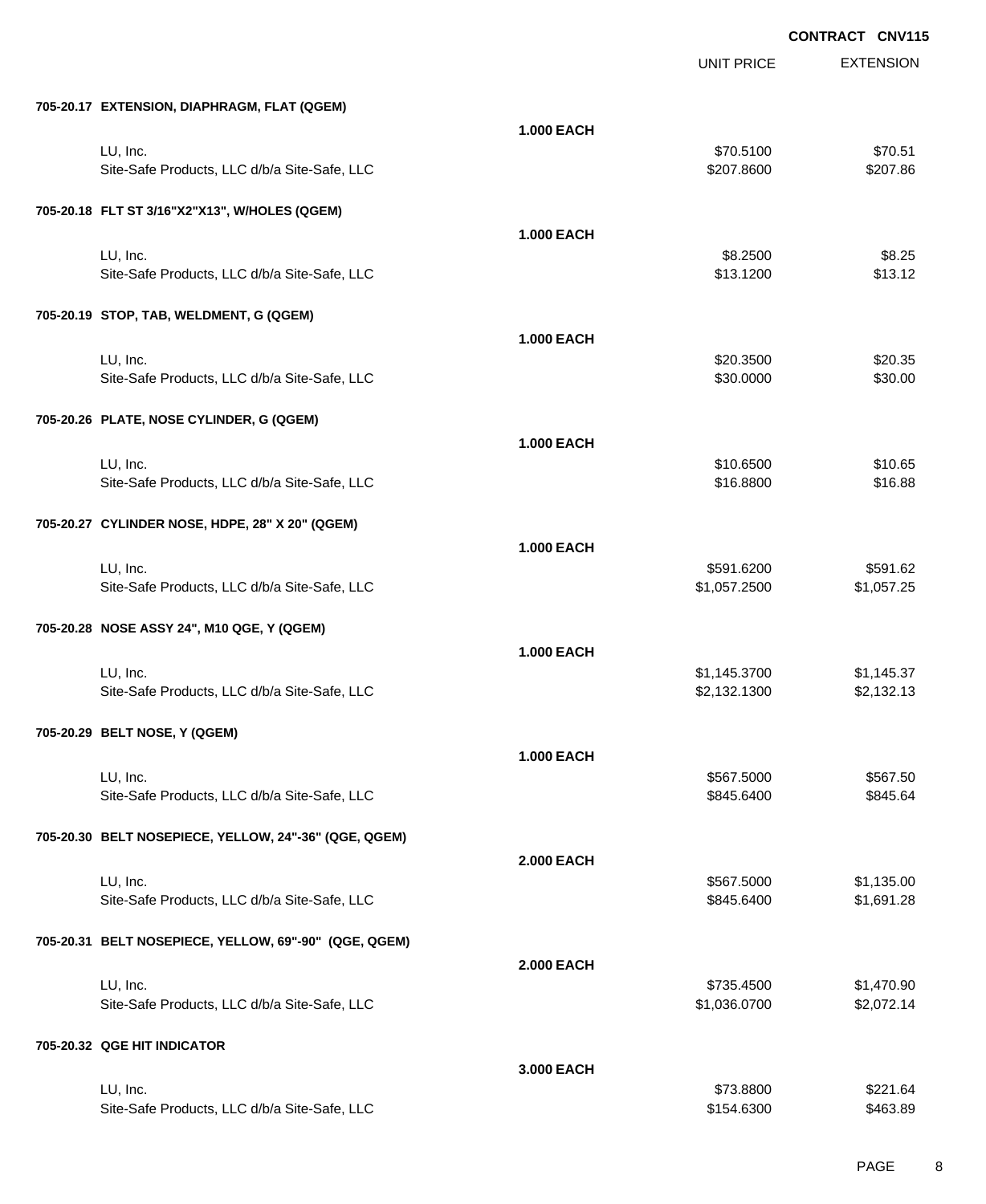**CONTRACT CNV115**

| | | UNIT PRICE | EXTENSION |
|---|---|---|---|
| **705-20.17 EXTENSION, DIAPHRAGM, FLAT (QGEM)** | | | |
| | **1.000 EACH** | | |
| LU, Inc. | | $70.5100 | $70.51 |
| Site-Safe Products, LLC d/b/a Site-Safe, LLC | | $207.8600 | $207.86 |
| **705-20.18 FLT ST 3/16"X2"X13", W/HOLES (QGEM)** | | | |
| | **1.000 EACH** | | |
| LU, Inc. | | $8.2500 | $8.25 |
| Site-Safe Products, LLC d/b/a Site-Safe, LLC | | $13.1200 | $13.12 |
| **705-20.19 STOP, TAB, WELDMENT, G (QGEM)** | | | |
| | **1.000 EACH** | | |
| LU, Inc. | | $20.3500 | $20.35 |
| Site-Safe Products, LLC d/b/a Site-Safe, LLC | | $30.0000 | $30.00 |
| **705-20.26 PLATE, NOSE CYLINDER, G (QGEM)** | | | |
| | **1.000 EACH** | | |
| LU, Inc. | | $10.6500 | $10.65 |
| Site-Safe Products, LLC d/b/a Site-Safe, LLC | | $16.8800 | $16.88 |
| **705-20.27 CYLINDER NOSE, HDPE, 28" X 20" (QGEM)** | | | |
| | **1.000 EACH** | | |
| LU, Inc. | | $591.6200 | $591.62 |
| Site-Safe Products, LLC d/b/a Site-Safe, LLC | | $1,057.2500 | $1,057.25 |
| **705-20.28 NOSE ASSY 24", M10 QGE, Y (QGEM)** | | | |
| | **1.000 EACH** | | |
| LU, Inc. | | $1,145.3700 | $1,145.37 |
| Site-Safe Products, LLC d/b/a Site-Safe, LLC | | $2,132.1300 | $2,132.13 |
| **705-20.29 BELT NOSE, Y (QGEM)** | | | |
| | **1.000 EACH** | | |
| LU, Inc. | | $567.5000 | $567.50 |
| Site-Safe Products, LLC d/b/a Site-Safe, LLC | | $845.6400 | $845.64 |
| **705-20.30 BELT NOSEPIECE, YELLOW, 24"-36" (QGE, QGEM)** | | | |
| | **2.000 EACH** | | |
| LU, Inc. | | $567.5000 | $1,135.00 |
| Site-Safe Products, LLC d/b/a Site-Safe, LLC | | $845.6400 | $1,691.28 |
| **705-20.31 BELT NOSEPIECE, YELLOW, 69"-90" (QGE, QGEM)** | | | |
| | **2.000 EACH** | | |
| LU, Inc. | | $735.4500 | $1,470.90 |
| Site-Safe Products, LLC d/b/a Site-Safe, LLC | | $1,036.0700 | $2,072.14 |
| **705-20.32 QGE HIT INDICATOR** | | | |
| | **3.000 EACH** | | |
| LU, Inc. | | $73.8800 | $221.64 |
| Site-Safe Products, LLC d/b/a Site-Safe, LLC | | $154.6300 | $463.89 |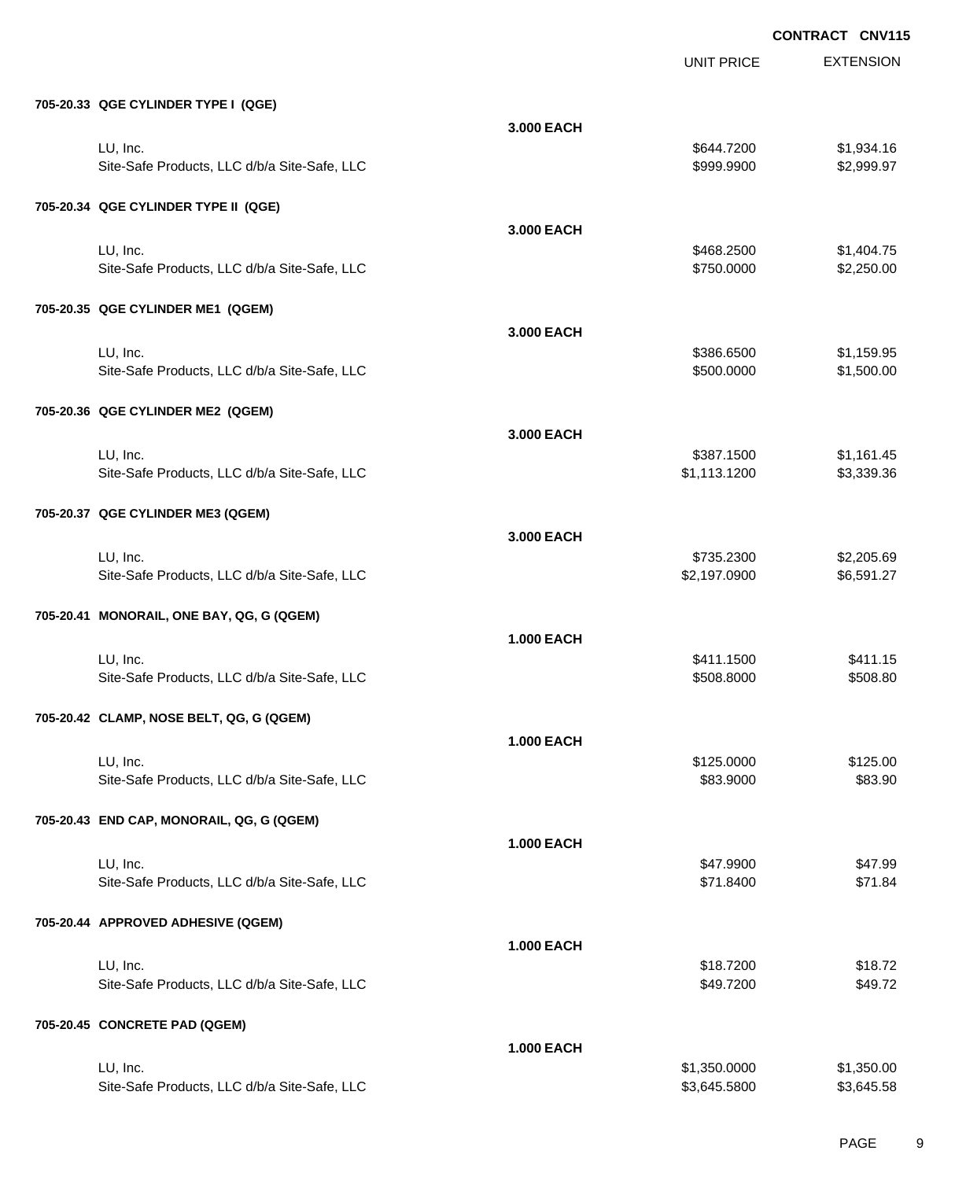**CONTRACT CNV115**

| | | UNIT PRICE | EXTENSION |
|---|---|---|---|
| **705-20.33 QGE CYLINDER TYPE I (QGE)** | | | |
| | **3.000 EACH** | | |
| LU, Inc. | | $644.7200 | $1,934.16 |
| Site-Safe Products, LLC d/b/a Site-Safe, LLC | | $999.9900 | $2,999.97 |
| **705-20.34 QGE CYLINDER TYPE II (QGE)** | | | |
| | **3.000 EACH** | | |
| LU, Inc. | | $468.2500 | $1,404.75 |
| Site-Safe Products, LLC d/b/a Site-Safe, LLC | | $750.0000 | $2,250.00 |
| **705-20.35 QGE CYLINDER ME1 (QGEM)** | | | |
| | **3.000 EACH** | | |
| LU, Inc. | | $386.6500 | $1,159.95 |
| Site-Safe Products, LLC d/b/a Site-Safe, LLC | | $500.0000 | $1,500.00 |
| **705-20.36 QGE CYLINDER ME2 (QGEM)** | | | |
| | **3.000 EACH** | | |
| LU, Inc. | | $387.1500 | $1,161.45 |
| Site-Safe Products, LLC d/b/a Site-Safe, LLC | | $1,113.1200 | $3,339.36 |
| **705-20.37 QGE CYLINDER ME3 (QGEM)** | | | |
| | **3.000 EACH** | | |
| LU, Inc. | | $735.2300 | $2,205.69 |
| Site-Safe Products, LLC d/b/a Site-Safe, LLC | | $2,197.0900 | $6,591.27 |
| **705-20.41 MONORAIL, ONE BAY, QG, G (QGEM)** | | | |
| | **1.000 EACH** | | |
| LU, Inc. | | $411.1500 | $411.15 |
| Site-Safe Products, LLC d/b/a Site-Safe, LLC | | $508.8000 | $508.80 |
| **705-20.42 CLAMP, NOSE BELT, QG, G (QGEM)** | | | |
| | **1.000 EACH** | | |
| LU, Inc. | | $125.0000 | $125.00 |
| Site-Safe Products, LLC d/b/a Site-Safe, LLC | | $83.9000 | $83.90 |
| **705-20.43 END CAP, MONORAIL, QG, G (QGEM)** | | | |
| | **1.000 EACH** | | |
| LU, Inc. | | $47.9900 | $47.99 |
| Site-Safe Products, LLC d/b/a Site-Safe, LLC | | $71.8400 | $71.84 |
| **705-20.44 APPROVED ADHESIVE (QGEM)** | | | |
| | **1.000 EACH** | | |
| LU, Inc. | | $18.7200 | $18.72 |
| Site-Safe Products, LLC d/b/a Site-Safe, LLC | | $49.7200 | $49.72 |
| **705-20.45 CONCRETE PAD (QGEM)** | | | |
| | **1.000 EACH** | | |
| LU, Inc. | | $1,350.0000 | $1,350.00 |
| Site-Safe Products, LLC d/b/a Site-Safe, LLC | | $3,645.5800 | $3,645.58 |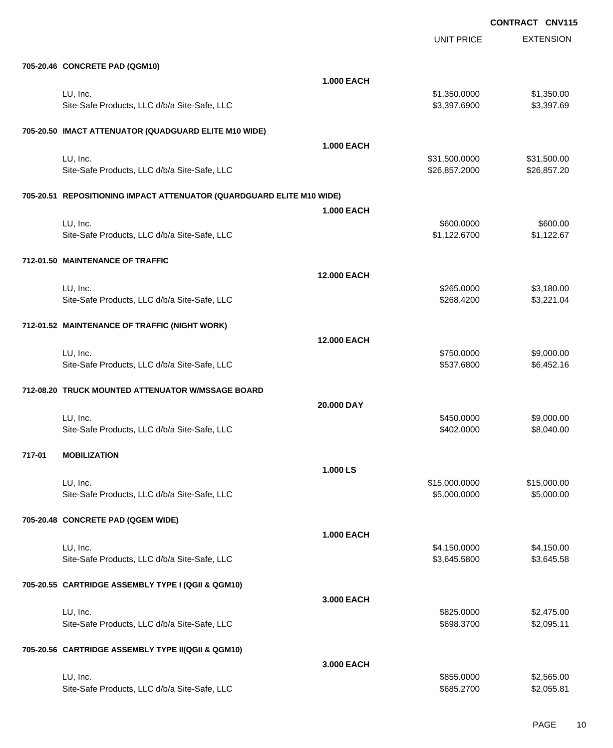**CONTRACT CNV115**

| | | UNIT PRICE | EXTENSION |
|---|---|---|---|
| **705-20.46 CONCRETE PAD (QGM10)** | | | |
| | **1.000 EACH** | | |
| LU, Inc. | | $1,350.0000 | $1,350.00 |
| Site-Safe Products, LLC d/b/a Site-Safe, LLC | | $3,397.6900 | $3,397.69 |
| **705-20.50 IMACT ATTENUATOR (QUADGUARD ELITE M10 WIDE)** | | | |
| | **1.000 EACH** | | |
| LU, Inc. | | $31,500.0000 | $31,500.00 |
| Site-Safe Products, LLC d/b/a Site-Safe, LLC | | $26,857.2000 | $26,857.20 |
| **705-20.51 REPOSITIONING IMPACT ATTENUATOR (QUARDGUARD ELITE M10 WIDE)** | | | |
| | **1.000 EACH** | | |
| LU, Inc. | | $600.0000 | $600.00 |
| Site-Safe Products, LLC d/b/a Site-Safe, LLC | | $1,122.6700 | $1,122.67 |
| **712-01.50 MAINTENANCE OF TRAFFIC** | | | |
| | **12.000 EACH** | | |
| LU, Inc. | | $265.0000 | $3,180.00 |
| Site-Safe Products, LLC d/b/a Site-Safe, LLC | | $268.4200 | $3,221.04 |
| **712-01.52 MAINTENANCE OF TRAFFIC (NIGHT WORK)** | | | |
| | **12.000 EACH** | | |
| LU, Inc. | | $750.0000 | $9,000.00 |
| Site-Safe Products, LLC d/b/a Site-Safe, LLC | | $537.6800 | $6,452.16 |
| **712-08.20 TRUCK MOUNTED ATTENUATOR W/MSSAGE BOARD** | | | |
| | **20.000 DAY** | | |
| LU, Inc. | | $450.0000 | $9,000.00 |
| Site-Safe Products, LLC d/b/a Site-Safe, LLC | | $402.0000 | $8,040.00 |
| **717-01 MOBILIZATION** | | | |
| | **1.000 LS** | | |
| LU, Inc. | | $15,000.0000 | $15,000.00 |
| Site-Safe Products, LLC d/b/a Site-Safe, LLC | | $5,000.0000 | $5,000.00 |
| **705-20.48 CONCRETE PAD (QGEM WIDE)** | | | |
| | **1.000 EACH** | | |
| LU, Inc. | | $4,150.0000 | $4,150.00 |
| Site-Safe Products, LLC d/b/a Site-Safe, LLC | | $3,645.5800 | $3,645.58 |
| **705-20.55 CARTRIDGE ASSEMBLY TYPE I (QGII & QGM10)** | | | |
| | **3.000 EACH** | | |
| LU, Inc. | | $825.0000 | $2,475.00 |
| Site-Safe Products, LLC d/b/a Site-Safe, LLC | | $698.3700 | $2,095.11 |
| **705-20.56 CARTRIDGE ASSEMBLY TYPE II(QGII & QGM10)** | | | |
| | **3.000 EACH** | | |
| LU, Inc. | | $855.0000 | $2,565.00 |
| Site-Safe Products, LLC d/b/a Site-Safe, LLC | | $685.2700 | $2,055.81 |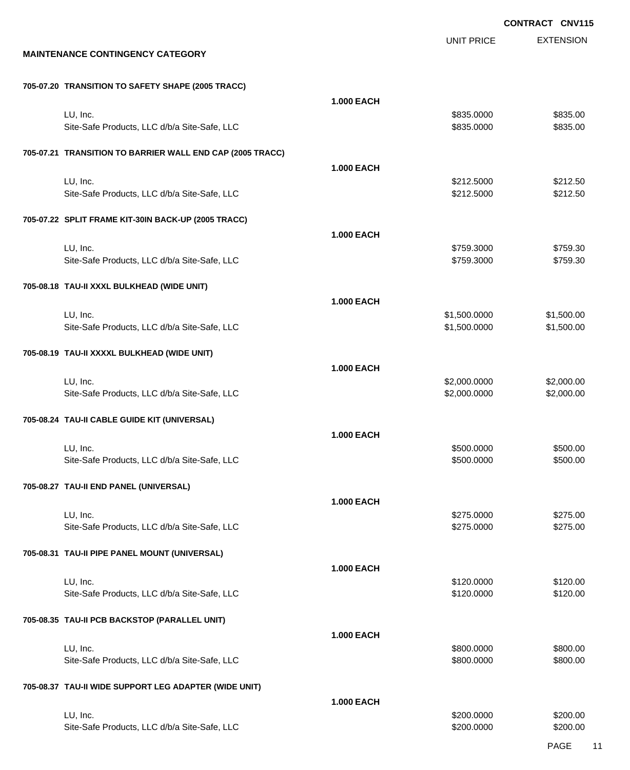CONTRACT CNV115

## MAINTENANCE CONTINGENCY CATEGORY

| | | UNIT PRICE | EXTENSION |
|---|---|---|---|
| **705-07.20 TRANSITION TO SAFETY SHAPE (2005 TRACC)** | | | |
| | **1.000 EACH** | | |
| LU, Inc. | | $835.0000 | $835.00 |
| Site-Safe Products, LLC d/b/a Site-Safe, LLC | | $835.0000 | $835.00 |
| **705-07.21 TRANSITION TO BARRIER WALL END CAP (2005 TRACC)** | | | |
| | **1.000 EACH** | | |
| LU, Inc. | | $212.5000 | $212.50 |
| Site-Safe Products, LLC d/b/a Site-Safe, LLC | | $212.5000 | $212.50 |
| **705-07.22 SPLIT FRAME KIT-30IN BACK-UP (2005 TRACC)** | | | |
| | **1.000 EACH** | | |
| LU, Inc. | | $759.3000 | $759.30 |
| Site-Safe Products, LLC d/b/a Site-Safe, LLC | | $759.3000 | $759.30 |
| **705-08.18 TAU-II XXXL BULKHEAD (WIDE UNIT)** | | | |
| | **1.000 EACH** | | |
| LU, Inc. | | $1,500.0000 | $1,500.00 |
| Site-Safe Products, LLC d/b/a Site-Safe, LLC | | $1,500.0000 | $1,500.00 |
| **705-08.19 TAU-II XXXXL BULKHEAD (WIDE UNIT)** | | | |
| | **1.000 EACH** | | |
| LU, Inc. | | $2,000.0000 | $2,000.00 |
| Site-Safe Products, LLC d/b/a Site-Safe, LLC | | $2,000.0000 | $2,000.00 |
| **705-08.24 TAU-II CABLE GUIDE KIT (UNIVERSAL)** | | | |
| | **1.000 EACH** | | |
| LU, Inc. | | $500.0000 | $500.00 |
| Site-Safe Products, LLC d/b/a Site-Safe, LLC | | $500.0000 | $500.00 |
| **705-08.27 TAU-II END PANEL (UNIVERSAL)** | | | |
| | **1.000 EACH** | | |
| LU, Inc. | | $275.0000 | $275.00 |
| Site-Safe Products, LLC d/b/a Site-Safe, LLC | | $275.0000 | $275.00 |
| **705-08.31 TAU-II PIPE PANEL MOUNT (UNIVERSAL)** | | | |
| | **1.000 EACH** | | |
| LU, Inc. | | $120.0000 | $120.00 |
| Site-Safe Products, LLC d/b/a Site-Safe, LLC | | $120.0000 | $120.00 |
| **705-08.35 TAU-II PCB BACKSTOP (PARALLEL UNIT)** | | | |
| | **1.000 EACH** | | |
| LU, Inc. | | $800.0000 | $800.00 |
| Site-Safe Products, LLC d/b/a Site-Safe, LLC | | $800.0000 | $800.00 |
| **705-08.37 TAU-II WIDE SUPPORT LEG ADAPTER (WIDE UNIT)** | | | |
| | **1.000 EACH** | | |
| LU, Inc. | | $200.0000 | $200.00 |
| Site-Safe Products, LLC d/b/a Site-Safe, LLC | | $200.0000 | $200.00 |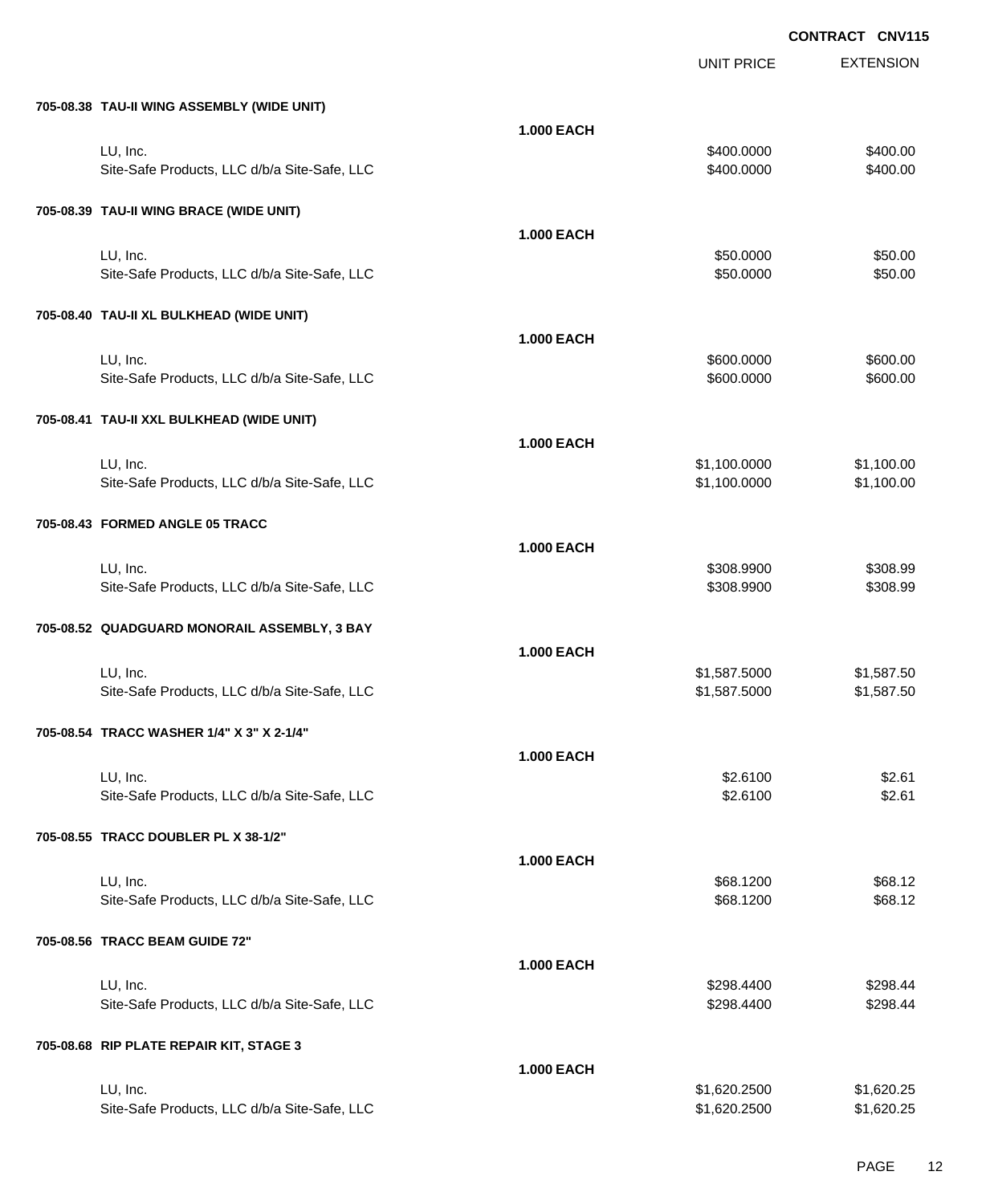**CONTRACT CNV115**

| | | UNIT PRICE | EXTENSION |
|---|---|---|---|
| **705-08.38 TAU-II WING ASSEMBLY (WIDE UNIT)** | | | |
| | **1.000 EACH** | | |
| LU, Inc. | | $400.0000 | $400.00 |
| Site-Safe Products, LLC d/b/a Site-Safe, LLC | | $400.0000 | $400.00 |
| **705-08.39 TAU-II WING BRACE (WIDE UNIT)** | | | |
| | **1.000 EACH** | | |
| LU, Inc. | | $50.0000 | $50.00 |
| Site-Safe Products, LLC d/b/a Site-Safe, LLC | | $50.0000 | $50.00 |
| **705-08.40 TAU-II XL BULKHEAD (WIDE UNIT)** | | | |
| | **1.000 EACH** | | |
| LU, Inc. | | $600.0000 | $600.00 |
| Site-Safe Products, LLC d/b/a Site-Safe, LLC | | $600.0000 | $600.00 |
| **705-08.41 TAU-II XXL BULKHEAD (WIDE UNIT)** | | | |
| | **1.000 EACH** | | |
| LU, Inc. | | $1,100.0000 | $1,100.00 |
| Site-Safe Products, LLC d/b/a Site-Safe, LLC | | $1,100.0000 | $1,100.00 |
| **705-08.43 FORMED ANGLE 05 TRACC** | | | |
| | **1.000 EACH** | | |
| LU, Inc. | | $308.9900 | $308.99 |
| Site-Safe Products, LLC d/b/a Site-Safe, LLC | | $308.9900 | $308.99 |
| **705-08.52 QUADGUARD MONORAIL ASSEMBLY, 3 BAY** | | | |
| | **1.000 EACH** | | |
| LU, Inc. | | $1,587.5000 | $1,587.50 |
| Site-Safe Products, LLC d/b/a Site-Safe, LLC | | $1,587.5000 | $1,587.50 |
| **705-08.54 TRACC WASHER 1/4" X 3" X 2-1/4"** | | | |
| | **1.000 EACH** | | |
| LU, Inc. | | $2.6100 | $2.61 |
| Site-Safe Products, LLC d/b/a Site-Safe, LLC | | $2.6100 | $2.61 |
| **705-08.55 TRACC DOUBLER PL X 38-1/2"** | | | |
| | **1.000 EACH** | | |
| LU, Inc. | | $68.1200 | $68.12 |
| Site-Safe Products, LLC d/b/a Site-Safe, LLC | | $68.1200 | $68.12 |
| **705-08.56 TRACC BEAM GUIDE 72"** | | | |
| | **1.000 EACH** | | |
| LU, Inc. | | $298.4400 | $298.44 |
| Site-Safe Products, LLC d/b/a Site-Safe, LLC | | $298.4400 | $298.44 |
| **705-08.68 RIP PLATE REPAIR KIT, STAGE 3** | | | |
| | **1.000 EACH** | | |
| LU, Inc. | | $1,620.2500 | $1,620.25 |
| Site-Safe Products, LLC d/b/a Site-Safe, LLC | | $1,620.2500 | $1,620.25 |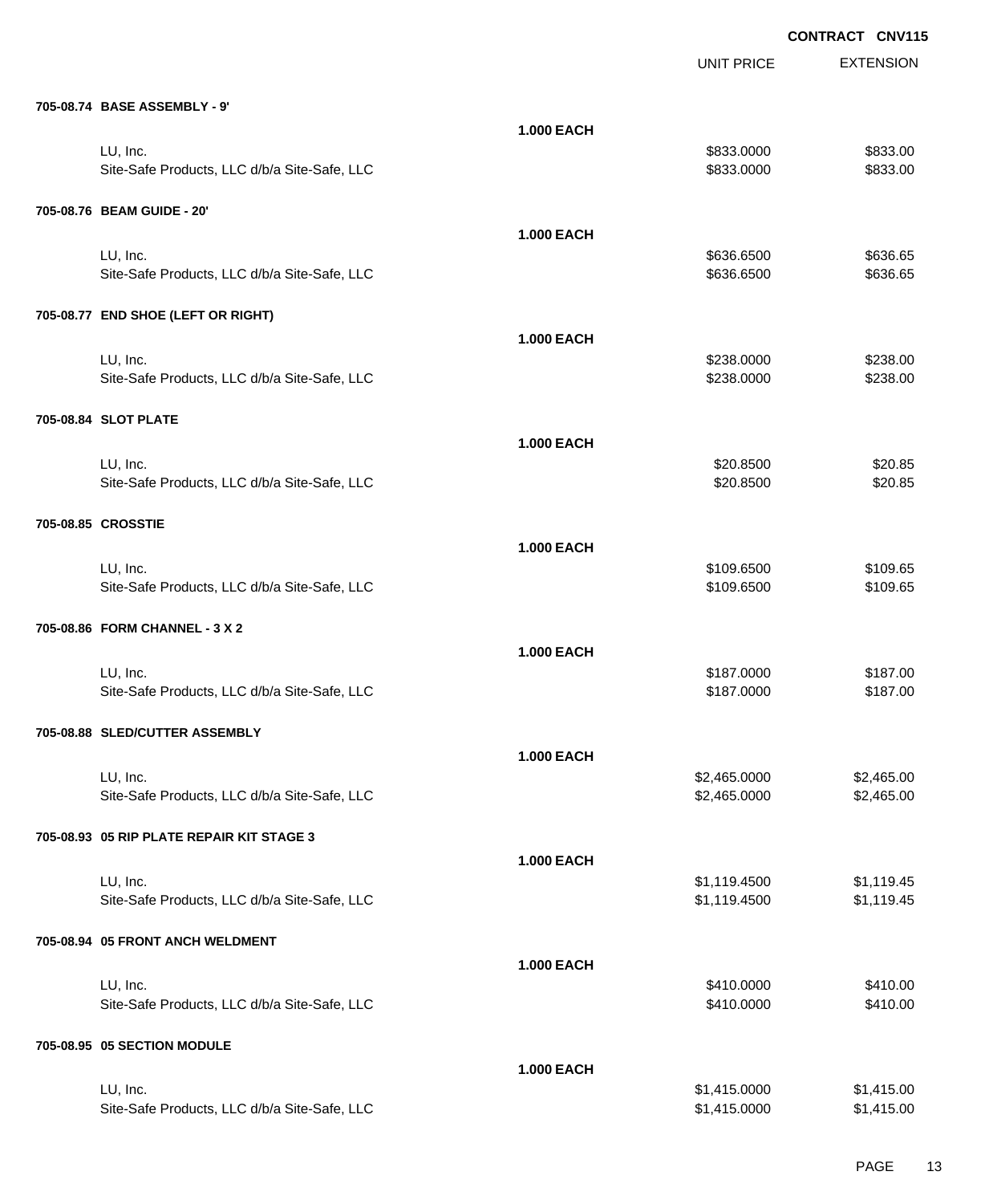**CONTRACT CNV115**

| | | UNIT PRICE | EXTENSION |
|---|---|---|---|
| **705-08.74 BASE ASSEMBLY - 9'** | | | |
| | **1.000 EACH** | | |
| LU, Inc. | | $833.0000 | $833.00 |
| Site-Safe Products, LLC d/b/a Site-Safe, LLC | | $833.0000 | $833.00 |
| **705-08.76 BEAM GUIDE - 20'** | | | |
| | **1.000 EACH** | | |
| LU, Inc. | | $636.6500 | $636.65 |
| Site-Safe Products, LLC d/b/a Site-Safe, LLC | | $636.6500 | $636.65 |
| **705-08.77 END SHOE (LEFT OR RIGHT)** | | | |
| | **1.000 EACH** | | |
| LU, Inc. | | $238.0000 | $238.00 |
| Site-Safe Products, LLC d/b/a Site-Safe, LLC | | $238.0000 | $238.00 |
| **705-08.84 SLOT PLATE** | | | |
| | **1.000 EACH** | | |
| LU, Inc. | | $20.8500 | $20.85 |
| Site-Safe Products, LLC d/b/a Site-Safe, LLC | | $20.8500 | $20.85 |
| **705-08.85 CROSSTIE** | | | |
| | **1.000 EACH** | | |
| LU, Inc. | | $109.6500 | $109.65 |
| Site-Safe Products, LLC d/b/a Site-Safe, LLC | | $109.6500 | $109.65 |
| **705-08.86 FORM CHANNEL - 3 X 2** | | | |
| | **1.000 EACH** | | |
| LU, Inc. | | $187.0000 | $187.00 |
| Site-Safe Products, LLC d/b/a Site-Safe, LLC | | $187.0000 | $187.00 |
| **705-08.88 SLED/CUTTER ASSEMBLY** | | | |
| | **1.000 EACH** | | |
| LU, Inc. | | $2,465.0000 | $2,465.00 |
| Site-Safe Products, LLC d/b/a Site-Safe, LLC | | $2,465.0000 | $2,465.00 |
| **705-08.93 05 RIP PLATE REPAIR KIT STAGE 3** | | | |
| | **1.000 EACH** | | |
| LU, Inc. | | $1,119.4500 | $1,119.45 |
| Site-Safe Products, LLC d/b/a Site-Safe, LLC | | $1,119.4500 | $1,119.45 |
| **705-08.94 05 FRONT ANCH WELDMENT** | | | |
| | **1.000 EACH** | | |
| LU, Inc. | | $410.0000 | $410.00 |
| Site-Safe Products, LLC d/b/a Site-Safe, LLC | | $410.0000 | $410.00 |
| **705-08.95 05 SECTION MODULE** | | | |
| | **1.000 EACH** | | |
| LU, Inc. | | $1,415.0000 | $1,415.00 |
| Site-Safe Products, LLC d/b/a Site-Safe, LLC | | $1,415.0000 | $1,415.00 |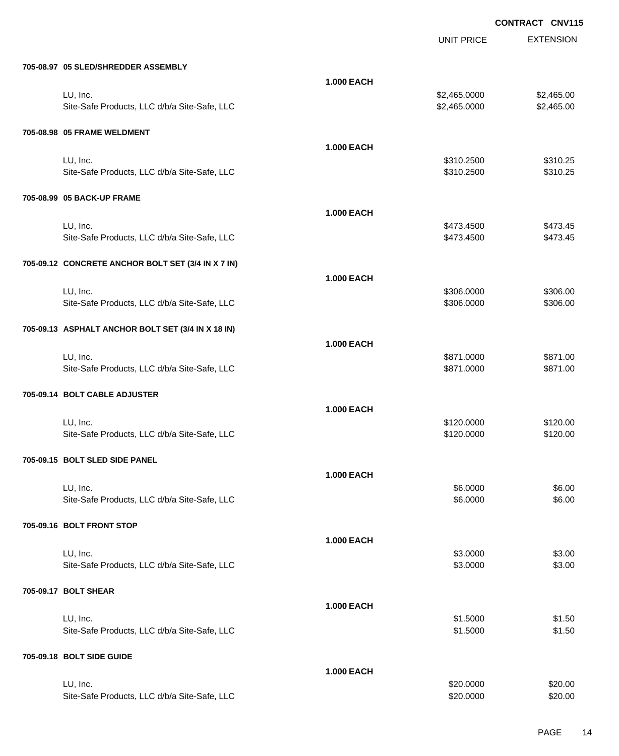**CONTRACT CNV115**

| | | UNIT PRICE | EXTENSION |
|---|---|---|---|
| **705-08.97 05 SLED/SHREDDER ASSEMBLY** | | | |
| | **1.000 EACH** | | |
| LU, Inc. | | $2,465.0000 | $2,465.00 |
| Site-Safe Products, LLC d/b/a Site-Safe, LLC | | $2,465.0000 | $2,465.00 |
| **705-08.98 05 FRAME WELDMENT** | | | |
| | **1.000 EACH** | | |
| LU, Inc. | | $310.2500 | $310.25 |
| Site-Safe Products, LLC d/b/a Site-Safe, LLC | | $310.2500 | $310.25 |
| **705-08.99 05 BACK-UP FRAME** | | | |
| | **1.000 EACH** | | |
| LU, Inc. | | $473.4500 | $473.45 |
| Site-Safe Products, LLC d/b/a Site-Safe, LLC | | $473.4500 | $473.45 |
| **705-09.12 CONCRETE ANCHOR BOLT SET (3/4 IN X 7 IN)** | | | |
| | **1.000 EACH** | | |
| LU, Inc. | | $306.0000 | $306.00 |
| Site-Safe Products, LLC d/b/a Site-Safe, LLC | | $306.0000 | $306.00 |
| **705-09.13 ASPHALT ANCHOR BOLT SET (3/4 IN X 18 IN)** | | | |
| | **1.000 EACH** | | |
| LU, Inc. | | $871.0000 | $871.00 |
| Site-Safe Products, LLC d/b/a Site-Safe, LLC | | $871.0000 | $871.00 |
| **705-09.14 BOLT CABLE ADJUSTER** | | | |
| | **1.000 EACH** | | |
| LU, Inc. | | $120.0000 | $120.00 |
| Site-Safe Products, LLC d/b/a Site-Safe, LLC | | $120.0000 | $120.00 |
| **705-09.15 BOLT SLED SIDE PANEL** | | | |
| | **1.000 EACH** | | |
| LU, Inc. | | $6.0000 | $6.00 |
| Site-Safe Products, LLC d/b/a Site-Safe, LLC | | $6.0000 | $6.00 |
| **705-09.16 BOLT FRONT STOP** | | | |
| | **1.000 EACH** | | |
| LU, Inc. | | $3.0000 | $3.00 |
| Site-Safe Products, LLC d/b/a Site-Safe, LLC | | $3.0000 | $3.00 |
| **705-09.17 BOLT SHEAR** | | | |
| | **1.000 EACH** | | |
| LU, Inc. | | $1.5000 | $1.50 |
| Site-Safe Products, LLC d/b/a Site-Safe, LLC | | $1.5000 | $1.50 |
| **705-09.18 BOLT SIDE GUIDE** | | | |
| | **1.000 EACH** | | |
| LU, Inc. | | $20.0000 | $20.00 |
| Site-Safe Products, LLC d/b/a Site-Safe, LLC | | $20.0000 | $20.00 |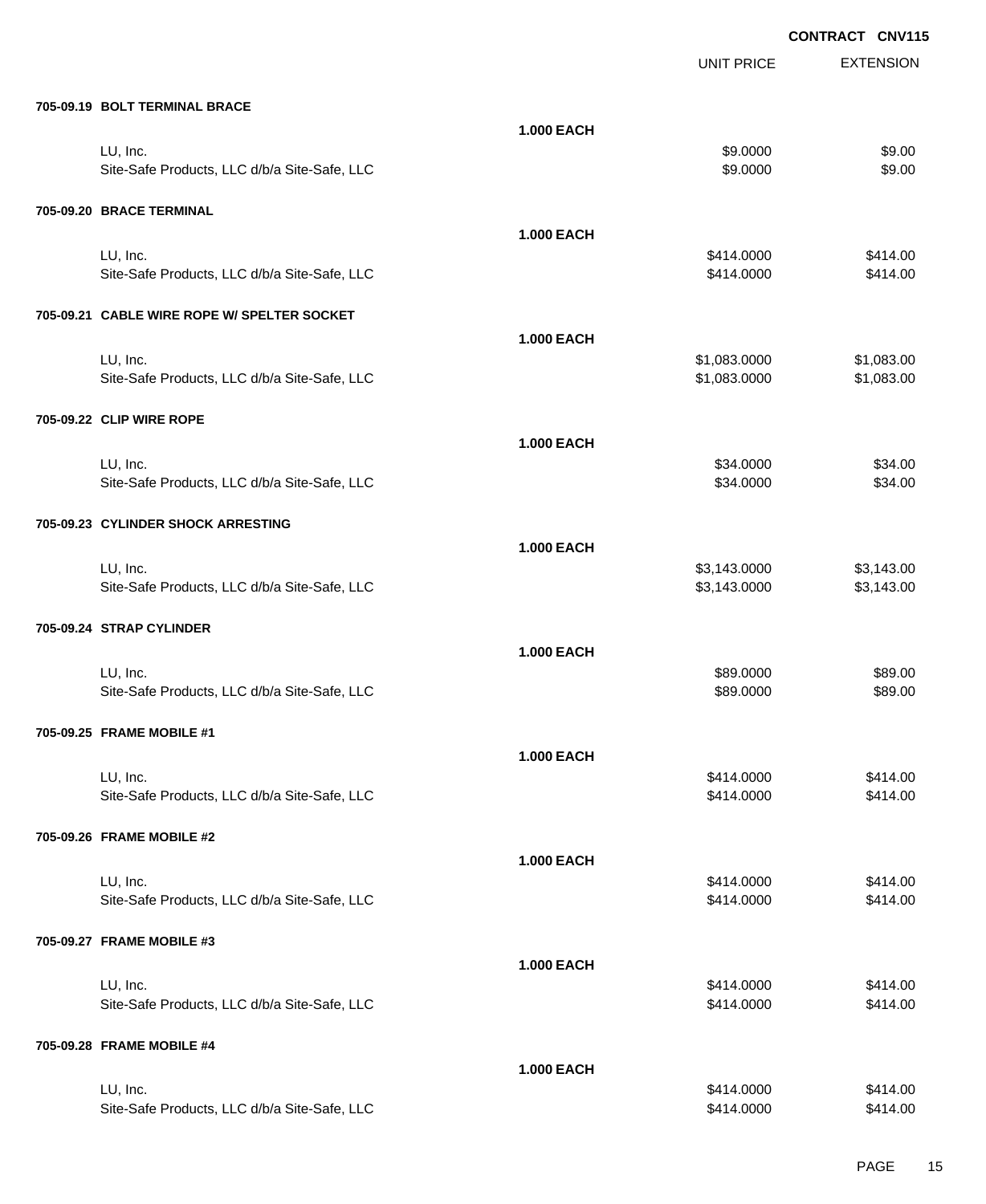**CONTRACT CNV115**

| | | UNIT PRICE | EXTENSION |
|---|---|---|---|
| **705-09.19 BOLT TERMINAL BRACE** | | | |
| | **1.000 EACH** | | |
| LU, Inc. | | $9.0000 | $9.00 |
| Site-Safe Products, LLC d/b/a Site-Safe, LLC | | $9.0000 | $9.00 |
| **705-09.20 BRACE TERMINAL** | | | |
| | **1.000 EACH** | | |
| LU, Inc. | | $414.0000 | $414.00 |
| Site-Safe Products, LLC d/b/a Site-Safe, LLC | | $414.0000 | $414.00 |
| **705-09.21 CABLE WIRE ROPE W/ SPELTER SOCKET** | | | |
| | **1.000 EACH** | | |
| LU, Inc. | | $1,083.0000 | $1,083.00 |
| Site-Safe Products, LLC d/b/a Site-Safe, LLC | | $1,083.0000 | $1,083.00 |
| **705-09.22 CLIP WIRE ROPE** | | | |
| | **1.000 EACH** | | |
| LU, Inc. | | $34.0000 | $34.00 |
| Site-Safe Products, LLC d/b/a Site-Safe, LLC | | $34.0000 | $34.00 |
| **705-09.23 CYLINDER SHOCK ARRESTING** | | | |
| | **1.000 EACH** | | |
| LU, Inc. | | $3,143.0000 | $3,143.00 |
| Site-Safe Products, LLC d/b/a Site-Safe, LLC | | $3,143.0000 | $3,143.00 |
| **705-09.24 STRAP CYLINDER** | | | |
| | **1.000 EACH** | | |
| LU, Inc. | | $89.0000 | $89.00 |
| Site-Safe Products, LLC d/b/a Site-Safe, LLC | | $89.0000 | $89.00 |
| **705-09.25 FRAME MOBILE #1** | | | |
| | **1.000 EACH** | | |
| LU, Inc. | | $414.0000 | $414.00 |
| Site-Safe Products, LLC d/b/a Site-Safe, LLC | | $414.0000 | $414.00 |
| **705-09.26 FRAME MOBILE #2** | | | |
| | **1.000 EACH** | | |
| LU, Inc. | | $414.0000 | $414.00 |
| Site-Safe Products, LLC d/b/a Site-Safe, LLC | | $414.0000 | $414.00 |
| **705-09.27 FRAME MOBILE #3** | | | |
| | **1.000 EACH** | | |
| LU, Inc. | | $414.0000 | $414.00 |
| Site-Safe Products, LLC d/b/a Site-Safe, LLC | | $414.0000 | $414.00 |
| **705-09.28 FRAME MOBILE #4** | | | |
| | **1.000 EACH** | | |
| LU, Inc. | | $414.0000 | $414.00 |
| Site-Safe Products, LLC d/b/a Site-Safe, LLC | | $414.0000 | $414.00 |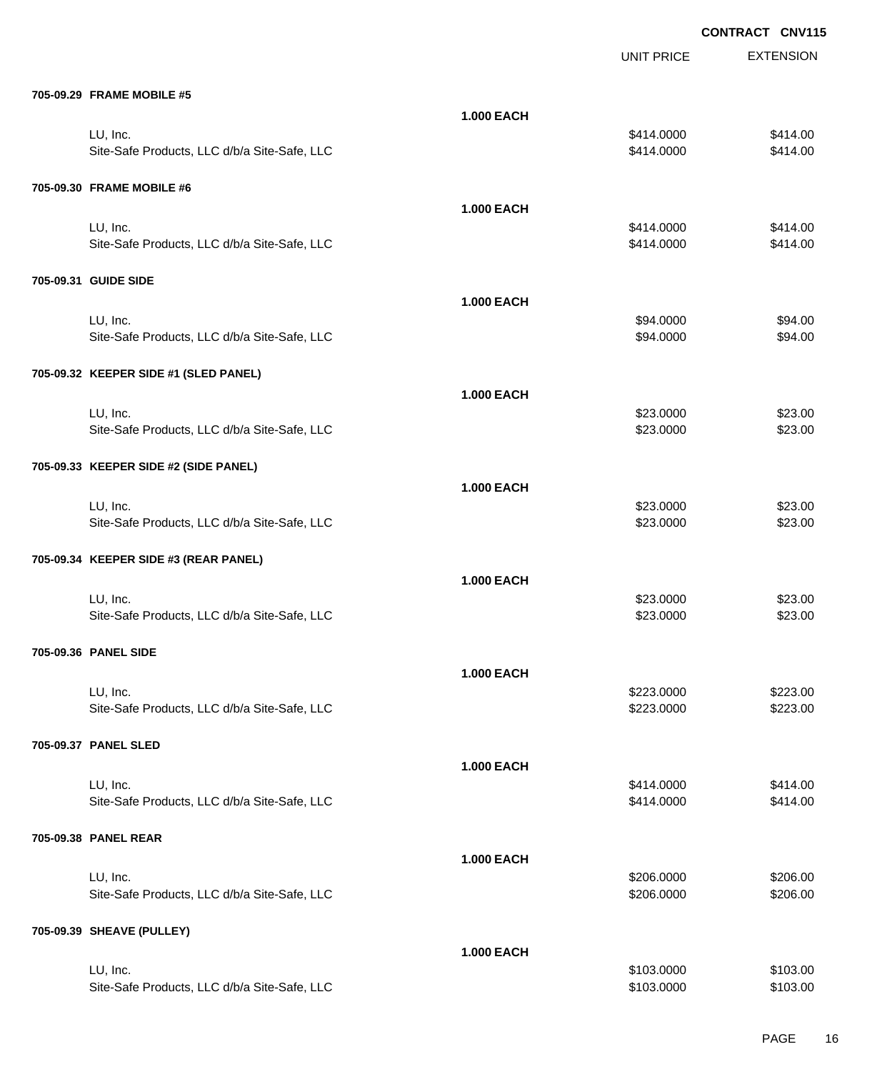**CONTRACT CNV115**

| | | UNIT PRICE | EXTENSION |
|---|---|---|---|
| **705-09.29 FRAME MOBILE #5** | | | |
| | **1.000 EACH** | | |
| LU, Inc. | | $414.0000 | $414.00 |
| Site-Safe Products, LLC d/b/a Site-Safe, LLC | | $414.0000 | $414.00 |
| **705-09.30 FRAME MOBILE #6** | | | |
| | **1.000 EACH** | | |
| LU, Inc. | | $414.0000 | $414.00 |
| Site-Safe Products, LLC d/b/a Site-Safe, LLC | | $414.0000 | $414.00 |
| **705-09.31 GUIDE SIDE** | | | |
| | **1.000 EACH** | | |
| LU, Inc. | | $94.0000 | $94.00 |
| Site-Safe Products, LLC d/b/a Site-Safe, LLC | | $94.0000 | $94.00 |
| **705-09.32 KEEPER SIDE #1 (SLED PANEL)** | | | |
| | **1.000 EACH** | | |
| LU, Inc. | | $23.0000 | $23.00 |
| Site-Safe Products, LLC d/b/a Site-Safe, LLC | | $23.0000 | $23.00 |
| **705-09.33 KEEPER SIDE #2 (SIDE PANEL)** | | | |
| | **1.000 EACH** | | |
| LU, Inc. | | $23.0000 | $23.00 |
| Site-Safe Products, LLC d/b/a Site-Safe, LLC | | $23.0000 | $23.00 |
| **705-09.34 KEEPER SIDE #3 (REAR PANEL)** | | | |
| | **1.000 EACH** | | |
| LU, Inc. | | $23.0000 | $23.00 |
| Site-Safe Products, LLC d/b/a Site-Safe, LLC | | $23.0000 | $23.00 |
| **705-09.36 PANEL SIDE** | | | |
| | **1.000 EACH** | | |
| LU, Inc. | | $223.0000 | $223.00 |
| Site-Safe Products, LLC d/b/a Site-Safe, LLC | | $223.0000 | $223.00 |
| **705-09.37 PANEL SLED** | | | |
| | **1.000 EACH** | | |
| LU, Inc. | | $414.0000 | $414.00 |
| Site-Safe Products, LLC d/b/a Site-Safe, LLC | | $414.0000 | $414.00 |
| **705-09.38 PANEL REAR** | | | |
| | **1.000 EACH** | | |
| LU, Inc. | | $206.0000 | $206.00 |
| Site-Safe Products, LLC d/b/a Site-Safe, LLC | | $206.0000 | $206.00 |
| **705-09.39 SHEAVE (PULLEY)** | | | |
| | **1.000 EACH** | | |
| LU, Inc. | | $103.0000 | $103.00 |
| Site-Safe Products, LLC d/b/a Site-Safe, LLC | | $103.0000 | $103.00 |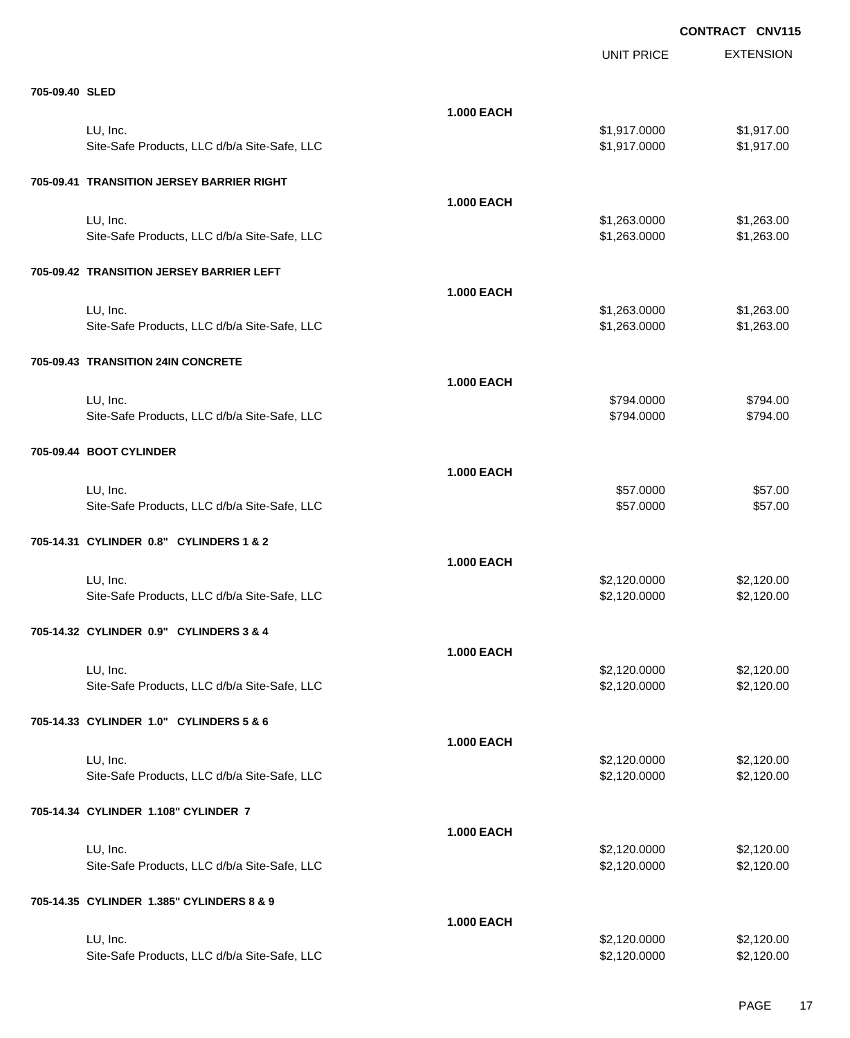**CONTRACT CNV115**

| | | UNIT PRICE | EXTENSION |
|---|---|---|---|
| **705-09.40 SLED** | | | |
| | **1.000 EACH** | | |
| LU, Inc. | | $1,917.0000 | $1,917.00 |
| Site-Safe Products, LLC d/b/a Site-Safe, LLC | | $1,917.0000 | $1,917.00 |
| **705-09.41 TRANSITION JERSEY BARRIER RIGHT** | | | |
| | **1.000 EACH** | | |
| LU, Inc. | | $1,263.0000 | $1,263.00 |
| Site-Safe Products, LLC d/b/a Site-Safe, LLC | | $1,263.0000 | $1,263.00 |
| **705-09.42 TRANSITION JERSEY BARRIER LEFT** | | | |
| | **1.000 EACH** | | |
| LU, Inc. | | $1,263.0000 | $1,263.00 |
| Site-Safe Products, LLC d/b/a Site-Safe, LLC | | $1,263.0000 | $1,263.00 |
| **705-09.43 TRANSITION 24IN CONCRETE** | | | |
| | **1.000 EACH** | | |
| LU, Inc. | | $794.0000 | $794.00 |
| Site-Safe Products, LLC d/b/a Site-Safe, LLC | | $794.0000 | $794.00 |
| **705-09.44 BOOT CYLINDER** | | | |
| | **1.000 EACH** | | |
| LU, Inc. | | $57.0000 | $57.00 |
| Site-Safe Products, LLC d/b/a Site-Safe, LLC | | $57.0000 | $57.00 |
| **705-14.31 CYLINDER 0.8" CYLINDERS 1 & 2** | | | |
| | **1.000 EACH** | | |
| LU, Inc. | | $2,120.0000 | $2,120.00 |
| Site-Safe Products, LLC d/b/a Site-Safe, LLC | | $2,120.0000 | $2,120.00 |
| **705-14.32 CYLINDER 0.9" CYLINDERS 3 & 4** | | | |
| | **1.000 EACH** | | |
| LU, Inc. | | $2,120.0000 | $2,120.00 |
| Site-Safe Products, LLC d/b/a Site-Safe, LLC | | $2,120.0000 | $2,120.00 |
| **705-14.33 CYLINDER 1.0" CYLINDERS 5 & 6** | | | |
| | **1.000 EACH** | | |
| LU, Inc. | | $2,120.0000 | $2,120.00 |
| Site-Safe Products, LLC d/b/a Site-Safe, LLC | | $2,120.0000 | $2,120.00 |
| **705-14.34 CYLINDER 1.108" CYLINDER 7** | | | |
| | **1.000 EACH** | | |
| LU, Inc. | | $2,120.0000 | $2,120.00 |
| Site-Safe Products, LLC d/b/a Site-Safe, LLC | | $2,120.0000 | $2,120.00 |
| **705-14.35 CYLINDER 1.385" CYLINDERS 8 & 9** | | | |
| | **1.000 EACH** | | |
| LU, Inc. | | $2,120.0000 | $2,120.00 |
| Site-Safe Products, LLC d/b/a Site-Safe, LLC | | $2,120.0000 | $2,120.00 |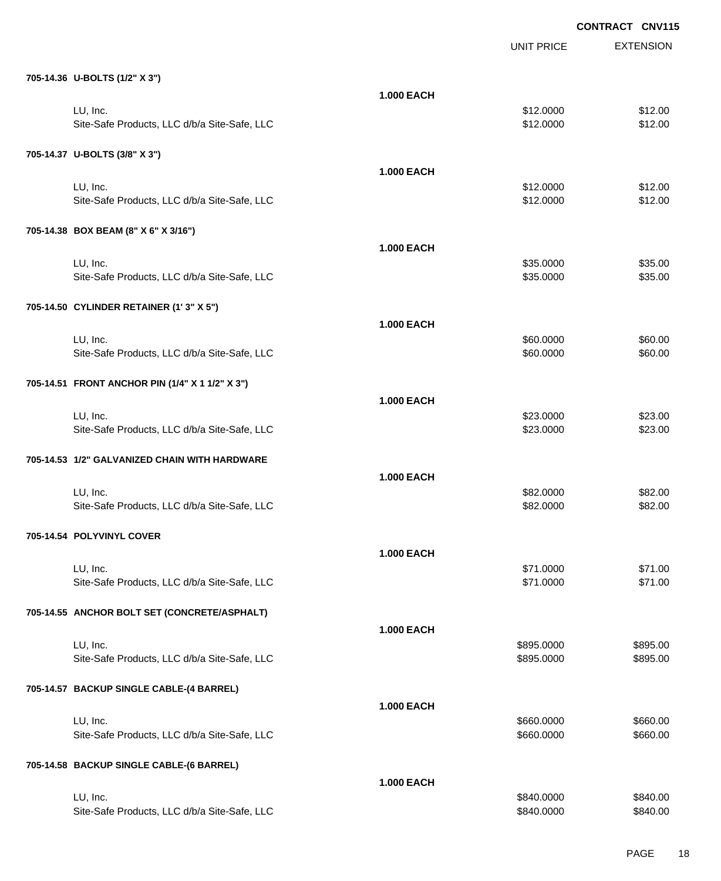**CONTRACT CNV115**

| | | UNIT PRICE | EXTENSION |
|---|---|---|---|
| **705-14.36 U-BOLTS (1/2" X 3")** | | | |
| | **1.000 EACH** | | |
| LU, Inc. | | $12.0000 | $12.00 |
| Site-Safe Products, LLC d/b/a Site-Safe, LLC | | $12.0000 | $12.00 |
| **705-14.37 U-BOLTS (3/8" X 3")** | | | |
| | **1.000 EACH** | | |
| LU, Inc. | | $12.0000 | $12.00 |
| Site-Safe Products, LLC d/b/a Site-Safe, LLC | | $12.0000 | $12.00 |
| **705-14.38 BOX BEAM (8" X 6" X 3/16")** | | | |
| | **1.000 EACH** | | |
| LU, Inc. | | $35.0000 | $35.00 |
| Site-Safe Products, LLC d/b/a Site-Safe, LLC | | $35.0000 | $35.00 |
| **705-14.50 CYLINDER RETAINER (1' 3" X 5")** | | | |
| | **1.000 EACH** | | |
| LU, Inc. | | $60.0000 | $60.00 |
| Site-Safe Products, LLC d/b/a Site-Safe, LLC | | $60.0000 | $60.00 |
| **705-14.51 FRONT ANCHOR PIN (1/4" X 1 1/2" X 3")** | | | |
| | **1.000 EACH** | | |
| LU, Inc. | | $23.0000 | $23.00 |
| Site-Safe Products, LLC d/b/a Site-Safe, LLC | | $23.0000 | $23.00 |
| **705-14.53 1/2" GALVANIZED CHAIN WITH HARDWARE** | | | |
| | **1.000 EACH** | | |
| LU, Inc. | | $82.0000 | $82.00 |
| Site-Safe Products, LLC d/b/a Site-Safe, LLC | | $82.0000 | $82.00 |
| **705-14.54 POLYVINYL COVER** | | | |
| | **1.000 EACH** | | |
| LU, Inc. | | $71.0000 | $71.00 |
| Site-Safe Products, LLC d/b/a Site-Safe, LLC | | $71.0000 | $71.00 |
| **705-14.55 ANCHOR BOLT SET (CONCRETE/ASPHALT)** | | | |
| | **1.000 EACH** | | |
| LU, Inc. | | $895.0000 | $895.00 |
| Site-Safe Products, LLC d/b/a Site-Safe, LLC | | $895.0000 | $895.00 |
| **705-14.57 BACKUP SINGLE CABLE-(4 BARREL)** | | | |
| | **1.000 EACH** | | |
| LU, Inc. | | $660.0000 | $660.00 |
| Site-Safe Products, LLC d/b/a Site-Safe, LLC | | $660.0000 | $660.00 |
| **705-14.58 BACKUP SINGLE CABLE-(6 BARREL)** | | | |
| | **1.000 EACH** | | |
| LU, Inc. | | $840.0000 | $840.00 |
| Site-Safe Products, LLC d/b/a Site-Safe, LLC | | $840.0000 | $840.00 |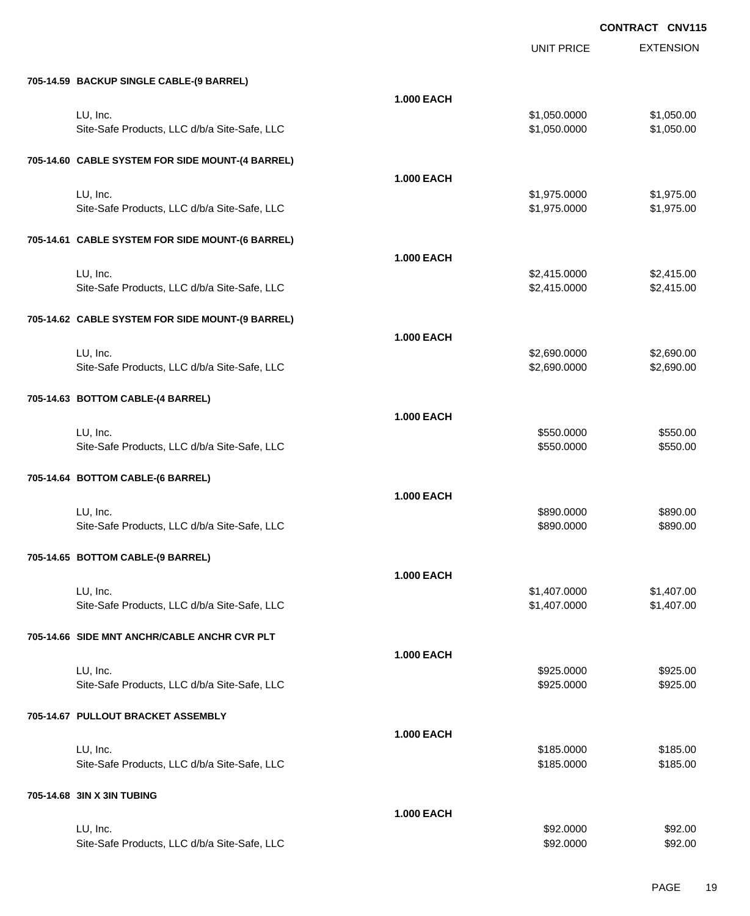**CONTRACT CNV115**

| | | UNIT PRICE | EXTENSION |
|---|---|---|---|
| **705-14.59 BACKUP SINGLE CABLE-(9 BARREL)** | | | |
| | **1.000 EACH** | | |
| LU, Inc. | | $1,050.0000 | $1,050.00 |
| Site-Safe Products, LLC d/b/a Site-Safe, LLC | | $1,050.0000 | $1,050.00 |
| **705-14.60 CABLE SYSTEM FOR SIDE MOUNT-(4 BARREL)** | | | |
| | **1.000 EACH** | | |
| LU, Inc. | | $1,975.0000 | $1,975.00 |
| Site-Safe Products, LLC d/b/a Site-Safe, LLC | | $1,975.0000 | $1,975.00 |
| **705-14.61 CABLE SYSTEM FOR SIDE MOUNT-(6 BARREL)** | | | |
| | **1.000 EACH** | | |
| LU, Inc. | | $2,415.0000 | $2,415.00 |
| Site-Safe Products, LLC d/b/a Site-Safe, LLC | | $2,415.0000 | $2,415.00 |
| **705-14.62 CABLE SYSTEM FOR SIDE MOUNT-(9 BARREL)** | | | |
| | **1.000 EACH** | | |
| LU, Inc. | | $2,690.0000 | $2,690.00 |
| Site-Safe Products, LLC d/b/a Site-Safe, LLC | | $2,690.0000 | $2,690.00 |
| **705-14.63 BOTTOM CABLE-(4 BARREL)** | | | |
| | **1.000 EACH** | | |
| LU, Inc. | | $550.0000 | $550.00 |
| Site-Safe Products, LLC d/b/a Site-Safe, LLC | | $550.0000 | $550.00 |
| **705-14.64 BOTTOM CABLE-(6 BARREL)** | | | |
| | **1.000 EACH** | | |
| LU, Inc. | | $890.0000 | $890.00 |
| Site-Safe Products, LLC d/b/a Site-Safe, LLC | | $890.0000 | $890.00 |
| **705-14.65 BOTTOM CABLE-(9 BARREL)** | | | |
| | **1.000 EACH** | | |
| LU, Inc. | | $1,407.0000 | $1,407.00 |
| Site-Safe Products, LLC d/b/a Site-Safe, LLC | | $1,407.0000 | $1,407.00 |
| **705-14.66 SIDE MNT ANCHR/CABLE ANCHR CVR PLT** | | | |
| | **1.000 EACH** | | |
| LU, Inc. | | $925.0000 | $925.00 |
| Site-Safe Products, LLC d/b/a Site-Safe, LLC | | $925.0000 | $925.00 |
| **705-14.67 PULLOUT BRACKET ASSEMBLY** | | | |
| | **1.000 EACH** | | |
| LU, Inc. | | $185.0000 | $185.00 |
| Site-Safe Products, LLC d/b/a Site-Safe, LLC | | $185.0000 | $185.00 |
| **705-14.68 3IN X 3IN TUBING** | | | |
| | **1.000 EACH** | | |
| LU, Inc. | | $92.0000 | $92.00 |
| Site-Safe Products, LLC d/b/a Site-Safe, LLC | | $92.0000 | $92.00 |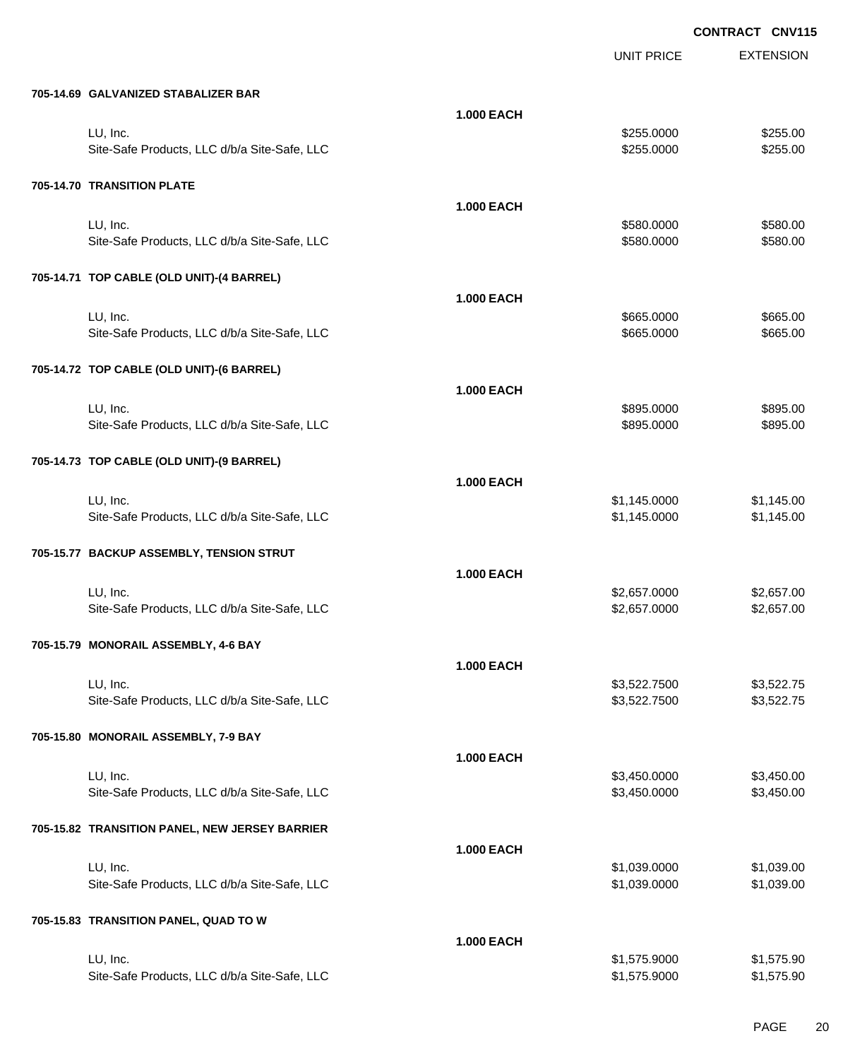**CONTRACT CNV115**

| | | UNIT PRICE | EXTENSION |
|---|---|---|---|
| **705-14.69 GALVANIZED STABALIZER BAR** | | | |
| | **1.000 EACH** | | |
| LU, Inc. | | $255.0000 | $255.00 |
| Site-Safe Products, LLC d/b/a Site-Safe, LLC | | $255.0000 | $255.00 |
| **705-14.70 TRANSITION PLATE** | | | |
| | **1.000 EACH** | | |
| LU, Inc. | | $580.0000 | $580.00 |
| Site-Safe Products, LLC d/b/a Site-Safe, LLC | | $580.0000 | $580.00 |
| **705-14.71 TOP CABLE (OLD UNIT)-(4 BARREL)** | | | |
| | **1.000 EACH** | | |
| LU, Inc. | | $665.0000 | $665.00 |
| Site-Safe Products, LLC d/b/a Site-Safe, LLC | | $665.0000 | $665.00 |
| **705-14.72 TOP CABLE (OLD UNIT)-(6 BARREL)** | | | |
| | **1.000 EACH** | | |
| LU, Inc. | | $895.0000 | $895.00 |
| Site-Safe Products, LLC d/b/a Site-Safe, LLC | | $895.0000 | $895.00 |
| **705-14.73 TOP CABLE (OLD UNIT)-(9 BARREL)** | | | |
| | **1.000 EACH** | | |
| LU, Inc. | | $1,145.0000 | $1,145.00 |
| Site-Safe Products, LLC d/b/a Site-Safe, LLC | | $1,145.0000 | $1,145.00 |
| **705-15.77 BACKUP ASSEMBLY, TENSION STRUT** | | | |
| | **1.000 EACH** | | |
| LU, Inc. | | $2,657.0000 | $2,657.00 |
| Site-Safe Products, LLC d/b/a Site-Safe, LLC | | $2,657.0000 | $2,657.00 |
| **705-15.79 MONORAIL ASSEMBLY, 4-6 BAY** | | | |
| | **1.000 EACH** | | |
| LU, Inc. | | $3,522.7500 | $3,522.75 |
| Site-Safe Products, LLC d/b/a Site-Safe, LLC | | $3,522.7500 | $3,522.75 |
| **705-15.80 MONORAIL ASSEMBLY, 7-9 BAY** | | | |
| | **1.000 EACH** | | |
| LU, Inc. | | $3,450.0000 | $3,450.00 |
| Site-Safe Products, LLC d/b/a Site-Safe, LLC | | $3,450.0000 | $3,450.00 |
| **705-15.82 TRANSITION PANEL, NEW JERSEY BARRIER** | | | |
| | **1.000 EACH** | | |
| LU, Inc. | | $1,039.0000 | $1,039.00 |
| Site-Safe Products, LLC d/b/a Site-Safe, LLC | | $1,039.0000 | $1,039.00 |
| **705-15.83 TRANSITION PANEL, QUAD TO W** | | | |
| | **1.000 EACH** | | |
| LU, Inc. | | $1,575.9000 | $1,575.90 |
| Site-Safe Products, LLC d/b/a Site-Safe, LLC | | $1,575.9000 | $1,575.90 |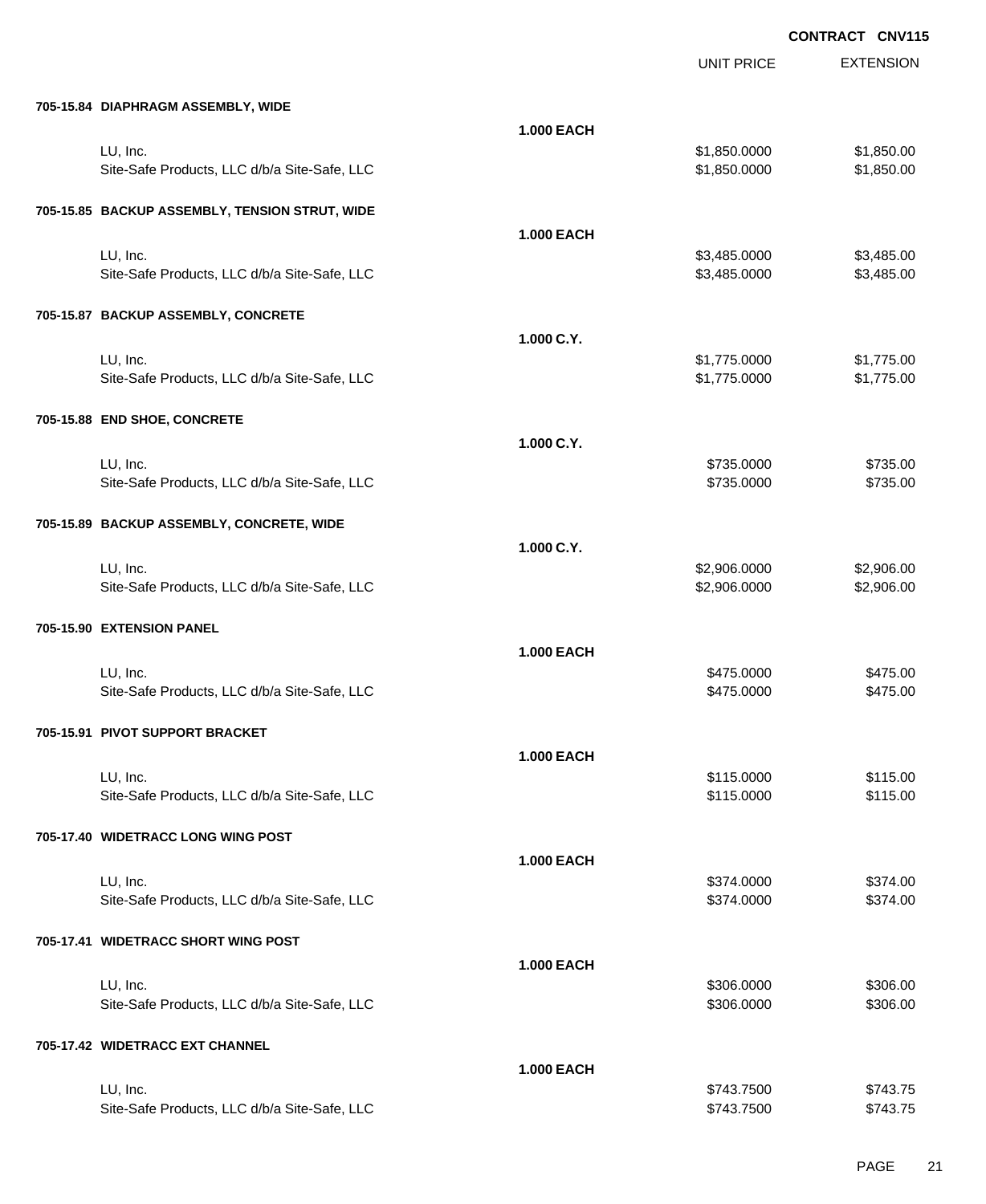**CONTRACT CNV115**

| | | UNIT PRICE | EXTENSION |
|---|---|---|---|
| **705-15.84 DIAPHRAGM ASSEMBLY, WIDE** | | | |
| | **1.000 EACH** | | |
| LU, Inc. | | $1,850.0000 | $1,850.00 |
| Site-Safe Products, LLC d/b/a Site-Safe, LLC | | $1,850.0000 | $1,850.00 |
| **705-15.85 BACKUP ASSEMBLY, TENSION STRUT, WIDE** | | | |
| | **1.000 EACH** | | |
| LU, Inc. | | $3,485.0000 | $3,485.00 |
| Site-Safe Products, LLC d/b/a Site-Safe, LLC | | $3,485.0000 | $3,485.00 |
| **705-15.87 BACKUP ASSEMBLY, CONCRETE** | | | |
| | **1.000 C.Y.** | | |
| LU, Inc. | | $1,775.0000 | $1,775.00 |
| Site-Safe Products, LLC d/b/a Site-Safe, LLC | | $1,775.0000 | $1,775.00 |
| **705-15.88 END SHOE, CONCRETE** | | | |
| | **1.000 C.Y.** | | |
| LU, Inc. | | $735.0000 | $735.00 |
| Site-Safe Products, LLC d/b/a Site-Safe, LLC | | $735.0000 | $735.00 |
| **705-15.89 BACKUP ASSEMBLY, CONCRETE, WIDE** | | | |
| | **1.000 C.Y.** | | |
| LU, Inc. | | $2,906.0000 | $2,906.00 |
| Site-Safe Products, LLC d/b/a Site-Safe, LLC | | $2,906.0000 | $2,906.00 |
| **705-15.90 EXTENSION PANEL** | | | |
| | **1.000 EACH** | | |
| LU, Inc. | | $475.0000 | $475.00 |
| Site-Safe Products, LLC d/b/a Site-Safe, LLC | | $475.0000 | $475.00 |
| **705-15.91 PIVOT SUPPORT BRACKET** | | | |
| | **1.000 EACH** | | |
| LU, Inc. | | $115.0000 | $115.00 |
| Site-Safe Products, LLC d/b/a Site-Safe, LLC | | $115.0000 | $115.00 |
| **705-17.40 WIDETRACC LONG WING POST** | | | |
| | **1.000 EACH** | | |
| LU, Inc. | | $374.0000 | $374.00 |
| Site-Safe Products, LLC d/b/a Site-Safe, LLC | | $374.0000 | $374.00 |
| **705-17.41 WIDETRACC SHORT WING POST** | | | |
| | **1.000 EACH** | | |
| LU, Inc. | | $306.0000 | $306.00 |
| Site-Safe Products, LLC d/b/a Site-Safe, LLC | | $306.0000 | $306.00 |
| **705-17.42 WIDETRACC EXT CHANNEL** | | | |
| | **1.000 EACH** | | |
| LU, Inc. | | $743.7500 | $743.75 |
| Site-Safe Products, LLC d/b/a Site-Safe, LLC | | $743.7500 | $743.75 |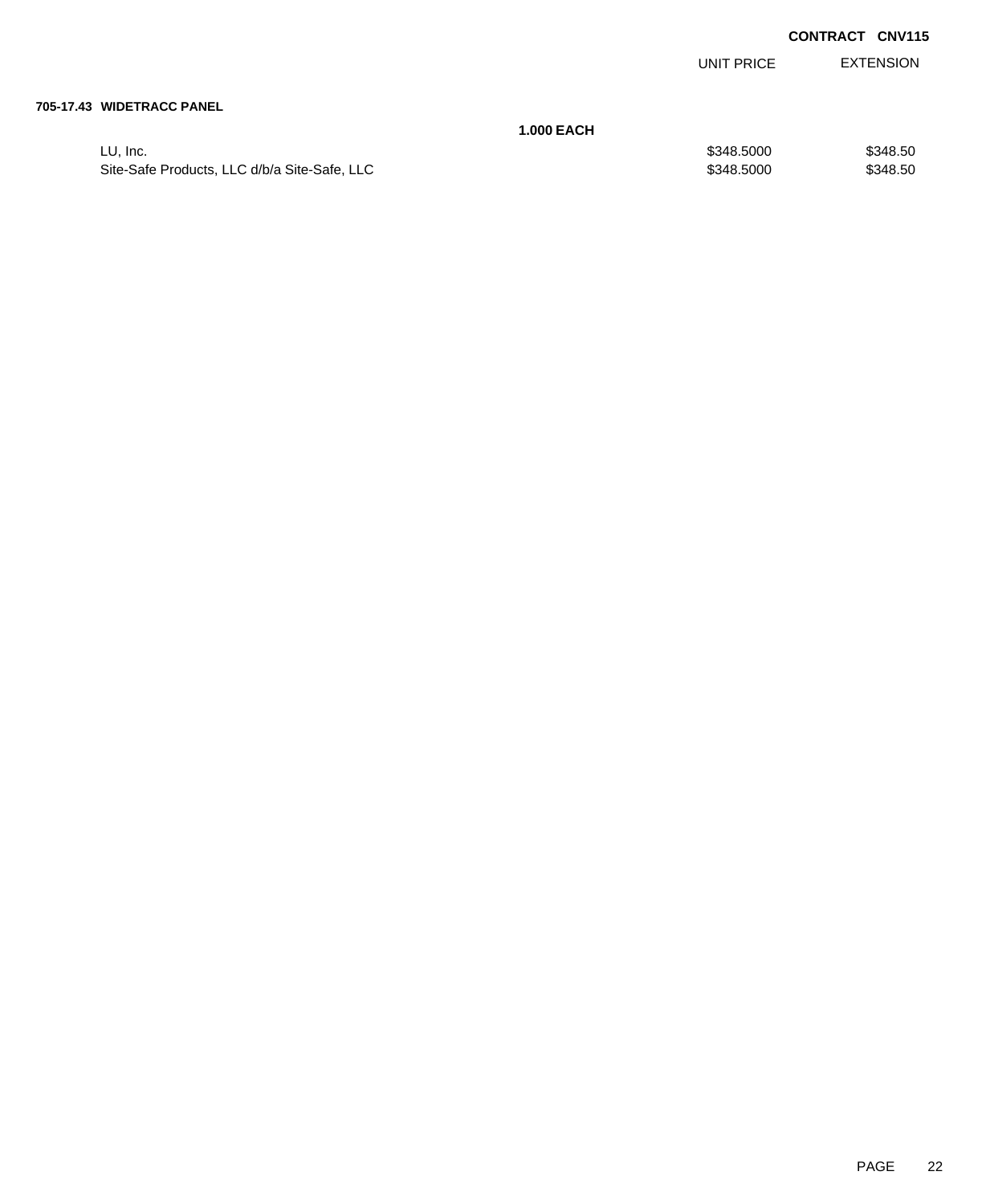**CONTRACT CNV115**

| | | UNIT PRICE | EXTENSION |
|---|---|---|---|
| **705-17.43 WIDETRACC PANEL** | | | |
| | **1.000 EACH** | | |
| LU, Inc. | | $348.5000 | $348.50 |
| Site-Safe Products, LLC d/b/a Site-Safe, LLC | | $348.5000 | $348.50 |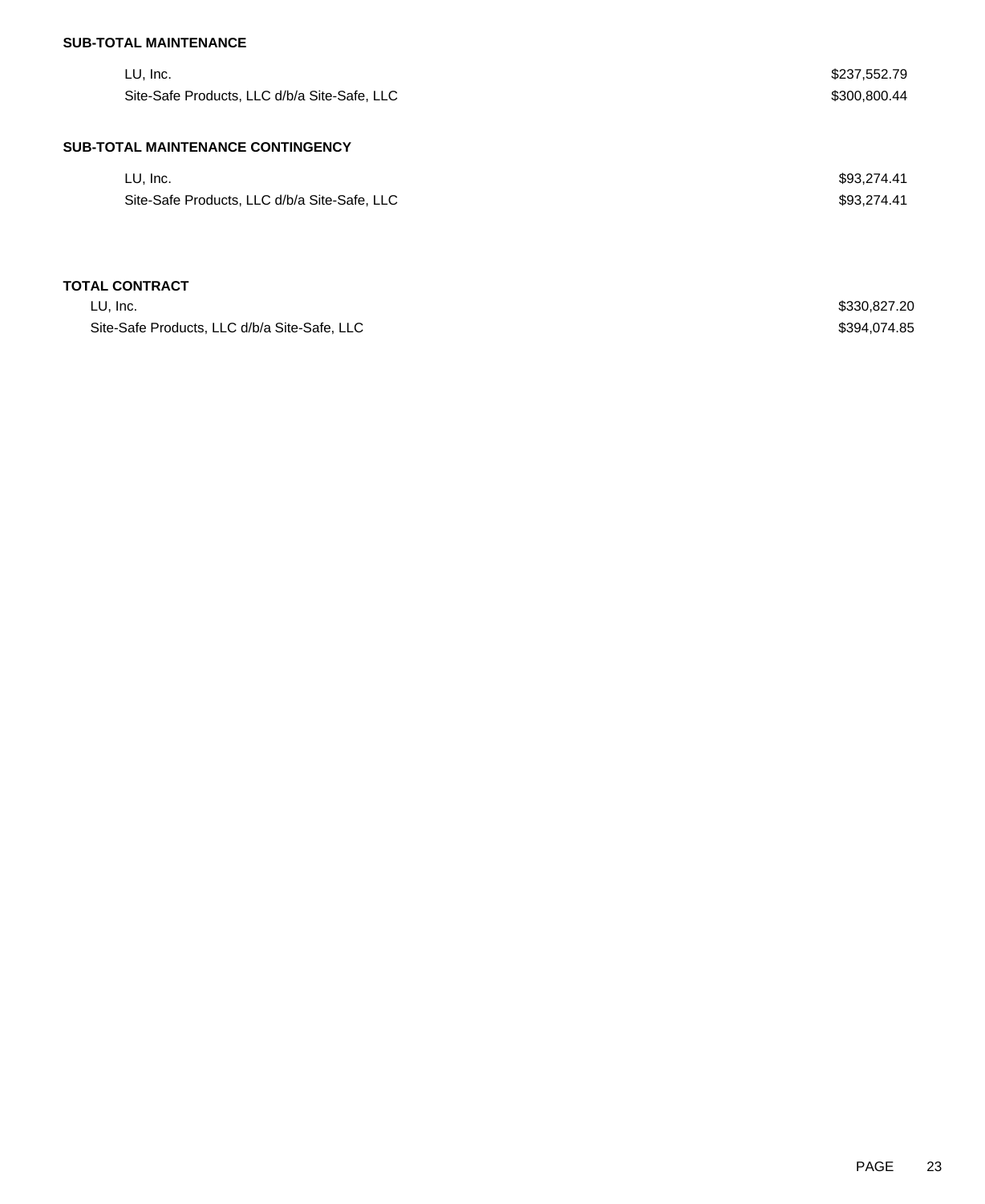**SUB-TOTAL MAINTENANCE**

| | |
|---|---|
| LU, Inc. | $237,552.79 |
| Site-Safe Products, LLC d/b/a Site-Safe, LLC | $300,800.44 |

**SUB-TOTAL MAINTENANCE CONTINGENCY**

| | |
|---|---|
| LU, Inc. | $93,274.41 |
| Site-Safe Products, LLC d/b/a Site-Safe, LLC | $93,274.41 |

**TOTAL CONTRACT**

| | |
|---|---|
| LU, Inc. | $330,827.20 |
| Site-Safe Products, LLC d/b/a Site-Safe, LLC | $394,074.85 |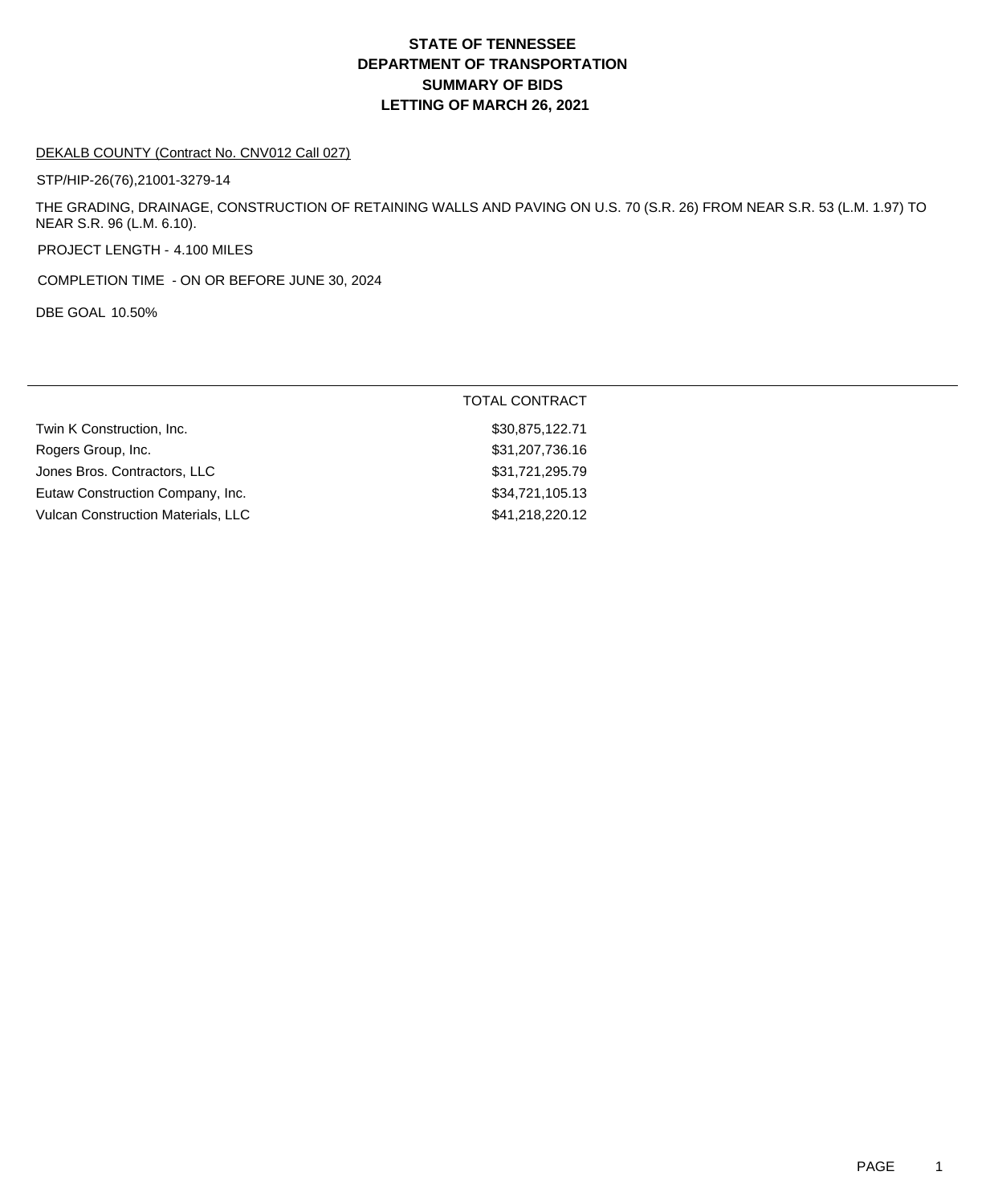# STATE OF TENNESSEE
# DEPARTMENT OF TRANSPORTATION
# SUMMARY OF BIDS
# LETTING OF MARCH 26, 2021

DEKALB COUNTY (Contract No. CNV012 Call 027)

STP/HIP-26(76),21001-3279-14

THE GRADING, DRAINAGE, CONSTRUCTION OF RETAINING WALLS AND PAVING ON U.S. 70 (S.R. 26) FROM NEAR S.R. 53 (L.M. 1.97) TO NEAR S.R. 96 (L.M. 6.10).

PROJECT LENGTH - 4.100 MILES

COMPLETION TIME - ON OR BEFORE JUNE 30, 2024

DBE GOAL 10.50%

| | TOTAL CONTRACT |
|---|---|
| Twin K Construction, Inc. | $30,875,122.71 |
| Rogers Group, Inc. | $31,207,736.16 |
| Jones Bros. Contractors, LLC | $31,721,295.79 |
| Eutaw Construction Company, Inc. | $34,721,105.13 |
| Vulcan Construction Materials, LLC | $41,218,220.12 |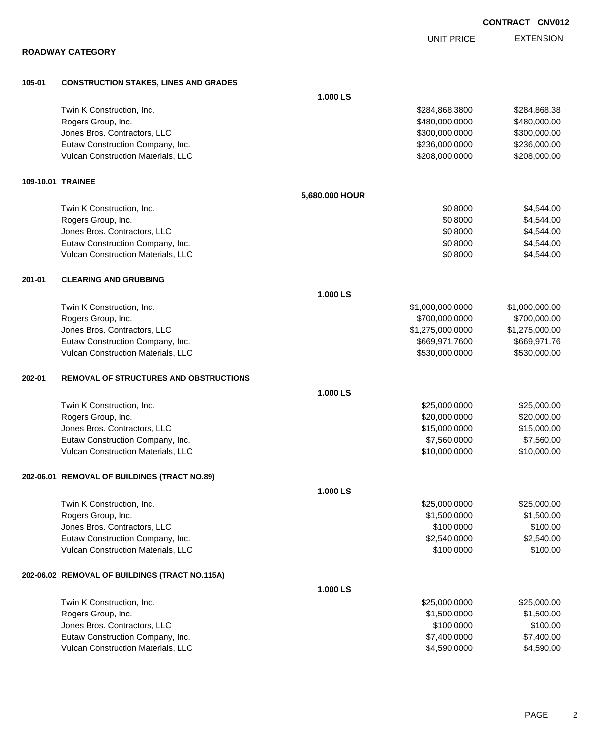**CONTRACT CNV012**

| | | UNIT PRICE | EXTENSION |
|---|---|---|---|

**ROADWAY CATEGORY**

**105-01 CONSTRUCTION STAKES, LINES AND GRADES**

**1.000 LS**

| Bidder | UNIT PRICE | EXTENSION |
|---|---|---|
| Twin K Construction, Inc. | $284,868.3800 | $284,868.38 |
| Rogers Group, Inc. | $480,000.0000 | $480,000.00 |
| Jones Bros. Contractors, LLC | $300,000.0000 | $300,000.00 |
| Eutaw Construction Company, Inc. | $236,000.0000 | $236,000.00 |
| Vulcan Construction Materials, LLC | $208,000.0000 | $208,000.00 |

**109-10.01 TRAINEE**

**5,680.000 HOUR**

| Bidder | UNIT PRICE | EXTENSION |
|---|---|---|
| Twin K Construction, Inc. | $0.8000 | $4,544.00 |
| Rogers Group, Inc. | $0.8000 | $4,544.00 |
| Jones Bros. Contractors, LLC | $0.8000 | $4,544.00 |
| Eutaw Construction Company, Inc. | $0.8000 | $4,544.00 |
| Vulcan Construction Materials, LLC | $0.8000 | $4,544.00 |

**201-01 CLEARING AND GRUBBING**

**1.000 LS**

| Bidder | UNIT PRICE | EXTENSION |
|---|---|---|
| Twin K Construction, Inc. | $1,000,000.0000 | $1,000,000.00 |
| Rogers Group, Inc. | $700,000.0000 | $700,000.00 |
| Jones Bros. Contractors, LLC | $1,275,000.0000 | $1,275,000.00 |
| Eutaw Construction Company, Inc. | $669,971.7600 | $669,971.76 |
| Vulcan Construction Materials, LLC | $530,000.0000 | $530,000.00 |

**202-01 REMOVAL OF STRUCTURES AND OBSTRUCTIONS**

**1.000 LS**

| Bidder | UNIT PRICE | EXTENSION |
|---|---|---|
| Twin K Construction, Inc. | $25,000.0000 | $25,000.00 |
| Rogers Group, Inc. | $20,000.0000 | $20,000.00 |
| Jones Bros. Contractors, LLC | $15,000.0000 | $15,000.00 |
| Eutaw Construction Company, Inc. | $7,560.0000 | $7,560.00 |
| Vulcan Construction Materials, LLC | $10,000.0000 | $10,000.00 |

**202-06.01 REMOVAL OF BUILDINGS (TRACT NO.89)**

**1.000 LS**

| Bidder | UNIT PRICE | EXTENSION |
|---|---|---|
| Twin K Construction, Inc. | $25,000.0000 | $25,000.00 |
| Rogers Group, Inc. | $1,500.0000 | $1,500.00 |
| Jones Bros. Contractors, LLC | $100.0000 | $100.00 |
| Eutaw Construction Company, Inc. | $2,540.0000 | $2,540.00 |
| Vulcan Construction Materials, LLC | $100.0000 | $100.00 |

**202-06.02 REMOVAL OF BUILDINGS (TRACT NO.115A)**

**1.000 LS**

| Bidder | UNIT PRICE | EXTENSION |
|---|---|---|
| Twin K Construction, Inc. | $25,000.0000 | $25,000.00 |
| Rogers Group, Inc. | $1,500.0000 | $1,500.00 |
| Jones Bros. Contractors, LLC | $100.0000 | $100.00 |
| Eutaw Construction Company, Inc. | $7,400.0000 | $7,400.00 |
| Vulcan Construction Materials, LLC | $4,590.0000 | $4,590.00 |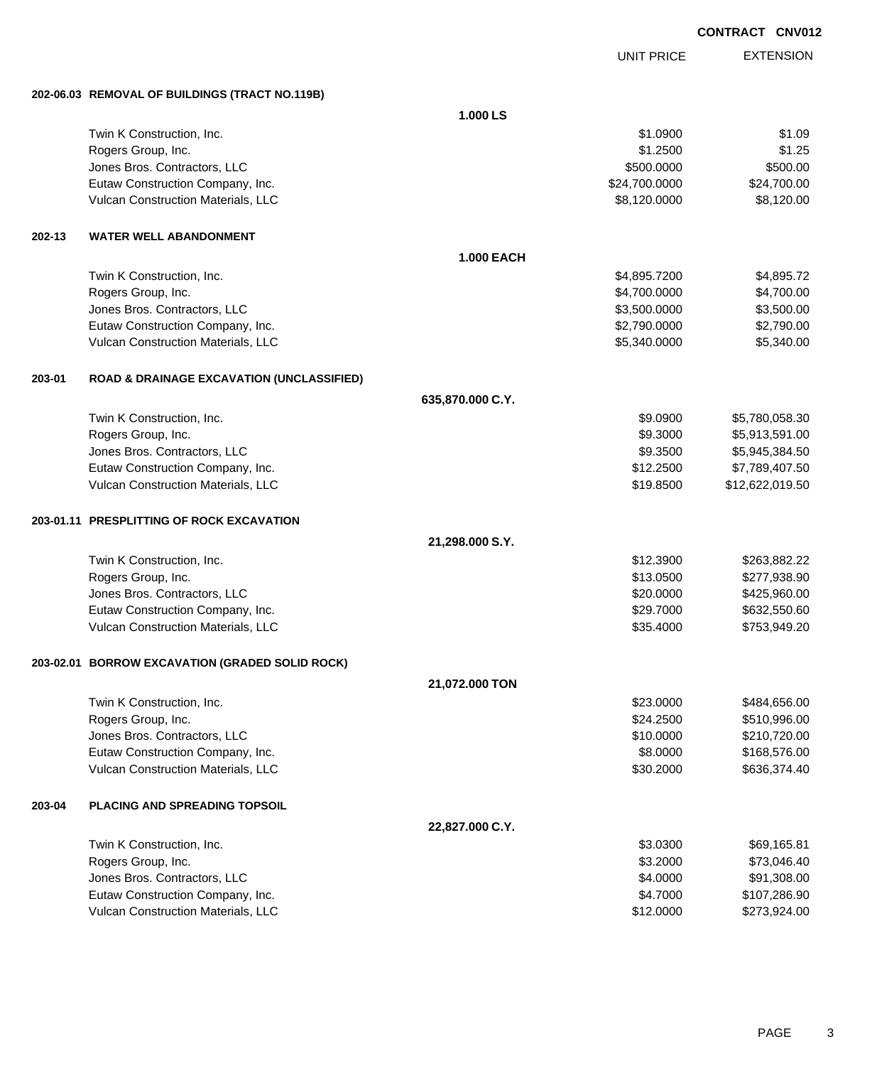**CONTRACT CNV012**

| | | UNIT PRICE | EXTENSION |
|---|---|---|---|
| **202-06.03** | **REMOVAL OF BUILDINGS (TRACT NO.119B)** | | |
| | **1.000 LS** | | |
| | Twin K Construction, Inc. | $1.0900 | $1.09 |
| | Rogers Group, Inc. | $1.2500 | $1.25 |
| | Jones Bros. Contractors, LLC | $500.0000 | $500.00 |
| | Eutaw Construction Company, Inc. | $24,700.0000 | $24,700.00 |
| | Vulcan Construction Materials, LLC | $8,120.0000 | $8,120.00 |
| **202-13** | **WATER WELL ABANDONMENT** | | |
| | **1.000 EACH** | | |
| | Twin K Construction, Inc. | $4,895.7200 | $4,895.72 |
| | Rogers Group, Inc. | $4,700.0000 | $4,700.00 |
| | Jones Bros. Contractors, LLC | $3,500.0000 | $3,500.00 |
| | Eutaw Construction Company, Inc. | $2,790.0000 | $2,790.00 |
| | Vulcan Construction Materials, LLC | $5,340.0000 | $5,340.00 |
| **203-01** | **ROAD & DRAINAGE EXCAVATION (UNCLASSIFIED)** | | |
| | **635,870.000 C.Y.** | | |
| | Twin K Construction, Inc. | $9.0900 | $5,780,058.30 |
| | Rogers Group, Inc. | $9.3000 | $5,913,591.00 |
| | Jones Bros. Contractors, LLC | $9.3500 | $5,945,384.50 |
| | Eutaw Construction Company, Inc. | $12.2500 | $7,789,407.50 |
| | Vulcan Construction Materials, LLC | $19.8500 | $12,622,019.50 |
| **203-01.11** | **PRESPLITTING OF ROCK EXCAVATION** | | |
| | **21,298.000 S.Y.** | | |
| | Twin K Construction, Inc. | $12.3900 | $263,882.22 |
| | Rogers Group, Inc. | $13.0500 | $277,938.90 |
| | Jones Bros. Contractors, LLC | $20.0000 | $425,960.00 |
| | Eutaw Construction Company, Inc. | $29.7000 | $632,550.60 |
| | Vulcan Construction Materials, LLC | $35.4000 | $753,949.20 |
| **203-02.01** | **BORROW EXCAVATION (GRADED SOLID ROCK)** | | |
| | **21,072.000 TON** | | |
| | Twin K Construction, Inc. | $23.0000 | $484,656.00 |
| | Rogers Group, Inc. | $24.2500 | $510,996.00 |
| | Jones Bros. Contractors, LLC | $10.0000 | $210,720.00 |
| | Eutaw Construction Company, Inc. | $8.0000 | $168,576.00 |
| | Vulcan Construction Materials, LLC | $30.2000 | $636,374.40 |
| **203-04** | **PLACING AND SPREADING TOPSOIL** | | |
| | **22,827.000 C.Y.** | | |
| | Twin K Construction, Inc. | $3.0300 | $69,165.81 |
| | Rogers Group, Inc. | $3.2000 | $73,046.40 |
| | Jones Bros. Contractors, LLC | $4.0000 | $91,308.00 |
| | Eutaw Construction Company, Inc. | $4.7000 | $107,286.90 |
| | Vulcan Construction Materials, LLC | $12.0000 | $273,924.00 |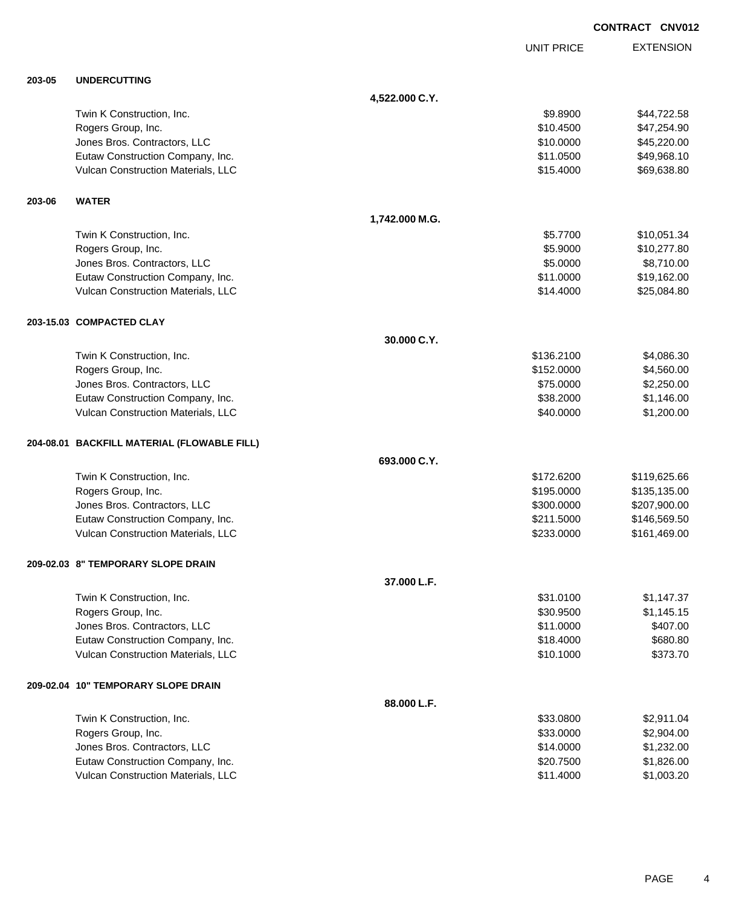**CONTRACT CNV012**

| | | UNIT PRICE | EXTENSION |
|---|---|---|---|
| **203-05** | **UNDERCUTTING** | | |
| | **4,522.000 C.Y.** | | |
| | Twin K Construction, Inc. | $9.8900 | $44,722.58 |
| | Rogers Group, Inc. | $10.4500 | $47,254.90 |
| | Jones Bros. Contractors, LLC | $10.0000 | $45,220.00 |
| | Eutaw Construction Company, Inc. | $11.0500 | $49,968.10 |
| | Vulcan Construction Materials, LLC | $15.4000 | $69,638.80 |
| **203-06** | **WATER** | | |
| | **1,742.000 M.G.** | | |
| | Twin K Construction, Inc. | $5.7700 | $10,051.34 |
| | Rogers Group, Inc. | $5.9000 | $10,277.80 |
| | Jones Bros. Contractors, LLC | $5.0000 | $8,710.00 |
| | Eutaw Construction Company, Inc. | $11.0000 | $19,162.00 |
| | Vulcan Construction Materials, LLC | $14.4000 | $25,084.80 |
| **203-15.03** | **COMPACTED CLAY** | | |
| | **30.000 C.Y.** | | |
| | Twin K Construction, Inc. | $136.2100 | $4,086.30 |
| | Rogers Group, Inc. | $152.0000 | $4,560.00 |
| | Jones Bros. Contractors, LLC | $75.0000 | $2,250.00 |
| | Eutaw Construction Company, Inc. | $38.2000 | $1,146.00 |
| | Vulcan Construction Materials, LLC | $40.0000 | $1,200.00 |
| **204-08.01** | **BACKFILL MATERIAL (FLOWABLE FILL)** | | |
| | **693.000 C.Y.** | | |
| | Twin K Construction, Inc. | $172.6200 | $119,625.66 |
| | Rogers Group, Inc. | $195.0000 | $135,135.00 |
| | Jones Bros. Contractors, LLC | $300.0000 | $207,900.00 |
| | Eutaw Construction Company, Inc. | $211.5000 | $146,569.50 |
| | Vulcan Construction Materials, LLC | $233.0000 | $161,469.00 |
| **209-02.03** | **8" TEMPORARY SLOPE DRAIN** | | |
| | **37.000 L.F.** | | |
| | Twin K Construction, Inc. | $31.0100 | $1,147.37 |
| | Rogers Group, Inc. | $30.9500 | $1,145.15 |
| | Jones Bros. Contractors, LLC | $11.0000 | $407.00 |
| | Eutaw Construction Company, Inc. | $18.4000 | $680.80 |
| | Vulcan Construction Materials, LLC | $10.1000 | $373.70 |
| **209-02.04** | **10" TEMPORARY SLOPE DRAIN** | | |
| | **88.000 L.F.** | | |
| | Twin K Construction, Inc. | $33.0800 | $2,911.04 |
| | Rogers Group, Inc. | $33.0000 | $2,904.00 |
| | Jones Bros. Contractors, LLC | $14.0000 | $1,232.00 |
| | Eutaw Construction Company, Inc. | $20.7500 | $1,826.00 |
| | Vulcan Construction Materials, LLC | $11.4000 | $1,003.20 |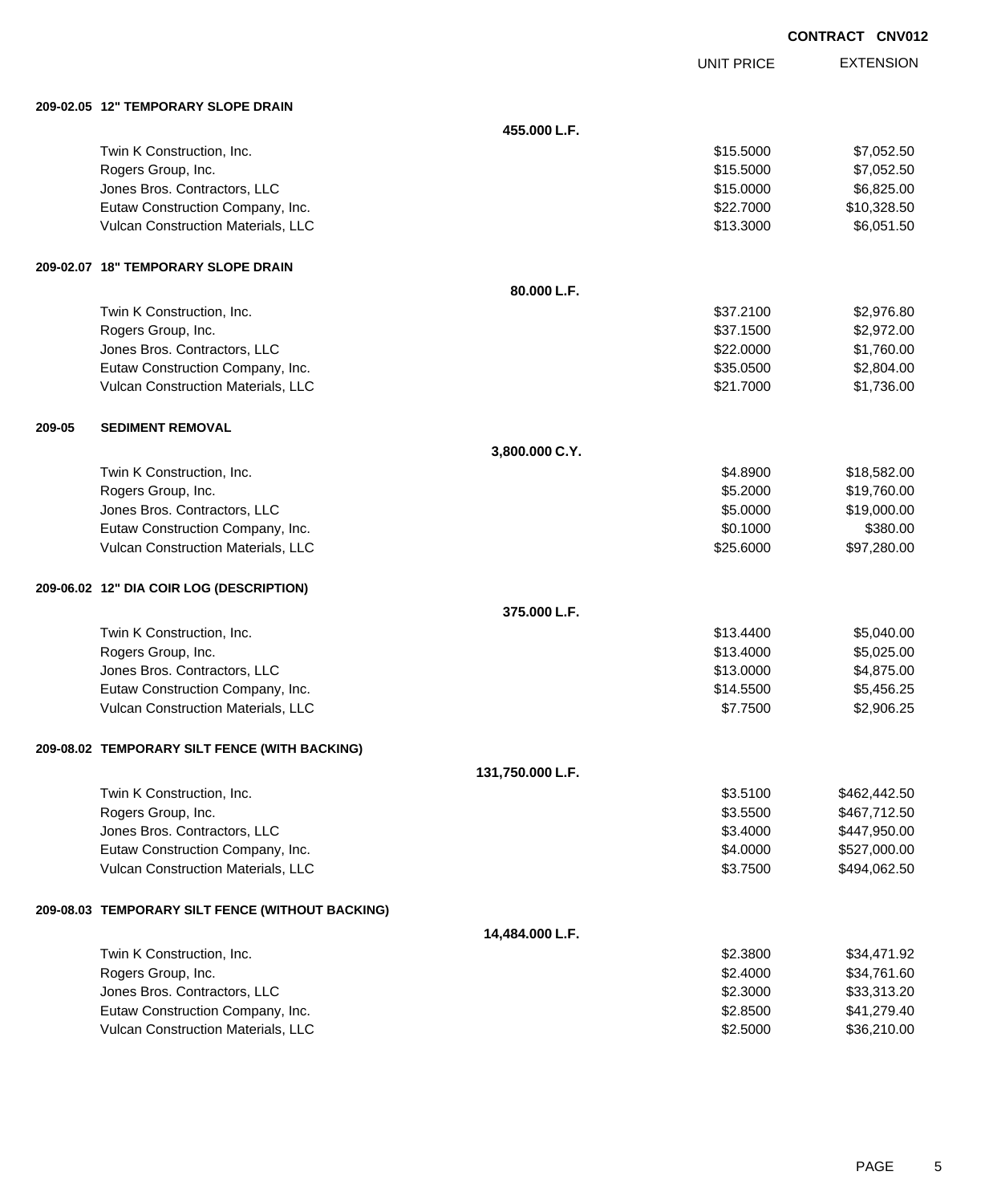**CONTRACT CNV012**

| | | UNIT PRICE | EXTENSION |
|---|---|---|---|
| **209-02.05 12" TEMPORARY SLOPE DRAIN** | | | |
| | **455.000 L.F.** | | |
| Twin K Construction, Inc. | | $15.5000 | $7,052.50 |
| Rogers Group, Inc. | | $15.5000 | $7,052.50 |
| Jones Bros. Contractors, LLC | | $15.0000 | $6,825.00 |
| Eutaw Construction Company, Inc. | | $22.7000 | $10,328.50 |
| Vulcan Construction Materials, LLC | | $13.3000 | $6,051.50 |
| **209-02.07 18" TEMPORARY SLOPE DRAIN** | | | |
| | **80.000 L.F.** | | |
| Twin K Construction, Inc. | | $37.2100 | $2,976.80 |
| Rogers Group, Inc. | | $37.1500 | $2,972.00 |
| Jones Bros. Contractors, LLC | | $22.0000 | $1,760.00 |
| Eutaw Construction Company, Inc. | | $35.0500 | $2,804.00 |
| Vulcan Construction Materials, LLC | | $21.7000 | $1,736.00 |
| **209-05 SEDIMENT REMOVAL** | | | |
| | **3,800.000 C.Y.** | | |
| Twin K Construction, Inc. | | $4.8900 | $18,582.00 |
| Rogers Group, Inc. | | $5.2000 | $19,760.00 |
| Jones Bros. Contractors, LLC | | $5.0000 | $19,000.00 |
| Eutaw Construction Company, Inc. | | $0.1000 | $380.00 |
| Vulcan Construction Materials, LLC | | $25.6000 | $97,280.00 |
| **209-06.02 12" DIA COIR LOG (DESCRIPTION)** | | | |
| | **375.000 L.F.** | | |
| Twin K Construction, Inc. | | $13.4400 | $5,040.00 |
| Rogers Group, Inc. | | $13.4000 | $5,025.00 |
| Jones Bros. Contractors, LLC | | $13.0000 | $4,875.00 |
| Eutaw Construction Company, Inc. | | $14.5500 | $5,456.25 |
| Vulcan Construction Materials, LLC | | $7.7500 | $2,906.25 |
| **209-08.02 TEMPORARY SILT FENCE (WITH BACKING)** | | | |
| | **131,750.000 L.F.** | | |
| Twin K Construction, Inc. | | $3.5100 | $462,442.50 |
| Rogers Group, Inc. | | $3.5500 | $467,712.50 |
| Jones Bros. Contractors, LLC | | $3.4000 | $447,950.00 |
| Eutaw Construction Company, Inc. | | $4.0000 | $527,000.00 |
| Vulcan Construction Materials, LLC | | $3.7500 | $494,062.50 |
| **209-08.03 TEMPORARY SILT FENCE (WITHOUT BACKING)** | | | |
| | **14,484.000 L.F.** | | |
| Twin K Construction, Inc. | | $2.3800 | $34,471.92 |
| Rogers Group, Inc. | | $2.4000 | $34,761.60 |
| Jones Bros. Contractors, LLC | | $2.3000 | $33,313.20 |
| Eutaw Construction Company, Inc. | | $2.8500 | $41,279.40 |
| Vulcan Construction Materials, LLC | | $2.5000 | $36,210.00 |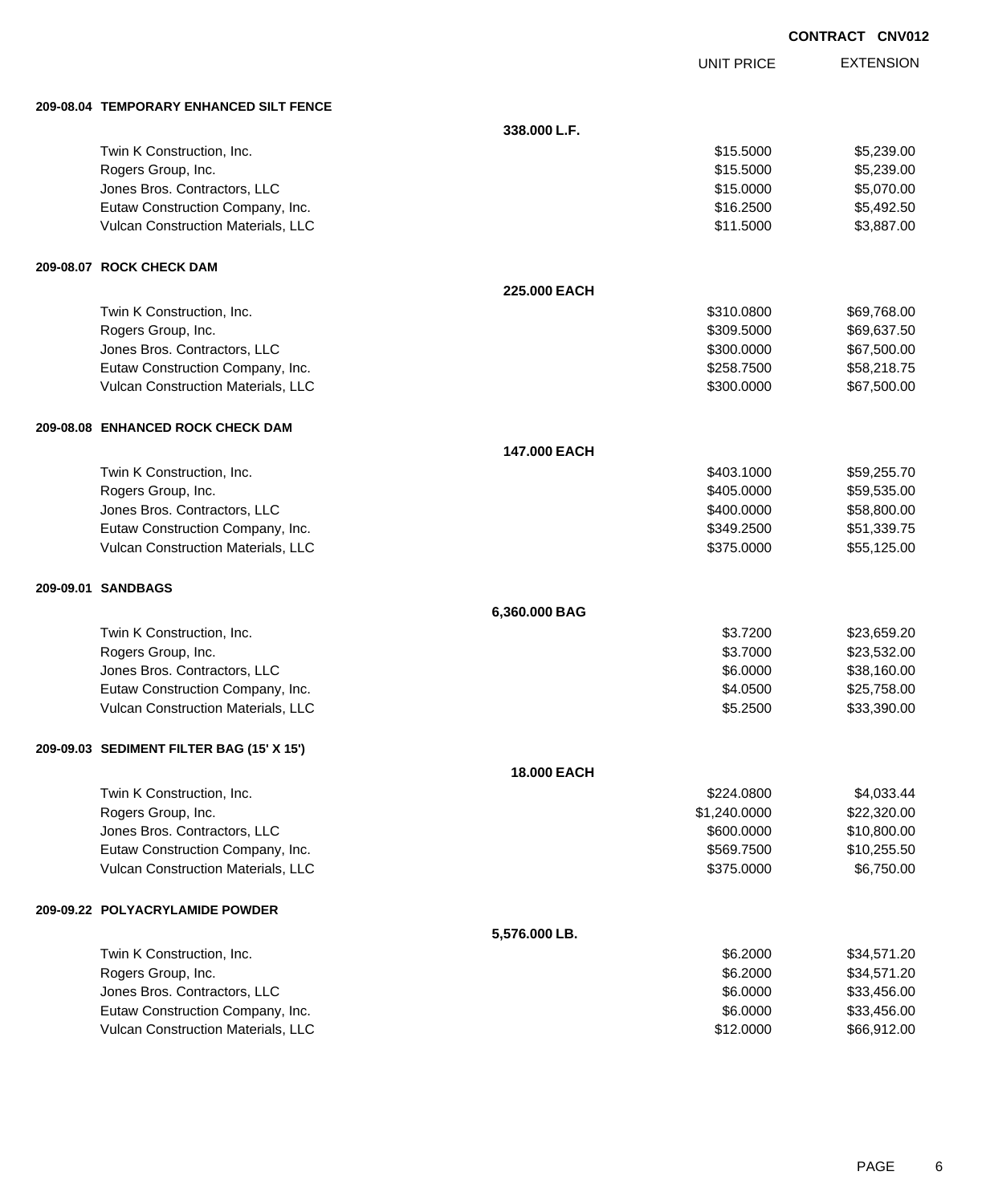**CONTRACT CNV012**

| | | UNIT PRICE | EXTENSION |
|---|---|---|---|
| **209-08.04 TEMPORARY ENHANCED SILT FENCE** | | | |
| | **338.000 L.F.** | | |
| Twin K Construction, Inc. | | $15.5000 | $5,239.00 |
| Rogers Group, Inc. | | $15.5000 | $5,239.00 |
| Jones Bros. Contractors, LLC | | $15.0000 | $5,070.00 |
| Eutaw Construction Company, Inc. | | $16.2500 | $5,492.50 |
| Vulcan Construction Materials, LLC | | $11.5000 | $3,887.00 |
| **209-08.07 ROCK CHECK DAM** | | | |
| | **225.000 EACH** | | |
| Twin K Construction, Inc. | | $310.0800 | $69,768.00 |
| Rogers Group, Inc. | | $309.5000 | $69,637.50 |
| Jones Bros. Contractors, LLC | | $300.0000 | $67,500.00 |
| Eutaw Construction Company, Inc. | | $258.7500 | $58,218.75 |
| Vulcan Construction Materials, LLC | | $300.0000 | $67,500.00 |
| **209-08.08 ENHANCED ROCK CHECK DAM** | | | |
| | **147.000 EACH** | | |
| Twin K Construction, Inc. | | $403.1000 | $59,255.70 |
| Rogers Group, Inc. | | $405.0000 | $59,535.00 |
| Jones Bros. Contractors, LLC | | $400.0000 | $58,800.00 |
| Eutaw Construction Company, Inc. | | $349.2500 | $51,339.75 |
| Vulcan Construction Materials, LLC | | $375.0000 | $55,125.00 |
| **209-09.01 SANDBAGS** | | | |
| | **6,360.000 BAG** | | |
| Twin K Construction, Inc. | | $3.7200 | $23,659.20 |
| Rogers Group, Inc. | | $3.7000 | $23,532.00 |
| Jones Bros. Contractors, LLC | | $6.0000 | $38,160.00 |
| Eutaw Construction Company, Inc. | | $4.0500 | $25,758.00 |
| Vulcan Construction Materials, LLC | | $5.2500 | $33,390.00 |
| **209-09.03 SEDIMENT FILTER BAG (15' X 15')** | | | |
| | **18.000 EACH** | | |
| Twin K Construction, Inc. | | $224.0800 | $4,033.44 |
| Rogers Group, Inc. | | $1,240.0000 | $22,320.00 |
| Jones Bros. Contractors, LLC | | $600.0000 | $10,800.00 |
| Eutaw Construction Company, Inc. | | $569.7500 | $10,255.50 |
| Vulcan Construction Materials, LLC | | $375.0000 | $6,750.00 |
| **209-09.22 POLYACRYLAMIDE POWDER** | | | |
| | **5,576.000 LB.** | | |
| Twin K Construction, Inc. | | $6.2000 | $34,571.20 |
| Rogers Group, Inc. | | $6.2000 | $34,571.20 |
| Jones Bros. Contractors, LLC | | $6.0000 | $33,456.00 |
| Eutaw Construction Company, Inc. | | $6.0000 | $33,456.00 |
| Vulcan Construction Materials, LLC | | $12.0000 | $66,912.00 |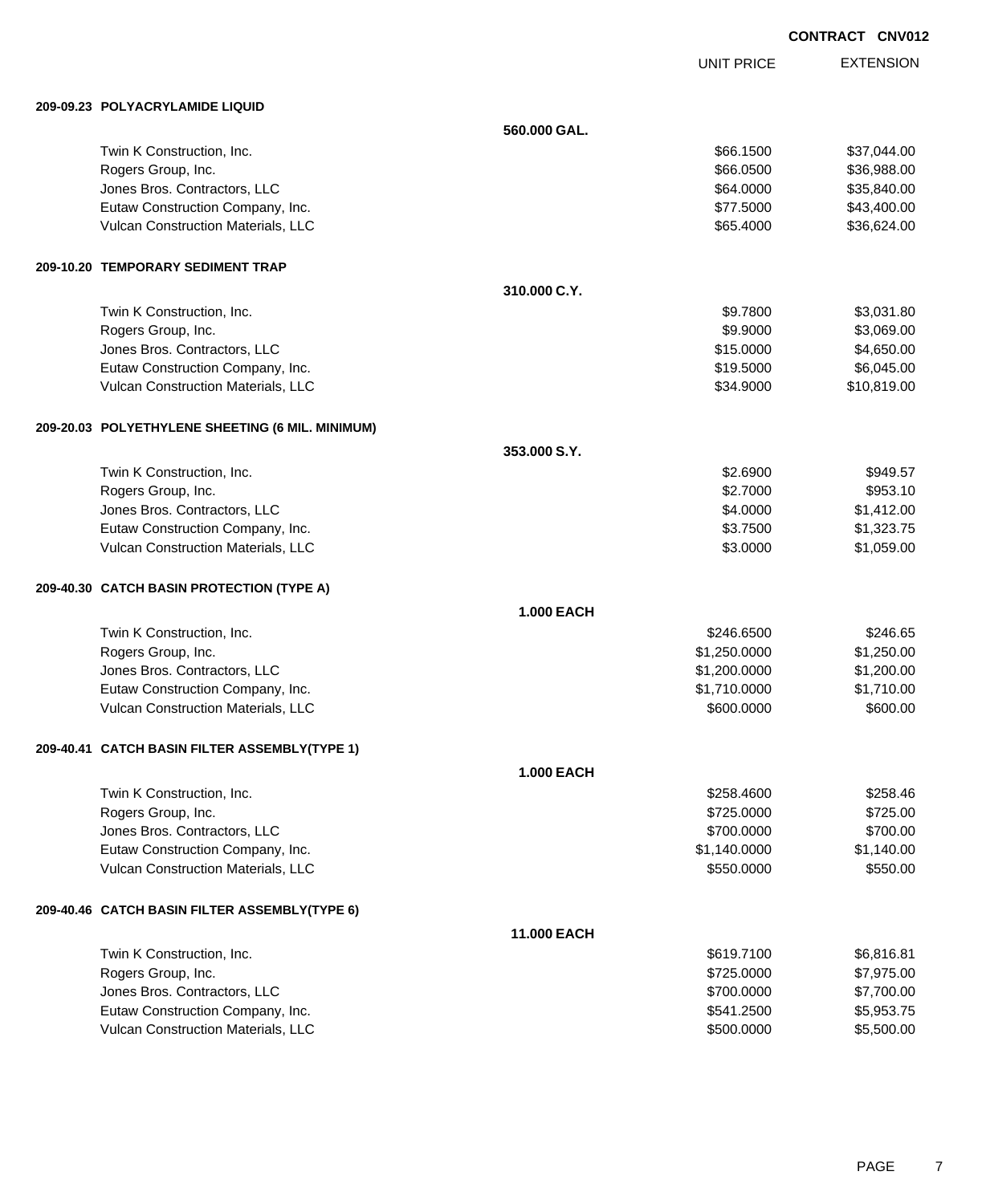**CONTRACT CNV012**

| | | UNIT PRICE | EXTENSION |
|---|---|---|---|
| **209-09.23 POLYACRYLAMIDE LIQUID** | | | |
| | **560.000 GAL.** | | |
| Twin K Construction, Inc. | | $66.1500 | $37,044.00 |
| Rogers Group, Inc. | | $66.0500 | $36,988.00 |
| Jones Bros. Contractors, LLC | | $64.0000 | $35,840.00 |
| Eutaw Construction Company, Inc. | | $77.5000 | $43,400.00 |
| Vulcan Construction Materials, LLC | | $65.4000 | $36,624.00 |
| **209-10.20 TEMPORARY SEDIMENT TRAP** | | | |
| | **310.000 C.Y.** | | |
| Twin K Construction, Inc. | | $9.7800 | $3,031.80 |
| Rogers Group, Inc. | | $9.9000 | $3,069.00 |
| Jones Bros. Contractors, LLC | | $15.0000 | $4,650.00 |
| Eutaw Construction Company, Inc. | | $19.5000 | $6,045.00 |
| Vulcan Construction Materials, LLC | | $34.9000 | $10,819.00 |
| **209-20.03 POLYETHYLENE SHEETING (6 MIL. MINIMUM)** | | | |
| | **353.000 S.Y.** | | |
| Twin K Construction, Inc. | | $2.6900 | $949.57 |
| Rogers Group, Inc. | | $2.7000 | $953.10 |
| Jones Bros. Contractors, LLC | | $4.0000 | $1,412.00 |
| Eutaw Construction Company, Inc. | | $3.7500 | $1,323.75 |
| Vulcan Construction Materials, LLC | | $3.0000 | $1,059.00 |
| **209-40.30 CATCH BASIN PROTECTION (TYPE A)** | | | |
| | **1.000 EACH** | | |
| Twin K Construction, Inc. | | $246.6500 | $246.65 |
| Rogers Group, Inc. | | $1,250.0000 | $1,250.00 |
| Jones Bros. Contractors, LLC | | $1,200.0000 | $1,200.00 |
| Eutaw Construction Company, Inc. | | $1,710.0000 | $1,710.00 |
| Vulcan Construction Materials, LLC | | $600.0000 | $600.00 |
| **209-40.41 CATCH BASIN FILTER ASSEMBLY(TYPE 1)** | | | |
| | **1.000 EACH** | | |
| Twin K Construction, Inc. | | $258.4600 | $258.46 |
| Rogers Group, Inc. | | $725.0000 | $725.00 |
| Jones Bros. Contractors, LLC | | $700.0000 | $700.00 |
| Eutaw Construction Company, Inc. | | $1,140.0000 | $1,140.00 |
| Vulcan Construction Materials, LLC | | $550.0000 | $550.00 |
| **209-40.46 CATCH BASIN FILTER ASSEMBLY(TYPE 6)** | | | |
| | **11.000 EACH** | | |
| Twin K Construction, Inc. | | $619.7100 | $6,816.81 |
| Rogers Group, Inc. | | $725.0000 | $7,975.00 |
| Jones Bros. Contractors, LLC | | $700.0000 | $7,700.00 |
| Eutaw Construction Company, Inc. | | $541.2500 | $5,953.75 |
| Vulcan Construction Materials, LLC | | $500.0000 | $5,500.00 |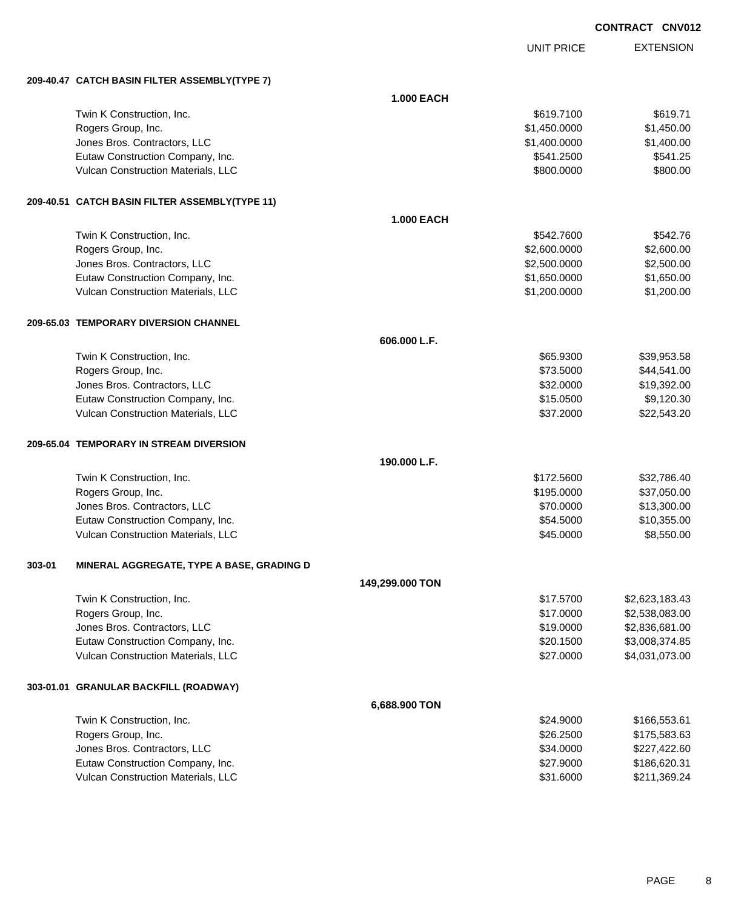**CONTRACT CNV012**

| | UNIT PRICE | EXTENSION |
|---|---|---|
| **209-40.47 CATCH BASIN FILTER ASSEMBLY(TYPE 7)** | | |
| **1.000 EACH** | | |
| Twin K Construction, Inc. | $619.7100 | $619.71 |
| Rogers Group, Inc. | $1,450.0000 | $1,450.00 |
| Jones Bros. Contractors, LLC | $1,400.0000 | $1,400.00 |
| Eutaw Construction Company, Inc. | $541.2500 | $541.25 |
| Vulcan Construction Materials, LLC | $800.0000 | $800.00 |
| **209-40.51 CATCH BASIN FILTER ASSEMBLY(TYPE 11)** | | |
| **1.000 EACH** | | |
| Twin K Construction, Inc. | $542.7600 | $542.76 |
| Rogers Group, Inc. | $2,600.0000 | $2,600.00 |
| Jones Bros. Contractors, LLC | $2,500.0000 | $2,500.00 |
| Eutaw Construction Company, Inc. | $1,650.0000 | $1,650.00 |
| Vulcan Construction Materials, LLC | $1,200.0000 | $1,200.00 |
| **209-65.03 TEMPORARY DIVERSION CHANNEL** | | |
| **606.000 L.F.** | | |
| Twin K Construction, Inc. | $65.9300 | $39,953.58 |
| Rogers Group, Inc. | $73.5000 | $44,541.00 |
| Jones Bros. Contractors, LLC | $32.0000 | $19,392.00 |
| Eutaw Construction Company, Inc. | $15.0500 | $9,120.30 |
| Vulcan Construction Materials, LLC | $37.2000 | $22,543.20 |
| **209-65.04 TEMPORARY IN STREAM DIVERSION** | | |
| **190.000 L.F.** | | |
| Twin K Construction, Inc. | $172.5600 | $32,786.40 |
| Rogers Group, Inc. | $195.0000 | $37,050.00 |
| Jones Bros. Contractors, LLC | $70.0000 | $13,300.00 |
| Eutaw Construction Company, Inc. | $54.5000 | $10,355.00 |
| Vulcan Construction Materials, LLC | $45.0000 | $8,550.00 |
| **303-01 MINERAL AGGREGATE, TYPE A BASE, GRADING D** | | |
| **149,299.000 TON** | | |
| Twin K Construction, Inc. | $17.5700 | $2,623,183.43 |
| Rogers Group, Inc. | $17.0000 | $2,538,083.00 |
| Jones Bros. Contractors, LLC | $19.0000 | $2,836,681.00 |
| Eutaw Construction Company, Inc. | $20.1500 | $3,008,374.85 |
| Vulcan Construction Materials, LLC | $27.0000 | $4,031,073.00 |
| **303-01.01 GRANULAR BACKFILL (ROADWAY)** | | |
| **6,688.900 TON** | | |
| Twin K Construction, Inc. | $24.9000 | $166,553.61 |
| Rogers Group, Inc. | $26.2500 | $175,583.63 |
| Jones Bros. Contractors, LLC | $34.0000 | $227,422.60 |
| Eutaw Construction Company, Inc. | $27.9000 | $186,620.31 |
| Vulcan Construction Materials, LLC | $31.6000 | $211,369.24 |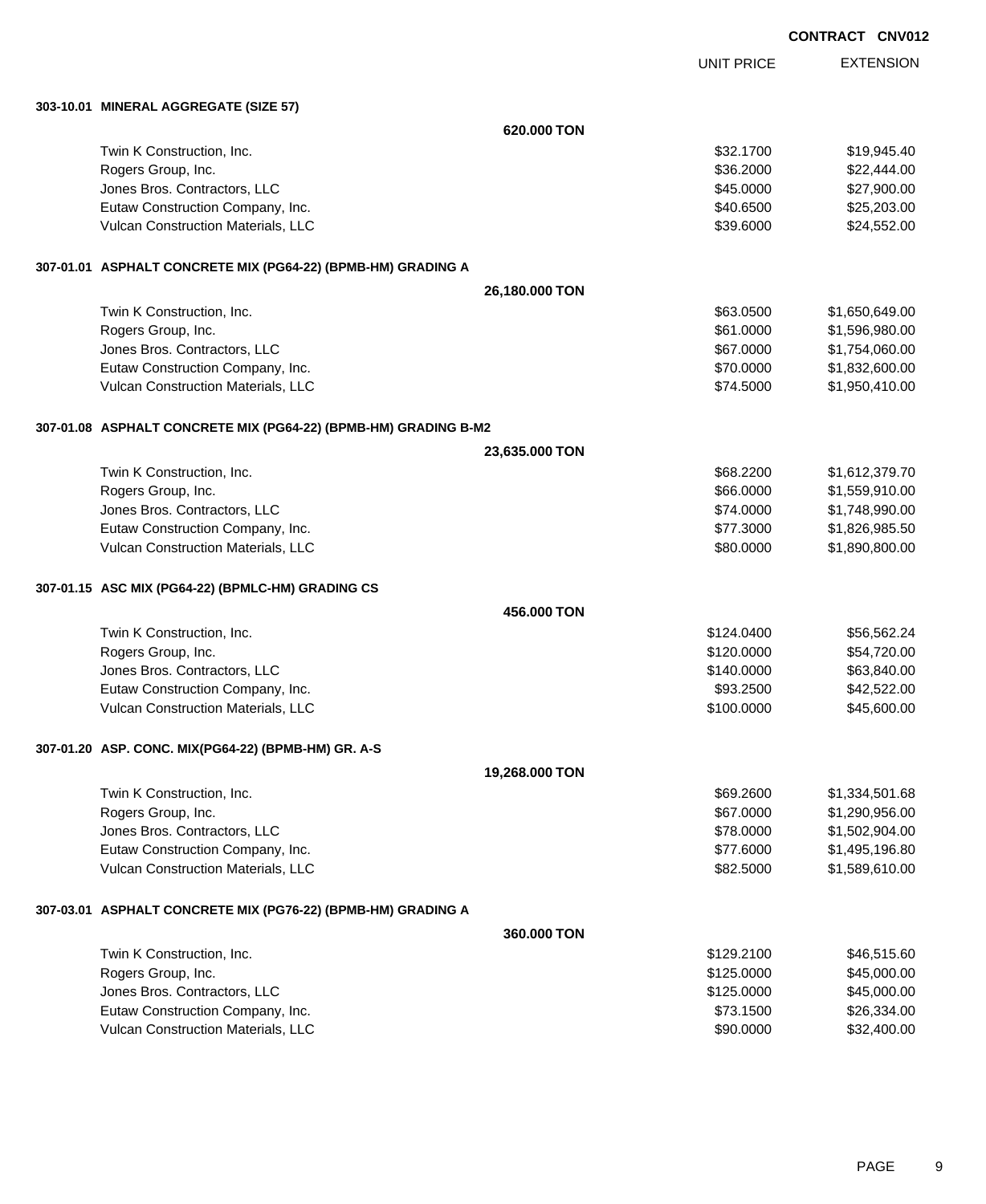**CONTRACT CNV012**

| | UNIT PRICE | EXTENSION |
|---|---|---|

**303-10.01 MINERAL AGGREGATE (SIZE 57)**

**620.000 TON**

| | UNIT PRICE | EXTENSION |
|---|---|---|
| Twin K Construction, Inc. | $32.1700 | $19,945.40 |
| Rogers Group, Inc. | $36.2000 | $22,444.00 |
| Jones Bros. Contractors, LLC | $45.0000 | $27,900.00 |
| Eutaw Construction Company, Inc. | $40.6500 | $25,203.00 |
| Vulcan Construction Materials, LLC | $39.6000 | $24,552.00 |

**307-01.01 ASPHALT CONCRETE MIX (PG64-22) (BPMB-HM) GRADING A**

**26,180.000 TON**

| | UNIT PRICE | EXTENSION |
|---|---|---|
| Twin K Construction, Inc. | $63.0500 | $1,650,649.00 |
| Rogers Group, Inc. | $61.0000 | $1,596,980.00 |
| Jones Bros. Contractors, LLC | $67.0000 | $1,754,060.00 |
| Eutaw Construction Company, Inc. | $70.0000 | $1,832,600.00 |
| Vulcan Construction Materials, LLC | $74.5000 | $1,950,410.00 |

**307-01.08 ASPHALT CONCRETE MIX (PG64-22) (BPMB-HM) GRADING B-M2**

**23,635.000 TON**

| | UNIT PRICE | EXTENSION |
|---|---|---|
| Twin K Construction, Inc. | $68.2200 | $1,612,379.70 |
| Rogers Group, Inc. | $66.0000 | $1,559,910.00 |
| Jones Bros. Contractors, LLC | $74.0000 | $1,748,990.00 |
| Eutaw Construction Company, Inc. | $77.3000 | $1,826,985.50 |
| Vulcan Construction Materials, LLC | $80.0000 | $1,890,800.00 |

**307-01.15 ASC MIX (PG64-22) (BPMLC-HM) GRADING CS**

**456.000 TON**

| | UNIT PRICE | EXTENSION |
|---|---|---|
| Twin K Construction, Inc. | $124.0400 | $56,562.24 |
| Rogers Group, Inc. | $120.0000 | $54,720.00 |
| Jones Bros. Contractors, LLC | $140.0000 | $63,840.00 |
| Eutaw Construction Company, Inc. | $93.2500 | $42,522.00 |
| Vulcan Construction Materials, LLC | $100.0000 | $45,600.00 |

**307-01.20 ASP. CONC. MIX(PG64-22) (BPMB-HM) GR. A-S**

**19,268.000 TON**

| | UNIT PRICE | EXTENSION |
|---|---|---|
| Twin K Construction, Inc. | $69.2600 | $1,334,501.68 |
| Rogers Group, Inc. | $67.0000 | $1,290,956.00 |
| Jones Bros. Contractors, LLC | $78.0000 | $1,502,904.00 |
| Eutaw Construction Company, Inc. | $77.6000 | $1,495,196.80 |
| Vulcan Construction Materials, LLC | $82.5000 | $1,589,610.00 |

**307-03.01 ASPHALT CONCRETE MIX (PG76-22) (BPMB-HM) GRADING A**

**360.000 TON**

| | UNIT PRICE | EXTENSION |
|---|---|---|
| Twin K Construction, Inc. | $129.2100 | $46,515.60 |
| Rogers Group, Inc. | $125.0000 | $45,000.00 |
| Jones Bros. Contractors, LLC | $125.0000 | $45,000.00 |
| Eutaw Construction Company, Inc. | $73.1500 | $26,334.00 |
| Vulcan Construction Materials, LLC | $90.0000 | $32,400.00 |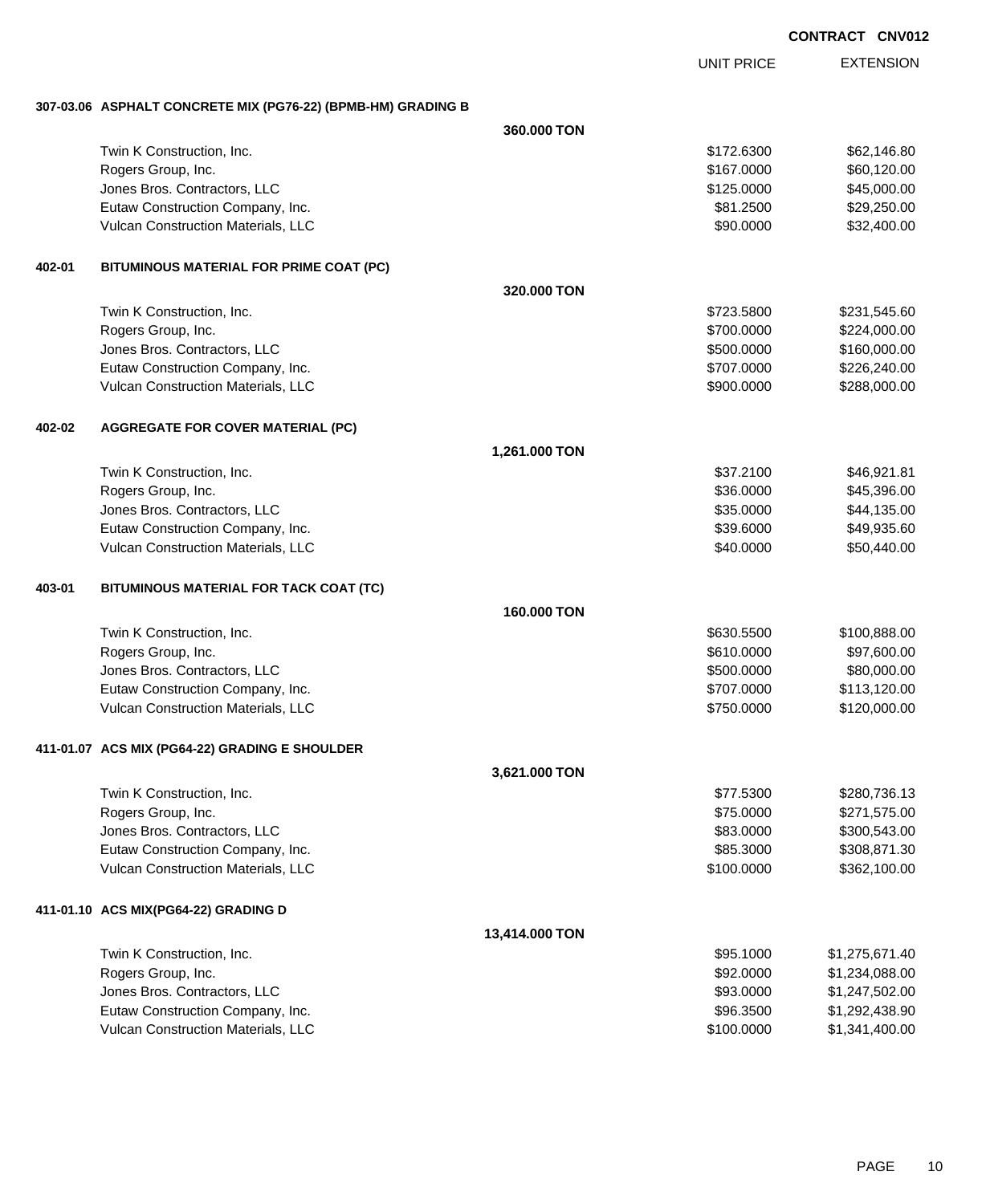**CONTRACT CNV012**

| | | UNIT PRICE | EXTENSION |
|---|---|---|---|
| **307-03.06 ASPHALT CONCRETE MIX (PG76-22) (BPMB-HM) GRADING B** | | | |
| | **360.000 TON** | | |
| Twin K Construction, Inc. | | $172.6300 | $62,146.80 |
| Rogers Group, Inc. | | $167.0000 | $60,120.00 |
| Jones Bros. Contractors, LLC | | $125.0000 | $45,000.00 |
| Eutaw Construction Company, Inc. | | $81.2500 | $29,250.00 |
| Vulcan Construction Materials, LLC | | $90.0000 | $32,400.00 |
| **402-01 BITUMINOUS MATERIAL FOR PRIME COAT (PC)** | | | |
| | **320.000 TON** | | |
| Twin K Construction, Inc. | | $723.5800 | $231,545.60 |
| Rogers Group, Inc. | | $700.0000 | $224,000.00 |
| Jones Bros. Contractors, LLC | | $500.0000 | $160,000.00 |
| Eutaw Construction Company, Inc. | | $707.0000 | $226,240.00 |
| Vulcan Construction Materials, LLC | | $900.0000 | $288,000.00 |
| **402-02 AGGREGATE FOR COVER MATERIAL (PC)** | | | |
| | **1,261.000 TON** | | |
| Twin K Construction, Inc. | | $37.2100 | $46,921.81 |
| Rogers Group, Inc. | | $36.0000 | $45,396.00 |
| Jones Bros. Contractors, LLC | | $35.0000 | $44,135.00 |
| Eutaw Construction Company, Inc. | | $39.6000 | $49,935.60 |
| Vulcan Construction Materials, LLC | | $40.0000 | $50,440.00 |
| **403-01 BITUMINOUS MATERIAL FOR TACK COAT (TC)** | | | |
| | **160.000 TON** | | |
| Twin K Construction, Inc. | | $630.5500 | $100,888.00 |
| Rogers Group, Inc. | | $610.0000 | $97,600.00 |
| Jones Bros. Contractors, LLC | | $500.0000 | $80,000.00 |
| Eutaw Construction Company, Inc. | | $707.0000 | $113,120.00 |
| Vulcan Construction Materials, LLC | | $750.0000 | $120,000.00 |
| **411-01.07 ACS MIX (PG64-22) GRADING E SHOULDER** | | | |
| | **3,621.000 TON** | | |
| Twin K Construction, Inc. | | $77.5300 | $280,736.13 |
| Rogers Group, Inc. | | $75.0000 | $271,575.00 |
| Jones Bros. Contractors, LLC | | $83.0000 | $300,543.00 |
| Eutaw Construction Company, Inc. | | $85.3000 | $308,871.30 |
| Vulcan Construction Materials, LLC | | $100.0000 | $362,100.00 |
| **411-01.10 ACS MIX(PG64-22) GRADING D** | | | |
| | **13,414.000 TON** | | |
| Twin K Construction, Inc. | | $95.1000 | $1,275,671.40 |
| Rogers Group, Inc. | | $92.0000 | $1,234,088.00 |
| Jones Bros. Contractors, LLC | | $93.0000 | $1,247,502.00 |
| Eutaw Construction Company, Inc. | | $96.3500 | $1,292,438.90 |
| Vulcan Construction Materials, LLC | | $100.0000 | $1,341,400.00 |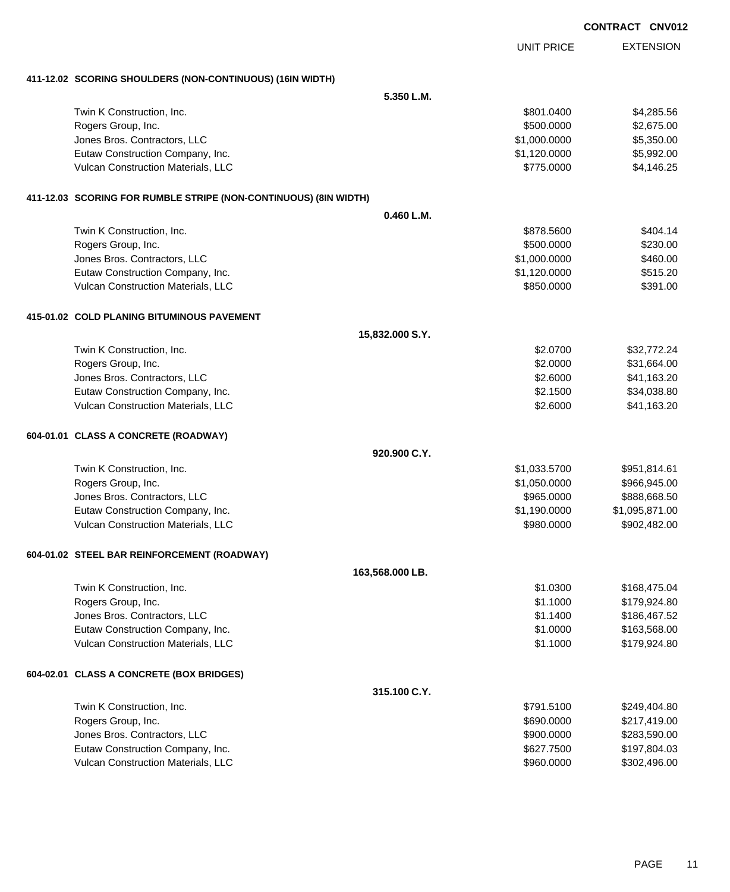**CONTRACT CNV012**

| | | UNIT PRICE | EXTENSION |
|---|---|---|---|
| **411-12.02 SCORING SHOULDERS (NON-CONTINUOUS) (16IN WIDTH)** | | | |
| | **5.350 L.M.** | | |
| Twin K Construction, Inc. | | $801.0400 | $4,285.56 |
| Rogers Group, Inc. | | $500.0000 | $2,675.00 |
| Jones Bros. Contractors, LLC | | $1,000.0000 | $5,350.00 |
| Eutaw Construction Company, Inc. | | $1,120.0000 | $5,992.00 |
| Vulcan Construction Materials, LLC | | $775.0000 | $4,146.25 |
| **411-12.03 SCORING FOR RUMBLE STRIPE (NON-CONTINUOUS) (8IN WIDTH)** | | | |
| | **0.460 L.M.** | | |
| Twin K Construction, Inc. | | $878.5600 | $404.14 |
| Rogers Group, Inc. | | $500.0000 | $230.00 |
| Jones Bros. Contractors, LLC | | $1,000.0000 | $460.00 |
| Eutaw Construction Company, Inc. | | $1,120.0000 | $515.20 |
| Vulcan Construction Materials, LLC | | $850.0000 | $391.00 |
| **415-01.02 COLD PLANING BITUMINOUS PAVEMENT** | | | |
| | **15,832.000 S.Y.** | | |
| Twin K Construction, Inc. | | $2.0700 | $32,772.24 |
| Rogers Group, Inc. | | $2.0000 | $31,664.00 |
| Jones Bros. Contractors, LLC | | $2.6000 | $41,163.20 |
| Eutaw Construction Company, Inc. | | $2.1500 | $34,038.80 |
| Vulcan Construction Materials, LLC | | $2.6000 | $41,163.20 |
| **604-01.01 CLASS A CONCRETE (ROADWAY)** | | | |
| | **920.900 C.Y.** | | |
| Twin K Construction, Inc. | | $1,033.5700 | $951,814.61 |
| Rogers Group, Inc. | | $1,050.0000 | $966,945.00 |
| Jones Bros. Contractors, LLC | | $965.0000 | $888,668.50 |
| Eutaw Construction Company, Inc. | | $1,190.0000 | $1,095,871.00 |
| Vulcan Construction Materials, LLC | | $980.0000 | $902,482.00 |
| **604-01.02 STEEL BAR REINFORCEMENT (ROADWAY)** | | | |
| | **163,568.000 LB.** | | |
| Twin K Construction, Inc. | | $1.0300 | $168,475.04 |
| Rogers Group, Inc. | | $1.1000 | $179,924.80 |
| Jones Bros. Contractors, LLC | | $1.1400 | $186,467.52 |
| Eutaw Construction Company, Inc. | | $1.0000 | $163,568.00 |
| Vulcan Construction Materials, LLC | | $1.1000 | $179,924.80 |
| **604-02.01 CLASS A CONCRETE (BOX BRIDGES)** | | | |
| | **315.100 C.Y.** | | |
| Twin K Construction, Inc. | | $791.5100 | $249,404.80 |
| Rogers Group, Inc. | | $690.0000 | $217,419.00 |
| Jones Bros. Contractors, LLC | | $900.0000 | $283,590.00 |
| Eutaw Construction Company, Inc. | | $627.7500 | $197,804.03 |
| Vulcan Construction Materials, LLC | | $960.0000 | $302,496.00 |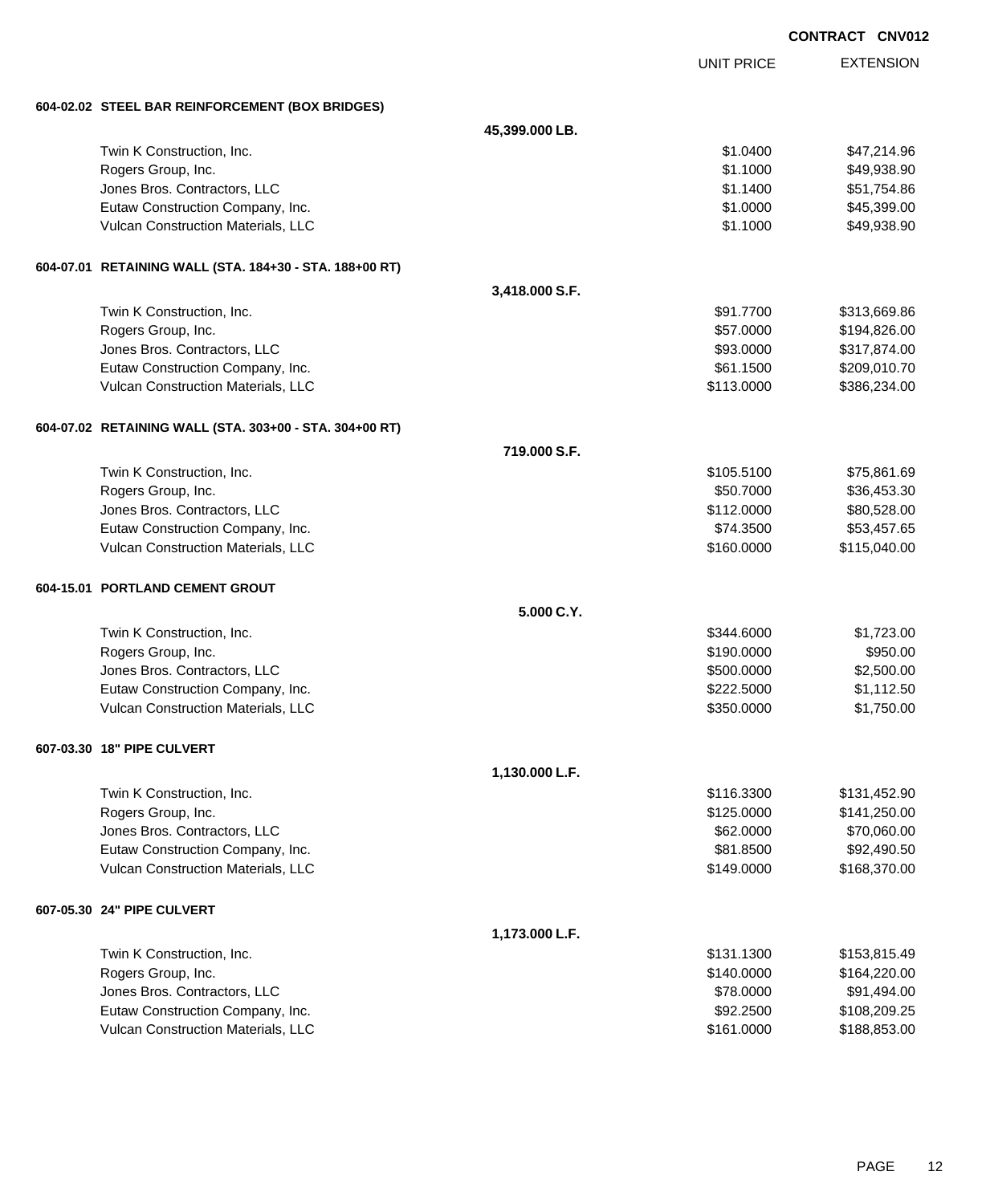CONTRACT CNV012

| | | UNIT PRICE | EXTENSION |
|---|---|---|---|
| **604-02.02 STEEL BAR REINFORCEMENT (BOX BRIDGES)** | | | |
| | **45,399.000 LB.** | | |
| Twin K Construction, Inc. | | $1.0400 | $47,214.96 |
| Rogers Group, Inc. | | $1.1000 | $49,938.90 |
| Jones Bros. Contractors, LLC | | $1.1400 | $51,754.86 |
| Eutaw Construction Company, Inc. | | $1.0000 | $45,399.00 |
| Vulcan Construction Materials, LLC | | $1.1000 | $49,938.90 |
| **604-07.01 RETAINING WALL (STA. 184+30 - STA. 188+00 RT)** | | | |
| | **3,418.000 S.F.** | | |
| Twin K Construction, Inc. | | $91.7700 | $313,669.86 |
| Rogers Group, Inc. | | $57.0000 | $194,826.00 |
| Jones Bros. Contractors, LLC | | $93.0000 | $317,874.00 |
| Eutaw Construction Company, Inc. | | $61.1500 | $209,010.70 |
| Vulcan Construction Materials, LLC | | $113.0000 | $386,234.00 |
| **604-07.02 RETAINING WALL (STA. 303+00 - STA. 304+00 RT)** | | | |
| | **719.000 S.F.** | | |
| Twin K Construction, Inc. | | $105.5100 | $75,861.69 |
| Rogers Group, Inc. | | $50.7000 | $36,453.30 |
| Jones Bros. Contractors, LLC | | $112.0000 | $80,528.00 |
| Eutaw Construction Company, Inc. | | $74.3500 | $53,457.65 |
| Vulcan Construction Materials, LLC | | $160.0000 | $115,040.00 |
| **604-15.01 PORTLAND CEMENT GROUT** | | | |
| | **5.000 C.Y.** | | |
| Twin K Construction, Inc. | | $344.6000 | $1,723.00 |
| Rogers Group, Inc. | | $190.0000 | $950.00 |
| Jones Bros. Contractors, LLC | | $500.0000 | $2,500.00 |
| Eutaw Construction Company, Inc. | | $222.5000 | $1,112.50 |
| Vulcan Construction Materials, LLC | | $350.0000 | $1,750.00 |
| **607-03.30 18" PIPE CULVERT** | | | |
| | **1,130.000 L.F.** | | |
| Twin K Construction, Inc. | | $116.3300 | $131,452.90 |
| Rogers Group, Inc. | | $125.0000 | $141,250.00 |
| Jones Bros. Contractors, LLC | | $62.0000 | $70,060.00 |
| Eutaw Construction Company, Inc. | | $81.8500 | $92,490.50 |
| Vulcan Construction Materials, LLC | | $149.0000 | $168,370.00 |
| **607-05.30 24" PIPE CULVERT** | | | |
| | **1,173.000 L.F.** | | |
| Twin K Construction, Inc. | | $131.1300 | $153,815.49 |
| Rogers Group, Inc. | | $140.0000 | $164,220.00 |
| Jones Bros. Contractors, LLC | | $78.0000 | $91,494.00 |
| Eutaw Construction Company, Inc. | | $92.2500 | $108,209.25 |
| Vulcan Construction Materials, LLC | | $161.0000 | $188,853.00 |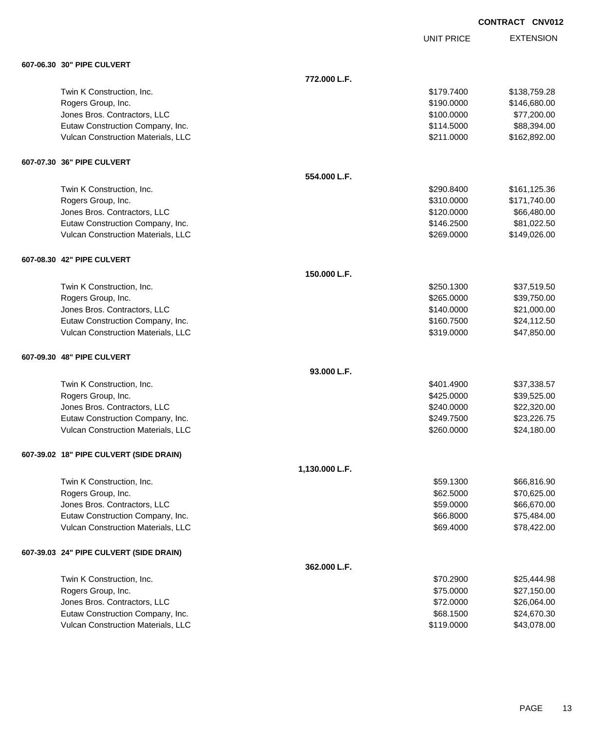**CONTRACT CNV012**

| | | UNIT PRICE | EXTENSION |
|---|---|---|---|
| **607-06.30 30" PIPE CULVERT** | | | |
| | **772.000 L.F.** | | |
| Twin K Construction, Inc. | | $179.7400 | $138,759.28 |
| Rogers Group, Inc. | | $190.0000 | $146,680.00 |
| Jones Bros. Contractors, LLC | | $100.0000 | $77,200.00 |
| Eutaw Construction Company, Inc. | | $114.5000 | $88,394.00 |
| Vulcan Construction Materials, LLC | | $211.0000 | $162,892.00 |
| **607-07.30 36" PIPE CULVERT** | | | |
| | **554.000 L.F.** | | |
| Twin K Construction, Inc. | | $290.8400 | $161,125.36 |
| Rogers Group, Inc. | | $310.0000 | $171,740.00 |
| Jones Bros. Contractors, LLC | | $120.0000 | $66,480.00 |
| Eutaw Construction Company, Inc. | | $146.2500 | $81,022.50 |
| Vulcan Construction Materials, LLC | | $269.0000 | $149,026.00 |
| **607-08.30 42" PIPE CULVERT** | | | |
| | **150.000 L.F.** | | |
| Twin K Construction, Inc. | | $250.1300 | $37,519.50 |
| Rogers Group, Inc. | | $265.0000 | $39,750.00 |
| Jones Bros. Contractors, LLC | | $140.0000 | $21,000.00 |
| Eutaw Construction Company, Inc. | | $160.7500 | $24,112.50 |
| Vulcan Construction Materials, LLC | | $319.0000 | $47,850.00 |
| **607-09.30 48" PIPE CULVERT** | | | |
| | **93.000 L.F.** | | |
| Twin K Construction, Inc. | | $401.4900 | $37,338.57 |
| Rogers Group, Inc. | | $425.0000 | $39,525.00 |
| Jones Bros. Contractors, LLC | | $240.0000 | $22,320.00 |
| Eutaw Construction Company, Inc. | | $249.7500 | $23,226.75 |
| Vulcan Construction Materials, LLC | | $260.0000 | $24,180.00 |
| **607-39.02 18" PIPE CULVERT (SIDE DRAIN)** | | | |
| | **1,130.000 L.F.** | | |
| Twin K Construction, Inc. | | $59.1300 | $66,816.90 |
| Rogers Group, Inc. | | $62.5000 | $70,625.00 |
| Jones Bros. Contractors, LLC | | $59.0000 | $66,670.00 |
| Eutaw Construction Company, Inc. | | $66.8000 | $75,484.00 |
| Vulcan Construction Materials, LLC | | $69.4000 | $78,422.00 |
| **607-39.03 24" PIPE CULVERT (SIDE DRAIN)** | | | |
| | **362.000 L.F.** | | |
| Twin K Construction, Inc. | | $70.2900 | $25,444.98 |
| Rogers Group, Inc. | | $75.0000 | $27,150.00 |
| Jones Bros. Contractors, LLC | | $72.0000 | $26,064.00 |
| Eutaw Construction Company, Inc. | | $68.1500 | $24,670.30 |
| Vulcan Construction Materials, LLC | | $119.0000 | $43,078.00 |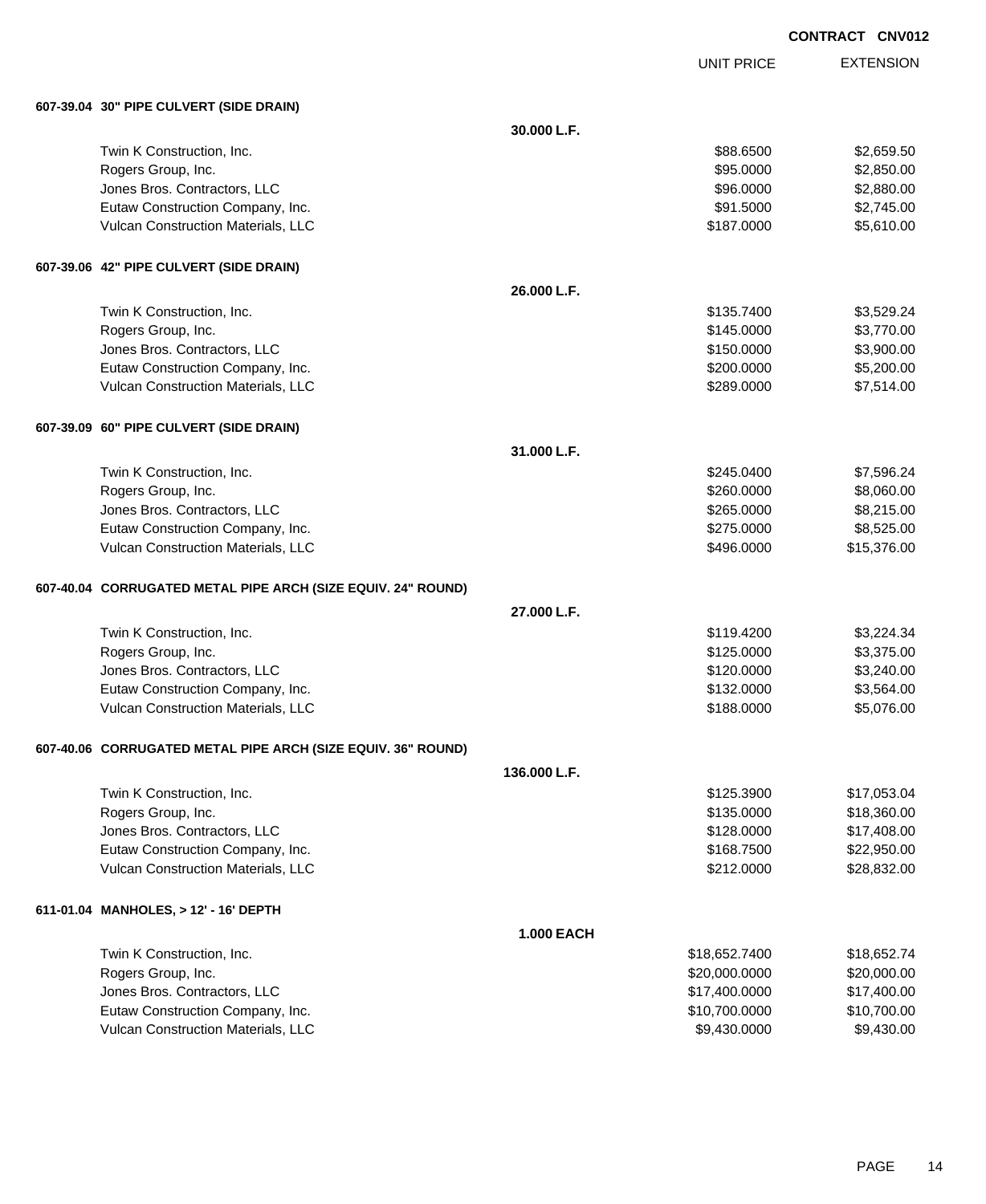**CONTRACT CNV012**

| | | UNIT PRICE | EXTENSION |
|---|---|---|---|
| **607-39.04 30" PIPE CULVERT (SIDE DRAIN)** | | | |
| | **30.000 L.F.** | | |
| Twin K Construction, Inc. | | $88.6500 | $2,659.50 |
| Rogers Group, Inc. | | $95.0000 | $2,850.00 |
| Jones Bros. Contractors, LLC | | $96.0000 | $2,880.00 |
| Eutaw Construction Company, Inc. | | $91.5000 | $2,745.00 |
| Vulcan Construction Materials, LLC | | $187.0000 | $5,610.00 |
| **607-39.06 42" PIPE CULVERT (SIDE DRAIN)** | | | |
| | **26.000 L.F.** | | |
| Twin K Construction, Inc. | | $135.7400 | $3,529.24 |
| Rogers Group, Inc. | | $145.0000 | $3,770.00 |
| Jones Bros. Contractors, LLC | | $150.0000 | $3,900.00 |
| Eutaw Construction Company, Inc. | | $200.0000 | $5,200.00 |
| Vulcan Construction Materials, LLC | | $289.0000 | $7,514.00 |
| **607-39.09 60" PIPE CULVERT (SIDE DRAIN)** | | | |
| | **31.000 L.F.** | | |
| Twin K Construction, Inc. | | $245.0400 | $7,596.24 |
| Rogers Group, Inc. | | $260.0000 | $8,060.00 |
| Jones Bros. Contractors, LLC | | $265.0000 | $8,215.00 |
| Eutaw Construction Company, Inc. | | $275.0000 | $8,525.00 |
| Vulcan Construction Materials, LLC | | $496.0000 | $15,376.00 |
| **607-40.04 CORRUGATED METAL PIPE ARCH (SIZE EQUIV. 24" ROUND)** | | | |
| | **27.000 L.F.** | | |
| Twin K Construction, Inc. | | $119.4200 | $3,224.34 |
| Rogers Group, Inc. | | $125.0000 | $3,375.00 |
| Jones Bros. Contractors, LLC | | $120.0000 | $3,240.00 |
| Eutaw Construction Company, Inc. | | $132.0000 | $3,564.00 |
| Vulcan Construction Materials, LLC | | $188.0000 | $5,076.00 |
| **607-40.06 CORRUGATED METAL PIPE ARCH (SIZE EQUIV. 36" ROUND)** | | | |
| | **136.000 L.F.** | | |
| Twin K Construction, Inc. | | $125.3900 | $17,053.04 |
| Rogers Group, Inc. | | $135.0000 | $18,360.00 |
| Jones Bros. Contractors, LLC | | $128.0000 | $17,408.00 |
| Eutaw Construction Company, Inc. | | $168.7500 | $22,950.00 |
| Vulcan Construction Materials, LLC | | $212.0000 | $28,832.00 |
| **611-01.04 MANHOLES, > 12' - 16' DEPTH** | | | |
| | **1.000 EACH** | | |
| Twin K Construction, Inc. | | $18,652.7400 | $18,652.74 |
| Rogers Group, Inc. | | $20,000.0000 | $20,000.00 |
| Jones Bros. Contractors, LLC | | $17,400.0000 | $17,400.00 |
| Eutaw Construction Company, Inc. | | $10,700.0000 | $10,700.00 |
| Vulcan Construction Materials, LLC | | $9,430.0000 | $9,430.00 |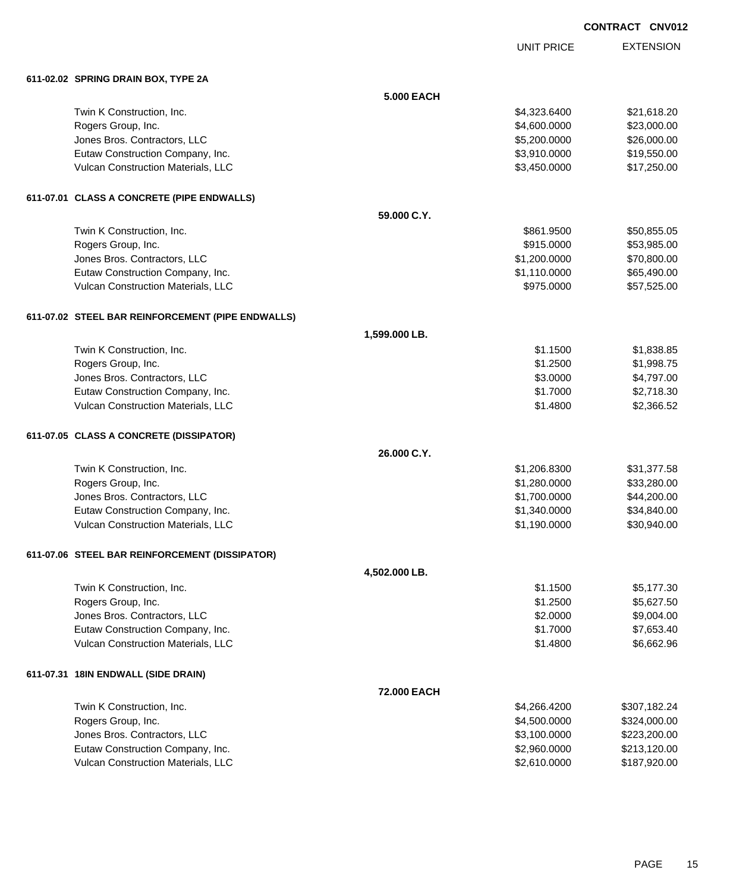CONTRACT CNV012

| | | UNIT PRICE | EXTENSION |
|---|---|---|---|
| **611-02.02 SPRING DRAIN BOX, TYPE 2A** | | | |
| | **5.000 EACH** | | |
| Twin K Construction, Inc. | | $4,323.6400 | $21,618.20 |
| Rogers Group, Inc. | | $4,600.0000 | $23,000.00 |
| Jones Bros. Contractors, LLC | | $5,200.0000 | $26,000.00 |
| Eutaw Construction Company, Inc. | | $3,910.0000 | $19,550.00 |
| Vulcan Construction Materials, LLC | | $3,450.0000 | $17,250.00 |
| **611-07.01 CLASS A CONCRETE (PIPE ENDWALLS)** | | | |
| | **59.000 C.Y.** | | |
| Twin K Construction, Inc. | | $861.9500 | $50,855.05 |
| Rogers Group, Inc. | | $915.0000 | $53,985.00 |
| Jones Bros. Contractors, LLC | | $1,200.0000 | $70,800.00 |
| Eutaw Construction Company, Inc. | | $1,110.0000 | $65,490.00 |
| Vulcan Construction Materials, LLC | | $975.0000 | $57,525.00 |
| **611-07.02 STEEL BAR REINFORCEMENT (PIPE ENDWALLS)** | | | |
| | **1,599.000 LB.** | | |
| Twin K Construction, Inc. | | $1.1500 | $1,838.85 |
| Rogers Group, Inc. | | $1.2500 | $1,998.75 |
| Jones Bros. Contractors, LLC | | $3.0000 | $4,797.00 |
| Eutaw Construction Company, Inc. | | $1.7000 | $2,718.30 |
| Vulcan Construction Materials, LLC | | $1.4800 | $2,366.52 |
| **611-07.05 CLASS A CONCRETE (DISSIPATOR)** | | | |
| | **26.000 C.Y.** | | |
| Twin K Construction, Inc. | | $1,206.8300 | $31,377.58 |
| Rogers Group, Inc. | | $1,280.0000 | $33,280.00 |
| Jones Bros. Contractors, LLC | | $1,700.0000 | $44,200.00 |
| Eutaw Construction Company, Inc. | | $1,340.0000 | $34,840.00 |
| Vulcan Construction Materials, LLC | | $1,190.0000 | $30,940.00 |
| **611-07.06 STEEL BAR REINFORCEMENT (DISSIPATOR)** | | | |
| | **4,502.000 LB.** | | |
| Twin K Construction, Inc. | | $1.1500 | $5,177.30 |
| Rogers Group, Inc. | | $1.2500 | $5,627.50 |
| Jones Bros. Contractors, LLC | | $2.0000 | $9,004.00 |
| Eutaw Construction Company, Inc. | | $1.7000 | $7,653.40 |
| Vulcan Construction Materials, LLC | | $1.4800 | $6,662.96 |
| **611-07.31 18IN ENDWALL (SIDE DRAIN)** | | | |
| | **72.000 EACH** | | |
| Twin K Construction, Inc. | | $4,266.4200 | $307,182.24 |
| Rogers Group, Inc. | | $4,500.0000 | $324,000.00 |
| Jones Bros. Contractors, LLC | | $3,100.0000 | $223,200.00 |
| Eutaw Construction Company, Inc. | | $2,960.0000 | $213,120.00 |
| Vulcan Construction Materials, LLC | | $2,610.0000 | $187,920.00 |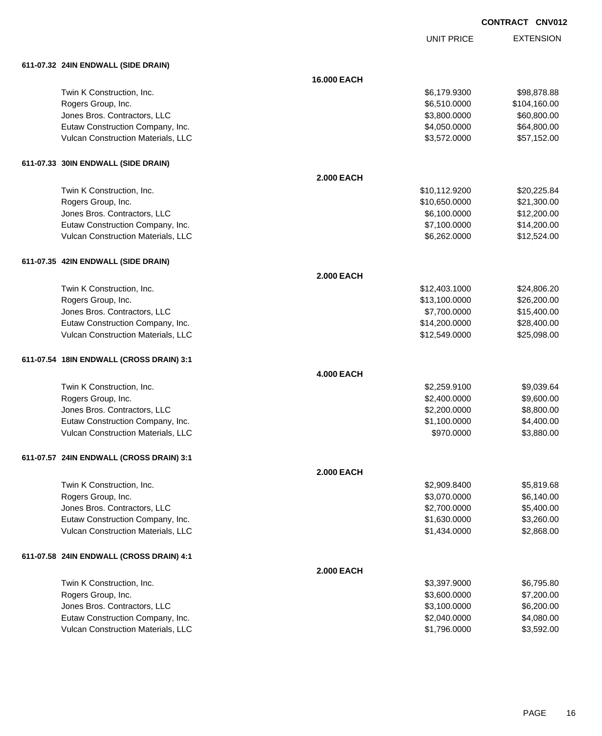**CONTRACT CNV012**

| | | UNIT PRICE | EXTENSION |
|---|---|---|---|
| **611-07.32 24IN ENDWALL (SIDE DRAIN)** | | | |
| | **16.000 EACH** | | |
| Twin K Construction, Inc. | | $6,179.9300 | $98,878.88 |
| Rogers Group, Inc. | | $6,510.0000 | $104,160.00 |
| Jones Bros. Contractors, LLC | | $3,800.0000 | $60,800.00 |
| Eutaw Construction Company, Inc. | | $4,050.0000 | $64,800.00 |
| Vulcan Construction Materials, LLC | | $3,572.0000 | $57,152.00 |
| **611-07.33 30IN ENDWALL (SIDE DRAIN)** | | | |
| | **2.000 EACH** | | |
| Twin K Construction, Inc. | | $10,112.9200 | $20,225.84 |
| Rogers Group, Inc. | | $10,650.0000 | $21,300.00 |
| Jones Bros. Contractors, LLC | | $6,100.0000 | $12,200.00 |
| Eutaw Construction Company, Inc. | | $7,100.0000 | $14,200.00 |
| Vulcan Construction Materials, LLC | | $6,262.0000 | $12,524.00 |
| **611-07.35 42IN ENDWALL (SIDE DRAIN)** | | | |
| | **2.000 EACH** | | |
| Twin K Construction, Inc. | | $12,403.1000 | $24,806.20 |
| Rogers Group, Inc. | | $13,100.0000 | $26,200.00 |
| Jones Bros. Contractors, LLC | | $7,700.0000 | $15,400.00 |
| Eutaw Construction Company, Inc. | | $14,200.0000 | $28,400.00 |
| Vulcan Construction Materials, LLC | | $12,549.0000 | $25,098.00 |
| **611-07.54 18IN ENDWALL (CROSS DRAIN) 3:1** | | | |
| | **4.000 EACH** | | |
| Twin K Construction, Inc. | | $2,259.9100 | $9,039.64 |
| Rogers Group, Inc. | | $2,400.0000 | $9,600.00 |
| Jones Bros. Contractors, LLC | | $2,200.0000 | $8,800.00 |
| Eutaw Construction Company, Inc. | | $1,100.0000 | $4,400.00 |
| Vulcan Construction Materials, LLC | | $970.0000 | $3,880.00 |
| **611-07.57 24IN ENDWALL (CROSS DRAIN) 3:1** | | | |
| | **2.000 EACH** | | |
| Twin K Construction, Inc. | | $2,909.8400 | $5,819.68 |
| Rogers Group, Inc. | | $3,070.0000 | $6,140.00 |
| Jones Bros. Contractors, LLC | | $2,700.0000 | $5,400.00 |
| Eutaw Construction Company, Inc. | | $1,630.0000 | $3,260.00 |
| Vulcan Construction Materials, LLC | | $1,434.0000 | $2,868.00 |
| **611-07.58 24IN ENDWALL (CROSS DRAIN) 4:1** | | | |
| | **2.000 EACH** | | |
| Twin K Construction, Inc. | | $3,397.9000 | $6,795.80 |
| Rogers Group, Inc. | | $3,600.0000 | $7,200.00 |
| Jones Bros. Contractors, LLC | | $3,100.0000 | $6,200.00 |
| Eutaw Construction Company, Inc. | | $2,040.0000 | $4,080.00 |
| Vulcan Construction Materials, LLC | | $1,796.0000 | $3,592.00 |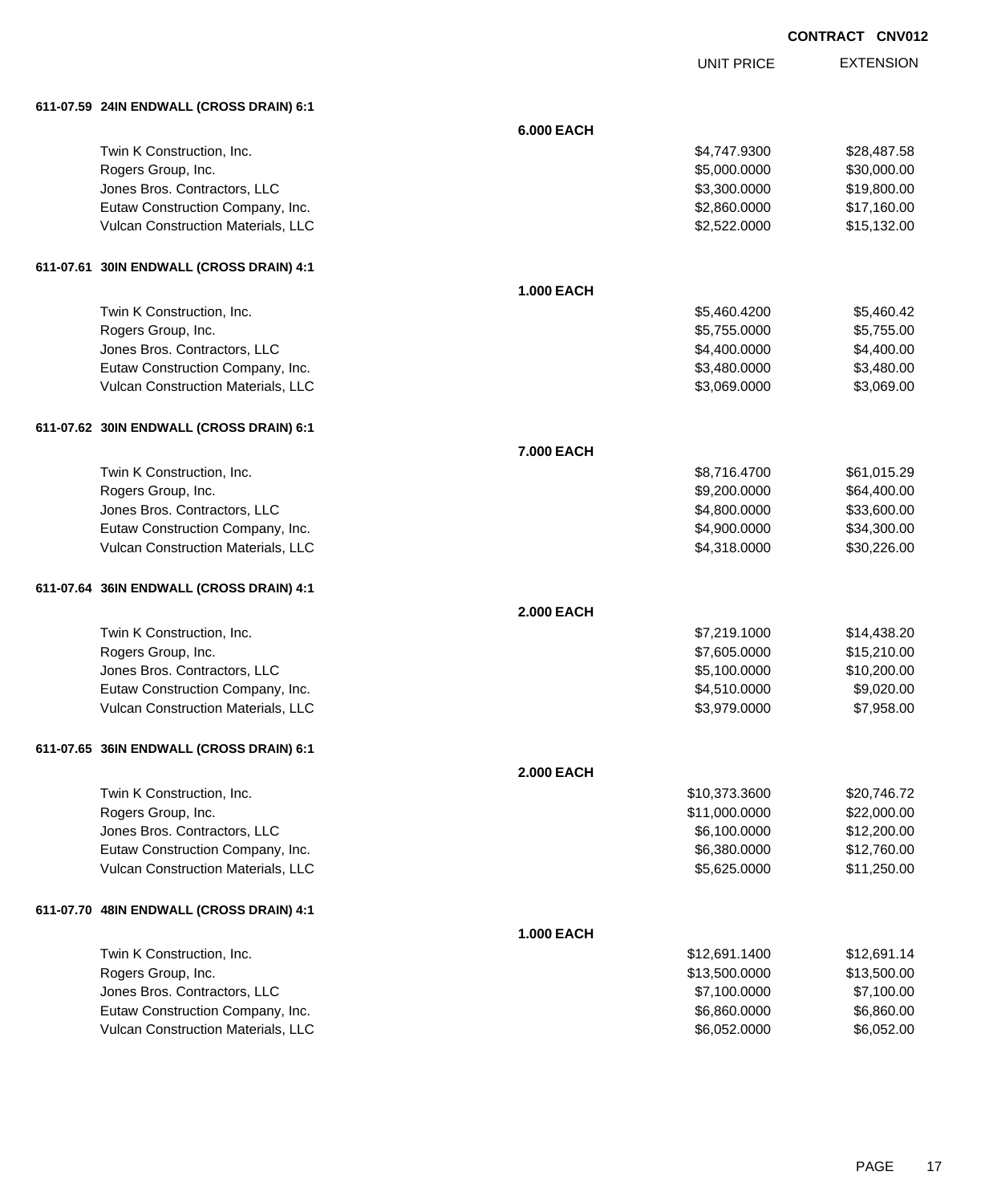**CONTRACT CNV012**

| | | UNIT PRICE | EXTENSION |
|---|---|---|---|
| **611-07.59 24IN ENDWALL (CROSS DRAIN) 6:1** | | | |
| | **6.000 EACH** | | |
| Twin K Construction, Inc. | | $4,747.9300 | $28,487.58 |
| Rogers Group, Inc. | | $5,000.0000 | $30,000.00 |
| Jones Bros. Contractors, LLC | | $3,300.0000 | $19,800.00 |
| Eutaw Construction Company, Inc. | | $2,860.0000 | $17,160.00 |
| Vulcan Construction Materials, LLC | | $2,522.0000 | $15,132.00 |
| **611-07.61 30IN ENDWALL (CROSS DRAIN) 4:1** | | | |
| | **1.000 EACH** | | |
| Twin K Construction, Inc. | | $5,460.4200 | $5,460.42 |
| Rogers Group, Inc. | | $5,755.0000 | $5,755.00 |
| Jones Bros. Contractors, LLC | | $4,400.0000 | $4,400.00 |
| Eutaw Construction Company, Inc. | | $3,480.0000 | $3,480.00 |
| Vulcan Construction Materials, LLC | | $3,069.0000 | $3,069.00 |
| **611-07.62 30IN ENDWALL (CROSS DRAIN) 6:1** | | | |
| | **7.000 EACH** | | |
| Twin K Construction, Inc. | | $8,716.4700 | $61,015.29 |
| Rogers Group, Inc. | | $9,200.0000 | $64,400.00 |
| Jones Bros. Contractors, LLC | | $4,800.0000 | $33,600.00 |
| Eutaw Construction Company, Inc. | | $4,900.0000 | $34,300.00 |
| Vulcan Construction Materials, LLC | | $4,318.0000 | $30,226.00 |
| **611-07.64 36IN ENDWALL (CROSS DRAIN) 4:1** | | | |
| | **2.000 EACH** | | |
| Twin K Construction, Inc. | | $7,219.1000 | $14,438.20 |
| Rogers Group, Inc. | | $7,605.0000 | $15,210.00 |
| Jones Bros. Contractors, LLC | | $5,100.0000 | $10,200.00 |
| Eutaw Construction Company, Inc. | | $4,510.0000 | $9,020.00 |
| Vulcan Construction Materials, LLC | | $3,979.0000 | $7,958.00 |
| **611-07.65 36IN ENDWALL (CROSS DRAIN) 6:1** | | | |
| | **2.000 EACH** | | |
| Twin K Construction, Inc. | | $10,373.3600 | $20,746.72 |
| Rogers Group, Inc. | | $11,000.0000 | $22,000.00 |
| Jones Bros. Contractors, LLC | | $6,100.0000 | $12,200.00 |
| Eutaw Construction Company, Inc. | | $6,380.0000 | $12,760.00 |
| Vulcan Construction Materials, LLC | | $5,625.0000 | $11,250.00 |
| **611-07.70 48IN ENDWALL (CROSS DRAIN) 4:1** | | | |
| | **1.000 EACH** | | |
| Twin K Construction, Inc. | | $12,691.1400 | $12,691.14 |
| Rogers Group, Inc. | | $13,500.0000 | $13,500.00 |
| Jones Bros. Contractors, LLC | | $7,100.0000 | $7,100.00 |
| Eutaw Construction Company, Inc. | | $6,860.0000 | $6,860.00 |
| Vulcan Construction Materials, LLC | | $6,052.0000 | $6,052.00 |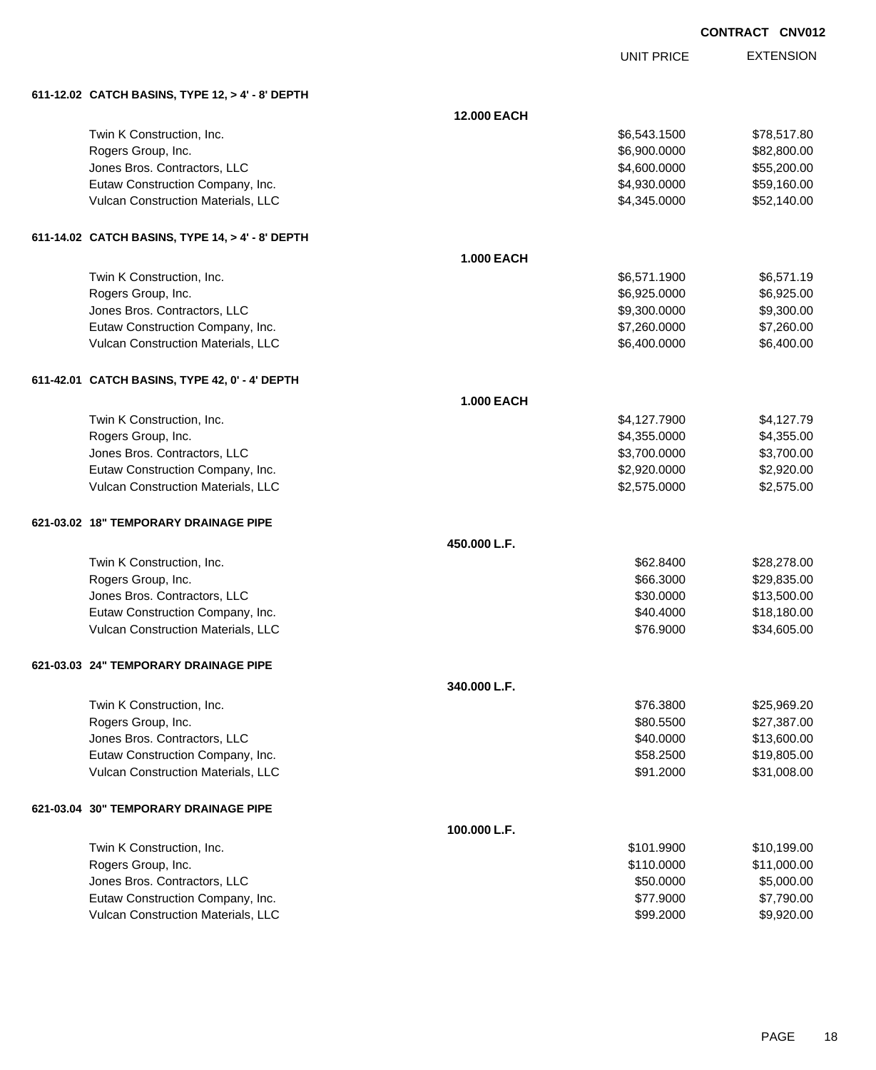**CONTRACT CNV012**

| | | UNIT PRICE | EXTENSION |
|---|---|---|---|
| **611-12.02 CATCH BASINS, TYPE 12, > 4' - 8' DEPTH** | | | |
| | **12.000 EACH** | | |
| Twin K Construction, Inc. | | $6,543.1500 | $78,517.80 |
| Rogers Group, Inc. | | $6,900.0000 | $82,800.00 |
| Jones Bros. Contractors, LLC | | $4,600.0000 | $55,200.00 |
| Eutaw Construction Company, Inc. | | $4,930.0000 | $59,160.00 |
| Vulcan Construction Materials, LLC | | $4,345.0000 | $52,140.00 |
| **611-14.02 CATCH BASINS, TYPE 14, > 4' - 8' DEPTH** | | | |
| | **1.000 EACH** | | |
| Twin K Construction, Inc. | | $6,571.1900 | $6,571.19 |
| Rogers Group, Inc. | | $6,925.0000 | $6,925.00 |
| Jones Bros. Contractors, LLC | | $9,300.0000 | $9,300.00 |
| Eutaw Construction Company, Inc. | | $7,260.0000 | $7,260.00 |
| Vulcan Construction Materials, LLC | | $6,400.0000 | $6,400.00 |
| **611-42.01 CATCH BASINS, TYPE 42, 0' - 4' DEPTH** | | | |
| | **1.000 EACH** | | |
| Twin K Construction, Inc. | | $4,127.7900 | $4,127.79 |
| Rogers Group, Inc. | | $4,355.0000 | $4,355.00 |
| Jones Bros. Contractors, LLC | | $3,700.0000 | $3,700.00 |
| Eutaw Construction Company, Inc. | | $2,920.0000 | $2,920.00 |
| Vulcan Construction Materials, LLC | | $2,575.0000 | $2,575.00 |
| **621-03.02 18" TEMPORARY DRAINAGE PIPE** | | | |
| | **450.000 L.F.** | | |
| Twin K Construction, Inc. | | $62.8400 | $28,278.00 |
| Rogers Group, Inc. | | $66.3000 | $29,835.00 |
| Jones Bros. Contractors, LLC | | $30.0000 | $13,500.00 |
| Eutaw Construction Company, Inc. | | $40.4000 | $18,180.00 |
| Vulcan Construction Materials, LLC | | $76.9000 | $34,605.00 |
| **621-03.03 24" TEMPORARY DRAINAGE PIPE** | | | |
| | **340.000 L.F.** | | |
| Twin K Construction, Inc. | | $76.3800 | $25,969.20 |
| Rogers Group, Inc. | | $80.5500 | $27,387.00 |
| Jones Bros. Contractors, LLC | | $40.0000 | $13,600.00 |
| Eutaw Construction Company, Inc. | | $58.2500 | $19,805.00 |
| Vulcan Construction Materials, LLC | | $91.2000 | $31,008.00 |
| **621-03.04 30" TEMPORARY DRAINAGE PIPE** | | | |
| | **100.000 L.F.** | | |
| Twin K Construction, Inc. | | $101.9900 | $10,199.00 |
| Rogers Group, Inc. | | $110.0000 | $11,000.00 |
| Jones Bros. Contractors, LLC | | $50.0000 | $5,000.00 |
| Eutaw Construction Company, Inc. | | $77.9000 | $7,790.00 |
| Vulcan Construction Materials, LLC | | $99.2000 | $9,920.00 |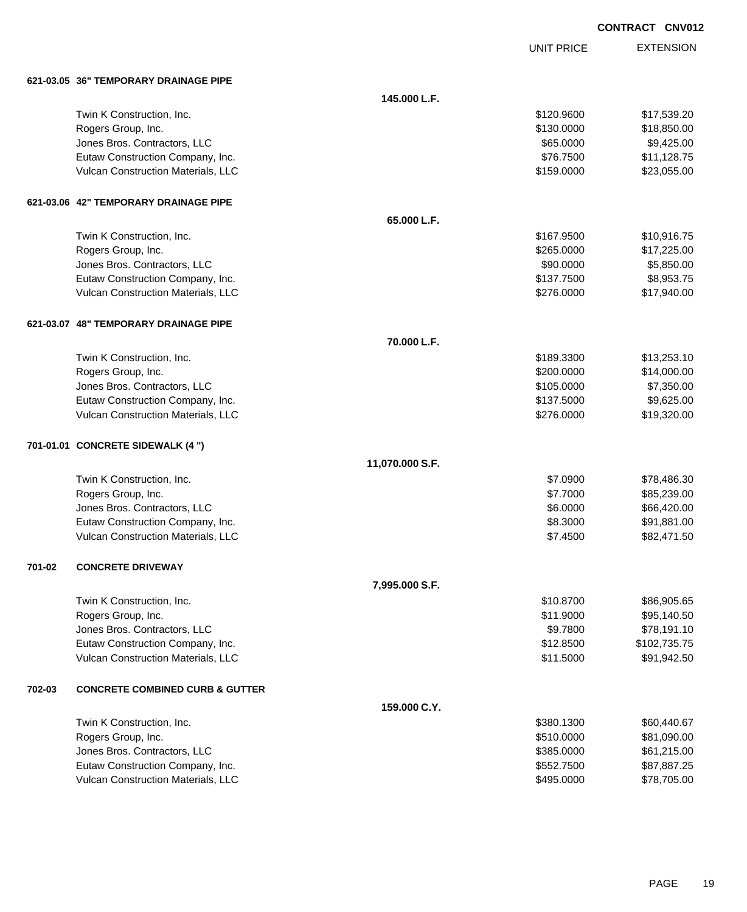**CONTRACT CNV012**

| | | UNIT PRICE | EXTENSION |
|---|---|---|---|
| **621-03.05 36" TEMPORARY DRAINAGE PIPE** | | | |
| | **145.000 L.F.** | | |
| Twin K Construction, Inc. | | $120.9600 | $17,539.20 |
| Rogers Group, Inc. | | $130.0000 | $18,850.00 |
| Jones Bros. Contractors, LLC | | $65.0000 | $9,425.00 |
| Eutaw Construction Company, Inc. | | $76.7500 | $11,128.75 |
| Vulcan Construction Materials, LLC | | $159.0000 | $23,055.00 |
| **621-03.06 42" TEMPORARY DRAINAGE PIPE** | | | |
| | **65.000 L.F.** | | |
| Twin K Construction, Inc. | | $167.9500 | $10,916.75 |
| Rogers Group, Inc. | | $265.0000 | $17,225.00 |
| Jones Bros. Contractors, LLC | | $90.0000 | $5,850.00 |
| Eutaw Construction Company, Inc. | | $137.7500 | $8,953.75 |
| Vulcan Construction Materials, LLC | | $276.0000 | $17,940.00 |
| **621-03.07 48" TEMPORARY DRAINAGE PIPE** | | | |
| | **70.000 L.F.** | | |
| Twin K Construction, Inc. | | $189.3300 | $13,253.10 |
| Rogers Group, Inc. | | $200.0000 | $14,000.00 |
| Jones Bros. Contractors, LLC | | $105.0000 | $7,350.00 |
| Eutaw Construction Company, Inc. | | $137.5000 | $9,625.00 |
| Vulcan Construction Materials, LLC | | $276.0000 | $19,320.00 |
| **701-01.01 CONCRETE SIDEWALK (4 ")** | | | |
| | **11,070.000 S.F.** | | |
| Twin K Construction, Inc. | | $7.0900 | $78,486.30 |
| Rogers Group, Inc. | | $7.7000 | $85,239.00 |
| Jones Bros. Contractors, LLC | | $6.0000 | $66,420.00 |
| Eutaw Construction Company, Inc. | | $8.3000 | $91,881.00 |
| Vulcan Construction Materials, LLC | | $7.4500 | $82,471.50 |
| **701-02 CONCRETE DRIVEWAY** | | | |
| | **7,995.000 S.F.** | | |
| Twin K Construction, Inc. | | $10.8700 | $86,905.65 |
| Rogers Group, Inc. | | $11.9000 | $95,140.50 |
| Jones Bros. Contractors, LLC | | $9.7800 | $78,191.10 |
| Eutaw Construction Company, Inc. | | $12.8500 | $102,735.75 |
| Vulcan Construction Materials, LLC | | $11.5000 | $91,942.50 |
| **702-03 CONCRETE COMBINED CURB & GUTTER** | | | |
| | **159.000 C.Y.** | | |
| Twin K Construction, Inc. | | $380.1300 | $60,440.67 |
| Rogers Group, Inc. | | $510.0000 | $81,090.00 |
| Jones Bros. Contractors, LLC | | $385.0000 | $61,215.00 |
| Eutaw Construction Company, Inc. | | $552.7500 | $87,887.25 |
| Vulcan Construction Materials, LLC | | $495.0000 | $78,705.00 |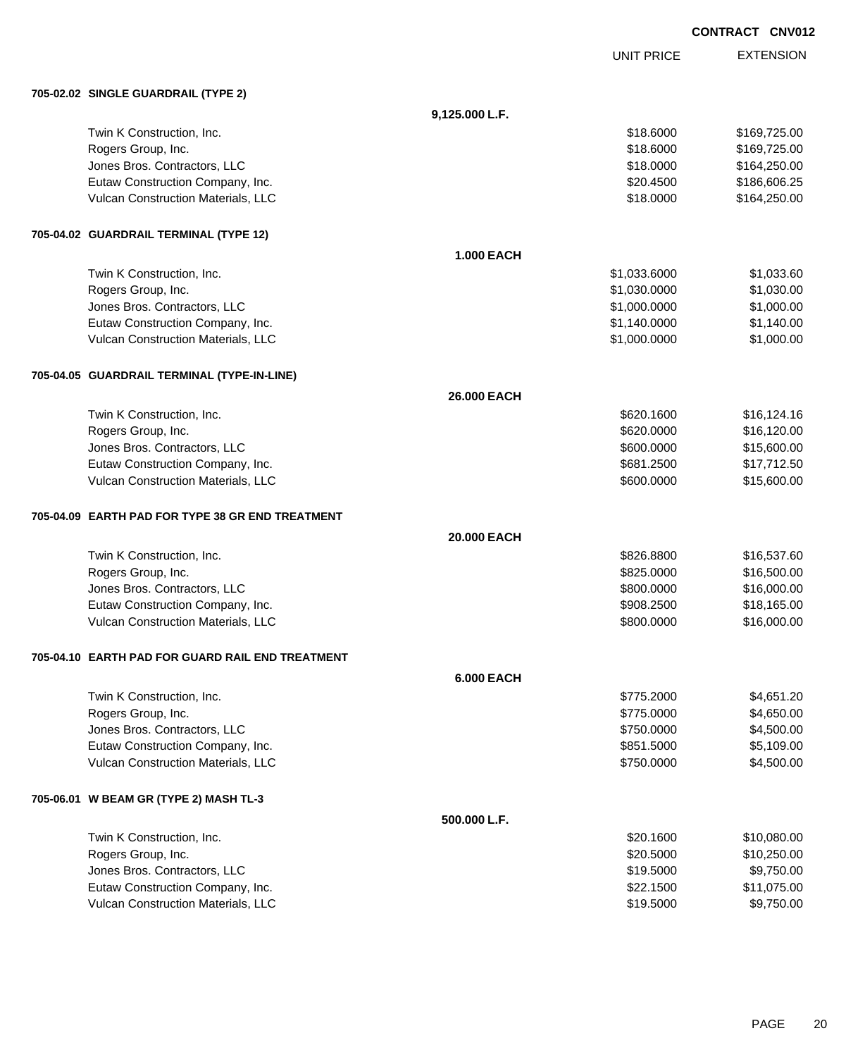CONTRACT CNV012

| | UNIT PRICE | EXTENSION |
|---|---|---|
| **705-02.02 SINGLE GUARDRAIL (TYPE 2)** | | |
| **9,125.000 L.F.** | | |
| Twin K Construction, Inc. | $18.6000 | $169,725.00 |
| Rogers Group, Inc. | $18.6000 | $169,725.00 |
| Jones Bros. Contractors, LLC | $18.0000 | $164,250.00 |
| Eutaw Construction Company, Inc. | $20.4500 | $186,606.25 |
| Vulcan Construction Materials, LLC | $18.0000 | $164,250.00 |
| **705-04.02 GUARDRAIL TERMINAL (TYPE 12)** | | |
| **1.000 EACH** | | |
| Twin K Construction, Inc. | $1,033.6000 | $1,033.60 |
| Rogers Group, Inc. | $1,030.0000 | $1,030.00 |
| Jones Bros. Contractors, LLC | $1,000.0000 | $1,000.00 |
| Eutaw Construction Company, Inc. | $1,140.0000 | $1,140.00 |
| Vulcan Construction Materials, LLC | $1,000.0000 | $1,000.00 |
| **705-04.05 GUARDRAIL TERMINAL (TYPE-IN-LINE)** | | |
| **26.000 EACH** | | |
| Twin K Construction, Inc. | $620.1600 | $16,124.16 |
| Rogers Group, Inc. | $620.0000 | $16,120.00 |
| Jones Bros. Contractors, LLC | $600.0000 | $15,600.00 |
| Eutaw Construction Company, Inc. | $681.2500 | $17,712.50 |
| Vulcan Construction Materials, LLC | $600.0000 | $15,600.00 |
| **705-04.09 EARTH PAD FOR TYPE 38 GR END TREATMENT** | | |
| **20.000 EACH** | | |
| Twin K Construction, Inc. | $826.8800 | $16,537.60 |
| Rogers Group, Inc. | $825.0000 | $16,500.00 |
| Jones Bros. Contractors, LLC | $800.0000 | $16,000.00 |
| Eutaw Construction Company, Inc. | $908.2500 | $18,165.00 |
| Vulcan Construction Materials, LLC | $800.0000 | $16,000.00 |
| **705-04.10 EARTH PAD FOR GUARD RAIL END TREATMENT** | | |
| **6.000 EACH** | | |
| Twin K Construction, Inc. | $775.2000 | $4,651.20 |
| Rogers Group, Inc. | $775.0000 | $4,650.00 |
| Jones Bros. Contractors, LLC | $750.0000 | $4,500.00 |
| Eutaw Construction Company, Inc. | $851.5000 | $5,109.00 |
| Vulcan Construction Materials, LLC | $750.0000 | $4,500.00 |
| **705-06.01 W BEAM GR (TYPE 2) MASH TL-3** | | |
| **500.000 L.F.** | | |
| Twin K Construction, Inc. | $20.1600 | $10,080.00 |
| Rogers Group, Inc. | $20.5000 | $10,250.00 |
| Jones Bros. Contractors, LLC | $19.5000 | $9,750.00 |
| Eutaw Construction Company, Inc. | $22.1500 | $11,075.00 |
| Vulcan Construction Materials, LLC | $19.5000 | $9,750.00 |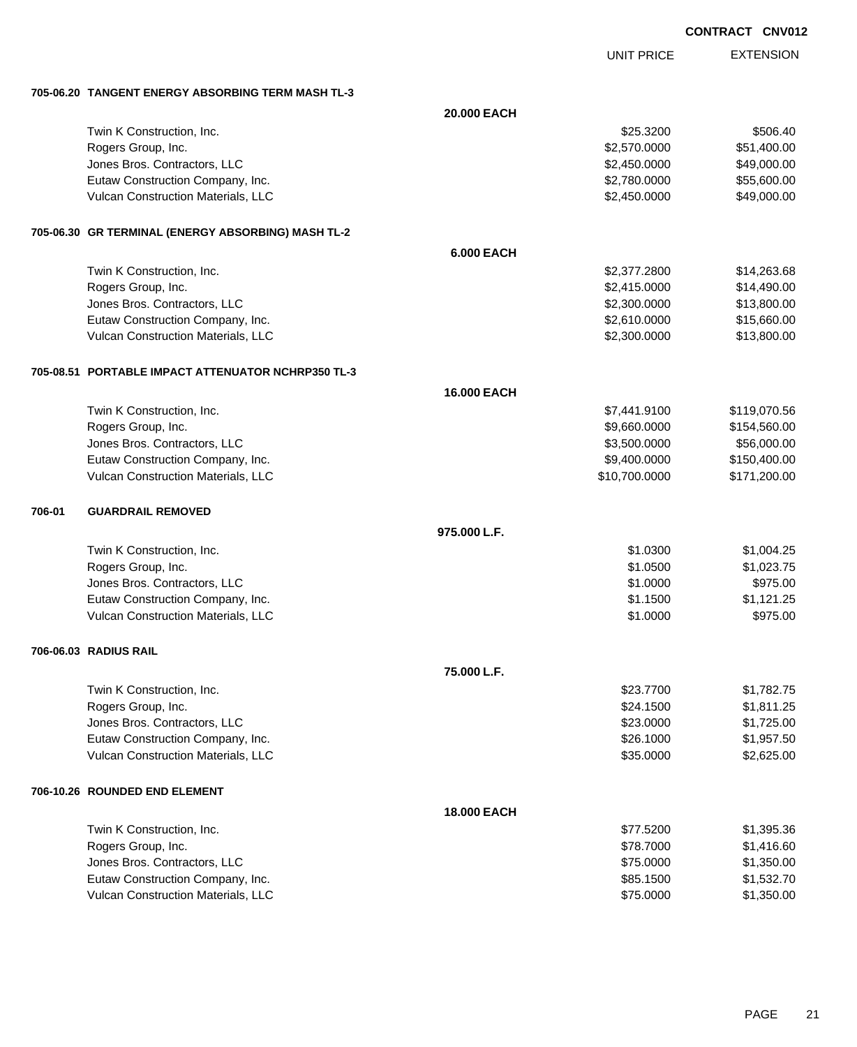**CONTRACT CNV012**

| | | UNIT PRICE | EXTENSION |
|---|---|---|---|
| **705-06.20 TANGENT ENERGY ABSORBING TERM MASH TL-3** | | | |
| | **20.000 EACH** | | |
| Twin K Construction, Inc. | | $25.3200 | $506.40 |
| Rogers Group, Inc. | | $2,570.0000 | $51,400.00 |
| Jones Bros. Contractors, LLC | | $2,450.0000 | $49,000.00 |
| Eutaw Construction Company, Inc. | | $2,780.0000 | $55,600.00 |
| Vulcan Construction Materials, LLC | | $2,450.0000 | $49,000.00 |
| **705-06.30 GR TERMINAL (ENERGY ABSORBING) MASH TL-2** | | | |
| | **6.000 EACH** | | |
| Twin K Construction, Inc. | | $2,377.2800 | $14,263.68 |
| Rogers Group, Inc. | | $2,415.0000 | $14,490.00 |
| Jones Bros. Contractors, LLC | | $2,300.0000 | $13,800.00 |
| Eutaw Construction Company, Inc. | | $2,610.0000 | $15,660.00 |
| Vulcan Construction Materials, LLC | | $2,300.0000 | $13,800.00 |
| **705-08.51 PORTABLE IMPACT ATTENUATOR NCHRP350 TL-3** | | | |
| | **16.000 EACH** | | |
| Twin K Construction, Inc. | | $7,441.9100 | $119,070.56 |
| Rogers Group, Inc. | | $9,660.0000 | $154,560.00 |
| Jones Bros. Contractors, LLC | | $3,500.0000 | $56,000.00 |
| Eutaw Construction Company, Inc. | | $9,400.0000 | $150,400.00 |
| Vulcan Construction Materials, LLC | | $10,700.0000 | $171,200.00 |
| **706-01 GUARDRAIL REMOVED** | | | |
| | **975.000 L.F.** | | |
| Twin K Construction, Inc. | | $1.0300 | $1,004.25 |
| Rogers Group, Inc. | | $1.0500 | $1,023.75 |
| Jones Bros. Contractors, LLC | | $1.0000 | $975.00 |
| Eutaw Construction Company, Inc. | | $1.1500 | $1,121.25 |
| Vulcan Construction Materials, LLC | | $1.0000 | $975.00 |
| **706-06.03 RADIUS RAIL** | | | |
| | **75.000 L.F.** | | |
| Twin K Construction, Inc. | | $23.7700 | $1,782.75 |
| Rogers Group, Inc. | | $24.1500 | $1,811.25 |
| Jones Bros. Contractors, LLC | | $23.0000 | $1,725.00 |
| Eutaw Construction Company, Inc. | | $26.1000 | $1,957.50 |
| Vulcan Construction Materials, LLC | | $35.0000 | $2,625.00 |
| **706-10.26 ROUNDED END ELEMENT** | | | |
| | **18.000 EACH** | | |
| Twin K Construction, Inc. | | $77.5200 | $1,395.36 |
| Rogers Group, Inc. | | $78.7000 | $1,416.60 |
| Jones Bros. Contractors, LLC | | $75.0000 | $1,350.00 |
| Eutaw Construction Company, Inc. | | $85.1500 | $1,532.70 |
| Vulcan Construction Materials, LLC | | $75.0000 | $1,350.00 |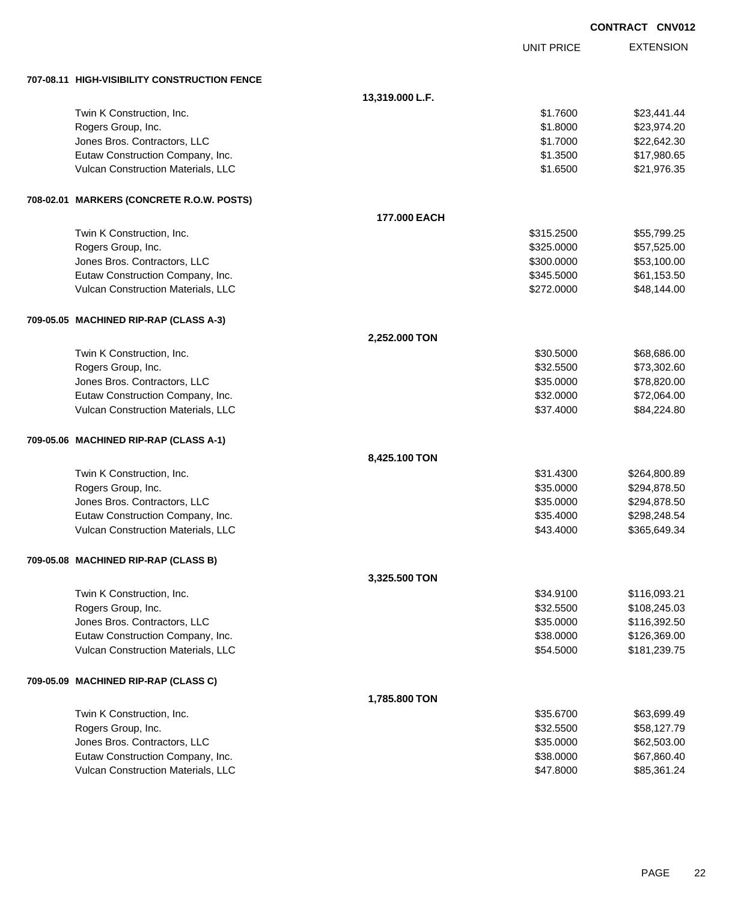**CONTRACT CNV012**

| | | UNIT PRICE | EXTENSION |
|---|---|---|---|
| **707-08.11 HIGH-VISIBILITY CONSTRUCTION FENCE** | | | |
| | **13,319.000 L.F.** | | |
| Twin K Construction, Inc. | | $1.7600 | $23,441.44 |
| Rogers Group, Inc. | | $1.8000 | $23,974.20 |
| Jones Bros. Contractors, LLC | | $1.7000 | $22,642.30 |
| Eutaw Construction Company, Inc. | | $1.3500 | $17,980.65 |
| Vulcan Construction Materials, LLC | | $1.6500 | $21,976.35 |
| **708-02.01 MARKERS (CONCRETE R.O.W. POSTS)** | | | |
| | **177.000 EACH** | | |
| Twin K Construction, Inc. | | $315.2500 | $55,799.25 |
| Rogers Group, Inc. | | $325.0000 | $57,525.00 |
| Jones Bros. Contractors, LLC | | $300.0000 | $53,100.00 |
| Eutaw Construction Company, Inc. | | $345.5000 | $61,153.50 |
| Vulcan Construction Materials, LLC | | $272.0000 | $48,144.00 |
| **709-05.05 MACHINED RIP-RAP (CLASS A-3)** | | | |
| | **2,252.000 TON** | | |
| Twin K Construction, Inc. | | $30.5000 | $68,686.00 |
| Rogers Group, Inc. | | $32.5500 | $73,302.60 |
| Jones Bros. Contractors, LLC | | $35.0000 | $78,820.00 |
| Eutaw Construction Company, Inc. | | $32.0000 | $72,064.00 |
| Vulcan Construction Materials, LLC | | $37.4000 | $84,224.80 |
| **709-05.06 MACHINED RIP-RAP (CLASS A-1)** | | | |
| | **8,425.100 TON** | | |
| Twin K Construction, Inc. | | $31.4300 | $264,800.89 |
| Rogers Group, Inc. | | $35.0000 | $294,878.50 |
| Jones Bros. Contractors, LLC | | $35.0000 | $294,878.50 |
| Eutaw Construction Company, Inc. | | $35.4000 | $298,248.54 |
| Vulcan Construction Materials, LLC | | $43.4000 | $365,649.34 |
| **709-05.08 MACHINED RIP-RAP (CLASS B)** | | | |
| | **3,325.500 TON** | | |
| Twin K Construction, Inc. | | $34.9100 | $116,093.21 |
| Rogers Group, Inc. | | $32.5500 | $108,245.03 |
| Jones Bros. Contractors, LLC | | $35.0000 | $116,392.50 |
| Eutaw Construction Company, Inc. | | $38.0000 | $126,369.00 |
| Vulcan Construction Materials, LLC | | $54.5000 | $181,239.75 |
| **709-05.09 MACHINED RIP-RAP (CLASS C)** | | | |
| | **1,785.800 TON** | | |
| Twin K Construction, Inc. | | $35.6700 | $63,699.49 |
| Rogers Group, Inc. | | $32.5500 | $58,127.79 |
| Jones Bros. Contractors, LLC | | $35.0000 | $62,503.00 |
| Eutaw Construction Company, Inc. | | $38.0000 | $67,860.40 |
| Vulcan Construction Materials, LLC | | $47.8000 | $85,361.24 |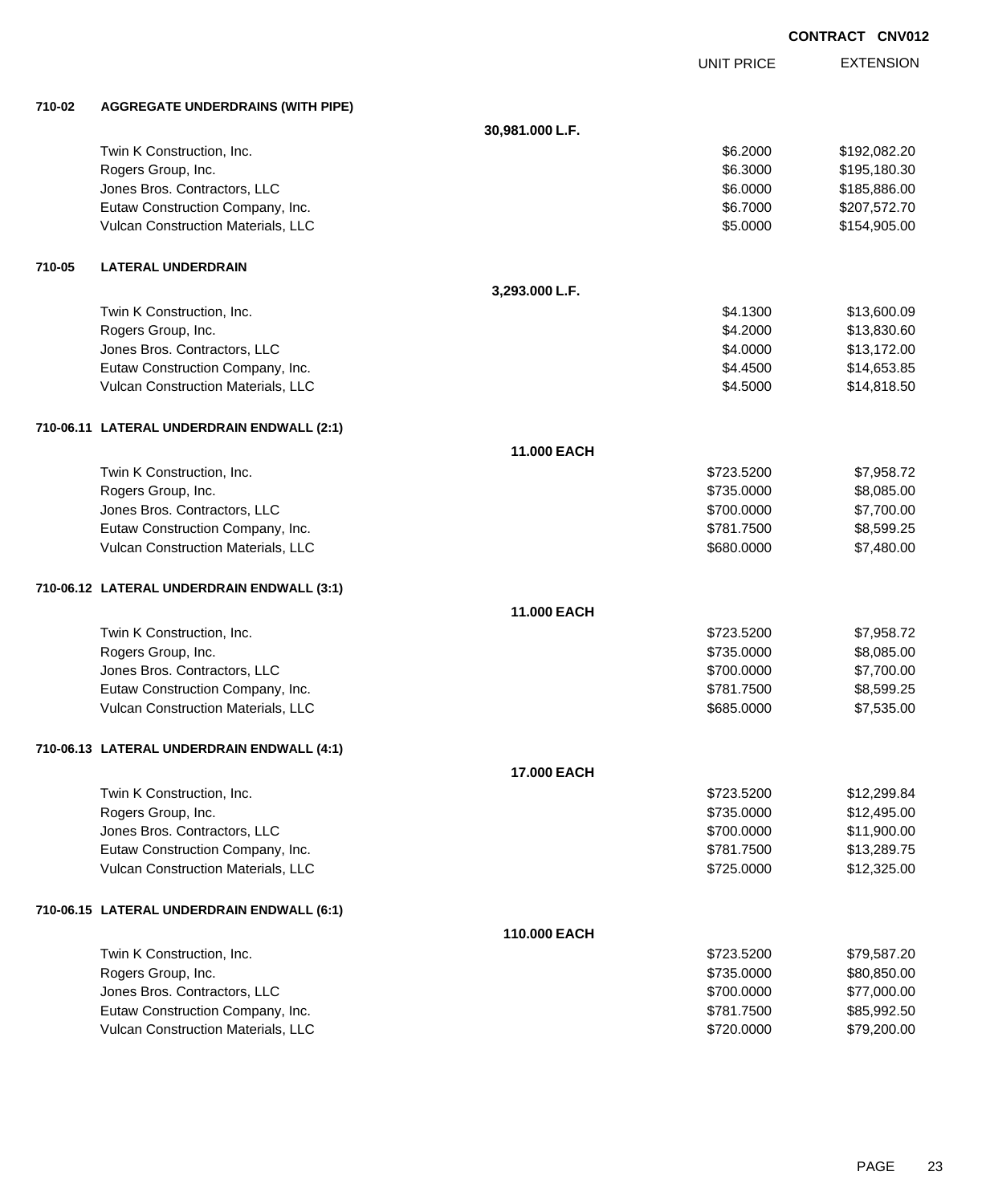**CONTRACT CNV012**

| | | | UNIT PRICE | EXTENSION |
|---|---|---|---|---|
| **710-02** | **AGGREGATE UNDERDRAINS (WITH PIPE)** | | | |
| | | **30,981.000 L.F.** | | |
| | Twin K Construction, Inc. | | $6.2000 | $192,082.20 |
| | Rogers Group, Inc. | | $6.3000 | $195,180.30 |
| | Jones Bros. Contractors, LLC | | $6.0000 | $185,886.00 |
| | Eutaw Construction Company, Inc. | | $6.7000 | $207,572.70 |
| | Vulcan Construction Materials, LLC | | $5.0000 | $154,905.00 |
| **710-05** | **LATERAL UNDERDRAIN** | | | |
| | | **3,293.000 L.F.** | | |
| | Twin K Construction, Inc. | | $4.1300 | $13,600.09 |
| | Rogers Group, Inc. | | $4.2000 | $13,830.60 |
| | Jones Bros. Contractors, LLC | | $4.0000 | $13,172.00 |
| | Eutaw Construction Company, Inc. | | $4.4500 | $14,653.85 |
| | Vulcan Construction Materials, LLC | | $4.5000 | $14,818.50 |
| **710-06.11** | **LATERAL UNDERDRAIN ENDWALL (2:1)** | | | |
| | | **11.000 EACH** | | |
| | Twin K Construction, Inc. | | $723.5200 | $7,958.72 |
| | Rogers Group, Inc. | | $735.0000 | $8,085.00 |
| | Jones Bros. Contractors, LLC | | $700.0000 | $7,700.00 |
| | Eutaw Construction Company, Inc. | | $781.7500 | $8,599.25 |
| | Vulcan Construction Materials, LLC | | $680.0000 | $7,480.00 |
| **710-06.12** | **LATERAL UNDERDRAIN ENDWALL (3:1)** | | | |
| | | **11.000 EACH** | | |
| | Twin K Construction, Inc. | | $723.5200 | $7,958.72 |
| | Rogers Group, Inc. | | $735.0000 | $8,085.00 |
| | Jones Bros. Contractors, LLC | | $700.0000 | $7,700.00 |
| | Eutaw Construction Company, Inc. | | $781.7500 | $8,599.25 |
| | Vulcan Construction Materials, LLC | | $685.0000 | $7,535.00 |
| **710-06.13** | **LATERAL UNDERDRAIN ENDWALL (4:1)** | | | |
| | | **17.000 EACH** | | |
| | Twin K Construction, Inc. | | $723.5200 | $12,299.84 |
| | Rogers Group, Inc. | | $735.0000 | $12,495.00 |
| | Jones Bros. Contractors, LLC | | $700.0000 | $11,900.00 |
| | Eutaw Construction Company, Inc. | | $781.7500 | $13,289.75 |
| | Vulcan Construction Materials, LLC | | $725.0000 | $12,325.00 |
| **710-06.15** | **LATERAL UNDERDRAIN ENDWALL (6:1)** | | | |
| | | **110.000 EACH** | | |
| | Twin K Construction, Inc. | | $723.5200 | $79,587.20 |
| | Rogers Group, Inc. | | $735.0000 | $80,850.00 |
| | Jones Bros. Contractors, LLC | | $700.0000 | $77,000.00 |
| | Eutaw Construction Company, Inc. | | $781.7500 | $85,992.50 |
| | Vulcan Construction Materials, LLC | | $720.0000 | $79,200.00 |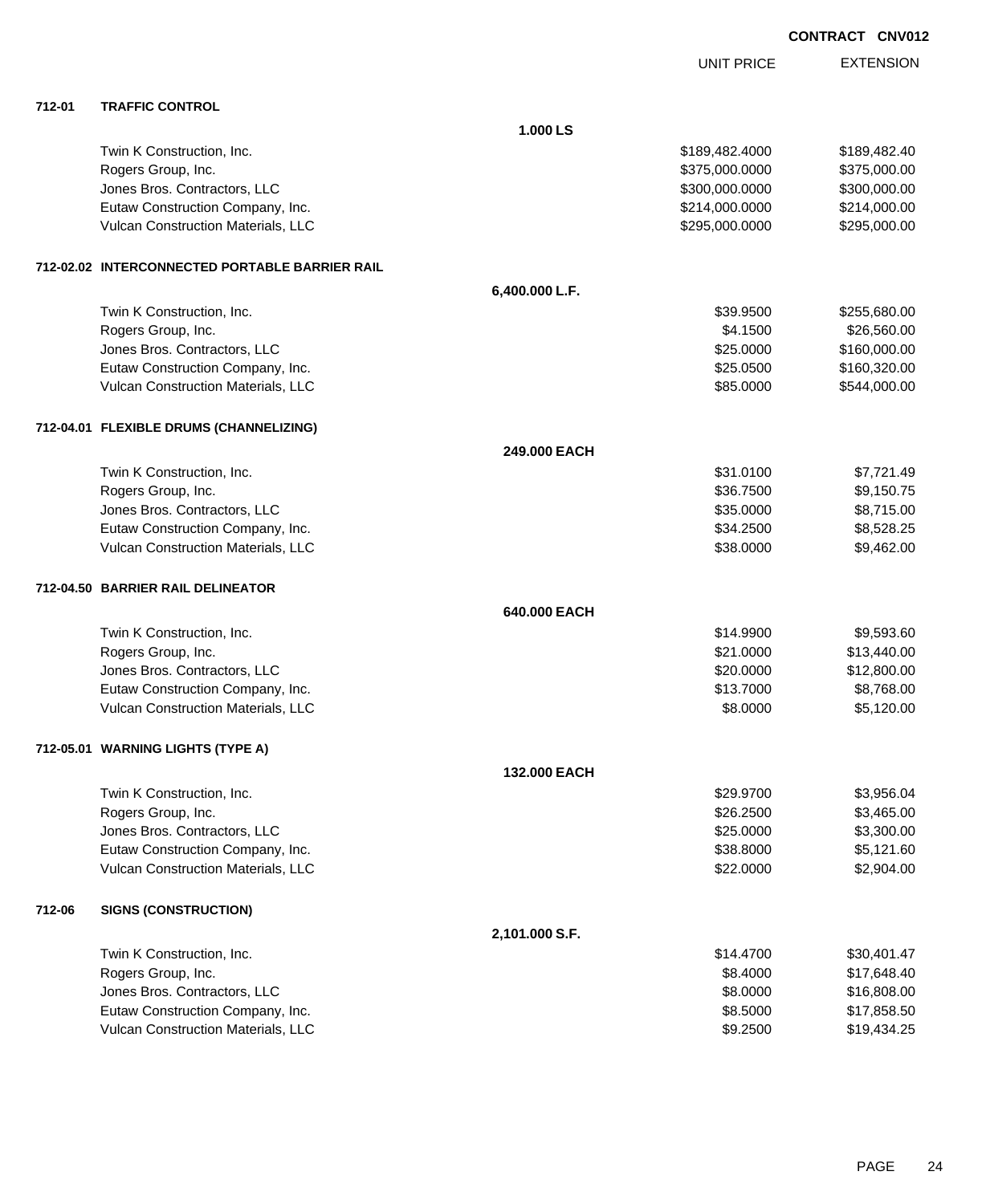**CONTRACT CNV012**

| | | UNIT PRICE | EXTENSION |
|---|---|---|---|
| **712-01** | **TRAFFIC CONTROL** | | |
| | **1.000 LS** | | |
| | Twin K Construction, Inc. | $189,482.4000 | $189,482.40 |
| | Rogers Group, Inc. | $375,000.0000 | $375,000.00 |
| | Jones Bros. Contractors, LLC | $300,000.0000 | $300,000.00 |
| | Eutaw Construction Company, Inc. | $214,000.0000 | $214,000.00 |
| | Vulcan Construction Materials, LLC | $295,000.0000 | $295,000.00 |
| **712-02.02** | **INTERCONNECTED PORTABLE BARRIER RAIL** | | |
| | **6,400.000 L.F.** | | |
| | Twin K Construction, Inc. | $39.9500 | $255,680.00 |
| | Rogers Group, Inc. | $4.1500 | $26,560.00 |
| | Jones Bros. Contractors, LLC | $25.0000 | $160,000.00 |
| | Eutaw Construction Company, Inc. | $25.0500 | $160,320.00 |
| | Vulcan Construction Materials, LLC | $85.0000 | $544,000.00 |
| **712-04.01** | **FLEXIBLE DRUMS (CHANNELIZING)** | | |
| | **249.000 EACH** | | |
| | Twin K Construction, Inc. | $31.0100 | $7,721.49 |
| | Rogers Group, Inc. | $36.7500 | $9,150.75 |
| | Jones Bros. Contractors, LLC | $35.0000 | $8,715.00 |
| | Eutaw Construction Company, Inc. | $34.2500 | $8,528.25 |
| | Vulcan Construction Materials, LLC | $38.0000 | $9,462.00 |
| **712-04.50** | **BARRIER RAIL DELINEATOR** | | |
| | **640.000 EACH** | | |
| | Twin K Construction, Inc. | $14.9900 | $9,593.60 |
| | Rogers Group, Inc. | $21.0000 | $13,440.00 |
| | Jones Bros. Contractors, LLC | $20.0000 | $12,800.00 |
| | Eutaw Construction Company, Inc. | $13.7000 | $8,768.00 |
| | Vulcan Construction Materials, LLC | $8.0000 | $5,120.00 |
| **712-05.01** | **WARNING LIGHTS (TYPE A)** | | |
| | **132.000 EACH** | | |
| | Twin K Construction, Inc. | $29.9700 | $3,956.04 |
| | Rogers Group, Inc. | $26.2500 | $3,465.00 |
| | Jones Bros. Contractors, LLC | $25.0000 | $3,300.00 |
| | Eutaw Construction Company, Inc. | $38.8000 | $5,121.60 |
| | Vulcan Construction Materials, LLC | $22.0000 | $2,904.00 |
| **712-06** | **SIGNS (CONSTRUCTION)** | | |
| | **2,101.000 S.F.** | | |
| | Twin K Construction, Inc. | $14.4700 | $30,401.47 |
| | Rogers Group, Inc. | $8.4000 | $17,648.40 |
| | Jones Bros. Contractors, LLC | $8.0000 | $16,808.00 |
| | Eutaw Construction Company, Inc. | $8.5000 | $17,858.50 |
| | Vulcan Construction Materials, LLC | $9.2500 | $19,434.25 |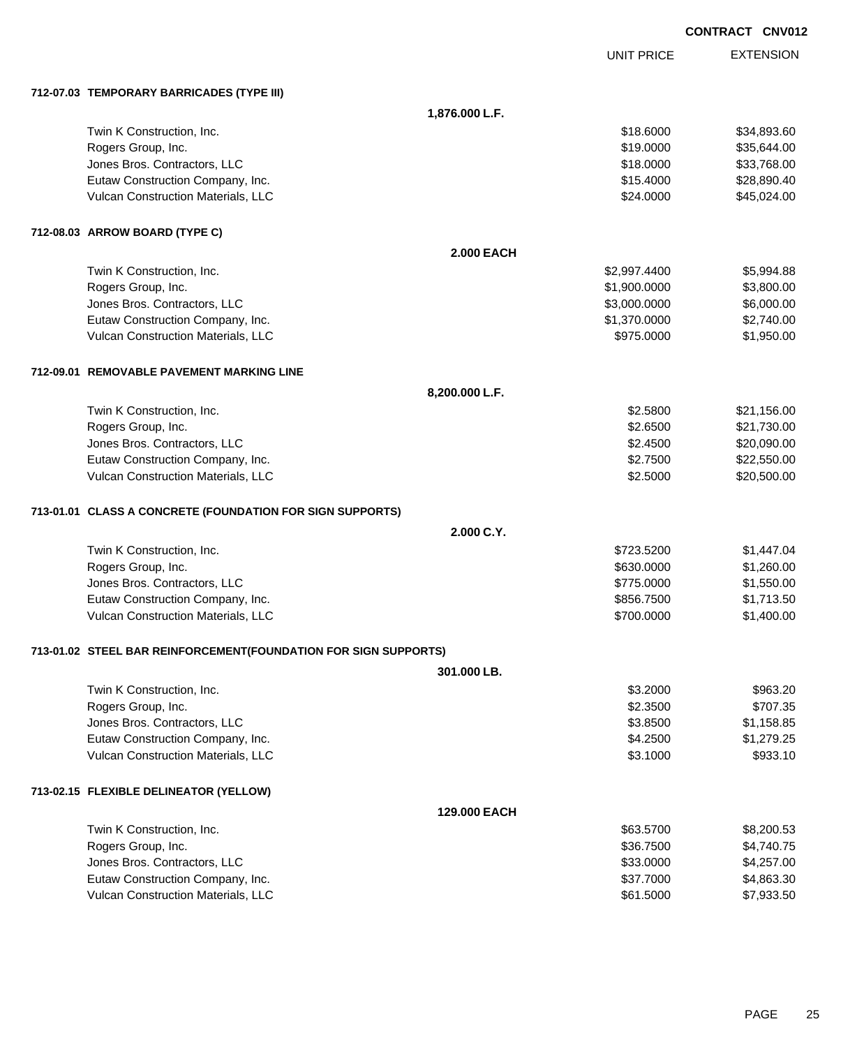**CONTRACT CNV012**

| | UNIT PRICE | EXTENSION |
|---|---|---|
| **712-07.03 TEMPORARY BARRICADES (TYPE III)** | | |
| **1,876.000 L.F.** | | |
| Twin K Construction, Inc. | $18.6000 | $34,893.60 |
| Rogers Group, Inc. | $19.0000 | $35,644.00 |
| Jones Bros. Contractors, LLC | $18.0000 | $33,768.00 |
| Eutaw Construction Company, Inc. | $15.4000 | $28,890.40 |
| Vulcan Construction Materials, LLC | $24.0000 | $45,024.00 |
| **712-08.03 ARROW BOARD (TYPE C)** | | |
| **2.000 EACH** | | |
| Twin K Construction, Inc. | $2,997.4400 | $5,994.88 |
| Rogers Group, Inc. | $1,900.0000 | $3,800.00 |
| Jones Bros. Contractors, LLC | $3,000.0000 | $6,000.00 |
| Eutaw Construction Company, Inc. | $1,370.0000 | $2,740.00 |
| Vulcan Construction Materials, LLC | $975.0000 | $1,950.00 |
| **712-09.01 REMOVABLE PAVEMENT MARKING LINE** | | |
| **8,200.000 L.F.** | | |
| Twin K Construction, Inc. | $2.5800 | $21,156.00 |
| Rogers Group, Inc. | $2.6500 | $21,730.00 |
| Jones Bros. Contractors, LLC | $2.4500 | $20,090.00 |
| Eutaw Construction Company, Inc. | $2.7500 | $22,550.00 |
| Vulcan Construction Materials, LLC | $2.5000 | $20,500.00 |
| **713-01.01 CLASS A CONCRETE (FOUNDATION FOR SIGN SUPPORTS)** | | |
| **2.000 C.Y.** | | |
| Twin K Construction, Inc. | $723.5200 | $1,447.04 |
| Rogers Group, Inc. | $630.0000 | $1,260.00 |
| Jones Bros. Contractors, LLC | $775.0000 | $1,550.00 |
| Eutaw Construction Company, Inc. | $856.7500 | $1,713.50 |
| Vulcan Construction Materials, LLC | $700.0000 | $1,400.00 |
| **713-01.02 STEEL BAR REINFORCEMENT(FOUNDATION FOR SIGN SUPPORTS)** | | |
| **301.000 LB.** | | |
| Twin K Construction, Inc. | $3.2000 | $963.20 |
| Rogers Group, Inc. | $2.3500 | $707.35 |
| Jones Bros. Contractors, LLC | $3.8500 | $1,158.85 |
| Eutaw Construction Company, Inc. | $4.2500 | $1,279.25 |
| Vulcan Construction Materials, LLC | $3.1000 | $933.10 |
| **713-02.15 FLEXIBLE DELINEATOR (YELLOW)** | | |
| **129.000 EACH** | | |
| Twin K Construction, Inc. | $63.5700 | $8,200.53 |
| Rogers Group, Inc. | $36.7500 | $4,740.75 |
| Jones Bros. Contractors, LLC | $33.0000 | $4,257.00 |
| Eutaw Construction Company, Inc. | $37.7000 | $4,863.30 |
| Vulcan Construction Materials, LLC | $61.5000 | $7,933.50 |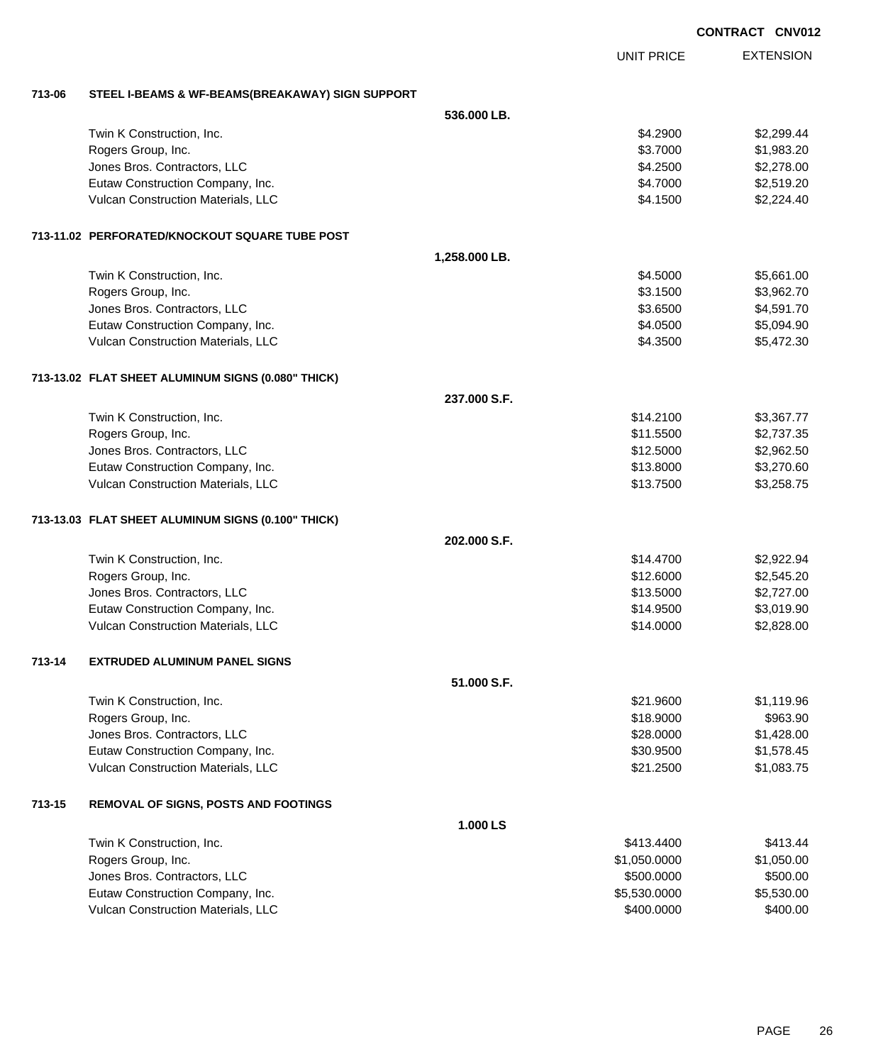**CONTRACT CNV012**

| | | UNIT PRICE | EXTENSION |
|---|---|---|---|
| **713-06** | **STEEL I-BEAMS & WF-BEAMS(BREAKAWAY) SIGN SUPPORT** | | |
| | **536.000 LB.** | | |
| | Twin K Construction, Inc. | $4.2900 | $2,299.44 |
| | Rogers Group, Inc. | $3.7000 | $1,983.20 |
| | Jones Bros. Contractors, LLC | $4.2500 | $2,278.00 |
| | Eutaw Construction Company, Inc. | $4.7000 | $2,519.20 |
| | Vulcan Construction Materials, LLC | $4.1500 | $2,224.40 |
| **713-11.02** | **PERFORATED/KNOCKOUT SQUARE TUBE POST** | | |
| | **1,258.000 LB.** | | |
| | Twin K Construction, Inc. | $4.5000 | $5,661.00 |
| | Rogers Group, Inc. | $3.1500 | $3,962.70 |
| | Jones Bros. Contractors, LLC | $3.6500 | $4,591.70 |
| | Eutaw Construction Company, Inc. | $4.0500 | $5,094.90 |
| | Vulcan Construction Materials, LLC | $4.3500 | $5,472.30 |
| **713-13.02** | **FLAT SHEET ALUMINUM SIGNS (0.080" THICK)** | | |
| | **237.000 S.F.** | | |
| | Twin K Construction, Inc. | $14.2100 | $3,367.77 |
| | Rogers Group, Inc. | $11.5500 | $2,737.35 |
| | Jones Bros. Contractors, LLC | $12.5000 | $2,962.50 |
| | Eutaw Construction Company, Inc. | $13.8000 | $3,270.60 |
| | Vulcan Construction Materials, LLC | $13.7500 | $3,258.75 |
| **713-13.03** | **FLAT SHEET ALUMINUM SIGNS (0.100" THICK)** | | |
| | **202.000 S.F.** | | |
| | Twin K Construction, Inc. | $14.4700 | $2,922.94 |
| | Rogers Group, Inc. | $12.6000 | $2,545.20 |
| | Jones Bros. Contractors, LLC | $13.5000 | $2,727.00 |
| | Eutaw Construction Company, Inc. | $14.9500 | $3,019.90 |
| | Vulcan Construction Materials, LLC | $14.0000 | $2,828.00 |
| **713-14** | **EXTRUDED ALUMINUM PANEL SIGNS** | | |
| | **51.000 S.F.** | | |
| | Twin K Construction, Inc. | $21.9600 | $1,119.96 |
| | Rogers Group, Inc. | $18.9000 | $963.90 |
| | Jones Bros. Contractors, LLC | $28.0000 | $1,428.00 |
| | Eutaw Construction Company, Inc. | $30.9500 | $1,578.45 |
| | Vulcan Construction Materials, LLC | $21.2500 | $1,083.75 |
| **713-15** | **REMOVAL OF SIGNS, POSTS AND FOOTINGS** | | |
| | **1.000 LS** | | |
| | Twin K Construction, Inc. | $413.4400 | $413.44 |
| | Rogers Group, Inc. | $1,050.0000 | $1,050.00 |
| | Jones Bros. Contractors, LLC | $500.0000 | $500.00 |
| | Eutaw Construction Company, Inc. | $5,530.0000 | $5,530.00 |
| | Vulcan Construction Materials, LLC | $400.0000 | $400.00 |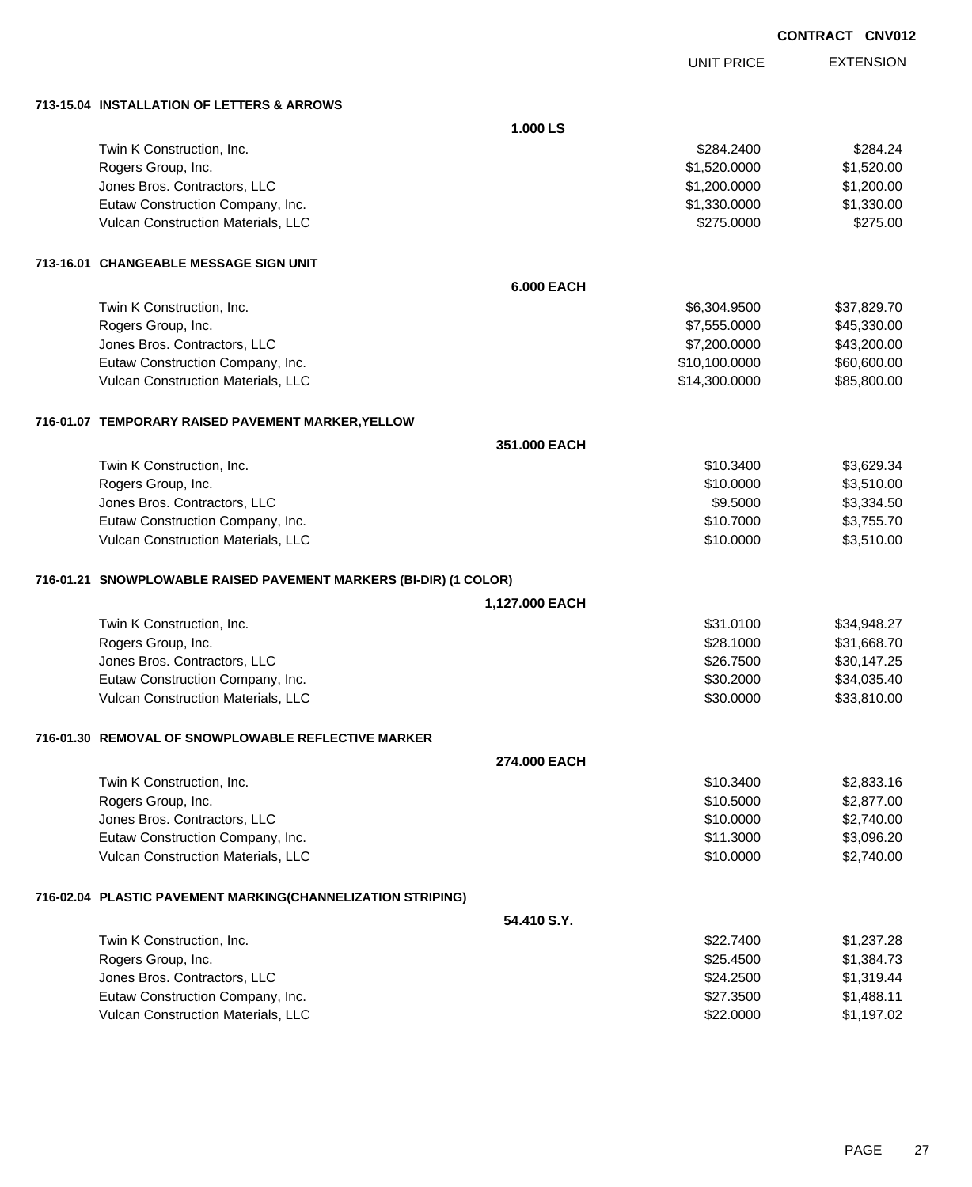CONTRACT CNV012

| | UNIT PRICE | EXTENSION |
|---|---|---|
| **713-15.04 INSTALLATION OF LETTERS & ARROWS** | | |
| **1.000 LS** | | |
| Twin K Construction, Inc. | $284.2400 | $284.24 |
| Rogers Group, Inc. | $1,520.0000 | $1,520.00 |
| Jones Bros. Contractors, LLC | $1,200.0000 | $1,200.00 |
| Eutaw Construction Company, Inc. | $1,330.0000 | $1,330.00 |
| Vulcan Construction Materials, LLC | $275.0000 | $275.00 |
| **713-16.01 CHANGEABLE MESSAGE SIGN UNIT** | | |
| **6.000 EACH** | | |
| Twin K Construction, Inc. | $6,304.9500 | $37,829.70 |
| Rogers Group, Inc. | $7,555.0000 | $45,330.00 |
| Jones Bros. Contractors, LLC | $7,200.0000 | $43,200.00 |
| Eutaw Construction Company, Inc. | $10,100.0000 | $60,600.00 |
| Vulcan Construction Materials, LLC | $14,300.0000 | $85,800.00 |
| **716-01.07 TEMPORARY RAISED PAVEMENT MARKER,YELLOW** | | |
| **351.000 EACH** | | |
| Twin K Construction, Inc. | $10.3400 | $3,629.34 |
| Rogers Group, Inc. | $10.0000 | $3,510.00 |
| Jones Bros. Contractors, LLC | $9.5000 | $3,334.50 |
| Eutaw Construction Company, Inc. | $10.7000 | $3,755.70 |
| Vulcan Construction Materials, LLC | $10.0000 | $3,510.00 |
| **716-01.21 SNOWPLOWABLE RAISED PAVEMENT MARKERS (BI-DIR) (1 COLOR)** | | |
| **1,127.000 EACH** | | |
| Twin K Construction, Inc. | $31.0100 | $34,948.27 |
| Rogers Group, Inc. | $28.1000 | $31,668.70 |
| Jones Bros. Contractors, LLC | $26.7500 | $30,147.25 |
| Eutaw Construction Company, Inc. | $30.2000 | $34,035.40 |
| Vulcan Construction Materials, LLC | $30.0000 | $33,810.00 |
| **716-01.30 REMOVAL OF SNOWPLOWABLE REFLECTIVE MARKER** | | |
| **274.000 EACH** | | |
| Twin K Construction, Inc. | $10.3400 | $2,833.16 |
| Rogers Group, Inc. | $10.5000 | $2,877.00 |
| Jones Bros. Contractors, LLC | $10.0000 | $2,740.00 |
| Eutaw Construction Company, Inc. | $11.3000 | $3,096.20 |
| Vulcan Construction Materials, LLC | $10.0000 | $2,740.00 |
| **716-02.04 PLASTIC PAVEMENT MARKING(CHANNELIZATION STRIPING)** | | |
| **54.410 S.Y.** | | |
| Twin K Construction, Inc. | $22.7400 | $1,237.28 |
| Rogers Group, Inc. | $25.4500 | $1,384.73 |
| Jones Bros. Contractors, LLC | $24.2500 | $1,319.44 |
| Eutaw Construction Company, Inc. | $27.3500 | $1,488.11 |
| Vulcan Construction Materials, LLC | $22.0000 | $1,197.02 |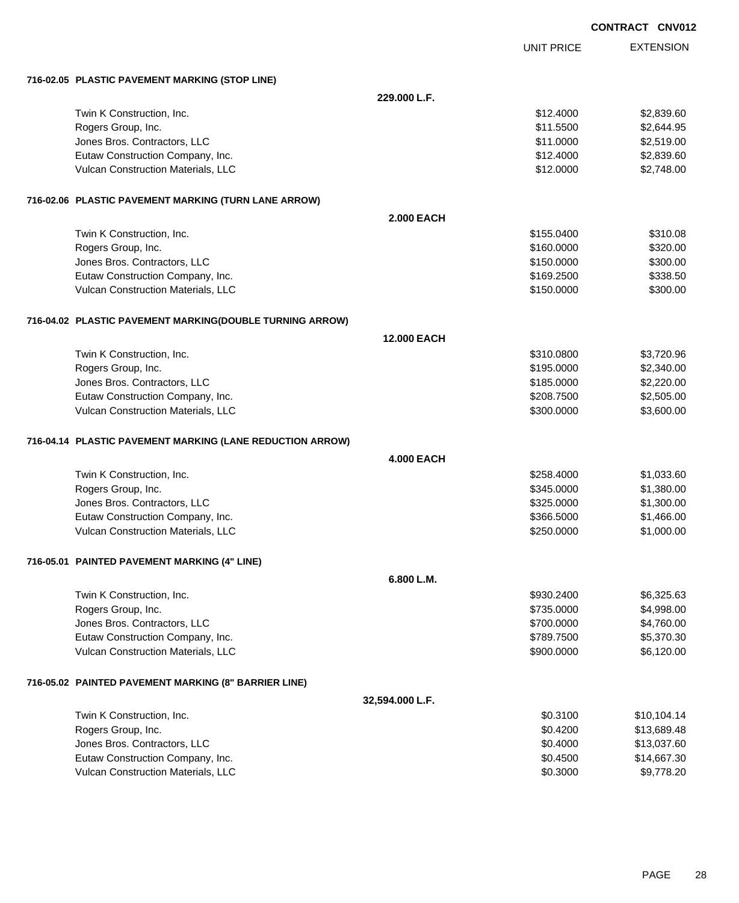CONTRACT CNV012

| | UNIT PRICE | EXTENSION |
|---|---|---|

**716-02.05 PLASTIC PAVEMENT MARKING (STOP LINE)**

229.000 L.F.

| Bidder | UNIT PRICE | EXTENSION |
|---|---|---|
| Twin K Construction, Inc. | $12.4000 | $2,839.60 |
| Rogers Group, Inc. | $11.5500 | $2,644.95 |
| Jones Bros. Contractors, LLC | $11.0000 | $2,519.00 |
| Eutaw Construction Company, Inc. | $12.4000 | $2,839.60 |
| Vulcan Construction Materials, LLC | $12.0000 | $2,748.00 |

**716-02.06 PLASTIC PAVEMENT MARKING (TURN LANE ARROW)**

2.000 EACH

| Bidder | UNIT PRICE | EXTENSION |
|---|---|---|
| Twin K Construction, Inc. | $155.0400 | $310.08 |
| Rogers Group, Inc. | $160.0000 | $320.00 |
| Jones Bros. Contractors, LLC | $150.0000 | $300.00 |
| Eutaw Construction Company, Inc. | $169.2500 | $338.50 |
| Vulcan Construction Materials, LLC | $150.0000 | $300.00 |

**716-04.02 PLASTIC PAVEMENT MARKING(DOUBLE TURNING ARROW)**

12.000 EACH

| Bidder | UNIT PRICE | EXTENSION |
|---|---|---|
| Twin K Construction, Inc. | $310.0800 | $3,720.96 |
| Rogers Group, Inc. | $195.0000 | $2,340.00 |
| Jones Bros. Contractors, LLC | $185.0000 | $2,220.00 |
| Eutaw Construction Company, Inc. | $208.7500 | $2,505.00 |
| Vulcan Construction Materials, LLC | $300.0000 | $3,600.00 |

**716-04.14 PLASTIC PAVEMENT MARKING (LANE REDUCTION ARROW)**

4.000 EACH

| Bidder | UNIT PRICE | EXTENSION |
|---|---|---|
| Twin K Construction, Inc. | $258.4000 | $1,033.60 |
| Rogers Group, Inc. | $345.0000 | $1,380.00 |
| Jones Bros. Contractors, LLC | $325.0000 | $1,300.00 |
| Eutaw Construction Company, Inc. | $366.5000 | $1,466.00 |
| Vulcan Construction Materials, LLC | $250.0000 | $1,000.00 |

**716-05.01 PAINTED PAVEMENT MARKING (4" LINE)**

6.800 L.M.

| Bidder | UNIT PRICE | EXTENSION |
|---|---|---|
| Twin K Construction, Inc. | $930.2400 | $6,325.63 |
| Rogers Group, Inc. | $735.0000 | $4,998.00 |
| Jones Bros. Contractors, LLC | $700.0000 | $4,760.00 |
| Eutaw Construction Company, Inc. | $789.7500 | $5,370.30 |
| Vulcan Construction Materials, LLC | $900.0000 | $6,120.00 |

**716-05.02 PAINTED PAVEMENT MARKING (8" BARRIER LINE)**

32,594.000 L.F.

| Bidder | UNIT PRICE | EXTENSION |
|---|---|---|
| Twin K Construction, Inc. | $0.3100 | $10,104.14 |
| Rogers Group, Inc. | $0.4200 | $13,689.48 |
| Jones Bros. Contractors, LLC | $0.4000 | $13,037.60 |
| Eutaw Construction Company, Inc. | $0.4500 | $14,667.30 |
| Vulcan Construction Materials, LLC | $0.3000 | $9,778.20 |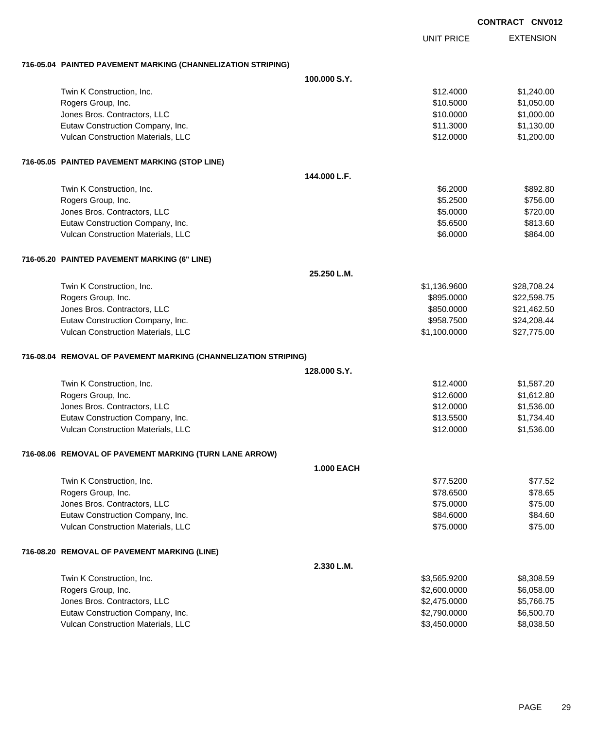**CONTRACT CNV012**

| | UNIT PRICE | EXTENSION |
|---|---|---|
| **716-05.04 PAINTED PAVEMENT MARKING (CHANNELIZATION STRIPING)** | | |
| **100.000 S.Y.** | | |
| Twin K Construction, Inc. | $12.4000 | $1,240.00 |
| Rogers Group, Inc. | $10.5000 | $1,050.00 |
| Jones Bros. Contractors, LLC | $10.0000 | $1,000.00 |
| Eutaw Construction Company, Inc. | $11.3000 | $1,130.00 |
| Vulcan Construction Materials, LLC | $12.0000 | $1,200.00 |
| **716-05.05 PAINTED PAVEMENT MARKING (STOP LINE)** | | |
| **144.000 L.F.** | | |
| Twin K Construction, Inc. | $6.2000 | $892.80 |
| Rogers Group, Inc. | $5.2500 | $756.00 |
| Jones Bros. Contractors, LLC | $5.0000 | $720.00 |
| Eutaw Construction Company, Inc. | $5.6500 | $813.60 |
| Vulcan Construction Materials, LLC | $6.0000 | $864.00 |
| **716-05.20 PAINTED PAVEMENT MARKING (6" LINE)** | | |
| **25.250 L.M.** | | |
| Twin K Construction, Inc. | $1,136.9600 | $28,708.24 |
| Rogers Group, Inc. | $895.0000 | $22,598.75 |
| Jones Bros. Contractors, LLC | $850.0000 | $21,462.50 |
| Eutaw Construction Company, Inc. | $958.7500 | $24,208.44 |
| Vulcan Construction Materials, LLC | $1,100.0000 | $27,775.00 |
| **716-08.04 REMOVAL OF PAVEMENT MARKING (CHANNELIZATION STRIPING)** | | |
| **128.000 S.Y.** | | |
| Twin K Construction, Inc. | $12.4000 | $1,587.20 |
| Rogers Group, Inc. | $12.6000 | $1,612.80 |
| Jones Bros. Contractors, LLC | $12.0000 | $1,536.00 |
| Eutaw Construction Company, Inc. | $13.5500 | $1,734.40 |
| Vulcan Construction Materials, LLC | $12.0000 | $1,536.00 |
| **716-08.06 REMOVAL OF PAVEMENT MARKING (TURN LANE ARROW)** | | |
| **1.000 EACH** | | |
| Twin K Construction, Inc. | $77.5200 | $77.52 |
| Rogers Group, Inc. | $78.6500 | $78.65 |
| Jones Bros. Contractors, LLC | $75.0000 | $75.00 |
| Eutaw Construction Company, Inc. | $84.6000 | $84.60 |
| Vulcan Construction Materials, LLC | $75.0000 | $75.00 |
| **716-08.20 REMOVAL OF PAVEMENT MARKING (LINE)** | | |
| **2.330 L.M.** | | |
| Twin K Construction, Inc. | $3,565.9200 | $8,308.59 |
| Rogers Group, Inc. | $2,600.0000 | $6,058.00 |
| Jones Bros. Contractors, LLC | $2,475.0000 | $5,766.75 |
| Eutaw Construction Company, Inc. | $2,790.0000 | $6,500.70 |
| Vulcan Construction Materials, LLC | $3,450.0000 | $8,038.50 |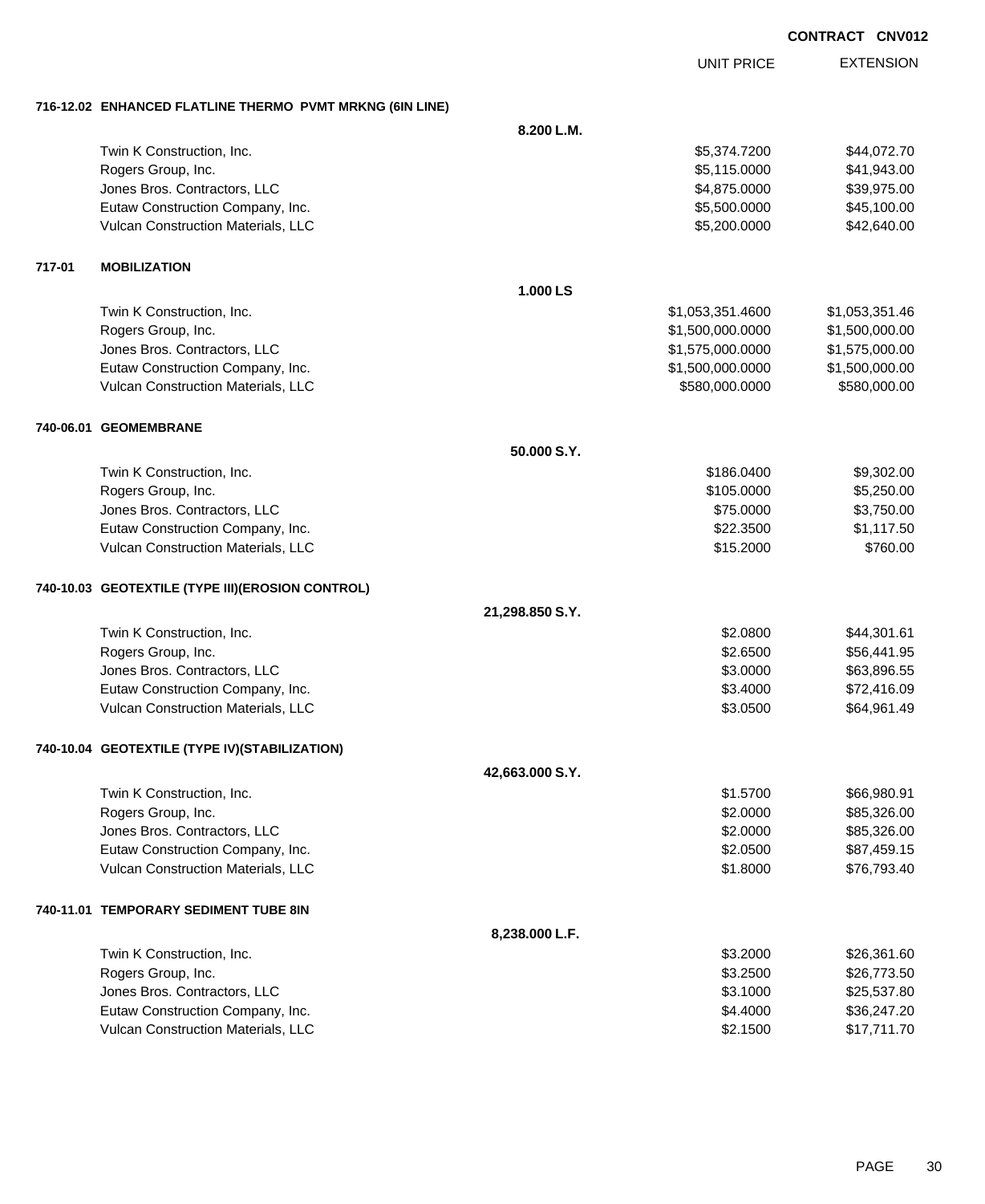**CONTRACT CNV012**

| | | UNIT PRICE | EXTENSION |
|---|---|---|---|
| **716-12.02 ENHANCED FLATLINE THERMO PVMT MRKNG (6IN LINE)** | | | |
| | **8.200 L.M.** | | |
| Twin K Construction, Inc. | | $5,374.7200 | $44,072.70 |
| Rogers Group, Inc. | | $5,115.0000 | $41,943.00 |
| Jones Bros. Contractors, LLC | | $4,875.0000 | $39,975.00 |
| Eutaw Construction Company, Inc. | | $5,500.0000 | $45,100.00 |
| Vulcan Construction Materials, LLC | | $5,200.0000 | $42,640.00 |
| **717-01 MOBILIZATION** | | | |
| | **1.000 LS** | | |
| Twin K Construction, Inc. | | $1,053,351.4600 | $1,053,351.46 |
| Rogers Group, Inc. | | $1,500,000.0000 | $1,500,000.00 |
| Jones Bros. Contractors, LLC | | $1,575,000.0000 | $1,575,000.00 |
| Eutaw Construction Company, Inc. | | $1,500,000.0000 | $1,500,000.00 |
| Vulcan Construction Materials, LLC | | $580,000.0000 | $580,000.00 |
| **740-06.01 GEOMEMBRANE** | | | |
| | **50.000 S.Y.** | | |
| Twin K Construction, Inc. | | $186.0400 | $9,302.00 |
| Rogers Group, Inc. | | $105.0000 | $5,250.00 |
| Jones Bros. Contractors, LLC | | $75.0000 | $3,750.00 |
| Eutaw Construction Company, Inc. | | $22.3500 | $1,117.50 |
| Vulcan Construction Materials, LLC | | $15.2000 | $760.00 |
| **740-10.03 GEOTEXTILE (TYPE III)(EROSION CONTROL)** | | | |
| | **21,298.850 S.Y.** | | |
| Twin K Construction, Inc. | | $2.0800 | $44,301.61 |
| Rogers Group, Inc. | | $2.6500 | $56,441.95 |
| Jones Bros. Contractors, LLC | | $3.0000 | $63,896.55 |
| Eutaw Construction Company, Inc. | | $3.4000 | $72,416.09 |
| Vulcan Construction Materials, LLC | | $3.0500 | $64,961.49 |
| **740-10.04 GEOTEXTILE (TYPE IV)(STABILIZATION)** | | | |
| | **42,663.000 S.Y.** | | |
| Twin K Construction, Inc. | | $1.5700 | $66,980.91 |
| Rogers Group, Inc. | | $2.0000 | $85,326.00 |
| Jones Bros. Contractors, LLC | | $2.0000 | $85,326.00 |
| Eutaw Construction Company, Inc. | | $2.0500 | $87,459.15 |
| Vulcan Construction Materials, LLC | | $1.8000 | $76,793.40 |
| **740-11.01 TEMPORARY SEDIMENT TUBE 8IN** | | | |
| | **8,238.000 L.F.** | | |
| Twin K Construction, Inc. | | $3.2000 | $26,361.60 |
| Rogers Group, Inc. | | $3.2500 | $26,773.50 |
| Jones Bros. Contractors, LLC | | $3.1000 | $25,537.80 |
| Eutaw Construction Company, Inc. | | $4.4000 | $36,247.20 |
| Vulcan Construction Materials, LLC | | $2.1500 | $17,711.70 |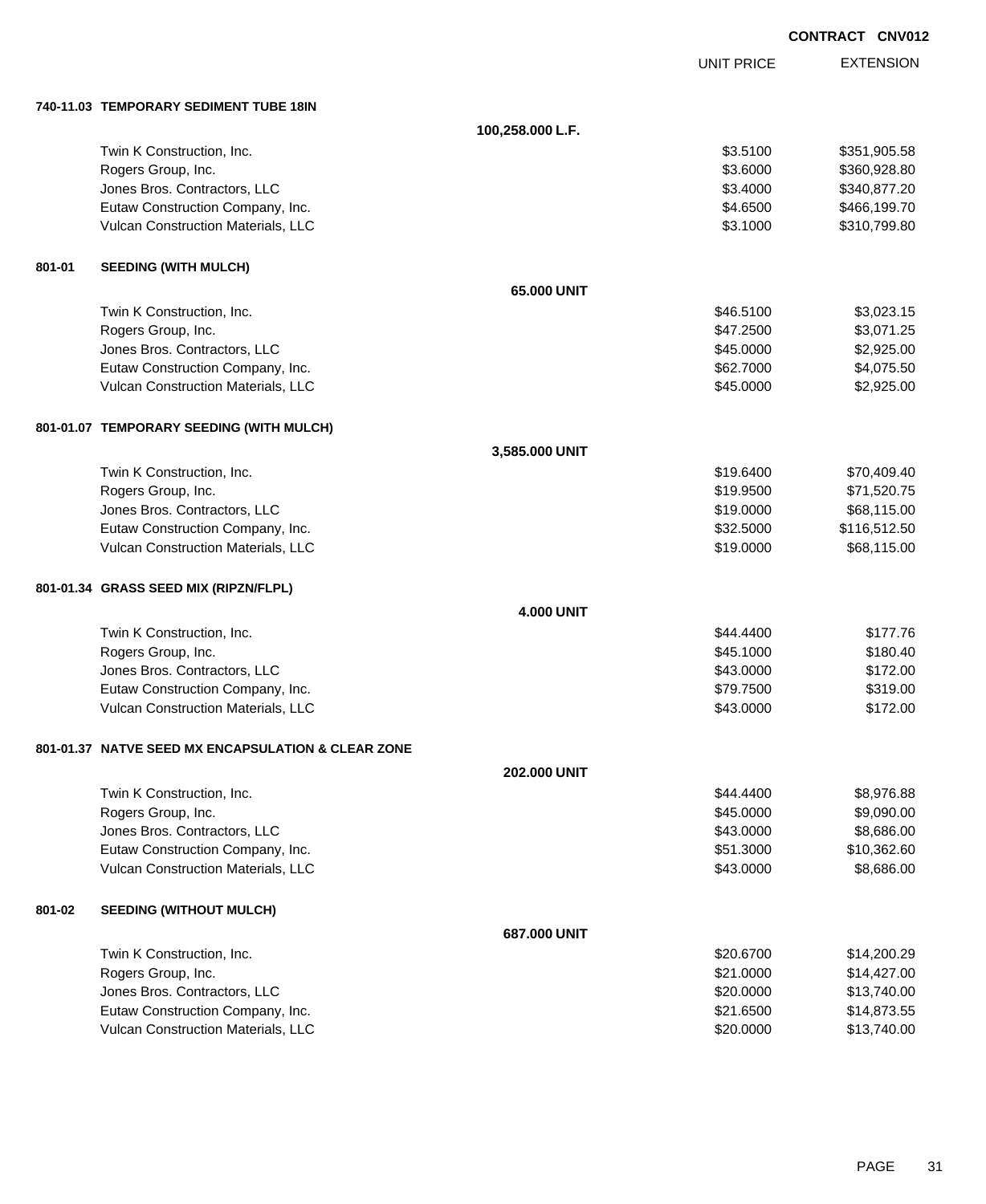**CONTRACT CNV012**

| | | UNIT PRICE | EXTENSION |
|---|---|---|---|
| **740-11.03 TEMPORARY SEDIMENT TUBE 18IN** | | | |
| | **100,258.000 L.F.** | | |
| Twin K Construction, Inc. | | $3.5100 | $351,905.58 |
| Rogers Group, Inc. | | $3.6000 | $360,928.80 |
| Jones Bros. Contractors, LLC | | $3.4000 | $340,877.20 |
| Eutaw Construction Company, Inc. | | $4.6500 | $466,199.70 |
| Vulcan Construction Materials, LLC | | $3.1000 | $310,799.80 |
| **801-01 SEEDING (WITH MULCH)** | | | |
| | **65.000 UNIT** | | |
| Twin K Construction, Inc. | | $46.5100 | $3,023.15 |
| Rogers Group, Inc. | | $47.2500 | $3,071.25 |
| Jones Bros. Contractors, LLC | | $45.0000 | $2,925.00 |
| Eutaw Construction Company, Inc. | | $62.7000 | $4,075.50 |
| Vulcan Construction Materials, LLC | | $45.0000 | $2,925.00 |
| **801-01.07 TEMPORARY SEEDING (WITH MULCH)** | | | |
| | **3,585.000 UNIT** | | |
| Twin K Construction, Inc. | | $19.6400 | $70,409.40 |
| Rogers Group, Inc. | | $19.9500 | $71,520.75 |
| Jones Bros. Contractors, LLC | | $19.0000 | $68,115.00 |
| Eutaw Construction Company, Inc. | | $32.5000 | $116,512.50 |
| Vulcan Construction Materials, LLC | | $19.0000 | $68,115.00 |
| **801-01.34 GRASS SEED MIX (RIPZN/FLPL)** | | | |
| | **4.000 UNIT** | | |
| Twin K Construction, Inc. | | $44.4400 | $177.76 |
| Rogers Group, Inc. | | $45.1000 | $180.40 |
| Jones Bros. Contractors, LLC | | $43.0000 | $172.00 |
| Eutaw Construction Company, Inc. | | $79.7500 | $319.00 |
| Vulcan Construction Materials, LLC | | $43.0000 | $172.00 |
| **801-01.37 NATVE SEED MX ENCAPSULATION & CLEAR ZONE** | | | |
| | **202.000 UNIT** | | |
| Twin K Construction, Inc. | | $44.4400 | $8,976.88 |
| Rogers Group, Inc. | | $45.0000 | $9,090.00 |
| Jones Bros. Contractors, LLC | | $43.0000 | $8,686.00 |
| Eutaw Construction Company, Inc. | | $51.3000 | $10,362.60 |
| Vulcan Construction Materials, LLC | | $43.0000 | $8,686.00 |
| **801-02 SEEDING (WITHOUT MULCH)** | | | |
| | **687.000 UNIT** | | |
| Twin K Construction, Inc. | | $20.6700 | $14,200.29 |
| Rogers Group, Inc. | | $21.0000 | $14,427.00 |
| Jones Bros. Contractors, LLC | | $20.0000 | $13,740.00 |
| Eutaw Construction Company, Inc. | | $21.6500 | $14,873.55 |
| Vulcan Construction Materials, LLC | | $20.0000 | $13,740.00 |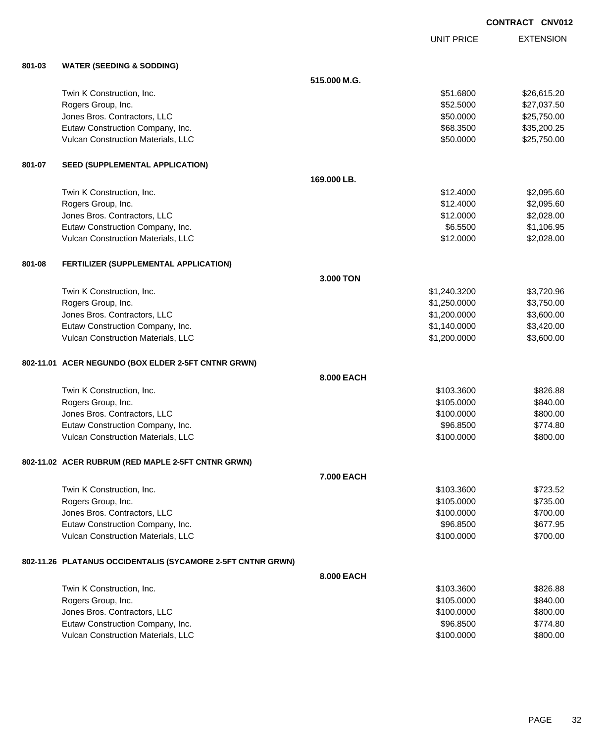CONTRACT CNV012

| | | UNIT PRICE | EXTENSION |
|---|---|---|---|
| **801-03** | **WATER (SEEDING & SODDING)** | | |
| | **515.000 M.G.** | | |
| | Twin K Construction, Inc. | $51.6800 | $26,615.20 |
| | Rogers Group, Inc. | $52.5000 | $27,037.50 |
| | Jones Bros. Contractors, LLC | $50.0000 | $25,750.00 |
| | Eutaw Construction Company, Inc. | $68.3500 | $35,200.25 |
| | Vulcan Construction Materials, LLC | $50.0000 | $25,750.00 |
| **801-07** | **SEED (SUPPLEMENTAL APPLICATION)** | | |
| | **169.000 LB.** | | |
| | Twin K Construction, Inc. | $12.4000 | $2,095.60 |
| | Rogers Group, Inc. | $12.4000 | $2,095.60 |
| | Jones Bros. Contractors, LLC | $12.0000 | $2,028.00 |
| | Eutaw Construction Company, Inc. | $6.5500 | $1,106.95 |
| | Vulcan Construction Materials, LLC | $12.0000 | $2,028.00 |
| **801-08** | **FERTILIZER (SUPPLEMENTAL APPLICATION)** | | |
| | **3.000 TON** | | |
| | Twin K Construction, Inc. | $1,240.3200 | $3,720.96 |
| | Rogers Group, Inc. | $1,250.0000 | $3,750.00 |
| | Jones Bros. Contractors, LLC | $1,200.0000 | $3,600.00 |
| | Eutaw Construction Company, Inc. | $1,140.0000 | $3,420.00 |
| | Vulcan Construction Materials, LLC | $1,200.0000 | $3,600.00 |
| **802-11.01** | **ACER NEGUNDO (BOX ELDER 2-5FT CNTNR GRWN)** | | |
| | **8.000 EACH** | | |
| | Twin K Construction, Inc. | $103.3600 | $826.88 |
| | Rogers Group, Inc. | $105.0000 | $840.00 |
| | Jones Bros. Contractors, LLC | $100.0000 | $800.00 |
| | Eutaw Construction Company, Inc. | $96.8500 | $774.80 |
| | Vulcan Construction Materials, LLC | $100.0000 | $800.00 |
| **802-11.02** | **ACER RUBRUM (RED MAPLE 2-5FT CNTNR GRWN)** | | |
| | **7.000 EACH** | | |
| | Twin K Construction, Inc. | $103.3600 | $723.52 |
| | Rogers Group, Inc. | $105.0000 | $735.00 |
| | Jones Bros. Contractors, LLC | $100.0000 | $700.00 |
| | Eutaw Construction Company, Inc. | $96.8500 | $677.95 |
| | Vulcan Construction Materials, LLC | $100.0000 | $700.00 |
| **802-11.26** | **PLATANUS OCCIDENTALIS (SYCAMORE 2-5FT CNTNR GRWN)** | | |
| | **8.000 EACH** | | |
| | Twin K Construction, Inc. | $103.3600 | $826.88 |
| | Rogers Group, Inc. | $105.0000 | $840.00 |
| | Jones Bros. Contractors, LLC | $100.0000 | $800.00 |
| | Eutaw Construction Company, Inc. | $96.8500 | $774.80 |
| | Vulcan Construction Materials, LLC | $100.0000 | $800.00 |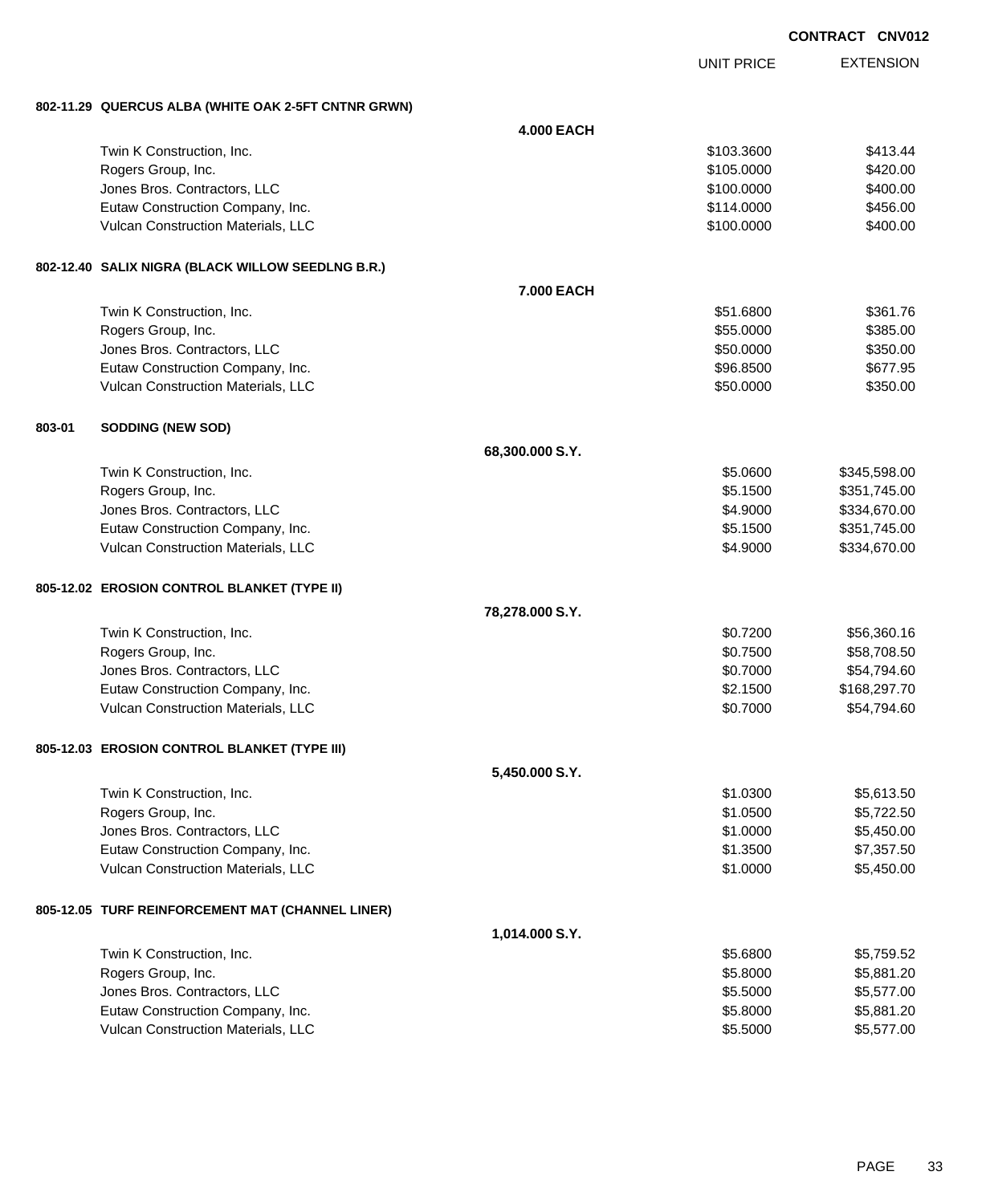**CONTRACT CNV012**

| | | UNIT PRICE | EXTENSION |
|---|---|---|---|
| **802-11.29 QUERCUS ALBA (WHITE OAK 2-5FT CNTNR GRWN)** | | | |
| | **4.000 EACH** | | |
| Twin K Construction, Inc. | | $103.3600 | $413.44 |
| Rogers Group, Inc. | | $105.0000 | $420.00 |
| Jones Bros. Contractors, LLC | | $100.0000 | $400.00 |
| Eutaw Construction Company, Inc. | | $114.0000 | $456.00 |
| Vulcan Construction Materials, LLC | | $100.0000 | $400.00 |
| **802-12.40 SALIX NIGRA (BLACK WILLOW SEEDLNG B.R.)** | | | |
| | **7.000 EACH** | | |
| Twin K Construction, Inc. | | $51.6800 | $361.76 |
| Rogers Group, Inc. | | $55.0000 | $385.00 |
| Jones Bros. Contractors, LLC | | $50.0000 | $350.00 |
| Eutaw Construction Company, Inc. | | $96.8500 | $677.95 |
| Vulcan Construction Materials, LLC | | $50.0000 | $350.00 |
| **803-01 SODDING (NEW SOD)** | | | |
| | **68,300.000 S.Y.** | | |
| Twin K Construction, Inc. | | $5.0600 | $345,598.00 |
| Rogers Group, Inc. | | $5.1500 | $351,745.00 |
| Jones Bros. Contractors, LLC | | $4.9000 | $334,670.00 |
| Eutaw Construction Company, Inc. | | $5.1500 | $351,745.00 |
| Vulcan Construction Materials, LLC | | $4.9000 | $334,670.00 |
| **805-12.02 EROSION CONTROL BLANKET (TYPE II)** | | | |
| | **78,278.000 S.Y.** | | |
| Twin K Construction, Inc. | | $0.7200 | $56,360.16 |
| Rogers Group, Inc. | | $0.7500 | $58,708.50 |
| Jones Bros. Contractors, LLC | | $0.7000 | $54,794.60 |
| Eutaw Construction Company, Inc. | | $2.1500 | $168,297.70 |
| Vulcan Construction Materials, LLC | | $0.7000 | $54,794.60 |
| **805-12.03 EROSION CONTROL BLANKET (TYPE III)** | | | |
| | **5,450.000 S.Y.** | | |
| Twin K Construction, Inc. | | $1.0300 | $5,613.50 |
| Rogers Group, Inc. | | $1.0500 | $5,722.50 |
| Jones Bros. Contractors, LLC | | $1.0000 | $5,450.00 |
| Eutaw Construction Company, Inc. | | $1.3500 | $7,357.50 |
| Vulcan Construction Materials, LLC | | $1.0000 | $5,450.00 |
| **805-12.05 TURF REINFORCEMENT MAT (CHANNEL LINER)** | | | |
| | **1,014.000 S.Y.** | | |
| Twin K Construction, Inc. | | $5.6800 | $5,759.52 |
| Rogers Group, Inc. | | $5.8000 | $5,881.20 |
| Jones Bros. Contractors, LLC | | $5.5000 | $5,577.00 |
| Eutaw Construction Company, Inc. | | $5.8000 | $5,881.20 |
| Vulcan Construction Materials, LLC | | $5.5000 | $5,577.00 |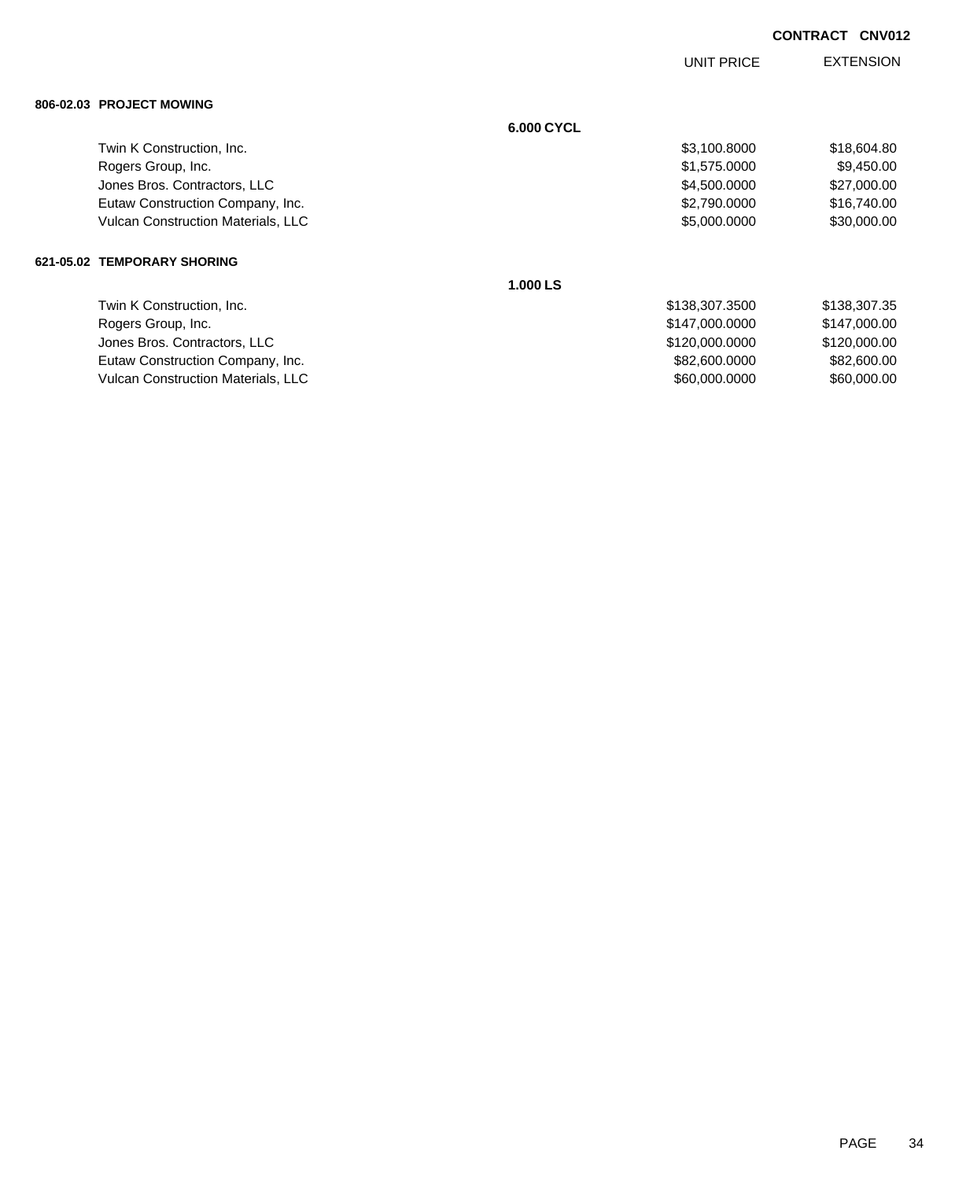**CONTRACT CNV012**

| | | UNIT PRICE | EXTENSION |
|---|---|---|---|
| **806-02.03 PROJECT MOWING** | | | |
| | **6.000 CYCL** | | |
| Twin K Construction, Inc. | | $3,100.8000 | $18,604.80 |
| Rogers Group, Inc. | | $1,575.0000 | $9,450.00 |
| Jones Bros. Contractors, LLC | | $4,500.0000 | $27,000.00 |
| Eutaw Construction Company, Inc. | | $2,790.0000 | $16,740.00 |
| Vulcan Construction Materials, LLC | | $5,000.0000 | $30,000.00 |
| **621-05.02 TEMPORARY SHORING** | | | |
| | **1.000 LS** | | |
| Twin K Construction, Inc. | | $138,307.3500 | $138,307.35 |
| Rogers Group, Inc. | | $147,000.0000 | $147,000.00 |
| Jones Bros. Contractors, LLC | | $120,000.0000 | $120,000.00 |
| Eutaw Construction Company, Inc. | | $82,600.0000 | $82,600.00 |
| Vulcan Construction Materials, LLC | | $60,000.0000 | $60,000.00 |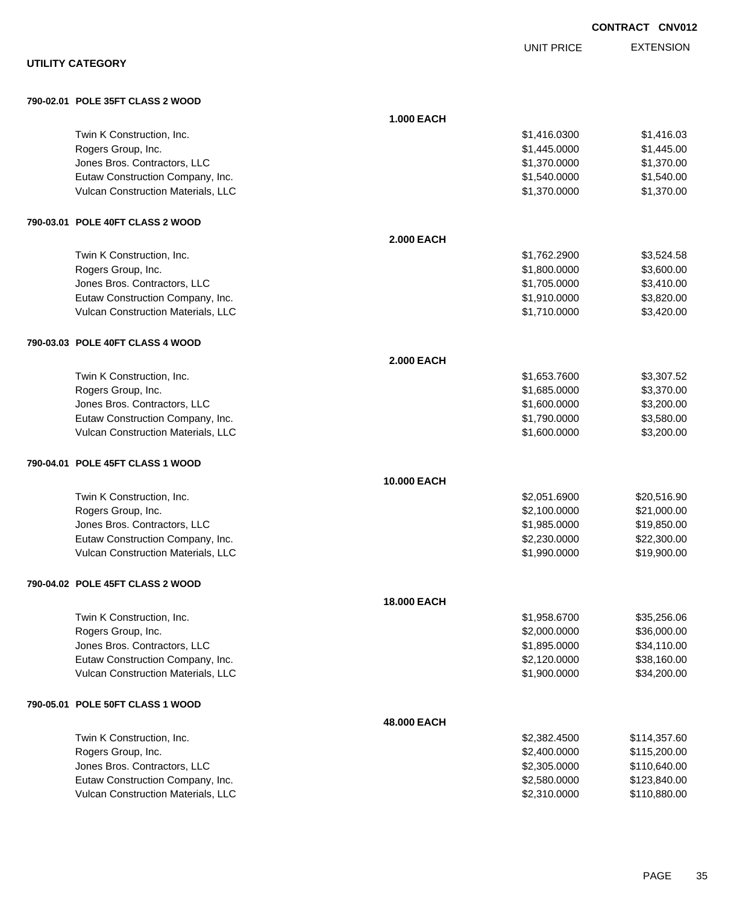**CONTRACT CNV012**

## UTILITY CATEGORY

| | | UNIT PRICE | EXTENSION |
|---|---|---|---|
| **790-02.01 POLE 35FT CLASS 2 WOOD** | | | |
| | **1.000 EACH** | | |
| Twin K Construction, Inc. | | $1,416.0300 | $1,416.03 |
| Rogers Group, Inc. | | $1,445.0000 | $1,445.00 |
| Jones Bros. Contractors, LLC | | $1,370.0000 | $1,370.00 |
| Eutaw Construction Company, Inc. | | $1,540.0000 | $1,540.00 |
| Vulcan Construction Materials, LLC | | $1,370.0000 | $1,370.00 |
| **790-03.01 POLE 40FT CLASS 2 WOOD** | | | |
| | **2.000 EACH** | | |
| Twin K Construction, Inc. | | $1,762.2900 | $3,524.58 |
| Rogers Group, Inc. | | $1,800.0000 | $3,600.00 |
| Jones Bros. Contractors, LLC | | $1,705.0000 | $3,410.00 |
| Eutaw Construction Company, Inc. | | $1,910.0000 | $3,820.00 |
| Vulcan Construction Materials, LLC | | $1,710.0000 | $3,420.00 |
| **790-03.03 POLE 40FT CLASS 4 WOOD** | | | |
| | **2.000 EACH** | | |
| Twin K Construction, Inc. | | $1,653.7600 | $3,307.52 |
| Rogers Group, Inc. | | $1,685.0000 | $3,370.00 |
| Jones Bros. Contractors, LLC | | $1,600.0000 | $3,200.00 |
| Eutaw Construction Company, Inc. | | $1,790.0000 | $3,580.00 |
| Vulcan Construction Materials, LLC | | $1,600.0000 | $3,200.00 |
| **790-04.01 POLE 45FT CLASS 1 WOOD** | | | |
| | **10.000 EACH** | | |
| Twin K Construction, Inc. | | $2,051.6900 | $20,516.90 |
| Rogers Group, Inc. | | $2,100.0000 | $21,000.00 |
| Jones Bros. Contractors, LLC | | $1,985.0000 | $19,850.00 |
| Eutaw Construction Company, Inc. | | $2,230.0000 | $22,300.00 |
| Vulcan Construction Materials, LLC | | $1,990.0000 | $19,900.00 |
| **790-04.02 POLE 45FT CLASS 2 WOOD** | | | |
| | **18.000 EACH** | | |
| Twin K Construction, Inc. | | $1,958.6700 | $35,256.06 |
| Rogers Group, Inc. | | $2,000.0000 | $36,000.00 |
| Jones Bros. Contractors, LLC | | $1,895.0000 | $34,110.00 |
| Eutaw Construction Company, Inc. | | $2,120.0000 | $38,160.00 |
| Vulcan Construction Materials, LLC | | $1,900.0000 | $34,200.00 |
| **790-05.01 POLE 50FT CLASS 1 WOOD** | | | |
| | **48.000 EACH** | | |
| Twin K Construction, Inc. | | $2,382.4500 | $114,357.60 |
| Rogers Group, Inc. | | $2,400.0000 | $115,200.00 |
| Jones Bros. Contractors, LLC | | $2,305.0000 | $110,640.00 |
| Eutaw Construction Company, Inc. | | $2,580.0000 | $123,840.00 |
| Vulcan Construction Materials, LLC | | $2,310.0000 | $110,880.00 |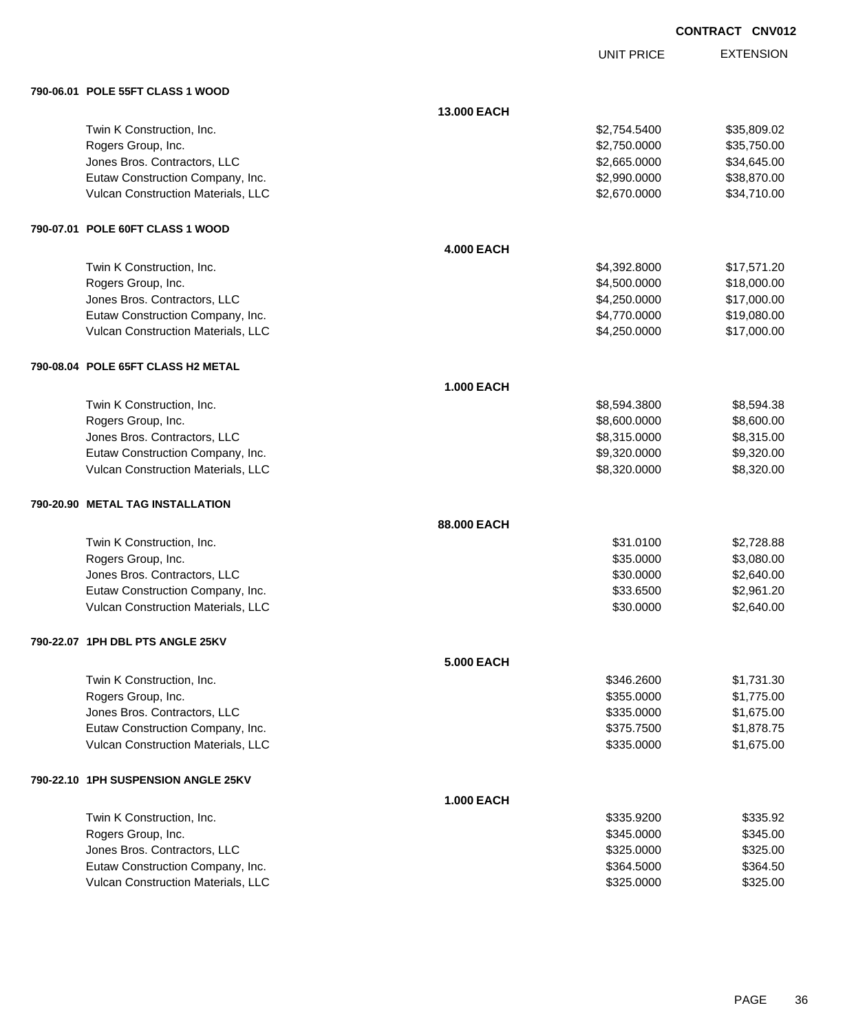**CONTRACT CNV012**

| | | UNIT PRICE | EXTENSION |
|---|---|---|---|
| **790-06.01 POLE 55FT CLASS 1 WOOD** | | | |
| | **13.000 EACH** | | |
| Twin K Construction, Inc. | | $2,754.5400 | $35,809.02 |
| Rogers Group, Inc. | | $2,750.0000 | $35,750.00 |
| Jones Bros. Contractors, LLC | | $2,665.0000 | $34,645.00 |
| Eutaw Construction Company, Inc. | | $2,990.0000 | $38,870.00 |
| Vulcan Construction Materials, LLC | | $2,670.0000 | $34,710.00 |
| **790-07.01 POLE 60FT CLASS 1 WOOD** | | | |
| | **4.000 EACH** | | |
| Twin K Construction, Inc. | | $4,392.8000 | $17,571.20 |
| Rogers Group, Inc. | | $4,500.0000 | $18,000.00 |
| Jones Bros. Contractors, LLC | | $4,250.0000 | $17,000.00 |
| Eutaw Construction Company, Inc. | | $4,770.0000 | $19,080.00 |
| Vulcan Construction Materials, LLC | | $4,250.0000 | $17,000.00 |
| **790-08.04 POLE 65FT CLASS H2 METAL** | | | |
| | **1.000 EACH** | | |
| Twin K Construction, Inc. | | $8,594.3800 | $8,594.38 |
| Rogers Group, Inc. | | $8,600.0000 | $8,600.00 |
| Jones Bros. Contractors, LLC | | $8,315.0000 | $8,315.00 |
| Eutaw Construction Company, Inc. | | $9,320.0000 | $9,320.00 |
| Vulcan Construction Materials, LLC | | $8,320.0000 | $8,320.00 |
| **790-20.90 METAL TAG INSTALLATION** | | | |
| | **88.000 EACH** | | |
| Twin K Construction, Inc. | | $31.0100 | $2,728.88 |
| Rogers Group, Inc. | | $35.0000 | $3,080.00 |
| Jones Bros. Contractors, LLC | | $30.0000 | $2,640.00 |
| Eutaw Construction Company, Inc. | | $33.6500 | $2,961.20 |
| Vulcan Construction Materials, LLC | | $30.0000 | $2,640.00 |
| **790-22.07 1PH DBL PTS ANGLE 25KV** | | | |
| | **5.000 EACH** | | |
| Twin K Construction, Inc. | | $346.2600 | $1,731.30 |
| Rogers Group, Inc. | | $355.0000 | $1,775.00 |
| Jones Bros. Contractors, LLC | | $335.0000 | $1,675.00 |
| Eutaw Construction Company, Inc. | | $375.7500 | $1,878.75 |
| Vulcan Construction Materials, LLC | | $335.0000 | $1,675.00 |
| **790-22.10 1PH SUSPENSION ANGLE 25KV** | | | |
| | **1.000 EACH** | | |
| Twin K Construction, Inc. | | $335.9200 | $335.92 |
| Rogers Group, Inc. | | $345.0000 | $345.00 |
| Jones Bros. Contractors, LLC | | $325.0000 | $325.00 |
| Eutaw Construction Company, Inc. | | $364.5000 | $364.50 |
| Vulcan Construction Materials, LLC | | $325.0000 | $325.00 |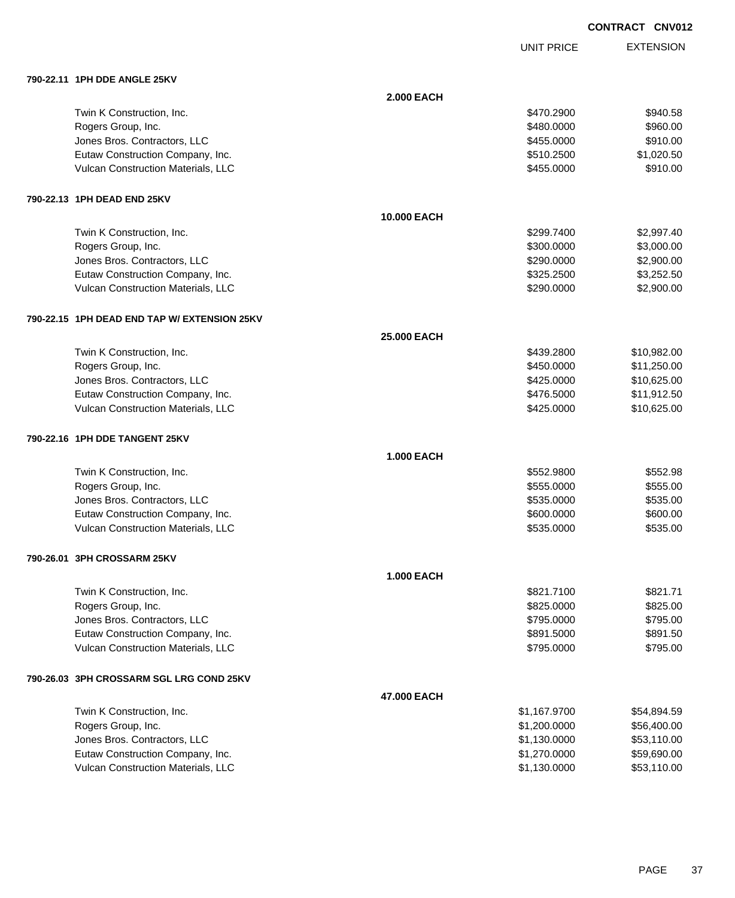CONTRACT CNV012

| | | UNIT PRICE | EXTENSION |
|---|---|---|---|
| **790-22.11 1PH DDE ANGLE 25KV** | | | |
| | **2.000 EACH** | | |
| Twin K Construction, Inc. | | $470.2900 | $940.58 |
| Rogers Group, Inc. | | $480.0000 | $960.00 |
| Jones Bros. Contractors, LLC | | $455.0000 | $910.00 |
| Eutaw Construction Company, Inc. | | $510.2500 | $1,020.50 |
| Vulcan Construction Materials, LLC | | $455.0000 | $910.00 |
| **790-22.13 1PH DEAD END 25KV** | | | |
| | **10.000 EACH** | | |
| Twin K Construction, Inc. | | $299.7400 | $2,997.40 |
| Rogers Group, Inc. | | $300.0000 | $3,000.00 |
| Jones Bros. Contractors, LLC | | $290.0000 | $2,900.00 |
| Eutaw Construction Company, Inc. | | $325.2500 | $3,252.50 |
| Vulcan Construction Materials, LLC | | $290.0000 | $2,900.00 |
| **790-22.15 1PH DEAD END TAP W/ EXTENSION 25KV** | | | |
| | **25.000 EACH** | | |
| Twin K Construction, Inc. | | $439.2800 | $10,982.00 |
| Rogers Group, Inc. | | $450.0000 | $11,250.00 |
| Jones Bros. Contractors, LLC | | $425.0000 | $10,625.00 |
| Eutaw Construction Company, Inc. | | $476.5000 | $11,912.50 |
| Vulcan Construction Materials, LLC | | $425.0000 | $10,625.00 |
| **790-22.16 1PH DDE TANGENT 25KV** | | | |
| | **1.000 EACH** | | |
| Twin K Construction, Inc. | | $552.9800 | $552.98 |
| Rogers Group, Inc. | | $555.0000 | $555.00 |
| Jones Bros. Contractors, LLC | | $535.0000 | $535.00 |
| Eutaw Construction Company, Inc. | | $600.0000 | $600.00 |
| Vulcan Construction Materials, LLC | | $535.0000 | $535.00 |
| **790-26.01 3PH CROSSARM 25KV** | | | |
| | **1.000 EACH** | | |
| Twin K Construction, Inc. | | $821.7100 | $821.71 |
| Rogers Group, Inc. | | $825.0000 | $825.00 |
| Jones Bros. Contractors, LLC | | $795.0000 | $795.00 |
| Eutaw Construction Company, Inc. | | $891.5000 | $891.50 |
| Vulcan Construction Materials, LLC | | $795.0000 | $795.00 |
| **790-26.03 3PH CROSSARM SGL LRG COND 25KV** | | | |
| | **47.000 EACH** | | |
| Twin K Construction, Inc. | | $1,167.9700 | $54,894.59 |
| Rogers Group, Inc. | | $1,200.0000 | $56,400.00 |
| Jones Bros. Contractors, LLC | | $1,130.0000 | $53,110.00 |
| Eutaw Construction Company, Inc. | | $1,270.0000 | $59,690.00 |
| Vulcan Construction Materials, LLC | | $1,130.0000 | $53,110.00 |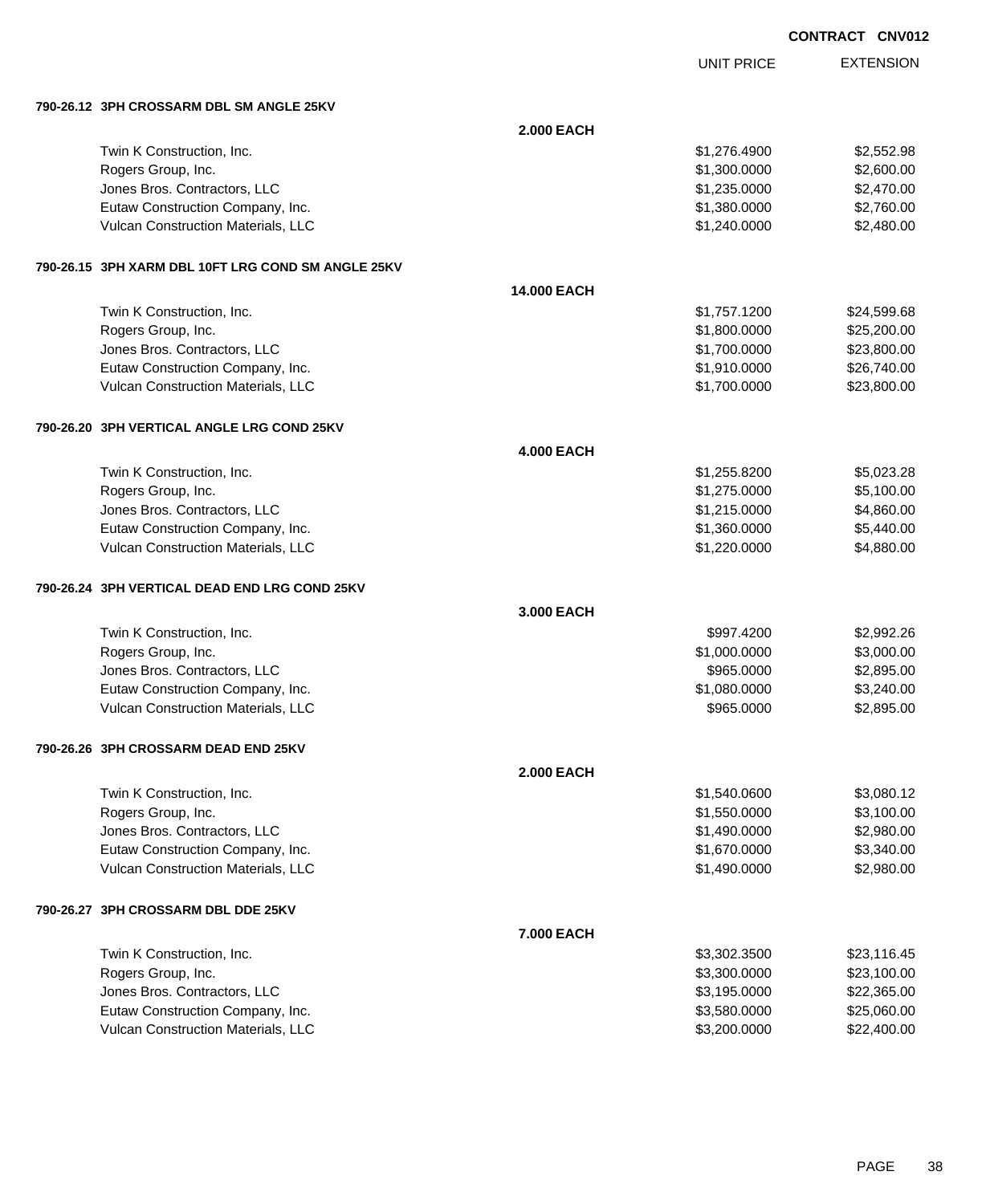**CONTRACT CNV012**

| | | UNIT PRICE | EXTENSION |
|---|---|---|---|
| **790-26.12 3PH CROSSARM DBL SM ANGLE 25KV** | | | |
| | **2.000 EACH** | | |
| Twin K Construction, Inc. | | $1,276.4900 | $2,552.98 |
| Rogers Group, Inc. | | $1,300.0000 | $2,600.00 |
| Jones Bros. Contractors, LLC | | $1,235.0000 | $2,470.00 |
| Eutaw Construction Company, Inc. | | $1,380.0000 | $2,760.00 |
| Vulcan Construction Materials, LLC | | $1,240.0000 | $2,480.00 |
| **790-26.15 3PH XARM DBL 10FT LRG COND SM ANGLE 25KV** | | | |
| | **14.000 EACH** | | |
| Twin K Construction, Inc. | | $1,757.1200 | $24,599.68 |
| Rogers Group, Inc. | | $1,800.0000 | $25,200.00 |
| Jones Bros. Contractors, LLC | | $1,700.0000 | $23,800.00 |
| Eutaw Construction Company, Inc. | | $1,910.0000 | $26,740.00 |
| Vulcan Construction Materials, LLC | | $1,700.0000 | $23,800.00 |
| **790-26.20 3PH VERTICAL ANGLE LRG COND 25KV** | | | |
| | **4.000 EACH** | | |
| Twin K Construction, Inc. | | $1,255.8200 | $5,023.28 |
| Rogers Group, Inc. | | $1,275.0000 | $5,100.00 |
| Jones Bros. Contractors, LLC | | $1,215.0000 | $4,860.00 |
| Eutaw Construction Company, Inc. | | $1,360.0000 | $5,440.00 |
| Vulcan Construction Materials, LLC | | $1,220.0000 | $4,880.00 |
| **790-26.24 3PH VERTICAL DEAD END LRG COND 25KV** | | | |
| | **3.000 EACH** | | |
| Twin K Construction, Inc. | | $997.4200 | $2,992.26 |
| Rogers Group, Inc. | | $1,000.0000 | $3,000.00 |
| Jones Bros. Contractors, LLC | | $965.0000 | $2,895.00 |
| Eutaw Construction Company, Inc. | | $1,080.0000 | $3,240.00 |
| Vulcan Construction Materials, LLC | | $965.0000 | $2,895.00 |
| **790-26.26 3PH CROSSARM DEAD END 25KV** | | | |
| | **2.000 EACH** | | |
| Twin K Construction, Inc. | | $1,540.0600 | $3,080.12 |
| Rogers Group, Inc. | | $1,550.0000 | $3,100.00 |
| Jones Bros. Contractors, LLC | | $1,490.0000 | $2,980.00 |
| Eutaw Construction Company, Inc. | | $1,670.0000 | $3,340.00 |
| Vulcan Construction Materials, LLC | | $1,490.0000 | $2,980.00 |
| **790-26.27 3PH CROSSARM DBL DDE 25KV** | | | |
| | **7.000 EACH** | | |
| Twin K Construction, Inc. | | $3,302.3500 | $23,116.45 |
| Rogers Group, Inc. | | $3,300.0000 | $23,100.00 |
| Jones Bros. Contractors, LLC | | $3,195.0000 | $22,365.00 |
| Eutaw Construction Company, Inc. | | $3,580.0000 | $25,060.00 |
| Vulcan Construction Materials, LLC | | $3,200.0000 | $22,400.00 |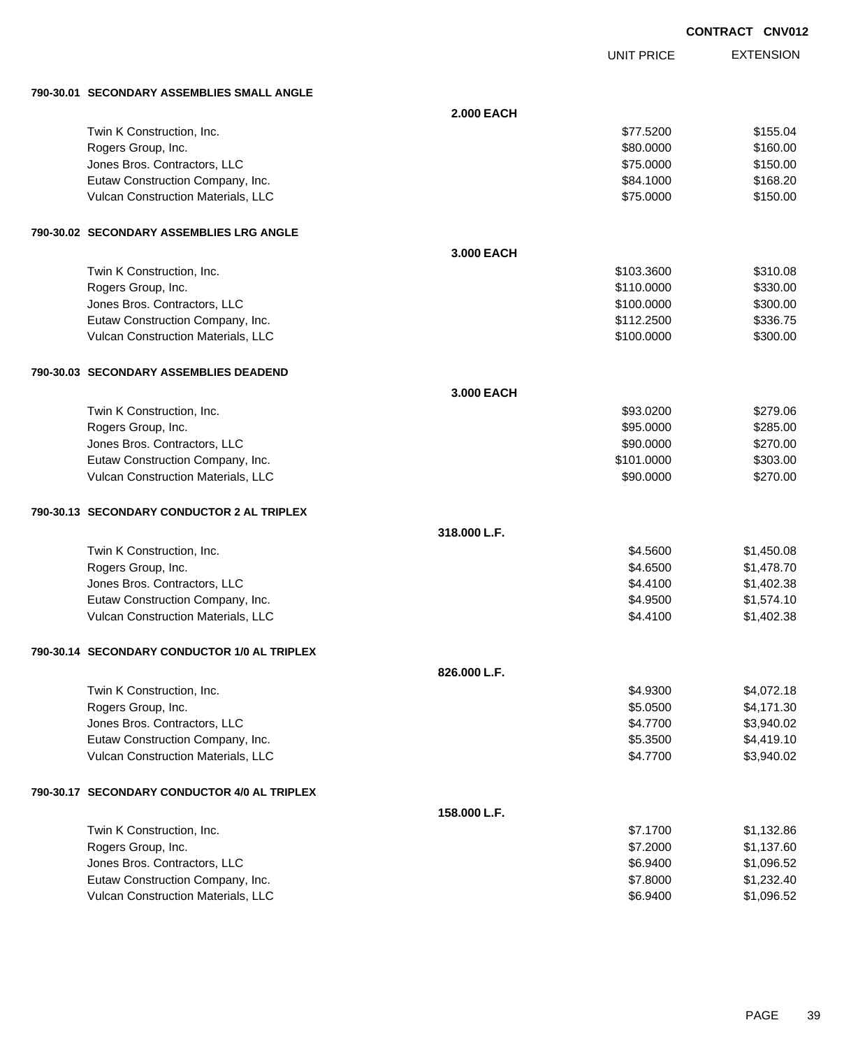**CONTRACT CNV012**

| | | UNIT PRICE | EXTENSION |
|---|---|---|---|
| **790-30.01 SECONDARY ASSEMBLIES SMALL ANGLE** | | | |
| | **2.000 EACH** | | |
| Twin K Construction, Inc. | | $77.5200 | $155.04 |
| Rogers Group, Inc. | | $80.0000 | $160.00 |
| Jones Bros. Contractors, LLC | | $75.0000 | $150.00 |
| Eutaw Construction Company, Inc. | | $84.1000 | $168.20 |
| Vulcan Construction Materials, LLC | | $75.0000 | $150.00 |
| **790-30.02 SECONDARY ASSEMBLIES LRG ANGLE** | | | |
| | **3.000 EACH** | | |
| Twin K Construction, Inc. | | $103.3600 | $310.08 |
| Rogers Group, Inc. | | $110.0000 | $330.00 |
| Jones Bros. Contractors, LLC | | $100.0000 | $300.00 |
| Eutaw Construction Company, Inc. | | $112.2500 | $336.75 |
| Vulcan Construction Materials, LLC | | $100.0000 | $300.00 |
| **790-30.03 SECONDARY ASSEMBLIES DEADEND** | | | |
| | **3.000 EACH** | | |
| Twin K Construction, Inc. | | $93.0200 | $279.06 |
| Rogers Group, Inc. | | $95.0000 | $285.00 |
| Jones Bros. Contractors, LLC | | $90.0000 | $270.00 |
| Eutaw Construction Company, Inc. | | $101.0000 | $303.00 |
| Vulcan Construction Materials, LLC | | $90.0000 | $270.00 |
| **790-30.13 SECONDARY CONDUCTOR 2 AL TRIPLEX** | | | |
| | **318.000 L.F.** | | |
| Twin K Construction, Inc. | | $4.5600 | $1,450.08 |
| Rogers Group, Inc. | | $4.6500 | $1,478.70 |
| Jones Bros. Contractors, LLC | | $4.4100 | $1,402.38 |
| Eutaw Construction Company, Inc. | | $4.9500 | $1,574.10 |
| Vulcan Construction Materials, LLC | | $4.4100 | $1,402.38 |
| **790-30.14 SECONDARY CONDUCTOR 1/0 AL TRIPLEX** | | | |
| | **826.000 L.F.** | | |
| Twin K Construction, Inc. | | $4.9300 | $4,072.18 |
| Rogers Group, Inc. | | $5.0500 | $4,171.30 |
| Jones Bros. Contractors, LLC | | $4.7700 | $3,940.02 |
| Eutaw Construction Company, Inc. | | $5.3500 | $4,419.10 |
| Vulcan Construction Materials, LLC | | $4.7700 | $3,940.02 |
| **790-30.17 SECONDARY CONDUCTOR 4/0 AL TRIPLEX** | | | |
| | **158.000 L.F.** | | |
| Twin K Construction, Inc. | | $7.1700 | $1,132.86 |
| Rogers Group, Inc. | | $7.2000 | $1,137.60 |
| Jones Bros. Contractors, LLC | | $6.9400 | $1,096.52 |
| Eutaw Construction Company, Inc. | | $7.8000 | $1,232.40 |
| Vulcan Construction Materials, LLC | | $6.9400 | $1,096.52 |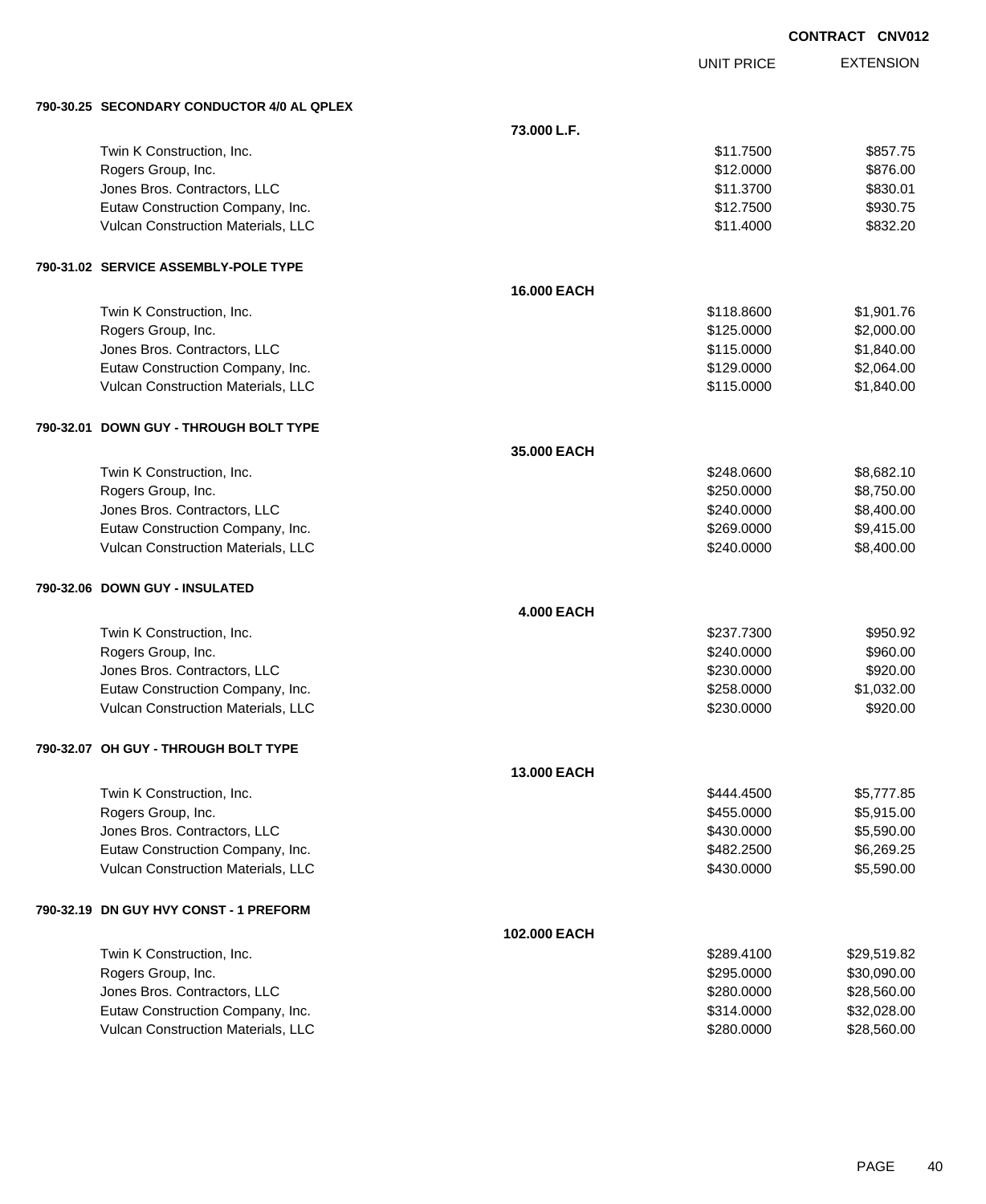**CONTRACT CNV012**

| | | UNIT PRICE | EXTENSION |
|---|---|---|---|
| **790-30.25 SECONDARY CONDUCTOR 4/0 AL QPLEX** | | | |
| | **73.000 L.F.** | | |
| Twin K Construction, Inc. | | $11.7500 | $857.75 |
| Rogers Group, Inc. | | $12.0000 | $876.00 |
| Jones Bros. Contractors, LLC | | $11.3700 | $830.01 |
| Eutaw Construction Company, Inc. | | $12.7500 | $930.75 |
| Vulcan Construction Materials, LLC | | $11.4000 | $832.20 |
| **790-31.02 SERVICE ASSEMBLY-POLE TYPE** | | | |
| | **16.000 EACH** | | |
| Twin K Construction, Inc. | | $118.8600 | $1,901.76 |
| Rogers Group, Inc. | | $125.0000 | $2,000.00 |
| Jones Bros. Contractors, LLC | | $115.0000 | $1,840.00 |
| Eutaw Construction Company, Inc. | | $129.0000 | $2,064.00 |
| Vulcan Construction Materials, LLC | | $115.0000 | $1,840.00 |
| **790-32.01 DOWN GUY - THROUGH BOLT TYPE** | | | |
| | **35.000 EACH** | | |
| Twin K Construction, Inc. | | $248.0600 | $8,682.10 |
| Rogers Group, Inc. | | $250.0000 | $8,750.00 |
| Jones Bros. Contractors, LLC | | $240.0000 | $8,400.00 |
| Eutaw Construction Company, Inc. | | $269.0000 | $9,415.00 |
| Vulcan Construction Materials, LLC | | $240.0000 | $8,400.00 |
| **790-32.06 DOWN GUY - INSULATED** | | | |
| | **4.000 EACH** | | |
| Twin K Construction, Inc. | | $237.7300 | $950.92 |
| Rogers Group, Inc. | | $240.0000 | $960.00 |
| Jones Bros. Contractors, LLC | | $230.0000 | $920.00 |
| Eutaw Construction Company, Inc. | | $258.0000 | $1,032.00 |
| Vulcan Construction Materials, LLC | | $230.0000 | $920.00 |
| **790-32.07 OH GUY - THROUGH BOLT TYPE** | | | |
| | **13.000 EACH** | | |
| Twin K Construction, Inc. | | $444.4500 | $5,777.85 |
| Rogers Group, Inc. | | $455.0000 | $5,915.00 |
| Jones Bros. Contractors, LLC | | $430.0000 | $5,590.00 |
| Eutaw Construction Company, Inc. | | $482.2500 | $6,269.25 |
| Vulcan Construction Materials, LLC | | $430.0000 | $5,590.00 |
| **790-32.19 DN GUY HVY CONST - 1 PREFORM** | | | |
| | **102.000 EACH** | | |
| Twin K Construction, Inc. | | $289.4100 | $29,519.82 |
| Rogers Group, Inc. | | $295.0000 | $30,090.00 |
| Jones Bros. Contractors, LLC | | $280.0000 | $28,560.00 |
| Eutaw Construction Company, Inc. | | $314.0000 | $32,028.00 |
| Vulcan Construction Materials, LLC | | $280.0000 | $28,560.00 |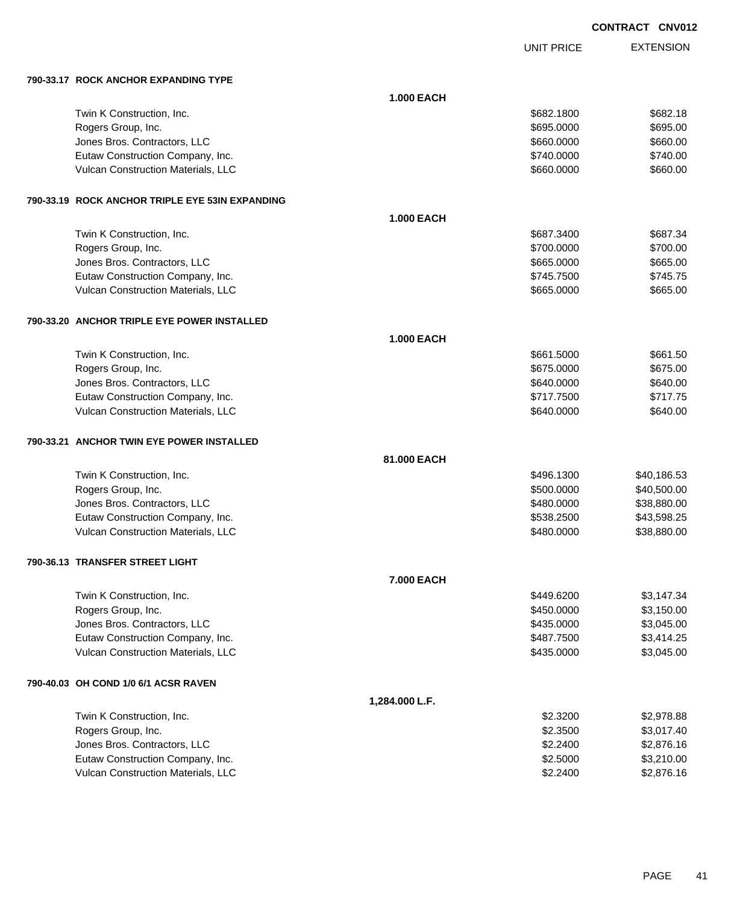CONTRACT CNV012

| | | UNIT PRICE | EXTENSION |
|---|---|---|---|
| **790-33.17 ROCK ANCHOR EXPANDING TYPE** | | | |
| | **1.000 EACH** | | |
| Twin K Construction, Inc. | | $682.1800 | $682.18 |
| Rogers Group, Inc. | | $695.0000 | $695.00 |
| Jones Bros. Contractors, LLC | | $660.0000 | $660.00 |
| Eutaw Construction Company, Inc. | | $740.0000 | $740.00 |
| Vulcan Construction Materials, LLC | | $660.0000 | $660.00 |
| **790-33.19 ROCK ANCHOR TRIPLE EYE 53IN EXPANDING** | | | |
| | **1.000 EACH** | | |
| Twin K Construction, Inc. | | $687.3400 | $687.34 |
| Rogers Group, Inc. | | $700.0000 | $700.00 |
| Jones Bros. Contractors, LLC | | $665.0000 | $665.00 |
| Eutaw Construction Company, Inc. | | $745.7500 | $745.75 |
| Vulcan Construction Materials, LLC | | $665.0000 | $665.00 |
| **790-33.20 ANCHOR TRIPLE EYE POWER INSTALLED** | | | |
| | **1.000 EACH** | | |
| Twin K Construction, Inc. | | $661.5000 | $661.50 |
| Rogers Group, Inc. | | $675.0000 | $675.00 |
| Jones Bros. Contractors, LLC | | $640.0000 | $640.00 |
| Eutaw Construction Company, Inc. | | $717.7500 | $717.75 |
| Vulcan Construction Materials, LLC | | $640.0000 | $640.00 |
| **790-33.21 ANCHOR TWIN EYE POWER INSTALLED** | | | |
| | **81.000 EACH** | | |
| Twin K Construction, Inc. | | $496.1300 | $40,186.53 |
| Rogers Group, Inc. | | $500.0000 | $40,500.00 |
| Jones Bros. Contractors, LLC | | $480.0000 | $38,880.00 |
| Eutaw Construction Company, Inc. | | $538.2500 | $43,598.25 |
| Vulcan Construction Materials, LLC | | $480.0000 | $38,880.00 |
| **790-36.13 TRANSFER STREET LIGHT** | | | |
| | **7.000 EACH** | | |
| Twin K Construction, Inc. | | $449.6200 | $3,147.34 |
| Rogers Group, Inc. | | $450.0000 | $3,150.00 |
| Jones Bros. Contractors, LLC | | $435.0000 | $3,045.00 |
| Eutaw Construction Company, Inc. | | $487.7500 | $3,414.25 |
| Vulcan Construction Materials, LLC | | $435.0000 | $3,045.00 |
| **790-40.03 OH COND 1/0 6/1 ACSR RAVEN** | | | |
| | **1,284.000 L.F.** | | |
| Twin K Construction, Inc. | | $2.3200 | $2,978.88 |
| Rogers Group, Inc. | | $2.3500 | $3,017.40 |
| Jones Bros. Contractors, LLC | | $2.2400 | $2,876.16 |
| Eutaw Construction Company, Inc. | | $2.5000 | $3,210.00 |
| Vulcan Construction Materials, LLC | | $2.2400 | $2,876.16 |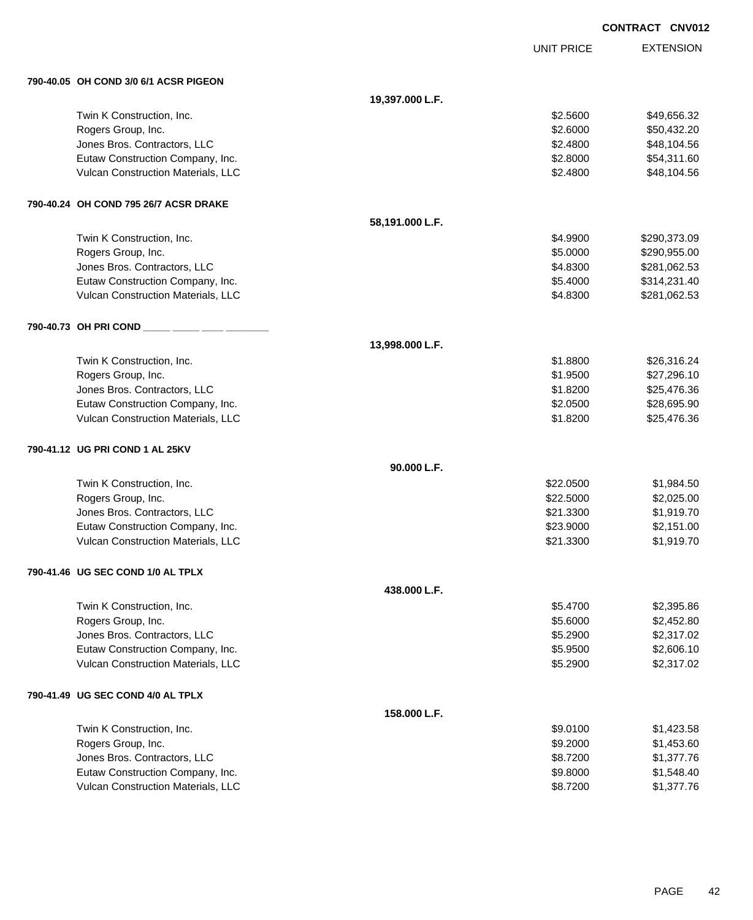**CONTRACT CNV012**

| | | UNIT PRICE | EXTENSION |
|---|---|---|---|
| **790-40.05 OH COND 3/0 6/1 ACSR PIGEON** | | | |
| | **19,397.000 L.F.** | | |
| Twin K Construction, Inc. | | $2.5600 | $49,656.32 |
| Rogers Group, Inc. | | $2.6000 | $50,432.20 |
| Jones Bros. Contractors, LLC | | $2.4800 | $48,104.56 |
| Eutaw Construction Company, Inc. | | $2.8000 | $54,311.60 |
| Vulcan Construction Materials, LLC | | $2.4800 | $48,104.56 |
| **790-40.24 OH COND 795 26/7 ACSR DRAKE** | | | |
| | **58,191.000 L.F.** | | |
| Twin K Construction, Inc. | | $4.9900 | $290,373.09 |
| Rogers Group, Inc. | | $5.0000 | $290,955.00 |
| Jones Bros. Contractors, LLC | | $4.8300 | $281,062.53 |
| Eutaw Construction Company, Inc. | | $5.4000 | $314,231.40 |
| Vulcan Construction Materials, LLC | | $4.8300 | $281,062.53 |
| **790-40.73 OH PRI COND _____ _____ ____ ________** | | | |
| | **13,998.000 L.F.** | | |
| Twin K Construction, Inc. | | $1.8800 | $26,316.24 |
| Rogers Group, Inc. | | $1.9500 | $27,296.10 |
| Jones Bros. Contractors, LLC | | $1.8200 | $25,476.36 |
| Eutaw Construction Company, Inc. | | $2.0500 | $28,695.90 |
| Vulcan Construction Materials, LLC | | $1.8200 | $25,476.36 |
| **790-41.12 UG PRI COND 1 AL 25KV** | | | |
| | **90.000 L.F.** | | |
| Twin K Construction, Inc. | | $22.0500 | $1,984.50 |
| Rogers Group, Inc. | | $22.5000 | $2,025.00 |
| Jones Bros. Contractors, LLC | | $21.3300 | $1,919.70 |
| Eutaw Construction Company, Inc. | | $23.9000 | $2,151.00 |
| Vulcan Construction Materials, LLC | | $21.3300 | $1,919.70 |
| **790-41.46 UG SEC COND 1/0 AL TPLX** | | | |
| | **438.000 L.F.** | | |
| Twin K Construction, Inc. | | $5.4700 | $2,395.86 |
| Rogers Group, Inc. | | $5.6000 | $2,452.80 |
| Jones Bros. Contractors, LLC | | $5.2900 | $2,317.02 |
| Eutaw Construction Company, Inc. | | $5.9500 | $2,606.10 |
| Vulcan Construction Materials, LLC | | $5.2900 | $2,317.02 |
| **790-41.49 UG SEC COND 4/0 AL TPLX** | | | |
| | **158.000 L.F.** | | |
| Twin K Construction, Inc. | | $9.0100 | $1,423.58 |
| Rogers Group, Inc. | | $9.2000 | $1,453.60 |
| Jones Bros. Contractors, LLC | | $8.7200 | $1,377.76 |
| Eutaw Construction Company, Inc. | | $9.8000 | $1,548.40 |
| Vulcan Construction Materials, LLC | | $8.7200 | $1,377.76 |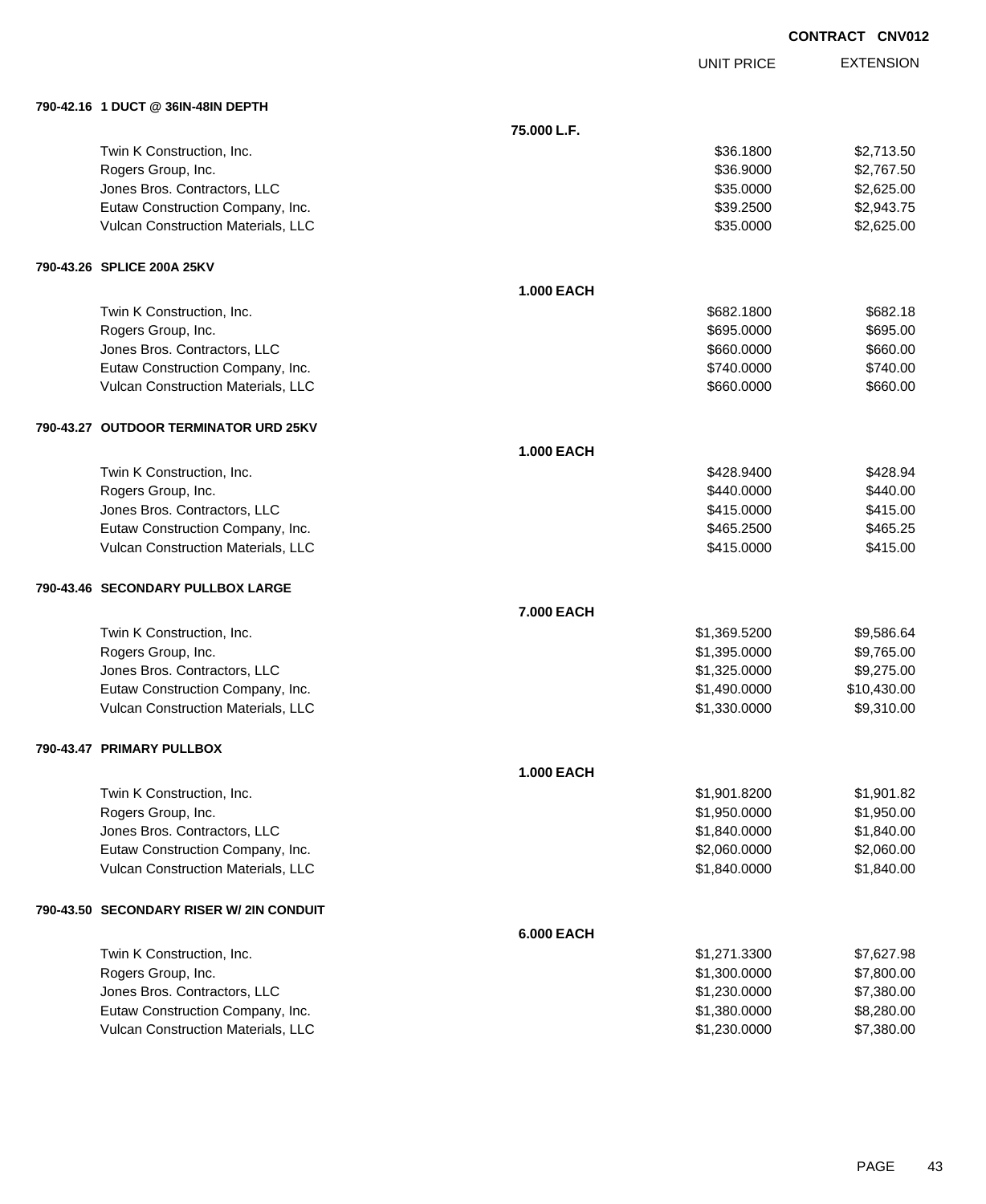**CONTRACT CNV012**

| | | UNIT PRICE | EXTENSION |
|---|---|---|---|
| **790-42.16 1 DUCT @ 36IN-48IN DEPTH** | | | |
| | **75.000 L.F.** | | |
| Twin K Construction, Inc. | | $36.1800 | $2,713.50 |
| Rogers Group, Inc. | | $36.9000 | $2,767.50 |
| Jones Bros. Contractors, LLC | | $35.0000 | $2,625.00 |
| Eutaw Construction Company, Inc. | | $39.2500 | $2,943.75 |
| Vulcan Construction Materials, LLC | | $35.0000 | $2,625.00 |
| **790-43.26 SPLICE 200A 25KV** | | | |
| | **1.000 EACH** | | |
| Twin K Construction, Inc. | | $682.1800 | $682.18 |
| Rogers Group, Inc. | | $695.0000 | $695.00 |
| Jones Bros. Contractors, LLC | | $660.0000 | $660.00 |
| Eutaw Construction Company, Inc. | | $740.0000 | $740.00 |
| Vulcan Construction Materials, LLC | | $660.0000 | $660.00 |
| **790-43.27 OUTDOOR TERMINATOR URD 25KV** | | | |
| | **1.000 EACH** | | |
| Twin K Construction, Inc. | | $428.9400 | $428.94 |
| Rogers Group, Inc. | | $440.0000 | $440.00 |
| Jones Bros. Contractors, LLC | | $415.0000 | $415.00 |
| Eutaw Construction Company, Inc. | | $465.2500 | $465.25 |
| Vulcan Construction Materials, LLC | | $415.0000 | $415.00 |
| **790-43.46 SECONDARY PULLBOX LARGE** | | | |
| | **7.000 EACH** | | |
| Twin K Construction, Inc. | | $1,369.5200 | $9,586.64 |
| Rogers Group, Inc. | | $1,395.0000 | $9,765.00 |
| Jones Bros. Contractors, LLC | | $1,325.0000 | $9,275.00 |
| Eutaw Construction Company, Inc. | | $1,490.0000 | $10,430.00 |
| Vulcan Construction Materials, LLC | | $1,330.0000 | $9,310.00 |
| **790-43.47 PRIMARY PULLBOX** | | | |
| | **1.000 EACH** | | |
| Twin K Construction, Inc. | | $1,901.8200 | $1,901.82 |
| Rogers Group, Inc. | | $1,950.0000 | $1,950.00 |
| Jones Bros. Contractors, LLC | | $1,840.0000 | $1,840.00 |
| Eutaw Construction Company, Inc. | | $2,060.0000 | $2,060.00 |
| Vulcan Construction Materials, LLC | | $1,840.0000 | $1,840.00 |
| **790-43.50 SECONDARY RISER W/ 2IN CONDUIT** | | | |
| | **6.000 EACH** | | |
| Twin K Construction, Inc. | | $1,271.3300 | $7,627.98 |
| Rogers Group, Inc. | | $1,300.0000 | $7,800.00 |
| Jones Bros. Contractors, LLC | | $1,230.0000 | $7,380.00 |
| Eutaw Construction Company, Inc. | | $1,380.0000 | $8,280.00 |
| Vulcan Construction Materials, LLC | | $1,230.0000 | $7,380.00 |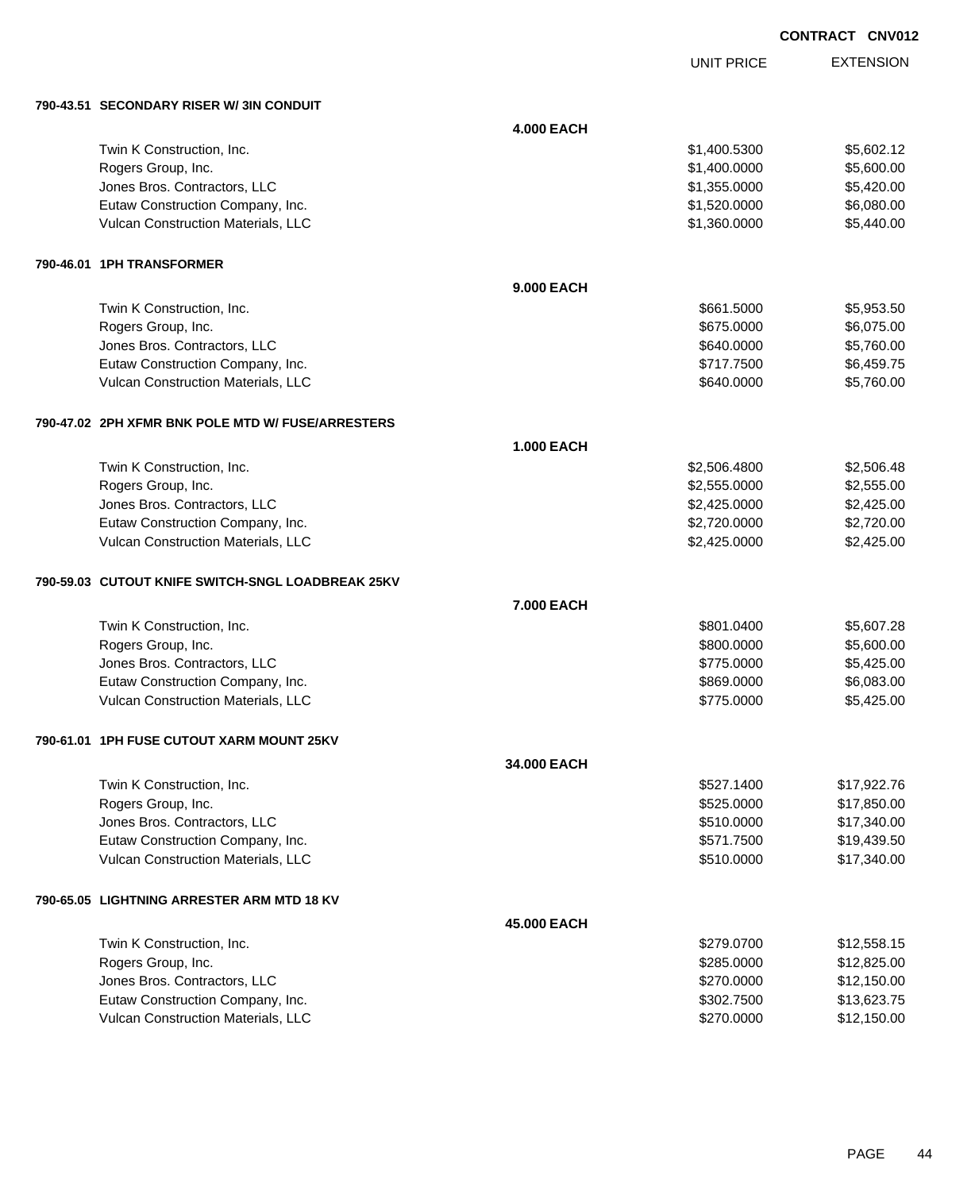**CONTRACT CNV012**

| | | UNIT PRICE | EXTENSION |
|---|---|---|---|
| **790-43.51 SECONDARY RISER W/ 3IN CONDUIT** | | | |
| | **4.000 EACH** | | |
| Twin K Construction, Inc. | | $1,400.5300 | $5,602.12 |
| Rogers Group, Inc. | | $1,400.0000 | $5,600.00 |
| Jones Bros. Contractors, LLC | | $1,355.0000 | $5,420.00 |
| Eutaw Construction Company, Inc. | | $1,520.0000 | $6,080.00 |
| Vulcan Construction Materials, LLC | | $1,360.0000 | $5,440.00 |
| **790-46.01 1PH TRANSFORMER** | | | |
| | **9.000 EACH** | | |
| Twin K Construction, Inc. | | $661.5000 | $5,953.50 |
| Rogers Group, Inc. | | $675.0000 | $6,075.00 |
| Jones Bros. Contractors, LLC | | $640.0000 | $5,760.00 |
| Eutaw Construction Company, Inc. | | $717.7500 | $6,459.75 |
| Vulcan Construction Materials, LLC | | $640.0000 | $5,760.00 |
| **790-47.02 2PH XFMR BNK POLE MTD W/ FUSE/ARRESTERS** | | | |
| | **1.000 EACH** | | |
| Twin K Construction, Inc. | | $2,506.4800 | $2,506.48 |
| Rogers Group, Inc. | | $2,555.0000 | $2,555.00 |
| Jones Bros. Contractors, LLC | | $2,425.0000 | $2,425.00 |
| Eutaw Construction Company, Inc. | | $2,720.0000 | $2,720.00 |
| Vulcan Construction Materials, LLC | | $2,425.0000 | $2,425.00 |
| **790-59.03 CUTOUT KNIFE SWITCH-SNGL LOADBREAK 25KV** | | | |
| | **7.000 EACH** | | |
| Twin K Construction, Inc. | | $801.0400 | $5,607.28 |
| Rogers Group, Inc. | | $800.0000 | $5,600.00 |
| Jones Bros. Contractors, LLC | | $775.0000 | $5,425.00 |
| Eutaw Construction Company, Inc. | | $869.0000 | $6,083.00 |
| Vulcan Construction Materials, LLC | | $775.0000 | $5,425.00 |
| **790-61.01 1PH FUSE CUTOUT XARM MOUNT 25KV** | | | |
| | **34.000 EACH** | | |
| Twin K Construction, Inc. | | $527.1400 | $17,922.76 |
| Rogers Group, Inc. | | $525.0000 | $17,850.00 |
| Jones Bros. Contractors, LLC | | $510.0000 | $17,340.00 |
| Eutaw Construction Company, Inc. | | $571.7500 | $19,439.50 |
| Vulcan Construction Materials, LLC | | $510.0000 | $17,340.00 |
| **790-65.05 LIGHTNING ARRESTER ARM MTD 18 KV** | | | |
| | **45.000 EACH** | | |
| Twin K Construction, Inc. | | $279.0700 | $12,558.15 |
| Rogers Group, Inc. | | $285.0000 | $12,825.00 |
| Jones Bros. Contractors, LLC | | $270.0000 | $12,150.00 |
| Eutaw Construction Company, Inc. | | $302.7500 | $13,623.75 |
| Vulcan Construction Materials, LLC | | $270.0000 | $12,150.00 |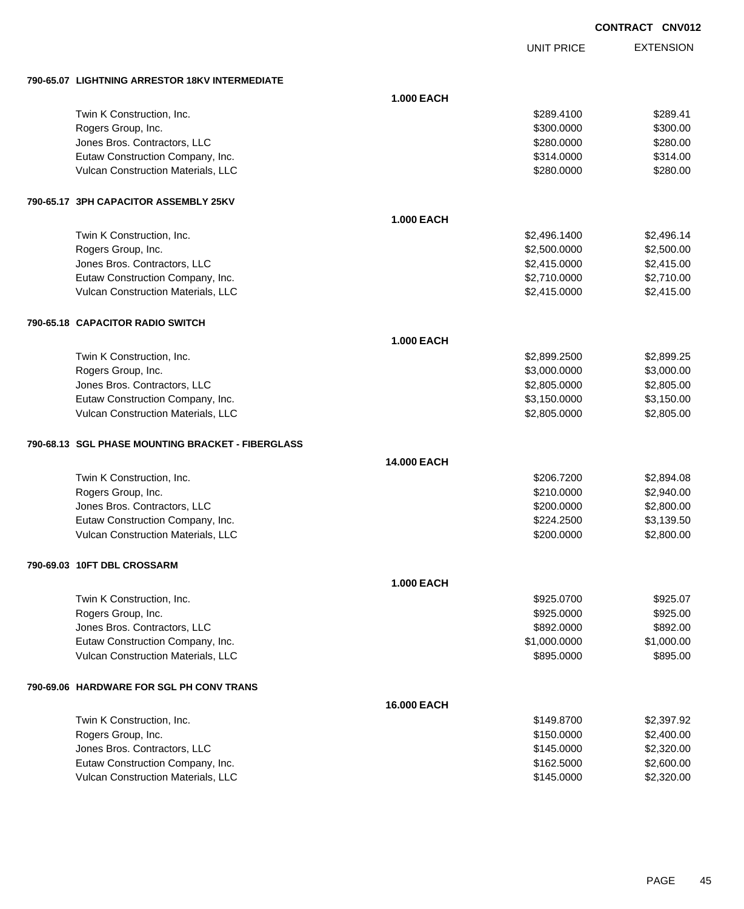**CONTRACT CNV012**

| | | UNIT PRICE | EXTENSION |
|---|---|---|---|
| **790-65.07 LIGHTNING ARRESTOR 18KV INTERMEDIATE** | | | |
| | **1.000 EACH** | | |
| Twin K Construction, Inc. | | $289.4100 | $289.41 |
| Rogers Group, Inc. | | $300.0000 | $300.00 |
| Jones Bros. Contractors, LLC | | $280.0000 | $280.00 |
| Eutaw Construction Company, Inc. | | $314.0000 | $314.00 |
| Vulcan Construction Materials, LLC | | $280.0000 | $280.00 |
| **790-65.17 3PH CAPACITOR ASSEMBLY 25KV** | | | |
| | **1.000 EACH** | | |
| Twin K Construction, Inc. | | $2,496.1400 | $2,496.14 |
| Rogers Group, Inc. | | $2,500.0000 | $2,500.00 |
| Jones Bros. Contractors, LLC | | $2,415.0000 | $2,415.00 |
| Eutaw Construction Company, Inc. | | $2,710.0000 | $2,710.00 |
| Vulcan Construction Materials, LLC | | $2,415.0000 | $2,415.00 |
| **790-65.18 CAPACITOR RADIO SWITCH** | | | |
| | **1.000 EACH** | | |
| Twin K Construction, Inc. | | $2,899.2500 | $2,899.25 |
| Rogers Group, Inc. | | $3,000.0000 | $3,000.00 |
| Jones Bros. Contractors, LLC | | $2,805.0000 | $2,805.00 |
| Eutaw Construction Company, Inc. | | $3,150.0000 | $3,150.00 |
| Vulcan Construction Materials, LLC | | $2,805.0000 | $2,805.00 |
| **790-68.13 SGL PHASE MOUNTING BRACKET - FIBERGLASS** | | | |
| | **14.000 EACH** | | |
| Twin K Construction, Inc. | | $206.7200 | $2,894.08 |
| Rogers Group, Inc. | | $210.0000 | $2,940.00 |
| Jones Bros. Contractors, LLC | | $200.0000 | $2,800.00 |
| Eutaw Construction Company, Inc. | | $224.2500 | $3,139.50 |
| Vulcan Construction Materials, LLC | | $200.0000 | $2,800.00 |
| **790-69.03 10FT DBL CROSSARM** | | | |
| | **1.000 EACH** | | |
| Twin K Construction, Inc. | | $925.0700 | $925.07 |
| Rogers Group, Inc. | | $925.0000 | $925.00 |
| Jones Bros. Contractors, LLC | | $892.0000 | $892.00 |
| Eutaw Construction Company, Inc. | | $1,000.0000 | $1,000.00 |
| Vulcan Construction Materials, LLC | | $895.0000 | $895.00 |
| **790-69.06 HARDWARE FOR SGL PH CONV TRANS** | | | |
| | **16.000 EACH** | | |
| Twin K Construction, Inc. | | $149.8700 | $2,397.92 |
| Rogers Group, Inc. | | $150.0000 | $2,400.00 |
| Jones Bros. Contractors, LLC | | $145.0000 | $2,320.00 |
| Eutaw Construction Company, Inc. | | $162.5000 | $2,600.00 |
| Vulcan Construction Materials, LLC | | $145.0000 | $2,320.00 |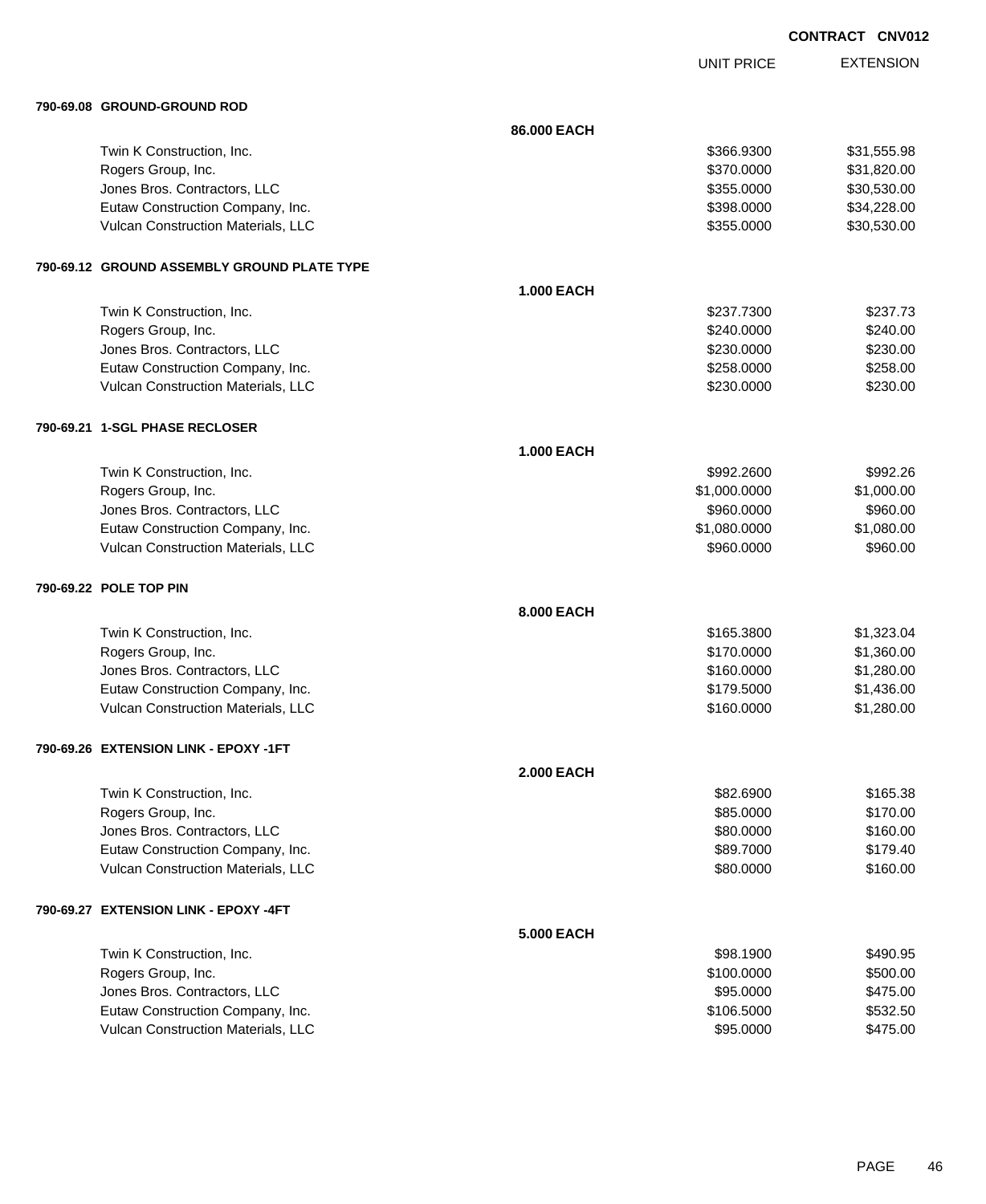**CONTRACT CNV012**

| | | UNIT PRICE | EXTENSION |
|---|---|---|---|
| **790-69.08 GROUND-GROUND ROD** | | | |
| | **86.000 EACH** | | |
| Twin K Construction, Inc. | | $366.9300 | $31,555.98 |
| Rogers Group, Inc. | | $370.0000 | $31,820.00 |
| Jones Bros. Contractors, LLC | | $355.0000 | $30,530.00 |
| Eutaw Construction Company, Inc. | | $398.0000 | $34,228.00 |
| Vulcan Construction Materials, LLC | | $355.0000 | $30,530.00 |
| **790-69.12 GROUND ASSEMBLY GROUND PLATE TYPE** | | | |
| | **1.000 EACH** | | |
| Twin K Construction, Inc. | | $237.7300 | $237.73 |
| Rogers Group, Inc. | | $240.0000 | $240.00 |
| Jones Bros. Contractors, LLC | | $230.0000 | $230.00 |
| Eutaw Construction Company, Inc. | | $258.0000 | $258.00 |
| Vulcan Construction Materials, LLC | | $230.0000 | $230.00 |
| **790-69.21 1-SGL PHASE RECLOSER** | | | |
| | **1.000 EACH** | | |
| Twin K Construction, Inc. | | $992.2600 | $992.26 |
| Rogers Group, Inc. | | $1,000.0000 | $1,000.00 |
| Jones Bros. Contractors, LLC | | $960.0000 | $960.00 |
| Eutaw Construction Company, Inc. | | $1,080.0000 | $1,080.00 |
| Vulcan Construction Materials, LLC | | $960.0000 | $960.00 |
| **790-69.22 POLE TOP PIN** | | | |
| | **8.000 EACH** | | |
| Twin K Construction, Inc. | | $165.3800 | $1,323.04 |
| Rogers Group, Inc. | | $170.0000 | $1,360.00 |
| Jones Bros. Contractors, LLC | | $160.0000 | $1,280.00 |
| Eutaw Construction Company, Inc. | | $179.5000 | $1,436.00 |
| Vulcan Construction Materials, LLC | | $160.0000 | $1,280.00 |
| **790-69.26 EXTENSION LINK - EPOXY -1FT** | | | |
| | **2.000 EACH** | | |
| Twin K Construction, Inc. | | $82.6900 | $165.38 |
| Rogers Group, Inc. | | $85.0000 | $170.00 |
| Jones Bros. Contractors, LLC | | $80.0000 | $160.00 |
| Eutaw Construction Company, Inc. | | $89.7000 | $179.40 |
| Vulcan Construction Materials, LLC | | $80.0000 | $160.00 |
| **790-69.27 EXTENSION LINK - EPOXY -4FT** | | | |
| | **5.000 EACH** | | |
| Twin K Construction, Inc. | | $98.1900 | $490.95 |
| Rogers Group, Inc. | | $100.0000 | $500.00 |
| Jones Bros. Contractors, LLC | | $95.0000 | $475.00 |
| Eutaw Construction Company, Inc. | | $106.5000 | $532.50 |
| Vulcan Construction Materials, LLC | | $95.0000 | $475.00 |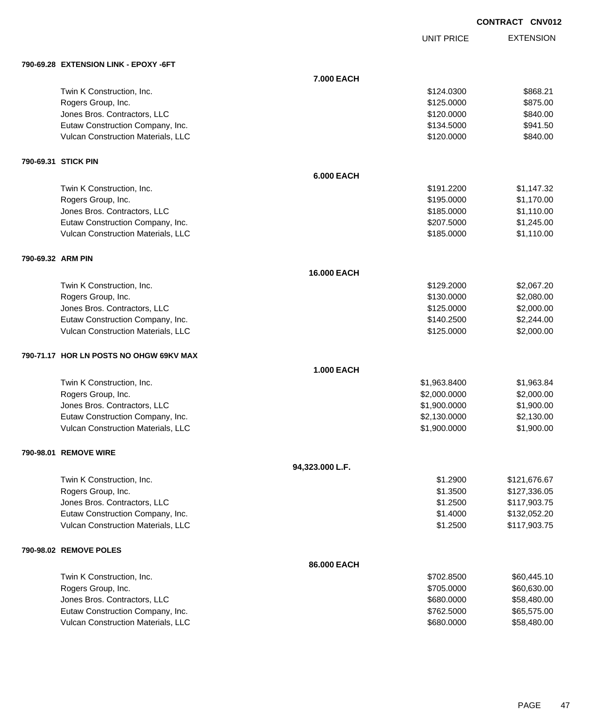**CONTRACT CNV012**

| | | UNIT PRICE | EXTENSION |
|---|---|---|---|
| **790-69.28 EXTENSION LINK - EPOXY -6FT** | | | |
| | **7.000 EACH** | | |
| Twin K Construction, Inc. | | $124.0300 | $868.21 |
| Rogers Group, Inc. | | $125.0000 | $875.00 |
| Jones Bros. Contractors, LLC | | $120.0000 | $840.00 |
| Eutaw Construction Company, Inc. | | $134.5000 | $941.50 |
| Vulcan Construction Materials, LLC | | $120.0000 | $840.00 |
| **790-69.31 STICK PIN** | | | |
| | **6.000 EACH** | | |
| Twin K Construction, Inc. | | $191.2200 | $1,147.32 |
| Rogers Group, Inc. | | $195.0000 | $1,170.00 |
| Jones Bros. Contractors, LLC | | $185.0000 | $1,110.00 |
| Eutaw Construction Company, Inc. | | $207.5000 | $1,245.00 |
| Vulcan Construction Materials, LLC | | $185.0000 | $1,110.00 |
| **790-69.32 ARM PIN** | | | |
| | **16.000 EACH** | | |
| Twin K Construction, Inc. | | $129.2000 | $2,067.20 |
| Rogers Group, Inc. | | $130.0000 | $2,080.00 |
| Jones Bros. Contractors, LLC | | $125.0000 | $2,000.00 |
| Eutaw Construction Company, Inc. | | $140.2500 | $2,244.00 |
| Vulcan Construction Materials, LLC | | $125.0000 | $2,000.00 |
| **790-71.17 HOR LN POSTS NO OHGW 69KV MAX** | | | |
| | **1.000 EACH** | | |
| Twin K Construction, Inc. | | $1,963.8400 | $1,963.84 |
| Rogers Group, Inc. | | $2,000.0000 | $2,000.00 |
| Jones Bros. Contractors, LLC | | $1,900.0000 | $1,900.00 |
| Eutaw Construction Company, Inc. | | $2,130.0000 | $2,130.00 |
| Vulcan Construction Materials, LLC | | $1,900.0000 | $1,900.00 |
| **790-98.01 REMOVE WIRE** | | | |
| | **94,323.000 L.F.** | | |
| Twin K Construction, Inc. | | $1.2900 | $121,676.67 |
| Rogers Group, Inc. | | $1.3500 | $127,336.05 |
| Jones Bros. Contractors, LLC | | $1.2500 | $117,903.75 |
| Eutaw Construction Company, Inc. | | $1.4000 | $132,052.20 |
| Vulcan Construction Materials, LLC | | $1.2500 | $117,903.75 |
| **790-98.02 REMOVE POLES** | | | |
| | **86.000 EACH** | | |
| Twin K Construction, Inc. | | $702.8500 | $60,445.10 |
| Rogers Group, Inc. | | $705.0000 | $60,630.00 |
| Jones Bros. Contractors, LLC | | $680.0000 | $58,480.00 |
| Eutaw Construction Company, Inc. | | $762.5000 | $65,575.00 |
| Vulcan Construction Materials, LLC | | $680.0000 | $58,480.00 |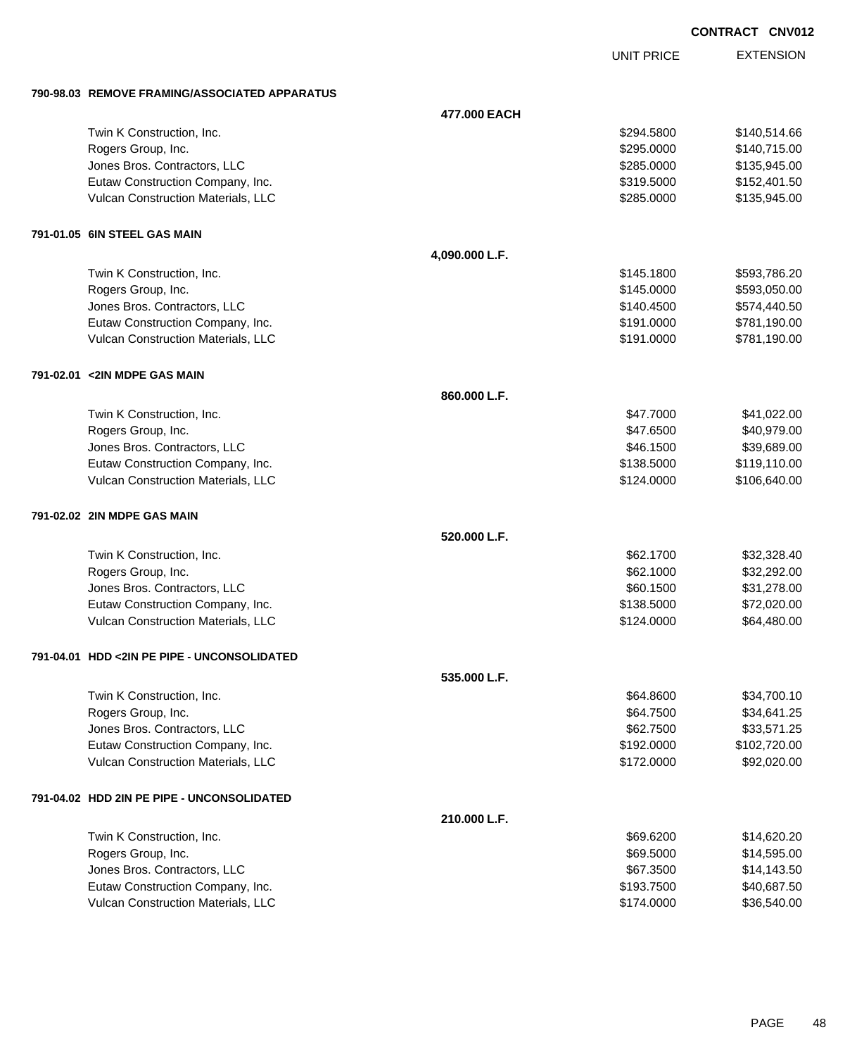**CONTRACT CNV012**

| | | UNIT PRICE | EXTENSION |
|---|---|---|---|
| **790-98.03 REMOVE FRAMING/ASSOCIATED APPARATUS** | | | |
| | **477.000 EACH** | | |
| Twin K Construction, Inc. | | $294.5800 | $140,514.66 |
| Rogers Group, Inc. | | $295.0000 | $140,715.00 |
| Jones Bros. Contractors, LLC | | $285.0000 | $135,945.00 |
| Eutaw Construction Company, Inc. | | $319.5000 | $152,401.50 |
| Vulcan Construction Materials, LLC | | $285.0000 | $135,945.00 |
| **791-01.05 6IN STEEL GAS MAIN** | | | |
| | **4,090.000 L.F.** | | |
| Twin K Construction, Inc. | | $145.1800 | $593,786.20 |
| Rogers Group, Inc. | | $145.0000 | $593,050.00 |
| Jones Bros. Contractors, LLC | | $140.4500 | $574,440.50 |
| Eutaw Construction Company, Inc. | | $191.0000 | $781,190.00 |
| Vulcan Construction Materials, LLC | | $191.0000 | $781,190.00 |
| **791-02.01 <2IN MDPE GAS MAIN** | | | |
| | **860.000 L.F.** | | |
| Twin K Construction, Inc. | | $47.7000 | $41,022.00 |
| Rogers Group, Inc. | | $47.6500 | $40,979.00 |
| Jones Bros. Contractors, LLC | | $46.1500 | $39,689.00 |
| Eutaw Construction Company, Inc. | | $138.5000 | $119,110.00 |
| Vulcan Construction Materials, LLC | | $124.0000 | $106,640.00 |
| **791-02.02 2IN MDPE GAS MAIN** | | | |
| | **520.000 L.F.** | | |
| Twin K Construction, Inc. | | $62.1700 | $32,328.40 |
| Rogers Group, Inc. | | $62.1000 | $32,292.00 |
| Jones Bros. Contractors, LLC | | $60.1500 | $31,278.00 |
| Eutaw Construction Company, Inc. | | $138.5000 | $72,020.00 |
| Vulcan Construction Materials, LLC | | $124.0000 | $64,480.00 |
| **791-04.01 HDD <2IN PE PIPE - UNCONSOLIDATED** | | | |
| | **535.000 L.F.** | | |
| Twin K Construction, Inc. | | $64.8600 | $34,700.10 |
| Rogers Group, Inc. | | $64.7500 | $34,641.25 |
| Jones Bros. Contractors, LLC | | $62.7500 | $33,571.25 |
| Eutaw Construction Company, Inc. | | $192.0000 | $102,720.00 |
| Vulcan Construction Materials, LLC | | $172.0000 | $92,020.00 |
| **791-04.02 HDD 2IN PE PIPE - UNCONSOLIDATED** | | | |
| | **210.000 L.F.** | | |
| Twin K Construction, Inc. | | $69.6200 | $14,620.20 |
| Rogers Group, Inc. | | $69.5000 | $14,595.00 |
| Jones Bros. Contractors, LLC | | $67.3500 | $14,143.50 |
| Eutaw Construction Company, Inc. | | $193.7500 | $40,687.50 |
| Vulcan Construction Materials, LLC | | $174.0000 | $36,540.00 |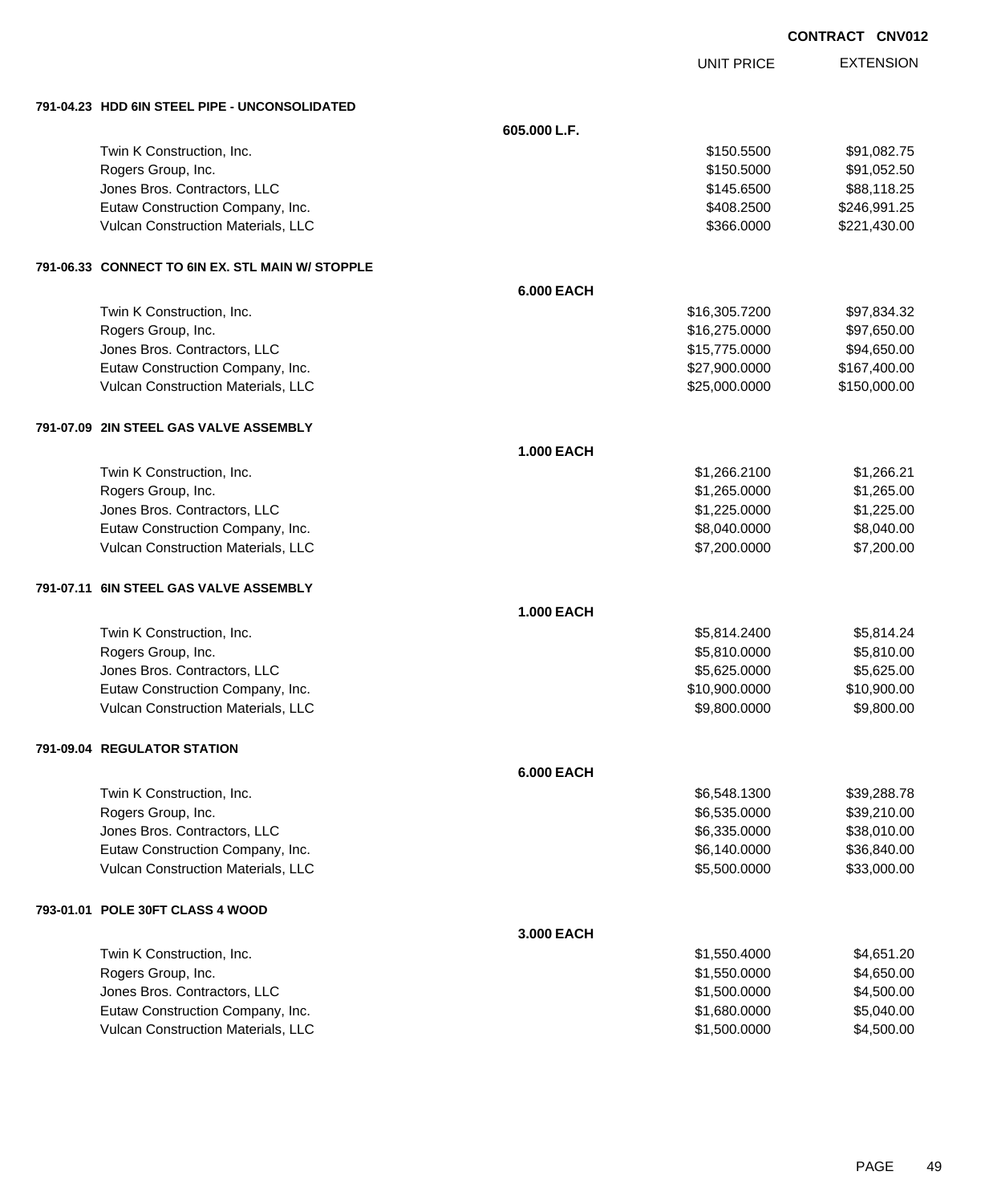CONTRACT CNV012

| | | UNIT PRICE | EXTENSION |
|---|---|---|---|
| **791-04.23 HDD 6IN STEEL PIPE - UNCONSOLIDATED** | | | |
| | **605.000 L.F.** | | |
| Twin K Construction, Inc. | | $150.5500 | $91,082.75 |
| Rogers Group, Inc. | | $150.5000 | $91,052.50 |
| Jones Bros. Contractors, LLC | | $145.6500 | $88,118.25 |
| Eutaw Construction Company, Inc. | | $408.2500 | $246,991.25 |
| Vulcan Construction Materials, LLC | | $366.0000 | $221,430.00 |
| **791-06.33 CONNECT TO 6IN EX. STL MAIN W/ STOPPLE** | | | |
| | **6.000 EACH** | | |
| Twin K Construction, Inc. | | $16,305.7200 | $97,834.32 |
| Rogers Group, Inc. | | $16,275.0000 | $97,650.00 |
| Jones Bros. Contractors, LLC | | $15,775.0000 | $94,650.00 |
| Eutaw Construction Company, Inc. | | $27,900.0000 | $167,400.00 |
| Vulcan Construction Materials, LLC | | $25,000.0000 | $150,000.00 |
| **791-07.09 2IN STEEL GAS VALVE ASSEMBLY** | | | |
| | **1.000 EACH** | | |
| Twin K Construction, Inc. | | $1,266.2100 | $1,266.21 |
| Rogers Group, Inc. | | $1,265.0000 | $1,265.00 |
| Jones Bros. Contractors, LLC | | $1,225.0000 | $1,225.00 |
| Eutaw Construction Company, Inc. | | $8,040.0000 | $8,040.00 |
| Vulcan Construction Materials, LLC | | $7,200.0000 | $7,200.00 |
| **791-07.11 6IN STEEL GAS VALVE ASSEMBLY** | | | |
| | **1.000 EACH** | | |
| Twin K Construction, Inc. | | $5,814.2400 | $5,814.24 |
| Rogers Group, Inc. | | $5,810.0000 | $5,810.00 |
| Jones Bros. Contractors, LLC | | $5,625.0000 | $5,625.00 |
| Eutaw Construction Company, Inc. | | $10,900.0000 | $10,900.00 |
| Vulcan Construction Materials, LLC | | $9,800.0000 | $9,800.00 |
| **791-09.04 REGULATOR STATION** | | | |
| | **6.000 EACH** | | |
| Twin K Construction, Inc. | | $6,548.1300 | $39,288.78 |
| Rogers Group, Inc. | | $6,535.0000 | $39,210.00 |
| Jones Bros. Contractors, LLC | | $6,335.0000 | $38,010.00 |
| Eutaw Construction Company, Inc. | | $6,140.0000 | $36,840.00 |
| Vulcan Construction Materials, LLC | | $5,500.0000 | $33,000.00 |
| **793-01.01 POLE 30FT CLASS 4 WOOD** | | | |
| | **3.000 EACH** | | |
| Twin K Construction, Inc. | | $1,550.4000 | $4,651.20 |
| Rogers Group, Inc. | | $1,550.0000 | $4,650.00 |
| Jones Bros. Contractors, LLC | | $1,500.0000 | $4,500.00 |
| Eutaw Construction Company, Inc. | | $1,680.0000 | $5,040.00 |
| Vulcan Construction Materials, LLC | | $1,500.0000 | $4,500.00 |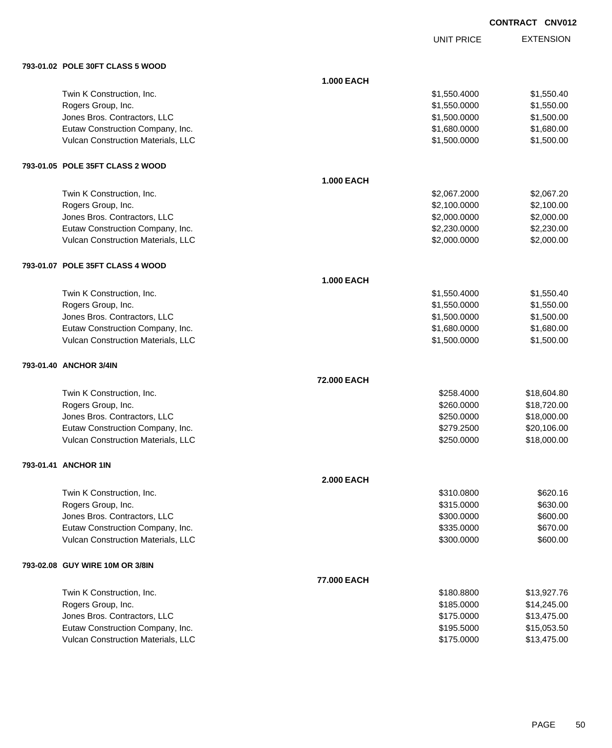**CONTRACT CNV012**

| | | UNIT PRICE | EXTENSION |
|---|---|---|---|
| **793-01.02 POLE 30FT CLASS 5 WOOD** | | | |
| | **1.000 EACH** | | |
| Twin K Construction, Inc. | | $1,550.4000 | $1,550.40 |
| Rogers Group, Inc. | | $1,550.0000 | $1,550.00 |
| Jones Bros. Contractors, LLC | | $1,500.0000 | $1,500.00 |
| Eutaw Construction Company, Inc. | | $1,680.0000 | $1,680.00 |
| Vulcan Construction Materials, LLC | | $1,500.0000 | $1,500.00 |
| **793-01.05 POLE 35FT CLASS 2 WOOD** | | | |
| | **1.000 EACH** | | |
| Twin K Construction, Inc. | | $2,067.2000 | $2,067.20 |
| Rogers Group, Inc. | | $2,100.0000 | $2,100.00 |
| Jones Bros. Contractors, LLC | | $2,000.0000 | $2,000.00 |
| Eutaw Construction Company, Inc. | | $2,230.0000 | $2,230.00 |
| Vulcan Construction Materials, LLC | | $2,000.0000 | $2,000.00 |
| **793-01.07 POLE 35FT CLASS 4 WOOD** | | | |
| | **1.000 EACH** | | |
| Twin K Construction, Inc. | | $1,550.4000 | $1,550.40 |
| Rogers Group, Inc. | | $1,550.0000 | $1,550.00 |
| Jones Bros. Contractors, LLC | | $1,500.0000 | $1,500.00 |
| Eutaw Construction Company, Inc. | | $1,680.0000 | $1,680.00 |
| Vulcan Construction Materials, LLC | | $1,500.0000 | $1,500.00 |
| **793-01.40 ANCHOR 3/4IN** | | | |
| | **72.000 EACH** | | |
| Twin K Construction, Inc. | | $258.4000 | $18,604.80 |
| Rogers Group, Inc. | | $260.0000 | $18,720.00 |
| Jones Bros. Contractors, LLC | | $250.0000 | $18,000.00 |
| Eutaw Construction Company, Inc. | | $279.2500 | $20,106.00 |
| Vulcan Construction Materials, LLC | | $250.0000 | $18,000.00 |
| **793-01.41 ANCHOR 1IN** | | | |
| | **2.000 EACH** | | |
| Twin K Construction, Inc. | | $310.0800 | $620.16 |
| Rogers Group, Inc. | | $315.0000 | $630.00 |
| Jones Bros. Contractors, LLC | | $300.0000 | $600.00 |
| Eutaw Construction Company, Inc. | | $335.0000 | $670.00 |
| Vulcan Construction Materials, LLC | | $300.0000 | $600.00 |
| **793-02.08 GUY WIRE 10M OR 3/8IN** | | | |
| | **77.000 EACH** | | |
| Twin K Construction, Inc. | | $180.8800 | $13,927.76 |
| Rogers Group, Inc. | | $185.0000 | $14,245.00 |
| Jones Bros. Contractors, LLC | | $175.0000 | $13,475.00 |
| Eutaw Construction Company, Inc. | | $195.5000 | $15,053.50 |
| Vulcan Construction Materials, LLC | | $175.0000 | $13,475.00 |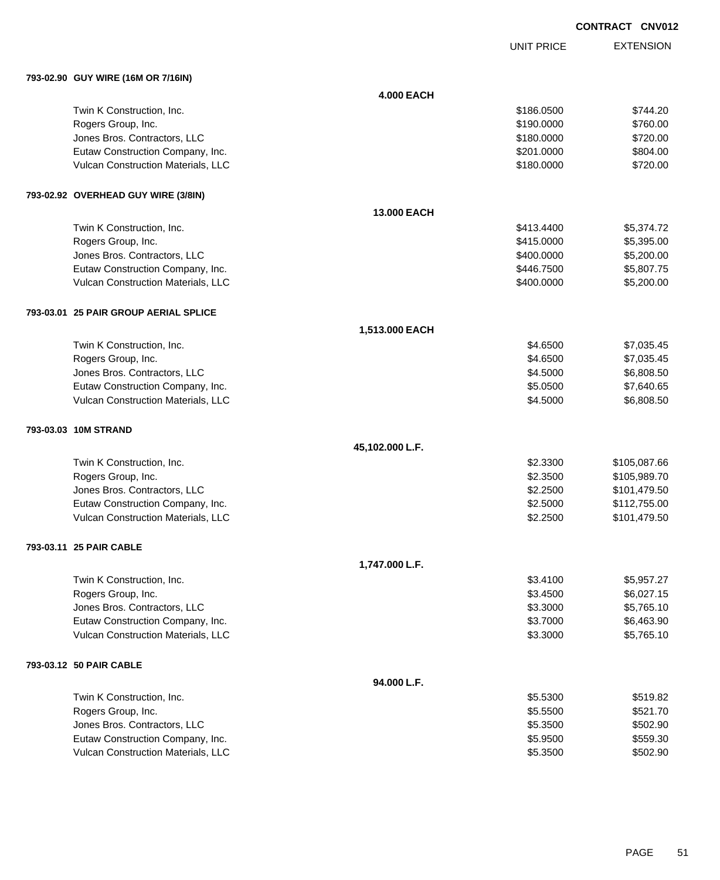**CONTRACT CNV012**

| | UNIT PRICE | EXTENSION |
|---|---|---|
| **793-02.90 GUY WIRE (16M OR 7/16IN)** | | |
| **4.000 EACH** | | |
| Twin K Construction, Inc. | $186.0500 | $744.20 |
| Rogers Group, Inc. | $190.0000 | $760.00 |
| Jones Bros. Contractors, LLC | $180.0000 | $720.00 |
| Eutaw Construction Company, Inc. | $201.0000 | $804.00 |
| Vulcan Construction Materials, LLC | $180.0000 | $720.00 |
| **793-02.92 OVERHEAD GUY WIRE (3/8IN)** | | |
| **13.000 EACH** | | |
| Twin K Construction, Inc. | $413.4400 | $5,374.72 |
| Rogers Group, Inc. | $415.0000 | $5,395.00 |
| Jones Bros. Contractors, LLC | $400.0000 | $5,200.00 |
| Eutaw Construction Company, Inc. | $446.7500 | $5,807.75 |
| Vulcan Construction Materials, LLC | $400.0000 | $5,200.00 |
| **793-03.01 25 PAIR GROUP AERIAL SPLICE** | | |
| **1,513.000 EACH** | | |
| Twin K Construction, Inc. | $4.6500 | $7,035.45 |
| Rogers Group, Inc. | $4.6500 | $7,035.45 |
| Jones Bros. Contractors, LLC | $4.5000 | $6,808.50 |
| Eutaw Construction Company, Inc. | $5.0500 | $7,640.65 |
| Vulcan Construction Materials, LLC | $4.5000 | $6,808.50 |
| **793-03.03 10M STRAND** | | |
| **45,102.000 L.F.** | | |
| Twin K Construction, Inc. | $2.3300 | $105,087.66 |
| Rogers Group, Inc. | $2.3500 | $105,989.70 |
| Jones Bros. Contractors, LLC | $2.2500 | $101,479.50 |
| Eutaw Construction Company, Inc. | $2.5000 | $112,755.00 |
| Vulcan Construction Materials, LLC | $2.2500 | $101,479.50 |
| **793-03.11 25 PAIR CABLE** | | |
| **1,747.000 L.F.** | | |
| Twin K Construction, Inc. | $3.4100 | $5,957.27 |
| Rogers Group, Inc. | $3.4500 | $6,027.15 |
| Jones Bros. Contractors, LLC | $3.3000 | $5,765.10 |
| Eutaw Construction Company, Inc. | $3.7000 | $6,463.90 |
| Vulcan Construction Materials, LLC | $3.3000 | $5,765.10 |
| **793-03.12 50 PAIR CABLE** | | |
| **94.000 L.F.** | | |
| Twin K Construction, Inc. | $5.5300 | $519.82 |
| Rogers Group, Inc. | $5.5500 | $521.70 |
| Jones Bros. Contractors, LLC | $5.3500 | $502.90 |
| Eutaw Construction Company, Inc. | $5.9500 | $559.30 |
| Vulcan Construction Materials, LLC | $5.3500 | $502.90 |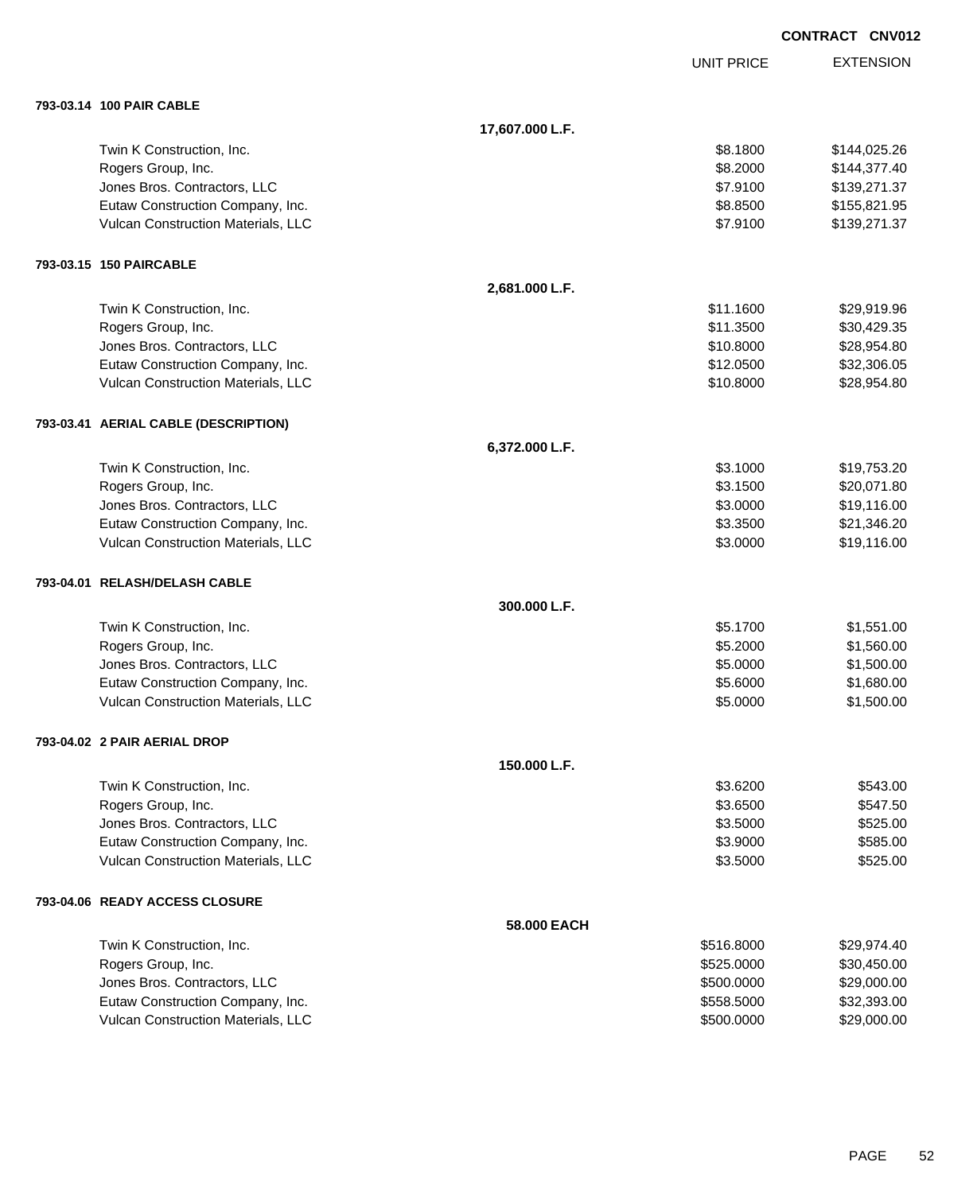**CONTRACT CNV012**

| | | UNIT PRICE | EXTENSION |
|---|---|---|---|
| **793-03.14 100 PAIR CABLE** | | | |
| | **17,607.000 L.F.** | | |
| Twin K Construction, Inc. | | $8.1800 | $144,025.26 |
| Rogers Group, Inc. | | $8.2000 | $144,377.40 |
| Jones Bros. Contractors, LLC | | $7.9100 | $139,271.37 |
| Eutaw Construction Company, Inc. | | $8.8500 | $155,821.95 |
| Vulcan Construction Materials, LLC | | $7.9100 | $139,271.37 |
| **793-03.15 150 PAIRCABLE** | | | |
| | **2,681.000 L.F.** | | |
| Twin K Construction, Inc. | | $11.1600 | $29,919.96 |
| Rogers Group, Inc. | | $11.3500 | $30,429.35 |
| Jones Bros. Contractors, LLC | | $10.8000 | $28,954.80 |
| Eutaw Construction Company, Inc. | | $12.0500 | $32,306.05 |
| Vulcan Construction Materials, LLC | | $10.8000 | $28,954.80 |
| **793-03.41 AERIAL CABLE (DESCRIPTION)** | | | |
| | **6,372.000 L.F.** | | |
| Twin K Construction, Inc. | | $3.1000 | $19,753.20 |
| Rogers Group, Inc. | | $3.1500 | $20,071.80 |
| Jones Bros. Contractors, LLC | | $3.0000 | $19,116.00 |
| Eutaw Construction Company, Inc. | | $3.3500 | $21,346.20 |
| Vulcan Construction Materials, LLC | | $3.0000 | $19,116.00 |
| **793-04.01 RELASH/DELASH CABLE** | | | |
| | **300.000 L.F.** | | |
| Twin K Construction, Inc. | | $5.1700 | $1,551.00 |
| Rogers Group, Inc. | | $5.2000 | $1,560.00 |
| Jones Bros. Contractors, LLC | | $5.0000 | $1,500.00 |
| Eutaw Construction Company, Inc. | | $5.6000 | $1,680.00 |
| Vulcan Construction Materials, LLC | | $5.0000 | $1,500.00 |
| **793-04.02 2 PAIR AERIAL DROP** | | | |
| | **150.000 L.F.** | | |
| Twin K Construction, Inc. | | $3.6200 | $543.00 |
| Rogers Group, Inc. | | $3.6500 | $547.50 |
| Jones Bros. Contractors, LLC | | $3.5000 | $525.00 |
| Eutaw Construction Company, Inc. | | $3.9000 | $585.00 |
| Vulcan Construction Materials, LLC | | $3.5000 | $525.00 |
| **793-04.06 READY ACCESS CLOSURE** | | | |
| | **58.000 EACH** | | |
| Twin K Construction, Inc. | | $516.8000 | $29,974.40 |
| Rogers Group, Inc. | | $525.0000 | $30,450.00 |
| Jones Bros. Contractors, LLC | | $500.0000 | $29,000.00 |
| Eutaw Construction Company, Inc. | | $558.5000 | $32,393.00 |
| Vulcan Construction Materials, LLC | | $500.0000 | $29,000.00 |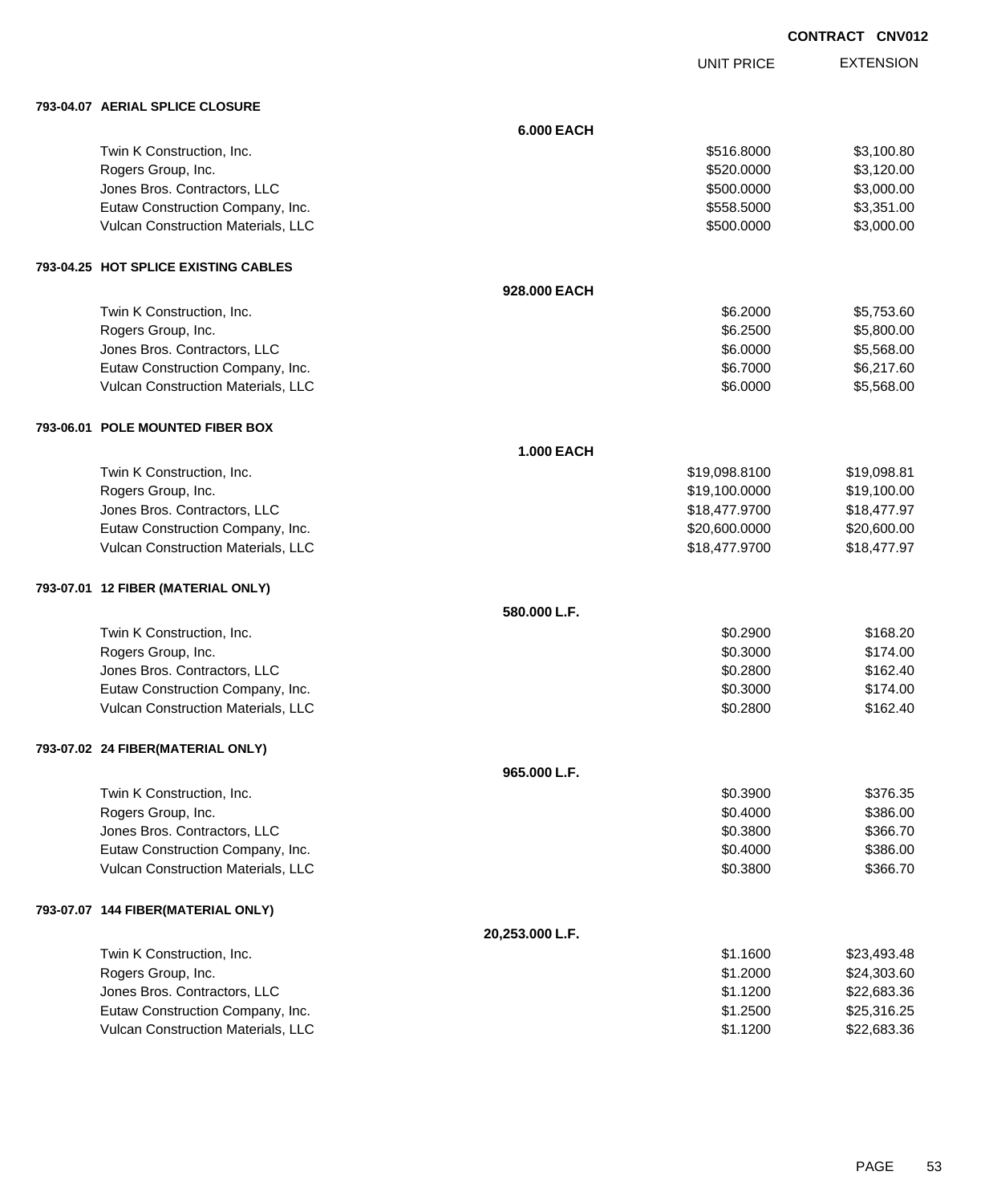**CONTRACT CNV012**

| | | UNIT PRICE | EXTENSION |
|---|---|---|---|
| **793-04.07 AERIAL SPLICE CLOSURE** | | | |
| | **6.000 EACH** | | |
| Twin K Construction, Inc. | | $516.8000 | $3,100.80 |
| Rogers Group, Inc. | | $520.0000 | $3,120.00 |
| Jones Bros. Contractors, LLC | | $500.0000 | $3,000.00 |
| Eutaw Construction Company, Inc. | | $558.5000 | $3,351.00 |
| Vulcan Construction Materials, LLC | | $500.0000 | $3,000.00 |
| **793-04.25 HOT SPLICE EXISTING CABLES** | | | |
| | **928.000 EACH** | | |
| Twin K Construction, Inc. | | $6.2000 | $5,753.60 |
| Rogers Group, Inc. | | $6.2500 | $5,800.00 |
| Jones Bros. Contractors, LLC | | $6.0000 | $5,568.00 |
| Eutaw Construction Company, Inc. | | $6.7000 | $6,217.60 |
| Vulcan Construction Materials, LLC | | $6.0000 | $5,568.00 |
| **793-06.01 POLE MOUNTED FIBER BOX** | | | |
| | **1.000 EACH** | | |
| Twin K Construction, Inc. | | $19,098.8100 | $19,098.81 |
| Rogers Group, Inc. | | $19,100.0000 | $19,100.00 |
| Jones Bros. Contractors, LLC | | $18,477.9700 | $18,477.97 |
| Eutaw Construction Company, Inc. | | $20,600.0000 | $20,600.00 |
| Vulcan Construction Materials, LLC | | $18,477.9700 | $18,477.97 |
| **793-07.01 12 FIBER (MATERIAL ONLY)** | | | |
| | **580.000 L.F.** | | |
| Twin K Construction, Inc. | | $0.2900 | $168.20 |
| Rogers Group, Inc. | | $0.3000 | $174.00 |
| Jones Bros. Contractors, LLC | | $0.2800 | $162.40 |
| Eutaw Construction Company, Inc. | | $0.3000 | $174.00 |
| Vulcan Construction Materials, LLC | | $0.2800 | $162.40 |
| **793-07.02 24 FIBER(MATERIAL ONLY)** | | | |
| | **965.000 L.F.** | | |
| Twin K Construction, Inc. | | $0.3900 | $376.35 |
| Rogers Group, Inc. | | $0.4000 | $386.00 |
| Jones Bros. Contractors, LLC | | $0.3800 | $366.70 |
| Eutaw Construction Company, Inc. | | $0.4000 | $386.00 |
| Vulcan Construction Materials, LLC | | $0.3800 | $366.70 |
| **793-07.07 144 FIBER(MATERIAL ONLY)** | | | |
| | **20,253.000 L.F.** | | |
| Twin K Construction, Inc. | | $1.1600 | $23,493.48 |
| Rogers Group, Inc. | | $1.2000 | $24,303.60 |
| Jones Bros. Contractors, LLC | | $1.1200 | $22,683.36 |
| Eutaw Construction Company, Inc. | | $1.2500 | $25,316.25 |
| Vulcan Construction Materials, LLC | | $1.1200 | $22,683.36 |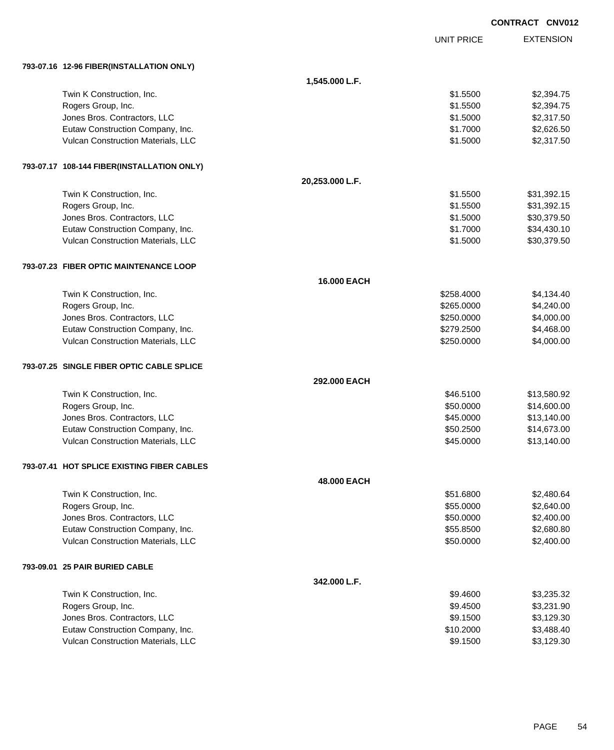CONTRACT CNV012

| | | UNIT PRICE | EXTENSION |
|---|---|---|---|
| **793-07.16 12-96 FIBER(INSTALLATION ONLY)** | | | |
| | **1,545.000 L.F.** | | |
| Twin K Construction, Inc. | | $1.5500 | $2,394.75 |
| Rogers Group, Inc. | | $1.5500 | $2,394.75 |
| Jones Bros. Contractors, LLC | | $1.5000 | $2,317.50 |
| Eutaw Construction Company, Inc. | | $1.7000 | $2,626.50 |
| Vulcan Construction Materials, LLC | | $1.5000 | $2,317.50 |
| **793-07.17 108-144 FIBER(INSTALLATION ONLY)** | | | |
| | **20,253.000 L.F.** | | |
| Twin K Construction, Inc. | | $1.5500 | $31,392.15 |
| Rogers Group, Inc. | | $1.5500 | $31,392.15 |
| Jones Bros. Contractors, LLC | | $1.5000 | $30,379.50 |
| Eutaw Construction Company, Inc. | | $1.7000 | $34,430.10 |
| Vulcan Construction Materials, LLC | | $1.5000 | $30,379.50 |
| **793-07.23 FIBER OPTIC MAINTENANCE LOOP** | | | |
| | **16.000 EACH** | | |
| Twin K Construction, Inc. | | $258.4000 | $4,134.40 |
| Rogers Group, Inc. | | $265.0000 | $4,240.00 |
| Jones Bros. Contractors, LLC | | $250.0000 | $4,000.00 |
| Eutaw Construction Company, Inc. | | $279.2500 | $4,468.00 |
| Vulcan Construction Materials, LLC | | $250.0000 | $4,000.00 |
| **793-07.25 SINGLE FIBER OPTIC CABLE SPLICE** | | | |
| | **292.000 EACH** | | |
| Twin K Construction, Inc. | | $46.5100 | $13,580.92 |
| Rogers Group, Inc. | | $50.0000 | $14,600.00 |
| Jones Bros. Contractors, LLC | | $45.0000 | $13,140.00 |
| Eutaw Construction Company, Inc. | | $50.2500 | $14,673.00 |
| Vulcan Construction Materials, LLC | | $45.0000 | $13,140.00 |
| **793-07.41 HOT SPLICE EXISTING FIBER CABLES** | | | |
| | **48.000 EACH** | | |
| Twin K Construction, Inc. | | $51.6800 | $2,480.64 |
| Rogers Group, Inc. | | $55.0000 | $2,640.00 |
| Jones Bros. Contractors, LLC | | $50.0000 | $2,400.00 |
| Eutaw Construction Company, Inc. | | $55.8500 | $2,680.80 |
| Vulcan Construction Materials, LLC | | $50.0000 | $2,400.00 |
| **793-09.01 25 PAIR BURIED CABLE** | | | |
| | **342.000 L.F.** | | |
| Twin K Construction, Inc. | | $9.4600 | $3,235.32 |
| Rogers Group, Inc. | | $9.4500 | $3,231.90 |
| Jones Bros. Contractors, LLC | | $9.1500 | $3,129.30 |
| Eutaw Construction Company, Inc. | | $10.2000 | $3,488.40 |
| Vulcan Construction Materials, LLC | | $9.1500 | $3,129.30 |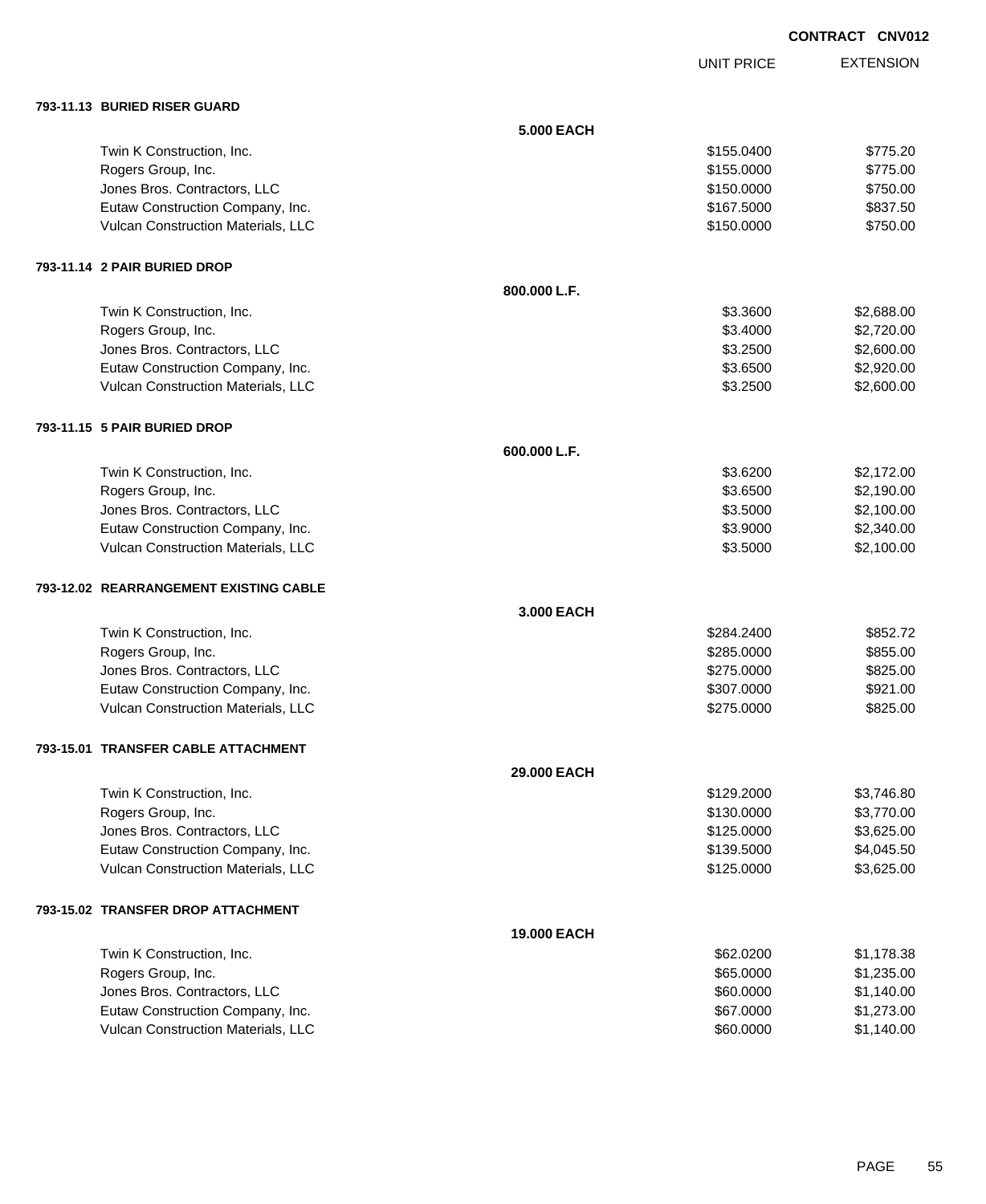**CONTRACT CNV012**

| | | UNIT PRICE | EXTENSION |
|---|---|---|---|
| **793-11.13 BURIED RISER GUARD** | | | |
| | **5.000 EACH** | | |
| Twin K Construction, Inc. | | $155.0400 | $775.20 |
| Rogers Group, Inc. | | $155.0000 | $775.00 |
| Jones Bros. Contractors, LLC | | $150.0000 | $750.00 |
| Eutaw Construction Company, Inc. | | $167.5000 | $837.50 |
| Vulcan Construction Materials, LLC | | $150.0000 | $750.00 |
| **793-11.14 2 PAIR BURIED DROP** | | | |
| | **800.000 L.F.** | | |
| Twin K Construction, Inc. | | $3.3600 | $2,688.00 |
| Rogers Group, Inc. | | $3.4000 | $2,720.00 |
| Jones Bros. Contractors, LLC | | $3.2500 | $2,600.00 |
| Eutaw Construction Company, Inc. | | $3.6500 | $2,920.00 |
| Vulcan Construction Materials, LLC | | $3.2500 | $2,600.00 |
| **793-11.15 5 PAIR BURIED DROP** | | | |
| | **600.000 L.F.** | | |
| Twin K Construction, Inc. | | $3.6200 | $2,172.00 |
| Rogers Group, Inc. | | $3.6500 | $2,190.00 |
| Jones Bros. Contractors, LLC | | $3.5000 | $2,100.00 |
| Eutaw Construction Company, Inc. | | $3.9000 | $2,340.00 |
| Vulcan Construction Materials, LLC | | $3.5000 | $2,100.00 |
| **793-12.02 REARRANGEMENT EXISTING CABLE** | | | |
| | **3.000 EACH** | | |
| Twin K Construction, Inc. | | $284.2400 | $852.72 |
| Rogers Group, Inc. | | $285.0000 | $855.00 |
| Jones Bros. Contractors, LLC | | $275.0000 | $825.00 |
| Eutaw Construction Company, Inc. | | $307.0000 | $921.00 |
| Vulcan Construction Materials, LLC | | $275.0000 | $825.00 |
| **793-15.01 TRANSFER CABLE ATTACHMENT** | | | |
| | **29.000 EACH** | | |
| Twin K Construction, Inc. | | $129.2000 | $3,746.80 |
| Rogers Group, Inc. | | $130.0000 | $3,770.00 |
| Jones Bros. Contractors, LLC | | $125.0000 | $3,625.00 |
| Eutaw Construction Company, Inc. | | $139.5000 | $4,045.50 |
| Vulcan Construction Materials, LLC | | $125.0000 | $3,625.00 |
| **793-15.02 TRANSFER DROP ATTACHMENT** | | | |
| | **19.000 EACH** | | |
| Twin K Construction, Inc. | | $62.0200 | $1,178.38 |
| Rogers Group, Inc. | | $65.0000 | $1,235.00 |
| Jones Bros. Contractors, LLC | | $60.0000 | $1,140.00 |
| Eutaw Construction Company, Inc. | | $67.0000 | $1,273.00 |
| Vulcan Construction Materials, LLC | | $60.0000 | $1,140.00 |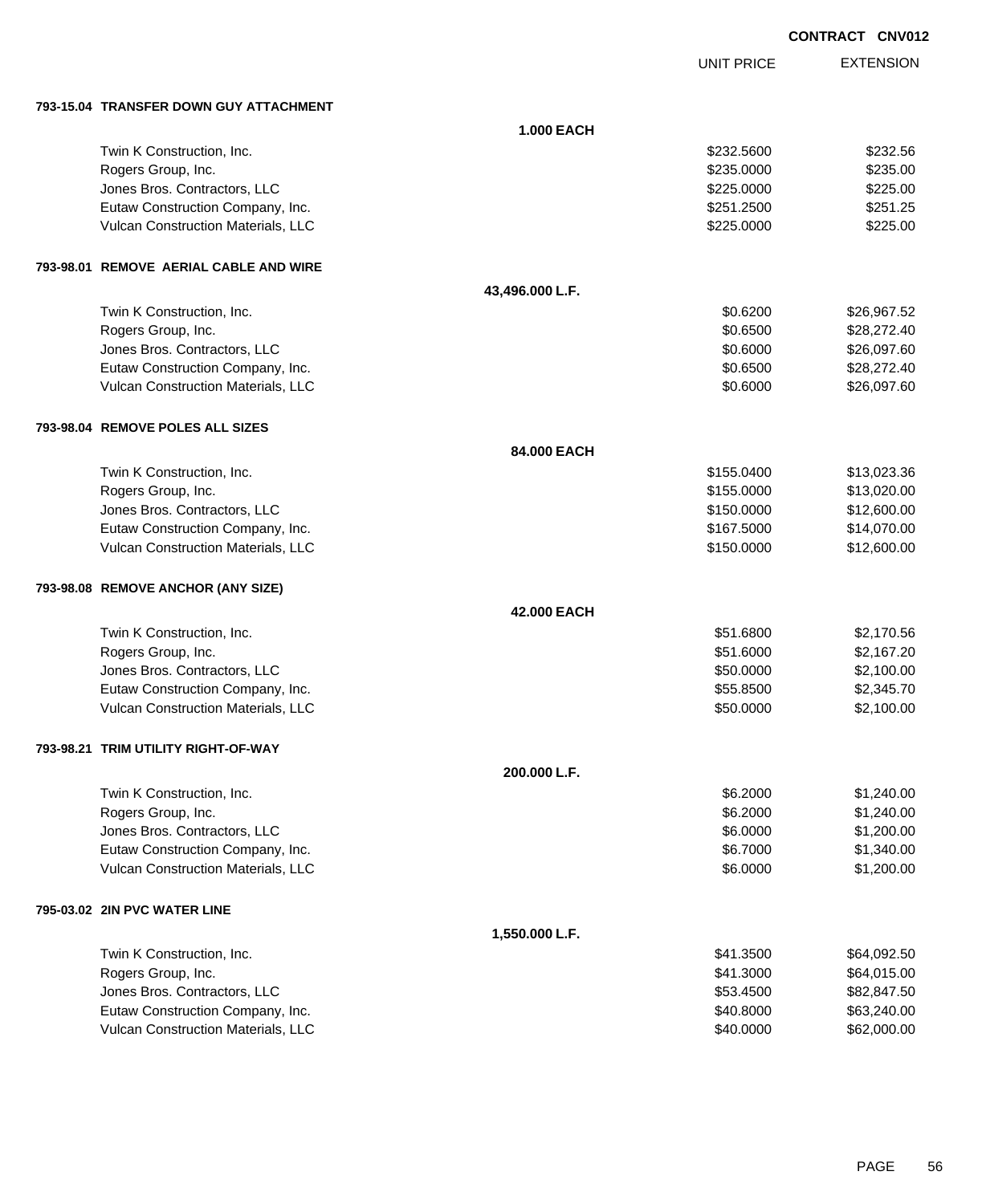**CONTRACT CNV012**

| | | UNIT PRICE | EXTENSION |
|---|---|---|---|
| **793-15.04 TRANSFER DOWN GUY ATTACHMENT** | | | |
| | **1.000 EACH** | | |
| Twin K Construction, Inc. | | $232.5600 | $232.56 |
| Rogers Group, Inc. | | $235.0000 | $235.00 |
| Jones Bros. Contractors, LLC | | $225.0000 | $225.00 |
| Eutaw Construction Company, Inc. | | $251.2500 | $251.25 |
| Vulcan Construction Materials, LLC | | $225.0000 | $225.00 |
| **793-98.01 REMOVE AERIAL CABLE AND WIRE** | | | |
| | **43,496.000 L.F.** | | |
| Twin K Construction, Inc. | | $0.6200 | $26,967.52 |
| Rogers Group, Inc. | | $0.6500 | $28,272.40 |
| Jones Bros. Contractors, LLC | | $0.6000 | $26,097.60 |
| Eutaw Construction Company, Inc. | | $0.6500 | $28,272.40 |
| Vulcan Construction Materials, LLC | | $0.6000 | $26,097.60 |
| **793-98.04 REMOVE POLES ALL SIZES** | | | |
| | **84.000 EACH** | | |
| Twin K Construction, Inc. | | $155.0400 | $13,023.36 |
| Rogers Group, Inc. | | $155.0000 | $13,020.00 |
| Jones Bros. Contractors, LLC | | $150.0000 | $12,600.00 |
| Eutaw Construction Company, Inc. | | $167.5000 | $14,070.00 |
| Vulcan Construction Materials, LLC | | $150.0000 | $12,600.00 |
| **793-98.08 REMOVE ANCHOR (ANY SIZE)** | | | |
| | **42.000 EACH** | | |
| Twin K Construction, Inc. | | $51.6800 | $2,170.56 |
| Rogers Group, Inc. | | $51.6000 | $2,167.20 |
| Jones Bros. Contractors, LLC | | $50.0000 | $2,100.00 |
| Eutaw Construction Company, Inc. | | $55.8500 | $2,345.70 |
| Vulcan Construction Materials, LLC | | $50.0000 | $2,100.00 |
| **793-98.21 TRIM UTILITY RIGHT-OF-WAY** | | | |
| | **200.000 L.F.** | | |
| Twin K Construction, Inc. | | $6.2000 | $1,240.00 |
| Rogers Group, Inc. | | $6.2000 | $1,240.00 |
| Jones Bros. Contractors, LLC | | $6.0000 | $1,200.00 |
| Eutaw Construction Company, Inc. | | $6.7000 | $1,340.00 |
| Vulcan Construction Materials, LLC | | $6.0000 | $1,200.00 |
| **795-03.02 2IN PVC WATER LINE** | | | |
| | **1,550.000 L.F.** | | |
| Twin K Construction, Inc. | | $41.3500 | $64,092.50 |
| Rogers Group, Inc. | | $41.3000 | $64,015.00 |
| Jones Bros. Contractors, LLC | | $53.4500 | $82,847.50 |
| Eutaw Construction Company, Inc. | | $40.8000 | $63,240.00 |
| Vulcan Construction Materials, LLC | | $40.0000 | $62,000.00 |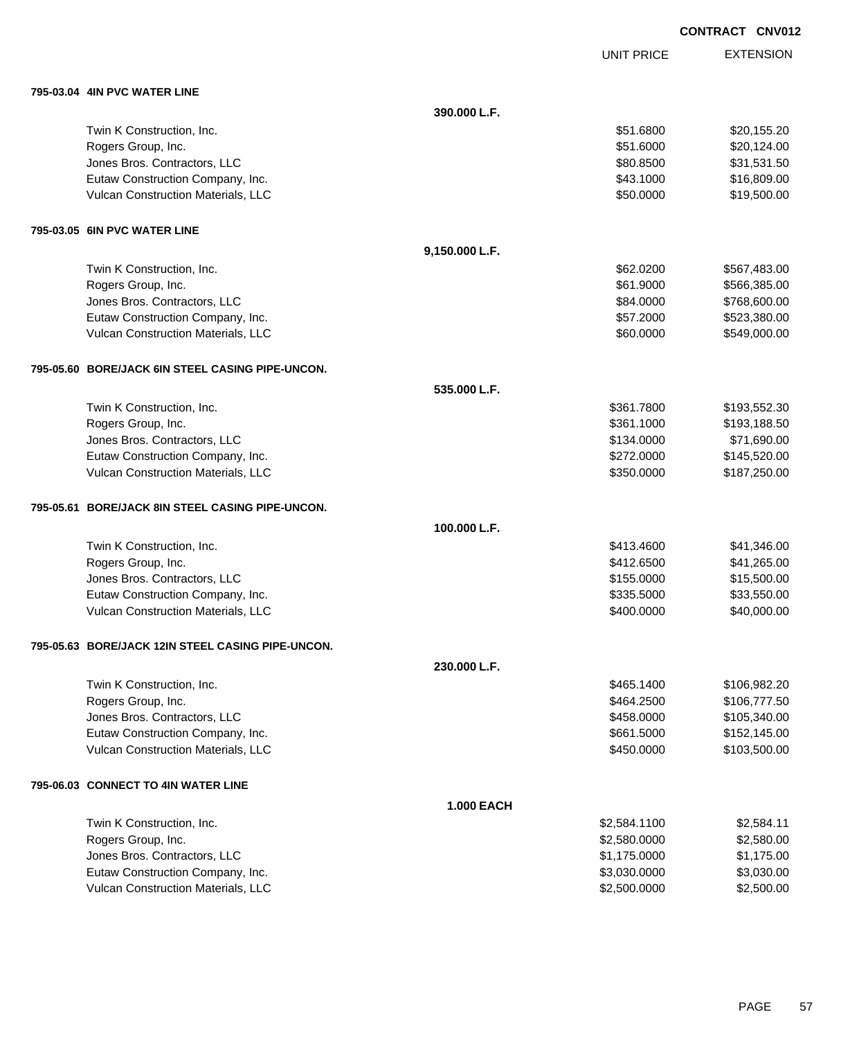**CONTRACT CNV012**

| | | UNIT PRICE | EXTENSION |
|---|---|---|---|
| **795-03.04 4IN PVC WATER LINE** | | | |
| | **390.000 L.F.** | | |
| Twin K Construction, Inc. | | $51.6800 | $20,155.20 |
| Rogers Group, Inc. | | $51.6000 | $20,124.00 |
| Jones Bros. Contractors, LLC | | $80.8500 | $31,531.50 |
| Eutaw Construction Company, Inc. | | $43.1000 | $16,809.00 |
| Vulcan Construction Materials, LLC | | $50.0000 | $19,500.00 |
| **795-03.05 6IN PVC WATER LINE** | | | |
| | **9,150.000 L.F.** | | |
| Twin K Construction, Inc. | | $62.0200 | $567,483.00 |
| Rogers Group, Inc. | | $61.9000 | $566,385.00 |
| Jones Bros. Contractors, LLC | | $84.0000 | $768,600.00 |
| Eutaw Construction Company, Inc. | | $57.2000 | $523,380.00 |
| Vulcan Construction Materials, LLC | | $60.0000 | $549,000.00 |
| **795-05.60 BORE/JACK 6IN STEEL CASING PIPE-UNCON.** | | | |
| | **535.000 L.F.** | | |
| Twin K Construction, Inc. | | $361.7800 | $193,552.30 |
| Rogers Group, Inc. | | $361.1000 | $193,188.50 |
| Jones Bros. Contractors, LLC | | $134.0000 | $71,690.00 |
| Eutaw Construction Company, Inc. | | $272.0000 | $145,520.00 |
| Vulcan Construction Materials, LLC | | $350.0000 | $187,250.00 |
| **795-05.61 BORE/JACK 8IN STEEL CASING PIPE-UNCON.** | | | |
| | **100.000 L.F.** | | |
| Twin K Construction, Inc. | | $413.4600 | $41,346.00 |
| Rogers Group, Inc. | | $412.6500 | $41,265.00 |
| Jones Bros. Contractors, LLC | | $155.0000 | $15,500.00 |
| Eutaw Construction Company, Inc. | | $335.5000 | $33,550.00 |
| Vulcan Construction Materials, LLC | | $400.0000 | $40,000.00 |
| **795-05.63 BORE/JACK 12IN STEEL CASING PIPE-UNCON.** | | | |
| | **230.000 L.F.** | | |
| Twin K Construction, Inc. | | $465.1400 | $106,982.20 |
| Rogers Group, Inc. | | $464.2500 | $106,777.50 |
| Jones Bros. Contractors, LLC | | $458.0000 | $105,340.00 |
| Eutaw Construction Company, Inc. | | $661.5000 | $152,145.00 |
| Vulcan Construction Materials, LLC | | $450.0000 | $103,500.00 |
| **795-06.03 CONNECT TO 4IN WATER LINE** | | | |
| | **1.000 EACH** | | |
| Twin K Construction, Inc. | | $2,584.1100 | $2,584.11 |
| Rogers Group, Inc. | | $2,580.0000 | $2,580.00 |
| Jones Bros. Contractors, LLC | | $1,175.0000 | $1,175.00 |
| Eutaw Construction Company, Inc. | | $3,030.0000 | $3,030.00 |
| Vulcan Construction Materials, LLC | | $2,500.0000 | $2,500.00 |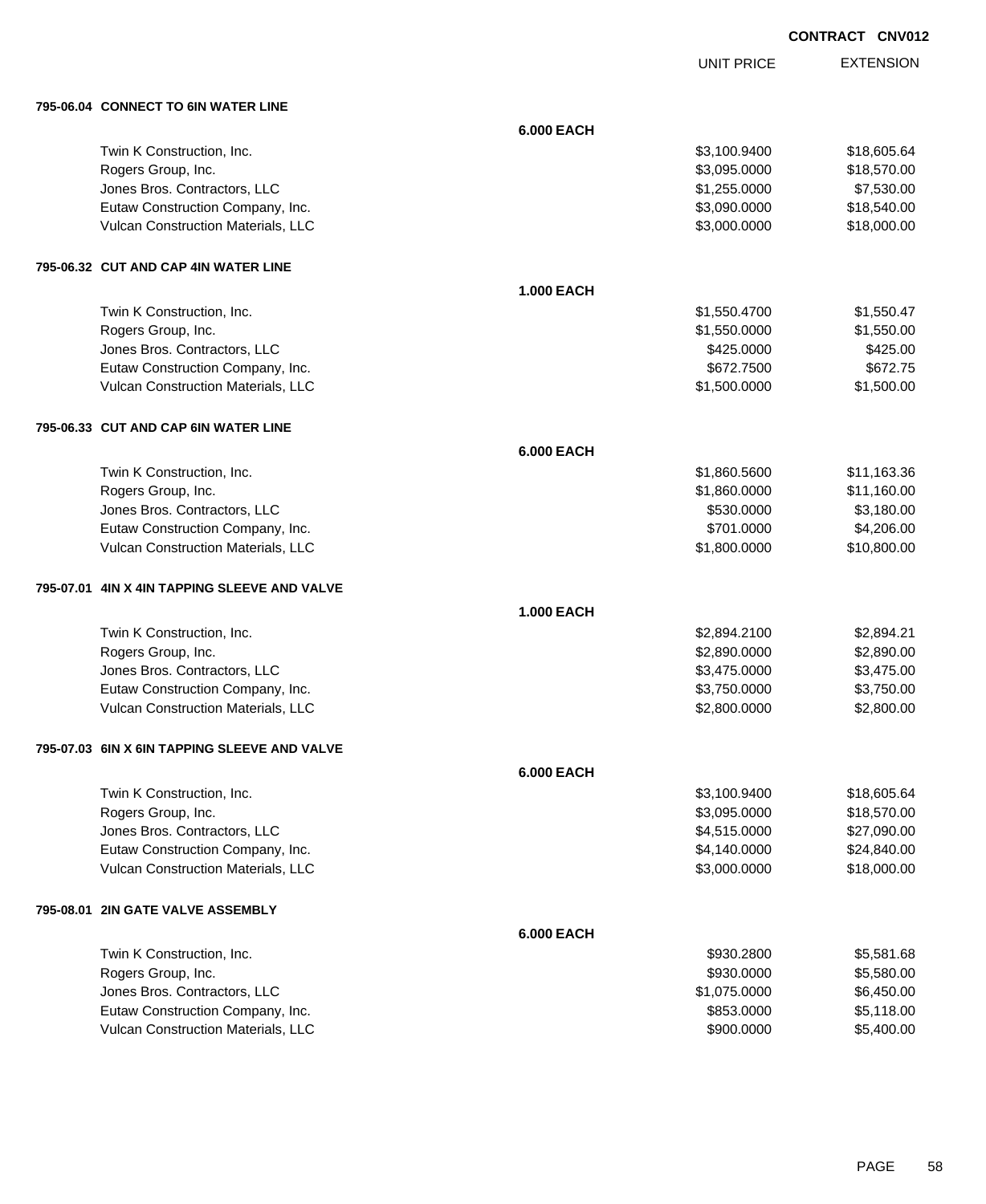**CONTRACT CNV012**

| | | UNIT PRICE | EXTENSION |
|---|---|---|---|
| **795-06.04 CONNECT TO 6IN WATER LINE** | | | |
| | **6.000 EACH** | | |
| Twin K Construction, Inc. | | $3,100.9400 | $18,605.64 |
| Rogers Group, Inc. | | $3,095.0000 | $18,570.00 |
| Jones Bros. Contractors, LLC | | $1,255.0000 | $7,530.00 |
| Eutaw Construction Company, Inc. | | $3,090.0000 | $18,540.00 |
| Vulcan Construction Materials, LLC | | $3,000.0000 | $18,000.00 |
| **795-06.32 CUT AND CAP 4IN WATER LINE** | | | |
| | **1.000 EACH** | | |
| Twin K Construction, Inc. | | $1,550.4700 | $1,550.47 |
| Rogers Group, Inc. | | $1,550.0000 | $1,550.00 |
| Jones Bros. Contractors, LLC | | $425.0000 | $425.00 |
| Eutaw Construction Company, Inc. | | $672.7500 | $672.75 |
| Vulcan Construction Materials, LLC | | $1,500.0000 | $1,500.00 |
| **795-06.33 CUT AND CAP 6IN WATER LINE** | | | |
| | **6.000 EACH** | | |
| Twin K Construction, Inc. | | $1,860.5600 | $11,163.36 |
| Rogers Group, Inc. | | $1,860.0000 | $11,160.00 |
| Jones Bros. Contractors, LLC | | $530.0000 | $3,180.00 |
| Eutaw Construction Company, Inc. | | $701.0000 | $4,206.00 |
| Vulcan Construction Materials, LLC | | $1,800.0000 | $10,800.00 |
| **795-07.01 4IN X 4IN TAPPING SLEEVE AND VALVE** | | | |
| | **1.000 EACH** | | |
| Twin K Construction, Inc. | | $2,894.2100 | $2,894.21 |
| Rogers Group, Inc. | | $2,890.0000 | $2,890.00 |
| Jones Bros. Contractors, LLC | | $3,475.0000 | $3,475.00 |
| Eutaw Construction Company, Inc. | | $3,750.0000 | $3,750.00 |
| Vulcan Construction Materials, LLC | | $2,800.0000 | $2,800.00 |
| **795-07.03 6IN X 6IN TAPPING SLEEVE AND VALVE** | | | |
| | **6.000 EACH** | | |
| Twin K Construction, Inc. | | $3,100.9400 | $18,605.64 |
| Rogers Group, Inc. | | $3,095.0000 | $18,570.00 |
| Jones Bros. Contractors, LLC | | $4,515.0000 | $27,090.00 |
| Eutaw Construction Company, Inc. | | $4,140.0000 | $24,840.00 |
| Vulcan Construction Materials, LLC | | $3,000.0000 | $18,000.00 |
| **795-08.01 2IN GATE VALVE ASSEMBLY** | | | |
| | **6.000 EACH** | | |
| Twin K Construction, Inc. | | $930.2800 | $5,581.68 |
| Rogers Group, Inc. | | $930.0000 | $5,580.00 |
| Jones Bros. Contractors, LLC | | $1,075.0000 | $6,450.00 |
| Eutaw Construction Company, Inc. | | $853.0000 | $5,118.00 |
| Vulcan Construction Materials, LLC | | $900.0000 | $5,400.00 |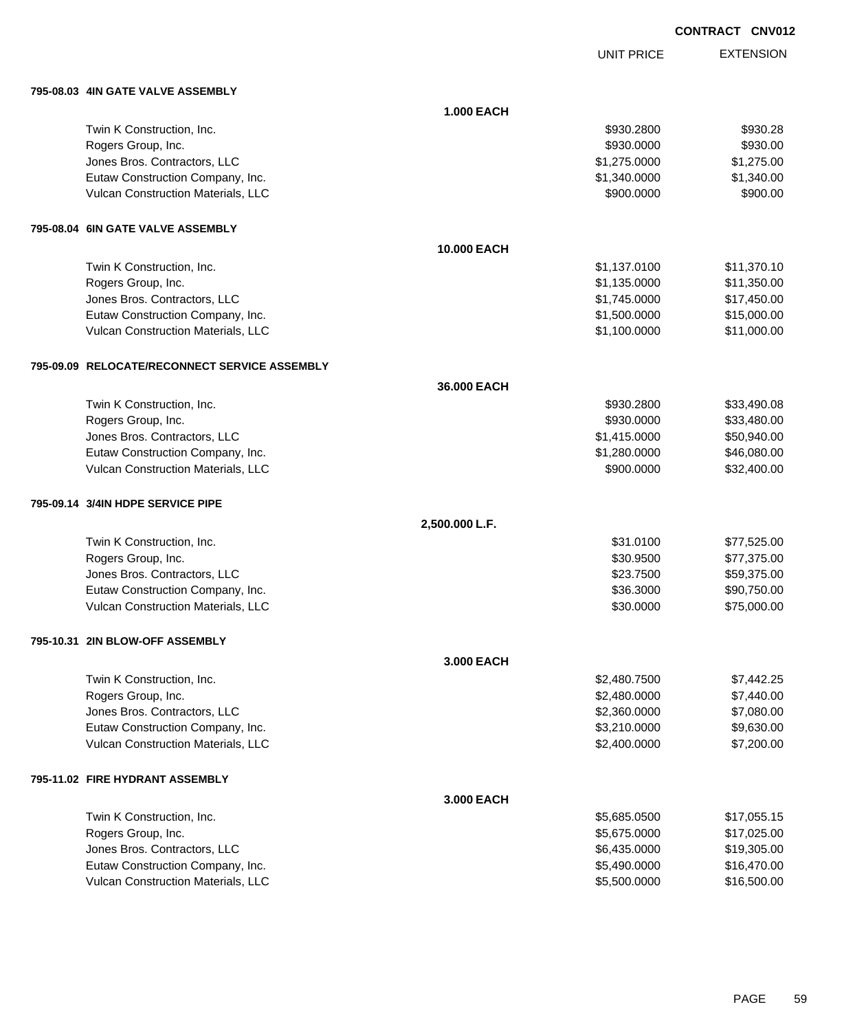**CONTRACT CNV012**

| | UNIT PRICE | EXTENSION |
|---|---|---|

**795-08.03 4IN GATE VALVE ASSEMBLY**

**1.000 EACH**

| Bidder | UNIT PRICE | EXTENSION |
|---|---|---|
| Twin K Construction, Inc. | $930.2800 | $930.28 |
| Rogers Group, Inc. | $930.0000 | $930.00 |
| Jones Bros. Contractors, LLC | $1,275.0000 | $1,275.00 |
| Eutaw Construction Company, Inc. | $1,340.0000 | $1,340.00 |
| Vulcan Construction Materials, LLC | $900.0000 | $900.00 |

**795-08.04 6IN GATE VALVE ASSEMBLY**

**10.000 EACH**

| Bidder | UNIT PRICE | EXTENSION |
|---|---|---|
| Twin K Construction, Inc. | $1,137.0100 | $11,370.10 |
| Rogers Group, Inc. | $1,135.0000 | $11,350.00 |
| Jones Bros. Contractors, LLC | $1,745.0000 | $17,450.00 |
| Eutaw Construction Company, Inc. | $1,500.0000 | $15,000.00 |
| Vulcan Construction Materials, LLC | $1,100.0000 | $11,000.00 |

**795-09.09 RELOCATE/RECONNECT SERVICE ASSEMBLY**

**36.000 EACH**

| Bidder | UNIT PRICE | EXTENSION |
|---|---|---|
| Twin K Construction, Inc. | $930.2800 | $33,490.08 |
| Rogers Group, Inc. | $930.0000 | $33,480.00 |
| Jones Bros. Contractors, LLC | $1,415.0000 | $50,940.00 |
| Eutaw Construction Company, Inc. | $1,280.0000 | $46,080.00 |
| Vulcan Construction Materials, LLC | $900.0000 | $32,400.00 |

**795-09.14 3/4IN HDPE SERVICE PIPE**

**2,500.000 L.F.**

| Bidder | UNIT PRICE | EXTENSION |
|---|---|---|
| Twin K Construction, Inc. | $31.0100 | $77,525.00 |
| Rogers Group, Inc. | $30.9500 | $77,375.00 |
| Jones Bros. Contractors, LLC | $23.7500 | $59,375.00 |
| Eutaw Construction Company, Inc. | $36.3000 | $90,750.00 |
| Vulcan Construction Materials, LLC | $30.0000 | $75,000.00 |

**795-10.31 2IN BLOW-OFF ASSEMBLY**

**3.000 EACH**

| Bidder | UNIT PRICE | EXTENSION |
|---|---|---|
| Twin K Construction, Inc. | $2,480.7500 | $7,442.25 |
| Rogers Group, Inc. | $2,480.0000 | $7,440.00 |
| Jones Bros. Contractors, LLC | $2,360.0000 | $7,080.00 |
| Eutaw Construction Company, Inc. | $3,210.0000 | $9,630.00 |
| Vulcan Construction Materials, LLC | $2,400.0000 | $7,200.00 |

**795-11.02 FIRE HYDRANT ASSEMBLY**

**3.000 EACH**

| Bidder | UNIT PRICE | EXTENSION |
|---|---|---|
| Twin K Construction, Inc. | $5,685.0500 | $17,055.15 |
| Rogers Group, Inc. | $5,675.0000 | $17,025.00 |
| Jones Bros. Contractors, LLC | $6,435.0000 | $19,305.00 |
| Eutaw Construction Company, Inc. | $5,490.0000 | $16,470.00 |
| Vulcan Construction Materials, LLC | $5,500.0000 | $16,500.00 |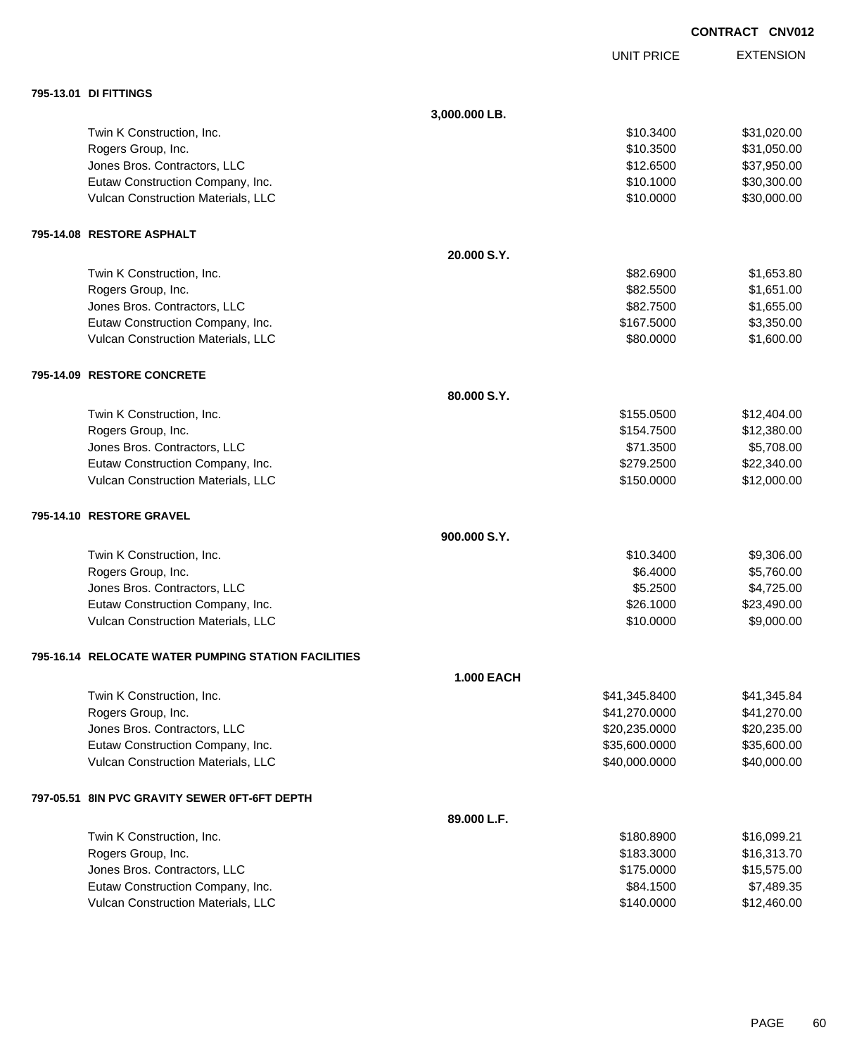**CONTRACT CNV012**

| | | UNIT PRICE | EXTENSION |
|---|---|---|---|
| **795-13.01 DI FITTINGS** | | | |
| | **3,000.000 LB.** | | |
| Twin K Construction, Inc. | | $10.3400 | $31,020.00 |
| Rogers Group, Inc. | | $10.3500 | $31,050.00 |
| Jones Bros. Contractors, LLC | | $12.6500 | $37,950.00 |
| Eutaw Construction Company, Inc. | | $10.1000 | $30,300.00 |
| Vulcan Construction Materials, LLC | | $10.0000 | $30,000.00 |
| **795-14.08 RESTORE ASPHALT** | | | |
| | **20.000 S.Y.** | | |
| Twin K Construction, Inc. | | $82.6900 | $1,653.80 |
| Rogers Group, Inc. | | $82.5500 | $1,651.00 |
| Jones Bros. Contractors, LLC | | $82.7500 | $1,655.00 |
| Eutaw Construction Company, Inc. | | $167.5000 | $3,350.00 |
| Vulcan Construction Materials, LLC | | $80.0000 | $1,600.00 |
| **795-14.09 RESTORE CONCRETE** | | | |
| | **80.000 S.Y.** | | |
| Twin K Construction, Inc. | | $155.0500 | $12,404.00 |
| Rogers Group, Inc. | | $154.7500 | $12,380.00 |
| Jones Bros. Contractors, LLC | | $71.3500 | $5,708.00 |
| Eutaw Construction Company, Inc. | | $279.2500 | $22,340.00 |
| Vulcan Construction Materials, LLC | | $150.0000 | $12,000.00 |
| **795-14.10 RESTORE GRAVEL** | | | |
| | **900.000 S.Y.** | | |
| Twin K Construction, Inc. | | $10.3400 | $9,306.00 |
| Rogers Group, Inc. | | $6.4000 | $5,760.00 |
| Jones Bros. Contractors, LLC | | $5.2500 | $4,725.00 |
| Eutaw Construction Company, Inc. | | $26.1000 | $23,490.00 |
| Vulcan Construction Materials, LLC | | $10.0000 | $9,000.00 |
| **795-16.14 RELOCATE WATER PUMPING STATION FACILITIES** | | | |
| | **1.000 EACH** | | |
| Twin K Construction, Inc. | | $41,345.8400 | $41,345.84 |
| Rogers Group, Inc. | | $41,270.0000 | $41,270.00 |
| Jones Bros. Contractors, LLC | | $20,235.0000 | $20,235.00 |
| Eutaw Construction Company, Inc. | | $35,600.0000 | $35,600.00 |
| Vulcan Construction Materials, LLC | | $40,000.0000 | $40,000.00 |
| **797-05.51 8IN PVC GRAVITY SEWER 0FT-6FT DEPTH** | | | |
| | **89.000 L.F.** | | |
| Twin K Construction, Inc. | | $180.8900 | $16,099.21 |
| Rogers Group, Inc. | | $183.3000 | $16,313.70 |
| Jones Bros. Contractors, LLC | | $175.0000 | $15,575.00 |
| Eutaw Construction Company, Inc. | | $84.1500 | $7,489.35 |
| Vulcan Construction Materials, LLC | | $140.0000 | $12,460.00 |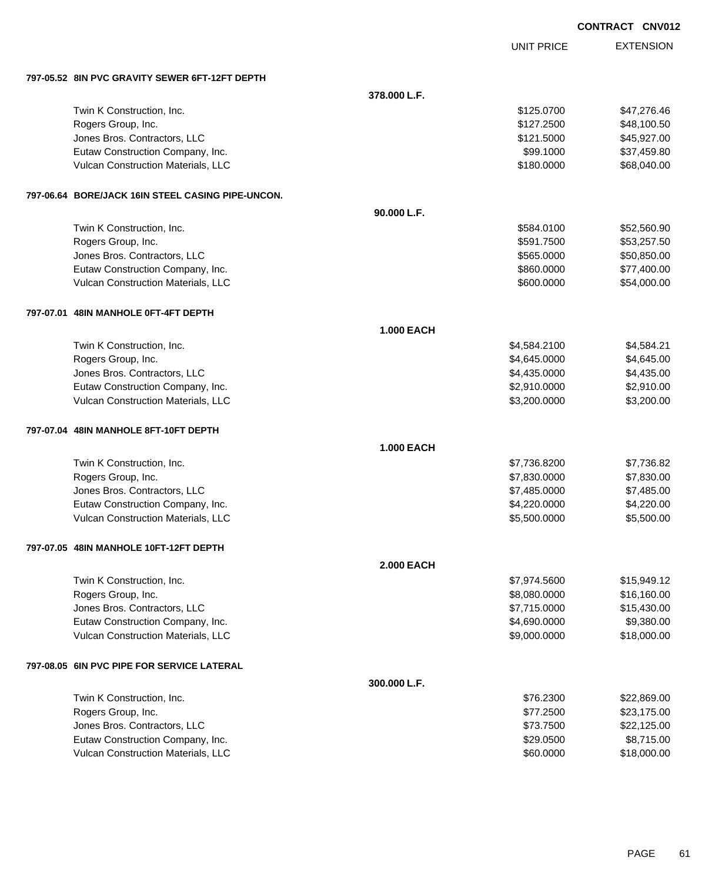**CONTRACT CNV012**

| | | UNIT PRICE | EXTENSION |
|---|---|---|---|
| **797-05.52 8IN PVC GRAVITY SEWER 6FT-12FT DEPTH** | | | |
| | **378.000 L.F.** | | |
| Twin K Construction, Inc. | | $125.0700 | $47,276.46 |
| Rogers Group, Inc. | | $127.2500 | $48,100.50 |
| Jones Bros. Contractors, LLC | | $121.5000 | $45,927.00 |
| Eutaw Construction Company, Inc. | | $99.1000 | $37,459.80 |
| Vulcan Construction Materials, LLC | | $180.0000 | $68,040.00 |
| **797-06.64 BORE/JACK 16IN STEEL CASING PIPE-UNCON.** | | | |
| | **90.000 L.F.** | | |
| Twin K Construction, Inc. | | $584.0100 | $52,560.90 |
| Rogers Group, Inc. | | $591.7500 | $53,257.50 |
| Jones Bros. Contractors, LLC | | $565.0000 | $50,850.00 |
| Eutaw Construction Company, Inc. | | $860.0000 | $77,400.00 |
| Vulcan Construction Materials, LLC | | $600.0000 | $54,000.00 |
| **797-07.01 48IN MANHOLE 0FT-4FT DEPTH** | | | |
| | **1.000 EACH** | | |
| Twin K Construction, Inc. | | $4,584.2100 | $4,584.21 |
| Rogers Group, Inc. | | $4,645.0000 | $4,645.00 |
| Jones Bros. Contractors, LLC | | $4,435.0000 | $4,435.00 |
| Eutaw Construction Company, Inc. | | $2,910.0000 | $2,910.00 |
| Vulcan Construction Materials, LLC | | $3,200.0000 | $3,200.00 |
| **797-07.04 48IN MANHOLE 8FT-10FT DEPTH** | | | |
| | **1.000 EACH** | | |
| Twin K Construction, Inc. | | $7,736.8200 | $7,736.82 |
| Rogers Group, Inc. | | $7,830.0000 | $7,830.00 |
| Jones Bros. Contractors, LLC | | $7,485.0000 | $7,485.00 |
| Eutaw Construction Company, Inc. | | $4,220.0000 | $4,220.00 |
| Vulcan Construction Materials, LLC | | $5,500.0000 | $5,500.00 |
| **797-07.05 48IN MANHOLE 10FT-12FT DEPTH** | | | |
| | **2.000 EACH** | | |
| Twin K Construction, Inc. | | $7,974.5600 | $15,949.12 |
| Rogers Group, Inc. | | $8,080.0000 | $16,160.00 |
| Jones Bros. Contractors, LLC | | $7,715.0000 | $15,430.00 |
| Eutaw Construction Company, Inc. | | $4,690.0000 | $9,380.00 |
| Vulcan Construction Materials, LLC | | $9,000.0000 | $18,000.00 |
| **797-08.05 6IN PVC PIPE FOR SERVICE LATERAL** | | | |
| | **300.000 L.F.** | | |
| Twin K Construction, Inc. | | $76.2300 | $22,869.00 |
| Rogers Group, Inc. | | $77.2500 | $23,175.00 |
| Jones Bros. Contractors, LLC | | $73.7500 | $22,125.00 |
| Eutaw Construction Company, Inc. | | $29.0500 | $8,715.00 |
| Vulcan Construction Materials, LLC | | $60.0000 | $18,000.00 |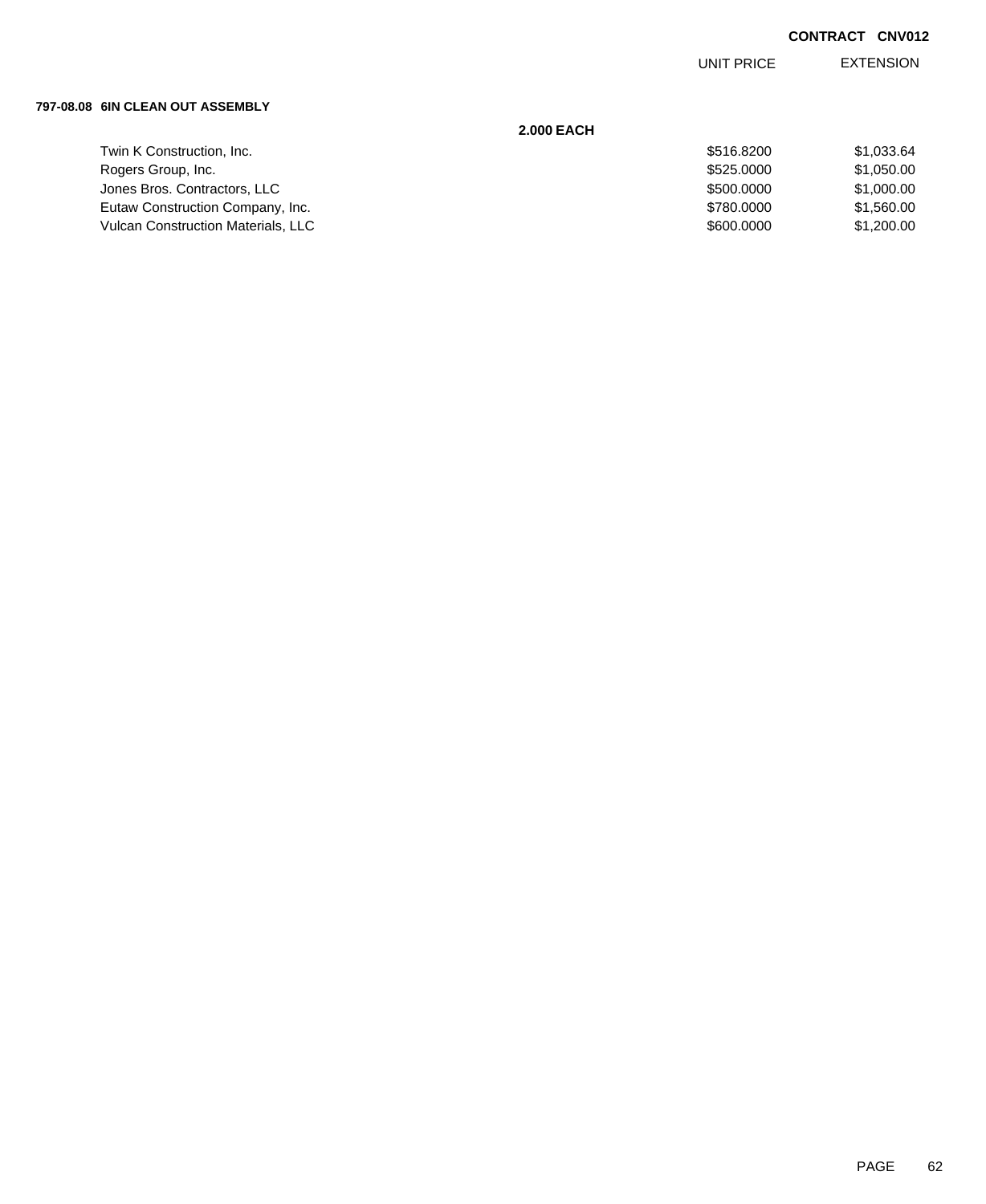**CONTRACT CNV012**

| | | UNIT PRICE | EXTENSION |
|---|---|---|---|
| **797-08.08 6IN CLEAN OUT ASSEMBLY** | | | |
| | **2.000 EACH** | | |
| Twin K Construction, Inc. | | $516.8200 | $1,033.64 |
| Rogers Group, Inc. | | $525.0000 | $1,050.00 |
| Jones Bros. Contractors, LLC | | $500.0000 | $1,000.00 |
| Eutaw Construction Company, Inc. | | $780.0000 | $1,560.00 |
| Vulcan Construction Materials, LLC | | $600.0000 | $1,200.00 |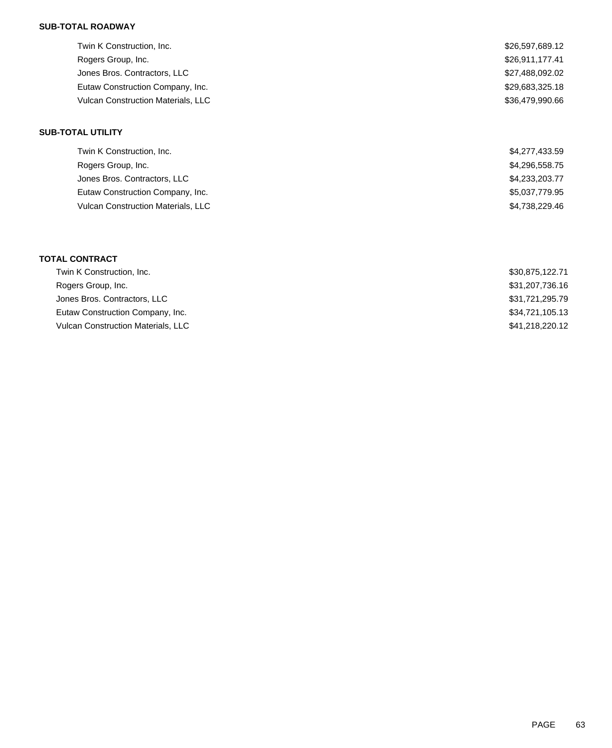**SUB-TOTAL ROADWAY**

| | |
|---|---|
| Twin K Construction, Inc. | $26,597,689.12 |
| Rogers Group, Inc. | $26,911,177.41 |
| Jones Bros. Contractors, LLC | $27,488,092.02 |
| Eutaw Construction Company, Inc. | $29,683,325.18 |
| Vulcan Construction Materials, LLC | $36,479,990.66 |

**SUB-TOTAL UTILITY**

| | |
|---|---|
| Twin K Construction, Inc. | $4,277,433.59 |
| Rogers Group, Inc. | $4,296,558.75 |
| Jones Bros. Contractors, LLC | $4,233,203.77 |
| Eutaw Construction Company, Inc. | $5,037,779.95 |
| Vulcan Construction Materials, LLC | $4,738,229.46 |

**TOTAL CONTRACT**

| | |
|---|---|
| Twin K Construction, Inc. | $30,875,122.71 |
| Rogers Group, Inc. | $31,207,736.16 |
| Jones Bros. Contractors, LLC | $31,721,295.79 |
| Eutaw Construction Company, Inc. | $34,721,105.13 |
| Vulcan Construction Materials, LLC | $41,218,220.12 |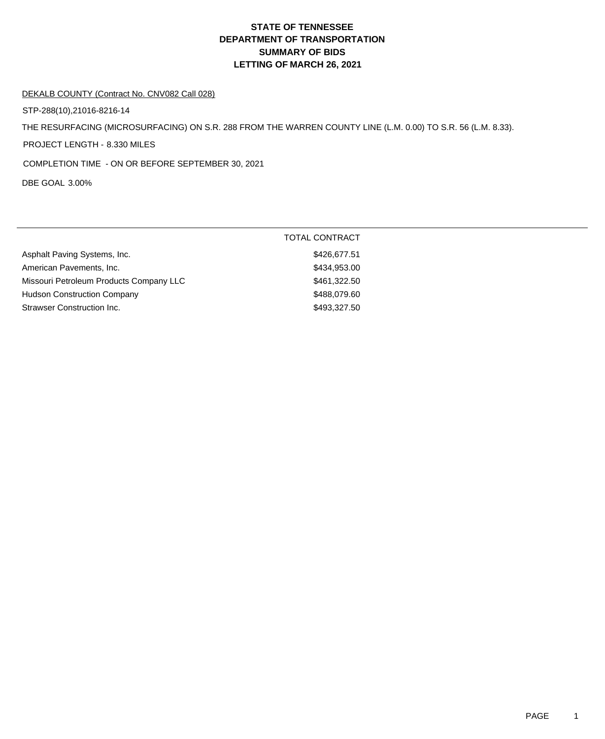# STATE OF TENNESSEE
# DEPARTMENT OF TRANSPORTATION
# SUMMARY OF BIDS
# LETTING OF MARCH 26, 2021

DEKALB COUNTY (Contract No. CNV082 Call 028)

STP-288(10),21016-8216-14

THE RESURFACING (MICROSURFACING) ON S.R. 288 FROM THE WARREN COUNTY LINE (L.M. 0.00) TO S.R. 56 (L.M. 8.33).

PROJECT LENGTH - 8.330 MILES

COMPLETION TIME - ON OR BEFORE SEPTEMBER 30, 2021

DBE GOAL 3.00%

| | TOTAL CONTRACT |
|---|---|
| Asphalt Paving Systems, Inc. | $426,677.51 |
| American Pavements, Inc. | $434,953.00 |
| Missouri Petroleum Products Company LLC | $461,322.50 |
| Hudson Construction Company | $488,079.60 |
| Strawser Construction Inc. | $493,327.50 |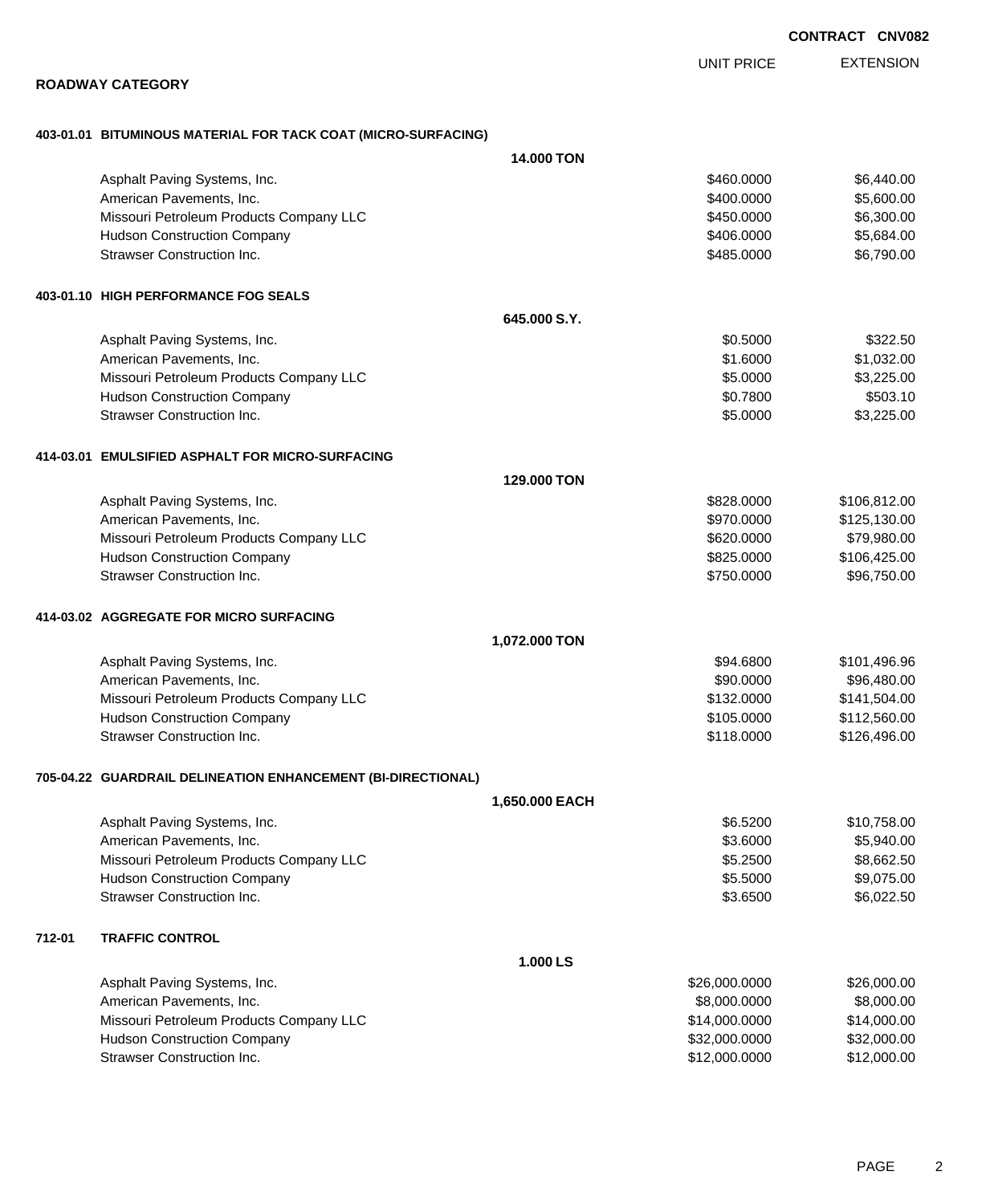**CONTRACT CNV082**

## ROADWAY CATEGORY

| | | UNIT PRICE | EXTENSION |
|---|---|---|---|
| **403-01.01 BITUMINOUS MATERIAL FOR TACK COAT (MICRO-SURFACING)** | **14.000 TON** | | |
| Asphalt Paving Systems, Inc. | | $460.0000 | $6,440.00 |
| American Pavements, Inc. | | $400.0000 | $5,600.00 |
| Missouri Petroleum Products Company LLC | | $450.0000 | $6,300.00 |
| Hudson Construction Company | | $406.0000 | $5,684.00 |
| Strawser Construction Inc. | | $485.0000 | $6,790.00 |
| **403-01.10 HIGH PERFORMANCE FOG SEALS** | **645.000 S.Y.** | | |
| Asphalt Paving Systems, Inc. | | $0.5000 | $322.50 |
| American Pavements, Inc. | | $1.6000 | $1,032.00 |
| Missouri Petroleum Products Company LLC | | $5.0000 | $3,225.00 |
| Hudson Construction Company | | $0.7800 | $503.10 |
| Strawser Construction Inc. | | $5.0000 | $3,225.00 |
| **414-03.01 EMULSIFIED ASPHALT FOR MICRO-SURFACING** | **129.000 TON** | | |
| Asphalt Paving Systems, Inc. | | $828.0000 | $106,812.00 |
| American Pavements, Inc. | | $970.0000 | $125,130.00 |
| Missouri Petroleum Products Company LLC | | $620.0000 | $79,980.00 |
| Hudson Construction Company | | $825.0000 | $106,425.00 |
| Strawser Construction Inc. | | $750.0000 | $96,750.00 |
| **414-03.02 AGGREGATE FOR MICRO SURFACING** | **1,072.000 TON** | | |
| Asphalt Paving Systems, Inc. | | $94.6800 | $101,496.96 |
| American Pavements, Inc. | | $90.0000 | $96,480.00 |
| Missouri Petroleum Products Company LLC | | $132.0000 | $141,504.00 |
| Hudson Construction Company | | $105.0000 | $112,560.00 |
| Strawser Construction Inc. | | $118.0000 | $126,496.00 |
| **705-04.22 GUARDRAIL DELINEATION ENHANCEMENT (BI-DIRECTIONAL)** | **1,650.000 EACH** | | |
| Asphalt Paving Systems, Inc. | | $6.5200 | $10,758.00 |
| American Pavements, Inc. | | $3.6000 | $5,940.00 |
| Missouri Petroleum Products Company LLC | | $5.2500 | $8,662.50 |
| Hudson Construction Company | | $5.5000 | $9,075.00 |
| Strawser Construction Inc. | | $3.6500 | $6,022.50 |
| **712-01 TRAFFIC CONTROL** | **1.000 LS** | | |
| Asphalt Paving Systems, Inc. | | $26,000.0000 | $26,000.00 |
| American Pavements, Inc. | | $8,000.0000 | $8,000.00 |
| Missouri Petroleum Products Company LLC | | $14,000.0000 | $14,000.00 |
| Hudson Construction Company | | $32,000.0000 | $32,000.00 |
| Strawser Construction Inc. | | $12,000.0000 | $12,000.00 |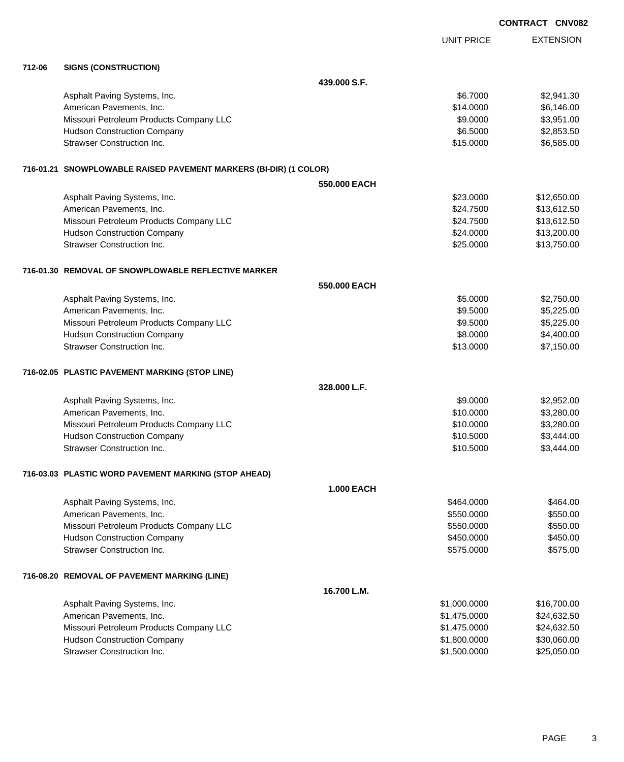**CONTRACT CNV082**

| | | | UNIT PRICE | EXTENSION |
|---|---|---|---|---|
| **712-06** | **SIGNS (CONSTRUCTION)** | | | |
| | | **439.000 S.F.** | | |
| | Asphalt Paving Systems, Inc. | | $6.7000 | $2,941.30 |
| | American Pavements, Inc. | | $14.0000 | $6,146.00 |
| | Missouri Petroleum Products Company LLC | | $9.0000 | $3,951.00 |
| | Hudson Construction Company | | $6.5000 | $2,853.50 |
| | Strawser Construction Inc. | | $15.0000 | $6,585.00 |
| **716-01.21** | **SNOWPLOWABLE RAISED PAVEMENT MARKERS (BI-DIR) (1 COLOR)** | | | |
| | | **550.000 EACH** | | |
| | Asphalt Paving Systems, Inc. | | $23.0000 | $12,650.00 |
| | American Pavements, Inc. | | $24.7500 | $13,612.50 |
| | Missouri Petroleum Products Company LLC | | $24.7500 | $13,612.50 |
| | Hudson Construction Company | | $24.0000 | $13,200.00 |
| | Strawser Construction Inc. | | $25.0000 | $13,750.00 |
| **716-01.30** | **REMOVAL OF SNOWPLOWABLE REFLECTIVE MARKER** | | | |
| | | **550.000 EACH** | | |
| | Asphalt Paving Systems, Inc. | | $5.0000 | $2,750.00 |
| | American Pavements, Inc. | | $9.5000 | $5,225.00 |
| | Missouri Petroleum Products Company LLC | | $9.5000 | $5,225.00 |
| | Hudson Construction Company | | $8.0000 | $4,400.00 |
| | Strawser Construction Inc. | | $13.0000 | $7,150.00 |
| **716-02.05** | **PLASTIC PAVEMENT MARKING (STOP LINE)** | | | |
| | | **328.000 L.F.** | | |
| | Asphalt Paving Systems, Inc. | | $9.0000 | $2,952.00 |
| | American Pavements, Inc. | | $10.0000 | $3,280.00 |
| | Missouri Petroleum Products Company LLC | | $10.0000 | $3,280.00 |
| | Hudson Construction Company | | $10.5000 | $3,444.00 |
| | Strawser Construction Inc. | | $10.5000 | $3,444.00 |
| **716-03.03** | **PLASTIC WORD PAVEMENT MARKING (STOP AHEAD)** | | | |
| | | **1.000 EACH** | | |
| | Asphalt Paving Systems, Inc. | | $464.0000 | $464.00 |
| | American Pavements, Inc. | | $550.0000 | $550.00 |
| | Missouri Petroleum Products Company LLC | | $550.0000 | $550.00 |
| | Hudson Construction Company | | $450.0000 | $450.00 |
| | Strawser Construction Inc. | | $575.0000 | $575.00 |
| **716-08.20** | **REMOVAL OF PAVEMENT MARKING (LINE)** | | | |
| | | **16.700 L.M.** | | |
| | Asphalt Paving Systems, Inc. | | $1,000.0000 | $16,700.00 |
| | American Pavements, Inc. | | $1,475.0000 | $24,632.50 |
| | Missouri Petroleum Products Company LLC | | $1,475.0000 | $24,632.50 |
| | Hudson Construction Company | | $1,800.0000 | $30,060.00 |
| | Strawser Construction Inc. | | $1,500.0000 | $25,050.00 |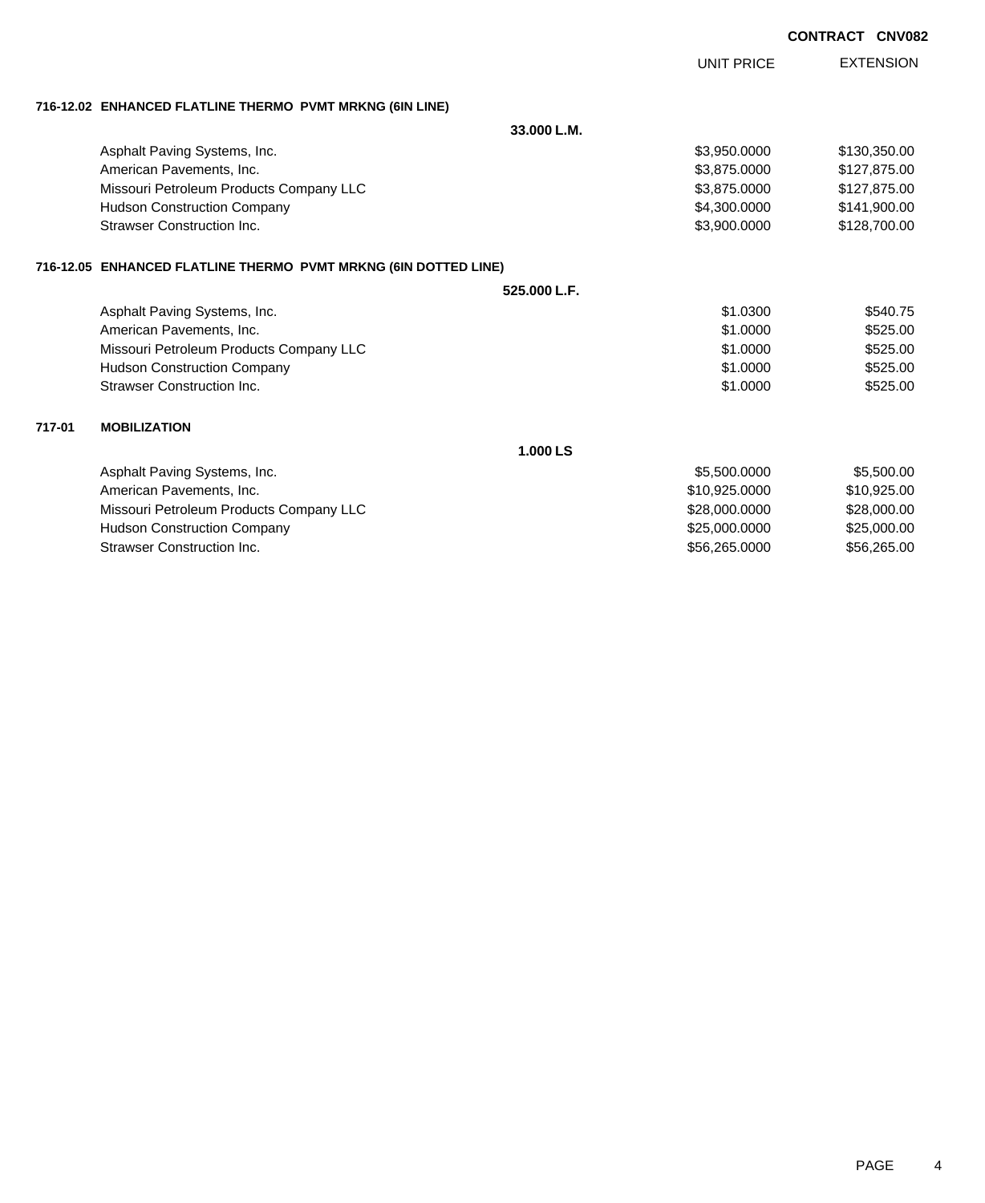**CONTRACT CNV082**

| | UNIT PRICE | EXTENSION |
|---|---|---|
| **716-12.02 ENHANCED FLATLINE THERMO PVMT MRKNG (6IN LINE)** | | |
| **33.000 L.M.** | | |
| Asphalt Paving Systems, Inc. | $3,950.0000 | $130,350.00 |
| American Pavements, Inc. | $3,875.0000 | $127,875.00 |
| Missouri Petroleum Products Company LLC | $3,875.0000 | $127,875.00 |
| Hudson Construction Company | $4,300.0000 | $141,900.00 |
| Strawser Construction Inc. | $3,900.0000 | $128,700.00 |
| **716-12.05 ENHANCED FLATLINE THERMO PVMT MRKNG (6IN DOTTED LINE)** | | |
| **525.000 L.F.** | | |
| Asphalt Paving Systems, Inc. | $1.0300 | $540.75 |
| American Pavements, Inc. | $1.0000 | $525.00 |
| Missouri Petroleum Products Company LLC | $1.0000 | $525.00 |
| Hudson Construction Company | $1.0000 | $525.00 |
| Strawser Construction Inc. | $1.0000 | $525.00 |
| **717-01 MOBILIZATION** | | |
| **1.000 LS** | | |
| Asphalt Paving Systems, Inc. | $5,500.0000 | $5,500.00 |
| American Pavements, Inc. | $10,925.0000 | $10,925.00 |
| Missouri Petroleum Products Company LLC | $28,000.0000 | $28,000.00 |
| Hudson Construction Company | $25,000.0000 | $25,000.00 |
| Strawser Construction Inc. | $56,265.0000 | $56,265.00 |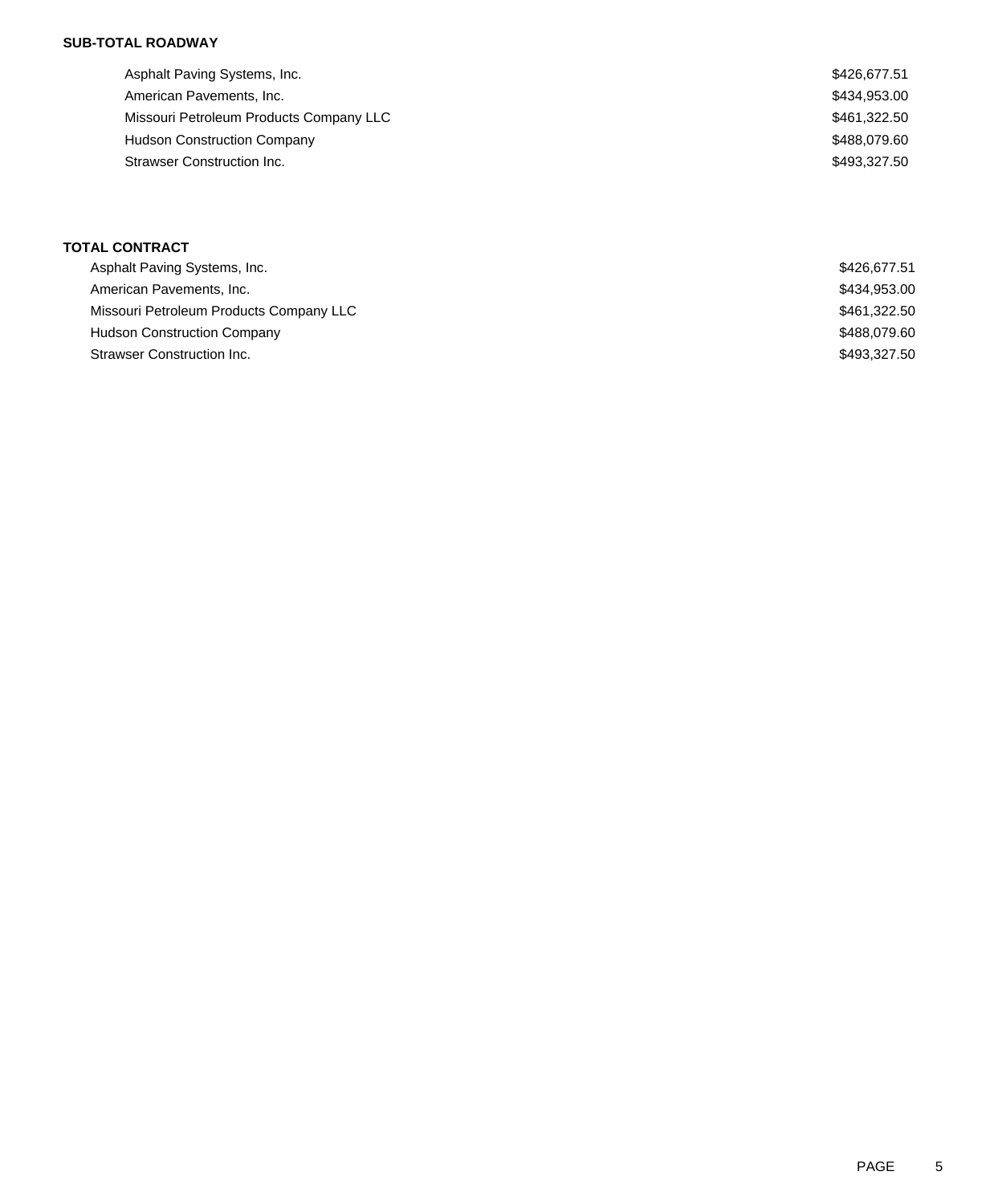**SUB-TOTAL ROADWAY**

| | |
|---|---|
| Asphalt Paving Systems, Inc. | $426,677.51 |
| American Pavements, Inc. | $434,953.00 |
| Missouri Petroleum Products Company LLC | $461,322.50 |
| Hudson Construction Company | $488,079.60 |
| Strawser Construction Inc. | $493,327.50 |

**TOTAL CONTRACT**

| | |
|---|---|
| Asphalt Paving Systems, Inc. | $426,677.51 |
| American Pavements, Inc. | $434,953.00 |
| Missouri Petroleum Products Company LLC | $461,322.50 |
| Hudson Construction Company | $488,079.60 |
| Strawser Construction Inc. | $493,327.50 |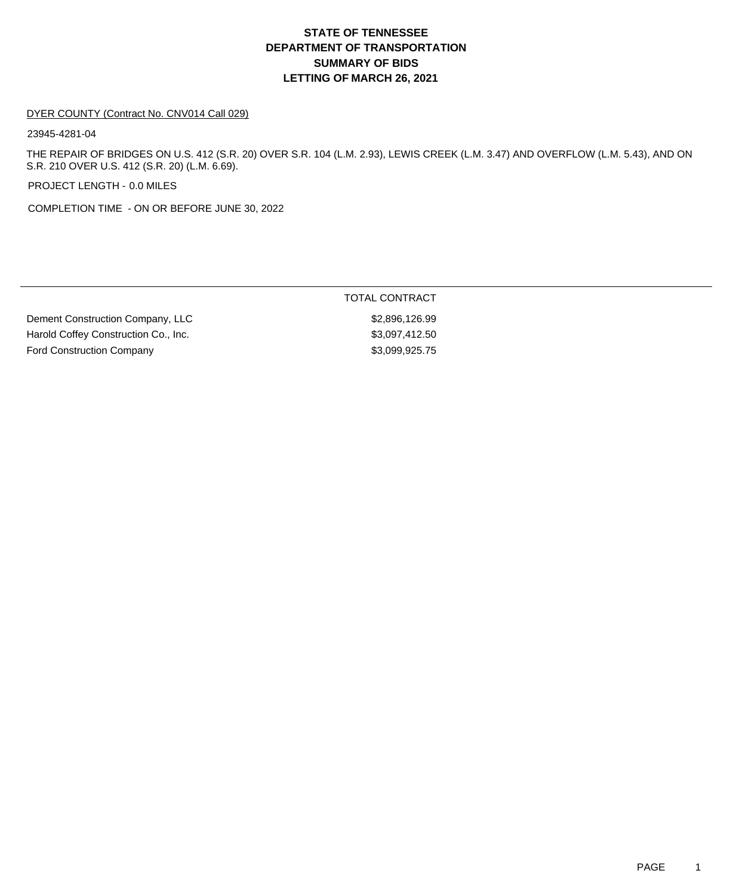# STATE OF TENNESSEE
# DEPARTMENT OF TRANSPORTATION
# SUMMARY OF BIDS
# LETTING OF MARCH 26, 2021

DYER COUNTY (Contract No. CNV014 Call 029)

23945-4281-04

THE REPAIR OF BRIDGES ON U.S. 412 (S.R. 20) OVER S.R. 104 (L.M. 2.93), LEWIS CREEK (L.M. 3.47) AND OVERFLOW (L.M. 5.43), AND ON S.R. 210 OVER U.S. 412 (S.R. 20) (L.M. 6.69).

PROJECT LENGTH - 0.0 MILES

COMPLETION TIME - ON OR BEFORE JUNE 30, 2022

| | TOTAL CONTRACT |
|---|---|
| Dement Construction Company, LLC | $2,896,126.99 |
| Harold Coffey Construction Co., Inc. | $3,097,412.50 |
| Ford Construction Company | $3,099,925.75 |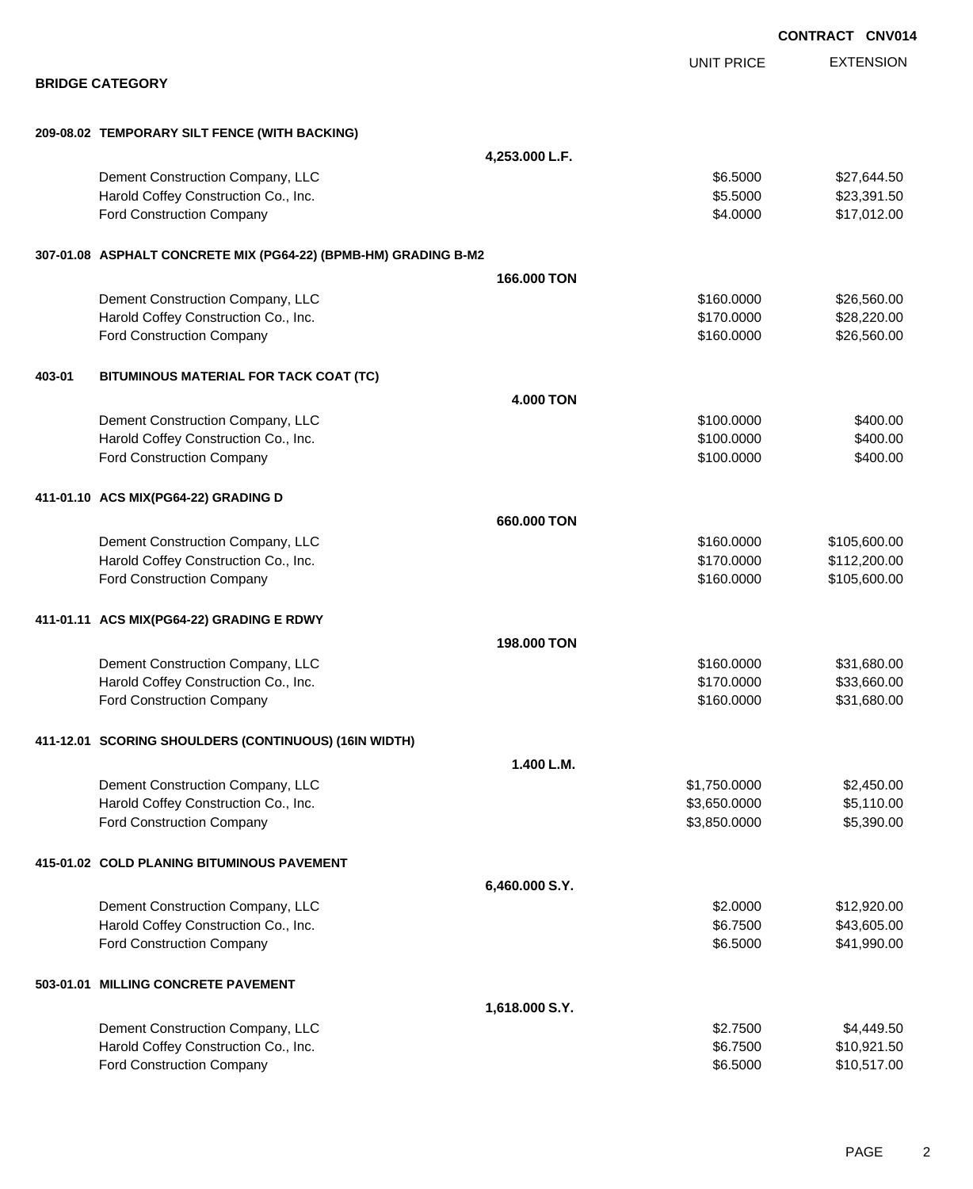**CONTRACT CNV014**

## BRIDGE CATEGORY

| | | UNIT PRICE | EXTENSION |
|---|---|---|---|
| **209-08.02 TEMPORARY SILT FENCE (WITH BACKING)** | | | |
| | **4,253.000 L.F.** | | |
| Dement Construction Company, LLC | | $6.5000 | $27,644.50 |
| Harold Coffey Construction Co., Inc. | | $5.5000 | $23,391.50 |
| Ford Construction Company | | $4.0000 | $17,012.00 |
| **307-01.08 ASPHALT CONCRETE MIX (PG64-22) (BPMB-HM) GRADING B-M2** | | | |
| | **166.000 TON** | | |
| Dement Construction Company, LLC | | $160.0000 | $26,560.00 |
| Harold Coffey Construction Co., Inc. | | $170.0000 | $28,220.00 |
| Ford Construction Company | | $160.0000 | $26,560.00 |
| **403-01 BITUMINOUS MATERIAL FOR TACK COAT (TC)** | | | |
| | **4.000 TON** | | |
| Dement Construction Company, LLC | | $100.0000 | $400.00 |
| Harold Coffey Construction Co., Inc. | | $100.0000 | $400.00 |
| Ford Construction Company | | $100.0000 | $400.00 |
| **411-01.10 ACS MIX(PG64-22) GRADING D** | | | |
| | **660.000 TON** | | |
| Dement Construction Company, LLC | | $160.0000 | $105,600.00 |
| Harold Coffey Construction Co., Inc. | | $170.0000 | $112,200.00 |
| Ford Construction Company | | $160.0000 | $105,600.00 |
| **411-01.11 ACS MIX(PG64-22) GRADING E RDWY** | | | |
| | **198.000 TON** | | |
| Dement Construction Company, LLC | | $160.0000 | $31,680.00 |
| Harold Coffey Construction Co., Inc. | | $170.0000 | $33,660.00 |
| Ford Construction Company | | $160.0000 | $31,680.00 |
| **411-12.01 SCORING SHOULDERS (CONTINUOUS) (16IN WIDTH)** | | | |
| | **1.400 L.M.** | | |
| Dement Construction Company, LLC | | $1,750.0000 | $2,450.00 |
| Harold Coffey Construction Co., Inc. | | $3,650.0000 | $5,110.00 |
| Ford Construction Company | | $3,850.0000 | $5,390.00 |
| **415-01.02 COLD PLANING BITUMINOUS PAVEMENT** | | | |
| | **6,460.000 S.Y.** | | |
| Dement Construction Company, LLC | | $2.0000 | $12,920.00 |
| Harold Coffey Construction Co., Inc. | | $6.7500 | $43,605.00 |
| Ford Construction Company | | $6.5000 | $41,990.00 |
| **503-01.01 MILLING CONCRETE PAVEMENT** | | | |
| | **1,618.000 S.Y.** | | |
| Dement Construction Company, LLC | | $2.7500 | $4,449.50 |
| Harold Coffey Construction Co., Inc. | | $6.7500 | $10,921.50 |
| Ford Construction Company | | $6.5000 | $10,517.00 |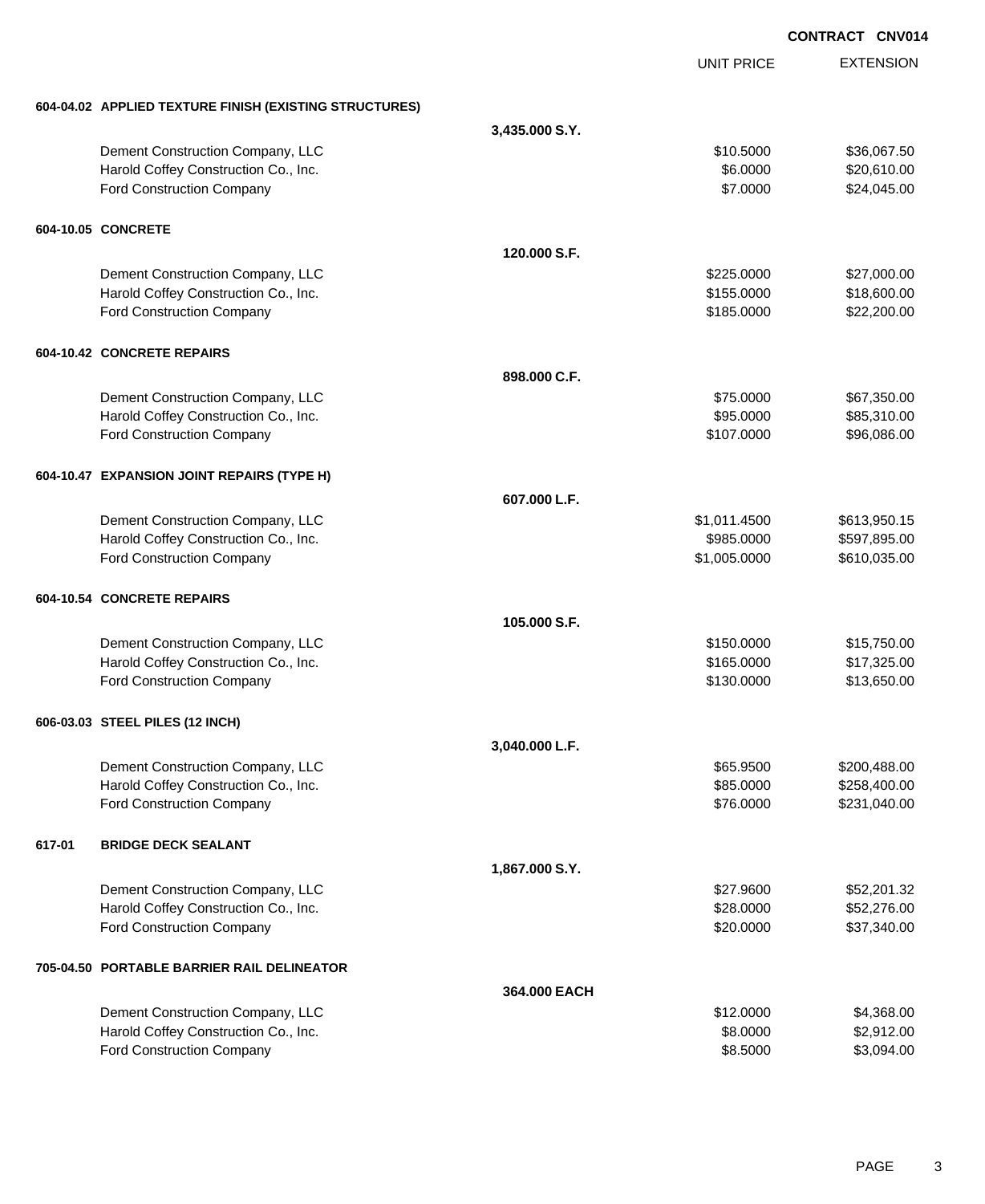**CONTRACT CNV014**

| | | UNIT PRICE | EXTENSION |
|---|---|---|---|
| **604-04.02 APPLIED TEXTURE FINISH (EXISTING STRUCTURES)** | | | |
| | **3,435.000 S.Y.** | | |
| Dement Construction Company, LLC | | $10.5000 | $36,067.50 |
| Harold Coffey Construction Co., Inc. | | $6.0000 | $20,610.00 |
| Ford Construction Company | | $7.0000 | $24,045.00 |
| **604-10.05 CONCRETE** | | | |
| | **120.000 S.F.** | | |
| Dement Construction Company, LLC | | $225.0000 | $27,000.00 |
| Harold Coffey Construction Co., Inc. | | $155.0000 | $18,600.00 |
| Ford Construction Company | | $185.0000 | $22,200.00 |
| **604-10.42 CONCRETE REPAIRS** | | | |
| | **898.000 C.F.** | | |
| Dement Construction Company, LLC | | $75.0000 | $67,350.00 |
| Harold Coffey Construction Co., Inc. | | $95.0000 | $85,310.00 |
| Ford Construction Company | | $107.0000 | $96,086.00 |
| **604-10.47 EXPANSION JOINT REPAIRS (TYPE H)** | | | |
| | **607.000 L.F.** | | |
| Dement Construction Company, LLC | | $1,011.4500 | $613,950.15 |
| Harold Coffey Construction Co., Inc. | | $985.0000 | $597,895.00 |
| Ford Construction Company | | $1,005.0000 | $610,035.00 |
| **604-10.54 CONCRETE REPAIRS** | | | |
| | **105.000 S.F.** | | |
| Dement Construction Company, LLC | | $150.0000 | $15,750.00 |
| Harold Coffey Construction Co., Inc. | | $165.0000 | $17,325.00 |
| Ford Construction Company | | $130.0000 | $13,650.00 |
| **606-03.03 STEEL PILES (12 INCH)** | | | |
| | **3,040.000 L.F.** | | |
| Dement Construction Company, LLC | | $65.9500 | $200,488.00 |
| Harold Coffey Construction Co., Inc. | | $85.0000 | $258,400.00 |
| Ford Construction Company | | $76.0000 | $231,040.00 |
| **617-01 BRIDGE DECK SEALANT** | | | |
| | **1,867.000 S.Y.** | | |
| Dement Construction Company, LLC | | $27.9600 | $52,201.32 |
| Harold Coffey Construction Co., Inc. | | $28.0000 | $52,276.00 |
| Ford Construction Company | | $20.0000 | $37,340.00 |
| **705-04.50 PORTABLE BARRIER RAIL DELINEATOR** | | | |
| | **364.000 EACH** | | |
| Dement Construction Company, LLC | | $12.0000 | $4,368.00 |
| Harold Coffey Construction Co., Inc. | | $8.0000 | $2,912.00 |
| Ford Construction Company | | $8.5000 | $3,094.00 |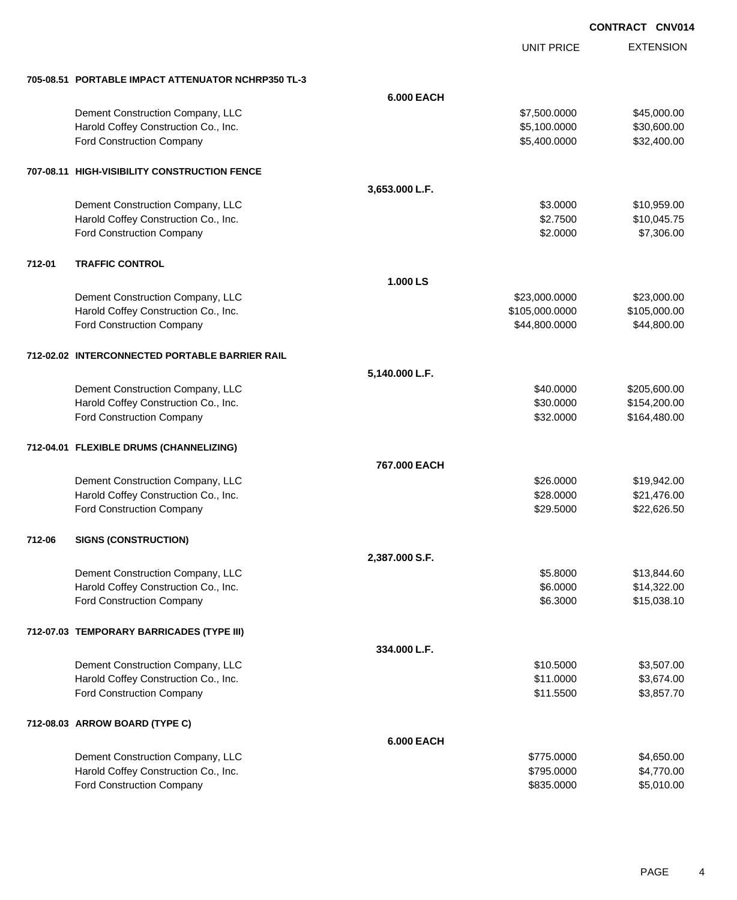**CONTRACT CNV014**

| | | UNIT PRICE | EXTENSION |
|---|---|---|---|
| **705-08.51** | **PORTABLE IMPACT ATTENUATOR NCHRP350 TL-3** | | |
| | **6.000 EACH** | | |
| | Dement Construction Company, LLC | $7,500.0000 | $45,000.00 |
| | Harold Coffey Construction Co., Inc. | $5,100.0000 | $30,600.00 |
| | Ford Construction Company | $5,400.0000 | $32,400.00 |
| **707-08.11** | **HIGH-VISIBILITY CONSTRUCTION FENCE** | | |
| | **3,653.000 L.F.** | | |
| | Dement Construction Company, LLC | $3.0000 | $10,959.00 |
| | Harold Coffey Construction Co., Inc. | $2.7500 | $10,045.75 |
| | Ford Construction Company | $2.0000 | $7,306.00 |
| **712-01** | **TRAFFIC CONTROL** | | |
| | **1.000 LS** | | |
| | Dement Construction Company, LLC | $23,000.0000 | $23,000.00 |
| | Harold Coffey Construction Co., Inc. | $105,000.0000 | $105,000.00 |
| | Ford Construction Company | $44,800.0000 | $44,800.00 |
| **712-02.02** | **INTERCONNECTED PORTABLE BARRIER RAIL** | | |
| | **5,140.000 L.F.** | | |
| | Dement Construction Company, LLC | $40.0000 | $205,600.00 |
| | Harold Coffey Construction Co., Inc. | $30.0000 | $154,200.00 |
| | Ford Construction Company | $32.0000 | $164,480.00 |
| **712-04.01** | **FLEXIBLE DRUMS (CHANNELIZING)** | | |
| | **767.000 EACH** | | |
| | Dement Construction Company, LLC | $26.0000 | $19,942.00 |
| | Harold Coffey Construction Co., Inc. | $28.0000 | $21,476.00 |
| | Ford Construction Company | $29.5000 | $22,626.50 |
| **712-06** | **SIGNS (CONSTRUCTION)** | | |
| | **2,387.000 S.F.** | | |
| | Dement Construction Company, LLC | $5.8000 | $13,844.60 |
| | Harold Coffey Construction Co., Inc. | $6.0000 | $14,322.00 |
| | Ford Construction Company | $6.3000 | $15,038.10 |
| **712-07.03** | **TEMPORARY BARRICADES (TYPE III)** | | |
| | **334.000 L.F.** | | |
| | Dement Construction Company, LLC | $10.5000 | $3,507.00 |
| | Harold Coffey Construction Co., Inc. | $11.0000 | $3,674.00 |
| | Ford Construction Company | $11.5500 | $3,857.70 |
| **712-08.03** | **ARROW BOARD (TYPE C)** | | |
| | **6.000 EACH** | | |
| | Dement Construction Company, LLC | $775.0000 | $4,650.00 |
| | Harold Coffey Construction Co., Inc. | $795.0000 | $4,770.00 |
| | Ford Construction Company | $835.0000 | $5,010.00 |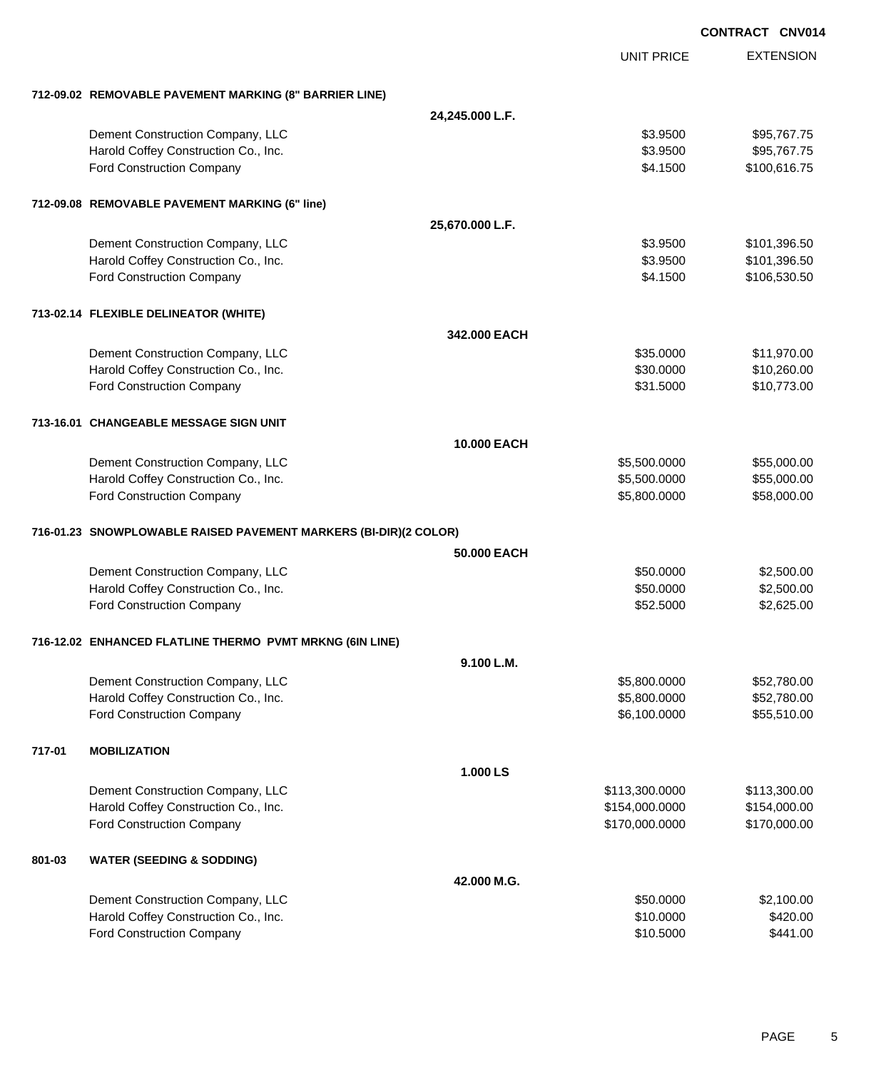**CONTRACT CNV014**

| | | UNIT PRICE | EXTENSION |
|---|---|---|---|
| **712-09.02** | **REMOVABLE PAVEMENT MARKING (8" BARRIER LINE)** | | |
| | **24,245.000 L.F.** | | |
| | Dement Construction Company, LLC | $3.9500 | $95,767.75 |
| | Harold Coffey Construction Co., Inc. | $3.9500 | $95,767.75 |
| | Ford Construction Company | $4.1500 | $100,616.75 |
| **712-09.08** | **REMOVABLE PAVEMENT MARKING (6" line)** | | |
| | **25,670.000 L.F.** | | |
| | Dement Construction Company, LLC | $3.9500 | $101,396.50 |
| | Harold Coffey Construction Co., Inc. | $3.9500 | $101,396.50 |
| | Ford Construction Company | $4.1500 | $106,530.50 |
| **713-02.14** | **FLEXIBLE DELINEATOR (WHITE)** | | |
| | **342.000 EACH** | | |
| | Dement Construction Company, LLC | $35.0000 | $11,970.00 |
| | Harold Coffey Construction Co., Inc. | $30.0000 | $10,260.00 |
| | Ford Construction Company | $31.5000 | $10,773.00 |
| **713-16.01** | **CHANGEABLE MESSAGE SIGN UNIT** | | |
| | **10.000 EACH** | | |
| | Dement Construction Company, LLC | $5,500.0000 | $55,000.00 |
| | Harold Coffey Construction Co., Inc. | $5,500.0000 | $55,000.00 |
| | Ford Construction Company | $5,800.0000 | $58,000.00 |
| **716-01.23** | **SNOWPLOWABLE RAISED PAVEMENT MARKERS (BI-DIR)(2 COLOR)** | | |
| | **50.000 EACH** | | |
| | Dement Construction Company, LLC | $50.0000 | $2,500.00 |
| | Harold Coffey Construction Co., Inc. | $50.0000 | $2,500.00 |
| | Ford Construction Company | $52.5000 | $2,625.00 |
| **716-12.02** | **ENHANCED FLATLINE THERMO PVMT MRKNG (6IN LINE)** | | |
| | **9.100 L.M.** | | |
| | Dement Construction Company, LLC | $5,800.0000 | $52,780.00 |
| | Harold Coffey Construction Co., Inc. | $5,800.0000 | $52,780.00 |
| | Ford Construction Company | $6,100.0000 | $55,510.00 |
| **717-01** | **MOBILIZATION** | | |
| | **1.000 LS** | | |
| | Dement Construction Company, LLC | $113,300.0000 | $113,300.00 |
| | Harold Coffey Construction Co., Inc. | $154,000.0000 | $154,000.00 |
| | Ford Construction Company | $170,000.0000 | $170,000.00 |
| **801-03** | **WATER (SEEDING & SODDING)** | | |
| | **42.000 M.G.** | | |
| | Dement Construction Company, LLC | $50.0000 | $2,100.00 |
| | Harold Coffey Construction Co., Inc. | $10.0000 | $420.00 |
| | Ford Construction Company | $10.5000 | $441.00 |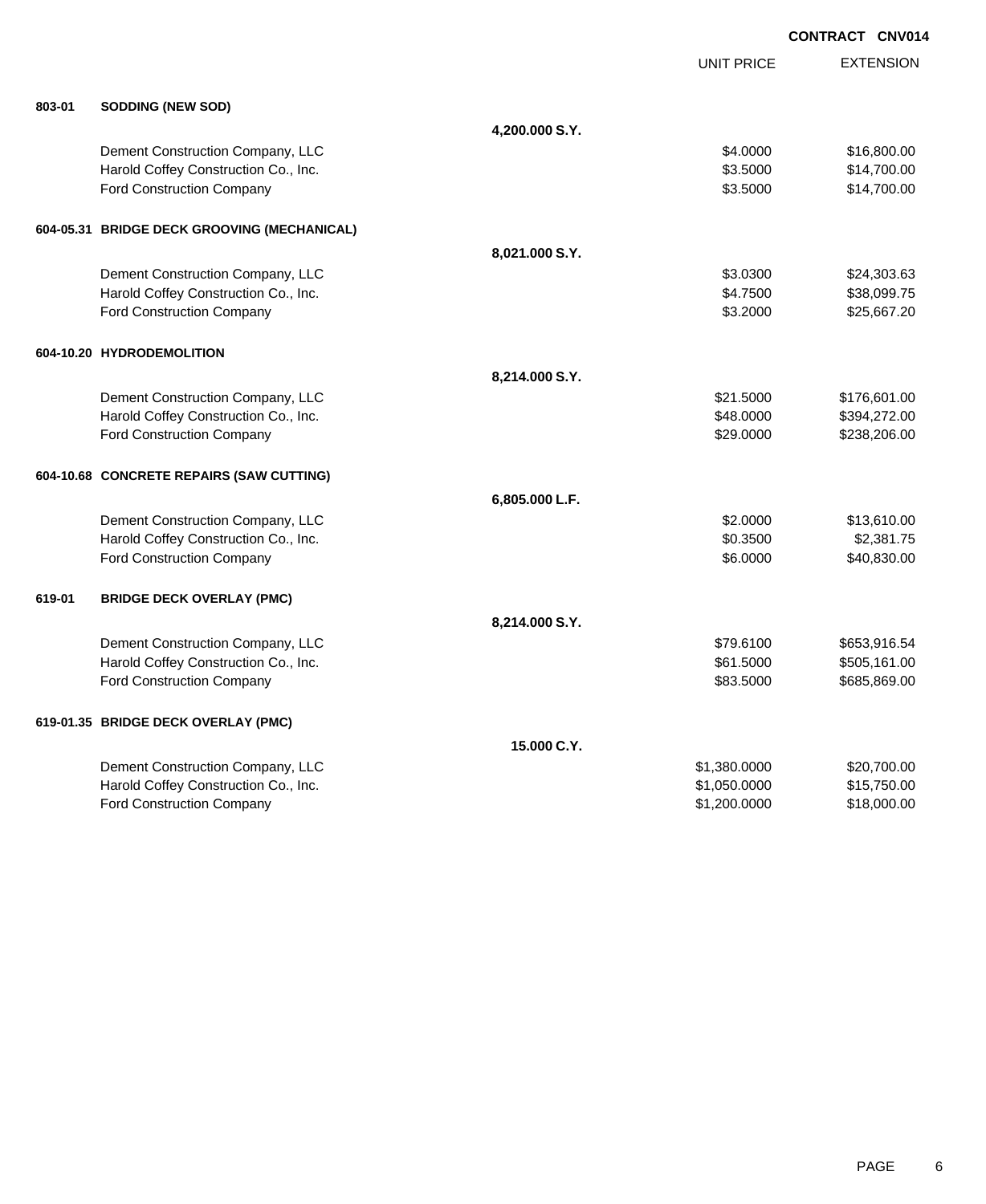**CONTRACT CNV014**

| | | | UNIT PRICE | EXTENSION |
|---|---|---|---|---|
| **803-01** | **SODDING (NEW SOD)** | | | |
| | | **4,200.000 S.Y.** | | |
| | Dement Construction Company, LLC | | $4.0000 | $16,800.00 |
| | Harold Coffey Construction Co., Inc. | | $3.5000 | $14,700.00 |
| | Ford Construction Company | | $3.5000 | $14,700.00 |
| **604-05.31** | **BRIDGE DECK GROOVING (MECHANICAL)** | | | |
| | | **8,021.000 S.Y.** | | |
| | Dement Construction Company, LLC | | $3.0300 | $24,303.63 |
| | Harold Coffey Construction Co., Inc. | | $4.7500 | $38,099.75 |
| | Ford Construction Company | | $3.2000 | $25,667.20 |
| **604-10.20** | **HYDRODEMOLITION** | | | |
| | | **8,214.000 S.Y.** | | |
| | Dement Construction Company, LLC | | $21.5000 | $176,601.00 |
| | Harold Coffey Construction Co., Inc. | | $48.0000 | $394,272.00 |
| | Ford Construction Company | | $29.0000 | $238,206.00 |
| **604-10.68** | **CONCRETE REPAIRS (SAW CUTTING)** | | | |
| | | **6,805.000 L.F.** | | |
| | Dement Construction Company, LLC | | $2.0000 | $13,610.00 |
| | Harold Coffey Construction Co., Inc. | | $0.3500 | $2,381.75 |
| | Ford Construction Company | | $6.0000 | $40,830.00 |
| **619-01** | **BRIDGE DECK OVERLAY (PMC)** | | | |
| | | **8,214.000 S.Y.** | | |
| | Dement Construction Company, LLC | | $79.6100 | $653,916.54 |
| | Harold Coffey Construction Co., Inc. | | $61.5000 | $505,161.00 |
| | Ford Construction Company | | $83.5000 | $685,869.00 |
| **619-01.35** | **BRIDGE DECK OVERLAY (PMC)** | | | |
| | | **15.000 C.Y.** | | |
| | Dement Construction Company, LLC | | $1,380.0000 | $20,700.00 |
| | Harold Coffey Construction Co., Inc. | | $1,050.0000 | $15,750.00 |
| | Ford Construction Company | | $1,200.0000 | $18,000.00 |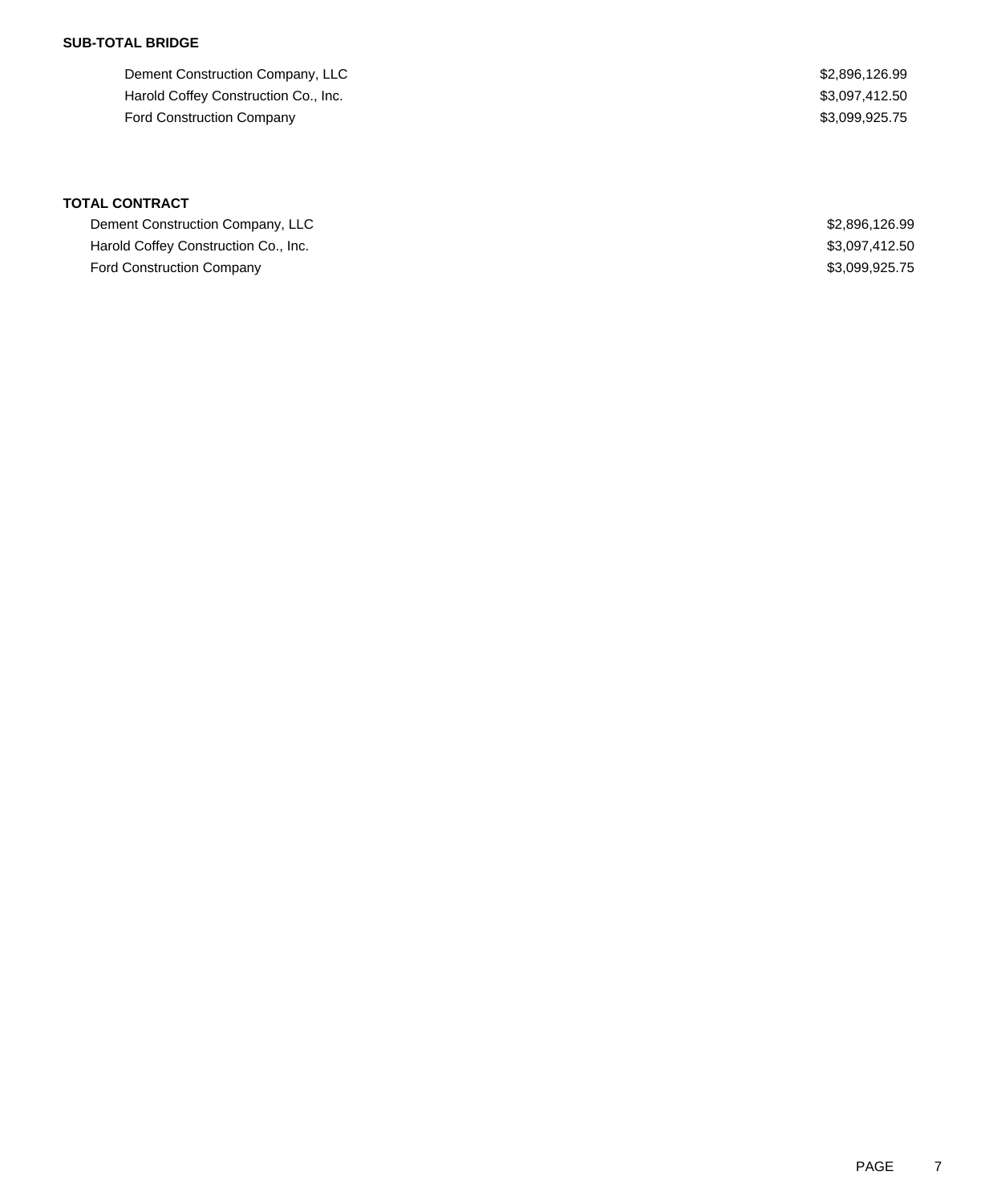**SUB-TOTAL BRIDGE**

| | |
|---|---|
| Dement Construction Company, LLC | $2,896,126.99 |
| Harold Coffey Construction Co., Inc. | $3,097,412.50 |
| Ford Construction Company | $3,099,925.75 |

**TOTAL CONTRACT**

| | |
|---|---|
| Dement Construction Company, LLC | $2,896,126.99 |
| Harold Coffey Construction Co., Inc. | $3,097,412.50 |
| Ford Construction Company | $3,099,925.75 |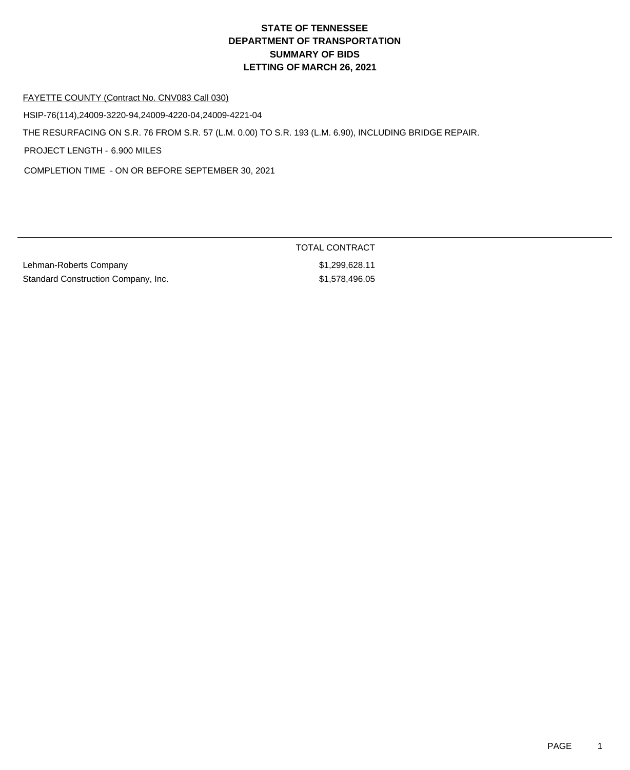# STATE OF TENNESSEE
# DEPARTMENT OF TRANSPORTATION
# SUMMARY OF BIDS
# LETTING OF MARCH 26, 2021

FAYETTE COUNTY (Contract No. CNV083 Call 030)

HSIP-76(114),24009-3220-94,24009-4220-04,24009-4221-04

THE RESURFACING ON S.R. 76 FROM S.R. 57 (L.M. 0.00) TO S.R. 193 (L.M. 6.90), INCLUDING BRIDGE REPAIR.

PROJECT LENGTH - 6.900 MILES

COMPLETION TIME - ON OR BEFORE SEPTEMBER 30, 2021

| | TOTAL CONTRACT |
|---|---|
| Lehman-Roberts Company | $1,299,628.11 |
| Standard Construction Company, Inc. | $1,578,496.05 |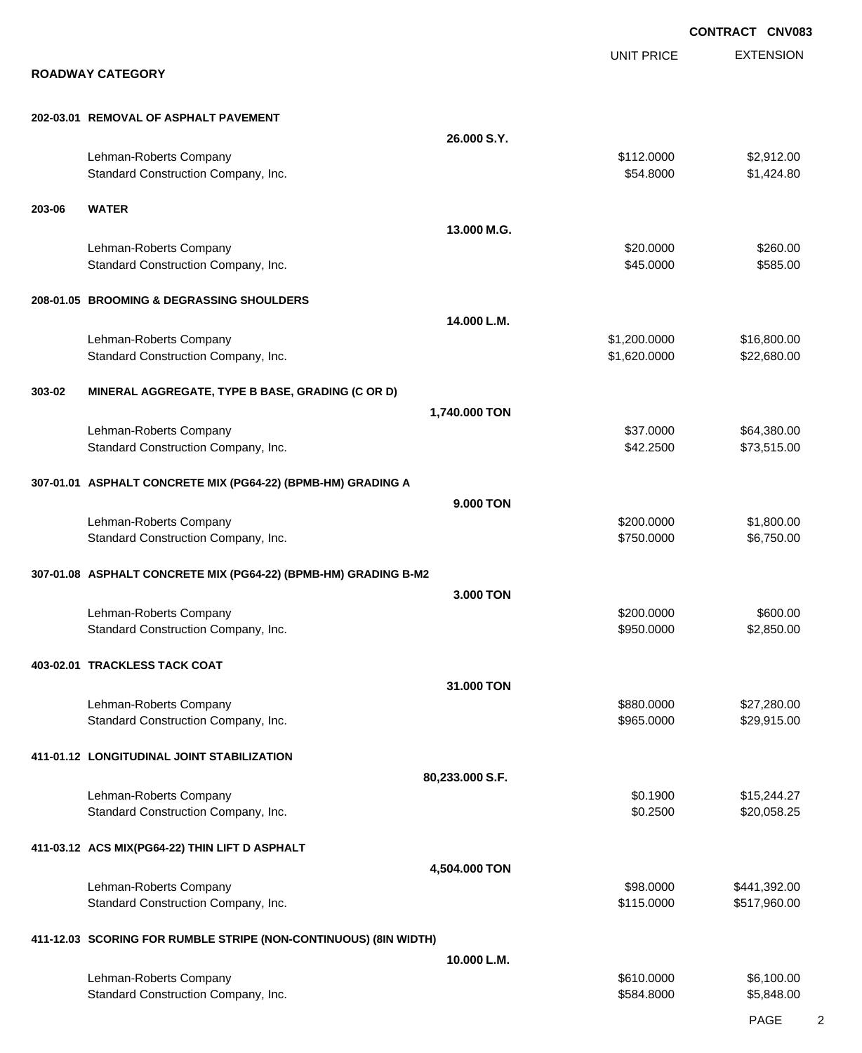**CONTRACT CNV083**

## ROADWAY CATEGORY

| | | UNIT PRICE | EXTENSION |
|---|---|---|---|
| **202-03.01** | **REMOVAL OF ASPHALT PAVEMENT** | | |
| | **26.000 S.Y.** | | |
| | Lehman-Roberts Company | $112.0000 | $2,912.00 |
| | Standard Construction Company, Inc. | $54.8000 | $1,424.80 |
| **203-06** | **WATER** | | |
| | **13.000 M.G.** | | |
| | Lehman-Roberts Company | $20.0000 | $260.00 |
| | Standard Construction Company, Inc. | $45.0000 | $585.00 |
| **208-01.05** | **BROOMING & DEGRASSING SHOULDERS** | | |
| | **14.000 L.M.** | | |
| | Lehman-Roberts Company | $1,200.0000 | $16,800.00 |
| | Standard Construction Company, Inc. | $1,620.0000 | $22,680.00 |
| **303-02** | **MINERAL AGGREGATE, TYPE B BASE, GRADING (C OR D)** | | |
| | **1,740.000 TON** | | |
| | Lehman-Roberts Company | $37.0000 | $64,380.00 |
| | Standard Construction Company, Inc. | $42.2500 | $73,515.00 |
| **307-01.01** | **ASPHALT CONCRETE MIX (PG64-22) (BPMB-HM) GRADING A** | | |
| | **9.000 TON** | | |
| | Lehman-Roberts Company | $200.0000 | $1,800.00 |
| | Standard Construction Company, Inc. | $750.0000 | $6,750.00 |
| **307-01.08** | **ASPHALT CONCRETE MIX (PG64-22) (BPMB-HM) GRADING B-M2** | | |
| | **3.000 TON** | | |
| | Lehman-Roberts Company | $200.0000 | $600.00 |
| | Standard Construction Company, Inc. | $950.0000 | $2,850.00 |
| **403-02.01** | **TRACKLESS TACK COAT** | | |
| | **31.000 TON** | | |
| | Lehman-Roberts Company | $880.0000 | $27,280.00 |
| | Standard Construction Company, Inc. | $965.0000 | $29,915.00 |
| **411-01.12** | **LONGITUDINAL JOINT STABILIZATION** | | |
| | **80,233.000 S.F.** | | |
| | Lehman-Roberts Company | $0.1900 | $15,244.27 |
| | Standard Construction Company, Inc. | $0.2500 | $20,058.25 |
| **411-03.12** | **ACS MIX(PG64-22) THIN LIFT D ASPHALT** | | |
| | **4,504.000 TON** | | |
| | Lehman-Roberts Company | $98.0000 | $441,392.00 |
| | Standard Construction Company, Inc. | $115.0000 | $517,960.00 |
| **411-12.03** | **SCORING FOR RUMBLE STRIPE (NON-CONTINUOUS) (8IN WIDTH)** | | |
| | **10.000 L.M.** | | |
| | Lehman-Roberts Company | $610.0000 | $6,100.00 |
| | Standard Construction Company, Inc. | $584.8000 | $5,848.00 |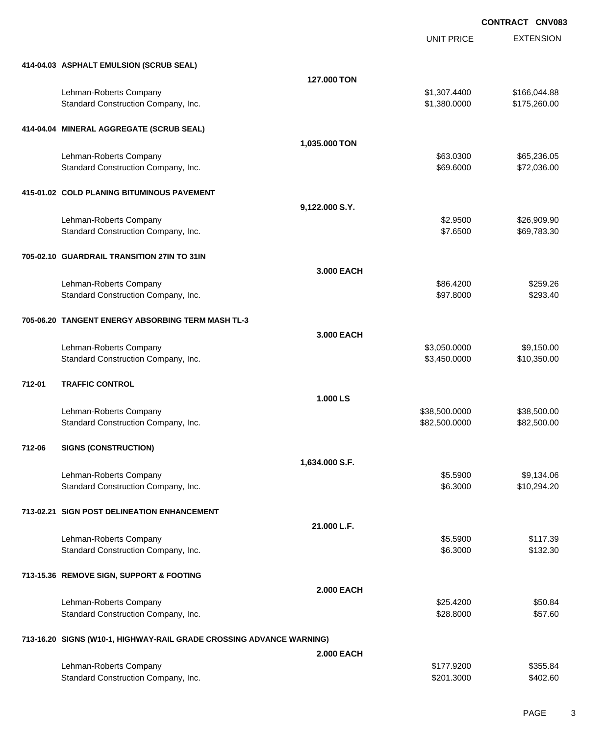**CONTRACT CNV083**

| | | UNIT PRICE | EXTENSION |
|---|---|---|---|
| **414-04.03 ASPHALT EMULSION (SCRUB SEAL)** | | | |
| | **127.000 TON** | | |
| Lehman-Roberts Company | | $1,307.4400 | $166,044.88 |
| Standard Construction Company, Inc. | | $1,380.0000 | $175,260.00 |
| **414-04.04 MINERAL AGGREGATE (SCRUB SEAL)** | | | |
| | **1,035.000 TON** | | |
| Lehman-Roberts Company | | $63.0300 | $65,236.05 |
| Standard Construction Company, Inc. | | $69.6000 | $72,036.00 |
| **415-01.02 COLD PLANING BITUMINOUS PAVEMENT** | | | |
| | **9,122.000 S.Y.** | | |
| Lehman-Roberts Company | | $2.9500 | $26,909.90 |
| Standard Construction Company, Inc. | | $7.6500 | $69,783.30 |
| **705-02.10 GUARDRAIL TRANSITION 27IN TO 31IN** | | | |
| | **3.000 EACH** | | |
| Lehman-Roberts Company | | $86.4200 | $259.26 |
| Standard Construction Company, Inc. | | $97.8000 | $293.40 |
| **705-06.20 TANGENT ENERGY ABSORBING TERM MASH TL-3** | | | |
| | **3.000 EACH** | | |
| Lehman-Roberts Company | | $3,050.0000 | $9,150.00 |
| Standard Construction Company, Inc. | | $3,450.0000 | $10,350.00 |
| **712-01 TRAFFIC CONTROL** | | | |
| | **1.000 LS** | | |
| Lehman-Roberts Company | | $38,500.0000 | $38,500.00 |
| Standard Construction Company, Inc. | | $82,500.0000 | $82,500.00 |
| **712-06 SIGNS (CONSTRUCTION)** | | | |
| | **1,634.000 S.F.** | | |
| Lehman-Roberts Company | | $5.5900 | $9,134.06 |
| Standard Construction Company, Inc. | | $6.3000 | $10,294.20 |
| **713-02.21 SIGN POST DELINEATION ENHANCEMENT** | | | |
| | **21.000 L.F.** | | |
| Lehman-Roberts Company | | $5.5900 | $117.39 |
| Standard Construction Company, Inc. | | $6.3000 | $132.30 |
| **713-15.36 REMOVE SIGN, SUPPORT & FOOTING** | | | |
| | **2.000 EACH** | | |
| Lehman-Roberts Company | | $25.4200 | $50.84 |
| Standard Construction Company, Inc. | | $28.8000 | $57.60 |
| **713-16.20 SIGNS (W10-1, HIGHWAY-RAIL GRADE CROSSING ADVANCE WARNING)** | | | |
| | **2.000 EACH** | | |
| Lehman-Roberts Company | | $177.9200 | $355.84 |
| Standard Construction Company, Inc. | | $201.3000 | $402.60 |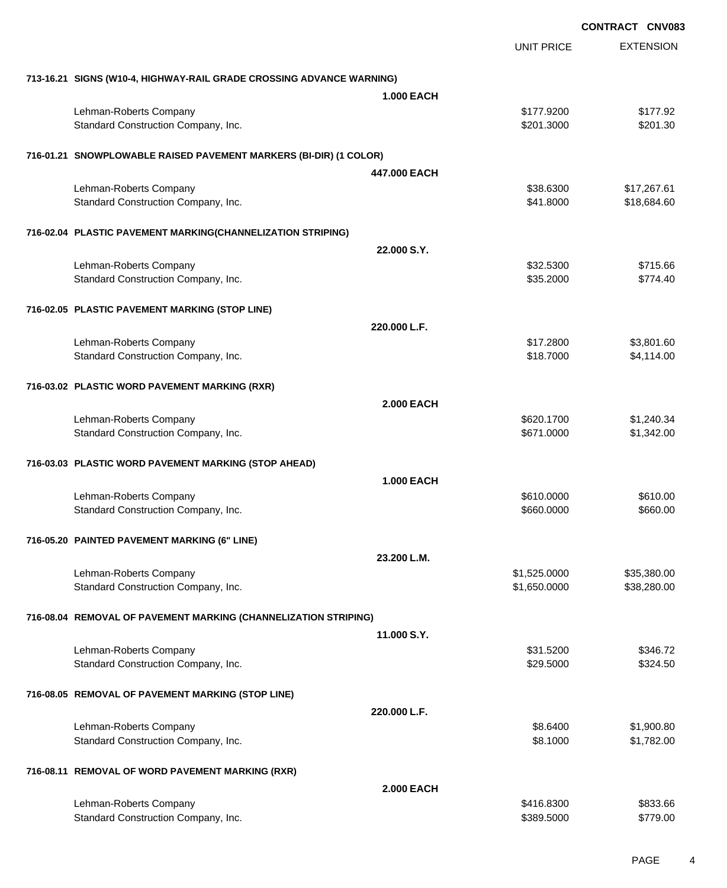**CONTRACT CNV083**

| | | UNIT PRICE | EXTENSION |
|---|---|---|---|
| **713-16.21 SIGNS (W10-4, HIGHWAY-RAIL GRADE CROSSING ADVANCE WARNING)** | | | |
| | **1.000 EACH** | | |
| Lehman-Roberts Company | | $177.9200 | $177.92 |
| Standard Construction Company, Inc. | | $201.3000 | $201.30 |
| **716-01.21 SNOWPLOWABLE RAISED PAVEMENT MARKERS (BI-DIR) (1 COLOR)** | | | |
| | **447.000 EACH** | | |
| Lehman-Roberts Company | | $38.6300 | $17,267.61 |
| Standard Construction Company, Inc. | | $41.8000 | $18,684.60 |
| **716-02.04 PLASTIC PAVEMENT MARKING(CHANNELIZATION STRIPING)** | | | |
| | **22.000 S.Y.** | | |
| Lehman-Roberts Company | | $32.5300 | $715.66 |
| Standard Construction Company, Inc. | | $35.2000 | $774.40 |
| **716-02.05 PLASTIC PAVEMENT MARKING (STOP LINE)** | | | |
| | **220.000 L.F.** | | |
| Lehman-Roberts Company | | $17.2800 | $3,801.60 |
| Standard Construction Company, Inc. | | $18.7000 | $4,114.00 |
| **716-03.02 PLASTIC WORD PAVEMENT MARKING (RXR)** | | | |
| | **2.000 EACH** | | |
| Lehman-Roberts Company | | $620.1700 | $1,240.34 |
| Standard Construction Company, Inc. | | $671.0000 | $1,342.00 |
| **716-03.03 PLASTIC WORD PAVEMENT MARKING (STOP AHEAD)** | | | |
| | **1.000 EACH** | | |
| Lehman-Roberts Company | | $610.0000 | $610.00 |
| Standard Construction Company, Inc. | | $660.0000 | $660.00 |
| **716-05.20 PAINTED PAVEMENT MARKING (6" LINE)** | | | |
| | **23.200 L.M.** | | |
| Lehman-Roberts Company | | $1,525.0000 | $35,380.00 |
| Standard Construction Company, Inc. | | $1,650.0000 | $38,280.00 |
| **716-08.04 REMOVAL OF PAVEMENT MARKING (CHANNELIZATION STRIPING)** | | | |
| | **11.000 S.Y.** | | |
| Lehman-Roberts Company | | $31.5200 | $346.72 |
| Standard Construction Company, Inc. | | $29.5000 | $324.50 |
| **716-08.05 REMOVAL OF PAVEMENT MARKING (STOP LINE)** | | | |
| | **220.000 L.F.** | | |
| Lehman-Roberts Company | | $8.6400 | $1,900.80 |
| Standard Construction Company, Inc. | | $8.1000 | $1,782.00 |
| **716-08.11 REMOVAL OF WORD PAVEMENT MARKING (RXR)** | | | |
| | **2.000 EACH** | | |
| Lehman-Roberts Company | | $416.8300 | $833.66 |
| Standard Construction Company, Inc. | | $389.5000 | $779.00 |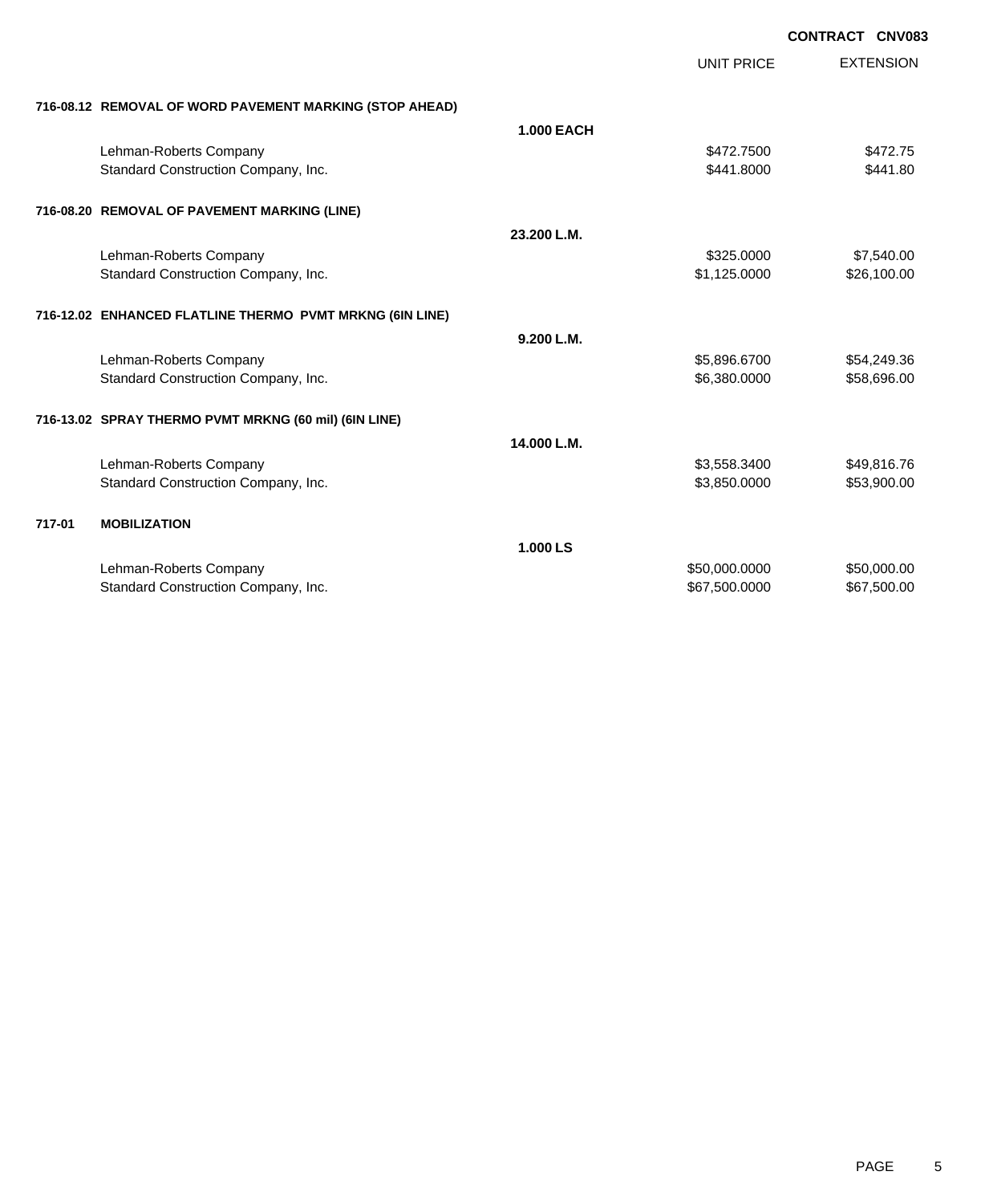**CONTRACT CNV083**

| | | | UNIT PRICE | EXTENSION |
|---|---|---|---|---|
| **716-08.12** | **REMOVAL OF WORD PAVEMENT MARKING (STOP AHEAD)** | | | |
| | | **1.000 EACH** | | |
| | Lehman-Roberts Company | | $472.7500 | $472.75 |
| | Standard Construction Company, Inc. | | $441.8000 | $441.80 |
| **716-08.20** | **REMOVAL OF PAVEMENT MARKING (LINE)** | | | |
| | | **23.200 L.M.** | | |
| | Lehman-Roberts Company | | $325.0000 | $7,540.00 |
| | Standard Construction Company, Inc. | | $1,125.0000 | $26,100.00 |
| **716-12.02** | **ENHANCED FLATLINE THERMO PVMT MRKNG (6IN LINE)** | | | |
| | | **9.200 L.M.** | | |
| | Lehman-Roberts Company | | $5,896.6700 | $54,249.36 |
| | Standard Construction Company, Inc. | | $6,380.0000 | $58,696.00 |
| **716-13.02** | **SPRAY THERMO PVMT MRKNG (60 mil) (6IN LINE)** | | | |
| | | **14.000 L.M.** | | |
| | Lehman-Roberts Company | | $3,558.3400 | $49,816.76 |
| | Standard Construction Company, Inc. | | $3,850.0000 | $53,900.00 |
| **717-01** | **MOBILIZATION** | | | |
| | | **1.000 LS** | | |
| | Lehman-Roberts Company | | $50,000.0000 | $50,000.00 |
| | Standard Construction Company, Inc. | | $67,500.0000 | $67,500.00 |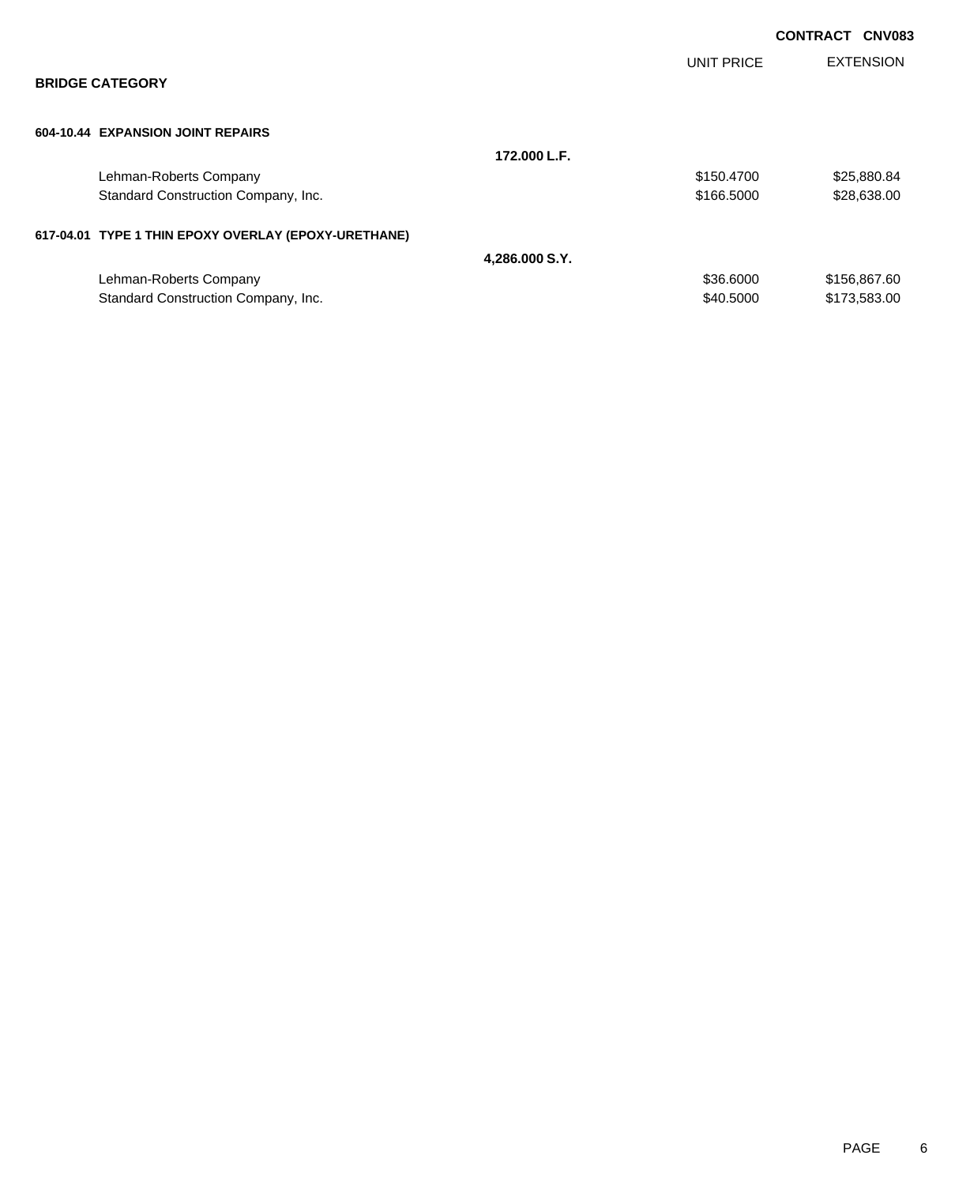**CONTRACT CNV083**

**BRIDGE CATEGORY**

| | | UNIT PRICE | EXTENSION |
|---|---|---|---|
| **604-10.44 EXPANSION JOINT REPAIRS** | | | |
| | **172.000 L.F.** | | |
| Lehman-Roberts Company | | $150.4700 | $25,880.84 |
| Standard Construction Company, Inc. | | $166.5000 | $28,638.00 |
| **617-04.01 TYPE 1 THIN EPOXY OVERLAY (EPOXY-URETHANE)** | | | |
| | **4,286.000 S.Y.** | | |
| Lehman-Roberts Company | | $36.6000 | $156,867.60 |
| Standard Construction Company, Inc. | | $40.5000 | $173,583.00 |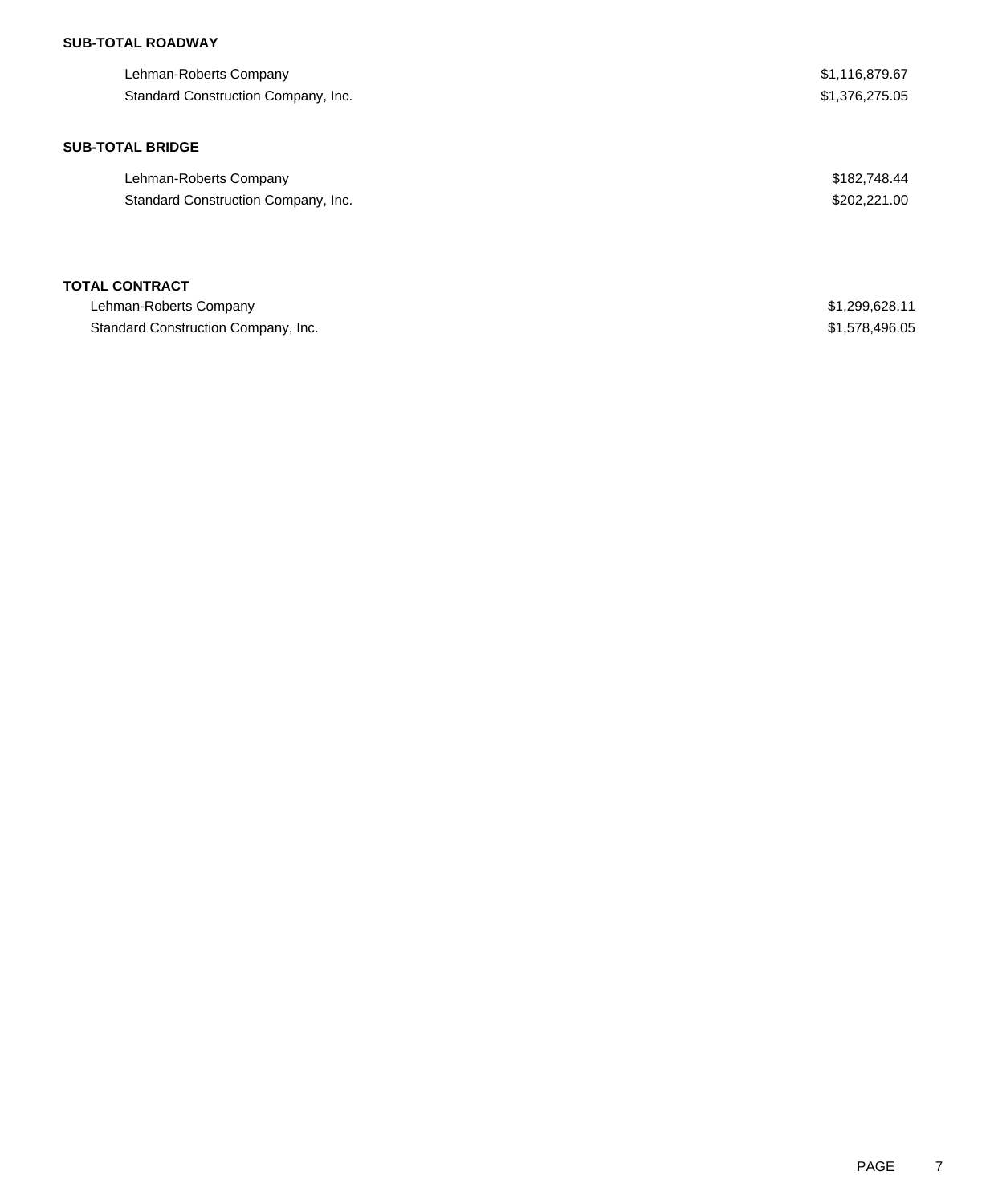**SUB-TOTAL ROADWAY**

| | |
|---|---|
| Lehman-Roberts Company | $1,116,879.67 |
| Standard Construction Company, Inc. | $1,376,275.05 |

**SUB-TOTAL BRIDGE**

| | |
|---|---|
| Lehman-Roberts Company | $182,748.44 |
| Standard Construction Company, Inc. | $202,221.00 |

**TOTAL CONTRACT**

| | |
|---|---|
| Lehman-Roberts Company | $1,299,628.11 |
| Standard Construction Company, Inc. | $1,578,496.05 |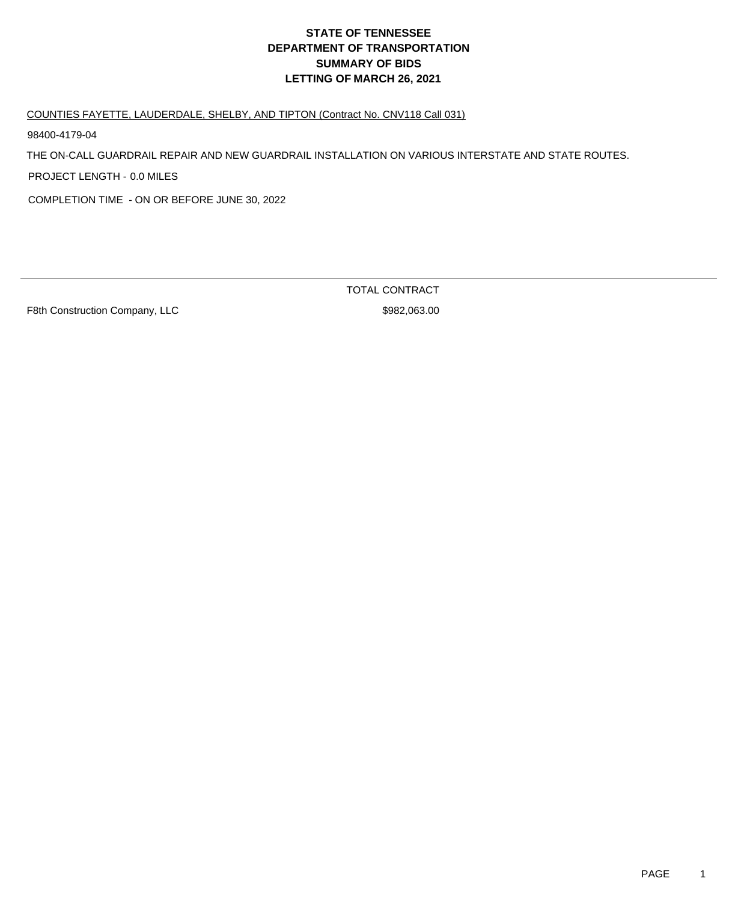# STATE OF TENNESSEE
# DEPARTMENT OF TRANSPORTATION
# SUMMARY OF BIDS
# LETTING OF MARCH 26, 2021

COUNTIES FAYETTE, LAUDERDALE, SHELBY, AND TIPTON (Contract No. CNV118 Call 031)

98400-4179-04

THE ON-CALL GUARDRAIL REPAIR AND NEW GUARDRAIL INSTALLATION ON VARIOUS INTERSTATE AND STATE ROUTES.

PROJECT LENGTH - 0.0 MILES

COMPLETION TIME - ON OR BEFORE JUNE 30, 2022

| | TOTAL CONTRACT |
|---|---|
| F8th Construction Company, LLC | $982,063.00 |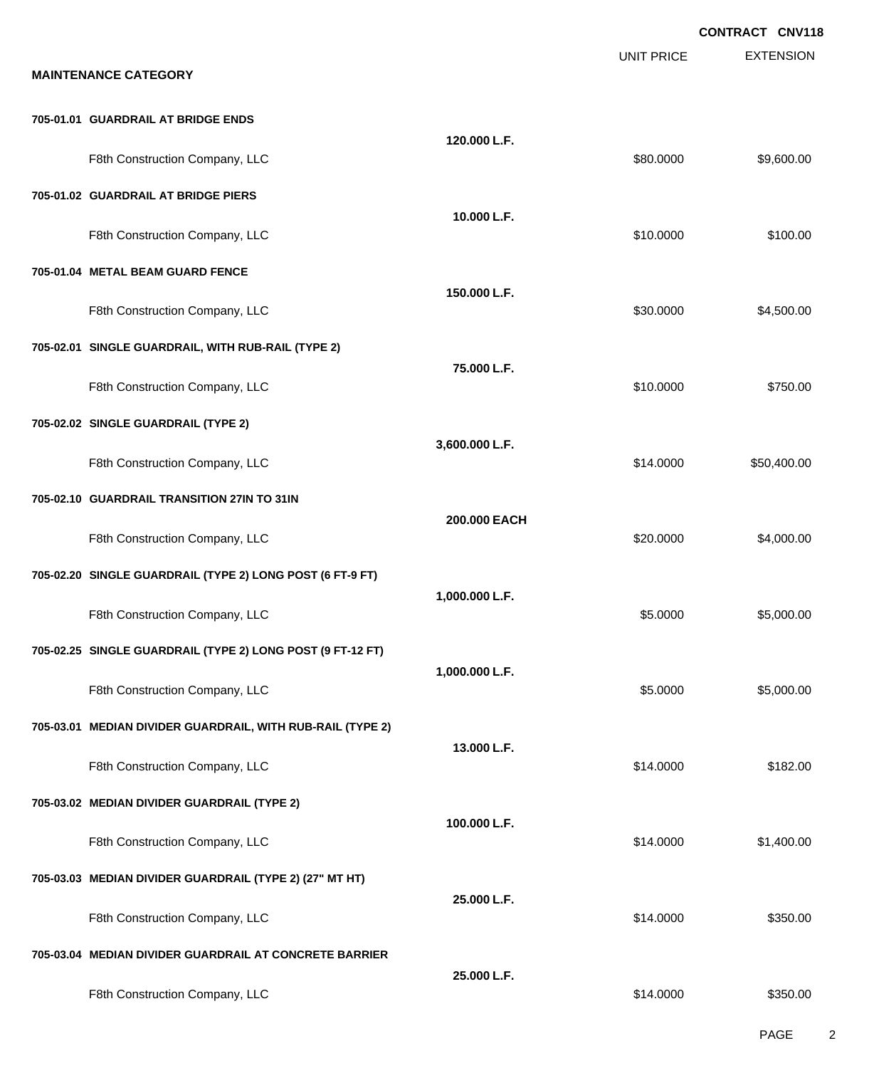**CONTRACT CNV118**

**MAINTENANCE CATEGORY**

| | | UNIT PRICE | EXTENSION |
|---|---|---|---|
| **705-01.01 GUARDRAIL AT BRIDGE ENDS** | | | |
| | **120.000 L.F.** | | |
| F8th Construction Company, LLC | | $80.0000 | $9,600.00 |
| **705-01.02 GUARDRAIL AT BRIDGE PIERS** | | | |
| | **10.000 L.F.** | | |
| F8th Construction Company, LLC | | $10.0000 | $100.00 |
| **705-01.04 METAL BEAM GUARD FENCE** | | | |
| | **150.000 L.F.** | | |
| F8th Construction Company, LLC | | $30.0000 | $4,500.00 |
| **705-02.01 SINGLE GUARDRAIL, WITH RUB-RAIL (TYPE 2)** | | | |
| | **75.000 L.F.** | | |
| F8th Construction Company, LLC | | $10.0000 | $750.00 |
| **705-02.02 SINGLE GUARDRAIL (TYPE 2)** | | | |
| | **3,600.000 L.F.** | | |
| F8th Construction Company, LLC | | $14.0000 | $50,400.00 |
| **705-02.10 GUARDRAIL TRANSITION 27IN TO 31IN** | | | |
| | **200.000 EACH** | | |
| F8th Construction Company, LLC | | $20.0000 | $4,000.00 |
| **705-02.20 SINGLE GUARDRAIL (TYPE 2) LONG POST (6 FT-9 FT)** | | | |
| | **1,000.000 L.F.** | | |
| F8th Construction Company, LLC | | $5.0000 | $5,000.00 |
| **705-02.25 SINGLE GUARDRAIL (TYPE 2) LONG POST (9 FT-12 FT)** | | | |
| | **1,000.000 L.F.** | | |
| F8th Construction Company, LLC | | $5.0000 | $5,000.00 |
| **705-03.01 MEDIAN DIVIDER GUARDRAIL, WITH RUB-RAIL (TYPE 2)** | | | |
| | **13.000 L.F.** | | |
| F8th Construction Company, LLC | | $14.0000 | $182.00 |
| **705-03.02 MEDIAN DIVIDER GUARDRAIL (TYPE 2)** | | | |
| | **100.000 L.F.** | | |
| F8th Construction Company, LLC | | $14.0000 | $1,400.00 |
| **705-03.03 MEDIAN DIVIDER GUARDRAIL (TYPE 2) (27" MT HT)** | | | |
| | **25.000 L.F.** | | |
| F8th Construction Company, LLC | | $14.0000 | $350.00 |
| **705-03.04 MEDIAN DIVIDER GUARDRAIL AT CONCRETE BARRIER** | | | |
| | **25.000 L.F.** | | |
| F8th Construction Company, LLC | | $14.0000 | $350.00 |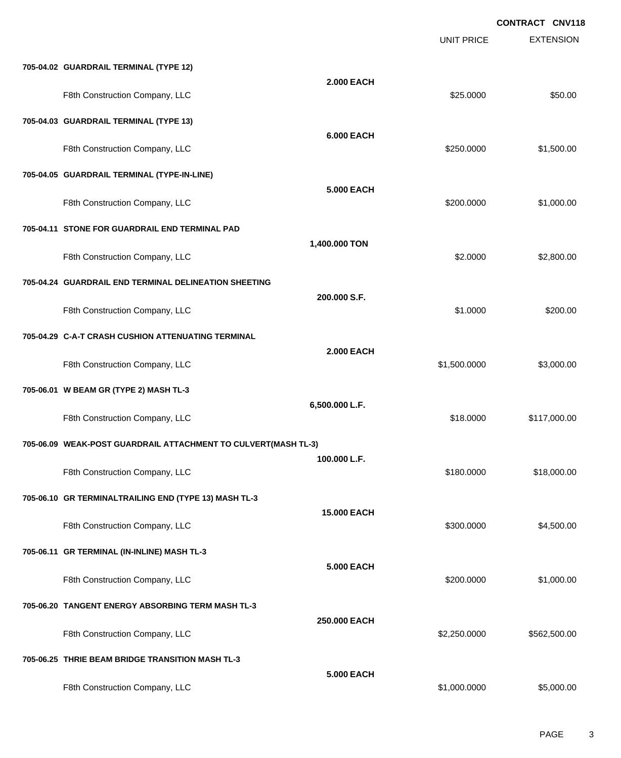**CONTRACT CNV118**

| | | UNIT PRICE | EXTENSION |
|---|---|---|---|
| **705-04.02 GUARDRAIL TERMINAL (TYPE 12)** | | | |
| | **2.000 EACH** | | |
| F8th Construction Company, LLC | | $25.0000 | $50.00 |
| **705-04.03 GUARDRAIL TERMINAL (TYPE 13)** | | | |
| | **6.000 EACH** | | |
| F8th Construction Company, LLC | | $250.0000 | $1,500.00 |
| **705-04.05 GUARDRAIL TERMINAL (TYPE-IN-LINE)** | | | |
| | **5.000 EACH** | | |
| F8th Construction Company, LLC | | $200.0000 | $1,000.00 |
| **705-04.11 STONE FOR GUARDRAIL END TERMINAL PAD** | | | |
| | **1,400.000 TON** | | |
| F8th Construction Company, LLC | | $2.0000 | $2,800.00 |
| **705-04.24 GUARDRAIL END TERMINAL DELINEATION SHEETING** | | | |
| | **200.000 S.F.** | | |
| F8th Construction Company, LLC | | $1.0000 | $200.00 |
| **705-04.29 C-A-T CRASH CUSHION ATTENUATING TERMINAL** | | | |
| | **2.000 EACH** | | |
| F8th Construction Company, LLC | | $1,500.0000 | $3,000.00 |
| **705-06.01 W BEAM GR (TYPE 2) MASH TL-3** | | | |
| | **6,500.000 L.F.** | | |
| F8th Construction Company, LLC | | $18.0000 | $117,000.00 |
| **705-06.09 WEAK-POST GUARDRAIL ATTACHMENT TO CULVERT(MASH TL-3)** | | | |
| | **100.000 L.F.** | | |
| F8th Construction Company, LLC | | $180.0000 | $18,000.00 |
| **705-06.10 GR TERMINALTRAILING END (TYPE 13) MASH TL-3** | | | |
| | **15.000 EACH** | | |
| F8th Construction Company, LLC | | $300.0000 | $4,500.00 |
| **705-06.11 GR TERMINAL (IN-INLINE) MASH TL-3** | | | |
| | **5.000 EACH** | | |
| F8th Construction Company, LLC | | $200.0000 | $1,000.00 |
| **705-06.20 TANGENT ENERGY ABSORBING TERM MASH TL-3** | | | |
| | **250.000 EACH** | | |
| F8th Construction Company, LLC | | $2,250.0000 | $562,500.00 |
| **705-06.25 THRIE BEAM BRIDGE TRANSITION MASH TL-3** | | | |
| | **5.000 EACH** | | |
| F8th Construction Company, LLC | | $1,000.0000 | $5,000.00 |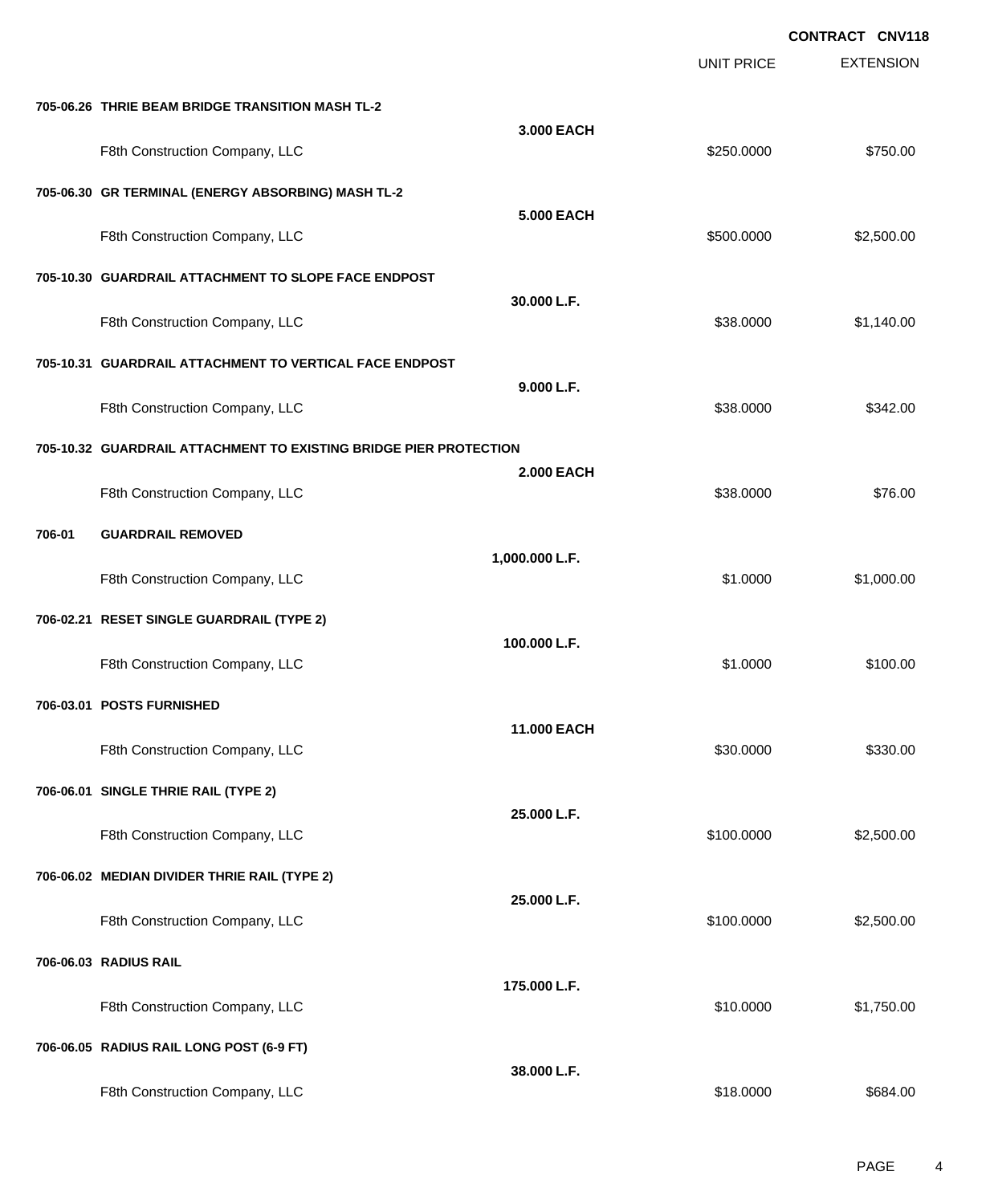**CONTRACT CNV118**

| | | | UNIT PRICE | EXTENSION |
|---|---|---|---|---|
| **705-06.26** | **THRIE BEAM BRIDGE TRANSITION MASH TL-2** | | | |
| | | **3.000 EACH** | | |
| | F8th Construction Company, LLC | | $250.0000 | $750.00 |
| **705-06.30** | **GR TERMINAL (ENERGY ABSORBING) MASH TL-2** | | | |
| | | **5.000 EACH** | | |
| | F8th Construction Company, LLC | | $500.0000 | $2,500.00 |
| **705-10.30** | **GUARDRAIL ATTACHMENT TO SLOPE FACE ENDPOST** | | | |
| | | **30.000 L.F.** | | |
| | F8th Construction Company, LLC | | $38.0000 | $1,140.00 |
| **705-10.31** | **GUARDRAIL ATTACHMENT TO VERTICAL FACE ENDPOST** | | | |
| | | **9.000 L.F.** | | |
| | F8th Construction Company, LLC | | $38.0000 | $342.00 |
| **705-10.32** | **GUARDRAIL ATTACHMENT TO EXISTING BRIDGE PIER PROTECTION** | | | |
| | | **2.000 EACH** | | |
| | F8th Construction Company, LLC | | $38.0000 | $76.00 |
| **706-01** | **GUARDRAIL REMOVED** | | | |
| | | **1,000.000 L.F.** | | |
| | F8th Construction Company, LLC | | $1.0000 | $1,000.00 |
| **706-02.21** | **RESET SINGLE GUARDRAIL (TYPE 2)** | | | |
| | | **100.000 L.F.** | | |
| | F8th Construction Company, LLC | | $1.0000 | $100.00 |
| **706-03.01** | **POSTS FURNISHED** | | | |
| | | **11.000 EACH** | | |
| | F8th Construction Company, LLC | | $30.0000 | $330.00 |
| **706-06.01** | **SINGLE THRIE RAIL (TYPE 2)** | | | |
| | | **25.000 L.F.** | | |
| | F8th Construction Company, LLC | | $100.0000 | $2,500.00 |
| **706-06.02** | **MEDIAN DIVIDER THRIE RAIL (TYPE 2)** | | | |
| | | **25.000 L.F.** | | |
| | F8th Construction Company, LLC | | $100.0000 | $2,500.00 |
| **706-06.03** | **RADIUS RAIL** | | | |
| | | **175.000 L.F.** | | |
| | F8th Construction Company, LLC | | $10.0000 | $1,750.00 |
| **706-06.05** | **RADIUS RAIL LONG POST (6-9 FT)** | | | |
| | | **38.000 L.F.** | | |
| | F8th Construction Company, LLC | | $18.0000 | $684.00 |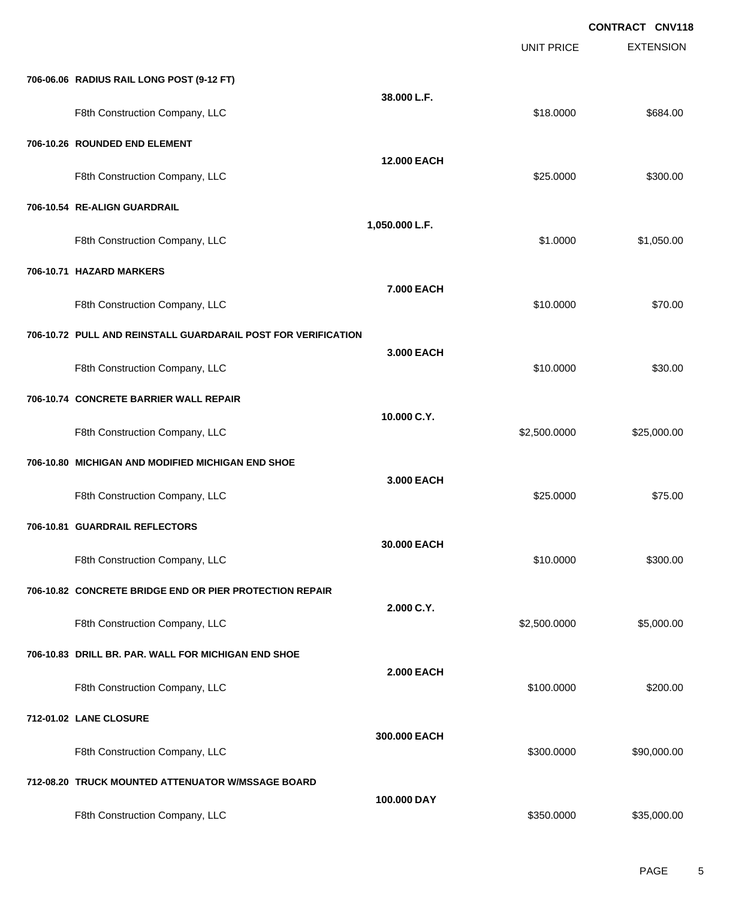**CONTRACT CNV118**

| | | UNIT PRICE | EXTENSION |
|---|---|---|---|
| **706-06.06 RADIUS RAIL LONG POST (9-12 FT)** | | | |
| | **38.000 L.F.** | | |
| F8th Construction Company, LLC | | $18.0000 | $684.00 |
| **706-10.26 ROUNDED END ELEMENT** | | | |
| | **12.000 EACH** | | |
| F8th Construction Company, LLC | | $25.0000 | $300.00 |
| **706-10.54 RE-ALIGN GUARDRAIL** | | | |
| | **1,050.000 L.F.** | | |
| F8th Construction Company, LLC | | $1.0000 | $1,050.00 |
| **706-10.71 HAZARD MARKERS** | | | |
| | **7.000 EACH** | | |
| F8th Construction Company, LLC | | $10.0000 | $70.00 |
| **706-10.72 PULL AND REINSTALL GUARDARAIL POST FOR VERIFICATION** | | | |
| | **3.000 EACH** | | |
| F8th Construction Company, LLC | | $10.0000 | $30.00 |
| **706-10.74 CONCRETE BARRIER WALL REPAIR** | | | |
| | **10.000 C.Y.** | | |
| F8th Construction Company, LLC | | $2,500.0000 | $25,000.00 |
| **706-10.80 MICHIGAN AND MODIFIED MICHIGAN END SHOE** | | | |
| | **3.000 EACH** | | |
| F8th Construction Company, LLC | | $25.0000 | $75.00 |
| **706-10.81 GUARDRAIL REFLECTORS** | | | |
| | **30.000 EACH** | | |
| F8th Construction Company, LLC | | $10.0000 | $300.00 |
| **706-10.82 CONCRETE BRIDGE END OR PIER PROTECTION REPAIR** | | | |
| | **2.000 C.Y.** | | |
| F8th Construction Company, LLC | | $2,500.0000 | $5,000.00 |
| **706-10.83 DRILL BR. PAR. WALL FOR MICHIGAN END SHOE** | | | |
| | **2.000 EACH** | | |
| F8th Construction Company, LLC | | $100.0000 | $200.00 |
| **712-01.02 LANE CLOSURE** | | | |
| | **300.000 EACH** | | |
| F8th Construction Company, LLC | | $300.0000 | $90,000.00 |
| **712-08.20 TRUCK MOUNTED ATTENUATOR W/MSSAGE BOARD** | | | |
| | **100.000 DAY** | | |
| F8th Construction Company, LLC | | $350.0000 | $35,000.00 |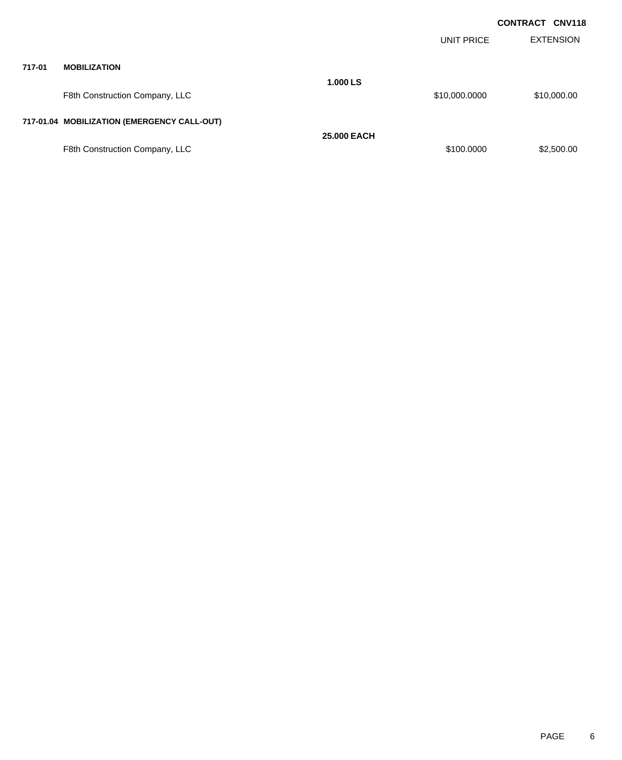**CONTRACT CNV118**

| | | | UNIT PRICE | EXTENSION |
|---|---|---|---|---|
| **717-01** | **MOBILIZATION** | | | |
| | | **1.000 LS** | | |
| | F8th Construction Company, LLC | | $10,000.0000 | $10,000.00 |
| **717-01.04** | **MOBILIZATION (EMERGENCY CALL-OUT)** | | | |
| | | **25.000 EACH** | | |
| | F8th Construction Company, LLC | | $100.0000 | $2,500.00 |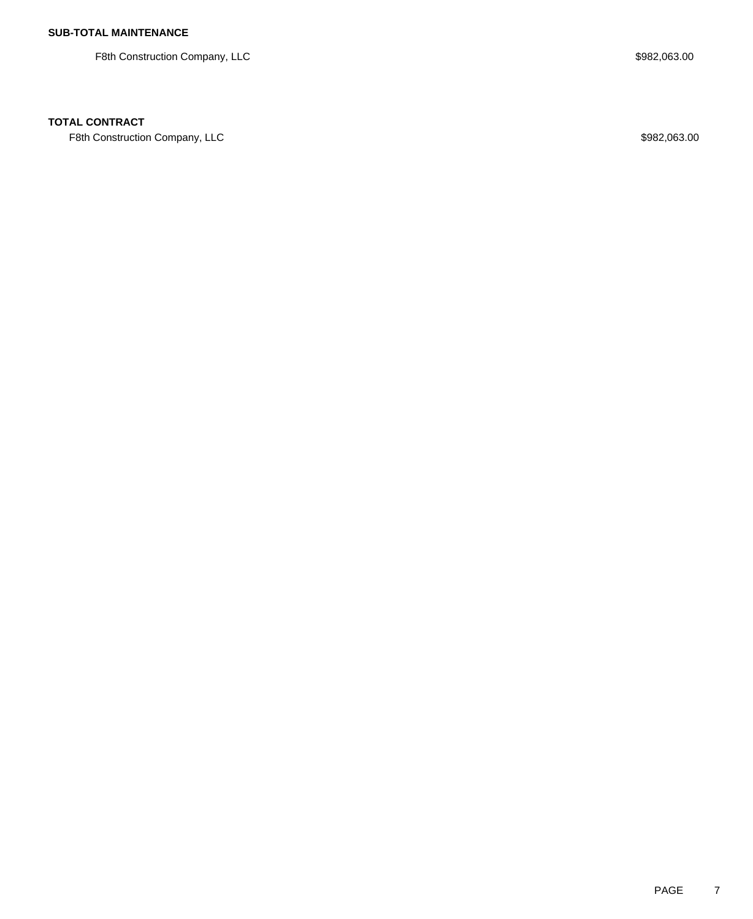**SUB-TOTAL MAINTENANCE**

| | |
|---|---|
| F8th Construction Company, LLC | $982,063.00 |

**TOTAL CONTRACT**

| | |
|---|---|
| F8th Construction Company, LLC | $982,063.00 |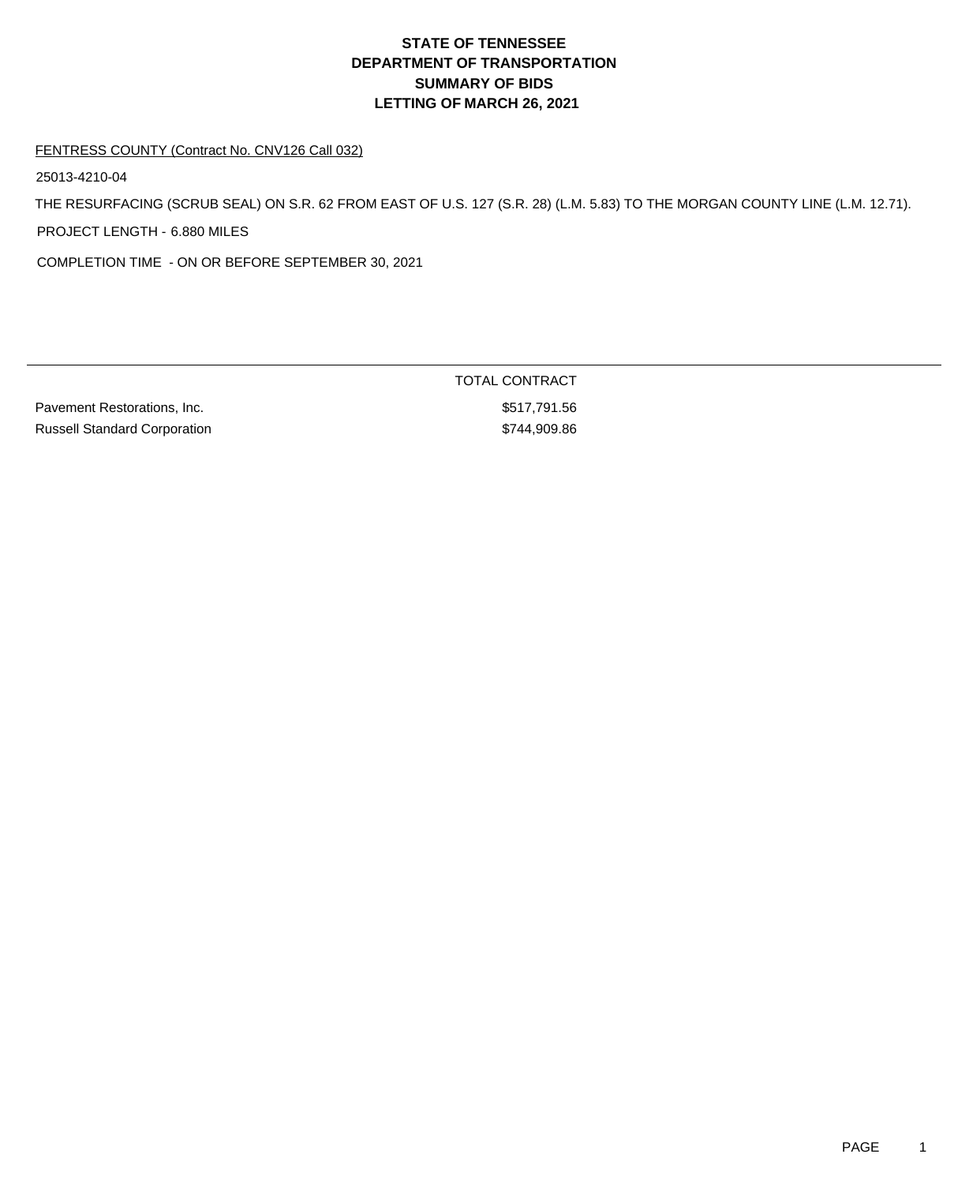# STATE OF TENNESSEE
# DEPARTMENT OF TRANSPORTATION
# SUMMARY OF BIDS
# LETTING OF MARCH 26, 2021

FENTRESS COUNTY (Contract No. CNV126 Call 032)

25013-4210-04

THE RESURFACING (SCRUB SEAL) ON S.R. 62 FROM EAST OF U.S. 127 (S.R. 28) (L.M. 5.83) TO THE MORGAN COUNTY LINE (L.M. 12.71).

PROJECT LENGTH - 6.880 MILES

COMPLETION TIME - ON OR BEFORE SEPTEMBER 30, 2021

| | TOTAL CONTRACT |
|---|---|
| Pavement Restorations, Inc. | $517,791.56 |
| Russell Standard Corporation | $744,909.86 |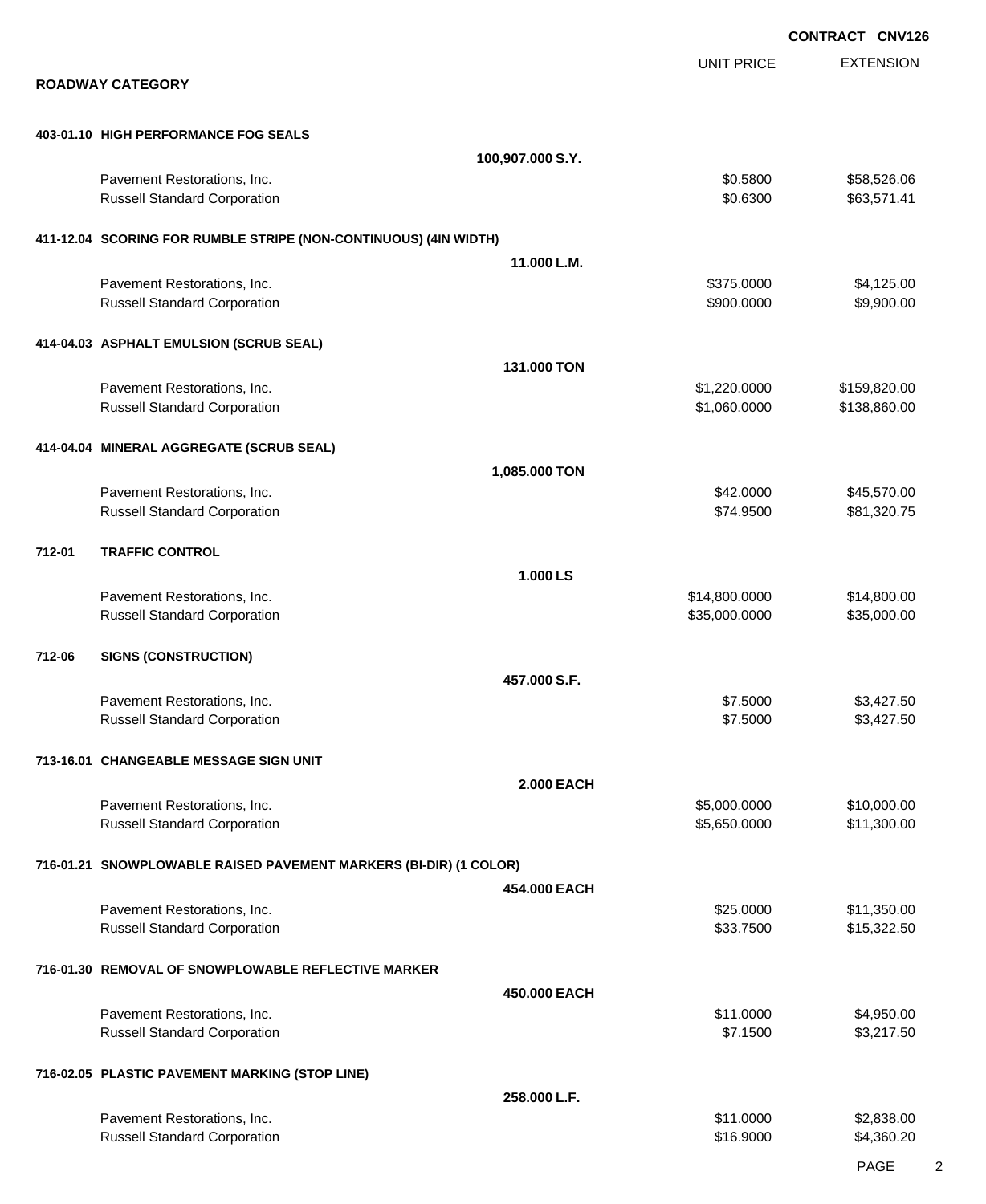**CONTRACT CNV126**

## ROADWAY CATEGORY

| | | UNIT PRICE | EXTENSION |
|---|---|---|---|
| **403-01.10 HIGH PERFORMANCE FOG SEALS** | | | |
| | **100,907.000 S.Y.** | | |
| Pavement Restorations, Inc. | | $0.5800 | $58,526.06 |
| Russell Standard Corporation | | $0.6300 | $63,571.41 |
| **411-12.04 SCORING FOR RUMBLE STRIPE (NON-CONTINUOUS) (4IN WIDTH)** | | | |
| | **11.000 L.M.** | | |
| Pavement Restorations, Inc. | | $375.0000 | $4,125.00 |
| Russell Standard Corporation | | $900.0000 | $9,900.00 |
| **414-04.03 ASPHALT EMULSION (SCRUB SEAL)** | | | |
| | **131.000 TON** | | |
| Pavement Restorations, Inc. | | $1,220.0000 | $159,820.00 |
| Russell Standard Corporation | | $1,060.0000 | $138,860.00 |
| **414-04.04 MINERAL AGGREGATE (SCRUB SEAL)** | | | |
| | **1,085.000 TON** | | |
| Pavement Restorations, Inc. | | $42.0000 | $45,570.00 |
| Russell Standard Corporation | | $74.9500 | $81,320.75 |
| **712-01 TRAFFIC CONTROL** | | | |
| | **1.000 LS** | | |
| Pavement Restorations, Inc. | | $14,800.0000 | $14,800.00 |
| Russell Standard Corporation | | $35,000.0000 | $35,000.00 |
| **712-06 SIGNS (CONSTRUCTION)** | | | |
| | **457.000 S.F.** | | |
| Pavement Restorations, Inc. | | $7.5000 | $3,427.50 |
| Russell Standard Corporation | | $7.5000 | $3,427.50 |
| **713-16.01 CHANGEABLE MESSAGE SIGN UNIT** | | | |
| | **2.000 EACH** | | |
| Pavement Restorations, Inc. | | $5,000.0000 | $10,000.00 |
| Russell Standard Corporation | | $5,650.0000 | $11,300.00 |
| **716-01.21 SNOWPLOWABLE RAISED PAVEMENT MARKERS (BI-DIR) (1 COLOR)** | | | |
| | **454.000 EACH** | | |
| Pavement Restorations, Inc. | | $25.0000 | $11,350.00 |
| Russell Standard Corporation | | $33.7500 | $15,322.50 |
| **716-01.30 REMOVAL OF SNOWPLOWABLE REFLECTIVE MARKER** | | | |
| | **450.000 EACH** | | |
| Pavement Restorations, Inc. | | $11.0000 | $4,950.00 |
| Russell Standard Corporation | | $7.1500 | $3,217.50 |
| **716-02.05 PLASTIC PAVEMENT MARKING (STOP LINE)** | | | |
| | **258.000 L.F.** | | |
| Pavement Restorations, Inc. | | $11.0000 | $2,838.00 |
| Russell Standard Corporation | | $16.9000 | $4,360.20 |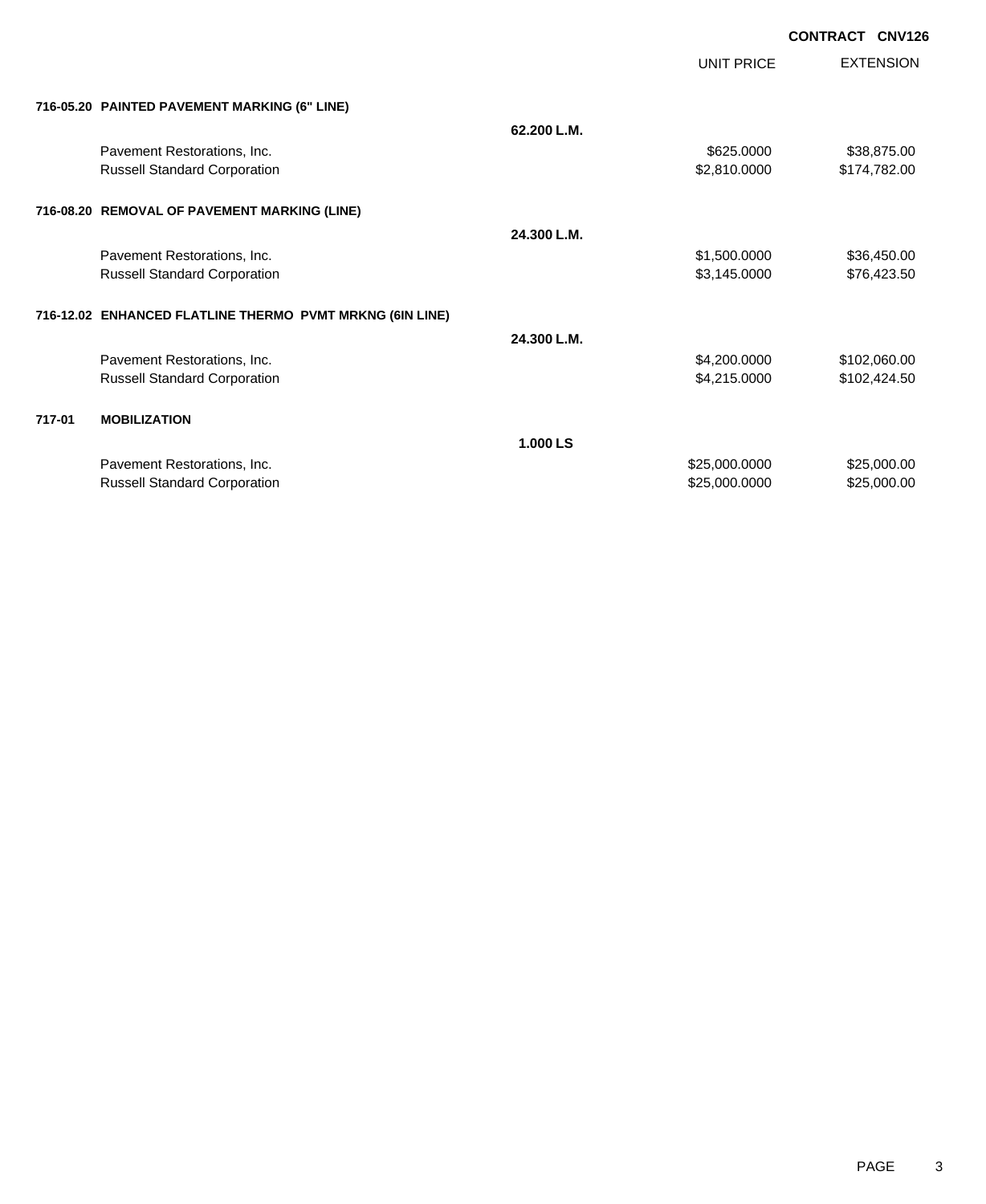**CONTRACT CNV126**

| | | UNIT PRICE | EXTENSION |
|---|---|---|---|
| **716-05.20 PAINTED PAVEMENT MARKING (6" LINE)** | | | |
| | **62.200 L.M.** | | |
| Pavement Restorations, Inc. | | $625.0000 | $38,875.00 |
| Russell Standard Corporation | | $2,810.0000 | $174,782.00 |
| **716-08.20 REMOVAL OF PAVEMENT MARKING (LINE)** | | | |
| | **24.300 L.M.** | | |
| Pavement Restorations, Inc. | | $1,500.0000 | $36,450.00 |
| Russell Standard Corporation | | $3,145.0000 | $76,423.50 |
| **716-12.02 ENHANCED FLATLINE THERMO PVMT MRKNG (6IN LINE)** | | | |
| | **24.300 L.M.** | | |
| Pavement Restorations, Inc. | | $4,200.0000 | $102,060.00 |
| Russell Standard Corporation | | $4,215.0000 | $102,424.50 |
| **717-01 MOBILIZATION** | | | |
| | **1.000 LS** | | |
| Pavement Restorations, Inc. | | $25,000.0000 | $25,000.00 |
| Russell Standard Corporation | | $25,000.0000 | $25,000.00 |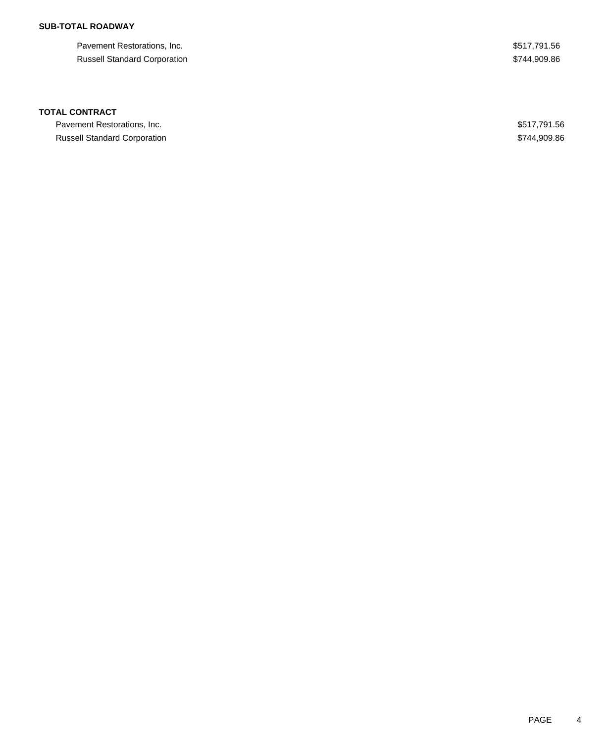**SUB-TOTAL ROADWAY**

| | |
|---|---|
| Pavement Restorations, Inc. | $517,791.56 |
| Russell Standard Corporation | $744,909.86 |

**TOTAL CONTRACT**

| | |
|---|---|
| Pavement Restorations, Inc. | $517,791.56 |
| Russell Standard Corporation | $744,909.86 |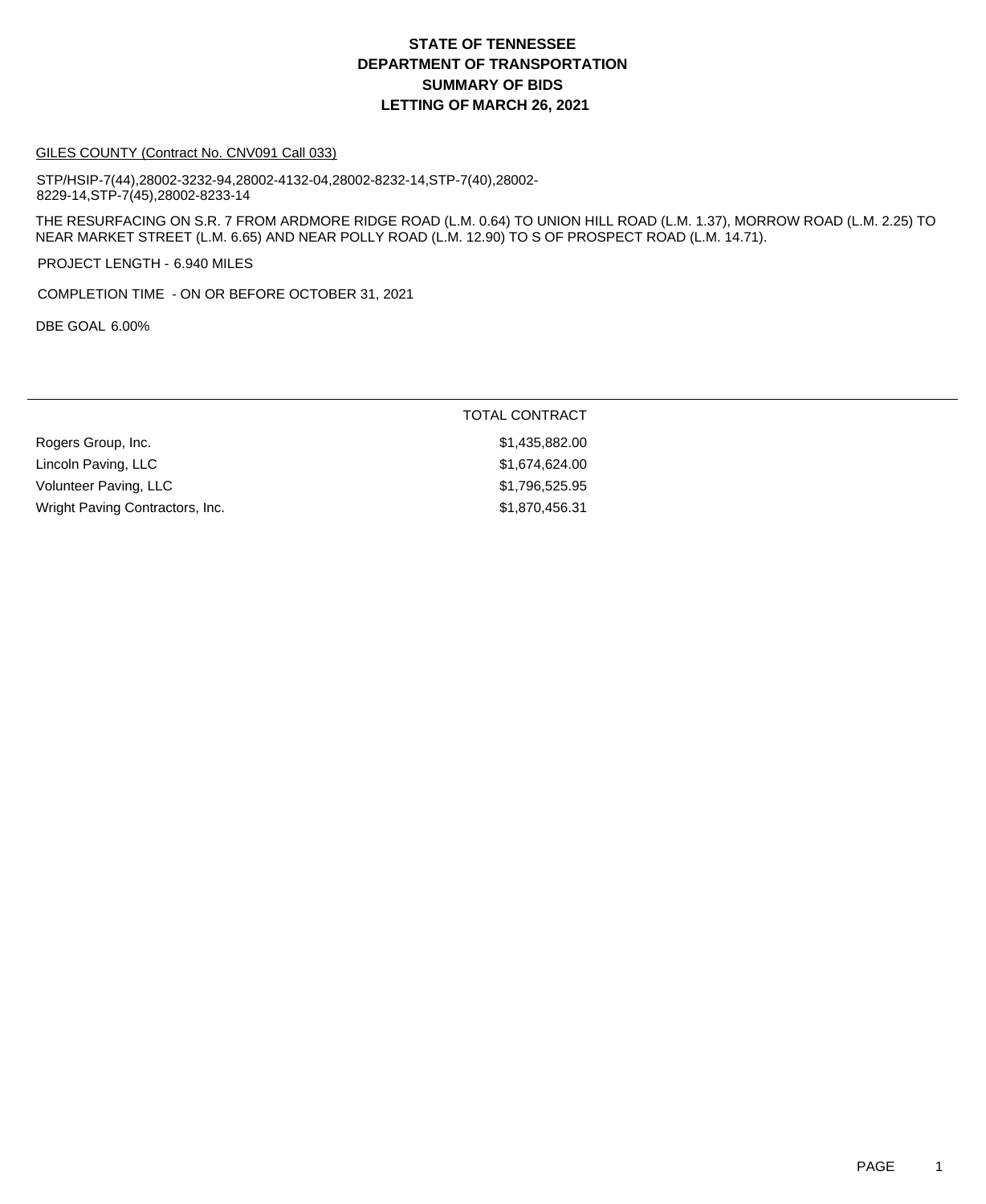# STATE OF TENNESSEE
# DEPARTMENT OF TRANSPORTATION
# SUMMARY OF BIDS
# LETTING OF MARCH 26, 2021

GILES COUNTY (Contract No. CNV091 Call 033)

STP/HSIP-7(44),28002-3232-94,28002-4132-04,28002-8232-14,STP-7(40),28002-8229-14,STP-7(45),28002-8233-14

THE RESURFACING ON S.R. 7 FROM ARDMORE RIDGE ROAD (L.M. 0.64) TO UNION HILL ROAD (L.M. 1.37), MORROW ROAD (L.M. 2.25) TO NEAR MARKET STREET (L.M. 6.65) AND NEAR POLLY ROAD (L.M. 12.90) TO S OF PROSPECT ROAD (L.M. 14.71).

PROJECT LENGTH - 6.940 MILES

COMPLETION TIME - ON OR BEFORE OCTOBER 31, 2021

DBE GOAL 6.00%

| | TOTAL CONTRACT |
|---|---|
| Rogers Group, Inc. | $1,435,882.00 |
| Lincoln Paving, LLC | $1,674,624.00 |
| Volunteer Paving, LLC | $1,796,525.95 |
| Wright Paving Contractors, Inc. | $1,870,456.31 |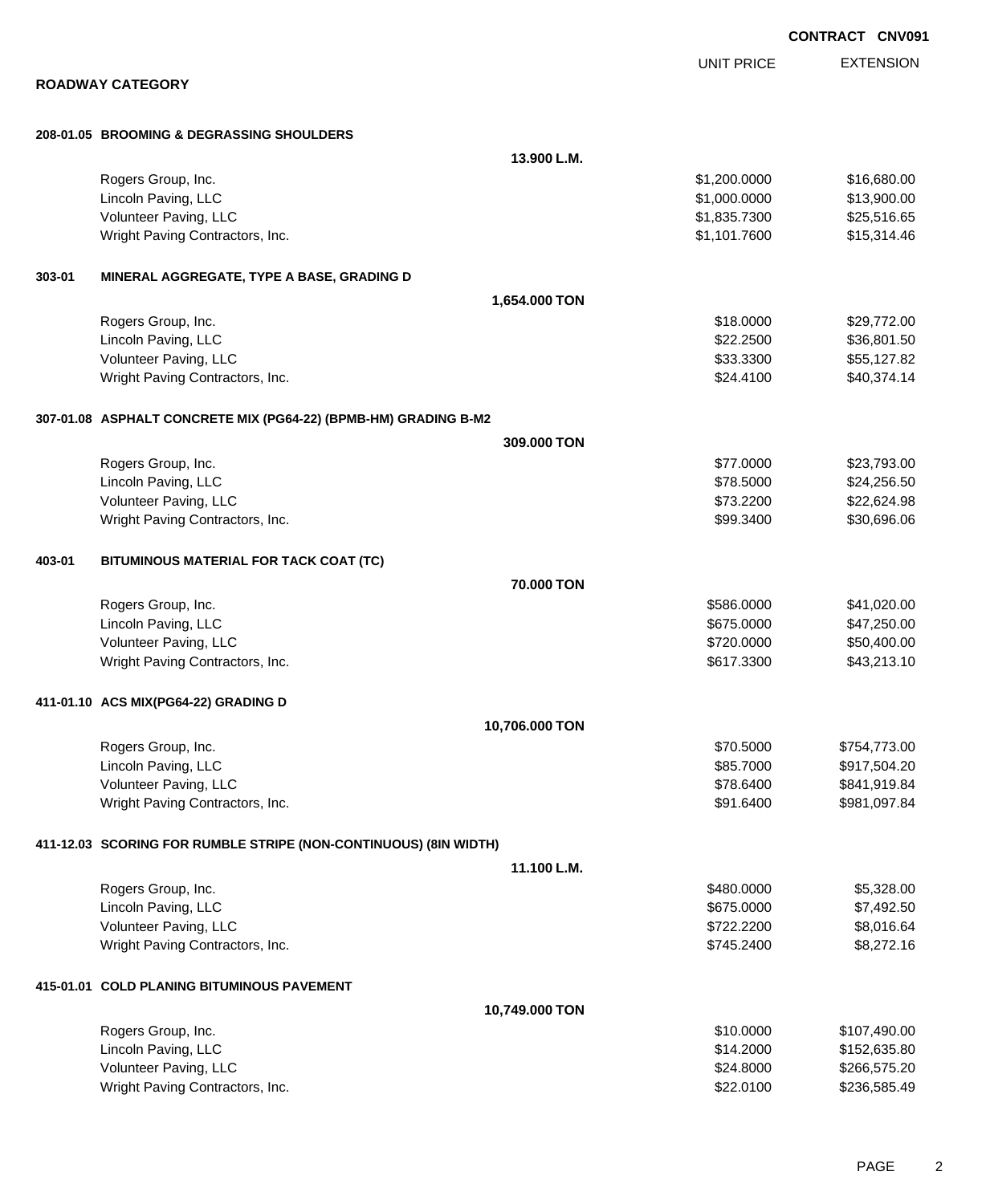**CONTRACT CNV091**

## ROADWAY CATEGORY

| | | UNIT PRICE | EXTENSION |
|---|---|---|---|
| **208-01.05 BROOMING & DEGRASSING SHOULDERS** | | | |
| | **13.900 L.M.** | | |
| Rogers Group, Inc. | | $1,200.0000 | $16,680.00 |
| Lincoln Paving, LLC | | $1,000.0000 | $13,900.00 |
| Volunteer Paving, LLC | | $1,835.7300 | $25,516.65 |
| Wright Paving Contractors, Inc. | | $1,101.7600 | $15,314.46 |
| **303-01 MINERAL AGGREGATE, TYPE A BASE, GRADING D** | | | |
| | **1,654.000 TON** | | |
| Rogers Group, Inc. | | $18.0000 | $29,772.00 |
| Lincoln Paving, LLC | | $22.2500 | $36,801.50 |
| Volunteer Paving, LLC | | $33.3300 | $55,127.82 |
| Wright Paving Contractors, Inc. | | $24.4100 | $40,374.14 |
| **307-01.08 ASPHALT CONCRETE MIX (PG64-22) (BPMB-HM) GRADING B-M2** | | | |
| | **309.000 TON** | | |
| Rogers Group, Inc. | | $77.0000 | $23,793.00 |
| Lincoln Paving, LLC | | $78.5000 | $24,256.50 |
| Volunteer Paving, LLC | | $73.2200 | $22,624.98 |
| Wright Paving Contractors, Inc. | | $99.3400 | $30,696.06 |
| **403-01 BITUMINOUS MATERIAL FOR TACK COAT (TC)** | | | |
| | **70.000 TON** | | |
| Rogers Group, Inc. | | $586.0000 | $41,020.00 |
| Lincoln Paving, LLC | | $675.0000 | $47,250.00 |
| Volunteer Paving, LLC | | $720.0000 | $50,400.00 |
| Wright Paving Contractors, Inc. | | $617.3300 | $43,213.10 |
| **411-01.10 ACS MIX(PG64-22) GRADING D** | | | |
| | **10,706.000 TON** | | |
| Rogers Group, Inc. | | $70.5000 | $754,773.00 |
| Lincoln Paving, LLC | | $85.7000 | $917,504.20 |
| Volunteer Paving, LLC | | $78.6400 | $841,919.84 |
| Wright Paving Contractors, Inc. | | $91.6400 | $981,097.84 |
| **411-12.03 SCORING FOR RUMBLE STRIPE (NON-CONTINUOUS) (8IN WIDTH)** | | | |
| | **11.100 L.M.** | | |
| Rogers Group, Inc. | | $480.0000 | $5,328.00 |
| Lincoln Paving, LLC | | $675.0000 | $7,492.50 |
| Volunteer Paving, LLC | | $722.2200 | $8,016.64 |
| Wright Paving Contractors, Inc. | | $745.2400 | $8,272.16 |
| **415-01.01 COLD PLANING BITUMINOUS PAVEMENT** | | | |
| | **10,749.000 TON** | | |
| Rogers Group, Inc. | | $10.0000 | $107,490.00 |
| Lincoln Paving, LLC | | $14.2000 | $152,635.80 |
| Volunteer Paving, LLC | | $24.8000 | $266,575.20 |
| Wright Paving Contractors, Inc. | | $22.0100 | $236,585.49 |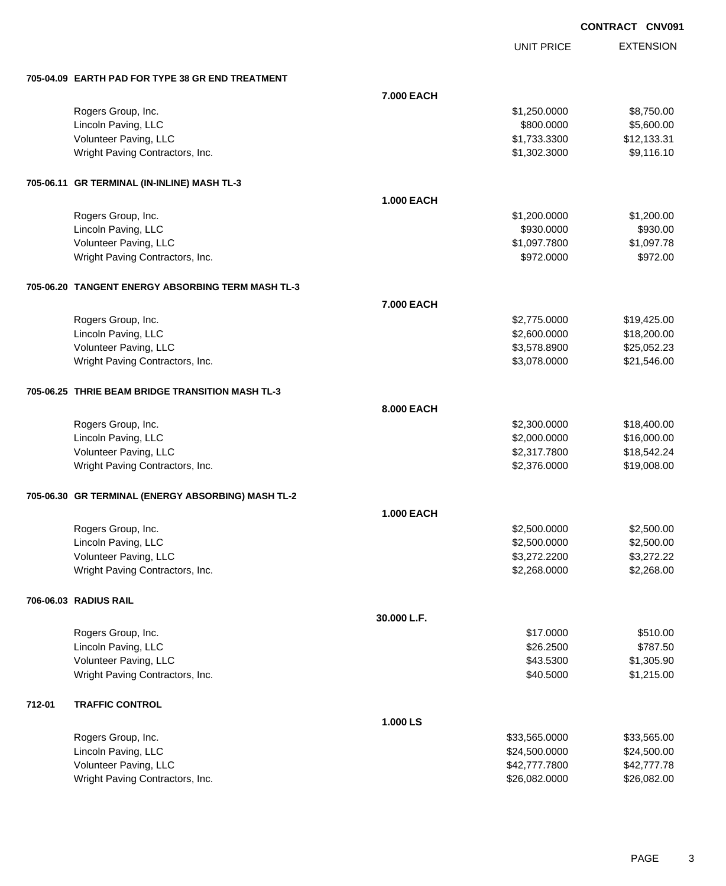**CONTRACT CNV091**

| | | UNIT PRICE | EXTENSION |
|---|---|---|---|
| **705-04.09 EARTH PAD FOR TYPE 38 GR END TREATMENT** | | | |
| | **7.000 EACH** | | |
| Rogers Group, Inc. | | $1,250.0000 | $8,750.00 |
| Lincoln Paving, LLC | | $800.0000 | $5,600.00 |
| Volunteer Paving, LLC | | $1,733.3300 | $12,133.31 |
| Wright Paving Contractors, Inc. | | $1,302.3000 | $9,116.10 |
| **705-06.11 GR TERMINAL (IN-INLINE) MASH TL-3** | | | |
| | **1.000 EACH** | | |
| Rogers Group, Inc. | | $1,200.0000 | $1,200.00 |
| Lincoln Paving, LLC | | $930.0000 | $930.00 |
| Volunteer Paving, LLC | | $1,097.7800 | $1,097.78 |
| Wright Paving Contractors, Inc. | | $972.0000 | $972.00 |
| **705-06.20 TANGENT ENERGY ABSORBING TERM MASH TL-3** | | | |
| | **7.000 EACH** | | |
| Rogers Group, Inc. | | $2,775.0000 | $19,425.00 |
| Lincoln Paving, LLC | | $2,600.0000 | $18,200.00 |
| Volunteer Paving, LLC | | $3,578.8900 | $25,052.23 |
| Wright Paving Contractors, Inc. | | $3,078.0000 | $21,546.00 |
| **705-06.25 THRIE BEAM BRIDGE TRANSITION MASH TL-3** | | | |
| | **8.000 EACH** | | |
| Rogers Group, Inc. | | $2,300.0000 | $18,400.00 |
| Lincoln Paving, LLC | | $2,000.0000 | $16,000.00 |
| Volunteer Paving, LLC | | $2,317.7800 | $18,542.24 |
| Wright Paving Contractors, Inc. | | $2,376.0000 | $19,008.00 |
| **705-06.30 GR TERMINAL (ENERGY ABSORBING) MASH TL-2** | | | |
| | **1.000 EACH** | | |
| Rogers Group, Inc. | | $2,500.0000 | $2,500.00 |
| Lincoln Paving, LLC | | $2,500.0000 | $2,500.00 |
| Volunteer Paving, LLC | | $3,272.2200 | $3,272.22 |
| Wright Paving Contractors, Inc. | | $2,268.0000 | $2,268.00 |
| **706-06.03 RADIUS RAIL** | | | |
| | **30.000 L.F.** | | |
| Rogers Group, Inc. | | $17.0000 | $510.00 |
| Lincoln Paving, LLC | | $26.2500 | $787.50 |
| Volunteer Paving, LLC | | $43.5300 | $1,305.90 |
| Wright Paving Contractors, Inc. | | $40.5000 | $1,215.00 |
| **712-01 TRAFFIC CONTROL** | | | |
| | **1.000 LS** | | |
| Rogers Group, Inc. | | $33,565.0000 | $33,565.00 |
| Lincoln Paving, LLC | | $24,500.0000 | $24,500.00 |
| Volunteer Paving, LLC | | $42,777.7800 | $42,777.78 |
| Wright Paving Contractors, Inc. | | $26,082.0000 | $26,082.00 |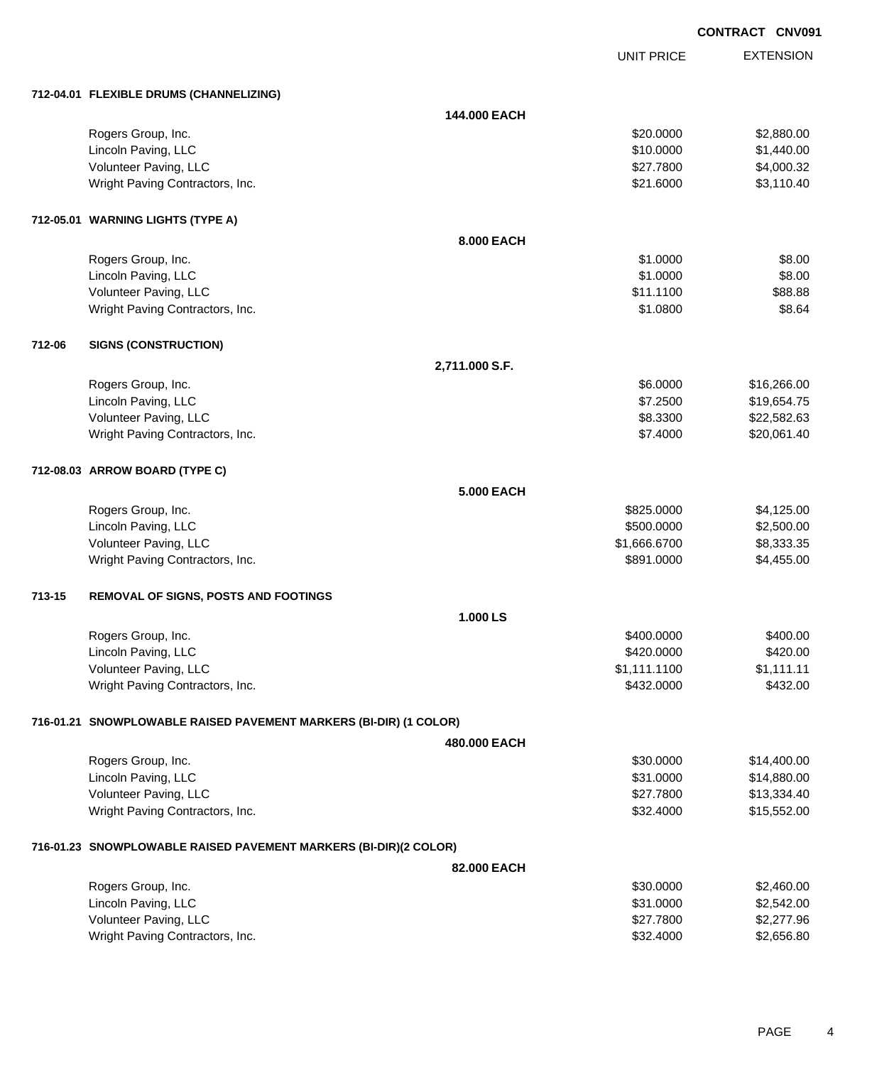**CONTRACT CNV091**

| | UNIT PRICE | EXTENSION |
|---|---|---|
| **712-04.01 FLEXIBLE DRUMS (CHANNELIZING)** | | |
| **144.000 EACH** | | |
| Rogers Group, Inc. | $20.0000 | $2,880.00 |
| Lincoln Paving, LLC | $10.0000 | $1,440.00 |
| Volunteer Paving, LLC | $27.7800 | $4,000.32 |
| Wright Paving Contractors, Inc. | $21.6000 | $3,110.40 |
| **712-05.01 WARNING LIGHTS (TYPE A)** | | |
| **8.000 EACH** | | |
| Rogers Group, Inc. | $1.0000 | $8.00 |
| Lincoln Paving, LLC | $1.0000 | $8.00 |
| Volunteer Paving, LLC | $11.1100 | $88.88 |
| Wright Paving Contractors, Inc. | $1.0800 | $8.64 |
| **712-06 SIGNS (CONSTRUCTION)** | | |
| **2,711.000 S.F.** | | |
| Rogers Group, Inc. | $6.0000 | $16,266.00 |
| Lincoln Paving, LLC | $7.2500 | $19,654.75 |
| Volunteer Paving, LLC | $8.3300 | $22,582.63 |
| Wright Paving Contractors, Inc. | $7.4000 | $20,061.40 |
| **712-08.03 ARROW BOARD (TYPE C)** | | |
| **5.000 EACH** | | |
| Rogers Group, Inc. | $825.0000 | $4,125.00 |
| Lincoln Paving, LLC | $500.0000 | $2,500.00 |
| Volunteer Paving, LLC | $1,666.6700 | $8,333.35 |
| Wright Paving Contractors, Inc. | $891.0000 | $4,455.00 |
| **713-15 REMOVAL OF SIGNS, POSTS AND FOOTINGS** | | |
| **1.000 LS** | | |
| Rogers Group, Inc. | $400.0000 | $400.00 |
| Lincoln Paving, LLC | $420.0000 | $420.00 |
| Volunteer Paving, LLC | $1,111.1100 | $1,111.11 |
| Wright Paving Contractors, Inc. | $432.0000 | $432.00 |
| **716-01.21 SNOWPLOWABLE RAISED PAVEMENT MARKERS (BI-DIR) (1 COLOR)** | | |
| **480.000 EACH** | | |
| Rogers Group, Inc. | $30.0000 | $14,400.00 |
| Lincoln Paving, LLC | $31.0000 | $14,880.00 |
| Volunteer Paving, LLC | $27.7800 | $13,334.40 |
| Wright Paving Contractors, Inc. | $32.4000 | $15,552.00 |
| **716-01.23 SNOWPLOWABLE RAISED PAVEMENT MARKERS (BI-DIR)(2 COLOR)** | | |
| **82.000 EACH** | | |
| Rogers Group, Inc. | $30.0000 | $2,460.00 |
| Lincoln Paving, LLC | $31.0000 | $2,542.00 |
| Volunteer Paving, LLC | $27.7800 | $2,277.96 |
| Wright Paving Contractors, Inc. | $32.4000 | $2,656.80 |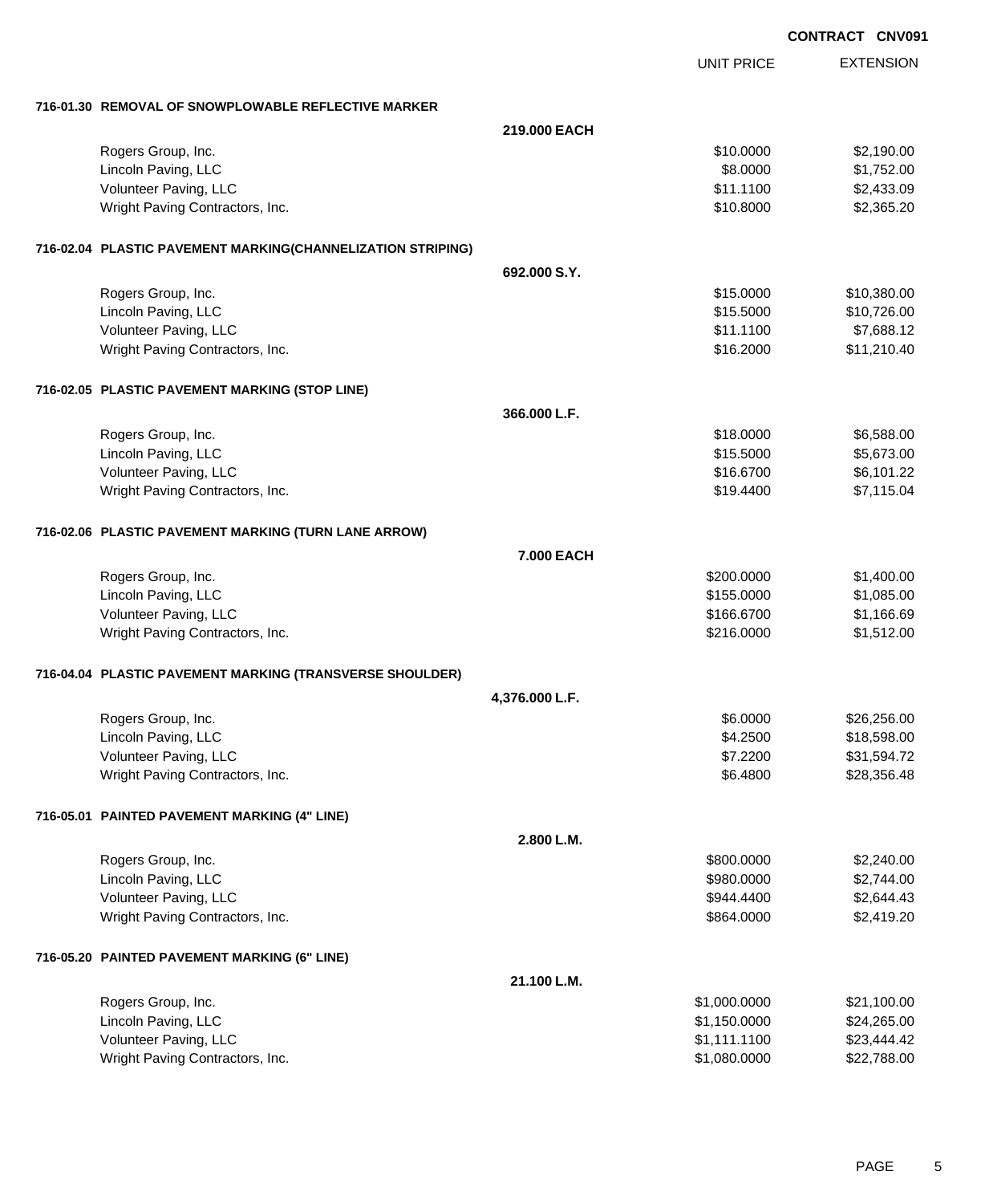**CONTRACT CNV091**

| | | UNIT PRICE | EXTENSION |
|---|---|---|---|
| **716-01.30 REMOVAL OF SNOWPLOWABLE REFLECTIVE MARKER** | | | |
| | **219.000 EACH** | | |
| Rogers Group, Inc. | | $10.0000 | $2,190.00 |
| Lincoln Paving, LLC | | $8.0000 | $1,752.00 |
| Volunteer Paving, LLC | | $11.1100 | $2,433.09 |
| Wright Paving Contractors, Inc. | | $10.8000 | $2,365.20 |
| **716-02.04 PLASTIC PAVEMENT MARKING(CHANNELIZATION STRIPING)** | | | |
| | **692.000 S.Y.** | | |
| Rogers Group, Inc. | | $15.0000 | $10,380.00 |
| Lincoln Paving, LLC | | $15.5000 | $10,726.00 |
| Volunteer Paving, LLC | | $11.1100 | $7,688.12 |
| Wright Paving Contractors, Inc. | | $16.2000 | $11,210.40 |
| **716-02.05 PLASTIC PAVEMENT MARKING (STOP LINE)** | | | |
| | **366.000 L.F.** | | |
| Rogers Group, Inc. | | $18.0000 | $6,588.00 |
| Lincoln Paving, LLC | | $15.5000 | $5,673.00 |
| Volunteer Paving, LLC | | $16.6700 | $6,101.22 |
| Wright Paving Contractors, Inc. | | $19.4400 | $7,115.04 |
| **716-02.06 PLASTIC PAVEMENT MARKING (TURN LANE ARROW)** | | | |
| | **7.000 EACH** | | |
| Rogers Group, Inc. | | $200.0000 | $1,400.00 |
| Lincoln Paving, LLC | | $155.0000 | $1,085.00 |
| Volunteer Paving, LLC | | $166.6700 | $1,166.69 |
| Wright Paving Contractors, Inc. | | $216.0000 | $1,512.00 |
| **716-04.04 PLASTIC PAVEMENT MARKING (TRANSVERSE SHOULDER)** | | | |
| | **4,376.000 L.F.** | | |
| Rogers Group, Inc. | | $6.0000 | $26,256.00 |
| Lincoln Paving, LLC | | $4.2500 | $18,598.00 |
| Volunteer Paving, LLC | | $7.2200 | $31,594.72 |
| Wright Paving Contractors, Inc. | | $6.4800 | $28,356.48 |
| **716-05.01 PAINTED PAVEMENT MARKING (4" LINE)** | | | |
| | **2.800 L.M.** | | |
| Rogers Group, Inc. | | $800.0000 | $2,240.00 |
| Lincoln Paving, LLC | | $980.0000 | $2,744.00 |
| Volunteer Paving, LLC | | $944.4400 | $2,644.43 |
| Wright Paving Contractors, Inc. | | $864.0000 | $2,419.20 |
| **716-05.20 PAINTED PAVEMENT MARKING (6" LINE)** | | | |
| | **21.100 L.M.** | | |
| Rogers Group, Inc. | | $1,000.0000 | $21,100.00 |
| Lincoln Paving, LLC | | $1,150.0000 | $24,265.00 |
| Volunteer Paving, LLC | | $1,111.1100 | $23,444.42 |
| Wright Paving Contractors, Inc. | | $1,080.0000 | $22,788.00 |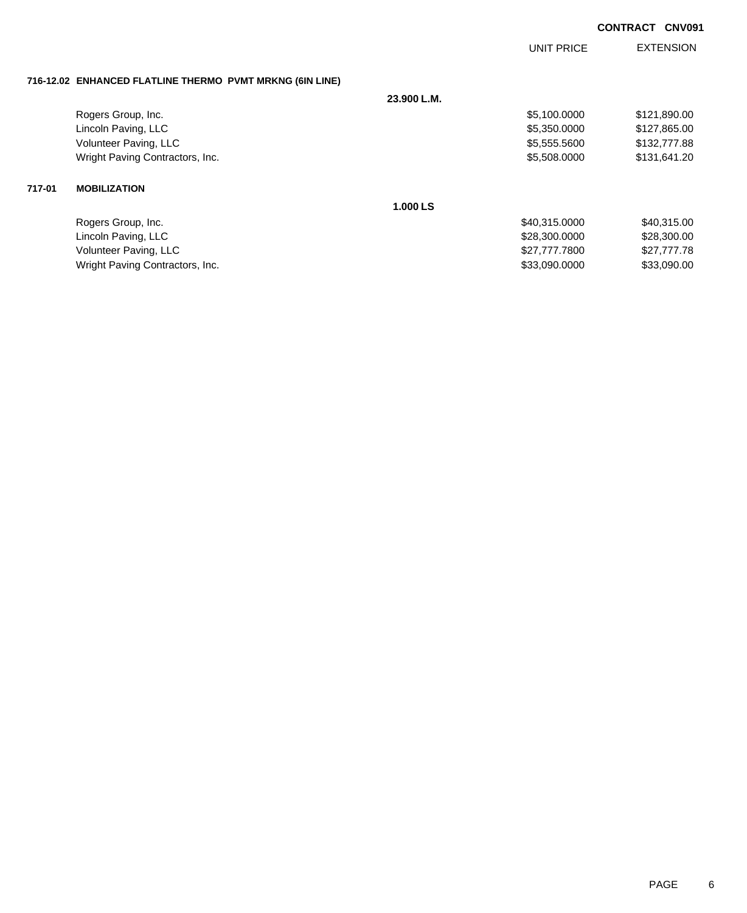**CONTRACT CNV091**

| | | UNIT PRICE | EXTENSION |
|---|---|---|---|
| **716-12.02 ENHANCED FLATLINE THERMO PVMT MRKNG (6IN LINE)** | | | |
| | **23.900 L.M.** | | |
| Rogers Group, Inc. | | $5,100.0000 | $121,890.00 |
| Lincoln Paving, LLC | | $5,350.0000 | $127,865.00 |
| Volunteer Paving, LLC | | $5,555.5600 | $132,777.88 |
| Wright Paving Contractors, Inc. | | $5,508.0000 | $131,641.20 |
| **717-01 MOBILIZATION** | | | |
| | **1.000 LS** | | |
| Rogers Group, Inc. | | $40,315.0000 | $40,315.00 |
| Lincoln Paving, LLC | | $28,300.0000 | $28,300.00 |
| Volunteer Paving, LLC | | $27,777.7800 | $27,777.78 |
| Wright Paving Contractors, Inc. | | $33,090.0000 | $33,090.00 |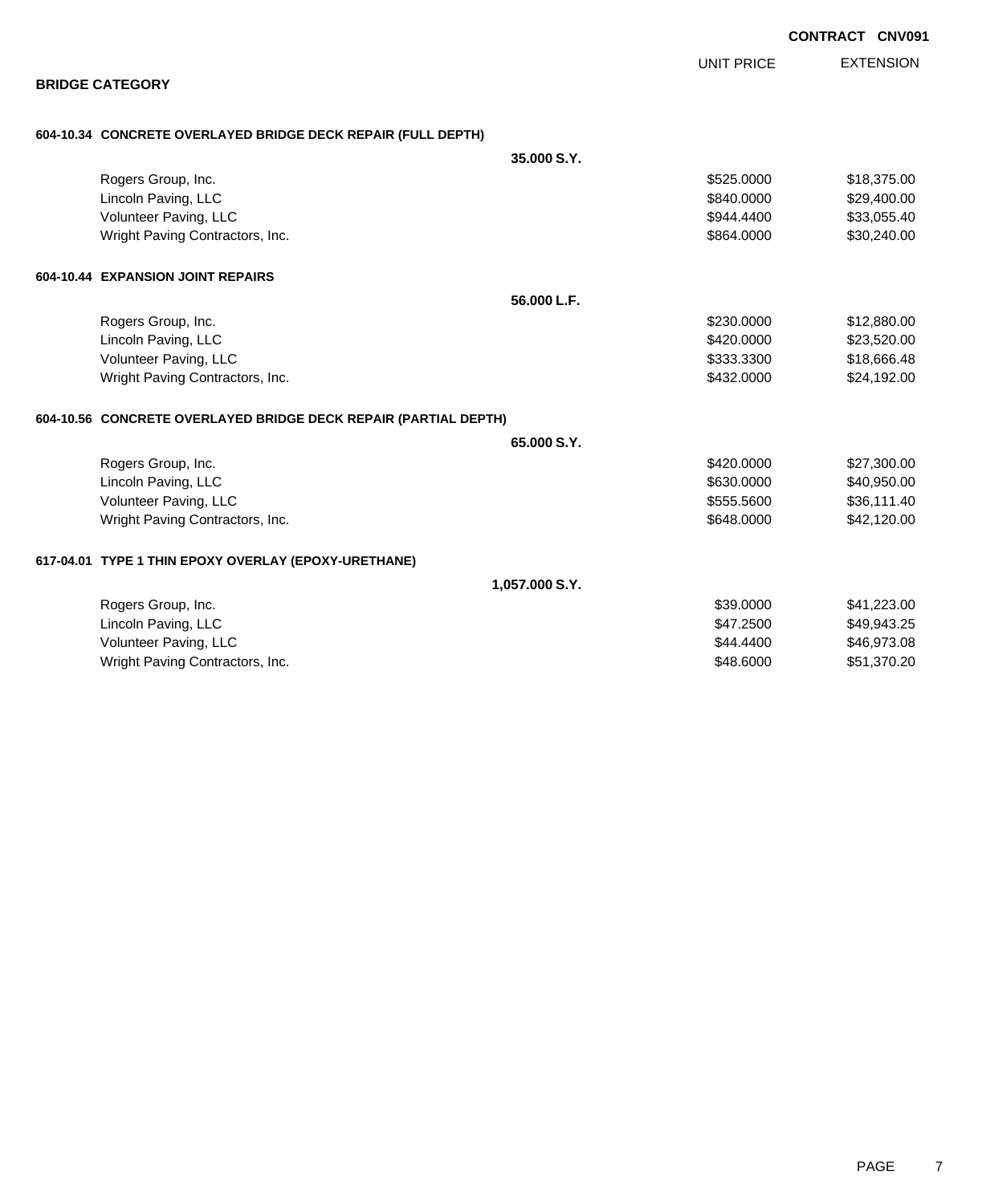CONTRACT CNV091

## BRIDGE CATEGORY

| | UNIT PRICE | EXTENSION |
|---|---|---|
| **604-10.34 CONCRETE OVERLAYED BRIDGE DECK REPAIR (FULL DEPTH)** | | |
| **35.000 S.Y.** | | |
| Rogers Group, Inc. | $525.0000 | $18,375.00 |
| Lincoln Paving, LLC | $840.0000 | $29,400.00 |
| Volunteer Paving, LLC | $944.4400 | $33,055.40 |
| Wright Paving Contractors, Inc. | $864.0000 | $30,240.00 |
| **604-10.44 EXPANSION JOINT REPAIRS** | | |
| **56.000 L.F.** | | |
| Rogers Group, Inc. | $230.0000 | $12,880.00 |
| Lincoln Paving, LLC | $420.0000 | $23,520.00 |
| Volunteer Paving, LLC | $333.3300 | $18,666.48 |
| Wright Paving Contractors, Inc. | $432.0000 | $24,192.00 |
| **604-10.56 CONCRETE OVERLAYED BRIDGE DECK REPAIR (PARTIAL DEPTH)** | | |
| **65.000 S.Y.** | | |
| Rogers Group, Inc. | $420.0000 | $27,300.00 |
| Lincoln Paving, LLC | $630.0000 | $40,950.00 |
| Volunteer Paving, LLC | $555.5600 | $36,111.40 |
| Wright Paving Contractors, Inc. | $648.0000 | $42,120.00 |
| **617-04.01 TYPE 1 THIN EPOXY OVERLAY (EPOXY-URETHANE)** | | |
| **1,057.000 S.Y.** | | |
| Rogers Group, Inc. | $39.0000 | $41,223.00 |
| Lincoln Paving, LLC | $47.2500 | $49,943.25 |
| Volunteer Paving, LLC | $44.4400 | $46,973.08 |
| Wright Paving Contractors, Inc. | $48.6000 | $51,370.20 |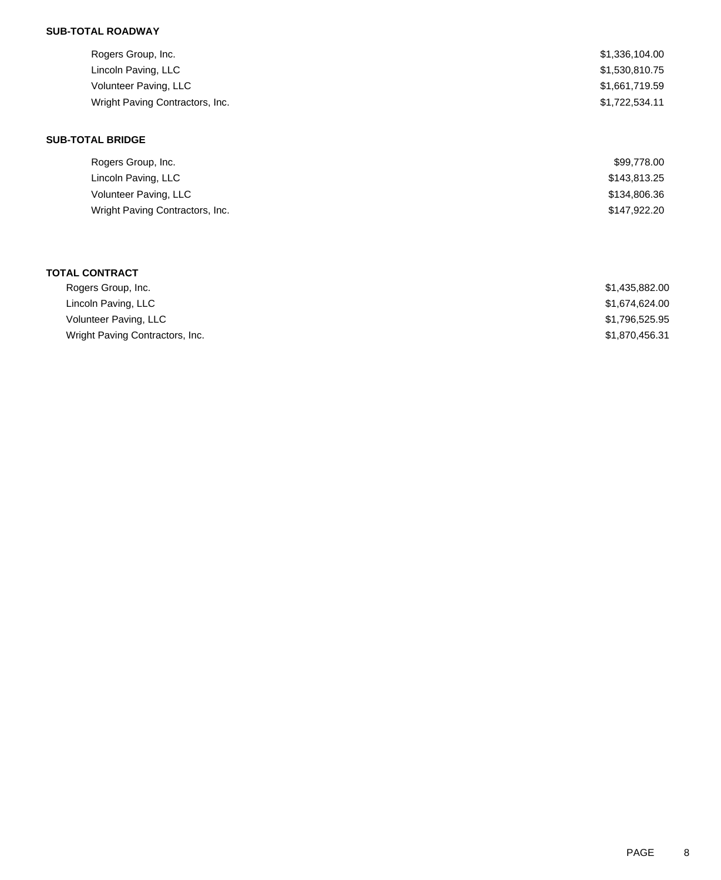**SUB-TOTAL ROADWAY**

| | |
|---|---|
| Rogers Group, Inc. | $1,336,104.00 |
| Lincoln Paving, LLC | $1,530,810.75 |
| Volunteer Paving, LLC | $1,661,719.59 |
| Wright Paving Contractors, Inc. | $1,722,534.11 |

**SUB-TOTAL BRIDGE**

| | |
|---|---|
| Rogers Group, Inc. | $99,778.00 |
| Lincoln Paving, LLC | $143,813.25 |
| Volunteer Paving, LLC | $134,806.36 |
| Wright Paving Contractors, Inc. | $147,922.20 |

**TOTAL CONTRACT**

| | |
|---|---|
| Rogers Group, Inc. | $1,435,882.00 |
| Lincoln Paving, LLC | $1,674,624.00 |
| Volunteer Paving, LLC | $1,796,525.95 |
| Wright Paving Contractors, Inc. | $1,870,456.31 |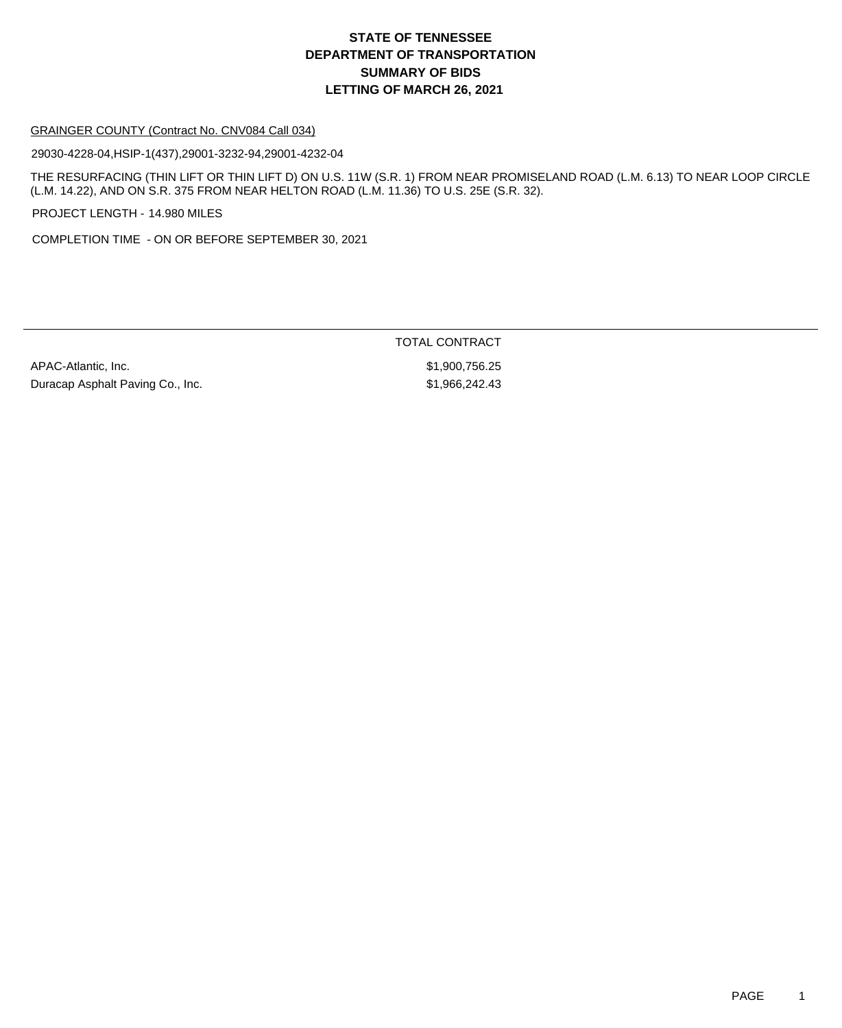# STATE OF TENNESSEE
# DEPARTMENT OF TRANSPORTATION
# SUMMARY OF BIDS
# LETTING OF MARCH 26, 2021

GRAINGER COUNTY (Contract No. CNV084 Call 034)

29030-4228-04,HSIP-1(437),29001-3232-94,29001-4232-04

THE RESURFACING (THIN LIFT OR THIN LIFT D) ON U.S. 11W (S.R. 1) FROM NEAR PROMISELAND ROAD (L.M. 6.13) TO NEAR LOOP CIRCLE (L.M. 14.22), AND ON S.R. 375 FROM NEAR HELTON ROAD (L.M. 11.36) TO U.S. 25E (S.R. 32).

PROJECT LENGTH - 14.980 MILES

COMPLETION TIME - ON OR BEFORE SEPTEMBER 30, 2021

| | TOTAL CONTRACT |
|---|---|
| APAC-Atlantic, Inc. | $1,900,756.25 |
| Duracap Asphalt Paving Co., Inc. | $1,966,242.43 |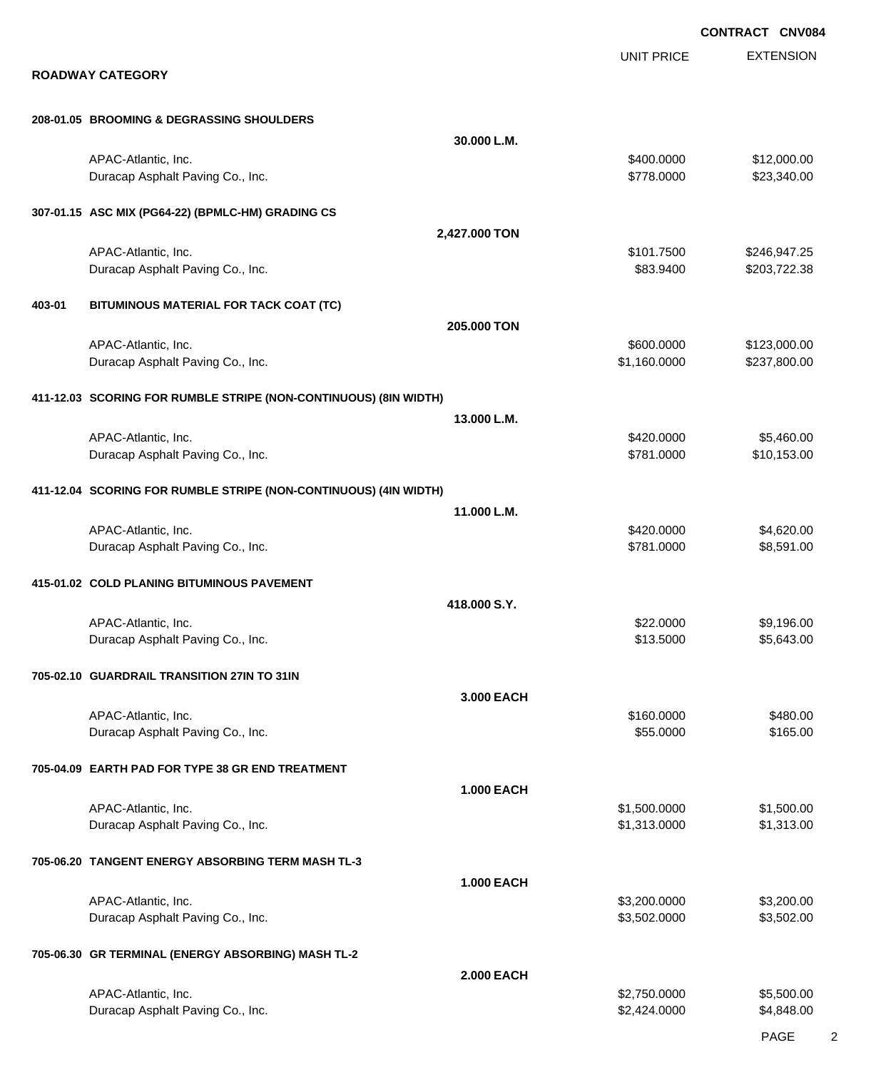**CONTRACT CNV084**

## ROADWAY CATEGORY

| | | UNIT PRICE | EXTENSION |
|---|---|---|---|
| **208-01.05 BROOMING & DEGRASSING SHOULDERS** | | | |
| | **30.000 L.M.** | | |
| APAC-Atlantic, Inc. | | $400.0000 | $12,000.00 |
| Duracap Asphalt Paving Co., Inc. | | $778.0000 | $23,340.00 |
| **307-01.15 ASC MIX (PG64-22) (BPMLC-HM) GRADING CS** | | | |
| | **2,427.000 TON** | | |
| APAC-Atlantic, Inc. | | $101.7500 | $246,947.25 |
| Duracap Asphalt Paving Co., Inc. | | $83.9400 | $203,722.38 |
| **403-01 BITUMINOUS MATERIAL FOR TACK COAT (TC)** | | | |
| | **205.000 TON** | | |
| APAC-Atlantic, Inc. | | $600.0000 | $123,000.00 |
| Duracap Asphalt Paving Co., Inc. | | $1,160.0000 | $237,800.00 |
| **411-12.03 SCORING FOR RUMBLE STRIPE (NON-CONTINUOUS) (8IN WIDTH)** | | | |
| | **13.000 L.M.** | | |
| APAC-Atlantic, Inc. | | $420.0000 | $5,460.00 |
| Duracap Asphalt Paving Co., Inc. | | $781.0000 | $10,153.00 |
| **411-12.04 SCORING FOR RUMBLE STRIPE (NON-CONTINUOUS) (4IN WIDTH)** | | | |
| | **11.000 L.M.** | | |
| APAC-Atlantic, Inc. | | $420.0000 | $4,620.00 |
| Duracap Asphalt Paving Co., Inc. | | $781.0000 | $8,591.00 |
| **415-01.02 COLD PLANING BITUMINOUS PAVEMENT** | | | |
| | **418.000 S.Y.** | | |
| APAC-Atlantic, Inc. | | $22.0000 | $9,196.00 |
| Duracap Asphalt Paving Co., Inc. | | $13.5000 | $5,643.00 |
| **705-02.10 GUARDRAIL TRANSITION 27IN TO 31IN** | | | |
| | **3.000 EACH** | | |
| APAC-Atlantic, Inc. | | $160.0000 | $480.00 |
| Duracap Asphalt Paving Co., Inc. | | $55.0000 | $165.00 |
| **705-04.09 EARTH PAD FOR TYPE 38 GR END TREATMENT** | | | |
| | **1.000 EACH** | | |
| APAC-Atlantic, Inc. | | $1,500.0000 | $1,500.00 |
| Duracap Asphalt Paving Co., Inc. | | $1,313.0000 | $1,313.00 |
| **705-06.20 TANGENT ENERGY ABSORBING TERM MASH TL-3** | | | |
| | **1.000 EACH** | | |
| APAC-Atlantic, Inc. | | $3,200.0000 | $3,200.00 |
| Duracap Asphalt Paving Co., Inc. | | $3,502.0000 | $3,502.00 |
| **705-06.30 GR TERMINAL (ENERGY ABSORBING) MASH TL-2** | | | |
| | **2.000 EACH** | | |
| APAC-Atlantic, Inc. | | $2,750.0000 | $5,500.00 |
| Duracap Asphalt Paving Co., Inc. | | $2,424.0000 | $4,848.00 |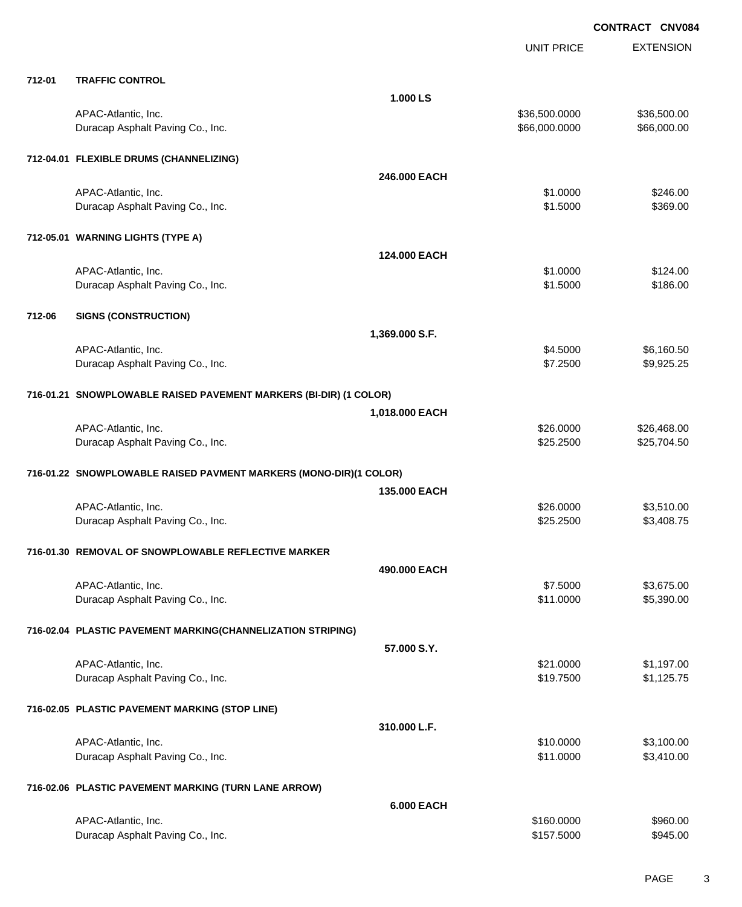**CONTRACT CNV084**

| | | | UNIT PRICE | EXTENSION |
|---|---|---|---|---|
| **712-01** | **TRAFFIC CONTROL** | | | |
| | | **1.000 LS** | | |
| | APAC-Atlantic, Inc. | | $36,500.0000 | $36,500.00 |
| | Duracap Asphalt Paving Co., Inc. | | $66,000.0000 | $66,000.00 |
| **712-04.01** | **FLEXIBLE DRUMS (CHANNELIZING)** | | | |
| | | **246.000 EACH** | | |
| | APAC-Atlantic, Inc. | | $1.0000 | $246.00 |
| | Duracap Asphalt Paving Co., Inc. | | $1.5000 | $369.00 |
| **712-05.01** | **WARNING LIGHTS (TYPE A)** | | | |
| | | **124.000 EACH** | | |
| | APAC-Atlantic, Inc. | | $1.0000 | $124.00 |
| | Duracap Asphalt Paving Co., Inc. | | $1.5000 | $186.00 |
| **712-06** | **SIGNS (CONSTRUCTION)** | | | |
| | | **1,369.000 S.F.** | | |
| | APAC-Atlantic, Inc. | | $4.5000 | $6,160.50 |
| | Duracap Asphalt Paving Co., Inc. | | $7.2500 | $9,925.25 |
| **716-01.21** | **SNOWPLOWABLE RAISED PAVEMENT MARKERS (BI-DIR) (1 COLOR)** | | | |
| | | **1,018.000 EACH** | | |
| | APAC-Atlantic, Inc. | | $26.0000 | $26,468.00 |
| | Duracap Asphalt Paving Co., Inc. | | $25.2500 | $25,704.50 |
| **716-01.22** | **SNOWPLOWABLE RAISED PAVMENT MARKERS (MONO-DIR)(1 COLOR)** | | | |
| | | **135.000 EACH** | | |
| | APAC-Atlantic, Inc. | | $26.0000 | $3,510.00 |
| | Duracap Asphalt Paving Co., Inc. | | $25.2500 | $3,408.75 |
| **716-01.30** | **REMOVAL OF SNOWPLOWABLE REFLECTIVE MARKER** | | | |
| | | **490.000 EACH** | | |
| | APAC-Atlantic, Inc. | | $7.5000 | $3,675.00 |
| | Duracap Asphalt Paving Co., Inc. | | $11.0000 | $5,390.00 |
| **716-02.04** | **PLASTIC PAVEMENT MARKING(CHANNELIZATION STRIPING)** | | | |
| | | **57.000 S.Y.** | | |
| | APAC-Atlantic, Inc. | | $21.0000 | $1,197.00 |
| | Duracap Asphalt Paving Co., Inc. | | $19.7500 | $1,125.75 |
| **716-02.05** | **PLASTIC PAVEMENT MARKING (STOP LINE)** | | | |
| | | **310.000 L.F.** | | |
| | APAC-Atlantic, Inc. | | $10.0000 | $3,100.00 |
| | Duracap Asphalt Paving Co., Inc. | | $11.0000 | $3,410.00 |
| **716-02.06** | **PLASTIC PAVEMENT MARKING (TURN LANE ARROW)** | | | |
| | | **6.000 EACH** | | |
| | APAC-Atlantic, Inc. | | $160.0000 | $960.00 |
| | Duracap Asphalt Paving Co., Inc. | | $157.5000 | $945.00 |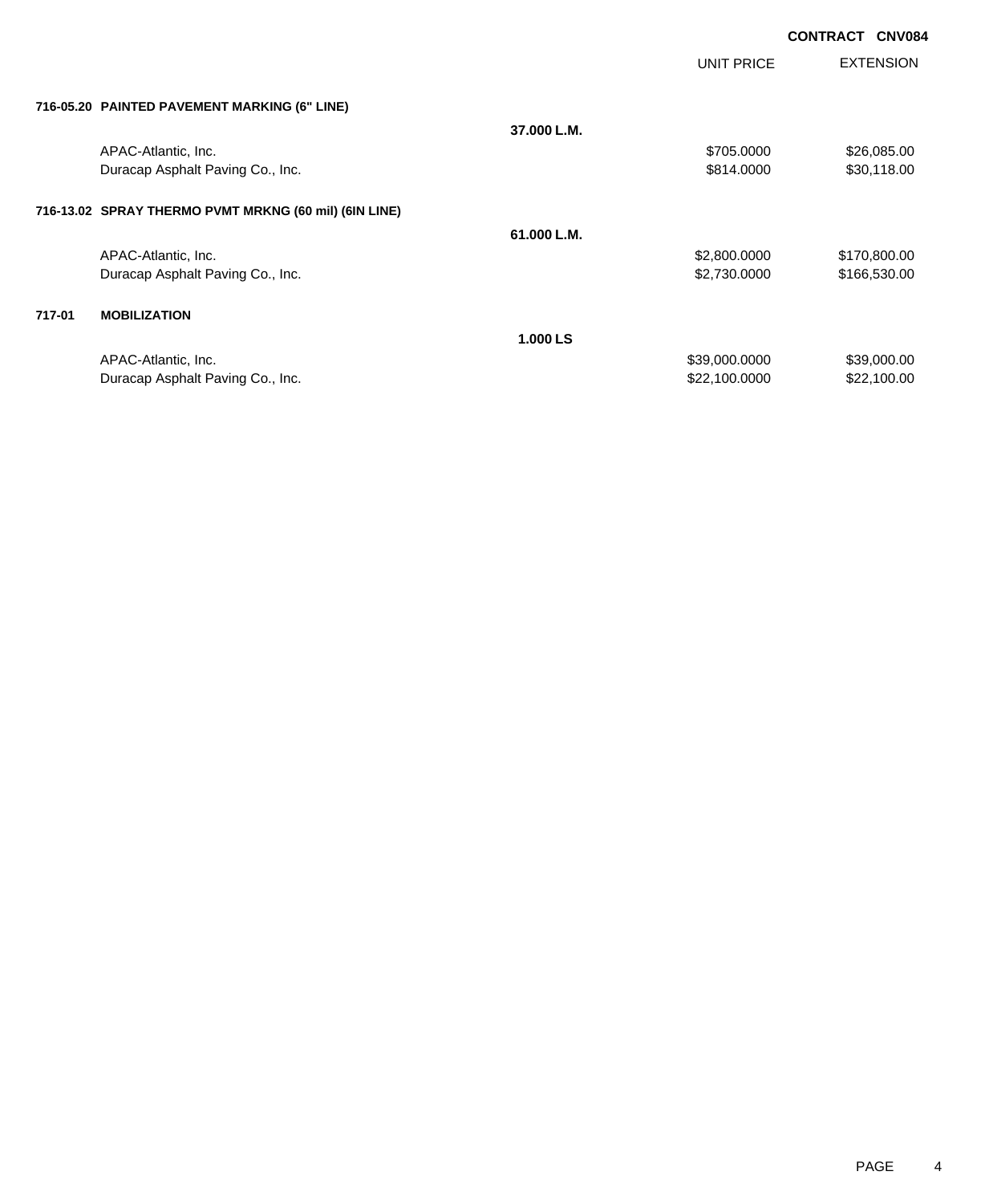**CONTRACT CNV084**

| | | | UNIT PRICE | EXTENSION |
|---|---|---|---|---|
| **716-05.20** | **PAINTED PAVEMENT MARKING (6" LINE)** | | | |
| | | **37.000 L.M.** | | |
| | APAC-Atlantic, Inc. | | $705.0000 | $26,085.00 |
| | Duracap Asphalt Paving Co., Inc. | | $814.0000 | $30,118.00 |
| **716-13.02** | **SPRAY THERMO PVMT MRKNG (60 mil) (6IN LINE)** | | | |
| | | **61.000 L.M.** | | |
| | APAC-Atlantic, Inc. | | $2,800.0000 | $170,800.00 |
| | Duracap Asphalt Paving Co., Inc. | | $2,730.0000 | $166,530.00 |
| **717-01** | **MOBILIZATION** | | | |
| | | **1.000 LS** | | |
| | APAC-Atlantic, Inc. | | $39,000.0000 | $39,000.00 |
| | Duracap Asphalt Paving Co., Inc. | | $22,100.0000 | $22,100.00 |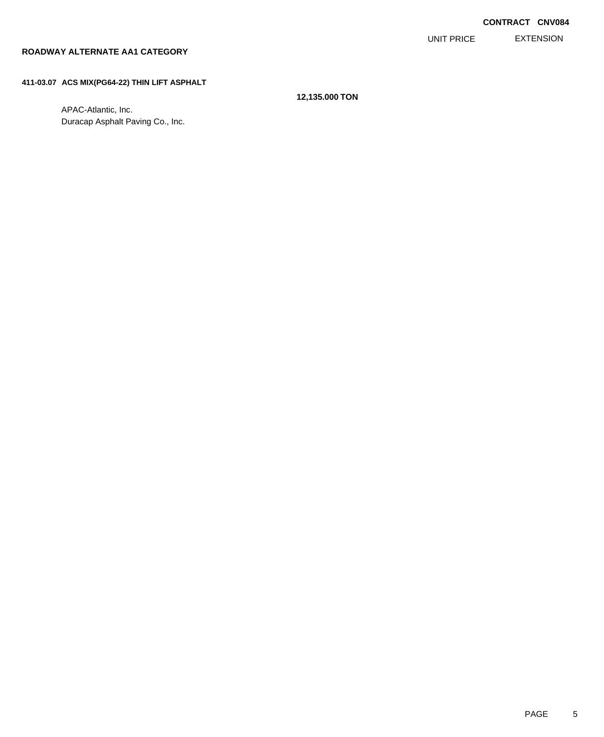**CONTRACT CNV084**

| | | UNIT PRICE | EXTENSION |
|---|---|---|---|

**ROADWAY ALTERNATE AA1 CATEGORY**

**411-03.07 ACS MIX(PG64-22) THIN LIFT ASPHALT**

**12,135.000 TON**

APAC-Atlantic, Inc.
Duracap Asphalt Paving Co., Inc.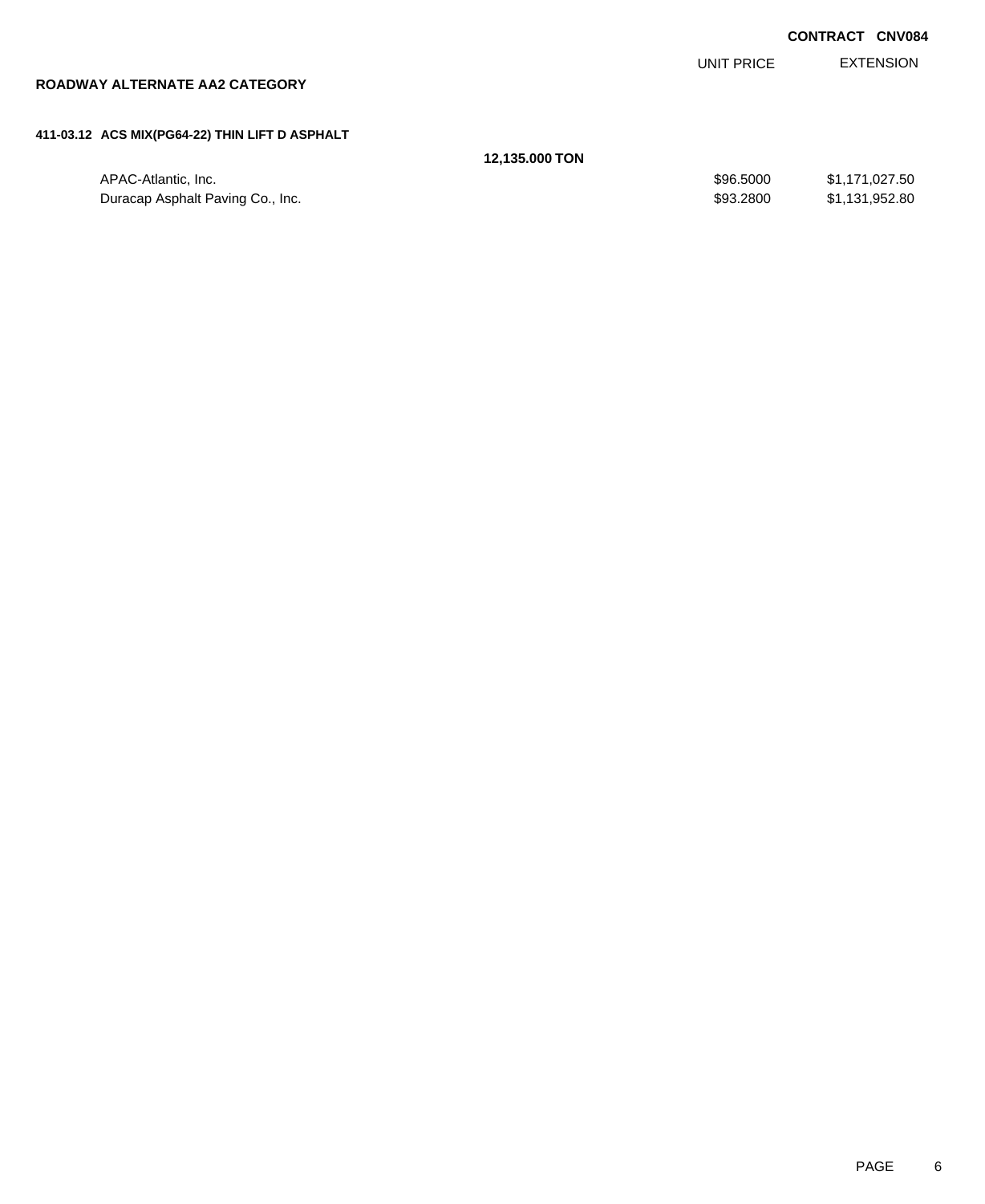**CONTRACT CNV084**

| | | UNIT PRICE | EXTENSION |
|---|---|---|---|

## ROADWAY ALTERNATE AA2 CATEGORY

### 411-03.12 ACS MIX(PG64-22) THIN LIFT D ASPHALT

| | | UNIT PRICE | EXTENSION |
|---|---|---|---|
| | **12,135.000 TON** | | |
| APAC-Atlantic, Inc. | | $96.5000 | $1,171,027.50 |
| Duracap Asphalt Paving Co., Inc. | | $93.2800 | $1,131,952.80 |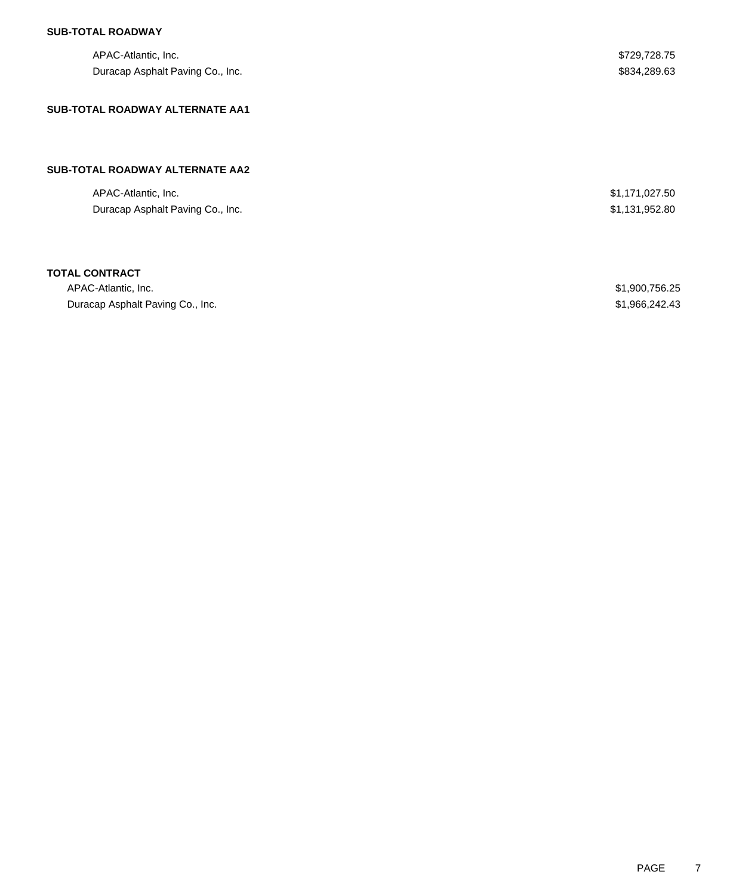**SUB-TOTAL ROADWAY**

| | |
|---|---|
| APAC-Atlantic, Inc. | $729,728.75 |
| Duracap Asphalt Paving Co., Inc. | $834,289.63 |

**SUB-TOTAL ROADWAY ALTERNATE AA1**

**SUB-TOTAL ROADWAY ALTERNATE AA2**

| | |
|---|---|
| APAC-Atlantic, Inc. | $1,171,027.50 |
| Duracap Asphalt Paving Co., Inc. | $1,131,952.80 |

**TOTAL CONTRACT**

| | |
|---|---|
| APAC-Atlantic, Inc. | $1,900,756.25 |
| Duracap Asphalt Paving Co., Inc. | $1,966,242.43 |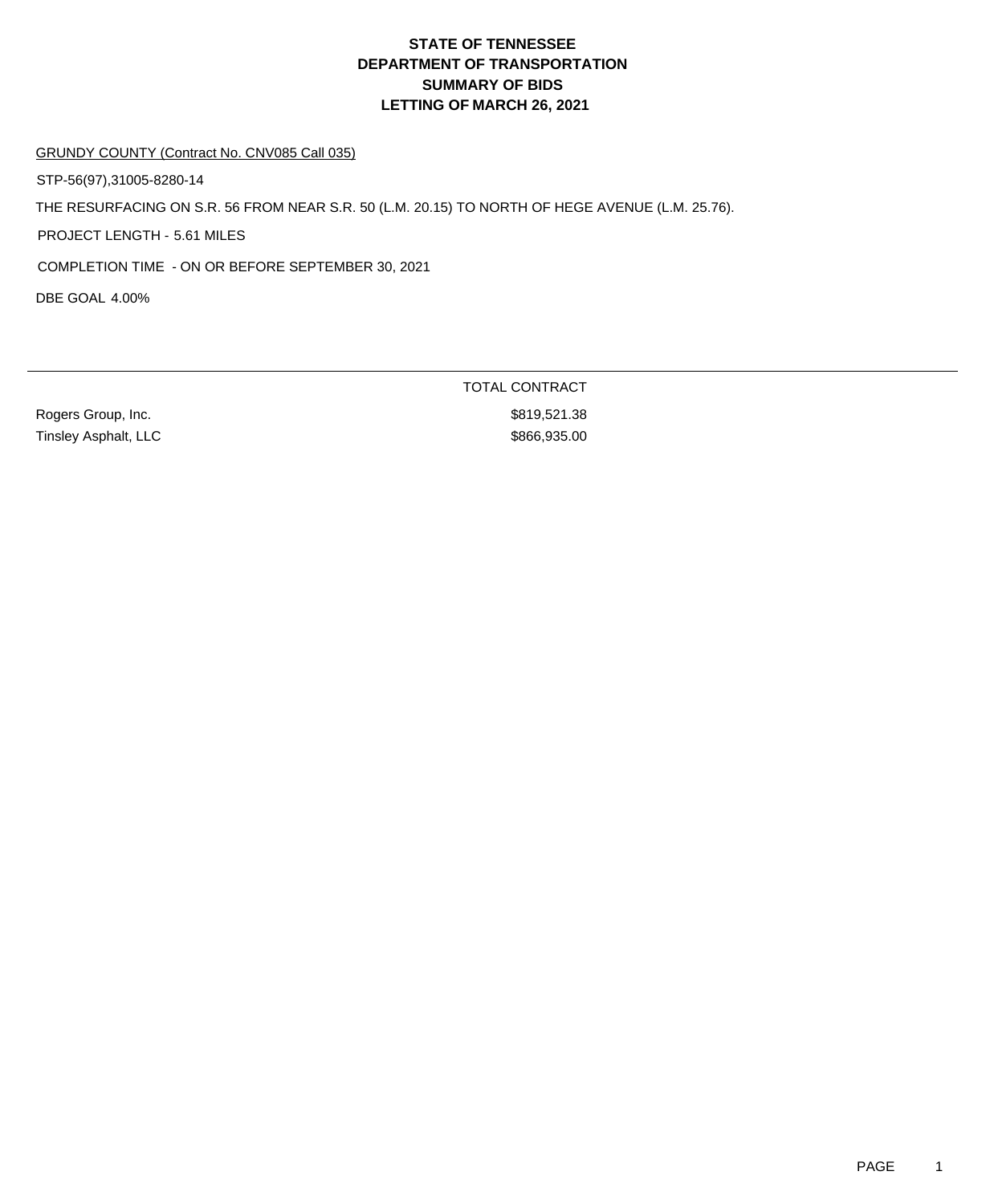# STATE OF TENNESSEE
# DEPARTMENT OF TRANSPORTATION
# SUMMARY OF BIDS
# LETTING OF MARCH 26, 2021

GRUNDY COUNTY (Contract No. CNV085 Call 035)

STP-56(97),31005-8280-14

THE RESURFACING ON S.R. 56 FROM NEAR S.R. 50 (L.M. 20.15) TO NORTH OF HEGE AVENUE (L.M. 25.76).

PROJECT LENGTH - 5.61 MILES

COMPLETION TIME - ON OR BEFORE SEPTEMBER 30, 2021

DBE GOAL 4.00%

| | TOTAL CONTRACT |
|---|---|
| Rogers Group, Inc. | $819,521.38 |
| Tinsley Asphalt, LLC | $866,935.00 |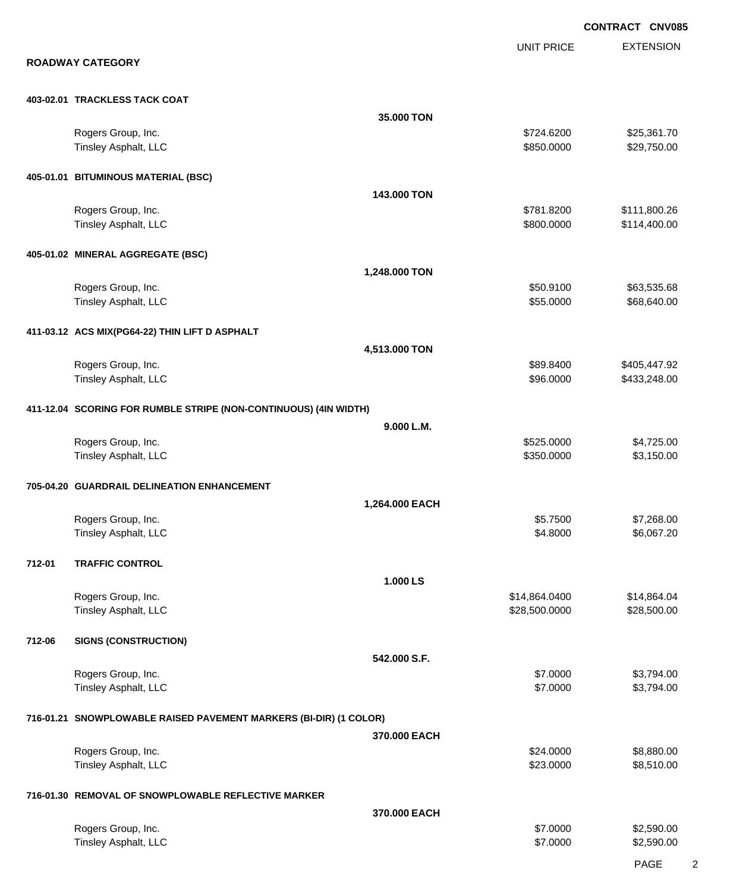**CONTRACT CNV085**

## ROADWAY CATEGORY

| | | UNIT PRICE | EXTENSION |
|---|---|---|---|
| **403-02.01 TRACKLESS TACK COAT** | **35.000 TON** | | |
| Rogers Group, Inc. | | $724.6200 | $25,361.70 |
| Tinsley Asphalt, LLC | | $850.0000 | $29,750.00 |
| **405-01.01 BITUMINOUS MATERIAL (BSC)** | **143.000 TON** | | |
| Rogers Group, Inc. | | $781.8200 | $111,800.26 |
| Tinsley Asphalt, LLC | | $800.0000 | $114,400.00 |
| **405-01.02 MINERAL AGGREGATE (BSC)** | **1,248.000 TON** | | |
| Rogers Group, Inc. | | $50.9100 | $63,535.68 |
| Tinsley Asphalt, LLC | | $55.0000 | $68,640.00 |
| **411-03.12 ACS MIX(PG64-22) THIN LIFT D ASPHALT** | **4,513.000 TON** | | |
| Rogers Group, Inc. | | $89.8400 | $405,447.92 |
| Tinsley Asphalt, LLC | | $96.0000 | $433,248.00 |
| **411-12.04 SCORING FOR RUMBLE STRIPE (NON-CONTINUOUS) (4IN WIDTH)** | **9.000 L.M.** | | |
| Rogers Group, Inc. | | $525.0000 | $4,725.00 |
| Tinsley Asphalt, LLC | | $350.0000 | $3,150.00 |
| **705-04.20 GUARDRAIL DELINEATION ENHANCEMENT** | **1,264.000 EACH** | | |
| Rogers Group, Inc. | | $5.7500 | $7,268.00 |
| Tinsley Asphalt, LLC | | $4.8000 | $6,067.20 |
| **712-01 TRAFFIC CONTROL** | **1.000 LS** | | |
| Rogers Group, Inc. | | $14,864.0400 | $14,864.04 |
| Tinsley Asphalt, LLC | | $28,500.0000 | $28,500.00 |
| **712-06 SIGNS (CONSTRUCTION)** | **542.000 S.F.** | | |
| Rogers Group, Inc. | | $7.0000 | $3,794.00 |
| Tinsley Asphalt, LLC | | $7.0000 | $3,794.00 |
| **716-01.21 SNOWPLOWABLE RAISED PAVEMENT MARKERS (BI-DIR) (1 COLOR)** | **370.000 EACH** | | |
| Rogers Group, Inc. | | $24.0000 | $8,880.00 |
| Tinsley Asphalt, LLC | | $23.0000 | $8,510.00 |
| **716-01.30 REMOVAL OF SNOWPLOWABLE REFLECTIVE MARKER** | **370.000 EACH** | | |
| Rogers Group, Inc. | | $7.0000 | $2,590.00 |
| Tinsley Asphalt, LLC | | $7.0000 | $2,590.00 |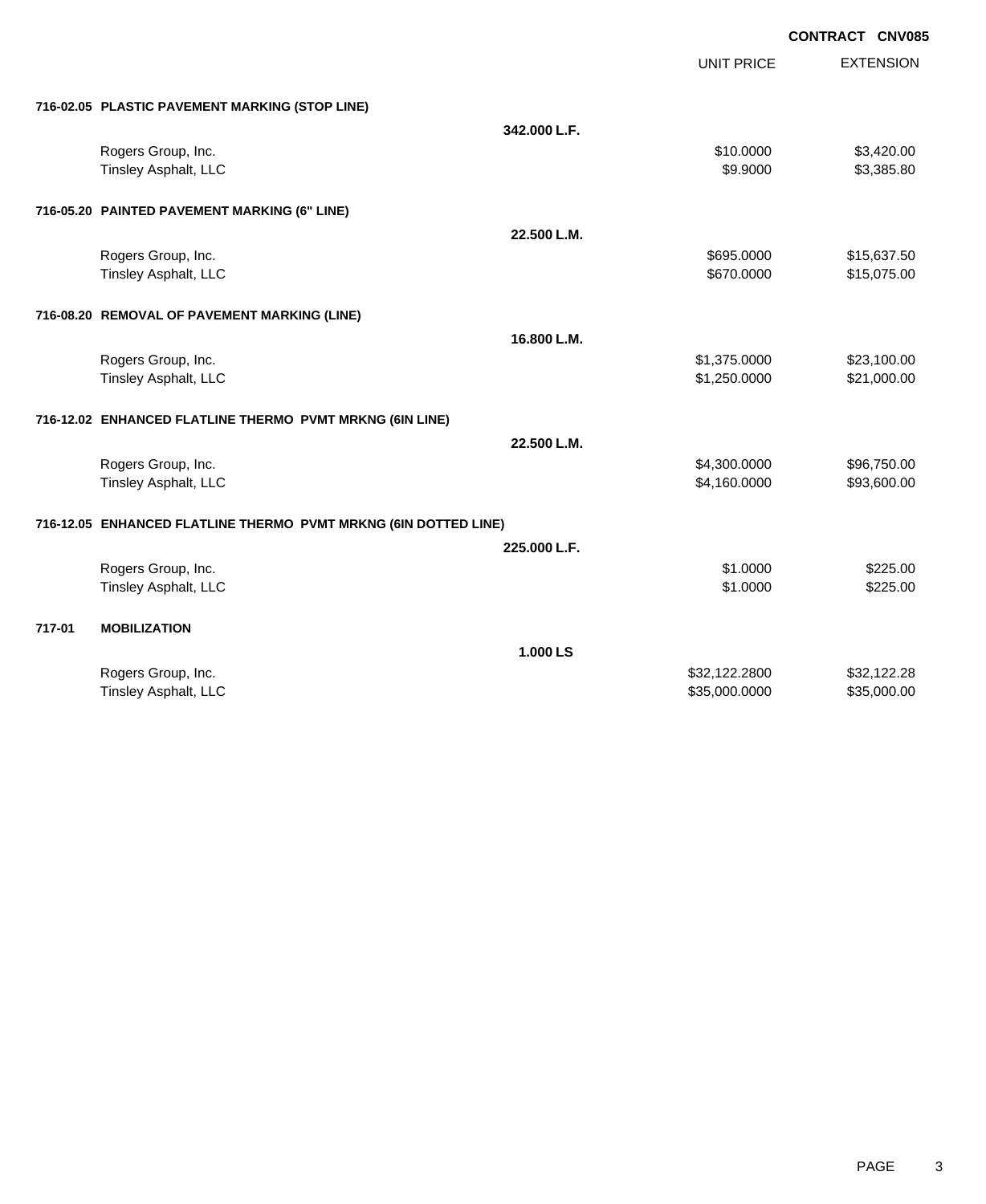**CONTRACT CNV085**

| | | UNIT PRICE | EXTENSION |
|---|---|---|---|
| **716-02.05 PLASTIC PAVEMENT MARKING (STOP LINE)** | | | |
| | **342.000 L.F.** | | |
| Rogers Group, Inc. | | $10.0000 | $3,420.00 |
| Tinsley Asphalt, LLC | | $9.9000 | $3,385.80 |
| **716-05.20 PAINTED PAVEMENT MARKING (6" LINE)** | | | |
| | **22.500 L.M.** | | |
| Rogers Group, Inc. | | $695.0000 | $15,637.50 |
| Tinsley Asphalt, LLC | | $670.0000 | $15,075.00 |
| **716-08.20 REMOVAL OF PAVEMENT MARKING (LINE)** | | | |
| | **16.800 L.M.** | | |
| Rogers Group, Inc. | | $1,375.0000 | $23,100.00 |
| Tinsley Asphalt, LLC | | $1,250.0000 | $21,000.00 |
| **716-12.02 ENHANCED FLATLINE THERMO PVMT MRKNG (6IN LINE)** | | | |
| | **22.500 L.M.** | | |
| Rogers Group, Inc. | | $4,300.0000 | $96,750.00 |
| Tinsley Asphalt, LLC | | $4,160.0000 | $93,600.00 |
| **716-12.05 ENHANCED FLATLINE THERMO PVMT MRKNG (6IN DOTTED LINE)** | | | |
| | **225.000 L.F.** | | |
| Rogers Group, Inc. | | $1.0000 | $225.00 |
| Tinsley Asphalt, LLC | | $1.0000 | $225.00 |
| **717-01 MOBILIZATION** | | | |
| | **1.000 LS** | | |
| Rogers Group, Inc. | | $32,122.2800 | $32,122.28 |
| Tinsley Asphalt, LLC | | $35,000.0000 | $35,000.00 |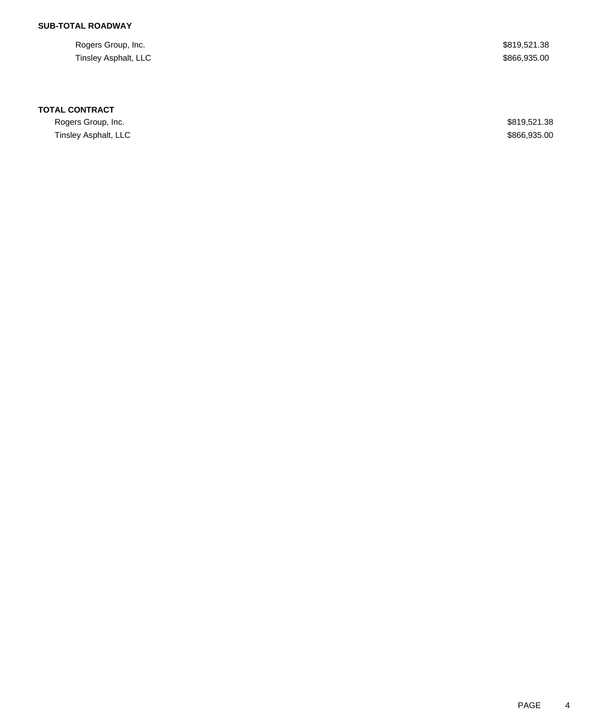**SUB-TOTAL ROADWAY**

| | |
|---|---|
| Rogers Group, Inc. | $819,521.38 |
| Tinsley Asphalt, LLC | $866,935.00 |

**TOTAL CONTRACT**

| | |
|---|---|
| Rogers Group, Inc. | $819,521.38 |
| Tinsley Asphalt, LLC | $866,935.00 |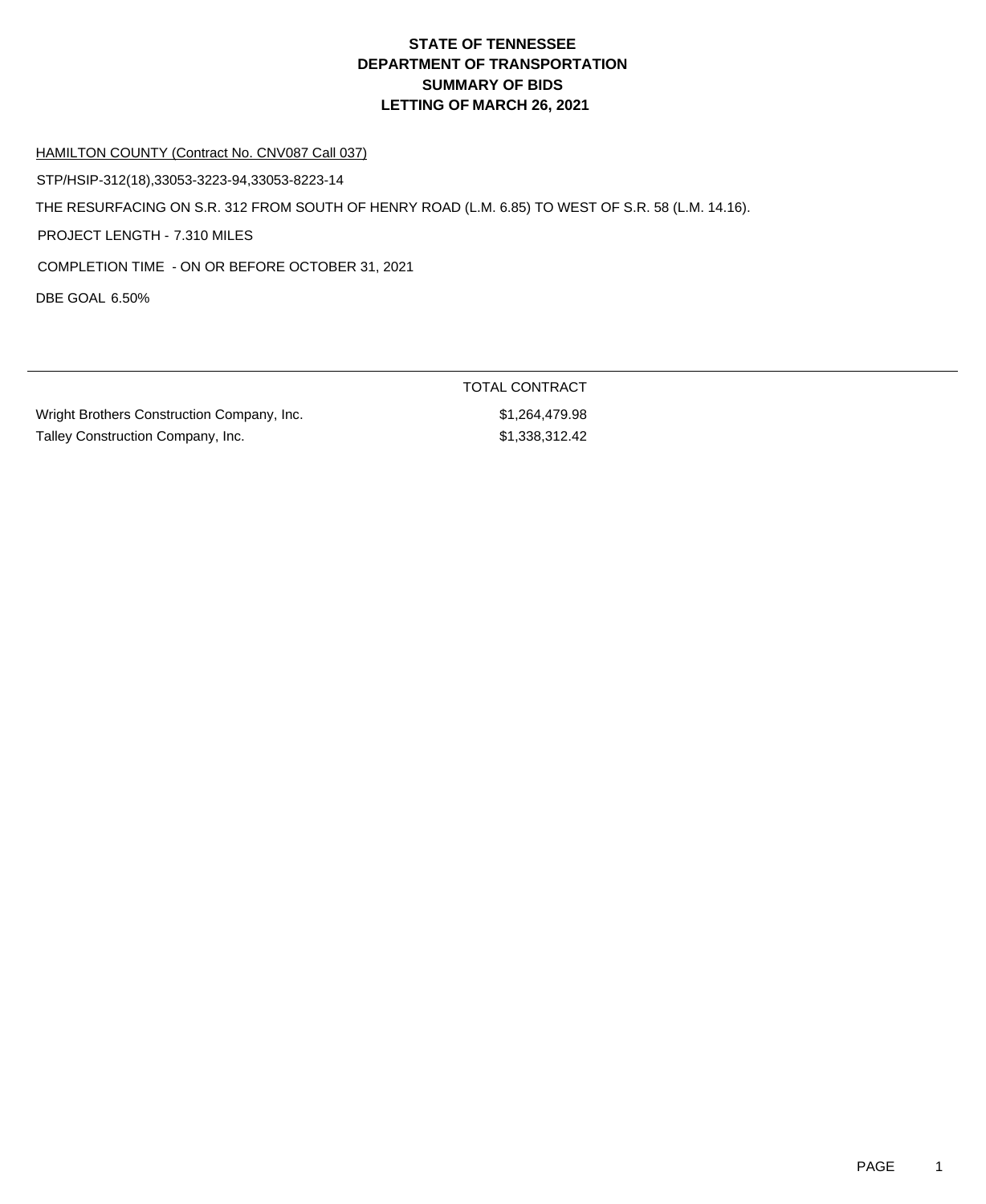# STATE OF TENNESSEE
# DEPARTMENT OF TRANSPORTATION
# SUMMARY OF BIDS
# LETTING OF MARCH 26, 2021

HAMILTON COUNTY (Contract No. CNV087 Call 037)

STP/HSIP-312(18),33053-3223-94,33053-8223-14

THE RESURFACING ON S.R. 312 FROM SOUTH OF HENRY ROAD (L.M. 6.85) TO WEST OF S.R. 58 (L.M. 14.16).

PROJECT LENGTH - 7.310 MILES

COMPLETION TIME - ON OR BEFORE OCTOBER 31, 2021

DBE GOAL 6.50%

| | TOTAL CONTRACT |
|---|---|
| Wright Brothers Construction Company, Inc. | $1,264,479.98 |
| Talley Construction Company, Inc. | $1,338,312.42 |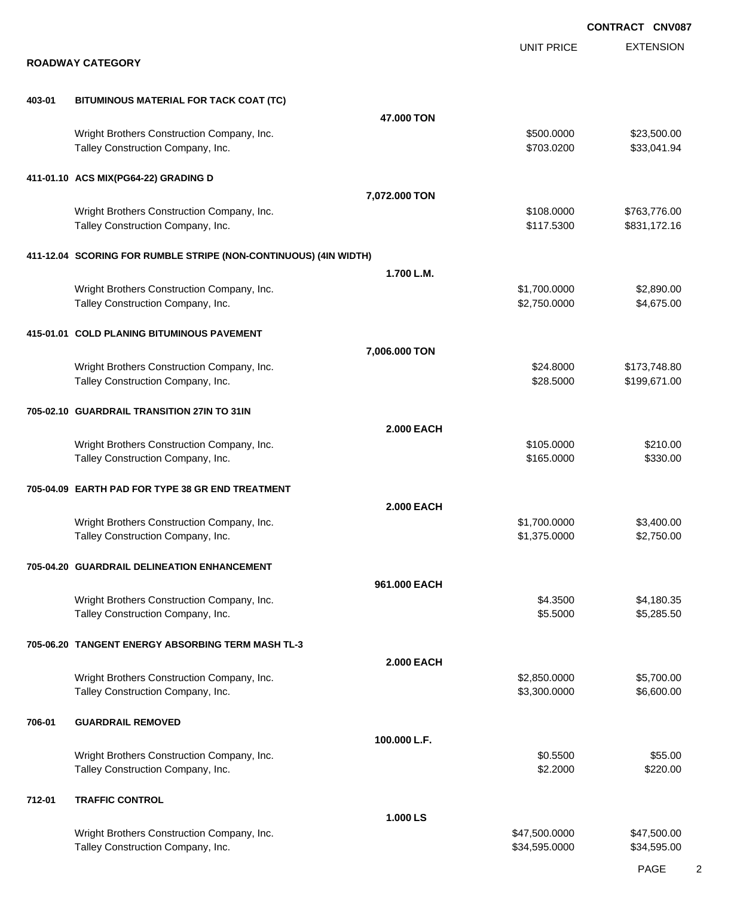**CONTRACT CNV087**

## ROADWAY CATEGORY

| | | UNIT PRICE | EXTENSION |
|---|---|---|---|
| **403-01** | **BITUMINOUS MATERIAL FOR TACK COAT (TC)** | | |
| | **47.000 TON** | | |
| | Wright Brothers Construction Company, Inc. | $500.0000 | $23,500.00 |
| | Talley Construction Company, Inc. | $703.0200 | $33,041.94 |
| **411-01.10** | **ACS MIX(PG64-22) GRADING D** | | |
| | **7,072.000 TON** | | |
| | Wright Brothers Construction Company, Inc. | $108.0000 | $763,776.00 |
| | Talley Construction Company, Inc. | $117.5300 | $831,172.16 |
| **411-12.04** | **SCORING FOR RUMBLE STRIPE (NON-CONTINUOUS) (4IN WIDTH)** | | |
| | **1.700 L.M.** | | |
| | Wright Brothers Construction Company, Inc. | $1,700.0000 | $2,890.00 |
| | Talley Construction Company, Inc. | $2,750.0000 | $4,675.00 |
| **415-01.01** | **COLD PLANING BITUMINOUS PAVEMENT** | | |
| | **7,006.000 TON** | | |
| | Wright Brothers Construction Company, Inc. | $24.8000 | $173,748.80 |
| | Talley Construction Company, Inc. | $28.5000 | $199,671.00 |
| **705-02.10** | **GUARDRAIL TRANSITION 27IN TO 31IN** | | |
| | **2.000 EACH** | | |
| | Wright Brothers Construction Company, Inc. | $105.0000 | $210.00 |
| | Talley Construction Company, Inc. | $165.0000 | $330.00 |
| **705-04.09** | **EARTH PAD FOR TYPE 38 GR END TREATMENT** | | |
| | **2.000 EACH** | | |
| | Wright Brothers Construction Company, Inc. | $1,700.0000 | $3,400.00 |
| | Talley Construction Company, Inc. | $1,375.0000 | $2,750.00 |
| **705-04.20** | **GUARDRAIL DELINEATION ENHANCEMENT** | | |
| | **961.000 EACH** | | |
| | Wright Brothers Construction Company, Inc. | $4.3500 | $4,180.35 |
| | Talley Construction Company, Inc. | $5.5000 | $5,285.50 |
| **705-06.20** | **TANGENT ENERGY ABSORBING TERM MASH TL-3** | | |
| | **2.000 EACH** | | |
| | Wright Brothers Construction Company, Inc. | $2,850.0000 | $5,700.00 |
| | Talley Construction Company, Inc. | $3,300.0000 | $6,600.00 |
| **706-01** | **GUARDRAIL REMOVED** | | |
| | **100.000 L.F.** | | |
| | Wright Brothers Construction Company, Inc. | $0.5500 | $55.00 |
| | Talley Construction Company, Inc. | $2.2000 | $220.00 |
| **712-01** | **TRAFFIC CONTROL** | | |
| | **1.000 LS** | | |
| | Wright Brothers Construction Company, Inc. | $47,500.0000 | $47,500.00 |
| | Talley Construction Company, Inc. | $34,595.0000 | $34,595.00 |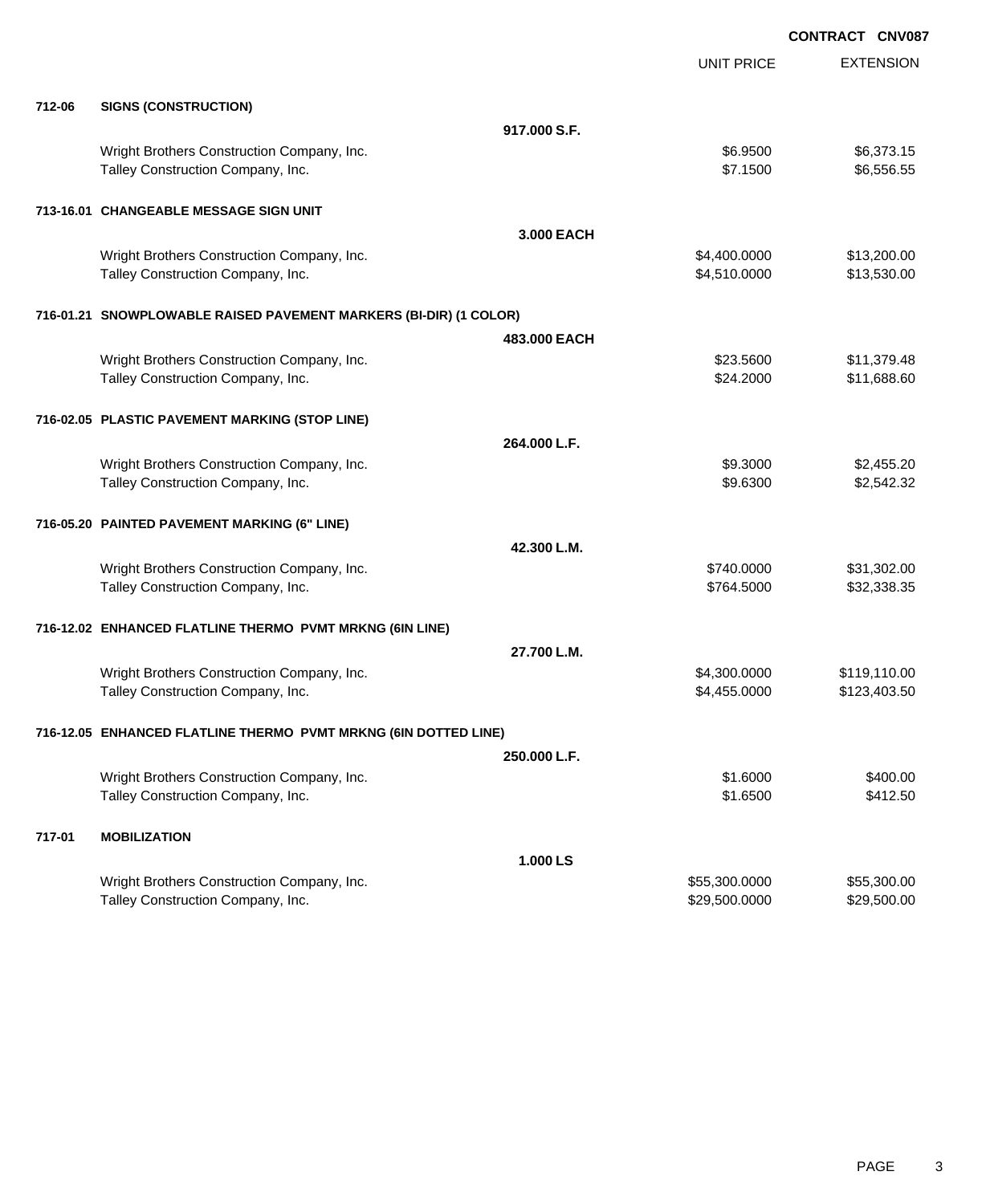**CONTRACT CNV087**

| | | | UNIT PRICE | EXTENSION |
|---|---|---|---|---|
| **712-06** | **SIGNS (CONSTRUCTION)** | | | |
| | | **917.000 S.F.** | | |
| | Wright Brothers Construction Company, Inc. | | $6.9500 | $6,373.15 |
| | Talley Construction Company, Inc. | | $7.1500 | $6,556.55 |
| **713-16.01** | **CHANGEABLE MESSAGE SIGN UNIT** | | | |
| | | **3.000 EACH** | | |
| | Wright Brothers Construction Company, Inc. | | $4,400.0000 | $13,200.00 |
| | Talley Construction Company, Inc. | | $4,510.0000 | $13,530.00 |
| **716-01.21** | **SNOWPLOWABLE RAISED PAVEMENT MARKERS (BI-DIR) (1 COLOR)** | | | |
| | | **483.000 EACH** | | |
| | Wright Brothers Construction Company, Inc. | | $23.5600 | $11,379.48 |
| | Talley Construction Company, Inc. | | $24.2000 | $11,688.60 |
| **716-02.05** | **PLASTIC PAVEMENT MARKING (STOP LINE)** | | | |
| | | **264.000 L.F.** | | |
| | Wright Brothers Construction Company, Inc. | | $9.3000 | $2,455.20 |
| | Talley Construction Company, Inc. | | $9.6300 | $2,542.32 |
| **716-05.20** | **PAINTED PAVEMENT MARKING (6" LINE)** | | | |
| | | **42.300 L.M.** | | |
| | Wright Brothers Construction Company, Inc. | | $740.0000 | $31,302.00 |
| | Talley Construction Company, Inc. | | $764.5000 | $32,338.35 |
| **716-12.02** | **ENHANCED FLATLINE THERMO PVMT MRKNG (6IN LINE)** | | | |
| | | **27.700 L.M.** | | |
| | Wright Brothers Construction Company, Inc. | | $4,300.0000 | $119,110.00 |
| | Talley Construction Company, Inc. | | $4,455.0000 | $123,403.50 |
| **716-12.05** | **ENHANCED FLATLINE THERMO PVMT MRKNG (6IN DOTTED LINE)** | | | |
| | | **250.000 L.F.** | | |
| | Wright Brothers Construction Company, Inc. | | $1.6000 | $400.00 |
| | Talley Construction Company, Inc. | | $1.6500 | $412.50 |
| **717-01** | **MOBILIZATION** | | | |
| | | **1.000 LS** | | |
| | Wright Brothers Construction Company, Inc. | | $55,300.0000 | $55,300.00 |
| | Talley Construction Company, Inc. | | $29,500.0000 | $29,500.00 |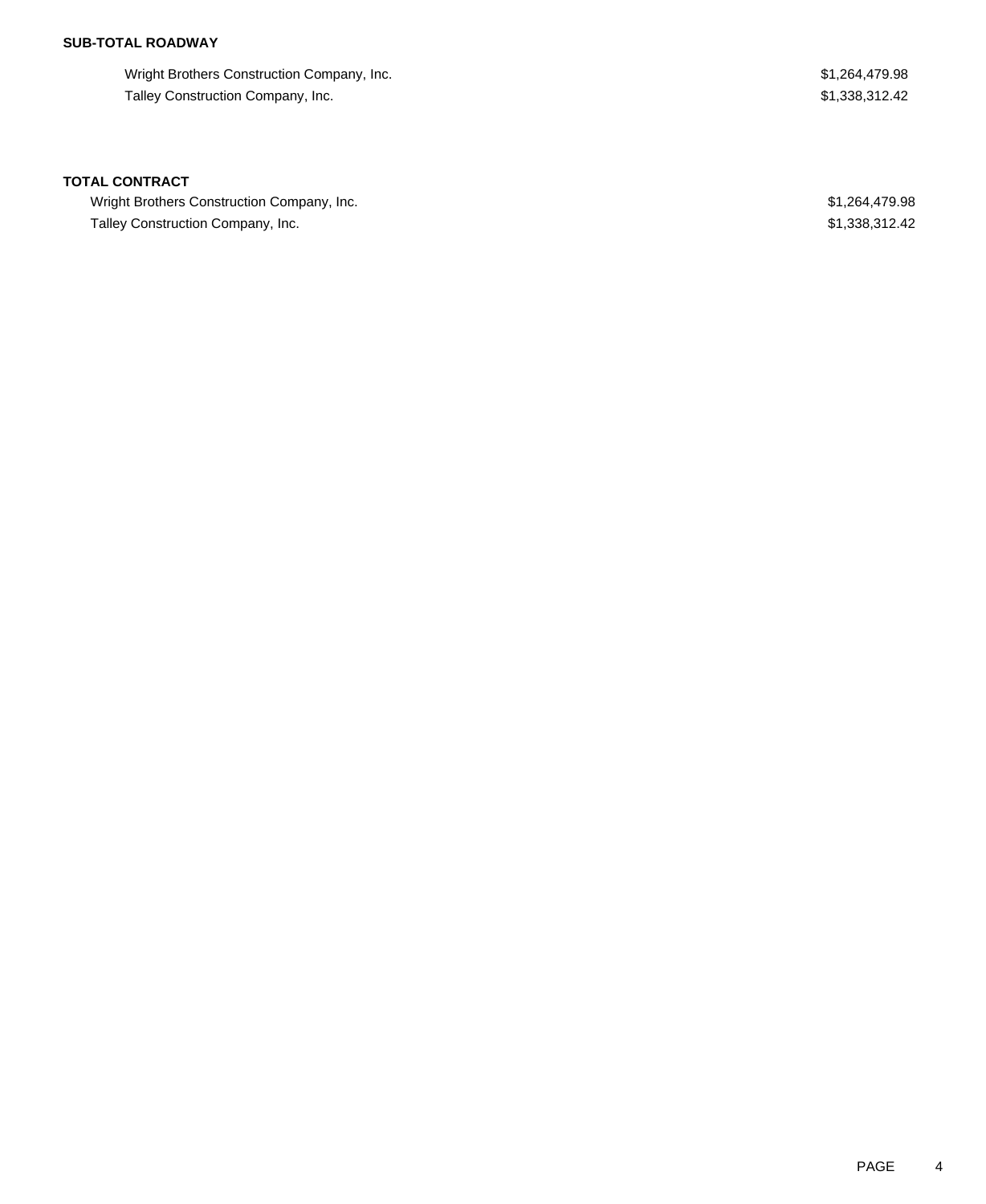**SUB-TOTAL ROADWAY**

| | |
|---|---|
| Wright Brothers Construction Company, Inc. | $1,264,479.98 |
| Talley Construction Company, Inc. | $1,338,312.42 |

**TOTAL CONTRACT**

| | |
|---|---|
| Wright Brothers Construction Company, Inc. | $1,264,479.98 |
| Talley Construction Company, Inc. | $1,338,312.42 |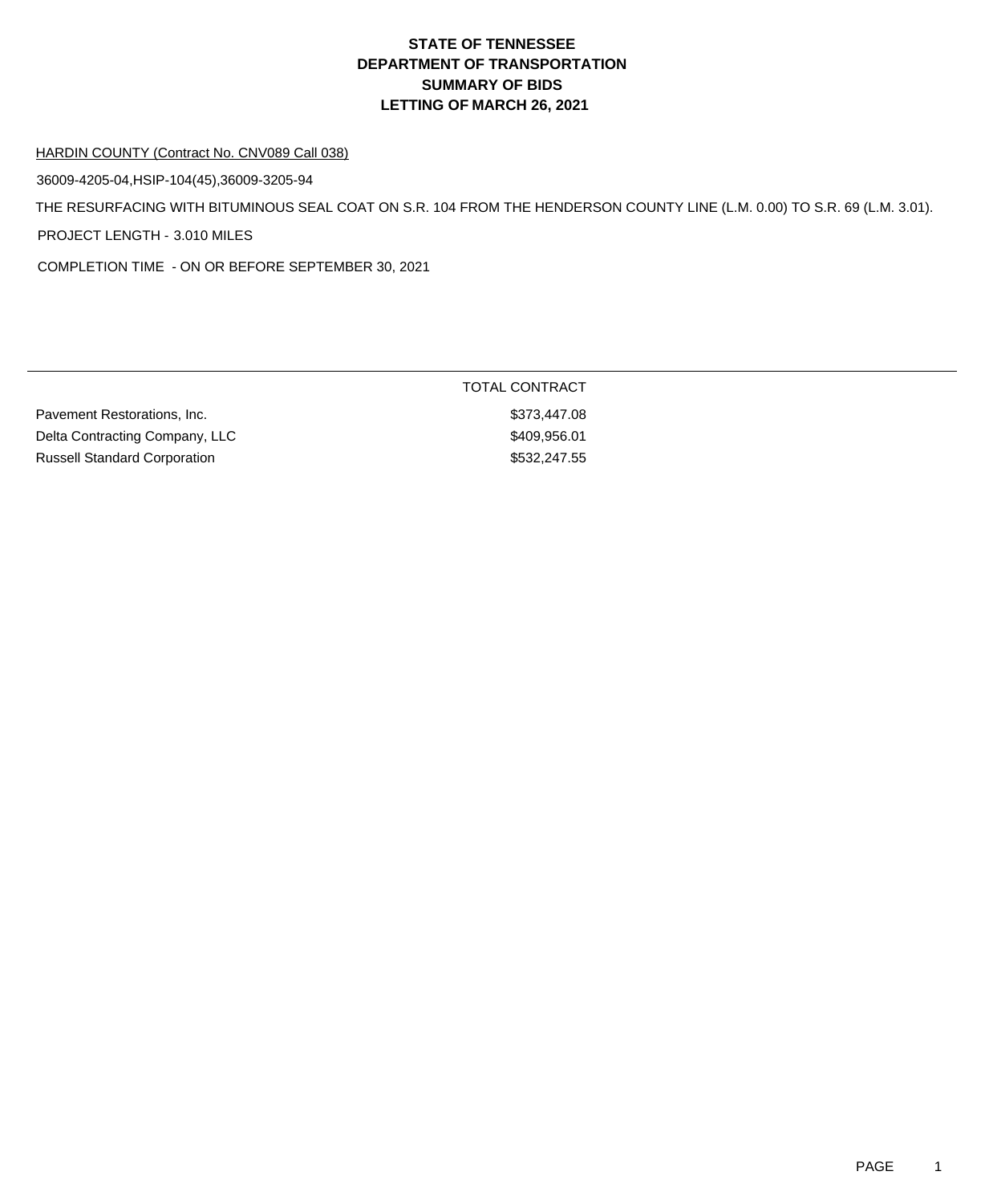# STATE OF TENNESSEE
# DEPARTMENT OF TRANSPORTATION
# SUMMARY OF BIDS
# LETTING OF MARCH 26, 2021

HARDIN COUNTY (Contract No. CNV089 Call 038)

36009-4205-04,HSIP-104(45),36009-3205-94

THE RESURFACING WITH BITUMINOUS SEAL COAT ON S.R. 104 FROM THE HENDERSON COUNTY LINE (L.M. 0.00) TO S.R. 69 (L.M. 3.01).

PROJECT LENGTH - 3.010 MILES

COMPLETION TIME - ON OR BEFORE SEPTEMBER 30, 2021

| | TOTAL CONTRACT |
|---|---|
| Pavement Restorations, Inc. | $373,447.08 |
| Delta Contracting Company, LLC | $409,956.01 |
| Russell Standard Corporation | $532,247.55 |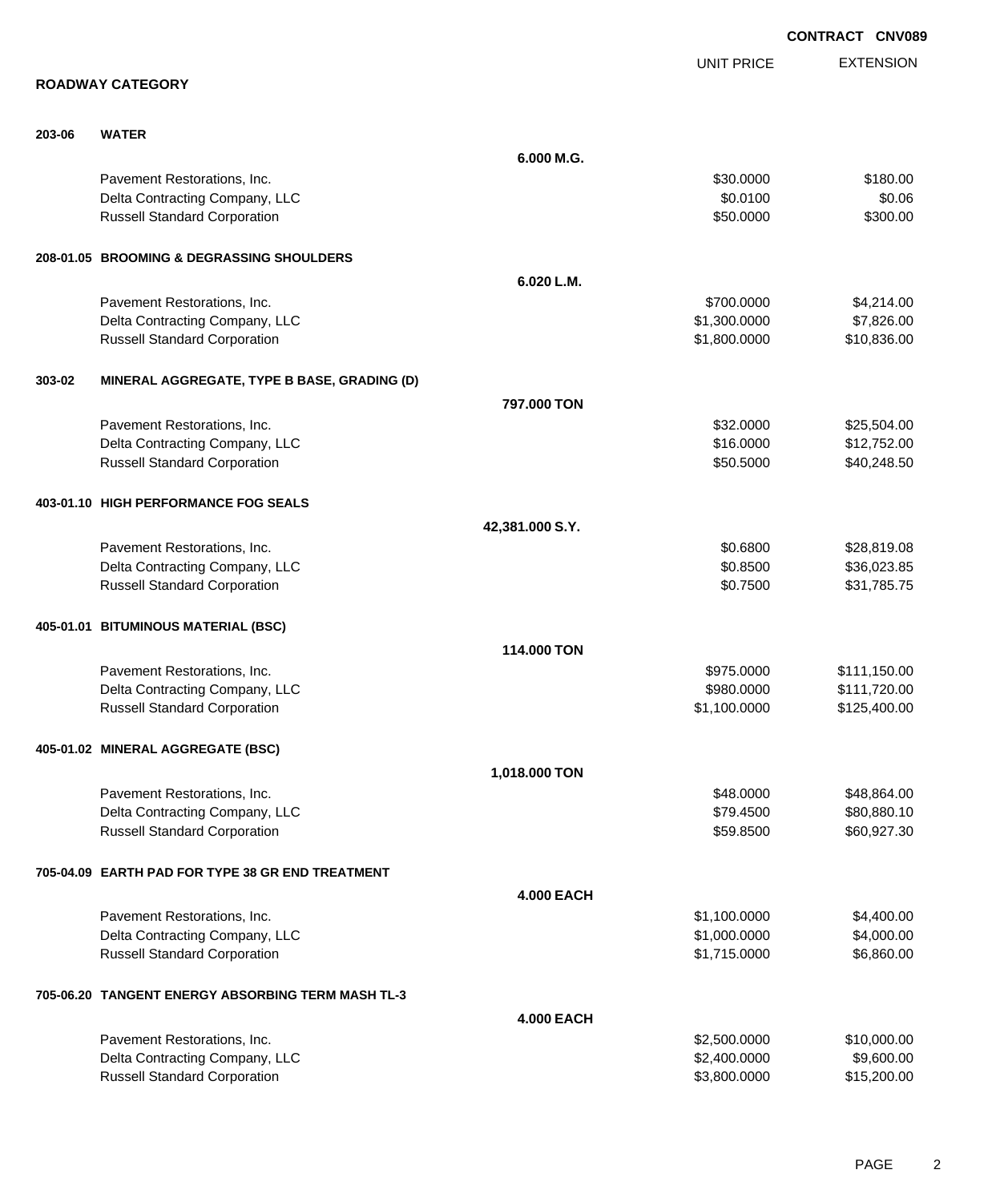**CONTRACT CNV089**

## ROADWAY CATEGORY

| | | UNIT PRICE | EXTENSION |
|---|---|---|---|
| **203-06** | **WATER** | | |
| | **6.000 M.G.** | | |
| | Pavement Restorations, Inc. | $30.0000 | $180.00 |
| | Delta Contracting Company, LLC | $0.0100 | $0.06 |
| | Russell Standard Corporation | $50.0000 | $300.00 |
| **208-01.05** | **BROOMING & DEGRASSING SHOULDERS** | | |
| | **6.020 L.M.** | | |
| | Pavement Restorations, Inc. | $700.0000 | $4,214.00 |
| | Delta Contracting Company, LLC | $1,300.0000 | $7,826.00 |
| | Russell Standard Corporation | $1,800.0000 | $10,836.00 |
| **303-02** | **MINERAL AGGREGATE, TYPE B BASE, GRADING (D)** | | |
| | **797.000 TON** | | |
| | Pavement Restorations, Inc. | $32.0000 | $25,504.00 |
| | Delta Contracting Company, LLC | $16.0000 | $12,752.00 |
| | Russell Standard Corporation | $50.5000 | $40,248.50 |
| **403-01.10** | **HIGH PERFORMANCE FOG SEALS** | | |
| | **42,381.000 S.Y.** | | |
| | Pavement Restorations, Inc. | $0.6800 | $28,819.08 |
| | Delta Contracting Company, LLC | $0.8500 | $36,023.85 |
| | Russell Standard Corporation | $0.7500 | $31,785.75 |
| **405-01.01** | **BITUMINOUS MATERIAL (BSC)** | | |
| | **114.000 TON** | | |
| | Pavement Restorations, Inc. | $975.0000 | $111,150.00 |
| | Delta Contracting Company, LLC | $980.0000 | $111,720.00 |
| | Russell Standard Corporation | $1,100.0000 | $125,400.00 |
| **405-01.02** | **MINERAL AGGREGATE (BSC)** | | |
| | **1,018.000 TON** | | |
| | Pavement Restorations, Inc. | $48.0000 | $48,864.00 |
| | Delta Contracting Company, LLC | $79.4500 | $80,880.10 |
| | Russell Standard Corporation | $59.8500 | $60,927.30 |
| **705-04.09** | **EARTH PAD FOR TYPE 38 GR END TREATMENT** | | |
| | **4.000 EACH** | | |
| | Pavement Restorations, Inc. | $1,100.0000 | $4,400.00 |
| | Delta Contracting Company, LLC | $1,000.0000 | $4,000.00 |
| | Russell Standard Corporation | $1,715.0000 | $6,860.00 |
| **705-06.20** | **TANGENT ENERGY ABSORBING TERM MASH TL-3** | | |
| | **4.000 EACH** | | |
| | Pavement Restorations, Inc. | $2,500.0000 | $10,000.00 |
| | Delta Contracting Company, LLC | $2,400.0000 | $9,600.00 |
| | Russell Standard Corporation | $3,800.0000 | $15,200.00 |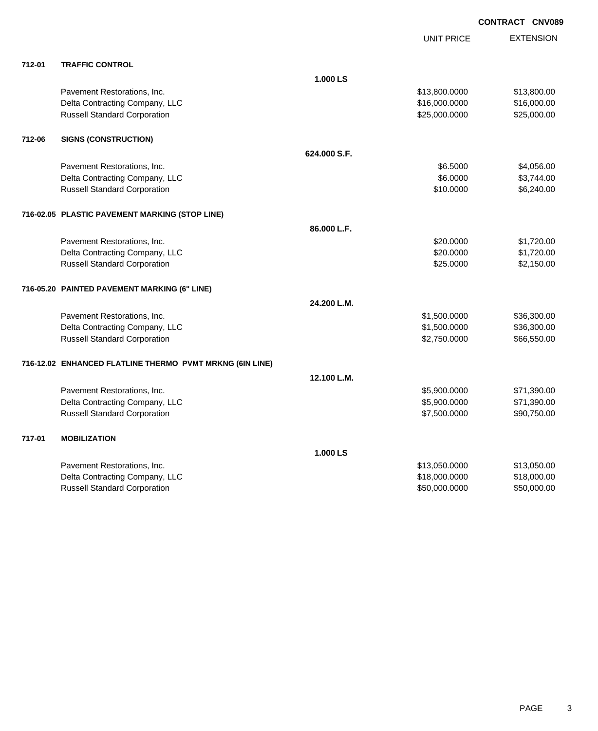CONTRACT CNV089

| | | | UNIT PRICE | EXTENSION |
|---|---|---|---|---|
| **712-01** | **TRAFFIC CONTROL** | | | |
| | | **1.000 LS** | | |
| | Pavement Restorations, Inc. | | $13,800.0000 | $13,800.00 |
| | Delta Contracting Company, LLC | | $16,000.0000 | $16,000.00 |
| | Russell Standard Corporation | | $25,000.0000 | $25,000.00 |
| **712-06** | **SIGNS (CONSTRUCTION)** | | | |
| | | **624.000 S.F.** | | |
| | Pavement Restorations, Inc. | | $6.5000 | $4,056.00 |
| | Delta Contracting Company, LLC | | $6.0000 | $3,744.00 |
| | Russell Standard Corporation | | $10.0000 | $6,240.00 |
| **716-02.05** | **PLASTIC PAVEMENT MARKING (STOP LINE)** | | | |
| | | **86.000 L.F.** | | |
| | Pavement Restorations, Inc. | | $20.0000 | $1,720.00 |
| | Delta Contracting Company, LLC | | $20.0000 | $1,720.00 |
| | Russell Standard Corporation | | $25.0000 | $2,150.00 |
| **716-05.20** | **PAINTED PAVEMENT MARKING (6" LINE)** | | | |
| | | **24.200 L.M.** | | |
| | Pavement Restorations, Inc. | | $1,500.0000 | $36,300.00 |
| | Delta Contracting Company, LLC | | $1,500.0000 | $36,300.00 |
| | Russell Standard Corporation | | $2,750.0000 | $66,550.00 |
| **716-12.02** | **ENHANCED FLATLINE THERMO PVMT MRKNG (6IN LINE)** | | | |
| | | **12.100 L.M.** | | |
| | Pavement Restorations, Inc. | | $5,900.0000 | $71,390.00 |
| | Delta Contracting Company, LLC | | $5,900.0000 | $71,390.00 |
| | Russell Standard Corporation | | $7,500.0000 | $90,750.00 |
| **717-01** | **MOBILIZATION** | | | |
| | | **1.000 LS** | | |
| | Pavement Restorations, Inc. | | $13,050.0000 | $13,050.00 |
| | Delta Contracting Company, LLC | | $18,000.0000 | $18,000.00 |
| | Russell Standard Corporation | | $50,000.0000 | $50,000.00 |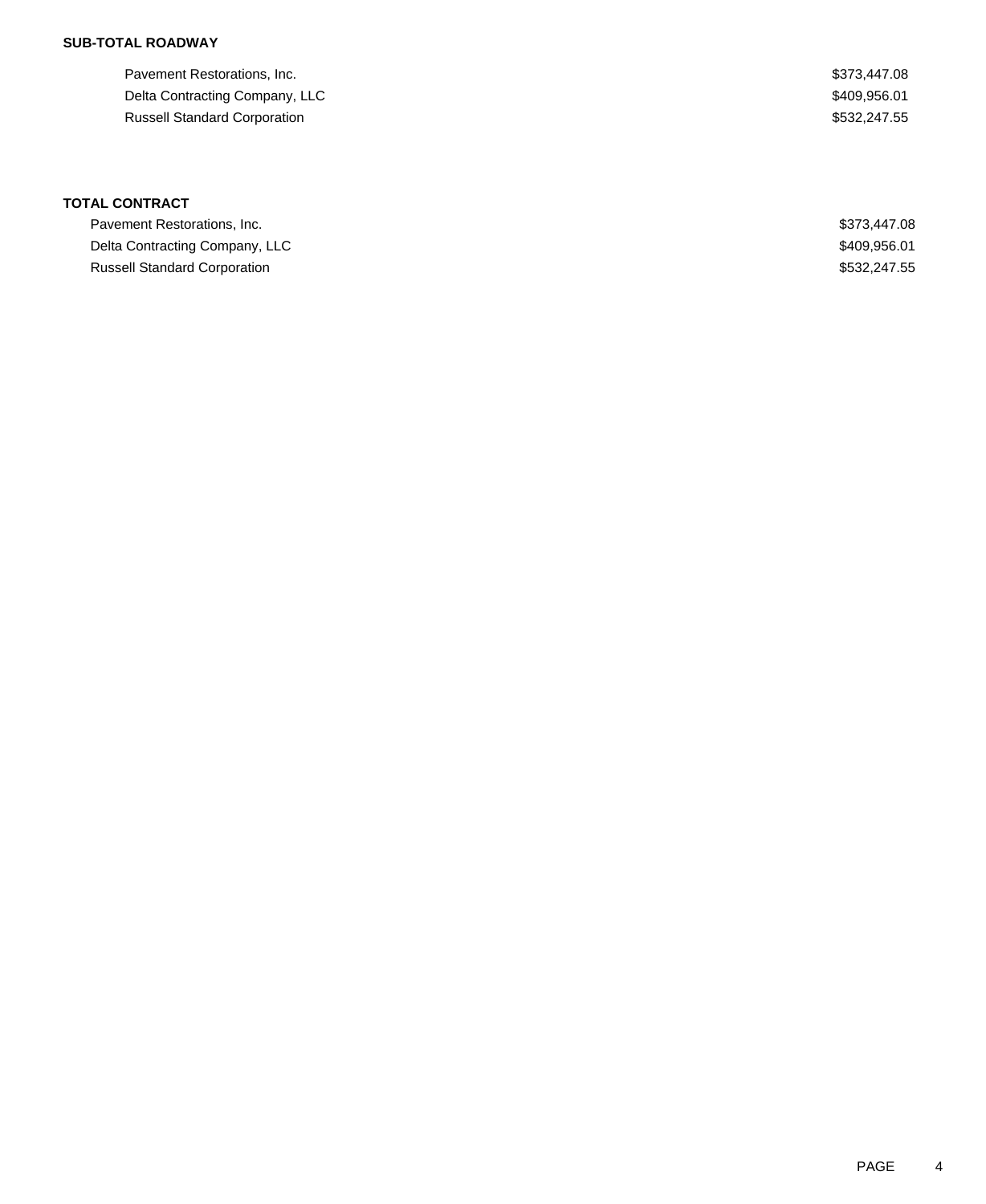**SUB-TOTAL ROADWAY**

| | |
|---|---|
| Pavement Restorations, Inc. | $373,447.08 |
| Delta Contracting Company, LLC | $409,956.01 |
| Russell Standard Corporation | $532,247.55 |

**TOTAL CONTRACT**

| | |
|---|---|
| Pavement Restorations, Inc. | $373,447.08 |
| Delta Contracting Company, LLC | $409,956.01 |
| Russell Standard Corporation | $532,247.55 |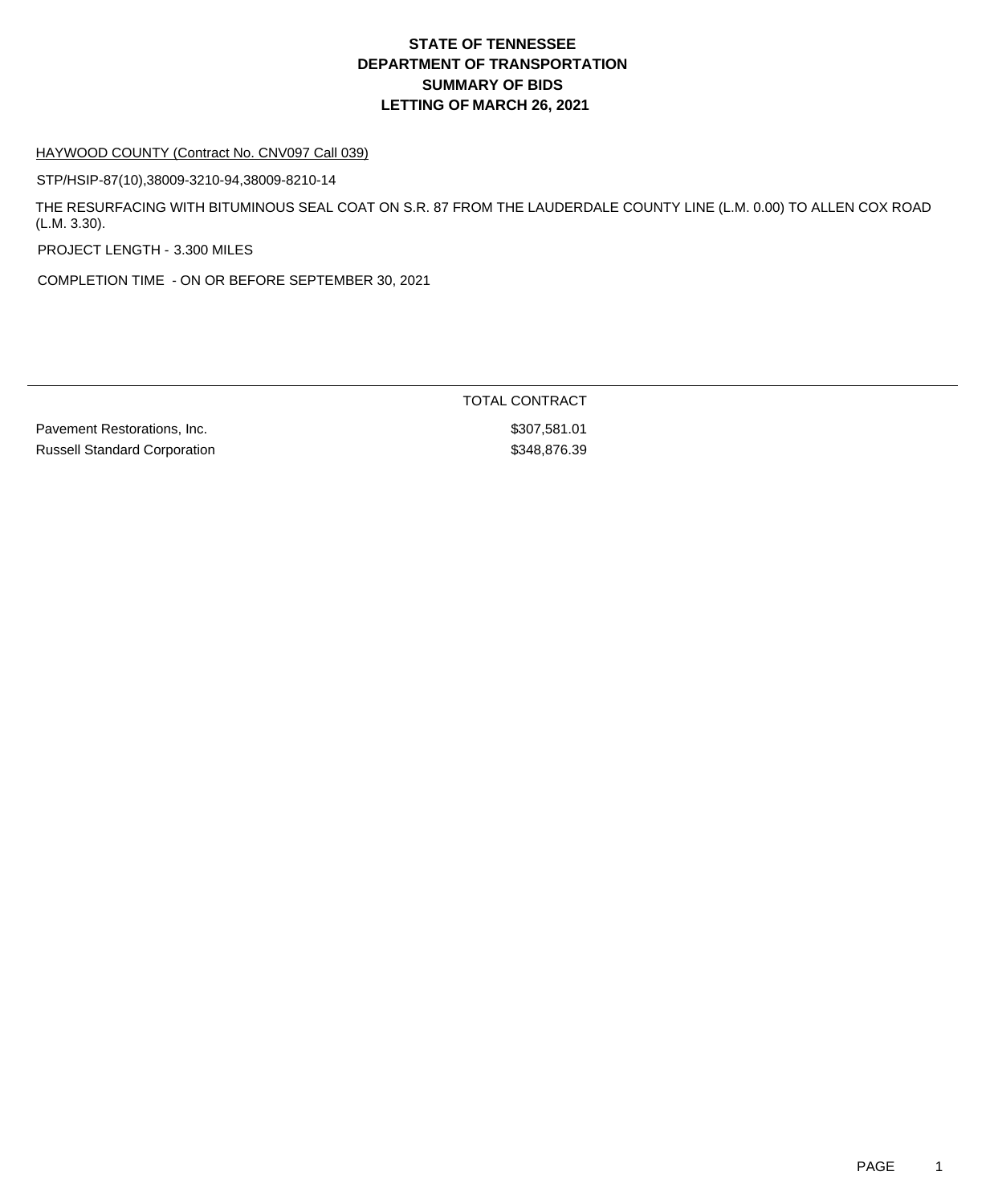# STATE OF TENNESSEE
# DEPARTMENT OF TRANSPORTATION
# SUMMARY OF BIDS
# LETTING OF MARCH 26, 2021

HAYWOOD COUNTY (Contract No. CNV097 Call 039)

STP/HSIP-87(10),38009-3210-94,38009-8210-14

THE RESURFACING WITH BITUMINOUS SEAL COAT ON S.R. 87 FROM THE LAUDERDALE COUNTY LINE (L.M. 0.00) TO ALLEN COX ROAD (L.M. 3.30).

PROJECT LENGTH - 3.300 MILES

COMPLETION TIME - ON OR BEFORE SEPTEMBER 30, 2021

| | TOTAL CONTRACT |
|---|---|
| Pavement Restorations, Inc. | $307,581.01 |
| Russell Standard Corporation | $348,876.39 |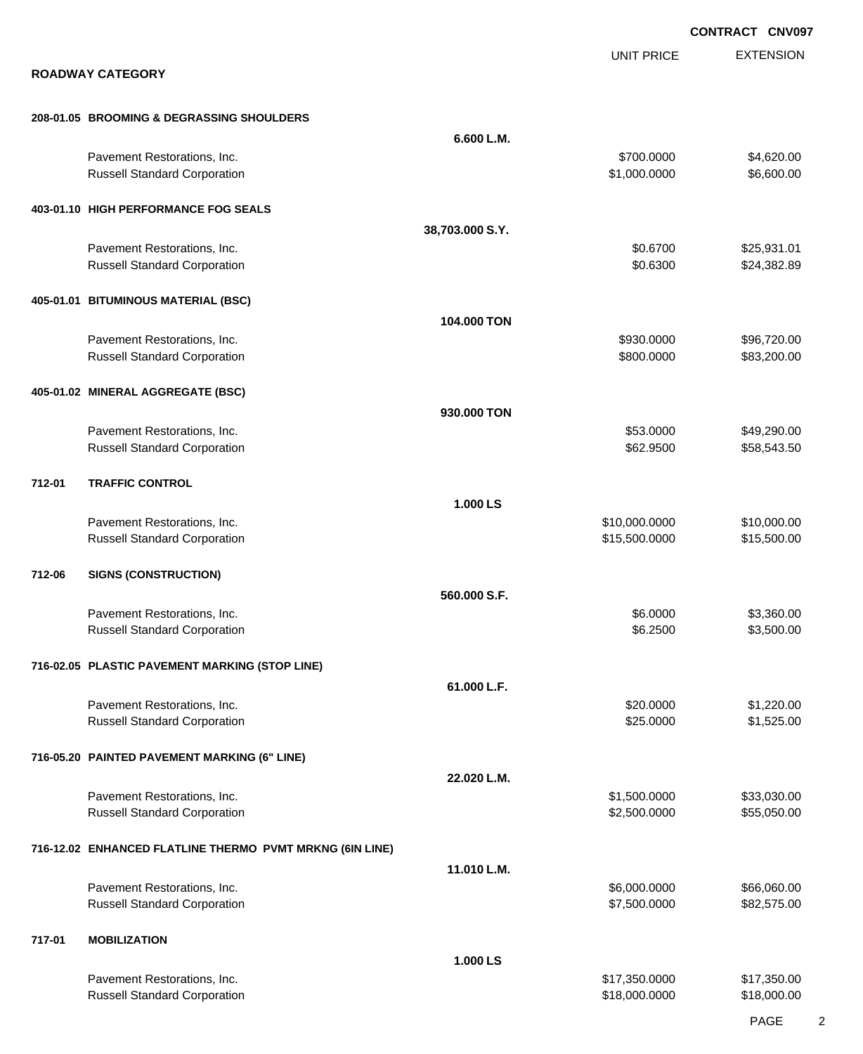**CONTRACT CNV097**

## ROADWAY CATEGORY

| | | | UNIT PRICE | EXTENSION |
|---|---|---|---|---|
| **208-01.05** | **BROOMING & DEGRASSING SHOULDERS** | | | |
| | | **6.600 L.M.** | | |
| | Pavement Restorations, Inc. | | $700.0000 | $4,620.00 |
| | Russell Standard Corporation | | $1,000.0000 | $6,600.00 |
| **403-01.10** | **HIGH PERFORMANCE FOG SEALS** | | | |
| | | **38,703.000 S.Y.** | | |
| | Pavement Restorations, Inc. | | $0.6700 | $25,931.01 |
| | Russell Standard Corporation | | $0.6300 | $24,382.89 |
| **405-01.01** | **BITUMINOUS MATERIAL (BSC)** | | | |
| | | **104.000 TON** | | |
| | Pavement Restorations, Inc. | | $930.0000 | $96,720.00 |
| | Russell Standard Corporation | | $800.0000 | $83,200.00 |
| **405-01.02** | **MINERAL AGGREGATE (BSC)** | | | |
| | | **930.000 TON** | | |
| | Pavement Restorations, Inc. | | $53.0000 | $49,290.00 |
| | Russell Standard Corporation | | $62.9500 | $58,543.50 |
| **712-01** | **TRAFFIC CONTROL** | | | |
| | | **1.000 LS** | | |
| | Pavement Restorations, Inc. | | $10,000.0000 | $10,000.00 |
| | Russell Standard Corporation | | $15,500.0000 | $15,500.00 |
| **712-06** | **SIGNS (CONSTRUCTION)** | | | |
| | | **560.000 S.F.** | | |
| | Pavement Restorations, Inc. | | $6.0000 | $3,360.00 |
| | Russell Standard Corporation | | $6.2500 | $3,500.00 |
| **716-02.05** | **PLASTIC PAVEMENT MARKING (STOP LINE)** | | | |
| | | **61.000 L.F.** | | |
| | Pavement Restorations, Inc. | | $20.0000 | $1,220.00 |
| | Russell Standard Corporation | | $25.0000 | $1,525.00 |
| **716-05.20** | **PAINTED PAVEMENT MARKING (6" LINE)** | | | |
| | | **22.020 L.M.** | | |
| | Pavement Restorations, Inc. | | $1,500.0000 | $33,030.00 |
| | Russell Standard Corporation | | $2,500.0000 | $55,050.00 |
| **716-12.02** | **ENHANCED FLATLINE THERMO PVMT MRKNG (6IN LINE)** | | | |
| | | **11.010 L.M.** | | |
| | Pavement Restorations, Inc. | | $6,000.0000 | $66,060.00 |
| | Russell Standard Corporation | | $7,500.0000 | $82,575.00 |
| **717-01** | **MOBILIZATION** | | | |
| | | **1.000 LS** | | |
| | Pavement Restorations, Inc. | | $17,350.0000 | $17,350.00 |
| | Russell Standard Corporation | | $18,000.0000 | $18,000.00 |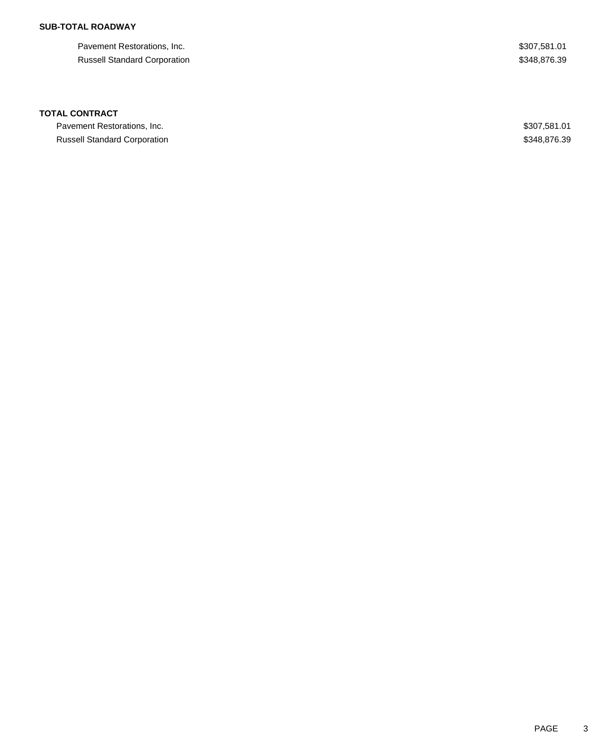**SUB-TOTAL ROADWAY**

| | |
|---|---|
| Pavement Restorations, Inc. | $307,581.01 |
| Russell Standard Corporation | $348,876.39 |

**TOTAL CONTRACT**

| | |
|---|---|
| Pavement Restorations, Inc. | $307,581.01 |
| Russell Standard Corporation | $348,876.39 |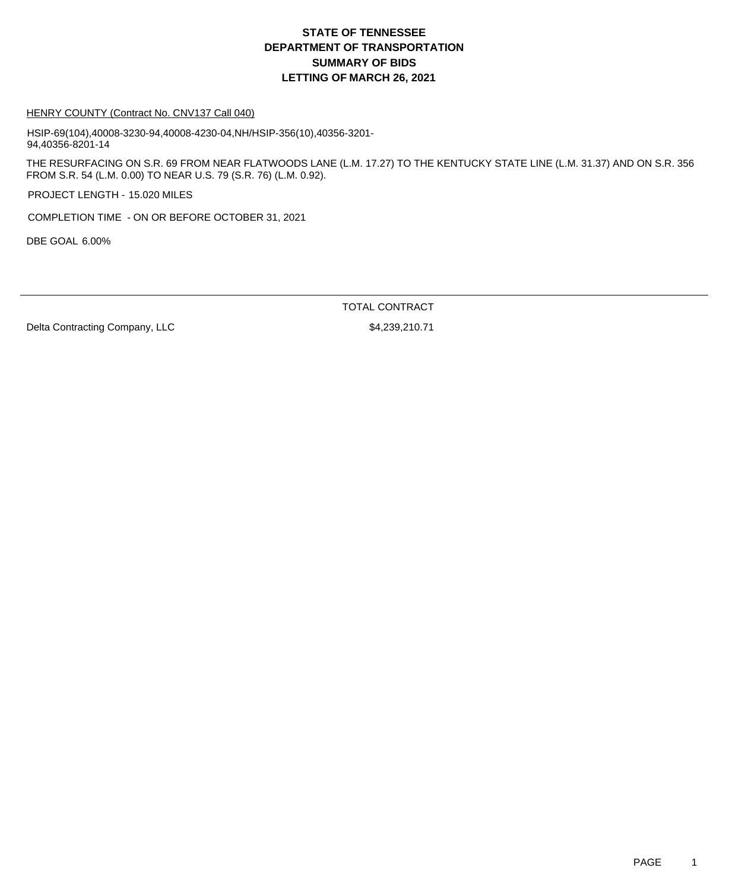# STATE OF TENNESSEE
# DEPARTMENT OF TRANSPORTATION
# SUMMARY OF BIDS
# LETTING OF MARCH 26, 2021

HENRY COUNTY (Contract No. CNV137 Call 040)

HSIP-69(104),40008-3230-94,40008-4230-04,NH/HSIP-356(10),40356-3201-94,40356-8201-14

THE RESURFACING ON S.R. 69 FROM NEAR FLATWOODS LANE (L.M. 17.27) TO THE KENTUCKY STATE LINE (L.M. 31.37) AND ON S.R. 356 FROM S.R. 54 (L.M. 0.00) TO NEAR U.S. 79 (S.R. 76) (L.M. 0.92).

PROJECT LENGTH - 15.020 MILES

COMPLETION TIME - ON OR BEFORE OCTOBER 31, 2021

DBE GOAL 6.00%

| | TOTAL CONTRACT |
|---|---|
| Delta Contracting Company, LLC | $4,239,210.71 |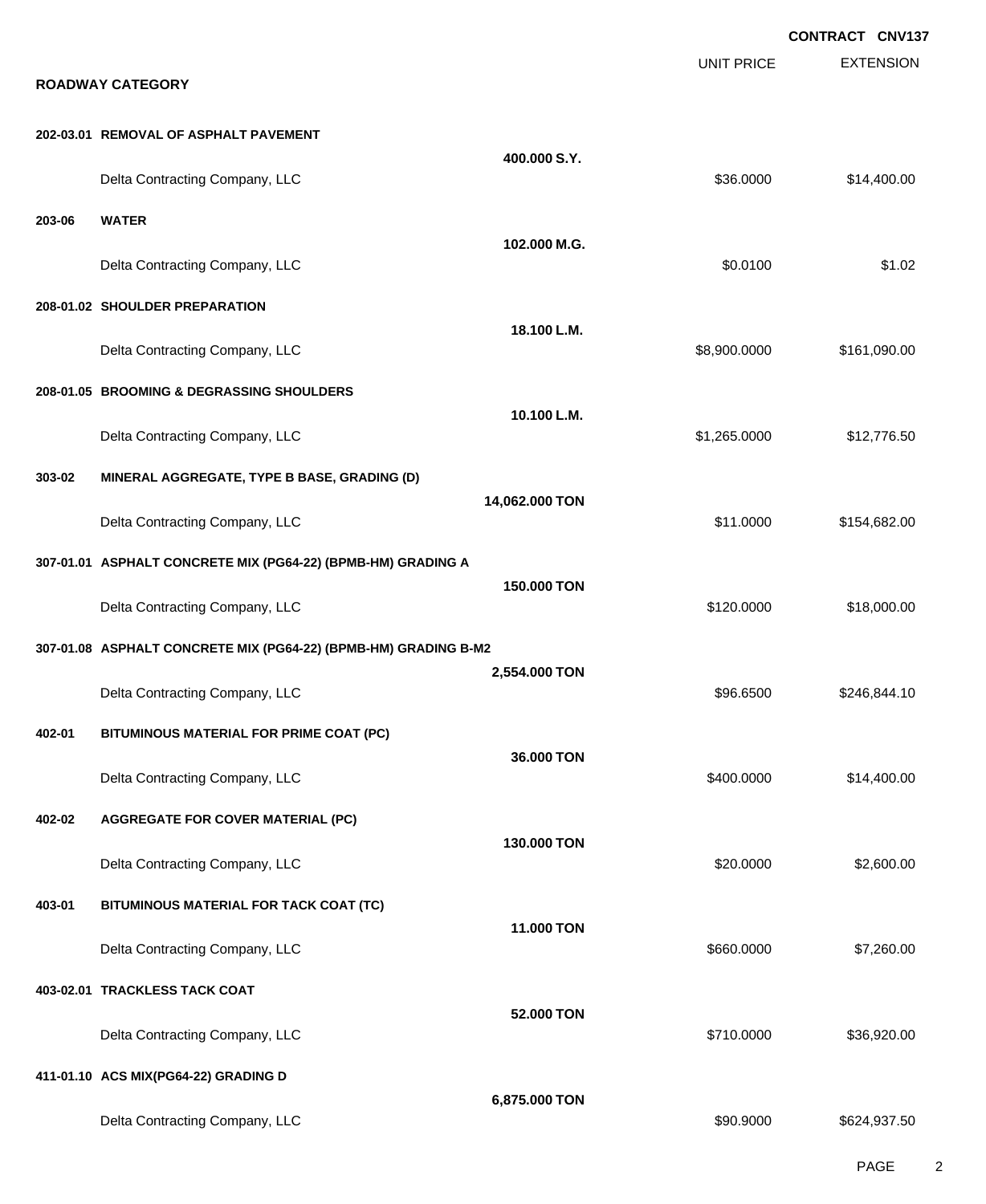**CONTRACT CNV137**

**ROADWAY CATEGORY**

| | | | UNIT PRICE | EXTENSION |
|---|---|---|---|---|
| **202-03.01** | **REMOVAL OF ASPHALT PAVEMENT** | | | |
| | | **400.000 S.Y.** | | |
| | Delta Contracting Company, LLC | | $36.0000 | $14,400.00 |
| **203-06** | **WATER** | | | |
| | | **102.000 M.G.** | | |
| | Delta Contracting Company, LLC | | $0.0100 | $1.02 |
| **208-01.02** | **SHOULDER PREPARATION** | | | |
| | | **18.100 L.M.** | | |
| | Delta Contracting Company, LLC | | $8,900.0000 | $161,090.00 |
| **208-01.05** | **BROOMING & DEGRASSING SHOULDERS** | | | |
| | | **10.100 L.M.** | | |
| | Delta Contracting Company, LLC | | $1,265.0000 | $12,776.50 |
| **303-02** | **MINERAL AGGREGATE, TYPE B BASE, GRADING (D)** | | | |
| | | **14,062.000 TON** | | |
| | Delta Contracting Company, LLC | | $11.0000 | $154,682.00 |
| **307-01.01** | **ASPHALT CONCRETE MIX (PG64-22) (BPMB-HM) GRADING A** | | | |
| | | **150.000 TON** | | |
| | Delta Contracting Company, LLC | | $120.0000 | $18,000.00 |
| **307-01.08** | **ASPHALT CONCRETE MIX (PG64-22) (BPMB-HM) GRADING B-M2** | | | |
| | | **2,554.000 TON** | | |
| | Delta Contracting Company, LLC | | $96.6500 | $246,844.10 |
| **402-01** | **BITUMINOUS MATERIAL FOR PRIME COAT (PC)** | | | |
| | | **36.000 TON** | | |
| | Delta Contracting Company, LLC | | $400.0000 | $14,400.00 |
| **402-02** | **AGGREGATE FOR COVER MATERIAL (PC)** | | | |
| | | **130.000 TON** | | |
| | Delta Contracting Company, LLC | | $20.0000 | $2,600.00 |
| **403-01** | **BITUMINOUS MATERIAL FOR TACK COAT (TC)** | | | |
| | | **11.000 TON** | | |
| | Delta Contracting Company, LLC | | $660.0000 | $7,260.00 |
| **403-02.01** | **TRACKLESS TACK COAT** | | | |
| | | **52.000 TON** | | |
| | Delta Contracting Company, LLC | | $710.0000 | $36,920.00 |
| **411-01.10** | **ACS MIX(PG64-22) GRADING D** | | | |
| | | **6,875.000 TON** | | |
| | Delta Contracting Company, LLC | | $90.9000 | $624,937.50 |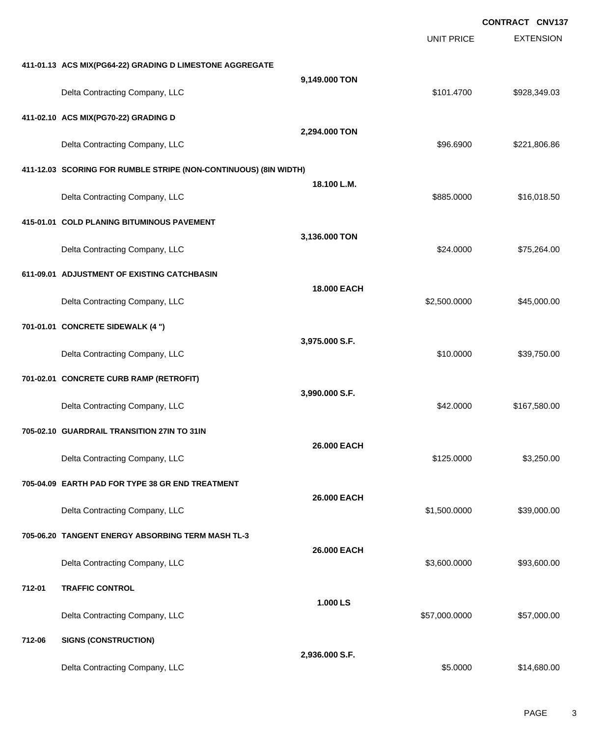**CONTRACT CNV137**

| | | | UNIT PRICE | EXTENSION |
|---|---|---|---|---|
| **411-01.13** | **ACS MIX(PG64-22) GRADING D LIMESTONE AGGREGATE** | **9,149.000 TON** | | |
| | Delta Contracting Company, LLC | | $101.4700 | $928,349.03 |
| **411-02.10** | **ACS MIX(PG70-22) GRADING D** | **2,294.000 TON** | | |
| | Delta Contracting Company, LLC | | $96.6900 | $221,806.86 |
| **411-12.03** | **SCORING FOR RUMBLE STRIPE (NON-CONTINUOUS) (8IN WIDTH)** | **18.100 L.M.** | | |
| | Delta Contracting Company, LLC | | $885.0000 | $16,018.50 |
| **415-01.01** | **COLD PLANING BITUMINOUS PAVEMENT** | **3,136.000 TON** | | |
| | Delta Contracting Company, LLC | | $24.0000 | $75,264.00 |
| **611-09.01** | **ADJUSTMENT OF EXISTING CATCHBASIN** | **18.000 EACH** | | |
| | Delta Contracting Company, LLC | | $2,500.0000 | $45,000.00 |
| **701-01.01** | **CONCRETE SIDEWALK (4 ")** | **3,975.000 S.F.** | | |
| | Delta Contracting Company, LLC | | $10.0000 | $39,750.00 |
| **701-02.01** | **CONCRETE CURB RAMP (RETROFIT)** | **3,990.000 S.F.** | | |
| | Delta Contracting Company, LLC | | $42.0000 | $167,580.00 |
| **705-02.10** | **GUARDRAIL TRANSITION 27IN TO 31IN** | **26.000 EACH** | | |
| | Delta Contracting Company, LLC | | $125.0000 | $3,250.00 |
| **705-04.09** | **EARTH PAD FOR TYPE 38 GR END TREATMENT** | **26.000 EACH** | | |
| | Delta Contracting Company, LLC | | $1,500.0000 | $39,000.00 |
| **705-06.20** | **TANGENT ENERGY ABSORBING TERM MASH TL-3** | **26.000 EACH** | | |
| | Delta Contracting Company, LLC | | $3,600.0000 | $93,600.00 |
| **712-01** | **TRAFFIC CONTROL** | **1.000 LS** | | |
| | Delta Contracting Company, LLC | | $57,000.0000 | $57,000.00 |
| **712-06** | **SIGNS (CONSTRUCTION)** | **2,936.000 S.F.** | | |
| | Delta Contracting Company, LLC | | $5.0000 | $14,680.00 |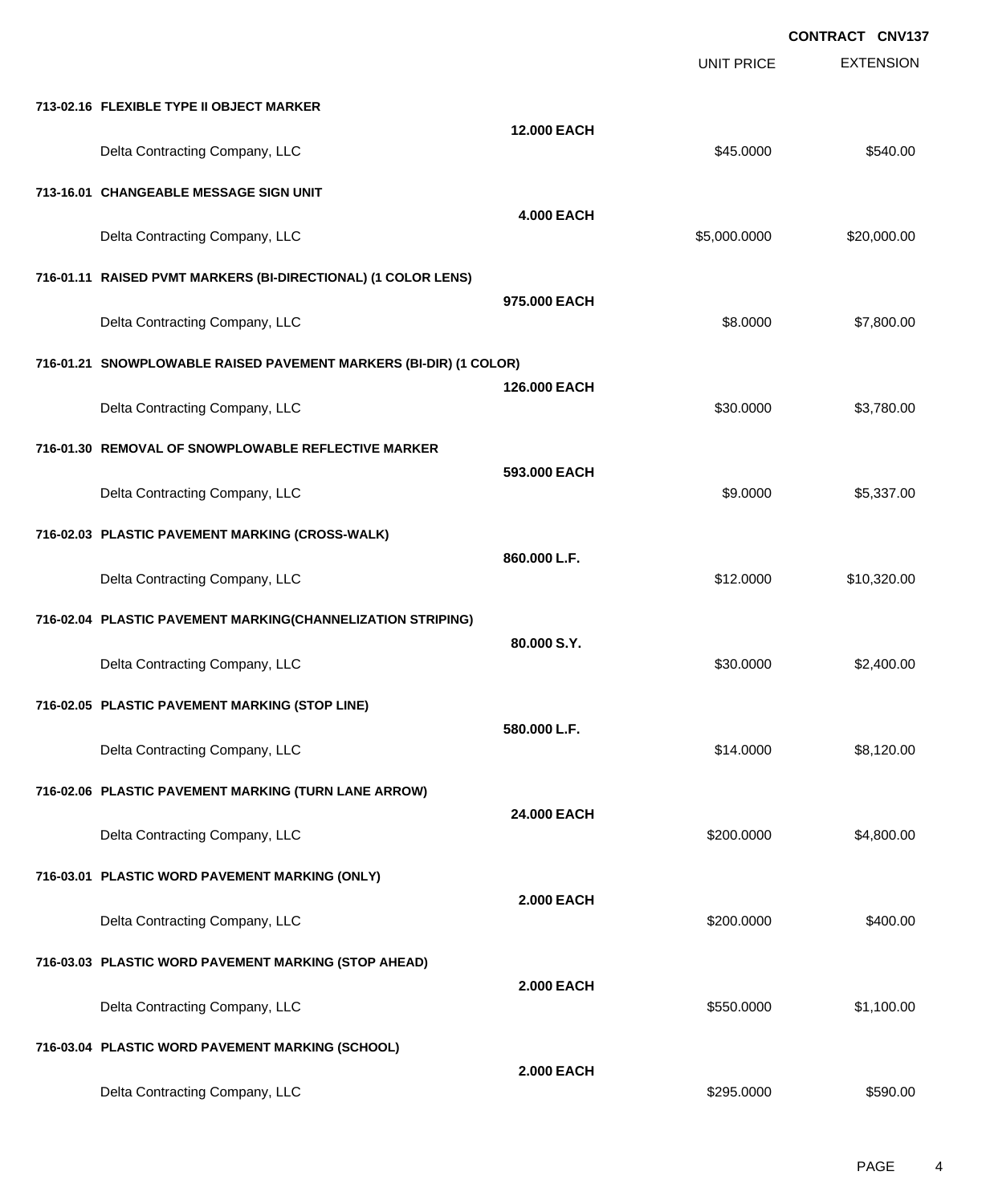**CONTRACT CNV137**

| | | UNIT PRICE | EXTENSION |
|---|---|---|---|
| **713-02.16 FLEXIBLE TYPE II OBJECT MARKER** | | | |
| | **12.000 EACH** | | |
| Delta Contracting Company, LLC | | $45.0000 | $540.00 |
| **713-16.01 CHANGEABLE MESSAGE SIGN UNIT** | | | |
| | **4.000 EACH** | | |
| Delta Contracting Company, LLC | | $5,000.0000 | $20,000.00 |
| **716-01.11 RAISED PVMT MARKERS (BI-DIRECTIONAL) (1 COLOR LENS)** | | | |
| | **975.000 EACH** | | |
| Delta Contracting Company, LLC | | $8.0000 | $7,800.00 |
| **716-01.21 SNOWPLOWABLE RAISED PAVEMENT MARKERS (BI-DIR) (1 COLOR)** | | | |
| | **126.000 EACH** | | |
| Delta Contracting Company, LLC | | $30.0000 | $3,780.00 |
| **716-01.30 REMOVAL OF SNOWPLOWABLE REFLECTIVE MARKER** | | | |
| | **593.000 EACH** | | |
| Delta Contracting Company, LLC | | $9.0000 | $5,337.00 |
| **716-02.03 PLASTIC PAVEMENT MARKING (CROSS-WALK)** | | | |
| | **860.000 L.F.** | | |
| Delta Contracting Company, LLC | | $12.0000 | $10,320.00 |
| **716-02.04 PLASTIC PAVEMENT MARKING(CHANNELIZATION STRIPING)** | | | |
| | **80.000 S.Y.** | | |
| Delta Contracting Company, LLC | | $30.0000 | $2,400.00 |
| **716-02.05 PLASTIC PAVEMENT MARKING (STOP LINE)** | | | |
| | **580.000 L.F.** | | |
| Delta Contracting Company, LLC | | $14.0000 | $8,120.00 |
| **716-02.06 PLASTIC PAVEMENT MARKING (TURN LANE ARROW)** | | | |
| | **24.000 EACH** | | |
| Delta Contracting Company, LLC | | $200.0000 | $4,800.00 |
| **716-03.01 PLASTIC WORD PAVEMENT MARKING (ONLY)** | | | |
| | **2.000 EACH** | | |
| Delta Contracting Company, LLC | | $200.0000 | $400.00 |
| **716-03.03 PLASTIC WORD PAVEMENT MARKING (STOP AHEAD)** | | | |
| | **2.000 EACH** | | |
| Delta Contracting Company, LLC | | $550.0000 | $1,100.00 |
| **716-03.04 PLASTIC WORD PAVEMENT MARKING (SCHOOL)** | | | |
| | **2.000 EACH** | | |
| Delta Contracting Company, LLC | | $295.0000 | $590.00 |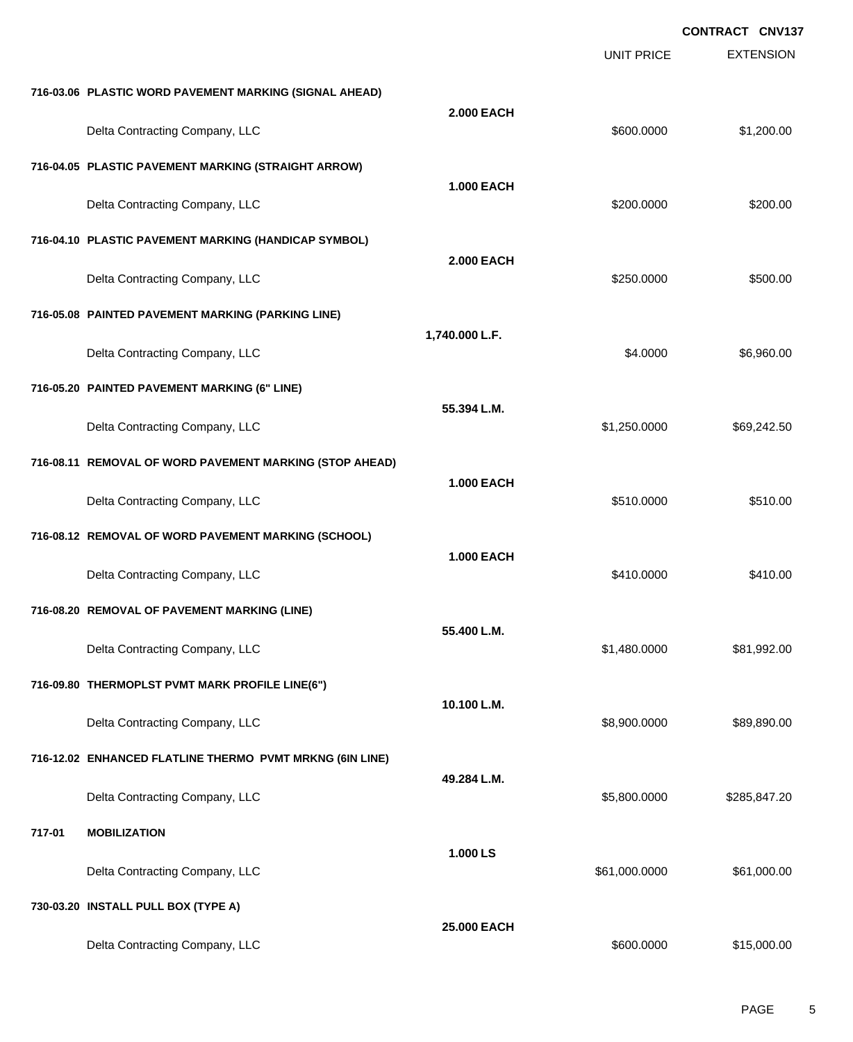**CONTRACT CNV137**

| | | UNIT PRICE | EXTENSION |
|---|---|---|---|
| **716-03.06 PLASTIC WORD PAVEMENT MARKING (SIGNAL AHEAD)** | **2.000 EACH** | | |
| Delta Contracting Company, LLC | | $600.0000 | $1,200.00 |
| **716-04.05 PLASTIC PAVEMENT MARKING (STRAIGHT ARROW)** | **1.000 EACH** | | |
| Delta Contracting Company, LLC | | $200.0000 | $200.00 |
| **716-04.10 PLASTIC PAVEMENT MARKING (HANDICAP SYMBOL)** | **2.000 EACH** | | |
| Delta Contracting Company, LLC | | $250.0000 | $500.00 |
| **716-05.08 PAINTED PAVEMENT MARKING (PARKING LINE)** | **1,740.000 L.F.** | | |
| Delta Contracting Company, LLC | | $4.0000 | $6,960.00 |
| **716-05.20 PAINTED PAVEMENT MARKING (6" LINE)** | **55.394 L.M.** | | |
| Delta Contracting Company, LLC | | $1,250.0000 | $69,242.50 |
| **716-08.11 REMOVAL OF WORD PAVEMENT MARKING (STOP AHEAD)** | **1.000 EACH** | | |
| Delta Contracting Company, LLC | | $510.0000 | $510.00 |
| **716-08.12 REMOVAL OF WORD PAVEMENT MARKING (SCHOOL)** | **1.000 EACH** | | |
| Delta Contracting Company, LLC | | $410.0000 | $410.00 |
| **716-08.20 REMOVAL OF PAVEMENT MARKING (LINE)** | **55.400 L.M.** | | |
| Delta Contracting Company, LLC | | $1,480.0000 | $81,992.00 |
| **716-09.80 THERMOPLST PVMT MARK PROFILE LINE(6")** | **10.100 L.M.** | | |
| Delta Contracting Company, LLC | | $8,900.0000 | $89,890.00 |
| **716-12.02 ENHANCED FLATLINE THERMO PVMT MRKNG (6IN LINE)** | **49.284 L.M.** | | |
| Delta Contracting Company, LLC | | $5,800.0000 | $285,847.20 |
| **717-01 MOBILIZATION** | **1.000 LS** | | |
| Delta Contracting Company, LLC | | $61,000.0000 | $61,000.00 |
| **730-03.20 INSTALL PULL BOX (TYPE A)** | **25.000 EACH** | | |
| Delta Contracting Company, LLC | | $600.0000 | $15,000.00 |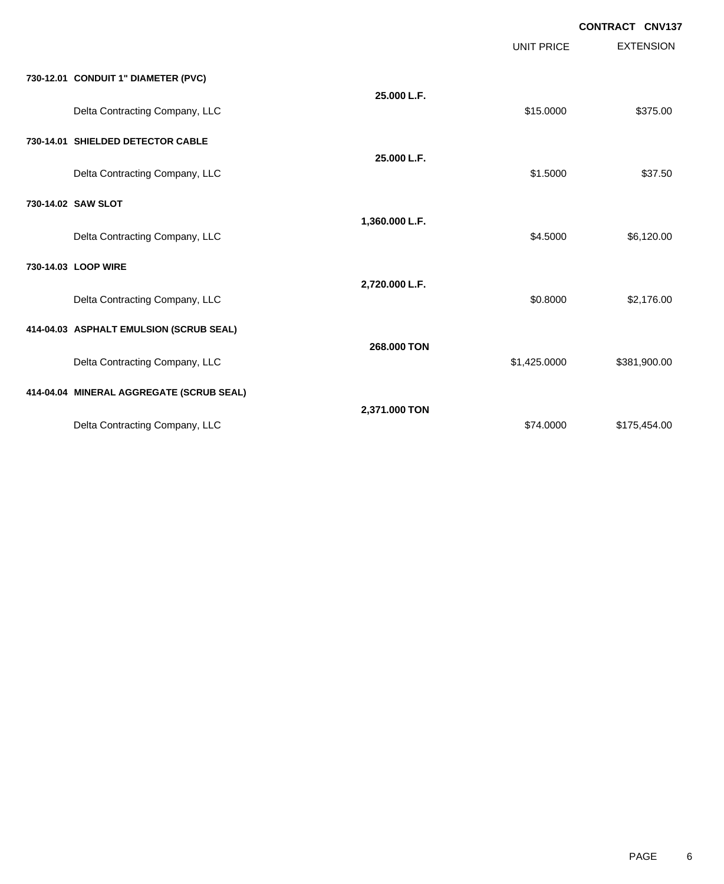**CONTRACT CNV137**

| | | UNIT PRICE | EXTENSION |
|---|---|---|---|
| **730-12.01 CONDUIT 1" DIAMETER (PVC)** | | | |
| | **25.000 L.F.** | | |
| Delta Contracting Company, LLC | | $15.0000 | $375.00 |
| **730-14.01 SHIELDED DETECTOR CABLE** | | | |
| | **25.000 L.F.** | | |
| Delta Contracting Company, LLC | | $1.5000 | $37.50 |
| **730-14.02 SAW SLOT** | | | |
| | **1,360.000 L.F.** | | |
| Delta Contracting Company, LLC | | $4.5000 | $6,120.00 |
| **730-14.03 LOOP WIRE** | | | |
| | **2,720.000 L.F.** | | |
| Delta Contracting Company, LLC | | $0.8000 | $2,176.00 |
| **414-04.03 ASPHALT EMULSION (SCRUB SEAL)** | | | |
| | **268.000 TON** | | |
| Delta Contracting Company, LLC | | $1,425.0000 | $381,900.00 |
| **414-04.04 MINERAL AGGREGATE (SCRUB SEAL)** | | | |
| | **2,371.000 TON** | | |
| Delta Contracting Company, LLC | | $74.0000 | $175,454.00 |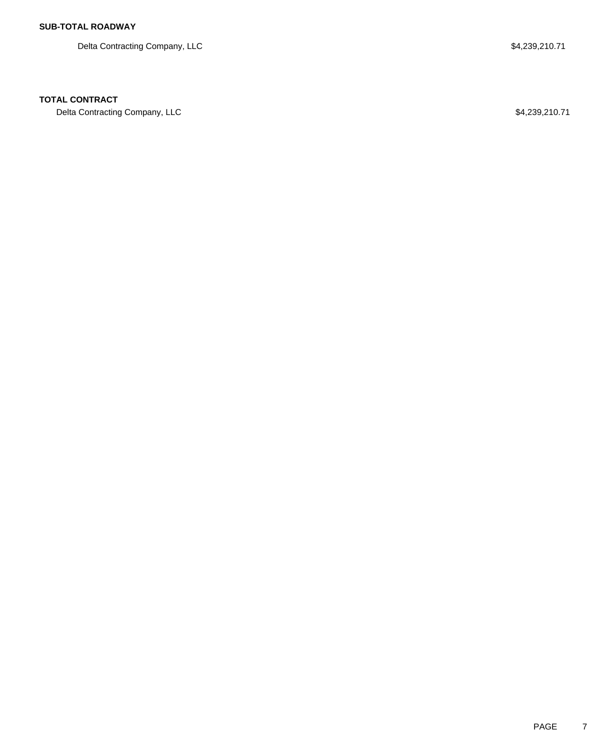**SUB-TOTAL ROADWAY**

| | |
|---|---|
| Delta Contracting Company, LLC | $4,239,210.71 |

**TOTAL CONTRACT**

| | |
|---|---|
| Delta Contracting Company, LLC | $4,239,210.71 |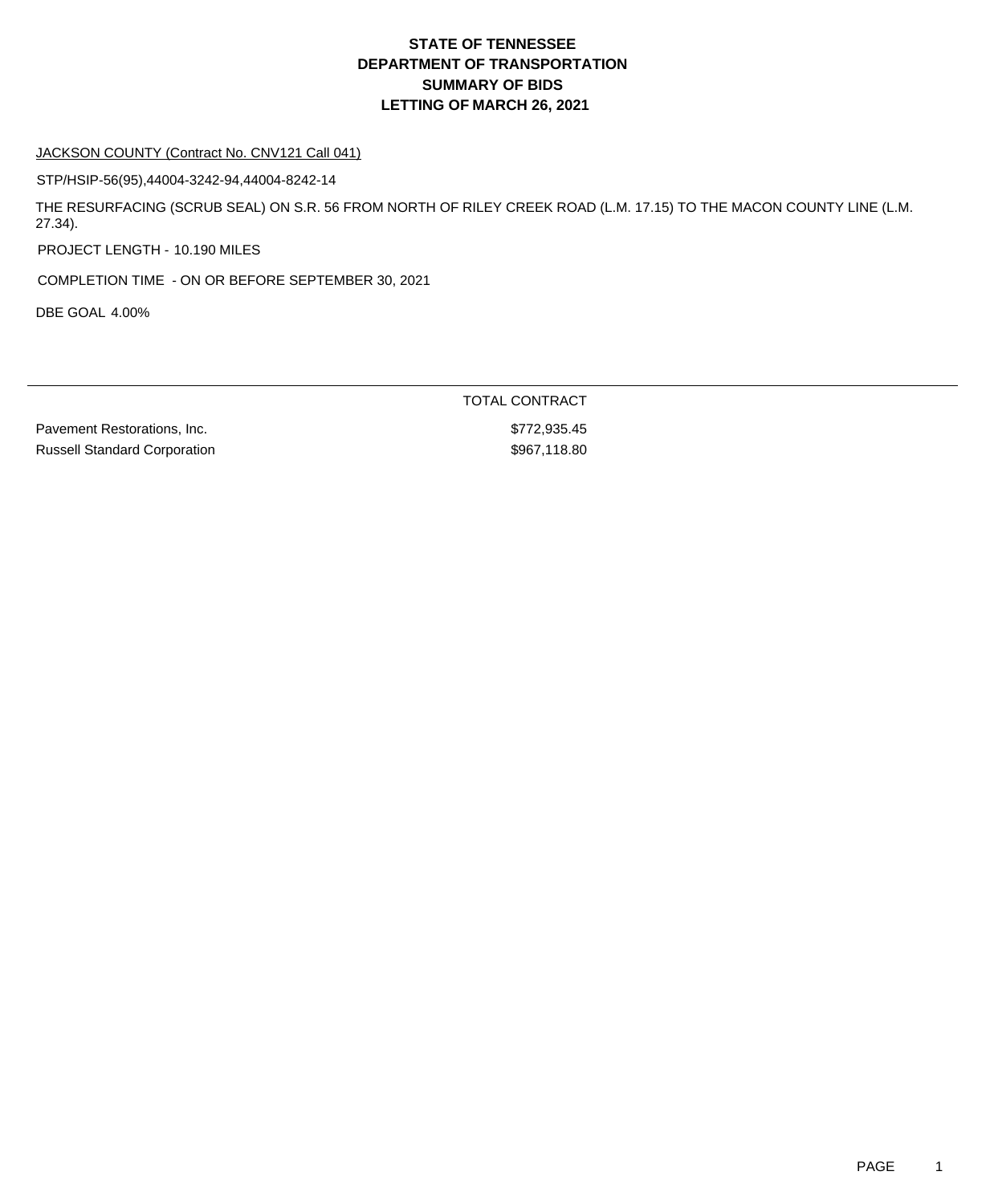# STATE OF TENNESSEE
# DEPARTMENT OF TRANSPORTATION
# SUMMARY OF BIDS
# LETTING OF MARCH 26, 2021

JACKSON COUNTY (Contract No. CNV121 Call 041)

STP/HSIP-56(95),44004-3242-94,44004-8242-14

THE RESURFACING (SCRUB SEAL) ON S.R. 56 FROM NORTH OF RILEY CREEK ROAD (L.M. 17.15) TO THE MACON COUNTY LINE (L.M. 27.34).

PROJECT LENGTH - 10.190 MILES

COMPLETION TIME - ON OR BEFORE SEPTEMBER 30, 2021

DBE GOAL 4.00%

| | TOTAL CONTRACT |
|---|---|
| Pavement Restorations, Inc. | $772,935.45 |
| Russell Standard Corporation | $967,118.80 |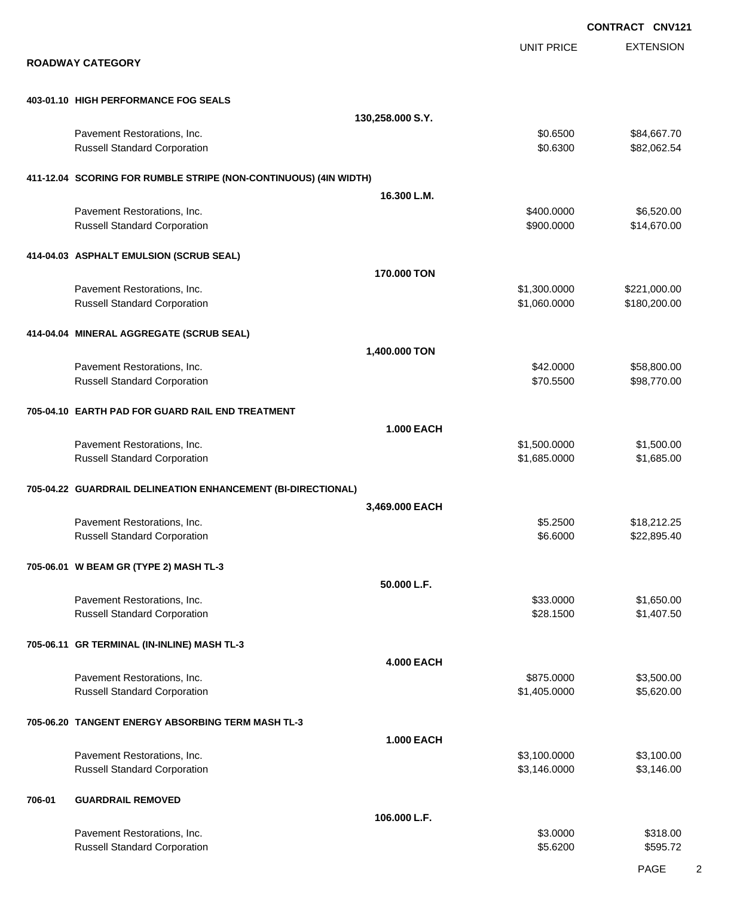**CONTRACT CNV121**

## ROADWAY CATEGORY

| | UNIT PRICE | EXTENSION |
|---|---|---|
| **403-01.10 HIGH PERFORMANCE FOG SEALS** | | |
| **130,258.000 S.Y.** | | |
| Pavement Restorations, Inc. | $0.6500 | $84,667.70 |
| Russell Standard Corporation | $0.6300 | $82,062.54 |
| **411-12.04 SCORING FOR RUMBLE STRIPE (NON-CONTINUOUS) (4IN WIDTH)** | | |
| **16.300 L.M.** | | |
| Pavement Restorations, Inc. | $400.0000 | $6,520.00 |
| Russell Standard Corporation | $900.0000 | $14,670.00 |
| **414-04.03 ASPHALT EMULSION (SCRUB SEAL)** | | |
| **170.000 TON** | | |
| Pavement Restorations, Inc. | $1,300.0000 | $221,000.00 |
| Russell Standard Corporation | $1,060.0000 | $180,200.00 |
| **414-04.04 MINERAL AGGREGATE (SCRUB SEAL)** | | |
| **1,400.000 TON** | | |
| Pavement Restorations, Inc. | $42.0000 | $58,800.00 |
| Russell Standard Corporation | $70.5500 | $98,770.00 |
| **705-04.10 EARTH PAD FOR GUARD RAIL END TREATMENT** | | |
| **1.000 EACH** | | |
| Pavement Restorations, Inc. | $1,500.0000 | $1,500.00 |
| Russell Standard Corporation | $1,685.0000 | $1,685.00 |
| **705-04.22 GUARDRAIL DELINEATION ENHANCEMENT (BI-DIRECTIONAL)** | | |
| **3,469.000 EACH** | | |
| Pavement Restorations, Inc. | $5.2500 | $18,212.25 |
| Russell Standard Corporation | $6.6000 | $22,895.40 |
| **705-06.01 W BEAM GR (TYPE 2) MASH TL-3** | | |
| **50.000 L.F.** | | |
| Pavement Restorations, Inc. | $33.0000 | $1,650.00 |
| Russell Standard Corporation | $28.1500 | $1,407.50 |
| **705-06.11 GR TERMINAL (IN-INLINE) MASH TL-3** | | |
| **4.000 EACH** | | |
| Pavement Restorations, Inc. | $875.0000 | $3,500.00 |
| Russell Standard Corporation | $1,405.0000 | $5,620.00 |
| **705-06.20 TANGENT ENERGY ABSORBING TERM MASH TL-3** | | |
| **1.000 EACH** | | |
| Pavement Restorations, Inc. | $3,100.0000 | $3,100.00 |
| Russell Standard Corporation | $3,146.0000 | $3,146.00 |
| **706-01 GUARDRAIL REMOVED** | | |
| **106.000 L.F.** | | |
| Pavement Restorations, Inc. | $3.0000 | $318.00 |
| Russell Standard Corporation | $5.6200 | $595.72 |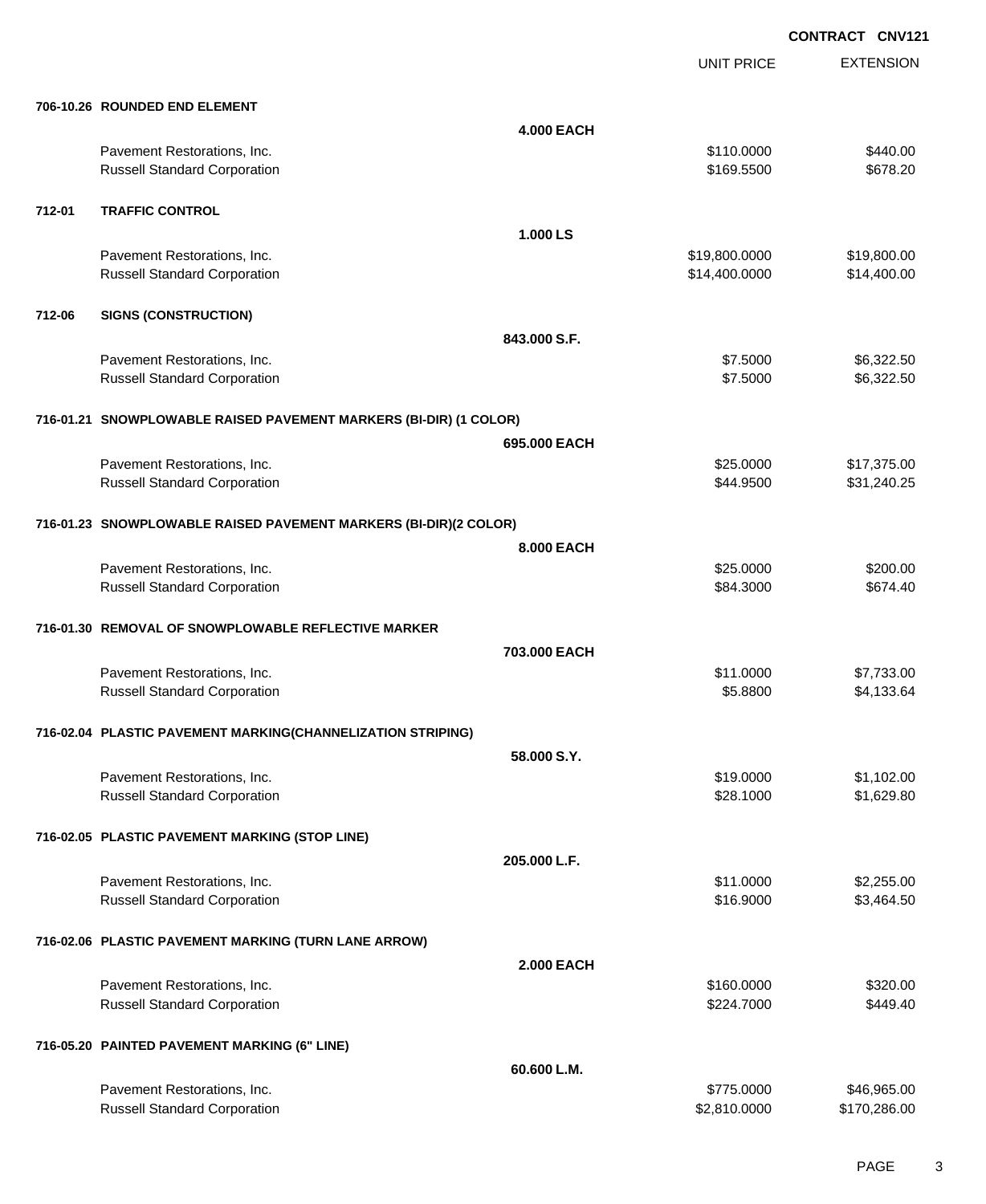**CONTRACT CNV121**

| | | | UNIT PRICE | EXTENSION |
|---|---|---|---|---|
| **706-10.26** | **ROUNDED END ELEMENT** | | | |
| | | **4.000 EACH** | | |
| | Pavement Restorations, Inc. | | $110.0000 | $440.00 |
| | Russell Standard Corporation | | $169.5500 | $678.20 |
| **712-01** | **TRAFFIC CONTROL** | | | |
| | | **1.000 LS** | | |
| | Pavement Restorations, Inc. | | $19,800.0000 | $19,800.00 |
| | Russell Standard Corporation | | $14,400.0000 | $14,400.00 |
| **712-06** | **SIGNS (CONSTRUCTION)** | | | |
| | | **843.000 S.F.** | | |
| | Pavement Restorations, Inc. | | $7.5000 | $6,322.50 |
| | Russell Standard Corporation | | $7.5000 | $6,322.50 |
| **716-01.21** | **SNOWPLOWABLE RAISED PAVEMENT MARKERS (BI-DIR) (1 COLOR)** | | | |
| | | **695.000 EACH** | | |
| | Pavement Restorations, Inc. | | $25.0000 | $17,375.00 |
| | Russell Standard Corporation | | $44.9500 | $31,240.25 |
| **716-01.23** | **SNOWPLOWABLE RAISED PAVEMENT MARKERS (BI-DIR)(2 COLOR)** | | | |
| | | **8.000 EACH** | | |
| | Pavement Restorations, Inc. | | $25.0000 | $200.00 |
| | Russell Standard Corporation | | $84.3000 | $674.40 |
| **716-01.30** | **REMOVAL OF SNOWPLOWABLE REFLECTIVE MARKER** | | | |
| | | **703.000 EACH** | | |
| | Pavement Restorations, Inc. | | $11.0000 | $7,733.00 |
| | Russell Standard Corporation | | $5.8800 | $4,133.64 |
| **716-02.04** | **PLASTIC PAVEMENT MARKING(CHANNELIZATION STRIPING)** | | | |
| | | **58.000 S.Y.** | | |
| | Pavement Restorations, Inc. | | $19.0000 | $1,102.00 |
| | Russell Standard Corporation | | $28.1000 | $1,629.80 |
| **716-02.05** | **PLASTIC PAVEMENT MARKING (STOP LINE)** | | | |
| | | **205.000 L.F.** | | |
| | Pavement Restorations, Inc. | | $11.0000 | $2,255.00 |
| | Russell Standard Corporation | | $16.9000 | $3,464.50 |
| **716-02.06** | **PLASTIC PAVEMENT MARKING (TURN LANE ARROW)** | | | |
| | | **2.000 EACH** | | |
| | Pavement Restorations, Inc. | | $160.0000 | $320.00 |
| | Russell Standard Corporation | | $224.7000 | $449.40 |
| **716-05.20** | **PAINTED PAVEMENT MARKING (6" LINE)** | | | |
| | | **60.600 L.M.** | | |
| | Pavement Restorations, Inc. | | $775.0000 | $46,965.00 |
| | Russell Standard Corporation | | $2,810.0000 | $170,286.00 |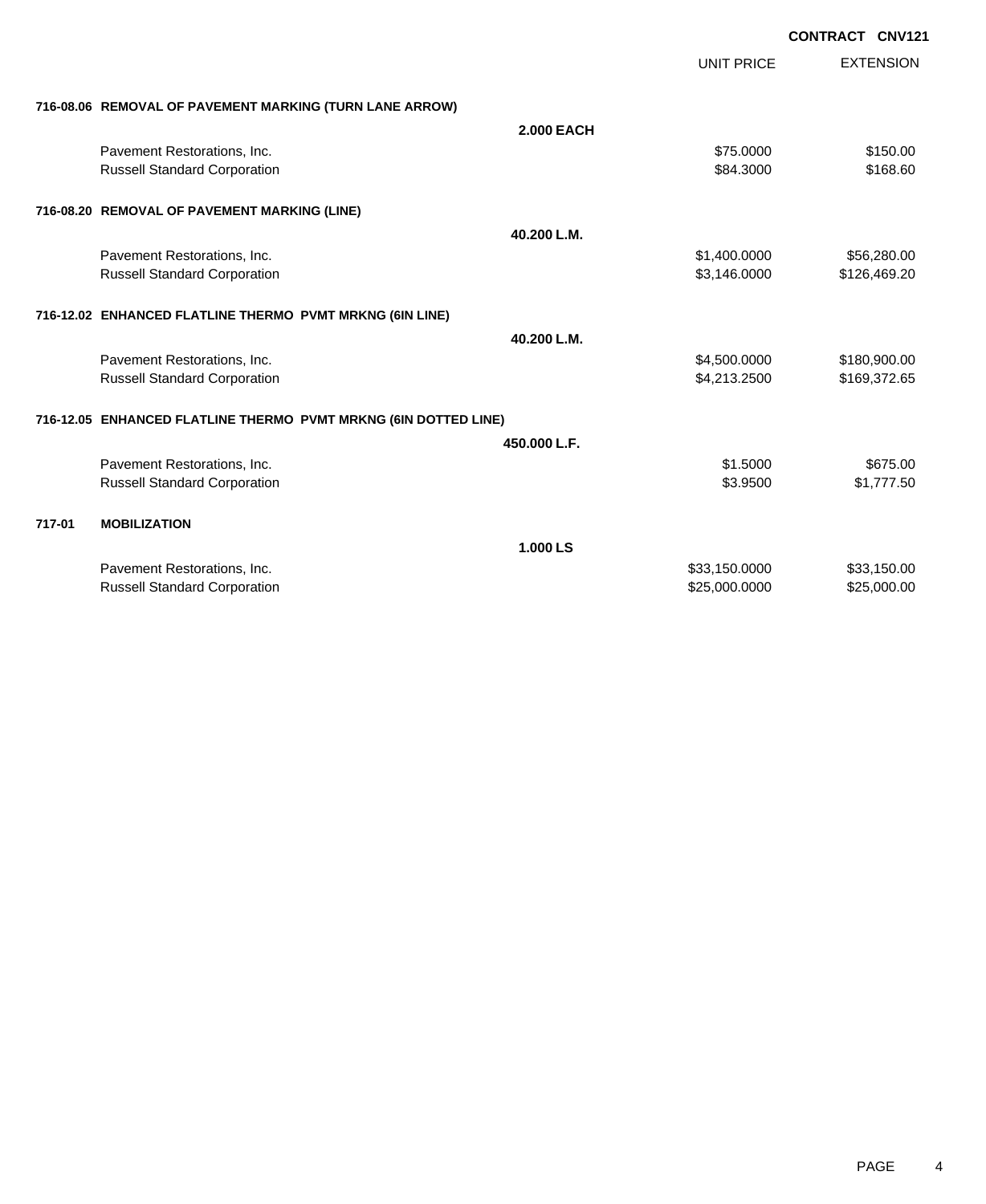**CONTRACT CNV121**

| | UNIT PRICE | EXTENSION |
|---|---|---|
| **716-08.06 REMOVAL OF PAVEMENT MARKING (TURN LANE ARROW)** | | |
| **2.000 EACH** | | |
| Pavement Restorations, Inc. | $75.0000 | $150.00 |
| Russell Standard Corporation | $84.3000 | $168.60 |
| **716-08.20 REMOVAL OF PAVEMENT MARKING (LINE)** | | |
| **40.200 L.M.** | | |
| Pavement Restorations, Inc. | $1,400.0000 | $56,280.00 |
| Russell Standard Corporation | $3,146.0000 | $126,469.20 |
| **716-12.02 ENHANCED FLATLINE THERMO PVMT MRKNG (6IN LINE)** | | |
| **40.200 L.M.** | | |
| Pavement Restorations, Inc. | $4,500.0000 | $180,900.00 |
| Russell Standard Corporation | $4,213.2500 | $169,372.65 |
| **716-12.05 ENHANCED FLATLINE THERMO PVMT MRKNG (6IN DOTTED LINE)** | | |
| **450.000 L.F.** | | |
| Pavement Restorations, Inc. | $1.5000 | $675.00 |
| Russell Standard Corporation | $3.9500 | $1,777.50 |
| **717-01 MOBILIZATION** | | |
| **1.000 LS** | | |
| Pavement Restorations, Inc. | $33,150.0000 | $33,150.00 |
| Russell Standard Corporation | $25,000.0000 | $25,000.00 |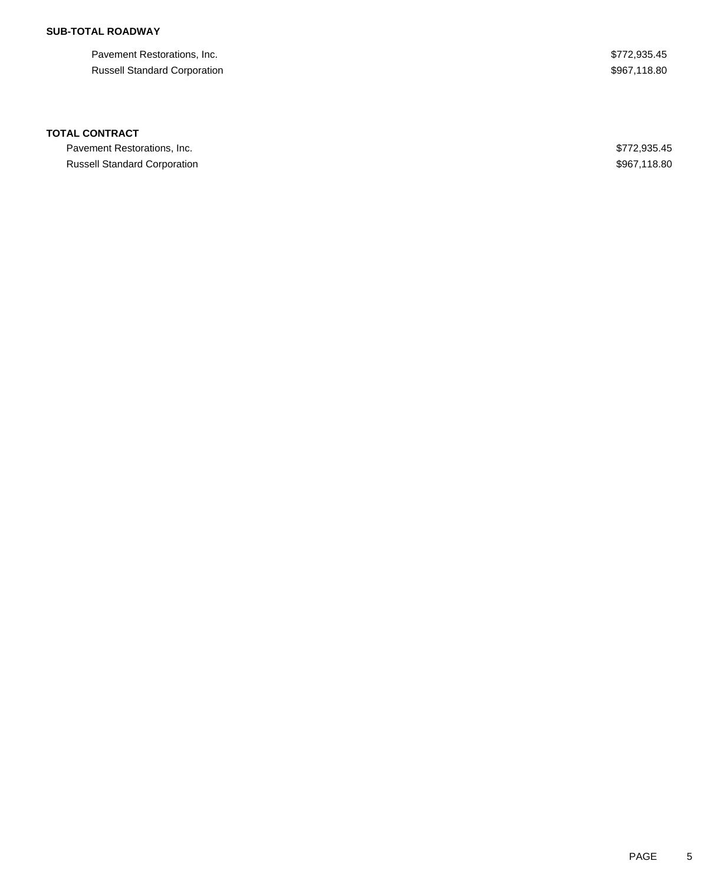**SUB-TOTAL ROADWAY**

| | |
|---|---|
| Pavement Restorations, Inc. | $772,935.45 |
| Russell Standard Corporation | $967,118.80 |

**TOTAL CONTRACT**

| | |
|---|---|
| Pavement Restorations, Inc. | $772,935.45 |
| Russell Standard Corporation | $967,118.80 |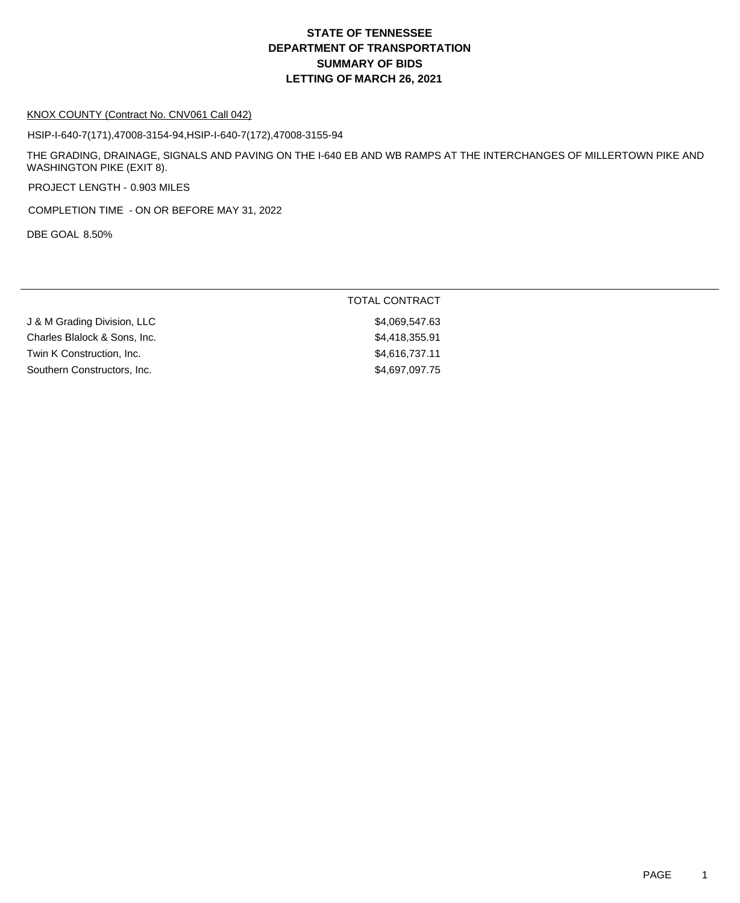# STATE OF TENNESSEE
# DEPARTMENT OF TRANSPORTATION
# SUMMARY OF BIDS
# LETTING OF MARCH 26, 2021

KNOX COUNTY (Contract No. CNV061 Call 042)

HSIP-I-640-7(171),47008-3154-94,HSIP-I-640-7(172),47008-3155-94

THE GRADING, DRAINAGE, SIGNALS AND PAVING ON THE I-640 EB AND WB RAMPS AT THE INTERCHANGES OF MILLERTOWN PIKE AND WASHINGTON PIKE (EXIT 8).

PROJECT LENGTH - 0.903 MILES

COMPLETION TIME - ON OR BEFORE MAY 31, 2022

DBE GOAL 8.50%

| | TOTAL CONTRACT |
|---|---|
| J & M Grading Division, LLC | $4,069,547.63 |
| Charles Blalock & Sons, Inc. | $4,418,355.91 |
| Twin K Construction, Inc. | $4,616,737.11 |
| Southern Constructors, Inc. | $4,697,097.75 |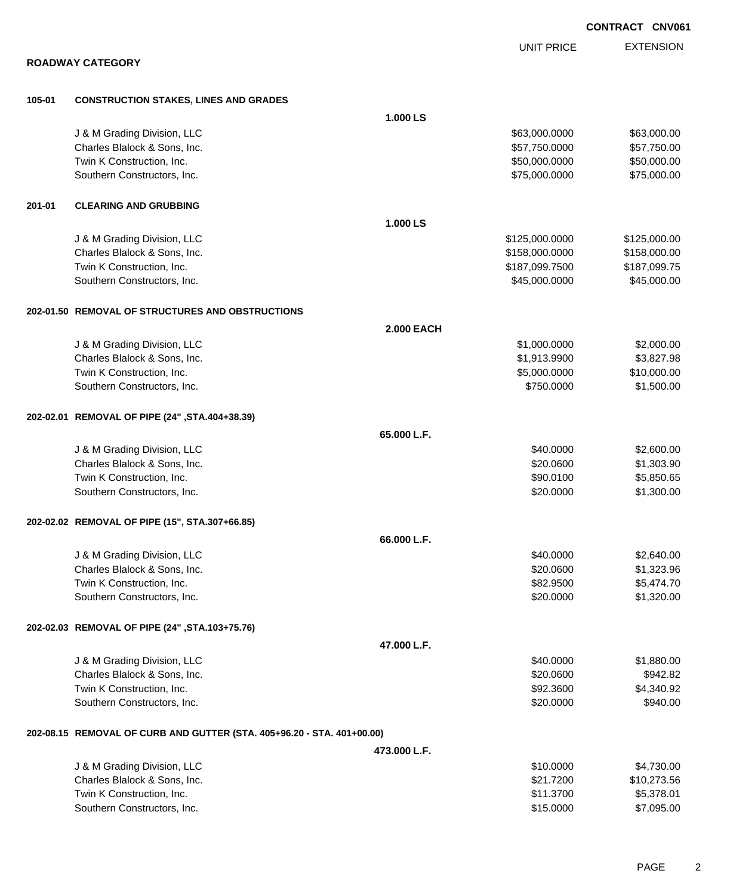**CONTRACT CNV061**

## ROADWAY CATEGORY

| | | | UNIT PRICE | EXTENSION |
|---|---|---|---|---|
| **105-01** | **CONSTRUCTION STAKES, LINES AND GRADES** | | | |
| | | **1.000 LS** | | |
| | J & M Grading Division, LLC | | $63,000.0000 | $63,000.00 |
| | Charles Blalock & Sons, Inc. | | $57,750.0000 | $57,750.00 |
| | Twin K Construction, Inc. | | $50,000.0000 | $50,000.00 |
| | Southern Constructors, Inc. | | $75,000.0000 | $75,000.00 |
| **201-01** | **CLEARING AND GRUBBING** | | | |
| | | **1.000 LS** | | |
| | J & M Grading Division, LLC | | $125,000.0000 | $125,000.00 |
| | Charles Blalock & Sons, Inc. | | $158,000.0000 | $158,000.00 |
| | Twin K Construction, Inc. | | $187,099.7500 | $187,099.75 |
| | Southern Constructors, Inc. | | $45,000.0000 | $45,000.00 |
| **202-01.50** | **REMOVAL OF STRUCTURES AND OBSTRUCTIONS** | | | |
| | | **2.000 EACH** | | |
| | J & M Grading Division, LLC | | $1,000.0000 | $2,000.00 |
| | Charles Blalock & Sons, Inc. | | $1,913.9900 | $3,827.98 |
| | Twin K Construction, Inc. | | $5,000.0000 | $10,000.00 |
| | Southern Constructors, Inc. | | $750.0000 | $1,500.00 |
| **202-02.01** | **REMOVAL OF PIPE (24" ,STA.404+38.39)** | | | |
| | | **65.000 L.F.** | | |
| | J & M Grading Division, LLC | | $40.0000 | $2,600.00 |
| | Charles Blalock & Sons, Inc. | | $20.0600 | $1,303.90 |
| | Twin K Construction, Inc. | | $90.0100 | $5,850.65 |
| | Southern Constructors, Inc. | | $20.0000 | $1,300.00 |
| **202-02.02** | **REMOVAL OF PIPE (15", STA.307+66.85)** | | | |
| | | **66.000 L.F.** | | |
| | J & M Grading Division, LLC | | $40.0000 | $2,640.00 |
| | Charles Blalock & Sons, Inc. | | $20.0600 | $1,323.96 |
| | Twin K Construction, Inc. | | $82.9500 | $5,474.70 |
| | Southern Constructors, Inc. | | $20.0000 | $1,320.00 |
| **202-02.03** | **REMOVAL OF PIPE (24" ,STA.103+75.76)** | | | |
| | | **47.000 L.F.** | | |
| | J & M Grading Division, LLC | | $40.0000 | $1,880.00 |
| | Charles Blalock & Sons, Inc. | | $20.0600 | $942.82 |
| | Twin K Construction, Inc. | | $92.3600 | $4,340.92 |
| | Southern Constructors, Inc. | | $20.0000 | $940.00 |
| **202-08.15** | **REMOVAL OF CURB AND GUTTER (STA. 405+96.20 - STA. 401+00.00)** | | | |
| | | **473.000 L.F.** | | |
| | J & M Grading Division, LLC | | $10.0000 | $4,730.00 |
| | Charles Blalock & Sons, Inc. | | $21.7200 | $10,273.56 |
| | Twin K Construction, Inc. | | $11.3700 | $5,378.01 |
| | Southern Constructors, Inc. | | $15.0000 | $7,095.00 |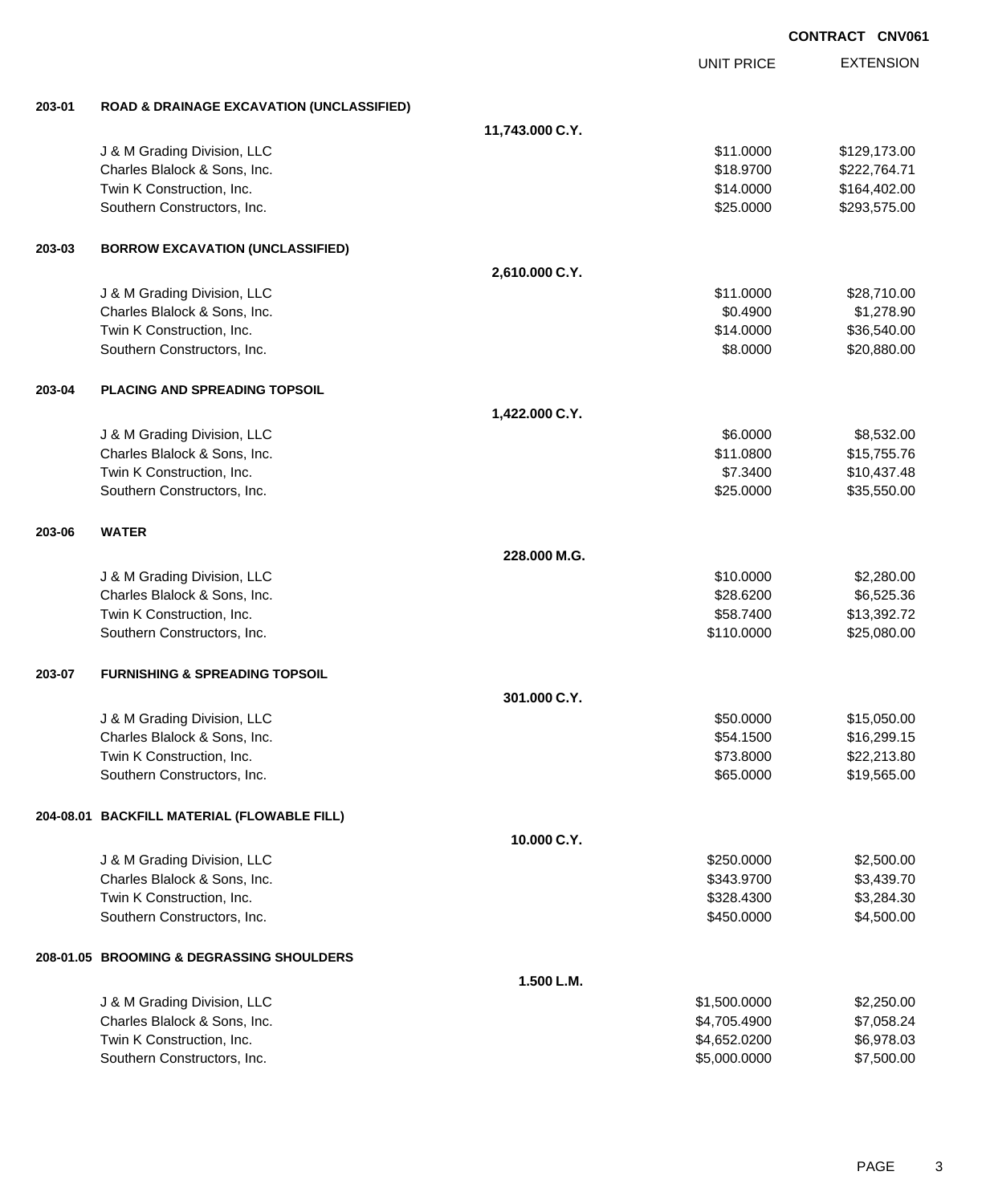**CONTRACT CNV061**

| | | | UNIT PRICE | EXTENSION |
|---|---|---|---|---|
| **203-01** | **ROAD & DRAINAGE EXCAVATION (UNCLASSIFIED)** | | | |
| | | **11,743.000 C.Y.** | | |
| | J & M Grading Division, LLC | | $11.0000 | $129,173.00 |
| | Charles Blalock & Sons, Inc. | | $18.9700 | $222,764.71 |
| | Twin K Construction, Inc. | | $14.0000 | $164,402.00 |
| | Southern Constructors, Inc. | | $25.0000 | $293,575.00 |
| **203-03** | **BORROW EXCAVATION (UNCLASSIFIED)** | | | |
| | | **2,610.000 C.Y.** | | |
| | J & M Grading Division, LLC | | $11.0000 | $28,710.00 |
| | Charles Blalock & Sons, Inc. | | $0.4900 | $1,278.90 |
| | Twin K Construction, Inc. | | $14.0000 | $36,540.00 |
| | Southern Constructors, Inc. | | $8.0000 | $20,880.00 |
| **203-04** | **PLACING AND SPREADING TOPSOIL** | | | |
| | | **1,422.000 C.Y.** | | |
| | J & M Grading Division, LLC | | $6.0000 | $8,532.00 |
| | Charles Blalock & Sons, Inc. | | $11.0800 | $15,755.76 |
| | Twin K Construction, Inc. | | $7.3400 | $10,437.48 |
| | Southern Constructors, Inc. | | $25.0000 | $35,550.00 |
| **203-06** | **WATER** | | | |
| | | **228.000 M.G.** | | |
| | J & M Grading Division, LLC | | $10.0000 | $2,280.00 |
| | Charles Blalock & Sons, Inc. | | $28.6200 | $6,525.36 |
| | Twin K Construction, Inc. | | $58.7400 | $13,392.72 |
| | Southern Constructors, Inc. | | $110.0000 | $25,080.00 |
| **203-07** | **FURNISHING & SPREADING TOPSOIL** | | | |
| | | **301.000 C.Y.** | | |
| | J & M Grading Division, LLC | | $50.0000 | $15,050.00 |
| | Charles Blalock & Sons, Inc. | | $54.1500 | $16,299.15 |
| | Twin K Construction, Inc. | | $73.8000 | $22,213.80 |
| | Southern Constructors, Inc. | | $65.0000 | $19,565.00 |
| **204-08.01** | **BACKFILL MATERIAL (FLOWABLE FILL)** | | | |
| | | **10.000 C.Y.** | | |
| | J & M Grading Division, LLC | | $250.0000 | $2,500.00 |
| | Charles Blalock & Sons, Inc. | | $343.9700 | $3,439.70 |
| | Twin K Construction, Inc. | | $328.4300 | $3,284.30 |
| | Southern Constructors, Inc. | | $450.0000 | $4,500.00 |
| **208-01.05** | **BROOMING & DEGRASSING SHOULDERS** | | | |
| | | **1.500 L.M.** | | |
| | J & M Grading Division, LLC | | $1,500.0000 | $2,250.00 |
| | Charles Blalock & Sons, Inc. | | $4,705.4900 | $7,058.24 |
| | Twin K Construction, Inc. | | $4,652.0200 | $6,978.03 |
| | Southern Constructors, Inc. | | $5,000.0000 | $7,500.00 |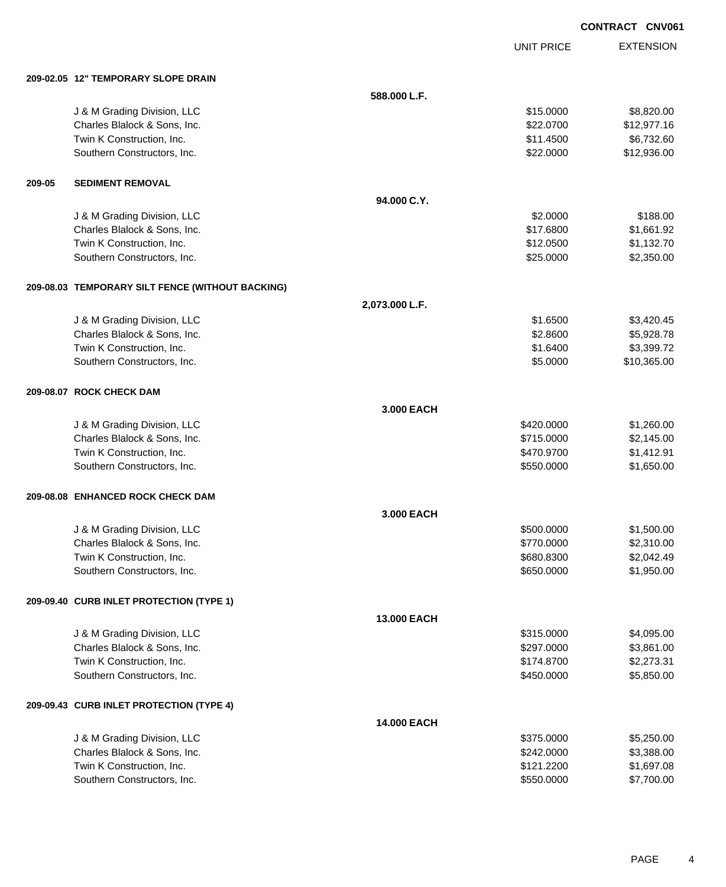CONTRACT CNV061

| | | UNIT PRICE | EXTENSION |
|---|---|---|---|
| **209-02.05 12" TEMPORARY SLOPE DRAIN** | | | |
| | **588.000 L.F.** | | |
| J & M Grading Division, LLC | | $15.0000 | $8,820.00 |
| Charles Blalock & Sons, Inc. | | $22.0700 | $12,977.16 |
| Twin K Construction, Inc. | | $11.4500 | $6,732.60 |
| Southern Constructors, Inc. | | $22.0000 | $12,936.00 |
| **209-05 SEDIMENT REMOVAL** | | | |
| | **94.000 C.Y.** | | |
| J & M Grading Division, LLC | | $2.0000 | $188.00 |
| Charles Blalock & Sons, Inc. | | $17.6800 | $1,661.92 |
| Twin K Construction, Inc. | | $12.0500 | $1,132.70 |
| Southern Constructors, Inc. | | $25.0000 | $2,350.00 |
| **209-08.03 TEMPORARY SILT FENCE (WITHOUT BACKING)** | | | |
| | **2,073.000 L.F.** | | |
| J & M Grading Division, LLC | | $1.6500 | $3,420.45 |
| Charles Blalock & Sons, Inc. | | $2.8600 | $5,928.78 |
| Twin K Construction, Inc. | | $1.6400 | $3,399.72 |
| Southern Constructors, Inc. | | $5.0000 | $10,365.00 |
| **209-08.07 ROCK CHECK DAM** | | | |
| | **3.000 EACH** | | |
| J & M Grading Division, LLC | | $420.0000 | $1,260.00 |
| Charles Blalock & Sons, Inc. | | $715.0000 | $2,145.00 |
| Twin K Construction, Inc. | | $470.9700 | $1,412.91 |
| Southern Constructors, Inc. | | $550.0000 | $1,650.00 |
| **209-08.08 ENHANCED ROCK CHECK DAM** | | | |
| | **3.000 EACH** | | |
| J & M Grading Division, LLC | | $500.0000 | $1,500.00 |
| Charles Blalock & Sons, Inc. | | $770.0000 | $2,310.00 |
| Twin K Construction, Inc. | | $680.8300 | $2,042.49 |
| Southern Constructors, Inc. | | $650.0000 | $1,950.00 |
| **209-09.40 CURB INLET PROTECTION (TYPE 1)** | | | |
| | **13.000 EACH** | | |
| J & M Grading Division, LLC | | $315.0000 | $4,095.00 |
| Charles Blalock & Sons, Inc. | | $297.0000 | $3,861.00 |
| Twin K Construction, Inc. | | $174.8700 | $2,273.31 |
| Southern Constructors, Inc. | | $450.0000 | $5,850.00 |
| **209-09.43 CURB INLET PROTECTION (TYPE 4)** | | | |
| | **14.000 EACH** | | |
| J & M Grading Division, LLC | | $375.0000 | $5,250.00 |
| Charles Blalock & Sons, Inc. | | $242.0000 | $3,388.00 |
| Twin K Construction, Inc. | | $121.2200 | $1,697.08 |
| Southern Constructors, Inc. | | $550.0000 | $7,700.00 |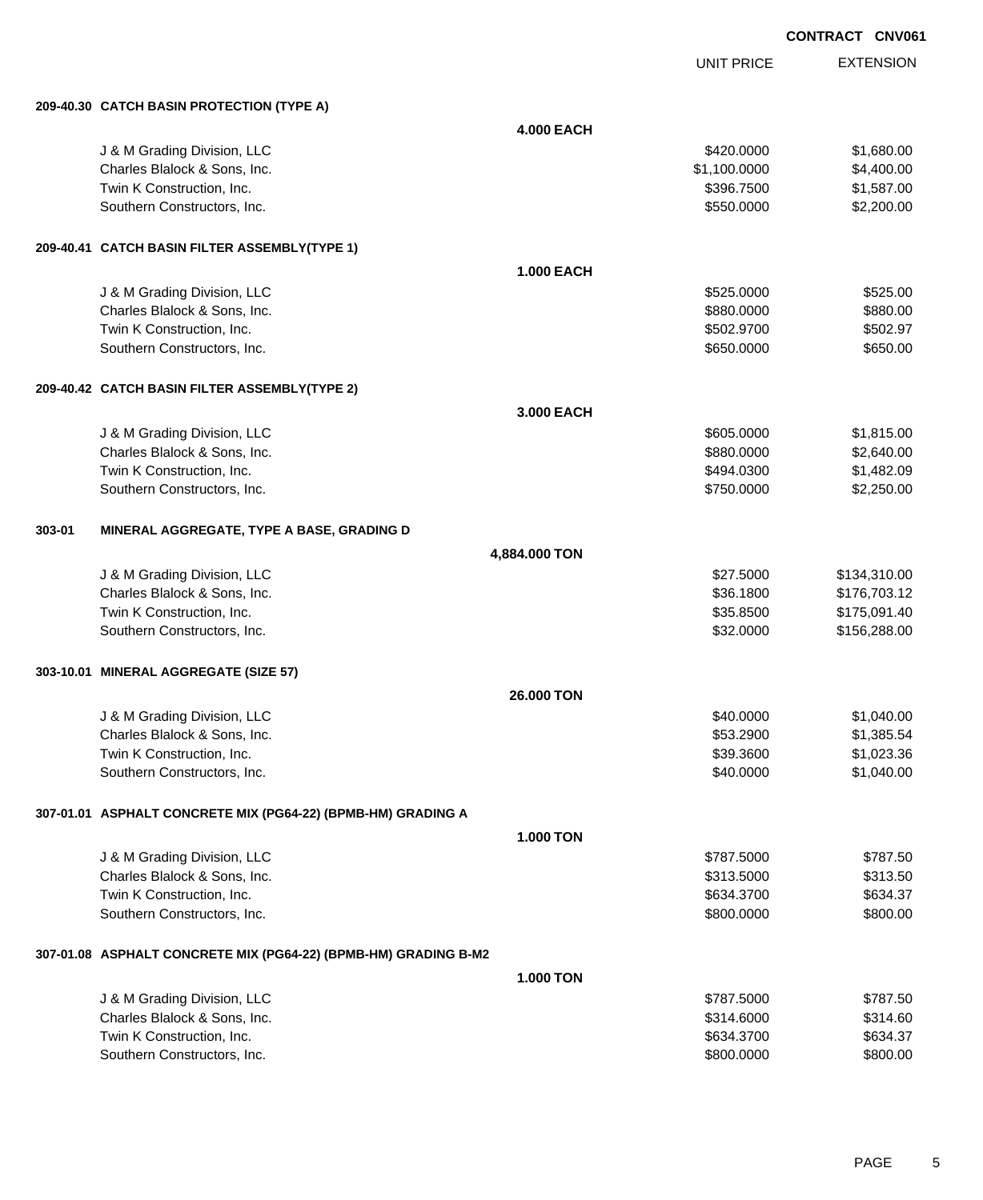CONTRACT CNV061

| | UNIT PRICE | EXTENSION |
|---|---|---|
| **209-40.30 CATCH BASIN PROTECTION (TYPE A)** | | |
| **4.000 EACH** | | |
| J & M Grading Division, LLC | $420.0000 | $1,680.00 |
| Charles Blalock & Sons, Inc. | $1,100.0000 | $4,400.00 |
| Twin K Construction, Inc. | $396.7500 | $1,587.00 |
| Southern Constructors, Inc. | $550.0000 | $2,200.00 |
| **209-40.41 CATCH BASIN FILTER ASSEMBLY(TYPE 1)** | | |
| **1.000 EACH** | | |
| J & M Grading Division, LLC | $525.0000 | $525.00 |
| Charles Blalock & Sons, Inc. | $880.0000 | $880.00 |
| Twin K Construction, Inc. | $502.9700 | $502.97 |
| Southern Constructors, Inc. | $650.0000 | $650.00 |
| **209-40.42 CATCH BASIN FILTER ASSEMBLY(TYPE 2)** | | |
| **3.000 EACH** | | |
| J & M Grading Division, LLC | $605.0000 | $1,815.00 |
| Charles Blalock & Sons, Inc. | $880.0000 | $2,640.00 |
| Twin K Construction, Inc. | $494.0300 | $1,482.09 |
| Southern Constructors, Inc. | $750.0000 | $2,250.00 |
| **303-01 MINERAL AGGREGATE, TYPE A BASE, GRADING D** | | |
| **4,884.000 TON** | | |
| J & M Grading Division, LLC | $27.5000 | $134,310.00 |
| Charles Blalock & Sons, Inc. | $36.1800 | $176,703.12 |
| Twin K Construction, Inc. | $35.8500 | $175,091.40 |
| Southern Constructors, Inc. | $32.0000 | $156,288.00 |
| **303-10.01 MINERAL AGGREGATE (SIZE 57)** | | |
| **26.000 TON** | | |
| J & M Grading Division, LLC | $40.0000 | $1,040.00 |
| Charles Blalock & Sons, Inc. | $53.2900 | $1,385.54 |
| Twin K Construction, Inc. | $39.3600 | $1,023.36 |
| Southern Constructors, Inc. | $40.0000 | $1,040.00 |
| **307-01.01 ASPHALT CONCRETE MIX (PG64-22) (BPMB-HM) GRADING A** | | |
| **1.000 TON** | | |
| J & M Grading Division, LLC | $787.5000 | $787.50 |
| Charles Blalock & Sons, Inc. | $313.5000 | $313.50 |
| Twin K Construction, Inc. | $634.3700 | $634.37 |
| Southern Constructors, Inc. | $800.0000 | $800.00 |
| **307-01.08 ASPHALT CONCRETE MIX (PG64-22) (BPMB-HM) GRADING B-M2** | | |
| **1.000 TON** | | |
| J & M Grading Division, LLC | $787.5000 | $787.50 |
| Charles Blalock & Sons, Inc. | $314.6000 | $314.60 |
| Twin K Construction, Inc. | $634.3700 | $634.37 |
| Southern Constructors, Inc. | $800.0000 | $800.00 |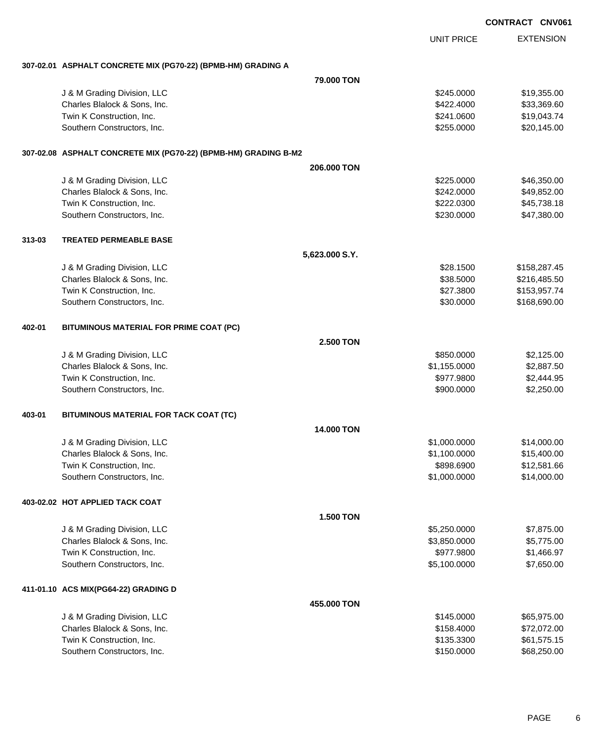**CONTRACT CNV061**

| | | UNIT PRICE | EXTENSION |
|---|---|---|---|
| **307-02.01 ASPHALT CONCRETE MIX (PG70-22) (BPMB-HM) GRADING A** | | | |
| | **79.000 TON** | | |
| J & M Grading Division, LLC | | $245.0000 | $19,355.00 |
| Charles Blalock & Sons, Inc. | | $422.4000 | $33,369.60 |
| Twin K Construction, Inc. | | $241.0600 | $19,043.74 |
| Southern Constructors, Inc. | | $255.0000 | $20,145.00 |
| **307-02.08 ASPHALT CONCRETE MIX (PG70-22) (BPMB-HM) GRADING B-M2** | | | |
| | **206.000 TON** | | |
| J & M Grading Division, LLC | | $225.0000 | $46,350.00 |
| Charles Blalock & Sons, Inc. | | $242.0000 | $49,852.00 |
| Twin K Construction, Inc. | | $222.0300 | $45,738.18 |
| Southern Constructors, Inc. | | $230.0000 | $47,380.00 |
| **313-03 TREATED PERMEABLE BASE** | | | |
| | **5,623.000 S.Y.** | | |
| J & M Grading Division, LLC | | $28.1500 | $158,287.45 |
| Charles Blalock & Sons, Inc. | | $38.5000 | $216,485.50 |
| Twin K Construction, Inc. | | $27.3800 | $153,957.74 |
| Southern Constructors, Inc. | | $30.0000 | $168,690.00 |
| **402-01 BITUMINOUS MATERIAL FOR PRIME COAT (PC)** | | | |
| | **2.500 TON** | | |
| J & M Grading Division, LLC | | $850.0000 | $2,125.00 |
| Charles Blalock & Sons, Inc. | | $1,155.0000 | $2,887.50 |
| Twin K Construction, Inc. | | $977.9800 | $2,444.95 |
| Southern Constructors, Inc. | | $900.0000 | $2,250.00 |
| **403-01 BITUMINOUS MATERIAL FOR TACK COAT (TC)** | | | |
| | **14.000 TON** | | |
| J & M Grading Division, LLC | | $1,000.0000 | $14,000.00 |
| Charles Blalock & Sons, Inc. | | $1,100.0000 | $15,400.00 |
| Twin K Construction, Inc. | | $898.6900 | $12,581.66 |
| Southern Constructors, Inc. | | $1,000.0000 | $14,000.00 |
| **403-02.02 HOT APPLIED TACK COAT** | | | |
| | **1.500 TON** | | |
| J & M Grading Division, LLC | | $5,250.0000 | $7,875.00 |
| Charles Blalock & Sons, Inc. | | $3,850.0000 | $5,775.00 |
| Twin K Construction, Inc. | | $977.9800 | $1,466.97 |
| Southern Constructors, Inc. | | $5,100.0000 | $7,650.00 |
| **411-01.10 ACS MIX(PG64-22) GRADING D** | | | |
| | **455.000 TON** | | |
| J & M Grading Division, LLC | | $145.0000 | $65,975.00 |
| Charles Blalock & Sons, Inc. | | $158.4000 | $72,072.00 |
| Twin K Construction, Inc. | | $135.3300 | $61,575.15 |
| Southern Constructors, Inc. | | $150.0000 | $68,250.00 |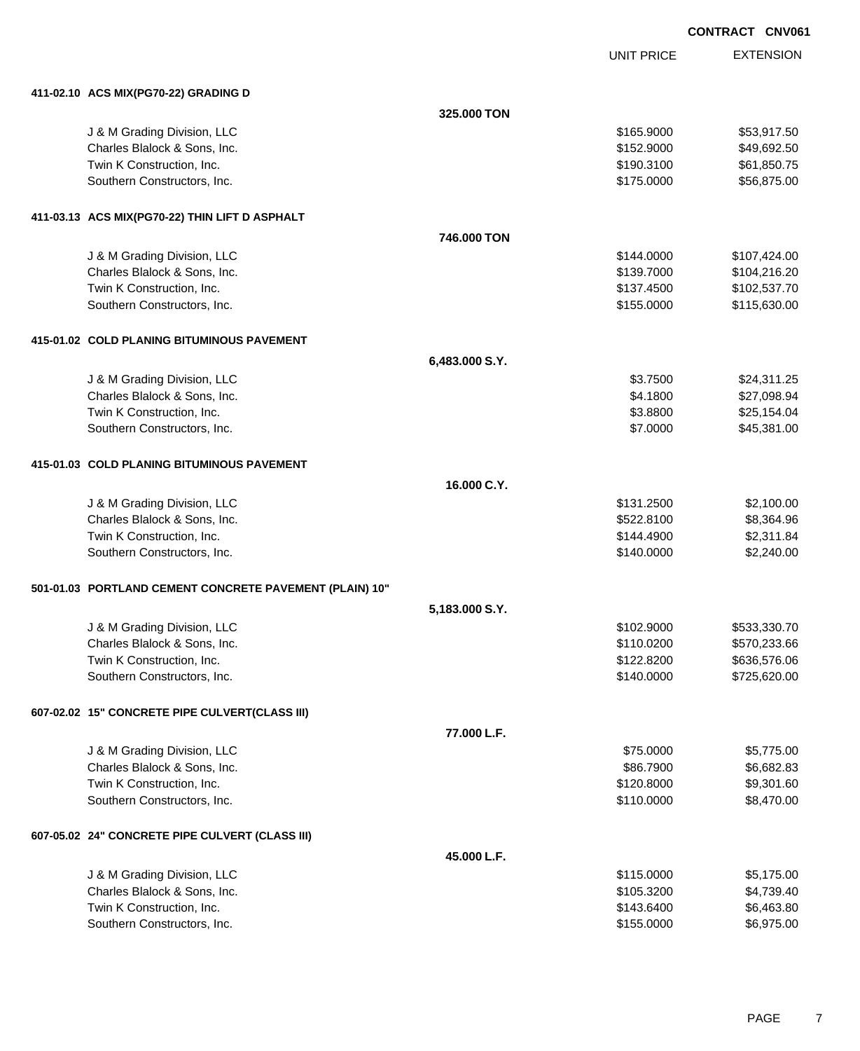CONTRACT CNV061

| | | UNIT PRICE | EXTENSION |
|---|---|---|---|
| **411-02.10 ACS MIX(PG70-22) GRADING D** | | | |
| | **325.000 TON** | | |
| J & M Grading Division, LLC | | $165.9000 | $53,917.50 |
| Charles Blalock & Sons, Inc. | | $152.9000 | $49,692.50 |
| Twin K Construction, Inc. | | $190.3100 | $61,850.75 |
| Southern Constructors, Inc. | | $175.0000 | $56,875.00 |
| **411-03.13 ACS MIX(PG70-22) THIN LIFT D ASPHALT** | | | |
| | **746.000 TON** | | |
| J & M Grading Division, LLC | | $144.0000 | $107,424.00 |
| Charles Blalock & Sons, Inc. | | $139.7000 | $104,216.20 |
| Twin K Construction, Inc. | | $137.4500 | $102,537.70 |
| Southern Constructors, Inc. | | $155.0000 | $115,630.00 |
| **415-01.02 COLD PLANING BITUMINOUS PAVEMENT** | | | |
| | **6,483.000 S.Y.** | | |
| J & M Grading Division, LLC | | $3.7500 | $24,311.25 |
| Charles Blalock & Sons, Inc. | | $4.1800 | $27,098.94 |
| Twin K Construction, Inc. | | $3.8800 | $25,154.04 |
| Southern Constructors, Inc. | | $7.0000 | $45,381.00 |
| **415-01.03 COLD PLANING BITUMINOUS PAVEMENT** | | | |
| | **16.000 C.Y.** | | |
| J & M Grading Division, LLC | | $131.2500 | $2,100.00 |
| Charles Blalock & Sons, Inc. | | $522.8100 | $8,364.96 |
| Twin K Construction, Inc. | | $144.4900 | $2,311.84 |
| Southern Constructors, Inc. | | $140.0000 | $2,240.00 |
| **501-01.03 PORTLAND CEMENT CONCRETE PAVEMENT (PLAIN) 10"** | | | |
| | **5,183.000 S.Y.** | | |
| J & M Grading Division, LLC | | $102.9000 | $533,330.70 |
| Charles Blalock & Sons, Inc. | | $110.0200 | $570,233.66 |
| Twin K Construction, Inc. | | $122.8200 | $636,576.06 |
| Southern Constructors, Inc. | | $140.0000 | $725,620.00 |
| **607-02.02 15" CONCRETE PIPE CULVERT(CLASS III)** | | | |
| | **77.000 L.F.** | | |
| J & M Grading Division, LLC | | $75.0000 | $5,775.00 |
| Charles Blalock & Sons, Inc. | | $86.7900 | $6,682.83 |
| Twin K Construction, Inc. | | $120.8000 | $9,301.60 |
| Southern Constructors, Inc. | | $110.0000 | $8,470.00 |
| **607-05.02 24" CONCRETE PIPE CULVERT (CLASS III)** | | | |
| | **45.000 L.F.** | | |
| J & M Grading Division, LLC | | $115.0000 | $5,175.00 |
| Charles Blalock & Sons, Inc. | | $105.3200 | $4,739.40 |
| Twin K Construction, Inc. | | $143.6400 | $6,463.80 |
| Southern Constructors, Inc. | | $155.0000 | $6,975.00 |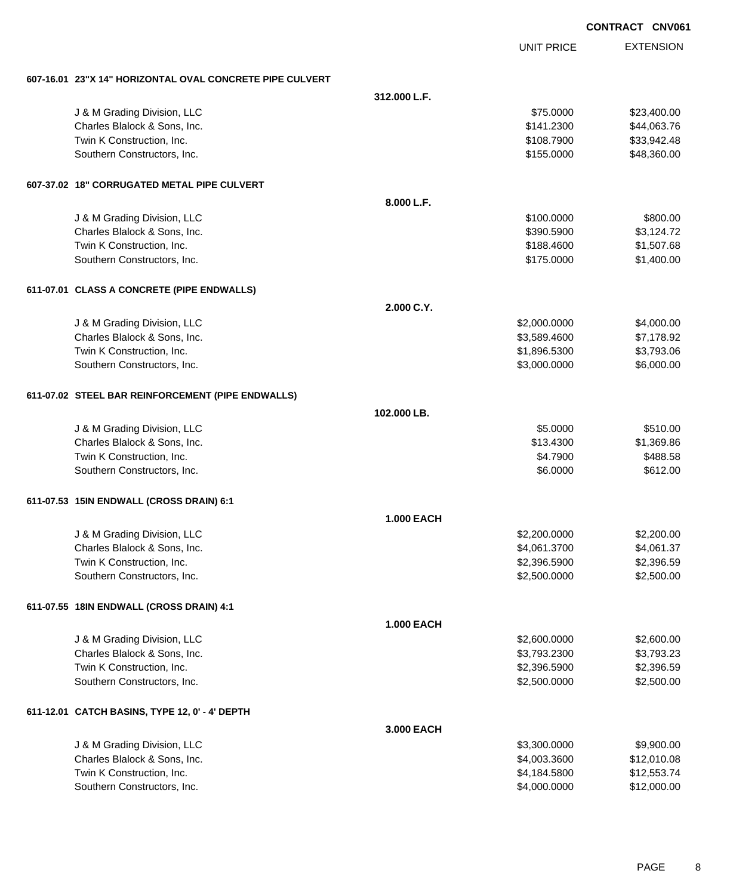**CONTRACT CNV061**

| | | UNIT PRICE | EXTENSION |
|---|---|---|---|
| **607-16.01 23"X 14" HORIZONTAL OVAL CONCRETE PIPE CULVERT** | | | |
| | **312.000 L.F.** | | |
| J & M Grading Division, LLC | | $75.0000 | $23,400.00 |
| Charles Blalock & Sons, Inc. | | $141.2300 | $44,063.76 |
| Twin K Construction, Inc. | | $108.7900 | $33,942.48 |
| Southern Constructors, Inc. | | $155.0000 | $48,360.00 |
| **607-37.02 18" CORRUGATED METAL PIPE CULVERT** | | | |
| | **8.000 L.F.** | | |
| J & M Grading Division, LLC | | $100.0000 | $800.00 |
| Charles Blalock & Sons, Inc. | | $390.5900 | $3,124.72 |
| Twin K Construction, Inc. | | $188.4600 | $1,507.68 |
| Southern Constructors, Inc. | | $175.0000 | $1,400.00 |
| **611-07.01 CLASS A CONCRETE (PIPE ENDWALLS)** | | | |
| | **2.000 C.Y.** | | |
| J & M Grading Division, LLC | | $2,000.0000 | $4,000.00 |
| Charles Blalock & Sons, Inc. | | $3,589.4600 | $7,178.92 |
| Twin K Construction, Inc. | | $1,896.5300 | $3,793.06 |
| Southern Constructors, Inc. | | $3,000.0000 | $6,000.00 |
| **611-07.02 STEEL BAR REINFORCEMENT (PIPE ENDWALLS)** | | | |
| | **102.000 LB.** | | |
| J & M Grading Division, LLC | | $5.0000 | $510.00 |
| Charles Blalock & Sons, Inc. | | $13.4300 | $1,369.86 |
| Twin K Construction, Inc. | | $4.7900 | $488.58 |
| Southern Constructors, Inc. | | $6.0000 | $612.00 |
| **611-07.53 15IN ENDWALL (CROSS DRAIN) 6:1** | | | |
| | **1.000 EACH** | | |
| J & M Grading Division, LLC | | $2,200.0000 | $2,200.00 |
| Charles Blalock & Sons, Inc. | | $4,061.3700 | $4,061.37 |
| Twin K Construction, Inc. | | $2,396.5900 | $2,396.59 |
| Southern Constructors, Inc. | | $2,500.0000 | $2,500.00 |
| **611-07.55 18IN ENDWALL (CROSS DRAIN) 4:1** | | | |
| | **1.000 EACH** | | |
| J & M Grading Division, LLC | | $2,600.0000 | $2,600.00 |
| Charles Blalock & Sons, Inc. | | $3,793.2300 | $3,793.23 |
| Twin K Construction, Inc. | | $2,396.5900 | $2,396.59 |
| Southern Constructors, Inc. | | $2,500.0000 | $2,500.00 |
| **611-12.01 CATCH BASINS, TYPE 12, 0' - 4' DEPTH** | | | |
| | **3.000 EACH** | | |
| J & M Grading Division, LLC | | $3,300.0000 | $9,900.00 |
| Charles Blalock & Sons, Inc. | | $4,003.3600 | $12,010.08 |
| Twin K Construction, Inc. | | $4,184.5800 | $12,553.74 |
| Southern Constructors, Inc. | | $4,000.0000 | $12,000.00 |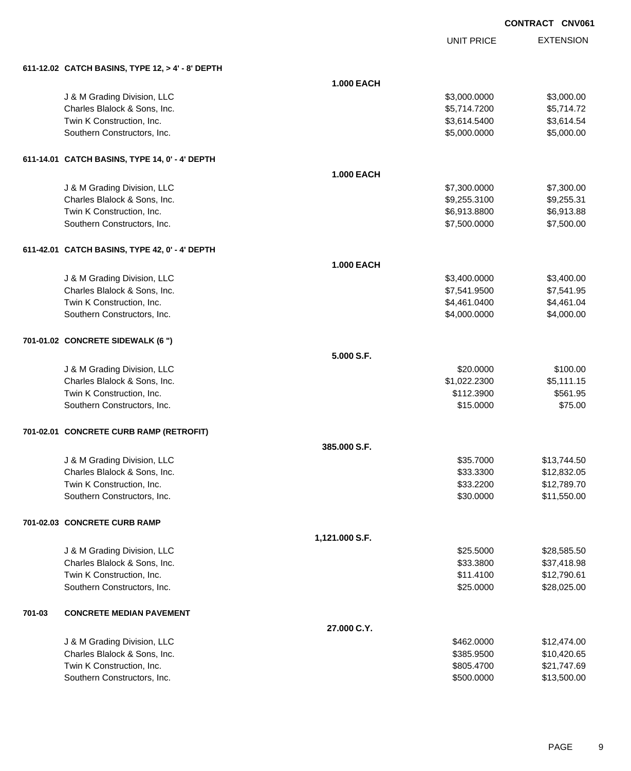**CONTRACT CNV061**

| | | UNIT PRICE | EXTENSION |
|---|---|---|---|
| **611-12.02 CATCH BASINS, TYPE 12, > 4' - 8' DEPTH** | | | |
| | **1.000 EACH** | | |
| J & M Grading Division, LLC | | $3,000.0000 | $3,000.00 |
| Charles Blalock & Sons, Inc. | | $5,714.7200 | $5,714.72 |
| Twin K Construction, Inc. | | $3,614.5400 | $3,614.54 |
| Southern Constructors, Inc. | | $5,000.0000 | $5,000.00 |
| **611-14.01 CATCH BASINS, TYPE 14, 0' - 4' DEPTH** | | | |
| | **1.000 EACH** | | |
| J & M Grading Division, LLC | | $7,300.0000 | $7,300.00 |
| Charles Blalock & Sons, Inc. | | $9,255.3100 | $9,255.31 |
| Twin K Construction, Inc. | | $6,913.8800 | $6,913.88 |
| Southern Constructors, Inc. | | $7,500.0000 | $7,500.00 |
| **611-42.01 CATCH BASINS, TYPE 42, 0' - 4' DEPTH** | | | |
| | **1.000 EACH** | | |
| J & M Grading Division, LLC | | $3,400.0000 | $3,400.00 |
| Charles Blalock & Sons, Inc. | | $7,541.9500 | $7,541.95 |
| Twin K Construction, Inc. | | $4,461.0400 | $4,461.04 |
| Southern Constructors, Inc. | | $4,000.0000 | $4,000.00 |
| **701-01.02 CONCRETE SIDEWALK (6 ")** | | | |
| | **5.000 S.F.** | | |
| J & M Grading Division, LLC | | $20.0000 | $100.00 |
| Charles Blalock & Sons, Inc. | | $1,022.2300 | $5,111.15 |
| Twin K Construction, Inc. | | $112.3900 | $561.95 |
| Southern Constructors, Inc. | | $15.0000 | $75.00 |
| **701-02.01 CONCRETE CURB RAMP (RETROFIT)** | | | |
| | **385.000 S.F.** | | |
| J & M Grading Division, LLC | | $35.7000 | $13,744.50 |
| Charles Blalock & Sons, Inc. | | $33.3300 | $12,832.05 |
| Twin K Construction, Inc. | | $33.2200 | $12,789.70 |
| Southern Constructors, Inc. | | $30.0000 | $11,550.00 |
| **701-02.03 CONCRETE CURB RAMP** | | | |
| | **1,121.000 S.F.** | | |
| J & M Grading Division, LLC | | $25.5000 | $28,585.50 |
| Charles Blalock & Sons, Inc. | | $33.3800 | $37,418.98 |
| Twin K Construction, Inc. | | $11.4100 | $12,790.61 |
| Southern Constructors, Inc. | | $25.0000 | $28,025.00 |
| **701-03 CONCRETE MEDIAN PAVEMENT** | | | |
| | **27.000 C.Y.** | | |
| J & M Grading Division, LLC | | $462.0000 | $12,474.00 |
| Charles Blalock & Sons, Inc. | | $385.9500 | $10,420.65 |
| Twin K Construction, Inc. | | $805.4700 | $21,747.69 |
| Southern Constructors, Inc. | | $500.0000 | $13,500.00 |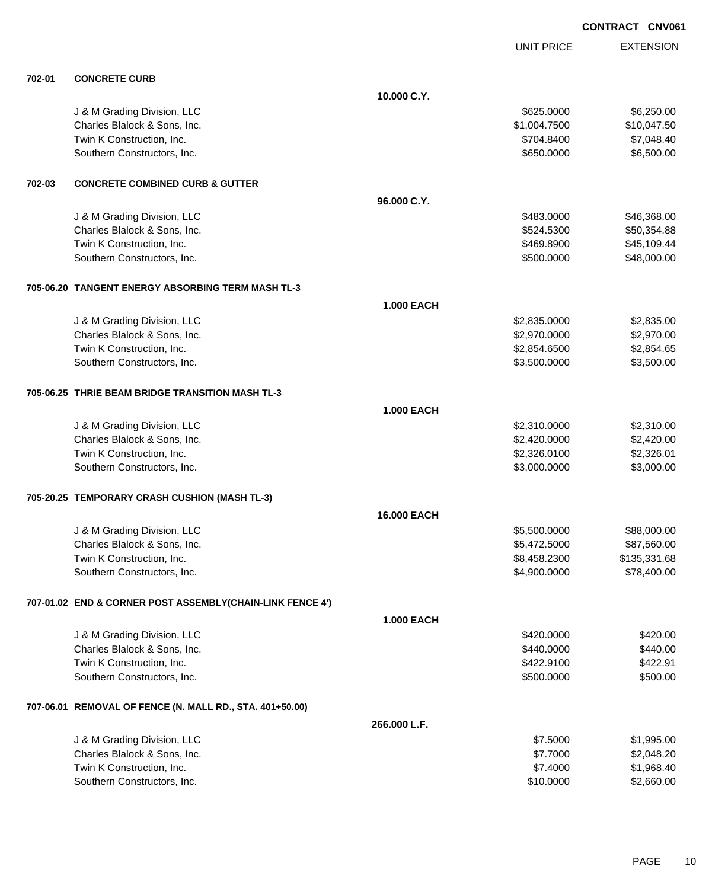**CONTRACT CNV061**

| | | | UNIT PRICE | EXTENSION |
|---|---|---|---|---|
| **702-01** | **CONCRETE CURB** | | | |
| | | **10.000 C.Y.** | | |
| | J & M Grading Division, LLC | | $625.0000 | $6,250.00 |
| | Charles Blalock & Sons, Inc. | | $1,004.7500 | $10,047.50 |
| | Twin K Construction, Inc. | | $704.8400 | $7,048.40 |
| | Southern Constructors, Inc. | | $650.0000 | $6,500.00 |
| **702-03** | **CONCRETE COMBINED CURB & GUTTER** | | | |
| | | **96.000 C.Y.** | | |
| | J & M Grading Division, LLC | | $483.0000 | $46,368.00 |
| | Charles Blalock & Sons, Inc. | | $524.5300 | $50,354.88 |
| | Twin K Construction, Inc. | | $469.8900 | $45,109.44 |
| | Southern Constructors, Inc. | | $500.0000 | $48,000.00 |
| **705-06.20** | **TANGENT ENERGY ABSORBING TERM MASH TL-3** | | | |
| | | **1.000 EACH** | | |
| | J & M Grading Division, LLC | | $2,835.0000 | $2,835.00 |
| | Charles Blalock & Sons, Inc. | | $2,970.0000 | $2,970.00 |
| | Twin K Construction, Inc. | | $2,854.6500 | $2,854.65 |
| | Southern Constructors, Inc. | | $3,500.0000 | $3,500.00 |
| **705-06.25** | **THRIE BEAM BRIDGE TRANSITION MASH TL-3** | | | |
| | | **1.000 EACH** | | |
| | J & M Grading Division, LLC | | $2,310.0000 | $2,310.00 |
| | Charles Blalock & Sons, Inc. | | $2,420.0000 | $2,420.00 |
| | Twin K Construction, Inc. | | $2,326.0100 | $2,326.01 |
| | Southern Constructors, Inc. | | $3,000.0000 | $3,000.00 |
| **705-20.25** | **TEMPORARY CRASH CUSHION (MASH TL-3)** | | | |
| | | **16.000 EACH** | | |
| | J & M Grading Division, LLC | | $5,500.0000 | $88,000.00 |
| | Charles Blalock & Sons, Inc. | | $5,472.5000 | $87,560.00 |
| | Twin K Construction, Inc. | | $8,458.2300 | $135,331.68 |
| | Southern Constructors, Inc. | | $4,900.0000 | $78,400.00 |
| **707-01.02** | **END & CORNER POST ASSEMBLY(CHAIN-LINK FENCE 4')** | | | |
| | | **1.000 EACH** | | |
| | J & M Grading Division, LLC | | $420.0000 | $420.00 |
| | Charles Blalock & Sons, Inc. | | $440.0000 | $440.00 |
| | Twin K Construction, Inc. | | $422.9100 | $422.91 |
| | Southern Constructors, Inc. | | $500.0000 | $500.00 |
| **707-06.01** | **REMOVAL OF FENCE (N. MALL RD., STA. 401+50.00)** | | | |
| | | **266.000 L.F.** | | |
| | J & M Grading Division, LLC | | $7.5000 | $1,995.00 |
| | Charles Blalock & Sons, Inc. | | $7.7000 | $2,048.20 |
| | Twin K Construction, Inc. | | $7.4000 | $1,968.40 |
| | Southern Constructors, Inc. | | $10.0000 | $2,660.00 |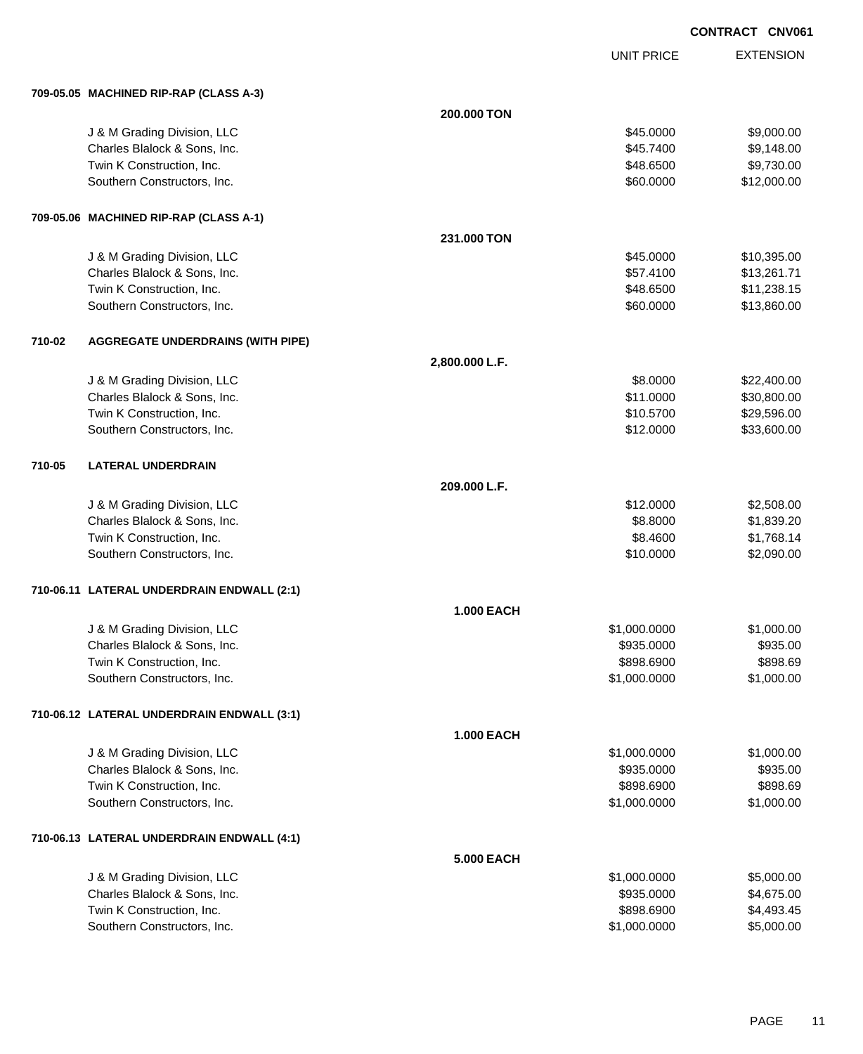**CONTRACT CNV061**

| | | UNIT PRICE | EXTENSION |
|---|---|---|---|
| **709-05.05 MACHINED RIP-RAP (CLASS A-3)** | | | |
| | **200.000 TON** | | |
| J & M Grading Division, LLC | | $45.0000 | $9,000.00 |
| Charles Blalock & Sons, Inc. | | $45.7400 | $9,148.00 |
| Twin K Construction, Inc. | | $48.6500 | $9,730.00 |
| Southern Constructors, Inc. | | $60.0000 | $12,000.00 |
| **709-05.06 MACHINED RIP-RAP (CLASS A-1)** | | | |
| | **231.000 TON** | | |
| J & M Grading Division, LLC | | $45.0000 | $10,395.00 |
| Charles Blalock & Sons, Inc. | | $57.4100 | $13,261.71 |
| Twin K Construction, Inc. | | $48.6500 | $11,238.15 |
| Southern Constructors, Inc. | | $60.0000 | $13,860.00 |
| **710-02 AGGREGATE UNDERDRAINS (WITH PIPE)** | | | |
| | **2,800.000 L.F.** | | |
| J & M Grading Division, LLC | | $8.0000 | $22,400.00 |
| Charles Blalock & Sons, Inc. | | $11.0000 | $30,800.00 |
| Twin K Construction, Inc. | | $10.5700 | $29,596.00 |
| Southern Constructors, Inc. | | $12.0000 | $33,600.00 |
| **710-05 LATERAL UNDERDRAIN** | | | |
| | **209.000 L.F.** | | |
| J & M Grading Division, LLC | | $12.0000 | $2,508.00 |
| Charles Blalock & Sons, Inc. | | $8.8000 | $1,839.20 |
| Twin K Construction, Inc. | | $8.4600 | $1,768.14 |
| Southern Constructors, Inc. | | $10.0000 | $2,090.00 |
| **710-06.11 LATERAL UNDERDRAIN ENDWALL (2:1)** | | | |
| | **1.000 EACH** | | |
| J & M Grading Division, LLC | | $1,000.0000 | $1,000.00 |
| Charles Blalock & Sons, Inc. | | $935.0000 | $935.00 |
| Twin K Construction, Inc. | | $898.6900 | $898.69 |
| Southern Constructors, Inc. | | $1,000.0000 | $1,000.00 |
| **710-06.12 LATERAL UNDERDRAIN ENDWALL (3:1)** | | | |
| | **1.000 EACH** | | |
| J & M Grading Division, LLC | | $1,000.0000 | $1,000.00 |
| Charles Blalock & Sons, Inc. | | $935.0000 | $935.00 |
| Twin K Construction, Inc. | | $898.6900 | $898.69 |
| Southern Constructors, Inc. | | $1,000.0000 | $1,000.00 |
| **710-06.13 LATERAL UNDERDRAIN ENDWALL (4:1)** | | | |
| | **5.000 EACH** | | |
| J & M Grading Division, LLC | | $1,000.0000 | $5,000.00 |
| Charles Blalock & Sons, Inc. | | $935.0000 | $4,675.00 |
| Twin K Construction, Inc. | | $898.6900 | $4,493.45 |
| Southern Constructors, Inc. | | $1,000.0000 | $5,000.00 |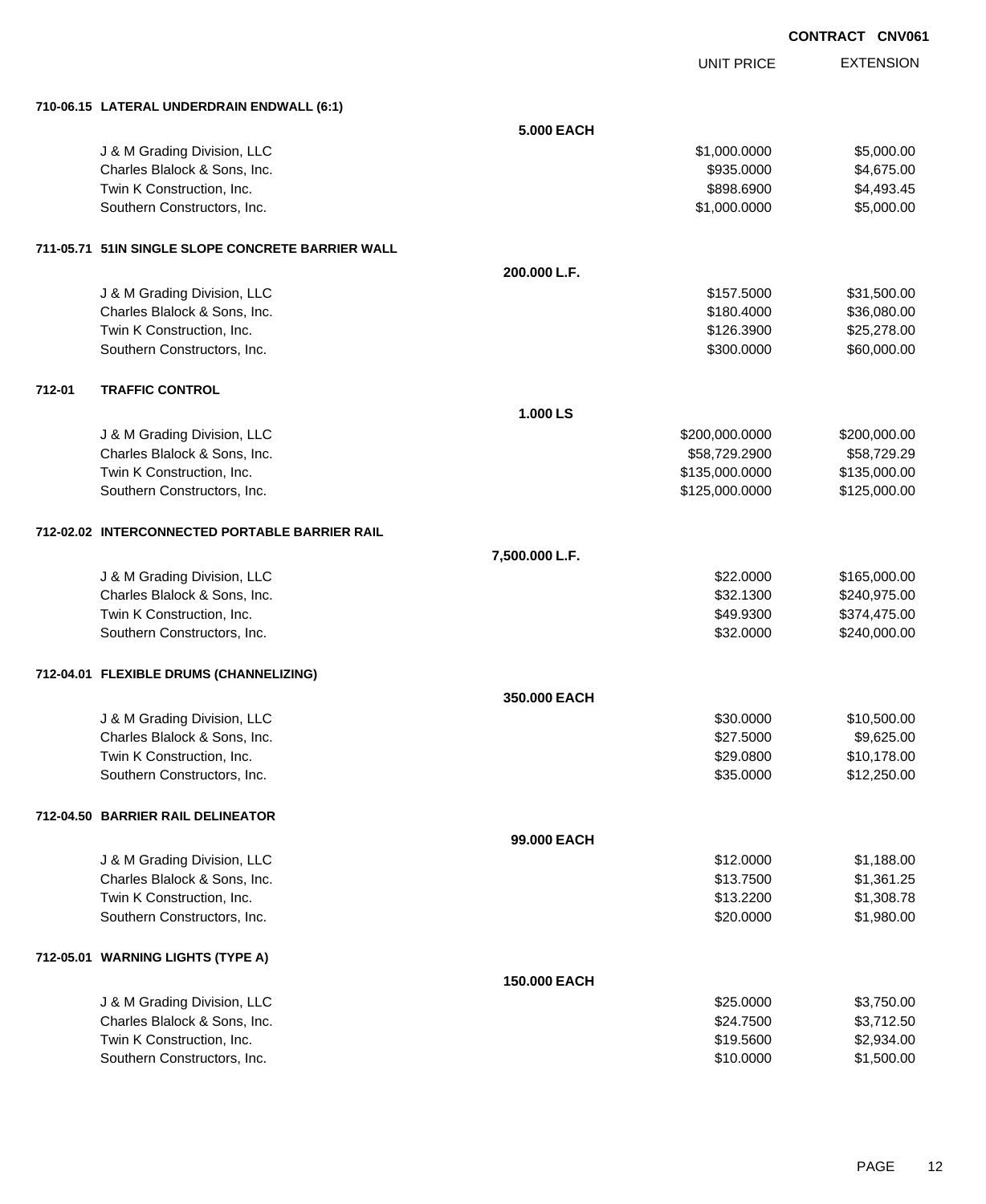**CONTRACT CNV061**

| | | UNIT PRICE | EXTENSION |
|---|---|---|---|
| **710-06.15 LATERAL UNDERDRAIN ENDWALL (6:1)** | | | |
| | **5.000 EACH** | | |
| J & M Grading Division, LLC | | $1,000.0000 | $5,000.00 |
| Charles Blalock & Sons, Inc. | | $935.0000 | $4,675.00 |
| Twin K Construction, Inc. | | $898.6900 | $4,493.45 |
| Southern Constructors, Inc. | | $1,000.0000 | $5,000.00 |
| **711-05.71 51IN SINGLE SLOPE CONCRETE BARRIER WALL** | | | |
| | **200.000 L.F.** | | |
| J & M Grading Division, LLC | | $157.5000 | $31,500.00 |
| Charles Blalock & Sons, Inc. | | $180.4000 | $36,080.00 |
| Twin K Construction, Inc. | | $126.3900 | $25,278.00 |
| Southern Constructors, Inc. | | $300.0000 | $60,000.00 |
| **712-01 TRAFFIC CONTROL** | | | |
| | **1.000 LS** | | |
| J & M Grading Division, LLC | | $200,000.0000 | $200,000.00 |
| Charles Blalock & Sons, Inc. | | $58,729.2900 | $58,729.29 |
| Twin K Construction, Inc. | | $135,000.0000 | $135,000.00 |
| Southern Constructors, Inc. | | $125,000.0000 | $125,000.00 |
| **712-02.02 INTERCONNECTED PORTABLE BARRIER RAIL** | | | |
| | **7,500.000 L.F.** | | |
| J & M Grading Division, LLC | | $22.0000 | $165,000.00 |
| Charles Blalock & Sons, Inc. | | $32.1300 | $240,975.00 |
| Twin K Construction, Inc. | | $49.9300 | $374,475.00 |
| Southern Constructors, Inc. | | $32.0000 | $240,000.00 |
| **712-04.01 FLEXIBLE DRUMS (CHANNELIZING)** | | | |
| | **350.000 EACH** | | |
| J & M Grading Division, LLC | | $30.0000 | $10,500.00 |
| Charles Blalock & Sons, Inc. | | $27.5000 | $9,625.00 |
| Twin K Construction, Inc. | | $29.0800 | $10,178.00 |
| Southern Constructors, Inc. | | $35.0000 | $12,250.00 |
| **712-04.50 BARRIER RAIL DELINEATOR** | | | |
| | **99.000 EACH** | | |
| J & M Grading Division, LLC | | $12.0000 | $1,188.00 |
| Charles Blalock & Sons, Inc. | | $13.7500 | $1,361.25 |
| Twin K Construction, Inc. | | $13.2200 | $1,308.78 |
| Southern Constructors, Inc. | | $20.0000 | $1,980.00 |
| **712-05.01 WARNING LIGHTS (TYPE A)** | | | |
| | **150.000 EACH** | | |
| J & M Grading Division, LLC | | $25.0000 | $3,750.00 |
| Charles Blalock & Sons, Inc. | | $24.7500 | $3,712.50 |
| Twin K Construction, Inc. | | $19.5600 | $2,934.00 |
| Southern Constructors, Inc. | | $10.0000 | $1,500.00 |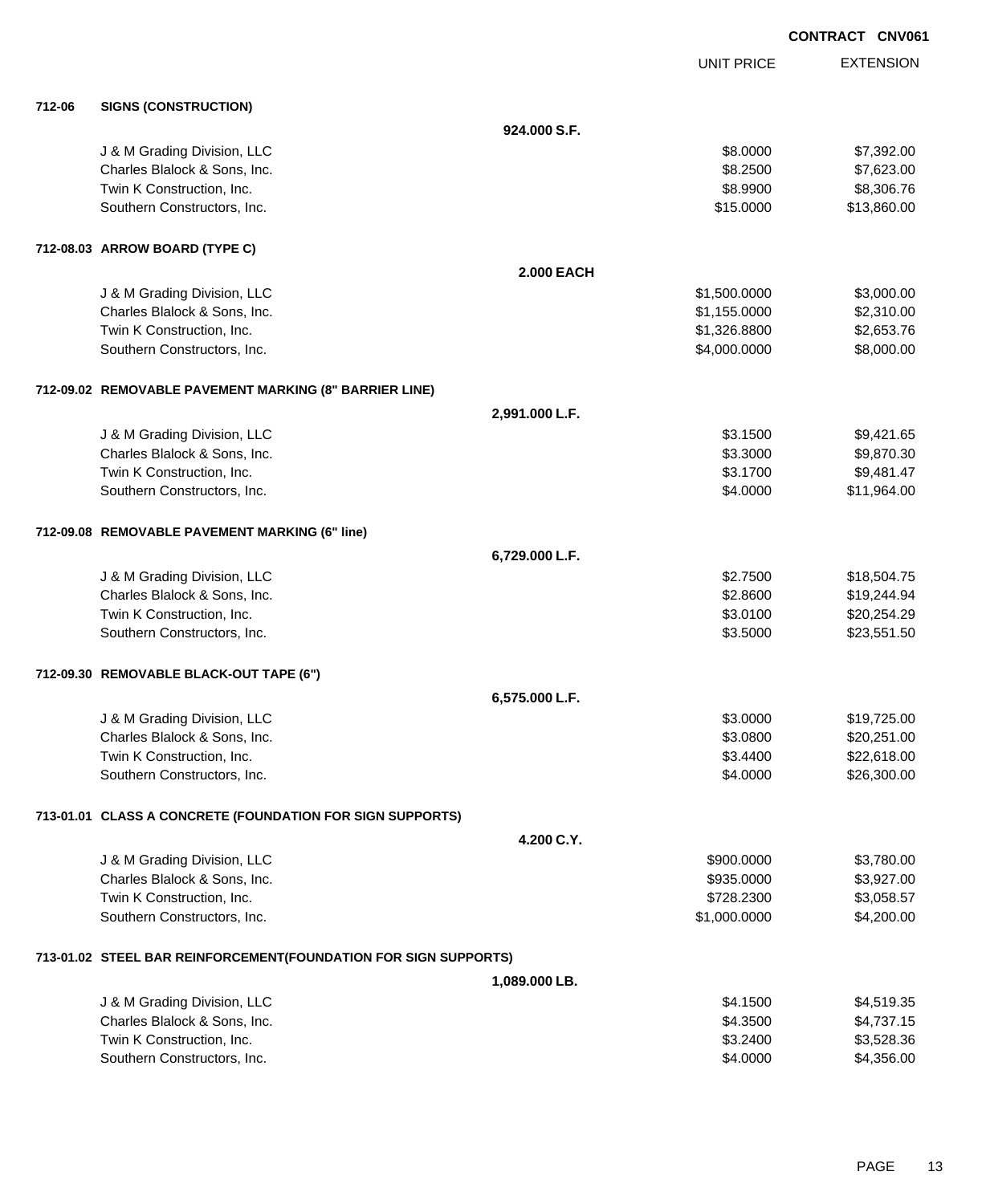CONTRACT CNV061

| | | UNIT PRICE | EXTENSION |
|---|---|---|---|
| **712-06** | **SIGNS (CONSTRUCTION)** | | |
| | **924.000 S.F.** | | |
| | J & M Grading Division, LLC | $8.0000 | $7,392.00 |
| | Charles Blalock & Sons, Inc. | $8.2500 | $7,623.00 |
| | Twin K Construction, Inc. | $8.9900 | $8,306.76 |
| | Southern Constructors, Inc. | $15.0000 | $13,860.00 |
| **712-08.03** | **ARROW BOARD (TYPE C)** | | |
| | **2.000 EACH** | | |
| | J & M Grading Division, LLC | $1,500.0000 | $3,000.00 |
| | Charles Blalock & Sons, Inc. | $1,155.0000 | $2,310.00 |
| | Twin K Construction, Inc. | $1,326.8800 | $2,653.76 |
| | Southern Constructors, Inc. | $4,000.0000 | $8,000.00 |
| **712-09.02** | **REMOVABLE PAVEMENT MARKING (8" BARRIER LINE)** | | |
| | **2,991.000 L.F.** | | |
| | J & M Grading Division, LLC | $3.1500 | $9,421.65 |
| | Charles Blalock & Sons, Inc. | $3.3000 | $9,870.30 |
| | Twin K Construction, Inc. | $3.1700 | $9,481.47 |
| | Southern Constructors, Inc. | $4.0000 | $11,964.00 |
| **712-09.08** | **REMOVABLE PAVEMENT MARKING (6" line)** | | |
| | **6,729.000 L.F.** | | |
| | J & M Grading Division, LLC | $2.7500 | $18,504.75 |
| | Charles Blalock & Sons, Inc. | $2.8600 | $19,244.94 |
| | Twin K Construction, Inc. | $3.0100 | $20,254.29 |
| | Southern Constructors, Inc. | $3.5000 | $23,551.50 |
| **712-09.30** | **REMOVABLE BLACK-OUT TAPE (6")** | | |
| | **6,575.000 L.F.** | | |
| | J & M Grading Division, LLC | $3.0000 | $19,725.00 |
| | Charles Blalock & Sons, Inc. | $3.0800 | $20,251.00 |
| | Twin K Construction, Inc. | $3.4400 | $22,618.00 |
| | Southern Constructors, Inc. | $4.0000 | $26,300.00 |
| **713-01.01** | **CLASS A CONCRETE (FOUNDATION FOR SIGN SUPPORTS)** | | |
| | **4.200 C.Y.** | | |
| | J & M Grading Division, LLC | $900.0000 | $3,780.00 |
| | Charles Blalock & Sons, Inc. | $935.0000 | $3,927.00 |
| | Twin K Construction, Inc. | $728.2300 | $3,058.57 |
| | Southern Constructors, Inc. | $1,000.0000 | $4,200.00 |
| **713-01.02** | **STEEL BAR REINFORCEMENT(FOUNDATION FOR SIGN SUPPORTS)** | | |
| | **1,089.000 LB.** | | |
| | J & M Grading Division, LLC | $4.1500 | $4,519.35 |
| | Charles Blalock & Sons, Inc. | $4.3500 | $4,737.15 |
| | Twin K Construction, Inc. | $3.2400 | $3,528.36 |
| | Southern Constructors, Inc. | $4.0000 | $4,356.00 |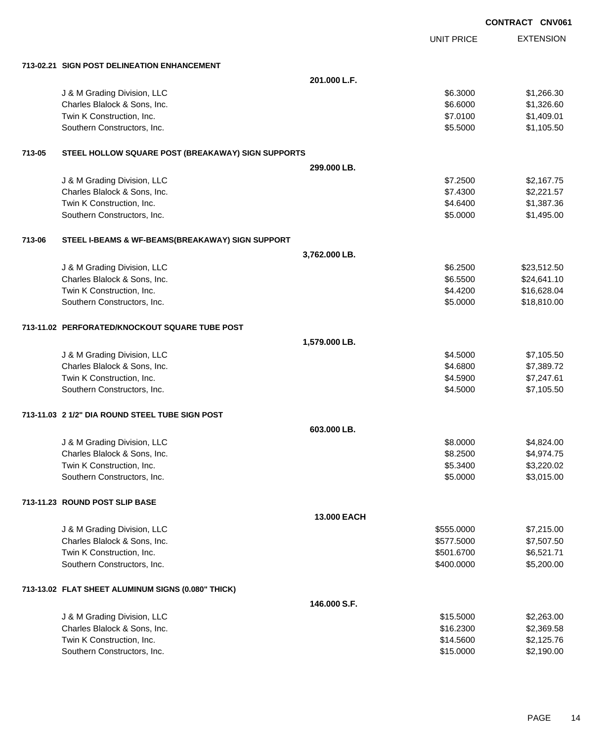**CONTRACT CNV061**

| | | UNIT PRICE | EXTENSION |
|---|---|---|---|
| **713-02.21** | **SIGN POST DELINEATION ENHANCEMENT** | | |
| | **201.000 L.F.** | | |
| | J & M Grading Division, LLC | $6.3000 | $1,266.30 |
| | Charles Blalock & Sons, Inc. | $6.6000 | $1,326.60 |
| | Twin K Construction, Inc. | $7.0100 | $1,409.01 |
| | Southern Constructors, Inc. | $5.5000 | $1,105.50 |
| **713-05** | **STEEL HOLLOW SQUARE POST (BREAKAWAY) SIGN SUPPORTS** | | |
| | **299.000 LB.** | | |
| | J & M Grading Division, LLC | $7.2500 | $2,167.75 |
| | Charles Blalock & Sons, Inc. | $7.4300 | $2,221.57 |
| | Twin K Construction, Inc. | $4.6400 | $1,387.36 |
| | Southern Constructors, Inc. | $5.0000 | $1,495.00 |
| **713-06** | **STEEL I-BEAMS & WF-BEAMS(BREAKAWAY) SIGN SUPPORT** | | |
| | **3,762.000 LB.** | | |
| | J & M Grading Division, LLC | $6.2500 | $23,512.50 |
| | Charles Blalock & Sons, Inc. | $6.5500 | $24,641.10 |
| | Twin K Construction, Inc. | $4.4200 | $16,628.04 |
| | Southern Constructors, Inc. | $5.0000 | $18,810.00 |
| **713-11.02** | **PERFORATED/KNOCKOUT SQUARE TUBE POST** | | |
| | **1,579.000 LB.** | | |
| | J & M Grading Division, LLC | $4.5000 | $7,105.50 |
| | Charles Blalock & Sons, Inc. | $4.6800 | $7,389.72 |
| | Twin K Construction, Inc. | $4.5900 | $7,247.61 |
| | Southern Constructors, Inc. | $4.5000 | $7,105.50 |
| **713-11.03** | **2 1/2" DIA ROUND STEEL TUBE SIGN POST** | | |
| | **603.000 LB.** | | |
| | J & M Grading Division, LLC | $8.0000 | $4,824.00 |
| | Charles Blalock & Sons, Inc. | $8.2500 | $4,974.75 |
| | Twin K Construction, Inc. | $5.3400 | $3,220.02 |
| | Southern Constructors, Inc. | $5.0000 | $3,015.00 |
| **713-11.23** | **ROUND POST SLIP BASE** | | |
| | **13.000 EACH** | | |
| | J & M Grading Division, LLC | $555.0000 | $7,215.00 |
| | Charles Blalock & Sons, Inc. | $577.5000 | $7,507.50 |
| | Twin K Construction, Inc. | $501.6700 | $6,521.71 |
| | Southern Constructors, Inc. | $400.0000 | $5,200.00 |
| **713-13.02** | **FLAT SHEET ALUMINUM SIGNS (0.080" THICK)** | | |
| | **146.000 S.F.** | | |
| | J & M Grading Division, LLC | $15.5000 | $2,263.00 |
| | Charles Blalock & Sons, Inc. | $16.2300 | $2,369.58 |
| | Twin K Construction, Inc. | $14.5600 | $2,125.76 |
| | Southern Constructors, Inc. | $15.0000 | $2,190.00 |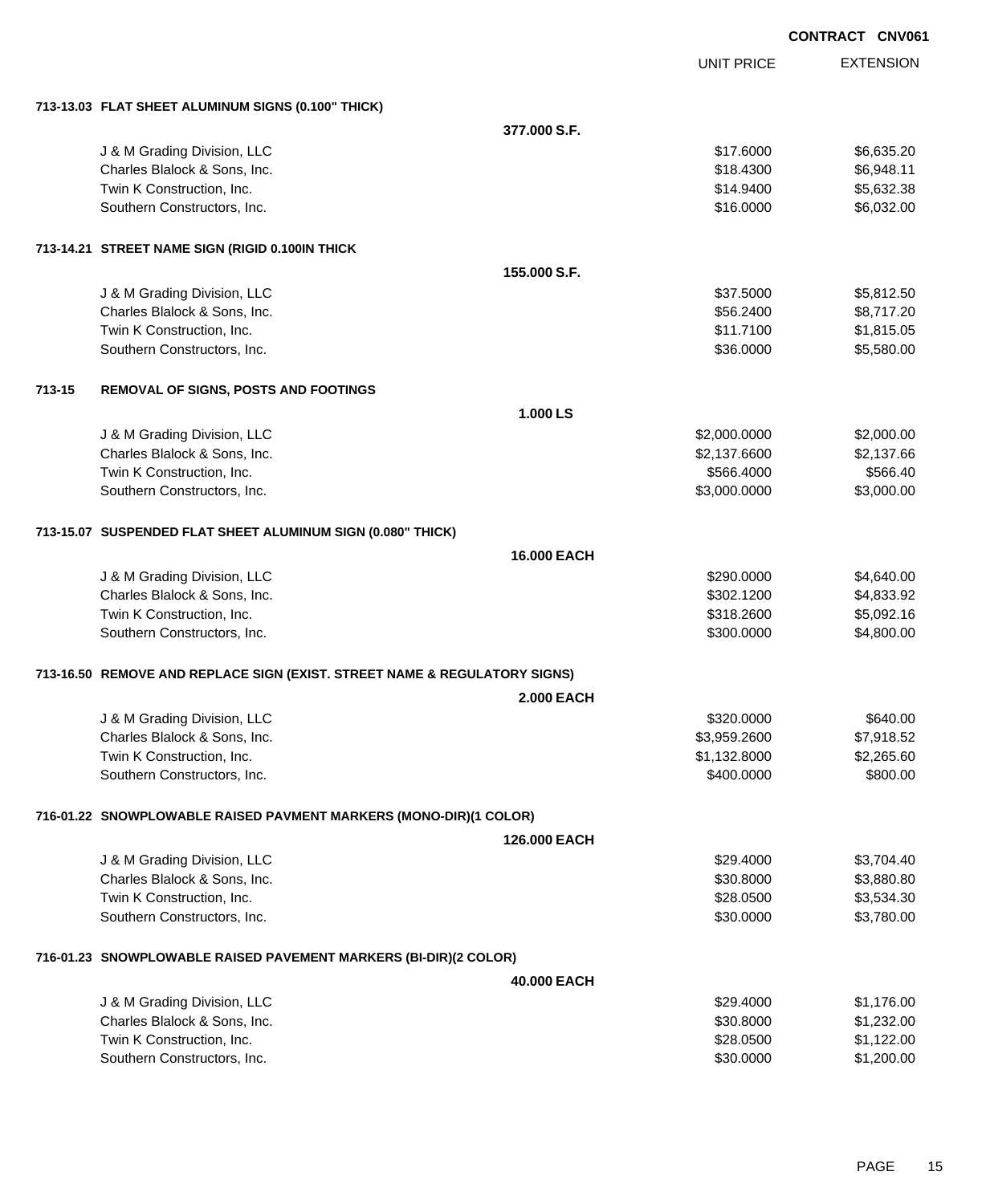**CONTRACT CNV061**

| | | UNIT PRICE | EXTENSION |
|---|---|---|---|
| **713-13.03 FLAT SHEET ALUMINUM SIGNS (0.100" THICK)** | | | |
| | **377.000 S.F.** | | |
| J & M Grading Division, LLC | | $17.6000 | $6,635.20 |
| Charles Blalock & Sons, Inc. | | $18.4300 | $6,948.11 |
| Twin K Construction, Inc. | | $14.9400 | $5,632.38 |
| Southern Constructors, Inc. | | $16.0000 | $6,032.00 |
| **713-14.21 STREET NAME SIGN (RIGID 0.100IN THICK** | | | |
| | **155.000 S.F.** | | |
| J & M Grading Division, LLC | | $37.5000 | $5,812.50 |
| Charles Blalock & Sons, Inc. | | $56.2400 | $8,717.20 |
| Twin K Construction, Inc. | | $11.7100 | $1,815.05 |
| Southern Constructors, Inc. | | $36.0000 | $5,580.00 |
| **713-15 REMOVAL OF SIGNS, POSTS AND FOOTINGS** | | | |
| | **1.000 LS** | | |
| J & M Grading Division, LLC | | $2,000.0000 | $2,000.00 |
| Charles Blalock & Sons, Inc. | | $2,137.6600 | $2,137.66 |
| Twin K Construction, Inc. | | $566.4000 | $566.40 |
| Southern Constructors, Inc. | | $3,000.0000 | $3,000.00 |
| **713-15.07 SUSPENDED FLAT SHEET ALUMINUM SIGN (0.080" THICK)** | | | |
| | **16.000 EACH** | | |
| J & M Grading Division, LLC | | $290.0000 | $4,640.00 |
| Charles Blalock & Sons, Inc. | | $302.1200 | $4,833.92 |
| Twin K Construction, Inc. | | $318.2600 | $5,092.16 |
| Southern Constructors, Inc. | | $300.0000 | $4,800.00 |
| **713-16.50 REMOVE AND REPLACE SIGN (EXIST. STREET NAME & REGULATORY SIGNS)** | | | |
| | **2.000 EACH** | | |
| J & M Grading Division, LLC | | $320.0000 | $640.00 |
| Charles Blalock & Sons, Inc. | | $3,959.2600 | $7,918.52 |
| Twin K Construction, Inc. | | $1,132.8000 | $2,265.60 |
| Southern Constructors, Inc. | | $400.0000 | $800.00 |
| **716-01.22 SNOWPLOWABLE RAISED PAVMENT MARKERS (MONO-DIR)(1 COLOR)** | | | |
| | **126.000 EACH** | | |
| J & M Grading Division, LLC | | $29.4000 | $3,704.40 |
| Charles Blalock & Sons, Inc. | | $30.8000 | $3,880.80 |
| Twin K Construction, Inc. | | $28.0500 | $3,534.30 |
| Southern Constructors, Inc. | | $30.0000 | $3,780.00 |
| **716-01.23 SNOWPLOWABLE RAISED PAVEMENT MARKERS (BI-DIR)(2 COLOR)** | | | |
| | **40.000 EACH** | | |
| J & M Grading Division, LLC | | $29.4000 | $1,176.00 |
| Charles Blalock & Sons, Inc. | | $30.8000 | $1,232.00 |
| Twin K Construction, Inc. | | $28.0500 | $1,122.00 |
| Southern Constructors, Inc. | | $30.0000 | $1,200.00 |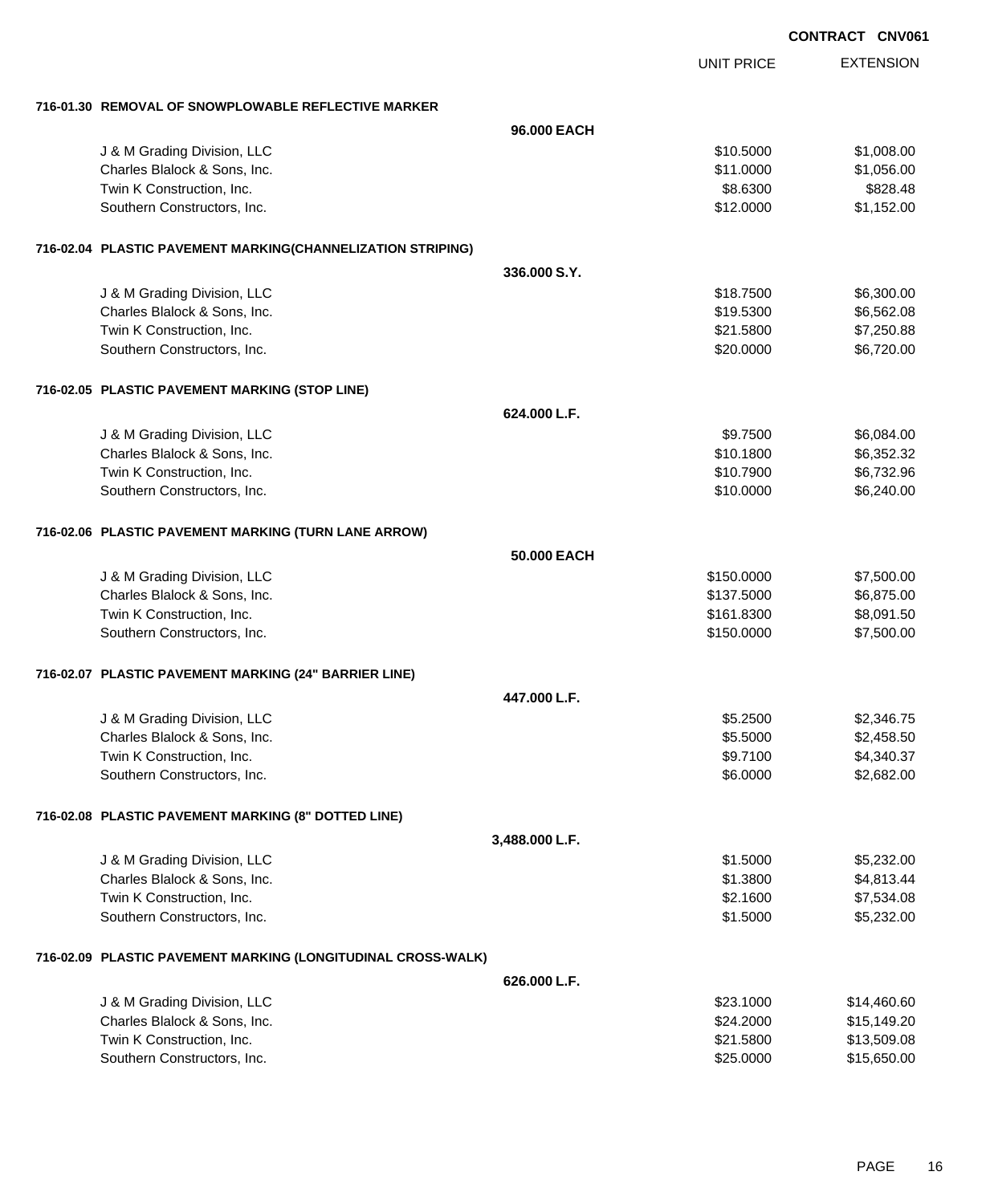**CONTRACT CNV061**

| | | UNIT PRICE | EXTENSION |
|---|---|---|---|
| **716-01.30 REMOVAL OF SNOWPLOWABLE REFLECTIVE MARKER** | | | |
| | **96.000 EACH** | | |
| J & M Grading Division, LLC | | $10.5000 | $1,008.00 |
| Charles Blalock & Sons, Inc. | | $11.0000 | $1,056.00 |
| Twin K Construction, Inc. | | $8.6300 | $828.48 |
| Southern Constructors, Inc. | | $12.0000 | $1,152.00 |
| **716-02.04 PLASTIC PAVEMENT MARKING(CHANNELIZATION STRIPING)** | | | |
| | **336.000 S.Y.** | | |
| J & M Grading Division, LLC | | $18.7500 | $6,300.00 |
| Charles Blalock & Sons, Inc. | | $19.5300 | $6,562.08 |
| Twin K Construction, Inc. | | $21.5800 | $7,250.88 |
| Southern Constructors, Inc. | | $20.0000 | $6,720.00 |
| **716-02.05 PLASTIC PAVEMENT MARKING (STOP LINE)** | | | |
| | **624.000 L.F.** | | |
| J & M Grading Division, LLC | | $9.7500 | $6,084.00 |
| Charles Blalock & Sons, Inc. | | $10.1800 | $6,352.32 |
| Twin K Construction, Inc. | | $10.7900 | $6,732.96 |
| Southern Constructors, Inc. | | $10.0000 | $6,240.00 |
| **716-02.06 PLASTIC PAVEMENT MARKING (TURN LANE ARROW)** | | | |
| | **50.000 EACH** | | |
| J & M Grading Division, LLC | | $150.0000 | $7,500.00 |
| Charles Blalock & Sons, Inc. | | $137.5000 | $6,875.00 |
| Twin K Construction, Inc. | | $161.8300 | $8,091.50 |
| Southern Constructors, Inc. | | $150.0000 | $7,500.00 |
| **716-02.07 PLASTIC PAVEMENT MARKING (24" BARRIER LINE)** | | | |
| | **447.000 L.F.** | | |
| J & M Grading Division, LLC | | $5.2500 | $2,346.75 |
| Charles Blalock & Sons, Inc. | | $5.5000 | $2,458.50 |
| Twin K Construction, Inc. | | $9.7100 | $4,340.37 |
| Southern Constructors, Inc. | | $6.0000 | $2,682.00 |
| **716-02.08 PLASTIC PAVEMENT MARKING (8" DOTTED LINE)** | | | |
| | **3,488.000 L.F.** | | |
| J & M Grading Division, LLC | | $1.5000 | $5,232.00 |
| Charles Blalock & Sons, Inc. | | $1.3800 | $4,813.44 |
| Twin K Construction, Inc. | | $2.1600 | $7,534.08 |
| Southern Constructors, Inc. | | $1.5000 | $5,232.00 |
| **716-02.09 PLASTIC PAVEMENT MARKING (LONGITUDINAL CROSS-WALK)** | | | |
| | **626.000 L.F.** | | |
| J & M Grading Division, LLC | | $23.1000 | $14,460.60 |
| Charles Blalock & Sons, Inc. | | $24.2000 | $15,149.20 |
| Twin K Construction, Inc. | | $21.5800 | $13,509.08 |
| Southern Constructors, Inc. | | $25.0000 | $15,650.00 |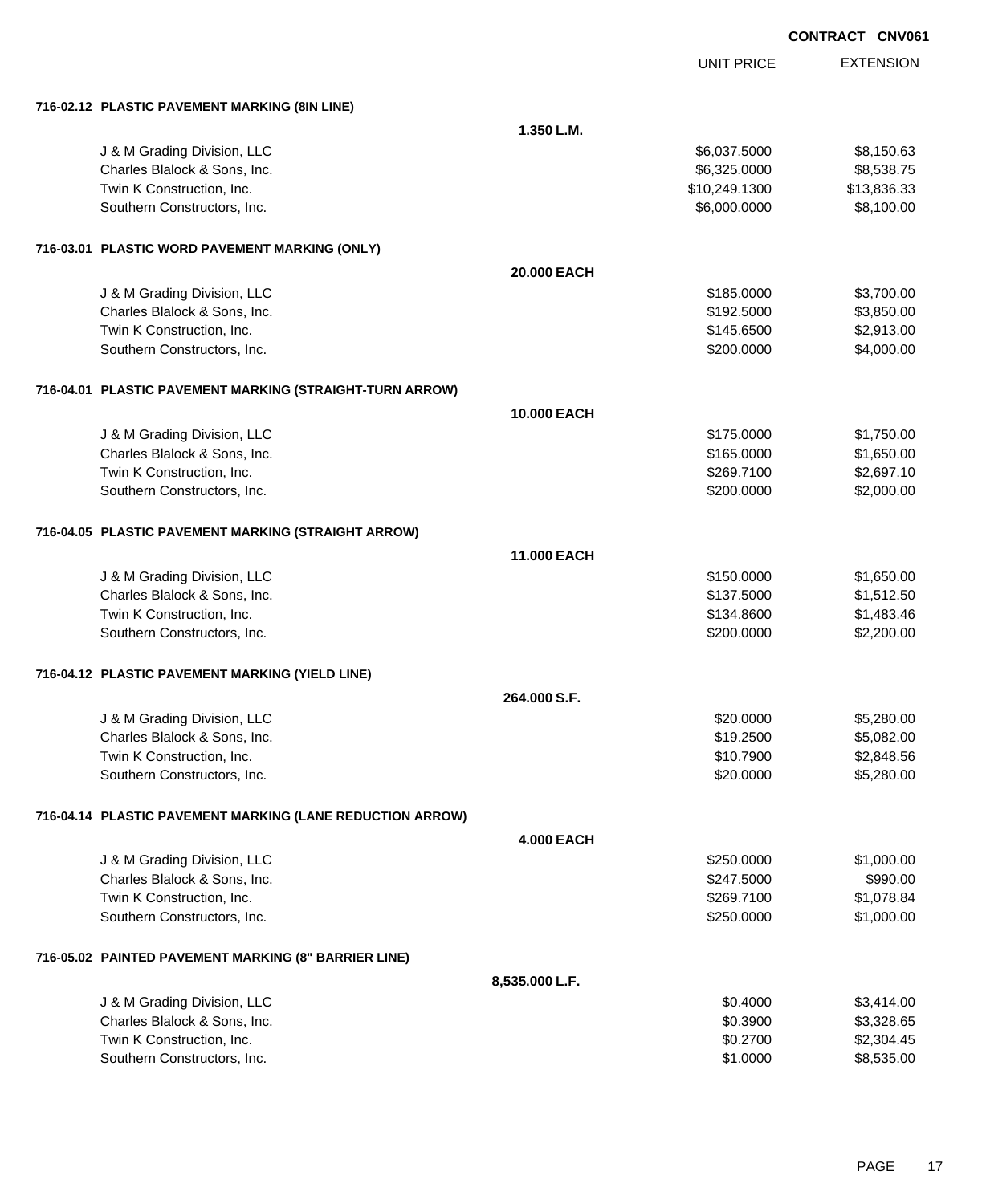CONTRACT CNV061

| | UNIT PRICE | EXTENSION |
|---|---|---|
| **716-02.12 PLASTIC PAVEMENT MARKING (8IN LINE)** | | |
| **1.350 L.M.** | | |
| J & M Grading Division, LLC | $6,037.5000 | $8,150.63 |
| Charles Blalock & Sons, Inc. | $6,325.0000 | $8,538.75 |
| Twin K Construction, Inc. | $10,249.1300 | $13,836.33 |
| Southern Constructors, Inc. | $6,000.0000 | $8,100.00 |
| **716-03.01 PLASTIC WORD PAVEMENT MARKING (ONLY)** | | |
| **20.000 EACH** | | |
| J & M Grading Division, LLC | $185.0000 | $3,700.00 |
| Charles Blalock & Sons, Inc. | $192.5000 | $3,850.00 |
| Twin K Construction, Inc. | $145.6500 | $2,913.00 |
| Southern Constructors, Inc. | $200.0000 | $4,000.00 |
| **716-04.01 PLASTIC PAVEMENT MARKING (STRAIGHT-TURN ARROW)** | | |
| **10.000 EACH** | | |
| J & M Grading Division, LLC | $175.0000 | $1,750.00 |
| Charles Blalock & Sons, Inc. | $165.0000 | $1,650.00 |
| Twin K Construction, Inc. | $269.7100 | $2,697.10 |
| Southern Constructors, Inc. | $200.0000 | $2,000.00 |
| **716-04.05 PLASTIC PAVEMENT MARKING (STRAIGHT ARROW)** | | |
| **11.000 EACH** | | |
| J & M Grading Division, LLC | $150.0000 | $1,650.00 |
| Charles Blalock & Sons, Inc. | $137.5000 | $1,512.50 |
| Twin K Construction, Inc. | $134.8600 | $1,483.46 |
| Southern Constructors, Inc. | $200.0000 | $2,200.00 |
| **716-04.12 PLASTIC PAVEMENT MARKING (YIELD LINE)** | | |
| **264.000 S.F.** | | |
| J & M Grading Division, LLC | $20.0000 | $5,280.00 |
| Charles Blalock & Sons, Inc. | $19.2500 | $5,082.00 |
| Twin K Construction, Inc. | $10.7900 | $2,848.56 |
| Southern Constructors, Inc. | $20.0000 | $5,280.00 |
| **716-04.14 PLASTIC PAVEMENT MARKING (LANE REDUCTION ARROW)** | | |
| **4.000 EACH** | | |
| J & M Grading Division, LLC | $250.0000 | $1,000.00 |
| Charles Blalock & Sons, Inc. | $247.5000 | $990.00 |
| Twin K Construction, Inc. | $269.7100 | $1,078.84 |
| Southern Constructors, Inc. | $250.0000 | $1,000.00 |
| **716-05.02 PAINTED PAVEMENT MARKING (8" BARRIER LINE)** | | |
| **8,535.000 L.F.** | | |
| J & M Grading Division, LLC | $0.4000 | $3,414.00 |
| Charles Blalock & Sons, Inc. | $0.3900 | $3,328.65 |
| Twin K Construction, Inc. | $0.2700 | $2,304.45 |
| Southern Constructors, Inc. | $1.0000 | $8,535.00 |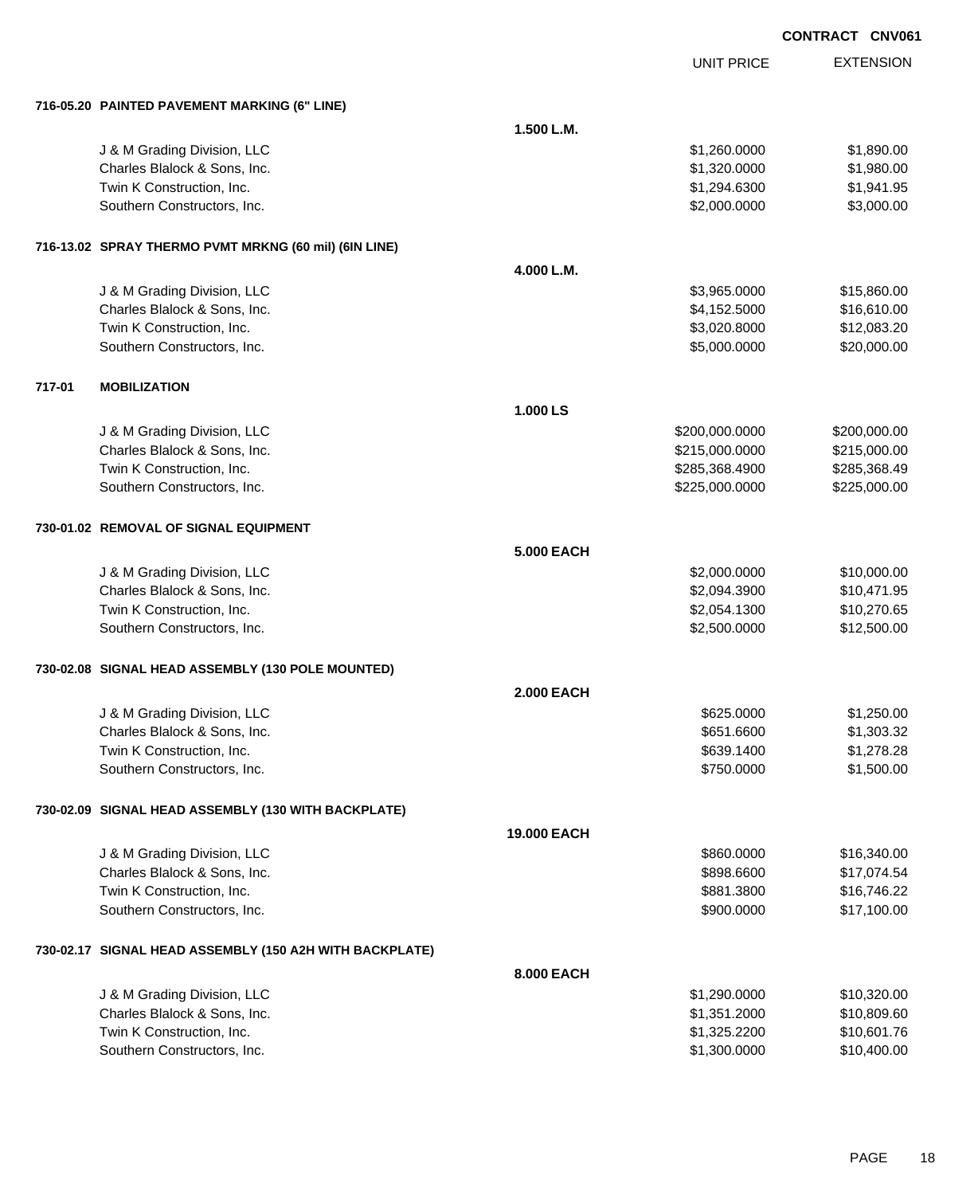**CONTRACT CNV061**

| | | UNIT PRICE | EXTENSION |
|---|---|---|---|
| **716-05.20 PAINTED PAVEMENT MARKING (6" LINE)** | | | |
| | **1.500 L.M.** | | |
| J & M Grading Division, LLC | | $1,260.0000 | $1,890.00 |
| Charles Blalock & Sons, Inc. | | $1,320.0000 | $1,980.00 |
| Twin K Construction, Inc. | | $1,294.6300 | $1,941.95 |
| Southern Constructors, Inc. | | $2,000.0000 | $3,000.00 |
| **716-13.02 SPRAY THERMO PVMT MRKNG (60 mil) (6IN LINE)** | | | |
| | **4.000 L.M.** | | |
| J & M Grading Division, LLC | | $3,965.0000 | $15,860.00 |
| Charles Blalock & Sons, Inc. | | $4,152.5000 | $16,610.00 |
| Twin K Construction, Inc. | | $3,020.8000 | $12,083.20 |
| Southern Constructors, Inc. | | $5,000.0000 | $20,000.00 |
| **717-01 MOBILIZATION** | | | |
| | **1.000 LS** | | |
| J & M Grading Division, LLC | | $200,000.0000 | $200,000.00 |
| Charles Blalock & Sons, Inc. | | $215,000.0000 | $215,000.00 |
| Twin K Construction, Inc. | | $285,368.4900 | $285,368.49 |
| Southern Constructors, Inc. | | $225,000.0000 | $225,000.00 |
| **730-01.02 REMOVAL OF SIGNAL EQUIPMENT** | | | |
| | **5.000 EACH** | | |
| J & M Grading Division, LLC | | $2,000.0000 | $10,000.00 |
| Charles Blalock & Sons, Inc. | | $2,094.3900 | $10,471.95 |
| Twin K Construction, Inc. | | $2,054.1300 | $10,270.65 |
| Southern Constructors, Inc. | | $2,500.0000 | $12,500.00 |
| **730-02.08 SIGNAL HEAD ASSEMBLY (130 POLE MOUNTED)** | | | |
| | **2.000 EACH** | | |
| J & M Grading Division, LLC | | $625.0000 | $1,250.00 |
| Charles Blalock & Sons, Inc. | | $651.6600 | $1,303.32 |
| Twin K Construction, Inc. | | $639.1400 | $1,278.28 |
| Southern Constructors, Inc. | | $750.0000 | $1,500.00 |
| **730-02.09 SIGNAL HEAD ASSEMBLY (130 WITH BACKPLATE)** | | | |
| | **19.000 EACH** | | |
| J & M Grading Division, LLC | | $860.0000 | $16,340.00 |
| Charles Blalock & Sons, Inc. | | $898.6600 | $17,074.54 |
| Twin K Construction, Inc. | | $881.3800 | $16,746.22 |
| Southern Constructors, Inc. | | $900.0000 | $17,100.00 |
| **730-02.17 SIGNAL HEAD ASSEMBLY (150 A2H WITH BACKPLATE)** | | | |
| | **8.000 EACH** | | |
| J & M Grading Division, LLC | | $1,290.0000 | $10,320.00 |
| Charles Blalock & Sons, Inc. | | $1,351.2000 | $10,809.60 |
| Twin K Construction, Inc. | | $1,325.2200 | $10,601.76 |
| Southern Constructors, Inc. | | $1,300.0000 | $10,400.00 |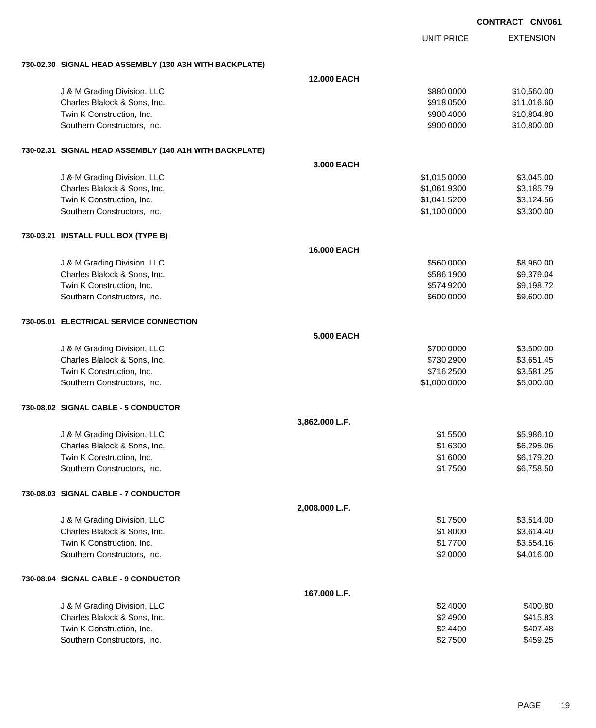**CONTRACT CNV061**

| | UNIT PRICE | EXTENSION |
|---|---|---|
| **730-02.30 SIGNAL HEAD ASSEMBLY (130 A3H WITH BACKPLATE)** | | |
| **12.000 EACH** | | |
| J & M Grading Division, LLC | $880.0000 | $10,560.00 |
| Charles Blalock & Sons, Inc. | $918.0500 | $11,016.60 |
| Twin K Construction, Inc. | $900.4000 | $10,804.80 |
| Southern Constructors, Inc. | $900.0000 | $10,800.00 |
| **730-02.31 SIGNAL HEAD ASSEMBLY (140 A1H WITH BACKPLATE)** | | |
| **3.000 EACH** | | |
| J & M Grading Division, LLC | $1,015.0000 | $3,045.00 |
| Charles Blalock & Sons, Inc. | $1,061.9300 | $3,185.79 |
| Twin K Construction, Inc. | $1,041.5200 | $3,124.56 |
| Southern Constructors, Inc. | $1,100.0000 | $3,300.00 |
| **730-03.21 INSTALL PULL BOX (TYPE B)** | | |
| **16.000 EACH** | | |
| J & M Grading Division, LLC | $560.0000 | $8,960.00 |
| Charles Blalock & Sons, Inc. | $586.1900 | $9,379.04 |
| Twin K Construction, Inc. | $574.9200 | $9,198.72 |
| Southern Constructors, Inc. | $600.0000 | $9,600.00 |
| **730-05.01 ELECTRICAL SERVICE CONNECTION** | | |
| **5.000 EACH** | | |
| J & M Grading Division, LLC | $700.0000 | $3,500.00 |
| Charles Blalock & Sons, Inc. | $730.2900 | $3,651.45 |
| Twin K Construction, Inc. | $716.2500 | $3,581.25 |
| Southern Constructors, Inc. | $1,000.0000 | $5,000.00 |
| **730-08.02 SIGNAL CABLE - 5 CONDUCTOR** | | |
| **3,862.000 L.F.** | | |
| J & M Grading Division, LLC | $1.5500 | $5,986.10 |
| Charles Blalock & Sons, Inc. | $1.6300 | $6,295.06 |
| Twin K Construction, Inc. | $1.6000 | $6,179.20 |
| Southern Constructors, Inc. | $1.7500 | $6,758.50 |
| **730-08.03 SIGNAL CABLE - 7 CONDUCTOR** | | |
| **2,008.000 L.F.** | | |
| J & M Grading Division, LLC | $1.7500 | $3,514.00 |
| Charles Blalock & Sons, Inc. | $1.8000 | $3,614.40 |
| Twin K Construction, Inc. | $1.7700 | $3,554.16 |
| Southern Constructors, Inc. | $2.0000 | $4,016.00 |
| **730-08.04 SIGNAL CABLE - 9 CONDUCTOR** | | |
| **167.000 L.F.** | | |
| J & M Grading Division, LLC | $2.4000 | $400.80 |
| Charles Blalock & Sons, Inc. | $2.4900 | $415.83 |
| Twin K Construction, Inc. | $2.4400 | $407.48 |
| Southern Constructors, Inc. | $2.7500 | $459.25 |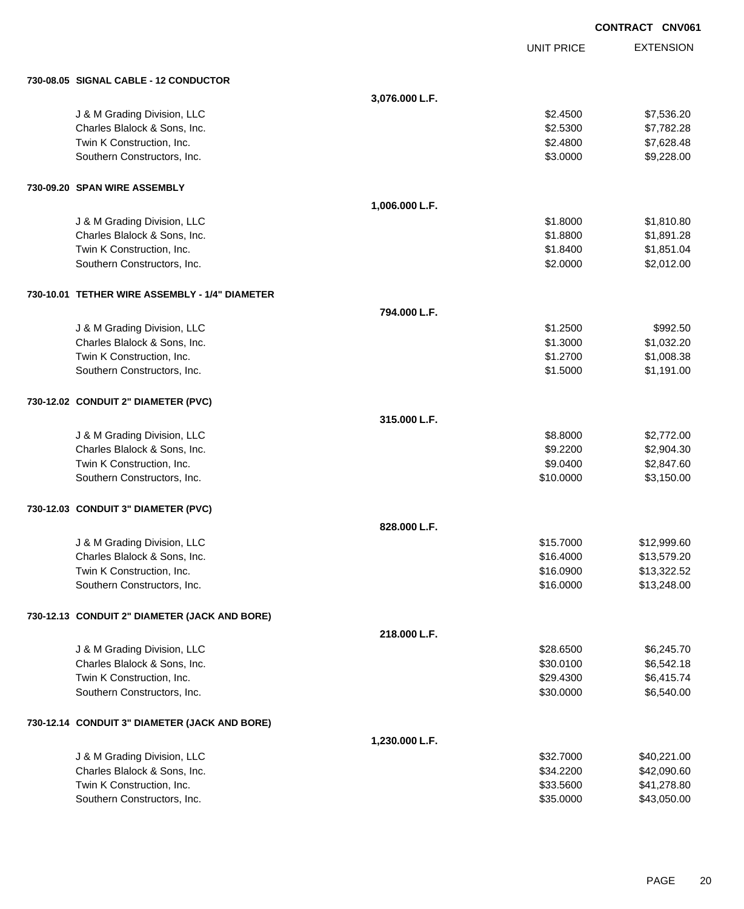**CONTRACT CNV061**

| | | UNIT PRICE | EXTENSION |
|---|---|---|---|
| **730-08.05 SIGNAL CABLE - 12 CONDUCTOR** | | | |
| | **3,076.000 L.F.** | | |
| J & M Grading Division, LLC | | $2.4500 | $7,536.20 |
| Charles Blalock & Sons, Inc. | | $2.5300 | $7,782.28 |
| Twin K Construction, Inc. | | $2.4800 | $7,628.48 |
| Southern Constructors, Inc. | | $3.0000 | $9,228.00 |
| **730-09.20 SPAN WIRE ASSEMBLY** | | | |
| | **1,006.000 L.F.** | | |
| J & M Grading Division, LLC | | $1.8000 | $1,810.80 |
| Charles Blalock & Sons, Inc. | | $1.8800 | $1,891.28 |
| Twin K Construction, Inc. | | $1.8400 | $1,851.04 |
| Southern Constructors, Inc. | | $2.0000 | $2,012.00 |
| **730-10.01 TETHER WIRE ASSEMBLY - 1/4" DIAMETER** | | | |
| | **794.000 L.F.** | | |
| J & M Grading Division, LLC | | $1.2500 | $992.50 |
| Charles Blalock & Sons, Inc. | | $1.3000 | $1,032.20 |
| Twin K Construction, Inc. | | $1.2700 | $1,008.38 |
| Southern Constructors, Inc. | | $1.5000 | $1,191.00 |
| **730-12.02 CONDUIT 2" DIAMETER (PVC)** | | | |
| | **315.000 L.F.** | | |
| J & M Grading Division, LLC | | $8.8000 | $2,772.00 |
| Charles Blalock & Sons, Inc. | | $9.2200 | $2,904.30 |
| Twin K Construction, Inc. | | $9.0400 | $2,847.60 |
| Southern Constructors, Inc. | | $10.0000 | $3,150.00 |
| **730-12.03 CONDUIT 3" DIAMETER (PVC)** | | | |
| | **828.000 L.F.** | | |
| J & M Grading Division, LLC | | $15.7000 | $12,999.60 |
| Charles Blalock & Sons, Inc. | | $16.4000 | $13,579.20 |
| Twin K Construction, Inc. | | $16.0900 | $13,322.52 |
| Southern Constructors, Inc. | | $16.0000 | $13,248.00 |
| **730-12.13 CONDUIT 2" DIAMETER (JACK AND BORE)** | | | |
| | **218.000 L.F.** | | |
| J & M Grading Division, LLC | | $28.6500 | $6,245.70 |
| Charles Blalock & Sons, Inc. | | $30.0100 | $6,542.18 |
| Twin K Construction, Inc. | | $29.4300 | $6,415.74 |
| Southern Constructors, Inc. | | $30.0000 | $6,540.00 |
| **730-12.14 CONDUIT 3" DIAMETER (JACK AND BORE)** | | | |
| | **1,230.000 L.F.** | | |
| J & M Grading Division, LLC | | $32.7000 | $40,221.00 |
| Charles Blalock & Sons, Inc. | | $34.2200 | $42,090.60 |
| Twin K Construction, Inc. | | $33.5600 | $41,278.80 |
| Southern Constructors, Inc. | | $35.0000 | $43,050.00 |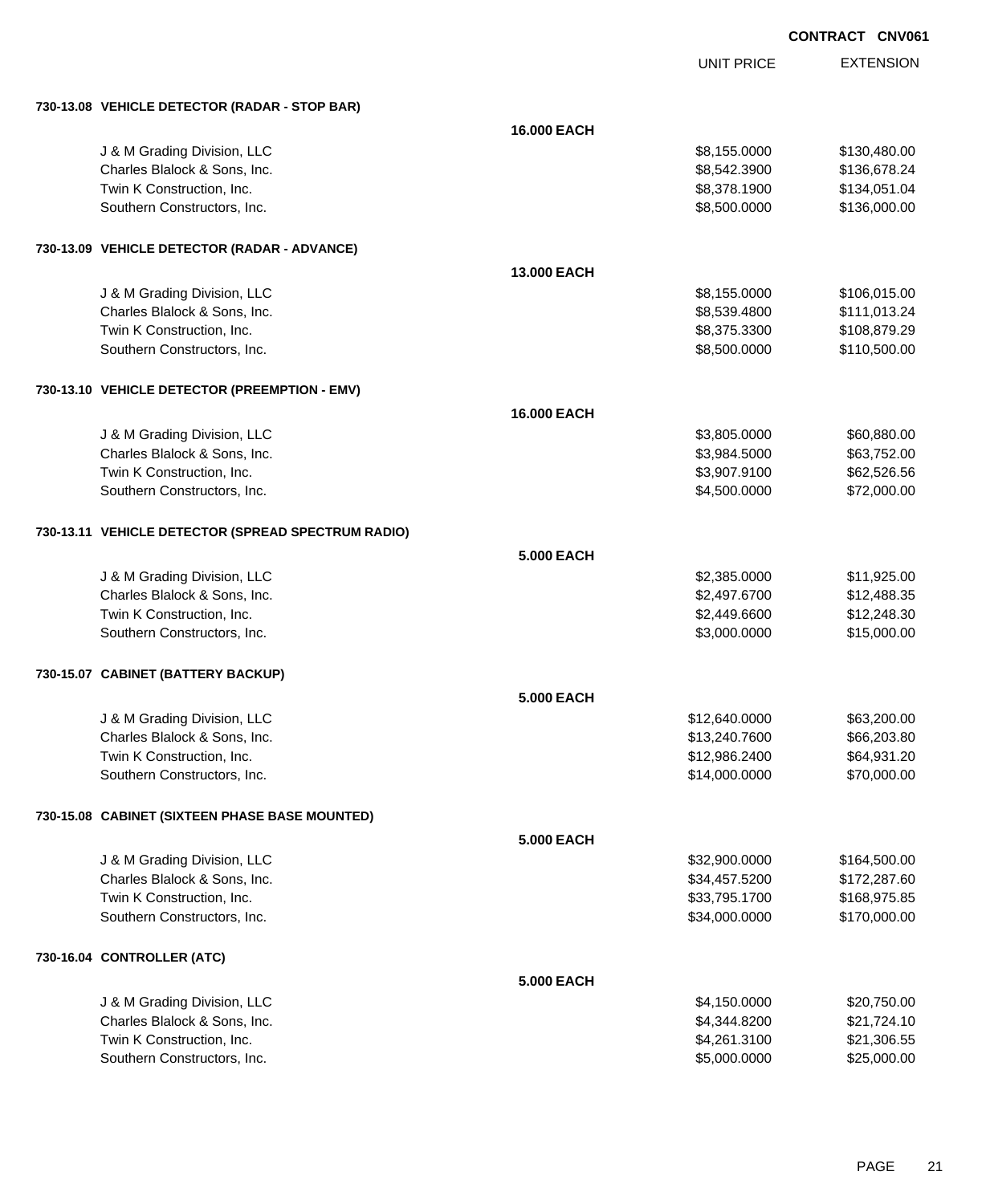CONTRACT CNV061

| | | UNIT PRICE | EXTENSION |
|---|---|---|---|
| **730-13.08 VEHICLE DETECTOR (RADAR - STOP BAR)** | | | |
| | **16.000 EACH** | | |
| J & M Grading Division, LLC | | $8,155.0000 | $130,480.00 |
| Charles Blalock & Sons, Inc. | | $8,542.3900 | $136,678.24 |
| Twin K Construction, Inc. | | $8,378.1900 | $134,051.04 |
| Southern Constructors, Inc. | | $8,500.0000 | $136,000.00 |
| **730-13.09 VEHICLE DETECTOR (RADAR - ADVANCE)** | | | |
| | **13.000 EACH** | | |
| J & M Grading Division, LLC | | $8,155.0000 | $106,015.00 |
| Charles Blalock & Sons, Inc. | | $8,539.4800 | $111,013.24 |
| Twin K Construction, Inc. | | $8,375.3300 | $108,879.29 |
| Southern Constructors, Inc. | | $8,500.0000 | $110,500.00 |
| **730-13.10 VEHICLE DETECTOR (PREEMPTION - EMV)** | | | |
| | **16.000 EACH** | | |
| J & M Grading Division, LLC | | $3,805.0000 | $60,880.00 |
| Charles Blalock & Sons, Inc. | | $3,984.5000 | $63,752.00 |
| Twin K Construction, Inc. | | $3,907.9100 | $62,526.56 |
| Southern Constructors, Inc. | | $4,500.0000 | $72,000.00 |
| **730-13.11 VEHICLE DETECTOR (SPREAD SPECTRUM RADIO)** | | | |
| | **5.000 EACH** | | |
| J & M Grading Division, LLC | | $2,385.0000 | $11,925.00 |
| Charles Blalock & Sons, Inc. | | $2,497.6700 | $12,488.35 |
| Twin K Construction, Inc. | | $2,449.6600 | $12,248.30 |
| Southern Constructors, Inc. | | $3,000.0000 | $15,000.00 |
| **730-15.07 CABINET (BATTERY BACKUP)** | | | |
| | **5.000 EACH** | | |
| J & M Grading Division, LLC | | $12,640.0000 | $63,200.00 |
| Charles Blalock & Sons, Inc. | | $13,240.7600 | $66,203.80 |
| Twin K Construction, Inc. | | $12,986.2400 | $64,931.20 |
| Southern Constructors, Inc. | | $14,000.0000 | $70,000.00 |
| **730-15.08 CABINET (SIXTEEN PHASE BASE MOUNTED)** | | | |
| | **5.000 EACH** | | |
| J & M Grading Division, LLC | | $32,900.0000 | $164,500.00 |
| Charles Blalock & Sons, Inc. | | $34,457.5200 | $172,287.60 |
| Twin K Construction, Inc. | | $33,795.1700 | $168,975.85 |
| Southern Constructors, Inc. | | $34,000.0000 | $170,000.00 |
| **730-16.04 CONTROLLER (ATC)** | | | |
| | **5.000 EACH** | | |
| J & M Grading Division, LLC | | $4,150.0000 | $20,750.00 |
| Charles Blalock & Sons, Inc. | | $4,344.8200 | $21,724.10 |
| Twin K Construction, Inc. | | $4,261.3100 | $21,306.55 |
| Southern Constructors, Inc. | | $5,000.0000 | $25,000.00 |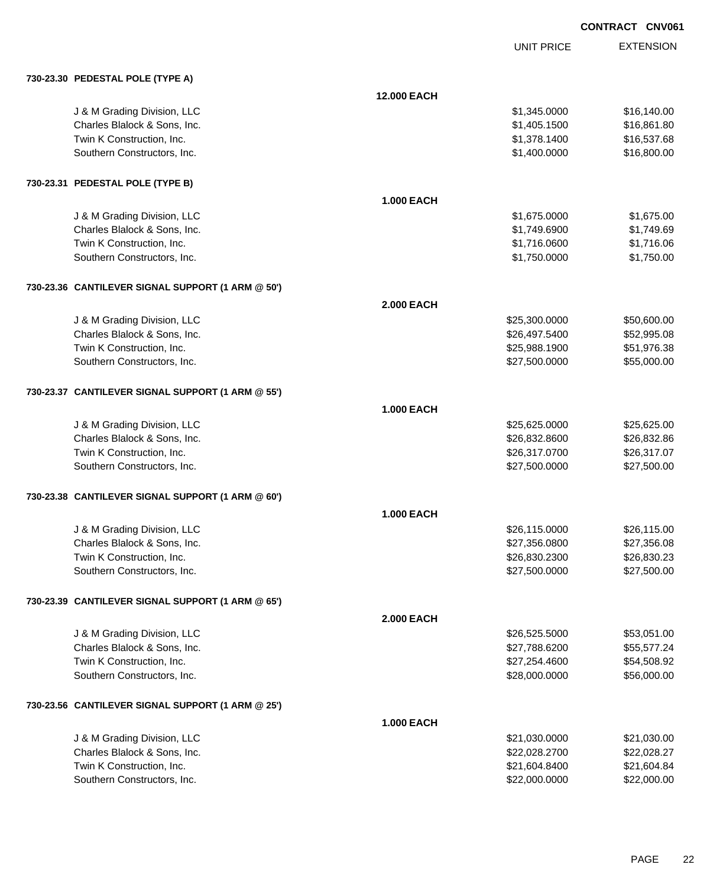**CONTRACT CNV061**

| | | UNIT PRICE | EXTENSION |
|---|---|---|---|
| **730-23.30 PEDESTAL POLE (TYPE A)** | | | |
| | **12.000 EACH** | | |
| J & M Grading Division, LLC | | $1,345.0000 | $16,140.00 |
| Charles Blalock & Sons, Inc. | | $1,405.1500 | $16,861.80 |
| Twin K Construction, Inc. | | $1,378.1400 | $16,537.68 |
| Southern Constructors, Inc. | | $1,400.0000 | $16,800.00 |
| **730-23.31 PEDESTAL POLE (TYPE B)** | | | |
| | **1.000 EACH** | | |
| J & M Grading Division, LLC | | $1,675.0000 | $1,675.00 |
| Charles Blalock & Sons, Inc. | | $1,749.6900 | $1,749.69 |
| Twin K Construction, Inc. | | $1,716.0600 | $1,716.06 |
| Southern Constructors, Inc. | | $1,750.0000 | $1,750.00 |
| **730-23.36 CANTILEVER SIGNAL SUPPORT (1 ARM @ 50')** | | | |
| | **2.000 EACH** | | |
| J & M Grading Division, LLC | | $25,300.0000 | $50,600.00 |
| Charles Blalock & Sons, Inc. | | $26,497.5400 | $52,995.08 |
| Twin K Construction, Inc. | | $25,988.1900 | $51,976.38 |
| Southern Constructors, Inc. | | $27,500.0000 | $55,000.00 |
| **730-23.37 CANTILEVER SIGNAL SUPPORT (1 ARM @ 55')** | | | |
| | **1.000 EACH** | | |
| J & M Grading Division, LLC | | $25,625.0000 | $25,625.00 |
| Charles Blalock & Sons, Inc. | | $26,832.8600 | $26,832.86 |
| Twin K Construction, Inc. | | $26,317.0700 | $26,317.07 |
| Southern Constructors, Inc. | | $27,500.0000 | $27,500.00 |
| **730-23.38 CANTILEVER SIGNAL SUPPORT (1 ARM @ 60')** | | | |
| | **1.000 EACH** | | |
| J & M Grading Division, LLC | | $26,115.0000 | $26,115.00 |
| Charles Blalock & Sons, Inc. | | $27,356.0800 | $27,356.08 |
| Twin K Construction, Inc. | | $26,830.2300 | $26,830.23 |
| Southern Constructors, Inc. | | $27,500.0000 | $27,500.00 |
| **730-23.39 CANTILEVER SIGNAL SUPPORT (1 ARM @ 65')** | | | |
| | **2.000 EACH** | | |
| J & M Grading Division, LLC | | $26,525.5000 | $53,051.00 |
| Charles Blalock & Sons, Inc. | | $27,788.6200 | $55,577.24 |
| Twin K Construction, Inc. | | $27,254.4600 | $54,508.92 |
| Southern Constructors, Inc. | | $28,000.0000 | $56,000.00 |
| **730-23.56 CANTILEVER SIGNAL SUPPORT (1 ARM @ 25')** | | | |
| | **1.000 EACH** | | |
| J & M Grading Division, LLC | | $21,030.0000 | $21,030.00 |
| Charles Blalock & Sons, Inc. | | $22,028.2700 | $22,028.27 |
| Twin K Construction, Inc. | | $21,604.8400 | $21,604.84 |
| Southern Constructors, Inc. | | $22,000.0000 | $22,000.00 |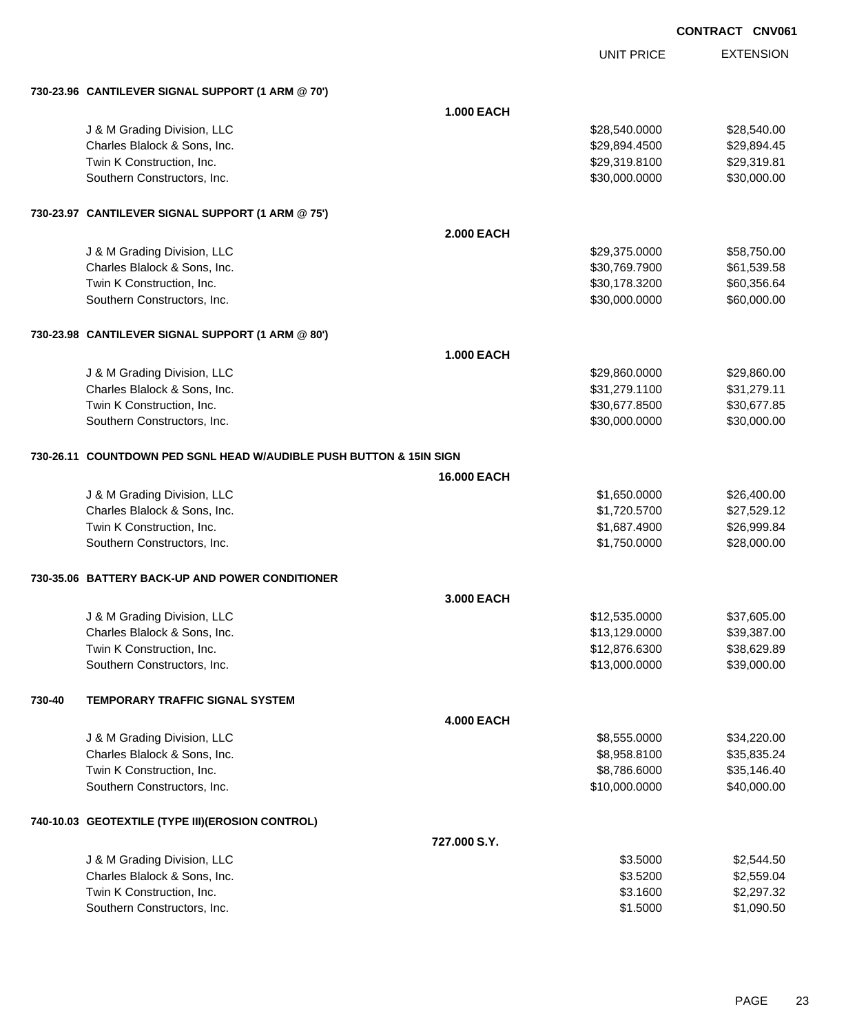**CONTRACT CNV061**

| | | UNIT PRICE | EXTENSION |
|---|---|---|---|
| **730-23.96 CANTILEVER SIGNAL SUPPORT (1 ARM @ 70')** | | | |
| | **1.000 EACH** | | |
| J & M Grading Division, LLC | | $28,540.0000 | $28,540.00 |
| Charles Blalock & Sons, Inc. | | $29,894.4500 | $29,894.45 |
| Twin K Construction, Inc. | | $29,319.8100 | $29,319.81 |
| Southern Constructors, Inc. | | $30,000.0000 | $30,000.00 |
| **730-23.97 CANTILEVER SIGNAL SUPPORT (1 ARM @ 75')** | | | |
| | **2.000 EACH** | | |
| J & M Grading Division, LLC | | $29,375.0000 | $58,750.00 |
| Charles Blalock & Sons, Inc. | | $30,769.7900 | $61,539.58 |
| Twin K Construction, Inc. | | $30,178.3200 | $60,356.64 |
| Southern Constructors, Inc. | | $30,000.0000 | $60,000.00 |
| **730-23.98 CANTILEVER SIGNAL SUPPORT (1 ARM @ 80')** | | | |
| | **1.000 EACH** | | |
| J & M Grading Division, LLC | | $29,860.0000 | $29,860.00 |
| Charles Blalock & Sons, Inc. | | $31,279.1100 | $31,279.11 |
| Twin K Construction, Inc. | | $30,677.8500 | $30,677.85 |
| Southern Constructors, Inc. | | $30,000.0000 | $30,000.00 |
| **730-26.11 COUNTDOWN PED SGNL HEAD W/AUDIBLE PUSH BUTTON & 15IN SIGN** | | | |
| | **16.000 EACH** | | |
| J & M Grading Division, LLC | | $1,650.0000 | $26,400.00 |
| Charles Blalock & Sons, Inc. | | $1,720.5700 | $27,529.12 |
| Twin K Construction, Inc. | | $1,687.4900 | $26,999.84 |
| Southern Constructors, Inc. | | $1,750.0000 | $28,000.00 |
| **730-35.06 BATTERY BACK-UP AND POWER CONDITIONER** | | | |
| | **3.000 EACH** | | |
| J & M Grading Division, LLC | | $12,535.0000 | $37,605.00 |
| Charles Blalock & Sons, Inc. | | $13,129.0000 | $39,387.00 |
| Twin K Construction, Inc. | | $12,876.6300 | $38,629.89 |
| Southern Constructors, Inc. | | $13,000.0000 | $39,000.00 |
| **730-40 TEMPORARY TRAFFIC SIGNAL SYSTEM** | | | |
| | **4.000 EACH** | | |
| J & M Grading Division, LLC | | $8,555.0000 | $34,220.00 |
| Charles Blalock & Sons, Inc. | | $8,958.8100 | $35,835.24 |
| Twin K Construction, Inc. | | $8,786.6000 | $35,146.40 |
| Southern Constructors, Inc. | | $10,000.0000 | $40,000.00 |
| **740-10.03 GEOTEXTILE (TYPE III)(EROSION CONTROL)** | | | |
| | **727.000 S.Y.** | | |
| J & M Grading Division, LLC | | $3.5000 | $2,544.50 |
| Charles Blalock & Sons, Inc. | | $3.5200 | $2,559.04 |
| Twin K Construction, Inc. | | $3.1600 | $2,297.32 |
| Southern Constructors, Inc. | | $1.5000 | $1,090.50 |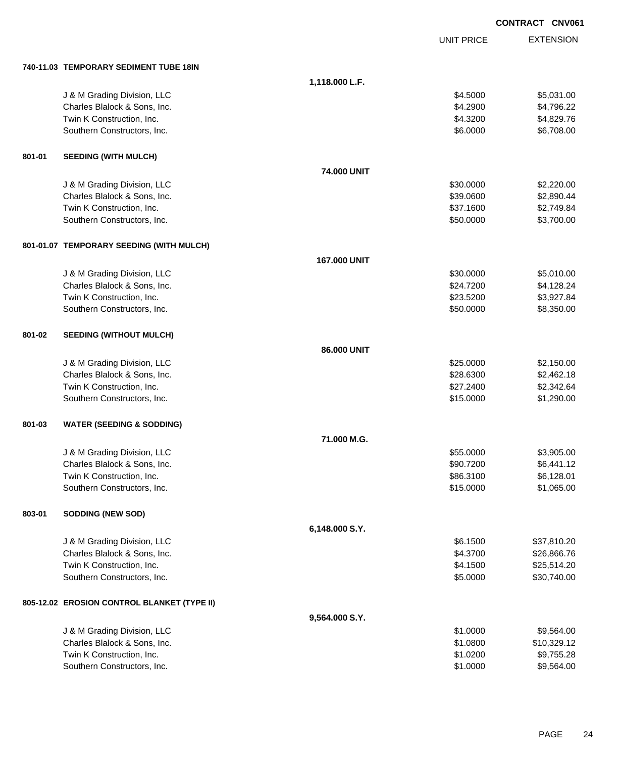**CONTRACT CNV061**

| | | | UNIT PRICE | EXTENSION |
|---|---|---|---|---|
| **740-11.03** | **TEMPORARY SEDIMENT TUBE 18IN** | | | |
| | | **1,118.000 L.F.** | | |
| | J & M Grading Division, LLC | | $4.5000 | $5,031.00 |
| | Charles Blalock & Sons, Inc. | | $4.2900 | $4,796.22 |
| | Twin K Construction, Inc. | | $4.3200 | $4,829.76 |
| | Southern Constructors, Inc. | | $6.0000 | $6,708.00 |
| **801-01** | **SEEDING (WITH MULCH)** | | | |
| | | **74.000 UNIT** | | |
| | J & M Grading Division, LLC | | $30.0000 | $2,220.00 |
| | Charles Blalock & Sons, Inc. | | $39.0600 | $2,890.44 |
| | Twin K Construction, Inc. | | $37.1600 | $2,749.84 |
| | Southern Constructors, Inc. | | $50.0000 | $3,700.00 |
| **801-01.07** | **TEMPORARY SEEDING (WITH MULCH)** | | | |
| | | **167.000 UNIT** | | |
| | J & M Grading Division, LLC | | $30.0000 | $5,010.00 |
| | Charles Blalock & Sons, Inc. | | $24.7200 | $4,128.24 |
| | Twin K Construction, Inc. | | $23.5200 | $3,927.84 |
| | Southern Constructors, Inc. | | $50.0000 | $8,350.00 |
| **801-02** | **SEEDING (WITHOUT MULCH)** | | | |
| | | **86.000 UNIT** | | |
| | J & M Grading Division, LLC | | $25.0000 | $2,150.00 |
| | Charles Blalock & Sons, Inc. | | $28.6300 | $2,462.18 |
| | Twin K Construction, Inc. | | $27.2400 | $2,342.64 |
| | Southern Constructors, Inc. | | $15.0000 | $1,290.00 |
| **801-03** | **WATER (SEEDING & SODDING)** | | | |
| | | **71.000 M.G.** | | |
| | J & M Grading Division, LLC | | $55.0000 | $3,905.00 |
| | Charles Blalock & Sons, Inc. | | $90.7200 | $6,441.12 |
| | Twin K Construction, Inc. | | $86.3100 | $6,128.01 |
| | Southern Constructors, Inc. | | $15.0000 | $1,065.00 |
| **803-01** | **SODDING (NEW SOD)** | | | |
| | | **6,148.000 S.Y.** | | |
| | J & M Grading Division, LLC | | $6.1500 | $37,810.20 |
| | Charles Blalock & Sons, Inc. | | $4.3700 | $26,866.76 |
| | Twin K Construction, Inc. | | $4.1500 | $25,514.20 |
| | Southern Constructors, Inc. | | $5.0000 | $30,740.00 |
| **805-12.02** | **EROSION CONTROL BLANKET (TYPE II)** | | | |
| | | **9,564.000 S.Y.** | | |
| | J & M Grading Division, LLC | | $1.0000 | $9,564.00 |
| | Charles Blalock & Sons, Inc. | | $1.0800 | $10,329.12 |
| | Twin K Construction, Inc. | | $1.0200 | $9,755.28 |
| | Southern Constructors, Inc. | | $1.0000 | $9,564.00 |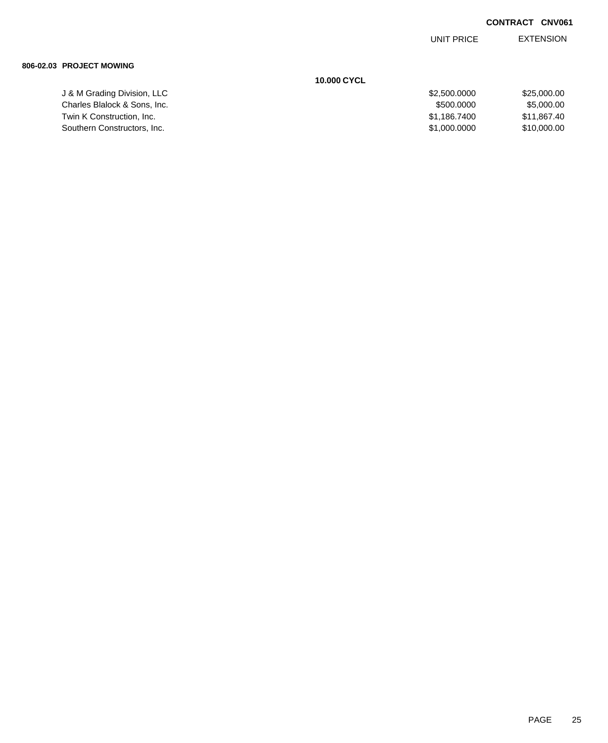**CONTRACT CNV061**

| | | UNIT PRICE | EXTENSION |
|---|---|---|---|
| **806-02.03 PROJECT MOWING** | | | |
| | **10.000 CYCL** | | |
| J & M Grading Division, LLC | | $2,500.0000 | $25,000.00 |
| Charles Blalock & Sons, Inc. | | $500.0000 | $5,000.00 |
| Twin K Construction, Inc. | | $1,186.7400 | $11,867.40 |
| Southern Constructors, Inc. | | $1,000.0000 | $10,000.00 |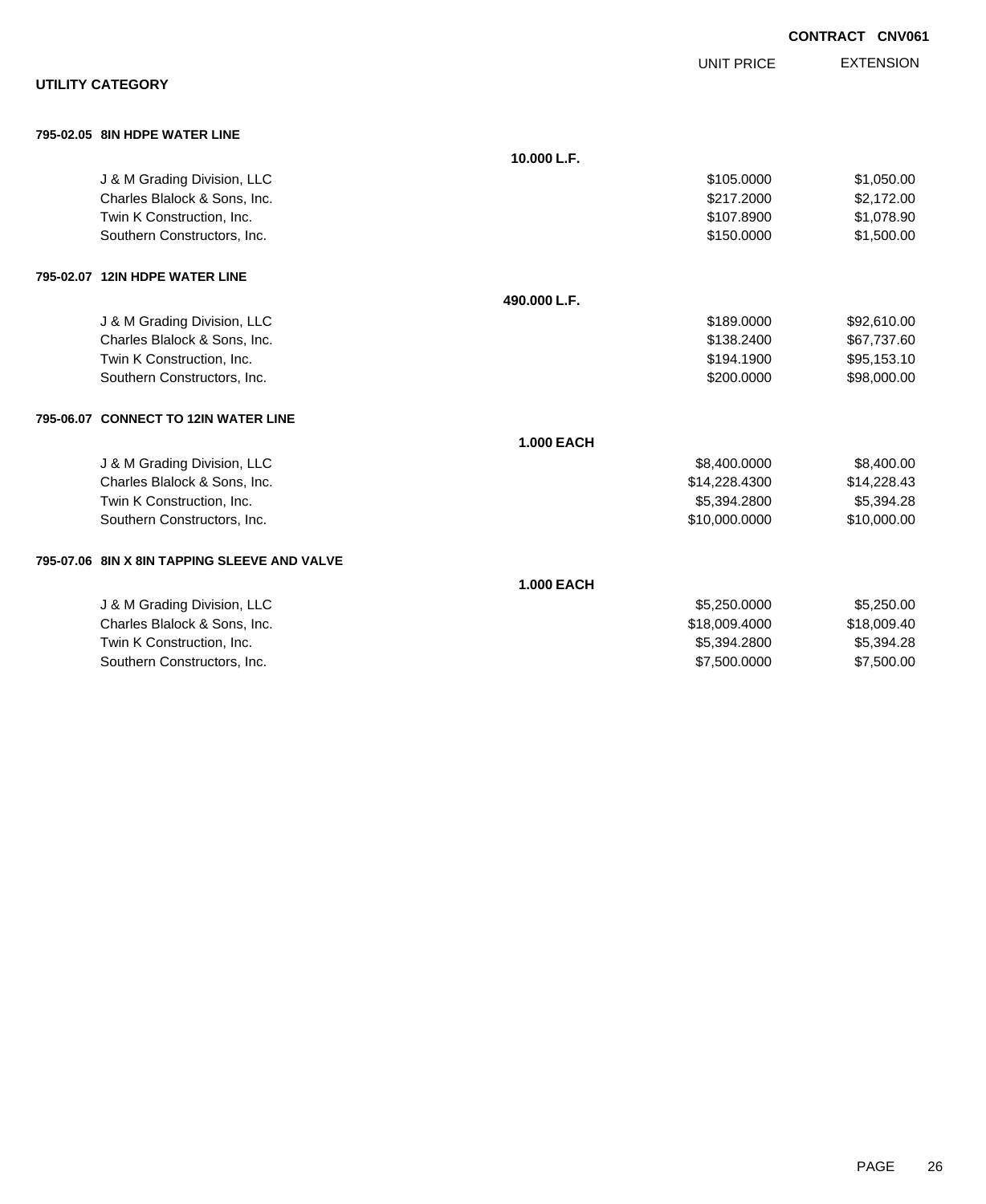CONTRACT CNV061

## UTILITY CATEGORY

| | | UNIT PRICE | EXTENSION |
|---|---|---|---|
| **795-02.05 8IN HDPE WATER LINE** | | | |
| | **10.000 L.F.** | | |
| J & M Grading Division, LLC | | $105.0000 | $1,050.00 |
| Charles Blalock & Sons, Inc. | | $217.2000 | $2,172.00 |
| Twin K Construction, Inc. | | $107.8900 | $1,078.90 |
| Southern Constructors, Inc. | | $150.0000 | $1,500.00 |
| **795-02.07 12IN HDPE WATER LINE** | | | |
| | **490.000 L.F.** | | |
| J & M Grading Division, LLC | | $189.0000 | $92,610.00 |
| Charles Blalock & Sons, Inc. | | $138.2400 | $67,737.60 |
| Twin K Construction, Inc. | | $194.1900 | $95,153.10 |
| Southern Constructors, Inc. | | $200.0000 | $98,000.00 |
| **795-06.07 CONNECT TO 12IN WATER LINE** | | | |
| | **1.000 EACH** | | |
| J & M Grading Division, LLC | | $8,400.0000 | $8,400.00 |
| Charles Blalock & Sons, Inc. | | $14,228.4300 | $14,228.43 |
| Twin K Construction, Inc. | | $5,394.2800 | $5,394.28 |
| Southern Constructors, Inc. | | $10,000.0000 | $10,000.00 |
| **795-07.06 8IN X 8IN TAPPING SLEEVE AND VALVE** | | | |
| | **1.000 EACH** | | |
| J & M Grading Division, LLC | | $5,250.0000 | $5,250.00 |
| Charles Blalock & Sons, Inc. | | $18,009.4000 | $18,009.40 |
| Twin K Construction, Inc. | | $5,394.2800 | $5,394.28 |
| Southern Constructors, Inc. | | $7,500.0000 | $7,500.00 |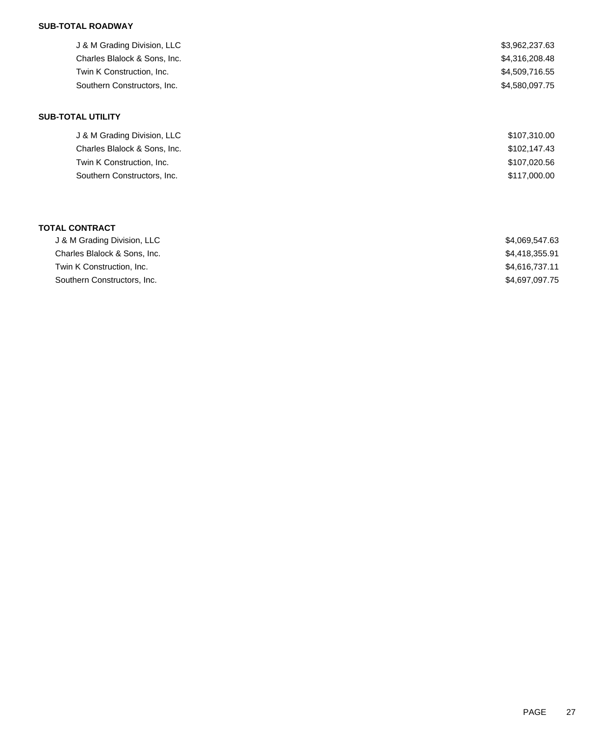**SUB-TOTAL ROADWAY**

| | |
|---|---|
| J & M Grading Division, LLC | $3,962,237.63 |
| Charles Blalock & Sons, Inc. | $4,316,208.48 |
| Twin K Construction, Inc. | $4,509,716.55 |
| Southern Constructors, Inc. | $4,580,097.75 |

**SUB-TOTAL UTILITY**

| | |
|---|---|
| J & M Grading Division, LLC | $107,310.00 |
| Charles Blalock & Sons, Inc. | $102,147.43 |
| Twin K Construction, Inc. | $107,020.56 |
| Southern Constructors, Inc. | $117,000.00 |

**TOTAL CONTRACT**

| | |
|---|---|
| J & M Grading Division, LLC | $4,069,547.63 |
| Charles Blalock & Sons, Inc. | $4,418,355.91 |
| Twin K Construction, Inc. | $4,616,737.11 |
| Southern Constructors, Inc. | $4,697,097.75 |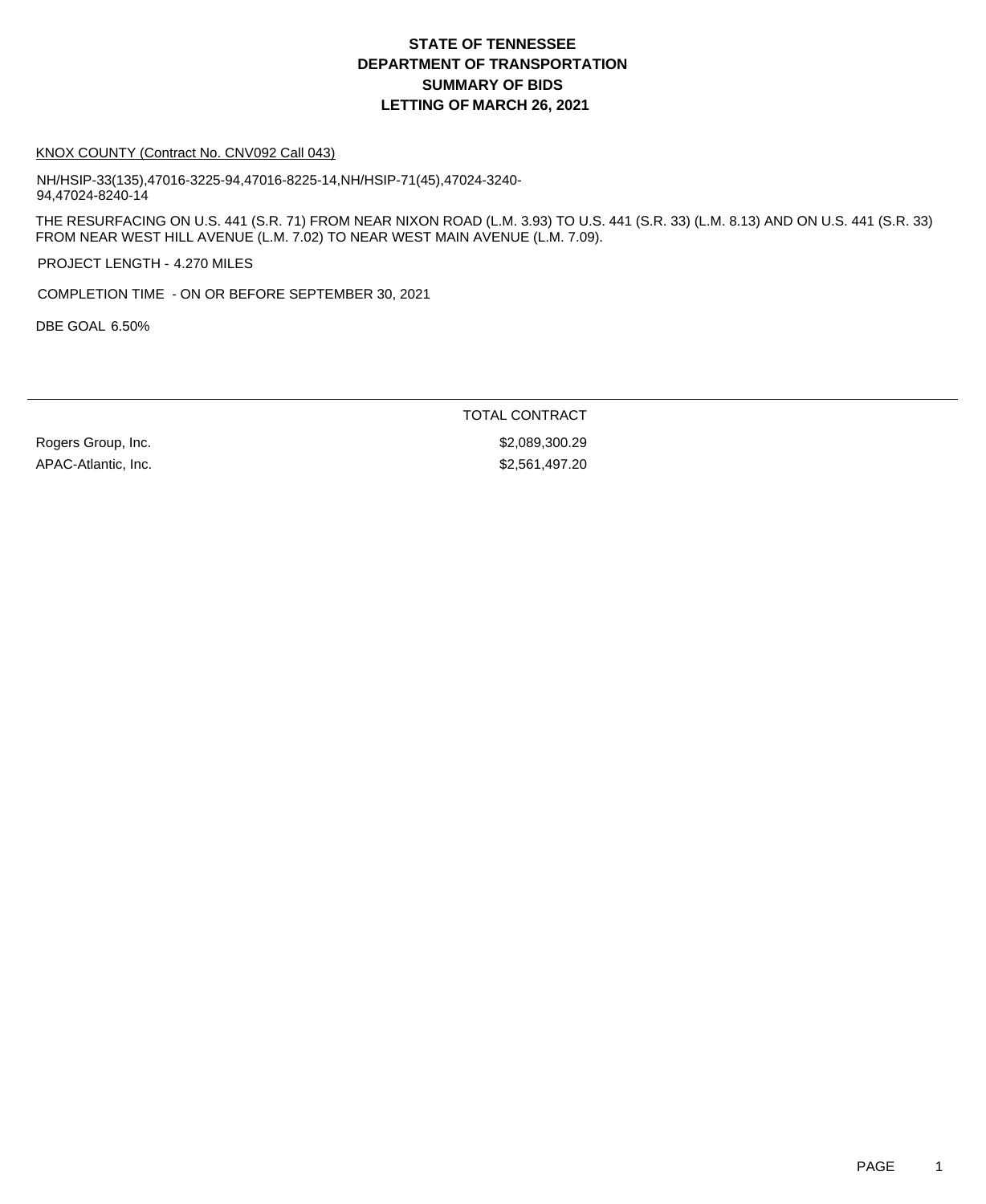# STATE OF TENNESSEE
# DEPARTMENT OF TRANSPORTATION
# SUMMARY OF BIDS
# LETTING OF MARCH 26, 2021

KNOX COUNTY (Contract No. CNV092 Call 043)

NH/HSIP-33(135),47016-3225-94,47016-8225-14,NH/HSIP-71(45),47024-3240-94,47024-8240-14

THE RESURFACING ON U.S. 441 (S.R. 71) FROM NEAR NIXON ROAD (L.M. 3.93) TO U.S. 441 (S.R. 33) (L.M. 8.13) AND ON U.S. 441 (S.R. 33) FROM NEAR WEST HILL AVENUE (L.M. 7.02) TO NEAR WEST MAIN AVENUE (L.M. 7.09).

PROJECT LENGTH - 4.270 MILES

COMPLETION TIME - ON OR BEFORE SEPTEMBER 30, 2021

DBE GOAL 6.50%

| | TOTAL CONTRACT |
|---|---|
| Rogers Group, Inc. | $2,089,300.29 |
| APAC-Atlantic, Inc. | $2,561,497.20 |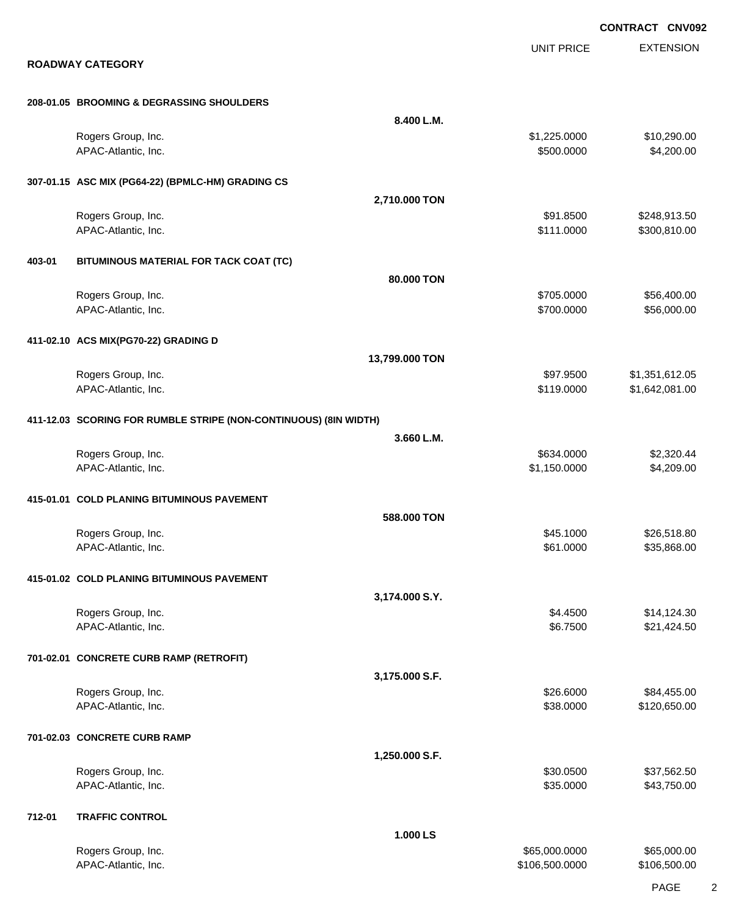**CONTRACT CNV092**

## ROADWAY CATEGORY

| | | | UNIT PRICE | EXTENSION |
|---|---|---|---|---|
| **208-01.05** | **BROOMING & DEGRASSING SHOULDERS** | | | |
| | | **8.400 L.M.** | | |
| | Rogers Group, Inc. | | $1,225.0000 | $10,290.00 |
| | APAC-Atlantic, Inc. | | $500.0000 | $4,200.00 |
| **307-01.15** | **ASC MIX (PG64-22) (BPMLC-HM) GRADING CS** | | | |
| | | **2,710.000 TON** | | |
| | Rogers Group, Inc. | | $91.8500 | $248,913.50 |
| | APAC-Atlantic, Inc. | | $111.0000 | $300,810.00 |
| **403-01** | **BITUMINOUS MATERIAL FOR TACK COAT (TC)** | | | |
| | | **80.000 TON** | | |
| | Rogers Group, Inc. | | $705.0000 | $56,400.00 |
| | APAC-Atlantic, Inc. | | $700.0000 | $56,000.00 |
| **411-02.10** | **ACS MIX(PG70-22) GRADING D** | | | |
| | | **13,799.000 TON** | | |
| | Rogers Group, Inc. | | $97.9500 | $1,351,612.05 |
| | APAC-Atlantic, Inc. | | $119.0000 | $1,642,081.00 |
| **411-12.03** | **SCORING FOR RUMBLE STRIPE (NON-CONTINUOUS) (8IN WIDTH)** | | | |
| | | **3.660 L.M.** | | |
| | Rogers Group, Inc. | | $634.0000 | $2,320.44 |
| | APAC-Atlantic, Inc. | | $1,150.0000 | $4,209.00 |
| **415-01.01** | **COLD PLANING BITUMINOUS PAVEMENT** | | | |
| | | **588.000 TON** | | |
| | Rogers Group, Inc. | | $45.1000 | $26,518.80 |
| | APAC-Atlantic, Inc. | | $61.0000 | $35,868.00 |
| **415-01.02** | **COLD PLANING BITUMINOUS PAVEMENT** | | | |
| | | **3,174.000 S.Y.** | | |
| | Rogers Group, Inc. | | $4.4500 | $14,124.30 |
| | APAC-Atlantic, Inc. | | $6.7500 | $21,424.50 |
| **701-02.01** | **CONCRETE CURB RAMP (RETROFIT)** | | | |
| | | **3,175.000 S.F.** | | |
| | Rogers Group, Inc. | | $26.6000 | $84,455.00 |
| | APAC-Atlantic, Inc. | | $38.0000 | $120,650.00 |
| **701-02.03** | **CONCRETE CURB RAMP** | | | |
| | | **1,250.000 S.F.** | | |
| | Rogers Group, Inc. | | $30.0500 | $37,562.50 |
| | APAC-Atlantic, Inc. | | $35.0000 | $43,750.00 |
| **712-01** | **TRAFFIC CONTROL** | | | |
| | | **1.000 LS** | | |
| | Rogers Group, Inc. | | $65,000.0000 | $65,000.00 |
| | APAC-Atlantic, Inc. | | $106,500.0000 | $106,500.00 |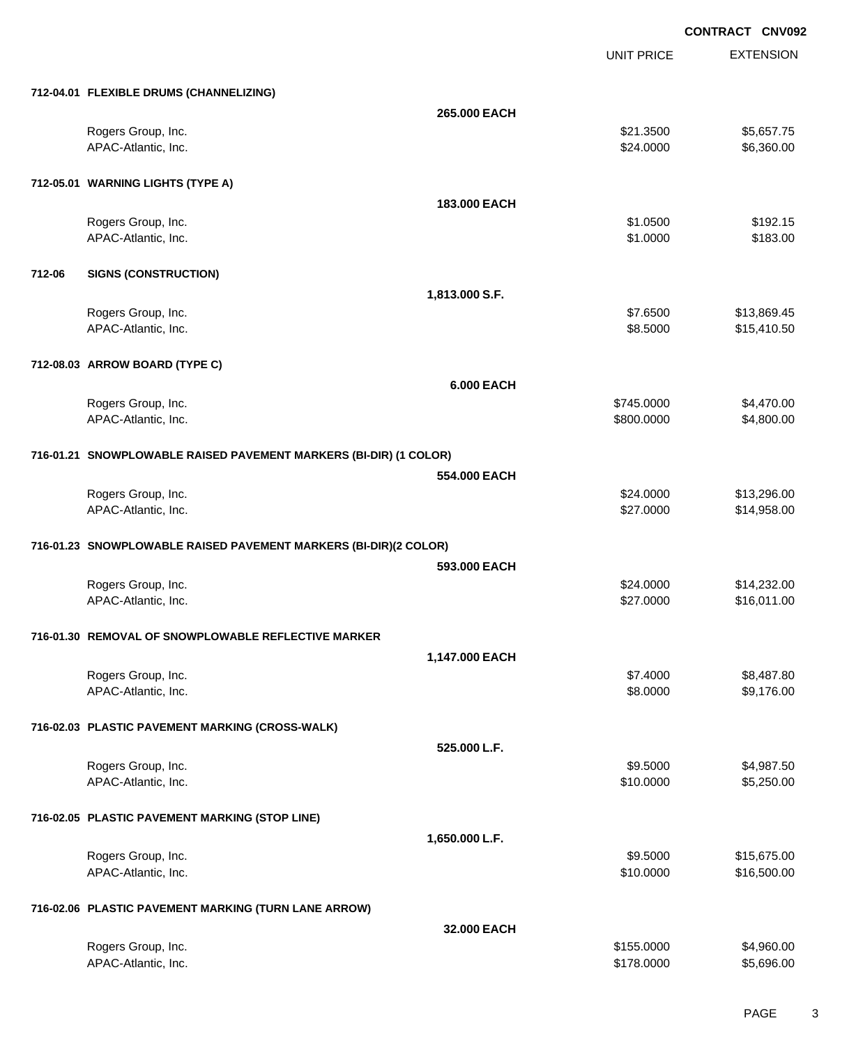**CONTRACT CNV092**

| | | UNIT PRICE | EXTENSION |
|---|---|---|---|
| **712-04.01 FLEXIBLE DRUMS (CHANNELIZING)** | | | |
| | **265.000 EACH** | | |
| Rogers Group, Inc. | | $21.3500 | $5,657.75 |
| APAC-Atlantic, Inc. | | $24.0000 | $6,360.00 |
| **712-05.01 WARNING LIGHTS (TYPE A)** | | | |
| | **183.000 EACH** | | |
| Rogers Group, Inc. | | $1.0500 | $192.15 |
| APAC-Atlantic, Inc. | | $1.0000 | $183.00 |
| **712-06 SIGNS (CONSTRUCTION)** | | | |
| | **1,813.000 S.F.** | | |
| Rogers Group, Inc. | | $7.6500 | $13,869.45 |
| APAC-Atlantic, Inc. | | $8.5000 | $15,410.50 |
| **712-08.03 ARROW BOARD (TYPE C)** | | | |
| | **6.000 EACH** | | |
| Rogers Group, Inc. | | $745.0000 | $4,470.00 |
| APAC-Atlantic, Inc. | | $800.0000 | $4,800.00 |
| **716-01.21 SNOWPLOWABLE RAISED PAVEMENT MARKERS (BI-DIR) (1 COLOR)** | | | |
| | **554.000 EACH** | | |
| Rogers Group, Inc. | | $24.0000 | $13,296.00 |
| APAC-Atlantic, Inc. | | $27.0000 | $14,958.00 |
| **716-01.23 SNOWPLOWABLE RAISED PAVEMENT MARKERS (BI-DIR)(2 COLOR)** | | | |
| | **593.000 EACH** | | |
| Rogers Group, Inc. | | $24.0000 | $14,232.00 |
| APAC-Atlantic, Inc. | | $27.0000 | $16,011.00 |
| **716-01.30 REMOVAL OF SNOWPLOWABLE REFLECTIVE MARKER** | | | |
| | **1,147.000 EACH** | | |
| Rogers Group, Inc. | | $7.4000 | $8,487.80 |
| APAC-Atlantic, Inc. | | $8.0000 | $9,176.00 |
| **716-02.03 PLASTIC PAVEMENT MARKING (CROSS-WALK)** | | | |
| | **525.000 L.F.** | | |
| Rogers Group, Inc. | | $9.5000 | $4,987.50 |
| APAC-Atlantic, Inc. | | $10.0000 | $5,250.00 |
| **716-02.05 PLASTIC PAVEMENT MARKING (STOP LINE)** | | | |
| | **1,650.000 L.F.** | | |
| Rogers Group, Inc. | | $9.5000 | $15,675.00 |
| APAC-Atlantic, Inc. | | $10.0000 | $16,500.00 |
| **716-02.06 PLASTIC PAVEMENT MARKING (TURN LANE ARROW)** | | | |
| | **32.000 EACH** | | |
| Rogers Group, Inc. | | $155.0000 | $4,960.00 |
| APAC-Atlantic, Inc. | | $178.0000 | $5,696.00 |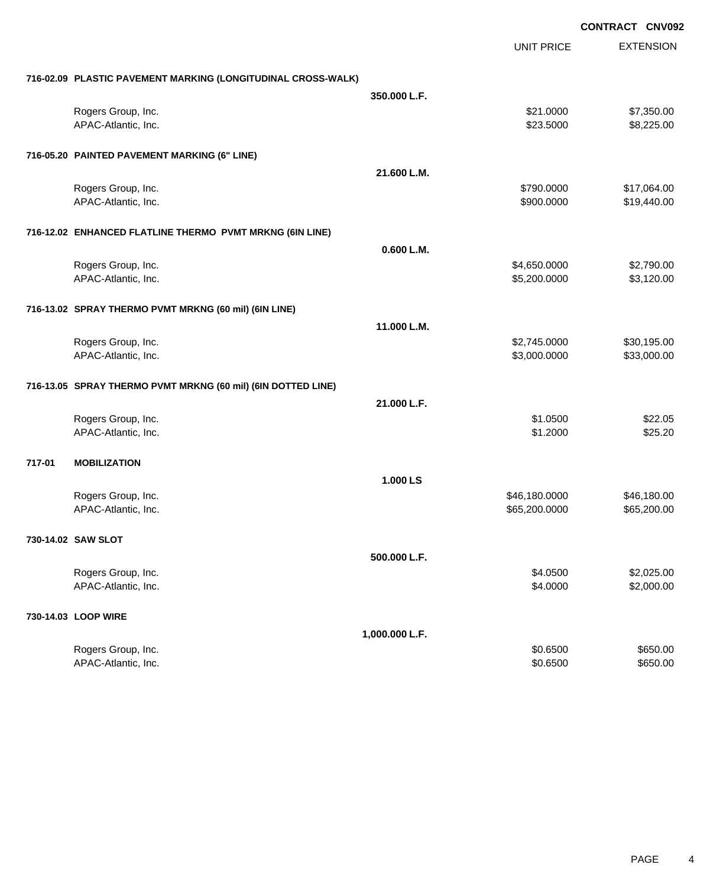**CONTRACT CNV092**

| | | UNIT PRICE | EXTENSION |
|---|---|---|---|
| **716-02.09 PLASTIC PAVEMENT MARKING (LONGITUDINAL CROSS-WALK)** | | | |
| | **350.000 L.F.** | | |
| Rogers Group, Inc. | | $21.0000 | $7,350.00 |
| APAC-Atlantic, Inc. | | $23.5000 | $8,225.00 |
| **716-05.20 PAINTED PAVEMENT MARKING (6" LINE)** | | | |
| | **21.600 L.M.** | | |
| Rogers Group, Inc. | | $790.0000 | $17,064.00 |
| APAC-Atlantic, Inc. | | $900.0000 | $19,440.00 |
| **716-12.02 ENHANCED FLATLINE THERMO PVMT MRKNG (6IN LINE)** | | | |
| | **0.600 L.M.** | | |
| Rogers Group, Inc. | | $4,650.0000 | $2,790.00 |
| APAC-Atlantic, Inc. | | $5,200.0000 | $3,120.00 |
| **716-13.02 SPRAY THERMO PVMT MRKNG (60 mil) (6IN LINE)** | | | |
| | **11.000 L.M.** | | |
| Rogers Group, Inc. | | $2,745.0000 | $30,195.00 |
| APAC-Atlantic, Inc. | | $3,000.0000 | $33,000.00 |
| **716-13.05 SPRAY THERMO PVMT MRKNG (60 mil) (6IN DOTTED LINE)** | | | |
| | **21.000 L.F.** | | |
| Rogers Group, Inc. | | $1.0500 | $22.05 |
| APAC-Atlantic, Inc. | | $1.2000 | $25.20 |
| **717-01 MOBILIZATION** | | | |
| | **1.000 LS** | | |
| Rogers Group, Inc. | | $46,180.0000 | $46,180.00 |
| APAC-Atlantic, Inc. | | $65,200.0000 | $65,200.00 |
| **730-14.02 SAW SLOT** | | | |
| | **500.000 L.F.** | | |
| Rogers Group, Inc. | | $4.0500 | $2,025.00 |
| APAC-Atlantic, Inc. | | $4.0000 | $2,000.00 |
| **730-14.03 LOOP WIRE** | | | |
| | **1,000.000 L.F.** | | |
| Rogers Group, Inc. | | $0.6500 | $650.00 |
| APAC-Atlantic, Inc. | | $0.6500 | $650.00 |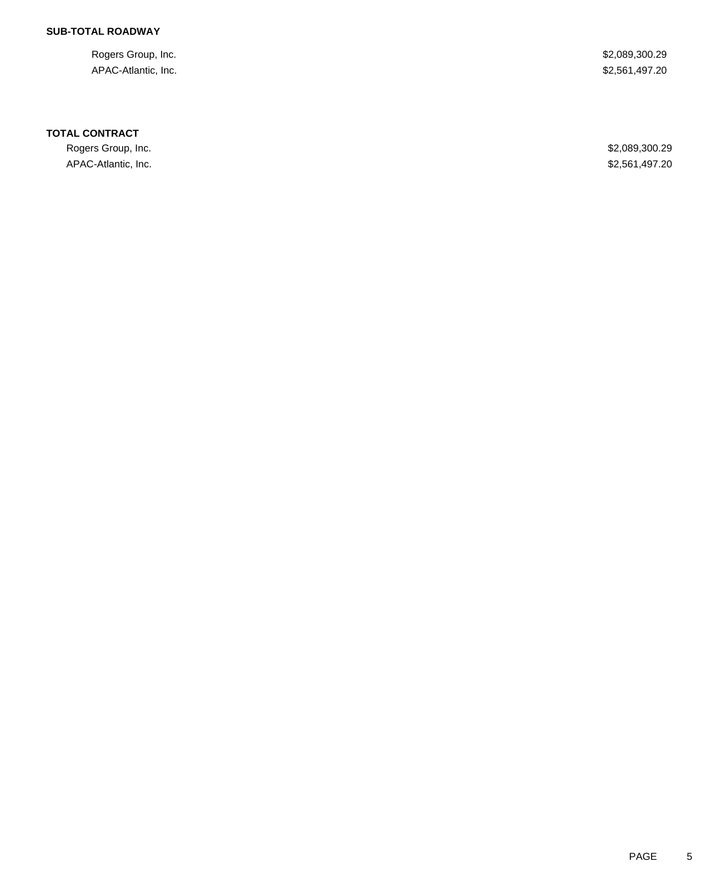**SUB-TOTAL ROADWAY**

| | |
|---|---|
| Rogers Group, Inc. | $2,089,300.29 |
| APAC-Atlantic, Inc. | $2,561,497.20 |

**TOTAL CONTRACT**

| | |
|---|---|
| Rogers Group, Inc. | $2,089,300.29 |
| APAC-Atlantic, Inc. | $2,561,497.20 |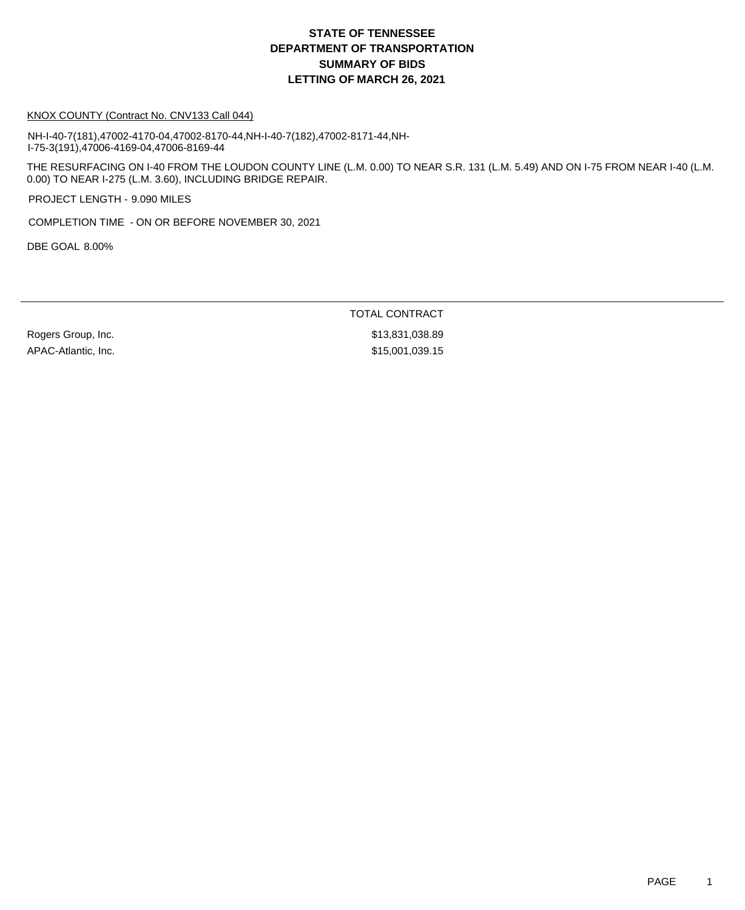# STATE OF TENNESSEE
# DEPARTMENT OF TRANSPORTATION
# SUMMARY OF BIDS
# LETTING OF MARCH 26, 2021

KNOX COUNTY (Contract No. CNV133 Call 044)

NH-I-40-7(181),47002-4170-04,47002-8170-44,NH-I-40-7(182),47002-8171-44,NH-I-75-3(191),47006-4169-04,47006-8169-44

THE RESURFACING ON I-40 FROM THE LOUDON COUNTY LINE (L.M. 0.00) TO NEAR S.R. 131 (L.M. 5.49) AND ON I-75 FROM NEAR I-40 (L.M. 0.00) TO NEAR I-275 (L.M. 3.60), INCLUDING BRIDGE REPAIR.

PROJECT LENGTH - 9.090 MILES

COMPLETION TIME - ON OR BEFORE NOVEMBER 30, 2021

DBE GOAL 8.00%

| | TOTAL CONTRACT |
|---|---|
| Rogers Group, Inc. | $13,831,038.89 |
| APAC-Atlantic, Inc. | $15,001,039.15 |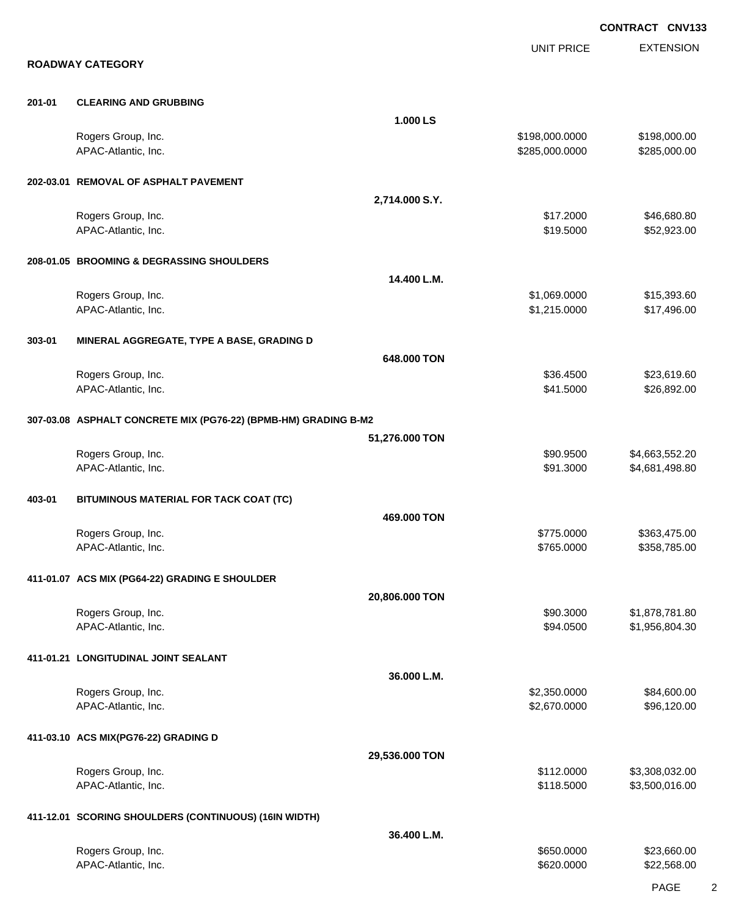**CONTRACT CNV133**

## ROADWAY CATEGORY

| | | | UNIT PRICE | EXTENSION |
|---|---|---|---|---|
| **201-01** | **CLEARING AND GRUBBING** | | | |
| | | **1.000 LS** | | |
| | Rogers Group, Inc. | | $198,000.0000 | $198,000.00 |
| | APAC-Atlantic, Inc. | | $285,000.0000 | $285,000.00 |
| **202-03.01** | **REMOVAL OF ASPHALT PAVEMENT** | | | |
| | | **2,714.000 S.Y.** | | |
| | Rogers Group, Inc. | | $17.2000 | $46,680.80 |
| | APAC-Atlantic, Inc. | | $19.5000 | $52,923.00 |
| **208-01.05** | **BROOMING & DEGRASSING SHOULDERS** | | | |
| | | **14.400 L.M.** | | |
| | Rogers Group, Inc. | | $1,069.0000 | $15,393.60 |
| | APAC-Atlantic, Inc. | | $1,215.0000 | $17,496.00 |
| **303-01** | **MINERAL AGGREGATE, TYPE A BASE, GRADING D** | | | |
| | | **648.000 TON** | | |
| | Rogers Group, Inc. | | $36.4500 | $23,619.60 |
| | APAC-Atlantic, Inc. | | $41.5000 | $26,892.00 |
| **307-03.08** | **ASPHALT CONCRETE MIX (PG76-22) (BPMB-HM) GRADING B-M2** | | | |
| | | **51,276.000 TON** | | |
| | Rogers Group, Inc. | | $90.9500 | $4,663,552.20 |
| | APAC-Atlantic, Inc. | | $91.3000 | $4,681,498.80 |
| **403-01** | **BITUMINOUS MATERIAL FOR TACK COAT (TC)** | | | |
| | | **469.000 TON** | | |
| | Rogers Group, Inc. | | $775.0000 | $363,475.00 |
| | APAC-Atlantic, Inc. | | $765.0000 | $358,785.00 |
| **411-01.07** | **ACS MIX (PG64-22) GRADING E SHOULDER** | | | |
| | | **20,806.000 TON** | | |
| | Rogers Group, Inc. | | $90.3000 | $1,878,781.80 |
| | APAC-Atlantic, Inc. | | $94.0500 | $1,956,804.30 |
| **411-01.21** | **LONGITUDINAL JOINT SEALANT** | | | |
| | | **36.000 L.M.** | | |
| | Rogers Group, Inc. | | $2,350.0000 | $84,600.00 |
| | APAC-Atlantic, Inc. | | $2,670.0000 | $96,120.00 |
| **411-03.10** | **ACS MIX(PG76-22) GRADING D** | | | |
| | | **29,536.000 TON** | | |
| | Rogers Group, Inc. | | $112.0000 | $3,308,032.00 |
| | APAC-Atlantic, Inc. | | $118.5000 | $3,500,016.00 |
| **411-12.01** | **SCORING SHOULDERS (CONTINUOUS) (16IN WIDTH)** | | | |
| | | **36.400 L.M.** | | |
| | Rogers Group, Inc. | | $650.0000 | $23,660.00 |
| | APAC-Atlantic, Inc. | | $620.0000 | $22,568.00 |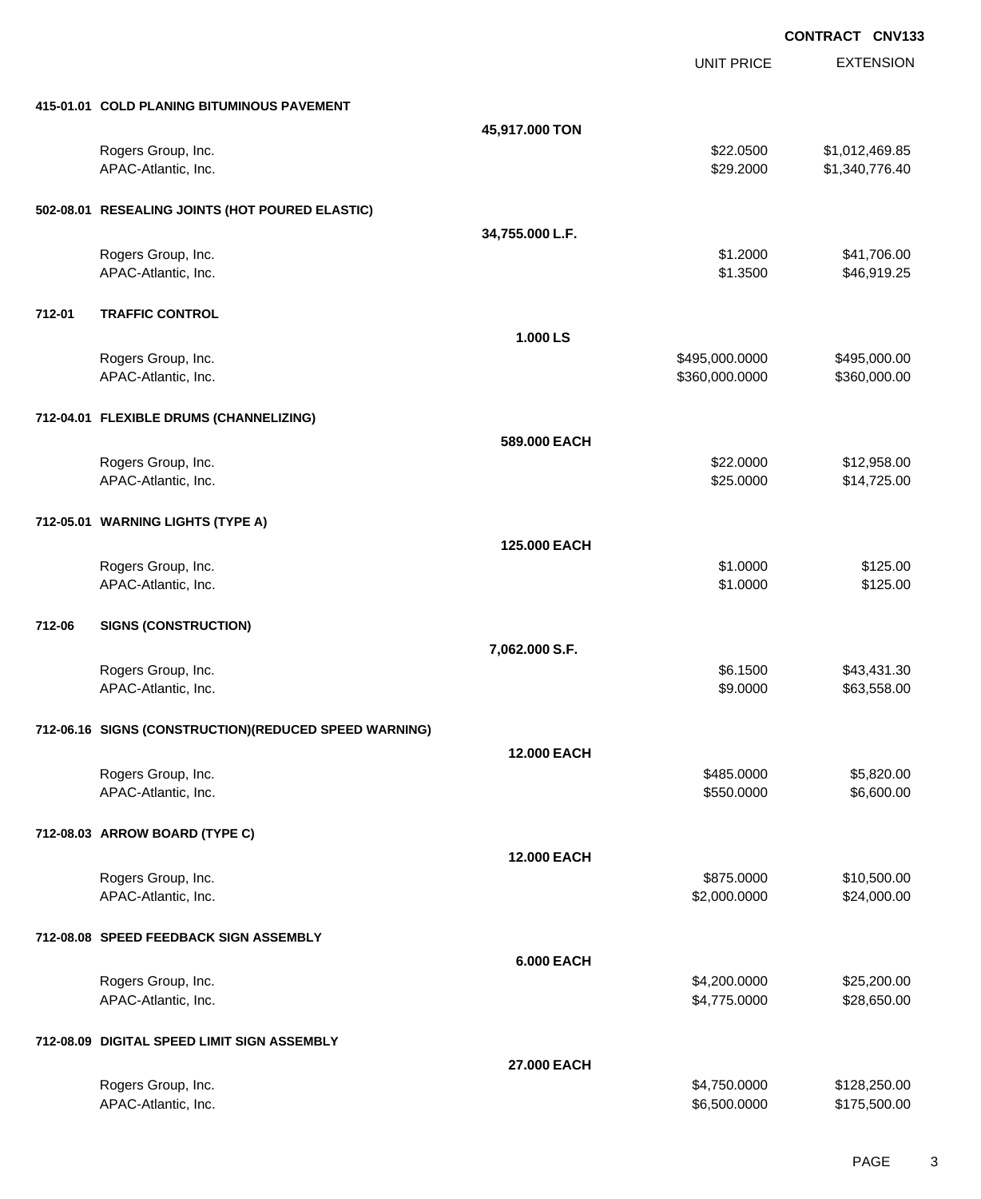**CONTRACT CNV133**

| | | | UNIT PRICE | EXTENSION |
|---|---|---|---|---|
| **415-01.01** | **COLD PLANING BITUMINOUS PAVEMENT** | | | |
| | | **45,917.000 TON** | | |
| | Rogers Group, Inc. | | $22.0500 | $1,012,469.85 |
| | APAC-Atlantic, Inc. | | $29.2000 | $1,340,776.40 |
| **502-08.01** | **RESEALING JOINTS (HOT POURED ELASTIC)** | | | |
| | | **34,755.000 L.F.** | | |
| | Rogers Group, Inc. | | $1.2000 | $41,706.00 |
| | APAC-Atlantic, Inc. | | $1.3500 | $46,919.25 |
| **712-01** | **TRAFFIC CONTROL** | | | |
| | | **1.000 LS** | | |
| | Rogers Group, Inc. | | $495,000.0000 | $495,000.00 |
| | APAC-Atlantic, Inc. | | $360,000.0000 | $360,000.00 |
| **712-04.01** | **FLEXIBLE DRUMS (CHANNELIZING)** | | | |
| | | **589.000 EACH** | | |
| | Rogers Group, Inc. | | $22.0000 | $12,958.00 |
| | APAC-Atlantic, Inc. | | $25.0000 | $14,725.00 |
| **712-05.01** | **WARNING LIGHTS (TYPE A)** | | | |
| | | **125.000 EACH** | | |
| | Rogers Group, Inc. | | $1.0000 | $125.00 |
| | APAC-Atlantic, Inc. | | $1.0000 | $125.00 |
| **712-06** | **SIGNS (CONSTRUCTION)** | | | |
| | | **7,062.000 S.F.** | | |
| | Rogers Group, Inc. | | $6.1500 | $43,431.30 |
| | APAC-Atlantic, Inc. | | $9.0000 | $63,558.00 |
| **712-06.16** | **SIGNS (CONSTRUCTION)(REDUCED SPEED WARNING)** | | | |
| | | **12.000 EACH** | | |
| | Rogers Group, Inc. | | $485.0000 | $5,820.00 |
| | APAC-Atlantic, Inc. | | $550.0000 | $6,600.00 |
| **712-08.03** | **ARROW BOARD (TYPE C)** | | | |
| | | **12.000 EACH** | | |
| | Rogers Group, Inc. | | $875.0000 | $10,500.00 |
| | APAC-Atlantic, Inc. | | $2,000.0000 | $24,000.00 |
| **712-08.08** | **SPEED FEEDBACK SIGN ASSEMBLY** | | | |
| | | **6.000 EACH** | | |
| | Rogers Group, Inc. | | $4,200.0000 | $25,200.00 |
| | APAC-Atlantic, Inc. | | $4,775.0000 | $28,650.00 |
| **712-08.09** | **DIGITAL SPEED LIMIT SIGN ASSEMBLY** | | | |
| | | **27.000 EACH** | | |
| | Rogers Group, Inc. | | $4,750.0000 | $128,250.00 |
| | APAC-Atlantic, Inc. | | $6,500.0000 | $175,500.00 |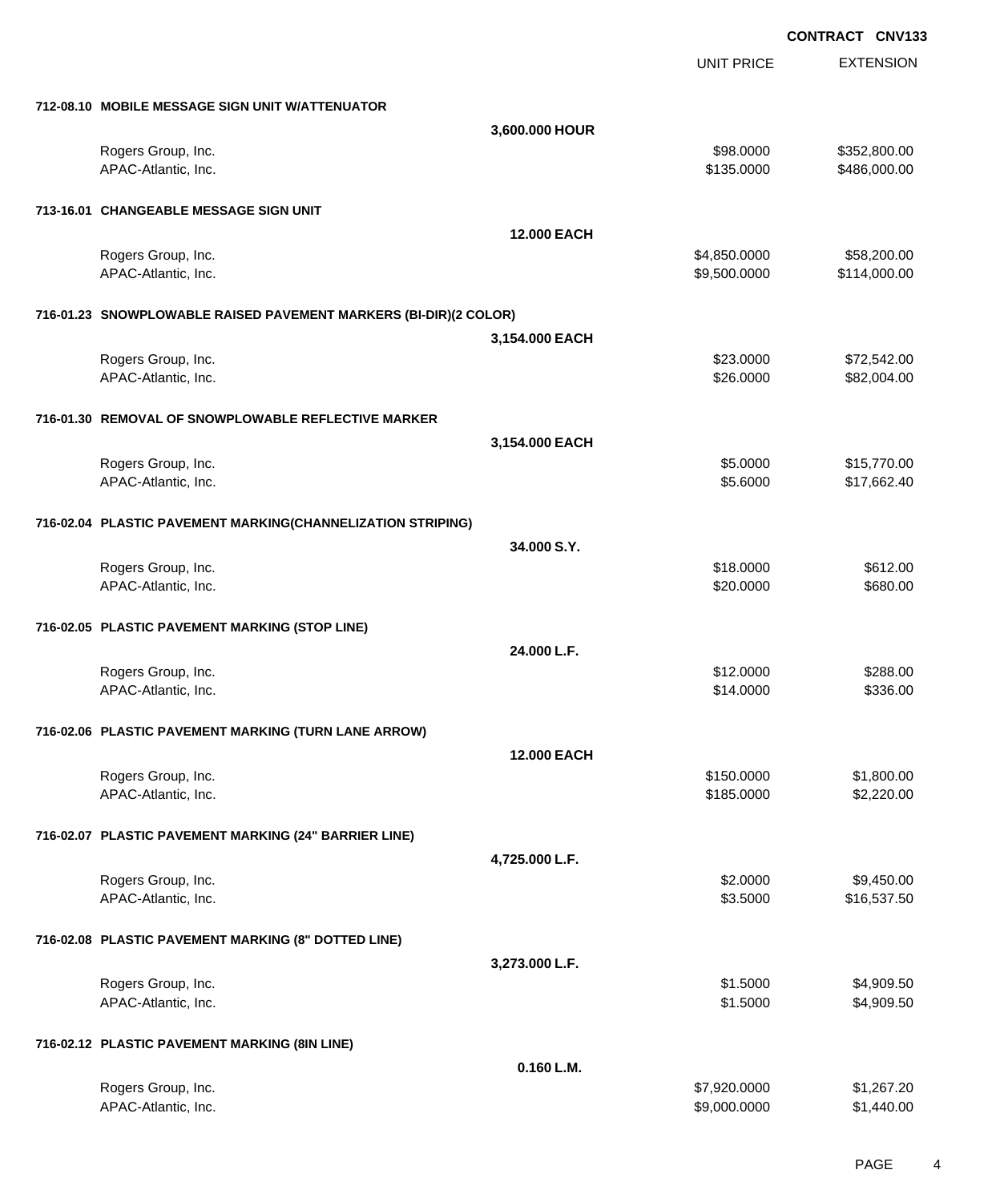**CONTRACT CNV133**

| | | UNIT PRICE | EXTENSION |
|---|---|---|---|
| **712-08.10 MOBILE MESSAGE SIGN UNIT W/ATTENUATOR** | | | |
| | **3,600.000 HOUR** | | |
| Rogers Group, Inc. | | $98.0000 | $352,800.00 |
| APAC-Atlantic, Inc. | | $135.0000 | $486,000.00 |
| **713-16.01 CHANGEABLE MESSAGE SIGN UNIT** | | | |
| | **12.000 EACH** | | |
| Rogers Group, Inc. | | $4,850.0000 | $58,200.00 |
| APAC-Atlantic, Inc. | | $9,500.0000 | $114,000.00 |
| **716-01.23 SNOWPLOWABLE RAISED PAVEMENT MARKERS (BI-DIR)(2 COLOR)** | | | |
| | **3,154.000 EACH** | | |
| Rogers Group, Inc. | | $23.0000 | $72,542.00 |
| APAC-Atlantic, Inc. | | $26.0000 | $82,004.00 |
| **716-01.30 REMOVAL OF SNOWPLOWABLE REFLECTIVE MARKER** | | | |
| | **3,154.000 EACH** | | |
| Rogers Group, Inc. | | $5.0000 | $15,770.00 |
| APAC-Atlantic, Inc. | | $5.6000 | $17,662.40 |
| **716-02.04 PLASTIC PAVEMENT MARKING(CHANNELIZATION STRIPING)** | | | |
| | **34.000 S.Y.** | | |
| Rogers Group, Inc. | | $18.0000 | $612.00 |
| APAC-Atlantic, Inc. | | $20.0000 | $680.00 |
| **716-02.05 PLASTIC PAVEMENT MARKING (STOP LINE)** | | | |
| | **24.000 L.F.** | | |
| Rogers Group, Inc. | | $12.0000 | $288.00 |
| APAC-Atlantic, Inc. | | $14.0000 | $336.00 |
| **716-02.06 PLASTIC PAVEMENT MARKING (TURN LANE ARROW)** | | | |
| | **12.000 EACH** | | |
| Rogers Group, Inc. | | $150.0000 | $1,800.00 |
| APAC-Atlantic, Inc. | | $185.0000 | $2,220.00 |
| **716-02.07 PLASTIC PAVEMENT MARKING (24" BARRIER LINE)** | | | |
| | **4,725.000 L.F.** | | |
| Rogers Group, Inc. | | $2.0000 | $9,450.00 |
| APAC-Atlantic, Inc. | | $3.5000 | $16,537.50 |
| **716-02.08 PLASTIC PAVEMENT MARKING (8" DOTTED LINE)** | | | |
| | **3,273.000 L.F.** | | |
| Rogers Group, Inc. | | $1.5000 | $4,909.50 |
| APAC-Atlantic, Inc. | | $1.5000 | $4,909.50 |
| **716-02.12 PLASTIC PAVEMENT MARKING (8IN LINE)** | | | |
| | **0.160 L.M.** | | |
| Rogers Group, Inc. | | $7,920.0000 | $1,267.20 |
| APAC-Atlantic, Inc. | | $9,000.0000 | $1,440.00 |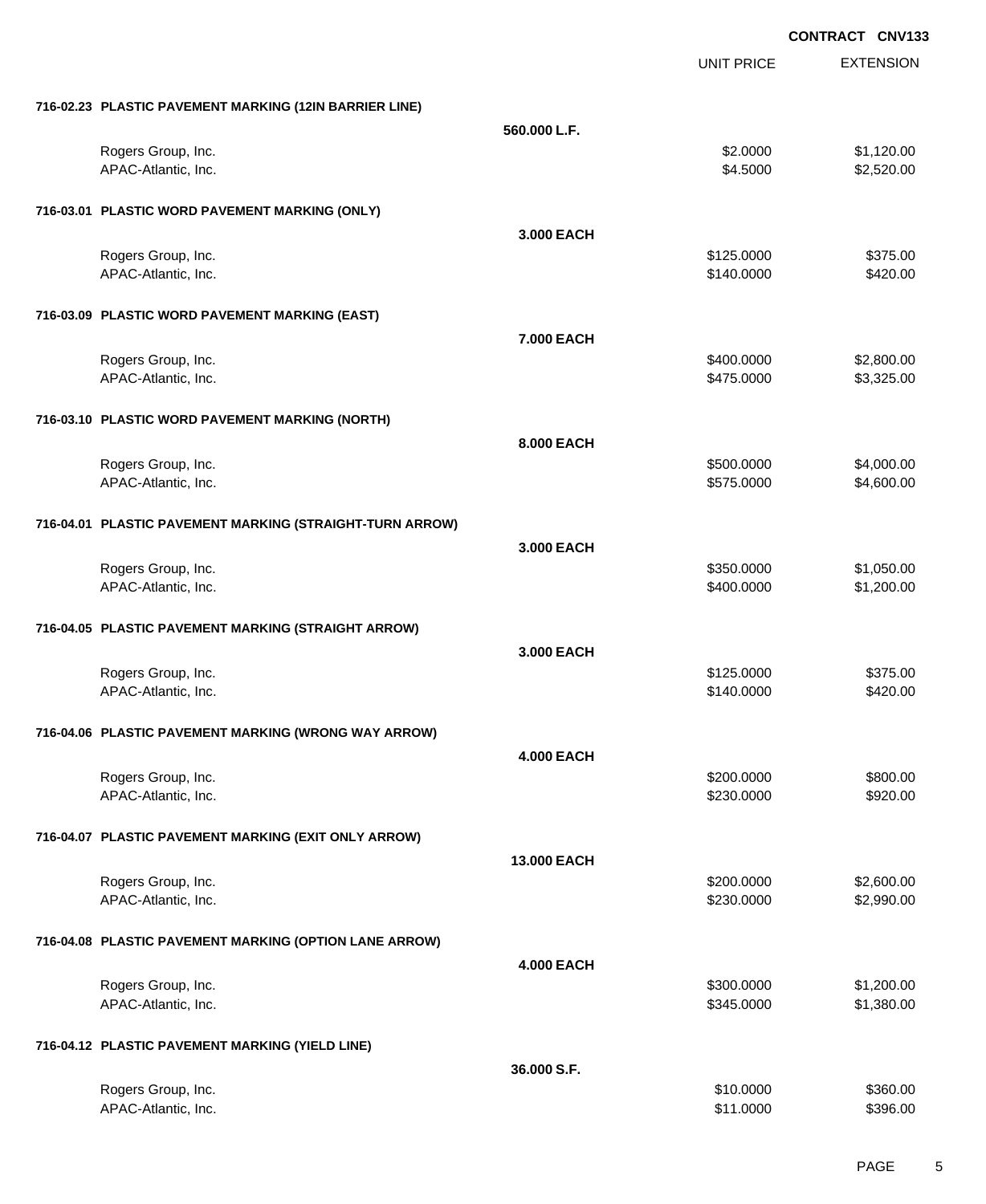**CONTRACT CNV133**

| | | UNIT PRICE | EXTENSION |
|---|---|---|---|
| **716-02.23 PLASTIC PAVEMENT MARKING (12IN BARRIER LINE)** | | | |
| | **560.000 L.F.** | | |
| Rogers Group, Inc. | | $2.0000 | $1,120.00 |
| APAC-Atlantic, Inc. | | $4.5000 | $2,520.00 |
| **716-03.01 PLASTIC WORD PAVEMENT MARKING (ONLY)** | | | |
| | **3.000 EACH** | | |
| Rogers Group, Inc. | | $125.0000 | $375.00 |
| APAC-Atlantic, Inc. | | $140.0000 | $420.00 |
| **716-03.09 PLASTIC WORD PAVEMENT MARKING (EAST)** | | | |
| | **7.000 EACH** | | |
| Rogers Group, Inc. | | $400.0000 | $2,800.00 |
| APAC-Atlantic, Inc. | | $475.0000 | $3,325.00 |
| **716-03.10 PLASTIC WORD PAVEMENT MARKING (NORTH)** | | | |
| | **8.000 EACH** | | |
| Rogers Group, Inc. | | $500.0000 | $4,000.00 |
| APAC-Atlantic, Inc. | | $575.0000 | $4,600.00 |
| **716-04.01 PLASTIC PAVEMENT MARKING (STRAIGHT-TURN ARROW)** | | | |
| | **3.000 EACH** | | |
| Rogers Group, Inc. | | $350.0000 | $1,050.00 |
| APAC-Atlantic, Inc. | | $400.0000 | $1,200.00 |
| **716-04.05 PLASTIC PAVEMENT MARKING (STRAIGHT ARROW)** | | | |
| | **3.000 EACH** | | |
| Rogers Group, Inc. | | $125.0000 | $375.00 |
| APAC-Atlantic, Inc. | | $140.0000 | $420.00 |
| **716-04.06 PLASTIC PAVEMENT MARKING (WRONG WAY ARROW)** | | | |
| | **4.000 EACH** | | |
| Rogers Group, Inc. | | $200.0000 | $800.00 |
| APAC-Atlantic, Inc. | | $230.0000 | $920.00 |
| **716-04.07 PLASTIC PAVEMENT MARKING (EXIT ONLY ARROW)** | | | |
| | **13.000 EACH** | | |
| Rogers Group, Inc. | | $200.0000 | $2,600.00 |
| APAC-Atlantic, Inc. | | $230.0000 | $2,990.00 |
| **716-04.08 PLASTIC PAVEMENT MARKING (OPTION LANE ARROW)** | | | |
| | **4.000 EACH** | | |
| Rogers Group, Inc. | | $300.0000 | $1,200.00 |
| APAC-Atlantic, Inc. | | $345.0000 | $1,380.00 |
| **716-04.12 PLASTIC PAVEMENT MARKING (YIELD LINE)** | | | |
| | **36.000 S.F.** | | |
| Rogers Group, Inc. | | $10.0000 | $360.00 |
| APAC-Atlantic, Inc. | | $11.0000 | $396.00 |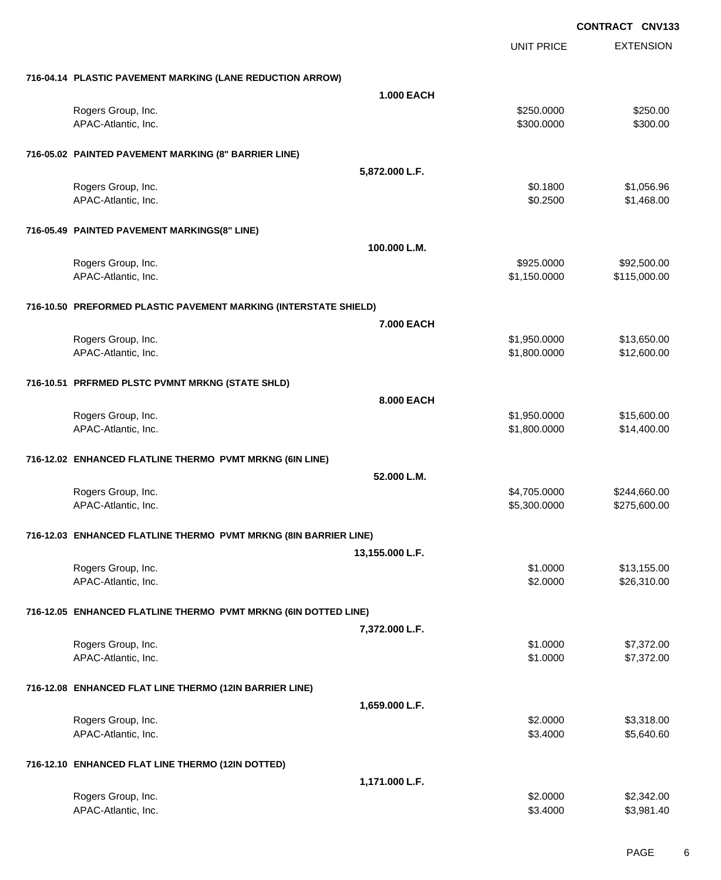**CONTRACT CNV133**

| | UNIT PRICE | EXTENSION |
|---|---|---|
| **716-04.14 PLASTIC PAVEMENT MARKING (LANE REDUCTION ARROW)** | | |
| **1.000 EACH** | | |
| Rogers Group, Inc. | $250.0000 | $250.00 |
| APAC-Atlantic, Inc. | $300.0000 | $300.00 |
| **716-05.02 PAINTED PAVEMENT MARKING (8" BARRIER LINE)** | | |
| **5,872.000 L.F.** | | |
| Rogers Group, Inc. | $0.1800 | $1,056.96 |
| APAC-Atlantic, Inc. | $0.2500 | $1,468.00 |
| **716-05.49 PAINTED PAVEMENT MARKINGS(8" LINE)** | | |
| **100.000 L.M.** | | |
| Rogers Group, Inc. | $925.0000 | $92,500.00 |
| APAC-Atlantic, Inc. | $1,150.0000 | $115,000.00 |
| **716-10.50 PREFORMED PLASTIC PAVEMENT MARKING (INTERSTATE SHIELD)** | | |
| **7.000 EACH** | | |
| Rogers Group, Inc. | $1,950.0000 | $13,650.00 |
| APAC-Atlantic, Inc. | $1,800.0000 | $12,600.00 |
| **716-10.51 PRFRMED PLSTC PVMNT MRKNG (STATE SHLD)** | | |
| **8.000 EACH** | | |
| Rogers Group, Inc. | $1,950.0000 | $15,600.00 |
| APAC-Atlantic, Inc. | $1,800.0000 | $14,400.00 |
| **716-12.02 ENHANCED FLATLINE THERMO PVMT MRKNG (6IN LINE)** | | |
| **52.000 L.M.** | | |
| Rogers Group, Inc. | $4,705.0000 | $244,660.00 |
| APAC-Atlantic, Inc. | $5,300.0000 | $275,600.00 |
| **716-12.03 ENHANCED FLATLINE THERMO PVMT MRKNG (8IN BARRIER LINE)** | | |
| **13,155.000 L.F.** | | |
| Rogers Group, Inc. | $1.0000 | $13,155.00 |
| APAC-Atlantic, Inc. | $2.0000 | $26,310.00 |
| **716-12.05 ENHANCED FLATLINE THERMO PVMT MRKNG (6IN DOTTED LINE)** | | |
| **7,372.000 L.F.** | | |
| Rogers Group, Inc. | $1.0000 | $7,372.00 |
| APAC-Atlantic, Inc. | $1.0000 | $7,372.00 |
| **716-12.08 ENHANCED FLAT LINE THERMO (12IN BARRIER LINE)** | | |
| **1,659.000 L.F.** | | |
| Rogers Group, Inc. | $2.0000 | $3,318.00 |
| APAC-Atlantic, Inc. | $3.4000 | $5,640.60 |
| **716-12.10 ENHANCED FLAT LINE THERMO (12IN DOTTED)** | | |
| **1,171.000 L.F.** | | |
| Rogers Group, Inc. | $2.0000 | $2,342.00 |
| APAC-Atlantic, Inc. | $3.4000 | $3,981.40 |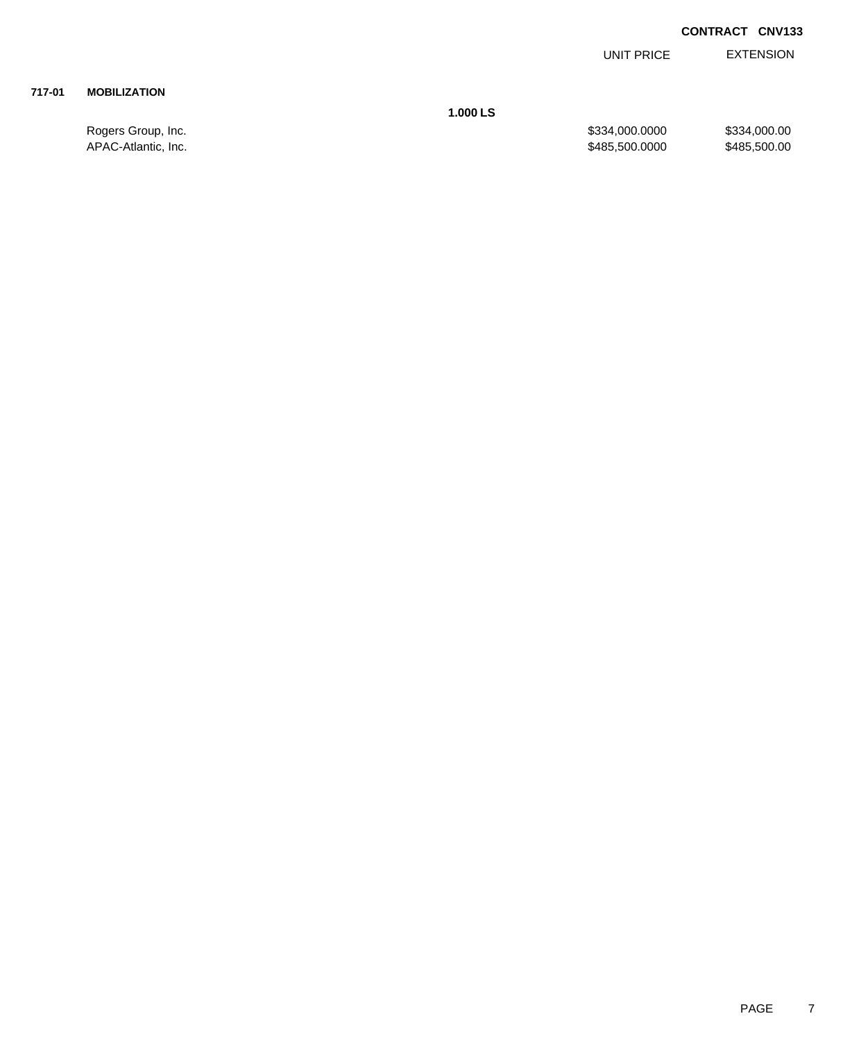**CONTRACT CNV133**

| | | UNIT PRICE | EXTENSION |
|---|---|---|---|
| **717-01** | **MOBILIZATION** | | |
| | **1.000 LS** | | |
| | Rogers Group, Inc. | $334,000.0000 | $334,000.00 |
| | APAC-Atlantic, Inc. | $485,500.0000 | $485,500.00 |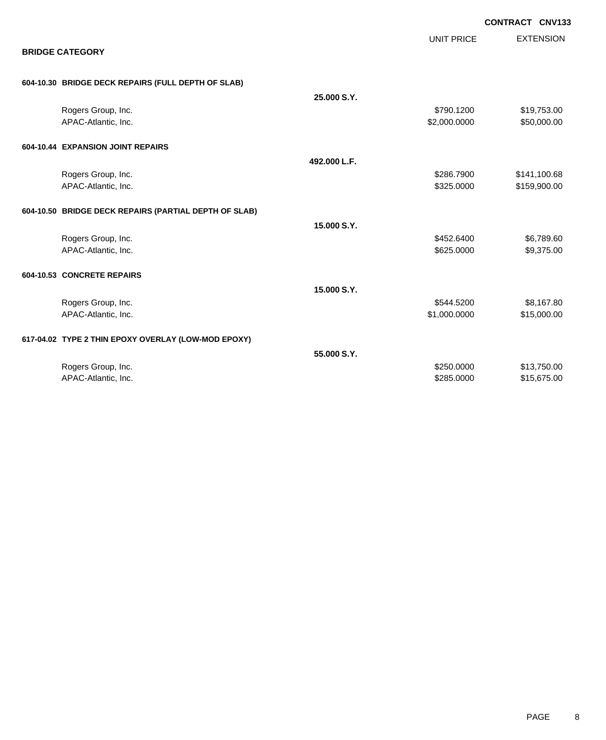**CONTRACT CNV133**

## BRIDGE CATEGORY

| | | UNIT PRICE | EXTENSION |
|---|---|---|---|
| **604-10.30 BRIDGE DECK REPAIRS (FULL DEPTH OF SLAB)** | | | |
| | **25.000 S.Y.** | | |
| Rogers Group, Inc. | | $790.1200 | $19,753.00 |
| APAC-Atlantic, Inc. | | $2,000.0000 | $50,000.00 |
| **604-10.44 EXPANSION JOINT REPAIRS** | | | |
| | **492.000 L.F.** | | |
| Rogers Group, Inc. | | $286.7900 | $141,100.68 |
| APAC-Atlantic, Inc. | | $325.0000 | $159,900.00 |
| **604-10.50 BRIDGE DECK REPAIRS (PARTIAL DEPTH OF SLAB)** | | | |
| | **15.000 S.Y.** | | |
| Rogers Group, Inc. | | $452.6400 | $6,789.60 |
| APAC-Atlantic, Inc. | | $625.0000 | $9,375.00 |
| **604-10.53 CONCRETE REPAIRS** | | | |
| | **15.000 S.Y.** | | |
| Rogers Group, Inc. | | $544.5200 | $8,167.80 |
| APAC-Atlantic, Inc. | | $1,000.0000 | $15,000.00 |
| **617-04.02 TYPE 2 THIN EPOXY OVERLAY (LOW-MOD EPOXY)** | | | |
| | **55.000 S.Y.** | | |
| Rogers Group, Inc. | | $250.0000 | $13,750.00 |
| APAC-Atlantic, Inc. | | $285.0000 | $15,675.00 |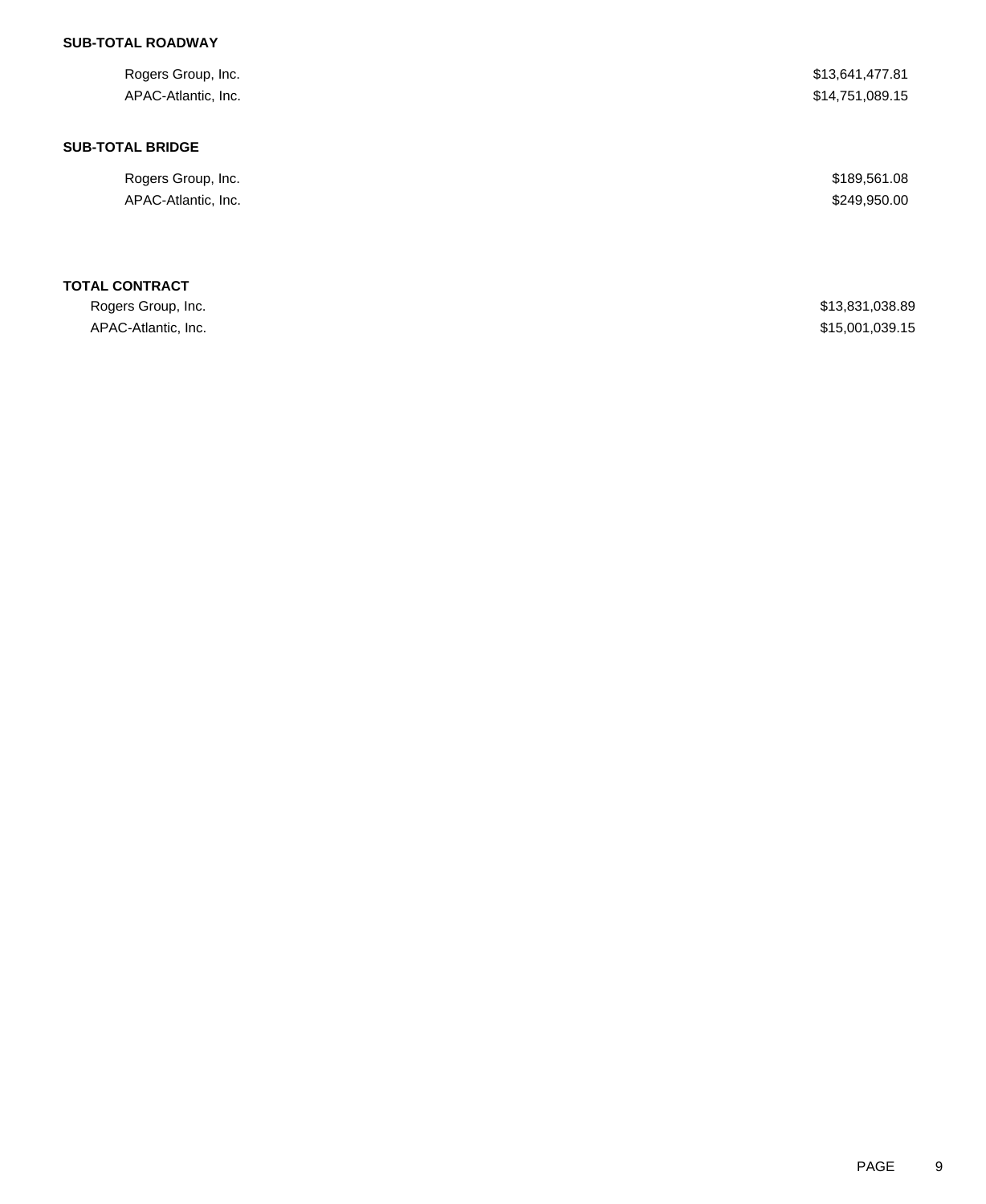**SUB-TOTAL ROADWAY**

| | |
|---|---|
| Rogers Group, Inc. | $13,641,477.81 |
| APAC-Atlantic, Inc. | $14,751,089.15 |

**SUB-TOTAL BRIDGE**

| | |
|---|---|
| Rogers Group, Inc. | $189,561.08 |
| APAC-Atlantic, Inc. | $249,950.00 |

**TOTAL CONTRACT**

| | |
|---|---|
| Rogers Group, Inc. | $13,831,038.89 |
| APAC-Atlantic, Inc. | $15,001,039.15 |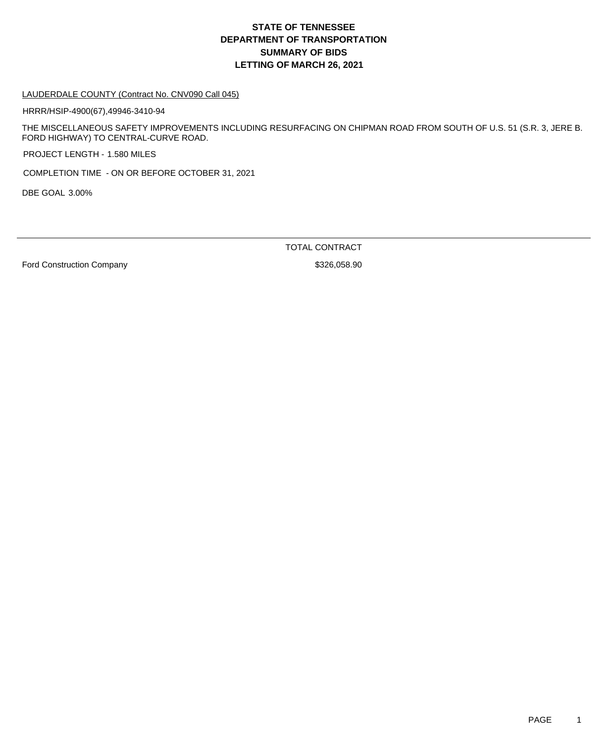# STATE OF TENNESSEE
# DEPARTMENT OF TRANSPORTATION
# SUMMARY OF BIDS
# LETTING OF MARCH 26, 2021

LAUDERDALE COUNTY (Contract No. CNV090 Call 045)

HRRR/HSIP-4900(67),49946-3410-94

THE MISCELLANEOUS SAFETY IMPROVEMENTS INCLUDING RESURFACING ON CHIPMAN ROAD FROM SOUTH OF U.S. 51 (S.R. 3, JERE B. FORD HIGHWAY) TO CENTRAL-CURVE ROAD.

PROJECT LENGTH - 1.580 MILES

COMPLETION TIME - ON OR BEFORE OCTOBER 31, 2021

DBE GOAL 3.00%

| | TOTAL CONTRACT |
|---|---|
| Ford Construction Company | $326,058.90 |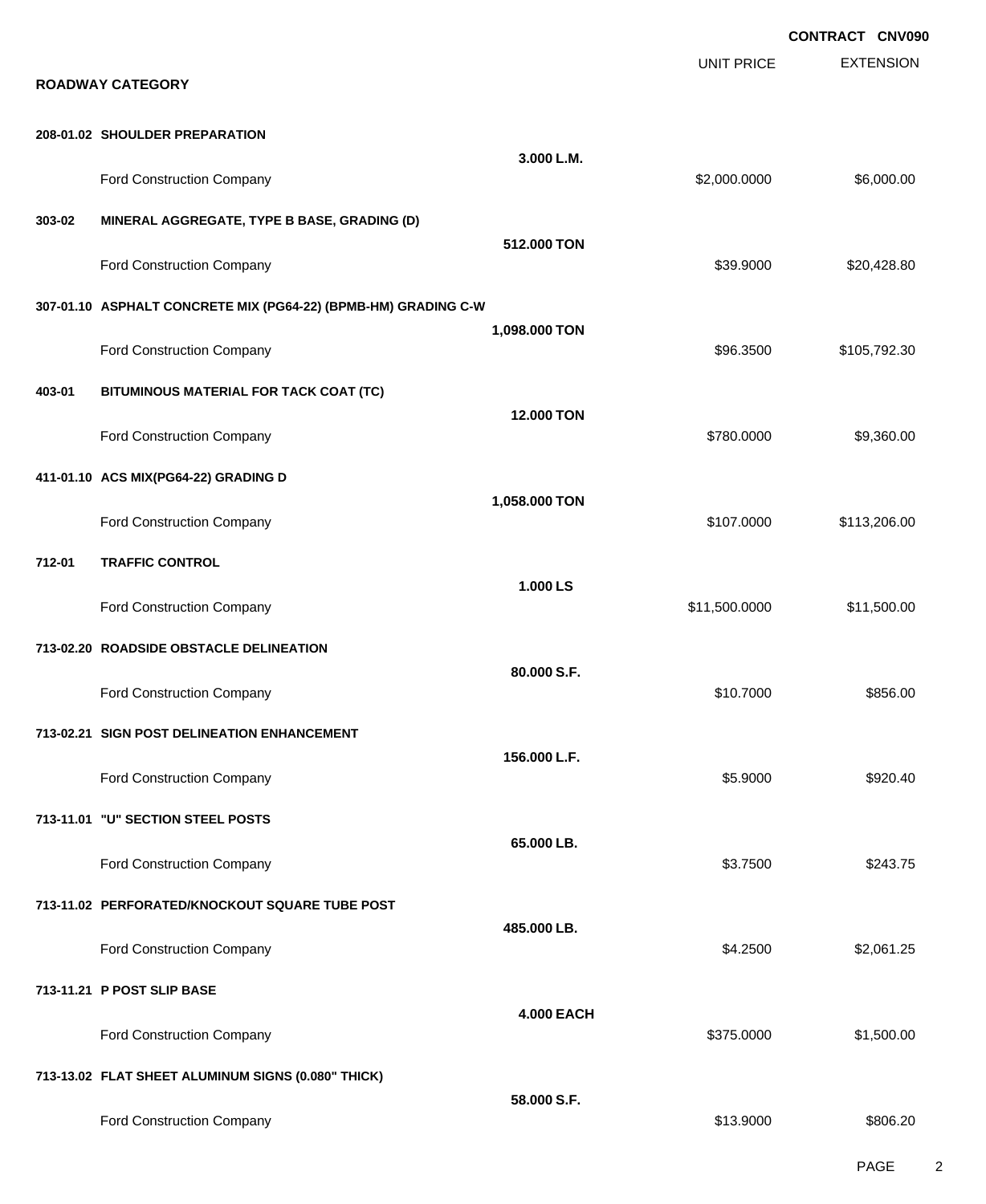**CONTRACT CNV090**

**ROADWAY CATEGORY**

| Item | Description | Quantity | Unit Price | Extension |
|---|---|---|---|---|
| **208-01.02** | **SHOULDER PREPARATION** | **3.000 L.M.** | | |
| | Ford Construction Company | | $2,000.0000 | $6,000.00 |
| **303-02** | **MINERAL AGGREGATE, TYPE B BASE, GRADING (D)** | **512.000 TON** | | |
| | Ford Construction Company | | $39.9000 | $20,428.80 |
| **307-01.10** | **ASPHALT CONCRETE MIX (PG64-22) (BPMB-HM) GRADING C-W** | **1,098.000 TON** | | |
| | Ford Construction Company | | $96.3500 | $105,792.30 |
| **403-01** | **BITUMINOUS MATERIAL FOR TACK COAT (TC)** | **12.000 TON** | | |
| | Ford Construction Company | | $780.0000 | $9,360.00 |
| **411-01.10** | **ACS MIX(PG64-22) GRADING D** | **1,058.000 TON** | | |
| | Ford Construction Company | | $107.0000 | $113,206.00 |
| **712-01** | **TRAFFIC CONTROL** | **1.000 LS** | | |
| | Ford Construction Company | | $11,500.0000 | $11,500.00 |
| **713-02.20** | **ROADSIDE OBSTACLE DELINEATION** | **80.000 S.F.** | | |
| | Ford Construction Company | | $10.7000 | $856.00 |
| **713-02.21** | **SIGN POST DELINEATION ENHANCEMENT** | **156.000 L.F.** | | |
| | Ford Construction Company | | $5.9000 | $920.40 |
| **713-11.01** | **"U" SECTION STEEL POSTS** | **65.000 LB.** | | |
| | Ford Construction Company | | $3.7500 | $243.75 |
| **713-11.02** | **PERFORATED/KNOCKOUT SQUARE TUBE POST** | **485.000 LB.** | | |
| | Ford Construction Company | | $4.2500 | $2,061.25 |
| **713-11.21** | **P POST SLIP BASE** | **4.000 EACH** | | |
| | Ford Construction Company | | $375.0000 | $1,500.00 |
| **713-13.02** | **FLAT SHEET ALUMINUM SIGNS (0.080" THICK)** | **58.000 S.F.** | | |
| | Ford Construction Company | | $13.9000 | $806.20 |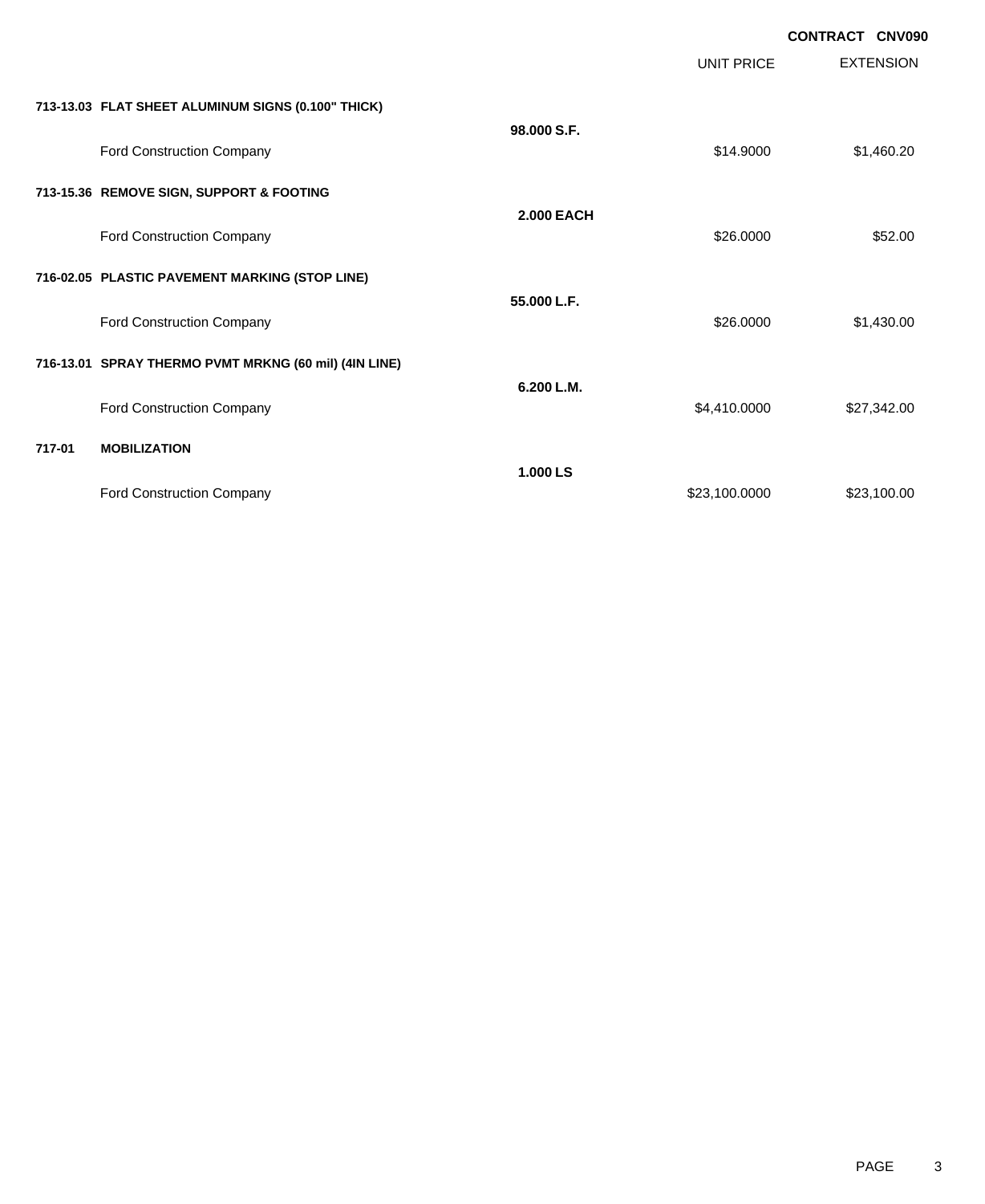**CONTRACT CNV090**

| | | UNIT PRICE | EXTENSION |
|---|---|---|---|
| **713-13.03 FLAT SHEET ALUMINUM SIGNS (0.100" THICK)** | | | |
| | **98.000 S.F.** | | |
| Ford Construction Company | | $14.9000 | $1,460.20 |
| **713-15.36 REMOVE SIGN, SUPPORT & FOOTING** | | | |
| | **2.000 EACH** | | |
| Ford Construction Company | | $26.0000 | $52.00 |
| **716-02.05 PLASTIC PAVEMENT MARKING (STOP LINE)** | | | |
| | **55.000 L.F.** | | |
| Ford Construction Company | | $26.0000 | $1,430.00 |
| **716-13.01 SPRAY THERMO PVMT MRKNG (60 mil) (4IN LINE)** | | | |
| | **6.200 L.M.** | | |
| Ford Construction Company | | $4,410.0000 | $27,342.00 |
| **717-01 MOBILIZATION** | | | |
| | **1.000 LS** | | |
| Ford Construction Company | | $23,100.0000 | $23,100.00 |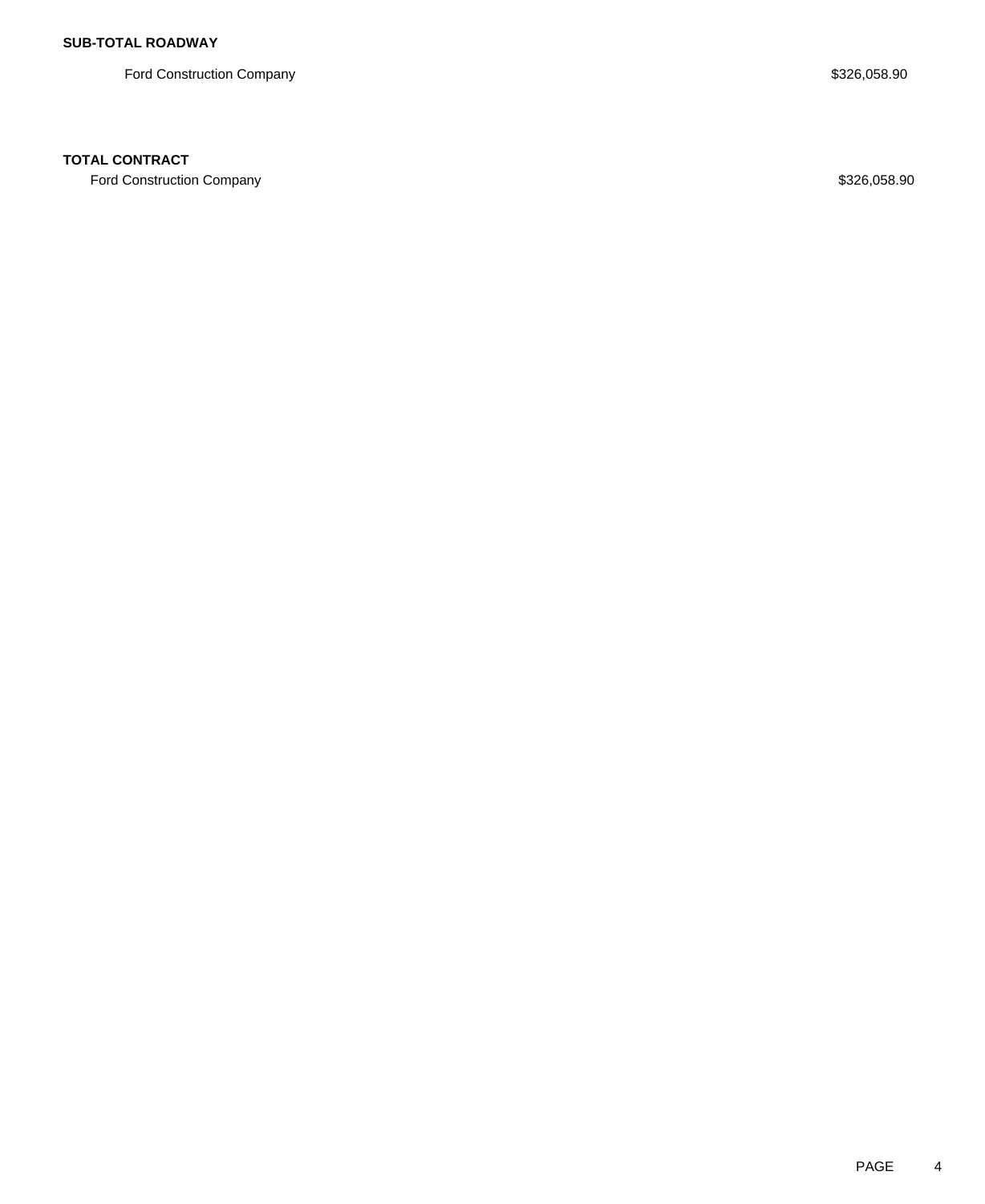**SUB-TOTAL ROADWAY**

| | |
|---|---|
| Ford Construction Company | $326,058.90 |

**TOTAL CONTRACT**

| | |
|---|---|
| Ford Construction Company | $326,058.90 |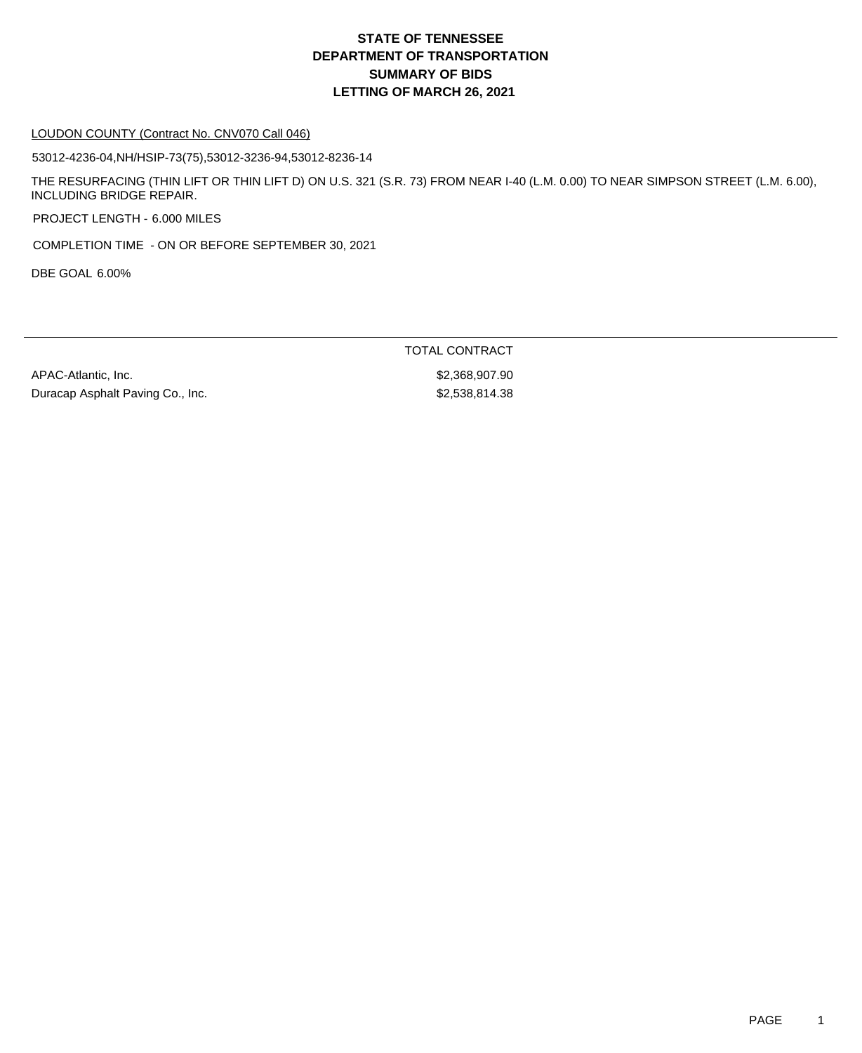# STATE OF TENNESSEE
# DEPARTMENT OF TRANSPORTATION
# SUMMARY OF BIDS
# LETTING OF MARCH 26, 2021

LOUDON COUNTY (Contract No. CNV070 Call 046)

53012-4236-04,NH/HSIP-73(75),53012-3236-94,53012-8236-14

THE RESURFACING (THIN LIFT OR THIN LIFT D) ON U.S. 321 (S.R. 73) FROM NEAR I-40 (L.M. 0.00) TO NEAR SIMPSON STREET (L.M. 6.00), INCLUDING BRIDGE REPAIR.

PROJECT LENGTH - 6.000 MILES

COMPLETION TIME - ON OR BEFORE SEPTEMBER 30, 2021

DBE GOAL 6.00%

| | TOTAL CONTRACT |
|---|---|
| APAC-Atlantic, Inc. | $2,368,907.90 |
| Duracap Asphalt Paving Co., Inc. | $2,538,814.38 |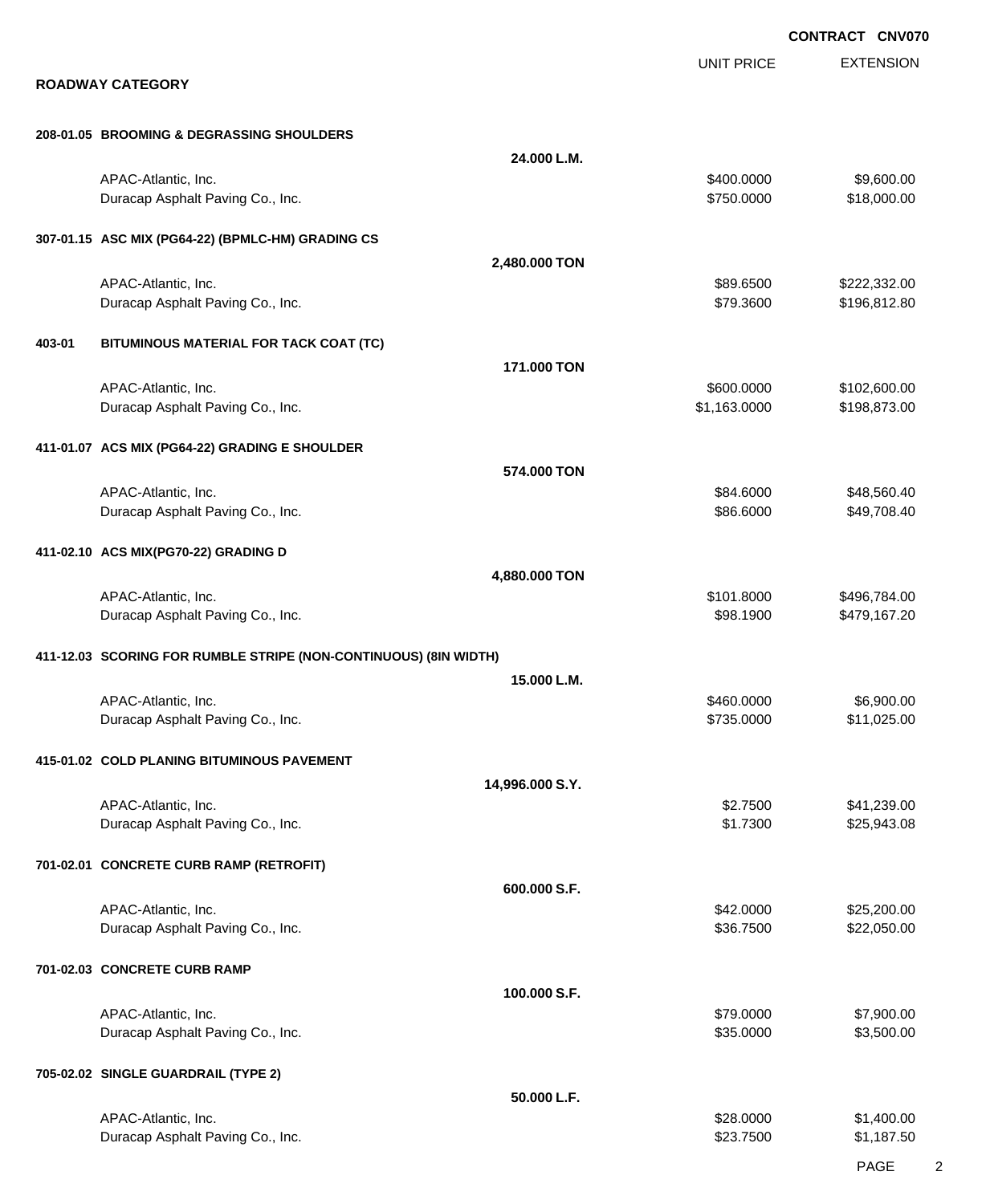**CONTRACT CNV070**

## ROADWAY CATEGORY

| | UNIT PRICE | EXTENSION |
|---|---|---|
| **208-01.05 BROOMING & DEGRASSING SHOULDERS** | | |
| **24.000 L.M.** | | |
| APAC-Atlantic, Inc. | $400.0000 | $9,600.00 |
| Duracap Asphalt Paving Co., Inc. | $750.0000 | $18,000.00 |
| **307-01.15 ASC MIX (PG64-22) (BPMLC-HM) GRADING CS** | | |
| **2,480.000 TON** | | |
| APAC-Atlantic, Inc. | $89.6500 | $222,332.00 |
| Duracap Asphalt Paving Co., Inc. | $79.3600 | $196,812.80 |
| **403-01 BITUMINOUS MATERIAL FOR TACK COAT (TC)** | | |
| **171.000 TON** | | |
| APAC-Atlantic, Inc. | $600.0000 | $102,600.00 |
| Duracap Asphalt Paving Co., Inc. | $1,163.0000 | $198,873.00 |
| **411-01.07 ACS MIX (PG64-22) GRADING E SHOULDER** | | |
| **574.000 TON** | | |
| APAC-Atlantic, Inc. | $84.6000 | $48,560.40 |
| Duracap Asphalt Paving Co., Inc. | $86.6000 | $49,708.40 |
| **411-02.10 ACS MIX(PG70-22) GRADING D** | | |
| **4,880.000 TON** | | |
| APAC-Atlantic, Inc. | $101.8000 | $496,784.00 |
| Duracap Asphalt Paving Co., Inc. | $98.1900 | $479,167.20 |
| **411-12.03 SCORING FOR RUMBLE STRIPE (NON-CONTINUOUS) (8IN WIDTH)** | | |
| **15.000 L.M.** | | |
| APAC-Atlantic, Inc. | $460.0000 | $6,900.00 |
| Duracap Asphalt Paving Co., Inc. | $735.0000 | $11,025.00 |
| **415-01.02 COLD PLANING BITUMINOUS PAVEMENT** | | |
| **14,996.000 S.Y.** | | |
| APAC-Atlantic, Inc. | $2.7500 | $41,239.00 |
| Duracap Asphalt Paving Co., Inc. | $1.7300 | $25,943.08 |
| **701-02.01 CONCRETE CURB RAMP (RETROFIT)** | | |
| **600.000 S.F.** | | |
| APAC-Atlantic, Inc. | $42.0000 | $25,200.00 |
| Duracap Asphalt Paving Co., Inc. | $36.7500 | $22,050.00 |
| **701-02.03 CONCRETE CURB RAMP** | | |
| **100.000 S.F.** | | |
| APAC-Atlantic, Inc. | $79.0000 | $7,900.00 |
| Duracap Asphalt Paving Co., Inc. | $35.0000 | $3,500.00 |
| **705-02.02 SINGLE GUARDRAIL (TYPE 2)** | | |
| **50.000 L.F.** | | |
| APAC-Atlantic, Inc. | $28.0000 | $1,400.00 |
| Duracap Asphalt Paving Co., Inc. | $23.7500 | $1,187.50 |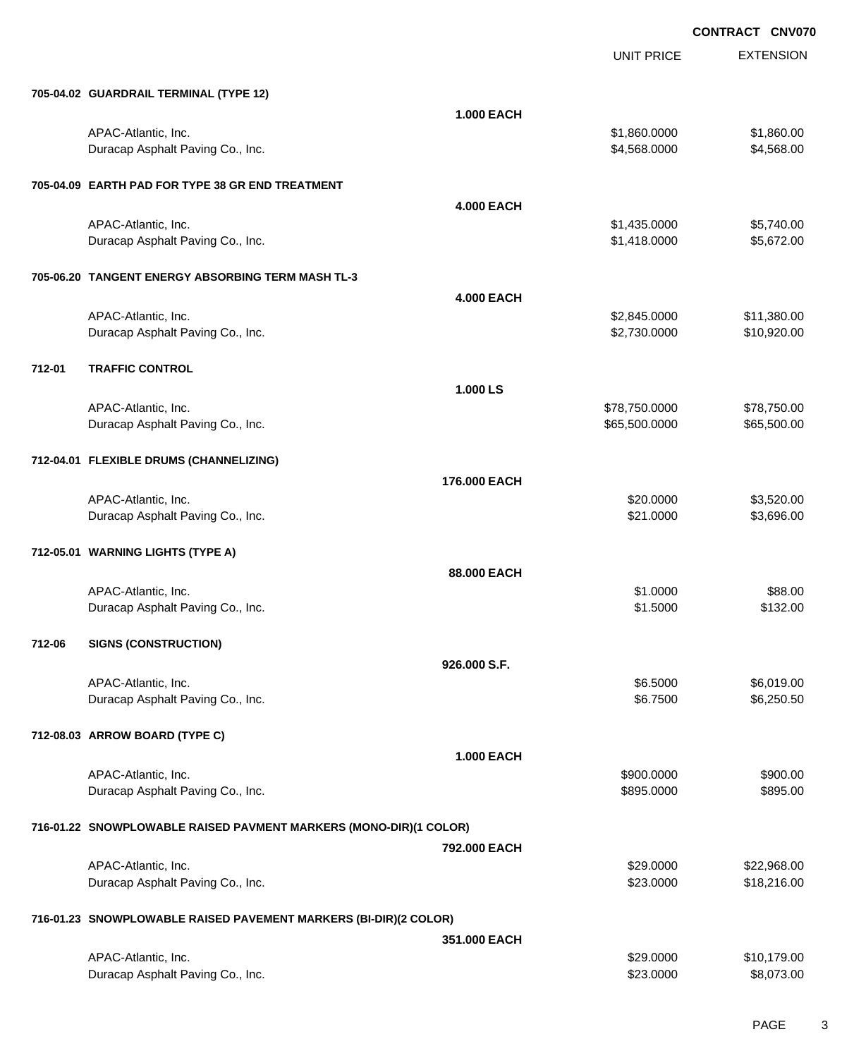**CONTRACT CNV070**

| | | UNIT PRICE | EXTENSION |
|---|---|---|---|
| **705-04.02 GUARDRAIL TERMINAL (TYPE 12)** | | | |
| | **1.000 EACH** | | |
| APAC-Atlantic, Inc. | | $1,860.0000 | $1,860.00 |
| Duracap Asphalt Paving Co., Inc. | | $4,568.0000 | $4,568.00 |
| **705-04.09 EARTH PAD FOR TYPE 38 GR END TREATMENT** | | | |
| | **4.000 EACH** | | |
| APAC-Atlantic, Inc. | | $1,435.0000 | $5,740.00 |
| Duracap Asphalt Paving Co., Inc. | | $1,418.0000 | $5,672.00 |
| **705-06.20 TANGENT ENERGY ABSORBING TERM MASH TL-3** | | | |
| | **4.000 EACH** | | |
| APAC-Atlantic, Inc. | | $2,845.0000 | $11,380.00 |
| Duracap Asphalt Paving Co., Inc. | | $2,730.0000 | $10,920.00 |
| **712-01 TRAFFIC CONTROL** | | | |
| | **1.000 LS** | | |
| APAC-Atlantic, Inc. | | $78,750.0000 | $78,750.00 |
| Duracap Asphalt Paving Co., Inc. | | $65,500.0000 | $65,500.00 |
| **712-04.01 FLEXIBLE DRUMS (CHANNELIZING)** | | | |
| | **176.000 EACH** | | |
| APAC-Atlantic, Inc. | | $20.0000 | $3,520.00 |
| Duracap Asphalt Paving Co., Inc. | | $21.0000 | $3,696.00 |
| **712-05.01 WARNING LIGHTS (TYPE A)** | | | |
| | **88.000 EACH** | | |
| APAC-Atlantic, Inc. | | $1.0000 | $88.00 |
| Duracap Asphalt Paving Co., Inc. | | $1.5000 | $132.00 |
| **712-06 SIGNS (CONSTRUCTION)** | | | |
| | **926.000 S.F.** | | |
| APAC-Atlantic, Inc. | | $6.5000 | $6,019.00 |
| Duracap Asphalt Paving Co., Inc. | | $6.7500 | $6,250.50 |
| **712-08.03 ARROW BOARD (TYPE C)** | | | |
| | **1.000 EACH** | | |
| APAC-Atlantic, Inc. | | $900.0000 | $900.00 |
| Duracap Asphalt Paving Co., Inc. | | $895.0000 | $895.00 |
| **716-01.22 SNOWPLOWABLE RAISED PAVMENT MARKERS (MONO-DIR)(1 COLOR)** | | | |
| | **792.000 EACH** | | |
| APAC-Atlantic, Inc. | | $29.0000 | $22,968.00 |
| Duracap Asphalt Paving Co., Inc. | | $23.0000 | $18,216.00 |
| **716-01.23 SNOWPLOWABLE RAISED PAVEMENT MARKERS (BI-DIR)(2 COLOR)** | | | |
| | **351.000 EACH** | | |
| APAC-Atlantic, Inc. | | $29.0000 | $10,179.00 |
| Duracap Asphalt Paving Co., Inc. | | $23.0000 | $8,073.00 |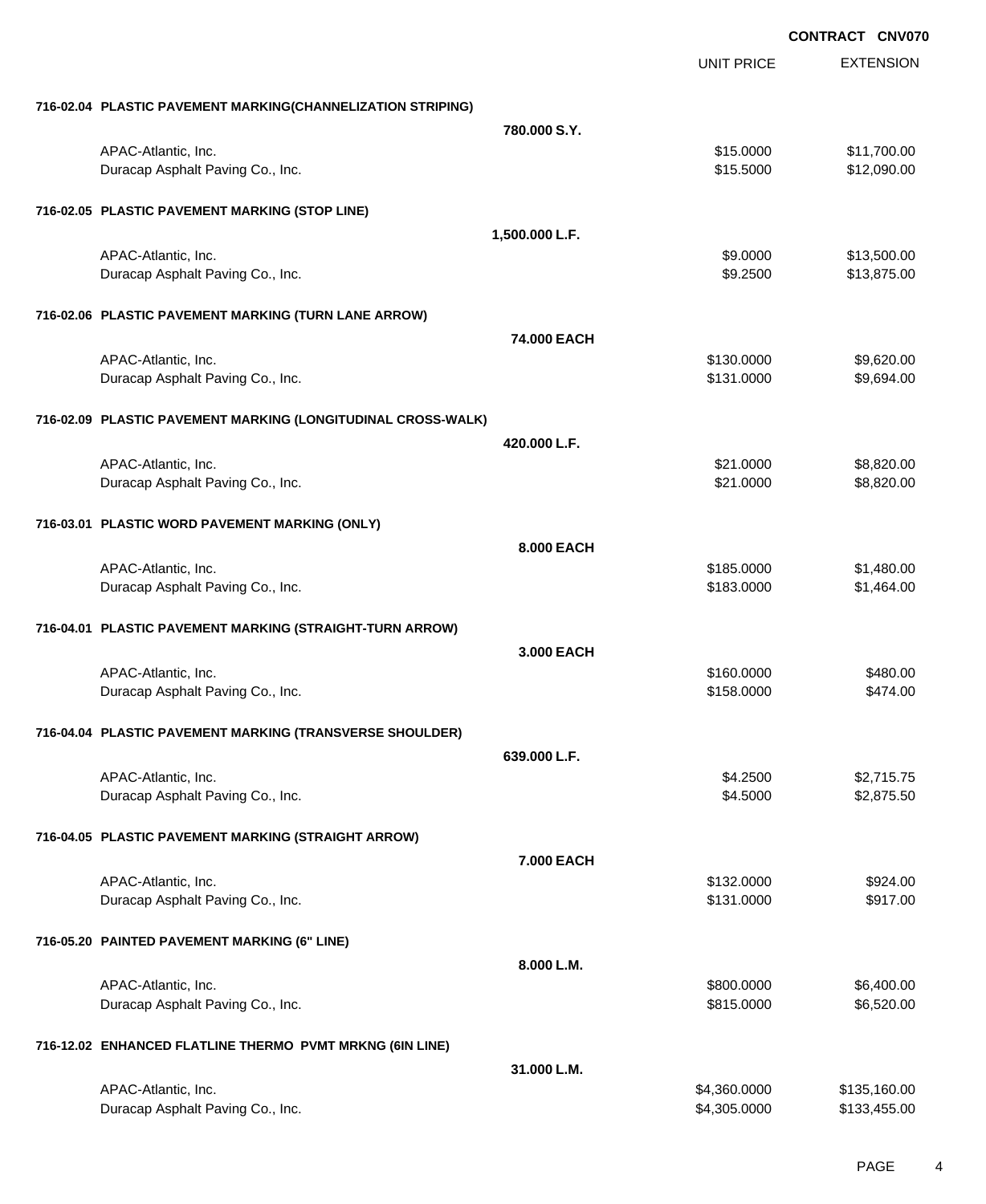**CONTRACT CNV070**

| | | UNIT PRICE | EXTENSION |
|---|---|---|---|
| **716-02.04 PLASTIC PAVEMENT MARKING(CHANNELIZATION STRIPING)** | | | |
| | **780.000 S.Y.** | | |
| APAC-Atlantic, Inc. | | $15.0000 | $11,700.00 |
| Duracap Asphalt Paving Co., Inc. | | $15.5000 | $12,090.00 |
| **716-02.05 PLASTIC PAVEMENT MARKING (STOP LINE)** | | | |
| | **1,500.000 L.F.** | | |
| APAC-Atlantic, Inc. | | $9.0000 | $13,500.00 |
| Duracap Asphalt Paving Co., Inc. | | $9.2500 | $13,875.00 |
| **716-02.06 PLASTIC PAVEMENT MARKING (TURN LANE ARROW)** | | | |
| | **74.000 EACH** | | |
| APAC-Atlantic, Inc. | | $130.0000 | $9,620.00 |
| Duracap Asphalt Paving Co., Inc. | | $131.0000 | $9,694.00 |
| **716-02.09 PLASTIC PAVEMENT MARKING (LONGITUDINAL CROSS-WALK)** | | | |
| | **420.000 L.F.** | | |
| APAC-Atlantic, Inc. | | $21.0000 | $8,820.00 |
| Duracap Asphalt Paving Co., Inc. | | $21.0000 | $8,820.00 |
| **716-03.01 PLASTIC WORD PAVEMENT MARKING (ONLY)** | | | |
| | **8.000 EACH** | | |
| APAC-Atlantic, Inc. | | $185.0000 | $1,480.00 |
| Duracap Asphalt Paving Co., Inc. | | $183.0000 | $1,464.00 |
| **716-04.01 PLASTIC PAVEMENT MARKING (STRAIGHT-TURN ARROW)** | | | |
| | **3.000 EACH** | | |
| APAC-Atlantic, Inc. | | $160.0000 | $480.00 |
| Duracap Asphalt Paving Co., Inc. | | $158.0000 | $474.00 |
| **716-04.04 PLASTIC PAVEMENT MARKING (TRANSVERSE SHOULDER)** | | | |
| | **639.000 L.F.** | | |
| APAC-Atlantic, Inc. | | $4.2500 | $2,715.75 |
| Duracap Asphalt Paving Co., Inc. | | $4.5000 | $2,875.50 |
| **716-04.05 PLASTIC PAVEMENT MARKING (STRAIGHT ARROW)** | | | |
| | **7.000 EACH** | | |
| APAC-Atlantic, Inc. | | $132.0000 | $924.00 |
| Duracap Asphalt Paving Co., Inc. | | $131.0000 | $917.00 |
| **716-05.20 PAINTED PAVEMENT MARKING (6" LINE)** | | | |
| | **8.000 L.M.** | | |
| APAC-Atlantic, Inc. | | $800.0000 | $6,400.00 |
| Duracap Asphalt Paving Co., Inc. | | $815.0000 | $6,520.00 |
| **716-12.02 ENHANCED FLATLINE THERMO PVMT MRKNG (6IN LINE)** | | | |
| | **31.000 L.M.** | | |
| APAC-Atlantic, Inc. | | $4,360.0000 | $135,160.00 |
| Duracap Asphalt Paving Co., Inc. | | $4,305.0000 | $133,455.00 |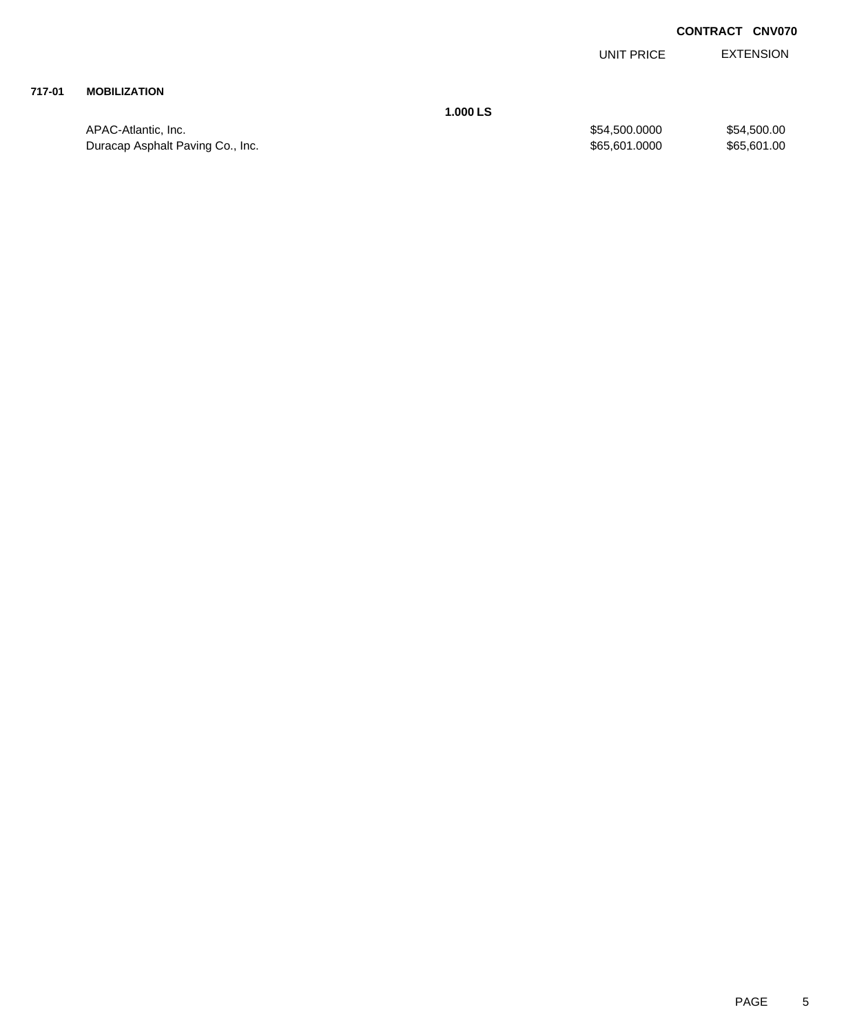**CONTRACT CNV070**

| | | UNIT PRICE | EXTENSION |
|---|---|---|---|
| **717-01** | **MOBILIZATION** | | |
| | **1.000 LS** | | |
| | APAC-Atlantic, Inc. | $54,500.0000 | $54,500.00 |
| | Duracap Asphalt Paving Co., Inc. | $65,601.0000 | $65,601.00 |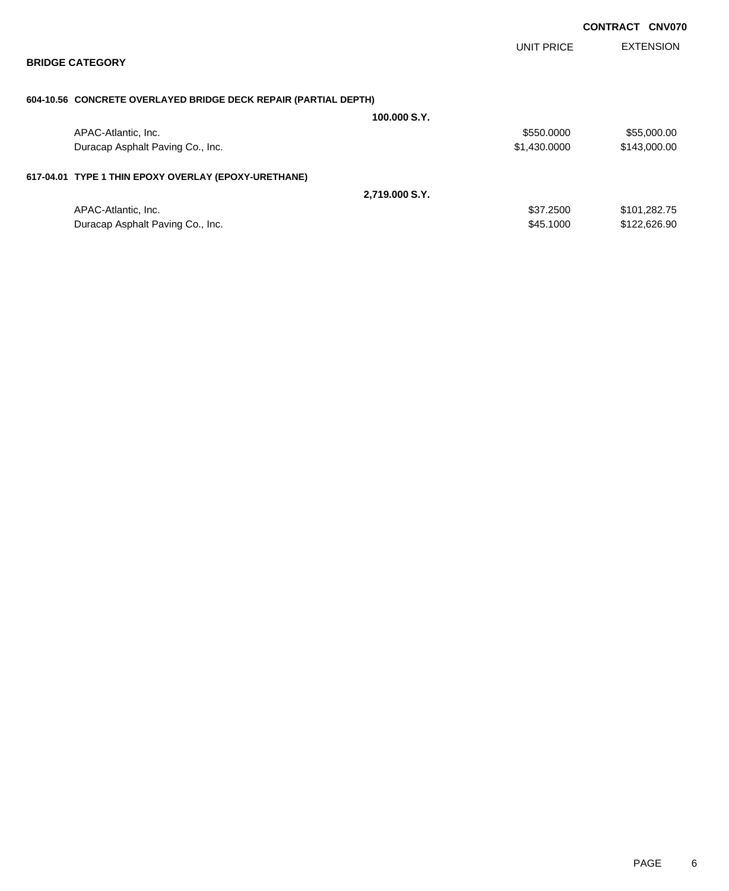**CONTRACT CNV070**

## BRIDGE CATEGORY

| | | UNIT PRICE | EXTENSION |
|---|---|---|---|
| **604-10.56 CONCRETE OVERLAYED BRIDGE DECK REPAIR (PARTIAL DEPTH)** | | | |
| | **100.000 S.Y.** | | |
| APAC-Atlantic, Inc. | | $550.0000 | $55,000.00 |
| Duracap Asphalt Paving Co., Inc. | | $1,430.0000 | $143,000.00 |
| **617-04.01 TYPE 1 THIN EPOXY OVERLAY (EPOXY-URETHANE)** | | | |
| | **2,719.000 S.Y.** | | |
| APAC-Atlantic, Inc. | | $37.2500 | $101,282.75 |
| Duracap Asphalt Paving Co., Inc. | | $45.1000 | $122,626.90 |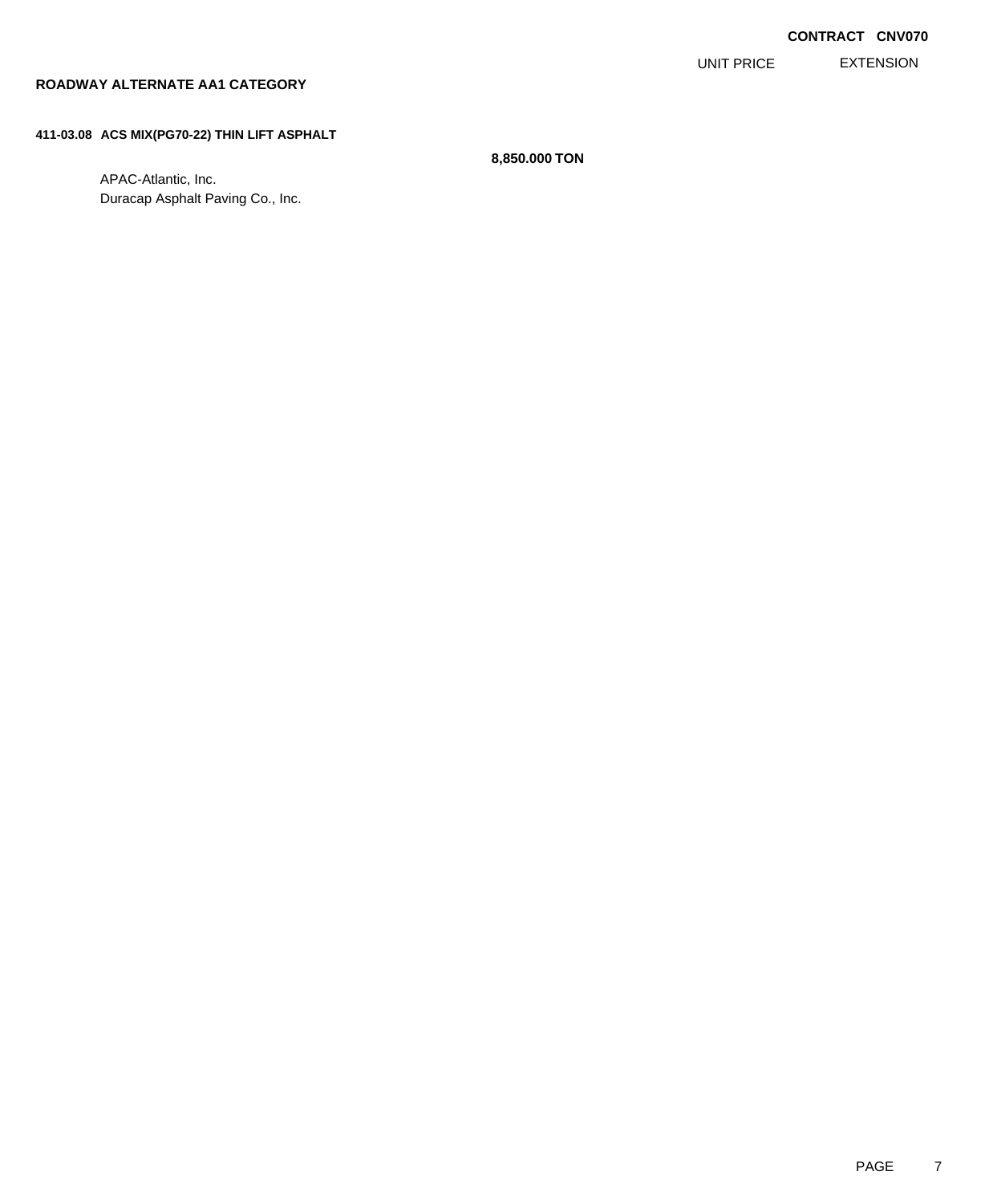**CONTRACT CNV070**

UNIT PRICE | EXTENSION

**ROADWAY ALTERNATE AA1 CATEGORY**

**411-03.08 ACS MIX(PG70-22) THIN LIFT ASPHALT**

**8,850.000 TON**

APAC-Atlantic, Inc.
Duracap Asphalt Paving Co., Inc.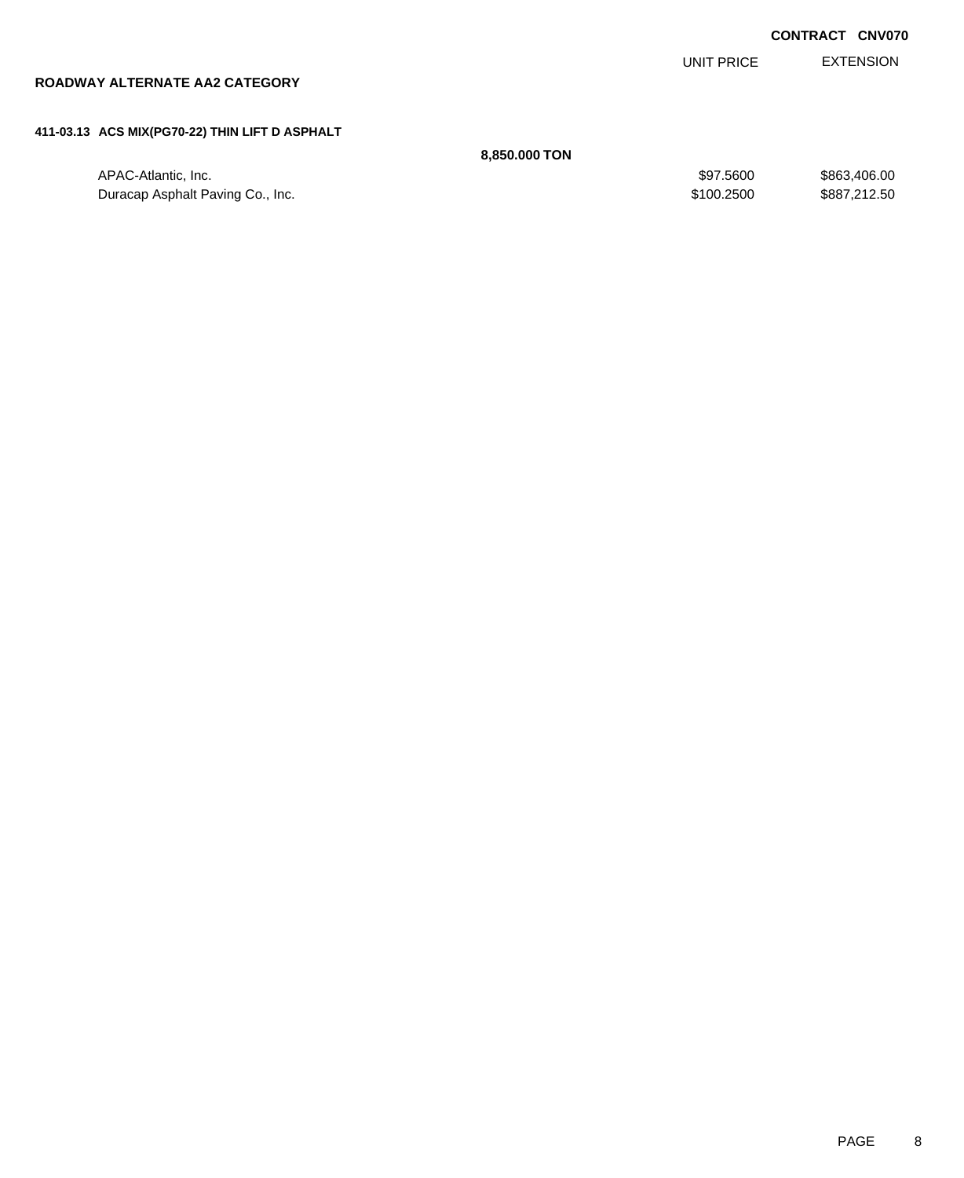CONTRACT CNV070

## ROADWAY ALTERNATE AA2 CATEGORY

### 411-03.13 ACS MIX(PG70-22) THIN LIFT D ASPHALT

**8,850.000 TON**

| | UNIT PRICE | EXTENSION |
|---|---|---|
| APAC-Atlantic, Inc. | $97.5600 | $863,406.00 |
| Duracap Asphalt Paving Co., Inc. | $100.2500 | $887,212.50 |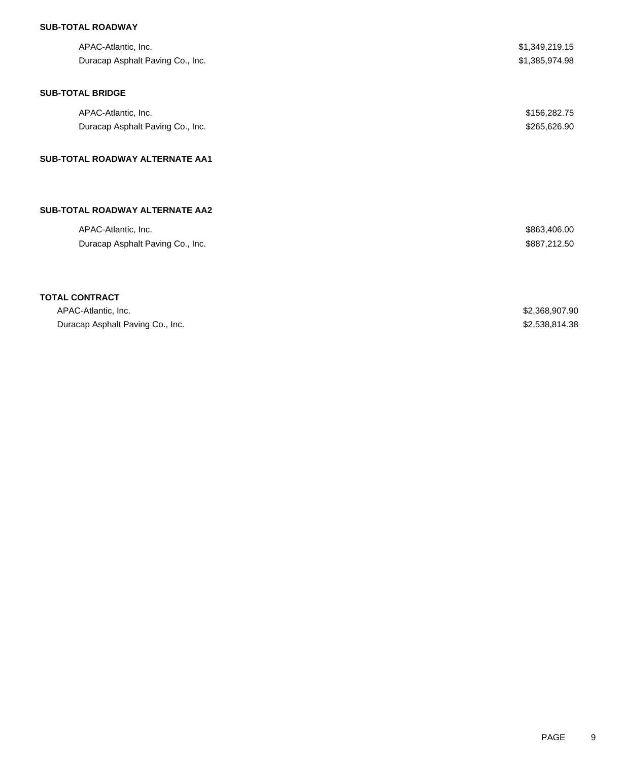**SUB-TOTAL ROADWAY**

| | |
|---|---|
| APAC-Atlantic, Inc. | $1,349,219.15 |
| Duracap Asphalt Paving Co., Inc. | $1,385,974.98 |

**SUB-TOTAL BRIDGE**

| | |
|---|---|
| APAC-Atlantic, Inc. | $156,282.75 |
| Duracap Asphalt Paving Co., Inc. | $265,626.90 |

**SUB-TOTAL ROADWAY ALTERNATE AA1**

**SUB-TOTAL ROADWAY ALTERNATE AA2**

| | |
|---|---|
| APAC-Atlantic, Inc. | $863,406.00 |
| Duracap Asphalt Paving Co., Inc. | $887,212.50 |

**TOTAL CONTRACT**

| | |
|---|---|
| APAC-Atlantic, Inc. | $2,368,907.90 |
| Duracap Asphalt Paving Co., Inc. | $2,538,814.38 |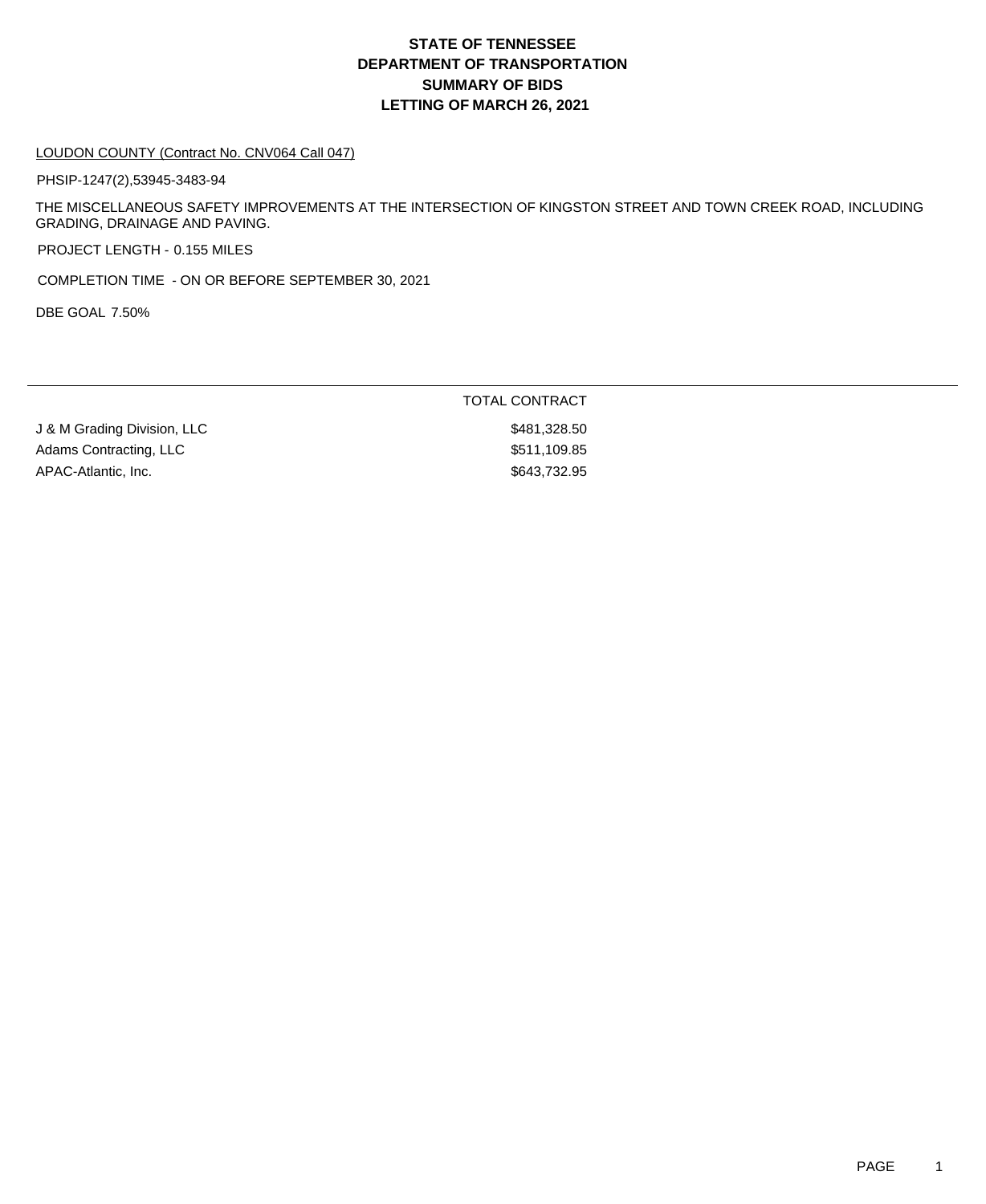# STATE OF TENNESSEE
# DEPARTMENT OF TRANSPORTATION
# SUMMARY OF BIDS
# LETTING OF MARCH 26, 2021

LOUDON COUNTY (Contract No. CNV064 Call 047)

PHSIP-1247(2),53945-3483-94

THE MISCELLANEOUS SAFETY IMPROVEMENTS AT THE INTERSECTION OF KINGSTON STREET AND TOWN CREEK ROAD, INCLUDING GRADING, DRAINAGE AND PAVING.

PROJECT LENGTH - 0.155 MILES

COMPLETION TIME - ON OR BEFORE SEPTEMBER 30, 2021

DBE GOAL 7.50%

| | TOTAL CONTRACT |
|---|---|
| J & M Grading Division, LLC | $481,328.50 |
| Adams Contracting, LLC | $511,109.85 |
| APAC-Atlantic, Inc. | $643,732.95 |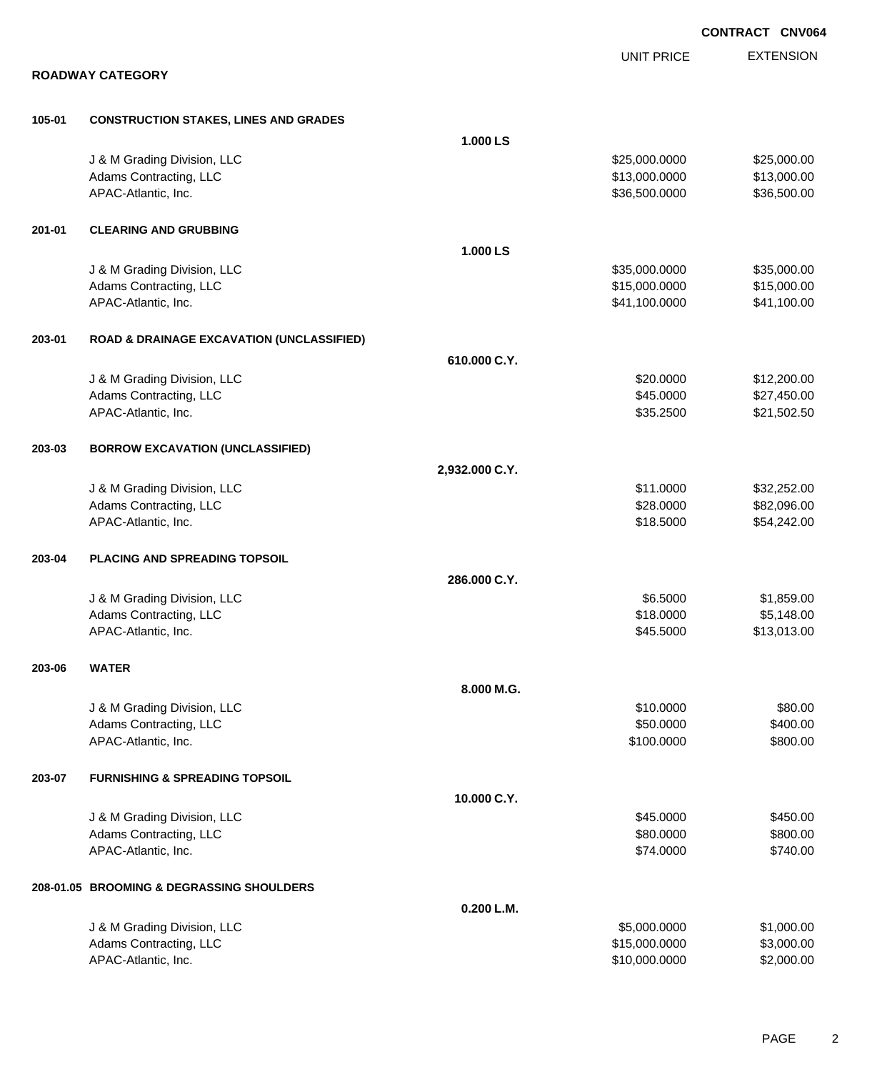**CONTRACT CNV064**

## ROADWAY CATEGORY

| | | | UNIT PRICE | EXTENSION |
|---|---|---|---|---|
| **105-01** | **CONSTRUCTION STAKES, LINES AND GRADES** | | | |
| | | **1.000 LS** | | |
| | J & M Grading Division, LLC | | $25,000.0000 | $25,000.00 |
| | Adams Contracting, LLC | | $13,000.0000 | $13,000.00 |
| | APAC-Atlantic, Inc. | | $36,500.0000 | $36,500.00 |
| **201-01** | **CLEARING AND GRUBBING** | | | |
| | | **1.000 LS** | | |
| | J & M Grading Division, LLC | | $35,000.0000 | $35,000.00 |
| | Adams Contracting, LLC | | $15,000.0000 | $15,000.00 |
| | APAC-Atlantic, Inc. | | $41,100.0000 | $41,100.00 |
| **203-01** | **ROAD & DRAINAGE EXCAVATION (UNCLASSIFIED)** | | | |
| | | **610.000 C.Y.** | | |
| | J & M Grading Division, LLC | | $20.0000 | $12,200.00 |
| | Adams Contracting, LLC | | $45.0000 | $27,450.00 |
| | APAC-Atlantic, Inc. | | $35.2500 | $21,502.50 |
| **203-03** | **BORROW EXCAVATION (UNCLASSIFIED)** | | | |
| | | **2,932.000 C.Y.** | | |
| | J & M Grading Division, LLC | | $11.0000 | $32,252.00 |
| | Adams Contracting, LLC | | $28.0000 | $82,096.00 |
| | APAC-Atlantic, Inc. | | $18.5000 | $54,242.00 |
| **203-04** | **PLACING AND SPREADING TOPSOIL** | | | |
| | | **286.000 C.Y.** | | |
| | J & M Grading Division, LLC | | $6.5000 | $1,859.00 |
| | Adams Contracting, LLC | | $18.0000 | $5,148.00 |
| | APAC-Atlantic, Inc. | | $45.5000 | $13,013.00 |
| **203-06** | **WATER** | | | |
| | | **8.000 M.G.** | | |
| | J & M Grading Division, LLC | | $10.0000 | $80.00 |
| | Adams Contracting, LLC | | $50.0000 | $400.00 |
| | APAC-Atlantic, Inc. | | $100.0000 | $800.00 |
| **203-07** | **FURNISHING & SPREADING TOPSOIL** | | | |
| | | **10.000 C.Y.** | | |
| | J & M Grading Division, LLC | | $45.0000 | $450.00 |
| | Adams Contracting, LLC | | $80.0000 | $800.00 |
| | APAC-Atlantic, Inc. | | $74.0000 | $740.00 |
| **208-01.05** | **BROOMING & DEGRASSING SHOULDERS** | | | |
| | | **0.200 L.M.** | | |
| | J & M Grading Division, LLC | | $5,000.0000 | $1,000.00 |
| | Adams Contracting, LLC | | $15,000.0000 | $3,000.00 |
| | APAC-Atlantic, Inc. | | $10,000.0000 | $2,000.00 |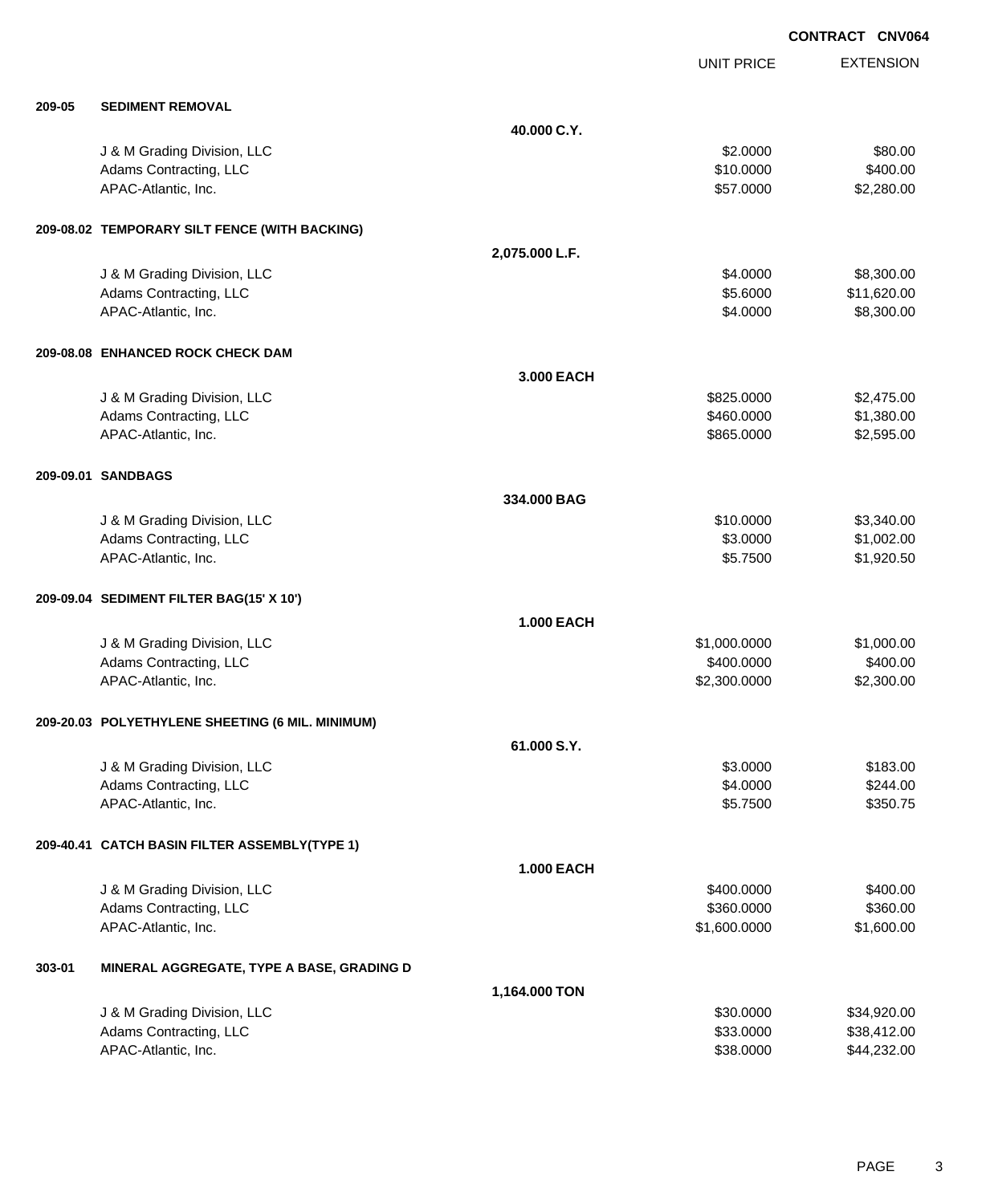**CONTRACT CNV064**

| | | | UNIT PRICE | EXTENSION |
|---|---|---|---|---|
| **209-05** | **SEDIMENT REMOVAL** | | | |
| | | **40.000 C.Y.** | | |
| | J & M Grading Division, LLC | | $2.0000 | $80.00 |
| | Adams Contracting, LLC | | $10.0000 | $400.00 |
| | APAC-Atlantic, Inc. | | $57.0000 | $2,280.00 |
| **209-08.02** | **TEMPORARY SILT FENCE (WITH BACKING)** | | | |
| | | **2,075.000 L.F.** | | |
| | J & M Grading Division, LLC | | $4.0000 | $8,300.00 |
| | Adams Contracting, LLC | | $5.6000 | $11,620.00 |
| | APAC-Atlantic, Inc. | | $4.0000 | $8,300.00 |
| **209-08.08** | **ENHANCED ROCK CHECK DAM** | | | |
| | | **3.000 EACH** | | |
| | J & M Grading Division, LLC | | $825.0000 | $2,475.00 |
| | Adams Contracting, LLC | | $460.0000 | $1,380.00 |
| | APAC-Atlantic, Inc. | | $865.0000 | $2,595.00 |
| **209-09.01** | **SANDBAGS** | | | |
| | | **334.000 BAG** | | |
| | J & M Grading Division, LLC | | $10.0000 | $3,340.00 |
| | Adams Contracting, LLC | | $3.0000 | $1,002.00 |
| | APAC-Atlantic, Inc. | | $5.7500 | $1,920.50 |
| **209-09.04** | **SEDIMENT FILTER BAG(15' X 10')** | | | |
| | | **1.000 EACH** | | |
| | J & M Grading Division, LLC | | $1,000.0000 | $1,000.00 |
| | Adams Contracting, LLC | | $400.0000 | $400.00 |
| | APAC-Atlantic, Inc. | | $2,300.0000 | $2,300.00 |
| **209-20.03** | **POLYETHYLENE SHEETING (6 MIL. MINIMUM)** | | | |
| | | **61.000 S.Y.** | | |
| | J & M Grading Division, LLC | | $3.0000 | $183.00 |
| | Adams Contracting, LLC | | $4.0000 | $244.00 |
| | APAC-Atlantic, Inc. | | $5.7500 | $350.75 |
| **209-40.41** | **CATCH BASIN FILTER ASSEMBLY(TYPE 1)** | | | |
| | | **1.000 EACH** | | |
| | J & M Grading Division, LLC | | $400.0000 | $400.00 |
| | Adams Contracting, LLC | | $360.0000 | $360.00 |
| | APAC-Atlantic, Inc. | | $1,600.0000 | $1,600.00 |
| **303-01** | **MINERAL AGGREGATE, TYPE A BASE, GRADING D** | | | |
| | | **1,164.000 TON** | | |
| | J & M Grading Division, LLC | | $30.0000 | $34,920.00 |
| | Adams Contracting, LLC | | $33.0000 | $38,412.00 |
| | APAC-Atlantic, Inc. | | $38.0000 | $44,232.00 |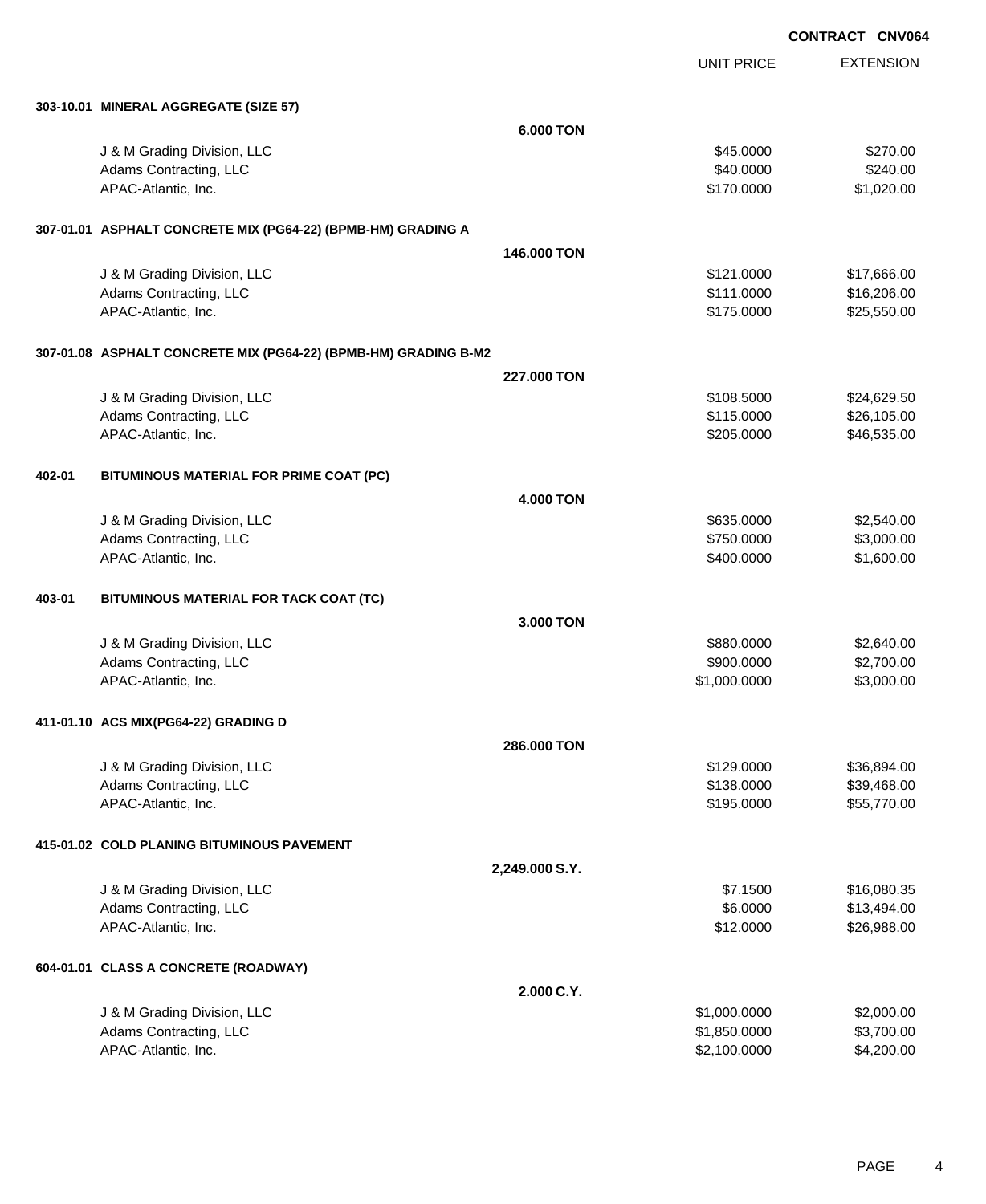**CONTRACT CNV064**

| | | UNIT PRICE | EXTENSION |
|---|---|---|---|
| **303-10.01 MINERAL AGGREGATE (SIZE 57)** | | | |
| | **6.000 TON** | | |
| J & M Grading Division, LLC | | $45.0000 | $270.00 |
| Adams Contracting, LLC | | $40.0000 | $240.00 |
| APAC-Atlantic, Inc. | | $170.0000 | $1,020.00 |
| **307-01.01 ASPHALT CONCRETE MIX (PG64-22) (BPMB-HM) GRADING A** | | | |
| | **146.000 TON** | | |
| J & M Grading Division, LLC | | $121.0000 | $17,666.00 |
| Adams Contracting, LLC | | $111.0000 | $16,206.00 |
| APAC-Atlantic, Inc. | | $175.0000 | $25,550.00 |
| **307-01.08 ASPHALT CONCRETE MIX (PG64-22) (BPMB-HM) GRADING B-M2** | | | |
| | **227.000 TON** | | |
| J & M Grading Division, LLC | | $108.5000 | $24,629.50 |
| Adams Contracting, LLC | | $115.0000 | $26,105.00 |
| APAC-Atlantic, Inc. | | $205.0000 | $46,535.00 |
| **402-01 BITUMINOUS MATERIAL FOR PRIME COAT (PC)** | | | |
| | **4.000 TON** | | |
| J & M Grading Division, LLC | | $635.0000 | $2,540.00 |
| Adams Contracting, LLC | | $750.0000 | $3,000.00 |
| APAC-Atlantic, Inc. | | $400.0000 | $1,600.00 |
| **403-01 BITUMINOUS MATERIAL FOR TACK COAT (TC)** | | | |
| | **3.000 TON** | | |
| J & M Grading Division, LLC | | $880.0000 | $2,640.00 |
| Adams Contracting, LLC | | $900.0000 | $2,700.00 |
| APAC-Atlantic, Inc. | | $1,000.0000 | $3,000.00 |
| **411-01.10 ACS MIX(PG64-22) GRADING D** | | | |
| | **286.000 TON** | | |
| J & M Grading Division, LLC | | $129.0000 | $36,894.00 |
| Adams Contracting, LLC | | $138.0000 | $39,468.00 |
| APAC-Atlantic, Inc. | | $195.0000 | $55,770.00 |
| **415-01.02 COLD PLANING BITUMINOUS PAVEMENT** | | | |
| | **2,249.000 S.Y.** | | |
| J & M Grading Division, LLC | | $7.1500 | $16,080.35 |
| Adams Contracting, LLC | | $6.0000 | $13,494.00 |
| APAC-Atlantic, Inc. | | $12.0000 | $26,988.00 |
| **604-01.01 CLASS A CONCRETE (ROADWAY)** | | | |
| | **2.000 C.Y.** | | |
| J & M Grading Division, LLC | | $1,000.0000 | $2,000.00 |
| Adams Contracting, LLC | | $1,850.0000 | $3,700.00 |
| APAC-Atlantic, Inc. | | $2,100.0000 | $4,200.00 |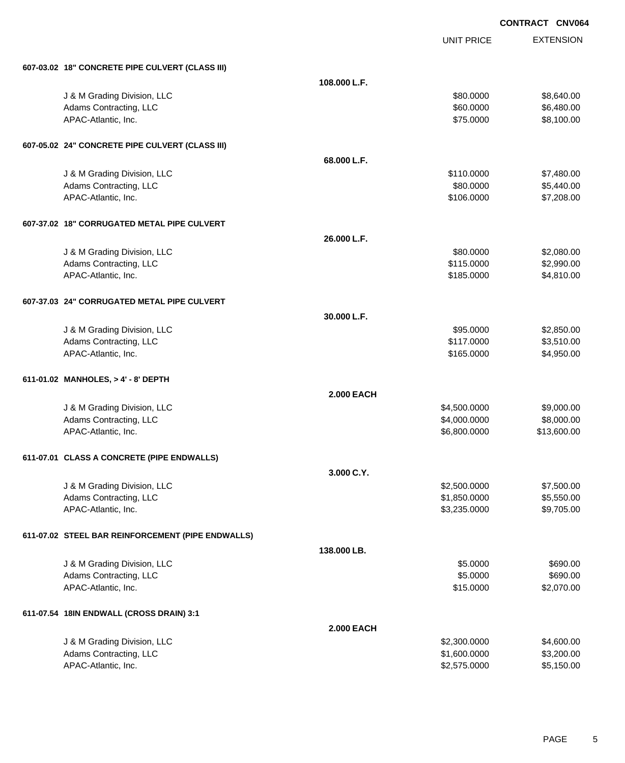CONTRACT CNV064

| | | UNIT PRICE | EXTENSION |
|---|---|---|---|
| **607-03.02 18" CONCRETE PIPE CULVERT (CLASS III)** | | | |
| | **108.000 L.F.** | | |
| J & M Grading Division, LLC | | $80.0000 | $8,640.00 |
| Adams Contracting, LLC | | $60.0000 | $6,480.00 |
| APAC-Atlantic, Inc. | | $75.0000 | $8,100.00 |
| **607-05.02 24" CONCRETE PIPE CULVERT (CLASS III)** | | | |
| | **68.000 L.F.** | | |
| J & M Grading Division, LLC | | $110.0000 | $7,480.00 |
| Adams Contracting, LLC | | $80.0000 | $5,440.00 |
| APAC-Atlantic, Inc. | | $106.0000 | $7,208.00 |
| **607-37.02 18" CORRUGATED METAL PIPE CULVERT** | | | |
| | **26.000 L.F.** | | |
| J & M Grading Division, LLC | | $80.0000 | $2,080.00 |
| Adams Contracting, LLC | | $115.0000 | $2,990.00 |
| APAC-Atlantic, Inc. | | $185.0000 | $4,810.00 |
| **607-37.03 24" CORRUGATED METAL PIPE CULVERT** | | | |
| | **30.000 L.F.** | | |
| J & M Grading Division, LLC | | $95.0000 | $2,850.00 |
| Adams Contracting, LLC | | $117.0000 | $3,510.00 |
| APAC-Atlantic, Inc. | | $165.0000 | $4,950.00 |
| **611-01.02 MANHOLES, > 4' - 8' DEPTH** | | | |
| | **2.000 EACH** | | |
| J & M Grading Division, LLC | | $4,500.0000 | $9,000.00 |
| Adams Contracting, LLC | | $4,000.0000 | $8,000.00 |
| APAC-Atlantic, Inc. | | $6,800.0000 | $13,600.00 |
| **611-07.01 CLASS A CONCRETE (PIPE ENDWALLS)** | | | |
| | **3.000 C.Y.** | | |
| J & M Grading Division, LLC | | $2,500.0000 | $7,500.00 |
| Adams Contracting, LLC | | $1,850.0000 | $5,550.00 |
| APAC-Atlantic, Inc. | | $3,235.0000 | $9,705.00 |
| **611-07.02 STEEL BAR REINFORCEMENT (PIPE ENDWALLS)** | | | |
| | **138.000 LB.** | | |
| J & M Grading Division, LLC | | $5.0000 | $690.00 |
| Adams Contracting, LLC | | $5.0000 | $690.00 |
| APAC-Atlantic, Inc. | | $15.0000 | $2,070.00 |
| **611-07.54 18IN ENDWALL (CROSS DRAIN) 3:1** | | | |
| | **2.000 EACH** | | |
| J & M Grading Division, LLC | | $2,300.0000 | $4,600.00 |
| Adams Contracting, LLC | | $1,600.0000 | $3,200.00 |
| APAC-Atlantic, Inc. | | $2,575.0000 | $5,150.00 |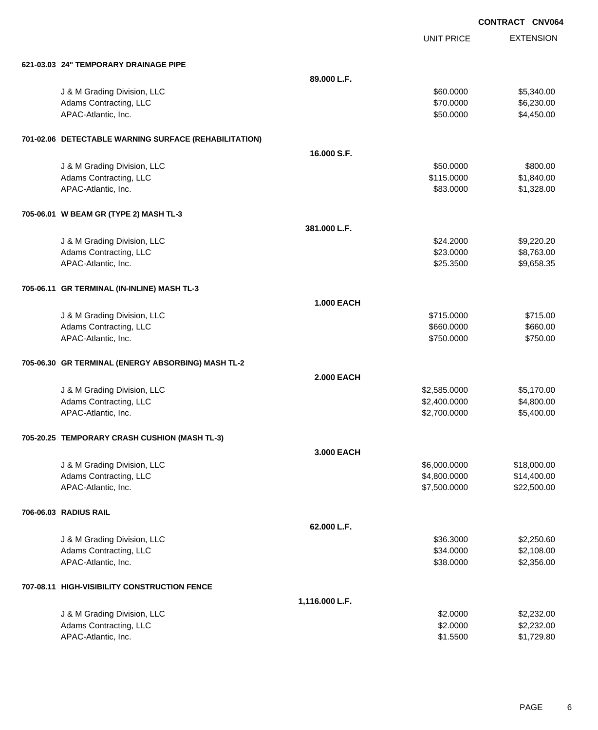**CONTRACT CNV064**

| | | UNIT PRICE | EXTENSION |
|---|---|---|---|
| **621-03.03 24" TEMPORARY DRAINAGE PIPE** | | | |
| | **89.000 L.F.** | | |
| J & M Grading Division, LLC | | $60.0000 | $5,340.00 |
| Adams Contracting, LLC | | $70.0000 | $6,230.00 |
| APAC-Atlantic, Inc. | | $50.0000 | $4,450.00 |
| **701-02.06 DETECTABLE WARNING SURFACE (REHABILITATION)** | | | |
| | **16.000 S.F.** | | |
| J & M Grading Division, LLC | | $50.0000 | $800.00 |
| Adams Contracting, LLC | | $115.0000 | $1,840.00 |
| APAC-Atlantic, Inc. | | $83.0000 | $1,328.00 |
| **705-06.01 W BEAM GR (TYPE 2) MASH TL-3** | | | |
| | **381.000 L.F.** | | |
| J & M Grading Division, LLC | | $24.2000 | $9,220.20 |
| Adams Contracting, LLC | | $23.0000 | $8,763.00 |
| APAC-Atlantic, Inc. | | $25.3500 | $9,658.35 |
| **705-06.11 GR TERMINAL (IN-INLINE) MASH TL-3** | | | |
| | **1.000 EACH** | | |
| J & M Grading Division, LLC | | $715.0000 | $715.00 |
| Adams Contracting, LLC | | $660.0000 | $660.00 |
| APAC-Atlantic, Inc. | | $750.0000 | $750.00 |
| **705-06.30 GR TERMINAL (ENERGY ABSORBING) MASH TL-2** | | | |
| | **2.000 EACH** | | |
| J & M Grading Division, LLC | | $2,585.0000 | $5,170.00 |
| Adams Contracting, LLC | | $2,400.0000 | $4,800.00 |
| APAC-Atlantic, Inc. | | $2,700.0000 | $5,400.00 |
| **705-20.25 TEMPORARY CRASH CUSHION (MASH TL-3)** | | | |
| | **3.000 EACH** | | |
| J & M Grading Division, LLC | | $6,000.0000 | $18,000.00 |
| Adams Contracting, LLC | | $4,800.0000 | $14,400.00 |
| APAC-Atlantic, Inc. | | $7,500.0000 | $22,500.00 |
| **706-06.03 RADIUS RAIL** | | | |
| | **62.000 L.F.** | | |
| J & M Grading Division, LLC | | $36.3000 | $2,250.60 |
| Adams Contracting, LLC | | $34.0000 | $2,108.00 |
| APAC-Atlantic, Inc. | | $38.0000 | $2,356.00 |
| **707-08.11 HIGH-VISIBILITY CONSTRUCTION FENCE** | | | |
| | **1,116.000 L.F.** | | |
| J & M Grading Division, LLC | | $2.0000 | $2,232.00 |
| Adams Contracting, LLC | | $2.0000 | $2,232.00 |
| APAC-Atlantic, Inc. | | $1.5500 | $1,729.80 |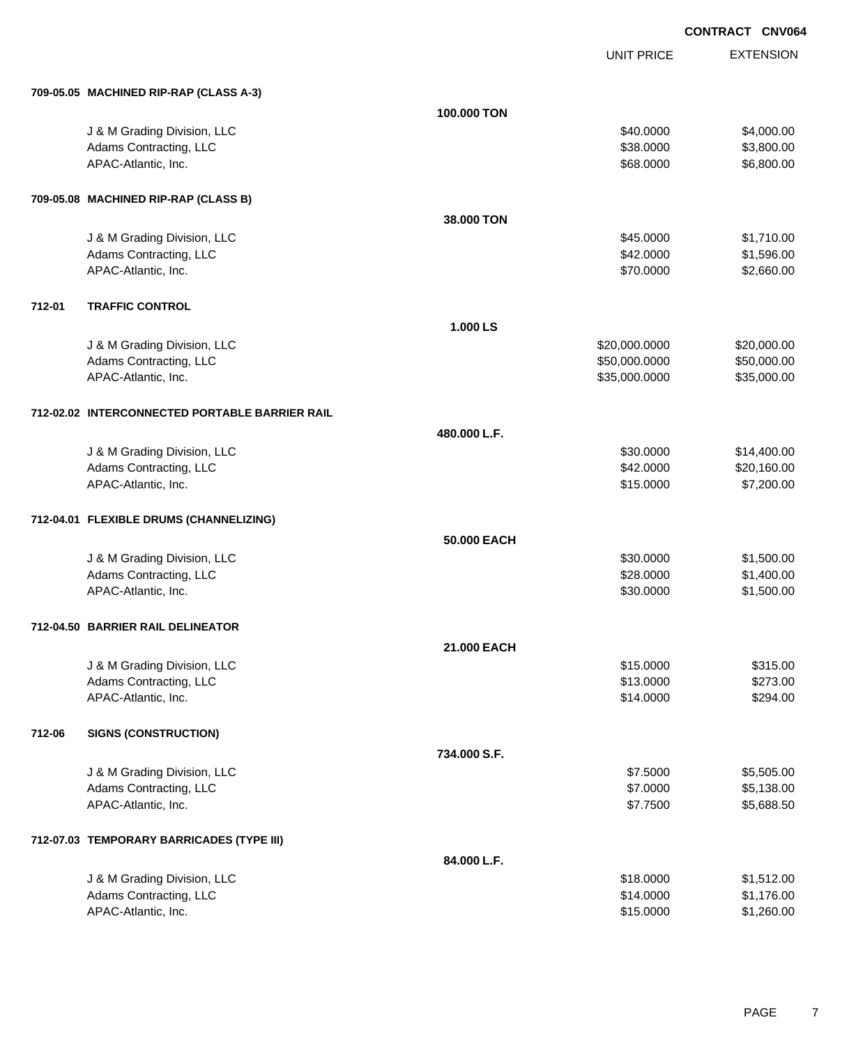**CONTRACT CNV064**

| | | UNIT PRICE | EXTENSION |
|---|---|---|---|
| **709-05.05 MACHINED RIP-RAP (CLASS A-3)** | | | |
| | **100.000 TON** | | |
| J & M Grading Division, LLC | | $40.0000 | $4,000.00 |
| Adams Contracting, LLC | | $38.0000 | $3,800.00 |
| APAC-Atlantic, Inc. | | $68.0000 | $6,800.00 |
| **709-05.08 MACHINED RIP-RAP (CLASS B)** | | | |
| | **38.000 TON** | | |
| J & M Grading Division, LLC | | $45.0000 | $1,710.00 |
| Adams Contracting, LLC | | $42.0000 | $1,596.00 |
| APAC-Atlantic, Inc. | | $70.0000 | $2,660.00 |
| **712-01 TRAFFIC CONTROL** | | | |
| | **1.000 LS** | | |
| J & M Grading Division, LLC | | $20,000.0000 | $20,000.00 |
| Adams Contracting, LLC | | $50,000.0000 | $50,000.00 |
| APAC-Atlantic, Inc. | | $35,000.0000 | $35,000.00 |
| **712-02.02 INTERCONNECTED PORTABLE BARRIER RAIL** | | | |
| | **480.000 L.F.** | | |
| J & M Grading Division, LLC | | $30.0000 | $14,400.00 |
| Adams Contracting, LLC | | $42.0000 | $20,160.00 |
| APAC-Atlantic, Inc. | | $15.0000 | $7,200.00 |
| **712-04.01 FLEXIBLE DRUMS (CHANNELIZING)** | | | |
| | **50.000 EACH** | | |
| J & M Grading Division, LLC | | $30.0000 | $1,500.00 |
| Adams Contracting, LLC | | $28.0000 | $1,400.00 |
| APAC-Atlantic, Inc. | | $30.0000 | $1,500.00 |
| **712-04.50 BARRIER RAIL DELINEATOR** | | | |
| | **21.000 EACH** | | |
| J & M Grading Division, LLC | | $15.0000 | $315.00 |
| Adams Contracting, LLC | | $13.0000 | $273.00 |
| APAC-Atlantic, Inc. | | $14.0000 | $294.00 |
| **712-06 SIGNS (CONSTRUCTION)** | | | |
| | **734.000 S.F.** | | |
| J & M Grading Division, LLC | | $7.5000 | $5,505.00 |
| Adams Contracting, LLC | | $7.0000 | $5,138.00 |
| APAC-Atlantic, Inc. | | $7.7500 | $5,688.50 |
| **712-07.03 TEMPORARY BARRICADES (TYPE III)** | | | |
| | **84.000 L.F.** | | |
| J & M Grading Division, LLC | | $18.0000 | $1,512.00 |
| Adams Contracting, LLC | | $14.0000 | $1,176.00 |
| APAC-Atlantic, Inc. | | $15.0000 | $1,260.00 |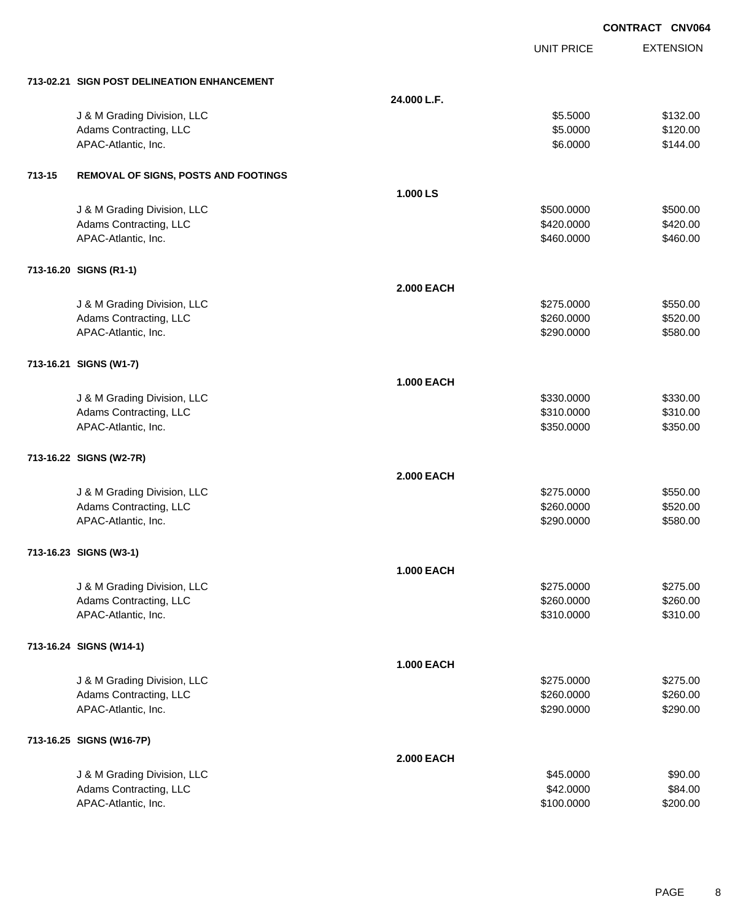**CONTRACT CNV064**

| | | UNIT PRICE | EXTENSION |
|---|---|---|---|
| **713-02.21 SIGN POST DELINEATION ENHANCEMENT** | | | |
| | **24.000 L.F.** | | |
| J & M Grading Division, LLC | | $5.5000 | $132.00 |
| Adams Contracting, LLC | | $5.0000 | $120.00 |
| APAC-Atlantic, Inc. | | $6.0000 | $144.00 |
| **713-15 REMOVAL OF SIGNS, POSTS AND FOOTINGS** | | | |
| | **1.000 LS** | | |
| J & M Grading Division, LLC | | $500.0000 | $500.00 |
| Adams Contracting, LLC | | $420.0000 | $420.00 |
| APAC-Atlantic, Inc. | | $460.0000 | $460.00 |
| **713-16.20 SIGNS (R1-1)** | | | |
| | **2.000 EACH** | | |
| J & M Grading Division, LLC | | $275.0000 | $550.00 |
| Adams Contracting, LLC | | $260.0000 | $520.00 |
| APAC-Atlantic, Inc. | | $290.0000 | $580.00 |
| **713-16.21 SIGNS (W1-7)** | | | |
| | **1.000 EACH** | | |
| J & M Grading Division, LLC | | $330.0000 | $330.00 |
| Adams Contracting, LLC | | $310.0000 | $310.00 |
| APAC-Atlantic, Inc. | | $350.0000 | $350.00 |
| **713-16.22 SIGNS (W2-7R)** | | | |
| | **2.000 EACH** | | |
| J & M Grading Division, LLC | | $275.0000 | $550.00 |
| Adams Contracting, LLC | | $260.0000 | $520.00 |
| APAC-Atlantic, Inc. | | $290.0000 | $580.00 |
| **713-16.23 SIGNS (W3-1)** | | | |
| | **1.000 EACH** | | |
| J & M Grading Division, LLC | | $275.0000 | $275.00 |
| Adams Contracting, LLC | | $260.0000 | $260.00 |
| APAC-Atlantic, Inc. | | $310.0000 | $310.00 |
| **713-16.24 SIGNS (W14-1)** | | | |
| | **1.000 EACH** | | |
| J & M Grading Division, LLC | | $275.0000 | $275.00 |
| Adams Contracting, LLC | | $260.0000 | $260.00 |
| APAC-Atlantic, Inc. | | $290.0000 | $290.00 |
| **713-16.25 SIGNS (W16-7P)** | | | |
| | **2.000 EACH** | | |
| J & M Grading Division, LLC | | $45.0000 | $90.00 |
| Adams Contracting, LLC | | $42.0000 | $84.00 |
| APAC-Atlantic, Inc. | | $100.0000 | $200.00 |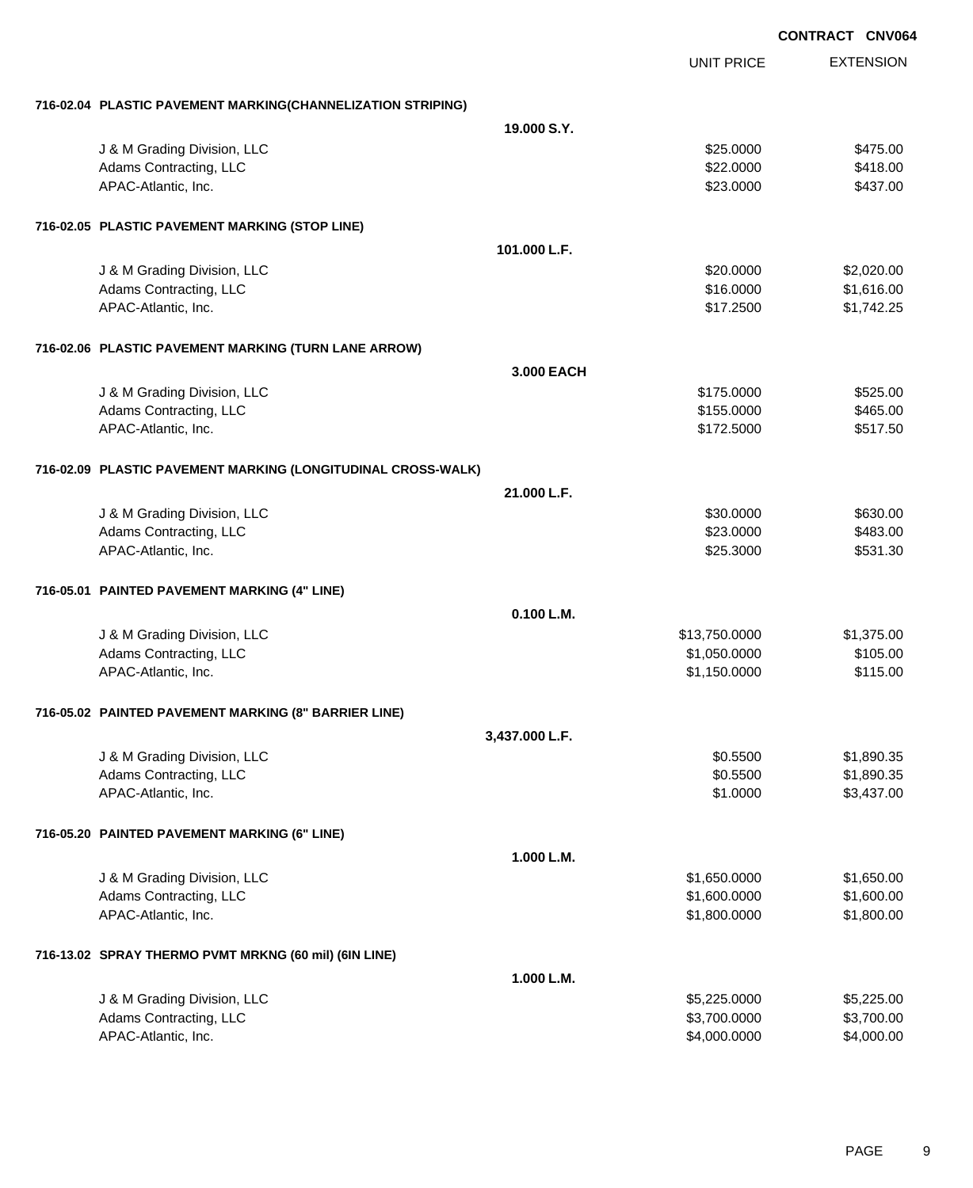**CONTRACT CNV064**

| | | UNIT PRICE | EXTENSION |
|---|---|---|---|
| **716-02.04 PLASTIC PAVEMENT MARKING(CHANNELIZATION STRIPING)** | | | |
| | **19.000 S.Y.** | | |
| J & M Grading Division, LLC | | $25.0000 | $475.00 |
| Adams Contracting, LLC | | $22.0000 | $418.00 |
| APAC-Atlantic, Inc. | | $23.0000 | $437.00 |
| **716-02.05 PLASTIC PAVEMENT MARKING (STOP LINE)** | | | |
| | **101.000 L.F.** | | |
| J & M Grading Division, LLC | | $20.0000 | $2,020.00 |
| Adams Contracting, LLC | | $16.0000 | $1,616.00 |
| APAC-Atlantic, Inc. | | $17.2500 | $1,742.25 |
| **716-02.06 PLASTIC PAVEMENT MARKING (TURN LANE ARROW)** | | | |
| | **3.000 EACH** | | |
| J & M Grading Division, LLC | | $175.0000 | $525.00 |
| Adams Contracting, LLC | | $155.0000 | $465.00 |
| APAC-Atlantic, Inc. | | $172.5000 | $517.50 |
| **716-02.09 PLASTIC PAVEMENT MARKING (LONGITUDINAL CROSS-WALK)** | | | |
| | **21.000 L.F.** | | |
| J & M Grading Division, LLC | | $30.0000 | $630.00 |
| Adams Contracting, LLC | | $23.0000 | $483.00 |
| APAC-Atlantic, Inc. | | $25.3000 | $531.30 |
| **716-05.01 PAINTED PAVEMENT MARKING (4" LINE)** | | | |
| | **0.100 L.M.** | | |
| J & M Grading Division, LLC | | $13,750.0000 | $1,375.00 |
| Adams Contracting, LLC | | $1,050.0000 | $105.00 |
| APAC-Atlantic, Inc. | | $1,150.0000 | $115.00 |
| **716-05.02 PAINTED PAVEMENT MARKING (8" BARRIER LINE)** | | | |
| | **3,437.000 L.F.** | | |
| J & M Grading Division, LLC | | $0.5500 | $1,890.35 |
| Adams Contracting, LLC | | $0.5500 | $1,890.35 |
| APAC-Atlantic, Inc. | | $1.0000 | $3,437.00 |
| **716-05.20 PAINTED PAVEMENT MARKING (6" LINE)** | | | |
| | **1.000 L.M.** | | |
| J & M Grading Division, LLC | | $1,650.0000 | $1,650.00 |
| Adams Contracting, LLC | | $1,600.0000 | $1,600.00 |
| APAC-Atlantic, Inc. | | $1,800.0000 | $1,800.00 |
| **716-13.02 SPRAY THERMO PVMT MRKNG (60 mil) (6IN LINE)** | | | |
| | **1.000 L.M.** | | |
| J & M Grading Division, LLC | | $5,225.0000 | $5,225.00 |
| Adams Contracting, LLC | | $3,700.0000 | $3,700.00 |
| APAC-Atlantic, Inc. | | $4,000.0000 | $4,000.00 |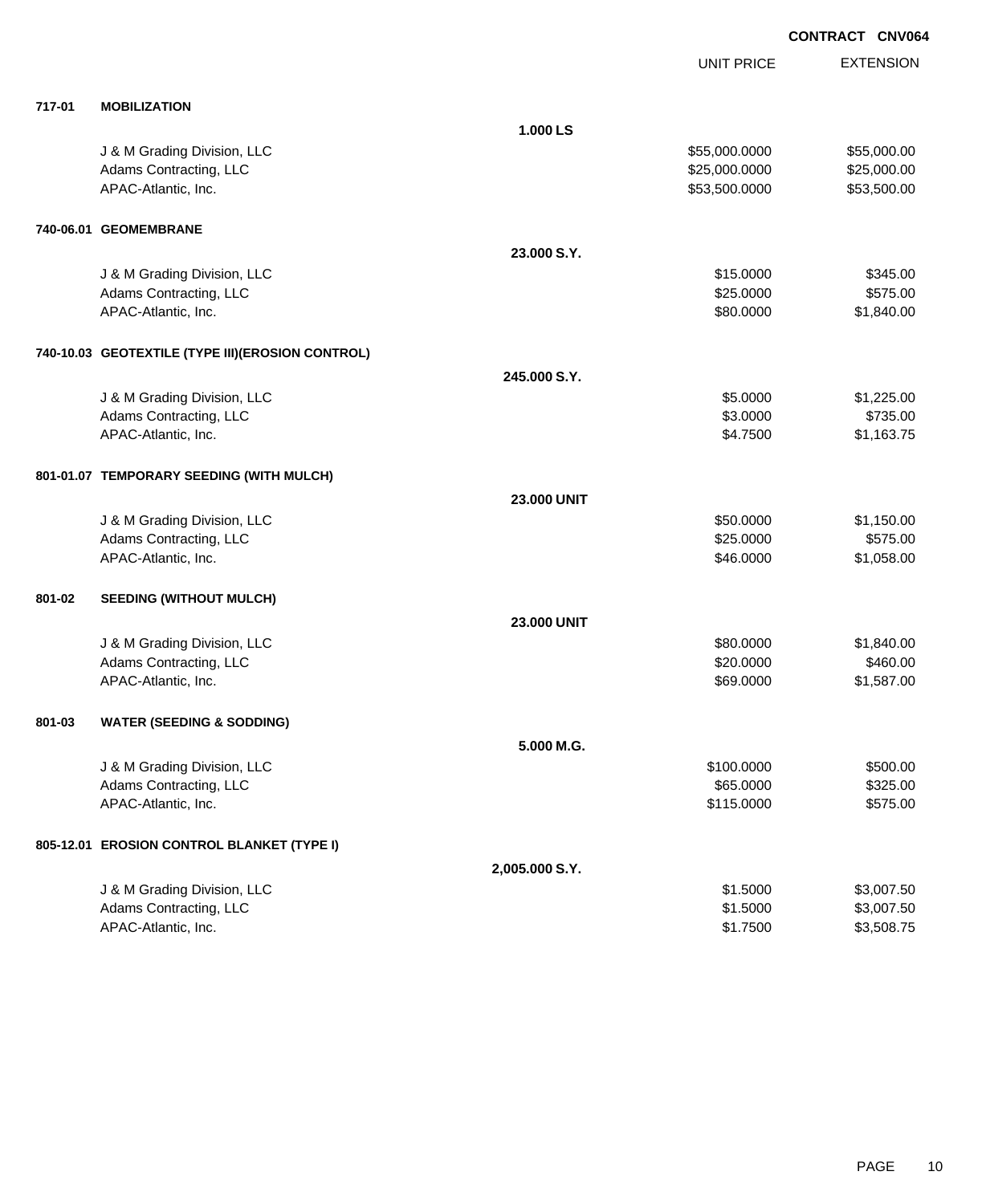CONTRACT CNV064

| | | | UNIT PRICE | EXTENSION |
|---|---|---|---|---|
| **717-01** | **MOBILIZATION** | | | |
| | | **1.000 LS** | | |
| | J & M Grading Division, LLC | | $55,000.0000 | $55,000.00 |
| | Adams Contracting, LLC | | $25,000.0000 | $25,000.00 |
| | APAC-Atlantic, Inc. | | $53,500.0000 | $53,500.00 |
| **740-06.01** | **GEOMEMBRANE** | | | |
| | | **23.000 S.Y.** | | |
| | J & M Grading Division, LLC | | $15.0000 | $345.00 |
| | Adams Contracting, LLC | | $25.0000 | $575.00 |
| | APAC-Atlantic, Inc. | | $80.0000 | $1,840.00 |
| **740-10.03** | **GEOTEXTILE (TYPE III)(EROSION CONTROL)** | | | |
| | | **245.000 S.Y.** | | |
| | J & M Grading Division, LLC | | $5.0000 | $1,225.00 |
| | Adams Contracting, LLC | | $3.0000 | $735.00 |
| | APAC-Atlantic, Inc. | | $4.7500 | $1,163.75 |
| **801-01.07** | **TEMPORARY SEEDING (WITH MULCH)** | | | |
| | | **23.000 UNIT** | | |
| | J & M Grading Division, LLC | | $50.0000 | $1,150.00 |
| | Adams Contracting, LLC | | $25.0000 | $575.00 |
| | APAC-Atlantic, Inc. | | $46.0000 | $1,058.00 |
| **801-02** | **SEEDING (WITHOUT MULCH)** | | | |
| | | **23.000 UNIT** | | |
| | J & M Grading Division, LLC | | $80.0000 | $1,840.00 |
| | Adams Contracting, LLC | | $20.0000 | $460.00 |
| | APAC-Atlantic, Inc. | | $69.0000 | $1,587.00 |
| **801-03** | **WATER (SEEDING & SODDING)** | | | |
| | | **5.000 M.G.** | | |
| | J & M Grading Division, LLC | | $100.0000 | $500.00 |
| | Adams Contracting, LLC | | $65.0000 | $325.00 |
| | APAC-Atlantic, Inc. | | $115.0000 | $575.00 |
| **805-12.01** | **EROSION CONTROL BLANKET (TYPE I)** | | | |
| | | **2,005.000 S.Y.** | | |
| | J & M Grading Division, LLC | | $1.5000 | $3,007.50 |
| | Adams Contracting, LLC | | $1.5000 | $3,007.50 |
| | APAC-Atlantic, Inc. | | $1.7500 | $3,508.75 |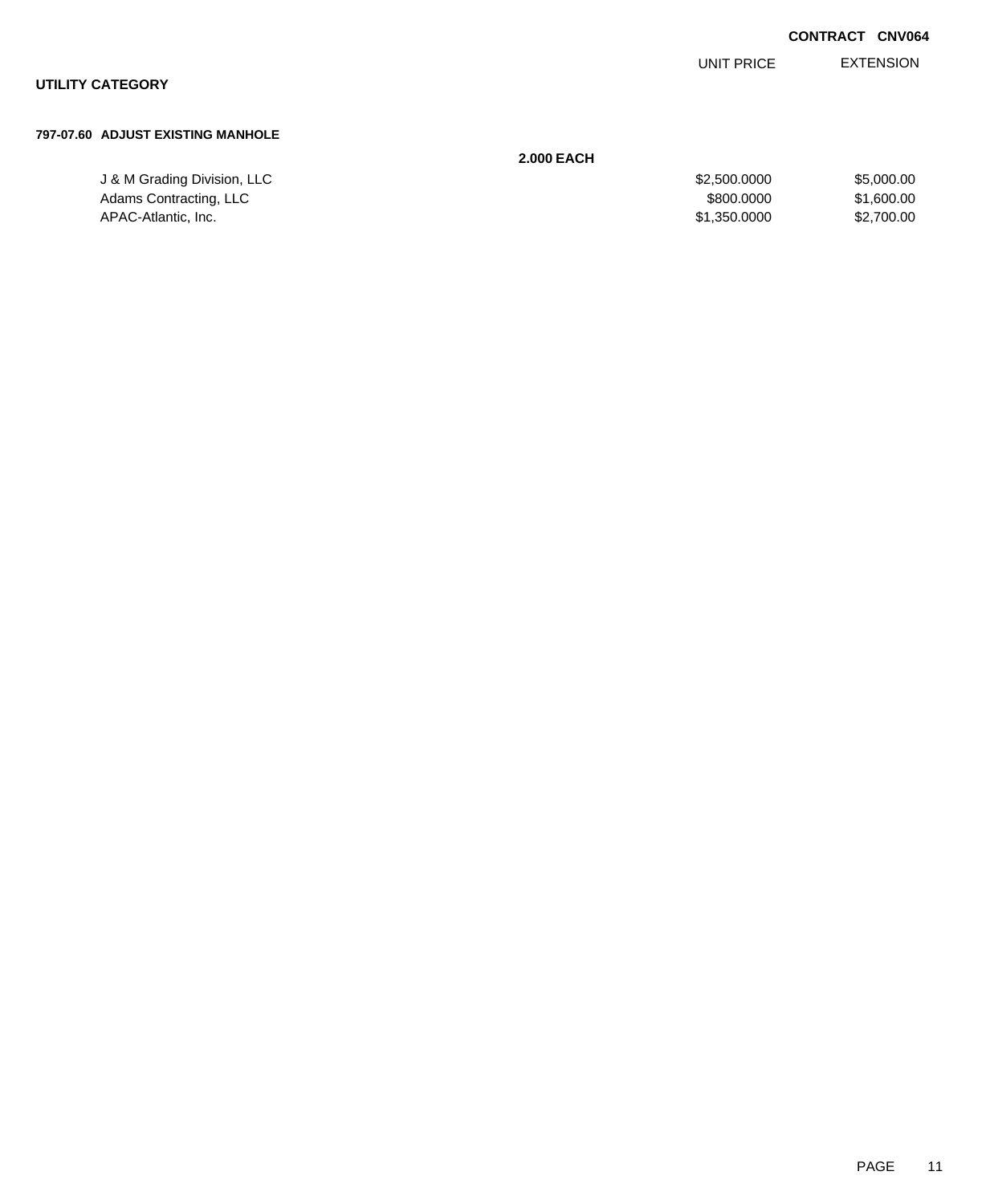**CONTRACT CNV064**

## UTILITY CATEGORY

### 797-07.60 ADJUST EXISTING MANHOLE

**2.000 EACH**

| | UNIT PRICE | EXTENSION |
|---|---|---|
| J & M Grading Division, LLC | $2,500.0000 | $5,000.00 |
| Adams Contracting, LLC | $800.0000 | $1,600.00 |
| APAC-Atlantic, Inc. | $1,350.0000 | $2,700.00 |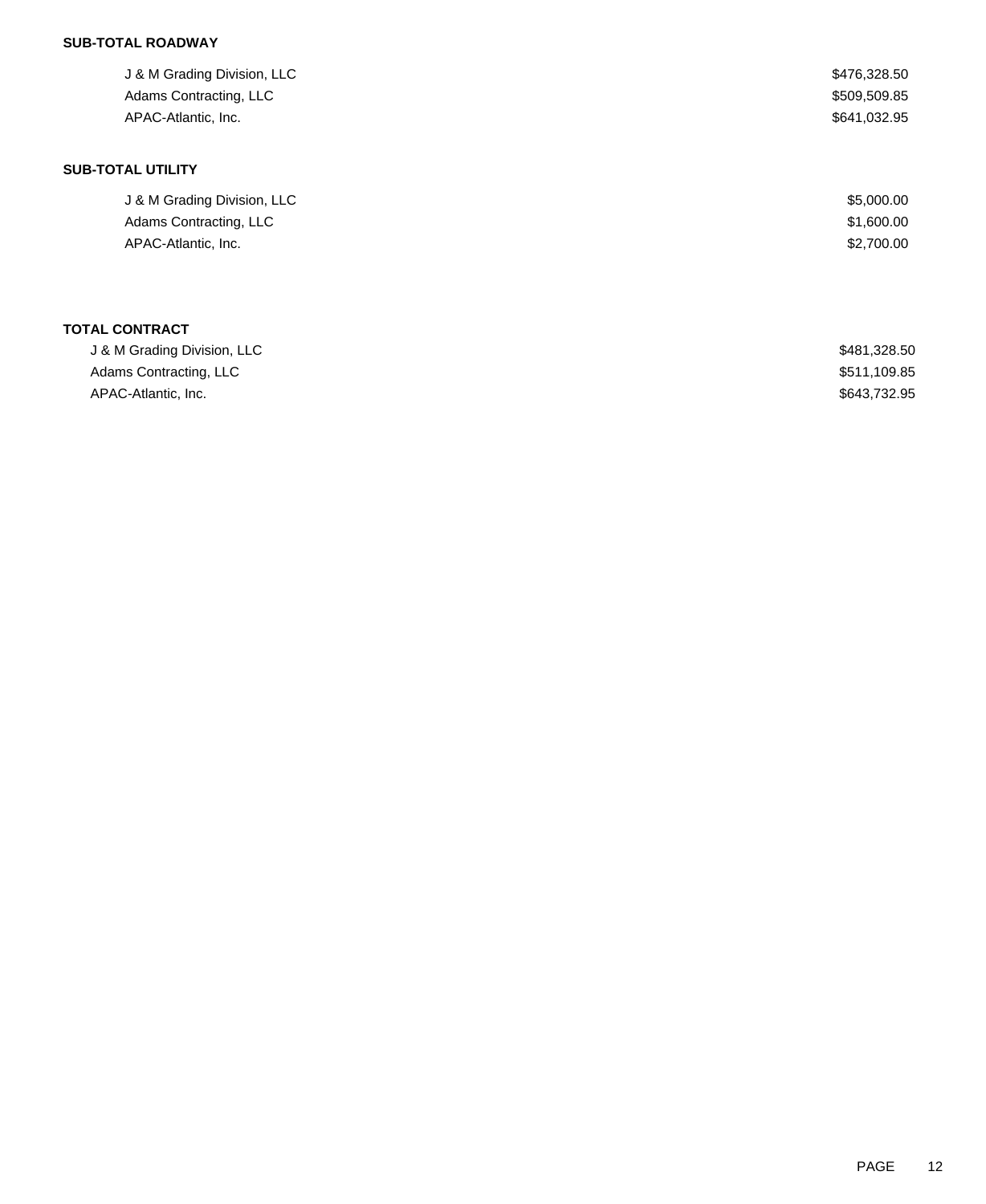**SUB-TOTAL ROADWAY**

| | |
|---|---|
| J & M Grading Division, LLC | $476,328.50 |
| Adams Contracting, LLC | $509,509.85 |
| APAC-Atlantic, Inc. | $641,032.95 |

**SUB-TOTAL UTILITY**

| | |
|---|---|
| J & M Grading Division, LLC | $5,000.00 |
| Adams Contracting, LLC | $1,600.00 |
| APAC-Atlantic, Inc. | $2,700.00 |

**TOTAL CONTRACT**

| | |
|---|---|
| J & M Grading Division, LLC | $481,328.50 |
| Adams Contracting, LLC | $511,109.85 |
| APAC-Atlantic, Inc. | $643,732.95 |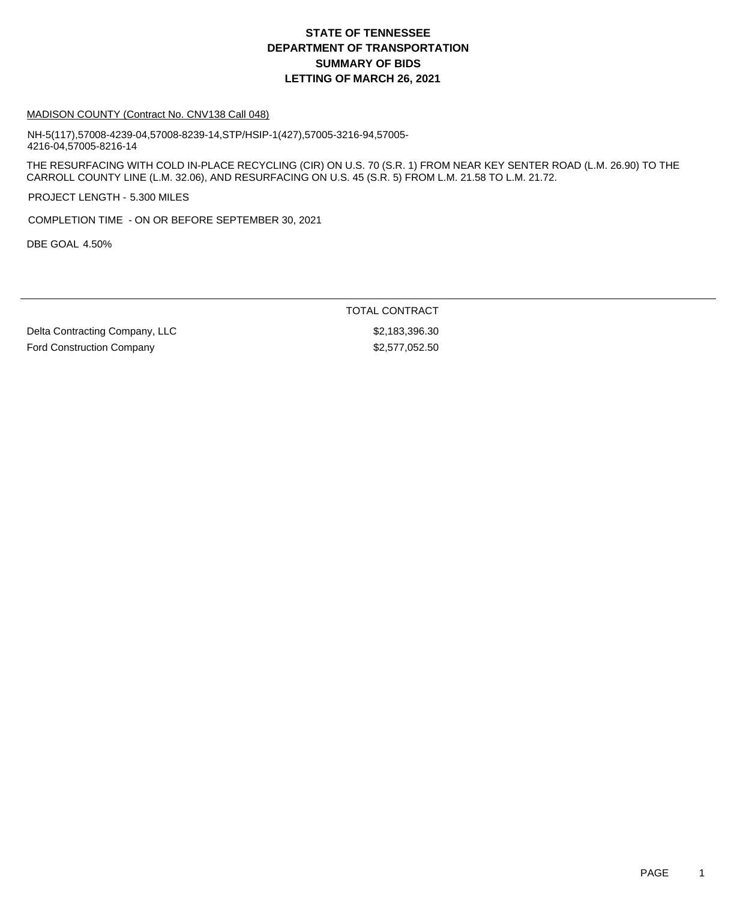# STATE OF TENNESSEE
# DEPARTMENT OF TRANSPORTATION
# SUMMARY OF BIDS
# LETTING OF MARCH 26, 2021

MADISON COUNTY (Contract No. CNV138 Call 048)

NH-5(117),57008-4239-04,57008-8239-14,STP/HSIP-1(427),57005-3216-94,57005-4216-04,57005-8216-14

THE RESURFACING WITH COLD IN-PLACE RECYCLING (CIR) ON U.S. 70 (S.R. 1) FROM NEAR KEY SENTER ROAD (L.M. 26.90) TO THE CARROLL COUNTY LINE (L.M. 32.06), AND RESURFACING ON U.S. 45 (S.R. 5) FROM L.M. 21.58 TO L.M. 21.72.

PROJECT LENGTH - 5.300 MILES

COMPLETION TIME - ON OR BEFORE SEPTEMBER 30, 2021

DBE GOAL 4.50%

| | TOTAL CONTRACT |
|---|---|
| Delta Contracting Company, LLC | $2,183,396.30 |
| Ford Construction Company | $2,577,052.50 |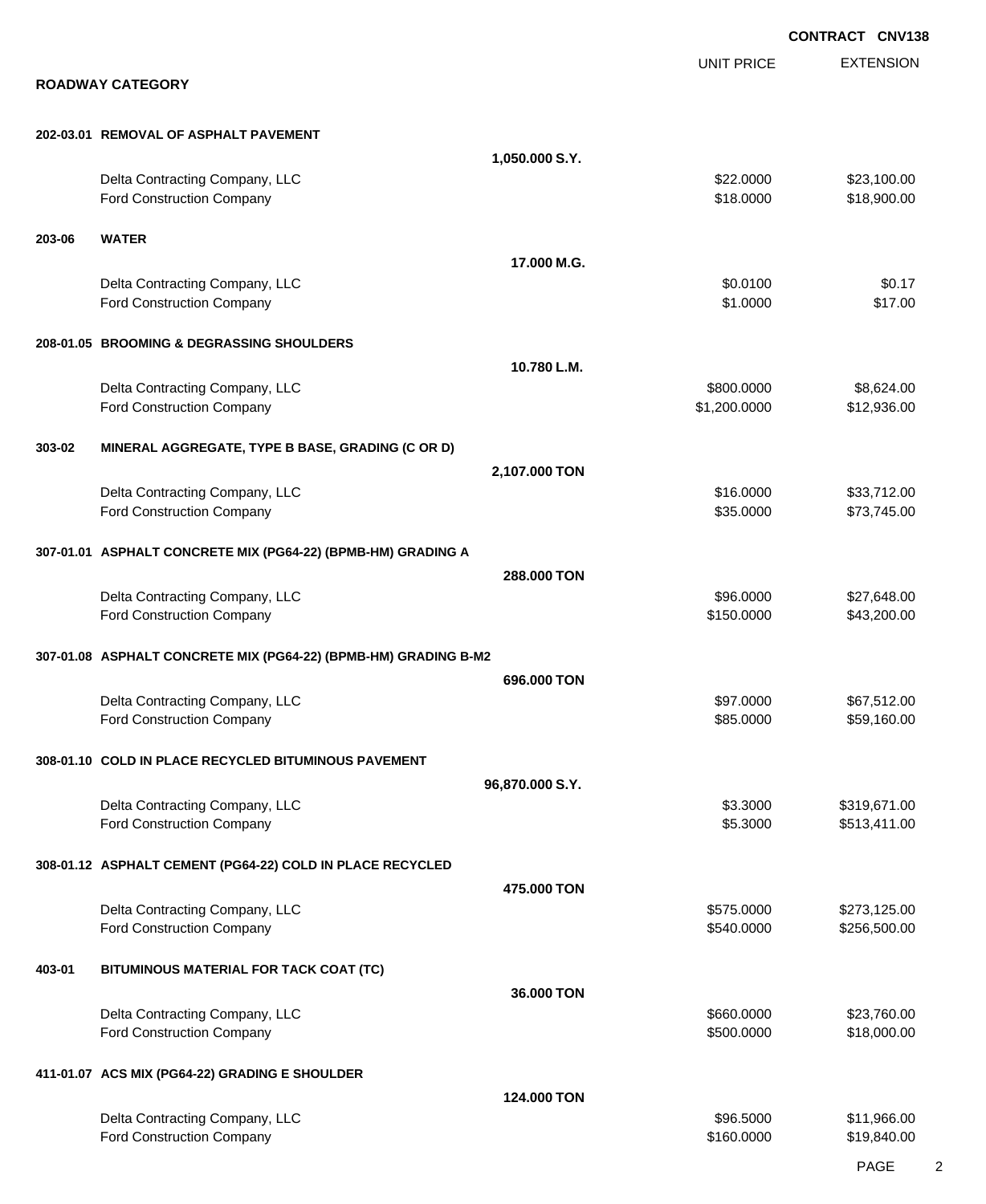CONTRACT CNV138

**ROADWAY CATEGORY**

| | | | UNIT PRICE | EXTENSION |
|---|---|---|---|---|
| **202-03.01** | **REMOVAL OF ASPHALT PAVEMENT** | | | |
| | | **1,050.000 S.Y.** | | |
| | Delta Contracting Company, LLC | | $22.0000 | $23,100.00 |
| | Ford Construction Company | | $18.0000 | $18,900.00 |
| **203-06** | **WATER** | | | |
| | | **17.000 M.G.** | | |
| | Delta Contracting Company, LLC | | $0.0100 | $0.17 |
| | Ford Construction Company | | $1.0000 | $17.00 |
| **208-01.05** | **BROOMING & DEGRASSING SHOULDERS** | | | |
| | | **10.780 L.M.** | | |
| | Delta Contracting Company, LLC | | $800.0000 | $8,624.00 |
| | Ford Construction Company | | $1,200.0000 | $12,936.00 |
| **303-02** | **MINERAL AGGREGATE, TYPE B BASE, GRADING (C OR D)** | | | |
| | | **2,107.000 TON** | | |
| | Delta Contracting Company, LLC | | $16.0000 | $33,712.00 |
| | Ford Construction Company | | $35.0000 | $73,745.00 |
| **307-01.01** | **ASPHALT CONCRETE MIX (PG64-22) (BPMB-HM) GRADING A** | | | |
| | | **288.000 TON** | | |
| | Delta Contracting Company, LLC | | $96.0000 | $27,648.00 |
| | Ford Construction Company | | $150.0000 | $43,200.00 |
| **307-01.08** | **ASPHALT CONCRETE MIX (PG64-22) (BPMB-HM) GRADING B-M2** | | | |
| | | **696.000 TON** | | |
| | Delta Contracting Company, LLC | | $97.0000 | $67,512.00 |
| | Ford Construction Company | | $85.0000 | $59,160.00 |
| **308-01.10** | **COLD IN PLACE RECYCLED BITUMINOUS PAVEMENT** | | | |
| | | **96,870.000 S.Y.** | | |
| | Delta Contracting Company, LLC | | $3.3000 | $319,671.00 |
| | Ford Construction Company | | $5.3000 | $513,411.00 |
| **308-01.12** | **ASPHALT CEMENT (PG64-22) COLD IN PLACE RECYCLED** | | | |
| | | **475.000 TON** | | |
| | Delta Contracting Company, LLC | | $575.0000 | $273,125.00 |
| | Ford Construction Company | | $540.0000 | $256,500.00 |
| **403-01** | **BITUMINOUS MATERIAL FOR TACK COAT (TC)** | | | |
| | | **36.000 TON** | | |
| | Delta Contracting Company, LLC | | $660.0000 | $23,760.00 |
| | Ford Construction Company | | $500.0000 | $18,000.00 |
| **411-01.07** | **ACS MIX (PG64-22) GRADING E SHOULDER** | | | |
| | | **124.000 TON** | | |
| | Delta Contracting Company, LLC | | $96.5000 | $11,966.00 |
| | Ford Construction Company | | $160.0000 | $19,840.00 |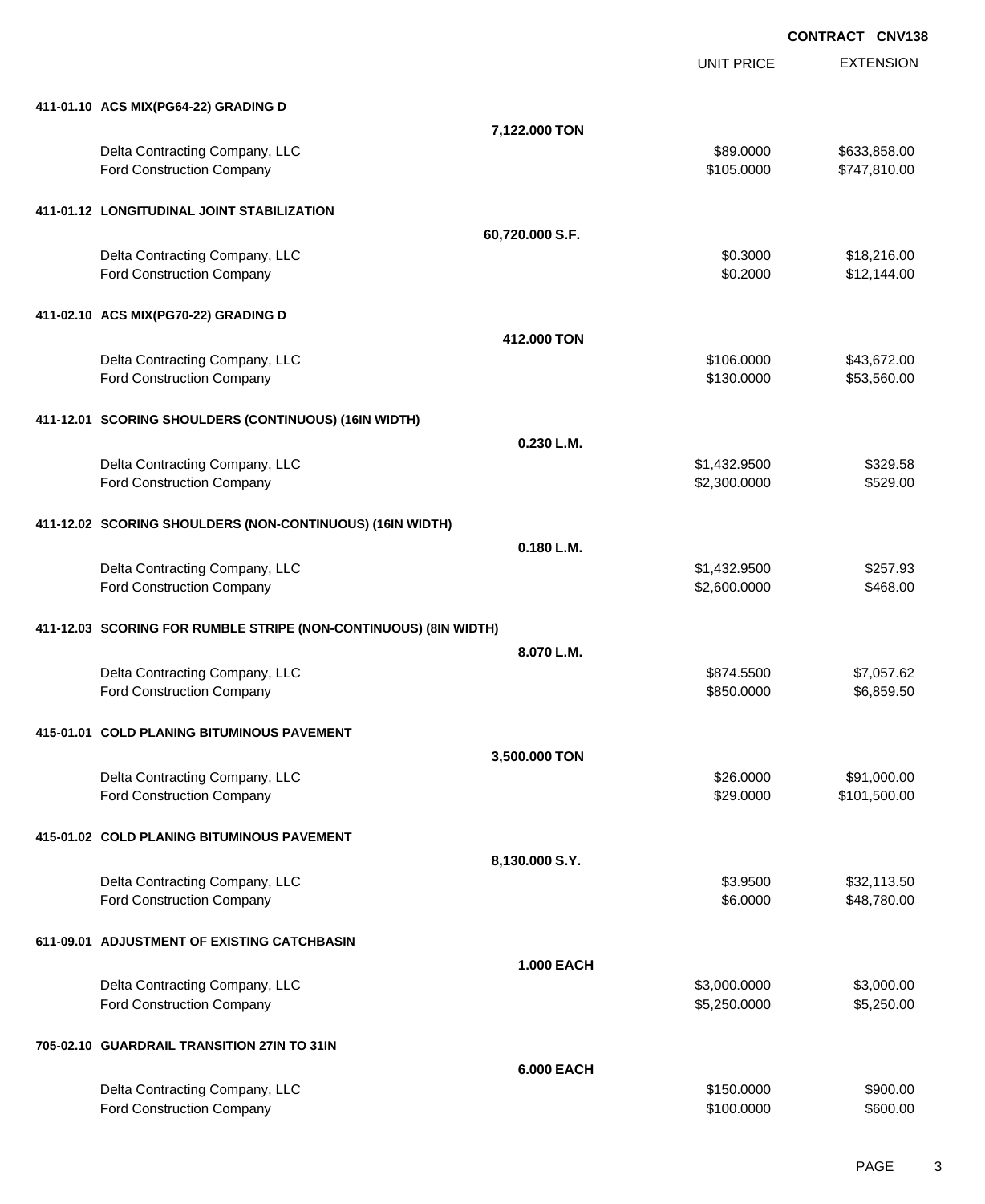**CONTRACT CNV138**

| | | UNIT PRICE | EXTENSION |
|---|---|---|---|
| **411-01.10 ACS MIX(PG64-22) GRADING D** | | | |
| | **7,122.000 TON** | | |
| Delta Contracting Company, LLC | | $89.0000 | $633,858.00 |
| Ford Construction Company | | $105.0000 | $747,810.00 |
| **411-01.12 LONGITUDINAL JOINT STABILIZATION** | | | |
| | **60,720.000 S.F.** | | |
| Delta Contracting Company, LLC | | $0.3000 | $18,216.00 |
| Ford Construction Company | | $0.2000 | $12,144.00 |
| **411-02.10 ACS MIX(PG70-22) GRADING D** | | | |
| | **412.000 TON** | | |
| Delta Contracting Company, LLC | | $106.0000 | $43,672.00 |
| Ford Construction Company | | $130.0000 | $53,560.00 |
| **411-12.01 SCORING SHOULDERS (CONTINUOUS) (16IN WIDTH)** | | | |
| | **0.230 L.M.** | | |
| Delta Contracting Company, LLC | | $1,432.9500 | $329.58 |
| Ford Construction Company | | $2,300.0000 | $529.00 |
| **411-12.02 SCORING SHOULDERS (NON-CONTINUOUS) (16IN WIDTH)** | | | |
| | **0.180 L.M.** | | |
| Delta Contracting Company, LLC | | $1,432.9500 | $257.93 |
| Ford Construction Company | | $2,600.0000 | $468.00 |
| **411-12.03 SCORING FOR RUMBLE STRIPE (NON-CONTINUOUS) (8IN WIDTH)** | | | |
| | **8.070 L.M.** | | |
| Delta Contracting Company, LLC | | $874.5500 | $7,057.62 |
| Ford Construction Company | | $850.0000 | $6,859.50 |
| **415-01.01 COLD PLANING BITUMINOUS PAVEMENT** | | | |
| | **3,500.000 TON** | | |
| Delta Contracting Company, LLC | | $26.0000 | $91,000.00 |
| Ford Construction Company | | $29.0000 | $101,500.00 |
| **415-01.02 COLD PLANING BITUMINOUS PAVEMENT** | | | |
| | **8,130.000 S.Y.** | | |
| Delta Contracting Company, LLC | | $3.9500 | $32,113.50 |
| Ford Construction Company | | $6.0000 | $48,780.00 |
| **611-09.01 ADJUSTMENT OF EXISTING CATCHBASIN** | | | |
| | **1.000 EACH** | | |
| Delta Contracting Company, LLC | | $3,000.0000 | $3,000.00 |
| Ford Construction Company | | $5,250.0000 | $5,250.00 |
| **705-02.10 GUARDRAIL TRANSITION 27IN TO 31IN** | | | |
| | **6.000 EACH** | | |
| Delta Contracting Company, LLC | | $150.0000 | $900.00 |
| Ford Construction Company | | $100.0000 | $600.00 |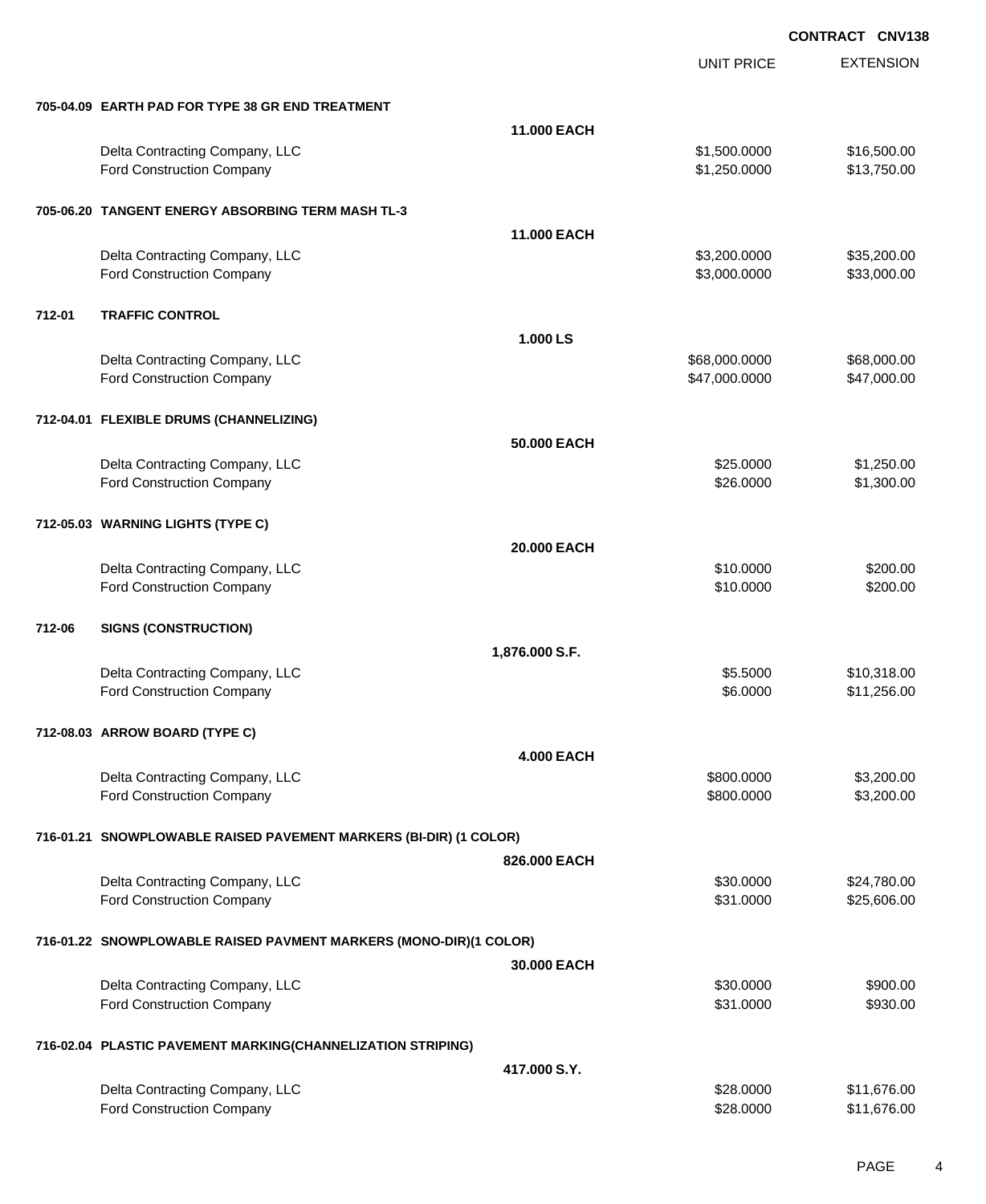**CONTRACT CNV138**

| | | UNIT PRICE | EXTENSION |
|---|---|---|---|
| **705-04.09** | **EARTH PAD FOR TYPE 38 GR END TREATMENT** | | |
| | **11.000 EACH** | | |
| | Delta Contracting Company, LLC | $1,500.0000 | $16,500.00 |
| | Ford Construction Company | $1,250.0000 | $13,750.00 |
| **705-06.20** | **TANGENT ENERGY ABSORBING TERM MASH TL-3** | | |
| | **11.000 EACH** | | |
| | Delta Contracting Company, LLC | $3,200.0000 | $35,200.00 |
| | Ford Construction Company | $3,000.0000 | $33,000.00 |
| **712-01** | **TRAFFIC CONTROL** | | |
| | **1.000 LS** | | |
| | Delta Contracting Company, LLC | $68,000.0000 | $68,000.00 |
| | Ford Construction Company | $47,000.0000 | $47,000.00 |
| **712-04.01** | **FLEXIBLE DRUMS (CHANNELIZING)** | | |
| | **50.000 EACH** | | |
| | Delta Contracting Company, LLC | $25.0000 | $1,250.00 |
| | Ford Construction Company | $26.0000 | $1,300.00 |
| **712-05.03** | **WARNING LIGHTS (TYPE C)** | | |
| | **20.000 EACH** | | |
| | Delta Contracting Company, LLC | $10.0000 | $200.00 |
| | Ford Construction Company | $10.0000 | $200.00 |
| **712-06** | **SIGNS (CONSTRUCTION)** | | |
| | **1,876.000 S.F.** | | |
| | Delta Contracting Company, LLC | $5.5000 | $10,318.00 |
| | Ford Construction Company | $6.0000 | $11,256.00 |
| **712-08.03** | **ARROW BOARD (TYPE C)** | | |
| | **4.000 EACH** | | |
| | Delta Contracting Company, LLC | $800.0000 | $3,200.00 |
| | Ford Construction Company | $800.0000 | $3,200.00 |
| **716-01.21** | **SNOWPLOWABLE RAISED PAVEMENT MARKERS (BI-DIR) (1 COLOR)** | | |
| | **826.000 EACH** | | |
| | Delta Contracting Company, LLC | $30.0000 | $24,780.00 |
| | Ford Construction Company | $31.0000 | $25,606.00 |
| **716-01.22** | **SNOWPLOWABLE RAISED PAVMENT MARKERS (MONO-DIR)(1 COLOR)** | | |
| | **30.000 EACH** | | |
| | Delta Contracting Company, LLC | $30.0000 | $900.00 |
| | Ford Construction Company | $31.0000 | $930.00 |
| **716-02.04** | **PLASTIC PAVEMENT MARKING(CHANNELIZATION STRIPING)** | | |
| | **417.000 S.Y.** | | |
| | Delta Contracting Company, LLC | $28.0000 | $11,676.00 |
| | Ford Construction Company | $28.0000 | $11,676.00 |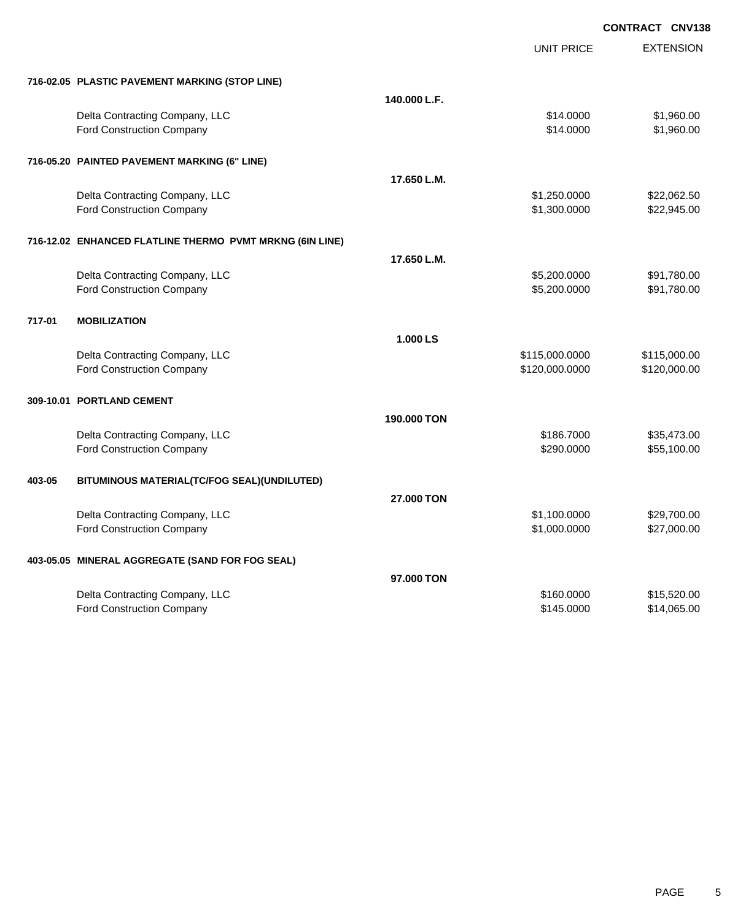**CONTRACT CNV138**

| | | | UNIT PRICE | EXTENSION |
|---|---|---|---|---|
| **716-02.05** | **PLASTIC PAVEMENT MARKING (STOP LINE)** | | | |
| | | **140.000 L.F.** | | |
| | Delta Contracting Company, LLC | | $14.0000 | $1,960.00 |
| | Ford Construction Company | | $14.0000 | $1,960.00 |
| **716-05.20** | **PAINTED PAVEMENT MARKING (6" LINE)** | | | |
| | | **17.650 L.M.** | | |
| | Delta Contracting Company, LLC | | $1,250.0000 | $22,062.50 |
| | Ford Construction Company | | $1,300.0000 | $22,945.00 |
| **716-12.02** | **ENHANCED FLATLINE THERMO PVMT MRKNG (6IN LINE)** | | | |
| | | **17.650 L.M.** | | |
| | Delta Contracting Company, LLC | | $5,200.0000 | $91,780.00 |
| | Ford Construction Company | | $5,200.0000 | $91,780.00 |
| **717-01** | **MOBILIZATION** | | | |
| | | **1.000 LS** | | |
| | Delta Contracting Company, LLC | | $115,000.0000 | $115,000.00 |
| | Ford Construction Company | | $120,000.0000 | $120,000.00 |
| **309-10.01** | **PORTLAND CEMENT** | | | |
| | | **190.000 TON** | | |
| | Delta Contracting Company, LLC | | $186.7000 | $35,473.00 |
| | Ford Construction Company | | $290.0000 | $55,100.00 |
| **403-05** | **BITUMINOUS MATERIAL(TC/FOG SEAL)(UNDILUTED)** | | | |
| | | **27.000 TON** | | |
| | Delta Contracting Company, LLC | | $1,100.0000 | $29,700.00 |
| | Ford Construction Company | | $1,000.0000 | $27,000.00 |
| **403-05.05** | **MINERAL AGGREGATE (SAND FOR FOG SEAL)** | | | |
| | | **97.000 TON** | | |
| | Delta Contracting Company, LLC | | $160.0000 | $15,520.00 |
| | Ford Construction Company | | $145.0000 | $14,065.00 |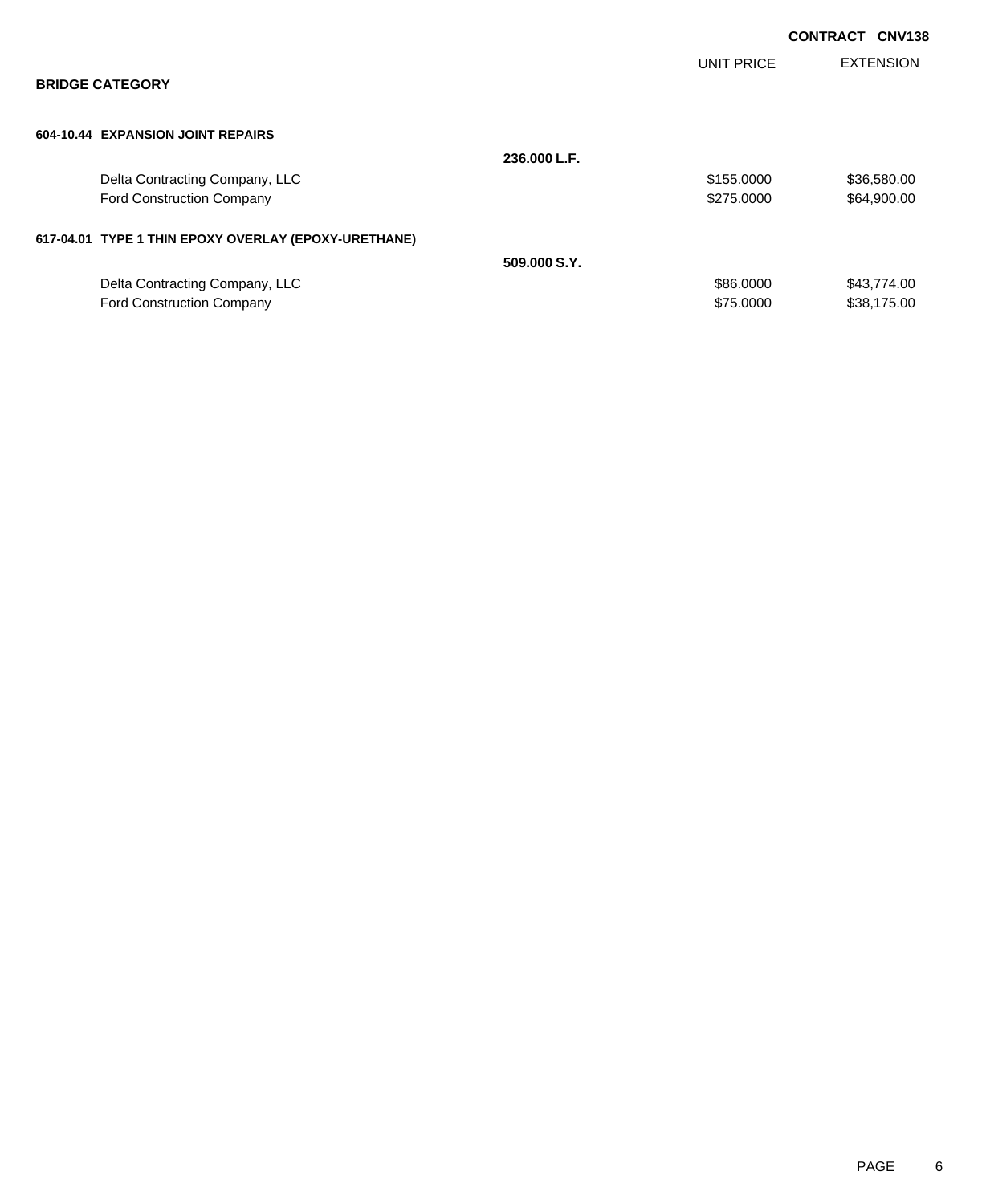**CONTRACT CNV138**

## BRIDGE CATEGORY

| | | UNIT PRICE | EXTENSION |
|---|---|---|---|
| **604-10.44 EXPANSION JOINT REPAIRS** | | | |
| | **236.000 L.F.** | | |
| Delta Contracting Company, LLC | | $155.0000 | $36,580.00 |
| Ford Construction Company | | $275.0000 | $64,900.00 |
| **617-04.01 TYPE 1 THIN EPOXY OVERLAY (EPOXY-URETHANE)** | | | |
| | **509.000 S.Y.** | | |
| Delta Contracting Company, LLC | | $86.0000 | $43,774.00 |
| Ford Construction Company | | $75.0000 | $38,175.00 |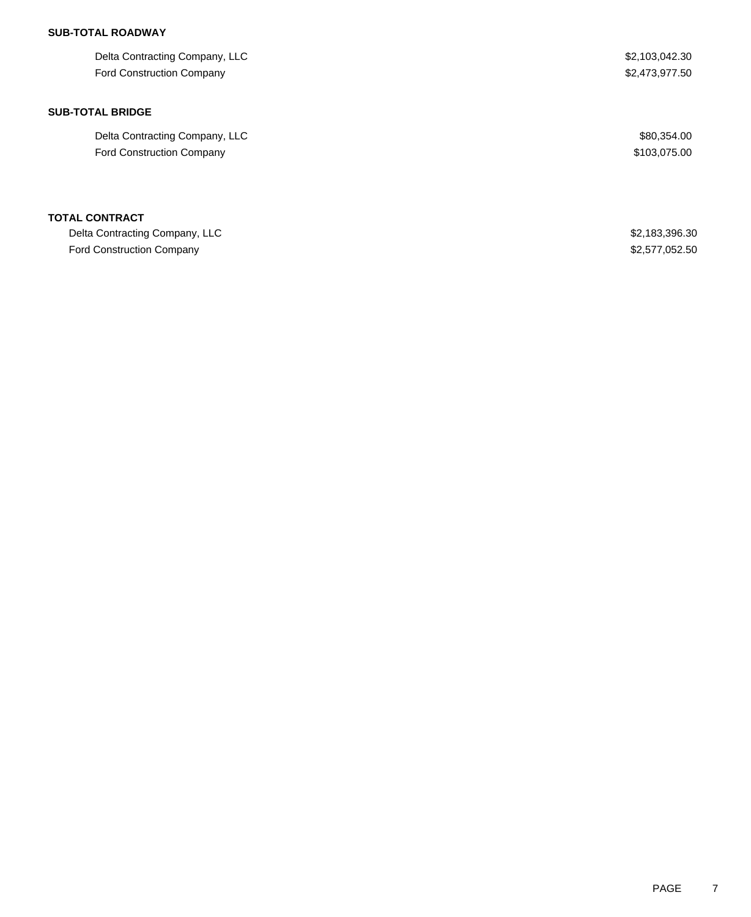**SUB-TOTAL ROADWAY**

| | |
|---|---|
| Delta Contracting Company, LLC | $2,103,042.30 |
| Ford Construction Company | $2,473,977.50 |

**SUB-TOTAL BRIDGE**

| | |
|---|---|
| Delta Contracting Company, LLC | $80,354.00 |
| Ford Construction Company | $103,075.00 |

**TOTAL CONTRACT**

| | |
|---|---|
| Delta Contracting Company, LLC | $2,183,396.30 |
| Ford Construction Company | $2,577,052.50 |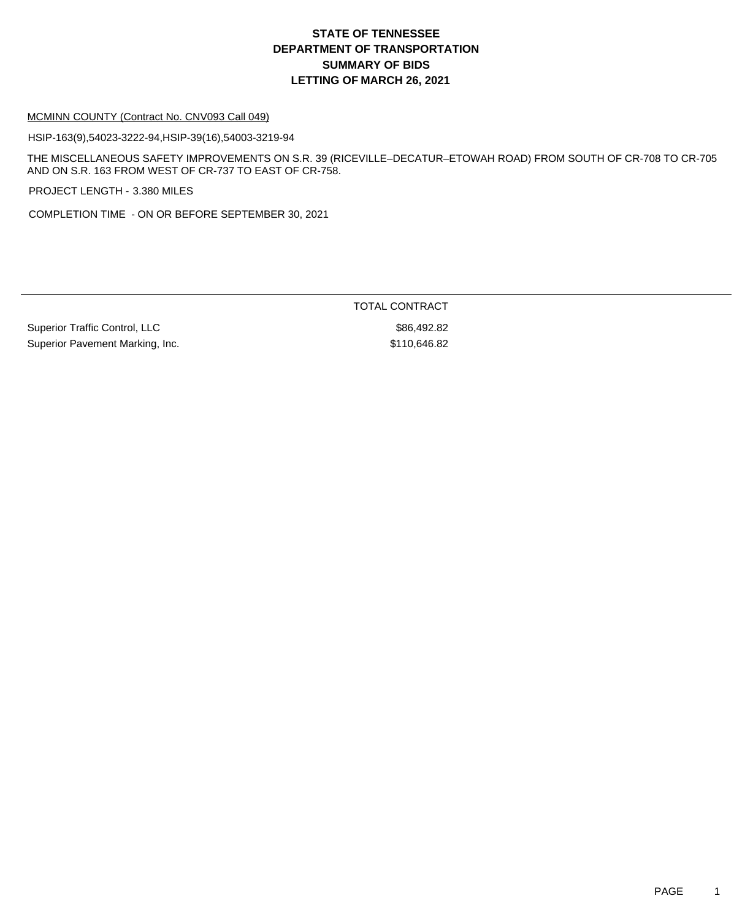# STATE OF TENNESSEE
# DEPARTMENT OF TRANSPORTATION
# SUMMARY OF BIDS
# LETTING OF MARCH 26, 2021

MCMINN COUNTY (Contract No. CNV093 Call 049)

HSIP-163(9),54023-3222-94,HSIP-39(16),54003-3219-94

THE MISCELLANEOUS SAFETY IMPROVEMENTS ON S.R. 39 (RICEVILLE–DECATUR–ETOWAH ROAD) FROM SOUTH OF CR-708 TO CR-705 AND ON S.R. 163 FROM WEST OF CR-737 TO EAST OF CR-758.

PROJECT LENGTH - 3.380 MILES

COMPLETION TIME - ON OR BEFORE SEPTEMBER 30, 2021

| | TOTAL CONTRACT |
|---|---|
| Superior Traffic Control, LLC | $86,492.82 |
| Superior Pavement Marking, Inc. | $110,646.82 |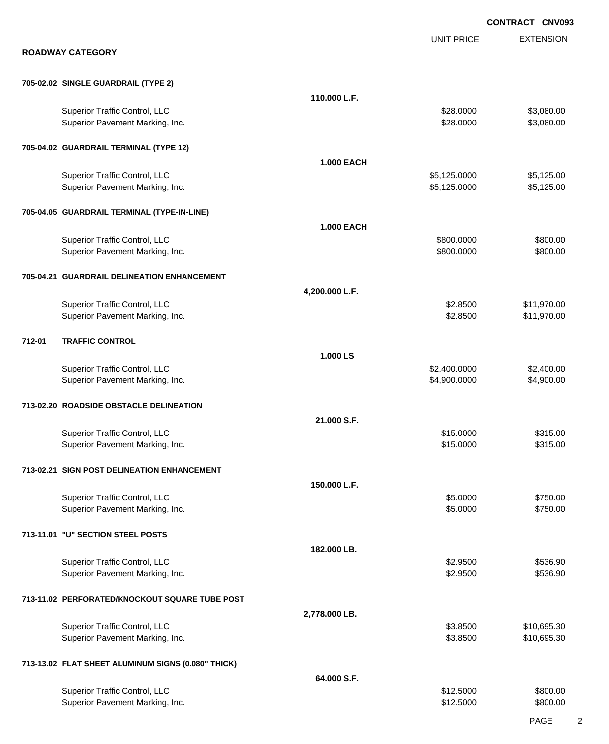CONTRACT CNV093

## ROADWAY CATEGORY

| | | UNIT PRICE | EXTENSION |
|---|---|---|---|
| **705-02.02 SINGLE GUARDRAIL (TYPE 2)** | | | |
| | **110.000 L.F.** | | |
| Superior Traffic Control, LLC | | $28.0000 | $3,080.00 |
| Superior Pavement Marking, Inc. | | $28.0000 | $3,080.00 |
| **705-04.02 GUARDRAIL TERMINAL (TYPE 12)** | | | |
| | **1.000 EACH** | | |
| Superior Traffic Control, LLC | | $5,125.0000 | $5,125.00 |
| Superior Pavement Marking, Inc. | | $5,125.0000 | $5,125.00 |
| **705-04.05 GUARDRAIL TERMINAL (TYPE-IN-LINE)** | | | |
| | **1.000 EACH** | | |
| Superior Traffic Control, LLC | | $800.0000 | $800.00 |
| Superior Pavement Marking, Inc. | | $800.0000 | $800.00 |
| **705-04.21 GUARDRAIL DELINEATION ENHANCEMENT** | | | |
| | **4,200.000 L.F.** | | |
| Superior Traffic Control, LLC | | $2.8500 | $11,970.00 |
| Superior Pavement Marking, Inc. | | $2.8500 | $11,970.00 |
| **712-01 TRAFFIC CONTROL** | | | |
| | **1.000 LS** | | |
| Superior Traffic Control, LLC | | $2,400.0000 | $2,400.00 |
| Superior Pavement Marking, Inc. | | $4,900.0000 | $4,900.00 |
| **713-02.20 ROADSIDE OBSTACLE DELINEATION** | | | |
| | **21.000 S.F.** | | |
| Superior Traffic Control, LLC | | $15.0000 | $315.00 |
| Superior Pavement Marking, Inc. | | $15.0000 | $315.00 |
| **713-02.21 SIGN POST DELINEATION ENHANCEMENT** | | | |
| | **150.000 L.F.** | | |
| Superior Traffic Control, LLC | | $5.0000 | $750.00 |
| Superior Pavement Marking, Inc. | | $5.0000 | $750.00 |
| **713-11.01 "U" SECTION STEEL POSTS** | | | |
| | **182.000 LB.** | | |
| Superior Traffic Control, LLC | | $2.9500 | $536.90 |
| Superior Pavement Marking, Inc. | | $2.9500 | $536.90 |
| **713-11.02 PERFORATED/KNOCKOUT SQUARE TUBE POST** | | | |
| | **2,778.000 LB.** | | |
| Superior Traffic Control, LLC | | $3.8500 | $10,695.30 |
| Superior Pavement Marking, Inc. | | $3.8500 | $10,695.30 |
| **713-13.02 FLAT SHEET ALUMINUM SIGNS (0.080" THICK)** | | | |
| | **64.000 S.F.** | | |
| Superior Traffic Control, LLC | | $12.5000 | $800.00 |
| Superior Pavement Marking, Inc. | | $12.5000 | $800.00 |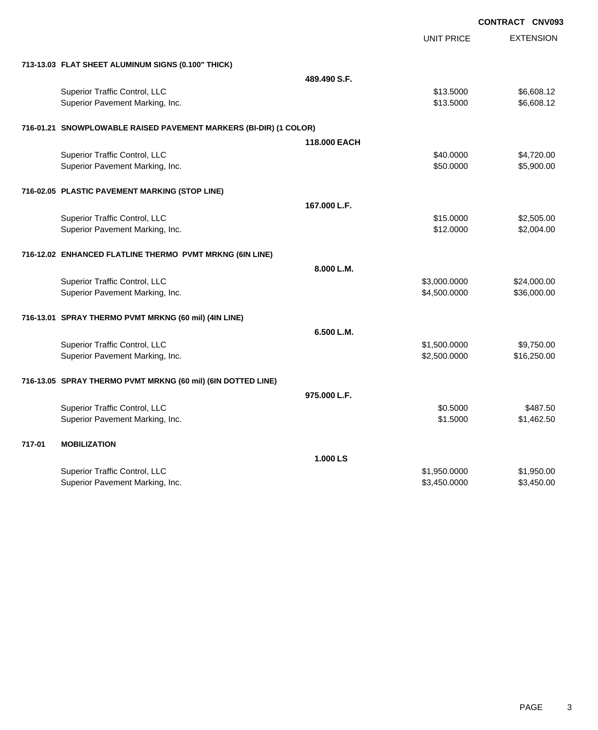**CONTRACT CNV093**

| | | UNIT PRICE | EXTENSION |
|---|---|---|---|
| **713-13.03 FLAT SHEET ALUMINUM SIGNS (0.100" THICK)** | | | |
| | **489.490 S.F.** | | |
| Superior Traffic Control, LLC | | $13.5000 | $6,608.12 |
| Superior Pavement Marking, Inc. | | $13.5000 | $6,608.12 |
| **716-01.21 SNOWPLOWABLE RAISED PAVEMENT MARKERS (BI-DIR) (1 COLOR)** | | | |
| | **118.000 EACH** | | |
| Superior Traffic Control, LLC | | $40.0000 | $4,720.00 |
| Superior Pavement Marking, Inc. | | $50.0000 | $5,900.00 |
| **716-02.05 PLASTIC PAVEMENT MARKING (STOP LINE)** | | | |
| | **167.000 L.F.** | | |
| Superior Traffic Control, LLC | | $15.0000 | $2,505.00 |
| Superior Pavement Marking, Inc. | | $12.0000 | $2,004.00 |
| **716-12.02 ENHANCED FLATLINE THERMO PVMT MRKNG (6IN LINE)** | | | |
| | **8.000 L.M.** | | |
| Superior Traffic Control, LLC | | $3,000.0000 | $24,000.00 |
| Superior Pavement Marking, Inc. | | $4,500.0000 | $36,000.00 |
| **716-13.01 SPRAY THERMO PVMT MRKNG (60 mil) (4IN LINE)** | | | |
| | **6.500 L.M.** | | |
| Superior Traffic Control, LLC | | $1,500.0000 | $9,750.00 |
| Superior Pavement Marking, Inc. | | $2,500.0000 | $16,250.00 |
| **716-13.05 SPRAY THERMO PVMT MRKNG (60 mil) (6IN DOTTED LINE)** | | | |
| | **975.000 L.F.** | | |
| Superior Traffic Control, LLC | | $0.5000 | $487.50 |
| Superior Pavement Marking, Inc. | | $1.5000 | $1,462.50 |
| **717-01 MOBILIZATION** | | | |
| | **1.000 LS** | | |
| Superior Traffic Control, LLC | | $1,950.0000 | $1,950.00 |
| Superior Pavement Marking, Inc. | | $3,450.0000 | $3,450.00 |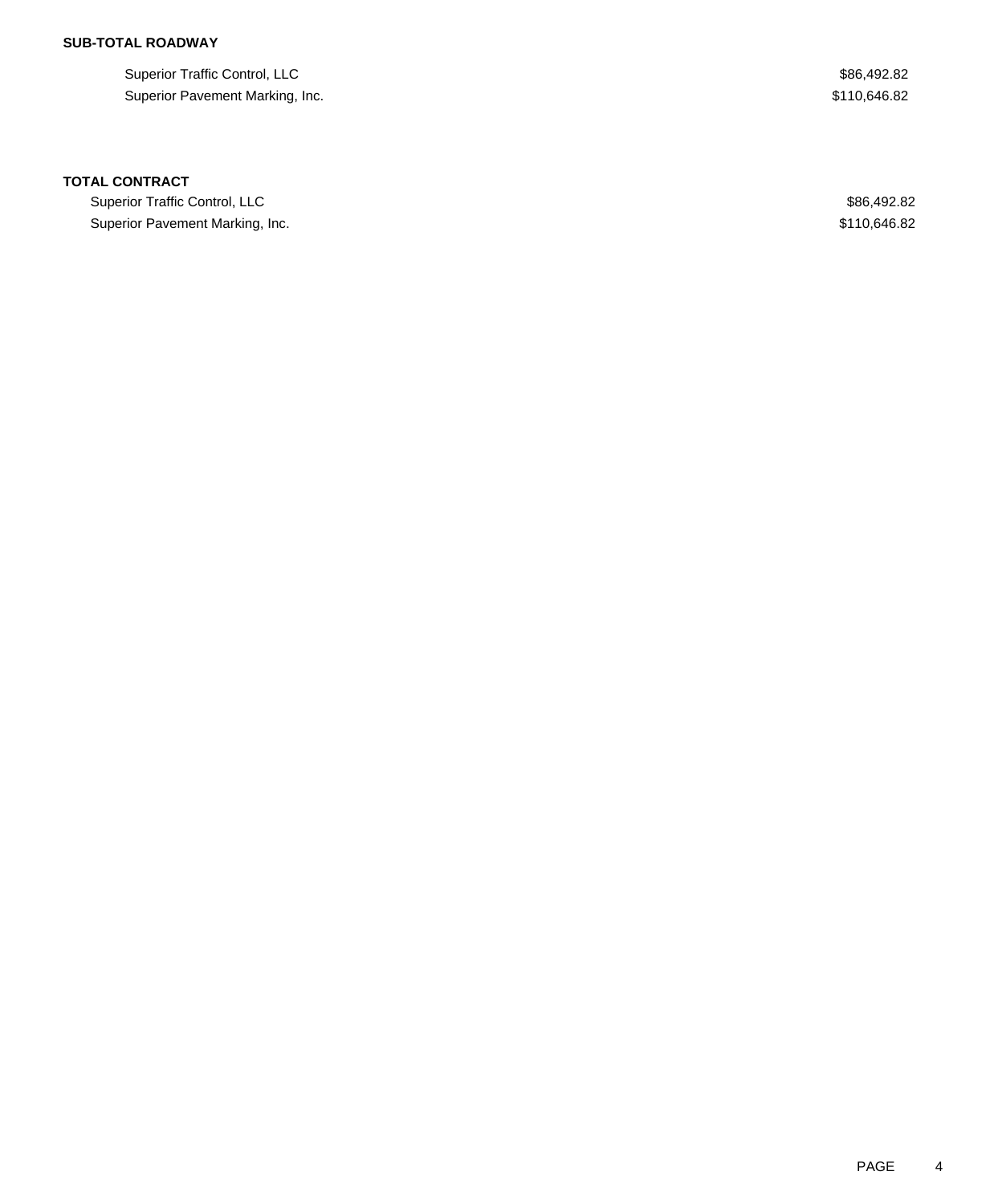**SUB-TOTAL ROADWAY**

| | |
|---|---|
| Superior Traffic Control, LLC | $86,492.82 |
| Superior Pavement Marking, Inc. | $110,646.82 |

**TOTAL CONTRACT**

| | |
|---|---|
| Superior Traffic Control, LLC | $86,492.82 |
| Superior Pavement Marking, Inc. | $110,646.82 |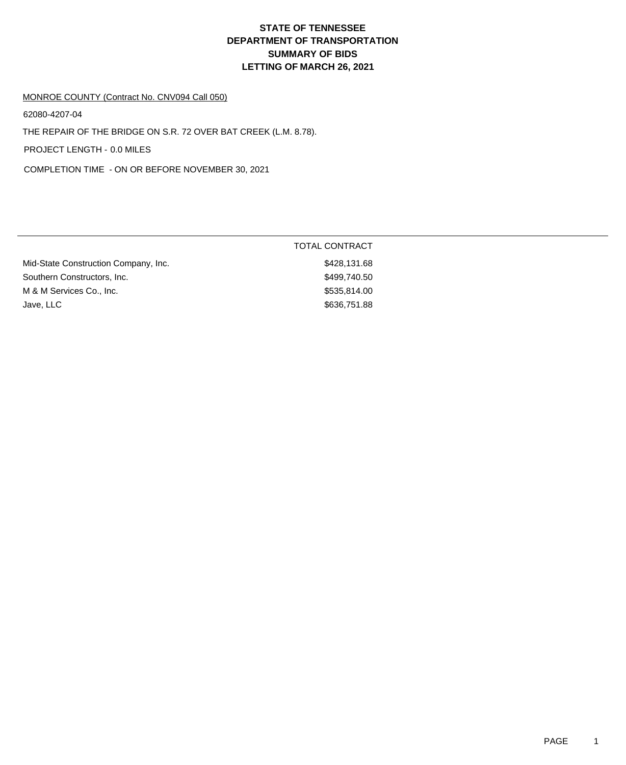# STATE OF TENNESSEE
# DEPARTMENT OF TRANSPORTATION
# SUMMARY OF BIDS
# LETTING OF MARCH 26, 2021

MONROE COUNTY (Contract No. CNV094 Call 050)

62080-4207-04

THE REPAIR OF THE BRIDGE ON S.R. 72 OVER BAT CREEK (L.M. 8.78).

PROJECT LENGTH - 0.0 MILES

COMPLETION TIME - ON OR BEFORE NOVEMBER 30, 2021

| | TOTAL CONTRACT |
|---|---|
| Mid-State Construction Company, Inc. | $428,131.68 |
| Southern Constructors, Inc. | $499,740.50 |
| M & M Services Co., Inc. | $535,814.00 |
| Jave, LLC | $636,751.88 |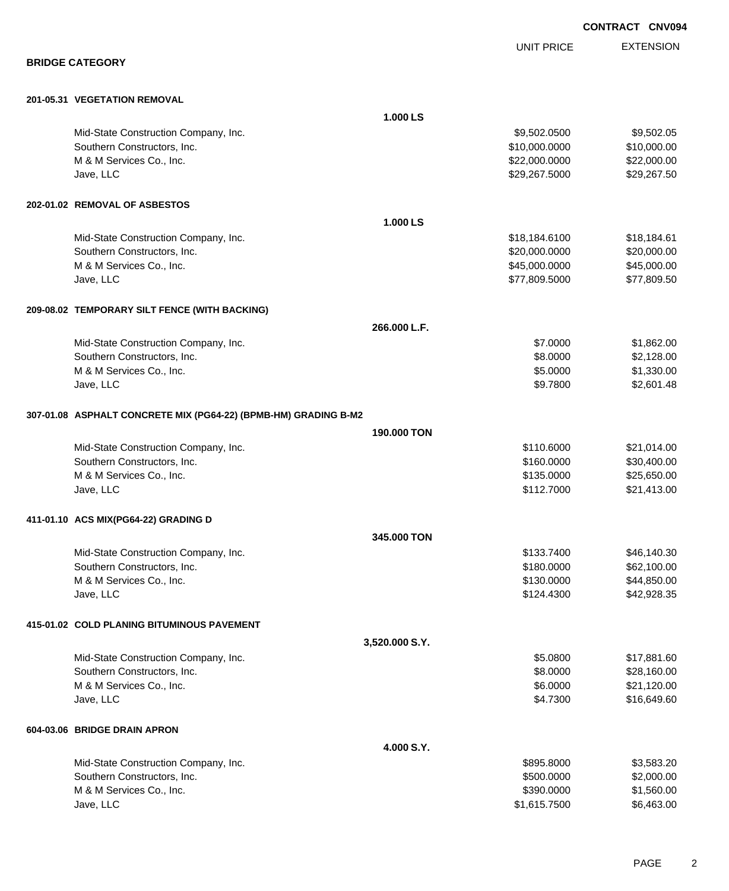**CONTRACT CNV094**

## BRIDGE CATEGORY

| | UNIT PRICE | EXTENSION |
|---|---|---|
| **201-05.31 VEGETATION REMOVAL** | | |
| **1.000 LS** | | |
| Mid-State Construction Company, Inc. | $9,502.0500 | $9,502.05 |
| Southern Constructors, Inc. | $10,000.0000 | $10,000.00 |
| M & M Services Co., Inc. | $22,000.0000 | $22,000.00 |
| Jave, LLC | $29,267.5000 | $29,267.50 |
| **202-01.02 REMOVAL OF ASBESTOS** | | |
| **1.000 LS** | | |
| Mid-State Construction Company, Inc. | $18,184.6100 | $18,184.61 |
| Southern Constructors, Inc. | $20,000.0000 | $20,000.00 |
| M & M Services Co., Inc. | $45,000.0000 | $45,000.00 |
| Jave, LLC | $77,809.5000 | $77,809.50 |
| **209-08.02 TEMPORARY SILT FENCE (WITH BACKING)** | | |
| **266.000 L.F.** | | |
| Mid-State Construction Company, Inc. | $7.0000 | $1,862.00 |
| Southern Constructors, Inc. | $8.0000 | $2,128.00 |
| M & M Services Co., Inc. | $5.0000 | $1,330.00 |
| Jave, LLC | $9.7800 | $2,601.48 |
| **307-01.08 ASPHALT CONCRETE MIX (PG64-22) (BPMB-HM) GRADING B-M2** | | |
| **190.000 TON** | | |
| Mid-State Construction Company, Inc. | $110.6000 | $21,014.00 |
| Southern Constructors, Inc. | $160.0000 | $30,400.00 |
| M & M Services Co., Inc. | $135.0000 | $25,650.00 |
| Jave, LLC | $112.7000 | $21,413.00 |
| **411-01.10 ACS MIX(PG64-22) GRADING D** | | |
| **345.000 TON** | | |
| Mid-State Construction Company, Inc. | $133.7400 | $46,140.30 |
| Southern Constructors, Inc. | $180.0000 | $62,100.00 |
| M & M Services Co., Inc. | $130.0000 | $44,850.00 |
| Jave, LLC | $124.4300 | $42,928.35 |
| **415-01.02 COLD PLANING BITUMINOUS PAVEMENT** | | |
| **3,520.000 S.Y.** | | |
| Mid-State Construction Company, Inc. | $5.0800 | $17,881.60 |
| Southern Constructors, Inc. | $8.0000 | $28,160.00 |
| M & M Services Co., Inc. | $6.0000 | $21,120.00 |
| Jave, LLC | $4.7300 | $16,649.60 |
| **604-03.06 BRIDGE DRAIN APRON** | | |
| **4.000 S.Y.** | | |
| Mid-State Construction Company, Inc. | $895.8000 | $3,583.20 |
| Southern Constructors, Inc. | $500.0000 | $2,000.00 |
| M & M Services Co., Inc. | $390.0000 | $1,560.00 |
| Jave, LLC | $1,615.7500 | $6,463.00 |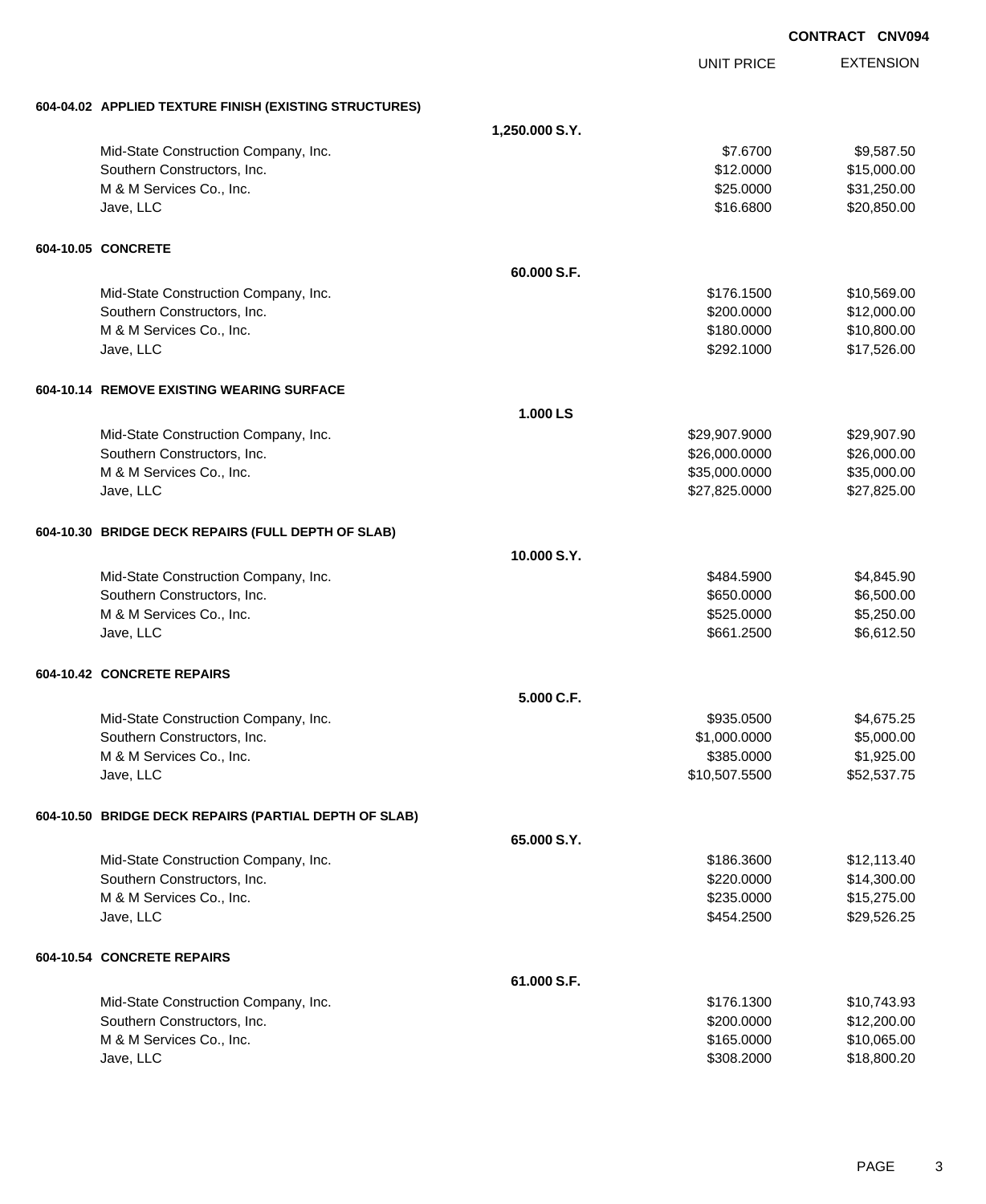CONTRACT CNV094

| | | UNIT PRICE | EXTENSION |
|---|---|---|---|
| **604-04.02 APPLIED TEXTURE FINISH (EXISTING STRUCTURES)** | | | |
| | **1,250.000 S.Y.** | | |
| Mid-State Construction Company, Inc. | | $7.6700 | $9,587.50 |
| Southern Constructors, Inc. | | $12.0000 | $15,000.00 |
| M & M Services Co., Inc. | | $25.0000 | $31,250.00 |
| Jave, LLC | | $16.6800 | $20,850.00 |
| **604-10.05 CONCRETE** | | | |
| | **60.000 S.F.** | | |
| Mid-State Construction Company, Inc. | | $176.1500 | $10,569.00 |
| Southern Constructors, Inc. | | $200.0000 | $12,000.00 |
| M & M Services Co., Inc. | | $180.0000 | $10,800.00 |
| Jave, LLC | | $292.1000 | $17,526.00 |
| **604-10.14 REMOVE EXISTING WEARING SURFACE** | | | |
| | **1.000 LS** | | |
| Mid-State Construction Company, Inc. | | $29,907.9000 | $29,907.90 |
| Southern Constructors, Inc. | | $26,000.0000 | $26,000.00 |
| M & M Services Co., Inc. | | $35,000.0000 | $35,000.00 |
| Jave, LLC | | $27,825.0000 | $27,825.00 |
| **604-10.30 BRIDGE DECK REPAIRS (FULL DEPTH OF SLAB)** | | | |
| | **10.000 S.Y.** | | |
| Mid-State Construction Company, Inc. | | $484.5900 | $4,845.90 |
| Southern Constructors, Inc. | | $650.0000 | $6,500.00 |
| M & M Services Co., Inc. | | $525.0000 | $5,250.00 |
| Jave, LLC | | $661.2500 | $6,612.50 |
| **604-10.42 CONCRETE REPAIRS** | | | |
| | **5.000 C.F.** | | |
| Mid-State Construction Company, Inc. | | $935.0500 | $4,675.25 |
| Southern Constructors, Inc. | | $1,000.0000 | $5,000.00 |
| M & M Services Co., Inc. | | $385.0000 | $1,925.00 |
| Jave, LLC | | $10,507.5500 | $52,537.75 |
| **604-10.50 BRIDGE DECK REPAIRS (PARTIAL DEPTH OF SLAB)** | | | |
| | **65.000 S.Y.** | | |
| Mid-State Construction Company, Inc. | | $186.3600 | $12,113.40 |
| Southern Constructors, Inc. | | $220.0000 | $14,300.00 |
| M & M Services Co., Inc. | | $235.0000 | $15,275.00 |
| Jave, LLC | | $454.2500 | $29,526.25 |
| **604-10.54 CONCRETE REPAIRS** | | | |
| | **61.000 S.F.** | | |
| Mid-State Construction Company, Inc. | | $176.1300 | $10,743.93 |
| Southern Constructors, Inc. | | $200.0000 | $12,200.00 |
| M & M Services Co., Inc. | | $165.0000 | $10,065.00 |
| Jave, LLC | | $308.2000 | $18,800.20 |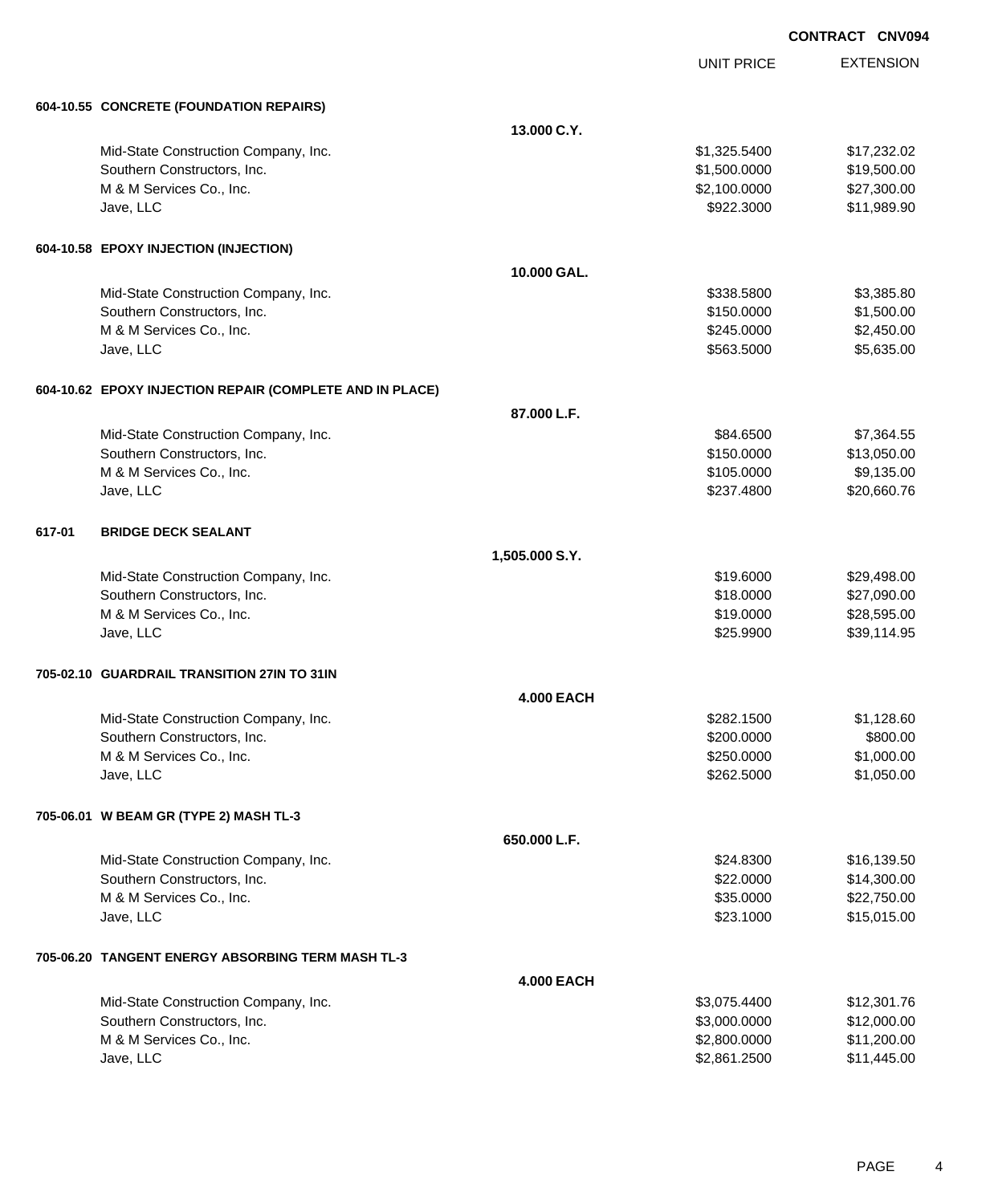**CONTRACT CNV094**

| | | UNIT PRICE | EXTENSION |
|---|---|---|---|
| **604-10.55 CONCRETE (FOUNDATION REPAIRS)** | | | |
| | **13.000 C.Y.** | | |
| Mid-State Construction Company, Inc. | | $1,325.5400 | $17,232.02 |
| Southern Constructors, Inc. | | $1,500.0000 | $19,500.00 |
| M & M Services Co., Inc. | | $2,100.0000 | $27,300.00 |
| Jave, LLC | | $922.3000 | $11,989.90 |
| **604-10.58 EPOXY INJECTION (INJECTION)** | | | |
| | **10.000 GAL.** | | |
| Mid-State Construction Company, Inc. | | $338.5800 | $3,385.80 |
| Southern Constructors, Inc. | | $150.0000 | $1,500.00 |
| M & M Services Co., Inc. | | $245.0000 | $2,450.00 |
| Jave, LLC | | $563.5000 | $5,635.00 |
| **604-10.62 EPOXY INJECTION REPAIR (COMPLETE AND IN PLACE)** | | | |
| | **87.000 L.F.** | | |
| Mid-State Construction Company, Inc. | | $84.6500 | $7,364.55 |
| Southern Constructors, Inc. | | $150.0000 | $13,050.00 |
| M & M Services Co., Inc. | | $105.0000 | $9,135.00 |
| Jave, LLC | | $237.4800 | $20,660.76 |
| **617-01 BRIDGE DECK SEALANT** | | | |
| | **1,505.000 S.Y.** | | |
| Mid-State Construction Company, Inc. | | $19.6000 | $29,498.00 |
| Southern Constructors, Inc. | | $18.0000 | $27,090.00 |
| M & M Services Co., Inc. | | $19.0000 | $28,595.00 |
| Jave, LLC | | $25.9900 | $39,114.95 |
| **705-02.10 GUARDRAIL TRANSITION 27IN TO 31IN** | | | |
| | **4.000 EACH** | | |
| Mid-State Construction Company, Inc. | | $282.1500 | $1,128.60 |
| Southern Constructors, Inc. | | $200.0000 | $800.00 |
| M & M Services Co., Inc. | | $250.0000 | $1,000.00 |
| Jave, LLC | | $262.5000 | $1,050.00 |
| **705-06.01 W BEAM GR (TYPE 2) MASH TL-3** | | | |
| | **650.000 L.F.** | | |
| Mid-State Construction Company, Inc. | | $24.8300 | $16,139.50 |
| Southern Constructors, Inc. | | $22.0000 | $14,300.00 |
| M & M Services Co., Inc. | | $35.0000 | $22,750.00 |
| Jave, LLC | | $23.1000 | $15,015.00 |
| **705-06.20 TANGENT ENERGY ABSORBING TERM MASH TL-3** | | | |
| | **4.000 EACH** | | |
| Mid-State Construction Company, Inc. | | $3,075.4400 | $12,301.76 |
| Southern Constructors, Inc. | | $3,000.0000 | $12,000.00 |
| M & M Services Co., Inc. | | $2,800.0000 | $11,200.00 |
| Jave, LLC | | $2,861.2500 | $11,445.00 |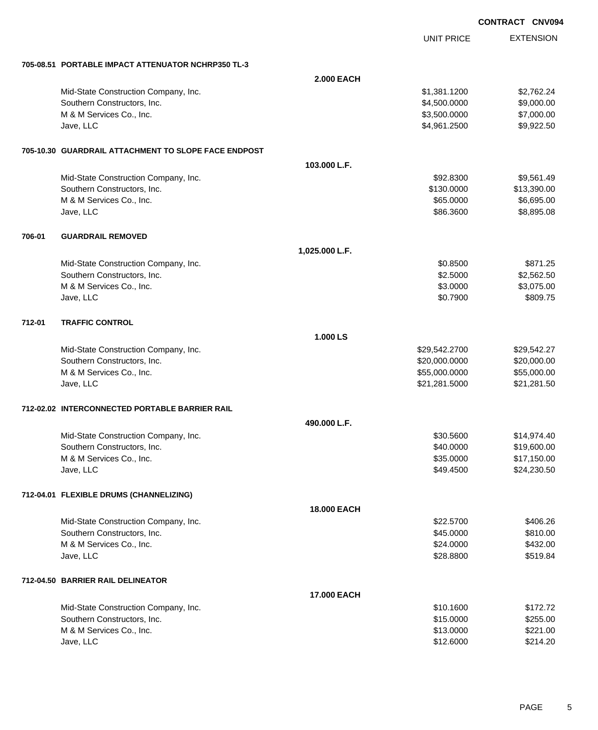**CONTRACT CNV094**

| | | UNIT PRICE | EXTENSION |
|---|---|---|---|
| **705-08.51 PORTABLE IMPACT ATTENUATOR NCHRP350 TL-3** | | | |
| | **2.000 EACH** | | |
| Mid-State Construction Company, Inc. | | \$1,381.1200 | \$2,762.24 |
| Southern Constructors, Inc. | | \$4,500.0000 | \$9,000.00 |
| M & M Services Co., Inc. | | \$3,500.0000 | \$7,000.00 |
| Jave, LLC | | \$4,961.2500 | \$9,922.50 |
| **705-10.30 GUARDRAIL ATTACHMENT TO SLOPE FACE ENDPOST** | | | |
| | **103.000 L.F.** | | |
| Mid-State Construction Company, Inc. | | \$92.8300 | \$9,561.49 |
| Southern Constructors, Inc. | | \$130.0000 | \$13,390.00 |
| M & M Services Co., Inc. | | \$65.0000 | \$6,695.00 |
| Jave, LLC | | \$86.3600 | \$8,895.08 |
| **706-01 GUARDRAIL REMOVED** | | | |
| | **1,025.000 L.F.** | | |
| Mid-State Construction Company, Inc. | | \$0.8500 | \$871.25 |
| Southern Constructors, Inc. | | \$2.5000 | \$2,562.50 |
| M & M Services Co., Inc. | | \$3.0000 | \$3,075.00 |
| Jave, LLC | | \$0.7900 | \$809.75 |
| **712-01 TRAFFIC CONTROL** | | | |
| | **1.000 LS** | | |
| Mid-State Construction Company, Inc. | | \$29,542.2700 | \$29,542.27 |
| Southern Constructors, Inc. | | \$20,000.0000 | \$20,000.00 |
| M & M Services Co., Inc. | | \$55,000.0000 | \$55,000.00 |
| Jave, LLC | | \$21,281.5000 | \$21,281.50 |
| **712-02.02 INTERCONNECTED PORTABLE BARRIER RAIL** | | | |
| | **490.000 L.F.** | | |
| Mid-State Construction Company, Inc. | | \$30.5600 | \$14,974.40 |
| Southern Constructors, Inc. | | \$40.0000 | \$19,600.00 |
| M & M Services Co., Inc. | | \$35.0000 | \$17,150.00 |
| Jave, LLC | | \$49.4500 | \$24,230.50 |
| **712-04.01 FLEXIBLE DRUMS (CHANNELIZING)** | | | |
| | **18.000 EACH** | | |
| Mid-State Construction Company, Inc. | | \$22.5700 | \$406.26 |
| Southern Constructors, Inc. | | \$45.0000 | \$810.00 |
| M & M Services Co., Inc. | | \$24.0000 | \$432.00 |
| Jave, LLC | | \$28.8800 | \$519.84 |
| **712-04.50 BARRIER RAIL DELINEATOR** | | | |
| | **17.000 EACH** | | |
| Mid-State Construction Company, Inc. | | \$10.1600 | \$172.72 |
| Southern Constructors, Inc. | | \$15.0000 | \$255.00 |
| M & M Services Co., Inc. | | \$13.0000 | \$221.00 |
| Jave, LLC | | \$12.6000 | \$214.20 |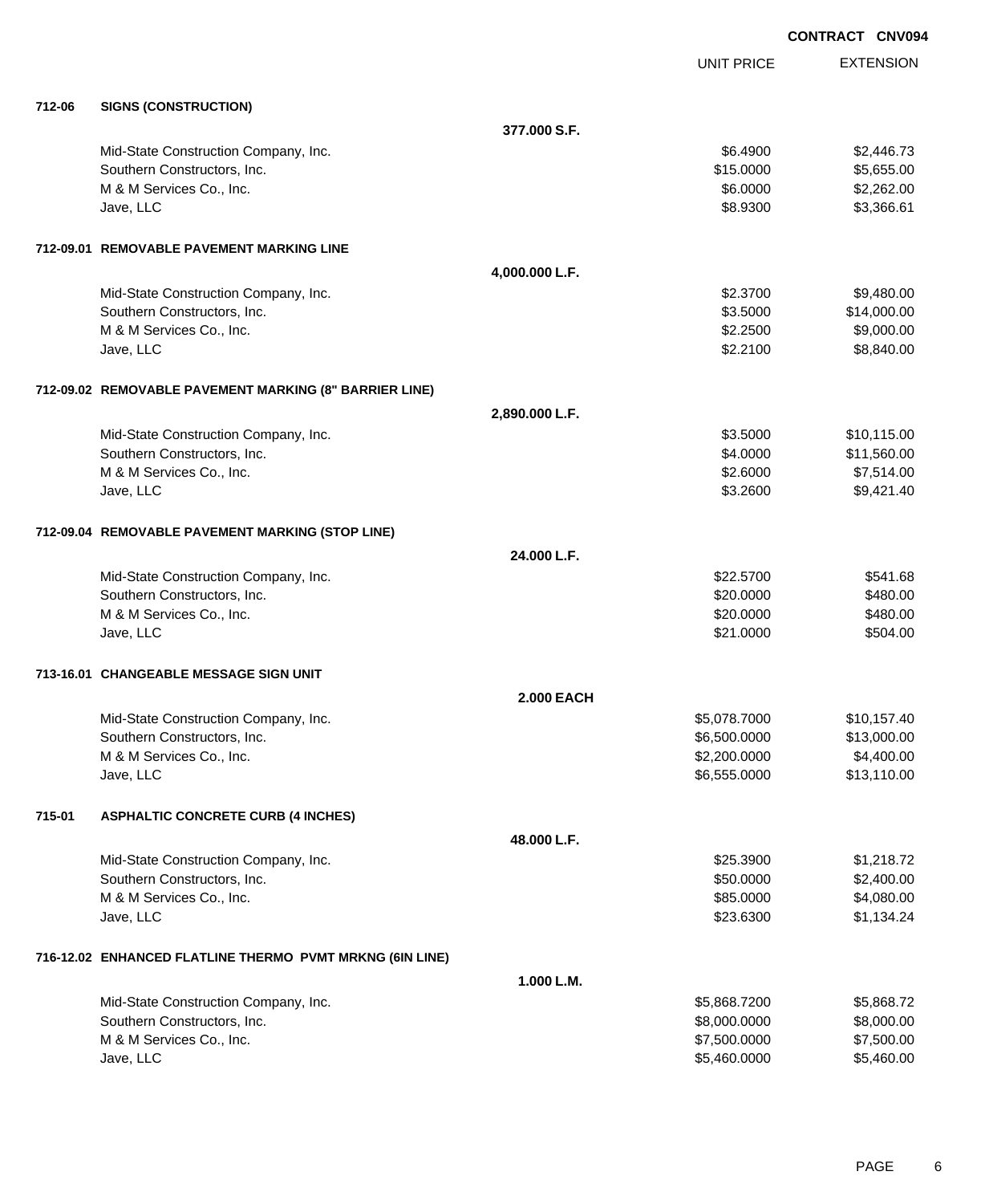**CONTRACT CNV094**

| | | | UNIT PRICE | EXTENSION |
|---|---|---|---|---|
| **712-06** | **SIGNS (CONSTRUCTION)** | | | |
| | | **377.000 S.F.** | | |
| | Mid-State Construction Company, Inc. | | $6.4900 | $2,446.73 |
| | Southern Constructors, Inc. | | $15.0000 | $5,655.00 |
| | M & M Services Co., Inc. | | $6.0000 | $2,262.00 |
| | Jave, LLC | | $8.9300 | $3,366.61 |
| **712-09.01** | **REMOVABLE PAVEMENT MARKING LINE** | | | |
| | | **4,000.000 L.F.** | | |
| | Mid-State Construction Company, Inc. | | $2.3700 | $9,480.00 |
| | Southern Constructors, Inc. | | $3.5000 | $14,000.00 |
| | M & M Services Co., Inc. | | $2.2500 | $9,000.00 |
| | Jave, LLC | | $2.2100 | $8,840.00 |
| **712-09.02** | **REMOVABLE PAVEMENT MARKING (8" BARRIER LINE)** | | | |
| | | **2,890.000 L.F.** | | |
| | Mid-State Construction Company, Inc. | | $3.5000 | $10,115.00 |
| | Southern Constructors, Inc. | | $4.0000 | $11,560.00 |
| | M & M Services Co., Inc. | | $2.6000 | $7,514.00 |
| | Jave, LLC | | $3.2600 | $9,421.40 |
| **712-09.04** | **REMOVABLE PAVEMENT MARKING (STOP LINE)** | | | |
| | | **24.000 L.F.** | | |
| | Mid-State Construction Company, Inc. | | $22.5700 | $541.68 |
| | Southern Constructors, Inc. | | $20.0000 | $480.00 |
| | M & M Services Co., Inc. | | $20.0000 | $480.00 |
| | Jave, LLC | | $21.0000 | $504.00 |
| **713-16.01** | **CHANGEABLE MESSAGE SIGN UNIT** | | | |
| | | **2.000 EACH** | | |
| | Mid-State Construction Company, Inc. | | $5,078.7000 | $10,157.40 |
| | Southern Constructors, Inc. | | $6,500.0000 | $13,000.00 |
| | M & M Services Co., Inc. | | $2,200.0000 | $4,400.00 |
| | Jave, LLC | | $6,555.0000 | $13,110.00 |
| **715-01** | **ASPHALTIC CONCRETE CURB (4 INCHES)** | | | |
| | | **48.000 L.F.** | | |
| | Mid-State Construction Company, Inc. | | $25.3900 | $1,218.72 |
| | Southern Constructors, Inc. | | $50.0000 | $2,400.00 |
| | M & M Services Co., Inc. | | $85.0000 | $4,080.00 |
| | Jave, LLC | | $23.6300 | $1,134.24 |
| **716-12.02** | **ENHANCED FLATLINE THERMO PVMT MRKNG (6IN LINE)** | | | |
| | | **1.000 L.M.** | | |
| | Mid-State Construction Company, Inc. | | $5,868.7200 | $5,868.72 |
| | Southern Constructors, Inc. | | $8,000.0000 | $8,000.00 |
| | M & M Services Co., Inc. | | $7,500.0000 | $7,500.00 |
| | Jave, LLC | | $5,460.0000 | $5,460.00 |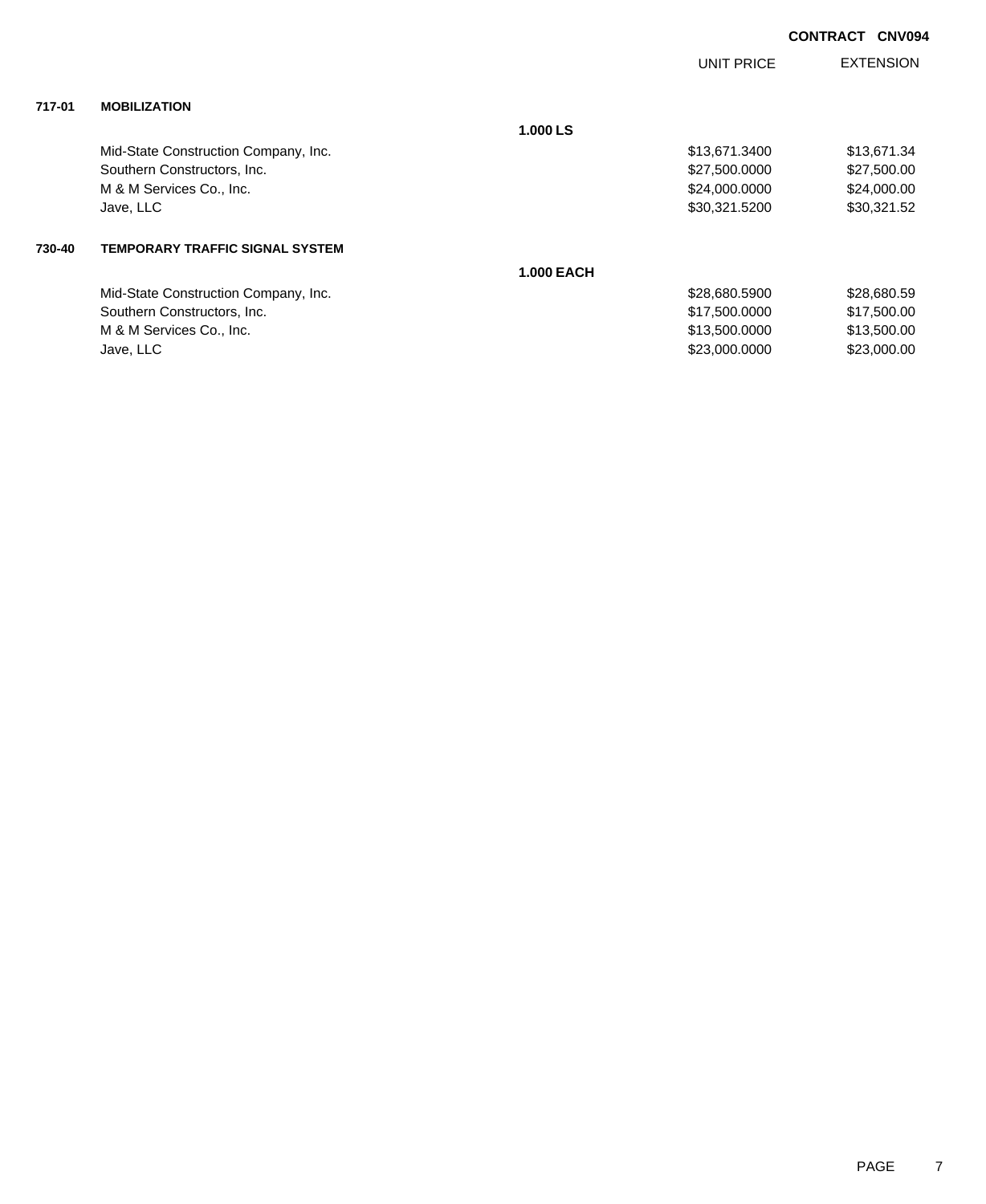**CONTRACT CNV094**

| | | | UNIT PRICE | EXTENSION |
|---|---|---|---|---|
| **717-01** | **MOBILIZATION** | | | |
| | | **1.000 LS** | | |
| | Mid-State Construction Company, Inc. | | $13,671.3400 | $13,671.34 |
| | Southern Constructors, Inc. | | $27,500.0000 | $27,500.00 |
| | M & M Services Co., Inc. | | $24,000.0000 | $24,000.00 |
| | Jave, LLC | | $30,321.5200 | $30,321.52 |
| **730-40** | **TEMPORARY TRAFFIC SIGNAL SYSTEM** | | | |
| | | **1.000 EACH** | | |
| | Mid-State Construction Company, Inc. | | $28,680.5900 | $28,680.59 |
| | Southern Constructors, Inc. | | $17,500.0000 | $17,500.00 |
| | M & M Services Co., Inc. | | $13,500.0000 | $13,500.00 |
| | Jave, LLC | | $23,000.0000 | $23,000.00 |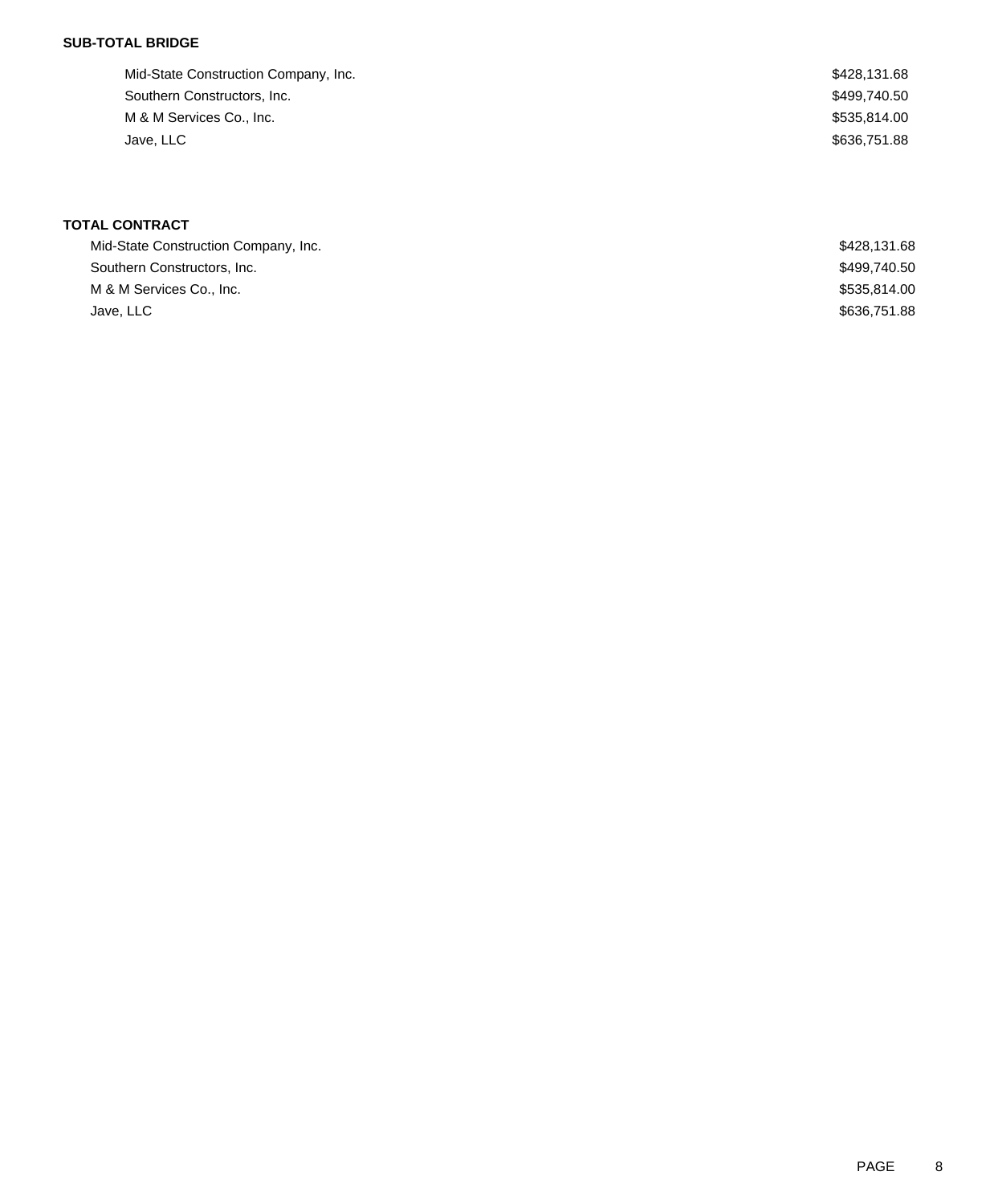**SUB-TOTAL BRIDGE**

| | |
|---|---|
| Mid-State Construction Company, Inc. | $428,131.68 |
| Southern Constructors, Inc. | $499,740.50 |
| M & M Services Co., Inc. | $535,814.00 |
| Jave, LLC | $636,751.88 |

**TOTAL CONTRACT**

| | |
|---|---|
| Mid-State Construction Company, Inc. | $428,131.68 |
| Southern Constructors, Inc. | $499,740.50 |
| M & M Services Co., Inc. | $535,814.00 |
| Jave, LLC | $636,751.88 |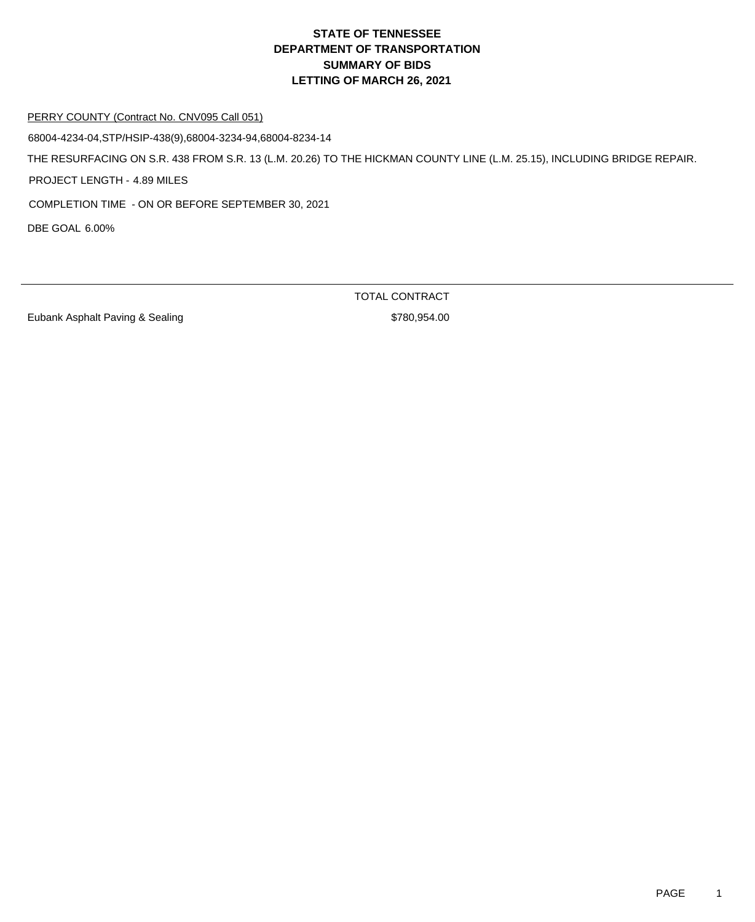# STATE OF TENNESSEE
# DEPARTMENT OF TRANSPORTATION
# SUMMARY OF BIDS
# LETTING OF MARCH 26, 2021

PERRY COUNTY (Contract No. CNV095 Call 051)

68004-4234-04,STP/HSIP-438(9),68004-3234-94,68004-8234-14

THE RESURFACING ON S.R. 438 FROM S.R. 13 (L.M. 20.26) TO THE HICKMAN COUNTY LINE (L.M. 25.15), INCLUDING BRIDGE REPAIR.

PROJECT LENGTH - 4.89 MILES

COMPLETION TIME - ON OR BEFORE SEPTEMBER 30, 2021

DBE GOAL 6.00%

| | TOTAL CONTRACT |
|---|---|
| Eubank Asphalt Paving & Sealing | $780,954.00 |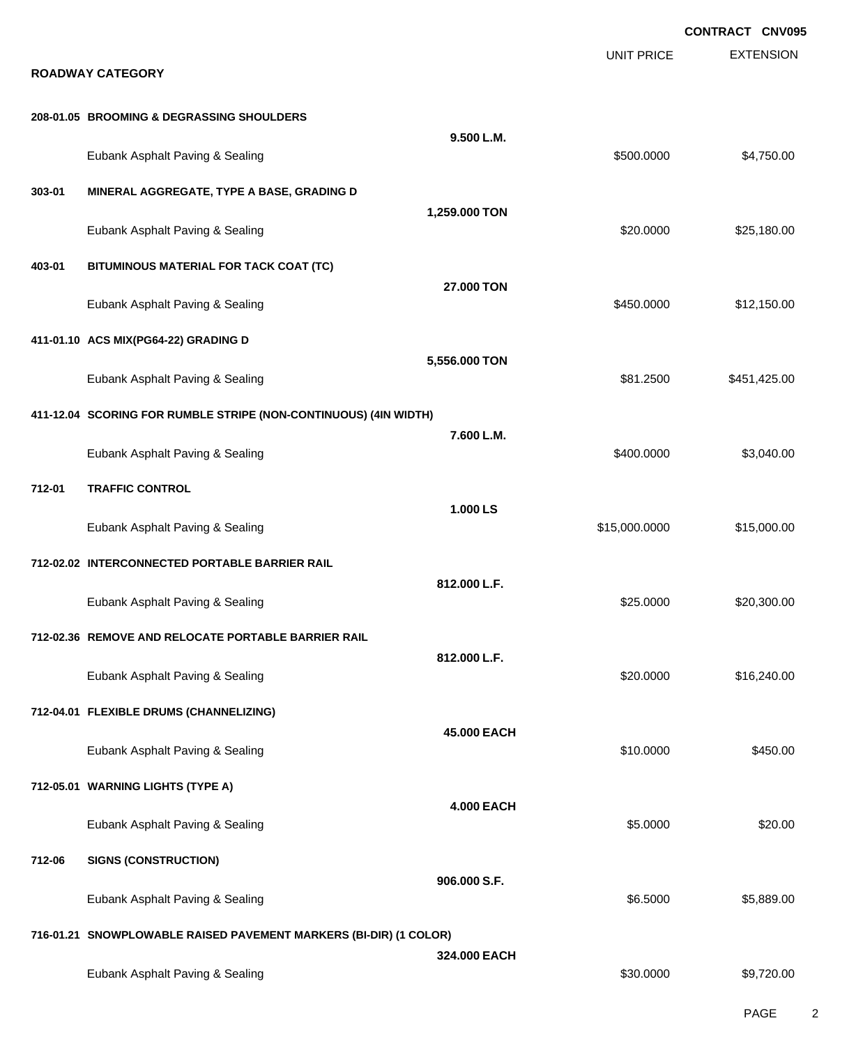**CONTRACT CNV095**

## ROADWAY CATEGORY

| | | Quantity | UNIT PRICE | EXTENSION |
|---|---|---|---|---|
| **208-01.05** | **BROOMING & DEGRASSING SHOULDERS** | | | |
| | Eubank Asphalt Paving & Sealing | **9.500 L.M.** | $500.0000 | $4,750.00 |
| **303-01** | **MINERAL AGGREGATE, TYPE A BASE, GRADING D** | | | |
| | Eubank Asphalt Paving & Sealing | **1,259.000 TON** | $20.0000 | $25,180.00 |
| **403-01** | **BITUMINOUS MATERIAL FOR TACK COAT (TC)** | | | |
| | Eubank Asphalt Paving & Sealing | **27.000 TON** | $450.0000 | $12,150.00 |
| **411-01.10** | **ACS MIX(PG64-22) GRADING D** | | | |
| | Eubank Asphalt Paving & Sealing | **5,556.000 TON** | $81.2500 | $451,425.00 |
| **411-12.04** | **SCORING FOR RUMBLE STRIPE (NON-CONTINUOUS) (4IN WIDTH)** | | | |
| | Eubank Asphalt Paving & Sealing | **7.600 L.M.** | $400.0000 | $3,040.00 |
| **712-01** | **TRAFFIC CONTROL** | | | |
| | Eubank Asphalt Paving & Sealing | **1.000 LS** | $15,000.0000 | $15,000.00 |
| **712-02.02** | **INTERCONNECTED PORTABLE BARRIER RAIL** | | | |
| | Eubank Asphalt Paving & Sealing | **812.000 L.F.** | $25.0000 | $20,300.00 |
| **712-02.36** | **REMOVE AND RELOCATE PORTABLE BARRIER RAIL** | | | |
| | Eubank Asphalt Paving & Sealing | **812.000 L.F.** | $20.0000 | $16,240.00 |
| **712-04.01** | **FLEXIBLE DRUMS (CHANNELIZING)** | | | |
| | Eubank Asphalt Paving & Sealing | **45.000 EACH** | $10.0000 | $450.00 |
| **712-05.01** | **WARNING LIGHTS (TYPE A)** | | | |
| | Eubank Asphalt Paving & Sealing | **4.000 EACH** | $5.0000 | $20.00 |
| **712-06** | **SIGNS (CONSTRUCTION)** | | | |
| | Eubank Asphalt Paving & Sealing | **906.000 S.F.** | $6.5000 | $5,889.00 |
| **716-01.21** | **SNOWPLOWABLE RAISED PAVEMENT MARKERS (BI-DIR) (1 COLOR)** | | | |
| | Eubank Asphalt Paving & Sealing | **324.000 EACH** | $30.0000 | $9,720.00 |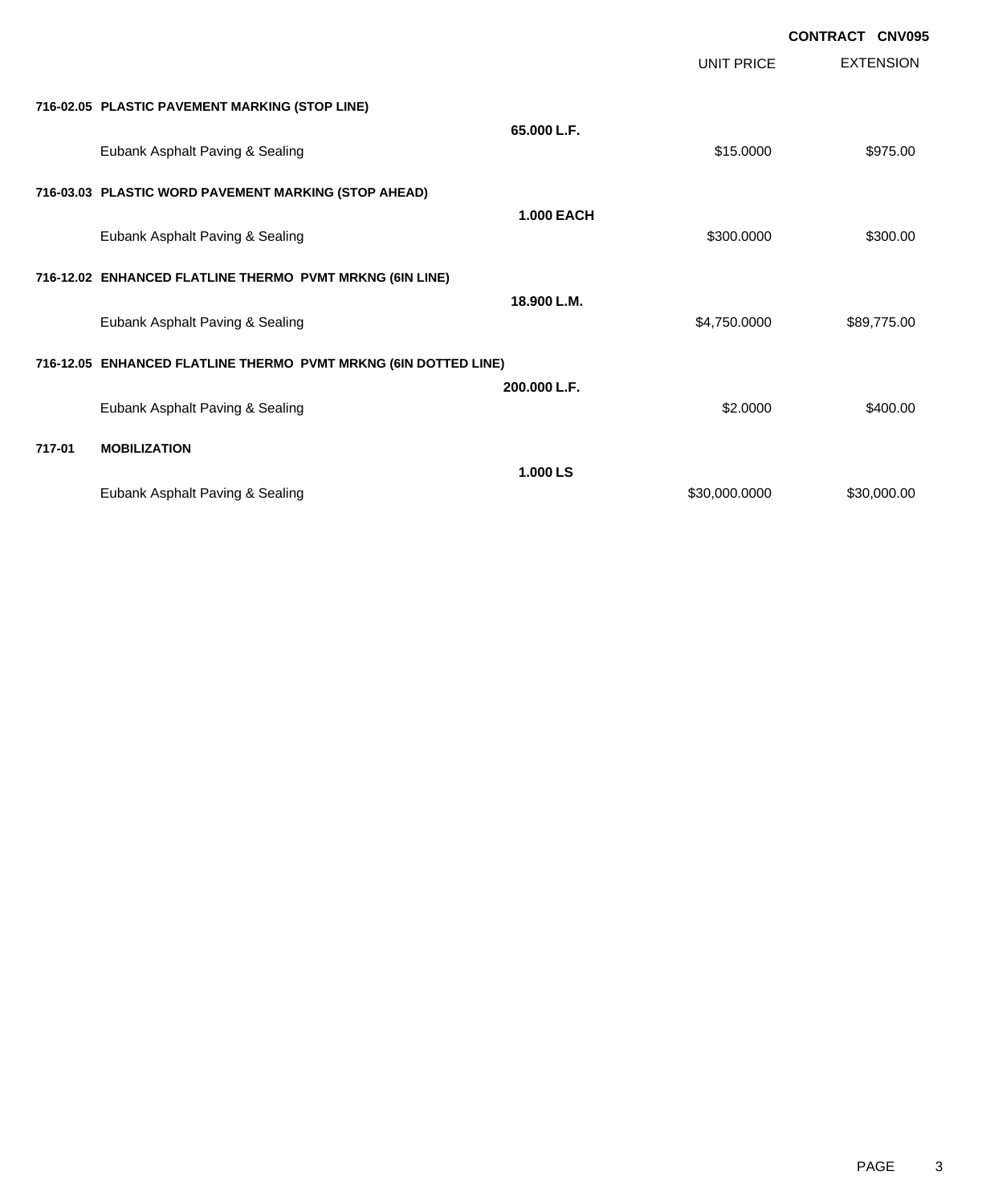**CONTRACT CNV095**

| | | | UNIT PRICE | EXTENSION |
|---|---|---|---|---|
| **716-02.05** | **PLASTIC PAVEMENT MARKING (STOP LINE)** | | | |
| | | **65.000 L.F.** | | |
| | Eubank Asphalt Paving & Sealing | | $15.0000 | $975.00 |
| **716-03.03** | **PLASTIC WORD PAVEMENT MARKING (STOP AHEAD)** | | | |
| | | **1.000 EACH** | | |
| | Eubank Asphalt Paving & Sealing | | $300.0000 | $300.00 |
| **716-12.02** | **ENHANCED FLATLINE THERMO PVMT MRKNG (6IN LINE)** | | | |
| | | **18.900 L.M.** | | |
| | Eubank Asphalt Paving & Sealing | | $4,750.0000 | $89,775.00 |
| **716-12.05** | **ENHANCED FLATLINE THERMO PVMT MRKNG (6IN DOTTED LINE)** | | | |
| | | **200.000 L.F.** | | |
| | Eubank Asphalt Paving & Sealing | | $2.0000 | $400.00 |
| **717-01** | **MOBILIZATION** | | | |
| | | **1.000 LS** | | |
| | Eubank Asphalt Paving & Sealing | | $30,000.0000 | $30,000.00 |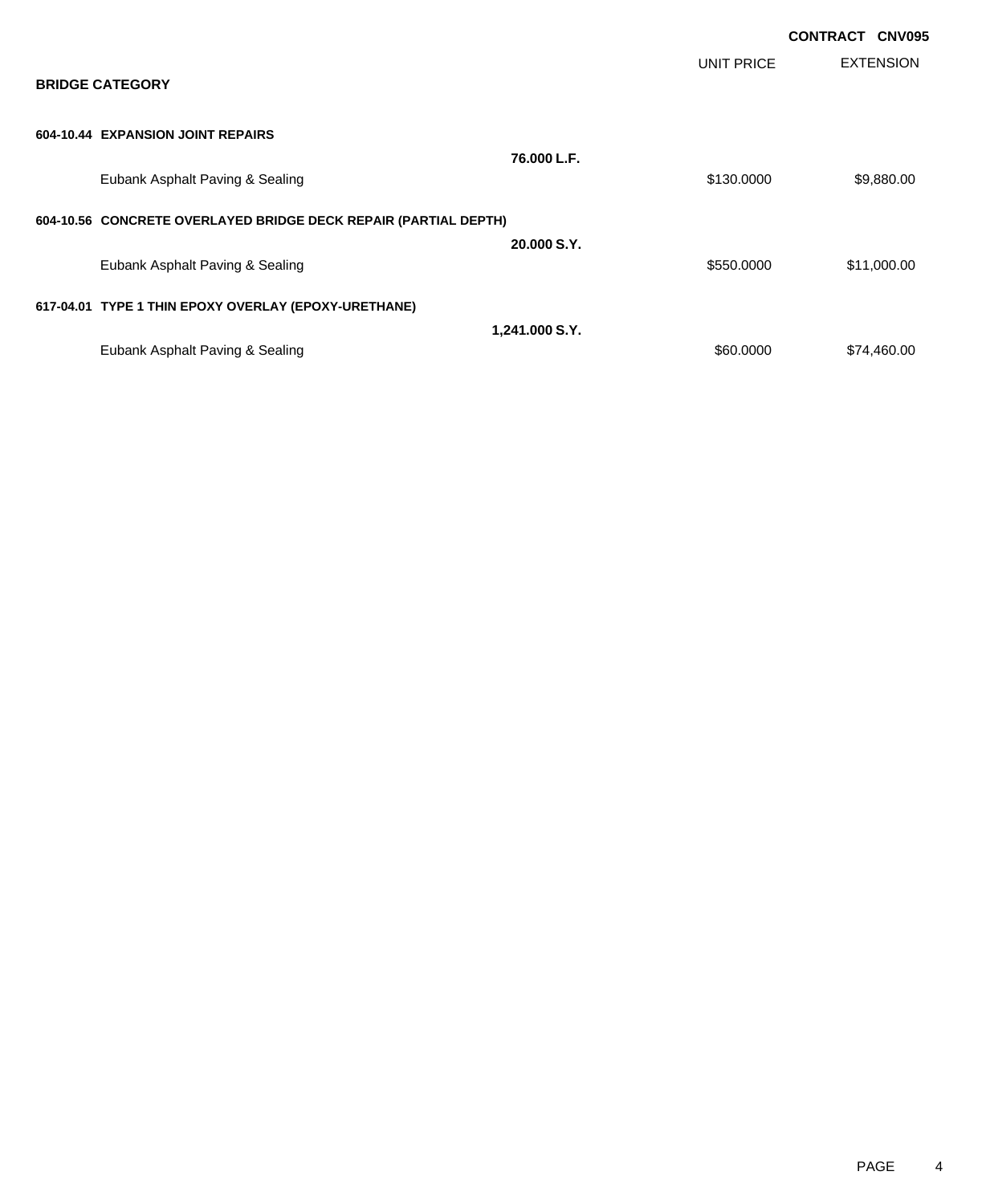**CONTRACT CNV095**

| | | UNIT PRICE | EXTENSION |
|---|---|---|---|
| **BRIDGE CATEGORY** | | | |
| **604-10.44 EXPANSION JOINT REPAIRS** | | | |
| | **76.000 L.F.** | | |
| Eubank Asphalt Paving & Sealing | | $130.0000 | $9,880.00 |
| **604-10.56 CONCRETE OVERLAYED BRIDGE DECK REPAIR (PARTIAL DEPTH)** | | | |
| | **20.000 S.Y.** | | |
| Eubank Asphalt Paving & Sealing | | $550.0000 | $11,000.00 |
| **617-04.01 TYPE 1 THIN EPOXY OVERLAY (EPOXY-URETHANE)** | | | |
| | **1,241.000 S.Y.** | | |
| Eubank Asphalt Paving & Sealing | | $60.0000 | $74,460.00 |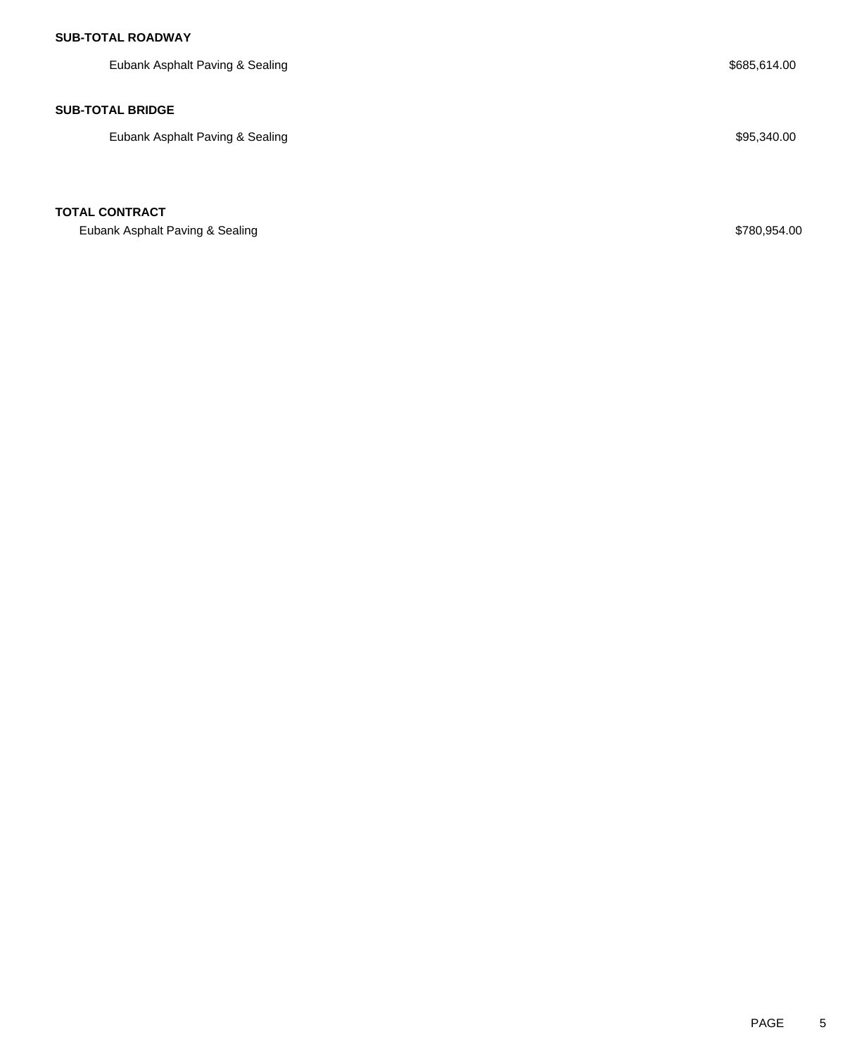**SUB-TOTAL ROADWAY**

| | |
|---|---|
| Eubank Asphalt Paving & Sealing | $685,614.00 |

**SUB-TOTAL BRIDGE**

| | |
|---|---|
| Eubank Asphalt Paving & Sealing | $95,340.00 |

**TOTAL CONTRACT**

| | |
|---|---|
| Eubank Asphalt Paving & Sealing | $780,954.00 |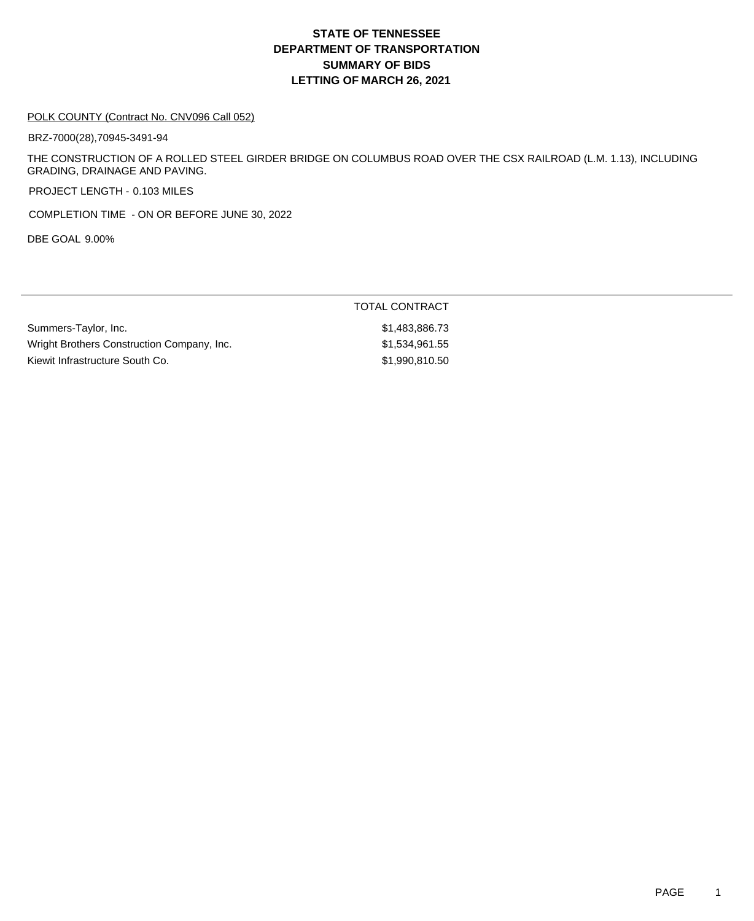# STATE OF TENNESSEE
# DEPARTMENT OF TRANSPORTATION
# SUMMARY OF BIDS
# LETTING OF MARCH 26, 2021

POLK COUNTY (Contract No. CNV096 Call 052)

BRZ-7000(28),70945-3491-94

THE CONSTRUCTION OF A ROLLED STEEL GIRDER BRIDGE ON COLUMBUS ROAD OVER THE CSX RAILROAD (L.M. 1.13), INCLUDING GRADING, DRAINAGE AND PAVING.

PROJECT LENGTH - 0.103 MILES

COMPLETION TIME - ON OR BEFORE JUNE 30, 2022

DBE GOAL 9.00%

| | TOTAL CONTRACT |
|---|---|
| Summers-Taylor, Inc. | $1,483,886.73 |
| Wright Brothers Construction Company, Inc. | $1,534,961.55 |
| Kiewit Infrastructure South Co. | $1,990,810.50 |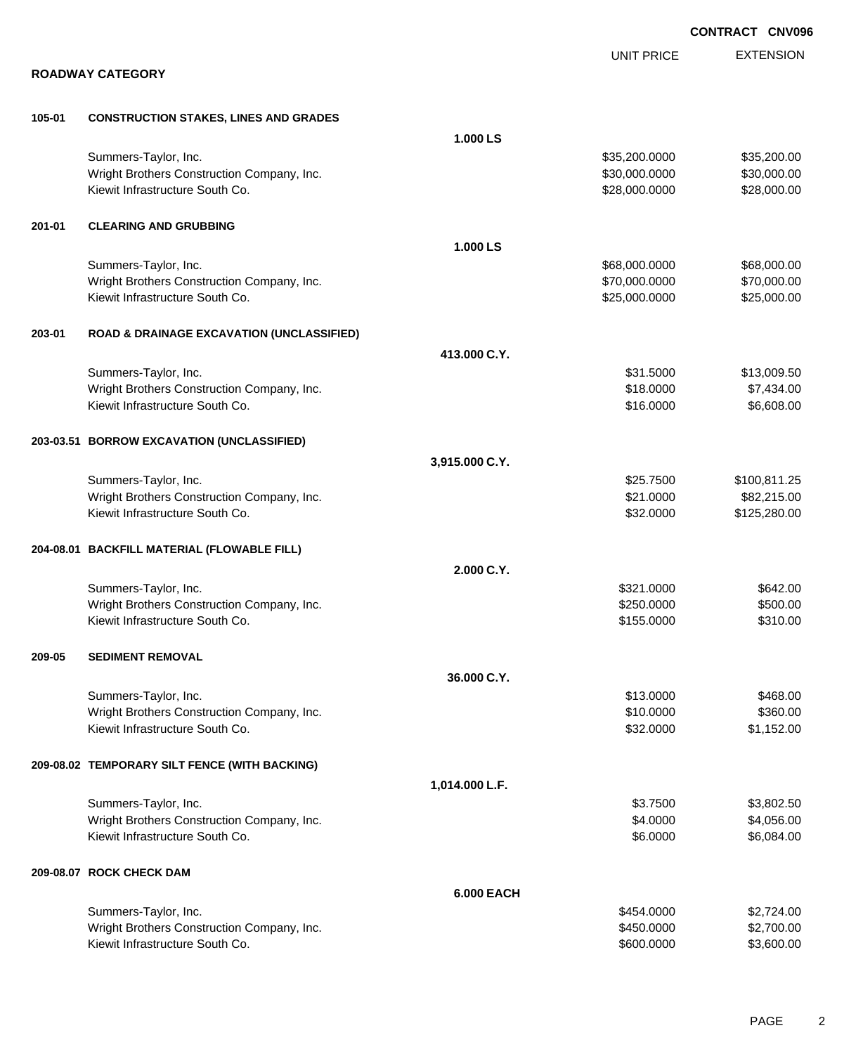**CONTRACT CNV096**

## ROADWAY CATEGORY

| | | | UNIT PRICE | EXTENSION |
|---|---|---|---|---|
| **105-01** | **CONSTRUCTION STAKES, LINES AND GRADES** | | | |
| | | **1.000 LS** | | |
| | Summers-Taylor, Inc. | | $35,200.0000 | $35,200.00 |
| | Wright Brothers Construction Company, Inc. | | $30,000.0000 | $30,000.00 |
| | Kiewit Infrastructure South Co. | | $28,000.0000 | $28,000.00 |
| **201-01** | **CLEARING AND GRUBBING** | | | |
| | | **1.000 LS** | | |
| | Summers-Taylor, Inc. | | $68,000.0000 | $68,000.00 |
| | Wright Brothers Construction Company, Inc. | | $70,000.0000 | $70,000.00 |
| | Kiewit Infrastructure South Co. | | $25,000.0000 | $25,000.00 |
| **203-01** | **ROAD & DRAINAGE EXCAVATION (UNCLASSIFIED)** | | | |
| | | **413.000 C.Y.** | | |
| | Summers-Taylor, Inc. | | $31.5000 | $13,009.50 |
| | Wright Brothers Construction Company, Inc. | | $18.0000 | $7,434.00 |
| | Kiewit Infrastructure South Co. | | $16.0000 | $6,608.00 |
| **203-03.51** | **BORROW EXCAVATION (UNCLASSIFIED)** | | | |
| | | **3,915.000 C.Y.** | | |
| | Summers-Taylor, Inc. | | $25.7500 | $100,811.25 |
| | Wright Brothers Construction Company, Inc. | | $21.0000 | $82,215.00 |
| | Kiewit Infrastructure South Co. | | $32.0000 | $125,280.00 |
| **204-08.01** | **BACKFILL MATERIAL (FLOWABLE FILL)** | | | |
| | | **2.000 C.Y.** | | |
| | Summers-Taylor, Inc. | | $321.0000 | $642.00 |
| | Wright Brothers Construction Company, Inc. | | $250.0000 | $500.00 |
| | Kiewit Infrastructure South Co. | | $155.0000 | $310.00 |
| **209-05** | **SEDIMENT REMOVAL** | | | |
| | | **36.000 C.Y.** | | |
| | Summers-Taylor, Inc. | | $13.0000 | $468.00 |
| | Wright Brothers Construction Company, Inc. | | $10.0000 | $360.00 |
| | Kiewit Infrastructure South Co. | | $32.0000 | $1,152.00 |
| **209-08.02** | **TEMPORARY SILT FENCE (WITH BACKING)** | | | |
| | | **1,014.000 L.F.** | | |
| | Summers-Taylor, Inc. | | $3.7500 | $3,802.50 |
| | Wright Brothers Construction Company, Inc. | | $4.0000 | $4,056.00 |
| | Kiewit Infrastructure South Co. | | $6.0000 | $6,084.00 |
| **209-08.07** | **ROCK CHECK DAM** | | | |
| | | **6.000 EACH** | | |
| | Summers-Taylor, Inc. | | $454.0000 | $2,724.00 |
| | Wright Brothers Construction Company, Inc. | | $450.0000 | $2,700.00 |
| | Kiewit Infrastructure South Co. | | $600.0000 | $3,600.00 |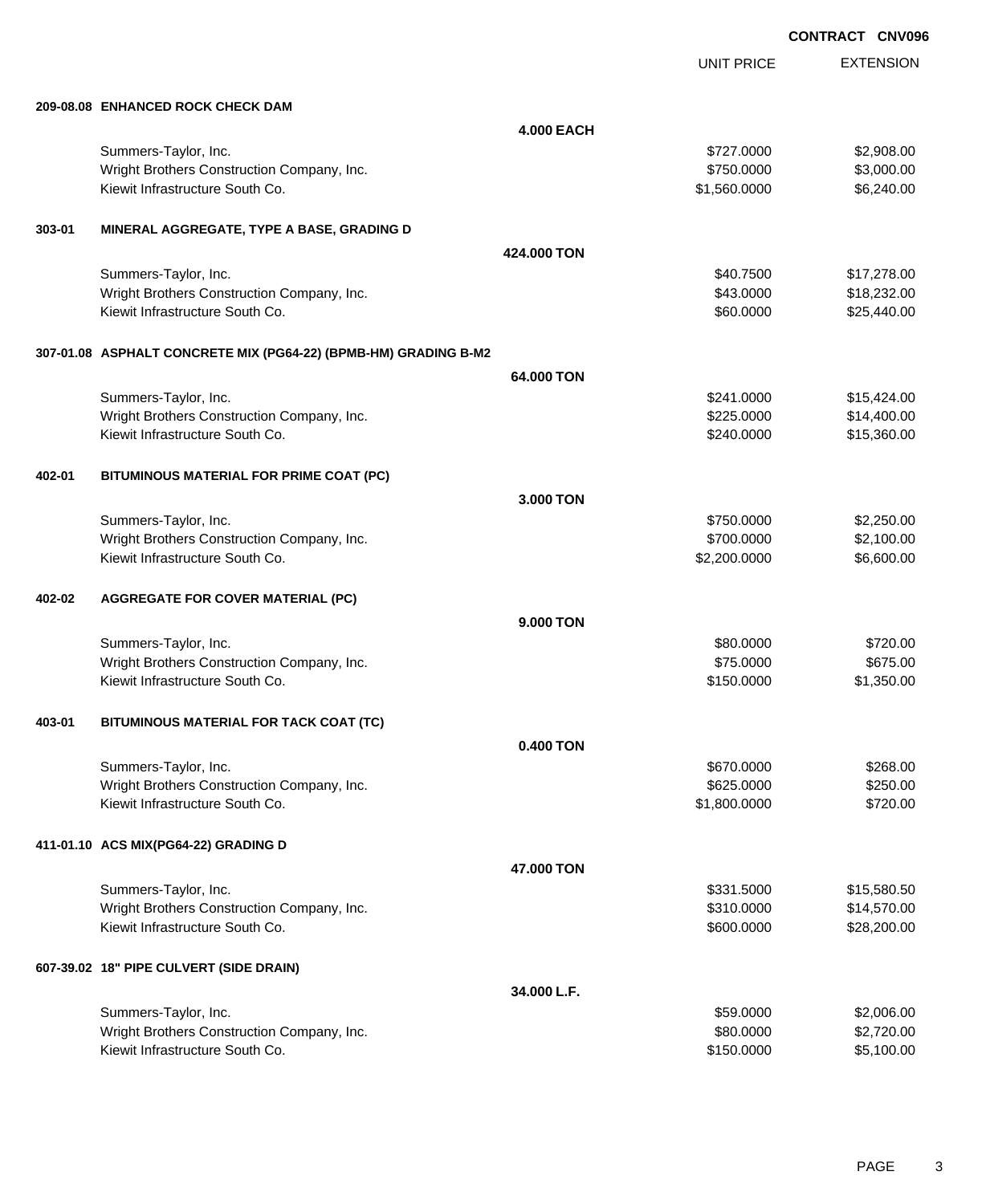**CONTRACT CNV096**

| | | UNIT PRICE | EXTENSION |
|---|---|---|---|
| **209-08.08 ENHANCED ROCK CHECK DAM** | | | |
| | **4.000 EACH** | | |
| Summers-Taylor, Inc. | | $727.0000 | $2,908.00 |
| Wright Brothers Construction Company, Inc. | | $750.0000 | $3,000.00 |
| Kiewit Infrastructure South Co. | | $1,560.0000 | $6,240.00 |
| **303-01 MINERAL AGGREGATE, TYPE A BASE, GRADING D** | | | |
| | **424.000 TON** | | |
| Summers-Taylor, Inc. | | $40.7500 | $17,278.00 |
| Wright Brothers Construction Company, Inc. | | $43.0000 | $18,232.00 |
| Kiewit Infrastructure South Co. | | $60.0000 | $25,440.00 |
| **307-01.08 ASPHALT CONCRETE MIX (PG64-22) (BPMB-HM) GRADING B-M2** | | | |
| | **64.000 TON** | | |
| Summers-Taylor, Inc. | | $241.0000 | $15,424.00 |
| Wright Brothers Construction Company, Inc. | | $225.0000 | $14,400.00 |
| Kiewit Infrastructure South Co. | | $240.0000 | $15,360.00 |
| **402-01 BITUMINOUS MATERIAL FOR PRIME COAT (PC)** | | | |
| | **3.000 TON** | | |
| Summers-Taylor, Inc. | | $750.0000 | $2,250.00 |
| Wright Brothers Construction Company, Inc. | | $700.0000 | $2,100.00 |
| Kiewit Infrastructure South Co. | | $2,200.0000 | $6,600.00 |
| **402-02 AGGREGATE FOR COVER MATERIAL (PC)** | | | |
| | **9.000 TON** | | |
| Summers-Taylor, Inc. | | $80.0000 | $720.00 |
| Wright Brothers Construction Company, Inc. | | $75.0000 | $675.00 |
| Kiewit Infrastructure South Co. | | $150.0000 | $1,350.00 |
| **403-01 BITUMINOUS MATERIAL FOR TACK COAT (TC)** | | | |
| | **0.400 TON** | | |
| Summers-Taylor, Inc. | | $670.0000 | $268.00 |
| Wright Brothers Construction Company, Inc. | | $625.0000 | $250.00 |
| Kiewit Infrastructure South Co. | | $1,800.0000 | $720.00 |
| **411-01.10 ACS MIX(PG64-22) GRADING D** | | | |
| | **47.000 TON** | | |
| Summers-Taylor, Inc. | | $331.5000 | $15,580.50 |
| Wright Brothers Construction Company, Inc. | | $310.0000 | $14,570.00 |
| Kiewit Infrastructure South Co. | | $600.0000 | $28,200.00 |
| **607-39.02 18" PIPE CULVERT (SIDE DRAIN)** | | | |
| | **34.000 L.F.** | | |
| Summers-Taylor, Inc. | | $59.0000 | $2,006.00 |
| Wright Brothers Construction Company, Inc. | | $80.0000 | $2,720.00 |
| Kiewit Infrastructure South Co. | | $150.0000 | $5,100.00 |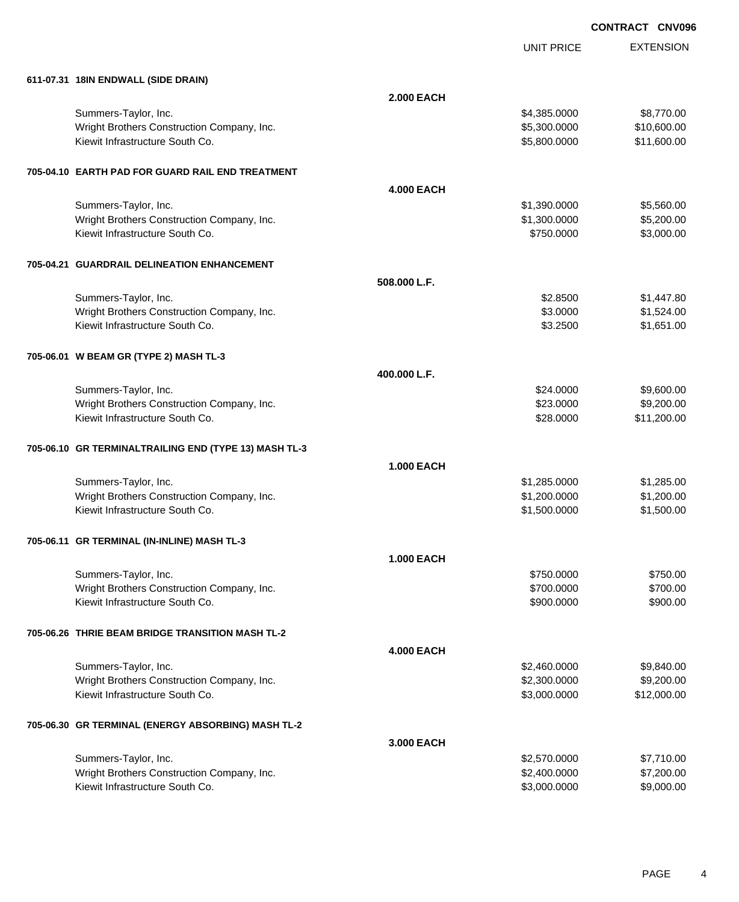**CONTRACT CNV096**

| | | UNIT PRICE | EXTENSION |
|---|---|---|---|
| **611-07.31 18IN ENDWALL (SIDE DRAIN)** | | | |
| | **2.000 EACH** | | |
| Summers-Taylor, Inc. | | $4,385.0000 | $8,770.00 |
| Wright Brothers Construction Company, Inc. | | $5,300.0000 | $10,600.00 |
| Kiewit Infrastructure South Co. | | $5,800.0000 | $11,600.00 |
| **705-04.10 EARTH PAD FOR GUARD RAIL END TREATMENT** | | | |
| | **4.000 EACH** | | |
| Summers-Taylor, Inc. | | $1,390.0000 | $5,560.00 |
| Wright Brothers Construction Company, Inc. | | $1,300.0000 | $5,200.00 |
| Kiewit Infrastructure South Co. | | $750.0000 | $3,000.00 |
| **705-04.21 GUARDRAIL DELINEATION ENHANCEMENT** | | | |
| | **508.000 L.F.** | | |
| Summers-Taylor, Inc. | | $2.8500 | $1,447.80 |
| Wright Brothers Construction Company, Inc. | | $3.0000 | $1,524.00 |
| Kiewit Infrastructure South Co. | | $3.2500 | $1,651.00 |
| **705-06.01 W BEAM GR (TYPE 2) MASH TL-3** | | | |
| | **400.000 L.F.** | | |
| Summers-Taylor, Inc. | | $24.0000 | $9,600.00 |
| Wright Brothers Construction Company, Inc. | | $23.0000 | $9,200.00 |
| Kiewit Infrastructure South Co. | | $28.0000 | $11,200.00 |
| **705-06.10 GR TERMINALTRAILING END (TYPE 13) MASH TL-3** | | | |
| | **1.000 EACH** | | |
| Summers-Taylor, Inc. | | $1,285.0000 | $1,285.00 |
| Wright Brothers Construction Company, Inc. | | $1,200.0000 | $1,200.00 |
| Kiewit Infrastructure South Co. | | $1,500.0000 | $1,500.00 |
| **705-06.11 GR TERMINAL (IN-INLINE) MASH TL-3** | | | |
| | **1.000 EACH** | | |
| Summers-Taylor, Inc. | | $750.0000 | $750.00 |
| Wright Brothers Construction Company, Inc. | | $700.0000 | $700.00 |
| Kiewit Infrastructure South Co. | | $900.0000 | $900.00 |
| **705-06.26 THRIE BEAM BRIDGE TRANSITION MASH TL-2** | | | |
| | **4.000 EACH** | | |
| Summers-Taylor, Inc. | | $2,460.0000 | $9,840.00 |
| Wright Brothers Construction Company, Inc. | | $2,300.0000 | $9,200.00 |
| Kiewit Infrastructure South Co. | | $3,000.0000 | $12,000.00 |
| **705-06.30 GR TERMINAL (ENERGY ABSORBING) MASH TL-2** | | | |
| | **3.000 EACH** | | |
| Summers-Taylor, Inc. | | $2,570.0000 | $7,710.00 |
| Wright Brothers Construction Company, Inc. | | $2,400.0000 | $7,200.00 |
| Kiewit Infrastructure South Co. | | $3,000.0000 | $9,000.00 |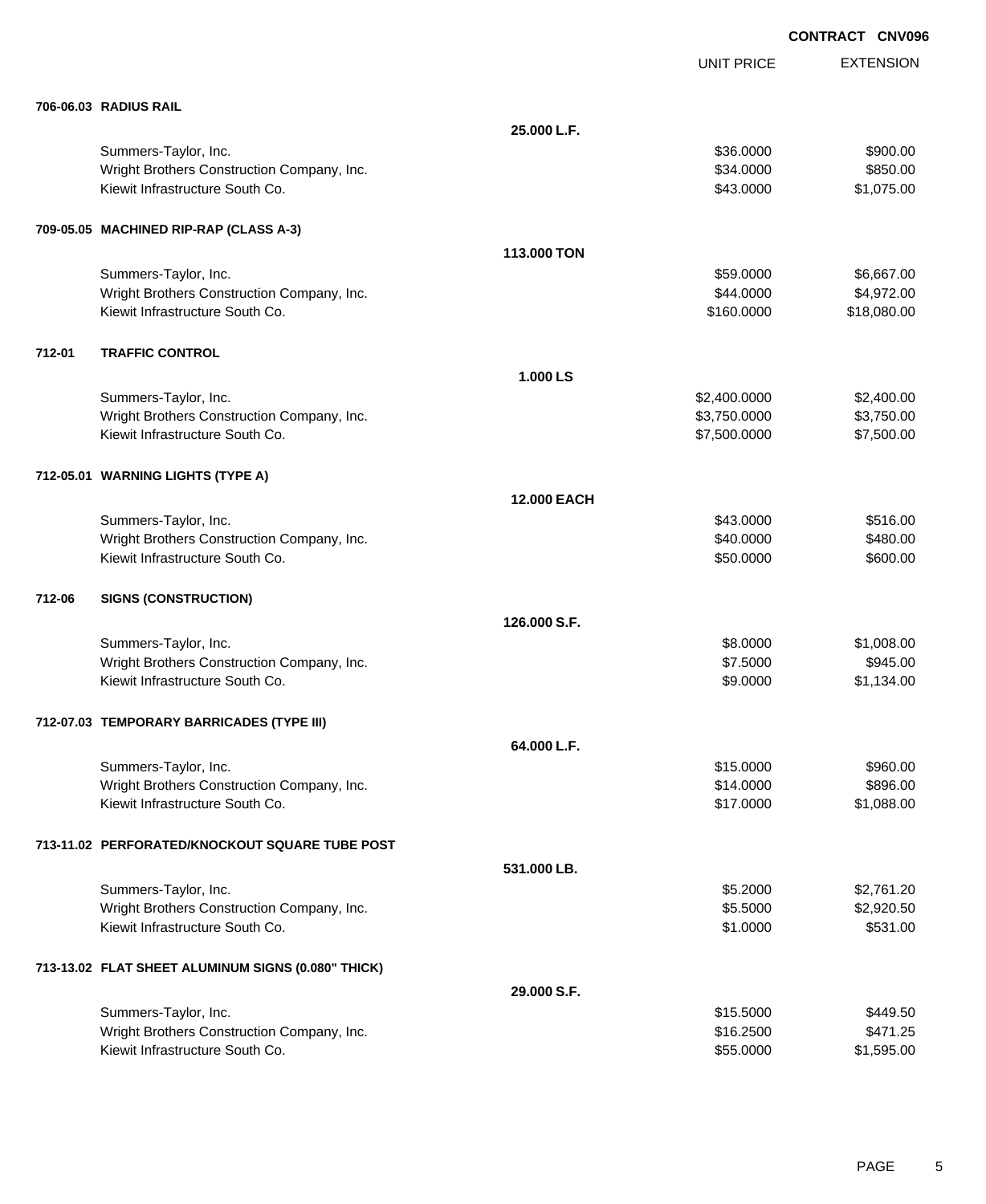CONTRACT CNV096

| | | UNIT PRICE | EXTENSION |
|---|---|---|---|
| **706-06.03 RADIUS RAIL** | | | |
| | **25.000 L.F.** | | |
| Summers-Taylor, Inc. | | $36.0000 | $900.00 |
| Wright Brothers Construction Company, Inc. | | $34.0000 | $850.00 |
| Kiewit Infrastructure South Co. | | $43.0000 | $1,075.00 |
| **709-05.05 MACHINED RIP-RAP (CLASS A-3)** | | | |
| | **113.000 TON** | | |
| Summers-Taylor, Inc. | | $59.0000 | $6,667.00 |
| Wright Brothers Construction Company, Inc. | | $44.0000 | $4,972.00 |
| Kiewit Infrastructure South Co. | | $160.0000 | $18,080.00 |
| **712-01 TRAFFIC CONTROL** | | | |
| | **1.000 LS** | | |
| Summers-Taylor, Inc. | | $2,400.0000 | $2,400.00 |
| Wright Brothers Construction Company, Inc. | | $3,750.0000 | $3,750.00 |
| Kiewit Infrastructure South Co. | | $7,500.0000 | $7,500.00 |
| **712-05.01 WARNING LIGHTS (TYPE A)** | | | |
| | **12.000 EACH** | | |
| Summers-Taylor, Inc. | | $43.0000 | $516.00 |
| Wright Brothers Construction Company, Inc. | | $40.0000 | $480.00 |
| Kiewit Infrastructure South Co. | | $50.0000 | $600.00 |
| **712-06 SIGNS (CONSTRUCTION)** | | | |
| | **126.000 S.F.** | | |
| Summers-Taylor, Inc. | | $8.0000 | $1,008.00 |
| Wright Brothers Construction Company, Inc. | | $7.5000 | $945.00 |
| Kiewit Infrastructure South Co. | | $9.0000 | $1,134.00 |
| **712-07.03 TEMPORARY BARRICADES (TYPE III)** | | | |
| | **64.000 L.F.** | | |
| Summers-Taylor, Inc. | | $15.0000 | $960.00 |
| Wright Brothers Construction Company, Inc. | | $14.0000 | $896.00 |
| Kiewit Infrastructure South Co. | | $17.0000 | $1,088.00 |
| **713-11.02 PERFORATED/KNOCKOUT SQUARE TUBE POST** | | | |
| | **531.000 LB.** | | |
| Summers-Taylor, Inc. | | $5.2000 | $2,761.20 |
| Wright Brothers Construction Company, Inc. | | $5.5000 | $2,920.50 |
| Kiewit Infrastructure South Co. | | $1.0000 | $531.00 |
| **713-13.02 FLAT SHEET ALUMINUM SIGNS (0.080" THICK)** | | | |
| | **29.000 S.F.** | | |
| Summers-Taylor, Inc. | | $15.5000 | $449.50 |
| Wright Brothers Construction Company, Inc. | | $16.2500 | $471.25 |
| Kiewit Infrastructure South Co. | | $55.0000 | $1,595.00 |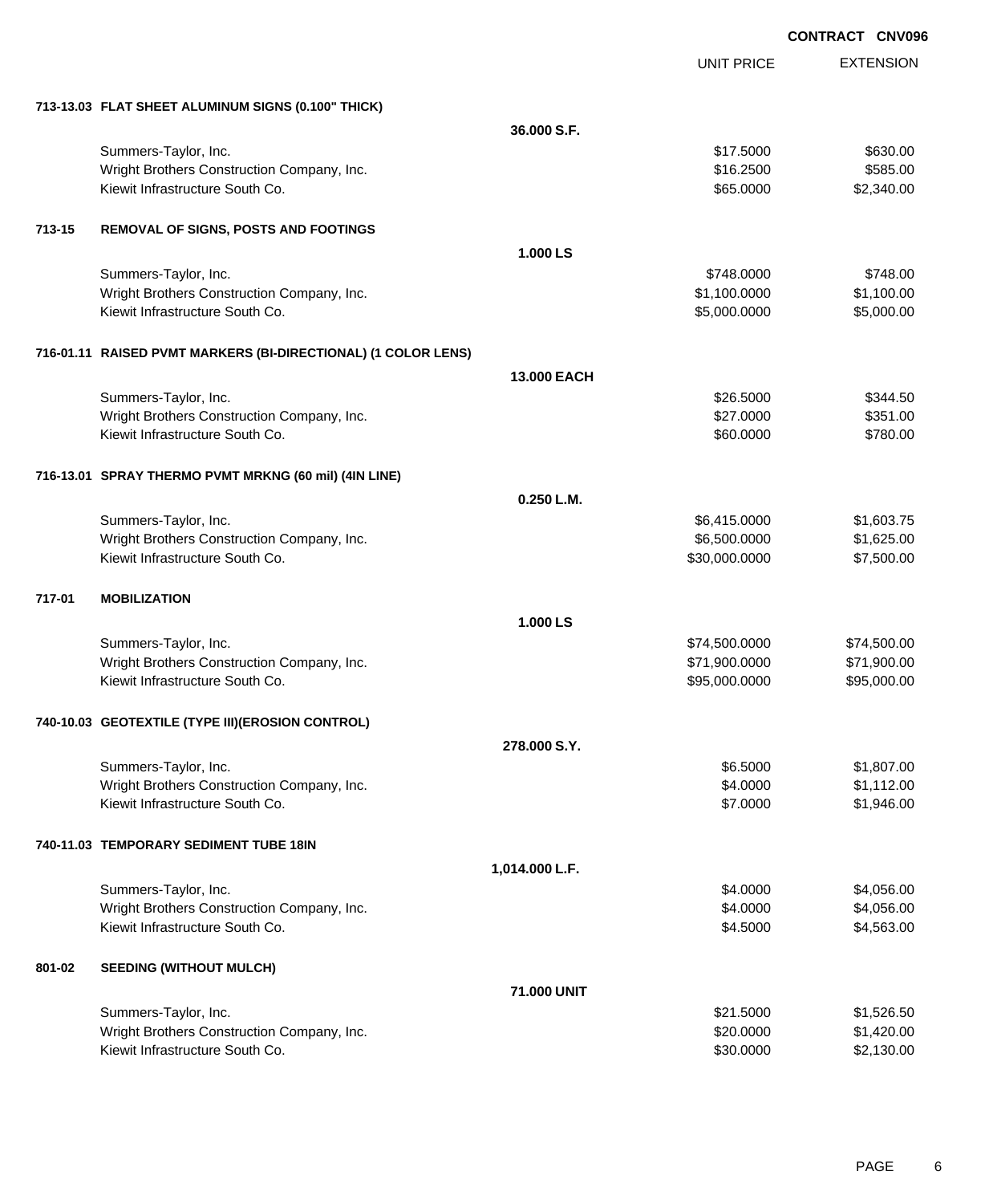CONTRACT CNV096

| | | UNIT PRICE | EXTENSION |
|---|---|---|---|
| **713-13.03** | **FLAT SHEET ALUMINUM SIGNS (0.100" THICK)** | | |
| | **36.000 S.F.** | | |
| | Summers-Taylor, Inc. | $17.5000 | $630.00 |
| | Wright Brothers Construction Company, Inc. | $16.2500 | $585.00 |
| | Kiewit Infrastructure South Co. | $65.0000 | $2,340.00 |
| **713-15** | **REMOVAL OF SIGNS, POSTS AND FOOTINGS** | | |
| | **1.000 LS** | | |
| | Summers-Taylor, Inc. | $748.0000 | $748.00 |
| | Wright Brothers Construction Company, Inc. | $1,100.0000 | $1,100.00 |
| | Kiewit Infrastructure South Co. | $5,000.0000 | $5,000.00 |
| **716-01.11** | **RAISED PVMT MARKERS (BI-DIRECTIONAL) (1 COLOR LENS)** | | |
| | **13.000 EACH** | | |
| | Summers-Taylor, Inc. | $26.5000 | $344.50 |
| | Wright Brothers Construction Company, Inc. | $27.0000 | $351.00 |
| | Kiewit Infrastructure South Co. | $60.0000 | $780.00 |
| **716-13.01** | **SPRAY THERMO PVMT MRKNG (60 mil) (4IN LINE)** | | |
| | **0.250 L.M.** | | |
| | Summers-Taylor, Inc. | $6,415.0000 | $1,603.75 |
| | Wright Brothers Construction Company, Inc. | $6,500.0000 | $1,625.00 |
| | Kiewit Infrastructure South Co. | $30,000.0000 | $7,500.00 |
| **717-01** | **MOBILIZATION** | | |
| | **1.000 LS** | | |
| | Summers-Taylor, Inc. | $74,500.0000 | $74,500.00 |
| | Wright Brothers Construction Company, Inc. | $71,900.0000 | $71,900.00 |
| | Kiewit Infrastructure South Co. | $95,000.0000 | $95,000.00 |
| **740-10.03** | **GEOTEXTILE (TYPE III)(EROSION CONTROL)** | | |
| | **278.000 S.Y.** | | |
| | Summers-Taylor, Inc. | $6.5000 | $1,807.00 |
| | Wright Brothers Construction Company, Inc. | $4.0000 | $1,112.00 |
| | Kiewit Infrastructure South Co. | $7.0000 | $1,946.00 |
| **740-11.03** | **TEMPORARY SEDIMENT TUBE 18IN** | | |
| | **1,014.000 L.F.** | | |
| | Summers-Taylor, Inc. | $4.0000 | $4,056.00 |
| | Wright Brothers Construction Company, Inc. | $4.0000 | $4,056.00 |
| | Kiewit Infrastructure South Co. | $4.5000 | $4,563.00 |
| **801-02** | **SEEDING (WITHOUT MULCH)** | | |
| | **71.000 UNIT** | | |
| | Summers-Taylor, Inc. | $21.5000 | $1,526.50 |
| | Wright Brothers Construction Company, Inc. | $20.0000 | $1,420.00 |
| | Kiewit Infrastructure South Co. | $30.0000 | $2,130.00 |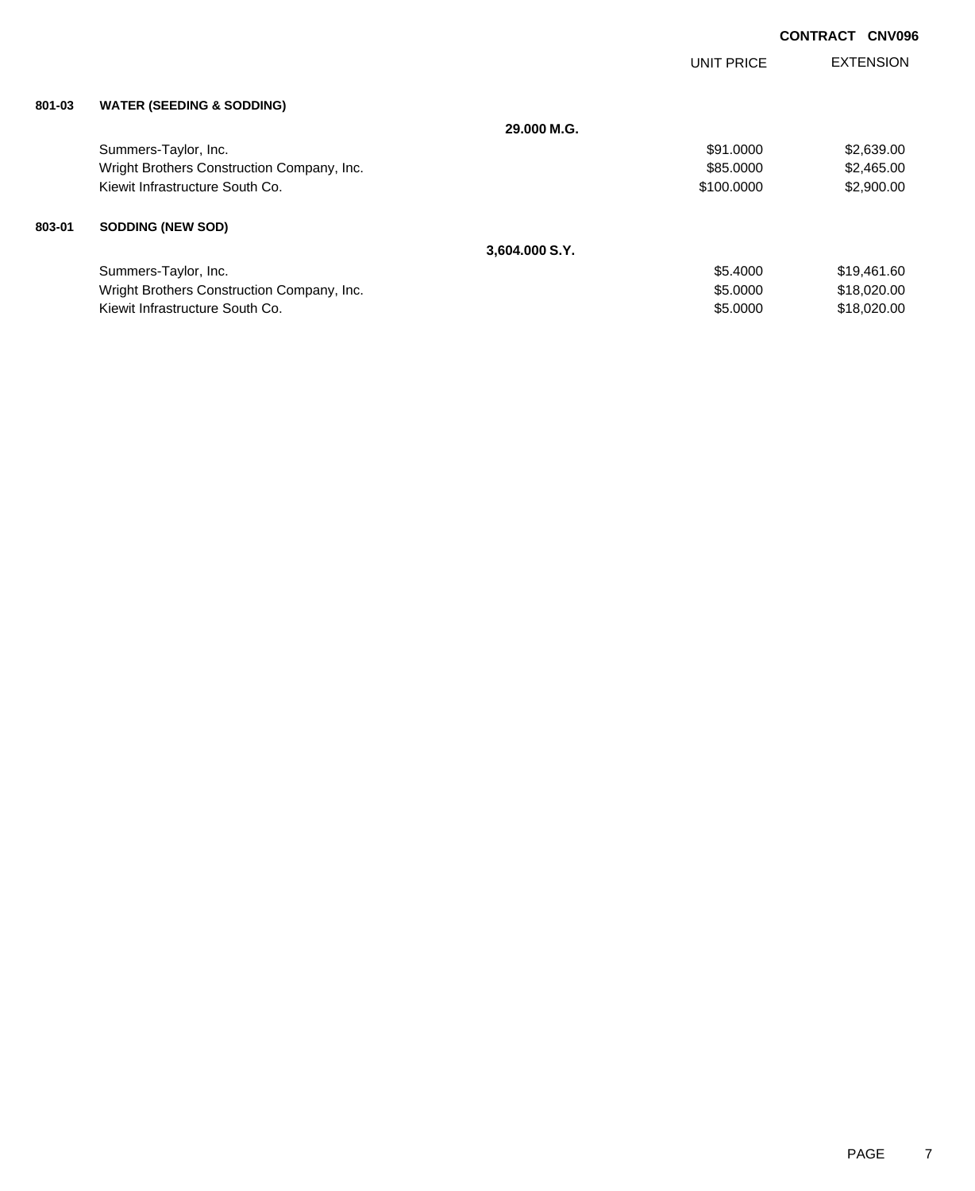**CONTRACT CNV096**

| | | | UNIT PRICE | EXTENSION |
|---|---|---|---|---|
| **801-03** | **WATER (SEEDING & SODDING)** | | | |
| | | **29.000 M.G.** | | |
| | Summers-Taylor, Inc. | | $91.0000 | $2,639.00 |
| | Wright Brothers Construction Company, Inc. | | $85.0000 | $2,465.00 |
| | Kiewit Infrastructure South Co. | | $100.0000 | $2,900.00 |
| **803-01** | **SODDING (NEW SOD)** | | | |
| | | **3,604.000 S.Y.** | | |
| | Summers-Taylor, Inc. | | $5.4000 | $19,461.60 |
| | Wright Brothers Construction Company, Inc. | | $5.0000 | $18,020.00 |
| | Kiewit Infrastructure South Co. | | $5.0000 | $18,020.00 |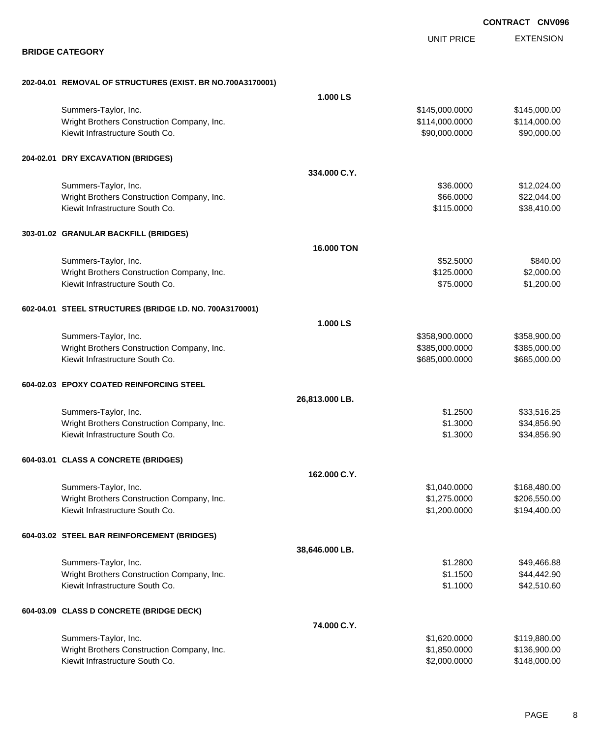**CONTRACT CNV096**

## BRIDGE CATEGORY

| | | UNIT PRICE | EXTENSION |
|---|---|---|---|
| **202-04.01 REMOVAL OF STRUCTURES (EXIST. BR NO.700A3170001)** | | | |
| | **1.000 LS** | | |
| Summers-Taylor, Inc. | | $145,000.0000 | $145,000.00 |
| Wright Brothers Construction Company, Inc. | | $114,000.0000 | $114,000.00 |
| Kiewit Infrastructure South Co. | | $90,000.0000 | $90,000.00 |
| **204-02.01 DRY EXCAVATION (BRIDGES)** | | | |
| | **334.000 C.Y.** | | |
| Summers-Taylor, Inc. | | $36.0000 | $12,024.00 |
| Wright Brothers Construction Company, Inc. | | $66.0000 | $22,044.00 |
| Kiewit Infrastructure South Co. | | $115.0000 | $38,410.00 |
| **303-01.02 GRANULAR BACKFILL (BRIDGES)** | | | |
| | **16.000 TON** | | |
| Summers-Taylor, Inc. | | $52.5000 | $840.00 |
| Wright Brothers Construction Company, Inc. | | $125.0000 | $2,000.00 |
| Kiewit Infrastructure South Co. | | $75.0000 | $1,200.00 |
| **602-04.01 STEEL STRUCTURES (BRIDGE I.D. NO. 700A3170001)** | | | |
| | **1.000 LS** | | |
| Summers-Taylor, Inc. | | $358,900.0000 | $358,900.00 |
| Wright Brothers Construction Company, Inc. | | $385,000.0000 | $385,000.00 |
| Kiewit Infrastructure South Co. | | $685,000.0000 | $685,000.00 |
| **604-02.03 EPOXY COATED REINFORCING STEEL** | | | |
| | **26,813.000 LB.** | | |
| Summers-Taylor, Inc. | | $1.2500 | $33,516.25 |
| Wright Brothers Construction Company, Inc. | | $1.3000 | $34,856.90 |
| Kiewit Infrastructure South Co. | | $1.3000 | $34,856.90 |
| **604-03.01 CLASS A CONCRETE (BRIDGES)** | | | |
| | **162.000 C.Y.** | | |
| Summers-Taylor, Inc. | | $1,040.0000 | $168,480.00 |
| Wright Brothers Construction Company, Inc. | | $1,275.0000 | $206,550.00 |
| Kiewit Infrastructure South Co. | | $1,200.0000 | $194,400.00 |
| **604-03.02 STEEL BAR REINFORCEMENT (BRIDGES)** | | | |
| | **38,646.000 LB.** | | |
| Summers-Taylor, Inc. | | $1.2800 | $49,466.88 |
| Wright Brothers Construction Company, Inc. | | $1.1500 | $44,442.90 |
| Kiewit Infrastructure South Co. | | $1.1000 | $42,510.60 |
| **604-03.09 CLASS D CONCRETE (BRIDGE DECK)** | | | |
| | **74.000 C.Y.** | | |
| Summers-Taylor, Inc. | | $1,620.0000 | $119,880.00 |
| Wright Brothers Construction Company, Inc. | | $1,850.0000 | $136,900.00 |
| Kiewit Infrastructure South Co. | | $2,000.0000 | $148,000.00 |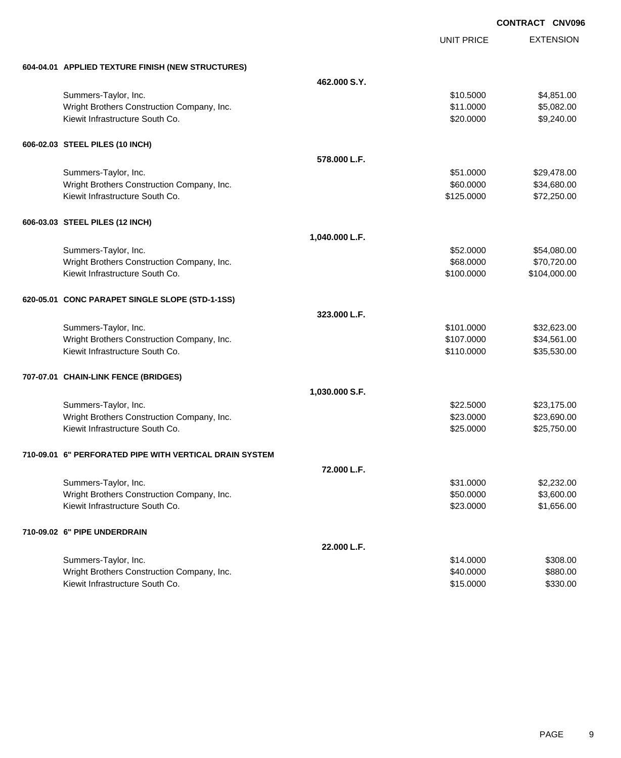**CONTRACT CNV096**

| | | UNIT PRICE | EXTENSION |
|---|---|---|---|
| **604-04.01 APPLIED TEXTURE FINISH (NEW STRUCTURES)** | | | |
| | **462.000 S.Y.** | | |
| Summers-Taylor, Inc. | | $10.5000 | $4,851.00 |
| Wright Brothers Construction Company, Inc. | | $11.0000 | $5,082.00 |
| Kiewit Infrastructure South Co. | | $20.0000 | $9,240.00 |
| **606-02.03 STEEL PILES (10 INCH)** | | | |
| | **578.000 L.F.** | | |
| Summers-Taylor, Inc. | | $51.0000 | $29,478.00 |
| Wright Brothers Construction Company, Inc. | | $60.0000 | $34,680.00 |
| Kiewit Infrastructure South Co. | | $125.0000 | $72,250.00 |
| **606-03.03 STEEL PILES (12 INCH)** | | | |
| | **1,040.000 L.F.** | | |
| Summers-Taylor, Inc. | | $52.0000 | $54,080.00 |
| Wright Brothers Construction Company, Inc. | | $68.0000 | $70,720.00 |
| Kiewit Infrastructure South Co. | | $100.0000 | $104,000.00 |
| **620-05.01 CONC PARAPET SINGLE SLOPE (STD-1-1SS)** | | | |
| | **323.000 L.F.** | | |
| Summers-Taylor, Inc. | | $101.0000 | $32,623.00 |
| Wright Brothers Construction Company, Inc. | | $107.0000 | $34,561.00 |
| Kiewit Infrastructure South Co. | | $110.0000 | $35,530.00 |
| **707-07.01 CHAIN-LINK FENCE (BRIDGES)** | | | |
| | **1,030.000 S.F.** | | |
| Summers-Taylor, Inc. | | $22.5000 | $23,175.00 |
| Wright Brothers Construction Company, Inc. | | $23.0000 | $23,690.00 |
| Kiewit Infrastructure South Co. | | $25.0000 | $25,750.00 |
| **710-09.01 6" PERFORATED PIPE WITH VERTICAL DRAIN SYSTEM** | | | |
| | **72.000 L.F.** | | |
| Summers-Taylor, Inc. | | $31.0000 | $2,232.00 |
| Wright Brothers Construction Company, Inc. | | $50.0000 | $3,600.00 |
| Kiewit Infrastructure South Co. | | $23.0000 | $1,656.00 |
| **710-09.02 6" PIPE UNDERDRAIN** | | | |
| | **22.000 L.F.** | | |
| Summers-Taylor, Inc. | | $14.0000 | $308.00 |
| Wright Brothers Construction Company, Inc. | | $40.0000 | $880.00 |
| Kiewit Infrastructure South Co. | | $15.0000 | $330.00 |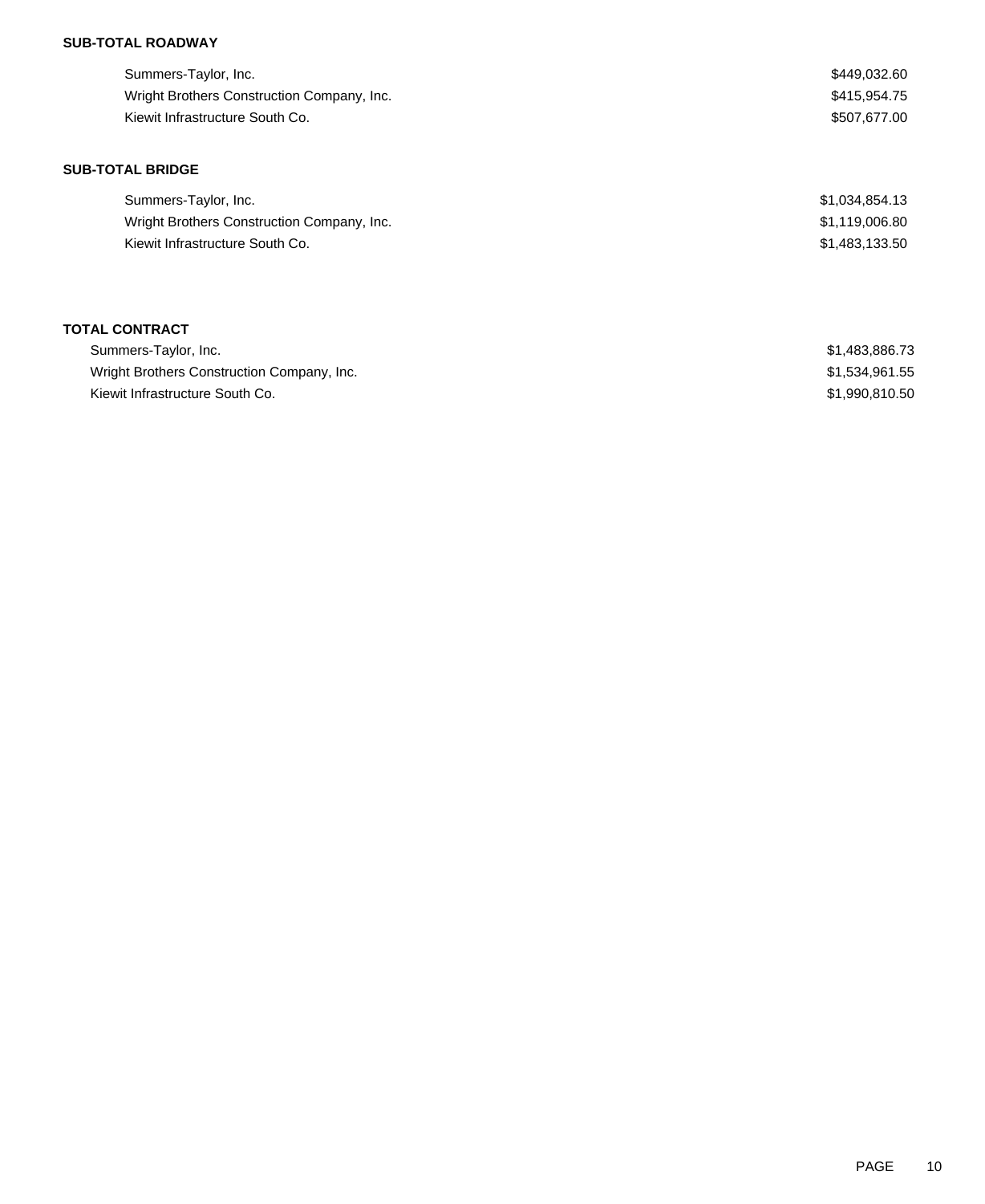**SUB-TOTAL ROADWAY**

| | |
|---|---|
| Summers-Taylor, Inc. | $449,032.60 |
| Wright Brothers Construction Company, Inc. | $415,954.75 |
| Kiewit Infrastructure South Co. | $507,677.00 |

**SUB-TOTAL BRIDGE**

| | |
|---|---|
| Summers-Taylor, Inc. | $1,034,854.13 |
| Wright Brothers Construction Company, Inc. | $1,119,006.80 |
| Kiewit Infrastructure South Co. | $1,483,133.50 |

**TOTAL CONTRACT**

| | |
|---|---|
| Summers-Taylor, Inc. | $1,483,886.73 |
| Wright Brothers Construction Company, Inc. | $1,534,961.55 |
| Kiewit Infrastructure South Co. | $1,990,810.50 |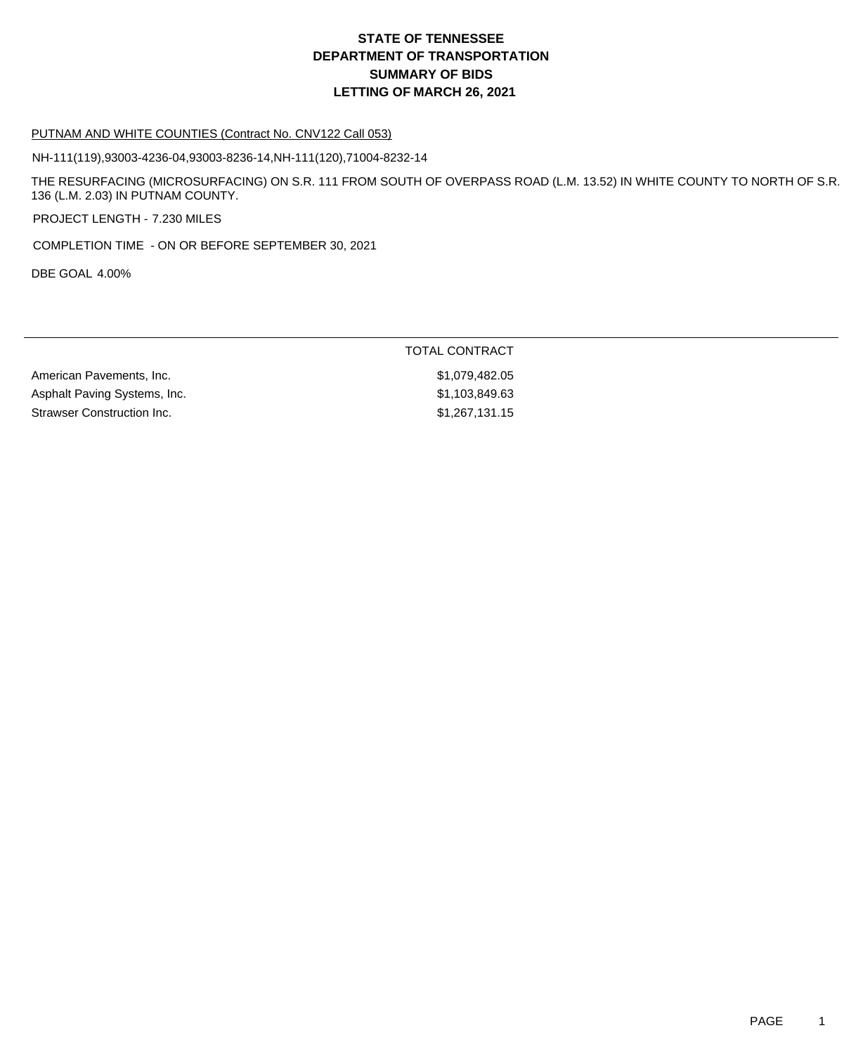# STATE OF TENNESSEE
# DEPARTMENT OF TRANSPORTATION
# SUMMARY OF BIDS
# LETTING OF MARCH 26, 2021

PUTNAM AND WHITE COUNTIES (Contract No. CNV122 Call 053)

NH-111(119),93003-4236-04,93003-8236-14,NH-111(120),71004-8232-14

THE RESURFACING (MICROSURFACING) ON S.R. 111 FROM SOUTH OF OVERPASS ROAD (L.M. 13.52) IN WHITE COUNTY TO NORTH OF S.R. 136 (L.M. 2.03) IN PUTNAM COUNTY.

PROJECT LENGTH - 7.230 MILES

COMPLETION TIME - ON OR BEFORE SEPTEMBER 30, 2021

DBE GOAL 4.00%

| | TOTAL CONTRACT |
|---|---|
| American Pavements, Inc. | $1,079,482.05 |
| Asphalt Paving Systems, Inc. | $1,103,849.63 |
| Strawser Construction Inc. | $1,267,131.15 |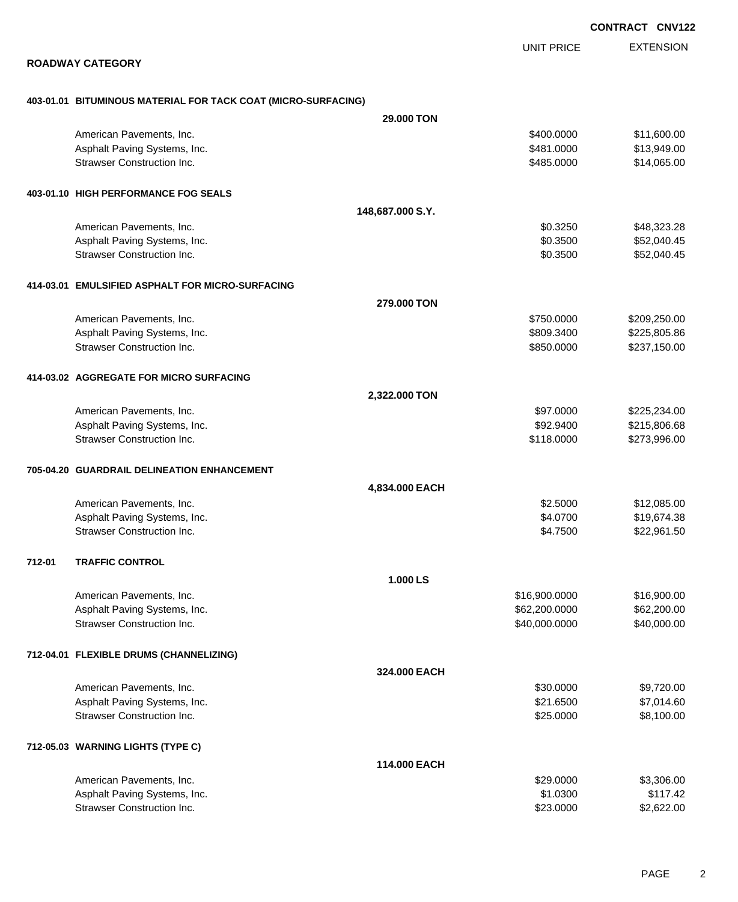**CONTRACT CNV122**

## ROADWAY CATEGORY

| | UNIT PRICE | EXTENSION |
|---|---|---|
| **403-01.01 BITUMINOUS MATERIAL FOR TACK COAT (MICRO-SURFACING)** | | |
| **29.000 TON** | | |
| American Pavements, Inc. | $400.0000 | $11,600.00 |
| Asphalt Paving Systems, Inc. | $481.0000 | $13,949.00 |
| Strawser Construction Inc. | $485.0000 | $14,065.00 |
| **403-01.10 HIGH PERFORMANCE FOG SEALS** | | |
| **148,687.000 S.Y.** | | |
| American Pavements, Inc. | $0.3250 | $48,323.28 |
| Asphalt Paving Systems, Inc. | $0.3500 | $52,040.45 |
| Strawser Construction Inc. | $0.3500 | $52,040.45 |
| **414-03.01 EMULSIFIED ASPHALT FOR MICRO-SURFACING** | | |
| **279.000 TON** | | |
| American Pavements, Inc. | $750.0000 | $209,250.00 |
| Asphalt Paving Systems, Inc. | $809.3400 | $225,805.86 |
| Strawser Construction Inc. | $850.0000 | $237,150.00 |
| **414-03.02 AGGREGATE FOR MICRO SURFACING** | | |
| **2,322.000 TON** | | |
| American Pavements, Inc. | $97.0000 | $225,234.00 |
| Asphalt Paving Systems, Inc. | $92.9400 | $215,806.68 |
| Strawser Construction Inc. | $118.0000 | $273,996.00 |
| **705-04.20 GUARDRAIL DELINEATION ENHANCEMENT** | | |
| **4,834.000 EACH** | | |
| American Pavements, Inc. | $2.5000 | $12,085.00 |
| Asphalt Paving Systems, Inc. | $4.0700 | $19,674.38 |
| Strawser Construction Inc. | $4.7500 | $22,961.50 |
| **712-01 TRAFFIC CONTROL** | | |
| **1.000 LS** | | |
| American Pavements, Inc. | $16,900.0000 | $16,900.00 |
| Asphalt Paving Systems, Inc. | $62,200.0000 | $62,200.00 |
| Strawser Construction Inc. | $40,000.0000 | $40,000.00 |
| **712-04.01 FLEXIBLE DRUMS (CHANNELIZING)** | | |
| **324.000 EACH** | | |
| American Pavements, Inc. | $30.0000 | $9,720.00 |
| Asphalt Paving Systems, Inc. | $21.6500 | $7,014.60 |
| Strawser Construction Inc. | $25.0000 | $8,100.00 |
| **712-05.03 WARNING LIGHTS (TYPE C)** | | |
| **114.000 EACH** | | |
| American Pavements, Inc. | $29.0000 | $3,306.00 |
| Asphalt Paving Systems, Inc. | $1.0300 | $117.42 |
| Strawser Construction Inc. | $23.0000 | $2,622.00 |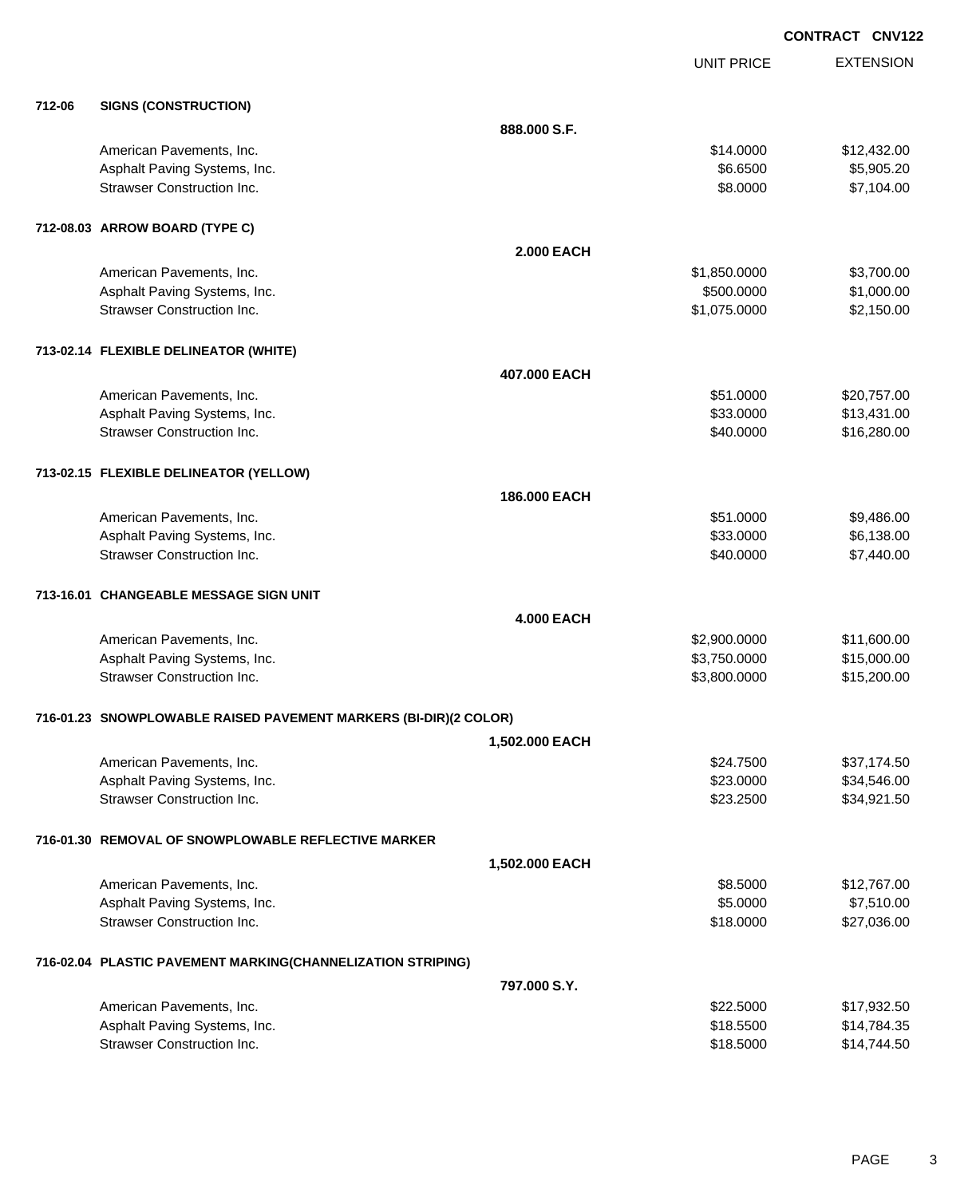**CONTRACT CNV122**

| | | | UNIT PRICE | EXTENSION |
|---|---|---|---|---|
| **712-06** | **SIGNS (CONSTRUCTION)** | | | |
| | | **888.000 S.F.** | | |
| | American Pavements, Inc. | | $14.0000 | $12,432.00 |
| | Asphalt Paving Systems, Inc. | | $6.6500 | $5,905.20 |
| | Strawser Construction Inc. | | $8.0000 | $7,104.00 |
| **712-08.03** | **ARROW BOARD (TYPE C)** | | | |
| | | **2.000 EACH** | | |
| | American Pavements, Inc. | | $1,850.0000 | $3,700.00 |
| | Asphalt Paving Systems, Inc. | | $500.0000 | $1,000.00 |
| | Strawser Construction Inc. | | $1,075.0000 | $2,150.00 |
| **713-02.14** | **FLEXIBLE DELINEATOR (WHITE)** | | | |
| | | **407.000 EACH** | | |
| | American Pavements, Inc. | | $51.0000 | $20,757.00 |
| | Asphalt Paving Systems, Inc. | | $33.0000 | $13,431.00 |
| | Strawser Construction Inc. | | $40.0000 | $16,280.00 |
| **713-02.15** | **FLEXIBLE DELINEATOR (YELLOW)** | | | |
| | | **186.000 EACH** | | |
| | American Pavements, Inc. | | $51.0000 | $9,486.00 |
| | Asphalt Paving Systems, Inc. | | $33.0000 | $6,138.00 |
| | Strawser Construction Inc. | | $40.0000 | $7,440.00 |
| **713-16.01** | **CHANGEABLE MESSAGE SIGN UNIT** | | | |
| | | **4.000 EACH** | | |
| | American Pavements, Inc. | | $2,900.0000 | $11,600.00 |
| | Asphalt Paving Systems, Inc. | | $3,750.0000 | $15,000.00 |
| | Strawser Construction Inc. | | $3,800.0000 | $15,200.00 |
| **716-01.23** | **SNOWPLOWABLE RAISED PAVEMENT MARKERS (BI-DIR)(2 COLOR)** | | | |
| | | **1,502.000 EACH** | | |
| | American Pavements, Inc. | | $24.7500 | $37,174.50 |
| | Asphalt Paving Systems, Inc. | | $23.0000 | $34,546.00 |
| | Strawser Construction Inc. | | $23.2500 | $34,921.50 |
| **716-01.30** | **REMOVAL OF SNOWPLOWABLE REFLECTIVE MARKER** | | | |
| | | **1,502.000 EACH** | | |
| | American Pavements, Inc. | | $8.5000 | $12,767.00 |
| | Asphalt Paving Systems, Inc. | | $5.0000 | $7,510.00 |
| | Strawser Construction Inc. | | $18.0000 | $27,036.00 |
| **716-02.04** | **PLASTIC PAVEMENT MARKING(CHANNELIZATION STRIPING)** | | | |
| | | **797.000 S.Y.** | | |
| | American Pavements, Inc. | | $22.5000 | $17,932.50 |
| | Asphalt Paving Systems, Inc. | | $18.5500 | $14,784.35 |
| | Strawser Construction Inc. | | $18.5000 | $14,744.50 |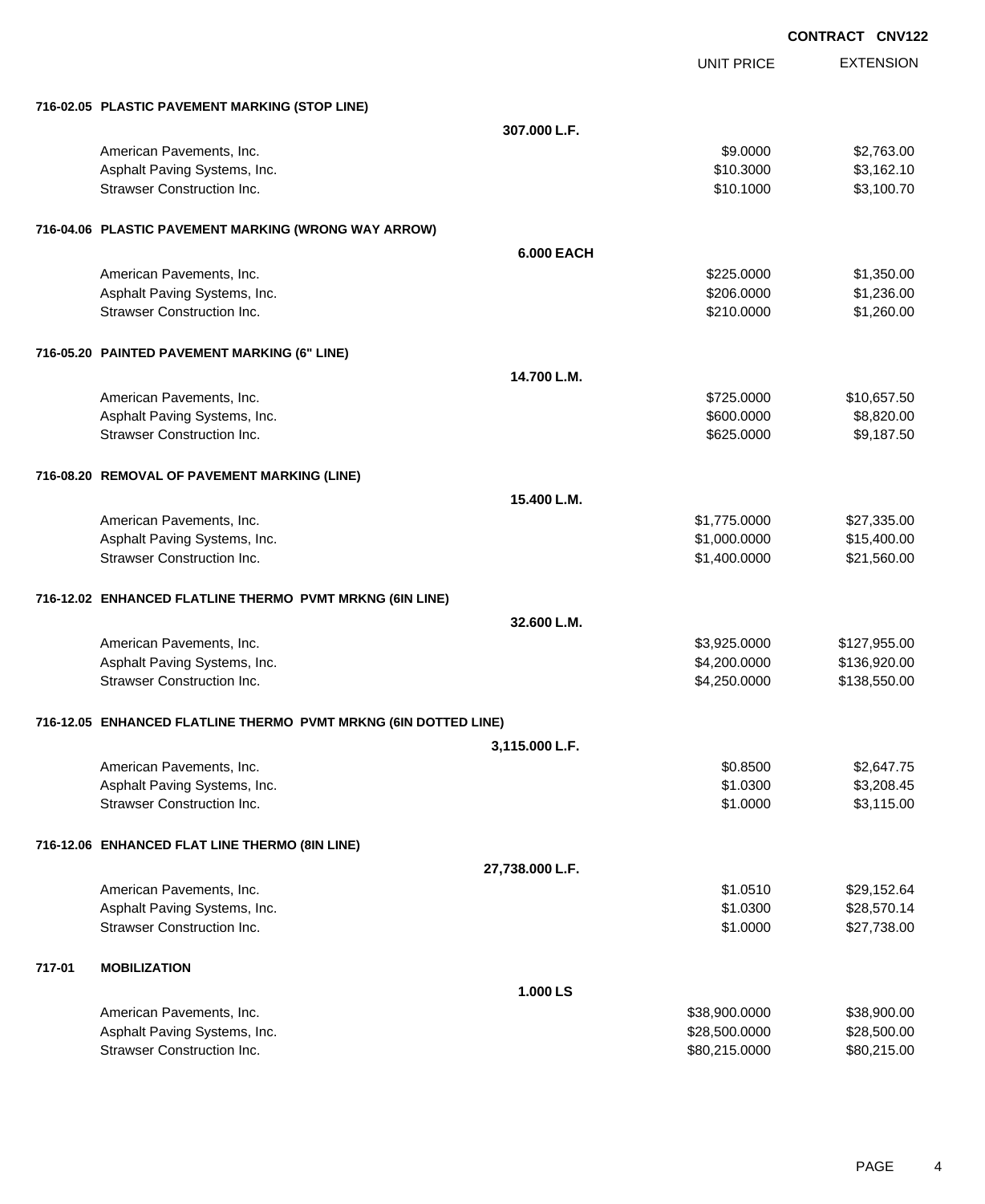CONTRACT CNV122

| | | UNIT PRICE | EXTENSION |
|---|---|---|---|
| **716-02.05 PLASTIC PAVEMENT MARKING (STOP LINE)** | | | |
| | **307.000 L.F.** | | |
| American Pavements, Inc. | | $9.0000 | $2,763.00 |
| Asphalt Paving Systems, Inc. | | $10.3000 | $3,162.10 |
| Strawser Construction Inc. | | $10.1000 | $3,100.70 |
| **716-04.06 PLASTIC PAVEMENT MARKING (WRONG WAY ARROW)** | | | |
| | **6.000 EACH** | | |
| American Pavements, Inc. | | $225.0000 | $1,350.00 |
| Asphalt Paving Systems, Inc. | | $206.0000 | $1,236.00 |
| Strawser Construction Inc. | | $210.0000 | $1,260.00 |
| **716-05.20 PAINTED PAVEMENT MARKING (6" LINE)** | | | |
| | **14.700 L.M.** | | |
| American Pavements, Inc. | | $725.0000 | $10,657.50 |
| Asphalt Paving Systems, Inc. | | $600.0000 | $8,820.00 |
| Strawser Construction Inc. | | $625.0000 | $9,187.50 |
| **716-08.20 REMOVAL OF PAVEMENT MARKING (LINE)** | | | |
| | **15.400 L.M.** | | |
| American Pavements, Inc. | | $1,775.0000 | $27,335.00 |
| Asphalt Paving Systems, Inc. | | $1,000.0000 | $15,400.00 |
| Strawser Construction Inc. | | $1,400.0000 | $21,560.00 |
| **716-12.02 ENHANCED FLATLINE THERMO PVMT MRKNG (6IN LINE)** | | | |
| | **32.600 L.M.** | | |
| American Pavements, Inc. | | $3,925.0000 | $127,955.00 |
| Asphalt Paving Systems, Inc. | | $4,200.0000 | $136,920.00 |
| Strawser Construction Inc. | | $4,250.0000 | $138,550.00 |
| **716-12.05 ENHANCED FLATLINE THERMO PVMT MRKNG (6IN DOTTED LINE)** | | | |
| | **3,115.000 L.F.** | | |
| American Pavements, Inc. | | $0.8500 | $2,647.75 |
| Asphalt Paving Systems, Inc. | | $1.0300 | $3,208.45 |
| Strawser Construction Inc. | | $1.0000 | $3,115.00 |
| **716-12.06 ENHANCED FLAT LINE THERMO (8IN LINE)** | | | |
| | **27,738.000 L.F.** | | |
| American Pavements, Inc. | | $1.0510 | $29,152.64 |
| Asphalt Paving Systems, Inc. | | $1.0300 | $28,570.14 |
| Strawser Construction Inc. | | $1.0000 | $27,738.00 |
| **717-01 MOBILIZATION** | | | |
| | **1.000 LS** | | |
| American Pavements, Inc. | | $38,900.0000 | $38,900.00 |
| Asphalt Paving Systems, Inc. | | $28,500.0000 | $28,500.00 |
| Strawser Construction Inc. | | $80,215.0000 | $80,215.00 |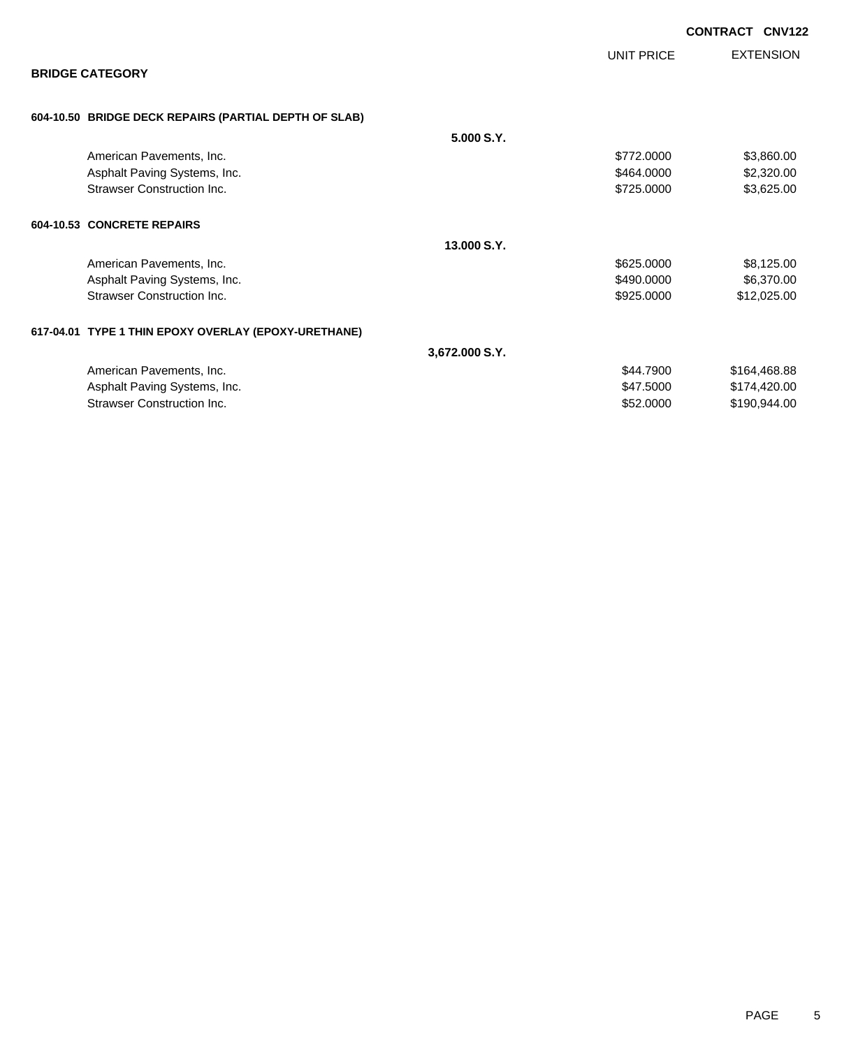**CONTRACT CNV122**

## BRIDGE CATEGORY

| | | UNIT PRICE | EXTENSION |
|---|---|---|---|
| **604-10.50 BRIDGE DECK REPAIRS (PARTIAL DEPTH OF SLAB)** | | | |
| | **5.000 S.Y.** | | |
| American Pavements, Inc. | | $772.0000 | $3,860.00 |
| Asphalt Paving Systems, Inc. | | $464.0000 | $2,320.00 |
| Strawser Construction Inc. | | $725.0000 | $3,625.00 |
| **604-10.53 CONCRETE REPAIRS** | | | |
| | **13.000 S.Y.** | | |
| American Pavements, Inc. | | $625.0000 | $8,125.00 |
| Asphalt Paving Systems, Inc. | | $490.0000 | $6,370.00 |
| Strawser Construction Inc. | | $925.0000 | $12,025.00 |
| **617-04.01 TYPE 1 THIN EPOXY OVERLAY (EPOXY-URETHANE)** | | | |
| | **3,672.000 S.Y.** | | |
| American Pavements, Inc. | | $44.7900 | $164,468.88 |
| Asphalt Paving Systems, Inc. | | $47.5000 | $174,420.00 |
| Strawser Construction Inc. | | $52.0000 | $190,944.00 |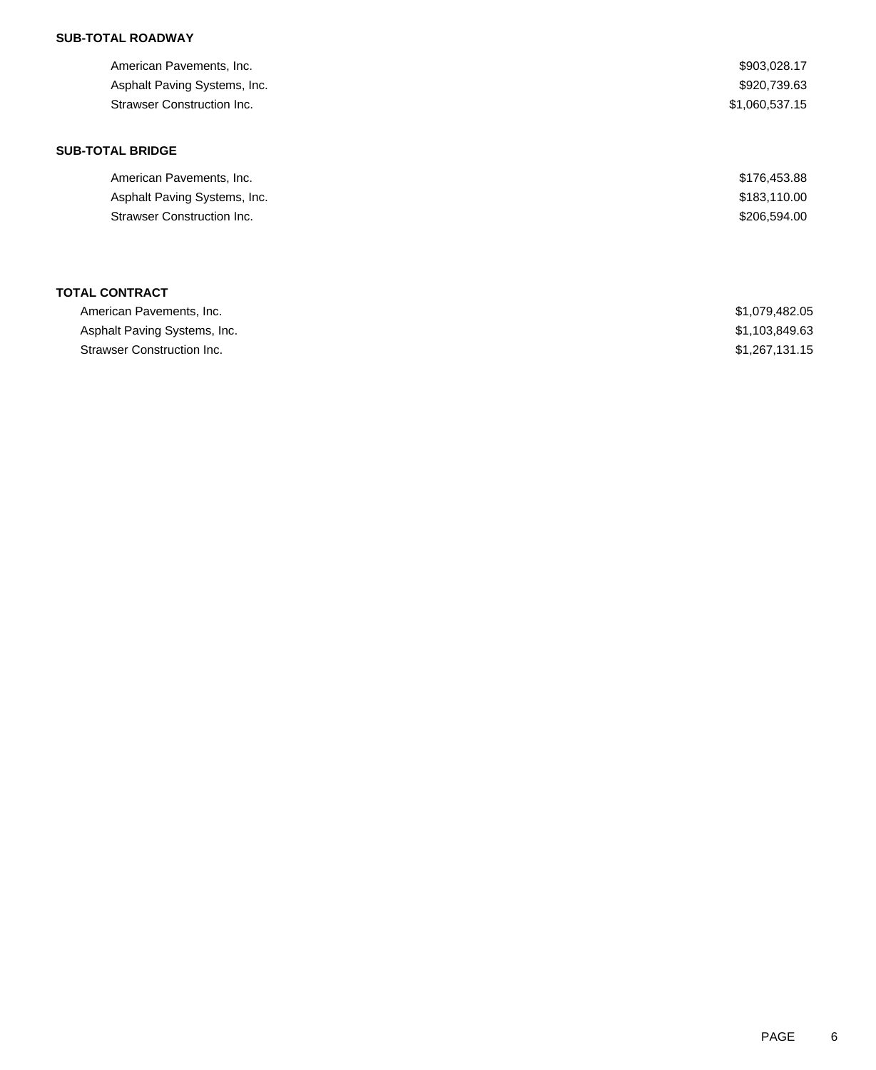**SUB-TOTAL ROADWAY**

| | |
|---|---|
| American Pavements, Inc. | $903,028.17 |
| Asphalt Paving Systems, Inc. | $920,739.63 |
| Strawser Construction Inc. | $1,060,537.15 |

**SUB-TOTAL BRIDGE**

| | |
|---|---|
| American Pavements, Inc. | $176,453.88 |
| Asphalt Paving Systems, Inc. | $183,110.00 |
| Strawser Construction Inc. | $206,594.00 |

**TOTAL CONTRACT**

| | |
|---|---|
| American Pavements, Inc. | $1,079,482.05 |
| Asphalt Paving Systems, Inc. | $1,103,849.63 |
| Strawser Construction Inc. | $1,267,131.15 |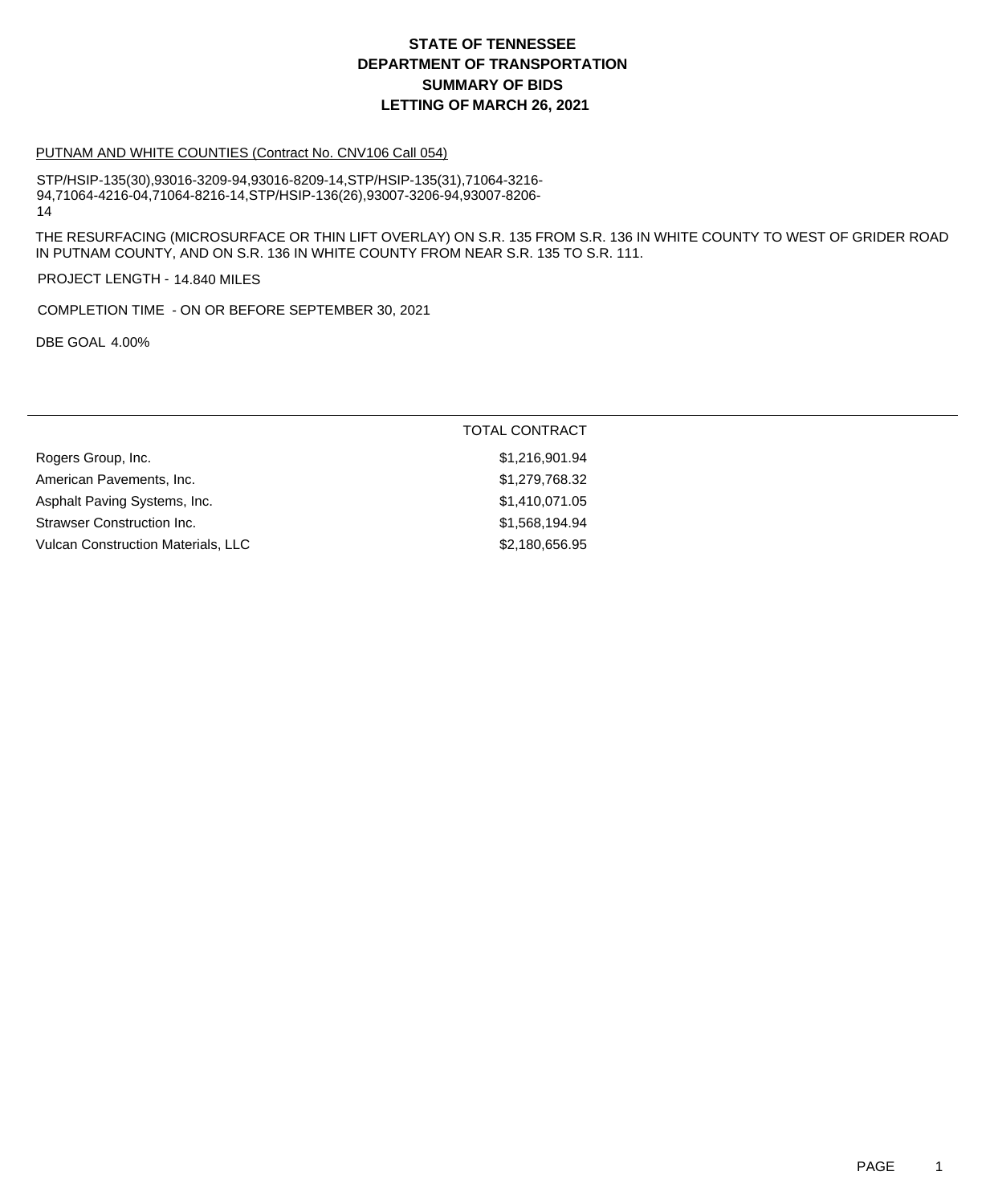# STATE OF TENNESSEE
# DEPARTMENT OF TRANSPORTATION
# SUMMARY OF BIDS
# LETTING OF MARCH 26, 2021

PUTNAM AND WHITE COUNTIES (Contract No. CNV106 Call 054)

STP/HSIP-135(30),93016-3209-94,93016-8209-14,STP/HSIP-135(31),71064-3216-94,71064-4216-04,71064-8216-14,STP/HSIP-136(26),93007-3206-94,93007-8206-14

THE RESURFACING (MICROSURFACE OR THIN LIFT OVERLAY) ON S.R. 135 FROM S.R. 136 IN WHITE COUNTY TO WEST OF GRIDER ROAD IN PUTNAM COUNTY, AND ON S.R. 136 IN WHITE COUNTY FROM NEAR S.R. 135 TO S.R. 111.

PROJECT LENGTH - 14.840 MILES

COMPLETION TIME - ON OR BEFORE SEPTEMBER 30, 2021

DBE GOAL 4.00%

| | TOTAL CONTRACT |
|---|---|
| Rogers Group, Inc. | $1,216,901.94 |
| American Pavements, Inc. | $1,279,768.32 |
| Asphalt Paving Systems, Inc. | $1,410,071.05 |
| Strawser Construction Inc. | $1,568,194.94 |
| Vulcan Construction Materials, LLC | $2,180,656.95 |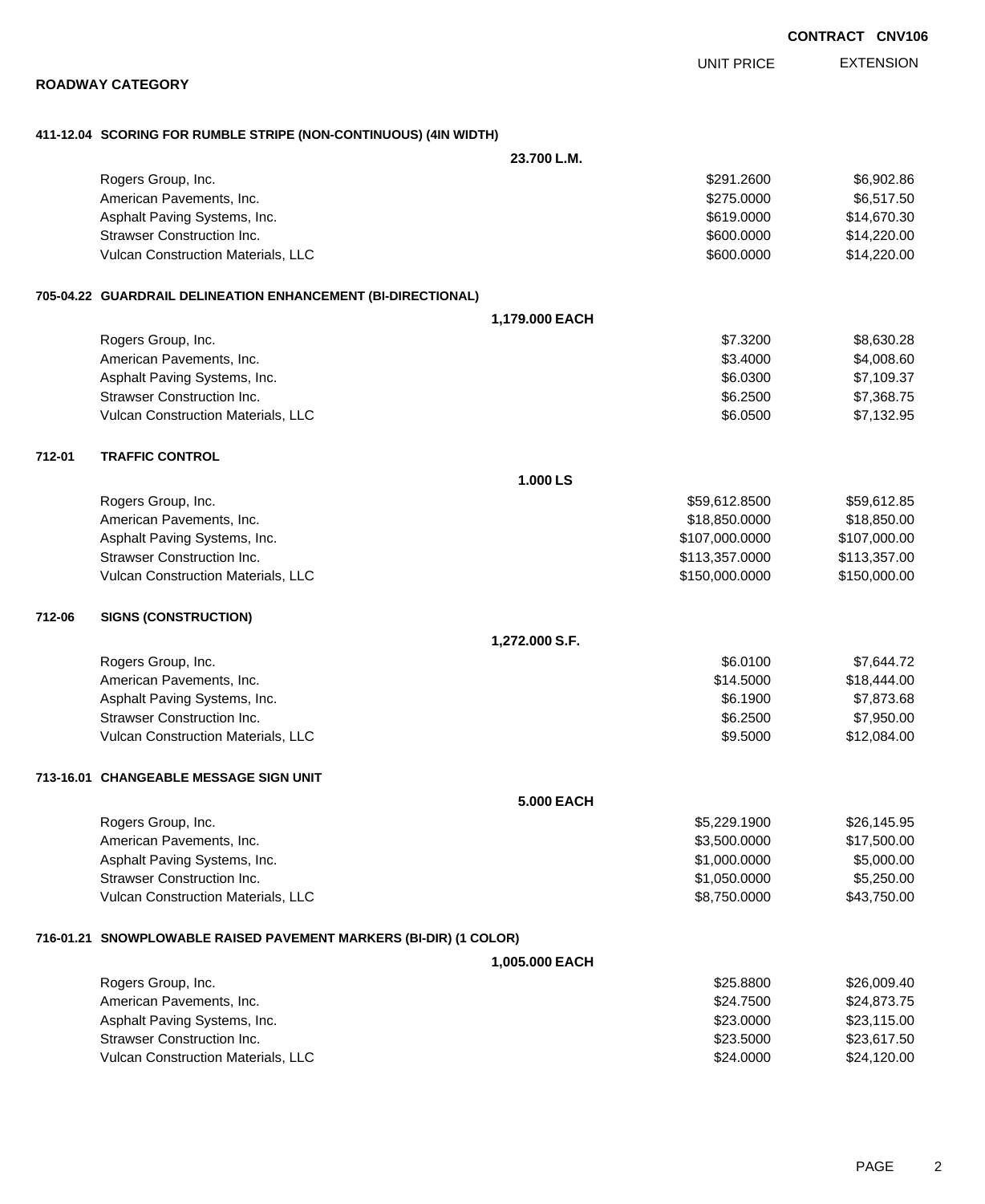**CONTRACT CNV106**

## ROADWAY CATEGORY

| | UNIT PRICE | EXTENSION |
|---|---|---|
| **411-12.04 SCORING FOR RUMBLE STRIPE (NON-CONTINUOUS) (4IN WIDTH)** | | |
| **23.700 L.M.** | | |
| Rogers Group, Inc. | $291.2600 | $6,902.86 |
| American Pavements, Inc. | $275.0000 | $6,517.50 |
| Asphalt Paving Systems, Inc. | $619.0000 | $14,670.30 |
| Strawser Construction Inc. | $600.0000 | $14,220.00 |
| Vulcan Construction Materials, LLC | $600.0000 | $14,220.00 |
| **705-04.22 GUARDRAIL DELINEATION ENHANCEMENT (BI-DIRECTIONAL)** | | |
| **1,179.000 EACH** | | |
| Rogers Group, Inc. | $7.3200 | $8,630.28 |
| American Pavements, Inc. | $3.4000 | $4,008.60 |
| Asphalt Paving Systems, Inc. | $6.0300 | $7,109.37 |
| Strawser Construction Inc. | $6.2500 | $7,368.75 |
| Vulcan Construction Materials, LLC | $6.0500 | $7,132.95 |
| **712-01 TRAFFIC CONTROL** | | |
| **1.000 LS** | | |
| Rogers Group, Inc. | $59,612.8500 | $59,612.85 |
| American Pavements, Inc. | $18,850.0000 | $18,850.00 |
| Asphalt Paving Systems, Inc. | $107,000.0000 | $107,000.00 |
| Strawser Construction Inc. | $113,357.0000 | $113,357.00 |
| Vulcan Construction Materials, LLC | $150,000.0000 | $150,000.00 |
| **712-06 SIGNS (CONSTRUCTION)** | | |
| **1,272.000 S.F.** | | |
| Rogers Group, Inc. | $6.0100 | $7,644.72 |
| American Pavements, Inc. | $14.5000 | $18,444.00 |
| Asphalt Paving Systems, Inc. | $6.1900 | $7,873.68 |
| Strawser Construction Inc. | $6.2500 | $7,950.00 |
| Vulcan Construction Materials, LLC | $9.5000 | $12,084.00 |
| **713-16.01 CHANGEABLE MESSAGE SIGN UNIT** | | |
| **5.000 EACH** | | |
| Rogers Group, Inc. | $5,229.1900 | $26,145.95 |
| American Pavements, Inc. | $3,500.0000 | $17,500.00 |
| Asphalt Paving Systems, Inc. | $1,000.0000 | $5,000.00 |
| Strawser Construction Inc. | $1,050.0000 | $5,250.00 |
| Vulcan Construction Materials, LLC | $8,750.0000 | $43,750.00 |
| **716-01.21 SNOWPLOWABLE RAISED PAVEMENT MARKERS (BI-DIR) (1 COLOR)** | | |
| **1,005.000 EACH** | | |
| Rogers Group, Inc. | $25.8800 | $26,009.40 |
| American Pavements, Inc. | $24.7500 | $24,873.75 |
| Asphalt Paving Systems, Inc. | $23.0000 | $23,115.00 |
| Strawser Construction Inc. | $23.5000 | $23,617.50 |
| Vulcan Construction Materials, LLC | $24.0000 | $24,120.00 |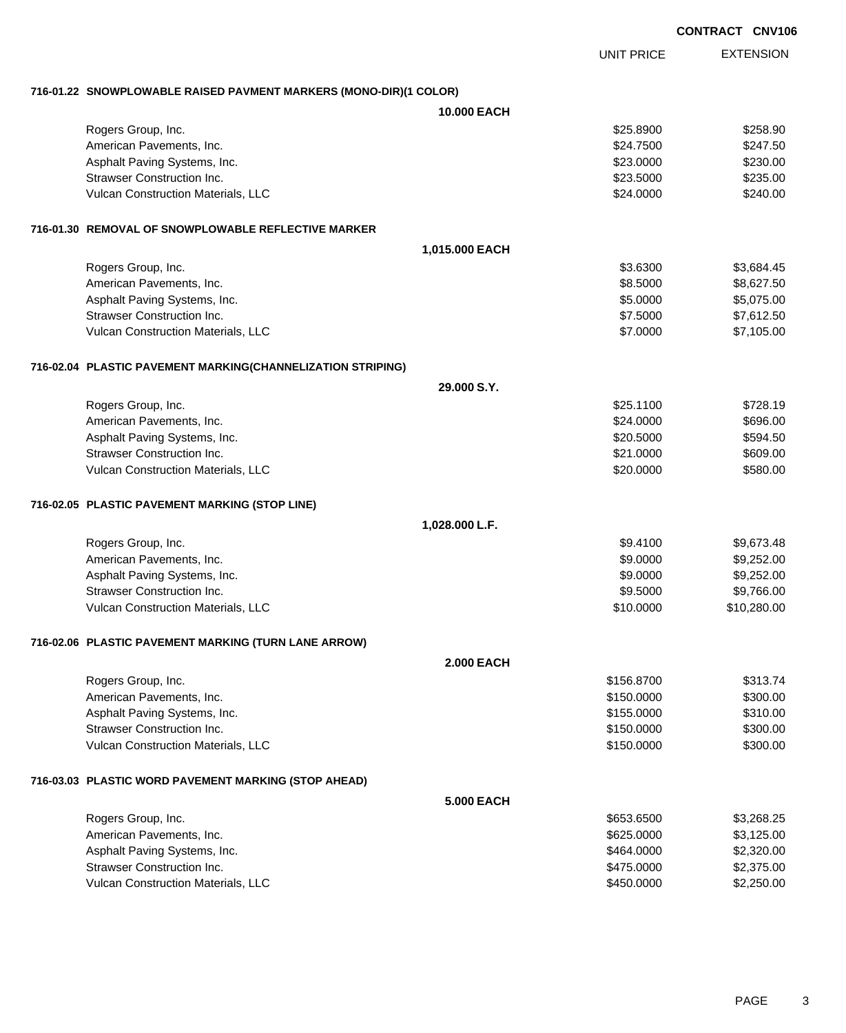**CONTRACT CNV106**

| | | UNIT PRICE | EXTENSION |
|---|---|---|---|
| **716-01.22 SNOWPLOWABLE RAISED PAVMENT MARKERS (MONO-DIR)(1 COLOR)** | | | |
| | **10.000 EACH** | | |
| Rogers Group, Inc. | | $25.8900 | $258.90 |
| American Pavements, Inc. | | $24.7500 | $247.50 |
| Asphalt Paving Systems, Inc. | | $23.0000 | $230.00 |
| Strawser Construction Inc. | | $23.5000 | $235.00 |
| Vulcan Construction Materials, LLC | | $24.0000 | $240.00 |
| **716-01.30 REMOVAL OF SNOWPLOWABLE REFLECTIVE MARKER** | | | |
| | **1,015.000 EACH** | | |
| Rogers Group, Inc. | | $3.6300 | $3,684.45 |
| American Pavements, Inc. | | $8.5000 | $8,627.50 |
| Asphalt Paving Systems, Inc. | | $5.0000 | $5,075.00 |
| Strawser Construction Inc. | | $7.5000 | $7,612.50 |
| Vulcan Construction Materials, LLC | | $7.0000 | $7,105.00 |
| **716-02.04 PLASTIC PAVEMENT MARKING(CHANNELIZATION STRIPING)** | | | |
| | **29.000 S.Y.** | | |
| Rogers Group, Inc. | | $25.1100 | $728.19 |
| American Pavements, Inc. | | $24.0000 | $696.00 |
| Asphalt Paving Systems, Inc. | | $20.5000 | $594.50 |
| Strawser Construction Inc. | | $21.0000 | $609.00 |
| Vulcan Construction Materials, LLC | | $20.0000 | $580.00 |
| **716-02.05 PLASTIC PAVEMENT MARKING (STOP LINE)** | | | |
| | **1,028.000 L.F.** | | |
| Rogers Group, Inc. | | $9.4100 | $9,673.48 |
| American Pavements, Inc. | | $9.0000 | $9,252.00 |
| Asphalt Paving Systems, Inc. | | $9.0000 | $9,252.00 |
| Strawser Construction Inc. | | $9.5000 | $9,766.00 |
| Vulcan Construction Materials, LLC | | $10.0000 | $10,280.00 |
| **716-02.06 PLASTIC PAVEMENT MARKING (TURN LANE ARROW)** | | | |
| | **2.000 EACH** | | |
| Rogers Group, Inc. | | $156.8700 | $313.74 |
| American Pavements, Inc. | | $150.0000 | $300.00 |
| Asphalt Paving Systems, Inc. | | $155.0000 | $310.00 |
| Strawser Construction Inc. | | $150.0000 | $300.00 |
| Vulcan Construction Materials, LLC | | $150.0000 | $300.00 |
| **716-03.03 PLASTIC WORD PAVEMENT MARKING (STOP AHEAD)** | | | |
| | **5.000 EACH** | | |
| Rogers Group, Inc. | | $653.6500 | $3,268.25 |
| American Pavements, Inc. | | $625.0000 | $3,125.00 |
| Asphalt Paving Systems, Inc. | | $464.0000 | $2,320.00 |
| Strawser Construction Inc. | | $475.0000 | $2,375.00 |
| Vulcan Construction Materials, LLC | | $450.0000 | $2,250.00 |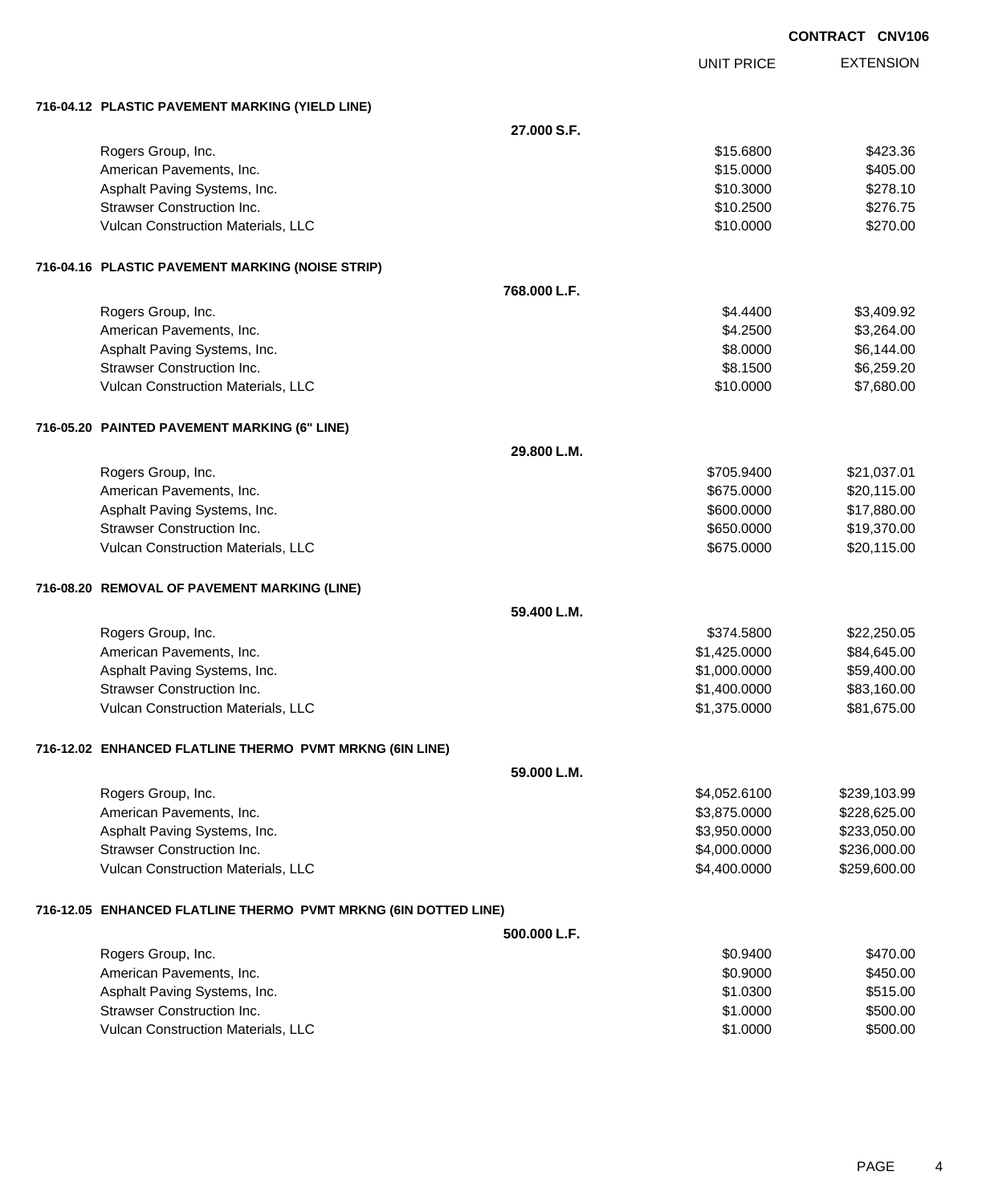**CONTRACT CNV106**

| | | UNIT PRICE | EXTENSION |
|---|---|---|---|
| **716-04.12 PLASTIC PAVEMENT MARKING (YIELD LINE)** | | | |
| | **27.000 S.F.** | | |
| Rogers Group, Inc. | | $15.6800 | $423.36 |
| American Pavements, Inc. | | $15.0000 | $405.00 |
| Asphalt Paving Systems, Inc. | | $10.3000 | $278.10 |
| Strawser Construction Inc. | | $10.2500 | $276.75 |
| Vulcan Construction Materials, LLC | | $10.0000 | $270.00 |
| **716-04.16 PLASTIC PAVEMENT MARKING (NOISE STRIP)** | | | |
| | **768.000 L.F.** | | |
| Rogers Group, Inc. | | $4.4400 | $3,409.92 |
| American Pavements, Inc. | | $4.2500 | $3,264.00 |
| Asphalt Paving Systems, Inc. | | $8.0000 | $6,144.00 |
| Strawser Construction Inc. | | $8.1500 | $6,259.20 |
| Vulcan Construction Materials, LLC | | $10.0000 | $7,680.00 |
| **716-05.20 PAINTED PAVEMENT MARKING (6" LINE)** | | | |
| | **29.800 L.M.** | | |
| Rogers Group, Inc. | | $705.9400 | $21,037.01 |
| American Pavements, Inc. | | $675.0000 | $20,115.00 |
| Asphalt Paving Systems, Inc. | | $600.0000 | $17,880.00 |
| Strawser Construction Inc. | | $650.0000 | $19,370.00 |
| Vulcan Construction Materials, LLC | | $675.0000 | $20,115.00 |
| **716-08.20 REMOVAL OF PAVEMENT MARKING (LINE)** | | | |
| | **59.400 L.M.** | | |
| Rogers Group, Inc. | | $374.5800 | $22,250.05 |
| American Pavements, Inc. | | $1,425.0000 | $84,645.00 |
| Asphalt Paving Systems, Inc. | | $1,000.0000 | $59,400.00 |
| Strawser Construction Inc. | | $1,400.0000 | $83,160.00 |
| Vulcan Construction Materials, LLC | | $1,375.0000 | $81,675.00 |
| **716-12.02 ENHANCED FLATLINE THERMO PVMT MRKNG (6IN LINE)** | | | |
| | **59.000 L.M.** | | |
| Rogers Group, Inc. | | $4,052.6100 | $239,103.99 |
| American Pavements, Inc. | | $3,875.0000 | $228,625.00 |
| Asphalt Paving Systems, Inc. | | $3,950.0000 | $233,050.00 |
| Strawser Construction Inc. | | $4,000.0000 | $236,000.00 |
| Vulcan Construction Materials, LLC | | $4,400.0000 | $259,600.00 |
| **716-12.05 ENHANCED FLATLINE THERMO PVMT MRKNG (6IN DOTTED LINE)** | | | |
| | **500.000 L.F.** | | |
| Rogers Group, Inc. | | $0.9400 | $470.00 |
| American Pavements, Inc. | | $0.9000 | $450.00 |
| Asphalt Paving Systems, Inc. | | $1.0300 | $515.00 |
| Strawser Construction Inc. | | $1.0000 | $500.00 |
| Vulcan Construction Materials, LLC | | $1.0000 | $500.00 |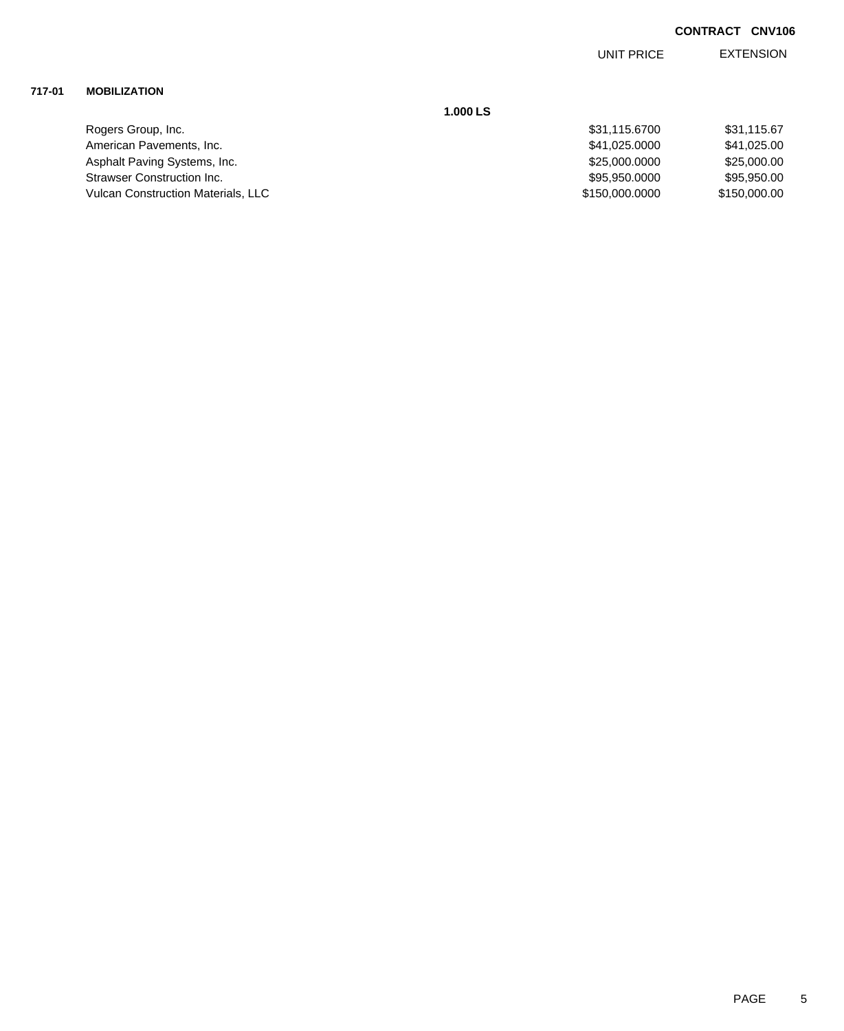**CONTRACT CNV106**

| | | UNIT PRICE | EXTENSION |
|---|---|---|---|
| **717-01** | **MOBILIZATION** | | |
| | **1.000 LS** | | |
| | Rogers Group, Inc. | $31,115.6700 | $31,115.67 |
| | American Pavements, Inc. | $41,025.0000 | $41,025.00 |
| | Asphalt Paving Systems, Inc. | $25,000.0000 | $25,000.00 |
| | Strawser Construction Inc. | $95,950.0000 | $95,950.00 |
| | Vulcan Construction Materials, LLC | $150,000.0000 | $150,000.00 |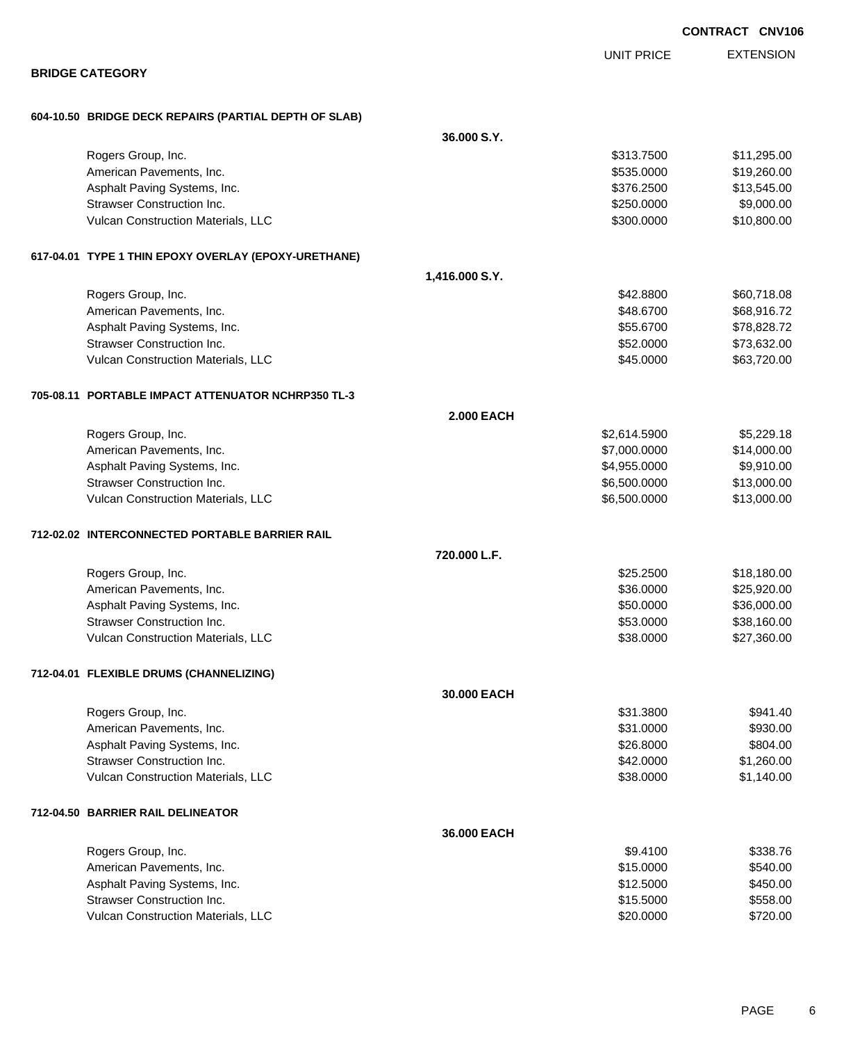**CONTRACT CNV106**

## BRIDGE CATEGORY

### 604-10.50 BRIDGE DECK REPAIRS (PARTIAL DEPTH OF SLAB)

**36.000 S.Y.**

| Bidder | UNIT PRICE | EXTENSION |
|---|---|---|
| Rogers Group, Inc. | $313.7500 | $11,295.00 |
| American Pavements, Inc. | $535.0000 | $19,260.00 |
| Asphalt Paving Systems, Inc. | $376.2500 | $13,545.00 |
| Strawser Construction Inc. | $250.0000 | $9,000.00 |
| Vulcan Construction Materials, LLC | $300.0000 | $10,800.00 |

### 617-04.01 TYPE 1 THIN EPOXY OVERLAY (EPOXY-URETHANE)

**1,416.000 S.Y.**

| Bidder | UNIT PRICE | EXTENSION |
|---|---|---|
| Rogers Group, Inc. | $42.8800 | $60,718.08 |
| American Pavements, Inc. | $48.6700 | $68,916.72 |
| Asphalt Paving Systems, Inc. | $55.6700 | $78,828.72 |
| Strawser Construction Inc. | $52.0000 | $73,632.00 |
| Vulcan Construction Materials, LLC | $45.0000 | $63,720.00 |

### 705-08.11 PORTABLE IMPACT ATTENUATOR NCHRP350 TL-3

**2.000 EACH**

| Bidder | UNIT PRICE | EXTENSION |
|---|---|---|
| Rogers Group, Inc. | $2,614.5900 | $5,229.18 |
| American Pavements, Inc. | $7,000.0000 | $14,000.00 |
| Asphalt Paving Systems, Inc. | $4,955.0000 | $9,910.00 |
| Strawser Construction Inc. | $6,500.0000 | $13,000.00 |
| Vulcan Construction Materials, LLC | $6,500.0000 | $13,000.00 |

### 712-02.02 INTERCONNECTED PORTABLE BARRIER RAIL

**720.000 L.F.**

| Bidder | UNIT PRICE | EXTENSION |
|---|---|---|
| Rogers Group, Inc. | $25.2500 | $18,180.00 |
| American Pavements, Inc. | $36.0000 | $25,920.00 |
| Asphalt Paving Systems, Inc. | $50.0000 | $36,000.00 |
| Strawser Construction Inc. | $53.0000 | $38,160.00 |
| Vulcan Construction Materials, LLC | $38.0000 | $27,360.00 |

### 712-04.01 FLEXIBLE DRUMS (CHANNELIZING)

**30.000 EACH**

| Bidder | UNIT PRICE | EXTENSION |
|---|---|---|
| Rogers Group, Inc. | $31.3800 | $941.40 |
| American Pavements, Inc. | $31.0000 | $930.00 |
| Asphalt Paving Systems, Inc. | $26.8000 | $804.00 |
| Strawser Construction Inc. | $42.0000 | $1,260.00 |
| Vulcan Construction Materials, LLC | $38.0000 | $1,140.00 |

### 712-04.50 BARRIER RAIL DELINEATOR

**36.000 EACH**

| Bidder | UNIT PRICE | EXTENSION |
|---|---|---|
| Rogers Group, Inc. | $9.4100 | $338.76 |
| American Pavements, Inc. | $15.0000 | $540.00 |
| Asphalt Paving Systems, Inc. | $12.5000 | $450.00 |
| Strawser Construction Inc. | $15.5000 | $558.00 |
| Vulcan Construction Materials, LLC | $20.0000 | $720.00 |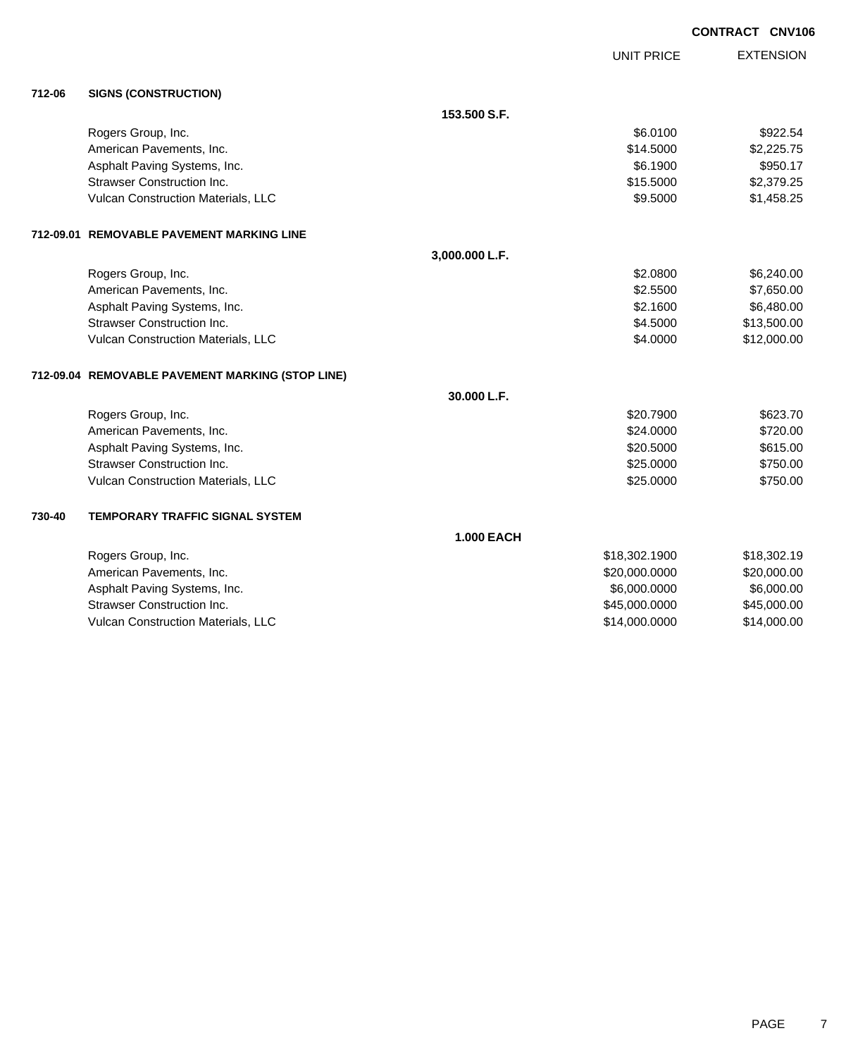**CONTRACT CNV106**

| | | UNIT PRICE | EXTENSION |
|---|---|---|---|
| **712-06** | **SIGNS (CONSTRUCTION)** | | |
| | **153.500 S.F.** | | |
| | Rogers Group, Inc. | $6.0100 | $922.54 |
| | American Pavements, Inc. | $14.5000 | $2,225.75 |
| | Asphalt Paving Systems, Inc. | $6.1900 | $950.17 |
| | Strawser Construction Inc. | $15.5000 | $2,379.25 |
| | Vulcan Construction Materials, LLC | $9.5000 | $1,458.25 |
| **712-09.01** | **REMOVABLE PAVEMENT MARKING LINE** | | |
| | **3,000.000 L.F.** | | |
| | Rogers Group, Inc. | $2.0800 | $6,240.00 |
| | American Pavements, Inc. | $2.5500 | $7,650.00 |
| | Asphalt Paving Systems, Inc. | $2.1600 | $6,480.00 |
| | Strawser Construction Inc. | $4.5000 | $13,500.00 |
| | Vulcan Construction Materials, LLC | $4.0000 | $12,000.00 |
| **712-09.04** | **REMOVABLE PAVEMENT MARKING (STOP LINE)** | | |
| | **30.000 L.F.** | | |
| | Rogers Group, Inc. | $20.7900 | $623.70 |
| | American Pavements, Inc. | $24.0000 | $720.00 |
| | Asphalt Paving Systems, Inc. | $20.5000 | $615.00 |
| | Strawser Construction Inc. | $25.0000 | $750.00 |
| | Vulcan Construction Materials, LLC | $25.0000 | $750.00 |
| **730-40** | **TEMPORARY TRAFFIC SIGNAL SYSTEM** | | |
| | **1.000 EACH** | | |
| | Rogers Group, Inc. | $18,302.1900 | $18,302.19 |
| | American Pavements, Inc. | $20,000.0000 | $20,000.00 |
| | Asphalt Paving Systems, Inc. | $6,000.0000 | $6,000.00 |
| | Strawser Construction Inc. | $45,000.0000 | $45,000.00 |
| | Vulcan Construction Materials, LLC | $14,000.0000 | $14,000.00 |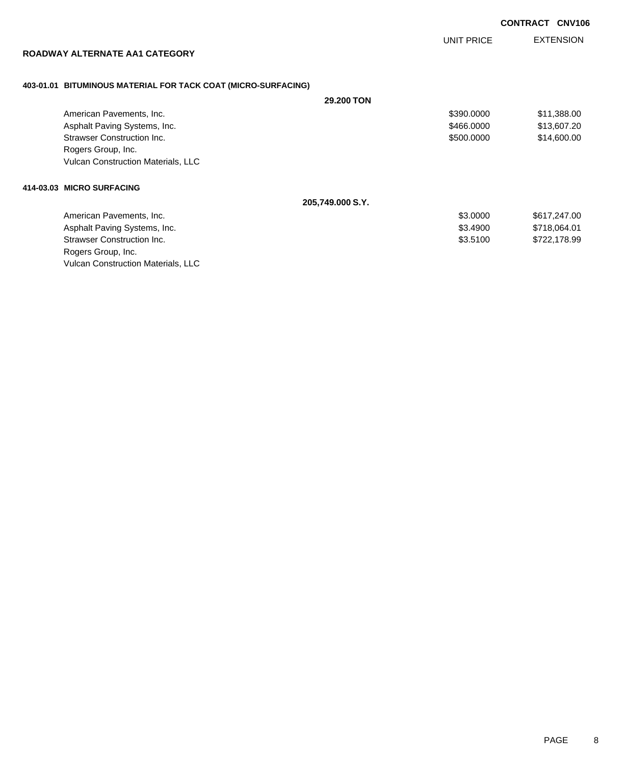CONTRACT CNV106

## ROADWAY ALTERNATE AA1 CATEGORY

### 403-01.01 BITUMINOUS MATERIAL FOR TACK COAT (MICRO-SURFACING)

**29.200 TON**

| | UNIT PRICE | EXTENSION |
|---|---|---|
| American Pavements, Inc. | $390.0000 | $11,388.00 |
| Asphalt Paving Systems, Inc. | $466.0000 | $13,607.20 |
| Strawser Construction Inc. | $500.0000 | $14,600.00 |
| Rogers Group, Inc. | | |
| Vulcan Construction Materials, LLC | | |

### 414-03.03 MICRO SURFACING

**205,749.000 S.Y.**

| | UNIT PRICE | EXTENSION |
|---|---|---|
| American Pavements, Inc. | $3.0000 | $617,247.00 |
| Asphalt Paving Systems, Inc. | $3.4900 | $718,064.01 |
| Strawser Construction Inc. | $3.5100 | $722,178.99 |
| Rogers Group, Inc. | | |
| Vulcan Construction Materials, LLC | | |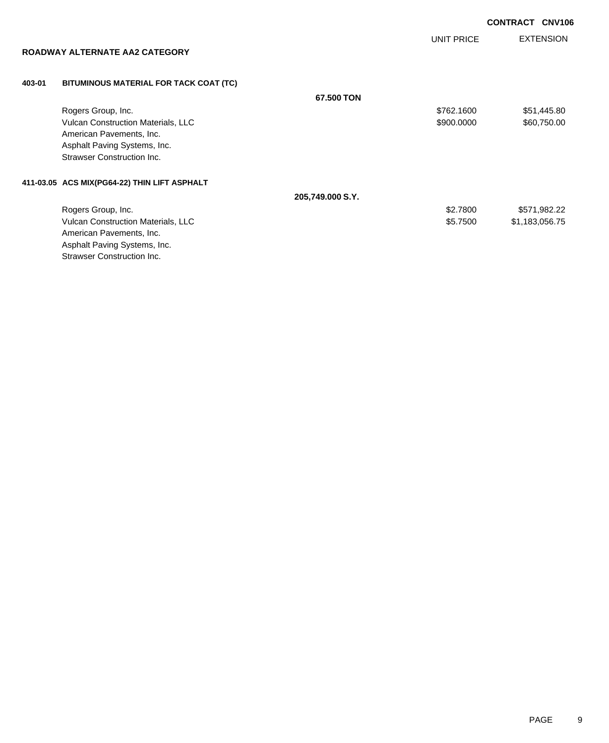**CONTRACT CNV106**

## ROADWAY ALTERNATE AA2 CATEGORY

| | | UNIT PRICE | EXTENSION |
|---|---|---|---|
| **403-01** | **BITUMINOUS MATERIAL FOR TACK COAT (TC)** | | |
| | **67.500 TON** | | |
| | Rogers Group, Inc. | $762.1600 | $51,445.80 |
| | Vulcan Construction Materials, LLC | $900.0000 | $60,750.00 |
| | American Pavements, Inc. | | |
| | Asphalt Paving Systems, Inc. | | |
| | Strawser Construction Inc. | | |
| **411-03.05** | **ACS MIX(PG64-22) THIN LIFT ASPHALT** | | |
| | **205,749.000 S.Y.** | | |
| | Rogers Group, Inc. | $2.7800 | $571,982.22 |
| | Vulcan Construction Materials, LLC | $5.7500 | $1,183,056.75 |
| | American Pavements, Inc. | | |
| | Asphalt Paving Systems, Inc. | | |
| | Strawser Construction Inc. | | |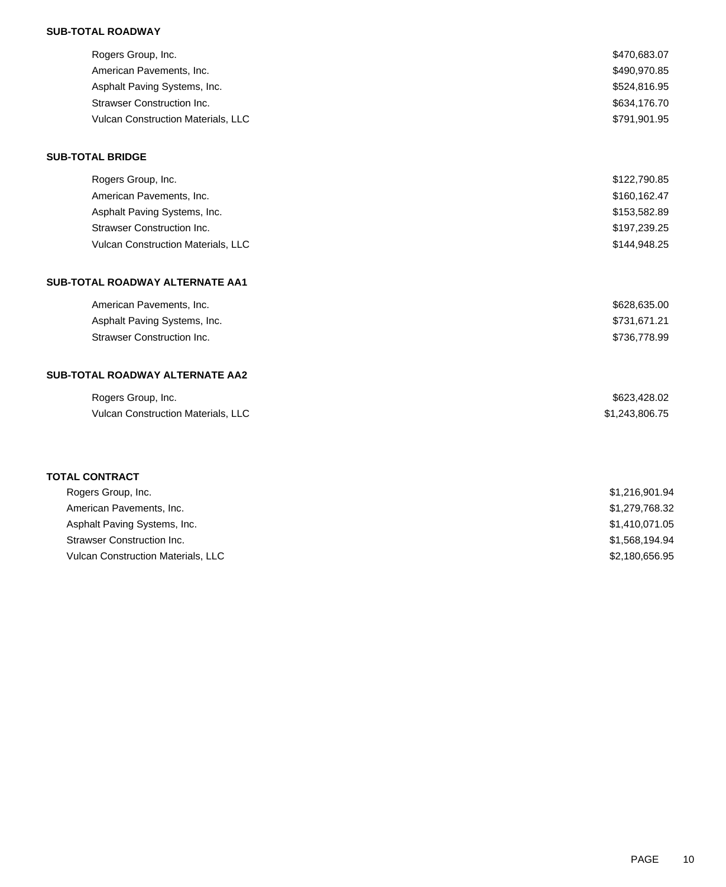**SUB-TOTAL ROADWAY**

| | |
|---|---|
| Rogers Group, Inc. | $470,683.07 |
| American Pavements, Inc. | $490,970.85 |
| Asphalt Paving Systems, Inc. | $524,816.95 |
| Strawser Construction Inc. | $634,176.70 |
| Vulcan Construction Materials, LLC | $791,901.95 |

**SUB-TOTAL BRIDGE**

| | |
|---|---|
| Rogers Group, Inc. | $122,790.85 |
| American Pavements, Inc. | $160,162.47 |
| Asphalt Paving Systems, Inc. | $153,582.89 |
| Strawser Construction Inc. | $197,239.25 |
| Vulcan Construction Materials, LLC | $144,948.25 |

**SUB-TOTAL ROADWAY ALTERNATE AA1**

| | |
|---|---|
| American Pavements, Inc. | $628,635.00 |
| Asphalt Paving Systems, Inc. | $731,671.21 |
| Strawser Construction Inc. | $736,778.99 |

**SUB-TOTAL ROADWAY ALTERNATE AA2**

| | |
|---|---|
| Rogers Group, Inc. | $623,428.02 |
| Vulcan Construction Materials, LLC | $1,243,806.75 |

**TOTAL CONTRACT**

| | |
|---|---|
| Rogers Group, Inc. | $1,216,901.94 |
| American Pavements, Inc. | $1,279,768.32 |
| Asphalt Paving Systems, Inc. | $1,410,071.05 |
| Strawser Construction Inc. | $1,568,194.94 |
| Vulcan Construction Materials, LLC | $2,180,656.95 |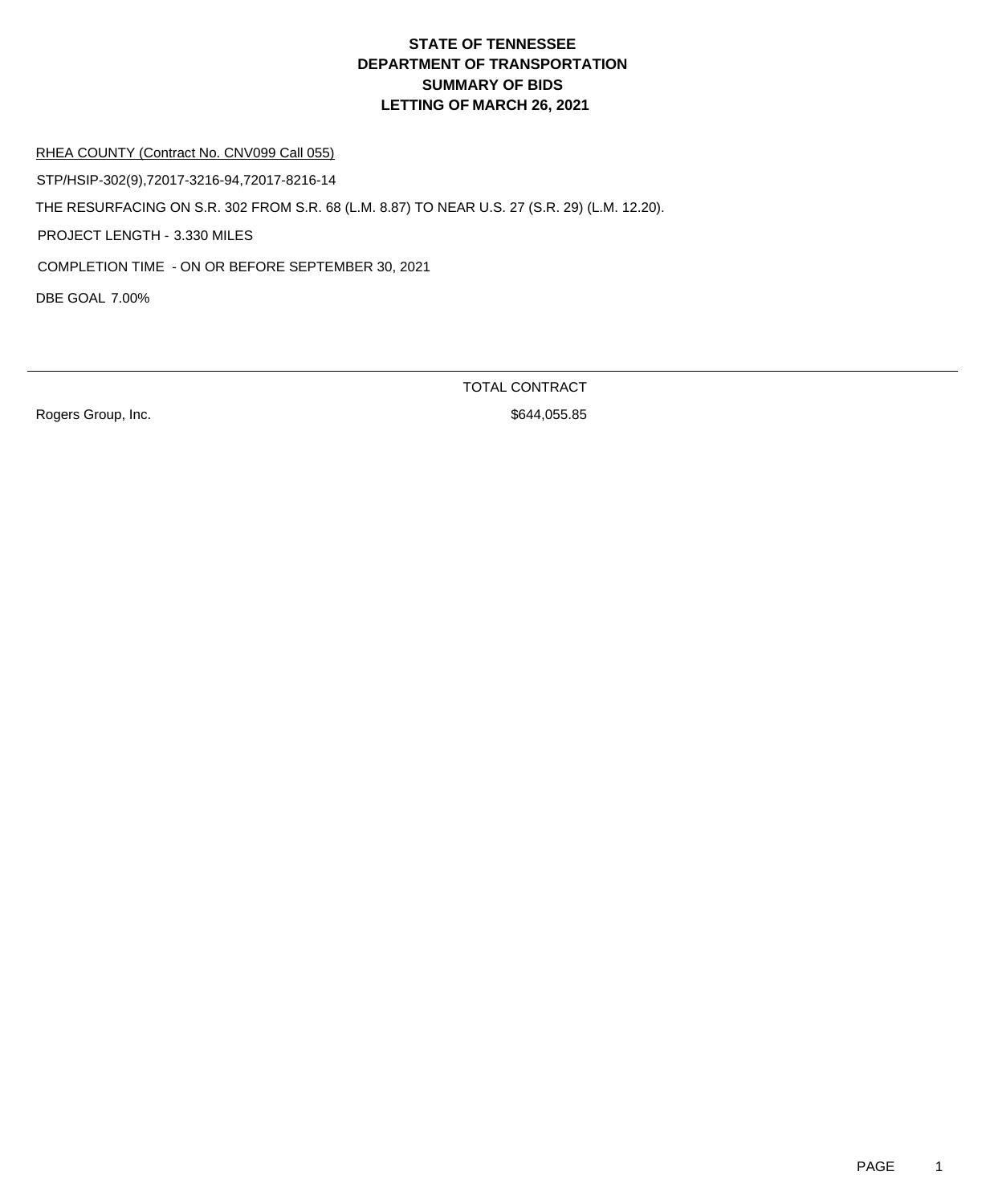# STATE OF TENNESSEE
# DEPARTMENT OF TRANSPORTATION
# SUMMARY OF BIDS
# LETTING OF MARCH 26, 2021

RHEA COUNTY (Contract No. CNV099 Call 055)

STP/HSIP-302(9),72017-3216-94,72017-8216-14

THE RESURFACING ON S.R. 302 FROM S.R. 68 (L.M. 8.87) TO NEAR U.S. 27 (S.R. 29) (L.M. 12.20).

PROJECT LENGTH - 3.330 MILES

COMPLETION TIME - ON OR BEFORE SEPTEMBER 30, 2021

DBE GOAL 7.00%

| | TOTAL CONTRACT |
|---|---|
| Rogers Group, Inc. | $644,055.85 |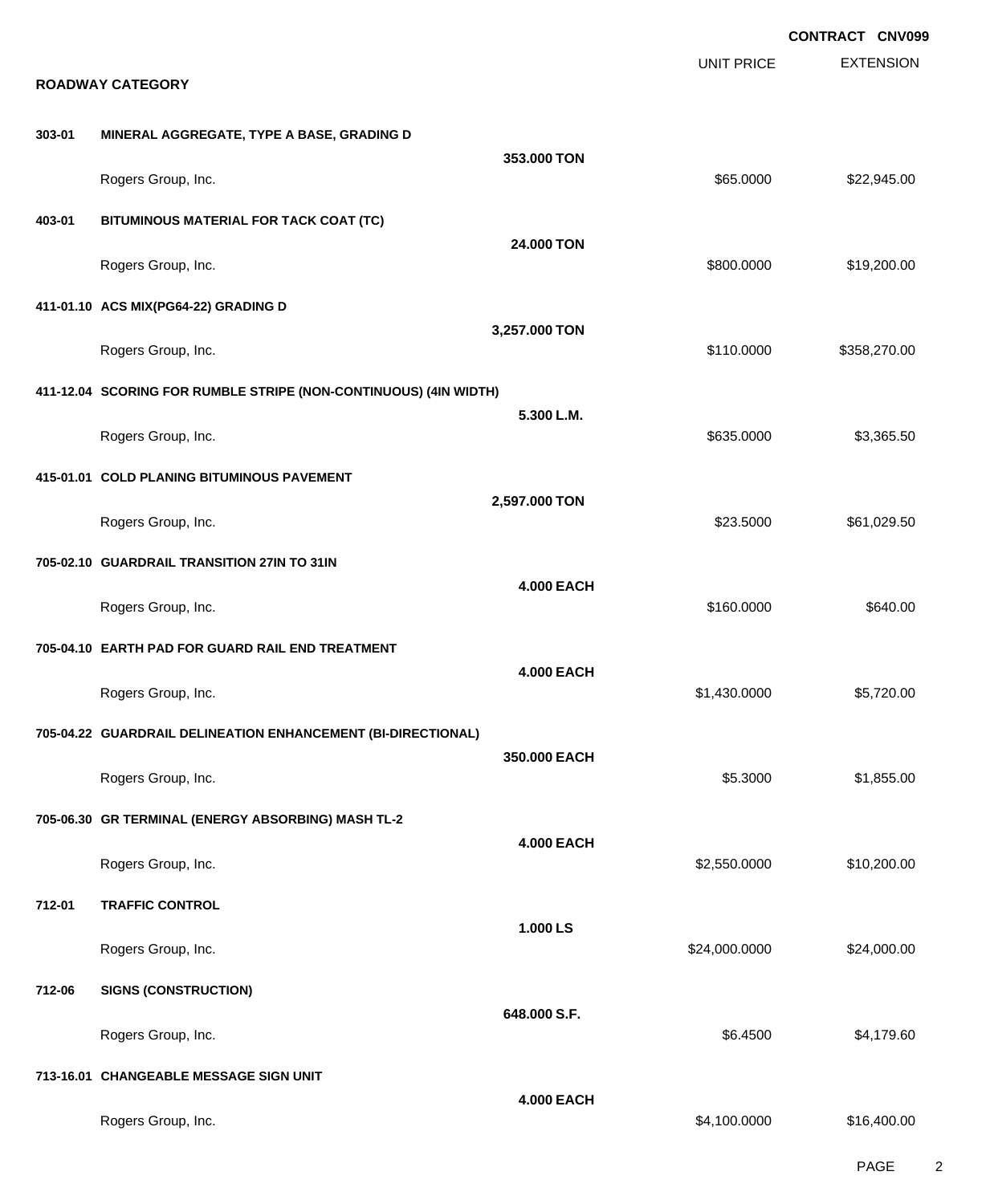**CONTRACT CNV099**

## ROADWAY CATEGORY

| Item | Description / Quantity | UNIT PRICE | EXTENSION |
|---|---|---|---|
| **303-01** | **MINERAL AGGREGATE, TYPE A BASE, GRADING D** | | |
| | **353.000 TON** | | |
| | Rogers Group, Inc. | $65.0000 | $22,945.00 |
| **403-01** | **BITUMINOUS MATERIAL FOR TACK COAT (TC)** | | |
| | **24.000 TON** | | |
| | Rogers Group, Inc. | $800.0000 | $19,200.00 |
| **411-01.10** | **ACS MIX(PG64-22) GRADING D** | | |
| | **3,257.000 TON** | | |
| | Rogers Group, Inc. | $110.0000 | $358,270.00 |
| **411-12.04** | **SCORING FOR RUMBLE STRIPE (NON-CONTINUOUS) (4IN WIDTH)** | | |
| | **5.300 L.M.** | | |
| | Rogers Group, Inc. | $635.0000 | $3,365.50 |
| **415-01.01** | **COLD PLANING BITUMINOUS PAVEMENT** | | |
| | **2,597.000 TON** | | |
| | Rogers Group, Inc. | $23.5000 | $61,029.50 |
| **705-02.10** | **GUARDRAIL TRANSITION 27IN TO 31IN** | | |
| | **4.000 EACH** | | |
| | Rogers Group, Inc. | $160.0000 | $640.00 |
| **705-04.10** | **EARTH PAD FOR GUARD RAIL END TREATMENT** | | |
| | **4.000 EACH** | | |
| | Rogers Group, Inc. | $1,430.0000 | $5,720.00 |
| **705-04.22** | **GUARDRAIL DELINEATION ENHANCEMENT (BI-DIRECTIONAL)** | | |
| | **350.000 EACH** | | |
| | Rogers Group, Inc. | $5.3000 | $1,855.00 |
| **705-06.30** | **GR TERMINAL (ENERGY ABSORBING) MASH TL-2** | | |
| | **4.000 EACH** | | |
| | Rogers Group, Inc. | $2,550.0000 | $10,200.00 |
| **712-01** | **TRAFFIC CONTROL** | | |
| | **1.000 LS** | | |
| | Rogers Group, Inc. | $24,000.0000 | $24,000.00 |
| **712-06** | **SIGNS (CONSTRUCTION)** | | |
| | **648.000 S.F.** | | |
| | Rogers Group, Inc. | $6.4500 | $4,179.60 |
| **713-16.01** | **CHANGEABLE MESSAGE SIGN UNIT** | | |
| | **4.000 EACH** | | |
| | Rogers Group, Inc. | $4,100.0000 | $16,400.00 |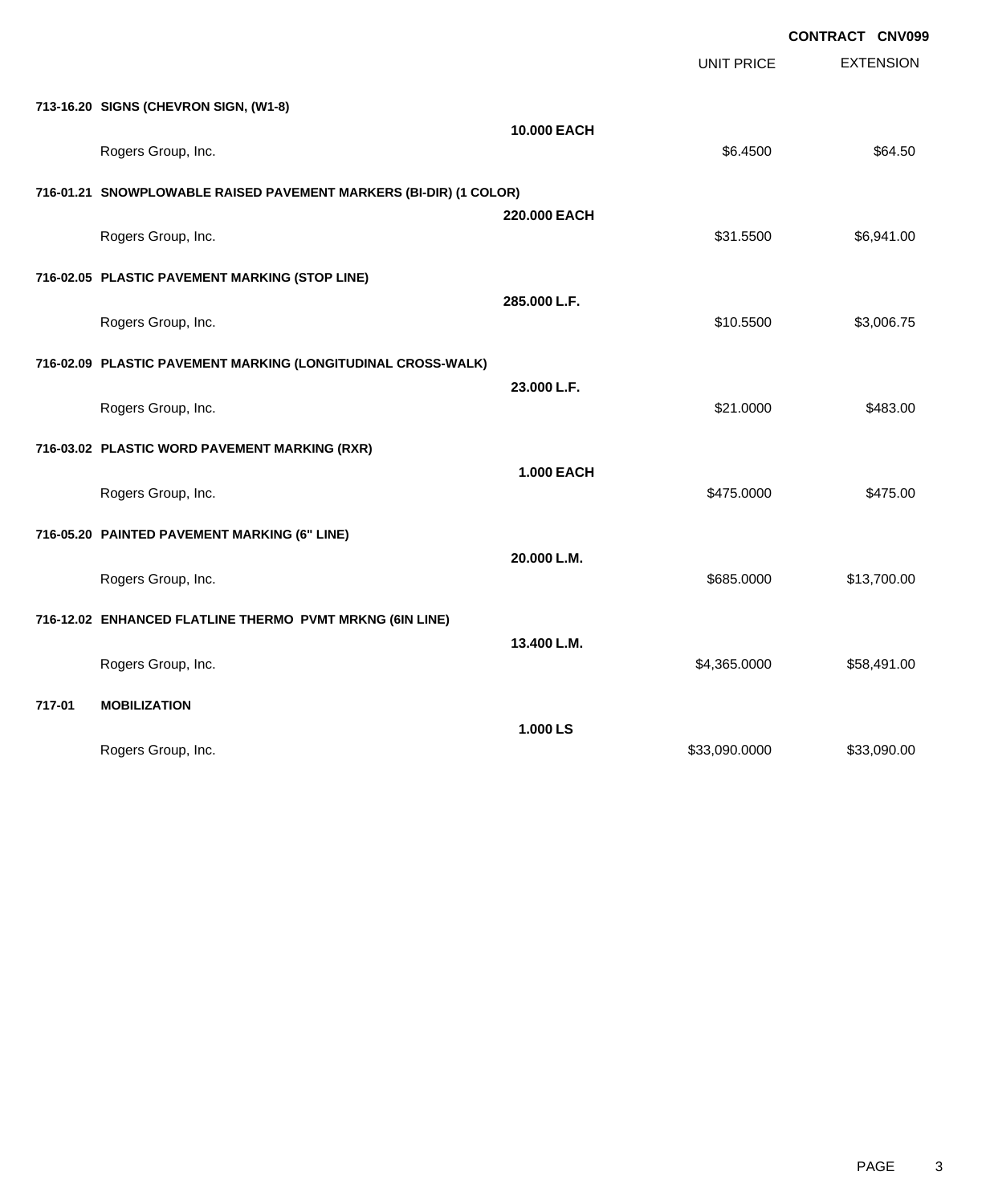**CONTRACT CNV099**

| | | UNIT PRICE | EXTENSION |
|---|---|---|---|
| **713-16.20 SIGNS (CHEVRON SIGN, (W1-8)** | | | |
| | **10.000 EACH** | | |
| Rogers Group, Inc. | | $6.4500 | $64.50 |
| **716-01.21 SNOWPLOWABLE RAISED PAVEMENT MARKERS (BI-DIR) (1 COLOR)** | | | |
| | **220.000 EACH** | | |
| Rogers Group, Inc. | | $31.5500 | $6,941.00 |
| **716-02.05 PLASTIC PAVEMENT MARKING (STOP LINE)** | | | |
| | **285.000 L.F.** | | |
| Rogers Group, Inc. | | $10.5500 | $3,006.75 |
| **716-02.09 PLASTIC PAVEMENT MARKING (LONGITUDINAL CROSS-WALK)** | | | |
| | **23.000 L.F.** | | |
| Rogers Group, Inc. | | $21.0000 | $483.00 |
| **716-03.02 PLASTIC WORD PAVEMENT MARKING (RXR)** | | | |
| | **1.000 EACH** | | |
| Rogers Group, Inc. | | $475.0000 | $475.00 |
| **716-05.20 PAINTED PAVEMENT MARKING (6" LINE)** | | | |
| | **20.000 L.M.** | | |
| Rogers Group, Inc. | | $685.0000 | $13,700.00 |
| **716-12.02 ENHANCED FLATLINE THERMO PVMT MRKNG (6IN LINE)** | | | |
| | **13.400 L.M.** | | |
| Rogers Group, Inc. | | $4,365.0000 | $58,491.00 |
| **717-01 MOBILIZATION** | | | |
| | **1.000 LS** | | |
| Rogers Group, Inc. | | $33,090.0000 | $33,090.00 |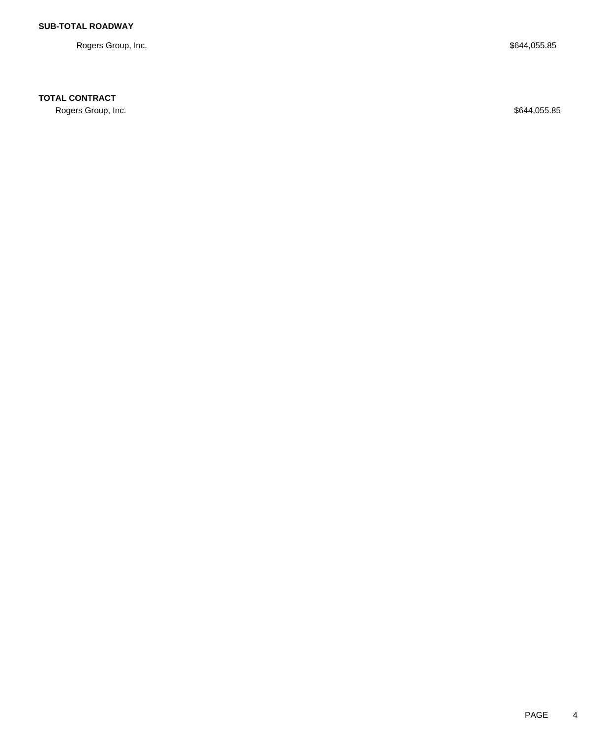**SUB-TOTAL ROADWAY**

| | |
|---|---|
| Rogers Group, Inc. | $644,055.85 |

**TOTAL CONTRACT**

| | |
|---|---|
| Rogers Group, Inc. | $644,055.85 |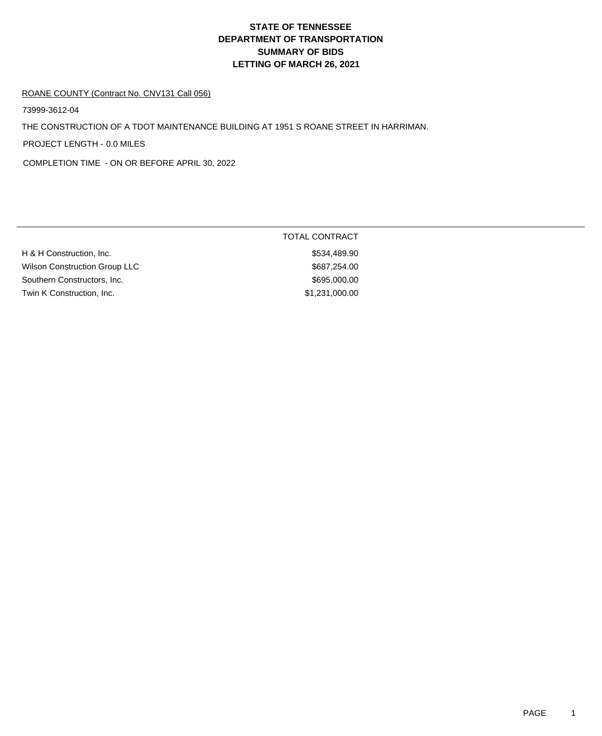# STATE OF TENNESSEE
# DEPARTMENT OF TRANSPORTATION
# SUMMARY OF BIDS
# LETTING OF MARCH 26, 2021

ROANE COUNTY (Contract No. CNV131 Call 056)

73999-3612-04

THE CONSTRUCTION OF A TDOT MAINTENANCE BUILDING AT 1951 S ROANE STREET IN HARRIMAN.

PROJECT LENGTH - 0.0 MILES

COMPLETION TIME - ON OR BEFORE APRIL 30, 2022

| | TOTAL CONTRACT |
|---|---|
| H & H Construction, Inc. | $534,489.90 |
| Wilson Construction Group LLC | $687,254.00 |
| Southern Constructors, Inc. | $695,000.00 |
| Twin K Construction, Inc. | $1,231,000.00 |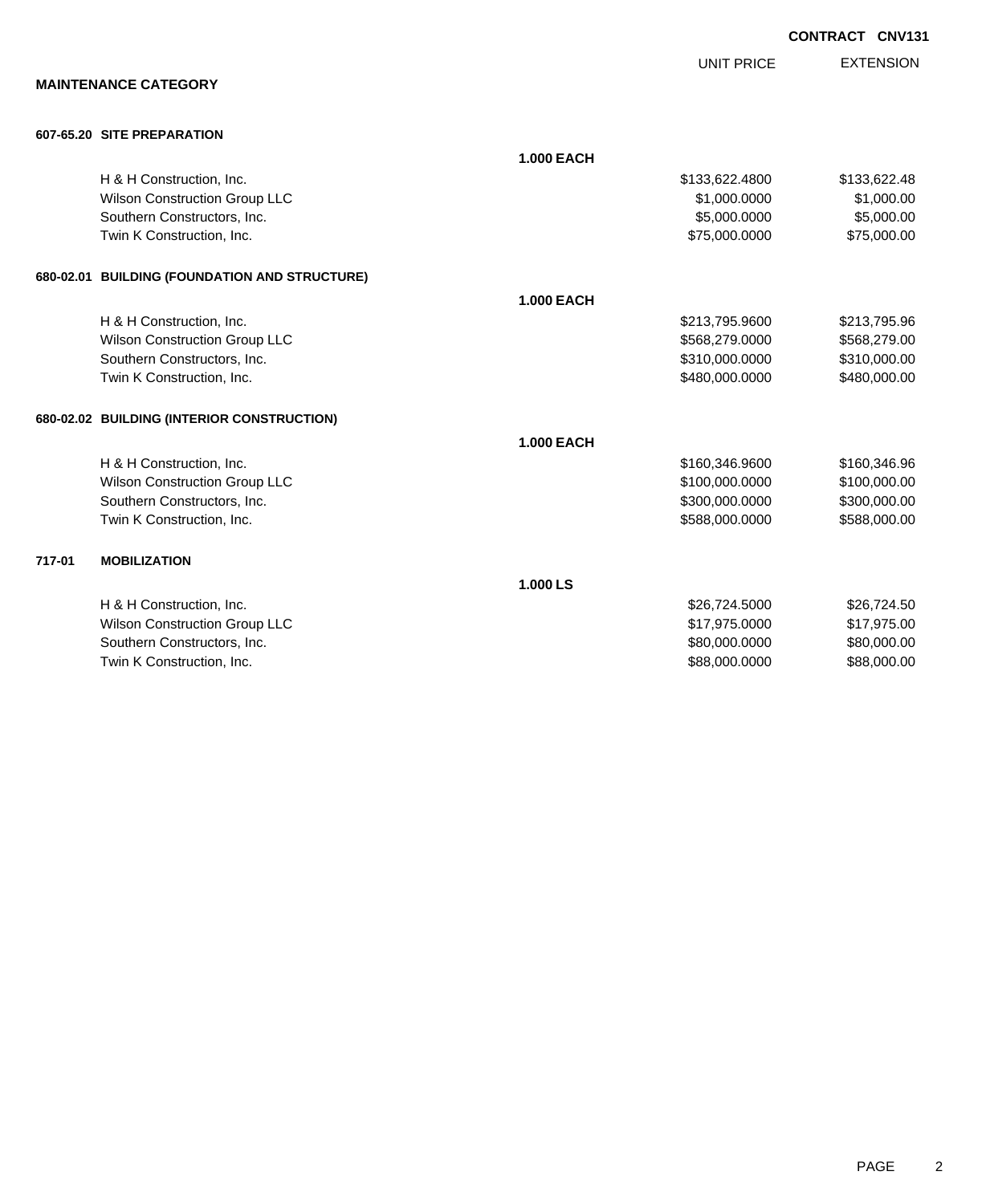CONTRACT CNV131

**MAINTENANCE CATEGORY**

| | | UNIT PRICE | EXTENSION |
|---|---|---|---|
| **607-65.20 SITE PREPARATION** | | | |
| | **1.000 EACH** | | |
| H & H Construction, Inc. | | $133,622.4800 | $133,622.48 |
| Wilson Construction Group LLC | | $1,000.0000 | $1,000.00 |
| Southern Constructors, Inc. | | $5,000.0000 | $5,000.00 |
| Twin K Construction, Inc. | | $75,000.0000 | $75,000.00 |
| **680-02.01 BUILDING (FOUNDATION AND STRUCTURE)** | | | |
| | **1.000 EACH** | | |
| H & H Construction, Inc. | | $213,795.9600 | $213,795.96 |
| Wilson Construction Group LLC | | $568,279.0000 | $568,279.00 |
| Southern Constructors, Inc. | | $310,000.0000 | $310,000.00 |
| Twin K Construction, Inc. | | $480,000.0000 | $480,000.00 |
| **680-02.02 BUILDING (INTERIOR CONSTRUCTION)** | | | |
| | **1.000 EACH** | | |
| H & H Construction, Inc. | | $160,346.9600 | $160,346.96 |
| Wilson Construction Group LLC | | $100,000.0000 | $100,000.00 |
| Southern Constructors, Inc. | | $300,000.0000 | $300,000.00 |
| Twin K Construction, Inc. | | $588,000.0000 | $588,000.00 |
| **717-01 MOBILIZATION** | | | |
| | **1.000 LS** | | |
| H & H Construction, Inc. | | $26,724.5000 | $26,724.50 |
| Wilson Construction Group LLC | | $17,975.0000 | $17,975.00 |
| Southern Constructors, Inc. | | $80,000.0000 | $80,000.00 |
| Twin K Construction, Inc. | | $88,000.0000 | $88,000.00 |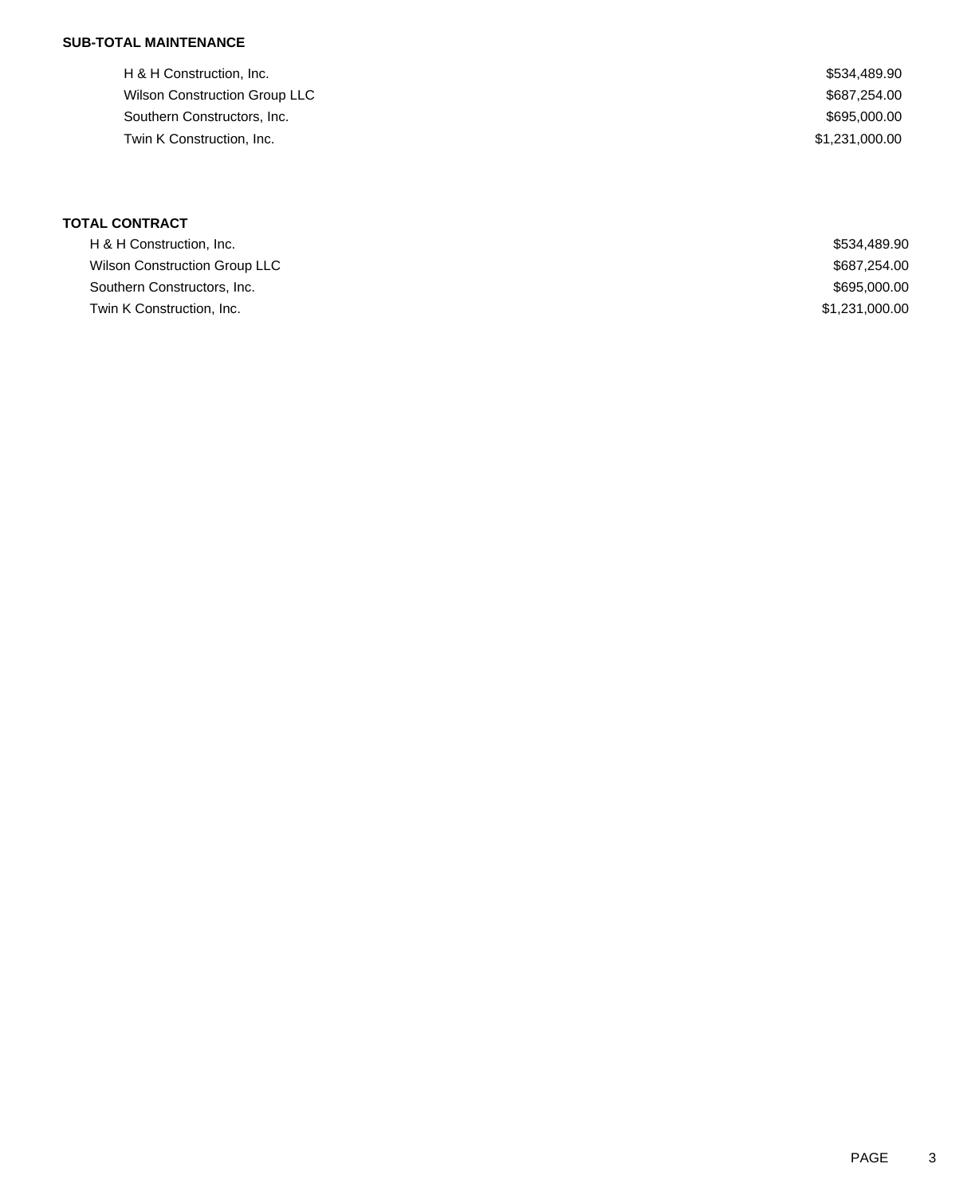**SUB-TOTAL MAINTENANCE**

| | |
|---|---|
| H & H Construction, Inc. | $534,489.90 |
| Wilson Construction Group LLC | $687,254.00 |
| Southern Constructors, Inc. | $695,000.00 |
| Twin K Construction, Inc. | $1,231,000.00 |

**TOTAL CONTRACT**

| | |
|---|---|
| H & H Construction, Inc. | $534,489.90 |
| Wilson Construction Group LLC | $687,254.00 |
| Southern Constructors, Inc. | $695,000.00 |
| Twin K Construction, Inc. | $1,231,000.00 |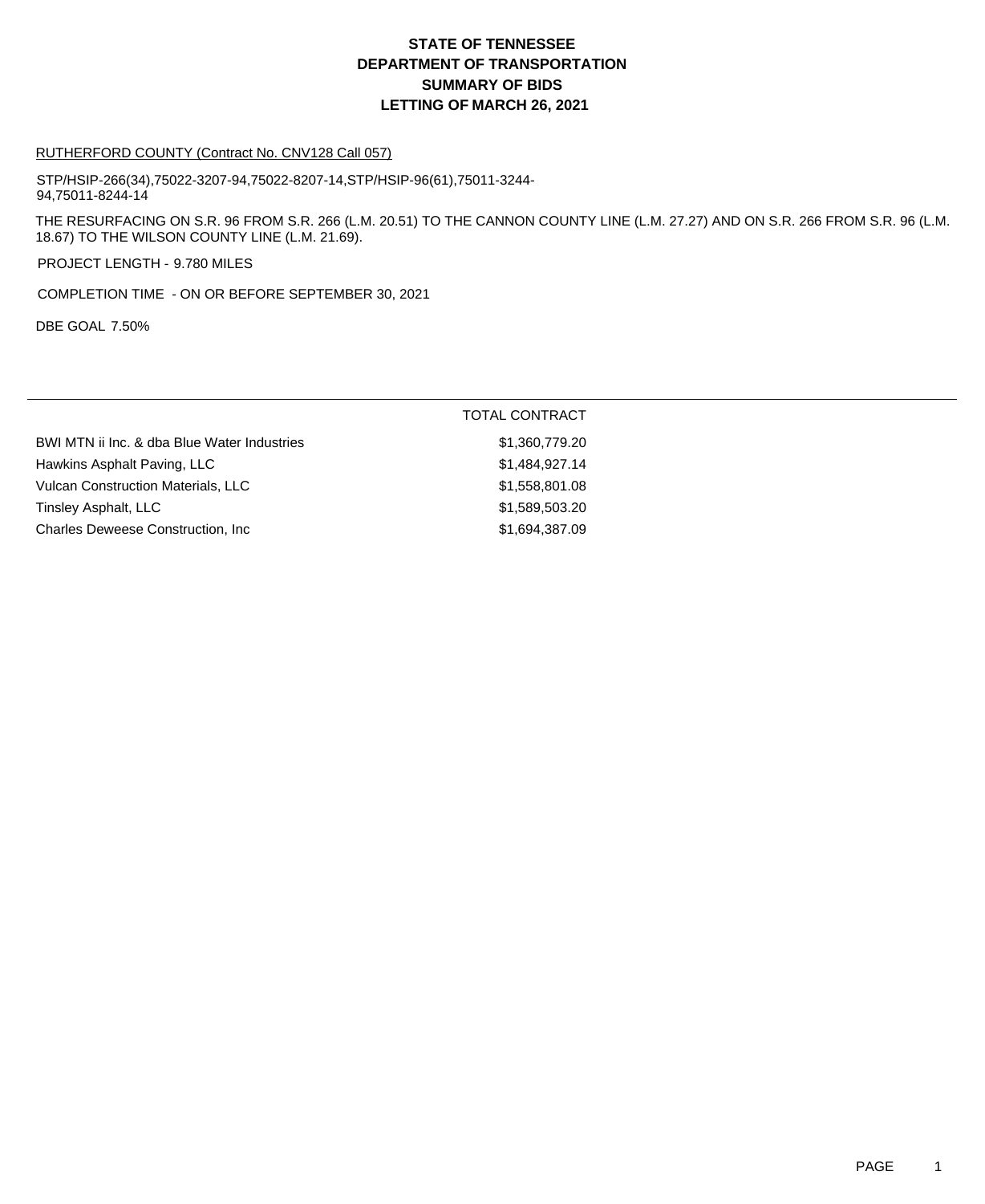# STATE OF TENNESSEE
# DEPARTMENT OF TRANSPORTATION
# SUMMARY OF BIDS
# LETTING OF MARCH 26, 2021

RUTHERFORD COUNTY (Contract No. CNV128 Call 057)

STP/HSIP-266(34),75022-3207-94,75022-8207-14,STP/HSIP-96(61),75011-3244-94,75011-8244-14

THE RESURFACING ON S.R. 96 FROM S.R. 266 (L.M. 20.51) TO THE CANNON COUNTY LINE (L.M. 27.27) AND ON S.R. 266 FROM S.R. 96 (L.M. 18.67) TO THE WILSON COUNTY LINE (L.M. 21.69).

PROJECT LENGTH - 9.780 MILES

COMPLETION TIME - ON OR BEFORE SEPTEMBER 30, 2021

DBE GOAL 7.50%

| | TOTAL CONTRACT |
|---|---|
| BWI MTN ii Inc. & dba Blue Water Industries | $1,360,779.20 |
| Hawkins Asphalt Paving, LLC | $1,484,927.14 |
| Vulcan Construction Materials, LLC | $1,558,801.08 |
| Tinsley Asphalt, LLC | $1,589,503.20 |
| Charles Deweese Construction, Inc | $1,694,387.09 |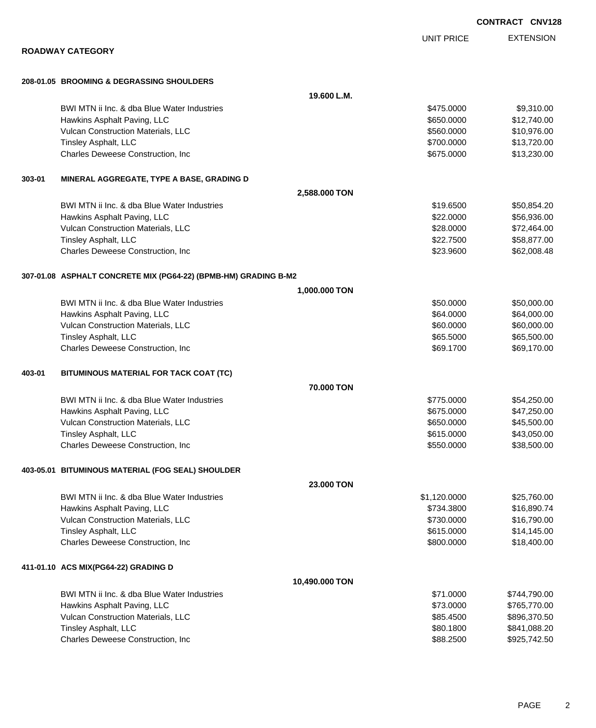**CONTRACT CNV128**

## ROADWAY CATEGORY

| | | UNIT PRICE | EXTENSION |
|---|---|---|---|
| **208-01.05 BROOMING & DEGRASSING SHOULDERS** | | | |
| | **19.600 L.M.** | | |
| BWI MTN ii Inc. & dba Blue Water Industries | | $475.0000 | $9,310.00 |
| Hawkins Asphalt Paving, LLC | | $650.0000 | $12,740.00 |
| Vulcan Construction Materials, LLC | | $560.0000 | $10,976.00 |
| Tinsley Asphalt, LLC | | $700.0000 | $13,720.00 |
| Charles Deweese Construction, Inc | | $675.0000 | $13,230.00 |
| **303-01 MINERAL AGGREGATE, TYPE A BASE, GRADING D** | | | |
| | **2,588.000 TON** | | |
| BWI MTN ii Inc. & dba Blue Water Industries | | $19.6500 | $50,854.20 |
| Hawkins Asphalt Paving, LLC | | $22.0000 | $56,936.00 |
| Vulcan Construction Materials, LLC | | $28.0000 | $72,464.00 |
| Tinsley Asphalt, LLC | | $22.7500 | $58,877.00 |
| Charles Deweese Construction, Inc | | $23.9600 | $62,008.48 |
| **307-01.08 ASPHALT CONCRETE MIX (PG64-22) (BPMB-HM) GRADING B-M2** | | | |
| | **1,000.000 TON** | | |
| BWI MTN ii Inc. & dba Blue Water Industries | | $50.0000 | $50,000.00 |
| Hawkins Asphalt Paving, LLC | | $64.0000 | $64,000.00 |
| Vulcan Construction Materials, LLC | | $60.0000 | $60,000.00 |
| Tinsley Asphalt, LLC | | $65.5000 | $65,500.00 |
| Charles Deweese Construction, Inc | | $69.1700 | $69,170.00 |
| **403-01 BITUMINOUS MATERIAL FOR TACK COAT (TC)** | | | |
| | **70.000 TON** | | |
| BWI MTN ii Inc. & dba Blue Water Industries | | $775.0000 | $54,250.00 |
| Hawkins Asphalt Paving, LLC | | $675.0000 | $47,250.00 |
| Vulcan Construction Materials, LLC | | $650.0000 | $45,500.00 |
| Tinsley Asphalt, LLC | | $615.0000 | $43,050.00 |
| Charles Deweese Construction, Inc | | $550.0000 | $38,500.00 |
| **403-05.01 BITUMINOUS MATERIAL (FOG SEAL) SHOULDER** | | | |
| | **23.000 TON** | | |
| BWI MTN ii Inc. & dba Blue Water Industries | | $1,120.0000 | $25,760.00 |
| Hawkins Asphalt Paving, LLC | | $734.3800 | $16,890.74 |
| Vulcan Construction Materials, LLC | | $730.0000 | $16,790.00 |
| Tinsley Asphalt, LLC | | $615.0000 | $14,145.00 |
| Charles Deweese Construction, Inc | | $800.0000 | $18,400.00 |
| **411-01.10 ACS MIX(PG64-22) GRADING D** | | | |
| | **10,490.000 TON** | | |
| BWI MTN ii Inc. & dba Blue Water Industries | | $71.0000 | $744,790.00 |
| Hawkins Asphalt Paving, LLC | | $73.0000 | $765,770.00 |
| Vulcan Construction Materials, LLC | | $85.4500 | $896,370.50 |
| Tinsley Asphalt, LLC | | $80.1800 | $841,088.20 |
| Charles Deweese Construction, Inc | | $88.2500 | $925,742.50 |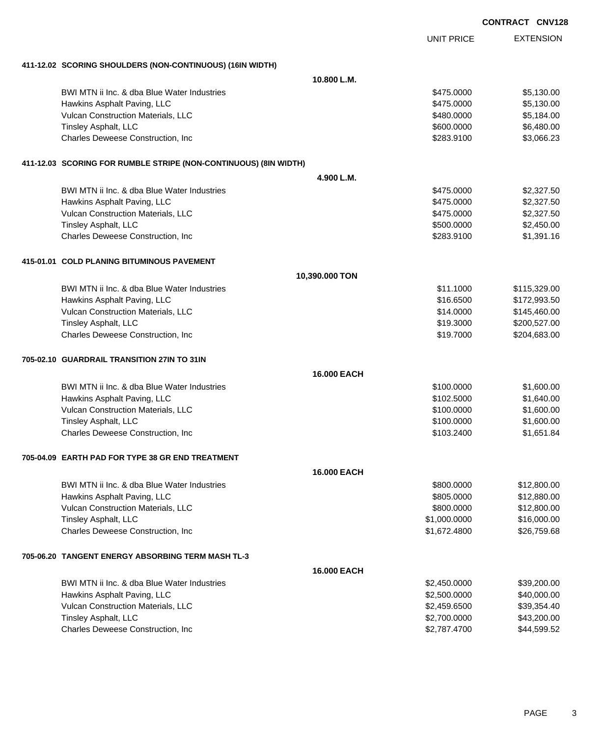**CONTRACT CNV128**

| | | UNIT PRICE | EXTENSION |
|---|---|---|---|
| **411-12.02 SCORING SHOULDERS (NON-CONTINUOUS) (16IN WIDTH)** | | | |
| | **10.800 L.M.** | | |
| BWI MTN ii Inc. & dba Blue Water Industries | | $475.0000 | $5,130.00 |
| Hawkins Asphalt Paving, LLC | | $475.0000 | $5,130.00 |
| Vulcan Construction Materials, LLC | | $480.0000 | $5,184.00 |
| Tinsley Asphalt, LLC | | $600.0000 | $6,480.00 |
| Charles Deweese Construction, Inc | | $283.9100 | $3,066.23 |
| **411-12.03 SCORING FOR RUMBLE STRIPE (NON-CONTINUOUS) (8IN WIDTH)** | | | |
| | **4.900 L.M.** | | |
| BWI MTN ii Inc. & dba Blue Water Industries | | $475.0000 | $2,327.50 |
| Hawkins Asphalt Paving, LLC | | $475.0000 | $2,327.50 |
| Vulcan Construction Materials, LLC | | $475.0000 | $2,327.50 |
| Tinsley Asphalt, LLC | | $500.0000 | $2,450.00 |
| Charles Deweese Construction, Inc | | $283.9100 | $1,391.16 |
| **415-01.01 COLD PLANING BITUMINOUS PAVEMENT** | | | |
| | **10,390.000 TON** | | |
| BWI MTN ii Inc. & dba Blue Water Industries | | $11.1000 | $115,329.00 |
| Hawkins Asphalt Paving, LLC | | $16.6500 | $172,993.50 |
| Vulcan Construction Materials, LLC | | $14.0000 | $145,460.00 |
| Tinsley Asphalt, LLC | | $19.3000 | $200,527.00 |
| Charles Deweese Construction, Inc | | $19.7000 | $204,683.00 |
| **705-02.10 GUARDRAIL TRANSITION 27IN TO 31IN** | | | |
| | **16.000 EACH** | | |
| BWI MTN ii Inc. & dba Blue Water Industries | | $100.0000 | $1,600.00 |
| Hawkins Asphalt Paving, LLC | | $102.5000 | $1,640.00 |
| Vulcan Construction Materials, LLC | | $100.0000 | $1,600.00 |
| Tinsley Asphalt, LLC | | $100.0000 | $1,600.00 |
| Charles Deweese Construction, Inc | | $103.2400 | $1,651.84 |
| **705-04.09 EARTH PAD FOR TYPE 38 GR END TREATMENT** | | | |
| | **16.000 EACH** | | |
| BWI MTN ii Inc. & dba Blue Water Industries | | $800.0000 | $12,800.00 |
| Hawkins Asphalt Paving, LLC | | $805.0000 | $12,880.00 |
| Vulcan Construction Materials, LLC | | $800.0000 | $12,800.00 |
| Tinsley Asphalt, LLC | | $1,000.0000 | $16,000.00 |
| Charles Deweese Construction, Inc | | $1,672.4800 | $26,759.68 |
| **705-06.20 TANGENT ENERGY ABSORBING TERM MASH TL-3** | | | |
| | **16.000 EACH** | | |
| BWI MTN ii Inc. & dba Blue Water Industries | | $2,450.0000 | $39,200.00 |
| Hawkins Asphalt Paving, LLC | | $2,500.0000 | $40,000.00 |
| Vulcan Construction Materials, LLC | | $2,459.6500 | $39,354.40 |
| Tinsley Asphalt, LLC | | $2,700.0000 | $43,200.00 |
| Charles Deweese Construction, Inc | | $2,787.4700 | $44,599.52 |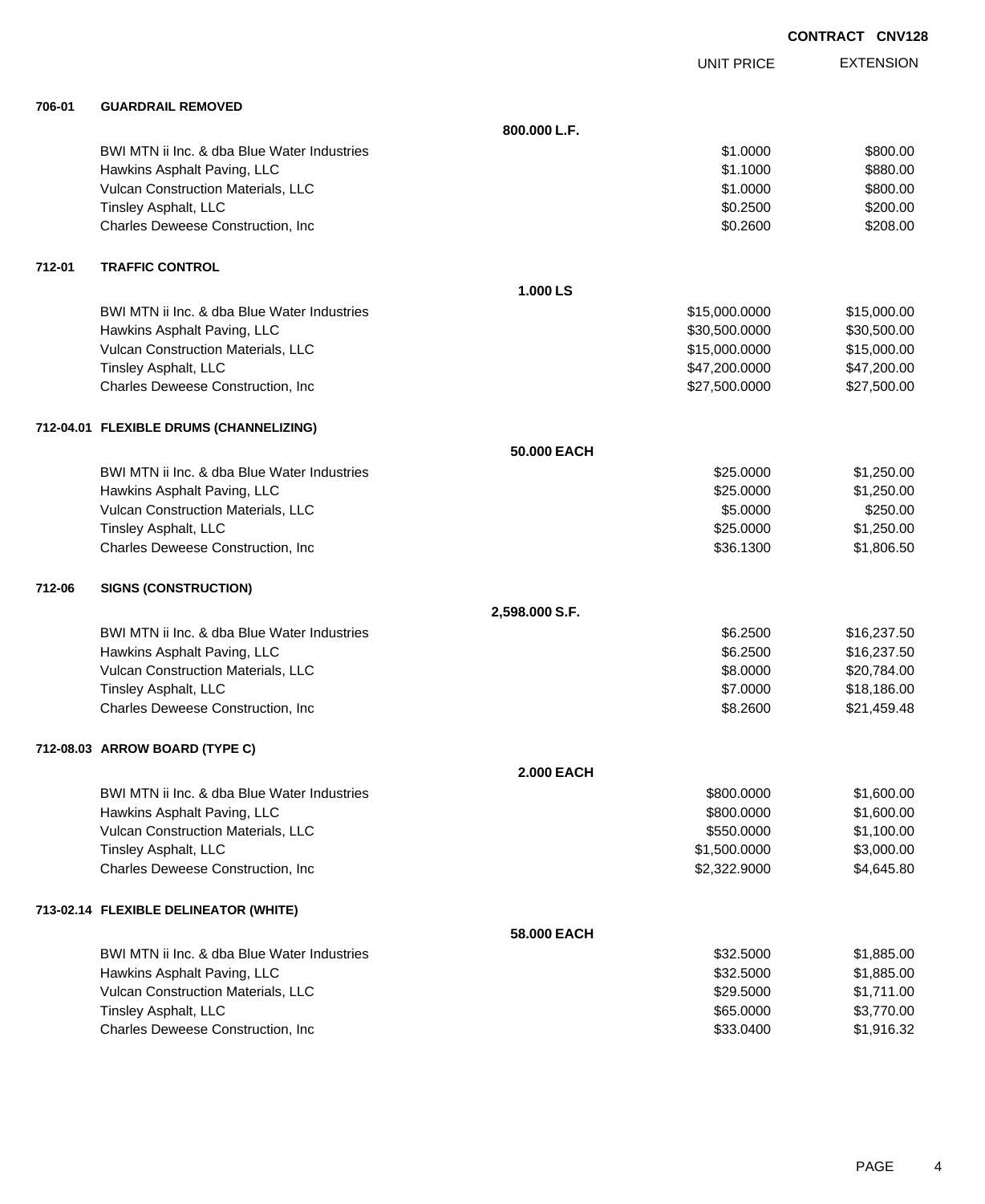**CONTRACT CNV128**

| | | | UNIT PRICE | EXTENSION |
|---|---|---|---|---|
| **706-01** | **GUARDRAIL REMOVED** | | | |
| | | **800.000 L.F.** | | |
| | BWI MTN ii Inc. & dba Blue Water Industries | | $1.0000 | $800.00 |
| | Hawkins Asphalt Paving, LLC | | $1.1000 | $880.00 |
| | Vulcan Construction Materials, LLC | | $1.0000 | $800.00 |
| | Tinsley Asphalt, LLC | | $0.2500 | $200.00 |
| | Charles Deweese Construction, Inc | | $0.2600 | $208.00 |
| **712-01** | **TRAFFIC CONTROL** | | | |
| | | **1.000 LS** | | |
| | BWI MTN ii Inc. & dba Blue Water Industries | | $15,000.0000 | $15,000.00 |
| | Hawkins Asphalt Paving, LLC | | $30,500.0000 | $30,500.00 |
| | Vulcan Construction Materials, LLC | | $15,000.0000 | $15,000.00 |
| | Tinsley Asphalt, LLC | | $47,200.0000 | $47,200.00 |
| | Charles Deweese Construction, Inc | | $27,500.0000 | $27,500.00 |
| **712-04.01** | **FLEXIBLE DRUMS (CHANNELIZING)** | | | |
| | | **50.000 EACH** | | |
| | BWI MTN ii Inc. & dba Blue Water Industries | | $25.0000 | $1,250.00 |
| | Hawkins Asphalt Paving, LLC | | $25.0000 | $1,250.00 |
| | Vulcan Construction Materials, LLC | | $5.0000 | $250.00 |
| | Tinsley Asphalt, LLC | | $25.0000 | $1,250.00 |
| | Charles Deweese Construction, Inc | | $36.1300 | $1,806.50 |
| **712-06** | **SIGNS (CONSTRUCTION)** | | | |
| | | **2,598.000 S.F.** | | |
| | BWI MTN ii Inc. & dba Blue Water Industries | | $6.2500 | $16,237.50 |
| | Hawkins Asphalt Paving, LLC | | $6.2500 | $16,237.50 |
| | Vulcan Construction Materials, LLC | | $8.0000 | $20,784.00 |
| | Tinsley Asphalt, LLC | | $7.0000 | $18,186.00 |
| | Charles Deweese Construction, Inc | | $8.2600 | $21,459.48 |
| **712-08.03** | **ARROW BOARD (TYPE C)** | | | |
| | | **2.000 EACH** | | |
| | BWI MTN ii Inc. & dba Blue Water Industries | | $800.0000 | $1,600.00 |
| | Hawkins Asphalt Paving, LLC | | $800.0000 | $1,600.00 |
| | Vulcan Construction Materials, LLC | | $550.0000 | $1,100.00 |
| | Tinsley Asphalt, LLC | | $1,500.0000 | $3,000.00 |
| | Charles Deweese Construction, Inc | | $2,322.9000 | $4,645.80 |
| **713-02.14** | **FLEXIBLE DELINEATOR (WHITE)** | | | |
| | | **58.000 EACH** | | |
| | BWI MTN ii Inc. & dba Blue Water Industries | | $32.5000 | $1,885.00 |
| | Hawkins Asphalt Paving, LLC | | $32.5000 | $1,885.00 |
| | Vulcan Construction Materials, LLC | | $29.5000 | $1,711.00 |
| | Tinsley Asphalt, LLC | | $65.0000 | $3,770.00 |
| | Charles Deweese Construction, Inc | | $33.0400 | $1,916.32 |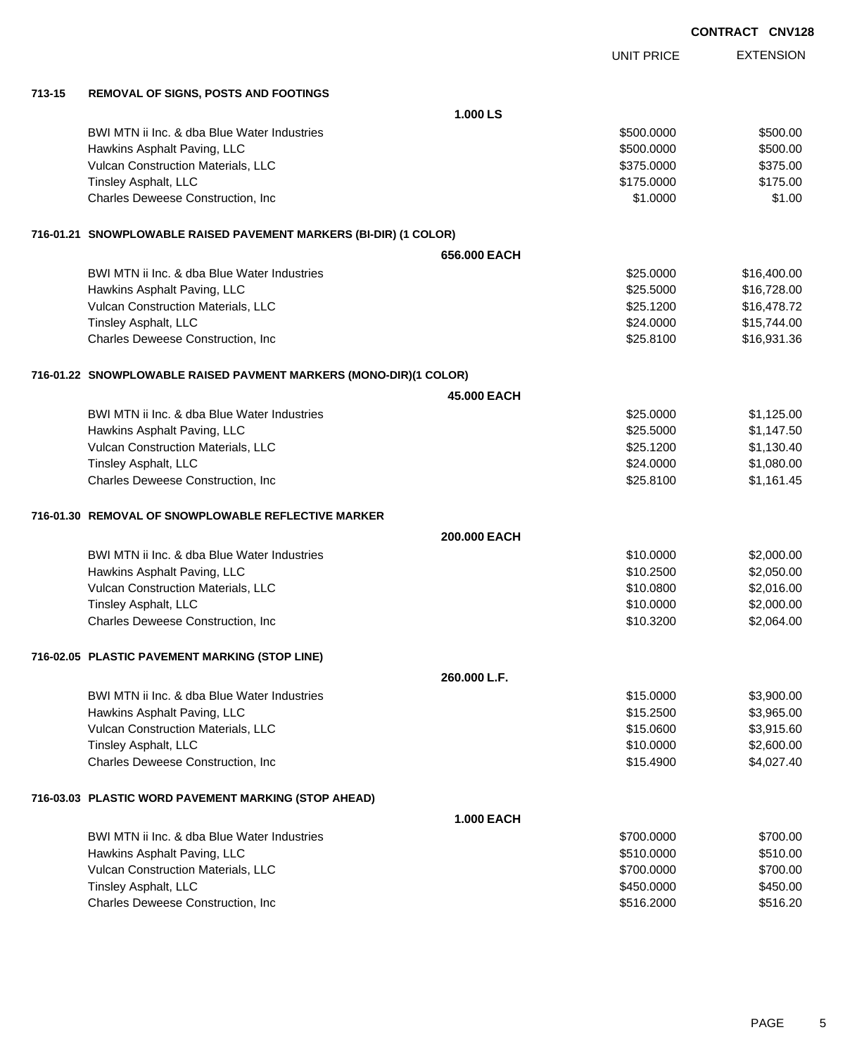**CONTRACT CNV128**

| | | UNIT PRICE | EXTENSION |
|---|---|---|---|
| **713-15** | **REMOVAL OF SIGNS, POSTS AND FOOTINGS** | | |
| | **1.000 LS** | | |
| | BWI MTN ii Inc. & dba Blue Water Industries | $500.0000 | $500.00 |
| | Hawkins Asphalt Paving, LLC | $500.0000 | $500.00 |
| | Vulcan Construction Materials, LLC | $375.0000 | $375.00 |
| | Tinsley Asphalt, LLC | $175.0000 | $175.00 |
| | Charles Deweese Construction, Inc | $1.0000 | $1.00 |
| **716-01.21** | **SNOWPLOWABLE RAISED PAVEMENT MARKERS (BI-DIR) (1 COLOR)** | | |
| | **656.000 EACH** | | |
| | BWI MTN ii Inc. & dba Blue Water Industries | $25.0000 | $16,400.00 |
| | Hawkins Asphalt Paving, LLC | $25.5000 | $16,728.00 |
| | Vulcan Construction Materials, LLC | $25.1200 | $16,478.72 |
| | Tinsley Asphalt, LLC | $24.0000 | $15,744.00 |
| | Charles Deweese Construction, Inc | $25.8100 | $16,931.36 |
| **716-01.22** | **SNOWPLOWABLE RAISED PAVMENT MARKERS (MONO-DIR)(1 COLOR)** | | |
| | **45.000 EACH** | | |
| | BWI MTN ii Inc. & dba Blue Water Industries | $25.0000 | $1,125.00 |
| | Hawkins Asphalt Paving, LLC | $25.5000 | $1,147.50 |
| | Vulcan Construction Materials, LLC | $25.1200 | $1,130.40 |
| | Tinsley Asphalt, LLC | $24.0000 | $1,080.00 |
| | Charles Deweese Construction, Inc | $25.8100 | $1,161.45 |
| **716-01.30** | **REMOVAL OF SNOWPLOWABLE REFLECTIVE MARKER** | | |
| | **200.000 EACH** | | |
| | BWI MTN ii Inc. & dba Blue Water Industries | $10.0000 | $2,000.00 |
| | Hawkins Asphalt Paving, LLC | $10.2500 | $2,050.00 |
| | Vulcan Construction Materials, LLC | $10.0800 | $2,016.00 |
| | Tinsley Asphalt, LLC | $10.0000 | $2,000.00 |
| | Charles Deweese Construction, Inc | $10.3200 | $2,064.00 |
| **716-02.05** | **PLASTIC PAVEMENT MARKING (STOP LINE)** | | |
| | **260.000 L.F.** | | |
| | BWI MTN ii Inc. & dba Blue Water Industries | $15.0000 | $3,900.00 |
| | Hawkins Asphalt Paving, LLC | $15.2500 | $3,965.00 |
| | Vulcan Construction Materials, LLC | $15.0600 | $3,915.60 |
| | Tinsley Asphalt, LLC | $10.0000 | $2,600.00 |
| | Charles Deweese Construction, Inc | $15.4900 | $4,027.40 |
| **716-03.03** | **PLASTIC WORD PAVEMENT MARKING (STOP AHEAD)** | | |
| | **1.000 EACH** | | |
| | BWI MTN ii Inc. & dba Blue Water Industries | $700.0000 | $700.00 |
| | Hawkins Asphalt Paving, LLC | $510.0000 | $510.00 |
| | Vulcan Construction Materials, LLC | $700.0000 | $700.00 |
| | Tinsley Asphalt, LLC | $450.0000 | $450.00 |
| | Charles Deweese Construction, Inc | $516.2000 | $516.20 |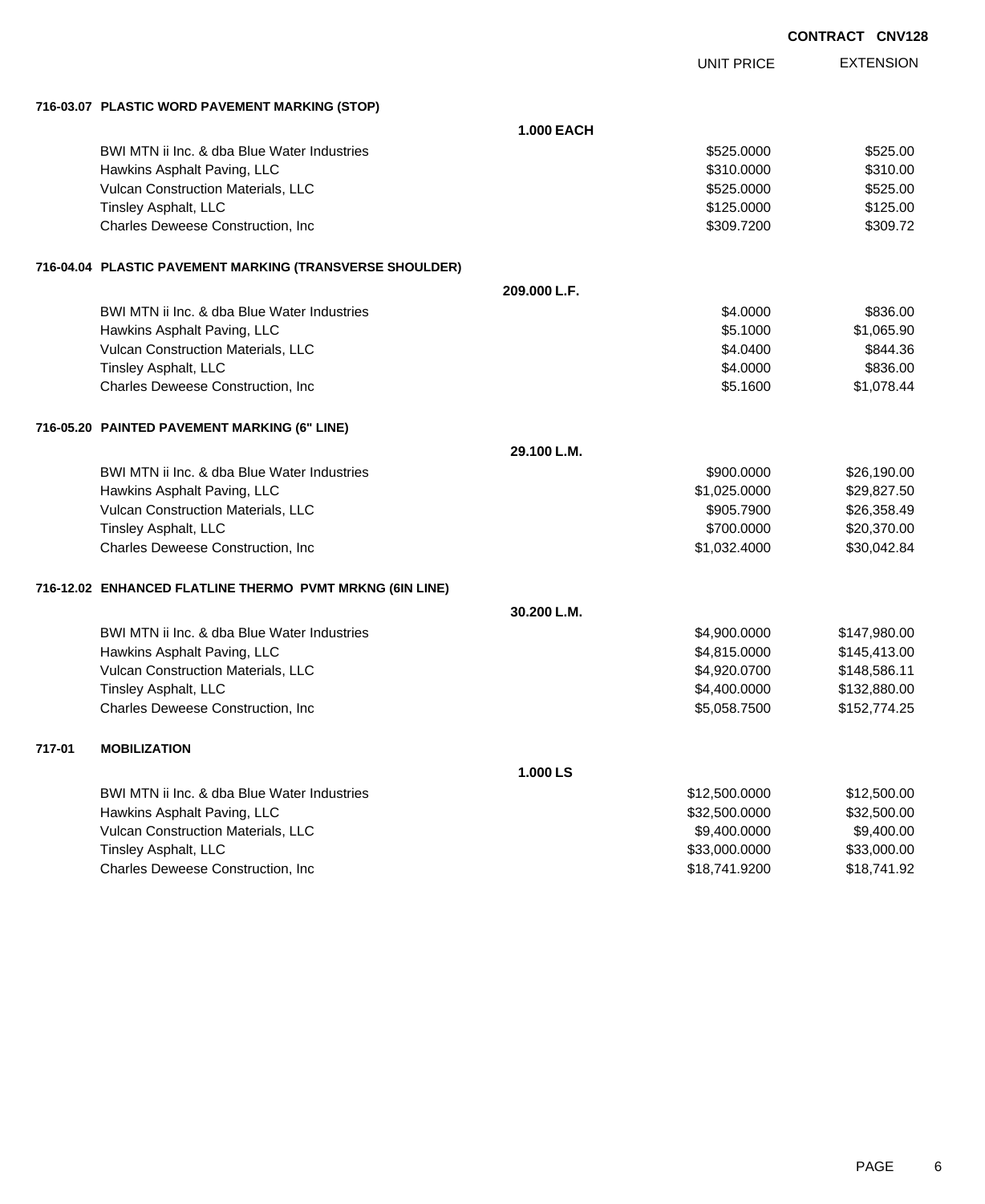**CONTRACT CNV128**

| | UNIT PRICE | EXTENSION |
|---|---|---|
| **716-03.07 PLASTIC WORD PAVEMENT MARKING (STOP)** | | |
| **1.000 EACH** | | |
| BWI MTN ii Inc. & dba Blue Water Industries | $525.0000 | $525.00 |
| Hawkins Asphalt Paving, LLC | $310.0000 | $310.00 |
| Vulcan Construction Materials, LLC | $525.0000 | $525.00 |
| Tinsley Asphalt, LLC | $125.0000 | $125.00 |
| Charles Deweese Construction, Inc | $309.7200 | $309.72 |
| **716-04.04 PLASTIC PAVEMENT MARKING (TRANSVERSE SHOULDER)** | | |
| **209.000 L.F.** | | |
| BWI MTN ii Inc. & dba Blue Water Industries | $4.0000 | $836.00 |
| Hawkins Asphalt Paving, LLC | $5.1000 | $1,065.90 |
| Vulcan Construction Materials, LLC | $4.0400 | $844.36 |
| Tinsley Asphalt, LLC | $4.0000 | $836.00 |
| Charles Deweese Construction, Inc | $5.1600 | $1,078.44 |
| **716-05.20 PAINTED PAVEMENT MARKING (6" LINE)** | | |
| **29.100 L.M.** | | |
| BWI MTN ii Inc. & dba Blue Water Industries | $900.0000 | $26,190.00 |
| Hawkins Asphalt Paving, LLC | $1,025.0000 | $29,827.50 |
| Vulcan Construction Materials, LLC | $905.7900 | $26,358.49 |
| Tinsley Asphalt, LLC | $700.0000 | $20,370.00 |
| Charles Deweese Construction, Inc | $1,032.4000 | $30,042.84 |
| **716-12.02 ENHANCED FLATLINE THERMO PVMT MRKNG (6IN LINE)** | | |
| **30.200 L.M.** | | |
| BWI MTN ii Inc. & dba Blue Water Industries | $4,900.0000 | $147,980.00 |
| Hawkins Asphalt Paving, LLC | $4,815.0000 | $145,413.00 |
| Vulcan Construction Materials, LLC | $4,920.0700 | $148,586.11 |
| Tinsley Asphalt, LLC | $4,400.0000 | $132,880.00 |
| Charles Deweese Construction, Inc | $5,058.7500 | $152,774.25 |
| **717-01 MOBILIZATION** | | |
| **1.000 LS** | | |
| BWI MTN ii Inc. & dba Blue Water Industries | $12,500.0000 | $12,500.00 |
| Hawkins Asphalt Paving, LLC | $32,500.0000 | $32,500.00 |
| Vulcan Construction Materials, LLC | $9,400.0000 | $9,400.00 |
| Tinsley Asphalt, LLC | $33,000.0000 | $33,000.00 |
| Charles Deweese Construction, Inc | $18,741.9200 | $18,741.92 |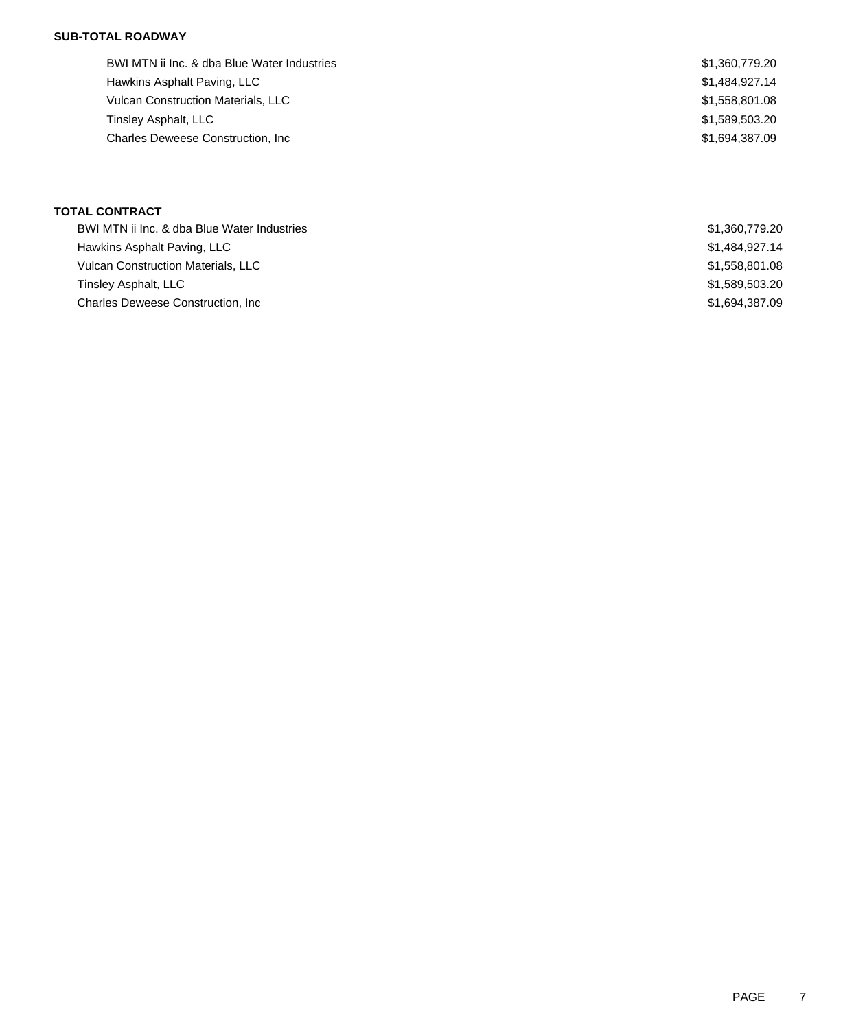**SUB-TOTAL ROADWAY**

| | |
|---|---|
| BWI MTN ii Inc. & dba Blue Water Industries | $1,360,779.20 |
| Hawkins Asphalt Paving, LLC | $1,484,927.14 |
| Vulcan Construction Materials, LLC | $1,558,801.08 |
| Tinsley Asphalt, LLC | $1,589,503.20 |
| Charles Deweese Construction, Inc | $1,694,387.09 |

**TOTAL CONTRACT**

| | |
|---|---|
| BWI MTN ii Inc. & dba Blue Water Industries | $1,360,779.20 |
| Hawkins Asphalt Paving, LLC | $1,484,927.14 |
| Vulcan Construction Materials, LLC | $1,558,801.08 |
| Tinsley Asphalt, LLC | $1,589,503.20 |
| Charles Deweese Construction, Inc | $1,694,387.09 |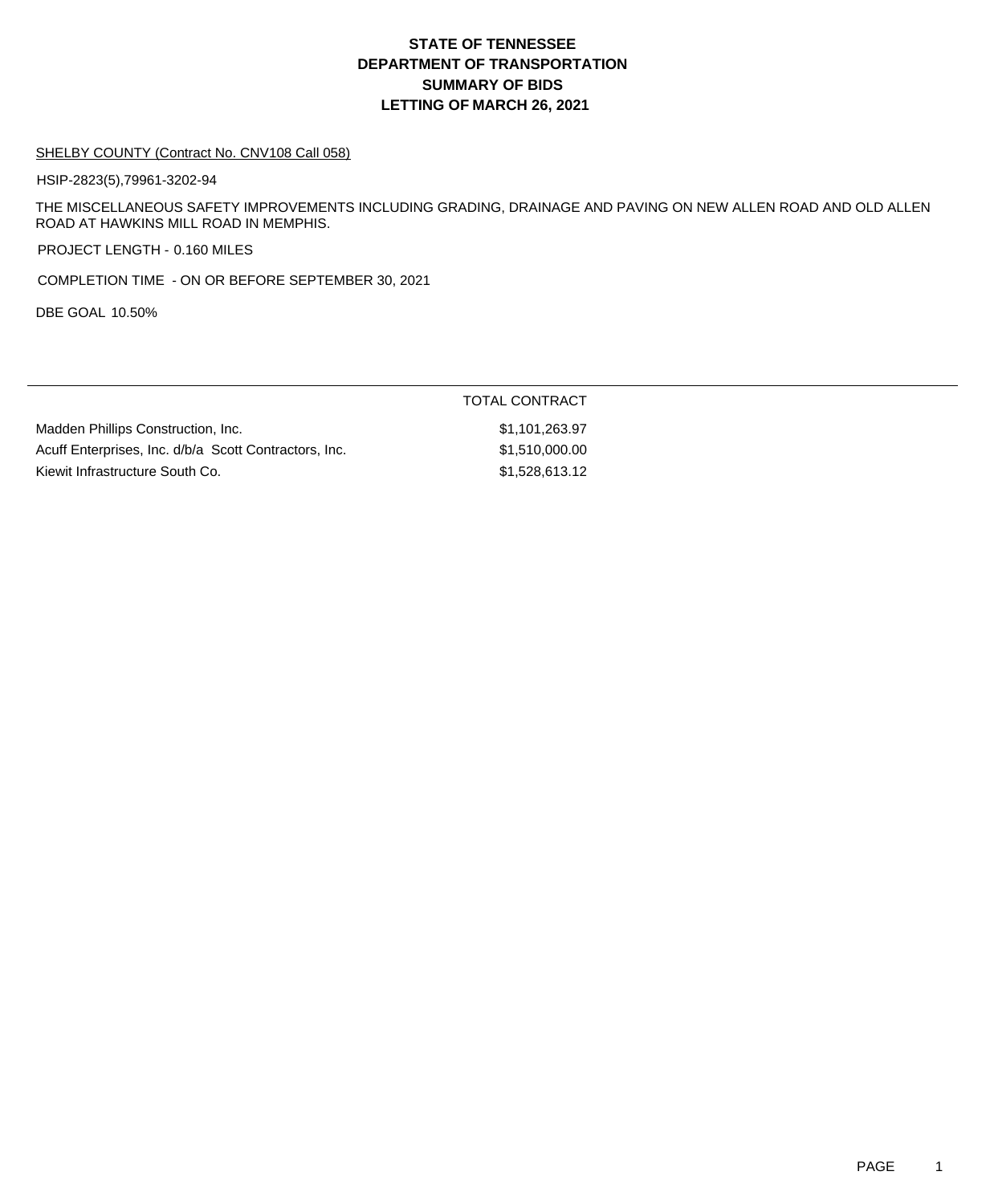# STATE OF TENNESSEE
# DEPARTMENT OF TRANSPORTATION
# SUMMARY OF BIDS
# LETTING OF MARCH 26, 2021

SHELBY COUNTY (Contract No. CNV108 Call 058)

HSIP-2823(5),79961-3202-94

THE MISCELLANEOUS SAFETY IMPROVEMENTS INCLUDING GRADING, DRAINAGE AND PAVING ON NEW ALLEN ROAD AND OLD ALLEN ROAD AT HAWKINS MILL ROAD IN MEMPHIS.

PROJECT LENGTH - 0.160 MILES

COMPLETION TIME - ON OR BEFORE SEPTEMBER 30, 2021

DBE GOAL 10.50%

| | TOTAL CONTRACT |
|---|---|
| Madden Phillips Construction, Inc. | $1,101,263.97 |
| Acuff Enterprises, Inc. d/b/a Scott Contractors, Inc. | $1,510,000.00 |
| Kiewit Infrastructure South Co. | $1,528,613.12 |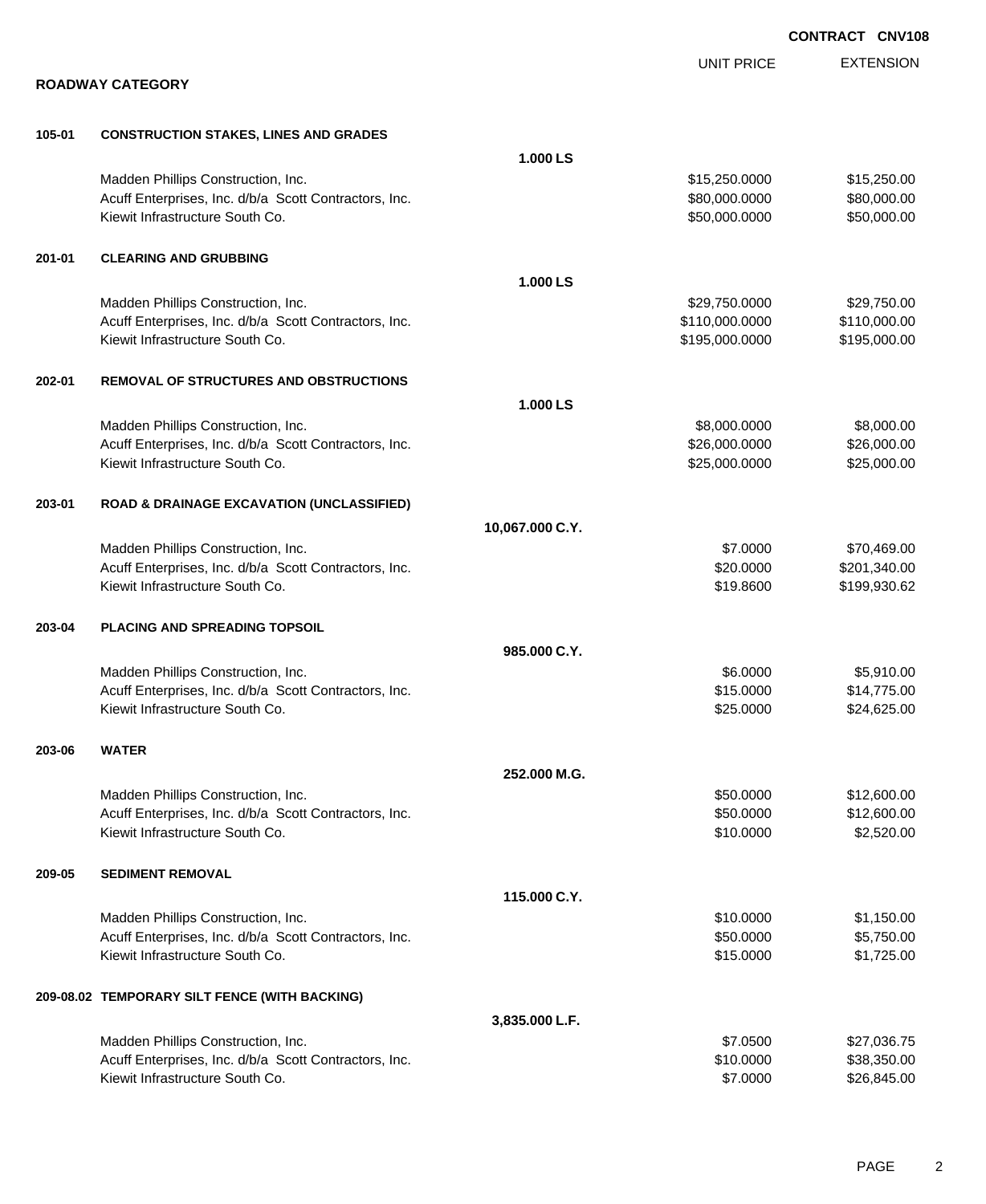**CONTRACT CNV108**

## ROADWAY CATEGORY

| | | | UNIT PRICE | EXTENSION |
|---|---|---|---|---|
| **105-01** | **CONSTRUCTION STAKES, LINES AND GRADES** | | | |
| | | **1.000 LS** | | |
| | Madden Phillips Construction, Inc. | | $15,250.0000 | $15,250.00 |
| | Acuff Enterprises, Inc. d/b/a Scott Contractors, Inc. | | $80,000.0000 | $80,000.00 |
| | Kiewit Infrastructure South Co. | | $50,000.0000 | $50,000.00 |
| **201-01** | **CLEARING AND GRUBBING** | | | |
| | | **1.000 LS** | | |
| | Madden Phillips Construction, Inc. | | $29,750.0000 | $29,750.00 |
| | Acuff Enterprises, Inc. d/b/a Scott Contractors, Inc. | | $110,000.0000 | $110,000.00 |
| | Kiewit Infrastructure South Co. | | $195,000.0000 | $195,000.00 |
| **202-01** | **REMOVAL OF STRUCTURES AND OBSTRUCTIONS** | | | |
| | | **1.000 LS** | | |
| | Madden Phillips Construction, Inc. | | $8,000.0000 | $8,000.00 |
| | Acuff Enterprises, Inc. d/b/a Scott Contractors, Inc. | | $26,000.0000 | $26,000.00 |
| | Kiewit Infrastructure South Co. | | $25,000.0000 | $25,000.00 |
| **203-01** | **ROAD & DRAINAGE EXCAVATION (UNCLASSIFIED)** | | | |
| | | **10,067.000 C.Y.** | | |
| | Madden Phillips Construction, Inc. | | $7.0000 | $70,469.00 |
| | Acuff Enterprises, Inc. d/b/a Scott Contractors, Inc. | | $20.0000 | $201,340.00 |
| | Kiewit Infrastructure South Co. | | $19.8600 | $199,930.62 |
| **203-04** | **PLACING AND SPREADING TOPSOIL** | | | |
| | | **985.000 C.Y.** | | |
| | Madden Phillips Construction, Inc. | | $6.0000 | $5,910.00 |
| | Acuff Enterprises, Inc. d/b/a Scott Contractors, Inc. | | $15.0000 | $14,775.00 |
| | Kiewit Infrastructure South Co. | | $25.0000 | $24,625.00 |
| **203-06** | **WATER** | | | |
| | | **252.000 M.G.** | | |
| | Madden Phillips Construction, Inc. | | $50.0000 | $12,600.00 |
| | Acuff Enterprises, Inc. d/b/a Scott Contractors, Inc. | | $50.0000 | $12,600.00 |
| | Kiewit Infrastructure South Co. | | $10.0000 | $2,520.00 |
| **209-05** | **SEDIMENT REMOVAL** | | | |
| | | **115.000 C.Y.** | | |
| | Madden Phillips Construction, Inc. | | $10.0000 | $1,150.00 |
| | Acuff Enterprises, Inc. d/b/a Scott Contractors, Inc. | | $50.0000 | $5,750.00 |
| | Kiewit Infrastructure South Co. | | $15.0000 | $1,725.00 |
| **209-08.02** | **TEMPORARY SILT FENCE (WITH BACKING)** | | | |
| | | **3,835.000 L.F.** | | |
| | Madden Phillips Construction, Inc. | | $7.0500 | $27,036.75 |
| | Acuff Enterprises, Inc. d/b/a Scott Contractors, Inc. | | $10.0000 | $38,350.00 |
| | Kiewit Infrastructure South Co. | | $7.0000 | $26,845.00 |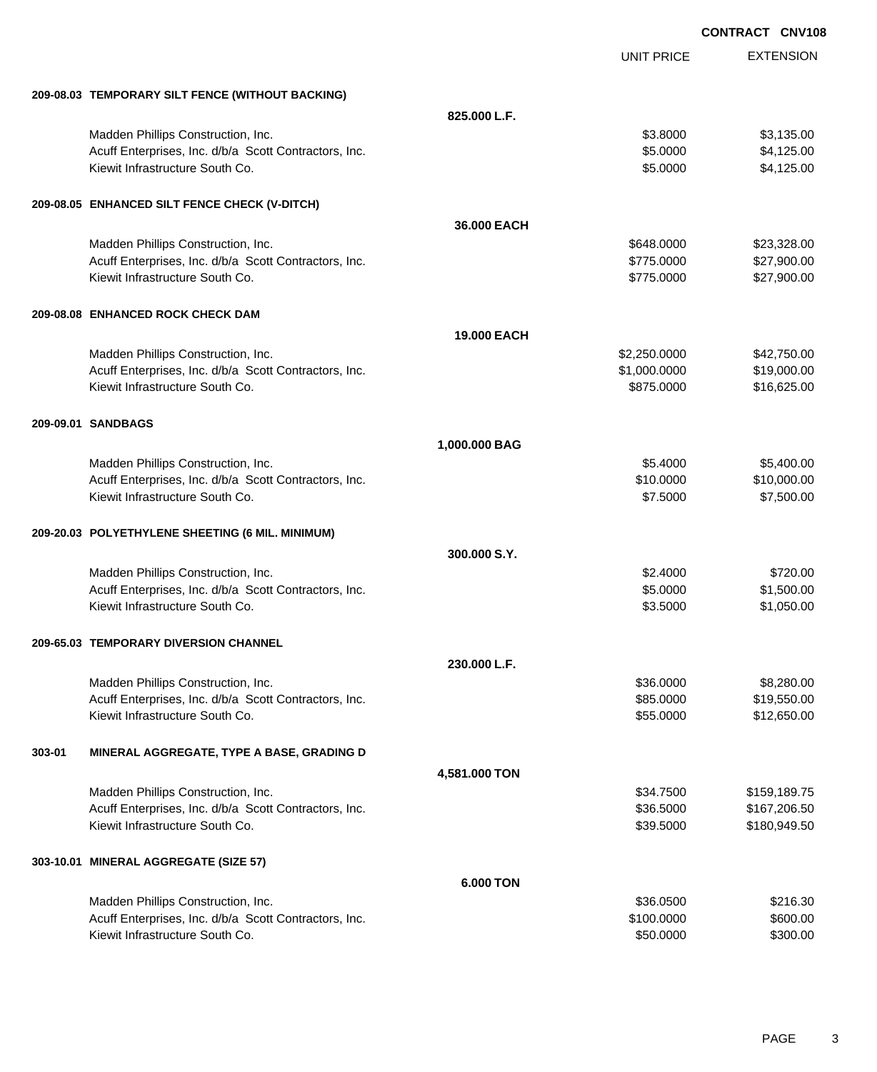**CONTRACT CNV108**

| | | UNIT PRICE | EXTENSION |
|---|---|---|---|
| **209-08.03 TEMPORARY SILT FENCE (WITHOUT BACKING)** | | | |
| | **825.000 L.F.** | | |
| Madden Phillips Construction, Inc. | | $3.8000 | $3,135.00 |
| Acuff Enterprises, Inc. d/b/a Scott Contractors, Inc. | | $5.0000 | $4,125.00 |
| Kiewit Infrastructure South Co. | | $5.0000 | $4,125.00 |
| **209-08.05 ENHANCED SILT FENCE CHECK (V-DITCH)** | | | |
| | **36.000 EACH** | | |
| Madden Phillips Construction, Inc. | | $648.0000 | $23,328.00 |
| Acuff Enterprises, Inc. d/b/a Scott Contractors, Inc. | | $775.0000 | $27,900.00 |
| Kiewit Infrastructure South Co. | | $775.0000 | $27,900.00 |
| **209-08.08 ENHANCED ROCK CHECK DAM** | | | |
| | **19.000 EACH** | | |
| Madden Phillips Construction, Inc. | | $2,250.0000 | $42,750.00 |
| Acuff Enterprises, Inc. d/b/a Scott Contractors, Inc. | | $1,000.0000 | $19,000.00 |
| Kiewit Infrastructure South Co. | | $875.0000 | $16,625.00 |
| **209-09.01 SANDBAGS** | | | |
| | **1,000.000 BAG** | | |
| Madden Phillips Construction, Inc. | | $5.4000 | $5,400.00 |
| Acuff Enterprises, Inc. d/b/a Scott Contractors, Inc. | | $10.0000 | $10,000.00 |
| Kiewit Infrastructure South Co. | | $7.5000 | $7,500.00 |
| **209-20.03 POLYETHYLENE SHEETING (6 MIL. MINIMUM)** | | | |
| | **300.000 S.Y.** | | |
| Madden Phillips Construction, Inc. | | $2.4000 | $720.00 |
| Acuff Enterprises, Inc. d/b/a Scott Contractors, Inc. | | $5.0000 | $1,500.00 |
| Kiewit Infrastructure South Co. | | $3.5000 | $1,050.00 |
| **209-65.03 TEMPORARY DIVERSION CHANNEL** | | | |
| | **230.000 L.F.** | | |
| Madden Phillips Construction, Inc. | | $36.0000 | $8,280.00 |
| Acuff Enterprises, Inc. d/b/a Scott Contractors, Inc. | | $85.0000 | $19,550.00 |
| Kiewit Infrastructure South Co. | | $55.0000 | $12,650.00 |
| **303-01 MINERAL AGGREGATE, TYPE A BASE, GRADING D** | | | |
| | **4,581.000 TON** | | |
| Madden Phillips Construction, Inc. | | $34.7500 | $159,189.75 |
| Acuff Enterprises, Inc. d/b/a Scott Contractors, Inc. | | $36.5000 | $167,206.50 |
| Kiewit Infrastructure South Co. | | $39.5000 | $180,949.50 |
| **303-10.01 MINERAL AGGREGATE (SIZE 57)** | | | |
| | **6.000 TON** | | |
| Madden Phillips Construction, Inc. | | $36.0500 | $216.30 |
| Acuff Enterprises, Inc. d/b/a Scott Contractors, Inc. | | $100.0000 | $600.00 |
| Kiewit Infrastructure South Co. | | $50.0000 | $300.00 |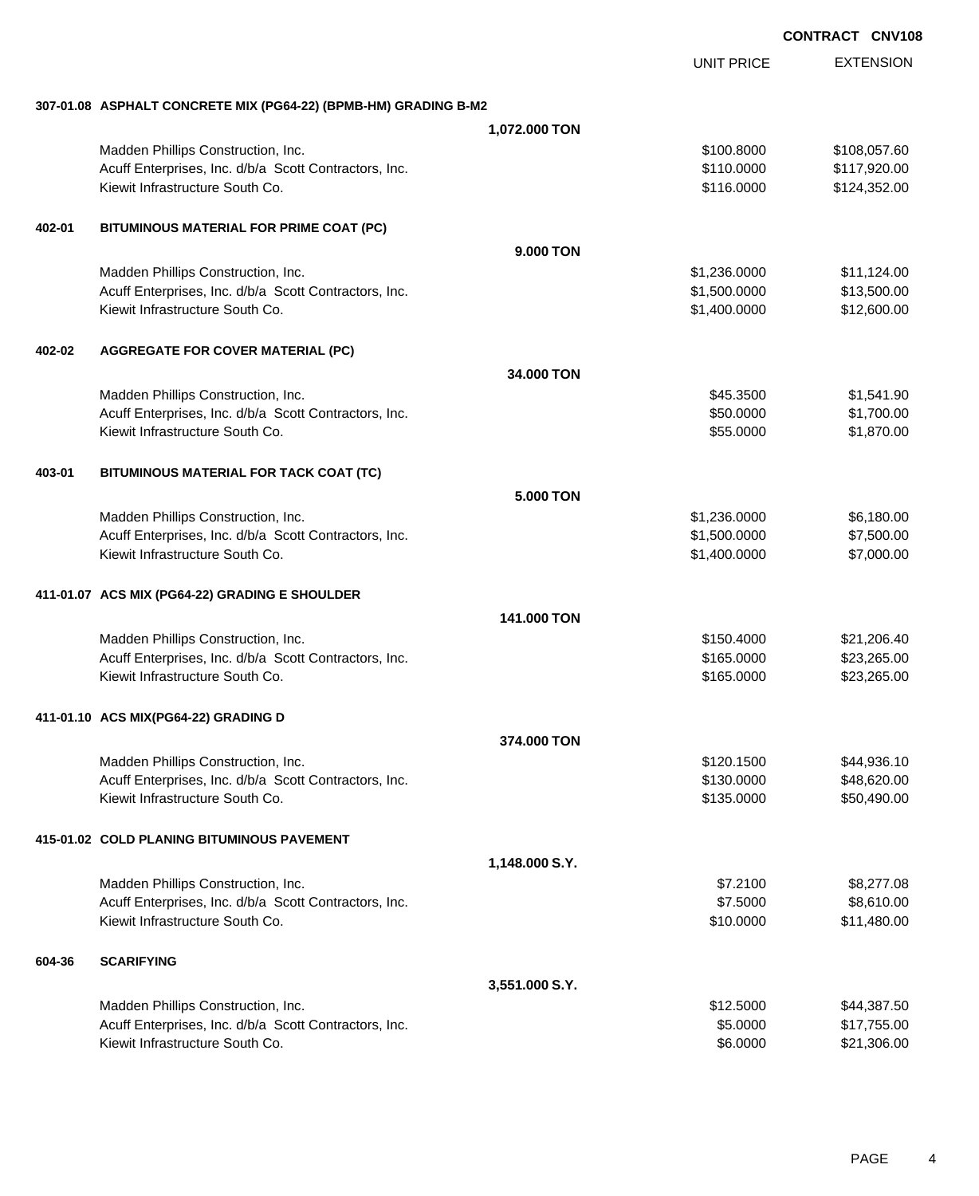**CONTRACT CNV108**

| | | | UNIT PRICE | EXTENSION |
|---|---|---|---|---|
| **307-01.08** | **ASPHALT CONCRETE MIX (PG64-22) (BPMB-HM) GRADING B-M2** | | | |
| | | **1,072.000 TON** | | |
| | Madden Phillips Construction, Inc. | | $100.8000 | $108,057.60 |
| | Acuff Enterprises, Inc. d/b/a Scott Contractors, Inc. | | $110.0000 | $117,920.00 |
| | Kiewit Infrastructure South Co. | | $116.0000 | $124,352.00 |
| **402-01** | **BITUMINOUS MATERIAL FOR PRIME COAT (PC)** | | | |
| | | **9.000 TON** | | |
| | Madden Phillips Construction, Inc. | | $1,236.0000 | $11,124.00 |
| | Acuff Enterprises, Inc. d/b/a Scott Contractors, Inc. | | $1,500.0000 | $13,500.00 |
| | Kiewit Infrastructure South Co. | | $1,400.0000 | $12,600.00 |
| **402-02** | **AGGREGATE FOR COVER MATERIAL (PC)** | | | |
| | | **34.000 TON** | | |
| | Madden Phillips Construction, Inc. | | $45.3500 | $1,541.90 |
| | Acuff Enterprises, Inc. d/b/a Scott Contractors, Inc. | | $50.0000 | $1,700.00 |
| | Kiewit Infrastructure South Co. | | $55.0000 | $1,870.00 |
| **403-01** | **BITUMINOUS MATERIAL FOR TACK COAT (TC)** | | | |
| | | **5.000 TON** | | |
| | Madden Phillips Construction, Inc. | | $1,236.0000 | $6,180.00 |
| | Acuff Enterprises, Inc. d/b/a Scott Contractors, Inc. | | $1,500.0000 | $7,500.00 |
| | Kiewit Infrastructure South Co. | | $1,400.0000 | $7,000.00 |
| **411-01.07** | **ACS MIX (PG64-22) GRADING E SHOULDER** | | | |
| | | **141.000 TON** | | |
| | Madden Phillips Construction, Inc. | | $150.4000 | $21,206.40 |
| | Acuff Enterprises, Inc. d/b/a Scott Contractors, Inc. | | $165.0000 | $23,265.00 |
| | Kiewit Infrastructure South Co. | | $165.0000 | $23,265.00 |
| **411-01.10** | **ACS MIX(PG64-22) GRADING D** | | | |
| | | **374.000 TON** | | |
| | Madden Phillips Construction, Inc. | | $120.1500 | $44,936.10 |
| | Acuff Enterprises, Inc. d/b/a Scott Contractors, Inc. | | $130.0000 | $48,620.00 |
| | Kiewit Infrastructure South Co. | | $135.0000 | $50,490.00 |
| **415-01.02** | **COLD PLANING BITUMINOUS PAVEMENT** | | | |
| | | **1,148.000 S.Y.** | | |
| | Madden Phillips Construction, Inc. | | $7.2100 | $8,277.08 |
| | Acuff Enterprises, Inc. d/b/a Scott Contractors, Inc. | | $7.5000 | $8,610.00 |
| | Kiewit Infrastructure South Co. | | $10.0000 | $11,480.00 |
| **604-36** | **SCARIFYING** | | | |
| | | **3,551.000 S.Y.** | | |
| | Madden Phillips Construction, Inc. | | $12.5000 | $44,387.50 |
| | Acuff Enterprises, Inc. d/b/a Scott Contractors, Inc. | | $5.0000 | $17,755.00 |
| | Kiewit Infrastructure South Co. | | $6.0000 | $21,306.00 |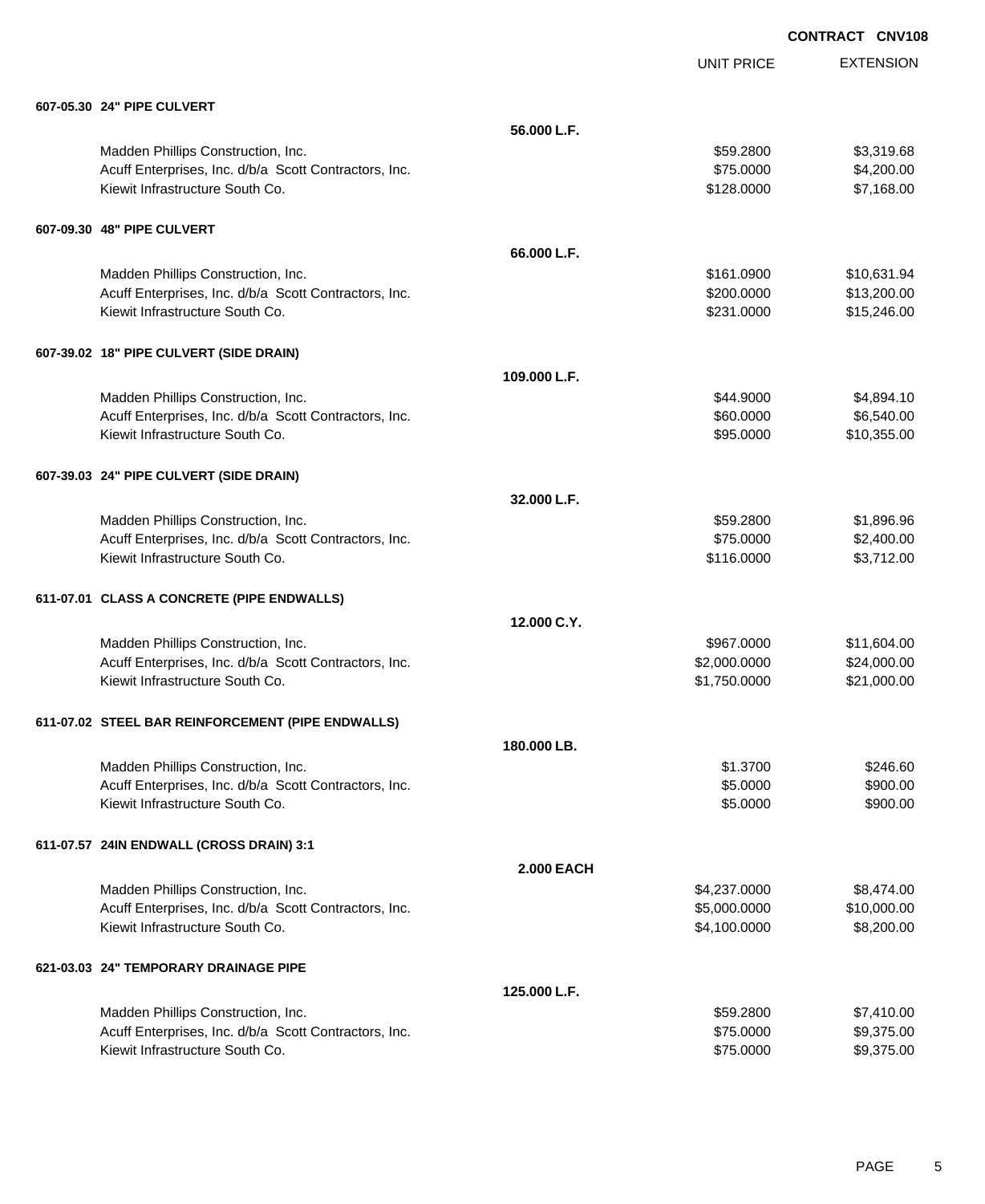**CONTRACT CNV108**

| | | UNIT PRICE | EXTENSION |
|---|---|---|---|
| **607-05.30 24" PIPE CULVERT** | | | |
| | **56.000 L.F.** | | |
| Madden Phillips Construction, Inc. | | $59.2800 | $3,319.68 |
| Acuff Enterprises, Inc. d/b/a Scott Contractors, Inc. | | $75.0000 | $4,200.00 |
| Kiewit Infrastructure South Co. | | $128.0000 | $7,168.00 |
| **607-09.30 48" PIPE CULVERT** | | | |
| | **66.000 L.F.** | | |
| Madden Phillips Construction, Inc. | | $161.0900 | $10,631.94 |
| Acuff Enterprises, Inc. d/b/a Scott Contractors, Inc. | | $200.0000 | $13,200.00 |
| Kiewit Infrastructure South Co. | | $231.0000 | $15,246.00 |
| **607-39.02 18" PIPE CULVERT (SIDE DRAIN)** | | | |
| | **109.000 L.F.** | | |
| Madden Phillips Construction, Inc. | | $44.9000 | $4,894.10 |
| Acuff Enterprises, Inc. d/b/a Scott Contractors, Inc. | | $60.0000 | $6,540.00 |
| Kiewit Infrastructure South Co. | | $95.0000 | $10,355.00 |
| **607-39.03 24" PIPE CULVERT (SIDE DRAIN)** | | | |
| | **32.000 L.F.** | | |
| Madden Phillips Construction, Inc. | | $59.2800 | $1,896.96 |
| Acuff Enterprises, Inc. d/b/a Scott Contractors, Inc. | | $75.0000 | $2,400.00 |
| Kiewit Infrastructure South Co. | | $116.0000 | $3,712.00 |
| **611-07.01 CLASS A CONCRETE (PIPE ENDWALLS)** | | | |
| | **12.000 C.Y.** | | |
| Madden Phillips Construction, Inc. | | $967.0000 | $11,604.00 |
| Acuff Enterprises, Inc. d/b/a Scott Contractors, Inc. | | $2,000.0000 | $24,000.00 |
| Kiewit Infrastructure South Co. | | $1,750.0000 | $21,000.00 |
| **611-07.02 STEEL BAR REINFORCEMENT (PIPE ENDWALLS)** | | | |
| | **180.000 LB.** | | |
| Madden Phillips Construction, Inc. | | $1.3700 | $246.60 |
| Acuff Enterprises, Inc. d/b/a Scott Contractors, Inc. | | $5.0000 | $900.00 |
| Kiewit Infrastructure South Co. | | $5.0000 | $900.00 |
| **611-07.57 24IN ENDWALL (CROSS DRAIN) 3:1** | | | |
| | **2.000 EACH** | | |
| Madden Phillips Construction, Inc. | | $4,237.0000 | $8,474.00 |
| Acuff Enterprises, Inc. d/b/a Scott Contractors, Inc. | | $5,000.0000 | $10,000.00 |
| Kiewit Infrastructure South Co. | | $4,100.0000 | $8,200.00 |
| **621-03.03 24" TEMPORARY DRAINAGE PIPE** | | | |
| | **125.000 L.F.** | | |
| Madden Phillips Construction, Inc. | | $59.2800 | $7,410.00 |
| Acuff Enterprises, Inc. d/b/a Scott Contractors, Inc. | | $75.0000 | $9,375.00 |
| Kiewit Infrastructure South Co. | | $75.0000 | $9,375.00 |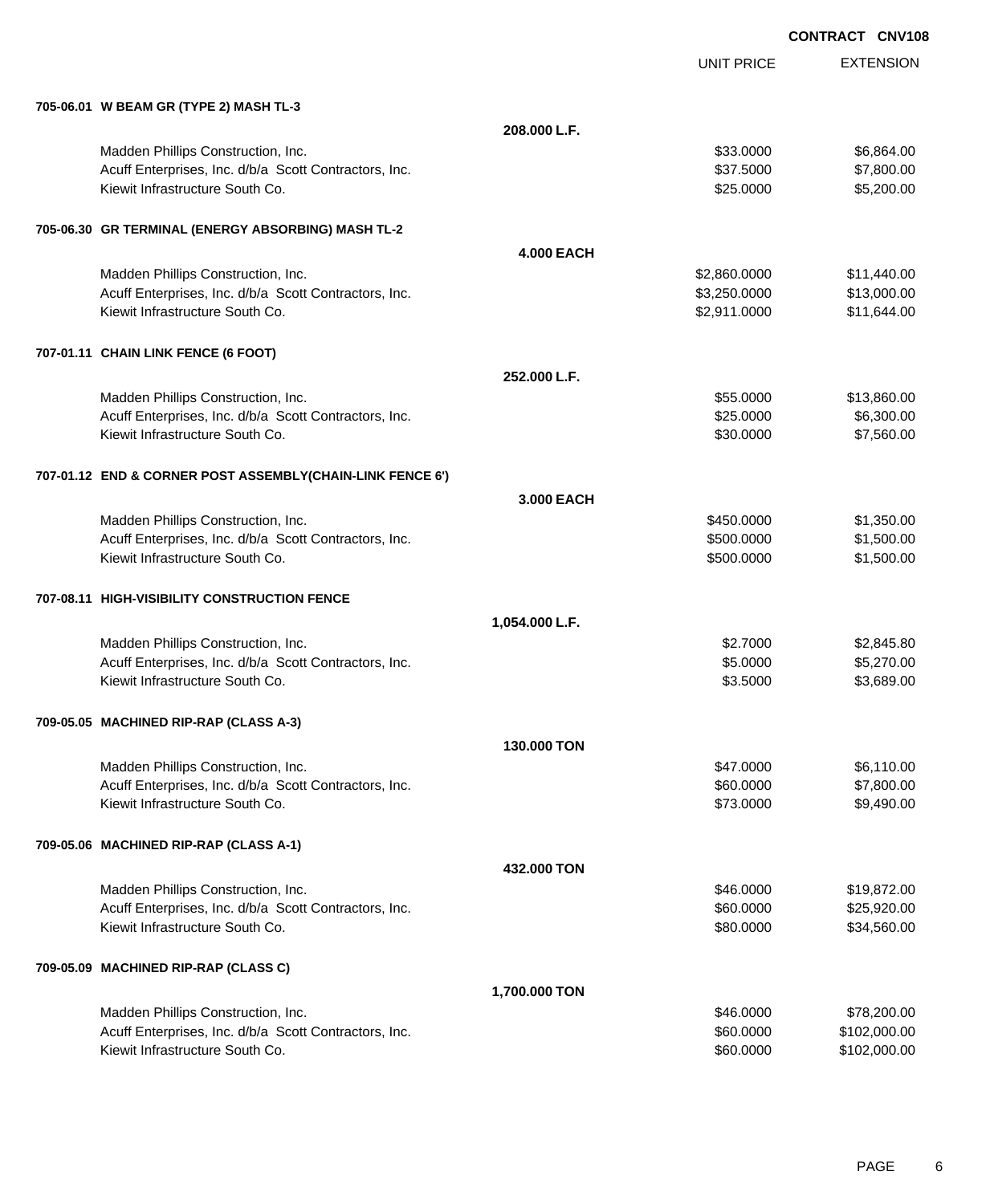**CONTRACT CNV108**

| | | UNIT PRICE | EXTENSION |
|---|---|---|---|
| **705-06.01 W BEAM GR (TYPE 2) MASH TL-3** | | | |
| | **208.000 L.F.** | | |
| Madden Phillips Construction, Inc. | | $33.0000 | $6,864.00 |
| Acuff Enterprises, Inc. d/b/a Scott Contractors, Inc. | | $37.5000 | $7,800.00 |
| Kiewit Infrastructure South Co. | | $25.0000 | $5,200.00 |
| **705-06.30 GR TERMINAL (ENERGY ABSORBING) MASH TL-2** | | | |
| | **4.000 EACH** | | |
| Madden Phillips Construction, Inc. | | $2,860.0000 | $11,440.00 |
| Acuff Enterprises, Inc. d/b/a Scott Contractors, Inc. | | $3,250.0000 | $13,000.00 |
| Kiewit Infrastructure South Co. | | $2,911.0000 | $11,644.00 |
| **707-01.11 CHAIN LINK FENCE (6 FOOT)** | | | |
| | **252.000 L.F.** | | |
| Madden Phillips Construction, Inc. | | $55.0000 | $13,860.00 |
| Acuff Enterprises, Inc. d/b/a Scott Contractors, Inc. | | $25.0000 | $6,300.00 |
| Kiewit Infrastructure South Co. | | $30.0000 | $7,560.00 |
| **707-01.12 END & CORNER POST ASSEMBLY(CHAIN-LINK FENCE 6')** | | | |
| | **3.000 EACH** | | |
| Madden Phillips Construction, Inc. | | $450.0000 | $1,350.00 |
| Acuff Enterprises, Inc. d/b/a Scott Contractors, Inc. | | $500.0000 | $1,500.00 |
| Kiewit Infrastructure South Co. | | $500.0000 | $1,500.00 |
| **707-08.11 HIGH-VISIBILITY CONSTRUCTION FENCE** | | | |
| | **1,054.000 L.F.** | | |
| Madden Phillips Construction, Inc. | | $2.7000 | $2,845.80 |
| Acuff Enterprises, Inc. d/b/a Scott Contractors, Inc. | | $5.0000 | $5,270.00 |
| Kiewit Infrastructure South Co. | | $3.5000 | $3,689.00 |
| **709-05.05 MACHINED RIP-RAP (CLASS A-3)** | | | |
| | **130.000 TON** | | |
| Madden Phillips Construction, Inc. | | $47.0000 | $6,110.00 |
| Acuff Enterprises, Inc. d/b/a Scott Contractors, Inc. | | $60.0000 | $7,800.00 |
| Kiewit Infrastructure South Co. | | $73.0000 | $9,490.00 |
| **709-05.06 MACHINED RIP-RAP (CLASS A-1)** | | | |
| | **432.000 TON** | | |
| Madden Phillips Construction, Inc. | | $46.0000 | $19,872.00 |
| Acuff Enterprises, Inc. d/b/a Scott Contractors, Inc. | | $60.0000 | $25,920.00 |
| Kiewit Infrastructure South Co. | | $80.0000 | $34,560.00 |
| **709-05.09 MACHINED RIP-RAP (CLASS C)** | | | |
| | **1,700.000 TON** | | |
| Madden Phillips Construction, Inc. | | $46.0000 | $78,200.00 |
| Acuff Enterprises, Inc. d/b/a Scott Contractors, Inc. | | $60.0000 | $102,000.00 |
| Kiewit Infrastructure South Co. | | $60.0000 | $102,000.00 |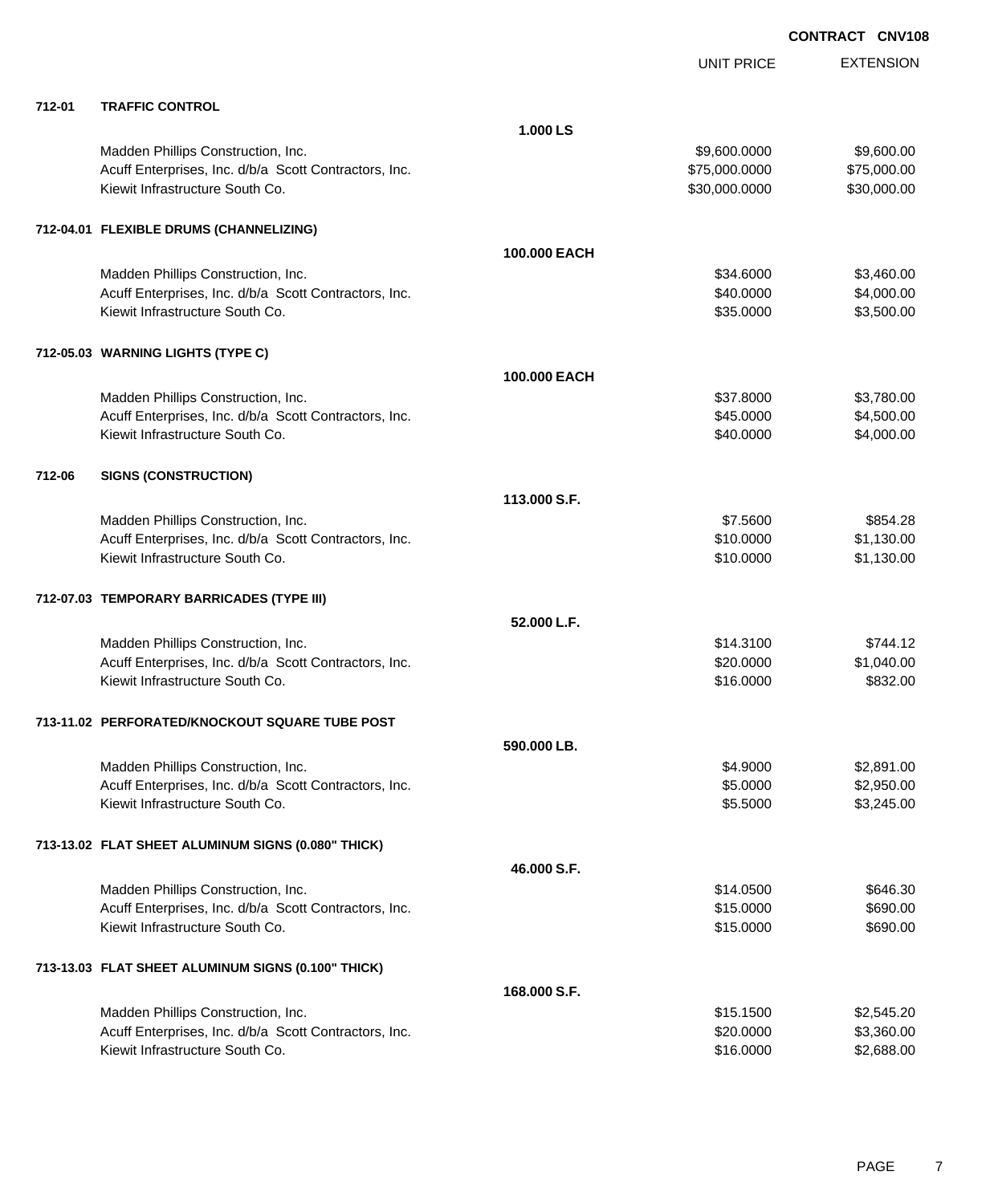**CONTRACT CNV108**

| | | | UNIT PRICE | EXTENSION |
|---|---|---|---|---|
| **712-01** | **TRAFFIC CONTROL** | | | |
| | | **1.000 LS** | | |
| | Madden Phillips Construction, Inc. | | $9,600.0000 | $9,600.00 |
| | Acuff Enterprises, Inc. d/b/a Scott Contractors, Inc. | | $75,000.0000 | $75,000.00 |
| | Kiewit Infrastructure South Co. | | $30,000.0000 | $30,000.00 |
| **712-04.01** | **FLEXIBLE DRUMS (CHANNELIZING)** | | | |
| | | **100.000 EACH** | | |
| | Madden Phillips Construction, Inc. | | $34.6000 | $3,460.00 |
| | Acuff Enterprises, Inc. d/b/a Scott Contractors, Inc. | | $40.0000 | $4,000.00 |
| | Kiewit Infrastructure South Co. | | $35.0000 | $3,500.00 |
| **712-05.03** | **WARNING LIGHTS (TYPE C)** | | | |
| | | **100.000 EACH** | | |
| | Madden Phillips Construction, Inc. | | $37.8000 | $3,780.00 |
| | Acuff Enterprises, Inc. d/b/a Scott Contractors, Inc. | | $45.0000 | $4,500.00 |
| | Kiewit Infrastructure South Co. | | $40.0000 | $4,000.00 |
| **712-06** | **SIGNS (CONSTRUCTION)** | | | |
| | | **113.000 S.F.** | | |
| | Madden Phillips Construction, Inc. | | $7.5600 | $854.28 |
| | Acuff Enterprises, Inc. d/b/a Scott Contractors, Inc. | | $10.0000 | $1,130.00 |
| | Kiewit Infrastructure South Co. | | $10.0000 | $1,130.00 |
| **712-07.03** | **TEMPORARY BARRICADES (TYPE III)** | | | |
| | | **52.000 L.F.** | | |
| | Madden Phillips Construction, Inc. | | $14.3100 | $744.12 |
| | Acuff Enterprises, Inc. d/b/a Scott Contractors, Inc. | | $20.0000 | $1,040.00 |
| | Kiewit Infrastructure South Co. | | $16.0000 | $832.00 |
| **713-11.02** | **PERFORATED/KNOCKOUT SQUARE TUBE POST** | | | |
| | | **590.000 LB.** | | |
| | Madden Phillips Construction, Inc. | | $4.9000 | $2,891.00 |
| | Acuff Enterprises, Inc. d/b/a Scott Contractors, Inc. | | $5.0000 | $2,950.00 |
| | Kiewit Infrastructure South Co. | | $5.5000 | $3,245.00 |
| **713-13.02** | **FLAT SHEET ALUMINUM SIGNS (0.080" THICK)** | | | |
| | | **46.000 S.F.** | | |
| | Madden Phillips Construction, Inc. | | $14.0500 | $646.30 |
| | Acuff Enterprises, Inc. d/b/a Scott Contractors, Inc. | | $15.0000 | $690.00 |
| | Kiewit Infrastructure South Co. | | $15.0000 | $690.00 |
| **713-13.03** | **FLAT SHEET ALUMINUM SIGNS (0.100" THICK)** | | | |
| | | **168.000 S.F.** | | |
| | Madden Phillips Construction, Inc. | | $15.1500 | $2,545.20 |
| | Acuff Enterprises, Inc. d/b/a Scott Contractors, Inc. | | $20.0000 | $3,360.00 |
| | Kiewit Infrastructure South Co. | | $16.0000 | $2,688.00 |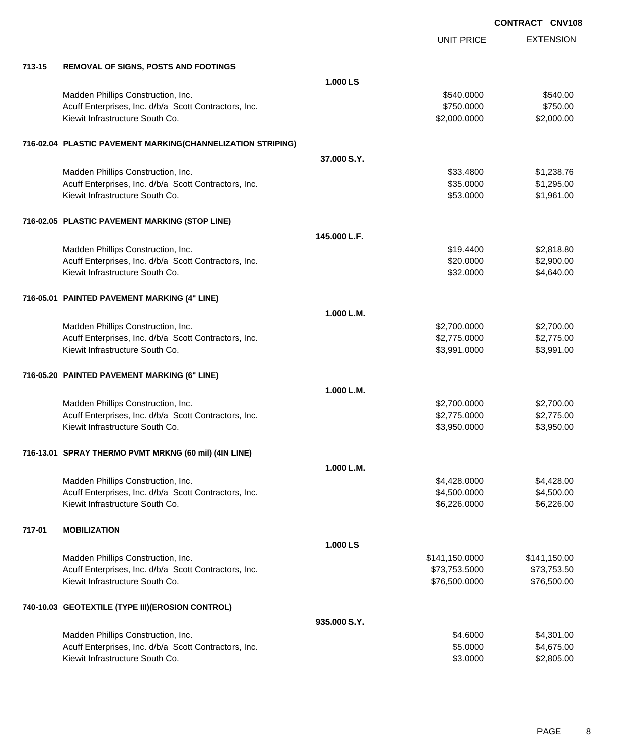**CONTRACT CNV108**

| | | | UNIT PRICE | EXTENSION |
|---|---|---|---|---|
| **713-15** | **REMOVAL OF SIGNS, POSTS AND FOOTINGS** | | | |
| | | **1.000 LS** | | |
| | Madden Phillips Construction, Inc. | | $540.0000 | $540.00 |
| | Acuff Enterprises, Inc. d/b/a Scott Contractors, Inc. | | $750.0000 | $750.00 |
| | Kiewit Infrastructure South Co. | | $2,000.0000 | $2,000.00 |
| **716-02.04** | **PLASTIC PAVEMENT MARKING(CHANNELIZATION STRIPING)** | | | |
| | | **37.000 S.Y.** | | |
| | Madden Phillips Construction, Inc. | | $33.4800 | $1,238.76 |
| | Acuff Enterprises, Inc. d/b/a Scott Contractors, Inc. | | $35.0000 | $1,295.00 |
| | Kiewit Infrastructure South Co. | | $53.0000 | $1,961.00 |
| **716-02.05** | **PLASTIC PAVEMENT MARKING (STOP LINE)** | | | |
| | | **145.000 L.F.** | | |
| | Madden Phillips Construction, Inc. | | $19.4400 | $2,818.80 |
| | Acuff Enterprises, Inc. d/b/a Scott Contractors, Inc. | | $20.0000 | $2,900.00 |
| | Kiewit Infrastructure South Co. | | $32.0000 | $4,640.00 |
| **716-05.01** | **PAINTED PAVEMENT MARKING (4" LINE)** | | | |
| | | **1.000 L.M.** | | |
| | Madden Phillips Construction, Inc. | | $2,700.0000 | $2,700.00 |
| | Acuff Enterprises, Inc. d/b/a Scott Contractors, Inc. | | $2,775.0000 | $2,775.00 |
| | Kiewit Infrastructure South Co. | | $3,991.0000 | $3,991.00 |
| **716-05.20** | **PAINTED PAVEMENT MARKING (6" LINE)** | | | |
| | | **1.000 L.M.** | | |
| | Madden Phillips Construction, Inc. | | $2,700.0000 | $2,700.00 |
| | Acuff Enterprises, Inc. d/b/a Scott Contractors, Inc. | | $2,775.0000 | $2,775.00 |
| | Kiewit Infrastructure South Co. | | $3,950.0000 | $3,950.00 |
| **716-13.01** | **SPRAY THERMO PVMT MRKNG (60 mil) (4IN LINE)** | | | |
| | | **1.000 L.M.** | | |
| | Madden Phillips Construction, Inc. | | $4,428.0000 | $4,428.00 |
| | Acuff Enterprises, Inc. d/b/a Scott Contractors, Inc. | | $4,500.0000 | $4,500.00 |
| | Kiewit Infrastructure South Co. | | $6,226.0000 | $6,226.00 |
| **717-01** | **MOBILIZATION** | | | |
| | | **1.000 LS** | | |
| | Madden Phillips Construction, Inc. | | $141,150.0000 | $141,150.00 |
| | Acuff Enterprises, Inc. d/b/a Scott Contractors, Inc. | | $73,753.5000 | $73,753.50 |
| | Kiewit Infrastructure South Co. | | $76,500.0000 | $76,500.00 |
| **740-10.03** | **GEOTEXTILE (TYPE III)(EROSION CONTROL)** | | | |
| | | **935.000 S.Y.** | | |
| | Madden Phillips Construction, Inc. | | $4.6000 | $4,301.00 |
| | Acuff Enterprises, Inc. d/b/a Scott Contractors, Inc. | | $5.0000 | $4,675.00 |
| | Kiewit Infrastructure South Co. | | $3.0000 | $2,805.00 |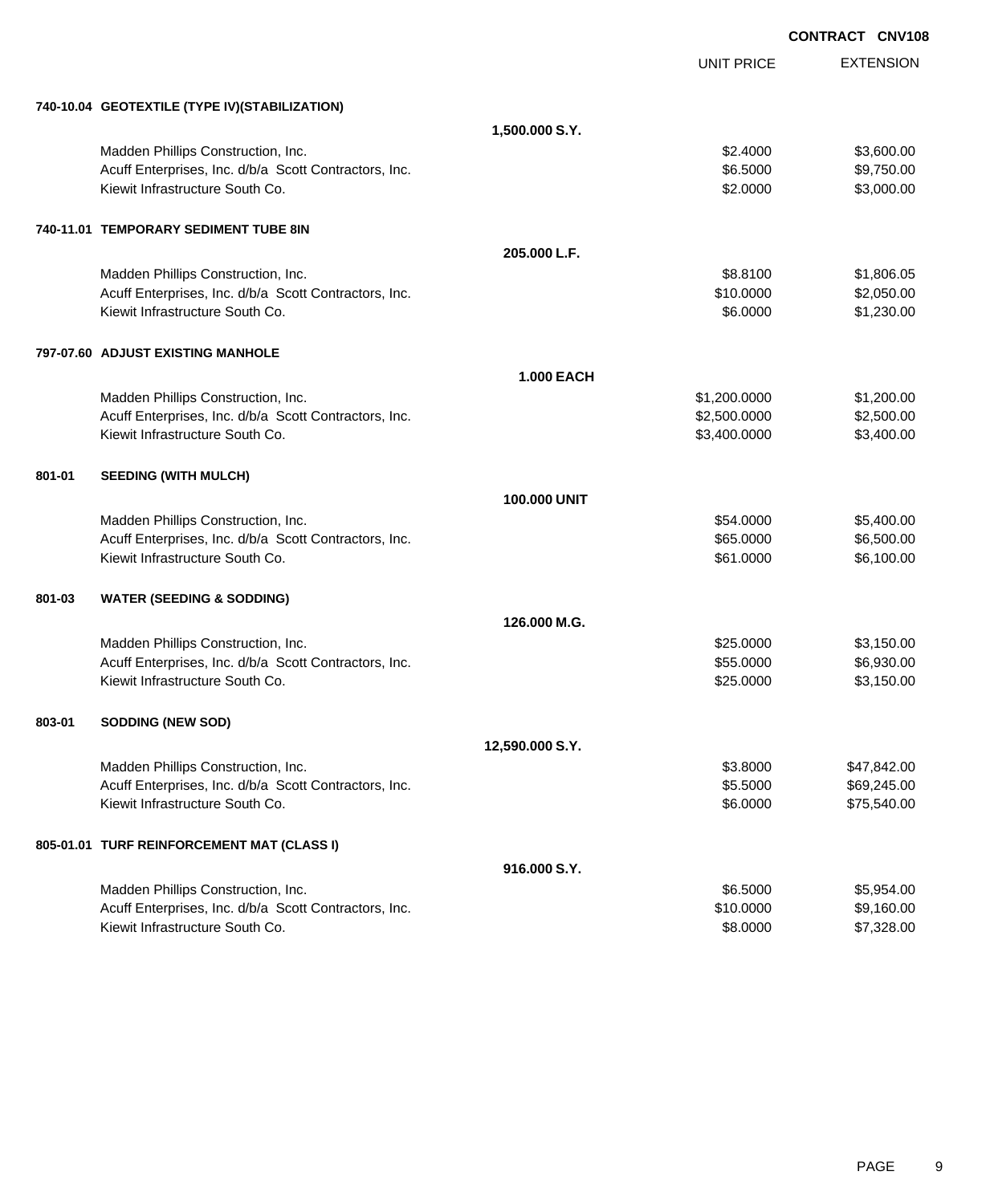**CONTRACT CNV108**

| | | UNIT PRICE | EXTENSION |
|---|---|---|---|
| **740-10.04 GEOTEXTILE (TYPE IV)(STABILIZATION)** | | | |
| | **1,500.000 S.Y.** | | |
| Madden Phillips Construction, Inc. | | $2.4000 | $3,600.00 |
| Acuff Enterprises, Inc. d/b/a Scott Contractors, Inc. | | $6.5000 | $9,750.00 |
| Kiewit Infrastructure South Co. | | $2.0000 | $3,000.00 |
| **740-11.01 TEMPORARY SEDIMENT TUBE 8IN** | | | |
| | **205.000 L.F.** | | |
| Madden Phillips Construction, Inc. | | $8.8100 | $1,806.05 |
| Acuff Enterprises, Inc. d/b/a Scott Contractors, Inc. | | $10.0000 | $2,050.00 |
| Kiewit Infrastructure South Co. | | $6.0000 | $1,230.00 |
| **797-07.60 ADJUST EXISTING MANHOLE** | | | |
| | **1.000 EACH** | | |
| Madden Phillips Construction, Inc. | | $1,200.0000 | $1,200.00 |
| Acuff Enterprises, Inc. d/b/a Scott Contractors, Inc. | | $2,500.0000 | $2,500.00 |
| Kiewit Infrastructure South Co. | | $3,400.0000 | $3,400.00 |
| **801-01 SEEDING (WITH MULCH)** | | | |
| | **100.000 UNIT** | | |
| Madden Phillips Construction, Inc. | | $54.0000 | $5,400.00 |
| Acuff Enterprises, Inc. d/b/a Scott Contractors, Inc. | | $65.0000 | $6,500.00 |
| Kiewit Infrastructure South Co. | | $61.0000 | $6,100.00 |
| **801-03 WATER (SEEDING & SODDING)** | | | |
| | **126.000 M.G.** | | |
| Madden Phillips Construction, Inc. | | $25.0000 | $3,150.00 |
| Acuff Enterprises, Inc. d/b/a Scott Contractors, Inc. | | $55.0000 | $6,930.00 |
| Kiewit Infrastructure South Co. | | $25.0000 | $3,150.00 |
| **803-01 SODDING (NEW SOD)** | | | |
| | **12,590.000 S.Y.** | | |
| Madden Phillips Construction, Inc. | | $3.8000 | $47,842.00 |
| Acuff Enterprises, Inc. d/b/a Scott Contractors, Inc. | | $5.5000 | $69,245.00 |
| Kiewit Infrastructure South Co. | | $6.0000 | $75,540.00 |
| **805-01.01 TURF REINFORCEMENT MAT (CLASS I)** | | | |
| | **916.000 S.Y.** | | |
| Madden Phillips Construction, Inc. | | $6.5000 | $5,954.00 |
| Acuff Enterprises, Inc. d/b/a Scott Contractors, Inc. | | $10.0000 | $9,160.00 |
| Kiewit Infrastructure South Co. | | $8.0000 | $7,328.00 |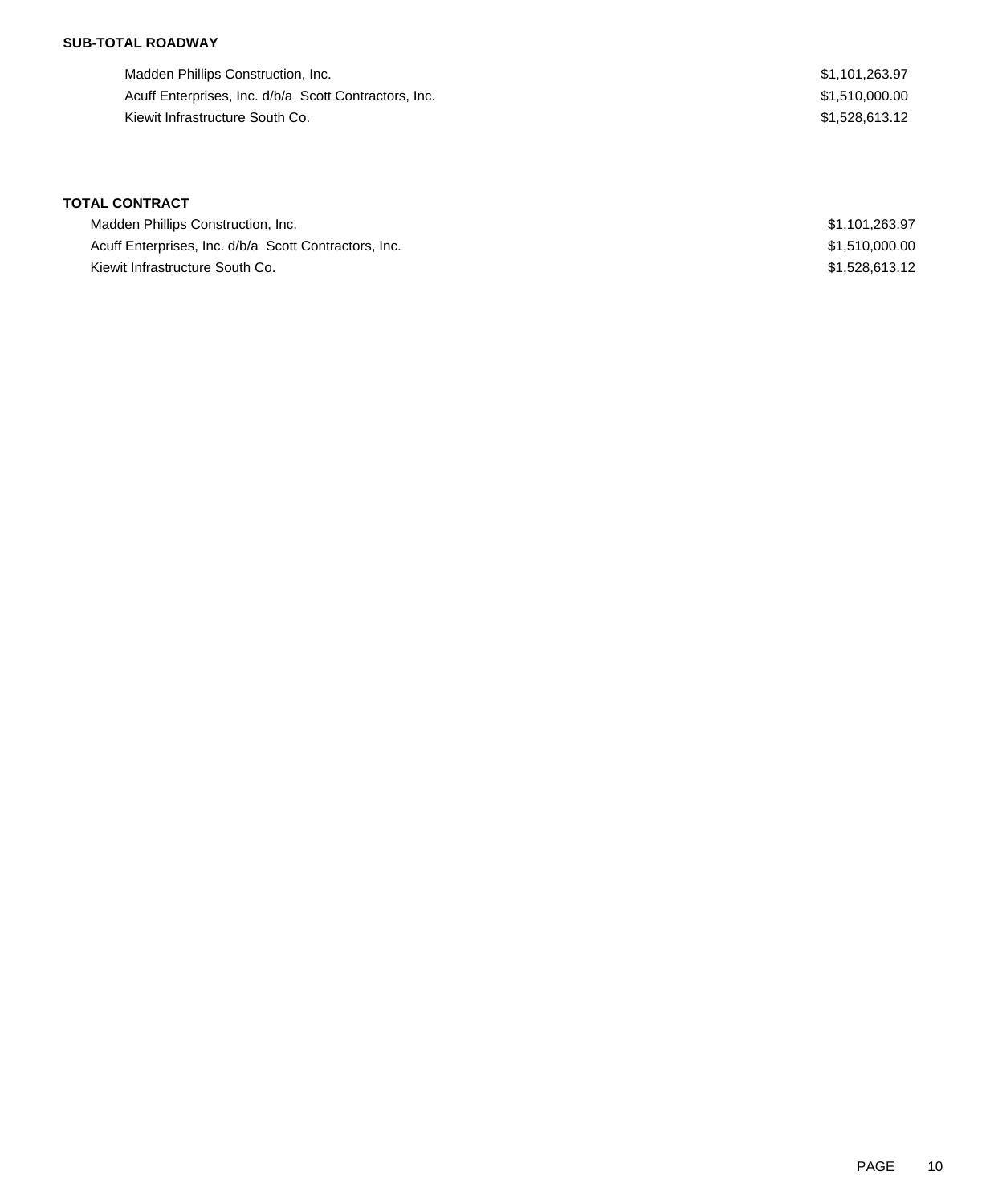**SUB-TOTAL ROADWAY**

| | |
|---|---|
| Madden Phillips Construction, Inc. | $1,101,263.97 |
| Acuff Enterprises, Inc. d/b/a Scott Contractors, Inc. | $1,510,000.00 |
| Kiewit Infrastructure South Co. | $1,528,613.12 |

**TOTAL CONTRACT**

| | |
|---|---|
| Madden Phillips Construction, Inc. | $1,101,263.97 |
| Acuff Enterprises, Inc. d/b/a Scott Contractors, Inc. | $1,510,000.00 |
| Kiewit Infrastructure South Co. | $1,528,613.12 |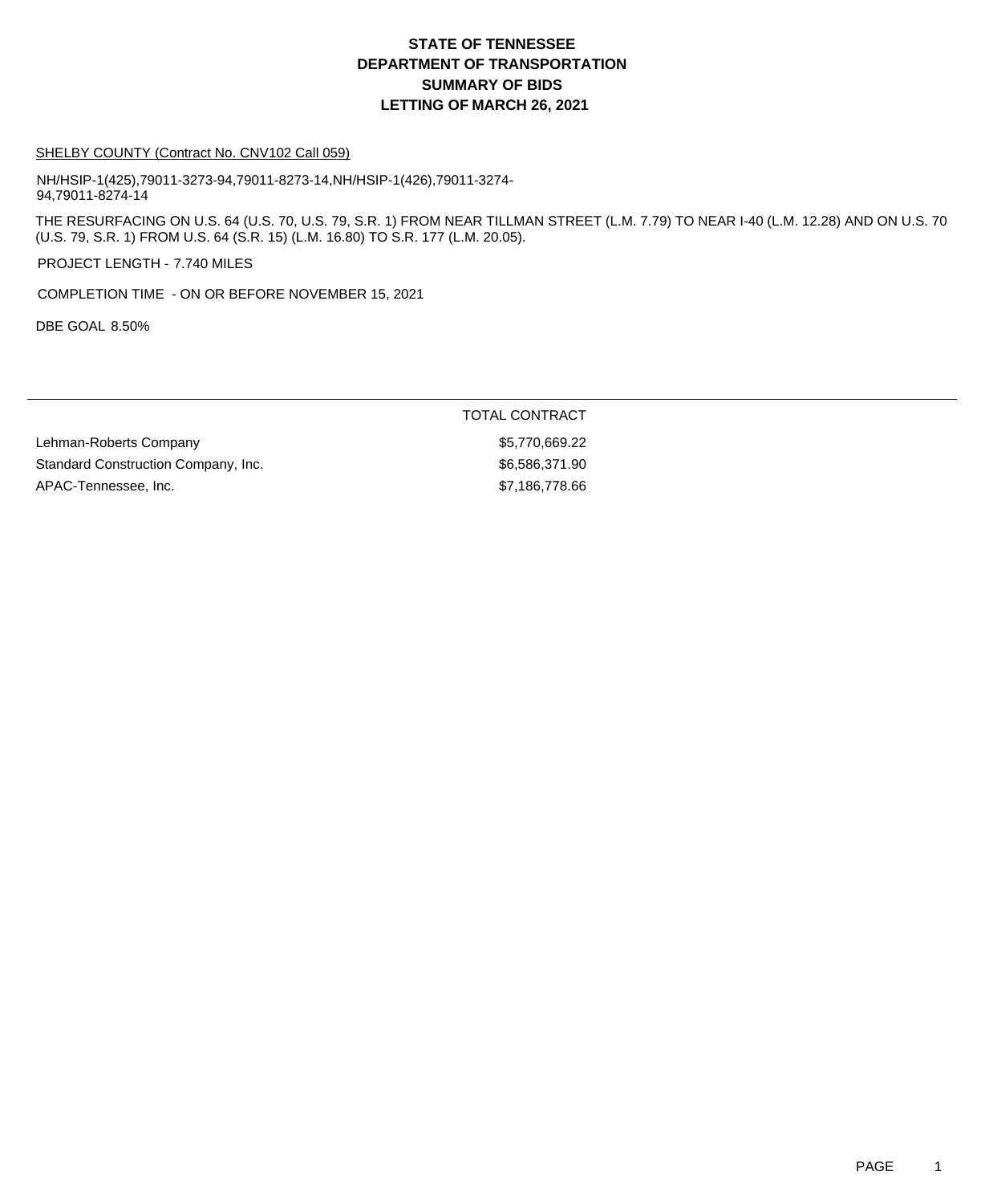# STATE OF TENNESSEE
# DEPARTMENT OF TRANSPORTATION
# SUMMARY OF BIDS
# LETTING OF MARCH 26, 2021

SHELBY COUNTY (Contract No. CNV102 Call 059)

NH/HSIP-1(425),79011-3273-94,79011-8273-14,NH/HSIP-1(426),79011-3274-94,79011-8274-14

THE RESURFACING ON U.S. 64 (U.S. 70, U.S. 79, S.R. 1) FROM NEAR TILLMAN STREET (L.M. 7.79) TO NEAR I-40 (L.M. 12.28) AND ON U.S. 70 (U.S. 79, S.R. 1) FROM U.S. 64 (S.R. 15) (L.M. 16.80) TO S.R. 177 (L.M. 20.05).

PROJECT LENGTH - 7.740 MILES

COMPLETION TIME - ON OR BEFORE NOVEMBER 15, 2021

DBE GOAL 8.50%

| | TOTAL CONTRACT |
|---|---|
| Lehman-Roberts Company | $5,770,669.22 |
| Standard Construction Company, Inc. | $6,586,371.90 |
| APAC-Tennessee, Inc. | $7,186,778.66 |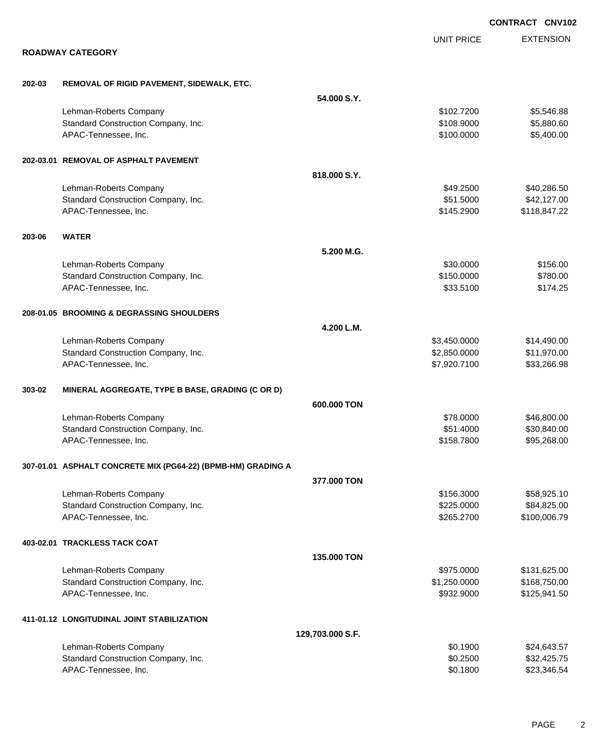**CONTRACT CNV102**

**ROADWAY CATEGORY**

| | | UNIT PRICE | EXTENSION |
|---|---|---|---|
| **202-03** | **REMOVAL OF RIGID PAVEMENT, SIDEWALK, ETC.** | | |
| | **54.000 S.Y.** | | |
| | Lehman-Roberts Company | $102.7200 | $5,546.88 |
| | Standard Construction Company, Inc. | $108.9000 | $5,880.60 |
| | APAC-Tennessee, Inc. | $100.0000 | $5,400.00 |
| **202-03.01** | **REMOVAL OF ASPHALT PAVEMENT** | | |
| | **818.000 S.Y.** | | |
| | Lehman-Roberts Company | $49.2500 | $40,286.50 |
| | Standard Construction Company, Inc. | $51.5000 | $42,127.00 |
| | APAC-Tennessee, Inc. | $145.2900 | $118,847.22 |
| **203-06** | **WATER** | | |
| | **5.200 M.G.** | | |
| | Lehman-Roberts Company | $30.0000 | $156.00 |
| | Standard Construction Company, Inc. | $150.0000 | $780.00 |
| | APAC-Tennessee, Inc. | $33.5100 | $174.25 |
| **208-01.05** | **BROOMING & DEGRASSING SHOULDERS** | | |
| | **4.200 L.M.** | | |
| | Lehman-Roberts Company | $3,450.0000 | $14,490.00 |
| | Standard Construction Company, Inc. | $2,850.0000 | $11,970.00 |
| | APAC-Tennessee, Inc. | $7,920.7100 | $33,266.98 |
| **303-02** | **MINERAL AGGREGATE, TYPE B BASE, GRADING (C OR D)** | | |
| | **600.000 TON** | | |
| | Lehman-Roberts Company | $78.0000 | $46,800.00 |
| | Standard Construction Company, Inc. | $51.4000 | $30,840.00 |
| | APAC-Tennessee, Inc. | $158.7800 | $95,268.00 |
| **307-01.01** | **ASPHALT CONCRETE MIX (PG64-22) (BPMB-HM) GRADING A** | | |
| | **377.000 TON** | | |
| | Lehman-Roberts Company | $156.3000 | $58,925.10 |
| | Standard Construction Company, Inc. | $225.0000 | $84,825.00 |
| | APAC-Tennessee, Inc. | $265.2700 | $100,006.79 |
| **403-02.01** | **TRACKLESS TACK COAT** | | |
| | **135.000 TON** | | |
| | Lehman-Roberts Company | $975.0000 | $131,625.00 |
| | Standard Construction Company, Inc. | $1,250.0000 | $168,750.00 |
| | APAC-Tennessee, Inc. | $932.9000 | $125,941.50 |
| **411-01.12** | **LONGITUDINAL JOINT STABILIZATION** | | |
| | **129,703.000 S.F.** | | |
| | Lehman-Roberts Company | $0.1900 | $24,643.57 |
| | Standard Construction Company, Inc. | $0.2500 | $32,425.75 |
| | APAC-Tennessee, Inc. | $0.1800 | $23,346.54 |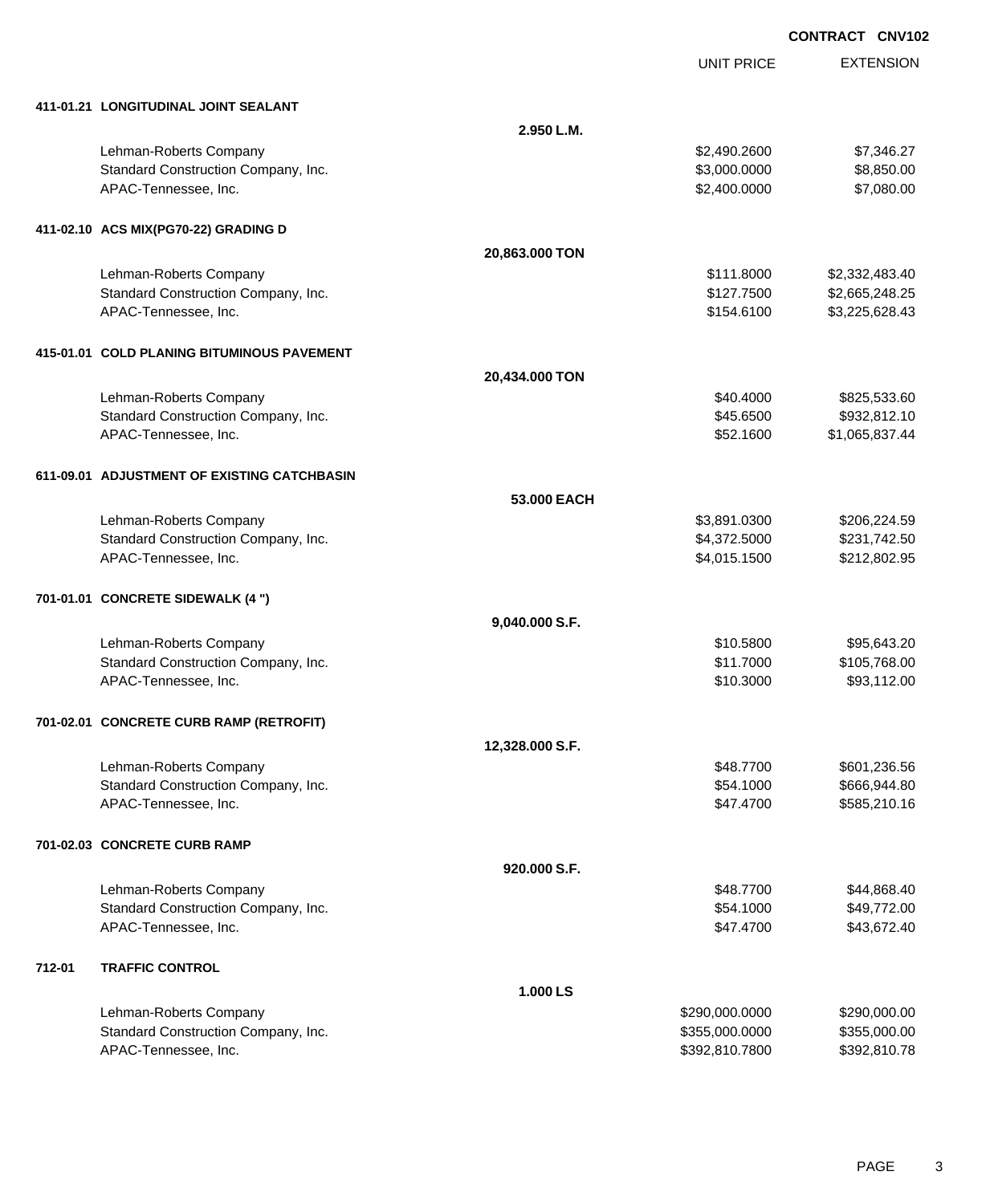**CONTRACT CNV102**

| | | UNIT PRICE | EXTENSION |
|---|---|---|---|
| **411-01.21 LONGITUDINAL JOINT SEALANT** | | | |
| | **2.950 L.M.** | | |
| Lehman-Roberts Company | | $2,490.2600 | $7,346.27 |
| Standard Construction Company, Inc. | | $3,000.0000 | $8,850.00 |
| APAC-Tennessee, Inc. | | $2,400.0000 | $7,080.00 |
| **411-02.10 ACS MIX(PG70-22) GRADING D** | | | |
| | **20,863.000 TON** | | |
| Lehman-Roberts Company | | $111.8000 | $2,332,483.40 |
| Standard Construction Company, Inc. | | $127.7500 | $2,665,248.25 |
| APAC-Tennessee, Inc. | | $154.6100 | $3,225,628.43 |
| **415-01.01 COLD PLANING BITUMINOUS PAVEMENT** | | | |
| | **20,434.000 TON** | | |
| Lehman-Roberts Company | | $40.4000 | $825,533.60 |
| Standard Construction Company, Inc. | | $45.6500 | $932,812.10 |
| APAC-Tennessee, Inc. | | $52.1600 | $1,065,837.44 |
| **611-09.01 ADJUSTMENT OF EXISTING CATCHBASIN** | | | |
| | **53.000 EACH** | | |
| Lehman-Roberts Company | | $3,891.0300 | $206,224.59 |
| Standard Construction Company, Inc. | | $4,372.5000 | $231,742.50 |
| APAC-Tennessee, Inc. | | $4,015.1500 | $212,802.95 |
| **701-01.01 CONCRETE SIDEWALK (4 ")** | | | |
| | **9,040.000 S.F.** | | |
| Lehman-Roberts Company | | $10.5800 | $95,643.20 |
| Standard Construction Company, Inc. | | $11.7000 | $105,768.00 |
| APAC-Tennessee, Inc. | | $10.3000 | $93,112.00 |
| **701-02.01 CONCRETE CURB RAMP (RETROFIT)** | | | |
| | **12,328.000 S.F.** | | |
| Lehman-Roberts Company | | $48.7700 | $601,236.56 |
| Standard Construction Company, Inc. | | $54.1000 | $666,944.80 |
| APAC-Tennessee, Inc. | | $47.4700 | $585,210.16 |
| **701-02.03 CONCRETE CURB RAMP** | | | |
| | **920.000 S.F.** | | |
| Lehman-Roberts Company | | $48.7700 | $44,868.40 |
| Standard Construction Company, Inc. | | $54.1000 | $49,772.00 |
| APAC-Tennessee, Inc. | | $47.4700 | $43,672.40 |
| **712-01 TRAFFIC CONTROL** | | | |
| | **1.000 LS** | | |
| Lehman-Roberts Company | | $290,000.0000 | $290,000.00 |
| Standard Construction Company, Inc. | | $355,000.0000 | $355,000.00 |
| APAC-Tennessee, Inc. | | $392,810.7800 | $392,810.78 |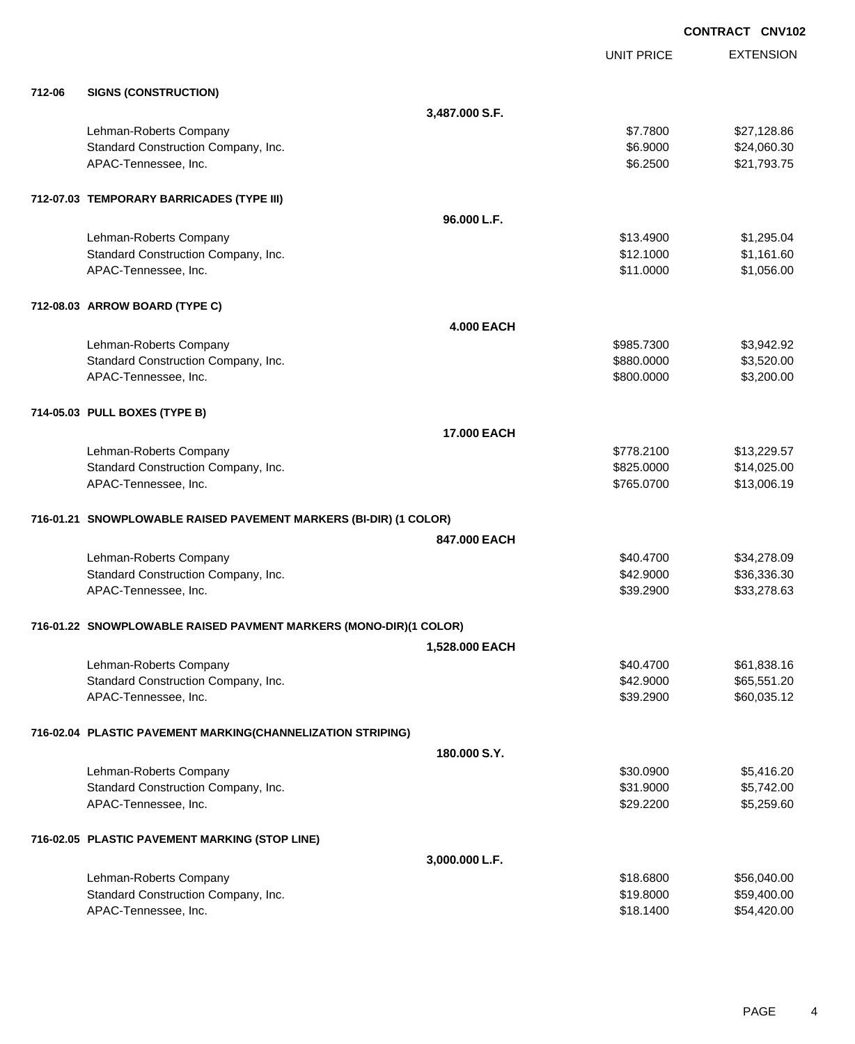**CONTRACT CNV102**

| | | UNIT PRICE | EXTENSION |
|---|---|---|---|
| **712-06** | **SIGNS (CONSTRUCTION)** | | |
| | **3,487.000 S.F.** | | |
| | Lehman-Roberts Company | $7.7800 | $27,128.86 |
| | Standard Construction Company, Inc. | $6.9000 | $24,060.30 |
| | APAC-Tennessee, Inc. | $6.2500 | $21,793.75 |
| **712-07.03** | **TEMPORARY BARRICADES (TYPE III)** | | |
| | **96.000 L.F.** | | |
| | Lehman-Roberts Company | $13.4900 | $1,295.04 |
| | Standard Construction Company, Inc. | $12.1000 | $1,161.60 |
| | APAC-Tennessee, Inc. | $11.0000 | $1,056.00 |
| **712-08.03** | **ARROW BOARD (TYPE C)** | | |
| | **4.000 EACH** | | |
| | Lehman-Roberts Company | $985.7300 | $3,942.92 |
| | Standard Construction Company, Inc. | $880.0000 | $3,520.00 |
| | APAC-Tennessee, Inc. | $800.0000 | $3,200.00 |
| **714-05.03** | **PULL BOXES (TYPE B)** | | |
| | **17.000 EACH** | | |
| | Lehman-Roberts Company | $778.2100 | $13,229.57 |
| | Standard Construction Company, Inc. | $825.0000 | $14,025.00 |
| | APAC-Tennessee, Inc. | $765.0700 | $13,006.19 |
| **716-01.21** | **SNOWPLOWABLE RAISED PAVEMENT MARKERS (BI-DIR) (1 COLOR)** | | |
| | **847.000 EACH** | | |
| | Lehman-Roberts Company | $40.4700 | $34,278.09 |
| | Standard Construction Company, Inc. | $42.9000 | $36,336.30 |
| | APAC-Tennessee, Inc. | $39.2900 | $33,278.63 |
| **716-01.22** | **SNOWPLOWABLE RAISED PAVMENT MARKERS (MONO-DIR)(1 COLOR)** | | |
| | **1,528.000 EACH** | | |
| | Lehman-Roberts Company | $40.4700 | $61,838.16 |
| | Standard Construction Company, Inc. | $42.9000 | $65,551.20 |
| | APAC-Tennessee, Inc. | $39.2900 | $60,035.12 |
| **716-02.04** | **PLASTIC PAVEMENT MARKING(CHANNELIZATION STRIPING)** | | |
| | **180.000 S.Y.** | | |
| | Lehman-Roberts Company | $30.0900 | $5,416.20 |
| | Standard Construction Company, Inc. | $31.9000 | $5,742.00 |
| | APAC-Tennessee, Inc. | $29.2200 | $5,259.60 |
| **716-02.05** | **PLASTIC PAVEMENT MARKING (STOP LINE)** | | |
| | **3,000.000 L.F.** | | |
| | Lehman-Roberts Company | $18.6800 | $56,040.00 |
| | Standard Construction Company, Inc. | $19.8000 | $59,400.00 |
| | APAC-Tennessee, Inc. | $18.1400 | $54,420.00 |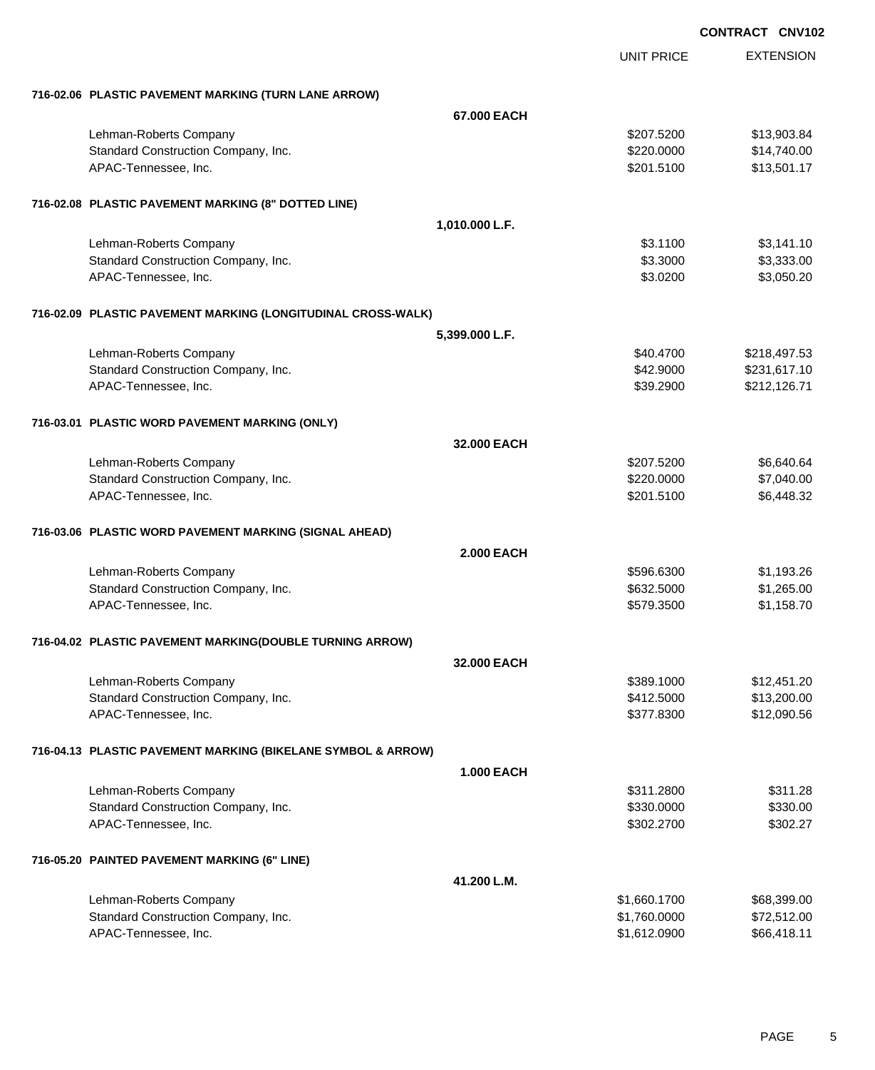**CONTRACT CNV102**

| | | UNIT PRICE | EXTENSION |
|---|---|---|---|
| **716-02.06 PLASTIC PAVEMENT MARKING (TURN LANE ARROW)** | | | |
| | **67.000 EACH** | | |
| Lehman-Roberts Company | | $207.5200 | $13,903.84 |
| Standard Construction Company, Inc. | | $220.0000 | $14,740.00 |
| APAC-Tennessee, Inc. | | $201.5100 | $13,501.17 |
| **716-02.08 PLASTIC PAVEMENT MARKING (8" DOTTED LINE)** | | | |
| | **1,010.000 L.F.** | | |
| Lehman-Roberts Company | | $3.1100 | $3,141.10 |
| Standard Construction Company, Inc. | | $3.3000 | $3,333.00 |
| APAC-Tennessee, Inc. | | $3.0200 | $3,050.20 |
| **716-02.09 PLASTIC PAVEMENT MARKING (LONGITUDINAL CROSS-WALK)** | | | |
| | **5,399.000 L.F.** | | |
| Lehman-Roberts Company | | $40.4700 | $218,497.53 |
| Standard Construction Company, Inc. | | $42.9000 | $231,617.10 |
| APAC-Tennessee, Inc. | | $39.2900 | $212,126.71 |
| **716-03.01 PLASTIC WORD PAVEMENT MARKING (ONLY)** | | | |
| | **32.000 EACH** | | |
| Lehman-Roberts Company | | $207.5200 | $6,640.64 |
| Standard Construction Company, Inc. | | $220.0000 | $7,040.00 |
| APAC-Tennessee, Inc. | | $201.5100 | $6,448.32 |
| **716-03.06 PLASTIC WORD PAVEMENT MARKING (SIGNAL AHEAD)** | | | |
| | **2.000 EACH** | | |
| Lehman-Roberts Company | | $596.6300 | $1,193.26 |
| Standard Construction Company, Inc. | | $632.5000 | $1,265.00 |
| APAC-Tennessee, Inc. | | $579.3500 | $1,158.70 |
| **716-04.02 PLASTIC PAVEMENT MARKING(DOUBLE TURNING ARROW)** | | | |
| | **32.000 EACH** | | |
| Lehman-Roberts Company | | $389.1000 | $12,451.20 |
| Standard Construction Company, Inc. | | $412.5000 | $13,200.00 |
| APAC-Tennessee, Inc. | | $377.8300 | $12,090.56 |
| **716-04.13 PLASTIC PAVEMENT MARKING (BIKELANE SYMBOL & ARROW)** | | | |
| | **1.000 EACH** | | |
| Lehman-Roberts Company | | $311.2800 | $311.28 |
| Standard Construction Company, Inc. | | $330.0000 | $330.00 |
| APAC-Tennessee, Inc. | | $302.2700 | $302.27 |
| **716-05.20 PAINTED PAVEMENT MARKING (6" LINE)** | | | |
| | **41.200 L.M.** | | |
| Lehman-Roberts Company | | $1,660.1700 | $68,399.00 |
| Standard Construction Company, Inc. | | $1,760.0000 | $72,512.00 |
| APAC-Tennessee, Inc. | | $1,612.0900 | $66,418.11 |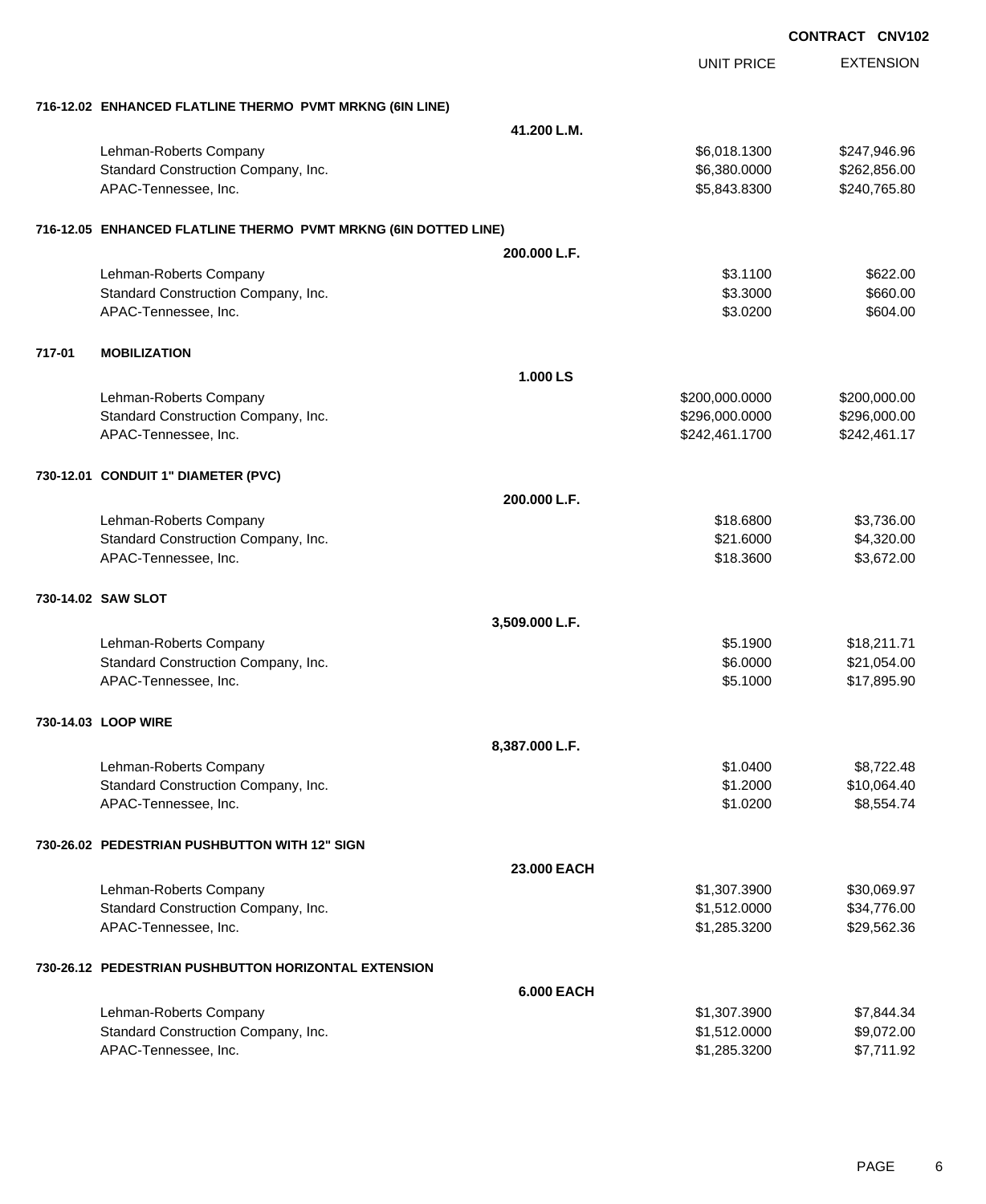**CONTRACT CNV102**

| | | UNIT PRICE | EXTENSION |
|---|---|---|---|
| **716-12.02 ENHANCED FLATLINE THERMO PVMT MRKNG (6IN LINE)** | | | |
| | **41.200 L.M.** | | |
| Lehman-Roberts Company | | $6,018.1300 | $247,946.96 |
| Standard Construction Company, Inc. | | $6,380.0000 | $262,856.00 |
| APAC-Tennessee, Inc. | | $5,843.8300 | $240,765.80 |
| **716-12.05 ENHANCED FLATLINE THERMO PVMT MRKNG (6IN DOTTED LINE)** | | | |
| | **200.000 L.F.** | | |
| Lehman-Roberts Company | | $3.1100 | $622.00 |
| Standard Construction Company, Inc. | | $3.3000 | $660.00 |
| APAC-Tennessee, Inc. | | $3.0200 | $604.00 |
| **717-01 MOBILIZATION** | | | |
| | **1.000 LS** | | |
| Lehman-Roberts Company | | $200,000.0000 | $200,000.00 |
| Standard Construction Company, Inc. | | $296,000.0000 | $296,000.00 |
| APAC-Tennessee, Inc. | | $242,461.1700 | $242,461.17 |
| **730-12.01 CONDUIT 1" DIAMETER (PVC)** | | | |
| | **200.000 L.F.** | | |
| Lehman-Roberts Company | | $18.6800 | $3,736.00 |
| Standard Construction Company, Inc. | | $21.6000 | $4,320.00 |
| APAC-Tennessee, Inc. | | $18.3600 | $3,672.00 |
| **730-14.02 SAW SLOT** | | | |
| | **3,509.000 L.F.** | | |
| Lehman-Roberts Company | | $5.1900 | $18,211.71 |
| Standard Construction Company, Inc. | | $6.0000 | $21,054.00 |
| APAC-Tennessee, Inc. | | $5.1000 | $17,895.90 |
| **730-14.03 LOOP WIRE** | | | |
| | **8,387.000 L.F.** | | |
| Lehman-Roberts Company | | $1.0400 | $8,722.48 |
| Standard Construction Company, Inc. | | $1.2000 | $10,064.40 |
| APAC-Tennessee, Inc. | | $1.0200 | $8,554.74 |
| **730-26.02 PEDESTRIAN PUSHBUTTON WITH 12" SIGN** | | | |
| | **23.000 EACH** | | |
| Lehman-Roberts Company | | $1,307.3900 | $30,069.97 |
| Standard Construction Company, Inc. | | $1,512.0000 | $34,776.00 |
| APAC-Tennessee, Inc. | | $1,285.3200 | $29,562.36 |
| **730-26.12 PEDESTRIAN PUSHBUTTON HORIZONTAL EXTENSION** | | | |
| | **6.000 EACH** | | |
| Lehman-Roberts Company | | $1,307.3900 | $7,844.34 |
| Standard Construction Company, Inc. | | $1,512.0000 | $9,072.00 |
| APAC-Tennessee, Inc. | | $1,285.3200 | $7,711.92 |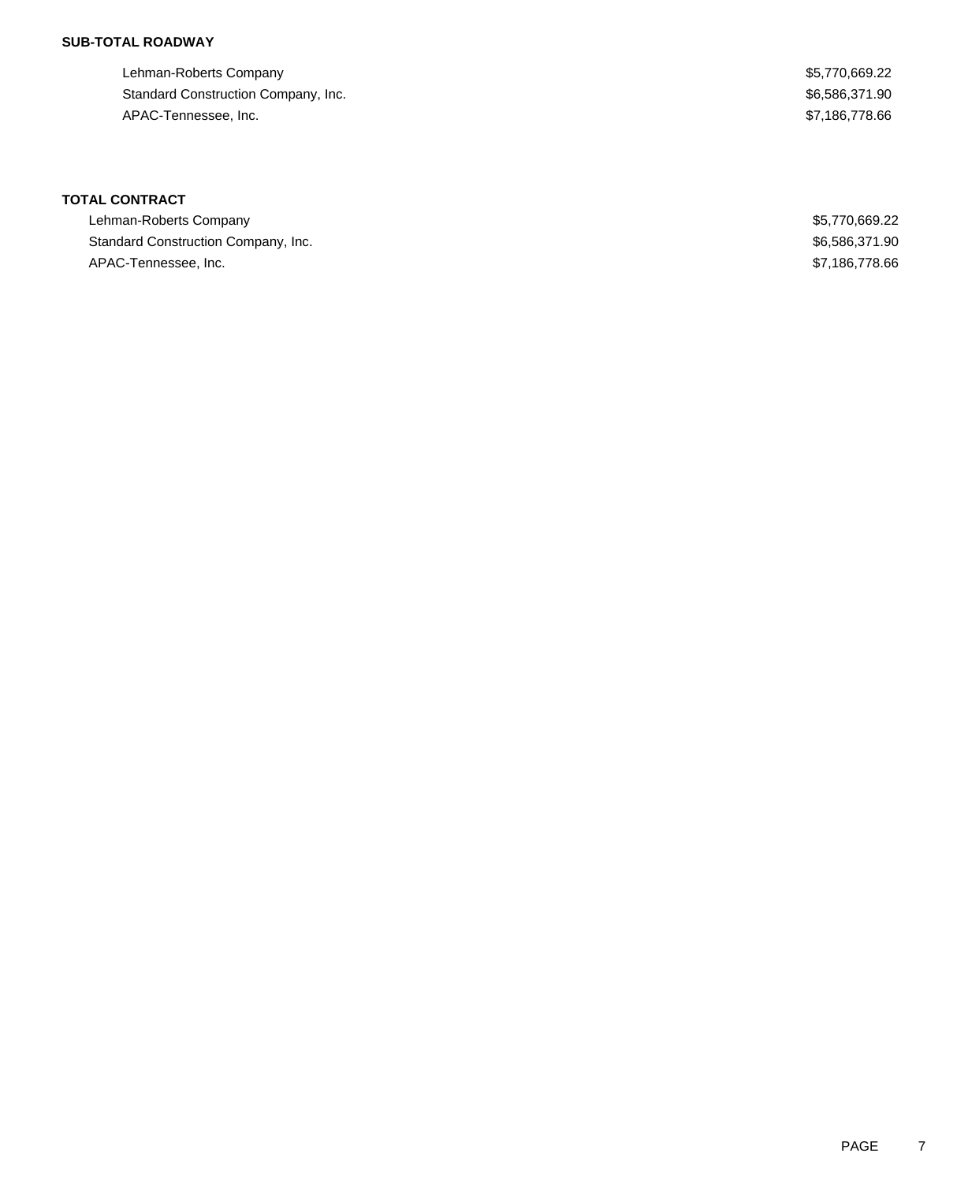**SUB-TOTAL ROADWAY**

| | |
|---|---|
| Lehman-Roberts Company | $5,770,669.22 |
| Standard Construction Company, Inc. | $6,586,371.90 |
| APAC-Tennessee, Inc. | $7,186,778.66 |

**TOTAL CONTRACT**

| | |
|---|---|
| Lehman-Roberts Company | $5,770,669.22 |
| Standard Construction Company, Inc. | $6,586,371.90 |
| APAC-Tennessee, Inc. | $7,186,778.66 |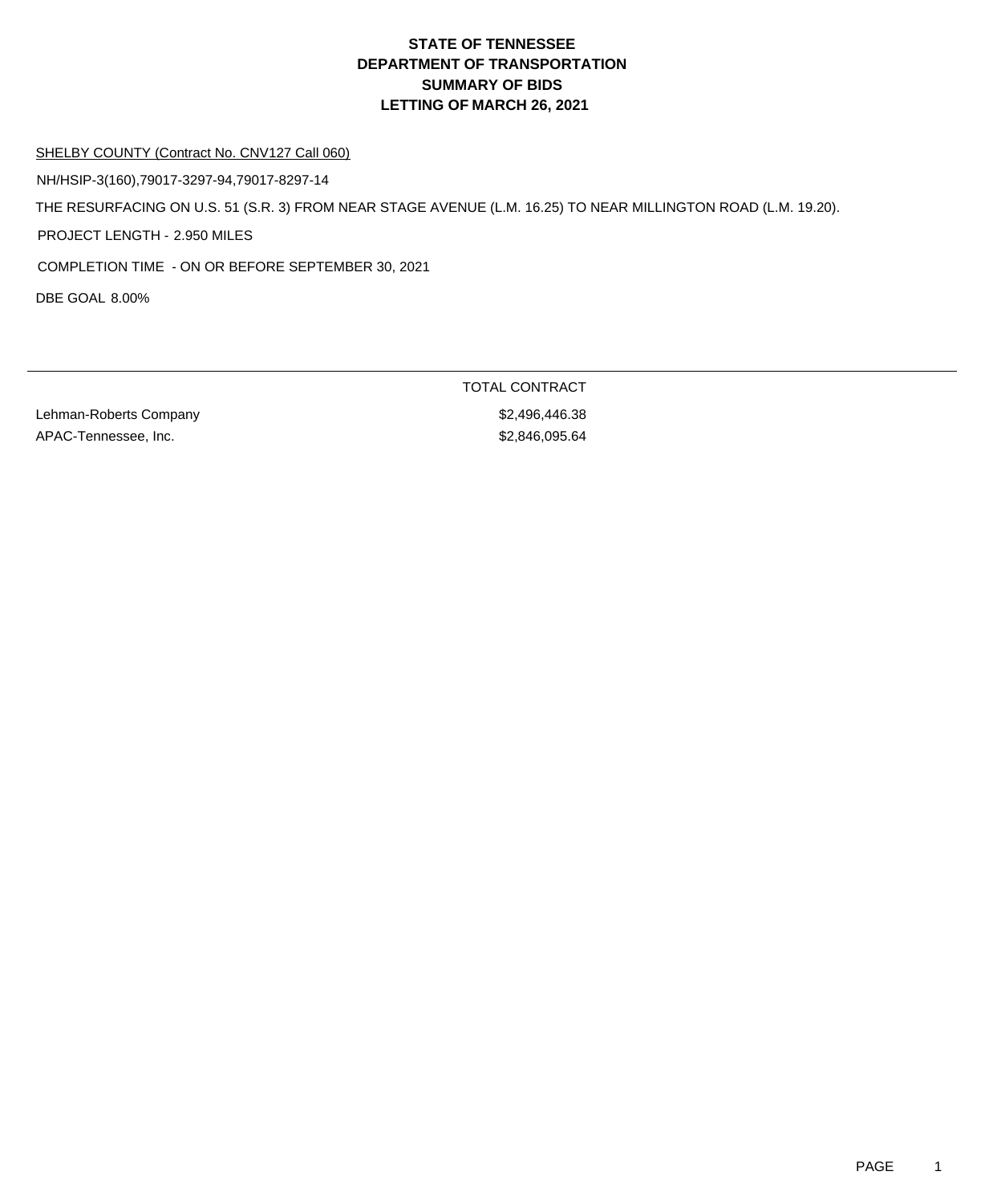# STATE OF TENNESSEE
# DEPARTMENT OF TRANSPORTATION
# SUMMARY OF BIDS
# LETTING OF MARCH 26, 2021

SHELBY COUNTY (Contract No. CNV127 Call 060)

NH/HSIP-3(160),79017-3297-94,79017-8297-14

THE RESURFACING ON U.S. 51 (S.R. 3) FROM NEAR STAGE AVENUE (L.M. 16.25) TO NEAR MILLINGTON ROAD (L.M. 19.20).

PROJECT LENGTH - 2.950 MILES

COMPLETION TIME - ON OR BEFORE SEPTEMBER 30, 2021

DBE GOAL 8.00%

| | TOTAL CONTRACT |
|---|---|
| Lehman-Roberts Company | $2,496,446.38 |
| APAC-Tennessee, Inc. | $2,846,095.64 |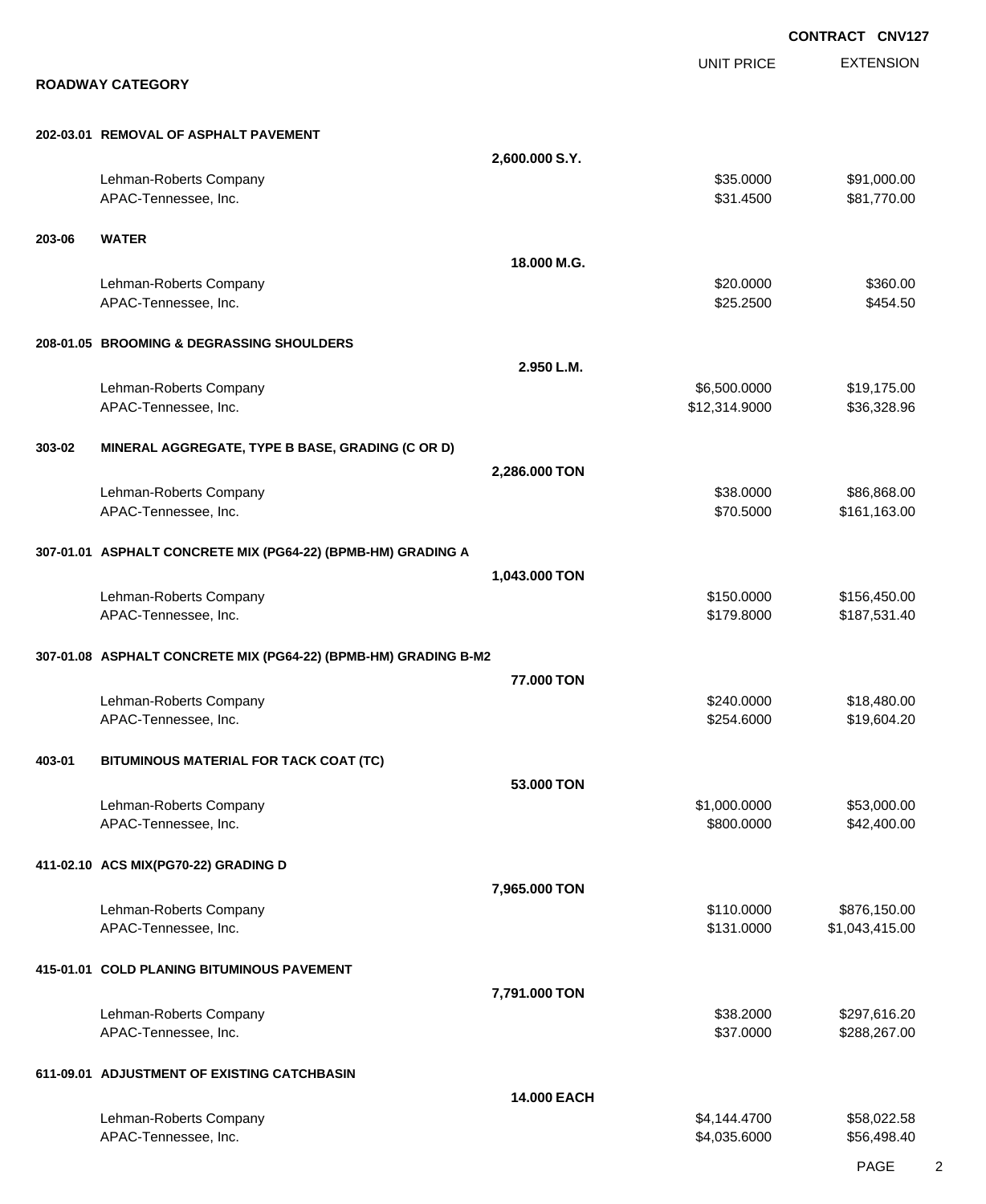**CONTRACT CNV127**

## ROADWAY CATEGORY

| | | UNIT PRICE | EXTENSION |
|---|---|---|---|
| **202-03.01 REMOVAL OF ASPHALT PAVEMENT** | | | |
| | **2,600.000 S.Y.** | | |
| Lehman-Roberts Company | | $35.0000 | $91,000.00 |
| APAC-Tennessee, Inc. | | $31.4500 | $81,770.00 |
| **203-06 WATER** | | | |
| | **18.000 M.G.** | | |
| Lehman-Roberts Company | | $20.0000 | $360.00 |
| APAC-Tennessee, Inc. | | $25.2500 | $454.50 |
| **208-01.05 BROOMING & DEGRASSING SHOULDERS** | | | |
| | **2.950 L.M.** | | |
| Lehman-Roberts Company | | $6,500.0000 | $19,175.00 |
| APAC-Tennessee, Inc. | | $12,314.9000 | $36,328.96 |
| **303-02 MINERAL AGGREGATE, TYPE B BASE, GRADING (C OR D)** | | | |
| | **2,286.000 TON** | | |
| Lehman-Roberts Company | | $38.0000 | $86,868.00 |
| APAC-Tennessee, Inc. | | $70.5000 | $161,163.00 |
| **307-01.01 ASPHALT CONCRETE MIX (PG64-22) (BPMB-HM) GRADING A** | | | |
| | **1,043.000 TON** | | |
| Lehman-Roberts Company | | $150.0000 | $156,450.00 |
| APAC-Tennessee, Inc. | | $179.8000 | $187,531.40 |
| **307-01.08 ASPHALT CONCRETE MIX (PG64-22) (BPMB-HM) GRADING B-M2** | | | |
| | **77.000 TON** | | |
| Lehman-Roberts Company | | $240.0000 | $18,480.00 |
| APAC-Tennessee, Inc. | | $254.6000 | $19,604.20 |
| **403-01 BITUMINOUS MATERIAL FOR TACK COAT (TC)** | | | |
| | **53.000 TON** | | |
| Lehman-Roberts Company | | $1,000.0000 | $53,000.00 |
| APAC-Tennessee, Inc. | | $800.0000 | $42,400.00 |
| **411-02.10 ACS MIX(PG70-22) GRADING D** | | | |
| | **7,965.000 TON** | | |
| Lehman-Roberts Company | | $110.0000 | $876,150.00 |
| APAC-Tennessee, Inc. | | $131.0000 | $1,043,415.00 |
| **415-01.01 COLD PLANING BITUMINOUS PAVEMENT** | | | |
| | **7,791.000 TON** | | |
| Lehman-Roberts Company | | $38.2000 | $297,616.20 |
| APAC-Tennessee, Inc. | | $37.0000 | $288,267.00 |
| **611-09.01 ADJUSTMENT OF EXISTING CATCHBASIN** | | | |
| | **14.000 EACH** | | |
| Lehman-Roberts Company | | $4,144.4700 | $58,022.58 |
| APAC-Tennessee, Inc. | | $4,035.6000 | $56,498.40 |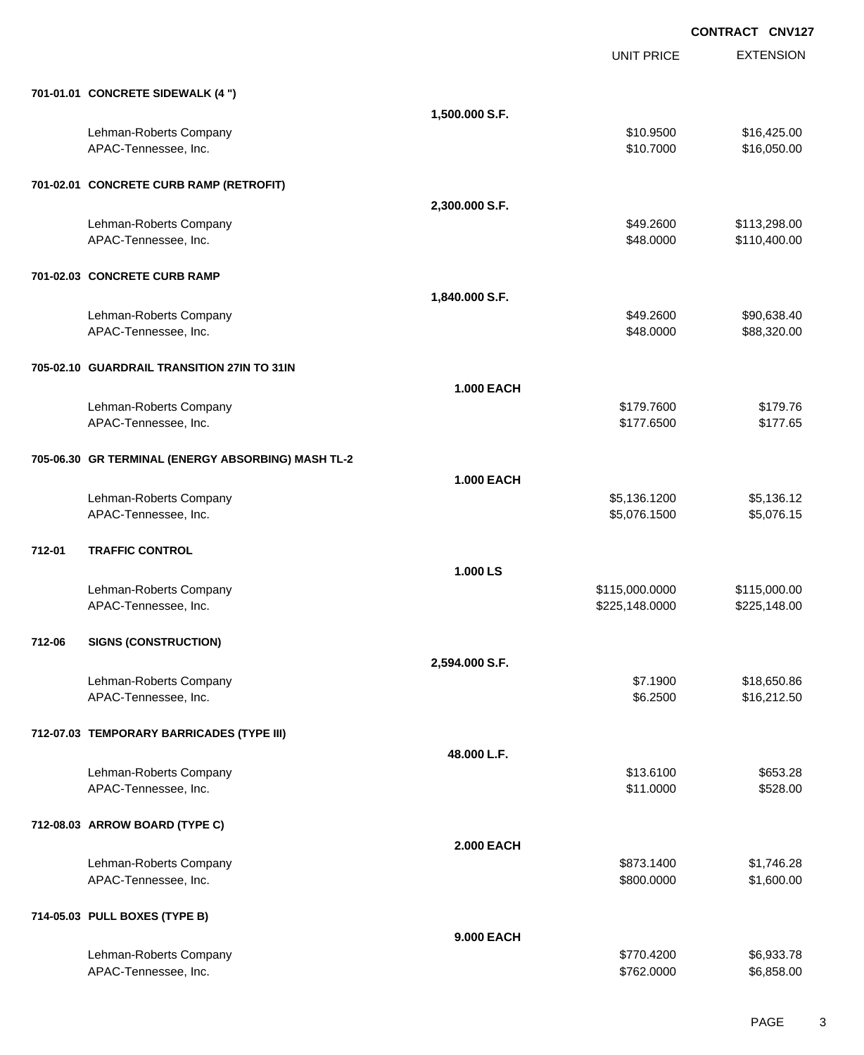**CONTRACT CNV127**

| | | UNIT PRICE | EXTENSION |
|---|---|---|---|
| **701-01.01 CONCRETE SIDEWALK (4 ")** | | | |
| | **1,500.000 S.F.** | | |
| Lehman-Roberts Company | | $10.9500 | $16,425.00 |
| APAC-Tennessee, Inc. | | $10.7000 | $16,050.00 |
| **701-02.01 CONCRETE CURB RAMP (RETROFIT)** | | | |
| | **2,300.000 S.F.** | | |
| Lehman-Roberts Company | | $49.2600 | $113,298.00 |
| APAC-Tennessee, Inc. | | $48.0000 | $110,400.00 |
| **701-02.03 CONCRETE CURB RAMP** | | | |
| | **1,840.000 S.F.** | | |
| Lehman-Roberts Company | | $49.2600 | $90,638.40 |
| APAC-Tennessee, Inc. | | $48.0000 | $88,320.00 |
| **705-02.10 GUARDRAIL TRANSITION 27IN TO 31IN** | | | |
| | **1.000 EACH** | | |
| Lehman-Roberts Company | | $179.7600 | $179.76 |
| APAC-Tennessee, Inc. | | $177.6500 | $177.65 |
| **705-06.30 GR TERMINAL (ENERGY ABSORBING) MASH TL-2** | | | |
| | **1.000 EACH** | | |
| Lehman-Roberts Company | | $5,136.1200 | $5,136.12 |
| APAC-Tennessee, Inc. | | $5,076.1500 | $5,076.15 |
| **712-01 TRAFFIC CONTROL** | | | |
| | **1.000 LS** | | |
| Lehman-Roberts Company | | $115,000.0000 | $115,000.00 |
| APAC-Tennessee, Inc. | | $225,148.0000 | $225,148.00 |
| **712-06 SIGNS (CONSTRUCTION)** | | | |
| | **2,594.000 S.F.** | | |
| Lehman-Roberts Company | | $7.1900 | $18,650.86 |
| APAC-Tennessee, Inc. | | $6.2500 | $16,212.50 |
| **712-07.03 TEMPORARY BARRICADES (TYPE III)** | | | |
| | **48.000 L.F.** | | |
| Lehman-Roberts Company | | $13.6100 | $653.28 |
| APAC-Tennessee, Inc. | | $11.0000 | $528.00 |
| **712-08.03 ARROW BOARD (TYPE C)** | | | |
| | **2.000 EACH** | | |
| Lehman-Roberts Company | | $873.1400 | $1,746.28 |
| APAC-Tennessee, Inc. | | $800.0000 | $1,600.00 |
| **714-05.03 PULL BOXES (TYPE B)** | | | |
| | **9.000 EACH** | | |
| Lehman-Roberts Company | | $770.4200 | $6,933.78 |
| APAC-Tennessee, Inc. | | $762.0000 | $6,858.00 |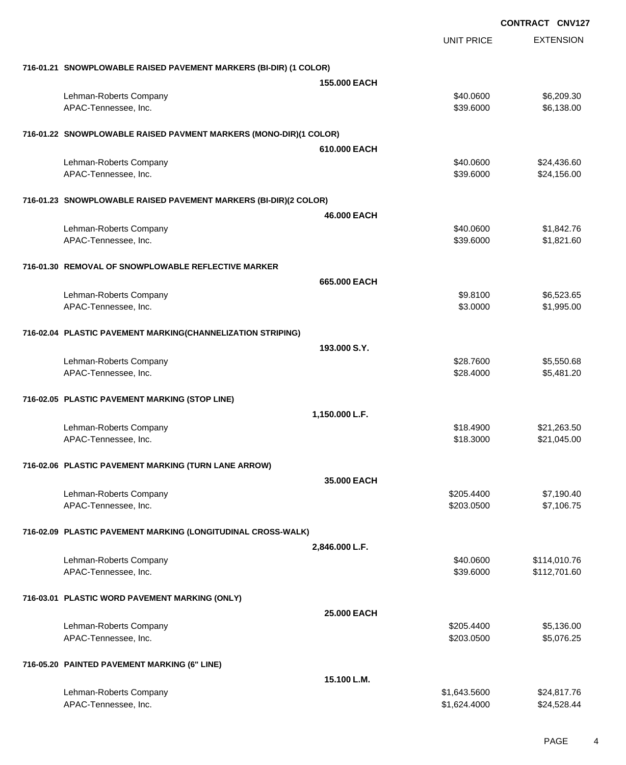**CONTRACT CNV127**

| | | UNIT PRICE | EXTENSION |
|---|---|---|---|
| **716-01.21 SNOWPLOWABLE RAISED PAVEMENT MARKERS (BI-DIR) (1 COLOR)** | | | |
| | **155.000 EACH** | | |
| Lehman-Roberts Company | | $40.0600 | $6,209.30 |
| APAC-Tennessee, Inc. | | $39.6000 | $6,138.00 |
| **716-01.22 SNOWPLOWABLE RAISED PAVMENT MARKERS (MONO-DIR)(1 COLOR)** | | | |
| | **610.000 EACH** | | |
| Lehman-Roberts Company | | $40.0600 | $24,436.60 |
| APAC-Tennessee, Inc. | | $39.6000 | $24,156.00 |
| **716-01.23 SNOWPLOWABLE RAISED PAVEMENT MARKERS (BI-DIR)(2 COLOR)** | | | |
| | **46.000 EACH** | | |
| Lehman-Roberts Company | | $40.0600 | $1,842.76 |
| APAC-Tennessee, Inc. | | $39.6000 | $1,821.60 |
| **716-01.30 REMOVAL OF SNOWPLOWABLE REFLECTIVE MARKER** | | | |
| | **665.000 EACH** | | |
| Lehman-Roberts Company | | $9.8100 | $6,523.65 |
| APAC-Tennessee, Inc. | | $3.0000 | $1,995.00 |
| **716-02.04 PLASTIC PAVEMENT MARKING(CHANNELIZATION STRIPING)** | | | |
| | **193.000 S.Y.** | | |
| Lehman-Roberts Company | | $28.7600 | $5,550.68 |
| APAC-Tennessee, Inc. | | $28.4000 | $5,481.20 |
| **716-02.05 PLASTIC PAVEMENT MARKING (STOP LINE)** | | | |
| | **1,150.000 L.F.** | | |
| Lehman-Roberts Company | | $18.4900 | $21,263.50 |
| APAC-Tennessee, Inc. | | $18.3000 | $21,045.00 |
| **716-02.06 PLASTIC PAVEMENT MARKING (TURN LANE ARROW)** | | | |
| | **35.000 EACH** | | |
| Lehman-Roberts Company | | $205.4400 | $7,190.40 |
| APAC-Tennessee, Inc. | | $203.0500 | $7,106.75 |
| **716-02.09 PLASTIC PAVEMENT MARKING (LONGITUDINAL CROSS-WALK)** | | | |
| | **2,846.000 L.F.** | | |
| Lehman-Roberts Company | | $40.0600 | $114,010.76 |
| APAC-Tennessee, Inc. | | $39.6000 | $112,701.60 |
| **716-03.01 PLASTIC WORD PAVEMENT MARKING (ONLY)** | | | |
| | **25.000 EACH** | | |
| Lehman-Roberts Company | | $205.4400 | $5,136.00 |
| APAC-Tennessee, Inc. | | $203.0500 | $5,076.25 |
| **716-05.20 PAINTED PAVEMENT MARKING (6" LINE)** | | | |
| | **15.100 L.M.** | | |
| Lehman-Roberts Company | | $1,643.5600 | $24,817.76 |
| APAC-Tennessee, Inc. | | $1,624.4000 | $24,528.44 |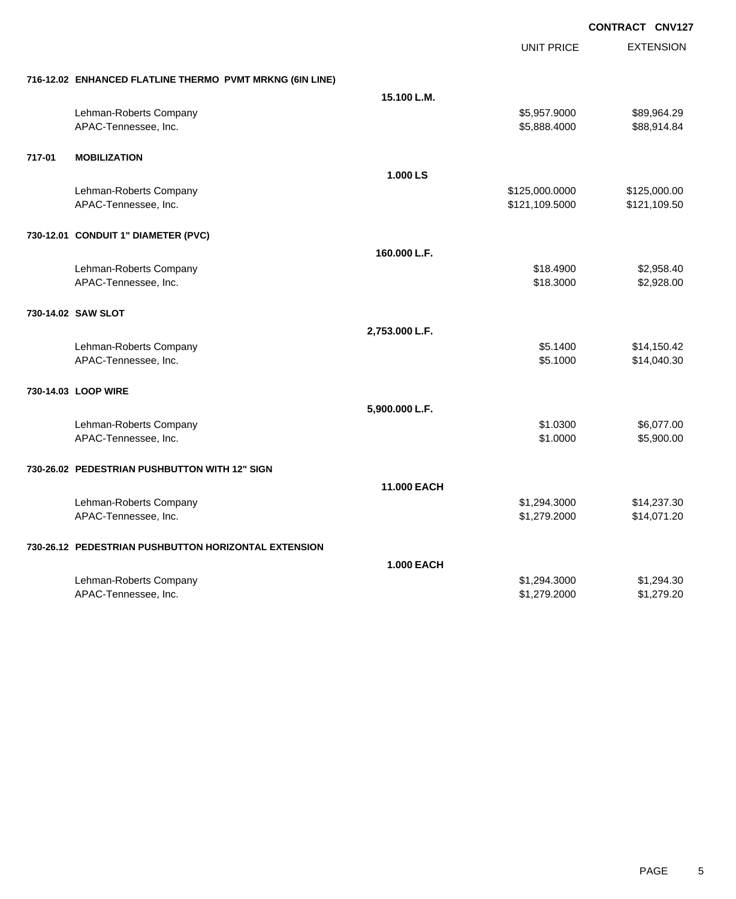CONTRACT CNV127

| | | UNIT PRICE | EXTENSION |
|---|---|---|---|
| **716-12.02 ENHANCED FLATLINE THERMO PVMT MRKNG (6IN LINE)** | | | |
| | **15.100 L.M.** | | |
| Lehman-Roberts Company | | $5,957.9000 | $89,964.29 |
| APAC-Tennessee, Inc. | | $5,888.4000 | $88,914.84 |
| **717-01 MOBILIZATION** | | | |
| | **1.000 LS** | | |
| Lehman-Roberts Company | | $125,000.0000 | $125,000.00 |
| APAC-Tennessee, Inc. | | $121,109.5000 | $121,109.50 |
| **730-12.01 CONDUIT 1" DIAMETER (PVC)** | | | |
| | **160.000 L.F.** | | |
| Lehman-Roberts Company | | $18.4900 | $2,958.40 |
| APAC-Tennessee, Inc. | | $18.3000 | $2,928.00 |
| **730-14.02 SAW SLOT** | | | |
| | **2,753.000 L.F.** | | |
| Lehman-Roberts Company | | $5.1400 | $14,150.42 |
| APAC-Tennessee, Inc. | | $5.1000 | $14,040.30 |
| **730-14.03 LOOP WIRE** | | | |
| | **5,900.000 L.F.** | | |
| Lehman-Roberts Company | | $1.0300 | $6,077.00 |
| APAC-Tennessee, Inc. | | $1.0000 | $5,900.00 |
| **730-26.02 PEDESTRIAN PUSHBUTTON WITH 12" SIGN** | | | |
| | **11.000 EACH** | | |
| Lehman-Roberts Company | | $1,294.3000 | $14,237.30 |
| APAC-Tennessee, Inc. | | $1,279.2000 | $14,071.20 |
| **730-26.12 PEDESTRIAN PUSHBUTTON HORIZONTAL EXTENSION** | | | |
| | **1.000 EACH** | | |
| Lehman-Roberts Company | | $1,294.3000 | $1,294.30 |
| APAC-Tennessee, Inc. | | $1,279.2000 | $1,279.20 |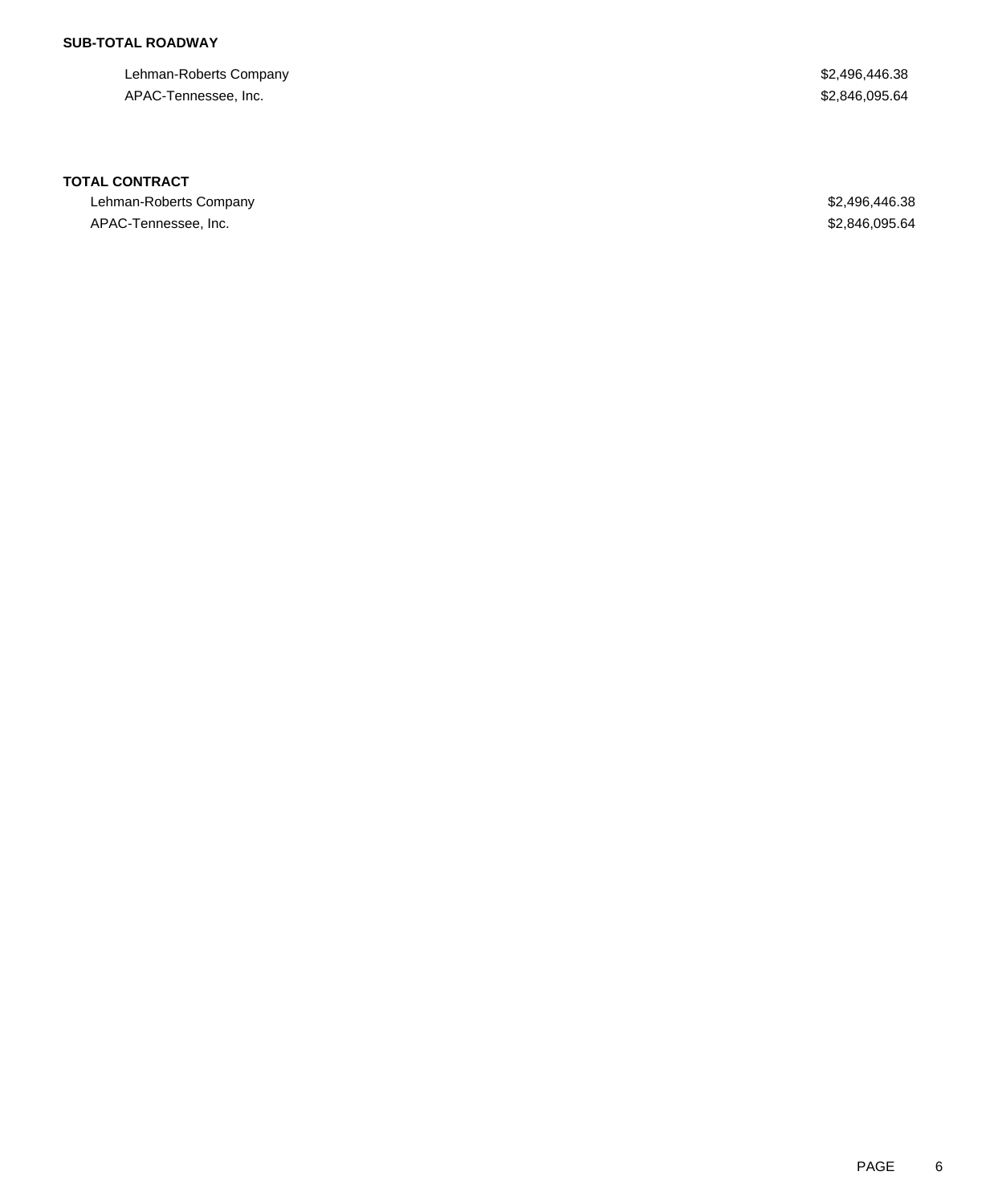**SUB-TOTAL ROADWAY**

| | |
|---|---|
| Lehman-Roberts Company | $2,496,446.38 |
| APAC-Tennessee, Inc. | $2,846,095.64 |

**TOTAL CONTRACT**

| | |
|---|---|
| Lehman-Roberts Company | $2,496,446.38 |
| APAC-Tennessee, Inc. | $2,846,095.64 |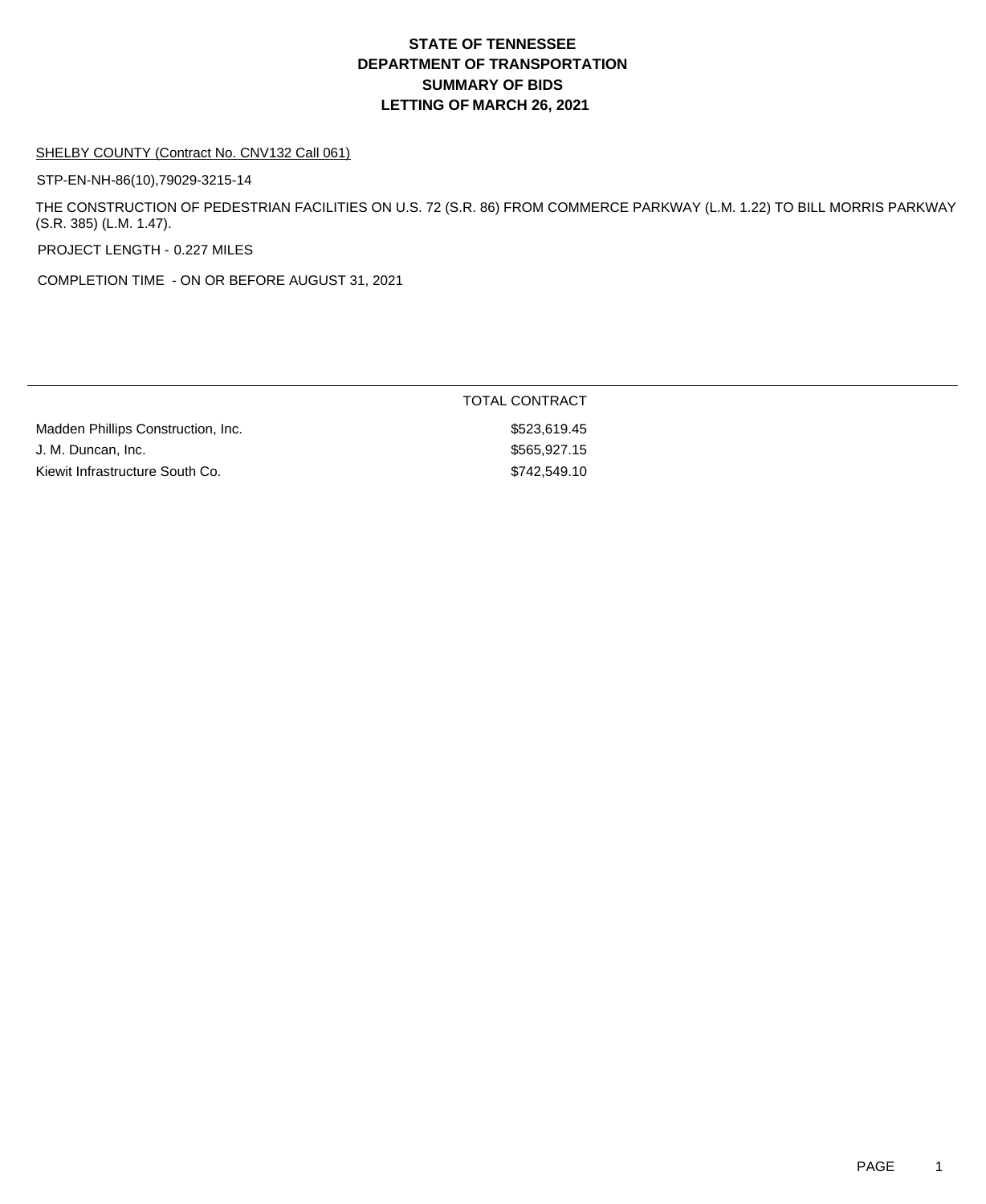# STATE OF TENNESSEE
# DEPARTMENT OF TRANSPORTATION
# SUMMARY OF BIDS
# LETTING OF MARCH 26, 2021

SHELBY COUNTY (Contract No. CNV132 Call 061)

STP-EN-NH-86(10),79029-3215-14

THE CONSTRUCTION OF PEDESTRIAN FACILITIES ON U.S. 72 (S.R. 86) FROM COMMERCE PARKWAY (L.M. 1.22) TO BILL MORRIS PARKWAY (S.R. 385) (L.M. 1.47).

PROJECT LENGTH - 0.227 MILES

COMPLETION TIME - ON OR BEFORE AUGUST 31, 2021

| | TOTAL CONTRACT |
|---|---|
| Madden Phillips Construction, Inc. | \$523,619.45 |
| J. M. Duncan, Inc. | \$565,927.15 |
| Kiewit Infrastructure South Co. | \$742,549.10 |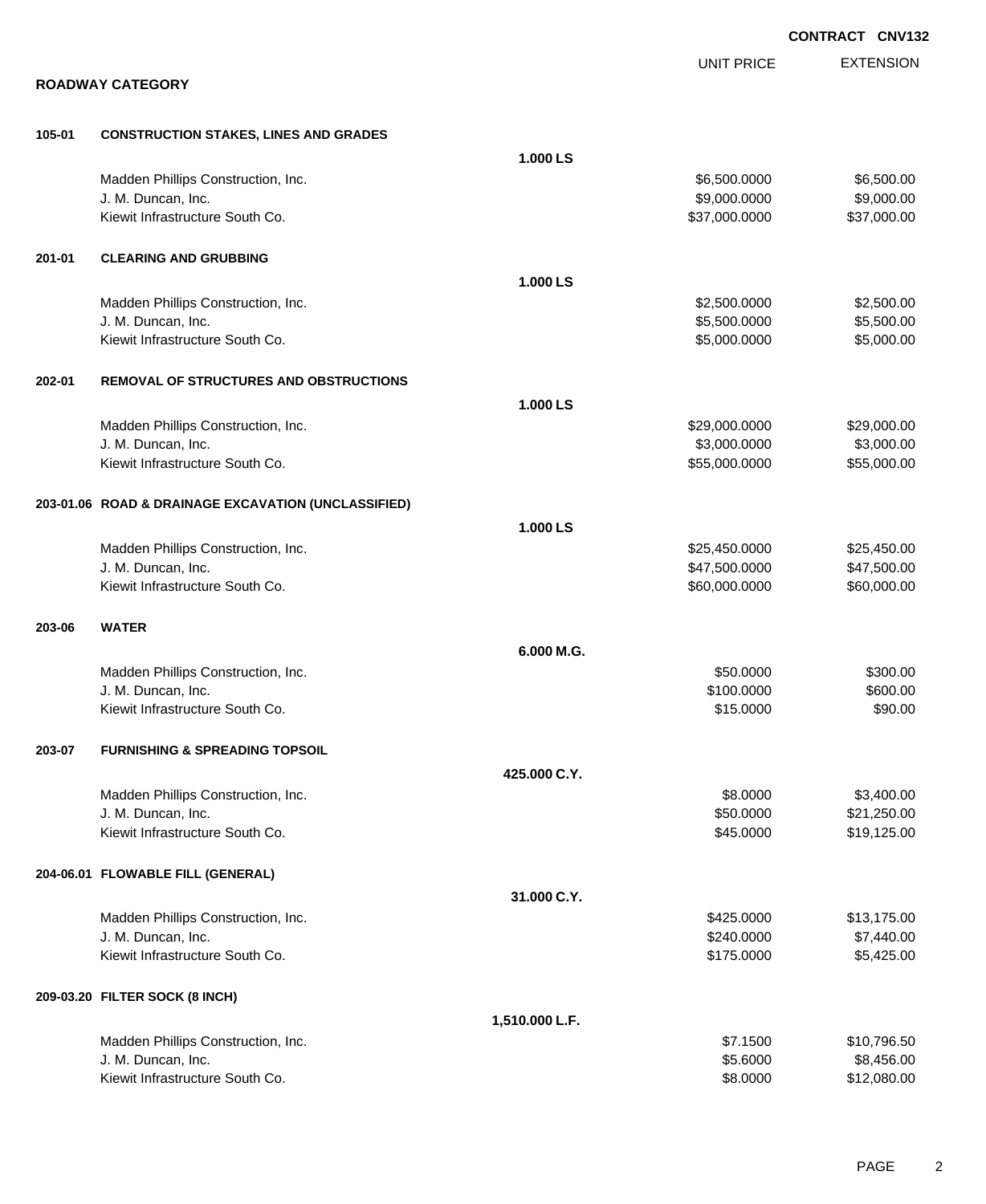**CONTRACT CNV132**

## ROADWAY CATEGORY

| | | | UNIT PRICE | EXTENSION |
|---|---|---|---|---|
| **105-01** | **CONSTRUCTION STAKES, LINES AND GRADES** | | | |
| | | **1.000 LS** | | |
| | Madden Phillips Construction, Inc. | | $6,500.0000 | $6,500.00 |
| | J. M. Duncan, Inc. | | $9,000.0000 | $9,000.00 |
| | Kiewit Infrastructure South Co. | | $37,000.0000 | $37,000.00 |
| **201-01** | **CLEARING AND GRUBBING** | | | |
| | | **1.000 LS** | | |
| | Madden Phillips Construction, Inc. | | $2,500.0000 | $2,500.00 |
| | J. M. Duncan, Inc. | | $5,500.0000 | $5,500.00 |
| | Kiewit Infrastructure South Co. | | $5,000.0000 | $5,000.00 |
| **202-01** | **REMOVAL OF STRUCTURES AND OBSTRUCTIONS** | | | |
| | | **1.000 LS** | | |
| | Madden Phillips Construction, Inc. | | $29,000.0000 | $29,000.00 |
| | J. M. Duncan, Inc. | | $3,000.0000 | $3,000.00 |
| | Kiewit Infrastructure South Co. | | $55,000.0000 | $55,000.00 |
| **203-01.06** | **ROAD & DRAINAGE EXCAVATION (UNCLASSIFIED)** | | | |
| | | **1.000 LS** | | |
| | Madden Phillips Construction, Inc. | | $25,450.0000 | $25,450.00 |
| | J. M. Duncan, Inc. | | $47,500.0000 | $47,500.00 |
| | Kiewit Infrastructure South Co. | | $60,000.0000 | $60,000.00 |
| **203-06** | **WATER** | | | |
| | | **6.000 M.G.** | | |
| | Madden Phillips Construction, Inc. | | $50.0000 | $300.00 |
| | J. M. Duncan, Inc. | | $100.0000 | $600.00 |
| | Kiewit Infrastructure South Co. | | $15.0000 | $90.00 |
| **203-07** | **FURNISHING & SPREADING TOPSOIL** | | | |
| | | **425.000 C.Y.** | | |
| | Madden Phillips Construction, Inc. | | $8.0000 | $3,400.00 |
| | J. M. Duncan, Inc. | | $50.0000 | $21,250.00 |
| | Kiewit Infrastructure South Co. | | $45.0000 | $19,125.00 |
| **204-06.01** | **FLOWABLE FILL (GENERAL)** | | | |
| | | **31.000 C.Y.** | | |
| | Madden Phillips Construction, Inc. | | $425.0000 | $13,175.00 |
| | J. M. Duncan, Inc. | | $240.0000 | $7,440.00 |
| | Kiewit Infrastructure South Co. | | $175.0000 | $5,425.00 |
| **209-03.20** | **FILTER SOCK (8 INCH)** | | | |
| | | **1,510.000 L.F.** | | |
| | Madden Phillips Construction, Inc. | | $7.1500 | $10,796.50 |
| | J. M. Duncan, Inc. | | $5.6000 | $8,456.00 |
| | Kiewit Infrastructure South Co. | | $8.0000 | $12,080.00 |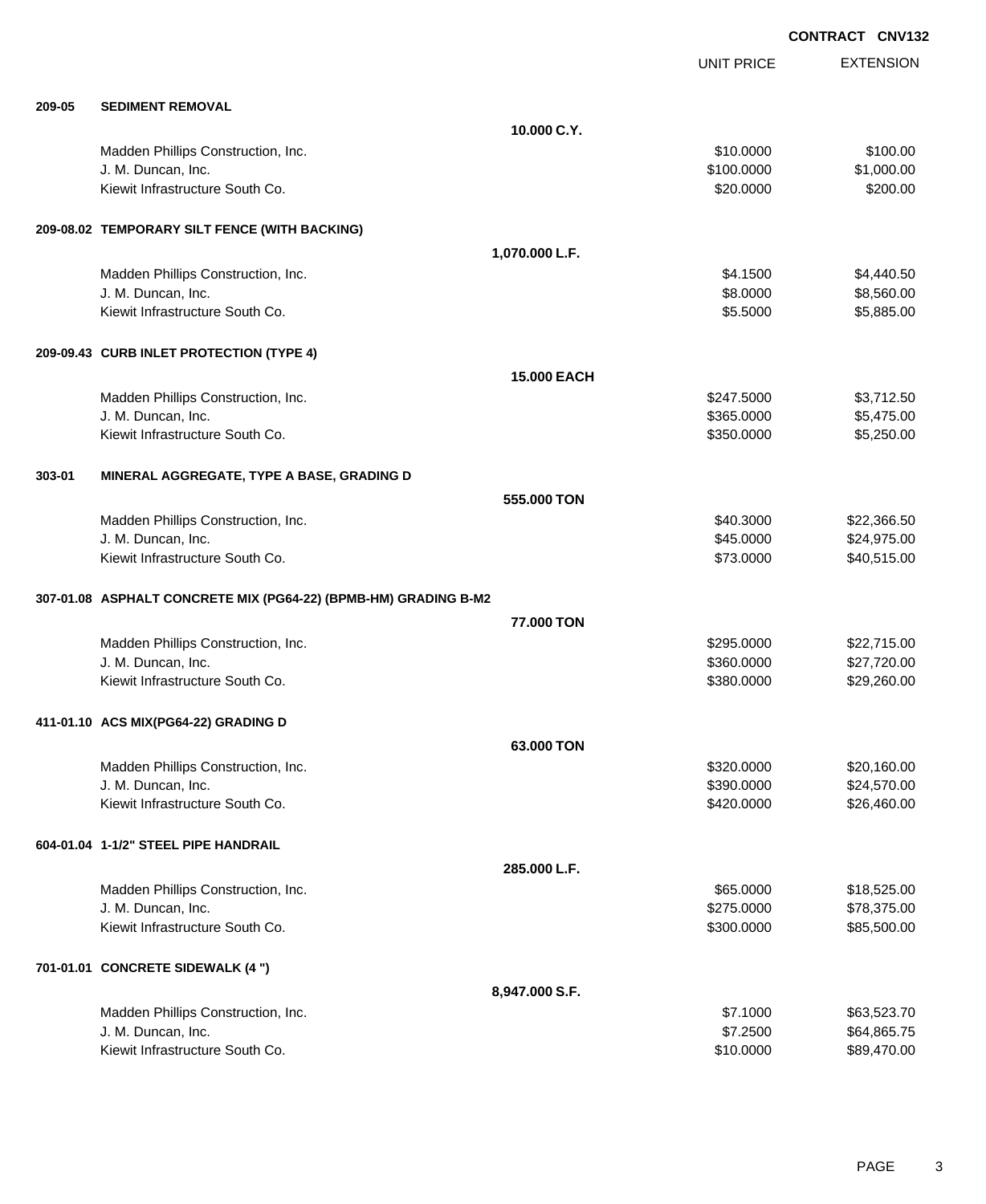**CONTRACT CNV132**

| | | | UNIT PRICE | EXTENSION |
|---|---|---|---|---|
| **209-05** | **SEDIMENT REMOVAL** | | | |
| | | **10.000 C.Y.** | | |
| | Madden Phillips Construction, Inc. | | $10.0000 | $100.00 |
| | J. M. Duncan, Inc. | | $100.0000 | $1,000.00 |
| | Kiewit Infrastructure South Co. | | $20.0000 | $200.00 |
| **209-08.02** | **TEMPORARY SILT FENCE (WITH BACKING)** | | | |
| | | **1,070.000 L.F.** | | |
| | Madden Phillips Construction, Inc. | | $4.1500 | $4,440.50 |
| | J. M. Duncan, Inc. | | $8.0000 | $8,560.00 |
| | Kiewit Infrastructure South Co. | | $5.5000 | $5,885.00 |
| **209-09.43** | **CURB INLET PROTECTION (TYPE 4)** | | | |
| | | **15.000 EACH** | | |
| | Madden Phillips Construction, Inc. | | $247.5000 | $3,712.50 |
| | J. M. Duncan, Inc. | | $365.0000 | $5,475.00 |
| | Kiewit Infrastructure South Co. | | $350.0000 | $5,250.00 |
| **303-01** | **MINERAL AGGREGATE, TYPE A BASE, GRADING D** | | | |
| | | **555.000 TON** | | |
| | Madden Phillips Construction, Inc. | | $40.3000 | $22,366.50 |
| | J. M. Duncan, Inc. | | $45.0000 | $24,975.00 |
| | Kiewit Infrastructure South Co. | | $73.0000 | $40,515.00 |
| **307-01.08** | **ASPHALT CONCRETE MIX (PG64-22) (BPMB-HM) GRADING B-M2** | | | |
| | | **77.000 TON** | | |
| | Madden Phillips Construction, Inc. | | $295.0000 | $22,715.00 |
| | J. M. Duncan, Inc. | | $360.0000 | $27,720.00 |
| | Kiewit Infrastructure South Co. | | $380.0000 | $29,260.00 |
| **411-01.10** | **ACS MIX(PG64-22) GRADING D** | | | |
| | | **63.000 TON** | | |
| | Madden Phillips Construction, Inc. | | $320.0000 | $20,160.00 |
| | J. M. Duncan, Inc. | | $390.0000 | $24,570.00 |
| | Kiewit Infrastructure South Co. | | $420.0000 | $26,460.00 |
| **604-01.04** | **1-1/2" STEEL PIPE HANDRAIL** | | | |
| | | **285.000 L.F.** | | |
| | Madden Phillips Construction, Inc. | | $65.0000 | $18,525.00 |
| | J. M. Duncan, Inc. | | $275.0000 | $78,375.00 |
| | Kiewit Infrastructure South Co. | | $300.0000 | $85,500.00 |
| **701-01.01** | **CONCRETE SIDEWALK (4 ")** | | | |
| | | **8,947.000 S.F.** | | |
| | Madden Phillips Construction, Inc. | | $7.1000 | $63,523.70 |
| | J. M. Duncan, Inc. | | $7.2500 | $64,865.75 |
| | Kiewit Infrastructure South Co. | | $10.0000 | $89,470.00 |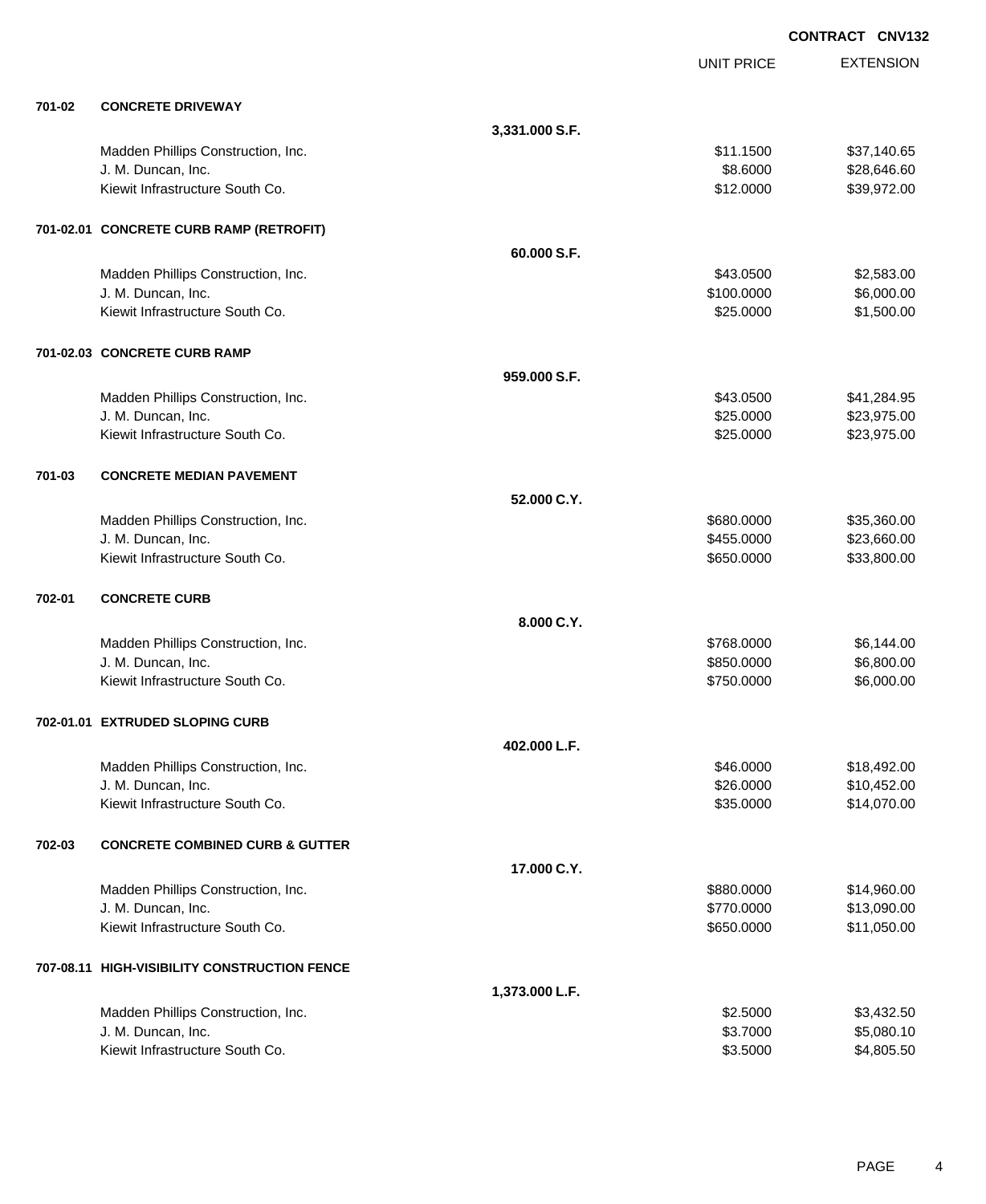**CONTRACT CNV132**

| | | | UNIT PRICE | EXTENSION |
|---|---|---|---|---|
| **701-02** | **CONCRETE DRIVEWAY** | | | |
| | | **3,331.000 S.F.** | | |
| | Madden Phillips Construction, Inc. | | $11.1500 | $37,140.65 |
| | J. M. Duncan, Inc. | | $8.6000 | $28,646.60 |
| | Kiewit Infrastructure South Co. | | $12.0000 | $39,972.00 |
| **701-02.01** | **CONCRETE CURB RAMP (RETROFIT)** | | | |
| | | **60.000 S.F.** | | |
| | Madden Phillips Construction, Inc. | | $43.0500 | $2,583.00 |
| | J. M. Duncan, Inc. | | $100.0000 | $6,000.00 |
| | Kiewit Infrastructure South Co. | | $25.0000 | $1,500.00 |
| **701-02.03** | **CONCRETE CURB RAMP** | | | |
| | | **959.000 S.F.** | | |
| | Madden Phillips Construction, Inc. | | $43.0500 | $41,284.95 |
| | J. M. Duncan, Inc. | | $25.0000 | $23,975.00 |
| | Kiewit Infrastructure South Co. | | $25.0000 | $23,975.00 |
| **701-03** | **CONCRETE MEDIAN PAVEMENT** | | | |
| | | **52.000 C.Y.** | | |
| | Madden Phillips Construction, Inc. | | $680.0000 | $35,360.00 |
| | J. M. Duncan, Inc. | | $455.0000 | $23,660.00 |
| | Kiewit Infrastructure South Co. | | $650.0000 | $33,800.00 |
| **702-01** | **CONCRETE CURB** | | | |
| | | **8.000 C.Y.** | | |
| | Madden Phillips Construction, Inc. | | $768.0000 | $6,144.00 |
| | J. M. Duncan, Inc. | | $850.0000 | $6,800.00 |
| | Kiewit Infrastructure South Co. | | $750.0000 | $6,000.00 |
| **702-01.01** | **EXTRUDED SLOPING CURB** | | | |
| | | **402.000 L.F.** | | |
| | Madden Phillips Construction, Inc. | | $46.0000 | $18,492.00 |
| | J. M. Duncan, Inc. | | $26.0000 | $10,452.00 |
| | Kiewit Infrastructure South Co. | | $35.0000 | $14,070.00 |
| **702-03** | **CONCRETE COMBINED CURB & GUTTER** | | | |
| | | **17.000 C.Y.** | | |
| | Madden Phillips Construction, Inc. | | $880.0000 | $14,960.00 |
| | J. M. Duncan, Inc. | | $770.0000 | $13,090.00 |
| | Kiewit Infrastructure South Co. | | $650.0000 | $11,050.00 |
| **707-08.11** | **HIGH-VISIBILITY CONSTRUCTION FENCE** | | | |
| | | **1,373.000 L.F.** | | |
| | Madden Phillips Construction, Inc. | | $2.5000 | $3,432.50 |
| | J. M. Duncan, Inc. | | $3.7000 | $5,080.10 |
| | Kiewit Infrastructure South Co. | | $3.5000 | $4,805.50 |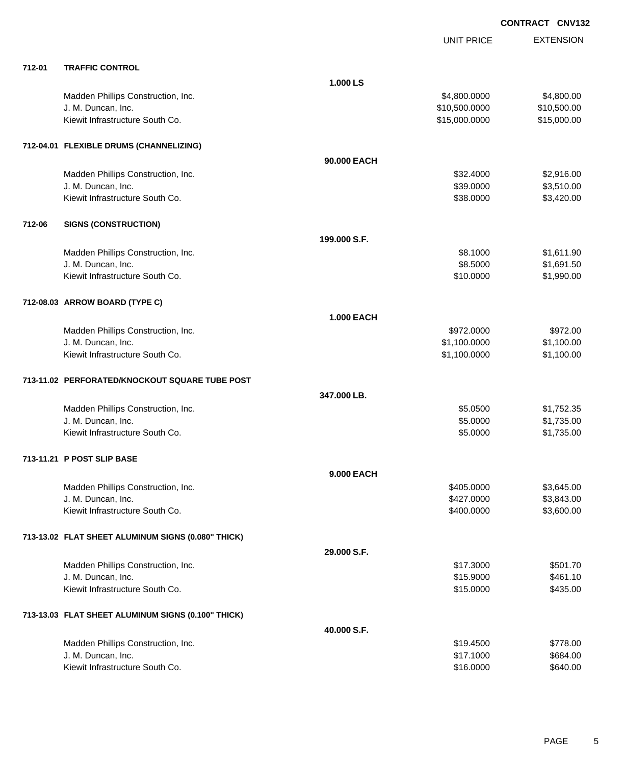**CONTRACT CNV132**

| | | | UNIT PRICE | EXTENSION |
|---|---|---|---|---|
| **712-01** | **TRAFFIC CONTROL** | | | |
| | | **1.000 LS** | | |
| | Madden Phillips Construction, Inc. | | $4,800.0000 | $4,800.00 |
| | J. M. Duncan, Inc. | | $10,500.0000 | $10,500.00 |
| | Kiewit Infrastructure South Co. | | $15,000.0000 | $15,000.00 |
| **712-04.01** | **FLEXIBLE DRUMS (CHANNELIZING)** | | | |
| | | **90.000 EACH** | | |
| | Madden Phillips Construction, Inc. | | $32.4000 | $2,916.00 |
| | J. M. Duncan, Inc. | | $39.0000 | $3,510.00 |
| | Kiewit Infrastructure South Co. | | $38.0000 | $3,420.00 |
| **712-06** | **SIGNS (CONSTRUCTION)** | | | |
| | | **199.000 S.F.** | | |
| | Madden Phillips Construction, Inc. | | $8.1000 | $1,611.90 |
| | J. M. Duncan, Inc. | | $8.5000 | $1,691.50 |
| | Kiewit Infrastructure South Co. | | $10.0000 | $1,990.00 |
| **712-08.03** | **ARROW BOARD (TYPE C)** | | | |
| | | **1.000 EACH** | | |
| | Madden Phillips Construction, Inc. | | $972.0000 | $972.00 |
| | J. M. Duncan, Inc. | | $1,100.0000 | $1,100.00 |
| | Kiewit Infrastructure South Co. | | $1,100.0000 | $1,100.00 |
| **713-11.02** | **PERFORATED/KNOCKOUT SQUARE TUBE POST** | | | |
| | | **347.000 LB.** | | |
| | Madden Phillips Construction, Inc. | | $5.0500 | $1,752.35 |
| | J. M. Duncan, Inc. | | $5.0000 | $1,735.00 |
| | Kiewit Infrastructure South Co. | | $5.0000 | $1,735.00 |
| **713-11.21** | **P POST SLIP BASE** | | | |
| | | **9.000 EACH** | | |
| | Madden Phillips Construction, Inc. | | $405.0000 | $3,645.00 |
| | J. M. Duncan, Inc. | | $427.0000 | $3,843.00 |
| | Kiewit Infrastructure South Co. | | $400.0000 | $3,600.00 |
| **713-13.02** | **FLAT SHEET ALUMINUM SIGNS (0.080" THICK)** | | | |
| | | **29.000 S.F.** | | |
| | Madden Phillips Construction, Inc. | | $17.3000 | $501.70 |
| | J. M. Duncan, Inc. | | $15.9000 | $461.10 |
| | Kiewit Infrastructure South Co. | | $15.0000 | $435.00 |
| **713-13.03** | **FLAT SHEET ALUMINUM SIGNS (0.100" THICK)** | | | |
| | | **40.000 S.F.** | | |
| | Madden Phillips Construction, Inc. | | $19.4500 | $778.00 |
| | J. M. Duncan, Inc. | | $17.1000 | $684.00 |
| | Kiewit Infrastructure South Co. | | $16.0000 | $640.00 |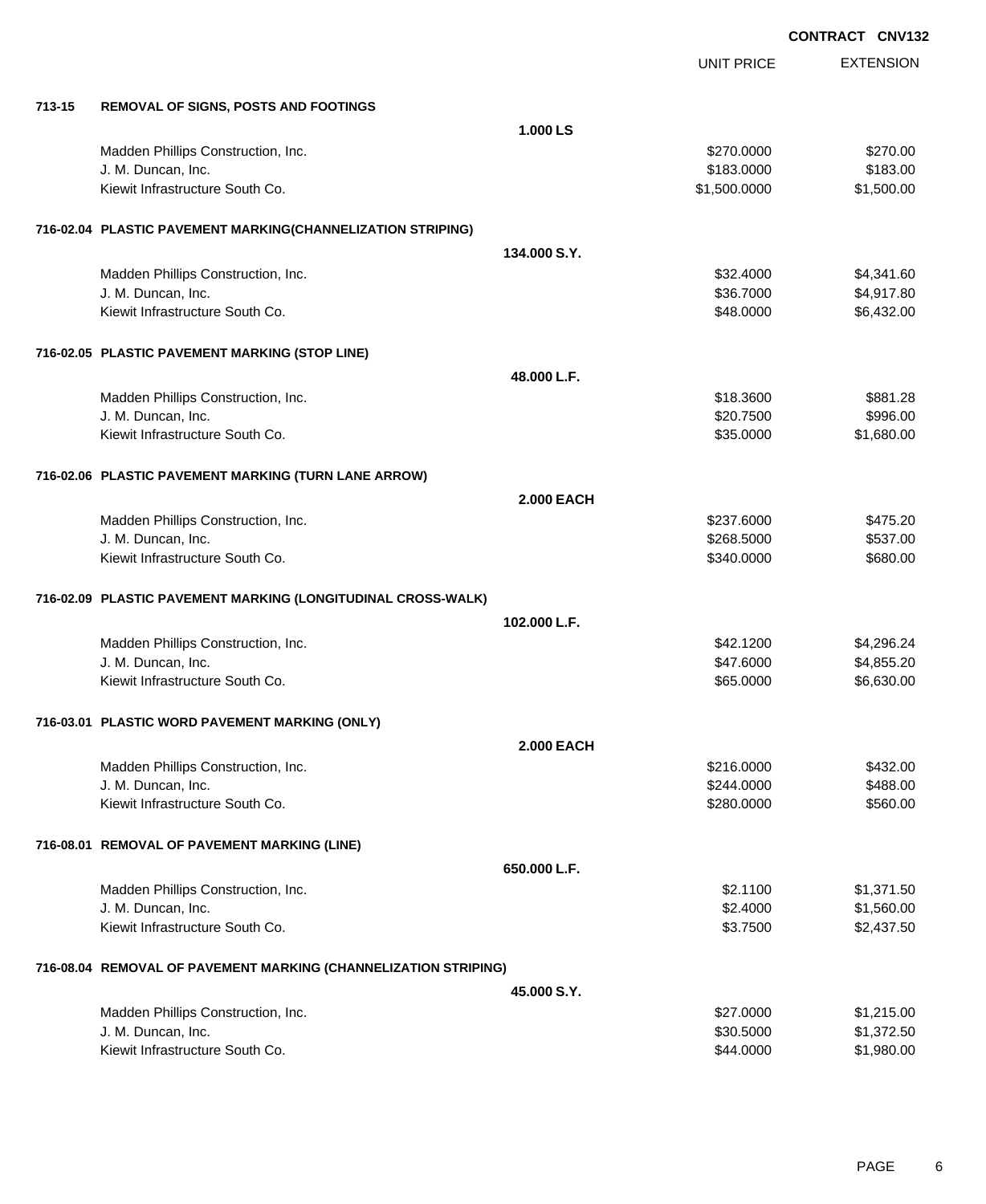**CONTRACT CNV132**

| | | UNIT PRICE | EXTENSION |
|---|---|---|---|
| **713-15** | **REMOVAL OF SIGNS, POSTS AND FOOTINGS** | | |
| | **1.000 LS** | | |
| | Madden Phillips Construction, Inc. | $270.0000 | $270.00 |
| | J. M. Duncan, Inc. | $183.0000 | $183.00 |
| | Kiewit Infrastructure South Co. | $1,500.0000 | $1,500.00 |
| **716-02.04** | **PLASTIC PAVEMENT MARKING(CHANNELIZATION STRIPING)** | | |
| | **134.000 S.Y.** | | |
| | Madden Phillips Construction, Inc. | $32.4000 | $4,341.60 |
| | J. M. Duncan, Inc. | $36.7000 | $4,917.80 |
| | Kiewit Infrastructure South Co. | $48.0000 | $6,432.00 |
| **716-02.05** | **PLASTIC PAVEMENT MARKING (STOP LINE)** | | |
| | **48.000 L.F.** | | |
| | Madden Phillips Construction, Inc. | $18.3600 | $881.28 |
| | J. M. Duncan, Inc. | $20.7500 | $996.00 |
| | Kiewit Infrastructure South Co. | $35.0000 | $1,680.00 |
| **716-02.06** | **PLASTIC PAVEMENT MARKING (TURN LANE ARROW)** | | |
| | **2.000 EACH** | | |
| | Madden Phillips Construction, Inc. | $237.6000 | $475.20 |
| | J. M. Duncan, Inc. | $268.5000 | $537.00 |
| | Kiewit Infrastructure South Co. | $340.0000 | $680.00 |
| **716-02.09** | **PLASTIC PAVEMENT MARKING (LONGITUDINAL CROSS-WALK)** | | |
| | **102.000 L.F.** | | |
| | Madden Phillips Construction, Inc. | $42.1200 | $4,296.24 |
| | J. M. Duncan, Inc. | $47.6000 | $4,855.20 |
| | Kiewit Infrastructure South Co. | $65.0000 | $6,630.00 |
| **716-03.01** | **PLASTIC WORD PAVEMENT MARKING (ONLY)** | | |
| | **2.000 EACH** | | |
| | Madden Phillips Construction, Inc. | $216.0000 | $432.00 |
| | J. M. Duncan, Inc. | $244.0000 | $488.00 |
| | Kiewit Infrastructure South Co. | $280.0000 | $560.00 |
| **716-08.01** | **REMOVAL OF PAVEMENT MARKING (LINE)** | | |
| | **650.000 L.F.** | | |
| | Madden Phillips Construction, Inc. | $2.1100 | $1,371.50 |
| | J. M. Duncan, Inc. | $2.4000 | $1,560.00 |
| | Kiewit Infrastructure South Co. | $3.7500 | $2,437.50 |
| **716-08.04** | **REMOVAL OF PAVEMENT MARKING (CHANNELIZATION STRIPING)** | | |
| | **45.000 S.Y.** | | |
| | Madden Phillips Construction, Inc. | $27.0000 | $1,215.00 |
| | J. M. Duncan, Inc. | $30.5000 | $1,372.50 |
| | Kiewit Infrastructure South Co. | $44.0000 | $1,980.00 |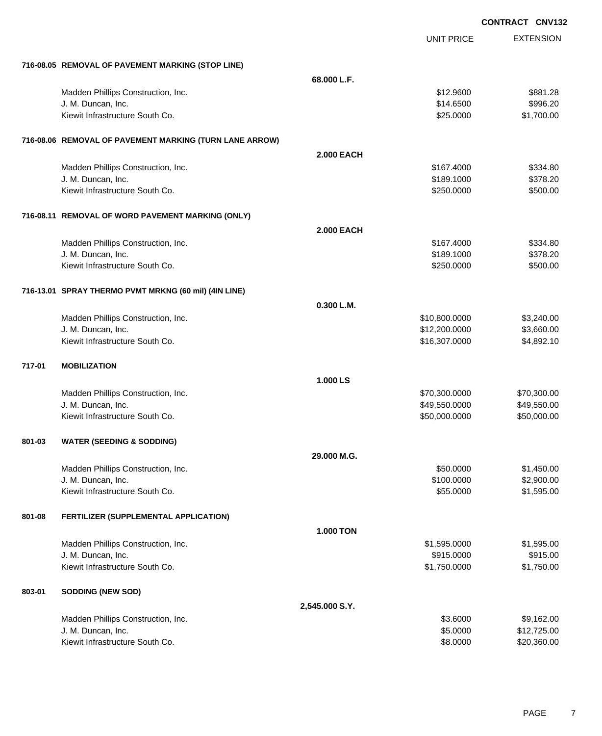**CONTRACT CNV132**

| | | UNIT PRICE | EXTENSION |
|---|---|---|---|
| **716-08.05 REMOVAL OF PAVEMENT MARKING (STOP LINE)** | | | |
| | **68.000 L.F.** | | |
| Madden Phillips Construction, Inc. | | $12.9600 | $881.28 |
| J. M. Duncan, Inc. | | $14.6500 | $996.20 |
| Kiewit Infrastructure South Co. | | $25.0000 | $1,700.00 |
| **716-08.06 REMOVAL OF PAVEMENT MARKING (TURN LANE ARROW)** | | | |
| | **2.000 EACH** | | |
| Madden Phillips Construction, Inc. | | $167.4000 | $334.80 |
| J. M. Duncan, Inc. | | $189.1000 | $378.20 |
| Kiewit Infrastructure South Co. | | $250.0000 | $500.00 |
| **716-08.11 REMOVAL OF WORD PAVEMENT MARKING (ONLY)** | | | |
| | **2.000 EACH** | | |
| Madden Phillips Construction, Inc. | | $167.4000 | $334.80 |
| J. M. Duncan, Inc. | | $189.1000 | $378.20 |
| Kiewit Infrastructure South Co. | | $250.0000 | $500.00 |
| **716-13.01 SPRAY THERMO PVMT MRKNG (60 mil) (4IN LINE)** | | | |
| | **0.300 L.M.** | | |
| Madden Phillips Construction, Inc. | | $10,800.0000 | $3,240.00 |
| J. M. Duncan, Inc. | | $12,200.0000 | $3,660.00 |
| Kiewit Infrastructure South Co. | | $16,307.0000 | $4,892.10 |
| **717-01 MOBILIZATION** | | | |
| | **1.000 LS** | | |
| Madden Phillips Construction, Inc. | | $70,300.0000 | $70,300.00 |
| J. M. Duncan, Inc. | | $49,550.0000 | $49,550.00 |
| Kiewit Infrastructure South Co. | | $50,000.0000 | $50,000.00 |
| **801-03 WATER (SEEDING & SODDING)** | | | |
| | **29.000 M.G.** | | |
| Madden Phillips Construction, Inc. | | $50.0000 | $1,450.00 |
| J. M. Duncan, Inc. | | $100.0000 | $2,900.00 |
| Kiewit Infrastructure South Co. | | $55.0000 | $1,595.00 |
| **801-08 FERTILIZER (SUPPLEMENTAL APPLICATION)** | | | |
| | **1.000 TON** | | |
| Madden Phillips Construction, Inc. | | $1,595.0000 | $1,595.00 |
| J. M. Duncan, Inc. | | $915.0000 | $915.00 |
| Kiewit Infrastructure South Co. | | $1,750.0000 | $1,750.00 |
| **803-01 SODDING (NEW SOD)** | | | |
| | **2,545.000 S.Y.** | | |
| Madden Phillips Construction, Inc. | | $3.6000 | $9,162.00 |
| J. M. Duncan, Inc. | | $5.0000 | $12,725.00 |
| Kiewit Infrastructure South Co. | | $8.0000 | $20,360.00 |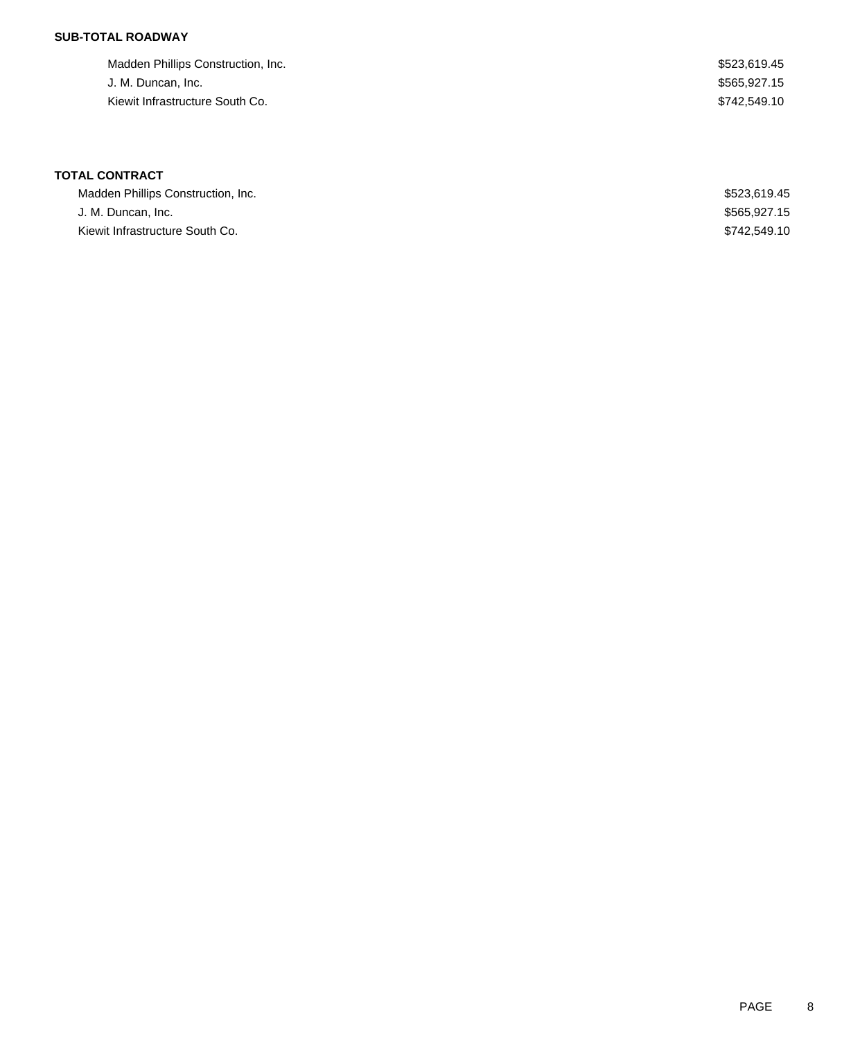**SUB-TOTAL ROADWAY**

| | |
|---|---|
| Madden Phillips Construction, Inc. | $523,619.45 |
| J. M. Duncan, Inc. | $565,927.15 |
| Kiewit Infrastructure South Co. | $742,549.10 |

**TOTAL CONTRACT**

| | |
|---|---|
| Madden Phillips Construction, Inc. | $523,619.45 |
| J. M. Duncan, Inc. | $565,927.15 |
| Kiewit Infrastructure South Co. | $742,549.10 |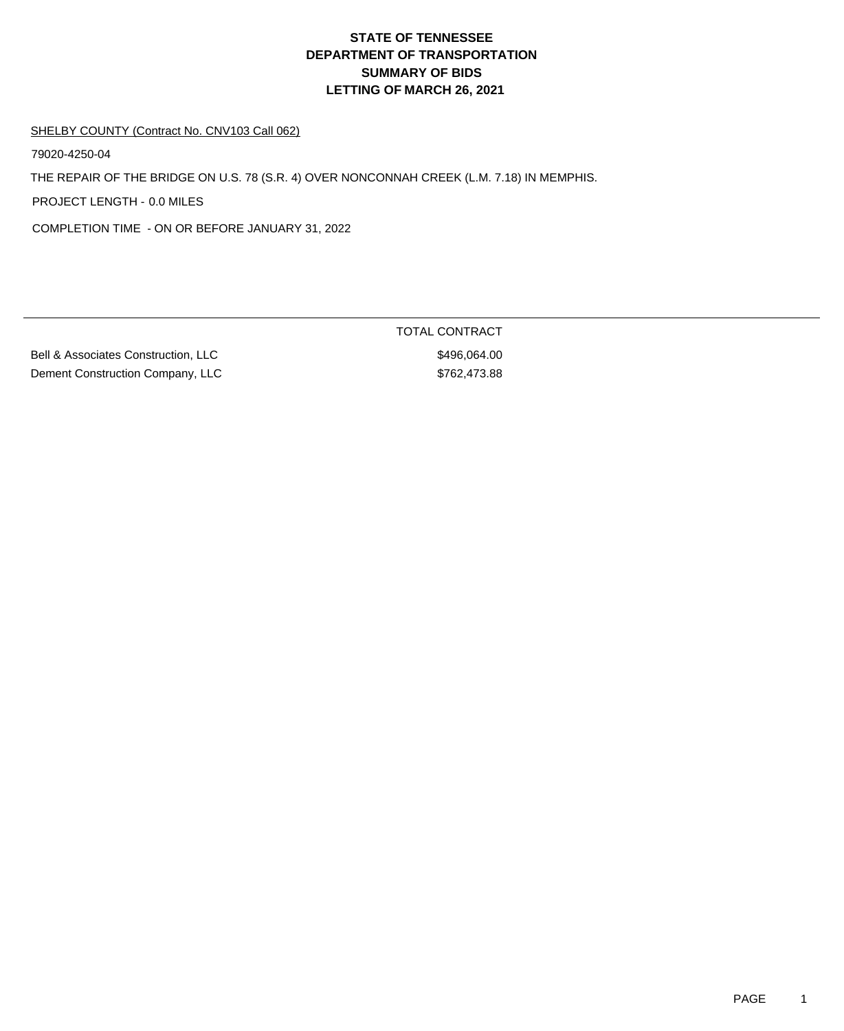# STATE OF TENNESSEE
# DEPARTMENT OF TRANSPORTATION
# SUMMARY OF BIDS
# LETTING OF MARCH 26, 2021

SHELBY COUNTY (Contract No. CNV103 Call 062)

79020-4250-04

THE REPAIR OF THE BRIDGE ON U.S. 78 (S.R. 4) OVER NONCONNAH CREEK (L.M. 7.18) IN MEMPHIS.

PROJECT LENGTH - 0.0 MILES

COMPLETION TIME - ON OR BEFORE JANUARY 31, 2022

| | TOTAL CONTRACT |
|---|---|
| Bell & Associates Construction, LLC | $496,064.00 |
| Dement Construction Company, LLC | $762,473.88 |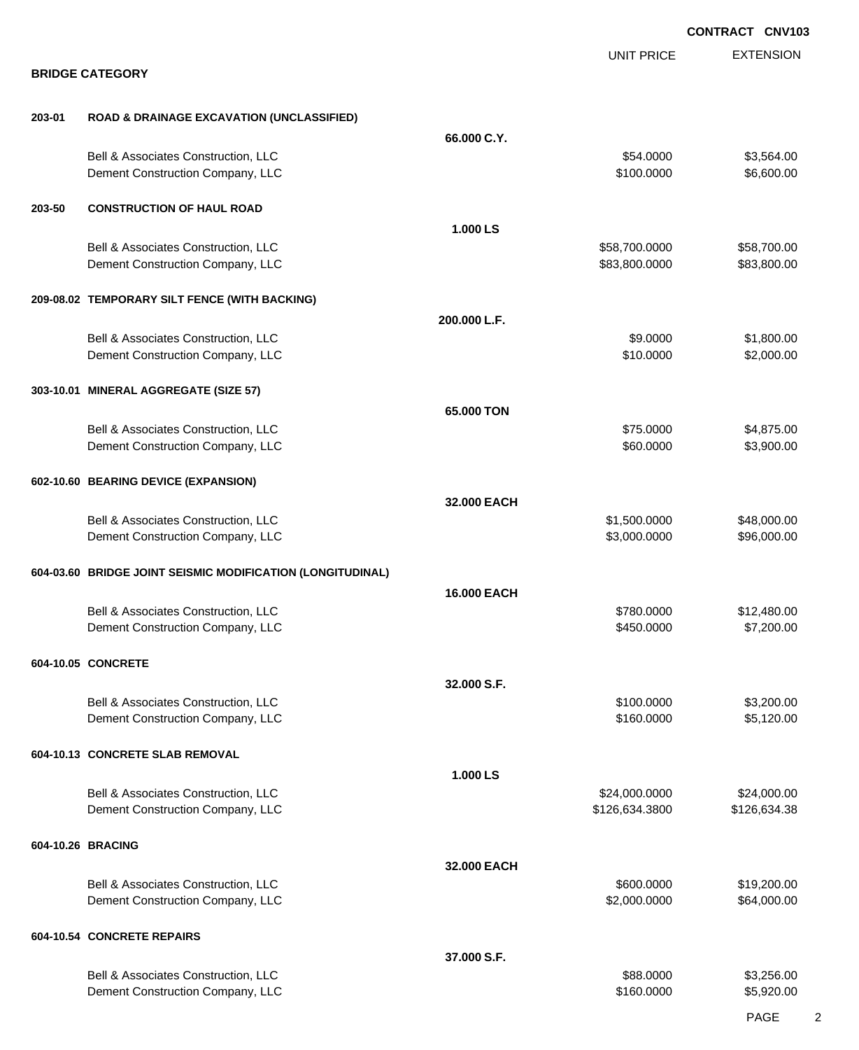**CONTRACT CNV103**

**BRIDGE CATEGORY**

| | | | UNIT PRICE | EXTENSION |
|---|---|---|---|---|
| **203-01** | **ROAD & DRAINAGE EXCAVATION (UNCLASSIFIED)** | | | |
| | | **66.000 C.Y.** | | |
| | Bell & Associates Construction, LLC | | $54.0000 | $3,564.00 |
| | Dement Construction Company, LLC | | $100.0000 | $6,600.00 |
| **203-50** | **CONSTRUCTION OF HAUL ROAD** | | | |
| | | **1.000 LS** | | |
| | Bell & Associates Construction, LLC | | $58,700.0000 | $58,700.00 |
| | Dement Construction Company, LLC | | $83,800.0000 | $83,800.00 |
| **209-08.02** | **TEMPORARY SILT FENCE (WITH BACKING)** | | | |
| | | **200.000 L.F.** | | |
| | Bell & Associates Construction, LLC | | $9.0000 | $1,800.00 |
| | Dement Construction Company, LLC | | $10.0000 | $2,000.00 |
| **303-10.01** | **MINERAL AGGREGATE (SIZE 57)** | | | |
| | | **65.000 TON** | | |
| | Bell & Associates Construction, LLC | | $75.0000 | $4,875.00 |
| | Dement Construction Company, LLC | | $60.0000 | $3,900.00 |
| **602-10.60** | **BEARING DEVICE (EXPANSION)** | | | |
| | | **32.000 EACH** | | |
| | Bell & Associates Construction, LLC | | $1,500.0000 | $48,000.00 |
| | Dement Construction Company, LLC | | $3,000.0000 | $96,000.00 |
| **604-03.60** | **BRIDGE JOINT SEISMIC MODIFICATION (LONGITUDINAL)** | | | |
| | | **16.000 EACH** | | |
| | Bell & Associates Construction, LLC | | $780.0000 | $12,480.00 |
| | Dement Construction Company, LLC | | $450.0000 | $7,200.00 |
| **604-10.05** | **CONCRETE** | | | |
| | | **32.000 S.F.** | | |
| | Bell & Associates Construction, LLC | | $100.0000 | $3,200.00 |
| | Dement Construction Company, LLC | | $160.0000 | $5,120.00 |
| **604-10.13** | **CONCRETE SLAB REMOVAL** | | | |
| | | **1.000 LS** | | |
| | Bell & Associates Construction, LLC | | $24,000.0000 | $24,000.00 |
| | Dement Construction Company, LLC | | $126,634.3800 | $126,634.38 |
| **604-10.26** | **BRACING** | | | |
| | | **32.000 EACH** | | |
| | Bell & Associates Construction, LLC | | $600.0000 | $19,200.00 |
| | Dement Construction Company, LLC | | $2,000.0000 | $64,000.00 |
| **604-10.54** | **CONCRETE REPAIRS** | | | |
| | | **37.000 S.F.** | | |
| | Bell & Associates Construction, LLC | | $88.0000 | $3,256.00 |
| | Dement Construction Company, LLC | | $160.0000 | $5,920.00 |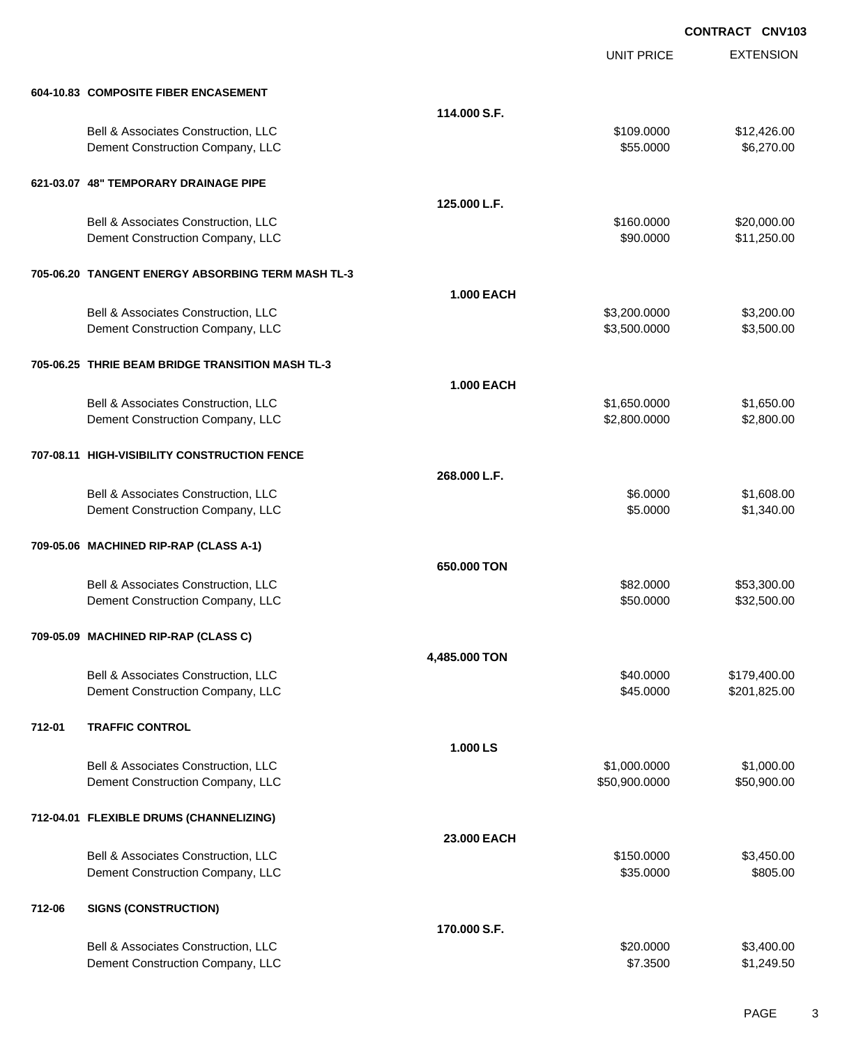**CONTRACT CNV103**

| | | | UNIT PRICE | EXTENSION |
|---|---|---|---|---|
| **604-10.83** | **COMPOSITE FIBER ENCASEMENT** | | | |
| | | **114.000 S.F.** | | |
| | Bell & Associates Construction, LLC | | $109.0000 | $12,426.00 |
| | Dement Construction Company, LLC | | $55.0000 | $6,270.00 |
| **621-03.07** | **48" TEMPORARY DRAINAGE PIPE** | | | |
| | | **125.000 L.F.** | | |
| | Bell & Associates Construction, LLC | | $160.0000 | $20,000.00 |
| | Dement Construction Company, LLC | | $90.0000 | $11,250.00 |
| **705-06.20** | **TANGENT ENERGY ABSORBING TERM MASH TL-3** | | | |
| | | **1.000 EACH** | | |
| | Bell & Associates Construction, LLC | | $3,200.0000 | $3,200.00 |
| | Dement Construction Company, LLC | | $3,500.0000 | $3,500.00 |
| **705-06.25** | **THRIE BEAM BRIDGE TRANSITION MASH TL-3** | | | |
| | | **1.000 EACH** | | |
| | Bell & Associates Construction, LLC | | $1,650.0000 | $1,650.00 |
| | Dement Construction Company, LLC | | $2,800.0000 | $2,800.00 |
| **707-08.11** | **HIGH-VISIBILITY CONSTRUCTION FENCE** | | | |
| | | **268.000 L.F.** | | |
| | Bell & Associates Construction, LLC | | $6.0000 | $1,608.00 |
| | Dement Construction Company, LLC | | $5.0000 | $1,340.00 |
| **709-05.06** | **MACHINED RIP-RAP (CLASS A-1)** | | | |
| | | **650.000 TON** | | |
| | Bell & Associates Construction, LLC | | $82.0000 | $53,300.00 |
| | Dement Construction Company, LLC | | $50.0000 | $32,500.00 |
| **709-05.09** | **MACHINED RIP-RAP (CLASS C)** | | | |
| | | **4,485.000 TON** | | |
| | Bell & Associates Construction, LLC | | $40.0000 | $179,400.00 |
| | Dement Construction Company, LLC | | $45.0000 | $201,825.00 |
| **712-01** | **TRAFFIC CONTROL** | | | |
| | | **1.000 LS** | | |
| | Bell & Associates Construction, LLC | | $1,000.0000 | $1,000.00 |
| | Dement Construction Company, LLC | | $50,900.0000 | $50,900.00 |
| **712-04.01** | **FLEXIBLE DRUMS (CHANNELIZING)** | | | |
| | | **23.000 EACH** | | |
| | Bell & Associates Construction, LLC | | $150.0000 | $3,450.00 |
| | Dement Construction Company, LLC | | $35.0000 | $805.00 |
| **712-06** | **SIGNS (CONSTRUCTION)** | | | |
| | | **170.000 S.F.** | | |
| | Bell & Associates Construction, LLC | | $20.0000 | $3,400.00 |
| | Dement Construction Company, LLC | | $7.3500 | $1,249.50 |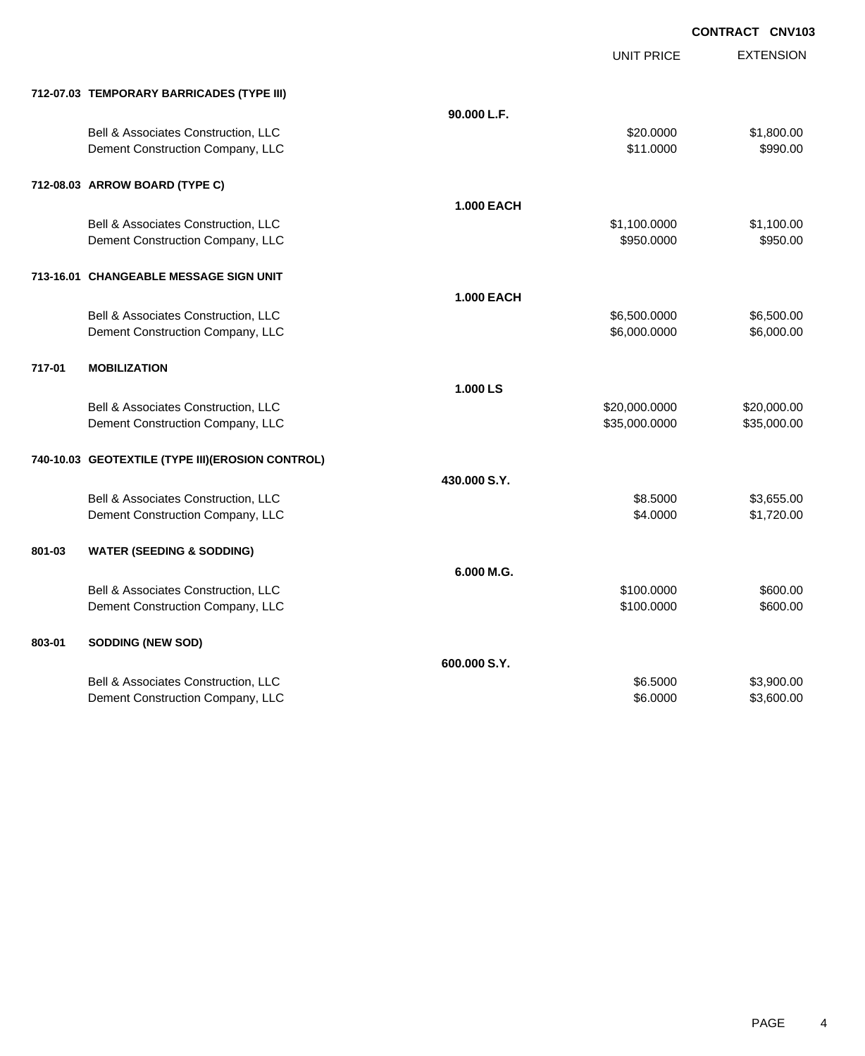**CONTRACT CNV103**

| | | | UNIT PRICE | EXTENSION |
|---|---|---|---|---|
| **712-07.03** | **TEMPORARY BARRICADES (TYPE III)** | | | |
| | | **90.000 L.F.** | | |
| | Bell & Associates Construction, LLC | | $20.0000 | $1,800.00 |
| | Dement Construction Company, LLC | | $11.0000 | $990.00 |
| **712-08.03** | **ARROW BOARD (TYPE C)** | | | |
| | | **1.000 EACH** | | |
| | Bell & Associates Construction, LLC | | $1,100.0000 | $1,100.00 |
| | Dement Construction Company, LLC | | $950.0000 | $950.00 |
| **713-16.01** | **CHANGEABLE MESSAGE SIGN UNIT** | | | |
| | | **1.000 EACH** | | |
| | Bell & Associates Construction, LLC | | $6,500.0000 | $6,500.00 |
| | Dement Construction Company, LLC | | $6,000.0000 | $6,000.00 |
| **717-01** | **MOBILIZATION** | | | |
| | | **1.000 LS** | | |
| | Bell & Associates Construction, LLC | | $20,000.0000 | $20,000.00 |
| | Dement Construction Company, LLC | | $35,000.0000 | $35,000.00 |
| **740-10.03** | **GEOTEXTILE (TYPE III)(EROSION CONTROL)** | | | |
| | | **430.000 S.Y.** | | |
| | Bell & Associates Construction, LLC | | $8.5000 | $3,655.00 |
| | Dement Construction Company, LLC | | $4.0000 | $1,720.00 |
| **801-03** | **WATER (SEEDING & SODDING)** | | | |
| | | **6.000 M.G.** | | |
| | Bell & Associates Construction, LLC | | $100.0000 | $600.00 |
| | Dement Construction Company, LLC | | $100.0000 | $600.00 |
| **803-01** | **SODDING (NEW SOD)** | | | |
| | | **600.000 S.Y.** | | |
| | Bell & Associates Construction, LLC | | $6.5000 | $3,900.00 |
| | Dement Construction Company, LLC | | $6.0000 | $3,600.00 |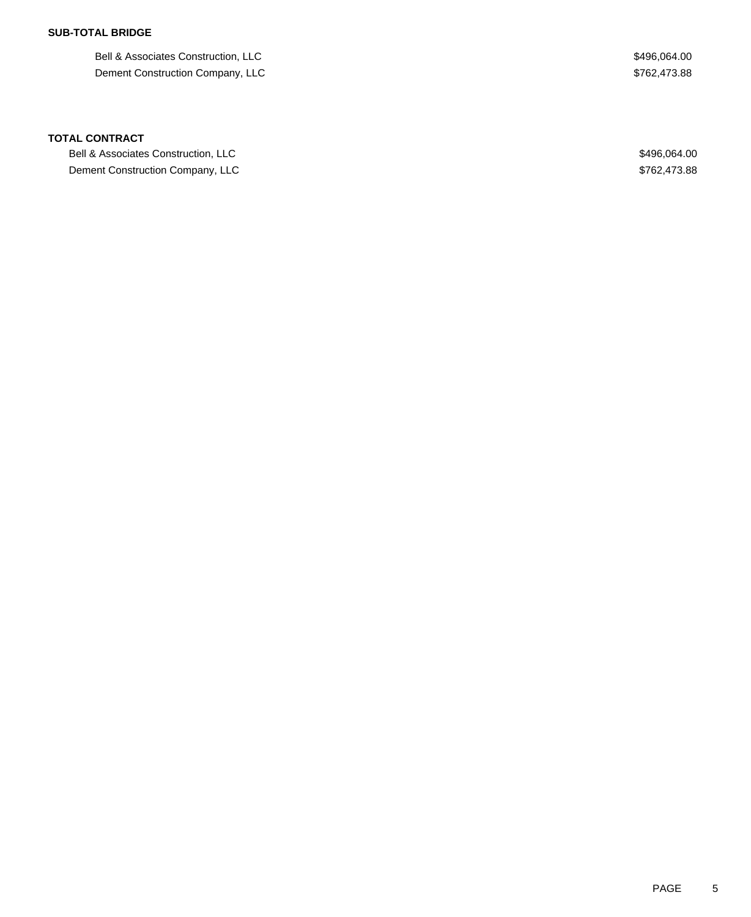**SUB-TOTAL BRIDGE**

| | |
|---|---|
| Bell & Associates Construction, LLC | $496,064.00 |
| Dement Construction Company, LLC | $762,473.88 |

**TOTAL CONTRACT**

| | |
|---|---|
| Bell & Associates Construction, LLC | $496,064.00 |
| Dement Construction Company, LLC | $762,473.88 |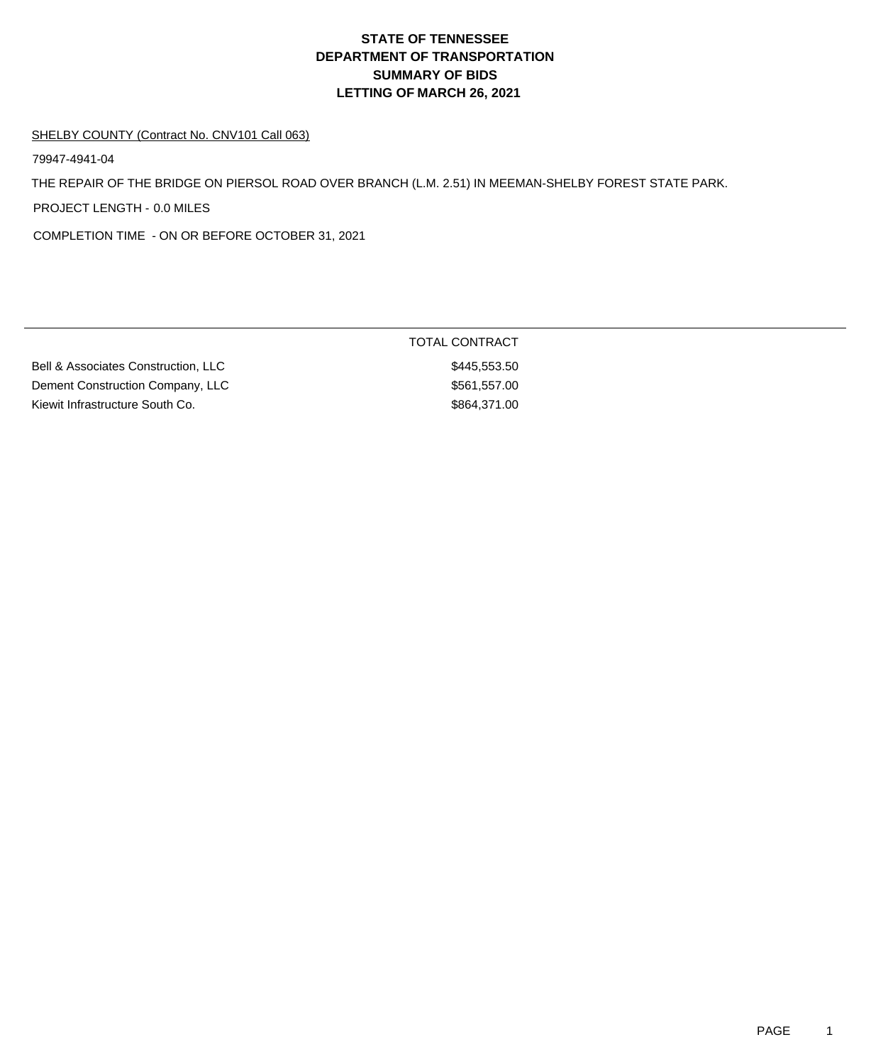# STATE OF TENNESSEE
# DEPARTMENT OF TRANSPORTATION
# SUMMARY OF BIDS
# LETTING OF MARCH 26, 2021

SHELBY COUNTY (Contract No. CNV101 Call 063)

79947-4941-04

THE REPAIR OF THE BRIDGE ON PIERSOL ROAD OVER BRANCH (L.M. 2.51) IN MEEMAN-SHELBY FOREST STATE PARK.

PROJECT LENGTH - 0.0 MILES

COMPLETION TIME - ON OR BEFORE OCTOBER 31, 2021

| | TOTAL CONTRACT |
|---|---|
| Bell & Associates Construction, LLC | $445,553.50 |
| Dement Construction Company, LLC | $561,557.00 |
| Kiewit Infrastructure South Co. | $864,371.00 |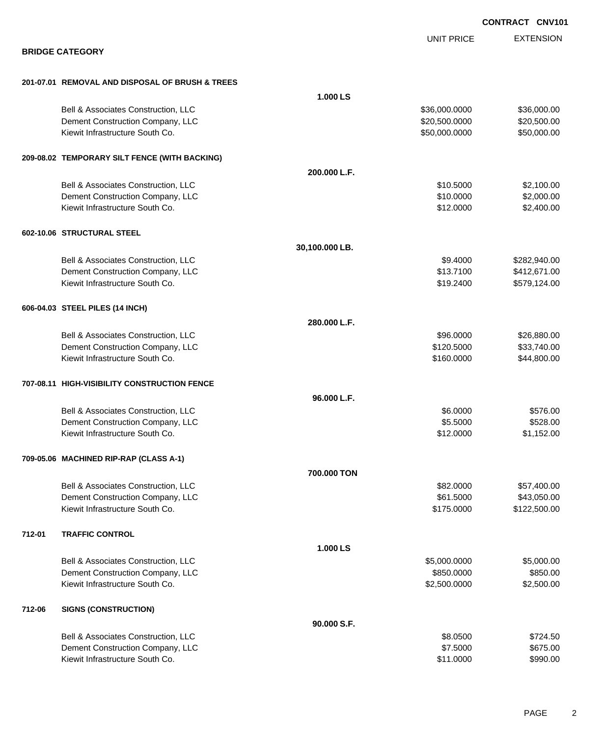**CONTRACT CNV101**

## BRIDGE CATEGORY

| | | UNIT PRICE | EXTENSION |
|---|---|---|---|
| **201-07.01 REMOVAL AND DISPOSAL OF BRUSH & TREES** | **1.000 LS** | | |
| Bell & Associates Construction, LLC | | $36,000.0000 | $36,000.00 |
| Dement Construction Company, LLC | | $20,500.0000 | $20,500.00 |
| Kiewit Infrastructure South Co. | | $50,000.0000 | $50,000.00 |
| **209-08.02 TEMPORARY SILT FENCE (WITH BACKING)** | **200.000 L.F.** | | |
| Bell & Associates Construction, LLC | | $10.5000 | $2,100.00 |
| Dement Construction Company, LLC | | $10.0000 | $2,000.00 |
| Kiewit Infrastructure South Co. | | $12.0000 | $2,400.00 |
| **602-10.06 STRUCTURAL STEEL** | **30,100.000 LB.** | | |
| Bell & Associates Construction, LLC | | $9.4000 | $282,940.00 |
| Dement Construction Company, LLC | | $13.7100 | $412,671.00 |
| Kiewit Infrastructure South Co. | | $19.2400 | $579,124.00 |
| **606-04.03 STEEL PILES (14 INCH)** | **280.000 L.F.** | | |
| Bell & Associates Construction, LLC | | $96.0000 | $26,880.00 |
| Dement Construction Company, LLC | | $120.5000 | $33,740.00 |
| Kiewit Infrastructure South Co. | | $160.0000 | $44,800.00 |
| **707-08.11 HIGH-VISIBILITY CONSTRUCTION FENCE** | **96.000 L.F.** | | |
| Bell & Associates Construction, LLC | | $6.0000 | $576.00 |
| Dement Construction Company, LLC | | $5.5000 | $528.00 |
| Kiewit Infrastructure South Co. | | $12.0000 | $1,152.00 |
| **709-05.06 MACHINED RIP-RAP (CLASS A-1)** | **700.000 TON** | | |
| Bell & Associates Construction, LLC | | $82.0000 | $57,400.00 |
| Dement Construction Company, LLC | | $61.5000 | $43,050.00 |
| Kiewit Infrastructure South Co. | | $175.0000 | $122,500.00 |
| **712-01 TRAFFIC CONTROL** | **1.000 LS** | | |
| Bell & Associates Construction, LLC | | $5,000.0000 | $5,000.00 |
| Dement Construction Company, LLC | | $850.0000 | $850.00 |
| Kiewit Infrastructure South Co. | | $2,500.0000 | $2,500.00 |
| **712-06 SIGNS (CONSTRUCTION)** | **90.000 S.F.** | | |
| Bell & Associates Construction, LLC | | $8.0500 | $724.50 |
| Dement Construction Company, LLC | | $7.5000 | $675.00 |
| Kiewit Infrastructure South Co. | | $11.0000 | $990.00 |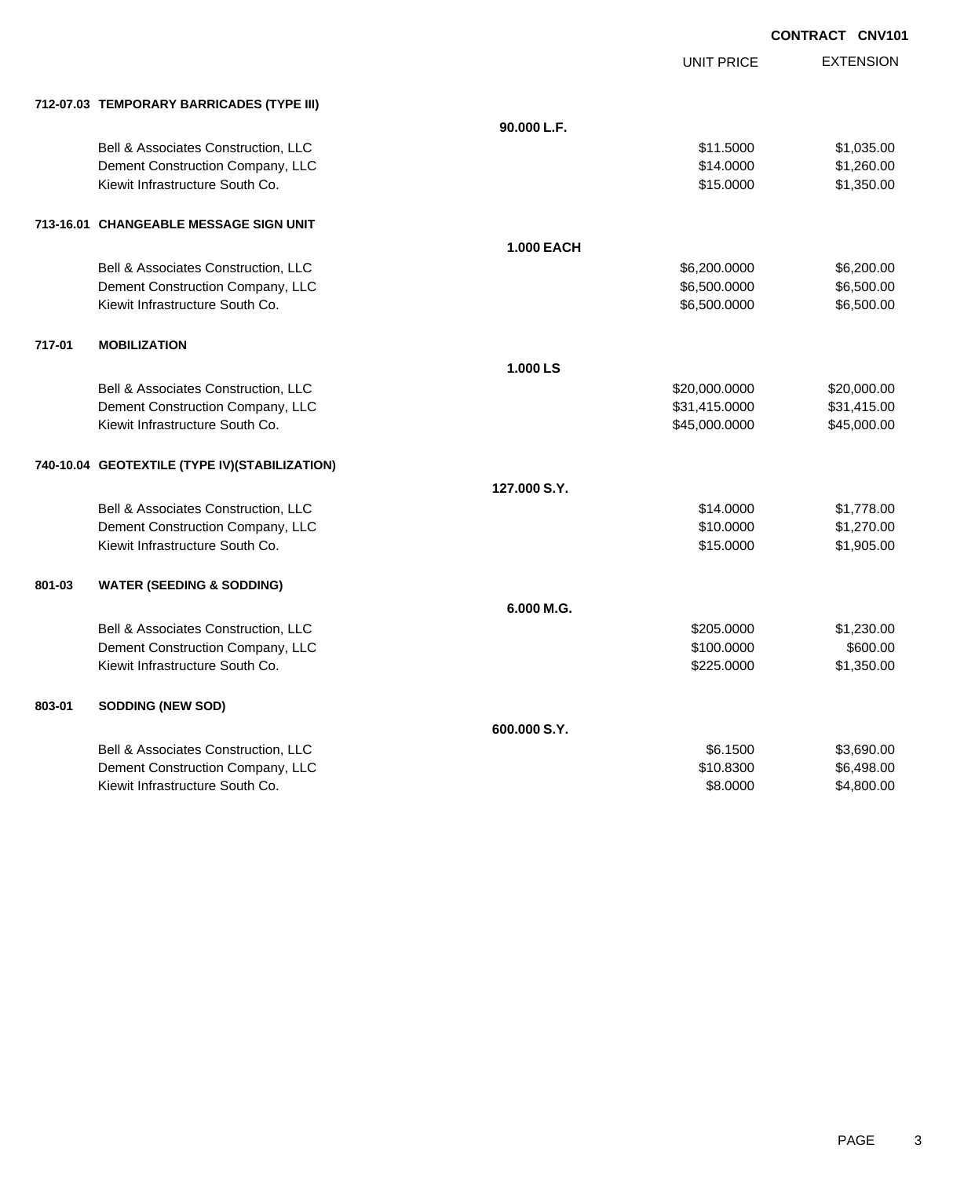**CONTRACT CNV101**

| | | UNIT PRICE | EXTENSION |
|---|---|---|---|
| **712-07.03 TEMPORARY BARRICADES (TYPE III)** | | | |
| | **90.000 L.F.** | | |
| Bell & Associates Construction, LLC | | $11.5000 | $1,035.00 |
| Dement Construction Company, LLC | | $14.0000 | $1,260.00 |
| Kiewit Infrastructure South Co. | | $15.0000 | $1,350.00 |
| **713-16.01 CHANGEABLE MESSAGE SIGN UNIT** | | | |
| | **1.000 EACH** | | |
| Bell & Associates Construction, LLC | | $6,200.0000 | $6,200.00 |
| Dement Construction Company, LLC | | $6,500.0000 | $6,500.00 |
| Kiewit Infrastructure South Co. | | $6,500.0000 | $6,500.00 |
| **717-01 MOBILIZATION** | | | |
| | **1.000 LS** | | |
| Bell & Associates Construction, LLC | | $20,000.0000 | $20,000.00 |
| Dement Construction Company, LLC | | $31,415.0000 | $31,415.00 |
| Kiewit Infrastructure South Co. | | $45,000.0000 | $45,000.00 |
| **740-10.04 GEOTEXTILE (TYPE IV)(STABILIZATION)** | | | |
| | **127.000 S.Y.** | | |
| Bell & Associates Construction, LLC | | $14.0000 | $1,778.00 |
| Dement Construction Company, LLC | | $10.0000 | $1,270.00 |
| Kiewit Infrastructure South Co. | | $15.0000 | $1,905.00 |
| **801-03 WATER (SEEDING & SODDING)** | | | |
| | **6.000 M.G.** | | |
| Bell & Associates Construction, LLC | | $205.0000 | $1,230.00 |
| Dement Construction Company, LLC | | $100.0000 | $600.00 |
| Kiewit Infrastructure South Co. | | $225.0000 | $1,350.00 |
| **803-01 SODDING (NEW SOD)** | | | |
| | **600.000 S.Y.** | | |
| Bell & Associates Construction, LLC | | $6.1500 | $3,690.00 |
| Dement Construction Company, LLC | | $10.8300 | $6,498.00 |
| Kiewit Infrastructure South Co. | | $8.0000 | $4,800.00 |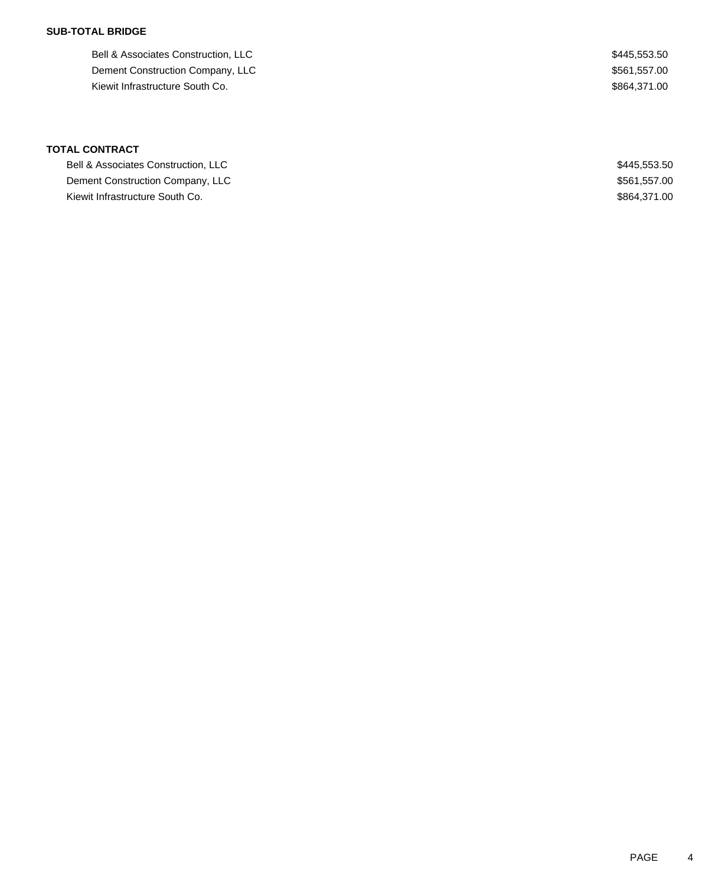**SUB-TOTAL BRIDGE**

| | |
|---|---|
| Bell & Associates Construction, LLC | $445,553.50 |
| Dement Construction Company, LLC | $561,557.00 |
| Kiewit Infrastructure South Co. | $864,371.00 |

**TOTAL CONTRACT**

| | |
|---|---|
| Bell & Associates Construction, LLC | $445,553.50 |
| Dement Construction Company, LLC | $561,557.00 |
| Kiewit Infrastructure South Co. | $864,371.00 |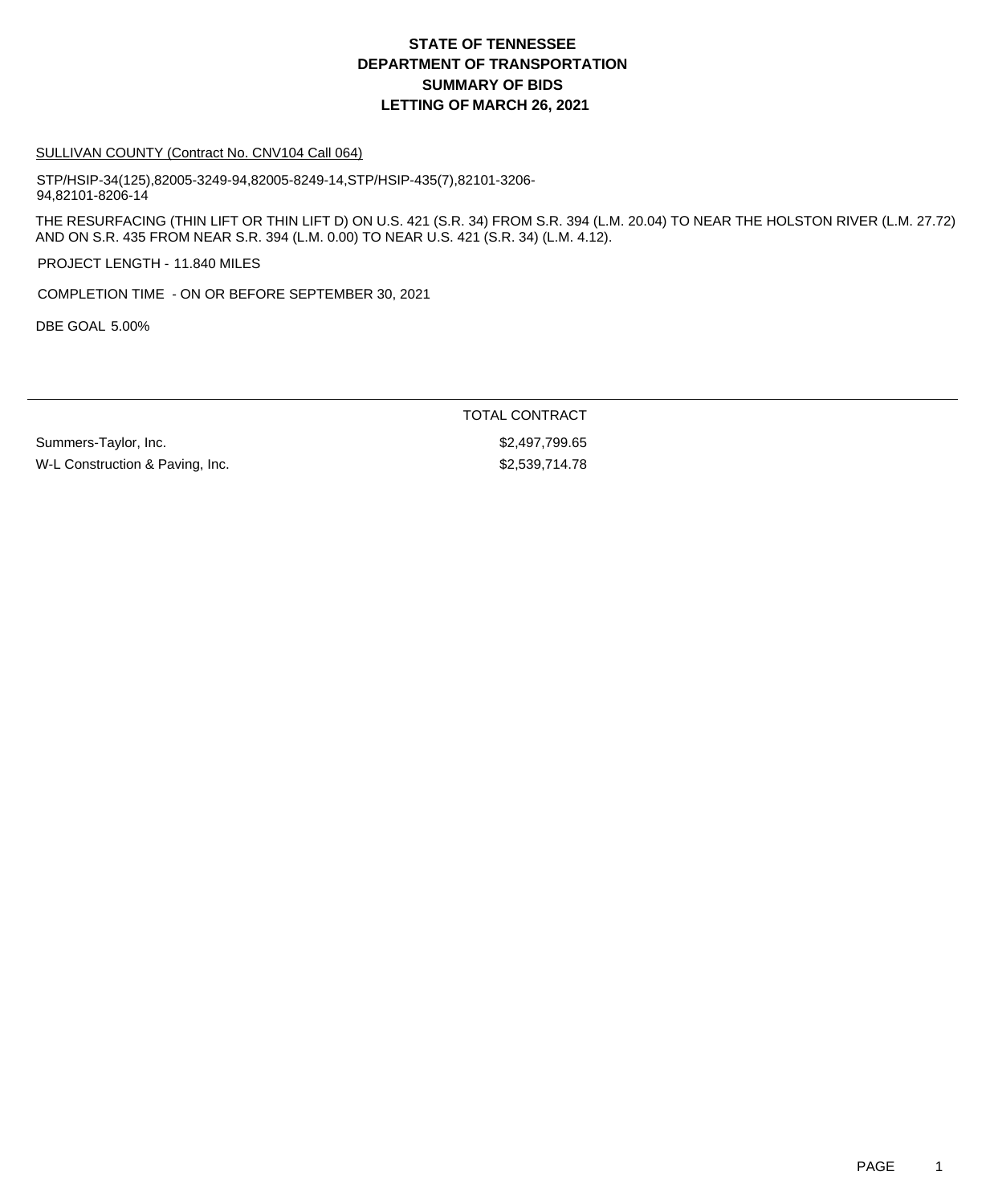# STATE OF TENNESSEE
# DEPARTMENT OF TRANSPORTATION
# SUMMARY OF BIDS
# LETTING OF MARCH 26, 2021

SULLIVAN COUNTY (Contract No. CNV104 Call 064)

STP/HSIP-34(125),82005-3249-94,82005-8249-14,STP/HSIP-435(7),82101-3206-94,82101-8206-14

THE RESURFACING (THIN LIFT OR THIN LIFT D) ON U.S. 421 (S.R. 34) FROM S.R. 394 (L.M. 20.04) TO NEAR THE HOLSTON RIVER (L.M. 27.72) AND ON S.R. 435 FROM NEAR S.R. 394 (L.M. 0.00) TO NEAR U.S. 421 (S.R. 34) (L.M. 4.12).

PROJECT LENGTH - 11.840 MILES

COMPLETION TIME - ON OR BEFORE SEPTEMBER 30, 2021

DBE GOAL 5.00%

| | TOTAL CONTRACT |
|---|---|
| Summers-Taylor, Inc. | $2,497,799.65 |
| W-L Construction & Paving, Inc. | $2,539,714.78 |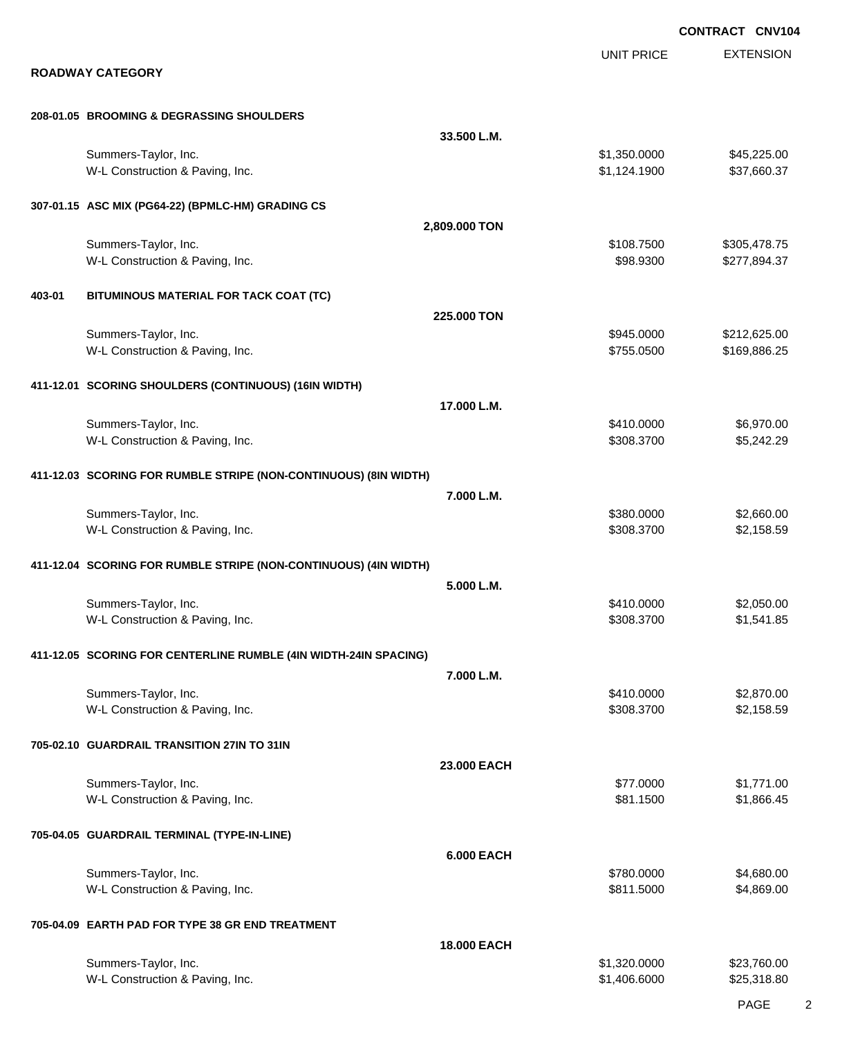**CONTRACT CNV104**

## ROADWAY CATEGORY

| | | UNIT PRICE | EXTENSION |
|---|---|---|---|
| **208-01.05 BROOMING & DEGRASSING SHOULDERS** | **33.500 L.M.** | | |
| Summers-Taylor, Inc. | | $1,350.0000 | $45,225.00 |
| W-L Construction & Paving, Inc. | | $1,124.1900 | $37,660.37 |
| **307-01.15 ASC MIX (PG64-22) (BPMLC-HM) GRADING CS** | **2,809.000 TON** | | |
| Summers-Taylor, Inc. | | $108.7500 | $305,478.75 |
| W-L Construction & Paving, Inc. | | $98.9300 | $277,894.37 |
| **403-01 BITUMINOUS MATERIAL FOR TACK COAT (TC)** | **225.000 TON** | | |
| Summers-Taylor, Inc. | | $945.0000 | $212,625.00 |
| W-L Construction & Paving, Inc. | | $755.0500 | $169,886.25 |
| **411-12.01 SCORING SHOULDERS (CONTINUOUS) (16IN WIDTH)** | **17.000 L.M.** | | |
| Summers-Taylor, Inc. | | $410.0000 | $6,970.00 |
| W-L Construction & Paving, Inc. | | $308.3700 | $5,242.29 |
| **411-12.03 SCORING FOR RUMBLE STRIPE (NON-CONTINUOUS) (8IN WIDTH)** | **7.000 L.M.** | | |
| Summers-Taylor, Inc. | | $380.0000 | $2,660.00 |
| W-L Construction & Paving, Inc. | | $308.3700 | $2,158.59 |
| **411-12.04 SCORING FOR RUMBLE STRIPE (NON-CONTINUOUS) (4IN WIDTH)** | **5.000 L.M.** | | |
| Summers-Taylor, Inc. | | $410.0000 | $2,050.00 |
| W-L Construction & Paving, Inc. | | $308.3700 | $1,541.85 |
| **411-12.05 SCORING FOR CENTERLINE RUMBLE (4IN WIDTH-24IN SPACING)** | **7.000 L.M.** | | |
| Summers-Taylor, Inc. | | $410.0000 | $2,870.00 |
| W-L Construction & Paving, Inc. | | $308.3700 | $2,158.59 |
| **705-02.10 GUARDRAIL TRANSITION 27IN TO 31IN** | **23.000 EACH** | | |
| Summers-Taylor, Inc. | | $77.0000 | $1,771.00 |
| W-L Construction & Paving, Inc. | | $81.1500 | $1,866.45 |
| **705-04.05 GUARDRAIL TERMINAL (TYPE-IN-LINE)** | **6.000 EACH** | | |
| Summers-Taylor, Inc. | | $780.0000 | $4,680.00 |
| W-L Construction & Paving, Inc. | | $811.5000 | $4,869.00 |
| **705-04.09 EARTH PAD FOR TYPE 38 GR END TREATMENT** | **18.000 EACH** | | |
| Summers-Taylor, Inc. | | $1,320.0000 | $23,760.00 |
| W-L Construction & Paving, Inc. | | $1,406.6000 | $25,318.80 |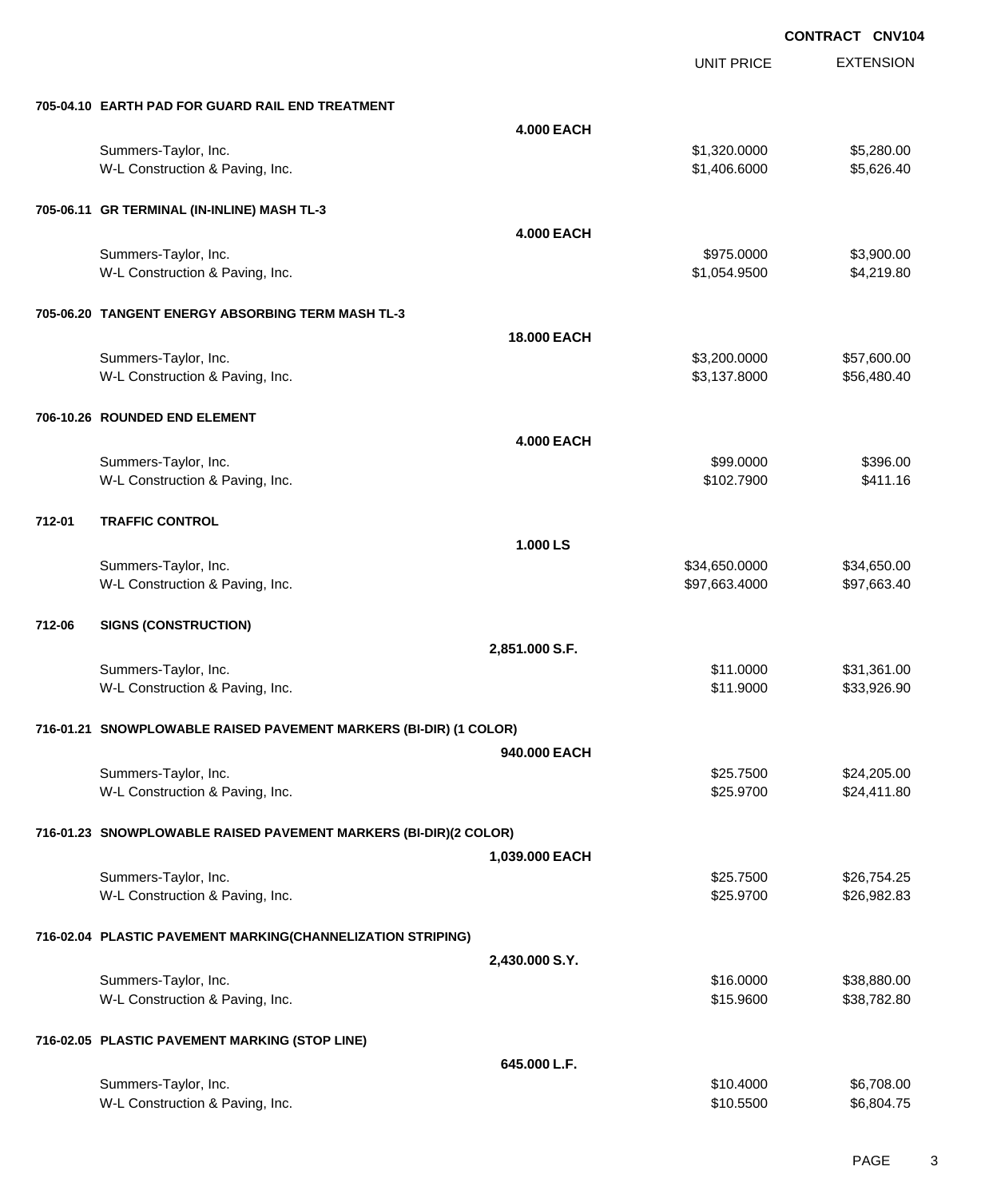**CONTRACT CNV104**

| | | UNIT PRICE | EXTENSION |
|---|---|---|---|
| **705-04.10 EARTH PAD FOR GUARD RAIL END TREATMENT** | | | |
| | **4.000 EACH** | | |
| Summers-Taylor, Inc. | | $1,320.0000 | $5,280.00 |
| W-L Construction & Paving, Inc. | | $1,406.6000 | $5,626.40 |
| **705-06.11 GR TERMINAL (IN-INLINE) MASH TL-3** | | | |
| | **4.000 EACH** | | |
| Summers-Taylor, Inc. | | $975.0000 | $3,900.00 |
| W-L Construction & Paving, Inc. | | $1,054.9500 | $4,219.80 |
| **705-06.20 TANGENT ENERGY ABSORBING TERM MASH TL-3** | | | |
| | **18.000 EACH** | | |
| Summers-Taylor, Inc. | | $3,200.0000 | $57,600.00 |
| W-L Construction & Paving, Inc. | | $3,137.8000 | $56,480.40 |
| **706-10.26 ROUNDED END ELEMENT** | | | |
| | **4.000 EACH** | | |
| Summers-Taylor, Inc. | | $99.0000 | $396.00 |
| W-L Construction & Paving, Inc. | | $102.7900 | $411.16 |
| **712-01 TRAFFIC CONTROL** | | | |
| | **1.000 LS** | | |
| Summers-Taylor, Inc. | | $34,650.0000 | $34,650.00 |
| W-L Construction & Paving, Inc. | | $97,663.4000 | $97,663.40 |
| **712-06 SIGNS (CONSTRUCTION)** | | | |
| | **2,851.000 S.F.** | | |
| Summers-Taylor, Inc. | | $11.0000 | $31,361.00 |
| W-L Construction & Paving, Inc. | | $11.9000 | $33,926.90 |
| **716-01.21 SNOWPLOWABLE RAISED PAVEMENT MARKERS (BI-DIR) (1 COLOR)** | | | |
| | **940.000 EACH** | | |
| Summers-Taylor, Inc. | | $25.7500 | $24,205.00 |
| W-L Construction & Paving, Inc. | | $25.9700 | $24,411.80 |
| **716-01.23 SNOWPLOWABLE RAISED PAVEMENT MARKERS (BI-DIR)(2 COLOR)** | | | |
| | **1,039.000 EACH** | | |
| Summers-Taylor, Inc. | | $25.7500 | $26,754.25 |
| W-L Construction & Paving, Inc. | | $25.9700 | $26,982.83 |
| **716-02.04 PLASTIC PAVEMENT MARKING(CHANNELIZATION STRIPING)** | | | |
| | **2,430.000 S.Y.** | | |
| Summers-Taylor, Inc. | | $16.0000 | $38,880.00 |
| W-L Construction & Paving, Inc. | | $15.9600 | $38,782.80 |
| **716-02.05 PLASTIC PAVEMENT MARKING (STOP LINE)** | | | |
| | **645.000 L.F.** | | |
| Summers-Taylor, Inc. | | $10.4000 | $6,708.00 |
| W-L Construction & Paving, Inc. | | $10.5500 | $6,804.75 |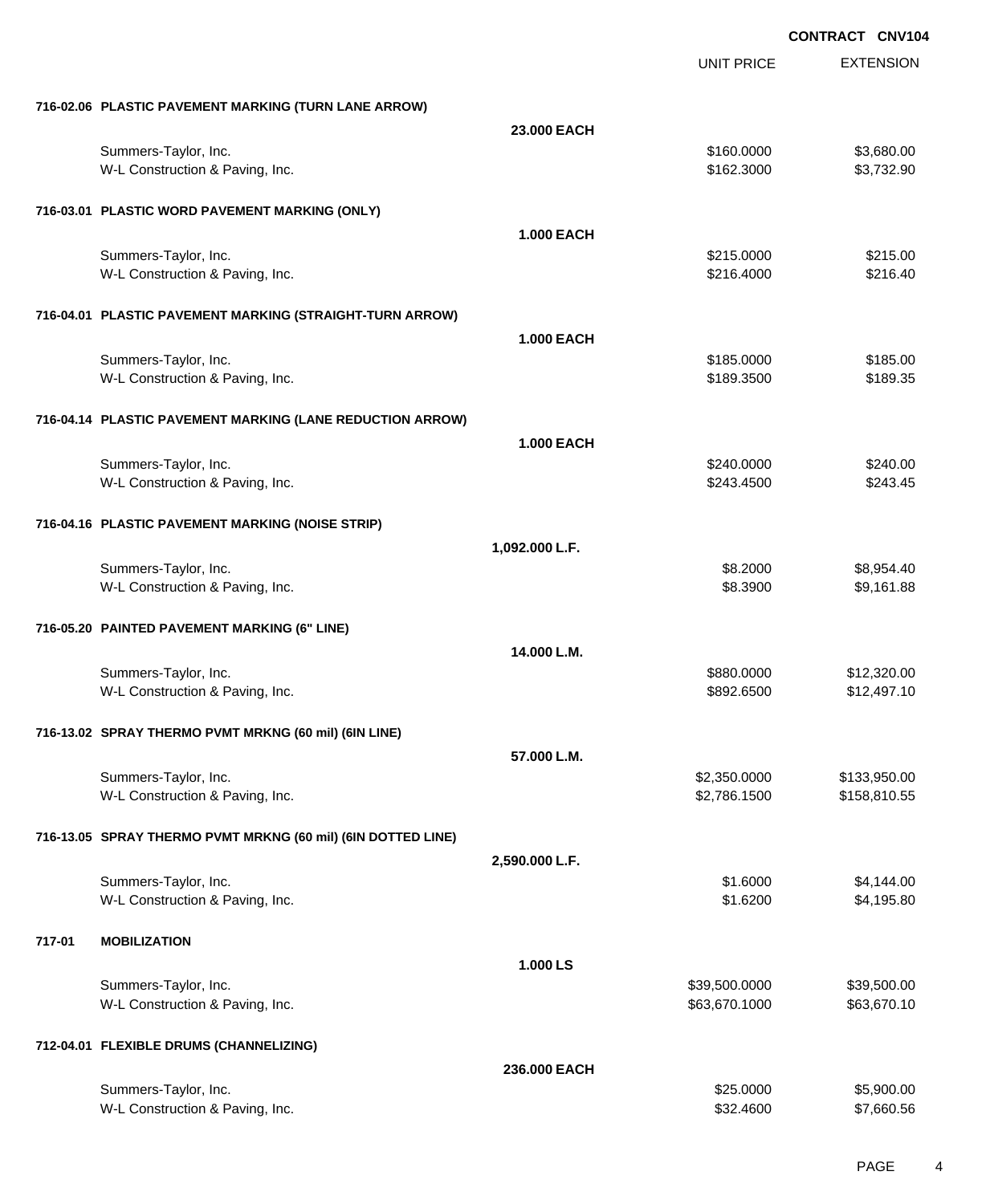**CONTRACT CNV104**

| | | UNIT PRICE | EXTENSION |
|---|---|---|---|
| **716-02.06 PLASTIC PAVEMENT MARKING (TURN LANE ARROW)** | | | |
| | **23.000 EACH** | | |
| Summers-Taylor, Inc. | | $160.0000 | $3,680.00 |
| W-L Construction & Paving, Inc. | | $162.3000 | $3,732.90 |
| **716-03.01 PLASTIC WORD PAVEMENT MARKING (ONLY)** | | | |
| | **1.000 EACH** | | |
| Summers-Taylor, Inc. | | $215.0000 | $215.00 |
| W-L Construction & Paving, Inc. | | $216.4000 | $216.40 |
| **716-04.01 PLASTIC PAVEMENT MARKING (STRAIGHT-TURN ARROW)** | | | |
| | **1.000 EACH** | | |
| Summers-Taylor, Inc. | | $185.0000 | $185.00 |
| W-L Construction & Paving, Inc. | | $189.3500 | $189.35 |
| **716-04.14 PLASTIC PAVEMENT MARKING (LANE REDUCTION ARROW)** | | | |
| | **1.000 EACH** | | |
| Summers-Taylor, Inc. | | $240.0000 | $240.00 |
| W-L Construction & Paving, Inc. | | $243.4500 | $243.45 |
| **716-04.16 PLASTIC PAVEMENT MARKING (NOISE STRIP)** | | | |
| | **1,092.000 L.F.** | | |
| Summers-Taylor, Inc. | | $8.2000 | $8,954.40 |
| W-L Construction & Paving, Inc. | | $8.3900 | $9,161.88 |
| **716-05.20 PAINTED PAVEMENT MARKING (6" LINE)** | | | |
| | **14.000 L.M.** | | |
| Summers-Taylor, Inc. | | $880.0000 | $12,320.00 |
| W-L Construction & Paving, Inc. | | $892.6500 | $12,497.10 |
| **716-13.02 SPRAY THERMO PVMT MRKNG (60 mil) (6IN LINE)** | | | |
| | **57.000 L.M.** | | |
| Summers-Taylor, Inc. | | $2,350.0000 | $133,950.00 |
| W-L Construction & Paving, Inc. | | $2,786.1500 | $158,810.55 |
| **716-13.05 SPRAY THERMO PVMT MRKNG (60 mil) (6IN DOTTED LINE)** | | | |
| | **2,590.000 L.F.** | | |
| Summers-Taylor, Inc. | | $1.6000 | $4,144.00 |
| W-L Construction & Paving, Inc. | | $1.6200 | $4,195.80 |
| **717-01 MOBILIZATION** | | | |
| | **1.000 LS** | | |
| Summers-Taylor, Inc. | | $39,500.0000 | $39,500.00 |
| W-L Construction & Paving, Inc. | | $63,670.1000 | $63,670.10 |
| **712-04.01 FLEXIBLE DRUMS (CHANNELIZING)** | | | |
| | **236.000 EACH** | | |
| Summers-Taylor, Inc. | | $25.0000 | $5,900.00 |
| W-L Construction & Paving, Inc. | | $32.4600 | $7,660.56 |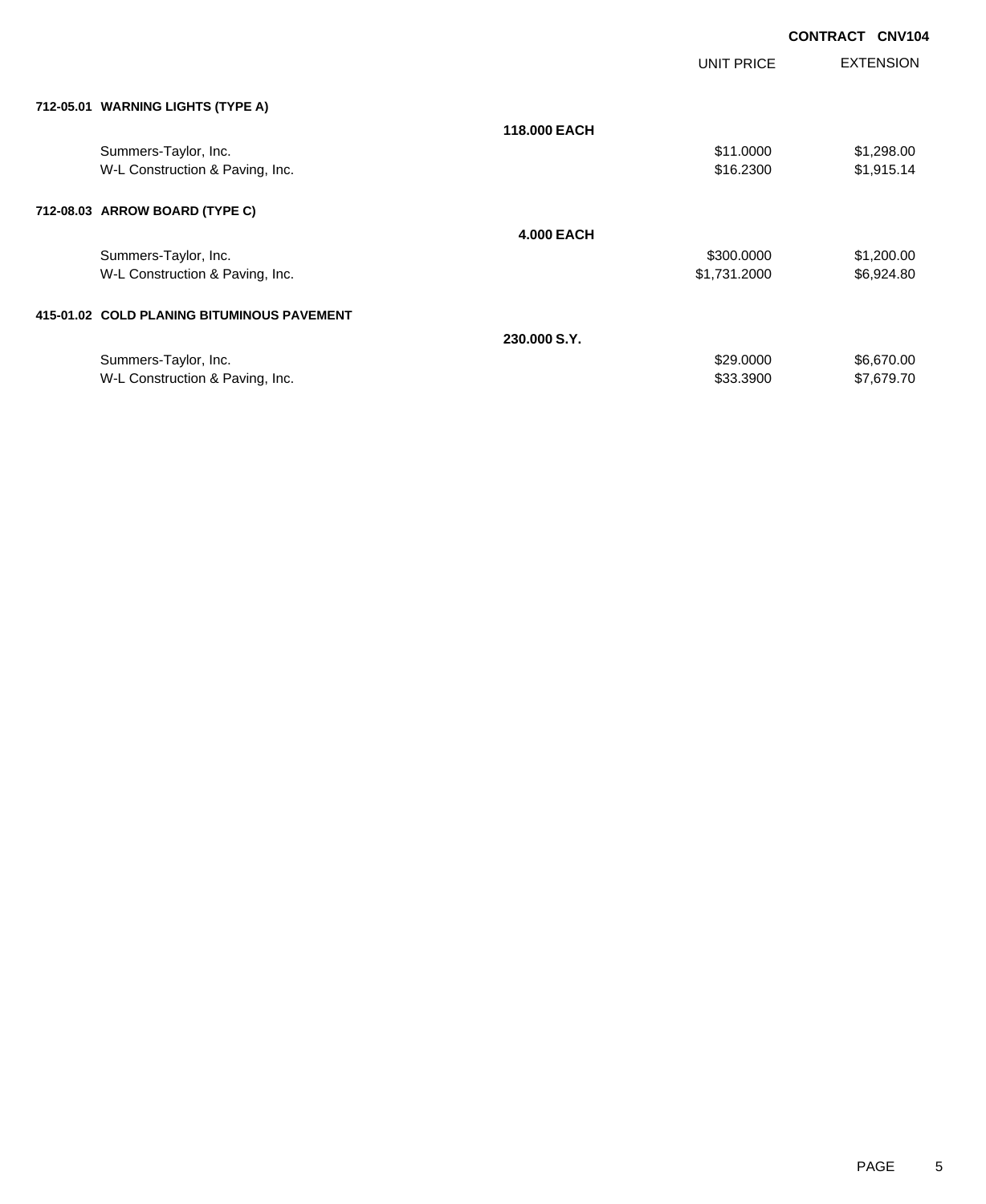**CONTRACT CNV104**

| | | UNIT PRICE | EXTENSION |
|---|---|---|---|
| **712-05.01 WARNING LIGHTS (TYPE A)** | | | |
| | **118.000 EACH** | | |
| Summers-Taylor, Inc. | | $11.0000 | $1,298.00 |
| W-L Construction & Paving, Inc. | | $16.2300 | $1,915.14 |
| **712-08.03 ARROW BOARD (TYPE C)** | | | |
| | **4.000 EACH** | | |
| Summers-Taylor, Inc. | | $300.0000 | $1,200.00 |
| W-L Construction & Paving, Inc. | | $1,731.2000 | $6,924.80 |
| **415-01.02 COLD PLANING BITUMINOUS PAVEMENT** | | | |
| | **230.000 S.Y.** | | |
| Summers-Taylor, Inc. | | $29.0000 | $6,670.00 |
| W-L Construction & Paving, Inc. | | $33.3900 | $7,679.70 |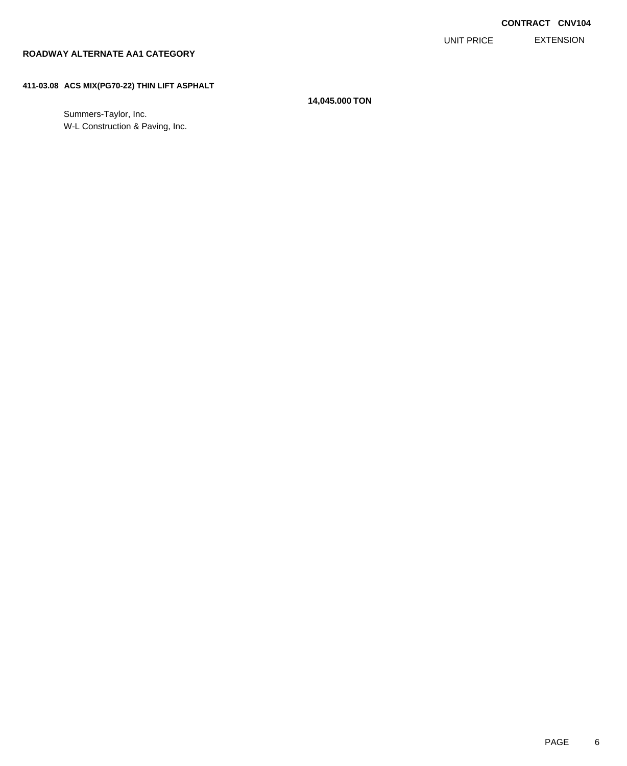**CONTRACT CNV104**

UNIT PRICE EXTENSION

**ROADWAY ALTERNATE AA1 CATEGORY**

**411-03.08 ACS MIX(PG70-22) THIN LIFT ASPHALT**

**14,045.000 TON**

Summers-Taylor, Inc.
W-L Construction & Paving, Inc.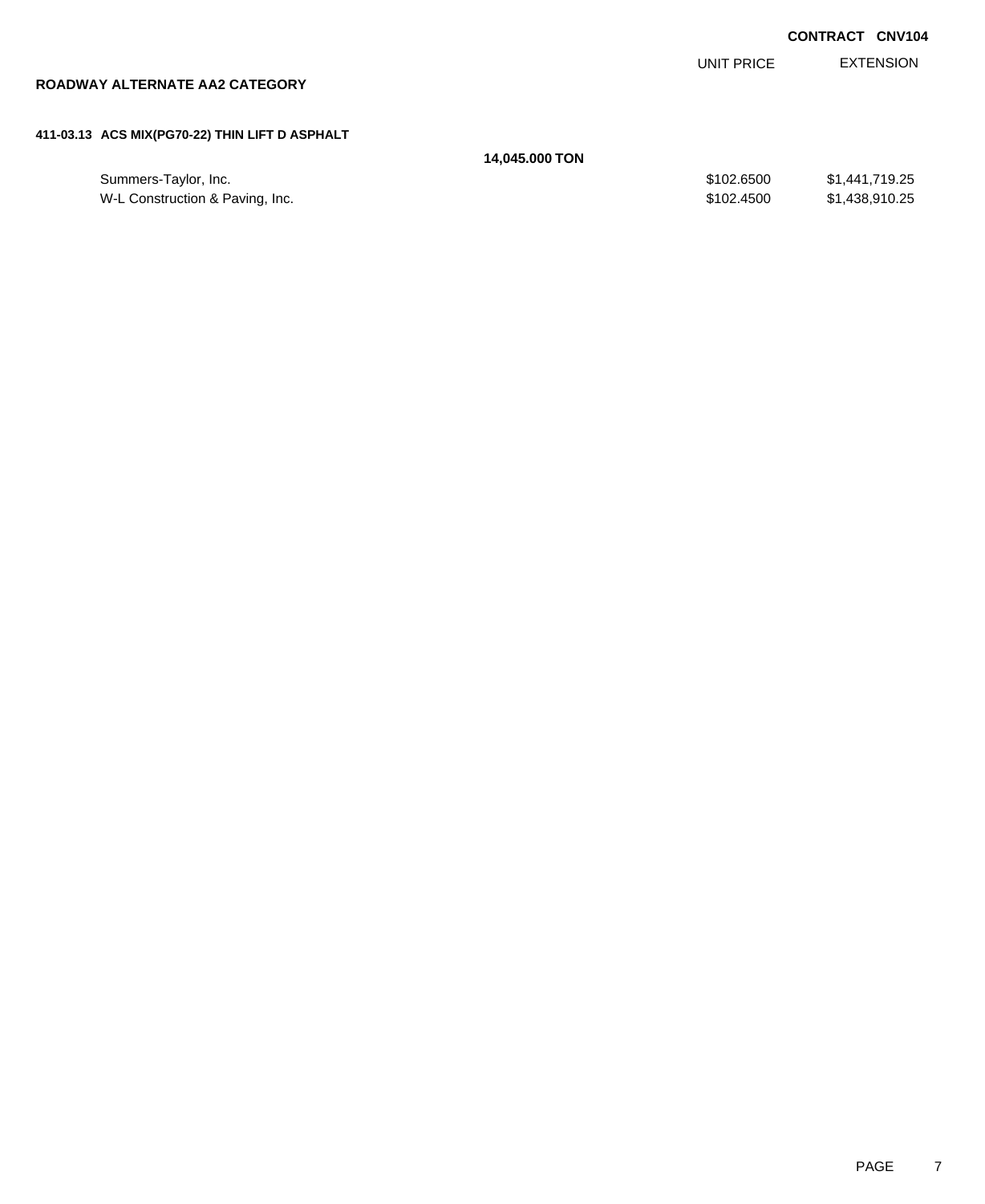**CONTRACT CNV104**

## ROADWAY ALTERNATE AA2 CATEGORY

### 411-03.13 ACS MIX(PG70-22) THIN LIFT D ASPHALT

**14,045.000 TON**

| | UNIT PRICE | EXTENSION |
|---|---|---|
| Summers-Taylor, Inc. | $102.6500 | $1,441,719.25 |
| W-L Construction & Paving, Inc. | $102.4500 | $1,438,910.25 |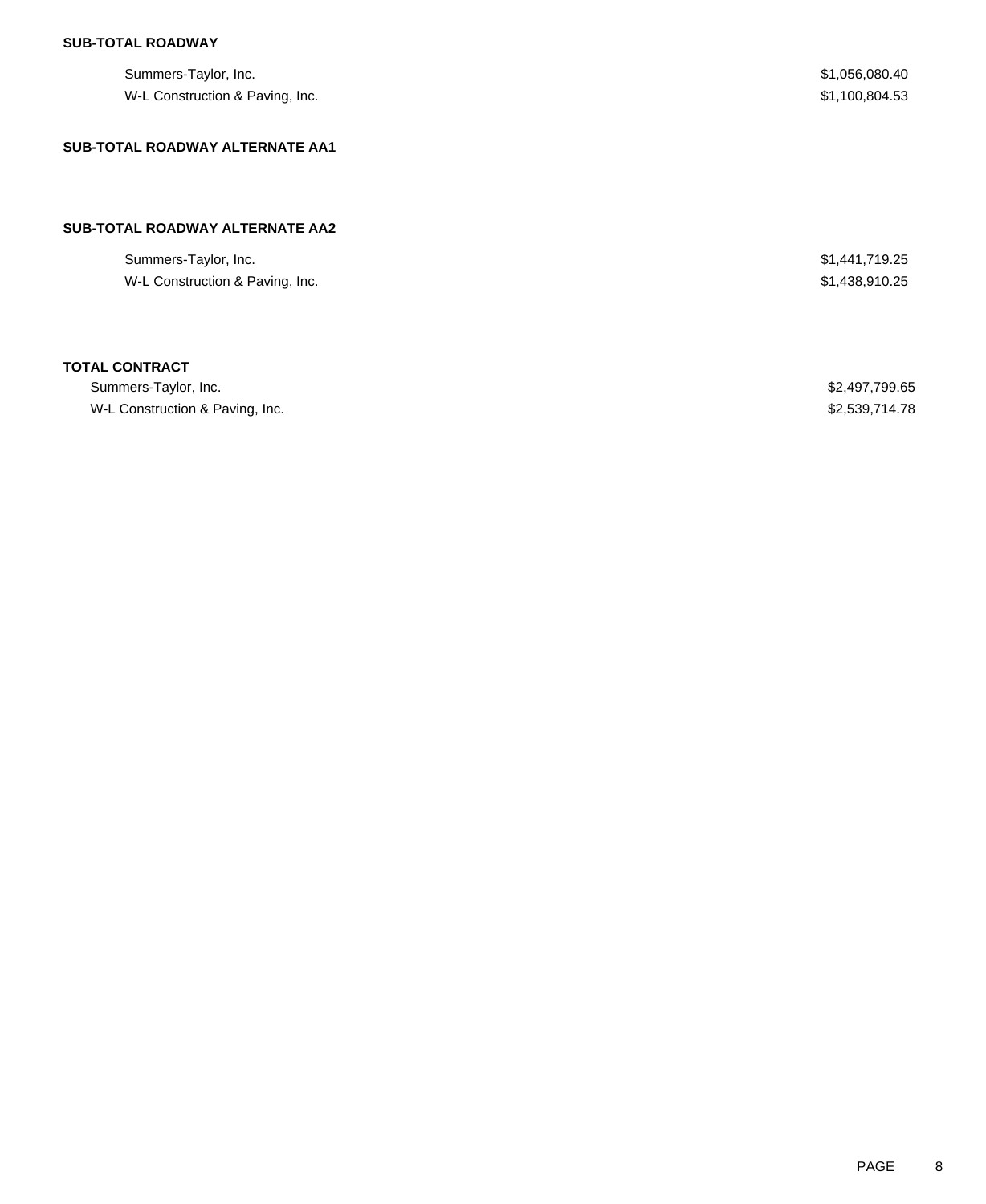**SUB-TOTAL ROADWAY**

| | |
|---|---|
| Summers-Taylor, Inc. | $1,056,080.40 |
| W-L Construction & Paving, Inc. | $1,100,804.53 |

**SUB-TOTAL ROADWAY ALTERNATE AA1**

**SUB-TOTAL ROADWAY ALTERNATE AA2**

| | |
|---|---|
| Summers-Taylor, Inc. | $1,441,719.25 |
| W-L Construction & Paving, Inc. | $1,438,910.25 |

**TOTAL CONTRACT**

| | |
|---|---|
| Summers-Taylor, Inc. | $2,497,799.65 |
| W-L Construction & Paving, Inc. | $2,539,714.78 |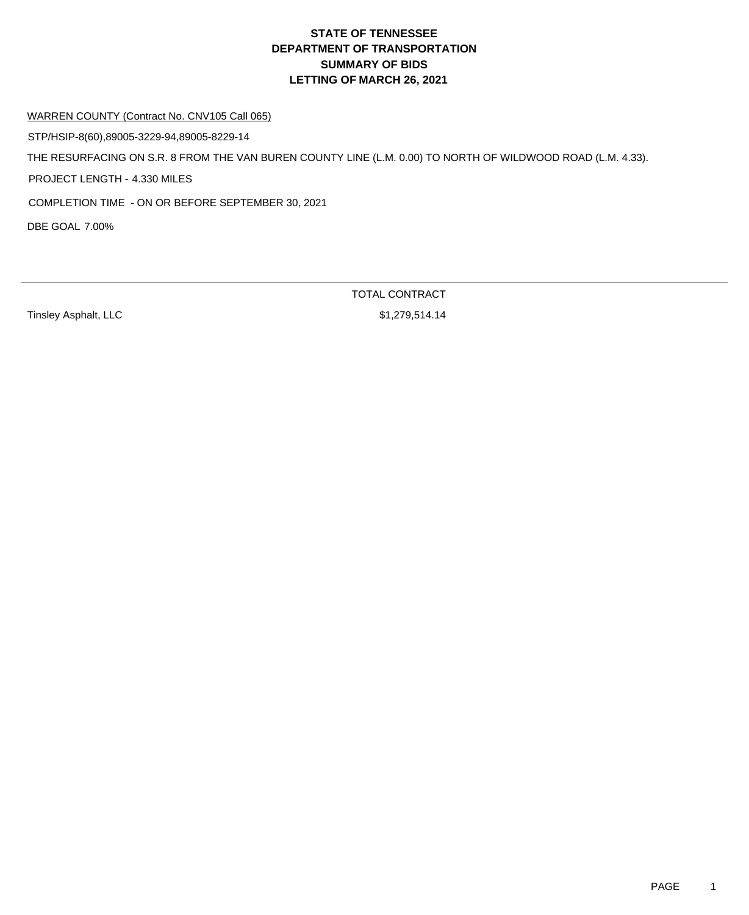# STATE OF TENNESSEE
# DEPARTMENT OF TRANSPORTATION
# SUMMARY OF BIDS
# LETTING OF MARCH 26, 2021

WARREN COUNTY (Contract No. CNV105 Call 065)

STP/HSIP-8(60),89005-3229-94,89005-8229-14

THE RESURFACING ON S.R. 8 FROM THE VAN BUREN COUNTY LINE (L.M. 0.00) TO NORTH OF WILDWOOD ROAD (L.M. 4.33).

PROJECT LENGTH - 4.330 MILES

COMPLETION TIME - ON OR BEFORE SEPTEMBER 30, 2021

DBE GOAL 7.00%

| | TOTAL CONTRACT |
|---|---|
| Tinsley Asphalt, LLC | $1,279,514.14 |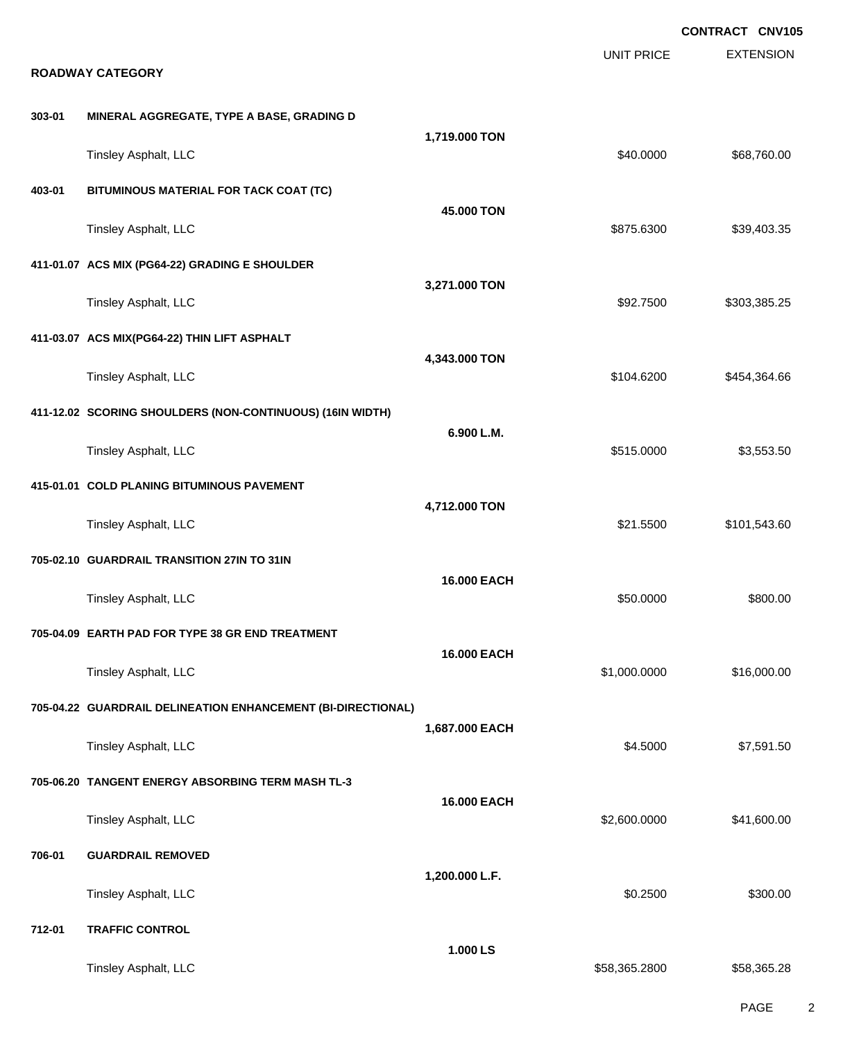**CONTRACT CNV105**

## ROADWAY CATEGORY

| Item | Description | Quantity | UNIT PRICE | EXTENSION |
|---|---|---|---|---|
| 303-01 | **MINERAL AGGREGATE, TYPE A BASE, GRADING D** | **1,719.000 TON** | | |
| | Tinsley Asphalt, LLC | | $40.0000 | $68,760.00 |
| 403-01 | **BITUMINOUS MATERIAL FOR TACK COAT (TC)** | **45.000 TON** | | |
| | Tinsley Asphalt, LLC | | $875.6300 | $39,403.35 |
| 411-01.07 | **ACS MIX (PG64-22) GRADING E SHOULDER** | **3,271.000 TON** | | |
| | Tinsley Asphalt, LLC | | $92.7500 | $303,385.25 |
| 411-03.07 | **ACS MIX(PG64-22) THIN LIFT ASPHALT** | **4,343.000 TON** | | |
| | Tinsley Asphalt, LLC | | $104.6200 | $454,364.66 |
| 411-12.02 | **SCORING SHOULDERS (NON-CONTINUOUS) (16IN WIDTH)** | **6.900 L.M.** | | |
| | Tinsley Asphalt, LLC | | $515.0000 | $3,553.50 |
| 415-01.01 | **COLD PLANING BITUMINOUS PAVEMENT** | **4,712.000 TON** | | |
| | Tinsley Asphalt, LLC | | $21.5500 | $101,543.60 |
| 705-02.10 | **GUARDRAIL TRANSITION 27IN TO 31IN** | **16.000 EACH** | | |
| | Tinsley Asphalt, LLC | | $50.0000 | $800.00 |
| 705-04.09 | **EARTH PAD FOR TYPE 38 GR END TREATMENT** | **16.000 EACH** | | |
| | Tinsley Asphalt, LLC | | $1,000.0000 | $16,000.00 |
| 705-04.22 | **GUARDRAIL DELINEATION ENHANCEMENT (BI-DIRECTIONAL)** | **1,687.000 EACH** | | |
| | Tinsley Asphalt, LLC | | $4.5000 | $7,591.50 |
| 705-06.20 | **TANGENT ENERGY ABSORBING TERM MASH TL-3** | **16.000 EACH** | | |
| | Tinsley Asphalt, LLC | | $2,600.0000 | $41,600.00 |
| 706-01 | **GUARDRAIL REMOVED** | **1,200.000 L.F.** | | |
| | Tinsley Asphalt, LLC | | $0.2500 | $300.00 |
| 712-01 | **TRAFFIC CONTROL** | **1.000 LS** | | |
| | Tinsley Asphalt, LLC | | $58,365.2800 | $58,365.28 |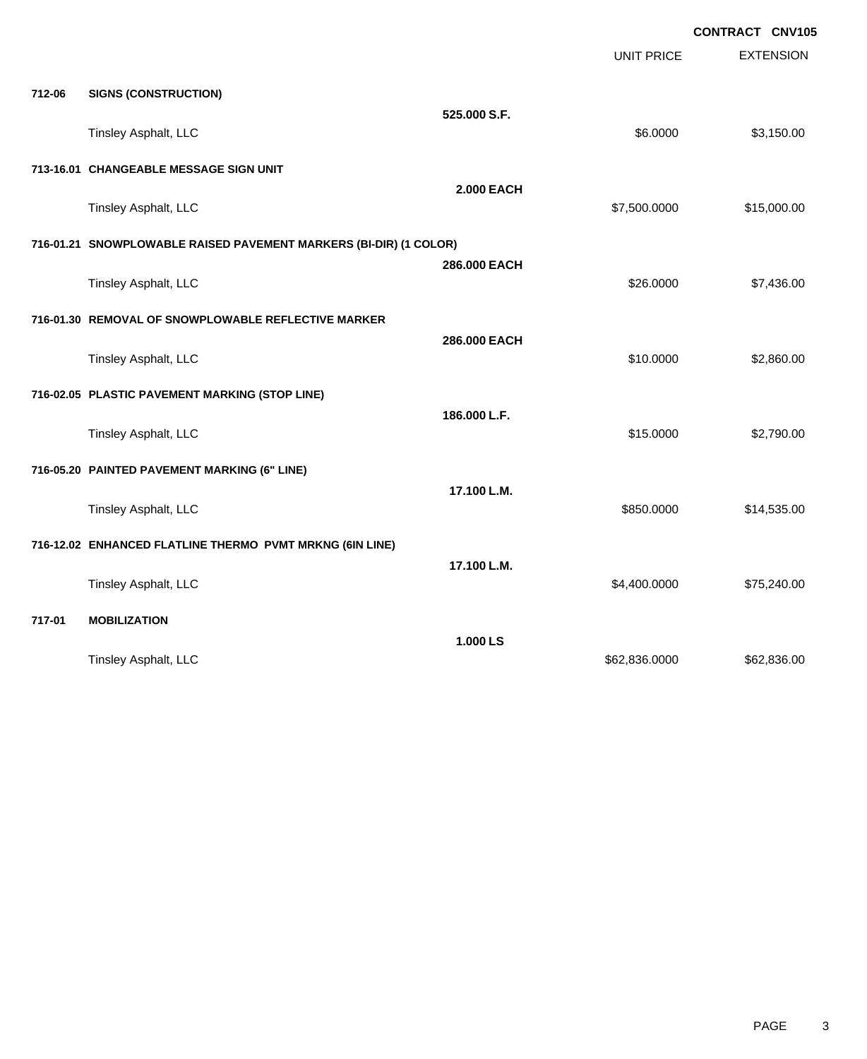**CONTRACT CNV105**

| | | | UNIT PRICE | EXTENSION |
|---|---|---|---|---|
| **712-06** | **SIGNS (CONSTRUCTION)** | | | |
| | | **525.000 S.F.** | | |
| | Tinsley Asphalt, LLC | | $6.0000 | $3,150.00 |
| **713-16.01** | **CHANGEABLE MESSAGE SIGN UNIT** | | | |
| | | **2.000 EACH** | | |
| | Tinsley Asphalt, LLC | | $7,500.0000 | $15,000.00 |
| **716-01.21** | **SNOWPLOWABLE RAISED PAVEMENT MARKERS (BI-DIR) (1 COLOR)** | | | |
| | | **286.000 EACH** | | |
| | Tinsley Asphalt, LLC | | $26.0000 | $7,436.00 |
| **716-01.30** | **REMOVAL OF SNOWPLOWABLE REFLECTIVE MARKER** | | | |
| | | **286.000 EACH** | | |
| | Tinsley Asphalt, LLC | | $10.0000 | $2,860.00 |
| **716-02.05** | **PLASTIC PAVEMENT MARKING (STOP LINE)** | | | |
| | | **186.000 L.F.** | | |
| | Tinsley Asphalt, LLC | | $15.0000 | $2,790.00 |
| **716-05.20** | **PAINTED PAVEMENT MARKING (6" LINE)** | | | |
| | | **17.100 L.M.** | | |
| | Tinsley Asphalt, LLC | | $850.0000 | $14,535.00 |
| **716-12.02** | **ENHANCED FLATLINE THERMO PVMT MRKNG (6IN LINE)** | | | |
| | | **17.100 L.M.** | | |
| | Tinsley Asphalt, LLC | | $4,400.0000 | $75,240.00 |
| **717-01** | **MOBILIZATION** | | | |
| | | **1.000 LS** | | |
| | Tinsley Asphalt, LLC | | $62,836.0000 | $62,836.00 |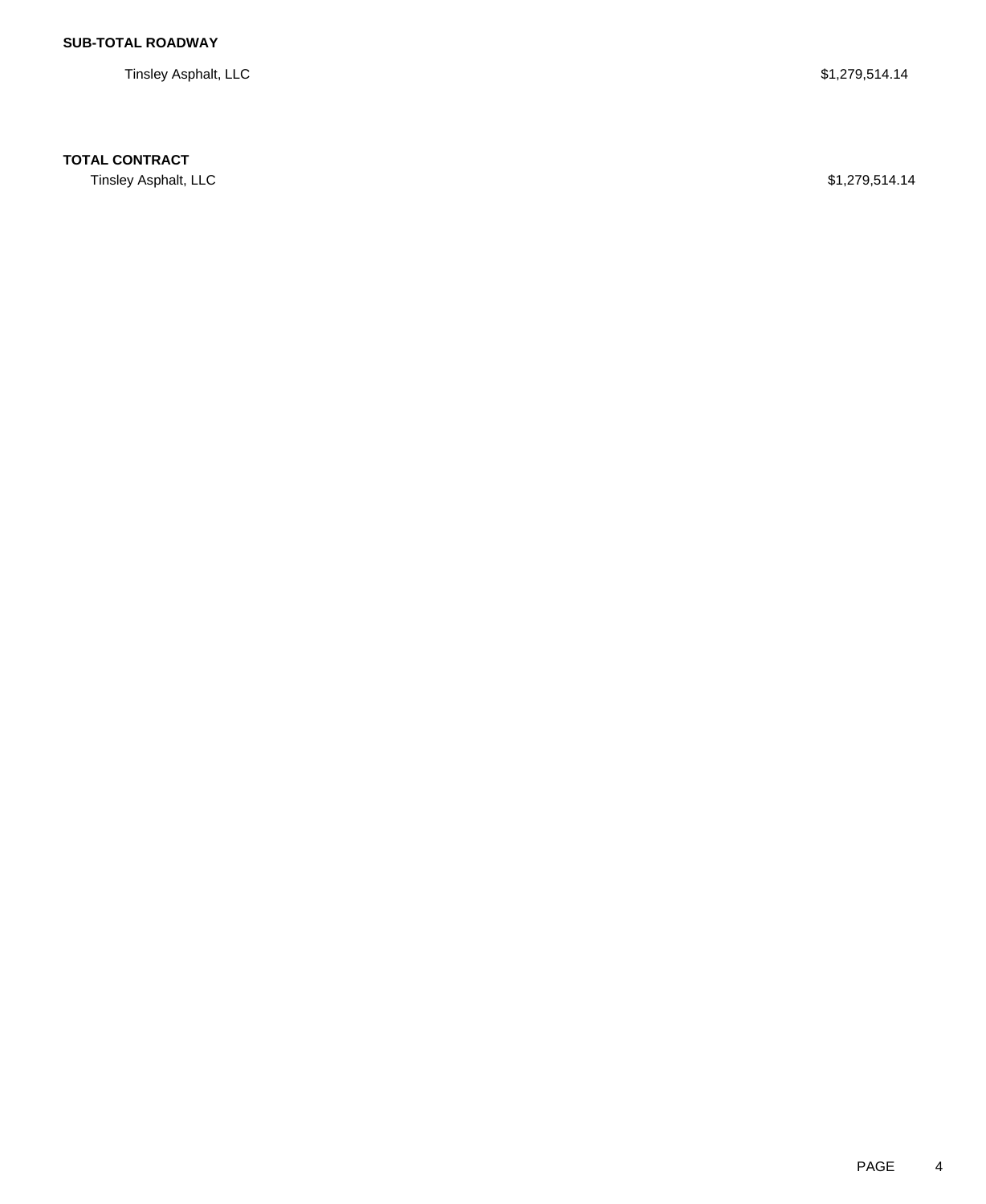**SUB-TOTAL ROADWAY**

| | |
|---|---|
| Tinsley Asphalt, LLC | $1,279,514.14 |

**TOTAL CONTRACT**

| | |
|---|---|
| Tinsley Asphalt, LLC | $1,279,514.14 |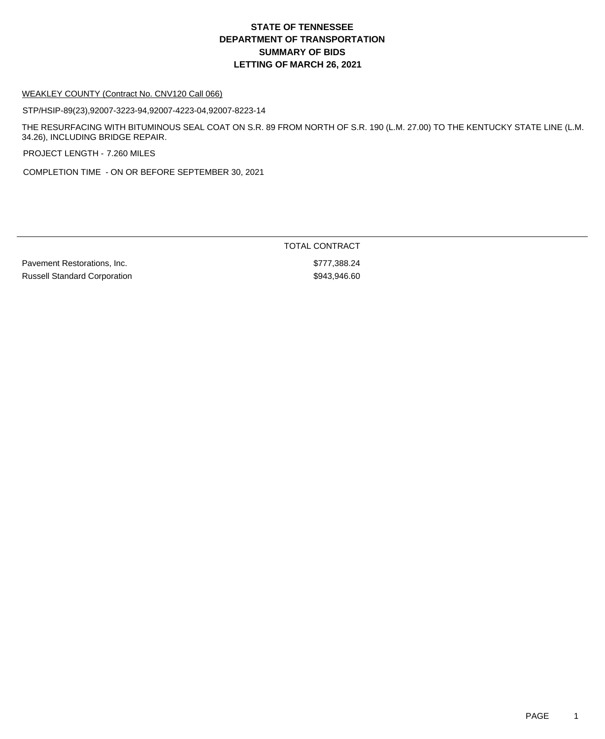# STATE OF TENNESSEE
# DEPARTMENT OF TRANSPORTATION
# SUMMARY OF BIDS
# LETTING OF MARCH 26, 2021

WEAKLEY COUNTY (Contract No. CNV120 Call 066)

STP/HSIP-89(23),92007-3223-94,92007-4223-04,92007-8223-14

THE RESURFACING WITH BITUMINOUS SEAL COAT ON S.R. 89 FROM NORTH OF S.R. 190 (L.M. 27.00) TO THE KENTUCKY STATE LINE (L.M. 34.26), INCLUDING BRIDGE REPAIR.

PROJECT LENGTH - 7.260 MILES

COMPLETION TIME - ON OR BEFORE SEPTEMBER 30, 2021

| | TOTAL CONTRACT |
|---|---|
| Pavement Restorations, Inc. | $777,388.24 |
| Russell Standard Corporation | $943,946.60 |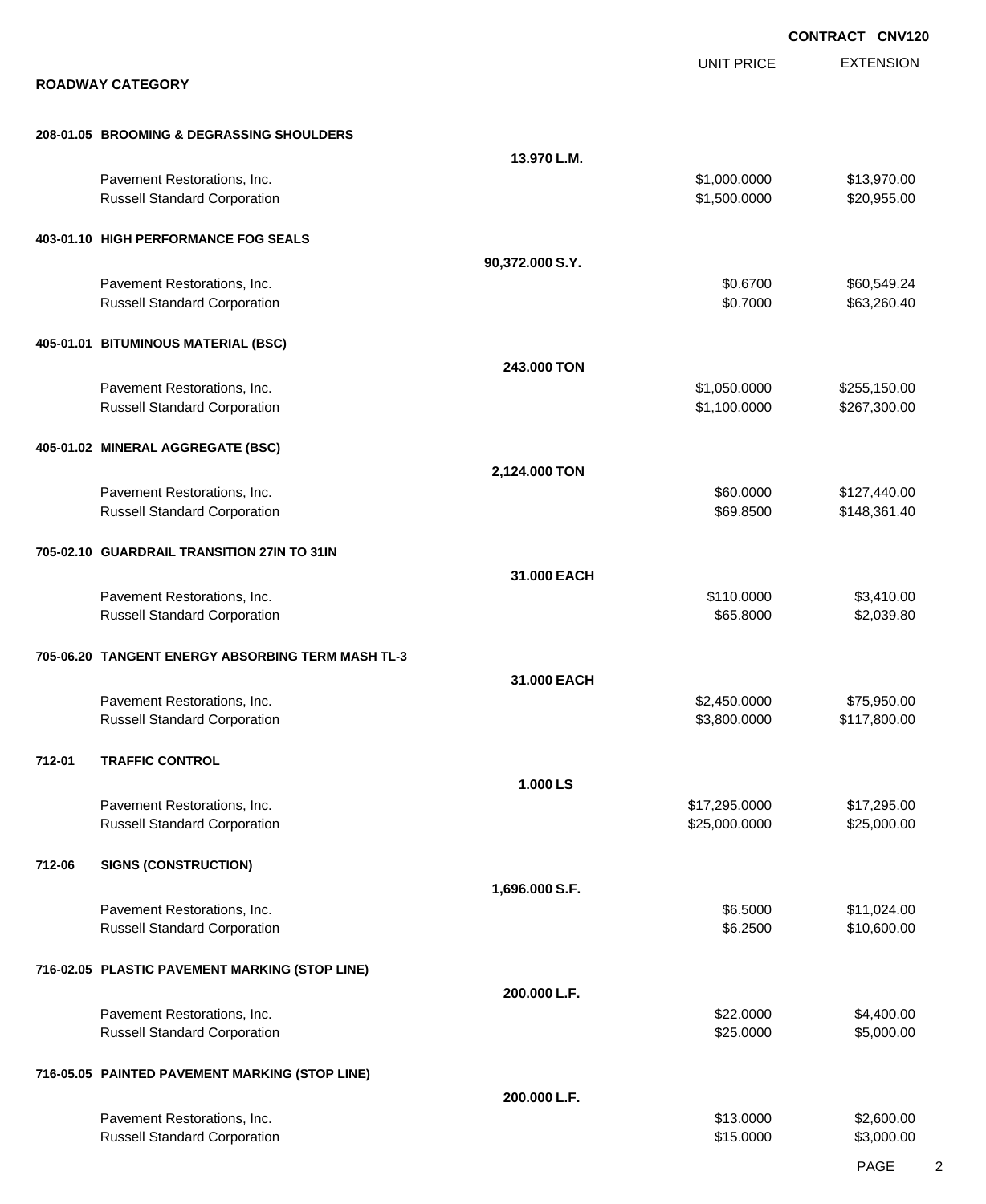**CONTRACT CNV120**

## ROADWAY CATEGORY

| | | UNIT PRICE | EXTENSION |
|---|---|---|---|
| **208-01.05 BROOMING & DEGRASSING SHOULDERS** | | | |
| | **13.970 L.M.** | | |
| Pavement Restorations, Inc. | | $1,000.0000 | $13,970.00 |
| Russell Standard Corporation | | $1,500.0000 | $20,955.00 |
| **403-01.10 HIGH PERFORMANCE FOG SEALS** | | | |
| | **90,372.000 S.Y.** | | |
| Pavement Restorations, Inc. | | $0.6700 | $60,549.24 |
| Russell Standard Corporation | | $0.7000 | $63,260.40 |
| **405-01.01 BITUMINOUS MATERIAL (BSC)** | | | |
| | **243.000 TON** | | |
| Pavement Restorations, Inc. | | $1,050.0000 | $255,150.00 |
| Russell Standard Corporation | | $1,100.0000 | $267,300.00 |
| **405-01.02 MINERAL AGGREGATE (BSC)** | | | |
| | **2,124.000 TON** | | |
| Pavement Restorations, Inc. | | $60.0000 | $127,440.00 |
| Russell Standard Corporation | | $69.8500 | $148,361.40 |
| **705-02.10 GUARDRAIL TRANSITION 27IN TO 31IN** | | | |
| | **31.000 EACH** | | |
| Pavement Restorations, Inc. | | $110.0000 | $3,410.00 |
| Russell Standard Corporation | | $65.8000 | $2,039.80 |
| **705-06.20 TANGENT ENERGY ABSORBING TERM MASH TL-3** | | | |
| | **31.000 EACH** | | |
| Pavement Restorations, Inc. | | $2,450.0000 | $75,950.00 |
| Russell Standard Corporation | | $3,800.0000 | $117,800.00 |
| **712-01 TRAFFIC CONTROL** | | | |
| | **1.000 LS** | | |
| Pavement Restorations, Inc. | | $17,295.0000 | $17,295.00 |
| Russell Standard Corporation | | $25,000.0000 | $25,000.00 |
| **712-06 SIGNS (CONSTRUCTION)** | | | |
| | **1,696.000 S.F.** | | |
| Pavement Restorations, Inc. | | $6.5000 | $11,024.00 |
| Russell Standard Corporation | | $6.2500 | $10,600.00 |
| **716-02.05 PLASTIC PAVEMENT MARKING (STOP LINE)** | | | |
| | **200.000 L.F.** | | |
| Pavement Restorations, Inc. | | $22.0000 | $4,400.00 |
| Russell Standard Corporation | | $25.0000 | $5,000.00 |
| **716-05.05 PAINTED PAVEMENT MARKING (STOP LINE)** | | | |
| | **200.000 L.F.** | | |
| Pavement Restorations, Inc. | | $13.0000 | $2,600.00 |
| Russell Standard Corporation | | $15.0000 | $3,000.00 |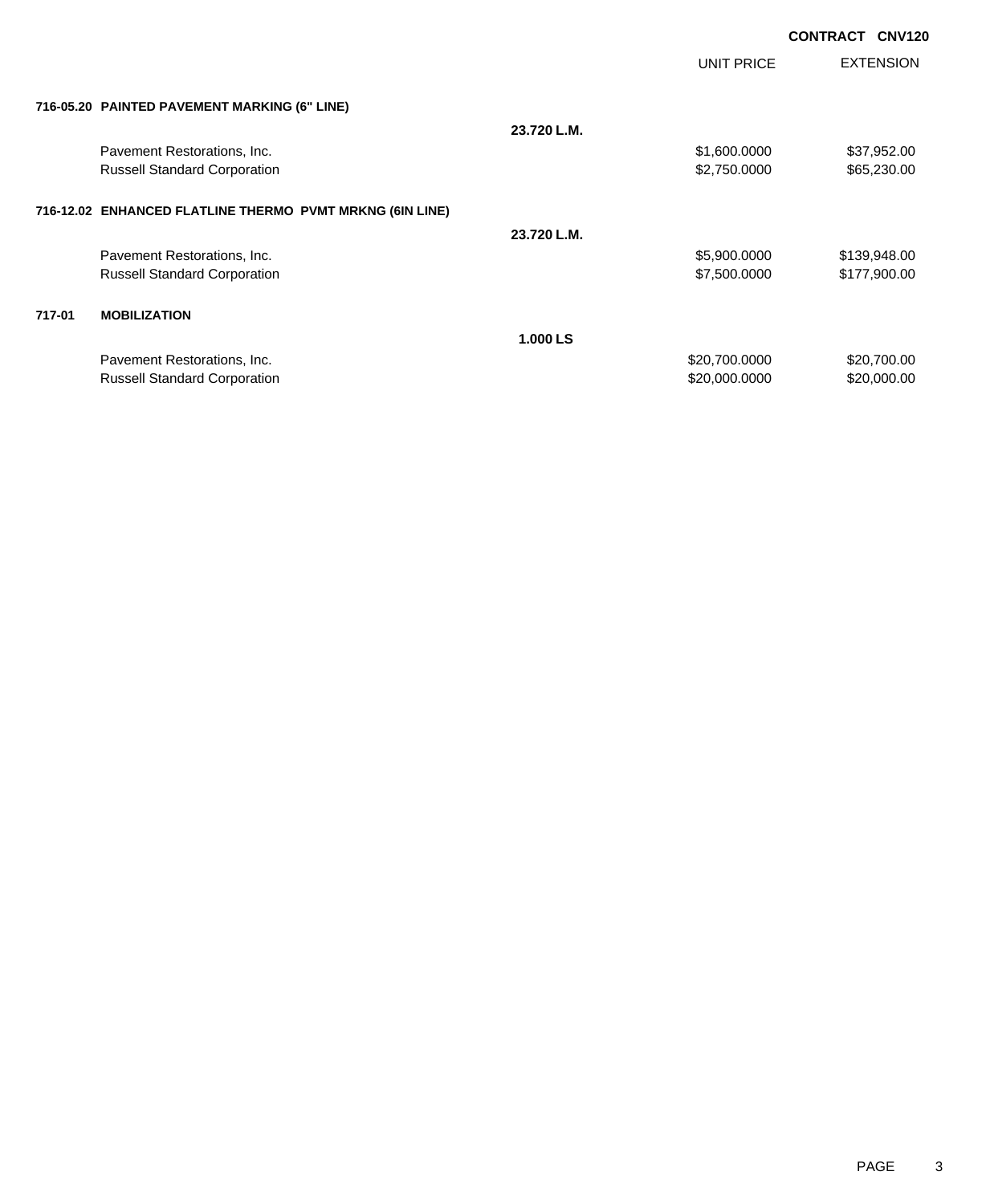**CONTRACT CNV120**

| | | | UNIT PRICE | EXTENSION |
|---|---|---|---|---|
| **716-05.20** | **PAINTED PAVEMENT MARKING (6" LINE)** | | | |
| | | **23.720 L.M.** | | |
| | Pavement Restorations, Inc. | | $1,600.0000 | $37,952.00 |
| | Russell Standard Corporation | | $2,750.0000 | $65,230.00 |
| **716-12.02** | **ENHANCED FLATLINE THERMO PVMT MRKNG (6IN LINE)** | | | |
| | | **23.720 L.M.** | | |
| | Pavement Restorations, Inc. | | $5,900.0000 | $139,948.00 |
| | Russell Standard Corporation | | $7,500.0000 | $177,900.00 |
| **717-01** | **MOBILIZATION** | | | |
| | | **1.000 LS** | | |
| | Pavement Restorations, Inc. | | $20,700.0000 | $20,700.00 |
| | Russell Standard Corporation | | $20,000.0000 | $20,000.00 |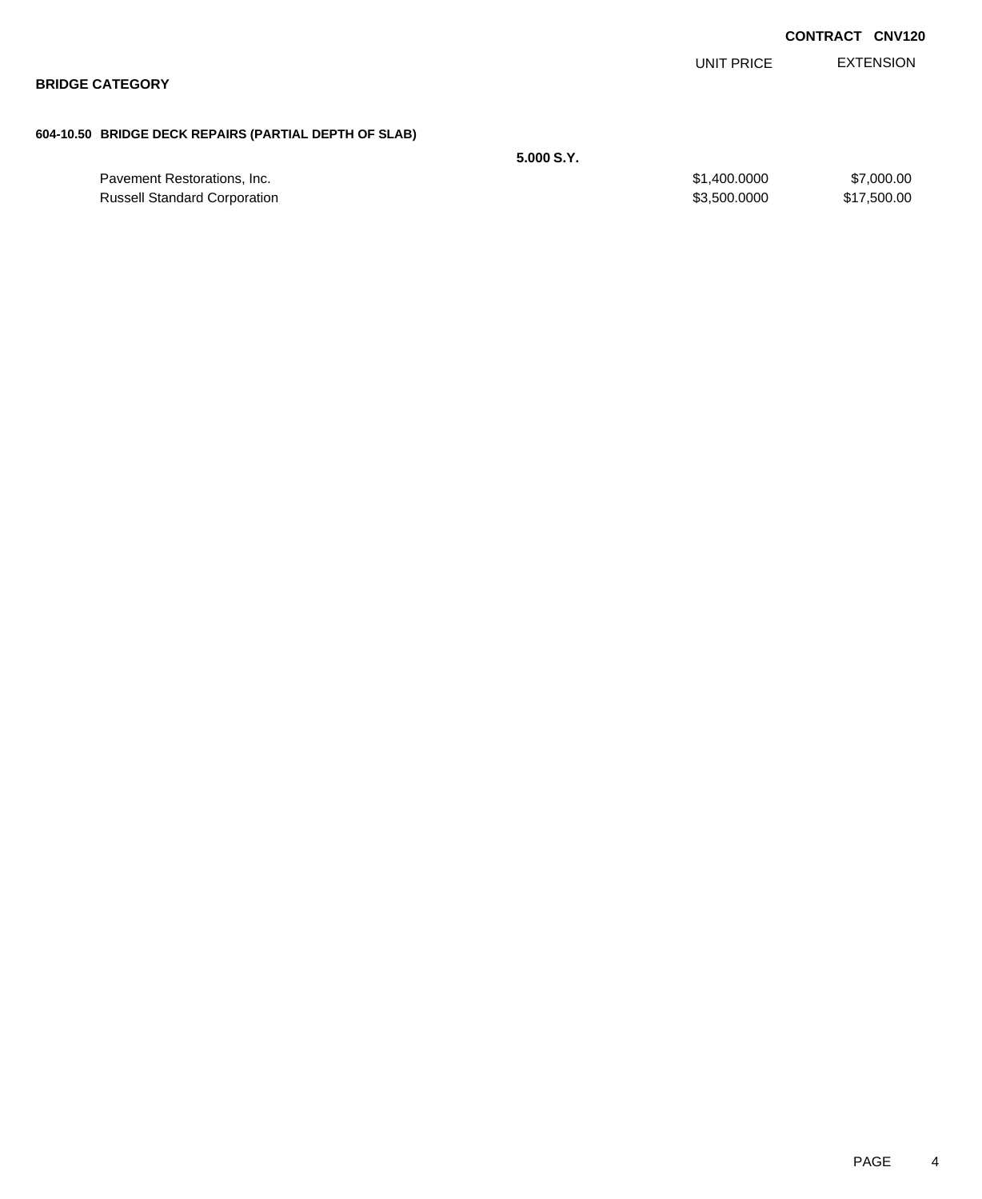**CONTRACT CNV120**

**BRIDGE CATEGORY**

**604-10.50 BRIDGE DECK REPAIRS (PARTIAL DEPTH OF SLAB)**

**5.000 S.Y.**

| | UNIT PRICE | EXTENSION |
|---|---|---|
| Pavement Restorations, Inc. | $1,400.0000 | $7,000.00 |
| Russell Standard Corporation | $3,500.0000 | $17,500.00 |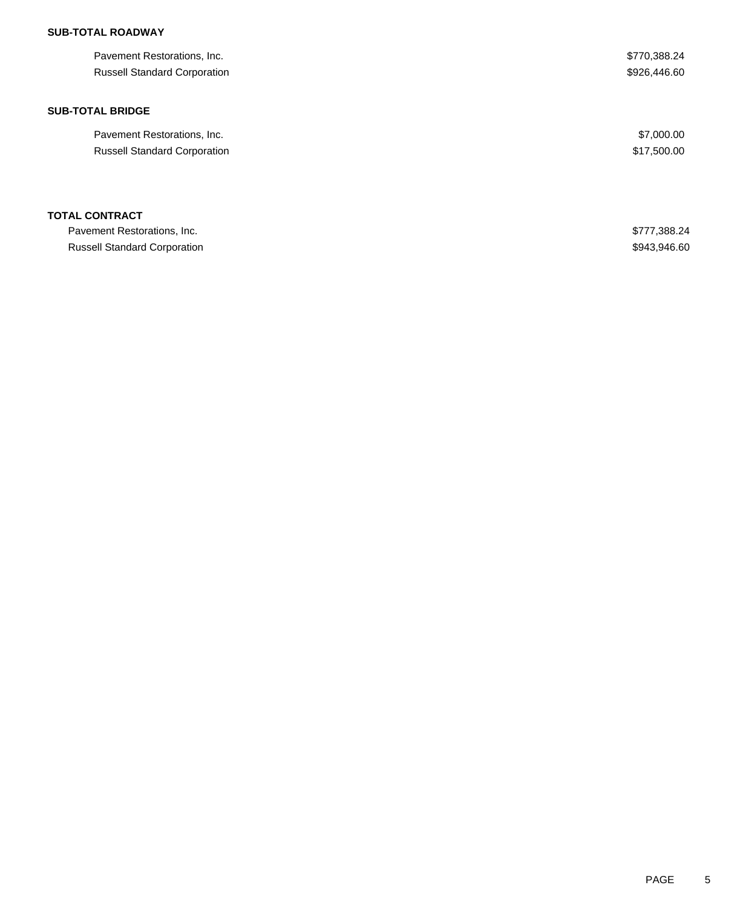**SUB-TOTAL ROADWAY**

| | |
|---|---|
| Pavement Restorations, Inc. | $770,388.24 |
| Russell Standard Corporation | $926,446.60 |

**SUB-TOTAL BRIDGE**

| | |
|---|---|
| Pavement Restorations, Inc. | $7,000.00 |
| Russell Standard Corporation | $17,500.00 |

**TOTAL CONTRACT**

| | |
|---|---|
| Pavement Restorations, Inc. | $777,388.24 |
| Russell Standard Corporation | $943,946.60 |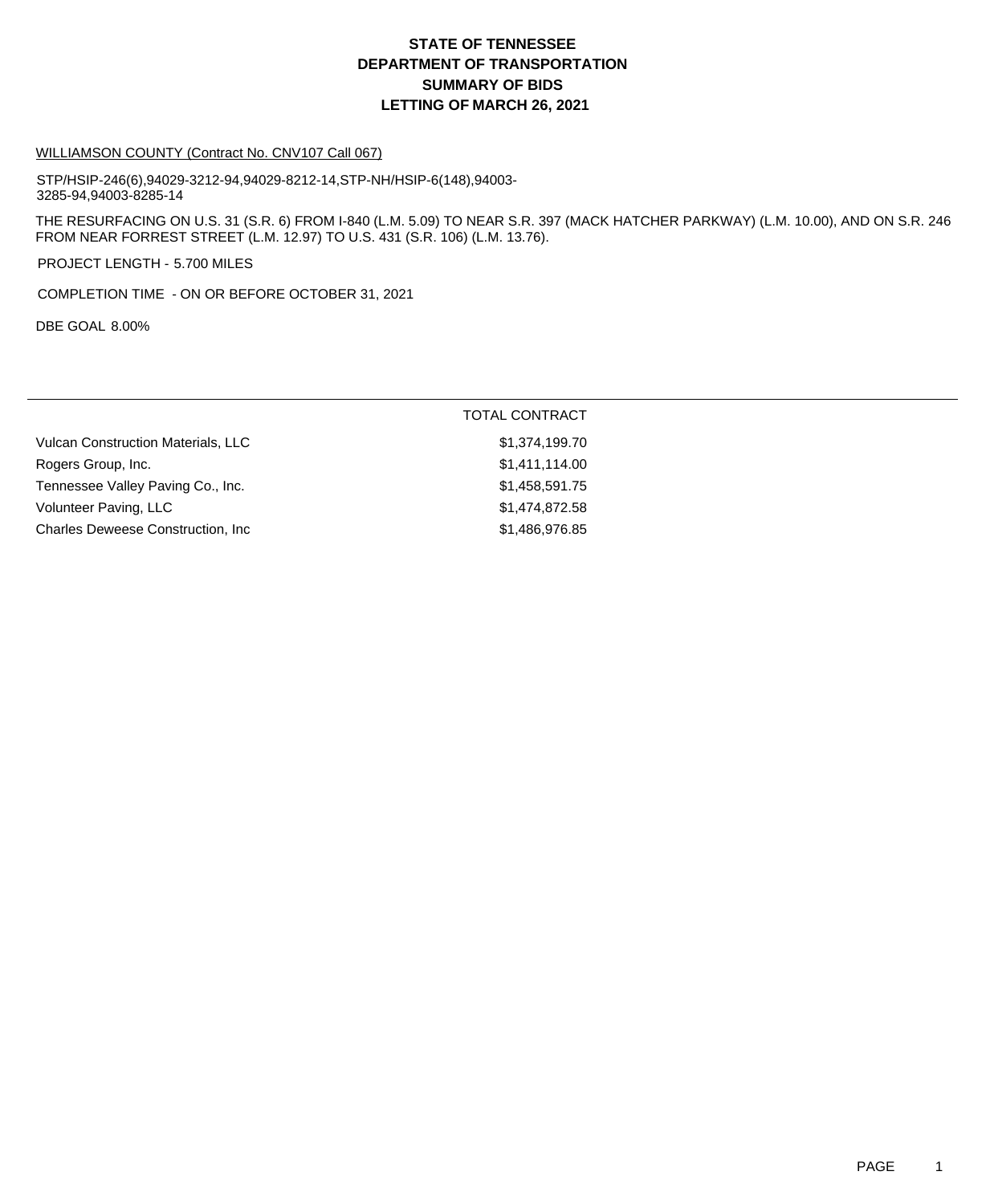# STATE OF TENNESSEE
# DEPARTMENT OF TRANSPORTATION
# SUMMARY OF BIDS
# LETTING OF MARCH 26, 2021

WILLIAMSON COUNTY (Contract No. CNV107 Call 067)

STP/HSIP-246(6),94029-3212-94,94029-8212-14,STP-NH/HSIP-6(148),94003-3285-94,94003-8285-14

THE RESURFACING ON U.S. 31 (S.R. 6) FROM I-840 (L.M. 5.09) TO NEAR S.R. 397 (MACK HATCHER PARKWAY) (L.M. 10.00), AND ON S.R. 246 FROM NEAR FORREST STREET (L.M. 12.97) TO U.S. 431 (S.R. 106) (L.M. 13.76).

PROJECT LENGTH - 5.700 MILES

COMPLETION TIME - ON OR BEFORE OCTOBER 31, 2021

DBE GOAL 8.00%

| | TOTAL CONTRACT |
|---|---|
| Vulcan Construction Materials, LLC | $1,374,199.70 |
| Rogers Group, Inc. | $1,411,114.00 |
| Tennessee Valley Paving Co., Inc. | $1,458,591.75 |
| Volunteer Paving, LLC | $1,474,872.58 |
| Charles Deweese Construction, Inc | $1,486,976.85 |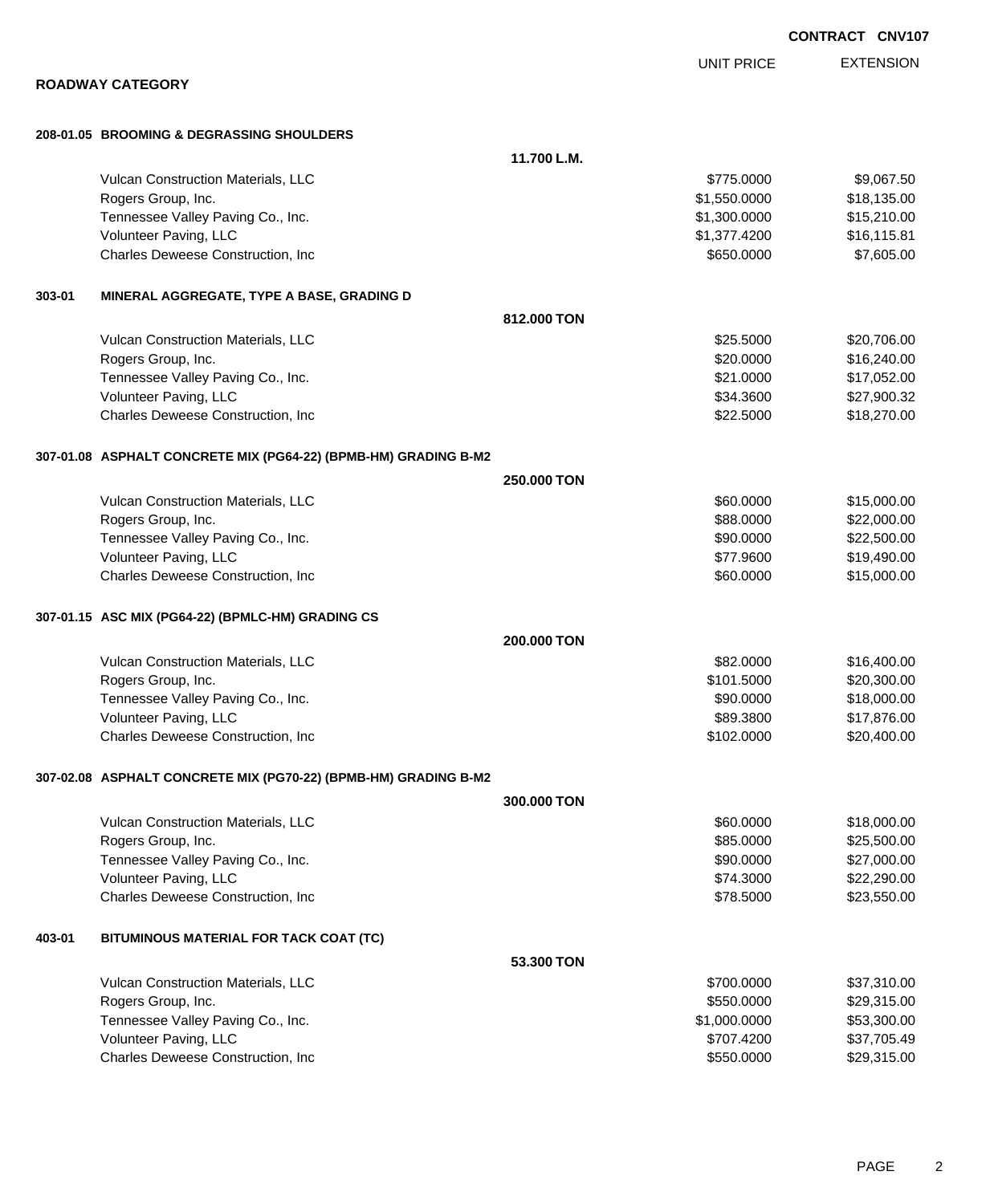**CONTRACT CNV107**

**ROADWAY CATEGORY**

| | | UNIT PRICE | EXTENSION |
|---|---|---|---|
| **208-01.05 BROOMING & DEGRASSING SHOULDERS** | | | |
| | **11.700 L.M.** | | |
| Vulcan Construction Materials, LLC | | $775.0000 | $9,067.50 |
| Rogers Group, Inc. | | $1,550.0000 | $18,135.00 |
| Tennessee Valley Paving Co., Inc. | | $1,300.0000 | $15,210.00 |
| Volunteer Paving, LLC | | $1,377.4200 | $16,115.81 |
| Charles Deweese Construction, Inc | | $650.0000 | $7,605.00 |
| **303-01 MINERAL AGGREGATE, TYPE A BASE, GRADING D** | | | |
| | **812.000 TON** | | |
| Vulcan Construction Materials, LLC | | $25.5000 | $20,706.00 |
| Rogers Group, Inc. | | $20.0000 | $16,240.00 |
| Tennessee Valley Paving Co., Inc. | | $21.0000 | $17,052.00 |
| Volunteer Paving, LLC | | $34.3600 | $27,900.32 |
| Charles Deweese Construction, Inc | | $22.5000 | $18,270.00 |
| **307-01.08 ASPHALT CONCRETE MIX (PG64-22) (BPMB-HM) GRADING B-M2** | | | |
| | **250.000 TON** | | |
| Vulcan Construction Materials, LLC | | $60.0000 | $15,000.00 |
| Rogers Group, Inc. | | $88.0000 | $22,000.00 |
| Tennessee Valley Paving Co., Inc. | | $90.0000 | $22,500.00 |
| Volunteer Paving, LLC | | $77.9600 | $19,490.00 |
| Charles Deweese Construction, Inc | | $60.0000 | $15,000.00 |
| **307-01.15 ASC MIX (PG64-22) (BPMLC-HM) GRADING CS** | | | |
| | **200.000 TON** | | |
| Vulcan Construction Materials, LLC | | $82.0000 | $16,400.00 |
| Rogers Group, Inc. | | $101.5000 | $20,300.00 |
| Tennessee Valley Paving Co., Inc. | | $90.0000 | $18,000.00 |
| Volunteer Paving, LLC | | $89.3800 | $17,876.00 |
| Charles Deweese Construction, Inc | | $102.0000 | $20,400.00 |
| **307-02.08 ASPHALT CONCRETE MIX (PG70-22) (BPMB-HM) GRADING B-M2** | | | |
| | **300.000 TON** | | |
| Vulcan Construction Materials, LLC | | $60.0000 | $18,000.00 |
| Rogers Group, Inc. | | $85.0000 | $25,500.00 |
| Tennessee Valley Paving Co., Inc. | | $90.0000 | $27,000.00 |
| Volunteer Paving, LLC | | $74.3000 | $22,290.00 |
| Charles Deweese Construction, Inc | | $78.5000 | $23,550.00 |
| **403-01 BITUMINOUS MATERIAL FOR TACK COAT (TC)** | | | |
| | **53.300 TON** | | |
| Vulcan Construction Materials, LLC | | $700.0000 | $37,310.00 |
| Rogers Group, Inc. | | $550.0000 | $29,315.00 |
| Tennessee Valley Paving Co., Inc. | | $1,000.0000 | $53,300.00 |
| Volunteer Paving, LLC | | $707.4200 | $37,705.49 |
| Charles Deweese Construction, Inc | | $550.0000 | $29,315.00 |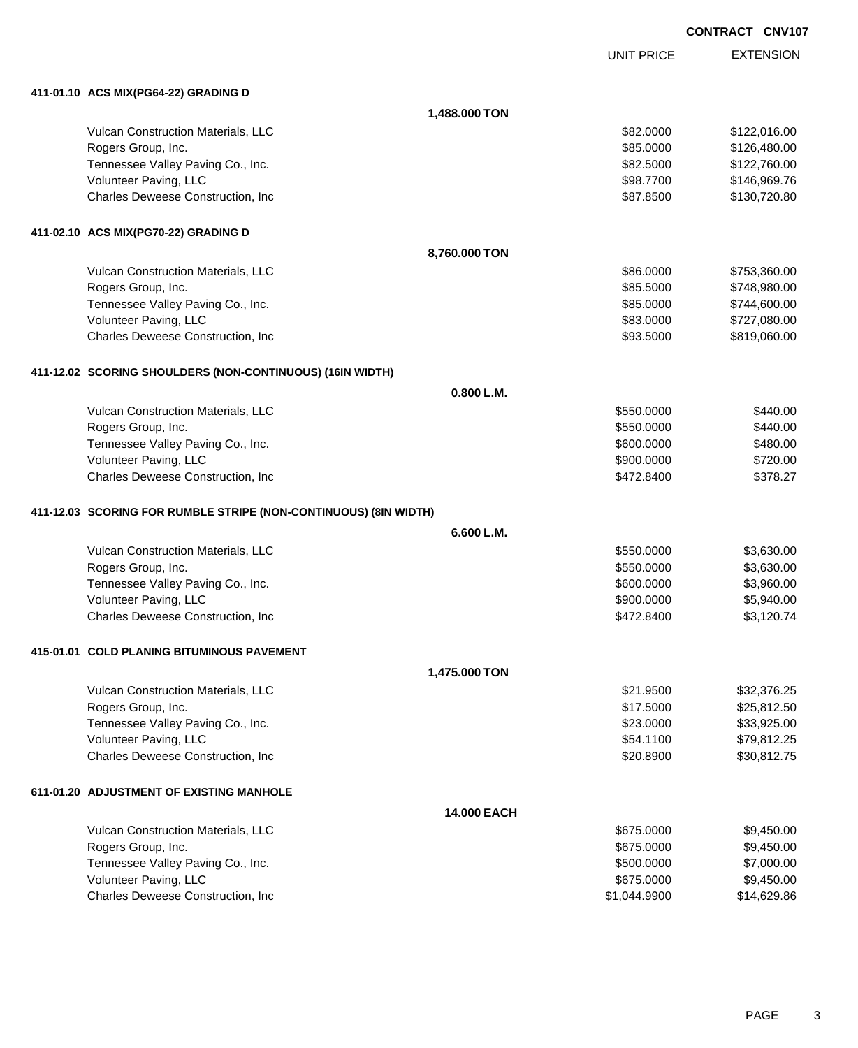**CONTRACT CNV107**

| | UNIT PRICE | EXTENSION |
|---|---|---|
| **411-01.10 ACS MIX(PG64-22) GRADING D** | | |
| **1,488.000 TON** | | |
| Vulcan Construction Materials, LLC | $82.0000 | $122,016.00 |
| Rogers Group, Inc. | $85.0000 | $126,480.00 |
| Tennessee Valley Paving Co., Inc. | $82.5000 | $122,760.00 |
| Volunteer Paving, LLC | $98.7700 | $146,969.76 |
| Charles Deweese Construction, Inc | $87.8500 | $130,720.80 |
| **411-02.10 ACS MIX(PG70-22) GRADING D** | | |
| **8,760.000 TON** | | |
| Vulcan Construction Materials, LLC | $86.0000 | $753,360.00 |
| Rogers Group, Inc. | $85.5000 | $748,980.00 |
| Tennessee Valley Paving Co., Inc. | $85.0000 | $744,600.00 |
| Volunteer Paving, LLC | $83.0000 | $727,080.00 |
| Charles Deweese Construction, Inc | $93.5000 | $819,060.00 |
| **411-12.02 SCORING SHOULDERS (NON-CONTINUOUS) (16IN WIDTH)** | | |
| **0.800 L.M.** | | |
| Vulcan Construction Materials, LLC | $550.0000 | $440.00 |
| Rogers Group, Inc. | $550.0000 | $440.00 |
| Tennessee Valley Paving Co., Inc. | $600.0000 | $480.00 |
| Volunteer Paving, LLC | $900.0000 | $720.00 |
| Charles Deweese Construction, Inc | $472.8400 | $378.27 |
| **411-12.03 SCORING FOR RUMBLE STRIPE (NON-CONTINUOUS) (8IN WIDTH)** | | |
| **6.600 L.M.** | | |
| Vulcan Construction Materials, LLC | $550.0000 | $3,630.00 |
| Rogers Group, Inc. | $550.0000 | $3,630.00 |
| Tennessee Valley Paving Co., Inc. | $600.0000 | $3,960.00 |
| Volunteer Paving, LLC | $900.0000 | $5,940.00 |
| Charles Deweese Construction, Inc | $472.8400 | $3,120.74 |
| **415-01.01 COLD PLANING BITUMINOUS PAVEMENT** | | |
| **1,475.000 TON** | | |
| Vulcan Construction Materials, LLC | $21.9500 | $32,376.25 |
| Rogers Group, Inc. | $17.5000 | $25,812.50 |
| Tennessee Valley Paving Co., Inc. | $23.0000 | $33,925.00 |
| Volunteer Paving, LLC | $54.1100 | $79,812.25 |
| Charles Deweese Construction, Inc | $20.8900 | $30,812.75 |
| **611-01.20 ADJUSTMENT OF EXISTING MANHOLE** | | |
| **14.000 EACH** | | |
| Vulcan Construction Materials, LLC | $675.0000 | $9,450.00 |
| Rogers Group, Inc. | $675.0000 | $9,450.00 |
| Tennessee Valley Paving Co., Inc. | $500.0000 | $7,000.00 |
| Volunteer Paving, LLC | $675.0000 | $9,450.00 |
| Charles Deweese Construction, Inc | $1,044.9900 | $14,629.86 |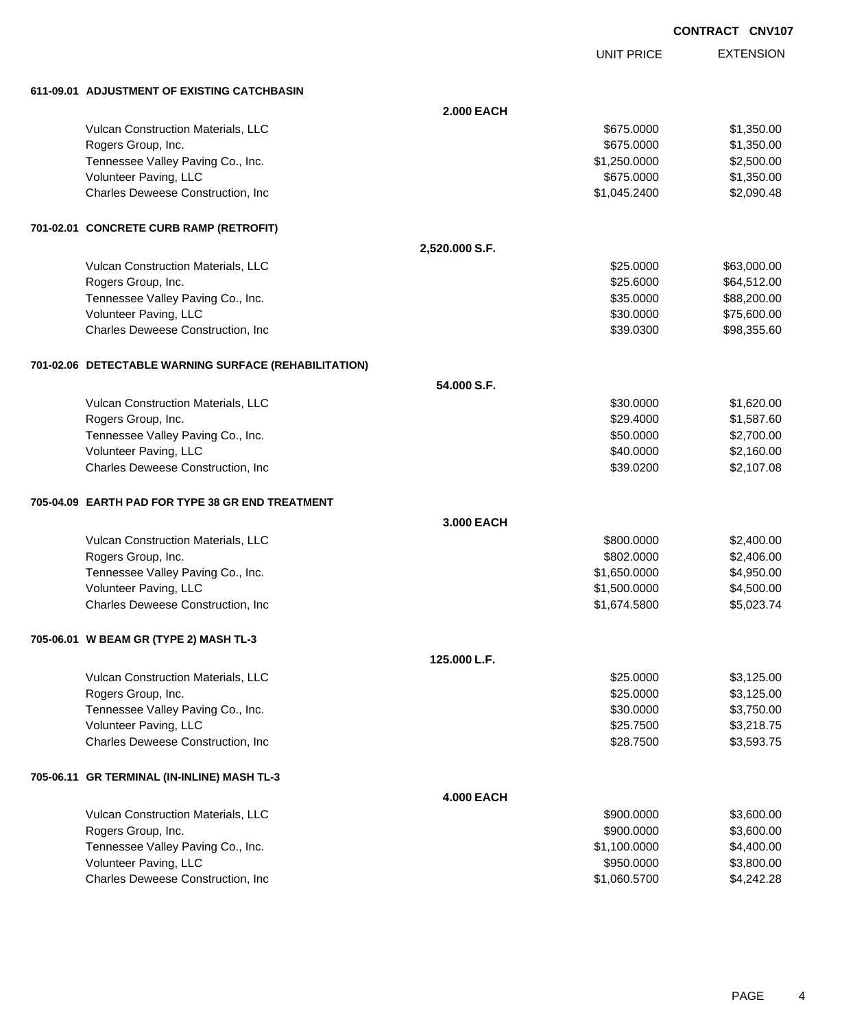**CONTRACT CNV107**

| | | UNIT PRICE | EXTENSION |
|---|---|---|---|
| **611-09.01 ADJUSTMENT OF EXISTING CATCHBASIN** | | | |
| | **2.000 EACH** | | |
| Vulcan Construction Materials, LLC | | $675.0000 | $1,350.00 |
| Rogers Group, Inc. | | $675.0000 | $1,350.00 |
| Tennessee Valley Paving Co., Inc. | | $1,250.0000 | $2,500.00 |
| Volunteer Paving, LLC | | $675.0000 | $1,350.00 |
| Charles Deweese Construction, Inc | | $1,045.2400 | $2,090.48 |
| **701-02.01 CONCRETE CURB RAMP (RETROFIT)** | | | |
| | **2,520.000 S.F.** | | |
| Vulcan Construction Materials, LLC | | $25.0000 | $63,000.00 |
| Rogers Group, Inc. | | $25.6000 | $64,512.00 |
| Tennessee Valley Paving Co., Inc. | | $35.0000 | $88,200.00 |
| Volunteer Paving, LLC | | $30.0000 | $75,600.00 |
| Charles Deweese Construction, Inc | | $39.0300 | $98,355.60 |
| **701-02.06 DETECTABLE WARNING SURFACE (REHABILITATION)** | | | |
| | **54.000 S.F.** | | |
| Vulcan Construction Materials, LLC | | $30.0000 | $1,620.00 |
| Rogers Group, Inc. | | $29.4000 | $1,587.60 |
| Tennessee Valley Paving Co., Inc. | | $50.0000 | $2,700.00 |
| Volunteer Paving, LLC | | $40.0000 | $2,160.00 |
| Charles Deweese Construction, Inc | | $39.0200 | $2,107.08 |
| **705-04.09 EARTH PAD FOR TYPE 38 GR END TREATMENT** | | | |
| | **3.000 EACH** | | |
| Vulcan Construction Materials, LLC | | $800.0000 | $2,400.00 |
| Rogers Group, Inc. | | $802.0000 | $2,406.00 |
| Tennessee Valley Paving Co., Inc. | | $1,650.0000 | $4,950.00 |
| Volunteer Paving, LLC | | $1,500.0000 | $4,500.00 |
| Charles Deweese Construction, Inc | | $1,674.5800 | $5,023.74 |
| **705-06.01 W BEAM GR (TYPE 2) MASH TL-3** | | | |
| | **125.000 L.F.** | | |
| Vulcan Construction Materials, LLC | | $25.0000 | $3,125.00 |
| Rogers Group, Inc. | | $25.0000 | $3,125.00 |
| Tennessee Valley Paving Co., Inc. | | $30.0000 | $3,750.00 |
| Volunteer Paving, LLC | | $25.7500 | $3,218.75 |
| Charles Deweese Construction, Inc | | $28.7500 | $3,593.75 |
| **705-06.11 GR TERMINAL (IN-INLINE) MASH TL-3** | | | |
| | **4.000 EACH** | | |
| Vulcan Construction Materials, LLC | | $900.0000 | $3,600.00 |
| Rogers Group, Inc. | | $900.0000 | $3,600.00 |
| Tennessee Valley Paving Co., Inc. | | $1,100.0000 | $4,400.00 |
| Volunteer Paving, LLC | | $950.0000 | $3,800.00 |
| Charles Deweese Construction, Inc | | $1,060.5700 | $4,242.28 |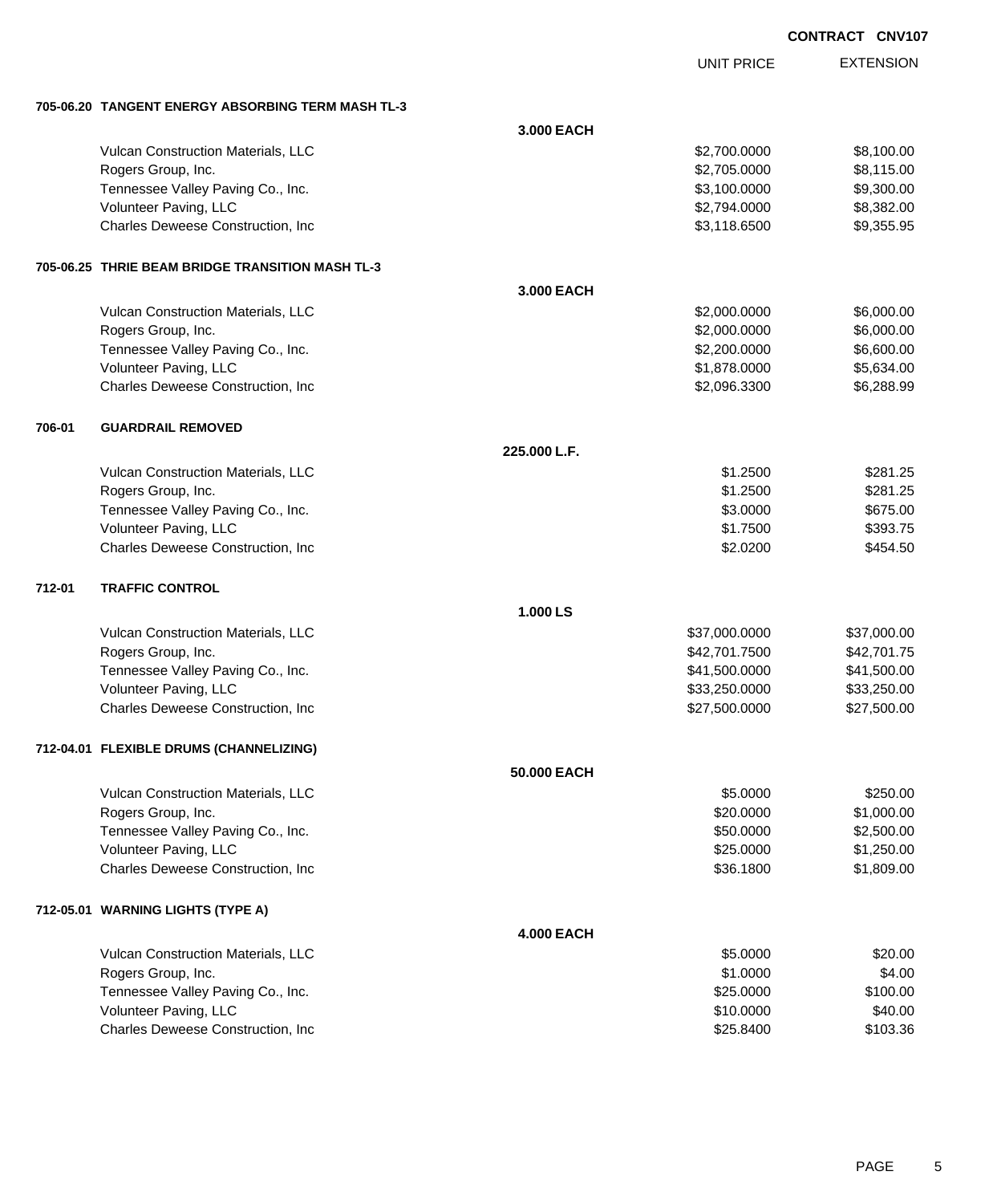**CONTRACT CNV107**

| | | UNIT PRICE | EXTENSION |
|---|---|---|---|
| **705-06.20** | **TANGENT ENERGY ABSORBING TERM MASH TL-3** | | |
| | **3.000 EACH** | | |
| | Vulcan Construction Materials, LLC | $2,700.0000 | $8,100.00 |
| | Rogers Group, Inc. | $2,705.0000 | $8,115.00 |
| | Tennessee Valley Paving Co., Inc. | $3,100.0000 | $9,300.00 |
| | Volunteer Paving, LLC | $2,794.0000 | $8,382.00 |
| | Charles Deweese Construction, Inc | $3,118.6500 | $9,355.95 |
| **705-06.25** | **THRIE BEAM BRIDGE TRANSITION MASH TL-3** | | |
| | **3.000 EACH** | | |
| | Vulcan Construction Materials, LLC | $2,000.0000 | $6,000.00 |
| | Rogers Group, Inc. | $2,000.0000 | $6,000.00 |
| | Tennessee Valley Paving Co., Inc. | $2,200.0000 | $6,600.00 |
| | Volunteer Paving, LLC | $1,878.0000 | $5,634.00 |
| | Charles Deweese Construction, Inc | $2,096.3300 | $6,288.99 |
| **706-01** | **GUARDRAIL REMOVED** | | |
| | **225.000 L.F.** | | |
| | Vulcan Construction Materials, LLC | $1.2500 | $281.25 |
| | Rogers Group, Inc. | $1.2500 | $281.25 |
| | Tennessee Valley Paving Co., Inc. | $3.0000 | $675.00 |
| | Volunteer Paving, LLC | $1.7500 | $393.75 |
| | Charles Deweese Construction, Inc | $2.0200 | $454.50 |
| **712-01** | **TRAFFIC CONTROL** | | |
| | **1.000 LS** | | |
| | Vulcan Construction Materials, LLC | $37,000.0000 | $37,000.00 |
| | Rogers Group, Inc. | $42,701.7500 | $42,701.75 |
| | Tennessee Valley Paving Co., Inc. | $41,500.0000 | $41,500.00 |
| | Volunteer Paving, LLC | $33,250.0000 | $33,250.00 |
| | Charles Deweese Construction, Inc | $27,500.0000 | $27,500.00 |
| **712-04.01** | **FLEXIBLE DRUMS (CHANNELIZING)** | | |
| | **50.000 EACH** | | |
| | Vulcan Construction Materials, LLC | $5.0000 | $250.00 |
| | Rogers Group, Inc. | $20.0000 | $1,000.00 |
| | Tennessee Valley Paving Co., Inc. | $50.0000 | $2,500.00 |
| | Volunteer Paving, LLC | $25.0000 | $1,250.00 |
| | Charles Deweese Construction, Inc | $36.1800 | $1,809.00 |
| **712-05.01** | **WARNING LIGHTS (TYPE A)** | | |
| | **4.000 EACH** | | |
| | Vulcan Construction Materials, LLC | $5.0000 | $20.00 |
| | Rogers Group, Inc. | $1.0000 | $4.00 |
| | Tennessee Valley Paving Co., Inc. | $25.0000 | $100.00 |
| | Volunteer Paving, LLC | $10.0000 | $40.00 |
| | Charles Deweese Construction, Inc | $25.8400 | $103.36 |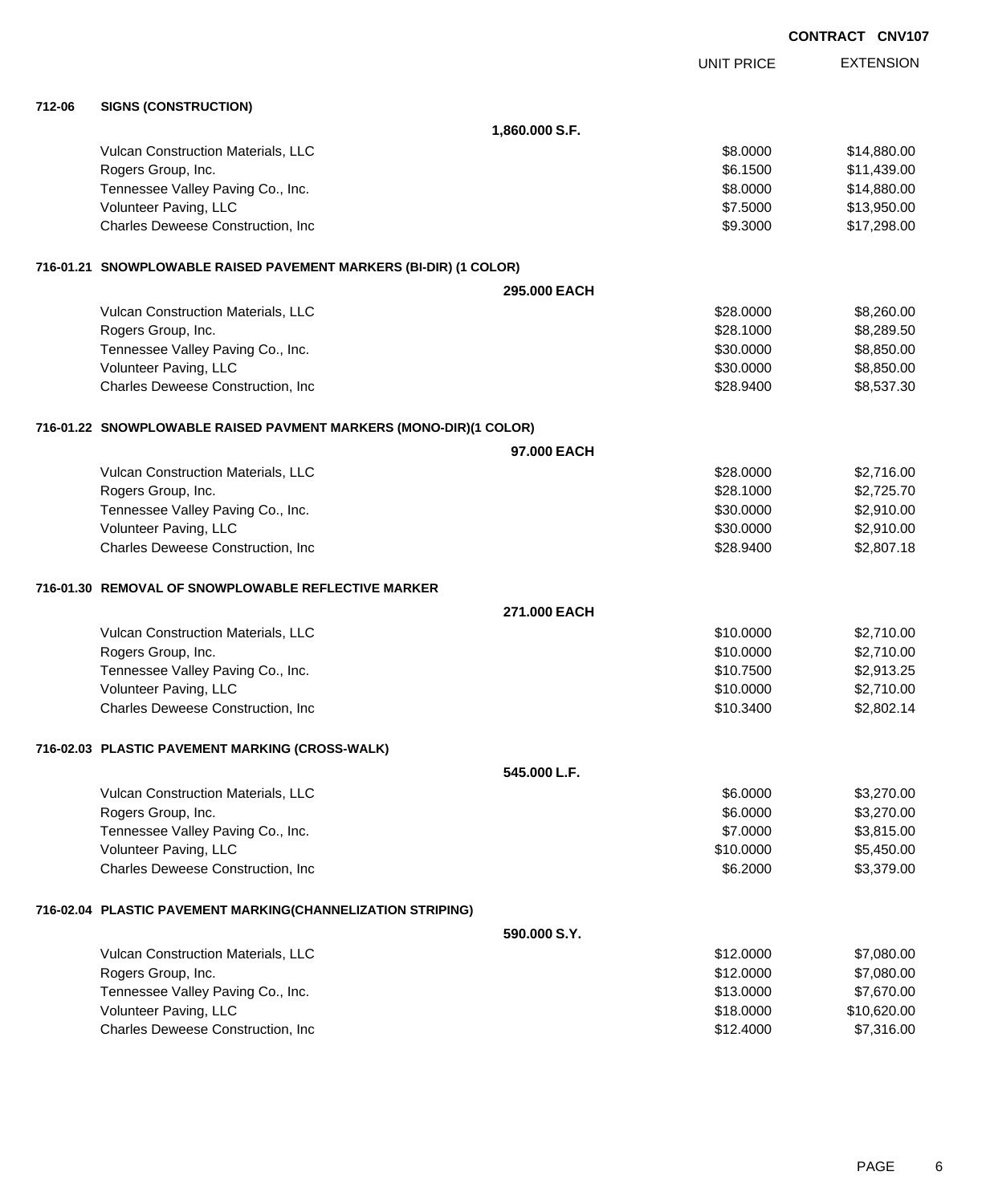**CONTRACT CNV107**

| | | UNIT PRICE | EXTENSION |
|---|---|---|---|
| **712-06** | **SIGNS (CONSTRUCTION)** | | |
| | **1,860.000 S.F.** | | |
| | Vulcan Construction Materials, LLC | $8.0000 | $14,880.00 |
| | Rogers Group, Inc. | $6.1500 | $11,439.00 |
| | Tennessee Valley Paving Co., Inc. | $8.0000 | $14,880.00 |
| | Volunteer Paving, LLC | $7.5000 | $13,950.00 |
| | Charles Deweese Construction, Inc | $9.3000 | $17,298.00 |
| **716-01.21** | **SNOWPLOWABLE RAISED PAVEMENT MARKERS (BI-DIR) (1 COLOR)** | | |
| | **295.000 EACH** | | |
| | Vulcan Construction Materials, LLC | $28.0000 | $8,260.00 |
| | Rogers Group, Inc. | $28.1000 | $8,289.50 |
| | Tennessee Valley Paving Co., Inc. | $30.0000 | $8,850.00 |
| | Volunteer Paving, LLC | $30.0000 | $8,850.00 |
| | Charles Deweese Construction, Inc | $28.9400 | $8,537.30 |
| **716-01.22** | **SNOWPLOWABLE RAISED PAVMENT MARKERS (MONO-DIR)(1 COLOR)** | | |
| | **97.000 EACH** | | |
| | Vulcan Construction Materials, LLC | $28.0000 | $2,716.00 |
| | Rogers Group, Inc. | $28.1000 | $2,725.70 |
| | Tennessee Valley Paving Co., Inc. | $30.0000 | $2,910.00 |
| | Volunteer Paving, LLC | $30.0000 | $2,910.00 |
| | Charles Deweese Construction, Inc | $28.9400 | $2,807.18 |
| **716-01.30** | **REMOVAL OF SNOWPLOWABLE REFLECTIVE MARKER** | | |
| | **271.000 EACH** | | |
| | Vulcan Construction Materials, LLC | $10.0000 | $2,710.00 |
| | Rogers Group, Inc. | $10.0000 | $2,710.00 |
| | Tennessee Valley Paving Co., Inc. | $10.7500 | $2,913.25 |
| | Volunteer Paving, LLC | $10.0000 | $2,710.00 |
| | Charles Deweese Construction, Inc | $10.3400 | $2,802.14 |
| **716-02.03** | **PLASTIC PAVEMENT MARKING (CROSS-WALK)** | | |
| | **545.000 L.F.** | | |
| | Vulcan Construction Materials, LLC | $6.0000 | $3,270.00 |
| | Rogers Group, Inc. | $6.0000 | $3,270.00 |
| | Tennessee Valley Paving Co., Inc. | $7.0000 | $3,815.00 |
| | Volunteer Paving, LLC | $10.0000 | $5,450.00 |
| | Charles Deweese Construction, Inc | $6.2000 | $3,379.00 |
| **716-02.04** | **PLASTIC PAVEMENT MARKING(CHANNELIZATION STRIPING)** | | |
| | **590.000 S.Y.** | | |
| | Vulcan Construction Materials, LLC | $12.0000 | $7,080.00 |
| | Rogers Group, Inc. | $12.0000 | $7,080.00 |
| | Tennessee Valley Paving Co., Inc. | $13.0000 | $7,670.00 |
| | Volunteer Paving, LLC | $18.0000 | $10,620.00 |
| | Charles Deweese Construction, Inc | $12.4000 | $7,316.00 |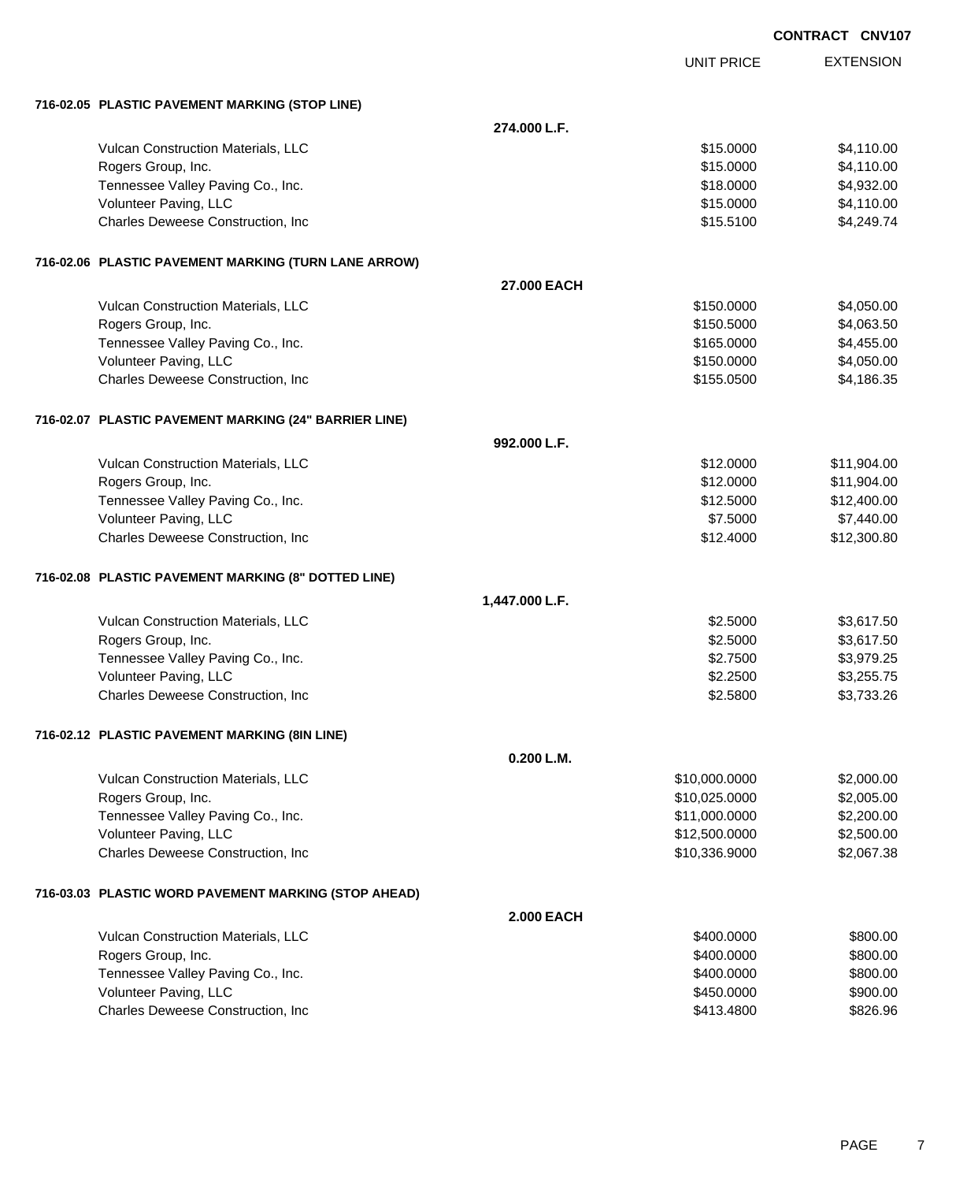**CONTRACT CNV107**

| | | UNIT PRICE | EXTENSION |
|---|---|---|---|
| **716-02.05 PLASTIC PAVEMENT MARKING (STOP LINE)** | | | |
| | **274.000 L.F.** | | |
| Vulcan Construction Materials, LLC | | $15.0000 | $4,110.00 |
| Rogers Group, Inc. | | $15.0000 | $4,110.00 |
| Tennessee Valley Paving Co., Inc. | | $18.0000 | $4,932.00 |
| Volunteer Paving, LLC | | $15.0000 | $4,110.00 |
| Charles Deweese Construction, Inc | | $15.5100 | $4,249.74 |
| **716-02.06 PLASTIC PAVEMENT MARKING (TURN LANE ARROW)** | | | |
| | **27.000 EACH** | | |
| Vulcan Construction Materials, LLC | | $150.0000 | $4,050.00 |
| Rogers Group, Inc. | | $150.5000 | $4,063.50 |
| Tennessee Valley Paving Co., Inc. | | $165.0000 | $4,455.00 |
| Volunteer Paving, LLC | | $150.0000 | $4,050.00 |
| Charles Deweese Construction, Inc | | $155.0500 | $4,186.35 |
| **716-02.07 PLASTIC PAVEMENT MARKING (24" BARRIER LINE)** | | | |
| | **992.000 L.F.** | | |
| Vulcan Construction Materials, LLC | | $12.0000 | $11,904.00 |
| Rogers Group, Inc. | | $12.0000 | $11,904.00 |
| Tennessee Valley Paving Co., Inc. | | $12.5000 | $12,400.00 |
| Volunteer Paving, LLC | | $7.5000 | $7,440.00 |
| Charles Deweese Construction, Inc | | $12.4000 | $12,300.80 |
| **716-02.08 PLASTIC PAVEMENT MARKING (8" DOTTED LINE)** | | | |
| | **1,447.000 L.F.** | | |
| Vulcan Construction Materials, LLC | | $2.5000 | $3,617.50 |
| Rogers Group, Inc. | | $2.5000 | $3,617.50 |
| Tennessee Valley Paving Co., Inc. | | $2.7500 | $3,979.25 |
| Volunteer Paving, LLC | | $2.2500 | $3,255.75 |
| Charles Deweese Construction, Inc | | $2.5800 | $3,733.26 |
| **716-02.12 PLASTIC PAVEMENT MARKING (8IN LINE)** | | | |
| | **0.200 L.M.** | | |
| Vulcan Construction Materials, LLC | | $10,000.0000 | $2,000.00 |
| Rogers Group, Inc. | | $10,025.0000 | $2,005.00 |
| Tennessee Valley Paving Co., Inc. | | $11,000.0000 | $2,200.00 |
| Volunteer Paving, LLC | | $12,500.0000 | $2,500.00 |
| Charles Deweese Construction, Inc | | $10,336.9000 | $2,067.38 |
| **716-03.03 PLASTIC WORD PAVEMENT MARKING (STOP AHEAD)** | | | |
| | **2.000 EACH** | | |
| Vulcan Construction Materials, LLC | | $400.0000 | $800.00 |
| Rogers Group, Inc. | | $400.0000 | $800.00 |
| Tennessee Valley Paving Co., Inc. | | $400.0000 | $800.00 |
| Volunteer Paving, LLC | | $450.0000 | $900.00 |
| Charles Deweese Construction, Inc | | $413.4800 | $826.96 |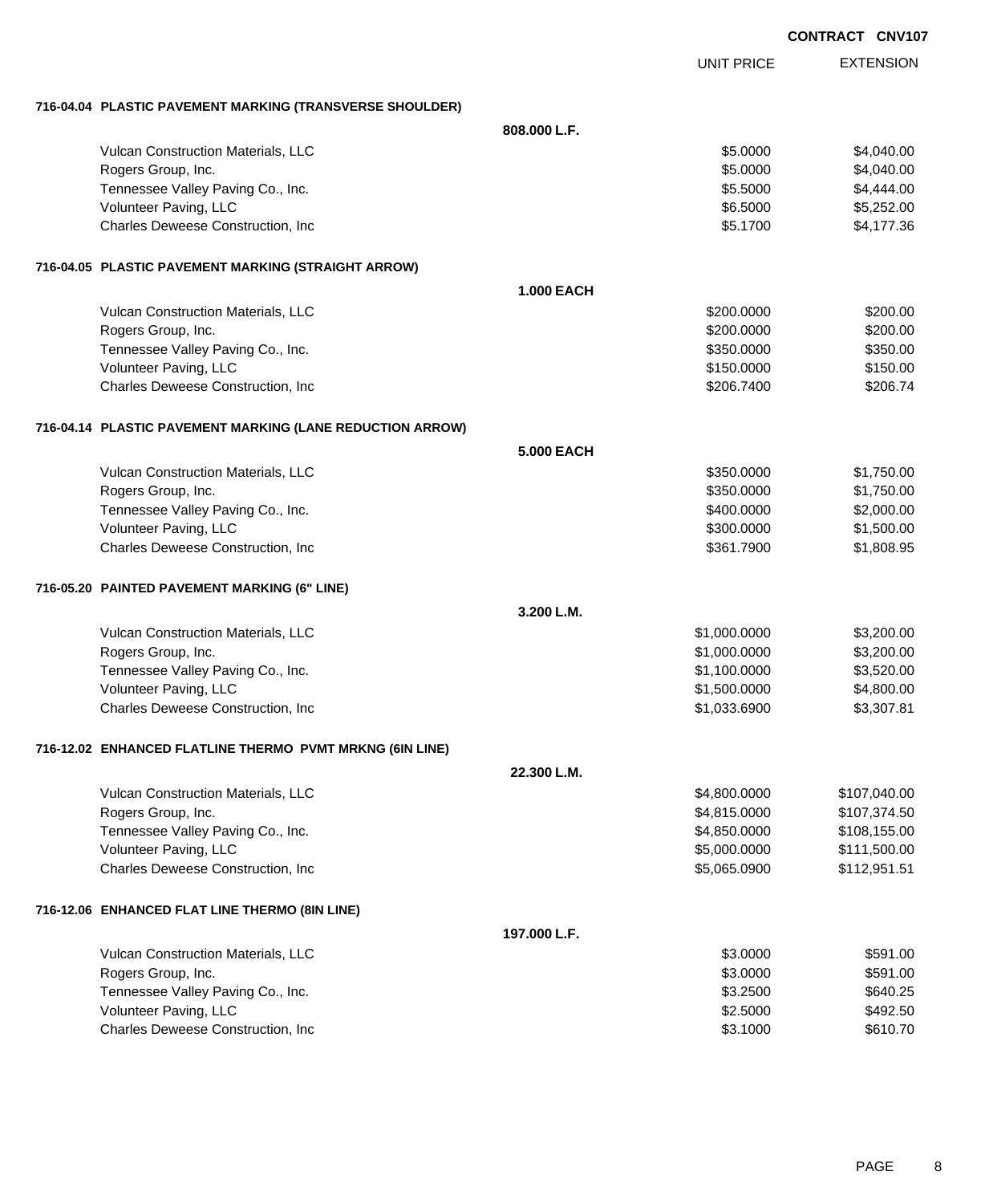**CONTRACT CNV107**

| | | UNIT PRICE | EXTENSION |
|---|---|---|---|
| **716-04.04 PLASTIC PAVEMENT MARKING (TRANSVERSE SHOULDER)** | | | |
| | **808.000 L.F.** | | |
| Vulcan Construction Materials, LLC | | $5.0000 | $4,040.00 |
| Rogers Group, Inc. | | $5.0000 | $4,040.00 |
| Tennessee Valley Paving Co., Inc. | | $5.5000 | $4,444.00 |
| Volunteer Paving, LLC | | $6.5000 | $5,252.00 |
| Charles Deweese Construction, Inc | | $5.1700 | $4,177.36 |
| **716-04.05 PLASTIC PAVEMENT MARKING (STRAIGHT ARROW)** | | | |
| | **1.000 EACH** | | |
| Vulcan Construction Materials, LLC | | $200.0000 | $200.00 |
| Rogers Group, Inc. | | $200.0000 | $200.00 |
| Tennessee Valley Paving Co., Inc. | | $350.0000 | $350.00 |
| Volunteer Paving, LLC | | $150.0000 | $150.00 |
| Charles Deweese Construction, Inc | | $206.7400 | $206.74 |
| **716-04.14 PLASTIC PAVEMENT MARKING (LANE REDUCTION ARROW)** | | | |
| | **5.000 EACH** | | |
| Vulcan Construction Materials, LLC | | $350.0000 | $1,750.00 |
| Rogers Group, Inc. | | $350.0000 | $1,750.00 |
| Tennessee Valley Paving Co., Inc. | | $400.0000 | $2,000.00 |
| Volunteer Paving, LLC | | $300.0000 | $1,500.00 |
| Charles Deweese Construction, Inc | | $361.7900 | $1,808.95 |
| **716-05.20 PAINTED PAVEMENT MARKING (6" LINE)** | | | |
| | **3.200 L.M.** | | |
| Vulcan Construction Materials, LLC | | $1,000.0000 | $3,200.00 |
| Rogers Group, Inc. | | $1,000.0000 | $3,200.00 |
| Tennessee Valley Paving Co., Inc. | | $1,100.0000 | $3,520.00 |
| Volunteer Paving, LLC | | $1,500.0000 | $4,800.00 |
| Charles Deweese Construction, Inc | | $1,033.6900 | $3,307.81 |
| **716-12.02 ENHANCED FLATLINE THERMO PVMT MRKNG (6IN LINE)** | | | |
| | **22.300 L.M.** | | |
| Vulcan Construction Materials, LLC | | $4,800.0000 | $107,040.00 |
| Rogers Group, Inc. | | $4,815.0000 | $107,374.50 |
| Tennessee Valley Paving Co., Inc. | | $4,850.0000 | $108,155.00 |
| Volunteer Paving, LLC | | $5,000.0000 | $111,500.00 |
| Charles Deweese Construction, Inc | | $5,065.0900 | $112,951.51 |
| **716-12.06 ENHANCED FLAT LINE THERMO (8IN LINE)** | | | |
| | **197.000 L.F.** | | |
| Vulcan Construction Materials, LLC | | $3.0000 | $591.00 |
| Rogers Group, Inc. | | $3.0000 | $591.00 |
| Tennessee Valley Paving Co., Inc. | | $3.2500 | $640.25 |
| Volunteer Paving, LLC | | $2.5000 | $492.50 |
| Charles Deweese Construction, Inc | | $3.1000 | $610.70 |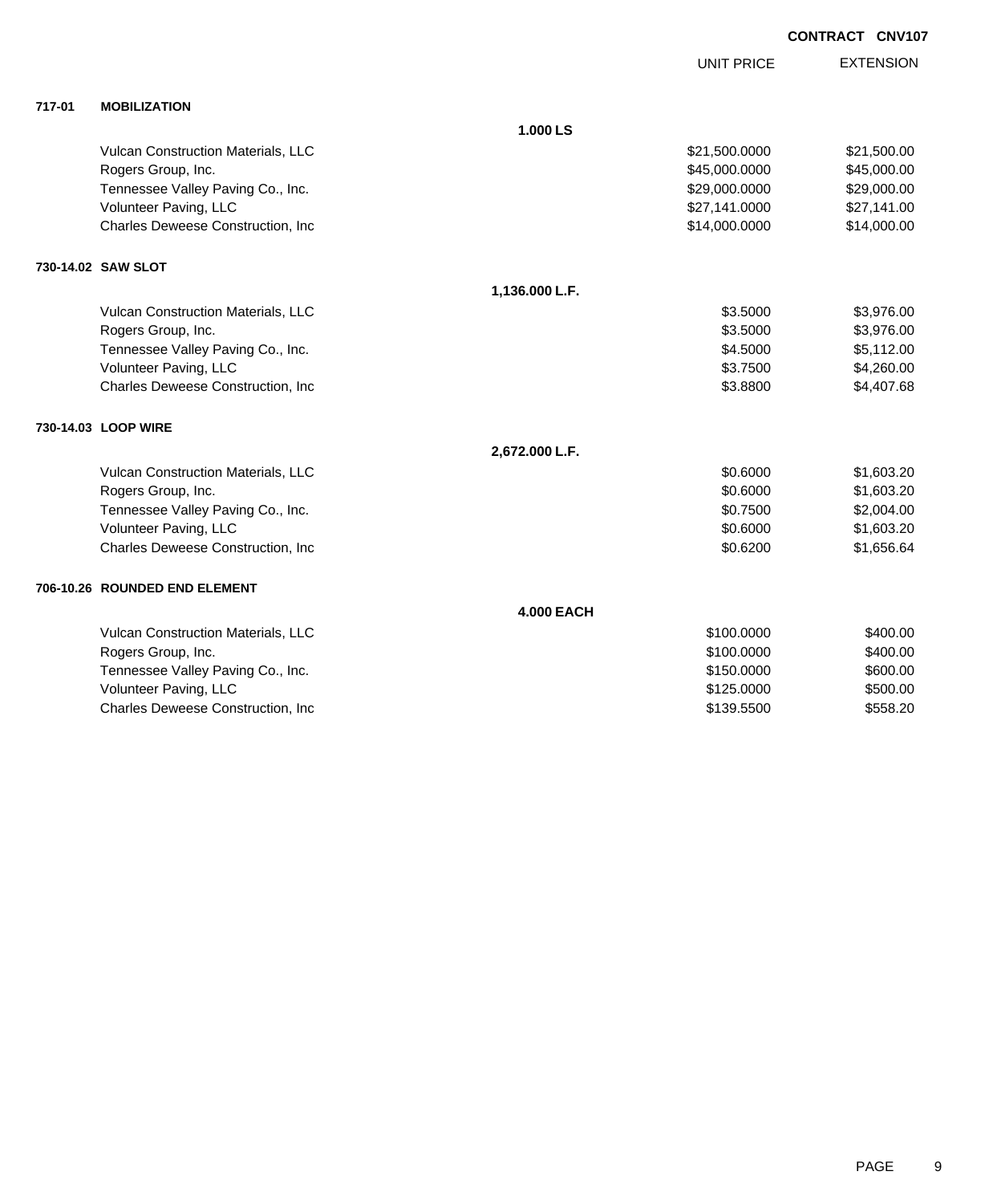**CONTRACT CNV107**

| | | UNIT PRICE | EXTENSION |
|---|---|---|---|
| **717-01** | **MOBILIZATION** | | |
| | **1.000 LS** | | |
| | Vulcan Construction Materials, LLC | $21,500.0000 | $21,500.00 |
| | Rogers Group, Inc. | $45,000.0000 | $45,000.00 |
| | Tennessee Valley Paving Co., Inc. | $29,000.0000 | $29,000.00 |
| | Volunteer Paving, LLC | $27,141.0000 | $27,141.00 |
| | Charles Deweese Construction, Inc | $14,000.0000 | $14,000.00 |
| **730-14.02** | **SAW SLOT** | | |
| | **1,136.000 L.F.** | | |
| | Vulcan Construction Materials, LLC | $3.5000 | $3,976.00 |
| | Rogers Group, Inc. | $3.5000 | $3,976.00 |
| | Tennessee Valley Paving Co., Inc. | $4.5000 | $5,112.00 |
| | Volunteer Paving, LLC | $3.7500 | $4,260.00 |
| | Charles Deweese Construction, Inc | $3.8800 | $4,407.68 |
| **730-14.03** | **LOOP WIRE** | | |
| | **2,672.000 L.F.** | | |
| | Vulcan Construction Materials, LLC | $0.6000 | $1,603.20 |
| | Rogers Group, Inc. | $0.6000 | $1,603.20 |
| | Tennessee Valley Paving Co., Inc. | $0.7500 | $2,004.00 |
| | Volunteer Paving, LLC | $0.6000 | $1,603.20 |
| | Charles Deweese Construction, Inc | $0.6200 | $1,656.64 |
| **706-10.26** | **ROUNDED END ELEMENT** | | |
| | **4.000 EACH** | | |
| | Vulcan Construction Materials, LLC | $100.0000 | $400.00 |
| | Rogers Group, Inc. | $100.0000 | $400.00 |
| | Tennessee Valley Paving Co., Inc. | $150.0000 | $600.00 |
| | Volunteer Paving, LLC | $125.0000 | $500.00 |
| | Charles Deweese Construction, Inc | $139.5500 | $558.20 |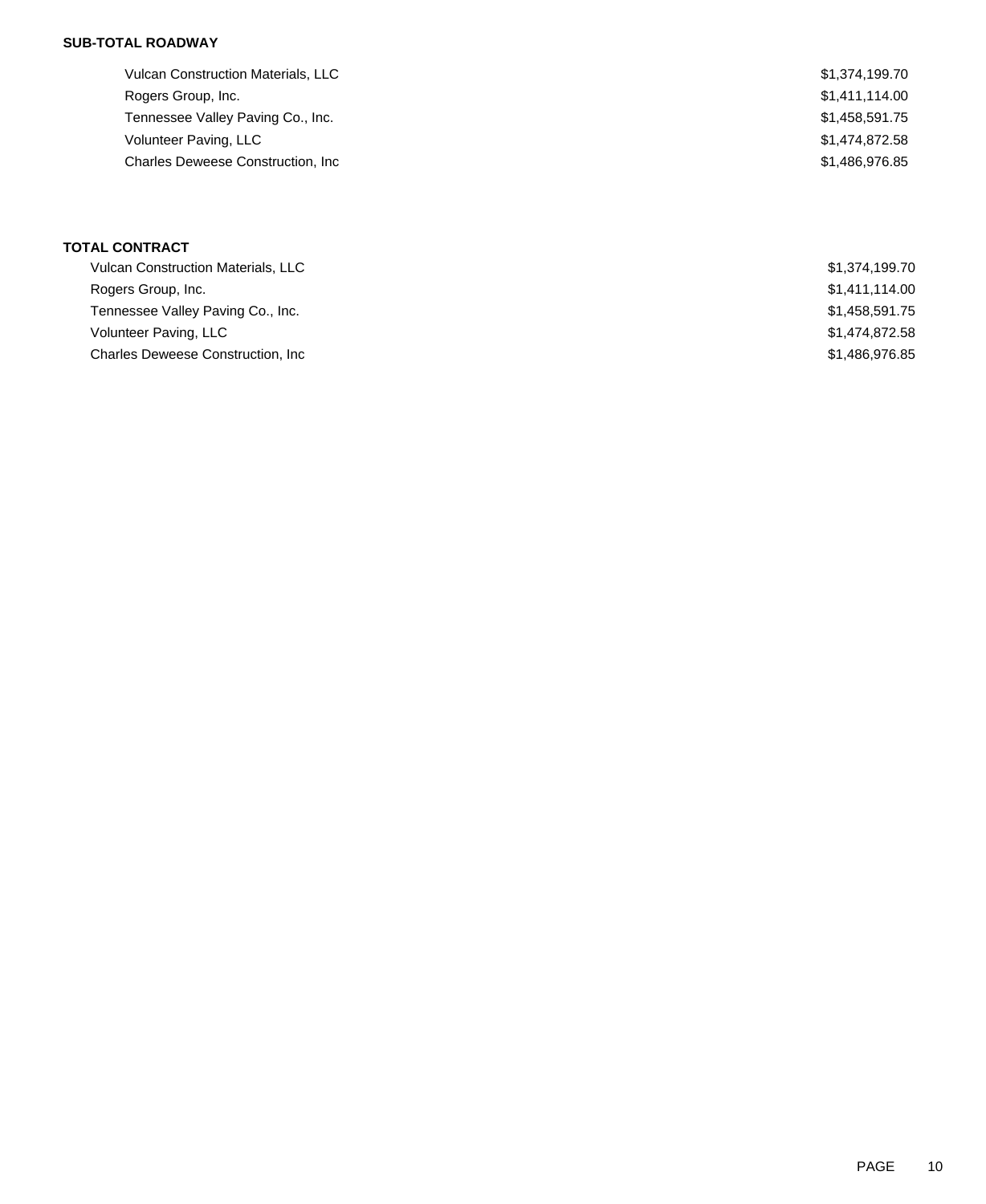**SUB-TOTAL ROADWAY**

| | |
|---|---|
| Vulcan Construction Materials, LLC | $1,374,199.70 |
| Rogers Group, Inc. | $1,411,114.00 |
| Tennessee Valley Paving Co., Inc. | $1,458,591.75 |
| Volunteer Paving, LLC | $1,474,872.58 |
| Charles Deweese Construction, Inc | $1,486,976.85 |

**TOTAL CONTRACT**

| | |
|---|---|
| Vulcan Construction Materials, LLC | $1,374,199.70 |
| Rogers Group, Inc. | $1,411,114.00 |
| Tennessee Valley Paving Co., Inc. | $1,458,591.75 |
| Volunteer Paving, LLC | $1,474,872.58 |
| Charles Deweese Construction, Inc | $1,486,976.85 |